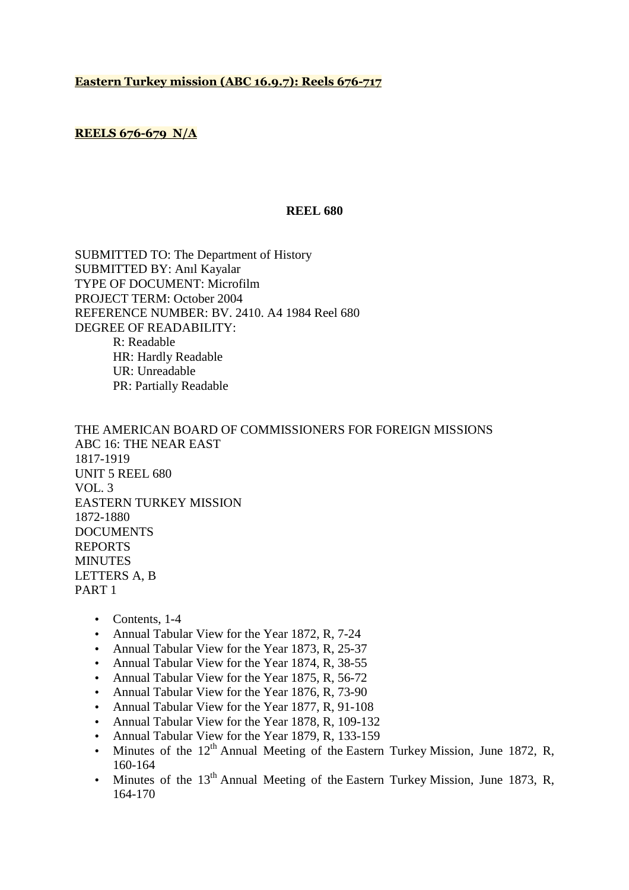**Eastern Turkey mission (ABC 16.9.7): Reels 676-717**

**REELS 676-679 N/A**

**REEL 680**

SUBMITTED TO: The Department of History
SUBMITTED BY: Anıl Kayalar
TYPE OF DOCUMENT: Microfilm
PROJECT TERM: October 2004
REFERENCE NUMBER: BV. 2410. A4 1984 Reel 680
DEGREE OF READABILITY:

R: Readable
HR: Hardly Readable
UR: Unreadable
PR: Partially Readable

THE AMERICAN BOARD OF COMMISSIONERS FOR FOREIGN MISSIONS
ABC 16: THE NEAR EAST
1817-1919
UNIT 5 REEL 680
VOL. 3
EASTERN TURKEY MISSION
1872-1880
DOCUMENTS
REPORTS
MINUTES
LETTERS A, B
PART 1

- Contents, 1-4
- Annual Tabular View for the Year 1872, R, 7-24
- Annual Tabular View for the Year 1873, R, 25-37
- Annual Tabular View for the Year 1874, R, 38-55
- Annual Tabular View for the Year 1875, R, 56-72
- Annual Tabular View for the Year 1876, R, 73-90
- Annual Tabular View for the Year 1877, R, 91-108
- Annual Tabular View for the Year 1878, R, 109-132
- Annual Tabular View for the Year 1879, R, 133-159
- Minutes of the 12th Annual Meeting of the Eastern Turkey Mission, June 1872, R, 160-164
- Minutes of the 13th Annual Meeting of the Eastern Turkey Mission, June 1873, R, 164-170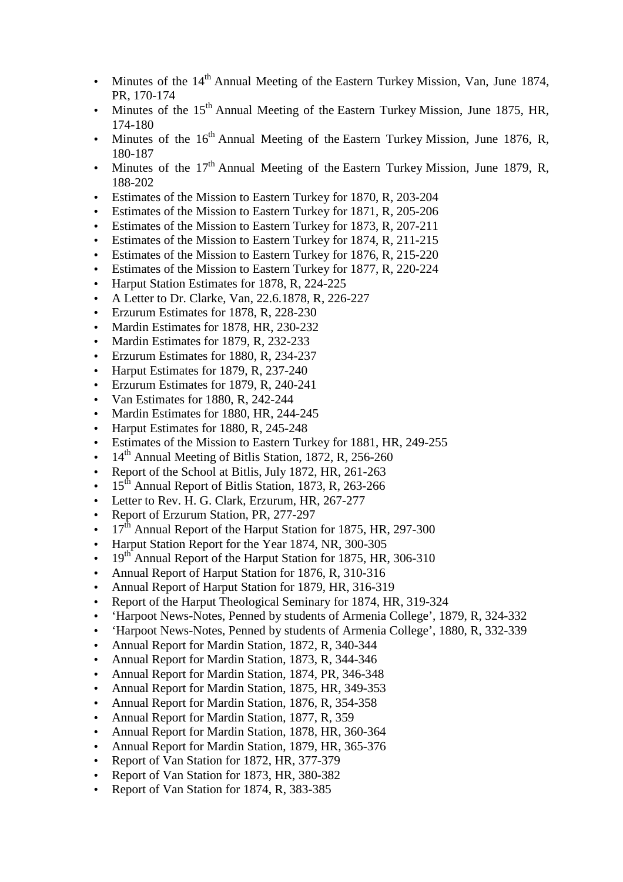- Minutes of the 14th Annual Meeting of the Eastern Turkey Mission, Van, June 1874, PR, 170-174
- Minutes of the 15th Annual Meeting of the Eastern Turkey Mission, June 1875, HR, 174-180
- Minutes of the 16th Annual Meeting of the Eastern Turkey Mission, June 1876, R, 180-187
- Minutes of the 17th Annual Meeting of the Eastern Turkey Mission, June 1879, R, 188-202
- Estimates of the Mission to Eastern Turkey for 1870, R, 203-204
- Estimates of the Mission to Eastern Turkey for 1871, R, 205-206
- Estimates of the Mission to Eastern Turkey for 1873, R, 207-211
- Estimates of the Mission to Eastern Turkey for 1874, R, 211-215
- Estimates of the Mission to Eastern Turkey for 1876, R, 215-220
- Estimates of the Mission to Eastern Turkey for 1877, R, 220-224
- Harput Station Estimates for 1878, R, 224-225
- A Letter to Dr. Clarke, Van, 22.6.1878, R, 226-227
- Erzurum Estimates for 1878, R, 228-230
- Mardin Estimates for 1878, HR, 230-232
- Mardin Estimates for 1879, R, 232-233
- Erzurum Estimates for 1880, R, 234-237
- Harput Estimates for 1879, R, 237-240
- Erzurum Estimates for 1879, R, 240-241
- Van Estimates for 1880, R, 242-244
- Mardin Estimates for 1880, HR, 244-245
- Harput Estimates for 1880, R, 245-248
- Estimates of the Mission to Eastern Turkey for 1881, HR, 249-255
- 14th Annual Meeting of Bitlis Station, 1872, R, 256-260
- Report of the School at Bitlis, July 1872, HR, 261-263
- 15th Annual Report of Bitlis Station, 1873, R, 263-266
- Letter to Rev. H. G. Clark, Erzurum, HR, 267-277
- Report of Erzurum Station, PR, 277-297
- 17th Annual Report of the Harput Station for 1875, HR, 297-300
- Harput Station Report for the Year 1874, NR, 300-305
- 19th Annual Report of the Harput Station for 1875, HR, 306-310
- Annual Report of Harput Station for 1876, R, 310-316
- Annual Report of Harput Station for 1879, HR, 316-319
- Report of the Harput Theological Seminary for 1874, HR, 319-324
- 'Harpoot News-Notes, Penned by students of Armenia College', 1879, R, 324-332
- 'Harpoot News-Notes, Penned by students of Armenia College', 1880, R, 332-339
- Annual Report for Mardin Station, 1872, R, 340-344
- Annual Report for Mardin Station, 1873, R, 344-346
- Annual Report for Mardin Station, 1874, PR, 346-348
- Annual Report for Mardin Station, 1875, HR, 349-353
- Annual Report for Mardin Station, 1876, R, 354-358
- Annual Report for Mardin Station, 1877, R, 359
- Annual Report for Mardin Station, 1878, HR, 360-364
- Annual Report for Mardin Station, 1879, HR, 365-376
- Report of Van Station for 1872, HR, 377-379
- Report of Van Station for 1873, HR, 380-382
- Report of Van Station for 1874, R, 383-385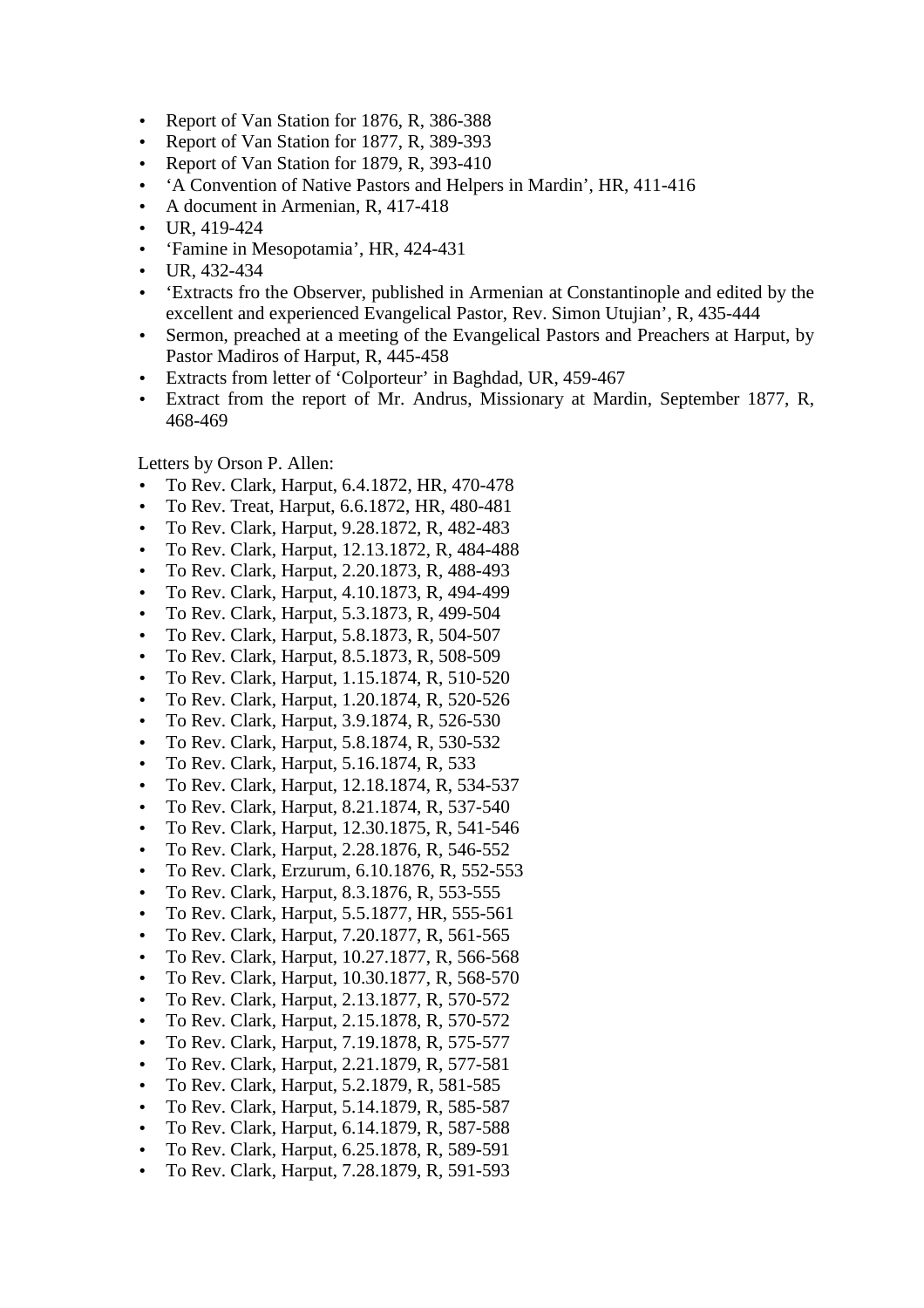- Report of Van Station for 1876, R, 386-388
- Report of Van Station for 1877, R, 389-393
- Report of Van Station for 1879, R, 393-410
- ‘A Convention of Native Pastors and Helpers in Mardin’, HR, 411-416
- A document in Armenian, R, 417-418
- UR, 419-424
- ‘Famine in Mesopotamia’, HR, 424-431
- UR, 432-434
- ‘Extracts fro the Observer, published in Armenian at Constantinople and edited by the excellent and experienced Evangelical Pastor, Rev. Simon Utujian’, R, 435-444
- Sermon, preached at a meeting of the Evangelical Pastors and Preachers at Harput, by Pastor Madiros of Harput, R, 445-458
- Extracts from letter of ‘Colporteur’ in Baghdad, UR, 459-467
- Extract from the report of Mr. Andrus, Missionary at Mardin, September 1877, R, 468-469

Letters by Orson P. Allen:

- To Rev. Clark, Harput, 6.4.1872, HR, 470-478
- To Rev. Treat, Harput, 6.6.1872, HR, 480-481
- To Rev. Clark, Harput, 9.28.1872, R, 482-483
- To Rev. Clark, Harput, 12.13.1872, R, 484-488
- To Rev. Clark, Harput, 2.20.1873, R, 488-493
- To Rev. Clark, Harput, 4.10.1873, R, 494-499
- To Rev. Clark, Harput, 5.3.1873, R, 499-504
- To Rev. Clark, Harput, 5.8.1873, R, 504-507
- To Rev. Clark, Harput, 8.5.1873, R, 508-509
- To Rev. Clark, Harput, 1.15.1874, R, 510-520
- To Rev. Clark, Harput, 1.20.1874, R, 520-526
- To Rev. Clark, Harput, 3.9.1874, R, 526-530
- To Rev. Clark, Harput, 5.8.1874, R, 530-532
- To Rev. Clark, Harput, 5.16.1874, R, 533
- To Rev. Clark, Harput, 12.18.1874, R, 534-537
- To Rev. Clark, Harput, 8.21.1874, R, 537-540
- To Rev. Clark, Harput, 12.30.1875, R, 541-546
- To Rev. Clark, Harput, 2.28.1876, R, 546-552
- To Rev. Clark, Erzurum, 6.10.1876, R, 552-553
- To Rev. Clark, Harput, 8.3.1876, R, 553-555
- To Rev. Clark, Harput, 5.5.1877, HR, 555-561
- To Rev. Clark, Harput, 7.20.1877, R, 561-565
- To Rev. Clark, Harput, 10.27.1877, R, 566-568
- To Rev. Clark, Harput, 10.30.1877, R, 568-570
- To Rev. Clark, Harput, 2.13.1877, R, 570-572
- To Rev. Clark, Harput, 2.15.1878, R, 570-572
- To Rev. Clark, Harput, 7.19.1878, R, 575-577
- To Rev. Clark, Harput, 2.21.1879, R, 577-581
- To Rev. Clark, Harput, 5.2.1879, R, 581-585
- To Rev. Clark, Harput, 5.14.1879, R, 585-587
- To Rev. Clark, Harput, 6.14.1879, R, 587-588
- To Rev. Clark, Harput, 6.25.1878, R, 589-591
- To Rev. Clark, Harput, 7.28.1879, R, 591-593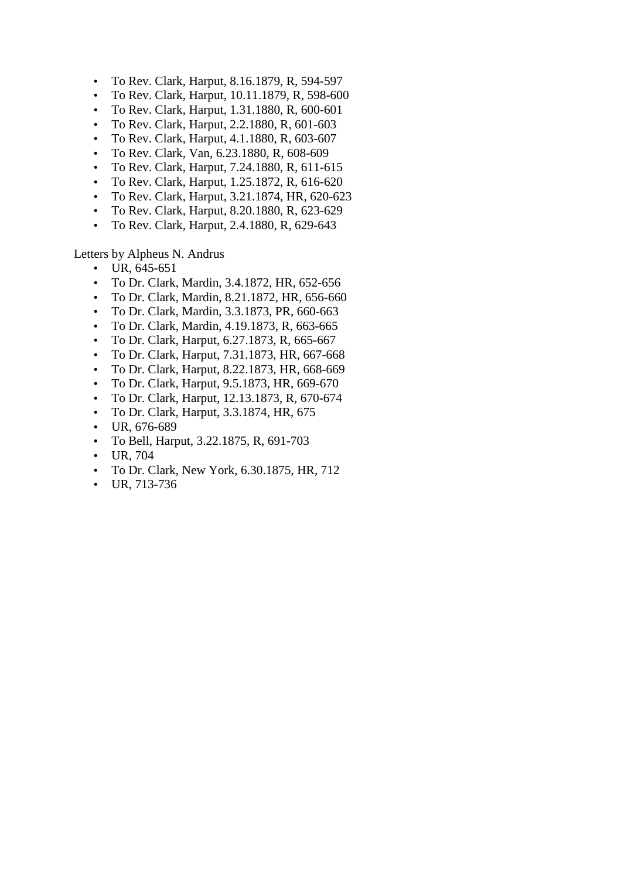- To Rev. Clark, Harput, 8.16.1879, R, 594-597
- To Rev. Clark, Harput, 10.11.1879, R, 598-600
- To Rev. Clark, Harput, 1.31.1880, R, 600-601
- To Rev. Clark, Harput, 2.2.1880, R, 601-603
- To Rev. Clark, Harput, 4.1.1880, R, 603-607
- To Rev. Clark, Van, 6.23.1880, R, 608-609
- To Rev. Clark, Harput, 7.24.1880, R, 611-615
- To Rev. Clark, Harput, 1.25.1872, R, 616-620
- To Rev. Clark, Harput, 3.21.1874, HR, 620-623
- To Rev. Clark, Harput, 8.20.1880, R, 623-629
- To Rev. Clark, Harput, 2.4.1880, R, 629-643

Letters by Alpheus N. Andrus

- UR, 645-651
- To Dr. Clark, Mardin, 3.4.1872, HR, 652-656
- To Dr. Clark, Mardin, 8.21.1872, HR, 656-660
- To Dr. Clark, Mardin, 3.3.1873, PR, 660-663
- To Dr. Clark, Mardin, 4.19.1873, R, 663-665
- To Dr. Clark, Harput, 6.27.1873, R, 665-667
- To Dr. Clark, Harput, 7.31.1873, HR, 667-668
- To Dr. Clark, Harput, 8.22.1873, HR, 668-669
- To Dr. Clark, Harput, 9.5.1873, HR, 669-670
- To Dr. Clark, Harput, 12.13.1873, R, 670-674
- To Dr. Clark, Harput, 3.3.1874, HR, 675
- UR, 676-689
- To Bell, Harput, 3.22.1875, R, 691-703
- UR, 704
- To Dr. Clark, New York, 6.30.1875, HR, 712
- UR, 713-736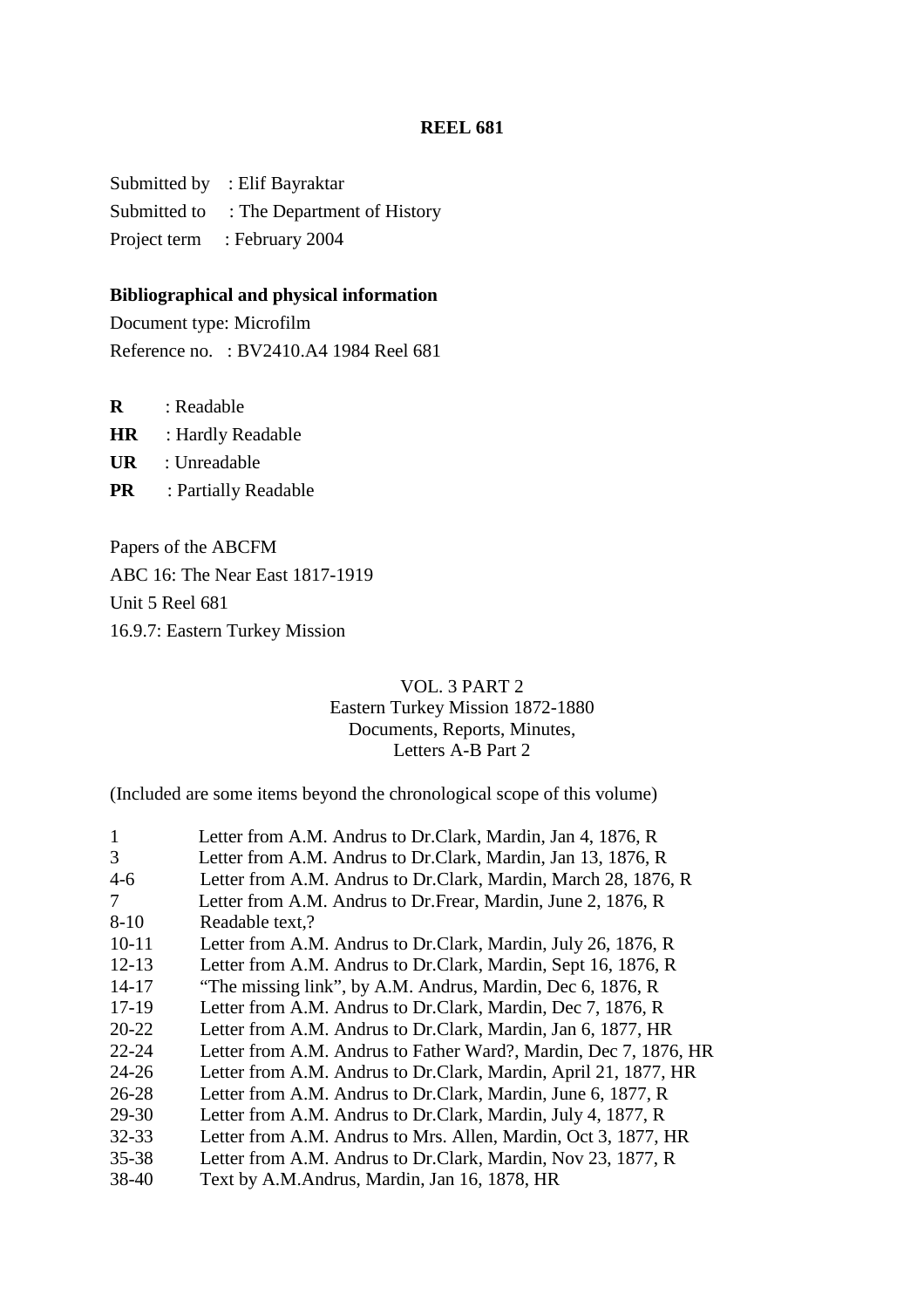**REEL 681**

Submitted by : Elif Bayraktar
Submitted to : The Department of History
Project term : February 2004

**Bibliographical and physical information**

Document type: Microfilm
Reference no. : BV2410.A4 1984 Reel 681

**R** : Readable
**HR** : Hardly Readable
**UR** : Unreadable
**PR** : Partially Readable

Papers of the ABCFM
ABC 16: The Near East 1817-1919
Unit 5 Reel 681
16.9.7: Eastern Turkey Mission

VOL. 3 PART 2
Eastern Turkey Mission 1872-1880
Documents, Reports, Minutes,
Letters A-B Part 2

(Included are some items beyond the chronological scope of this volume)

| | |
|---|---|
| 1 | Letter from A.M. Andrus to Dr.Clark, Mardin, Jan 4, 1876, R |
| 3 | Letter from A.M. Andrus to Dr.Clark, Mardin, Jan 13, 1876, R |
| 4-6 | Letter from A.M. Andrus to Dr.Clark, Mardin, March 28, 1876, R |
| 7 | Letter from A.M. Andrus to Dr.Frear, Mardin, June 2, 1876, R |
| 8-10 | Readable text,? |
| 10-11 | Letter from A.M. Andrus to Dr.Clark, Mardin, July 26, 1876, R |
| 12-13 | Letter from A.M. Andrus to Dr.Clark, Mardin, Sept 16, 1876, R |
| 14-17 | "The missing link", by A.M. Andrus, Mardin, Dec 6, 1876, R |
| 17-19 | Letter from A.M. Andrus to Dr.Clark, Mardin, Dec 7, 1876, R |
| 20-22 | Letter from A.M. Andrus to Dr.Clark, Mardin, Jan 6, 1877, HR |
| 22-24 | Letter from A.M. Andrus to Father Ward?, Mardin, Dec 7, 1876, HR |
| 24-26 | Letter from A.M. Andrus to Dr.Clark, Mardin, April 21, 1877, HR |
| 26-28 | Letter from A.M. Andrus to Dr.Clark, Mardin, June 6, 1877, R |
| 29-30 | Letter from A.M. Andrus to Dr.Clark, Mardin, July 4, 1877, R |
| 32-33 | Letter from A.M. Andrus to Mrs. Allen, Mardin, Oct 3, 1877, HR |
| 35-38 | Letter from A.M. Andrus to Dr.Clark, Mardin, Nov 23, 1877, R |
| 38-40 | Text by A.M.Andrus, Mardin, Jan 16, 1878, HR |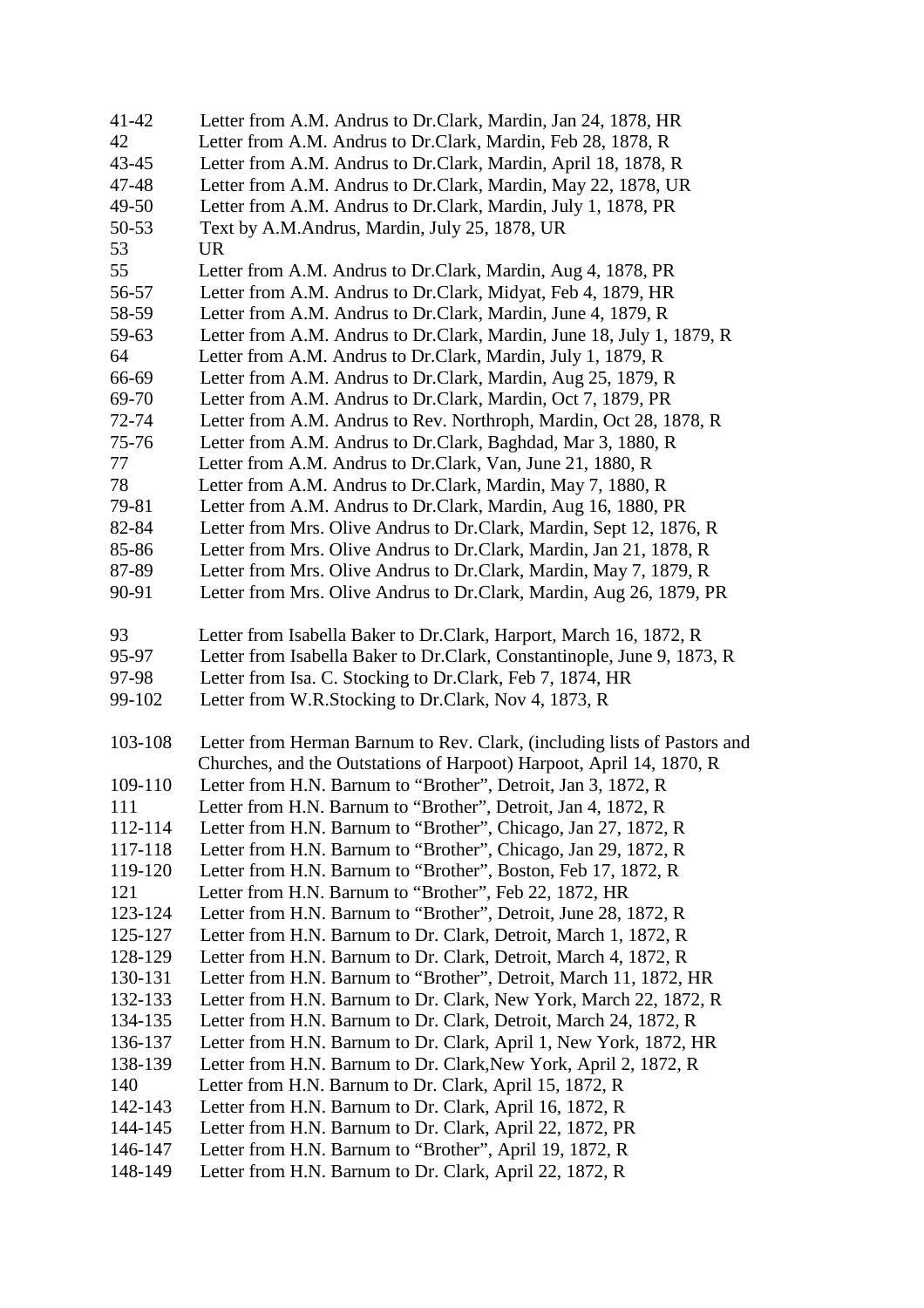41-42 Letter from A.M. Andrus to Dr.Clark, Mardin, Jan 24, 1878, HR
42 Letter from A.M. Andrus to Dr.Clark, Mardin, Feb 28, 1878, R
43-45 Letter from A.M. Andrus to Dr.Clark, Mardin, April 18, 1878, R
47-48 Letter from A.M. Andrus to Dr.Clark, Mardin, May 22, 1878, UR
49-50 Letter from A.M. Andrus to Dr.Clark, Mardin, July 1, 1878, PR
50-53 Text by A.M.Andrus, Mardin, July 25, 1878, UR
53 UR
55 Letter from A.M. Andrus to Dr.Clark, Mardin, Aug 4, 1878, PR
56-57 Letter from A.M. Andrus to Dr.Clark, Midyat, Feb 4, 1879, HR
58-59 Letter from A.M. Andrus to Dr.Clark, Mardin, June 4, 1879, R
59-63 Letter from A.M. Andrus to Dr.Clark, Mardin, June 18, July 1, 1879, R
64 Letter from A.M. Andrus to Dr.Clark, Mardin, July 1, 1879, R
66-69 Letter from A.M. Andrus to Dr.Clark, Mardin, Aug 25, 1879, R
69-70 Letter from A.M. Andrus to Dr.Clark, Mardin, Oct 7, 1879, PR
72-74 Letter from A.M. Andrus to Rev. Northroph, Mardin, Oct 28, 1878, R
75-76 Letter from A.M. Andrus to Dr.Clark, Baghdad, Mar 3, 1880, R
77 Letter from A.M. Andrus to Dr.Clark, Van, June 21, 1880, R
78 Letter from A.M. Andrus to Dr.Clark, Mardin, May 7, 1880, R
79-81 Letter from A.M. Andrus to Dr.Clark, Mardin, Aug 16, 1880, PR
82-84 Letter from Mrs. Olive Andrus to Dr.Clark, Mardin, Sept 12, 1876, R
85-86 Letter from Mrs. Olive Andrus to Dr.Clark, Mardin, Jan 21, 1878, R
87-89 Letter from Mrs. Olive Andrus to Dr.Clark, Mardin, May 7, 1879, R
90-91 Letter from Mrs. Olive Andrus to Dr.Clark, Mardin, Aug 26, 1879, PR

93 Letter from Isabella Baker to Dr.Clark, Harport, March 16, 1872, R
95-97 Letter from Isabella Baker to Dr.Clark, Constantinople, June 9, 1873, R
97-98 Letter from Isa. C. Stocking to Dr.Clark, Feb 7, 1874, HR
99-102 Letter from W.R.Stocking to Dr.Clark, Nov 4, 1873, R

103-108 Letter from Herman Barnum to Rev. Clark, (including lists of Pastors and Churches, and the Outstations of Harpoot) Harpoot, April 14, 1870, R
109-110 Letter from H.N. Barnum to "Brother", Detroit, Jan 3, 1872, R
111 Letter from H.N. Barnum to "Brother", Detroit, Jan 4, 1872, R
112-114 Letter from H.N. Barnum to "Brother", Chicago, Jan 27, 1872, R
117-118 Letter from H.N. Barnum to "Brother", Chicago, Jan 29, 1872, R
119-120 Letter from H.N. Barnum to "Brother", Boston, Feb 17, 1872, R
121 Letter from H.N. Barnum to "Brother", Feb 22, 1872, HR
123-124 Letter from H.N. Barnum to "Brother", Detroit, June 28, 1872, R
125-127 Letter from H.N. Barnum to Dr. Clark, Detroit, March 1, 1872, R
128-129 Letter from H.N. Barnum to Dr. Clark, Detroit, March 4, 1872, R
130-131 Letter from H.N. Barnum to "Brother", Detroit, March 11, 1872, HR
132-133 Letter from H.N. Barnum to Dr. Clark, New York, March 22, 1872, R
134-135 Letter from H.N. Barnum to Dr. Clark, Detroit, March 24, 1872, R
136-137 Letter from H.N. Barnum to Dr. Clark, April 1, New York, 1872, HR
138-139 Letter from H.N. Barnum to Dr. Clark,New York, April 2, 1872, R
140 Letter from H.N. Barnum to Dr. Clark, April 15, 1872, R
142-143 Letter from H.N. Barnum to Dr. Clark, April 16, 1872, R
144-145 Letter from H.N. Barnum to Dr. Clark, April 22, 1872, PR
146-147 Letter from H.N. Barnum to "Brother", April 19, 1872, R
148-149 Letter from H.N. Barnum to Dr. Clark, April 22, 1872, R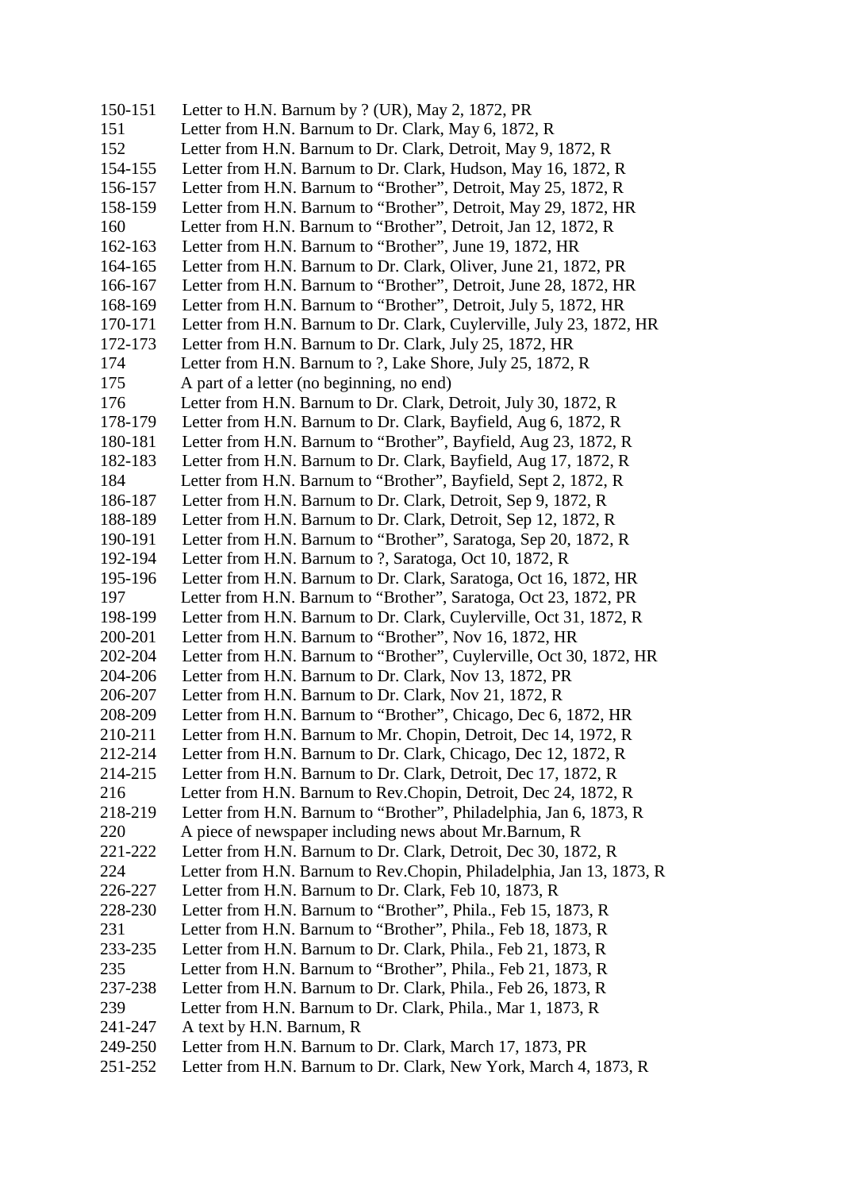150-151 Letter to H.N. Barnum by ? (UR), May 2, 1872, PR
151 Letter from H.N. Barnum to Dr. Clark, May 6, 1872, R
152 Letter from H.N. Barnum to Dr. Clark, Detroit, May 9, 1872, R
154-155 Letter from H.N. Barnum to Dr. Clark, Hudson, May 16, 1872, R
156-157 Letter from H.N. Barnum to "Brother", Detroit, May 25, 1872, R
158-159 Letter from H.N. Barnum to "Brother", Detroit, May 29, 1872, HR
160 Letter from H.N. Barnum to "Brother", Detroit, Jan 12, 1872, R
162-163 Letter from H.N. Barnum to "Brother", June 19, 1872, HR
164-165 Letter from H.N. Barnum to Dr. Clark, Oliver, June 21, 1872, PR
166-167 Letter from H.N. Barnum to "Brother", Detroit, June 28, 1872, HR
168-169 Letter from H.N. Barnum to "Brother", Detroit, July 5, 1872, HR
170-171 Letter from H.N. Barnum to Dr. Clark, Cuylerville, July 23, 1872, HR
172-173 Letter from H.N. Barnum to Dr. Clark, July 25, 1872, HR
174 Letter from H.N. Barnum to ?, Lake Shore, July 25, 1872, R
175 A part of a letter (no beginning, no end)
176 Letter from H.N. Barnum to Dr. Clark, Detroit, July 30, 1872, R
178-179 Letter from H.N. Barnum to Dr. Clark, Bayfield, Aug 6, 1872, R
180-181 Letter from H.N. Barnum to "Brother", Bayfield, Aug 23, 1872, R
182-183 Letter from H.N. Barnum to Dr. Clark, Bayfield, Aug 17, 1872, R
184 Letter from H.N. Barnum to "Brother", Bayfield, Sept 2, 1872, R
186-187 Letter from H.N. Barnum to Dr. Clark, Detroit, Sep 9, 1872, R
188-189 Letter from H.N. Barnum to Dr. Clark, Detroit, Sep 12, 1872, R
190-191 Letter from H.N. Barnum to "Brother", Saratoga, Sep 20, 1872, R
192-194 Letter from H.N. Barnum to ?, Saratoga, Oct 10, 1872, R
195-196 Letter from H.N. Barnum to Dr. Clark, Saratoga, Oct 16, 1872, HR
197 Letter from H.N. Barnum to "Brother", Saratoga, Oct 23, 1872, PR
198-199 Letter from H.N. Barnum to Dr. Clark, Cuylerville, Oct 31, 1872, R
200-201 Letter from H.N. Barnum to "Brother", Nov 16, 1872, HR
202-204 Letter from H.N. Barnum to "Brother", Cuylerville, Oct 30, 1872, HR
204-206 Letter from H.N. Barnum to Dr. Clark, Nov 13, 1872, PR
206-207 Letter from H.N. Barnum to Dr. Clark, Nov 21, 1872, R
208-209 Letter from H.N. Barnum to "Brother", Chicago, Dec 6, 1872, HR
210-211 Letter from H.N. Barnum to Mr. Chopin, Detroit, Dec 14, 1972, R
212-214 Letter from H.N. Barnum to Dr. Clark, Chicago, Dec 12, 1872, R
214-215 Letter from H.N. Barnum to Dr. Clark, Detroit, Dec 17, 1872, R
216 Letter from H.N. Barnum to Rev.Chopin, Detroit, Dec 24, 1872, R
218-219 Letter from H.N. Barnum to "Brother", Philadelphia, Jan 6, 1873, R
220 A piece of newspaper including news about Mr.Barnum, R
221-222 Letter from H.N. Barnum to Dr. Clark, Detroit, Dec 30, 1872, R
224 Letter from H.N. Barnum to Rev.Chopin, Philadelphia, Jan 13, 1873, R
226-227 Letter from H.N. Barnum to Dr. Clark, Feb 10, 1873, R
228-230 Letter from H.N. Barnum to "Brother", Phila., Feb 15, 1873, R
231 Letter from H.N. Barnum to "Brother", Phila., Feb 18, 1873, R
233-235 Letter from H.N. Barnum to Dr. Clark, Phila., Feb 21, 1873, R
235 Letter from H.N. Barnum to "Brother", Phila., Feb 21, 1873, R
237-238 Letter from H.N. Barnum to Dr. Clark, Phila., Feb 26, 1873, R
239 Letter from H.N. Barnum to Dr. Clark, Phila., Mar 1, 1873, R
241-247 A text by H.N. Barnum, R
249-250 Letter from H.N. Barnum to Dr. Clark, March 17, 1873, PR
251-252 Letter from H.N. Barnum to Dr. Clark, New York, March 4, 1873, R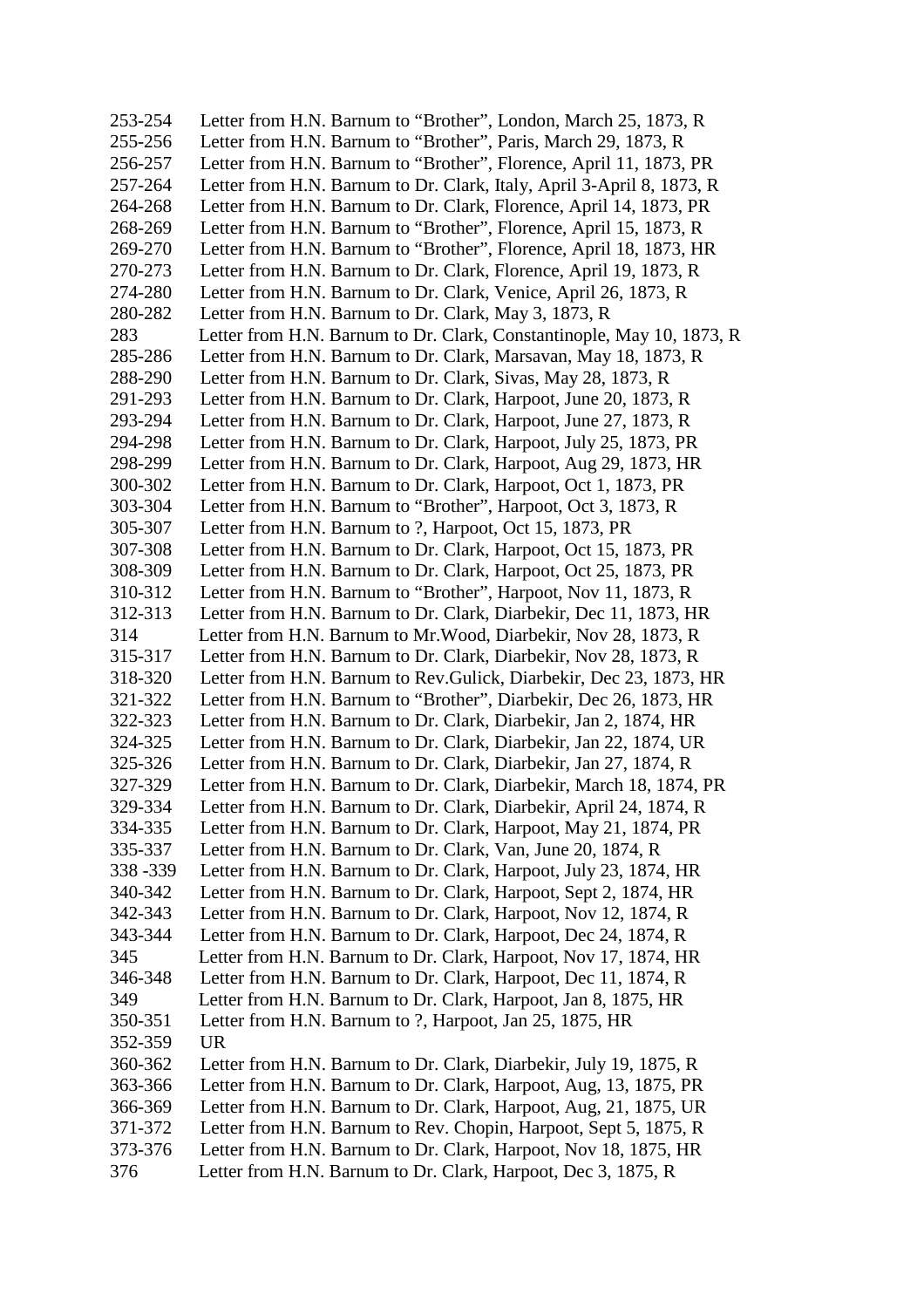253-254 Letter from H.N. Barnum to "Brother", London, March 25, 1873, R
255-256 Letter from H.N. Barnum to "Brother", Paris, March 29, 1873, R
256-257 Letter from H.N. Barnum to "Brother", Florence, April 11, 1873, PR
257-264 Letter from H.N. Barnum to Dr. Clark, Italy, April 3-April 8, 1873, R
264-268 Letter from H.N. Barnum to Dr. Clark, Florence, April 14, 1873, PR
268-269 Letter from H.N. Barnum to "Brother", Florence, April 15, 1873, R
269-270 Letter from H.N. Barnum to "Brother", Florence, April 18, 1873, HR
270-273 Letter from H.N. Barnum to Dr. Clark, Florence, April 19, 1873, R
274-280 Letter from H.N. Barnum to Dr. Clark, Venice, April 26, 1873, R
280-282 Letter from H.N. Barnum to Dr. Clark, May 3, 1873, R
283 Letter from H.N. Barnum to Dr. Clark, Constantinople, May 10, 1873, R
285-286 Letter from H.N. Barnum to Dr. Clark, Marsavan, May 18, 1873, R
288-290 Letter from H.N. Barnum to Dr. Clark, Sivas, May 28, 1873, R
291-293 Letter from H.N. Barnum to Dr. Clark, Harpoot, June 20, 1873, R
293-294 Letter from H.N. Barnum to Dr. Clark, Harpoot, June 27, 1873, R
294-298 Letter from H.N. Barnum to Dr. Clark, Harpoot, July 25, 1873, PR
298-299 Letter from H.N. Barnum to Dr. Clark, Harpoot, Aug 29, 1873, HR
300-302 Letter from H.N. Barnum to Dr. Clark, Harpoot, Oct 1, 1873, PR
303-304 Letter from H.N. Barnum to "Brother", Harpoot, Oct 3, 1873, R
305-307 Letter from H.N. Barnum to ?, Harpoot, Oct 15, 1873, PR
307-308 Letter from H.N. Barnum to Dr. Clark, Harpoot, Oct 15, 1873, PR
308-309 Letter from H.N. Barnum to Dr. Clark, Harpoot, Oct 25, 1873, PR
310-312 Letter from H.N. Barnum to "Brother", Harpoot, Nov 11, 1873, R
312-313 Letter from H.N. Barnum to Dr. Clark, Diarbekir, Dec 11, 1873, HR
314 Letter from H.N. Barnum to Mr.Wood, Diarbekir, Nov 28, 1873, R
315-317 Letter from H.N. Barnum to Dr. Clark, Diarbekir, Nov 28, 1873, R
318-320 Letter from H.N. Barnum to Rev.Gulick, Diarbekir, Dec 23, 1873, HR
321-322 Letter from H.N. Barnum to "Brother", Diarbekir, Dec 26, 1873, HR
322-323 Letter from H.N. Barnum to Dr. Clark, Diarbekir, Jan 2, 1874, HR
324-325 Letter from H.N. Barnum to Dr. Clark, Diarbekir, Jan 22, 1874, UR
325-326 Letter from H.N. Barnum to Dr. Clark, Diarbekir, Jan 27, 1874, R
327-329 Letter from H.N. Barnum to Dr. Clark, Diarbekir, March 18, 1874, PR
329-334 Letter from H.N. Barnum to Dr. Clark, Diarbekir, April 24, 1874, R
334-335 Letter from H.N. Barnum to Dr. Clark, Harpoot, May 21, 1874, PR
335-337 Letter from H.N. Barnum to Dr. Clark, Van, June 20, 1874, R
338 -339 Letter from H.N. Barnum to Dr. Clark, Harpoot, July 23, 1874, HR
340-342 Letter from H.N. Barnum to Dr. Clark, Harpoot, Sept 2, 1874, HR
342-343 Letter from H.N. Barnum to Dr. Clark, Harpoot, Nov 12, 1874, R
343-344 Letter from H.N. Barnum to Dr. Clark, Harpoot, Dec 24, 1874, R
345 Letter from H.N. Barnum to Dr. Clark, Harpoot, Nov 17, 1874, HR
346-348 Letter from H.N. Barnum to Dr. Clark, Harpoot, Dec 11, 1874, R
349 Letter from H.N. Barnum to Dr. Clark, Harpoot, Jan 8, 1875, HR
350-351 Letter from H.N. Barnum to ?, Harpoot, Jan 25, 1875, HR
352-359 UR
360-362 Letter from H.N. Barnum to Dr. Clark, Diarbekir, July 19, 1875, R
363-366 Letter from H.N. Barnum to Dr. Clark, Harpoot, Aug, 13, 1875, PR
366-369 Letter from H.N. Barnum to Dr. Clark, Harpoot, Aug, 21, 1875, UR
371-372 Letter from H.N. Barnum to Rev. Chopin, Harpoot, Sept 5, 1875, R
373-376 Letter from H.N. Barnum to Dr. Clark, Harpoot, Nov 18, 1875, HR
376 Letter from H.N. Barnum to Dr. Clark, Harpoot, Dec 3, 1875, R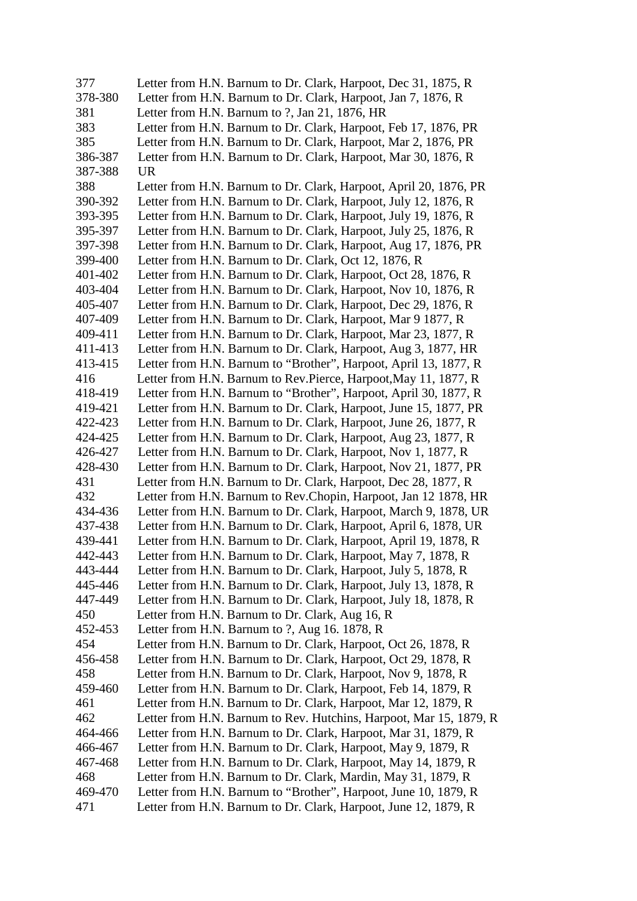| | |
|---|---|
| 377 | Letter from H.N. Barnum to Dr. Clark, Harpoot, Dec 31, 1875, R |
| 378-380 | Letter from H.N. Barnum to Dr. Clark, Harpoot, Jan 7, 1876, R |
| 381 | Letter from H.N. Barnum to ?, Jan 21, 1876, HR |
| 383 | Letter from H.N. Barnum to Dr. Clark, Harpoot, Feb 17, 1876, PR |
| 385 | Letter from H.N. Barnum to Dr. Clark, Harpoot, Mar 2, 1876, PR |
| 386-387 | Letter from H.N. Barnum to Dr. Clark, Harpoot, Mar 30, 1876, R |
| 387-388 | UR |
| 388 | Letter from H.N. Barnum to Dr. Clark, Harpoot, April 20, 1876, PR |
| 390-392 | Letter from H.N. Barnum to Dr. Clark, Harpoot, July 12, 1876, R |
| 393-395 | Letter from H.N. Barnum to Dr. Clark, Harpoot, July 19, 1876, R |
| 395-397 | Letter from H.N. Barnum to Dr. Clark, Harpoot, July 25, 1876, R |
| 397-398 | Letter from H.N. Barnum to Dr. Clark, Harpoot, Aug 17, 1876, PR |
| 399-400 | Letter from H.N. Barnum to Dr. Clark, Oct 12, 1876, R |
| 401-402 | Letter from H.N. Barnum to Dr. Clark, Harpoot, Oct 28, 1876, R |
| 403-404 | Letter from H.N. Barnum to Dr. Clark, Harpoot, Nov 10, 1876, R |
| 405-407 | Letter from H.N. Barnum to Dr. Clark, Harpoot, Dec 29, 1876, R |
| 407-409 | Letter from H.N. Barnum to Dr. Clark, Harpoot, Mar 9 1877, R |
| 409-411 | Letter from H.N. Barnum to Dr. Clark, Harpoot, Mar 23, 1877, R |
| 411-413 | Letter from H.N. Barnum to Dr. Clark, Harpoot, Aug 3, 1877, HR |
| 413-415 | Letter from H.N. Barnum to "Brother", Harpoot, April 13, 1877, R |
| 416 | Letter from H.N. Barnum to Rev.Pierce, Harpoot,May 11, 1877, R |
| 418-419 | Letter from H.N. Barnum to "Brother", Harpoot, April 30, 1877, R |
| 419-421 | Letter from H.N. Barnum to Dr. Clark, Harpoot, June 15, 1877, PR |
| 422-423 | Letter from H.N. Barnum to Dr. Clark, Harpoot, June 26, 1877, R |
| 424-425 | Letter from H.N. Barnum to Dr. Clark, Harpoot, Aug 23, 1877, R |
| 426-427 | Letter from H.N. Barnum to Dr. Clark, Harpoot, Nov 1, 1877, R |
| 428-430 | Letter from H.N. Barnum to Dr. Clark, Harpoot, Nov 21, 1877, PR |
| 431 | Letter from H.N. Barnum to Dr. Clark, Harpoot, Dec 28, 1877, R |
| 432 | Letter from H.N. Barnum to Rev.Chopin, Harpoot, Jan 12 1878, HR |
| 434-436 | Letter from H.N. Barnum to Dr. Clark, Harpoot, March 9, 1878, UR |
| 437-438 | Letter from H.N. Barnum to Dr. Clark, Harpoot, April 6, 1878, UR |
| 439-441 | Letter from H.N. Barnum to Dr. Clark, Harpoot, April 19, 1878, R |
| 442-443 | Letter from H.N. Barnum to Dr. Clark, Harpoot, May 7, 1878, R |
| 443-444 | Letter from H.N. Barnum to Dr. Clark, Harpoot, July 5, 1878, R |
| 445-446 | Letter from H.N. Barnum to Dr. Clark, Harpoot, July 13, 1878, R |
| 447-449 | Letter from H.N. Barnum to Dr. Clark, Harpoot, July 18, 1878, R |
| 450 | Letter from H.N. Barnum to Dr. Clark, Aug 16, R |
| 452-453 | Letter from H.N. Barnum to ?, Aug 16. 1878, R |
| 454 | Letter from H.N. Barnum to Dr. Clark, Harpoot, Oct 26, 1878, R |
| 456-458 | Letter from H.N. Barnum to Dr. Clark, Harpoot, Oct 29, 1878, R |
| 458 | Letter from H.N. Barnum to Dr. Clark, Harpoot, Nov 9, 1878, R |
| 459-460 | Letter from H.N. Barnum to Dr. Clark, Harpoot, Feb 14, 1879, R |
| 461 | Letter from H.N. Barnum to Dr. Clark, Harpoot, Mar 12, 1879, R |
| 462 | Letter from H.N. Barnum to Rev. Hutchins, Harpoot, Mar 15, 1879, R |
| 464-466 | Letter from H.N. Barnum to Dr. Clark, Harpoot, Mar 31, 1879, R |
| 466-467 | Letter from H.N. Barnum to Dr. Clark, Harpoot, May 9, 1879, R |
| 467-468 | Letter from H.N. Barnum to Dr. Clark, Harpoot, May 14, 1879, R |
| 468 | Letter from H.N. Barnum to Dr. Clark, Mardin, May 31, 1879, R |
| 469-470 | Letter from H.N. Barnum to "Brother", Harpoot, June 10, 1879, R |
| 471 | Letter from H.N. Barnum to Dr. Clark, Harpoot, June 12, 1879, R |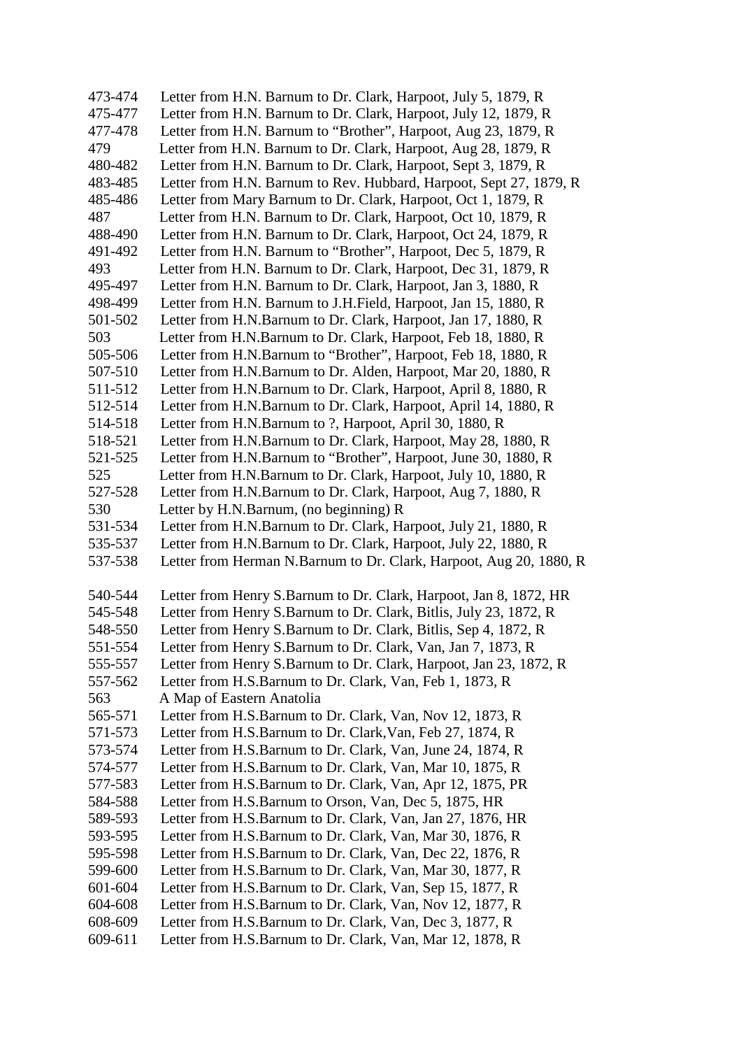473-474 Letter from H.N. Barnum to Dr. Clark, Harpoot, July 5, 1879, R
475-477 Letter from H.N. Barnum to Dr. Clark, Harpoot, July 12, 1879, R
477-478 Letter from H.N. Barnum to “Brother”, Harpoot, Aug 23, 1879, R
479 Letter from H.N. Barnum to Dr. Clark, Harpoot, Aug 28, 1879, R
480-482 Letter from H.N. Barnum to Dr. Clark, Harpoot, Sept 3, 1879, R
483-485 Letter from H.N. Barnum to Rev. Hubbard, Harpoot, Sept 27, 1879, R
485-486 Letter from Mary Barnum to Dr. Clark, Harpoot, Oct 1, 1879, R
487 Letter from H.N. Barnum to Dr. Clark, Harpoot, Oct 10, 1879, R
488-490 Letter from H.N. Barnum to Dr. Clark, Harpoot, Oct 24, 1879, R
491-492 Letter from H.N. Barnum to “Brother”, Harpoot, Dec 5, 1879, R
493 Letter from H.N. Barnum to Dr. Clark, Harpoot, Dec 31, 1879, R
495-497 Letter from H.N. Barnum to Dr. Clark, Harpoot, Jan 3, 1880, R
498-499 Letter from H.N. Barnum to J.H.Field, Harpoot, Jan 15, 1880, R
501-502 Letter from H.N.Barnum to Dr. Clark, Harpoot, Jan 17, 1880, R
503 Letter from H.N.Barnum to Dr. Clark, Harpoot, Feb 18, 1880, R
505-506 Letter from H.N.Barnum to “Brother”, Harpoot, Feb 18, 1880, R
507-510 Letter from H.N.Barnum to Dr. Alden, Harpoot, Mar 20, 1880, R
511-512 Letter from H.N.Barnum to Dr. Clark, Harpoot, April 8, 1880, R
512-514 Letter from H.N.Barnum to Dr. Clark, Harpoot, April 14, 1880, R
514-518 Letter from H.N.Barnum to ?, Harpoot, April 30, 1880, R
518-521 Letter from H.N.Barnum to Dr. Clark, Harpoot, May 28, 1880, R
521-525 Letter from H.N.Barnum to “Brother”, Harpoot, June 30, 1880, R
525 Letter from H.N.Barnum to Dr. Clark, Harpoot, July 10, 1880, R
527-528 Letter from H.N.Barnum to Dr. Clark, Harpoot, Aug 7, 1880, R
530 Letter by H.N.Barnum, (no beginning) R
531-534 Letter from H.N.Barnum to Dr. Clark, Harpoot, July 21, 1880, R
535-537 Letter from H.N.Barnum to Dr. Clark, Harpoot, July 22, 1880, R
537-538 Letter from Herman N.Barnum to Dr. Clark, Harpoot, Aug 20, 1880, R

540-544 Letter from Henry S.Barnum to Dr. Clark, Harpoot, Jan 8, 1872, HR
545-548 Letter from Henry S.Barnum to Dr. Clark, Bitlis, July 23, 1872, R
548-550 Letter from Henry S.Barnum to Dr. Clark, Bitlis, Sep 4, 1872, R
551-554 Letter from Henry S.Barnum to Dr. Clark, Van, Jan 7, 1873, R
555-557 Letter from Henry S.Barnum to Dr. Clark, Harpoot, Jan 23, 1872, R
557-562 Letter from H.S.Barnum to Dr. Clark, Van, Feb 1, 1873, R
563 A Map of Eastern Anatolia
565-571 Letter from H.S.Barnum to Dr. Clark, Van, Nov 12, 1873, R
571-573 Letter from H.S.Barnum to Dr. Clark,Van, Feb 27, 1874, R
573-574 Letter from H.S.Barnum to Dr. Clark, Van, June 24, 1874, R
574-577 Letter from H.S.Barnum to Dr. Clark, Van, Mar 10, 1875, R
577-583 Letter from H.S.Barnum to Dr. Clark, Van, Apr 12, 1875, PR
584-588 Letter from H.S.Barnum to Orson, Van, Dec 5, 1875, HR
589-593 Letter from H.S.Barnum to Dr. Clark, Van, Jan 27, 1876, HR
593-595 Letter from H.S.Barnum to Dr. Clark, Van, Mar 30, 1876, R
595-598 Letter from H.S.Barnum to Dr. Clark, Van, Dec 22, 1876, R
599-600 Letter from H.S.Barnum to Dr. Clark, Van, Mar 30, 1877, R
601-604 Letter from H.S.Barnum to Dr. Clark, Van, Sep 15, 1877, R
604-608 Letter from H.S.Barnum to Dr. Clark, Van, Nov 12, 1877, R
608-609 Letter from H.S.Barnum to Dr. Clark, Van, Dec 3, 1877, R
609-611 Letter from H.S.Barnum to Dr. Clark, Van, Mar 12, 1878, R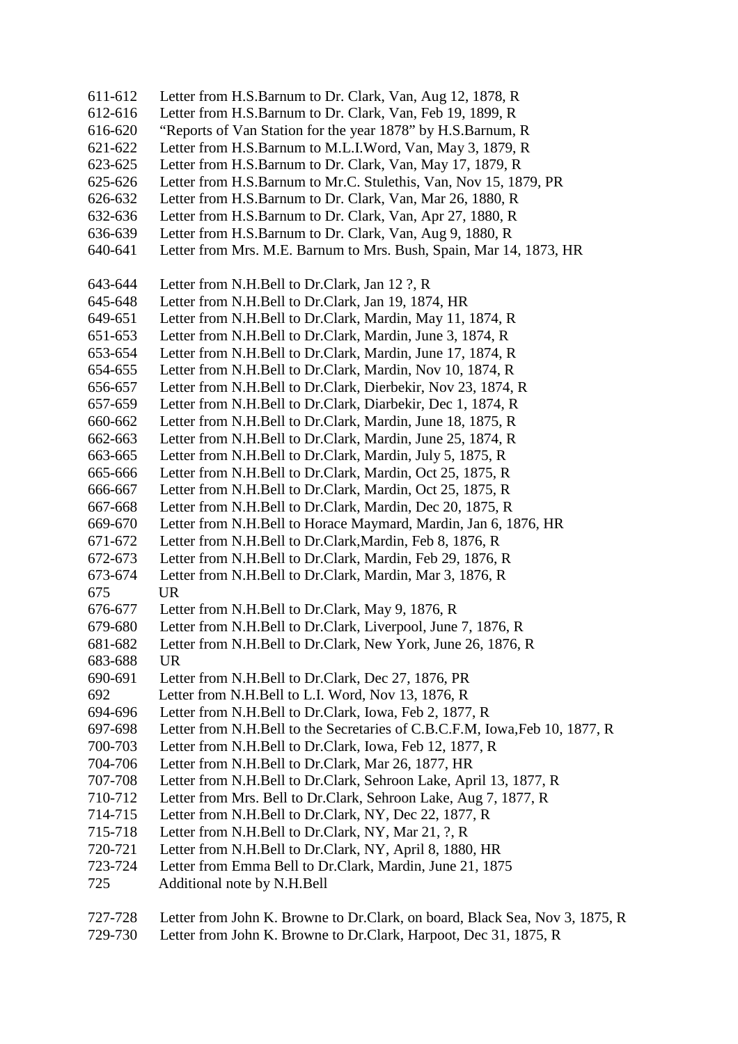611-612 Letter from H.S.Barnum to Dr. Clark, Van, Aug 12, 1878, R
612-616 Letter from H.S.Barnum to Dr. Clark, Van, Feb 19, 1899, R
616-620 "Reports of Van Station for the year 1878" by H.S.Barnum, R
621-622 Letter from H.S.Barnum to M.L.I.Word, Van, May 3, 1879, R
623-625 Letter from H.S.Barnum to Dr. Clark, Van, May 17, 1879, R
625-626 Letter from H.S.Barnum to Mr.C. Stulethis, Van, Nov 15, 1879, PR
626-632 Letter from H.S.Barnum to Dr. Clark, Van, Mar 26, 1880, R
632-636 Letter from H.S.Barnum to Dr. Clark, Van, Apr 27, 1880, R
636-639 Letter from H.S.Barnum to Dr. Clark, Van, Aug 9, 1880, R
640-641 Letter from Mrs. M.E. Barnum to Mrs. Bush, Spain, Mar 14, 1873, HR

643-644 Letter from N.H.Bell to Dr.Clark, Jan 12 ?, R
645-648 Letter from N.H.Bell to Dr.Clark, Jan 19, 1874, HR
649-651 Letter from N.H.Bell to Dr.Clark, Mardin, May 11, 1874, R
651-653 Letter from N.H.Bell to Dr.Clark, Mardin, June 3, 1874, R
653-654 Letter from N.H.Bell to Dr.Clark, Mardin, June 17, 1874, R
654-655 Letter from N.H.Bell to Dr.Clark, Mardin, Nov 10, 1874, R
656-657 Letter from N.H.Bell to Dr.Clark, Dierbekir, Nov 23, 1874, R
657-659 Letter from N.H.Bell to Dr.Clark, Diarbekir, Dec 1, 1874, R
660-662 Letter from N.H.Bell to Dr.Clark, Mardin, June 18, 1875, R
662-663 Letter from N.H.Bell to Dr.Clark, Mardin, June 25, 1874, R
663-665 Letter from N.H.Bell to Dr.Clark, Mardin, July 5, 1875, R
665-666 Letter from N.H.Bell to Dr.Clark, Mardin, Oct 25, 1875, R
666-667 Letter from N.H.Bell to Dr.Clark, Mardin, Oct 25, 1875, R
667-668 Letter from N.H.Bell to Dr.Clark, Mardin, Dec 20, 1875, R
669-670 Letter from N.H.Bell to Horace Maymard, Mardin, Jan 6, 1876, HR
671-672 Letter from N.H.Bell to Dr.Clark,Mardin, Feb 8, 1876, R
672-673 Letter from N.H.Bell to Dr.Clark, Mardin, Feb 29, 1876, R
673-674 Letter from N.H.Bell to Dr.Clark, Mardin, Mar 3, 1876, R
675 UR
676-677 Letter from N.H.Bell to Dr.Clark, May 9, 1876, R
679-680 Letter from N.H.Bell to Dr.Clark, Liverpool, June 7, 1876, R
681-682 Letter from N.H.Bell to Dr.Clark, New York, June 26, 1876, R
683-688 UR
690-691 Letter from N.H.Bell to Dr.Clark, Dec 27, 1876, PR
692 Letter from N.H.Bell to L.I. Word, Nov 13, 1876, R
694-696 Letter from N.H.Bell to Dr.Clark, Iowa, Feb 2, 1877, R
697-698 Letter from N.H.Bell to the Secretaries of C.B.C.F.M, Iowa,Feb 10, 1877, R
700-703 Letter from N.H.Bell to Dr.Clark, Iowa, Feb 12, 1877, R
704-706 Letter from N.H.Bell to Dr.Clark, Mar 26, 1877, HR
707-708 Letter from N.H.Bell to Dr.Clark, Sehroon Lake, April 13, 1877, R
710-712 Letter from Mrs. Bell to Dr.Clark, Sehroon Lake, Aug 7, 1877, R
714-715 Letter from N.H.Bell to Dr.Clark, NY, Dec 22, 1877, R
715-718 Letter from N.H.Bell to Dr.Clark, NY, Mar 21, ?, R
720-721 Letter from N.H.Bell to Dr.Clark, NY, April 8, 1880, HR
723-724 Letter from Emma Bell to Dr.Clark, Mardin, June 21, 1875
725 Additional note by N.H.Bell

727-728 Letter from John K. Browne to Dr.Clark, on board, Black Sea, Nov 3, 1875, R
729-730 Letter from John K. Browne to Dr.Clark, Harpoot, Dec 31, 1875, R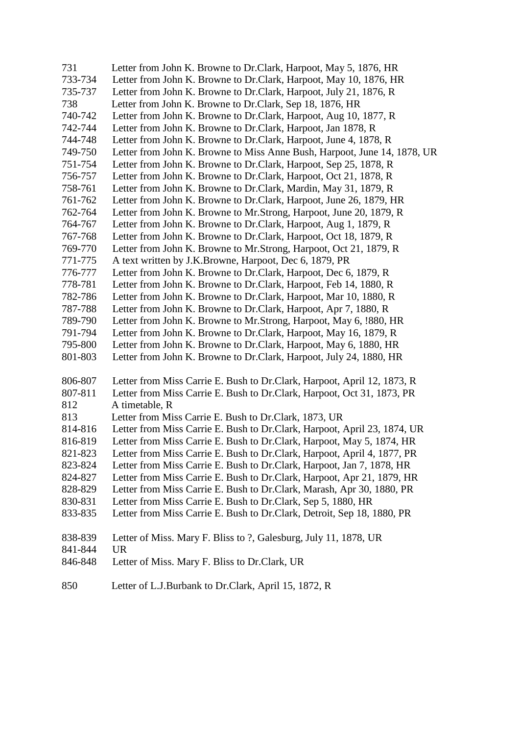731 Letter from John K. Browne to Dr.Clark, Harpoot, May 5, 1876, HR
733-734 Letter from John K. Browne to Dr.Clark, Harpoot, May 10, 1876, HR
735-737 Letter from John K. Browne to Dr.Clark, Harpoot, July 21, 1876, R
738 Letter from John K. Browne to Dr.Clark, Sep 18, 1876, HR
740-742 Letter from John K. Browne to Dr.Clark, Harpoot, Aug 10, 1877, R
742-744 Letter from John K. Browne to Dr.Clark, Harpoot, Jan 1878, R
744-748 Letter from John K. Browne to Dr.Clark, Harpoot, June 4, 1878, R
749-750 Letter from John K. Browne to Miss Anne Bush, Harpoot, June 14, 1878, UR
751-754 Letter from John K. Browne to Dr.Clark, Harpoot, Sep 25, 1878, R
756-757 Letter from John K. Browne to Dr.Clark, Harpoot, Oct 21, 1878, R
758-761 Letter from John K. Browne to Dr.Clark, Mardin, May 31, 1879, R
761-762 Letter from John K. Browne to Dr.Clark, Harpoot, June 26, 1879, HR
762-764 Letter from John K. Browne to Mr.Strong, Harpoot, June 20, 1879, R
764-767 Letter from John K. Browne to Dr.Clark, Harpoot, Aug 1, 1879, R
767-768 Letter from John K. Browne to Dr.Clark, Harpoot, Oct 18, 1879, R
769-770 Letter from John K. Browne to Mr.Strong, Harpoot, Oct 21, 1879, R
771-775 A text written by J.K.Browne, Harpoot, Dec 6, 1879, PR
776-777 Letter from John K. Browne to Dr.Clark, Harpoot, Dec 6, 1879, R
778-781 Letter from John K. Browne to Dr.Clark, Harpoot, Feb 14, 1880, R
782-786 Letter from John K. Browne to Dr.Clark, Harpoot, Mar 10, 1880, R
787-788 Letter from John K. Browne to Dr.Clark, Harpoot, Apr 7, 1880, R
789-790 Letter from John K. Browne to Mr.Strong, Harpoot, May 6, !880, HR
791-794 Letter from John K. Browne to Dr.Clark, Harpoot, May 16, 1879, R
795-800 Letter from John K. Browne to Dr.Clark, Harpoot, May 6, 1880, HR
801-803 Letter from John K. Browne to Dr.Clark, Harpoot, July 24, 1880, HR

806-807 Letter from Miss Carrie E. Bush to Dr.Clark, Harpoot, April 12, 1873, R
807-811 Letter from Miss Carrie E. Bush to Dr.Clark, Harpoot, Oct 31, 1873, PR
812 A timetable, R
813 Letter from Miss Carrie E. Bush to Dr.Clark, 1873, UR
814-816 Letter from Miss Carrie E. Bush to Dr.Clark, Harpoot, April 23, 1874, UR
816-819 Letter from Miss Carrie E. Bush to Dr.Clark, Harpoot, May 5, 1874, HR
821-823 Letter from Miss Carrie E. Bush to Dr.Clark, Harpoot, April 4, 1877, PR
823-824 Letter from Miss Carrie E. Bush to Dr.Clark, Harpoot, Jan 7, 1878, HR
824-827 Letter from Miss Carrie E. Bush to Dr.Clark, Harpoot, Apr 21, 1879, HR
828-829 Letter from Miss Carrie E. Bush to Dr.Clark, Marash, Apr 30, 1880, PR
830-831 Letter from Miss Carrie E. Bush to Dr.Clark, Sep 5, 1880, HR
833-835 Letter from Miss Carrie E. Bush to Dr.Clark, Detroit, Sep 18, 1880, PR

838-839 Letter of Miss. Mary F. Bliss to ?, Galesburg, July 11, 1878, UR
841-844 UR
846-848 Letter of Miss. Mary F. Bliss to Dr.Clark, UR

850 Letter of L.J.Burbank to Dr.Clark, April 15, 1872, R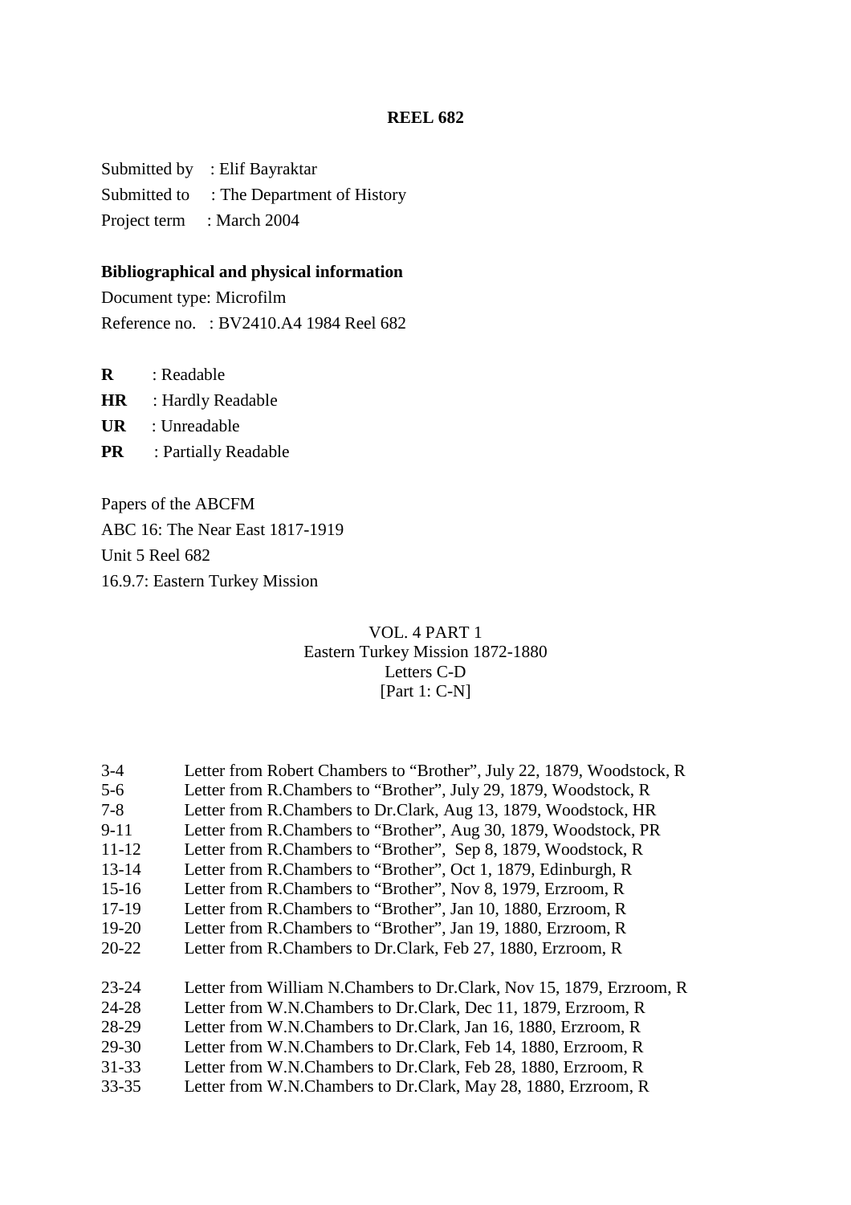**REEL 682**

Submitted by : Elif Bayraktar
Submitted to : The Department of History
Project term : March 2004

**Bibliographical and physical information**

Document type: Microfilm
Reference no. : BV2410.A4 1984 Reel 682

**R** : Readable
**HR** : Hardly Readable
**UR** : Unreadable
**PR** : Partially Readable

Papers of the ABCFM
ABC 16: The Near East 1817-1919
Unit 5 Reel 682
16.9.7: Eastern Turkey Mission

VOL. 4 PART 1
Eastern Turkey Mission 1872-1880
Letters C-D
[Part 1: C-N]

| | |
|---|---|
| 3-4 | Letter from Robert Chambers to “Brother”, July 22, 1879, Woodstock, R |
| 5-6 | Letter from R.Chambers to “Brother”, July 29, 1879, Woodstock, R |
| 7-8 | Letter from R.Chambers to Dr.Clark, Aug 13, 1879, Woodstock, HR |
| 9-11 | Letter from R.Chambers to “Brother”, Aug 30, 1879, Woodstock, PR |
| 11-12 | Letter from R.Chambers to “Brother”, Sep 8, 1879, Woodstock, R |
| 13-14 | Letter from R.Chambers to “Brother”, Oct 1, 1879, Edinburgh, R |
| 15-16 | Letter from R.Chambers to “Brother”, Nov 8, 1979, Erzroom, R |
| 17-19 | Letter from R.Chambers to “Brother”, Jan 10, 1880, Erzroom, R |
| 19-20 | Letter from R.Chambers to “Brother”, Jan 19, 1880, Erzroom, R |
| 20-22 | Letter from R.Chambers to Dr.Clark, Feb 27, 1880, Erzroom, R |
| | |
| 23-24 | Letter from William N.Chambers to Dr.Clark, Nov 15, 1879, Erzroom, R |
| 24-28 | Letter from W.N.Chambers to Dr.Clark, Dec 11, 1879, Erzroom, R |
| 28-29 | Letter from W.N.Chambers to Dr.Clark, Jan 16, 1880, Erzroom, R |
| 29-30 | Letter from W.N.Chambers to Dr.Clark, Feb 14, 1880, Erzroom, R |
| 31-33 | Letter from W.N.Chambers to Dr.Clark, Feb 28, 1880, Erzroom, R |
| 33-35 | Letter from W.N.Chambers to Dr.Clark, May 28, 1880, Erzroom, R |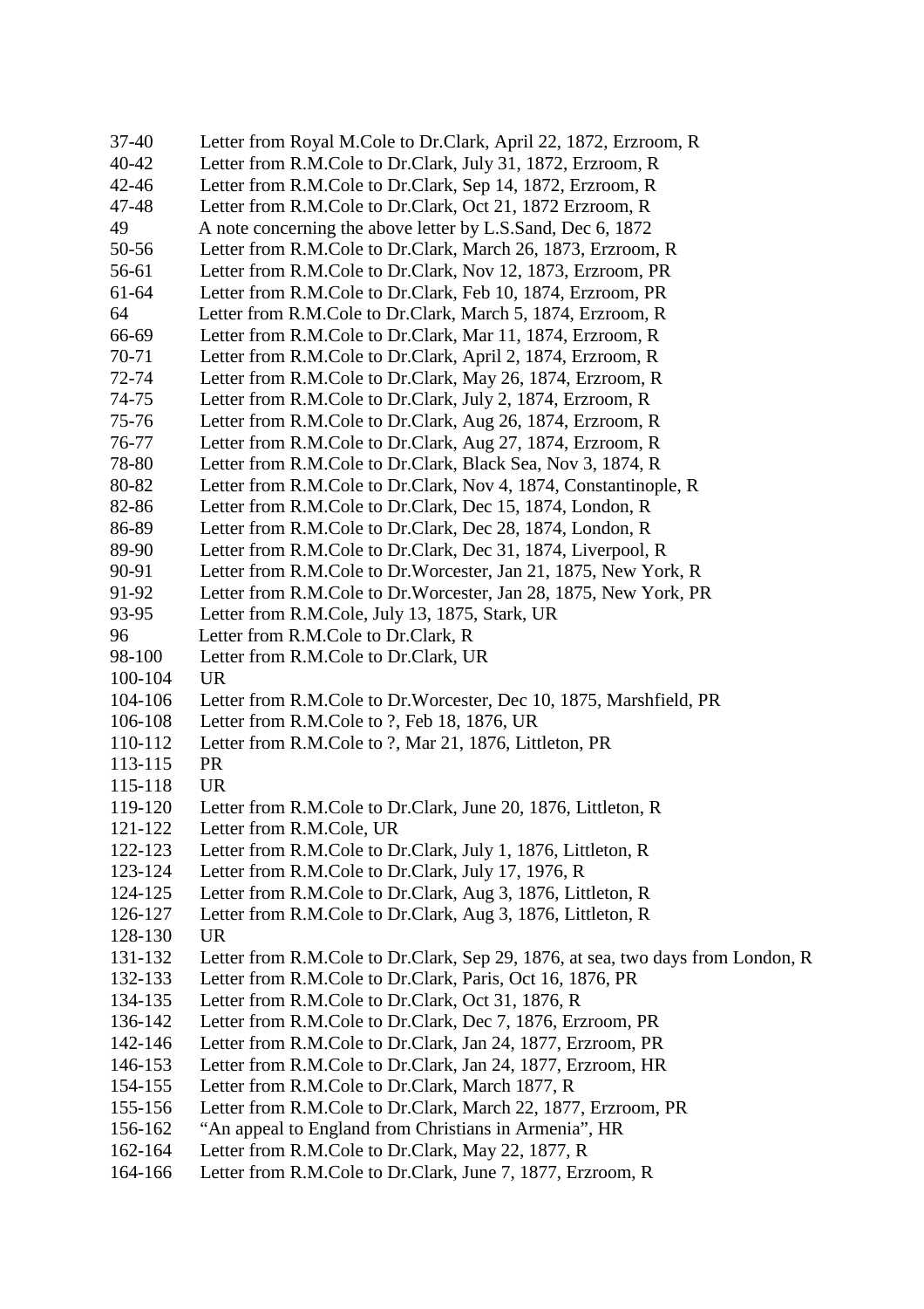37-40 Letter from Royal M.Cole to Dr.Clark, April 22, 1872, Erzroom, R
40-42 Letter from R.M.Cole to Dr.Clark, July 31, 1872, Erzroom, R
42-46 Letter from R.M.Cole to Dr.Clark, Sep 14, 1872, Erzroom, R
47-48 Letter from R.M.Cole to Dr.Clark, Oct 21, 1872 Erzroom, R
49 A note concerning the above letter by L.S.Sand, Dec 6, 1872
50-56 Letter from R.M.Cole to Dr.Clark, March 26, 1873, Erzroom, R
56-61 Letter from R.M.Cole to Dr.Clark, Nov 12, 1873, Erzroom, PR
61-64 Letter from R.M.Cole to Dr.Clark, Feb 10, 1874, Erzroom, PR
64 Letter from R.M.Cole to Dr.Clark, March 5, 1874, Erzroom, R
66-69 Letter from R.M.Cole to Dr.Clark, Mar 11, 1874, Erzroom, R
70-71 Letter from R.M.Cole to Dr.Clark, April 2, 1874, Erzroom, R
72-74 Letter from R.M.Cole to Dr.Clark, May 26, 1874, Erzroom, R
74-75 Letter from R.M.Cole to Dr.Clark, July 2, 1874, Erzroom, R
75-76 Letter from R.M.Cole to Dr.Clark, Aug 26, 1874, Erzroom, R
76-77 Letter from R.M.Cole to Dr.Clark, Aug 27, 1874, Erzroom, R
78-80 Letter from R.M.Cole to Dr.Clark, Black Sea, Nov 3, 1874, R
80-82 Letter from R.M.Cole to Dr.Clark, Nov 4, 1874, Constantinople, R
82-86 Letter from R.M.Cole to Dr.Clark, Dec 15, 1874, London, R
86-89 Letter from R.M.Cole to Dr.Clark, Dec 28, 1874, London, R
89-90 Letter from R.M.Cole to Dr.Clark, Dec 31, 1874, Liverpool, R
90-91 Letter from R.M.Cole to Dr.Worcester, Jan 21, 1875, New York, R
91-92 Letter from R.M.Cole to Dr.Worcester, Jan 28, 1875, New York, PR
93-95 Letter from R.M.Cole, July 13, 1875, Stark, UR
96 Letter from R.M.Cole to Dr.Clark, R
98-100 Letter from R.M.Cole to Dr.Clark, UR
100-104 UR
104-106 Letter from R.M.Cole to Dr.Worcester, Dec 10, 1875, Marshfield, PR
106-108 Letter from R.M.Cole to ?, Feb 18, 1876, UR
110-112 Letter from R.M.Cole to ?, Mar 21, 1876, Littleton, PR
113-115 PR
115-118 UR
119-120 Letter from R.M.Cole to Dr.Clark, June 20, 1876, Littleton, R
121-122 Letter from R.M.Cole, UR
122-123 Letter from R.M.Cole to Dr.Clark, July 1, 1876, Littleton, R
123-124 Letter from R.M.Cole to Dr.Clark, July 17, 1976, R
124-125 Letter from R.M.Cole to Dr.Clark, Aug 3, 1876, Littleton, R
126-127 Letter from R.M.Cole to Dr.Clark, Aug 3, 1876, Littleton, R
128-130 UR
131-132 Letter from R.M.Cole to Dr.Clark, Sep 29, 1876, at sea, two days from London, R
132-133 Letter from R.M.Cole to Dr.Clark, Paris, Oct 16, 1876, PR
134-135 Letter from R.M.Cole to Dr.Clark, Oct 31, 1876, R
136-142 Letter from R.M.Cole to Dr.Clark, Dec 7, 1876, Erzroom, PR
142-146 Letter from R.M.Cole to Dr.Clark, Jan 24, 1877, Erzroom, PR
146-153 Letter from R.M.Cole to Dr.Clark, Jan 24, 1877, Erzroom, HR
154-155 Letter from R.M.Cole to Dr.Clark, March 1877, R
155-156 Letter from R.M.Cole to Dr.Clark, March 22, 1877, Erzroom, PR
156-162 "An appeal to England from Christians in Armenia", HR
162-164 Letter from R.M.Cole to Dr.Clark, May 22, 1877, R
164-166 Letter from R.M.Cole to Dr.Clark, June 7, 1877, Erzroom, R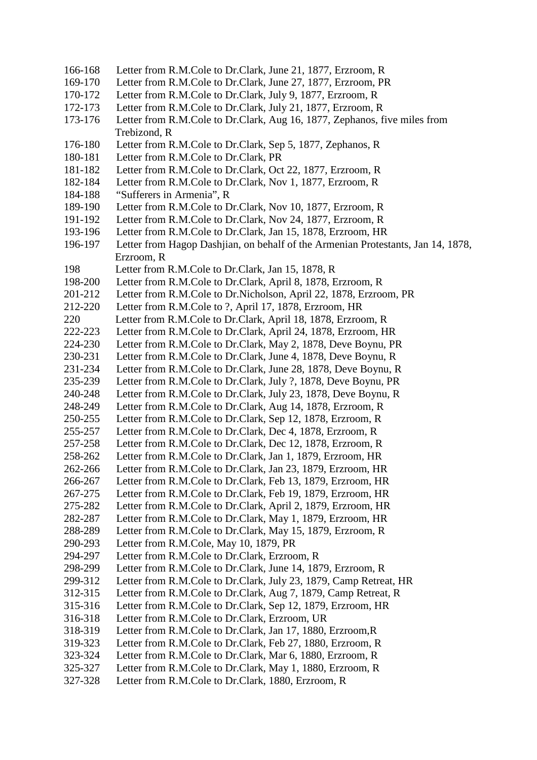166-168 Letter from R.M.Cole to Dr.Clark, June 21, 1877, Erzroom, R
169-170 Letter from R.M.Cole to Dr.Clark, June 27, 1877, Erzroom, PR
170-172 Letter from R.M.Cole to Dr.Clark, July 9, 1877, Erzroom, R
172-173 Letter from R.M.Cole to Dr.Clark, July 21, 1877, Erzroom, R
173-176 Letter from R.M.Cole to Dr.Clark, Aug 16, 1877, Zephanos, five miles from Trebizond, R
176-180 Letter from R.M.Cole to Dr.Clark, Sep 5, 1877, Zephanos, R
180-181 Letter from R.M.Cole to Dr.Clark, PR
181-182 Letter from R.M.Cole to Dr.Clark, Oct 22, 1877, Erzroom, R
182-184 Letter from R.M.Cole to Dr.Clark, Nov 1, 1877, Erzroom, R
184-188 "Sufferers in Armenia", R
189-190 Letter from R.M.Cole to Dr.Clark, Nov 10, 1877, Erzroom, R
191-192 Letter from R.M.Cole to Dr.Clark, Nov 24, 1877, Erzroom, R
193-196 Letter from R.M.Cole to Dr.Clark, Jan 15, 1878, Erzroom, HR
196-197 Letter from Hagop Dashjian, on behalf of the Armenian Protestants, Jan 14, 1878, Erzroom, R
198 Letter from R.M.Cole to Dr.Clark, Jan 15, 1878, R
198-200 Letter from R.M.Cole to Dr.Clark, April 8, 1878, Erzroom, R
201-212 Letter from R.M.Cole to Dr.Nicholson, April 22, 1878, Erzroom, PR
212-220 Letter from R.M.Cole to ?, April 17, 1878, Erzroom, HR
220 Letter from R.M.Cole to Dr.Clark, April 18, 1878, Erzroom, R
222-223 Letter from R.M.Cole to Dr.Clark, April 24, 1878, Erzroom, HR
224-230 Letter from R.M.Cole to Dr.Clark, May 2, 1878, Deve Boynu, PR
230-231 Letter from R.M.Cole to Dr.Clark, June 4, 1878, Deve Boynu, R
231-234 Letter from R.M.Cole to Dr.Clark, June 28, 1878, Deve Boynu, R
235-239 Letter from R.M.Cole to Dr.Clark, July ?, 1878, Deve Boynu, PR
240-248 Letter from R.M.Cole to Dr.Clark, July 23, 1878, Deve Boynu, R
248-249 Letter from R.M.Cole to Dr.Clark, Aug 14, 1878, Erzroom, R
250-255 Letter from R.M.Cole to Dr.Clark, Sep 12, 1878, Erzroom, R
255-257 Letter from R.M.Cole to Dr.Clark, Dec 4, 1878, Erzroom, R
257-258 Letter from R.M.Cole to Dr.Clark, Dec 12, 1878, Erzroom, R
258-262 Letter from R.M.Cole to Dr.Clark, Jan 1, 1879, Erzroom, HR
262-266 Letter from R.M.Cole to Dr.Clark, Jan 23, 1879, Erzroom, HR
266-267 Letter from R.M.Cole to Dr.Clark, Feb 13, 1879, Erzroom, HR
267-275 Letter from R.M.Cole to Dr.Clark, Feb 19, 1879, Erzroom, HR
275-282 Letter from R.M.Cole to Dr.Clark, April 2, 1879, Erzroom, HR
282-287 Letter from R.M.Cole to Dr.Clark, May 1, 1879, Erzroom, HR
288-289 Letter from R.M.Cole to Dr.Clark, May 15, 1879, Erzroom, R
290-293 Letter from R.M.Cole, May 10, 1879, PR
294-297 Letter from R.M.Cole to Dr.Clark, Erzroom, R
298-299 Letter from R.M.Cole to Dr.Clark, June 14, 1879, Erzroom, R
299-312 Letter from R.M.Cole to Dr.Clark, July 23, 1879, Camp Retreat, HR
312-315 Letter from R.M.Cole to Dr.Clark, Aug 7, 1879, Camp Retreat, R
315-316 Letter from R.M.Cole to Dr.Clark, Sep 12, 1879, Erzroom, HR
316-318 Letter from R.M.Cole to Dr.Clark, Erzroom, UR
318-319 Letter from R.M.Cole to Dr.Clark, Jan 17, 1880, Erzroom,R
319-323 Letter from R.M.Cole to Dr.Clark, Feb 27, 1880, Erzroom, R
323-324 Letter from R.M.Cole to Dr.Clark, Mar 6, 1880, Erzroom, R
325-327 Letter from R.M.Cole to Dr.Clark, May 1, 1880, Erzroom, R
327-328 Letter from R.M.Cole to Dr.Clark, 1880, Erzroom, R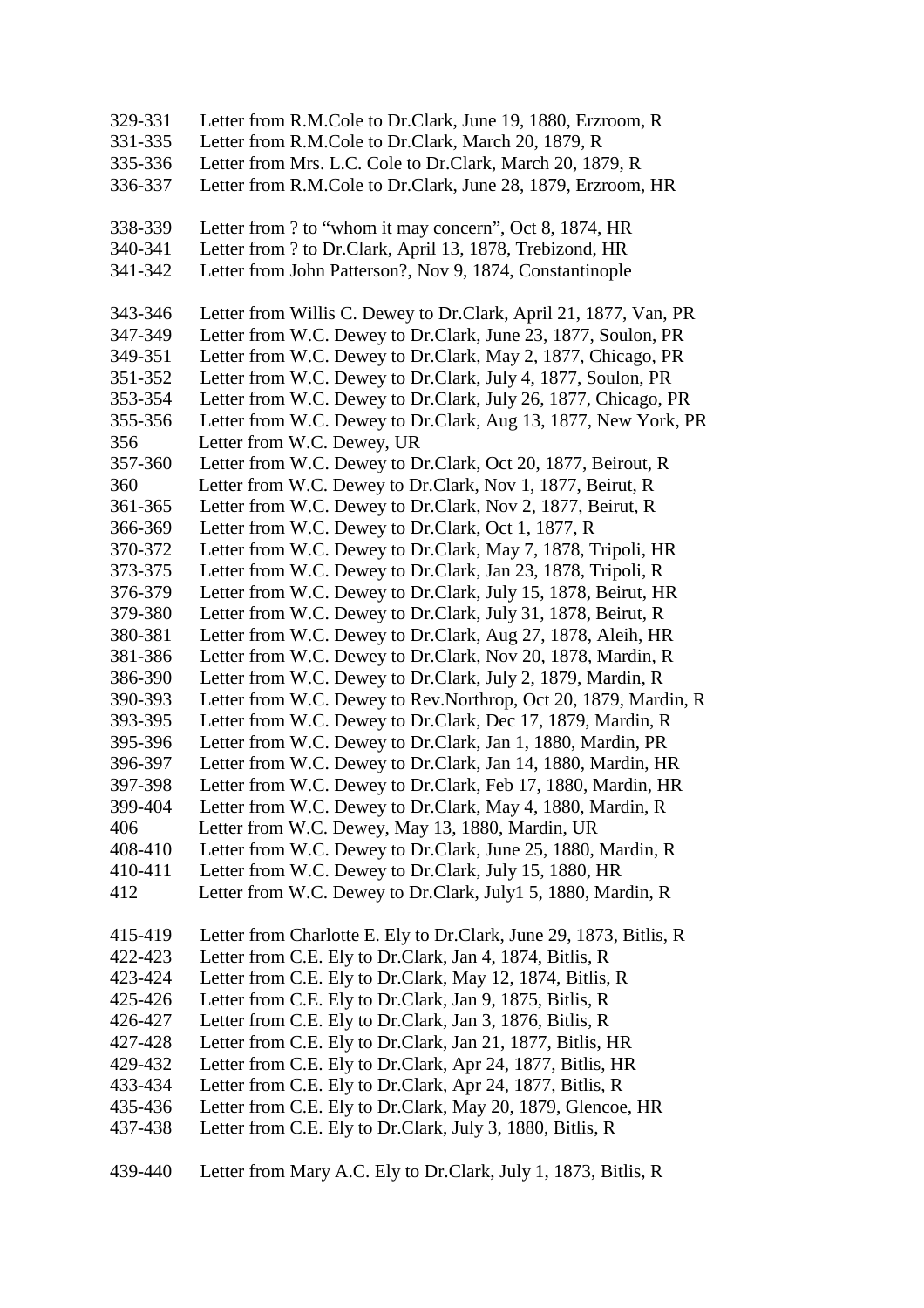329-331 Letter from R.M.Cole to Dr.Clark, June 19, 1880, Erzroom, R
331-335 Letter from R.M.Cole to Dr.Clark, March 20, 1879, R
335-336 Letter from Mrs. L.C. Cole to Dr.Clark, March 20, 1879, R
336-337 Letter from R.M.Cole to Dr.Clark, June 28, 1879, Erzroom, HR

338-339 Letter from ? to "whom it may concern", Oct 8, 1874, HR
340-341 Letter from ? to Dr.Clark, April 13, 1878, Trebizond, HR
341-342 Letter from John Patterson?, Nov 9, 1874, Constantinople

343-346 Letter from Willis C. Dewey to Dr.Clark, April 21, 1877, Van, PR
347-349 Letter from W.C. Dewey to Dr.Clark, June 23, 1877, Soulon, PR
349-351 Letter from W.C. Dewey to Dr.Clark, May 2, 1877, Chicago, PR
351-352 Letter from W.C. Dewey to Dr.Clark, July 4, 1877, Soulon, PR
353-354 Letter from W.C. Dewey to Dr.Clark, July 26, 1877, Chicago, PR
355-356 Letter from W.C. Dewey to Dr.Clark, Aug 13, 1877, New York, PR
356 Letter from W.C. Dewey, UR
357-360 Letter from W.C. Dewey to Dr.Clark, Oct 20, 1877, Beirout, R
360 Letter from W.C. Dewey to Dr.Clark, Nov 1, 1877, Beirut, R
361-365 Letter from W.C. Dewey to Dr.Clark, Nov 2, 1877, Beirut, R
366-369 Letter from W.C. Dewey to Dr.Clark, Oct 1, 1877, R
370-372 Letter from W.C. Dewey to Dr.Clark, May 7, 1878, Tripoli, HR
373-375 Letter from W.C. Dewey to Dr.Clark, Jan 23, 1878, Tripoli, R
376-379 Letter from W.C. Dewey to Dr.Clark, July 15, 1878, Beirut, HR
379-380 Letter from W.C. Dewey to Dr.Clark, July 31, 1878, Beirut, R
380-381 Letter from W.C. Dewey to Dr.Clark, Aug 27, 1878, Aleih, HR
381-386 Letter from W.C. Dewey to Dr.Clark, Nov 20, 1878, Mardin, R
386-390 Letter from W.C. Dewey to Dr.Clark, July 2, 1879, Mardin, R
390-393 Letter from W.C. Dewey to Rev.Northrop, Oct 20, 1879, Mardin, R
393-395 Letter from W.C. Dewey to Dr.Clark, Dec 17, 1879, Mardin, R
395-396 Letter from W.C. Dewey to Dr.Clark, Jan 1, 1880, Mardin, PR
396-397 Letter from W.C. Dewey to Dr.Clark, Jan 14, 1880, Mardin, HR
397-398 Letter from W.C. Dewey to Dr.Clark, Feb 17, 1880, Mardin, HR
399-404 Letter from W.C. Dewey to Dr.Clark, May 4, 1880, Mardin, R
406 Letter from W.C. Dewey, May 13, 1880, Mardin, UR
408-410 Letter from W.C. Dewey to Dr.Clark, June 25, 1880, Mardin, R
410-411 Letter from W.C. Dewey to Dr.Clark, July 15, 1880, HR
412 Letter from W.C. Dewey to Dr.Clark, July1 5, 1880, Mardin, R

415-419 Letter from Charlotte E. Ely to Dr.Clark, June 29, 1873, Bitlis, R
422-423 Letter from C.E. Ely to Dr.Clark, Jan 4, 1874, Bitlis, R
423-424 Letter from C.E. Ely to Dr.Clark, May 12, 1874, Bitlis, R
425-426 Letter from C.E. Ely to Dr.Clark, Jan 9, 1875, Bitlis, R
426-427 Letter from C.E. Ely to Dr.Clark, Jan 3, 1876, Bitlis, R
427-428 Letter from C.E. Ely to Dr.Clark, Jan 21, 1877, Bitlis, HR
429-432 Letter from C.E. Ely to Dr.Clark, Apr 24, 1877, Bitlis, HR
433-434 Letter from C.E. Ely to Dr.Clark, Apr 24, 1877, Bitlis, R
435-436 Letter from C.E. Ely to Dr.Clark, May 20, 1879, Glencoe, HR
437-438 Letter from C.E. Ely to Dr.Clark, July 3, 1880, Bitlis, R

439-440 Letter from Mary A.C. Ely to Dr.Clark, July 1, 1873, Bitlis, R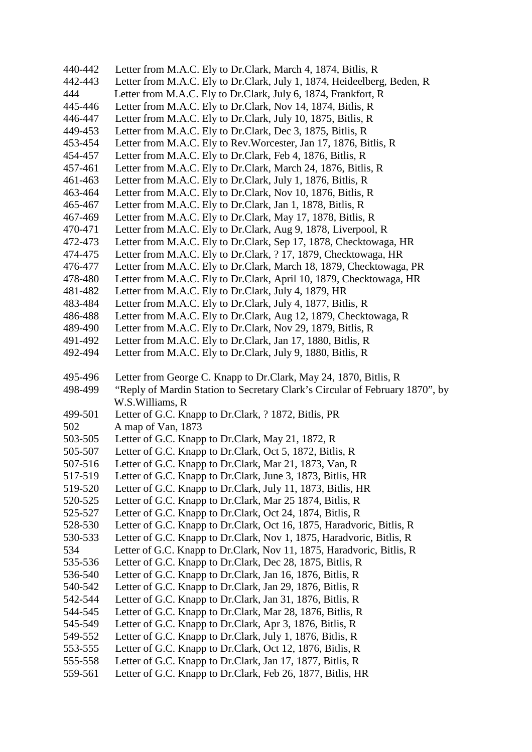440-442 Letter from M.A.C. Ely to Dr.Clark, March 4, 1874, Bitlis, R
442-443 Letter from M.A.C. Ely to Dr.Clark, July 1, 1874, Heideelberg, Beden, R
444 Letter from M.A.C. Ely to Dr.Clark, July 6, 1874, Frankfort, R
445-446 Letter from M.A.C. Ely to Dr.Clark, Nov 14, 1874, Bitlis, R
446-447 Letter from M.A.C. Ely to Dr.Clark, July 10, 1875, Bitlis, R
449-453 Letter from M.A.C. Ely to Dr.Clark, Dec 3, 1875, Bitlis, R
453-454 Letter from M.A.C. Ely to Rev.Worcester, Jan 17, 1876, Bitlis, R
454-457 Letter from M.A.C. Ely to Dr.Clark, Feb 4, 1876, Bitlis, R
457-461 Letter from M.A.C. Ely to Dr.Clark, March 24, 1876, Bitlis, R
461-463 Letter from M.A.C. Ely to Dr.Clark, July 1, 1876, Bitlis, R
463-464 Letter from M.A.C. Ely to Dr.Clark, Nov 10, 1876, Bitlis, R
465-467 Letter from M.A.C. Ely to Dr.Clark, Jan 1, 1878, Bitlis, R
467-469 Letter from M.A.C. Ely to Dr.Clark, May 17, 1878, Bitlis, R
470-471 Letter from M.A.C. Ely to Dr.Clark, Aug 9, 1878, Liverpool, R
472-473 Letter from M.A.C. Ely to Dr.Clark, Sep 17, 1878, Checktowaga, HR
474-475 Letter from M.A.C. Ely to Dr.Clark, ? 17, 1879, Checktowaga, HR
476-477 Letter from M.A.C. Ely to Dr.Clark, March 18, 1879, Checktowaga, PR
478-480 Letter from M.A.C. Ely to Dr.Clark, April 10, 1879, Checktowaga, HR
481-482 Letter from M.A.C. Ely to Dr.Clark, July 4, 1879, HR
483-484 Letter from M.A.C. Ely to Dr.Clark, July 4, 1877, Bitlis, R
486-488 Letter from M.A.C. Ely to Dr.Clark, Aug 12, 1879, Checktowaga, R
489-490 Letter from M.A.C. Ely to Dr.Clark, Nov 29, 1879, Bitlis, R
491-492 Letter from M.A.C. Ely to Dr.Clark, Jan 17, 1880, Bitlis, R
492-494 Letter from M.A.C. Ely to Dr.Clark, July 9, 1880, Bitlis, R

495-496 Letter from George C. Knapp to Dr.Clark, May 24, 1870, Bitlis, R
498-499 "Reply of Mardin Station to Secretary Clark's Circular of February 1870", by W.S.Williams, R
499-501 Letter of G.C. Knapp to Dr.Clark, ? 1872, Bitlis, PR
502 A map of Van, 1873
503-505 Letter of G.C. Knapp to Dr.Clark, May 21, 1872, R
505-507 Letter of G.C. Knapp to Dr.Clark, Oct 5, 1872, Bitlis, R
507-516 Letter of G.C. Knapp to Dr.Clark, Mar 21, 1873, Van, R
517-519 Letter of G.C. Knapp to Dr.Clark, June 3, 1873, Bitlis, HR
519-520 Letter of G.C. Knapp to Dr.Clark, July 11, 1873, Bitlis, HR
520-525 Letter of G.C. Knapp to Dr.Clark, Mar 25 1874, Bitlis, R
525-527 Letter of G.C. Knapp to Dr.Clark, Oct 24, 1874, Bitlis, R
528-530 Letter of G.C. Knapp to Dr.Clark, Oct 16, 1875, Haradvoric, Bitlis, R
530-533 Letter of G.C. Knapp to Dr.Clark, Nov 1, 1875, Haradvoric, Bitlis, R
534 Letter of G.C. Knapp to Dr.Clark, Nov 11, 1875, Haradvoric, Bitlis, R
535-536 Letter of G.C. Knapp to Dr.Clark, Dec 28, 1875, Bitlis, R
536-540 Letter of G.C. Knapp to Dr.Clark, Jan 16, 1876, Bitlis, R
540-542 Letter of G.C. Knapp to Dr.Clark, Jan 29, 1876, Bitlis, R
542-544 Letter of G.C. Knapp to Dr.Clark, Jan 31, 1876, Bitlis, R
544-545 Letter of G.C. Knapp to Dr.Clark, Mar 28, 1876, Bitlis, R
545-549 Letter of G.C. Knapp to Dr.Clark, Apr 3, 1876, Bitlis, R
549-552 Letter of G.C. Knapp to Dr.Clark, July 1, 1876, Bitlis, R
553-555 Letter of G.C. Knapp to Dr.Clark, Oct 12, 1876, Bitlis, R
555-558 Letter of G.C. Knapp to Dr.Clark, Jan 17, 1877, Bitlis, R
559-561 Letter of G.C. Knapp to Dr.Clark, Feb 26, 1877, Bitlis, HR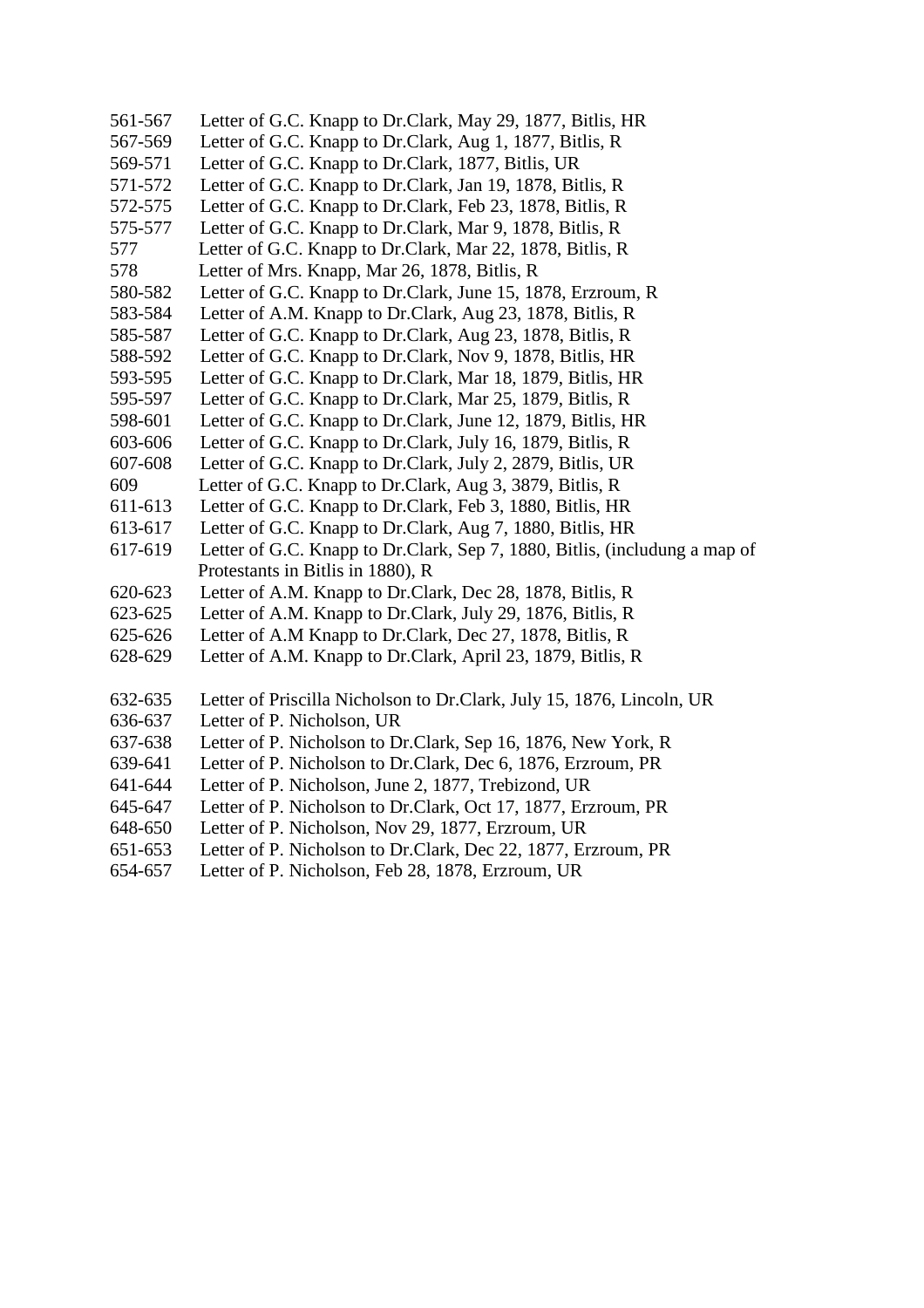561-567 Letter of G.C. Knapp to Dr.Clark, May 29, 1877, Bitlis, HR
567-569 Letter of G.C. Knapp to Dr.Clark, Aug 1, 1877, Bitlis, R
569-571 Letter of G.C. Knapp to Dr.Clark, 1877, Bitlis, UR
571-572 Letter of G.C. Knapp to Dr.Clark, Jan 19, 1878, Bitlis, R
572-575 Letter of G.C. Knapp to Dr.Clark, Feb 23, 1878, Bitlis, R
575-577 Letter of G.C. Knapp to Dr.Clark, Mar 9, 1878, Bitlis, R
577 Letter of G.C. Knapp to Dr.Clark, Mar 22, 1878, Bitlis, R
578 Letter of Mrs. Knapp, Mar 26, 1878, Bitlis, R
580-582 Letter of G.C. Knapp to Dr.Clark, June 15, 1878, Erzroum, R
583-584 Letter of A.M. Knapp to Dr.Clark, Aug 23, 1878, Bitlis, R
585-587 Letter of G.C. Knapp to Dr.Clark, Aug 23, 1878, Bitlis, R
588-592 Letter of G.C. Knapp to Dr.Clark, Nov 9, 1878, Bitlis, HR
593-595 Letter of G.C. Knapp to Dr.Clark, Mar 18, 1879, Bitlis, HR
595-597 Letter of G.C. Knapp to Dr.Clark, Mar 25, 1879, Bitlis, R
598-601 Letter of G.C. Knapp to Dr.Clark, June 12, 1879, Bitlis, HR
603-606 Letter of G.C. Knapp to Dr.Clark, July 16, 1879, Bitlis, R
607-608 Letter of G.C. Knapp to Dr.Clark, July 2, 2879, Bitlis, UR
609 Letter of G.C. Knapp to Dr.Clark, Aug 3, 3879, Bitlis, R
611-613 Letter of G.C. Knapp to Dr.Clark, Feb 3, 1880, Bitlis, HR
613-617 Letter of G.C. Knapp to Dr.Clark, Aug 7, 1880, Bitlis, HR
617-619 Letter of G.C. Knapp to Dr.Clark, Sep 7, 1880, Bitlis, (includung a map of Protestants in Bitlis in 1880), R
620-623 Letter of A.M. Knapp to Dr.Clark, Dec 28, 1878, Bitlis, R
623-625 Letter of A.M. Knapp to Dr.Clark, July 29, 1876, Bitlis, R
625-626 Letter of A.M Knapp to Dr.Clark, Dec 27, 1878, Bitlis, R
628-629 Letter of A.M. Knapp to Dr.Clark, April 23, 1879, Bitlis, R

632-635 Letter of Priscilla Nicholson to Dr.Clark, July 15, 1876, Lincoln, UR
636-637 Letter of P. Nicholson, UR
637-638 Letter of P. Nicholson to Dr.Clark, Sep 16, 1876, New York, R
639-641 Letter of P. Nicholson to Dr.Clark, Dec 6, 1876, Erzroum, PR
641-644 Letter of P. Nicholson, June 2, 1877, Trebizond, UR
645-647 Letter of P. Nicholson to Dr.Clark, Oct 17, 1877, Erzroum, PR
648-650 Letter of P. Nicholson, Nov 29, 1877, Erzroum, UR
651-653 Letter of P. Nicholson to Dr.Clark, Dec 22, 1877, Erzroum, PR
654-657 Letter of P. Nicholson, Feb 28, 1878, Erzroum, UR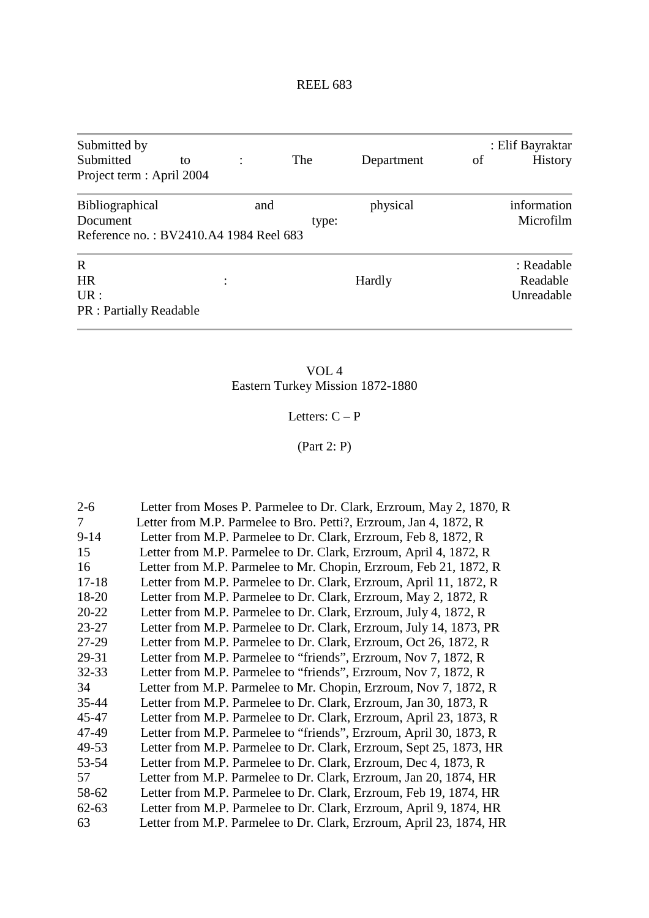REEL 683

---

Submitted by : Elif Bayraktar
Submitted to : The Department of History
Project term : April 2004

---

Bibliographical and physical information
Document type: Microfilm
Reference no. : BV2410.A4 1984 Reel 683

---

R : Readable
HR : Hardly Readable
UR : Unreadable
PR : Partially Readable

---

VOL 4
Eastern Turkey Mission 1872-1880

Letters: C – P

(Part 2: P)

| | |
|---|---|
| 2-6 | Letter from Moses P. Parmelee to Dr. Clark, Erzroum, May 2, 1870, R |
| 7 | Letter from M.P. Parmelee to Bro. Petti?, Erzroum, Jan 4, 1872, R |
| 9-14 | Letter from M.P. Parmelee to Dr. Clark, Erzroum, Feb 8, 1872, R |
| 15 | Letter from M.P. Parmelee to Dr. Clark, Erzroum, April 4, 1872, R |
| 16 | Letter from M.P. Parmelee to Mr. Chopin, Erzroum, Feb 21, 1872, R |
| 17-18 | Letter from M.P. Parmelee to Dr. Clark, Erzroum, April 11, 1872, R |
| 18-20 | Letter from M.P. Parmelee to Dr. Clark, Erzroum, May 2, 1872, R |
| 20-22 | Letter from M.P. Parmelee to Dr. Clark, Erzroum, July 4, 1872, R |
| 23-27 | Letter from M.P. Parmelee to Dr. Clark, Erzroum, July 14, 1873, PR |
| 27-29 | Letter from M.P. Parmelee to Dr. Clark, Erzroum, Oct 26, 1872, R |
| 29-31 | Letter from M.P. Parmelee to "friends", Erzroum, Nov 7, 1872, R |
| 32-33 | Letter from M.P. Parmelee to "friends", Erzroum, Nov 7, 1872, R |
| 34 | Letter from M.P. Parmelee to Mr. Chopin, Erzroum, Nov 7, 1872, R |
| 35-44 | Letter from M.P. Parmelee to Dr. Clark, Erzroum, Jan 30, 1873, R |
| 45-47 | Letter from M.P. Parmelee to Dr. Clark, Erzroum, April 23, 1873, R |
| 47-49 | Letter from M.P. Parmelee to "friends", Erzroum, April 30, 1873, R |
| 49-53 | Letter from M.P. Parmelee to Dr. Clark, Erzroum, Sept 25, 1873, HR |
| 53-54 | Letter from M.P. Parmelee to Dr. Clark, Erzroum, Dec 4, 1873, R |
| 57 | Letter from M.P. Parmelee to Dr. Clark, Erzroum, Jan 20, 1874, HR |
| 58-62 | Letter from M.P. Parmelee to Dr. Clark, Erzroum, Feb 19, 1874, HR |
| 62-63 | Letter from M.P. Parmelee to Dr. Clark, Erzroum, April 9, 1874, HR |
| 63 | Letter from M.P. Parmelee to Dr. Clark, Erzroum, April 23, 1874, HR |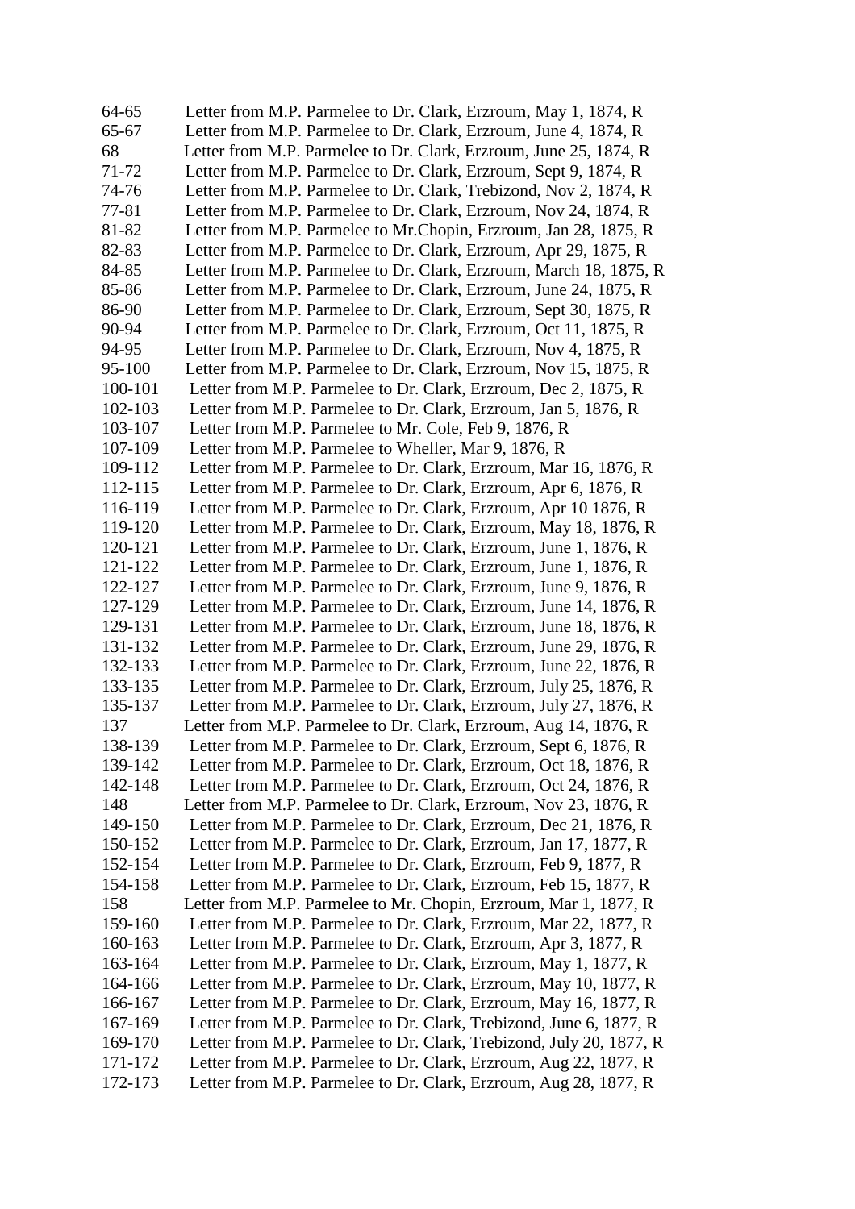64-65 Letter from M.P. Parmelee to Dr. Clark, Erzroum, May 1, 1874, R
65-67 Letter from M.P. Parmelee to Dr. Clark, Erzroum, June 4, 1874, R
68 Letter from M.P. Parmelee to Dr. Clark, Erzroum, June 25, 1874, R
71-72 Letter from M.P. Parmelee to Dr. Clark, Erzroum, Sept 9, 1874, R
74-76 Letter from M.P. Parmelee to Dr. Clark, Trebizond, Nov 2, 1874, R
77-81 Letter from M.P. Parmelee to Dr. Clark, Erzroum, Nov 24, 1874, R
81-82 Letter from M.P. Parmelee to Mr.Chopin, Erzroum, Jan 28, 1875, R
82-83 Letter from M.P. Parmelee to Dr. Clark, Erzroum, Apr 29, 1875, R
84-85 Letter from M.P. Parmelee to Dr. Clark, Erzroum, March 18, 1875, R
85-86 Letter from M.P. Parmelee to Dr. Clark, Erzroum, June 24, 1875, R
86-90 Letter from M.P. Parmelee to Dr. Clark, Erzroum, Sept 30, 1875, R
90-94 Letter from M.P. Parmelee to Dr. Clark, Erzroum, Oct 11, 1875, R
94-95 Letter from M.P. Parmelee to Dr. Clark, Erzroum, Nov 4, 1875, R
95-100 Letter from M.P. Parmelee to Dr. Clark, Erzroum, Nov 15, 1875, R
100-101 Letter from M.P. Parmelee to Dr. Clark, Erzroum, Dec 2, 1875, R
102-103 Letter from M.P. Parmelee to Dr. Clark, Erzroum, Jan 5, 1876, R
103-107 Letter from M.P. Parmelee to Mr. Cole, Feb 9, 1876, R
107-109 Letter from M.P. Parmelee to Wheller, Mar 9, 1876, R
109-112 Letter from M.P. Parmelee to Dr. Clark, Erzroum, Mar 16, 1876, R
112-115 Letter from M.P. Parmelee to Dr. Clark, Erzroum, Apr 6, 1876, R
116-119 Letter from M.P. Parmelee to Dr. Clark, Erzroum, Apr 10 1876, R
119-120 Letter from M.P. Parmelee to Dr. Clark, Erzroum, May 18, 1876, R
120-121 Letter from M.P. Parmelee to Dr. Clark, Erzroum, June 1, 1876, R
121-122 Letter from M.P. Parmelee to Dr. Clark, Erzroum, June 1, 1876, R
122-127 Letter from M.P. Parmelee to Dr. Clark, Erzroum, June 9, 1876, R
127-129 Letter from M.P. Parmelee to Dr. Clark, Erzroum, June 14, 1876, R
129-131 Letter from M.P. Parmelee to Dr. Clark, Erzroum, June 18, 1876, R
131-132 Letter from M.P. Parmelee to Dr. Clark, Erzroum, June 29, 1876, R
132-133 Letter from M.P. Parmelee to Dr. Clark, Erzroum, June 22, 1876, R
133-135 Letter from M.P. Parmelee to Dr. Clark, Erzroum, July 25, 1876, R
135-137 Letter from M.P. Parmelee to Dr. Clark, Erzroum, July 27, 1876, R
137 Letter from M.P. Parmelee to Dr. Clark, Erzroum, Aug 14, 1876, R
138-139 Letter from M.P. Parmelee to Dr. Clark, Erzroum, Sept 6, 1876, R
139-142 Letter from M.P. Parmelee to Dr. Clark, Erzroum, Oct 18, 1876, R
142-148 Letter from M.P. Parmelee to Dr. Clark, Erzroum, Oct 24, 1876, R
148 Letter from M.P. Parmelee to Dr. Clark, Erzroum, Nov 23, 1876, R
149-150 Letter from M.P. Parmelee to Dr. Clark, Erzroum, Dec 21, 1876, R
150-152 Letter from M.P. Parmelee to Dr. Clark, Erzroum, Jan 17, 1877, R
152-154 Letter from M.P. Parmelee to Dr. Clark, Erzroum, Feb 9, 1877, R
154-158 Letter from M.P. Parmelee to Dr. Clark, Erzroum, Feb 15, 1877, R
158 Letter from M.P. Parmelee to Mr. Chopin, Erzroum, Mar 1, 1877, R
159-160 Letter from M.P. Parmelee to Dr. Clark, Erzroum, Mar 22, 1877, R
160-163 Letter from M.P. Parmelee to Dr. Clark, Erzroum, Apr 3, 1877, R
163-164 Letter from M.P. Parmelee to Dr. Clark, Erzroum, May 1, 1877, R
164-166 Letter from M.P. Parmelee to Dr. Clark, Erzroum, May 10, 1877, R
166-167 Letter from M.P. Parmelee to Dr. Clark, Erzroum, May 16, 1877, R
167-169 Letter from M.P. Parmelee to Dr. Clark, Trebizond, June 6, 1877, R
169-170 Letter from M.P. Parmelee to Dr. Clark, Trebizond, July 20, 1877, R
171-172 Letter from M.P. Parmelee to Dr. Clark, Erzroum, Aug 22, 1877, R
172-173 Letter from M.P. Parmelee to Dr. Clark, Erzroum, Aug 28, 1877, R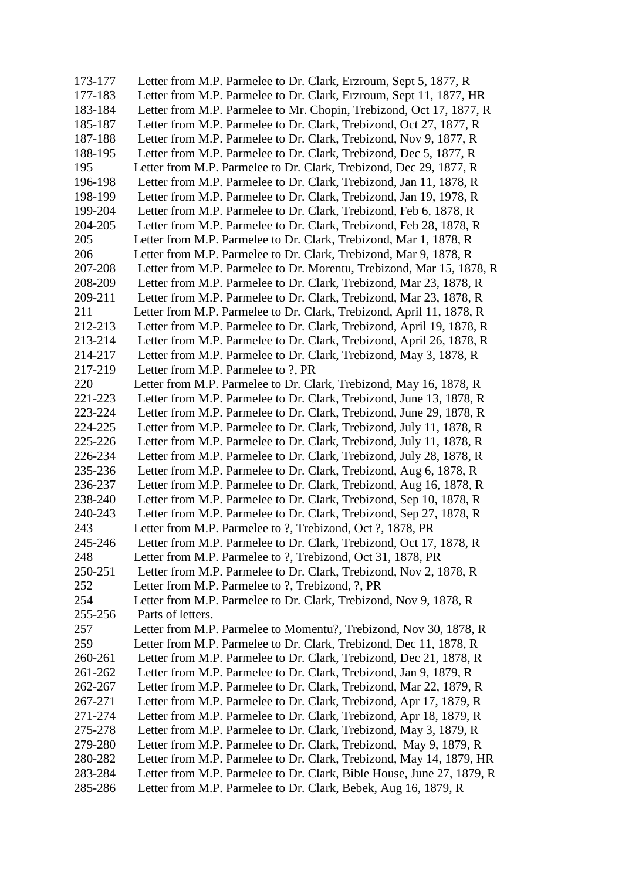173-177 Letter from M.P. Parmelee to Dr. Clark, Erzroum, Sept 5, 1877, R
177-183 Letter from M.P. Parmelee to Dr. Clark, Erzroum, Sept 11, 1877, HR
183-184 Letter from M.P. Parmelee to Mr. Chopin, Trebizond, Oct 17, 1877, R
185-187 Letter from M.P. Parmelee to Dr. Clark, Trebizond, Oct 27, 1877, R
187-188 Letter from M.P. Parmelee to Dr. Clark, Trebizond, Nov 9, 1877, R
188-195 Letter from M.P. Parmelee to Dr. Clark, Trebizond, Dec 5, 1877, R
195 Letter from M.P. Parmelee to Dr. Clark, Trebizond, Dec 29, 1877, R
196-198 Letter from M.P. Parmelee to Dr. Clark, Trebizond, Jan 11, 1878, R
198-199 Letter from M.P. Parmelee to Dr. Clark, Trebizond, Jan 19, 1978, R
199-204 Letter from M.P. Parmelee to Dr. Clark, Trebizond, Feb 6, 1878, R
204-205 Letter from M.P. Parmelee to Dr. Clark, Trebizond, Feb 28, 1878, R
205 Letter from M.P. Parmelee to Dr. Clark, Trebizond, Mar 1, 1878, R
206 Letter from M.P. Parmelee to Dr. Clark, Trebizond, Mar 9, 1878, R
207-208 Letter from M.P. Parmelee to Dr. Morentu, Trebizond, Mar 15, 1878, R
208-209 Letter from M.P. Parmelee to Dr. Clark, Trebizond, Mar 23, 1878, R
209-211 Letter from M.P. Parmelee to Dr. Clark, Trebizond, Mar 23, 1878, R
211 Letter from M.P. Parmelee to Dr. Clark, Trebizond, April 11, 1878, R
212-213 Letter from M.P. Parmelee to Dr. Clark, Trebizond, April 19, 1878, R
213-214 Letter from M.P. Parmelee to Dr. Clark, Trebizond, April 26, 1878, R
214-217 Letter from M.P. Parmelee to Dr. Clark, Trebizond, May 3, 1878, R
217-219 Letter from M.P. Parmelee to ?, PR
220 Letter from M.P. Parmelee to Dr. Clark, Trebizond, May 16, 1878, R
221-223 Letter from M.P. Parmelee to Dr. Clark, Trebizond, June 13, 1878, R
223-224 Letter from M.P. Parmelee to Dr. Clark, Trebizond, June 29, 1878, R
224-225 Letter from M.P. Parmelee to Dr. Clark, Trebizond, July 11, 1878, R
225-226 Letter from M.P. Parmelee to Dr. Clark, Trebizond, July 11, 1878, R
226-234 Letter from M.P. Parmelee to Dr. Clark, Trebizond, July 28, 1878, R
235-236 Letter from M.P. Parmelee to Dr. Clark, Trebizond, Aug 6, 1878, R
236-237 Letter from M.P. Parmelee to Dr. Clark, Trebizond, Aug 16, 1878, R
238-240 Letter from M.P. Parmelee to Dr. Clark, Trebizond, Sep 10, 1878, R
240-243 Letter from M.P. Parmelee to Dr. Clark, Trebizond, Sep 27, 1878, R
243 Letter from M.P. Parmelee to ?, Trebizond, Oct ?, 1878, PR
245-246 Letter from M.P. Parmelee to Dr. Clark, Trebizond, Oct 17, 1878, R
248 Letter from M.P. Parmelee to ?, Trebizond, Oct 31, 1878, PR
250-251 Letter from M.P. Parmelee to Dr. Clark, Trebizond, Nov 2, 1878, R
252 Letter from M.P. Parmelee to ?, Trebizond, ?, PR
254 Letter from M.P. Parmelee to Dr. Clark, Trebizond, Nov 9, 1878, R
255-256 Parts of letters.
257 Letter from M.P. Parmelee to Momentu?, Trebizond, Nov 30, 1878, R
259 Letter from M.P. Parmelee to Dr. Clark, Trebizond, Dec 11, 1878, R
260-261 Letter from M.P. Parmelee to Dr. Clark, Trebizond, Dec 21, 1878, R
261-262 Letter from M.P. Parmelee to Dr. Clark, Trebizond, Jan 9, 1879, R
262-267 Letter from M.P. Parmelee to Dr. Clark, Trebizond, Mar 22, 1879, R
267-271 Letter from M.P. Parmelee to Dr. Clark, Trebizond, Apr 17, 1879, R
271-274 Letter from M.P. Parmelee to Dr. Clark, Trebizond, Apr 18, 1879, R
275-278 Letter from M.P. Parmelee to Dr. Clark, Trebizond, May 3, 1879, R
279-280 Letter from M.P. Parmelee to Dr. Clark, Trebizond, May 9, 1879, R
280-282 Letter from M.P. Parmelee to Dr. Clark, Trebizond, May 14, 1879, HR
283-284 Letter from M.P. Parmelee to Dr. Clark, Bible House, June 27, 1879, R
285-286 Letter from M.P. Parmelee to Dr. Clark, Bebek, Aug 16, 1879, R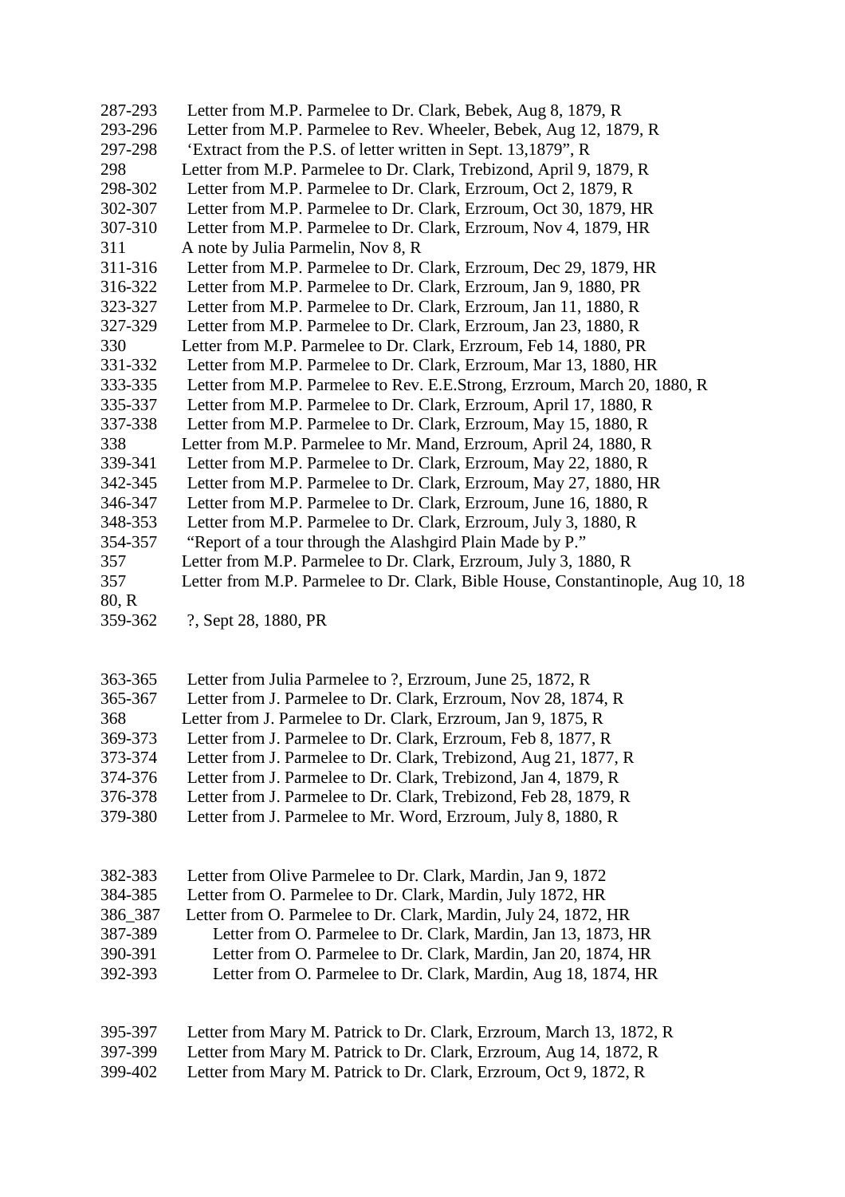287-293 Letter from M.P. Parmelee to Dr. Clark, Bebek, Aug 8, 1879, R
293-296 Letter from M.P. Parmelee to Rev. Wheeler, Bebek, Aug 12, 1879, R
297-298 'Extract from the P.S. of letter written in Sept. 13,1879", R
298 Letter from M.P. Parmelee to Dr. Clark, Trebizond, April 9, 1879, R
298-302 Letter from M.P. Parmelee to Dr. Clark, Erzroum, Oct 2, 1879, R
302-307 Letter from M.P. Parmelee to Dr. Clark, Erzroum, Oct 30, 1879, HR
307-310 Letter from M.P. Parmelee to Dr. Clark, Erzroum, Nov 4, 1879, HR
311 A note by Julia Parmelin, Nov 8, R
311-316 Letter from M.P. Parmelee to Dr. Clark, Erzroum, Dec 29, 1879, HR
316-322 Letter from M.P. Parmelee to Dr. Clark, Erzroum, Jan 9, 1880, PR
323-327 Letter from M.P. Parmelee to Dr. Clark, Erzroum, Jan 11, 1880, R
327-329 Letter from M.P. Parmelee to Dr. Clark, Erzroum, Jan 23, 1880, R
330 Letter from M.P. Parmelee to Dr. Clark, Erzroum, Feb 14, 1880, PR
331-332 Letter from M.P. Parmelee to Dr. Clark, Erzroum, Mar 13, 1880, HR
333-335 Letter from M.P. Parmelee to Rev. E.E.Strong, Erzroum, March 20, 1880, R
335-337 Letter from M.P. Parmelee to Dr. Clark, Erzroum, April 17, 1880, R
337-338 Letter from M.P. Parmelee to Dr. Clark, Erzroum, May 15, 1880, R
338 Letter from M.P. Parmelee to Mr. Mand, Erzroum, April 24, 1880, R
339-341 Letter from M.P. Parmelee to Dr. Clark, Erzroum, May 22, 1880, R
342-345 Letter from M.P. Parmelee to Dr. Clark, Erzroum, May 27, 1880, HR
346-347 Letter from M.P. Parmelee to Dr. Clark, Erzroum, June 16, 1880, R
348-353 Letter from M.P. Parmelee to Dr. Clark, Erzroum, July 3, 1880, R
354-357 "Report of a tour through the Alashgird Plain Made by P."
357 Letter from M.P. Parmelee to Dr. Clark, Erzroum, July 3, 1880, R
357 Letter from M.P. Parmelee to Dr. Clark, Bible House, Constantinople, Aug 10, 1880, R
359-362 ?, Sept 28, 1880, PR

363-365 Letter from Julia Parmelee to ?, Erzroum, June 25, 1872, R
365-367 Letter from J. Parmelee to Dr. Clark, Erzroum, Nov 28, 1874, R
368 Letter from J. Parmelee to Dr. Clark, Erzroum, Jan 9, 1875, R
369-373 Letter from J. Parmelee to Dr. Clark, Erzroum, Feb 8, 1877, R
373-374 Letter from J. Parmelee to Dr. Clark, Trebizond, Aug 21, 1877, R
374-376 Letter from J. Parmelee to Dr. Clark, Trebizond, Jan 4, 1879, R
376-378 Letter from J. Parmelee to Dr. Clark, Trebizond, Feb 28, 1879, R
379-380 Letter from J. Parmelee to Mr. Word, Erzroum, July 8, 1880, R

382-383 Letter from Olive Parmelee to Dr. Clark, Mardin, Jan 9, 1872
384-385 Letter from O. Parmelee to Dr. Clark, Mardin, July 1872, HR
386_387 Letter from O. Parmelee to Dr. Clark, Mardin, July 24, 1872, HR
387-389 Letter from O. Parmelee to Dr. Clark, Mardin, Jan 13, 1873, HR
390-391 Letter from O. Parmelee to Dr. Clark, Mardin, Jan 20, 1874, HR
392-393 Letter from O. Parmelee to Dr. Clark, Mardin, Aug 18, 1874, HR

395-397 Letter from Mary M. Patrick to Dr. Clark, Erzroum, March 13, 1872, R
397-399 Letter from Mary M. Patrick to Dr. Clark, Erzroum, Aug 14, 1872, R
399-402 Letter from Mary M. Patrick to Dr. Clark, Erzroum, Oct 9, 1872, R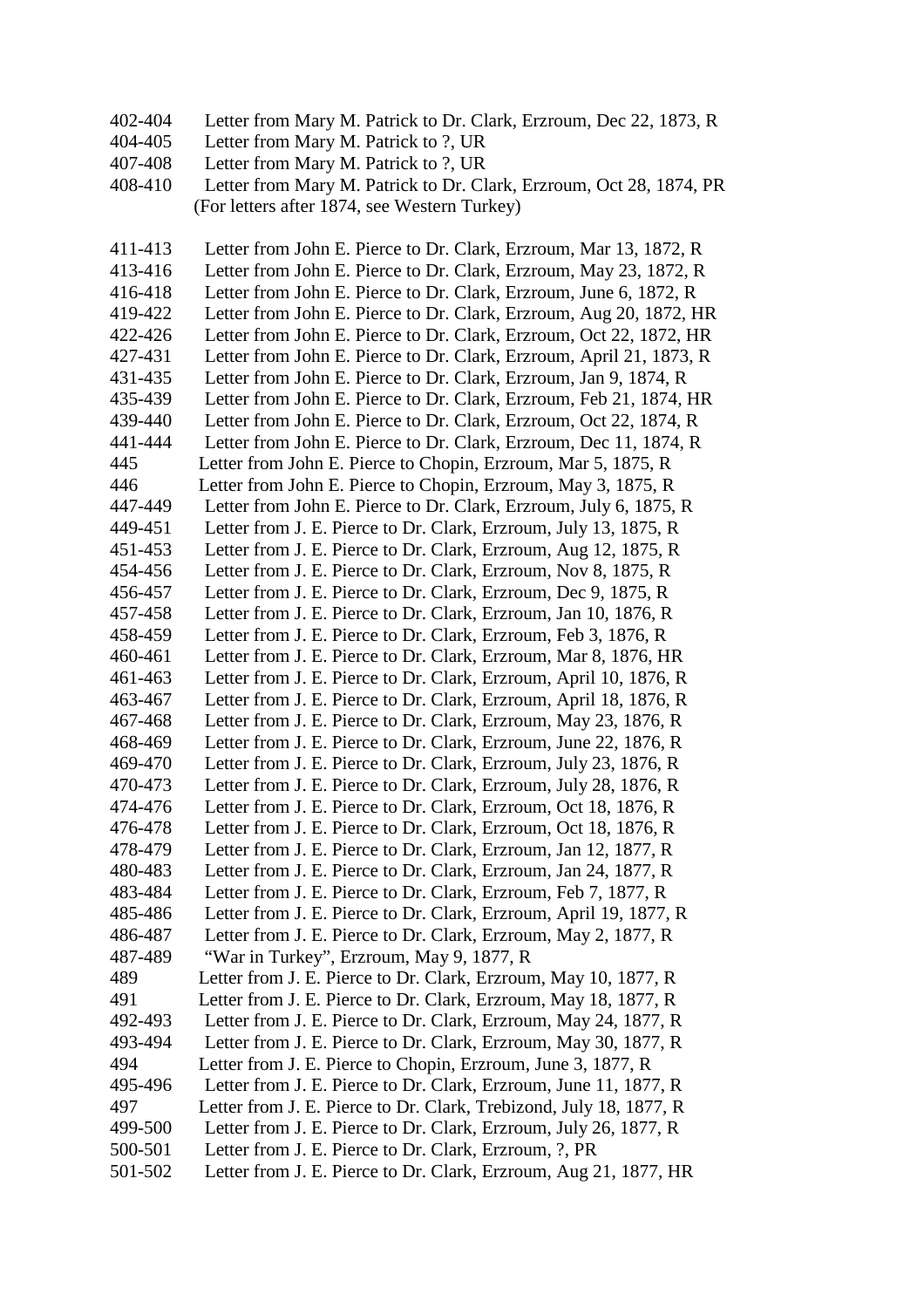402-404 Letter from Mary M. Patrick to Dr. Clark, Erzroum, Dec 22, 1873, R
404-405 Letter from Mary M. Patrick to ?, UR
407-408 Letter from Mary M. Patrick to ?, UR
408-410 Letter from Mary M. Patrick to Dr. Clark, Erzroum, Oct 28, 1874, PR
(For letters after 1874, see Western Turkey)

411-413 Letter from John E. Pierce to Dr. Clark, Erzroum, Mar 13, 1872, R
413-416 Letter from John E. Pierce to Dr. Clark, Erzroum, May 23, 1872, R
416-418 Letter from John E. Pierce to Dr. Clark, Erzroum, June 6, 1872, R
419-422 Letter from John E. Pierce to Dr. Clark, Erzroum, Aug 20, 1872, HR
422-426 Letter from John E. Pierce to Dr. Clark, Erzroum, Oct 22, 1872, HR
427-431 Letter from John E. Pierce to Dr. Clark, Erzroum, April 21, 1873, R
431-435 Letter from John E. Pierce to Dr. Clark, Erzroum, Jan 9, 1874, R
435-439 Letter from John E. Pierce to Dr. Clark, Erzroum, Feb 21, 1874, HR
439-440 Letter from John E. Pierce to Dr. Clark, Erzroum, Oct 22, 1874, R
441-444 Letter from John E. Pierce to Dr. Clark, Erzroum, Dec 11, 1874, R
445 Letter from John E. Pierce to Chopin, Erzroum, Mar 5, 1875, R
446 Letter from John E. Pierce to Chopin, Erzroum, May 3, 1875, R
447-449 Letter from John E. Pierce to Dr. Clark, Erzroum, July 6, 1875, R
449-451 Letter from J. E. Pierce to Dr. Clark, Erzroum, July 13, 1875, R
451-453 Letter from J. E. Pierce to Dr. Clark, Erzroum, Aug 12, 1875, R
454-456 Letter from J. E. Pierce to Dr. Clark, Erzroum, Nov 8, 1875, R
456-457 Letter from J. E. Pierce to Dr. Clark, Erzroum, Dec 9, 1875, R
457-458 Letter from J. E. Pierce to Dr. Clark, Erzroum, Jan 10, 1876, R
458-459 Letter from J. E. Pierce to Dr. Clark, Erzroum, Feb 3, 1876, R
460-461 Letter from J. E. Pierce to Dr. Clark, Erzroum, Mar 8, 1876, HR
461-463 Letter from J. E. Pierce to Dr. Clark, Erzroum, April 10, 1876, R
463-467 Letter from J. E. Pierce to Dr. Clark, Erzroum, April 18, 1876, R
467-468 Letter from J. E. Pierce to Dr. Clark, Erzroum, May 23, 1876, R
468-469 Letter from J. E. Pierce to Dr. Clark, Erzroum, June 22, 1876, R
469-470 Letter from J. E. Pierce to Dr. Clark, Erzroum, July 23, 1876, R
470-473 Letter from J. E. Pierce to Dr. Clark, Erzroum, July 28, 1876, R
474-476 Letter from J. E. Pierce to Dr. Clark, Erzroum, Oct 18, 1876, R
476-478 Letter from J. E. Pierce to Dr. Clark, Erzroum, Oct 18, 1876, R
478-479 Letter from J. E. Pierce to Dr. Clark, Erzroum, Jan 12, 1877, R
480-483 Letter from J. E. Pierce to Dr. Clark, Erzroum, Jan 24, 1877, R
483-484 Letter from J. E. Pierce to Dr. Clark, Erzroum, Feb 7, 1877, R
485-486 Letter from J. E. Pierce to Dr. Clark, Erzroum, April 19, 1877, R
486-487 Letter from J. E. Pierce to Dr. Clark, Erzroum, May 2, 1877, R
487-489 "War in Turkey", Erzroum, May 9, 1877, R
489 Letter from J. E. Pierce to Dr. Clark, Erzroum, May 10, 1877, R
491 Letter from J. E. Pierce to Dr. Clark, Erzroum, May 18, 1877, R
492-493 Letter from J. E. Pierce to Dr. Clark, Erzroum, May 24, 1877, R
493-494 Letter from J. E. Pierce to Dr. Clark, Erzroum, May 30, 1877, R
494 Letter from J. E. Pierce to Chopin, Erzroum, June 3, 1877, R
495-496 Letter from J. E. Pierce to Dr. Clark, Erzroum, June 11, 1877, R
497 Letter from J. E. Pierce to Dr. Clark, Trebizond, July 18, 1877, R
499-500 Letter from J. E. Pierce to Dr. Clark, Erzroum, July 26, 1877, R
500-501 Letter from J. E. Pierce to Dr. Clark, Erzroum, ?, PR
501-502 Letter from J. E. Pierce to Dr. Clark, Erzroum, Aug 21, 1877, HR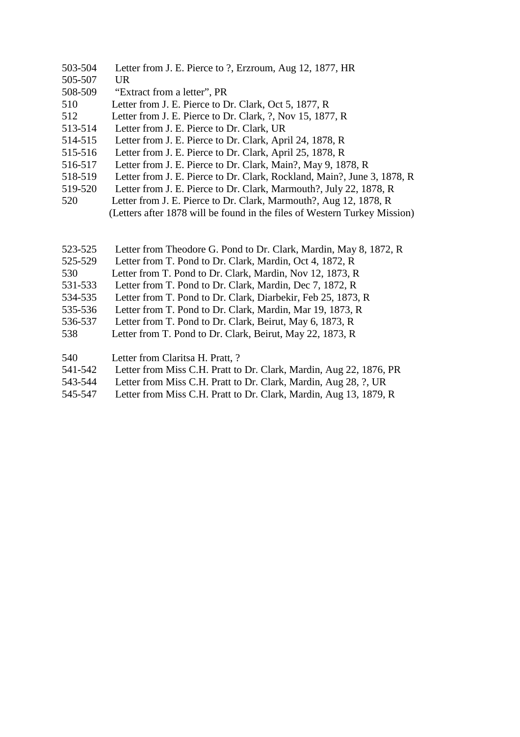503-504 Letter from J. E. Pierce to ?, Erzroum, Aug 12, 1877, HR
505-507 UR
508-509 "Extract from a letter", PR
510 Letter from J. E. Pierce to Dr. Clark, Oct 5, 1877, R
512 Letter from J. E. Pierce to Dr. Clark, ?, Nov 15, 1877, R
513-514 Letter from J. E. Pierce to Dr. Clark, UR
514-515 Letter from J. E. Pierce to Dr. Clark, April 24, 1878, R
515-516 Letter from J. E. Pierce to Dr. Clark, April 25, 1878, R
516-517 Letter from J. E. Pierce to Dr. Clark, Main?, May 9, 1878, R
518-519 Letter from J. E. Pierce to Dr. Clark, Rockland, Main?, June 3, 1878, R
519-520 Letter from J. E. Pierce to Dr. Clark, Marmouth?, July 22, 1878, R
520 Letter from J. E. Pierce to Dr. Clark, Marmouth?, Aug 12, 1878, R
(Letters after 1878 will be found in the files of Western Turkey Mission)

523-525 Letter from Theodore G. Pond to Dr. Clark, Mardin, May 8, 1872, R
525-529 Letter from T. Pond to Dr. Clark, Mardin, Oct 4, 1872, R
530 Letter from T. Pond to Dr. Clark, Mardin, Nov 12, 1873, R
531-533 Letter from T. Pond to Dr. Clark, Mardin, Dec 7, 1872, R
534-535 Letter from T. Pond to Dr. Clark, Diarbekir, Feb 25, 1873, R
535-536 Letter from T. Pond to Dr. Clark, Mardin, Mar 19, 1873, R
536-537 Letter from T. Pond to Dr. Clark, Beirut, May 6, 1873, R
538 Letter from T. Pond to Dr. Clark, Beirut, May 22, 1873, R

540 Letter from Claritsa H. Pratt, ?
541-542 Letter from Miss C.H. Pratt to Dr. Clark, Mardin, Aug 22, 1876, PR
543-544 Letter from Miss C.H. Pratt to Dr. Clark, Mardin, Aug 28, ?, UR
545-547 Letter from Miss C.H. Pratt to Dr. Clark, Mardin, Aug 13, 1879, R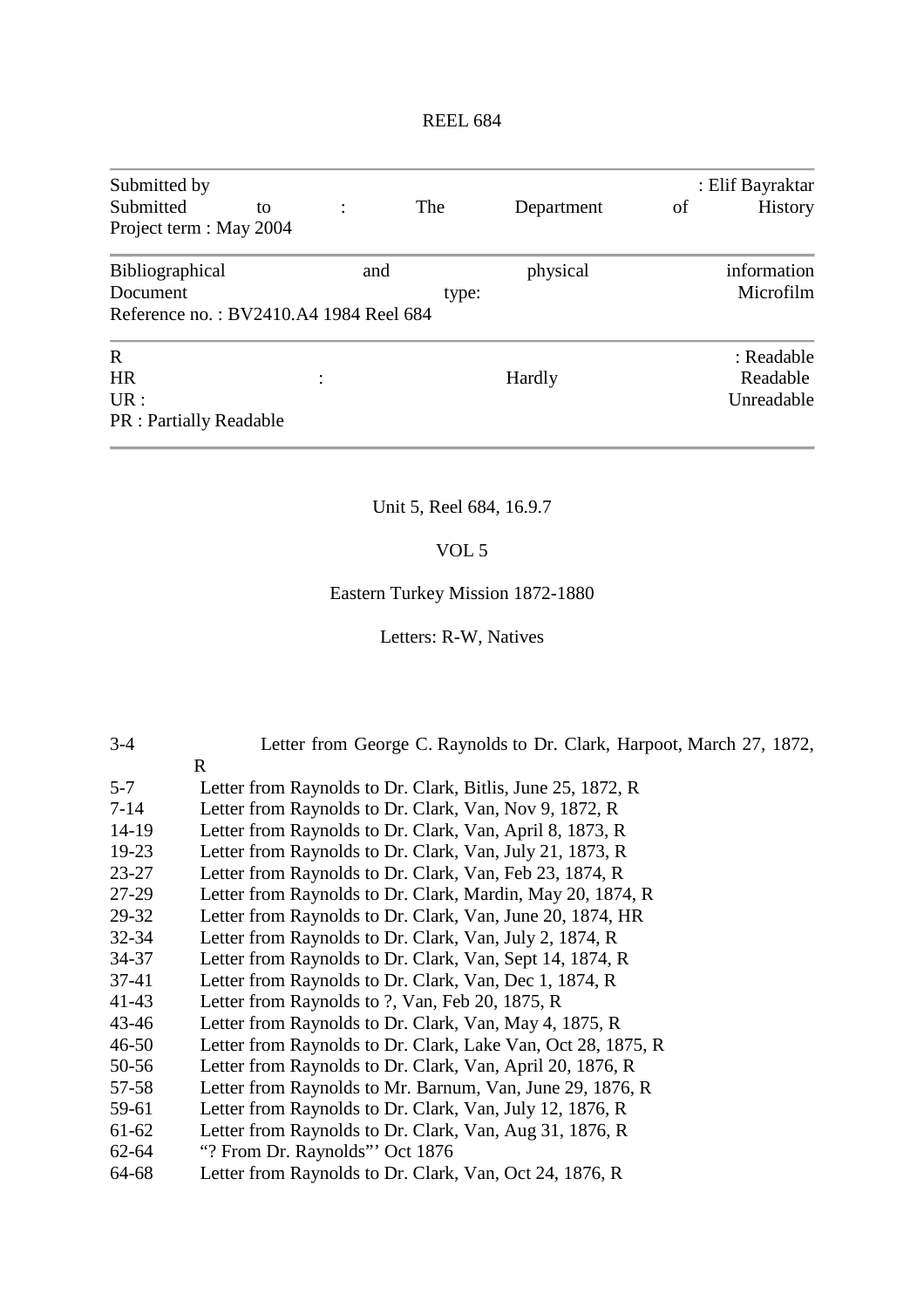REEL 684

---

Submitted by : Elif Bayraktar
Submitted to : The Department of History
Project term : May 2004

---

Bibliographical and physical information
Document type: Microfilm
Reference no. : BV2410.A4 1984 Reel 684

---

R : Readable
HR : Hardly Readable
UR : Unreadable
PR : Partially Readable

---

Unit 5, Reel 684, 16.9.7

VOL 5

Eastern Turkey Mission 1872-1880

Letters: R-W, Natives

3-4 Letter from George C. Raynolds to Dr. Clark, Harpoot, March 27, 1872, R
5-7 Letter from Raynolds to Dr. Clark, Bitlis, June 25, 1872, R
7-14 Letter from Raynolds to Dr. Clark, Van, Nov 9, 1872, R
14-19 Letter from Raynolds to Dr. Clark, Van, April 8, 1873, R
19-23 Letter from Raynolds to Dr. Clark, Van, July 21, 1873, R
23-27 Letter from Raynolds to Dr. Clark, Van, Feb 23, 1874, R
27-29 Letter from Raynolds to Dr. Clark, Mardin, May 20, 1874, R
29-32 Letter from Raynolds to Dr. Clark, Van, June 20, 1874, HR
32-34 Letter from Raynolds to Dr. Clark, Van, July 2, 1874, R
34-37 Letter from Raynolds to Dr. Clark, Van, Sept 14, 1874, R
37-41 Letter from Raynolds to Dr. Clark, Van, Dec 1, 1874, R
41-43 Letter from Raynolds to ?, Van, Feb 20, 1875, R
43-46 Letter from Raynolds to Dr. Clark, Van, May 4, 1875, R
46-50 Letter from Raynolds to Dr. Clark, Lake Van, Oct 28, 1875, R
50-56 Letter from Raynolds to Dr. Clark, Van, April 20, 1876, R
57-58 Letter from Raynolds to Mr. Barnum, Van, June 29, 1876, R
59-61 Letter from Raynolds to Dr. Clark, Van, July 12, 1876, R
61-62 Letter from Raynolds to Dr. Clark, Van, Aug 31, 1876, R
62-64 "? From Dr. Raynolds"' Oct 1876
64-68 Letter from Raynolds to Dr. Clark, Van, Oct 24, 1876, R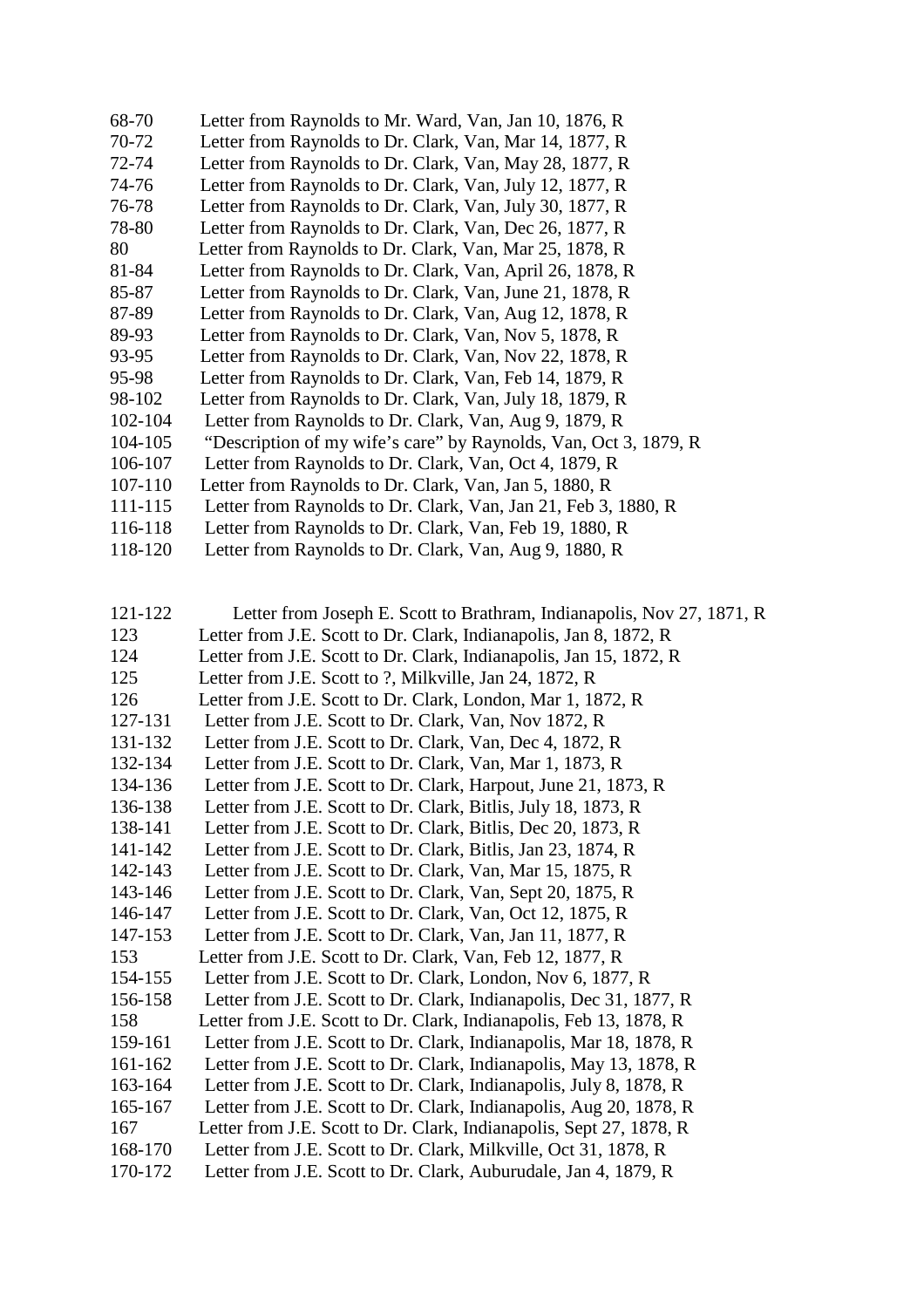68-70 Letter from Raynolds to Mr. Ward, Van, Jan 10, 1876, R
70-72 Letter from Raynolds to Dr. Clark, Van, Mar 14, 1877, R
72-74 Letter from Raynolds to Dr. Clark, Van, May 28, 1877, R
74-76 Letter from Raynolds to Dr. Clark, Van, July 12, 1877, R
76-78 Letter from Raynolds to Dr. Clark, Van, July 30, 1877, R
78-80 Letter from Raynolds to Dr. Clark, Van, Dec 26, 1877, R
80 Letter from Raynolds to Dr. Clark, Van, Mar 25, 1878, R
81-84 Letter from Raynolds to Dr. Clark, Van, April 26, 1878, R
85-87 Letter from Raynolds to Dr. Clark, Van, June 21, 1878, R
87-89 Letter from Raynolds to Dr. Clark, Van, Aug 12, 1878, R
89-93 Letter from Raynolds to Dr. Clark, Van, Nov 5, 1878, R
93-95 Letter from Raynolds to Dr. Clark, Van, Nov 22, 1878, R
95-98 Letter from Raynolds to Dr. Clark, Van, Feb 14, 1879, R
98-102 Letter from Raynolds to Dr. Clark, Van, July 18, 1879, R
102-104 Letter from Raynolds to Dr. Clark, Van, Aug 9, 1879, R
104-105 "Description of my wife's care" by Raynolds, Van, Oct 3, 1879, R
106-107 Letter from Raynolds to Dr. Clark, Van, Oct 4, 1879, R
107-110 Letter from Raynolds to Dr. Clark, Van, Jan 5, 1880, R
111-115 Letter from Raynolds to Dr. Clark, Van, Jan 21, Feb 3, 1880, R
116-118 Letter from Raynolds to Dr. Clark, Van, Feb 19, 1880, R
118-120 Letter from Raynolds to Dr. Clark, Van, Aug 9, 1880, R

121-122 Letter from Joseph E. Scott to Brathram, Indianapolis, Nov 27, 1871, R
123 Letter from J.E. Scott to Dr. Clark, Indianapolis, Jan 8, 1872, R
124 Letter from J.E. Scott to Dr. Clark, Indianapolis, Jan 15, 1872, R
125 Letter from J.E. Scott to ?, Milkville, Jan 24, 1872, R
126 Letter from J.E. Scott to Dr. Clark, London, Mar 1, 1872, R
127-131 Letter from J.E. Scott to Dr. Clark, Van, Nov 1872, R
131-132 Letter from J.E. Scott to Dr. Clark, Van, Dec 4, 1872, R
132-134 Letter from J.E. Scott to Dr. Clark, Van, Mar 1, 1873, R
134-136 Letter from J.E. Scott to Dr. Clark, Harpout, June 21, 1873, R
136-138 Letter from J.E. Scott to Dr. Clark, Bitlis, July 18, 1873, R
138-141 Letter from J.E. Scott to Dr. Clark, Bitlis, Dec 20, 1873, R
141-142 Letter from J.E. Scott to Dr. Clark, Bitlis, Jan 23, 1874, R
142-143 Letter from J.E. Scott to Dr. Clark, Van, Mar 15, 1875, R
143-146 Letter from J.E. Scott to Dr. Clark, Van, Sept 20, 1875, R
146-147 Letter from J.E. Scott to Dr. Clark, Van, Oct 12, 1875, R
147-153 Letter from J.E. Scott to Dr. Clark, Van, Jan 11, 1877, R
153 Letter from J.E. Scott to Dr. Clark, Van, Feb 12, 1877, R
154-155 Letter from J.E. Scott to Dr. Clark, London, Nov 6, 1877, R
156-158 Letter from J.E. Scott to Dr. Clark, Indianapolis, Dec 31, 1877, R
158 Letter from J.E. Scott to Dr. Clark, Indianapolis, Feb 13, 1878, R
159-161 Letter from J.E. Scott to Dr. Clark, Indianapolis, Mar 18, 1878, R
161-162 Letter from J.E. Scott to Dr. Clark, Indianapolis, May 13, 1878, R
163-164 Letter from J.E. Scott to Dr. Clark, Indianapolis, July 8, 1878, R
165-167 Letter from J.E. Scott to Dr. Clark, Indianapolis, Aug 20, 1878, R
167 Letter from J.E. Scott to Dr. Clark, Indianapolis, Sept 27, 1878, R
168-170 Letter from J.E. Scott to Dr. Clark, Milkville, Oct 31, 1878, R
170-172 Letter from J.E. Scott to Dr. Clark, Auburudale, Jan 4, 1879, R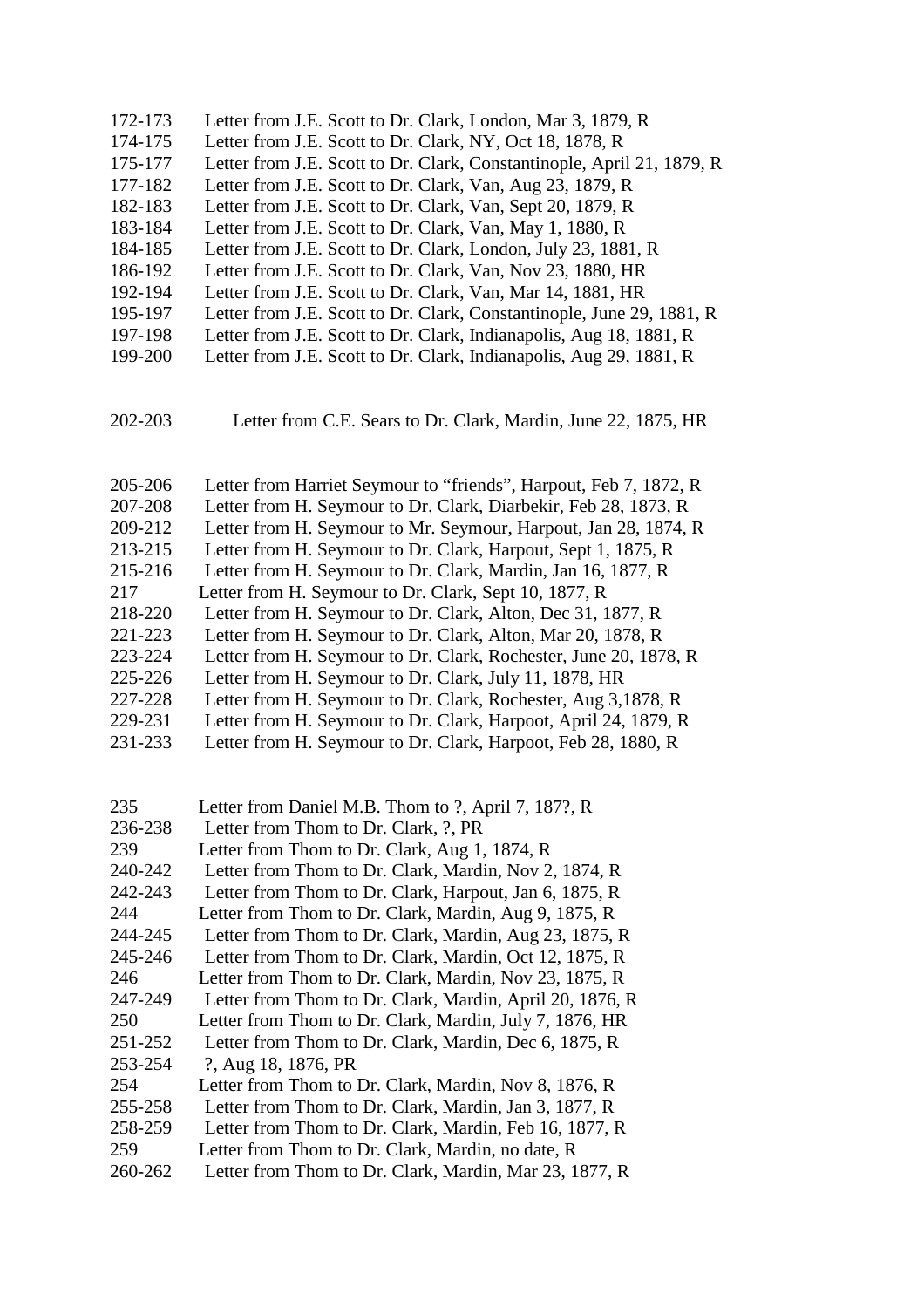172-173 Letter from J.E. Scott to Dr. Clark, London, Mar 3, 1879, R
174-175 Letter from J.E. Scott to Dr. Clark, NY, Oct 18, 1878, R
175-177 Letter from J.E. Scott to Dr. Clark, Constantinople, April 21, 1879, R
177-182 Letter from J.E. Scott to Dr. Clark, Van, Aug 23, 1879, R
182-183 Letter from J.E. Scott to Dr. Clark, Van, Sept 20, 1879, R
183-184 Letter from J.E. Scott to Dr. Clark, Van, May 1, 1880, R
184-185 Letter from J.E. Scott to Dr. Clark, London, July 23, 1881, R
186-192 Letter from J.E. Scott to Dr. Clark, Van, Nov 23, 1880, HR
192-194 Letter from J.E. Scott to Dr. Clark, Van, Mar 14, 1881, HR
195-197 Letter from J.E. Scott to Dr. Clark, Constantinople, June 29, 1881, R
197-198 Letter from J.E. Scott to Dr. Clark, Indianapolis, Aug 18, 1881, R
199-200 Letter from J.E. Scott to Dr. Clark, Indianapolis, Aug 29, 1881, R

202-203 Letter from C.E. Sears to Dr. Clark, Mardin, June 22, 1875, HR

205-206 Letter from Harriet Seymour to "friends", Harpout, Feb 7, 1872, R
207-208 Letter from H. Seymour to Dr. Clark, Diarbekir, Feb 28, 1873, R
209-212 Letter from H. Seymour to Mr. Seymour, Harpout, Jan 28, 1874, R
213-215 Letter from H. Seymour to Dr. Clark, Harpout, Sept 1, 1875, R
215-216 Letter from H. Seymour to Dr. Clark, Mardin, Jan 16, 1877, R
217 Letter from H. Seymour to Dr. Clark, Sept 10, 1877, R
218-220 Letter from H. Seymour to Dr. Clark, Alton, Dec 31, 1877, R
221-223 Letter from H. Seymour to Dr. Clark, Alton, Mar 20, 1878, R
223-224 Letter from H. Seymour to Dr. Clark, Rochester, June 20, 1878, R
225-226 Letter from H. Seymour to Dr. Clark, July 11, 1878, HR
227-228 Letter from H. Seymour to Dr. Clark, Rochester, Aug 3,1878, R
229-231 Letter from H. Seymour to Dr. Clark, Harpoot, April 24, 1879, R
231-233 Letter from H. Seymour to Dr. Clark, Harpoot, Feb 28, 1880, R

235 Letter from Daniel M.B. Thom to ?, April 7, 187?, R
236-238 Letter from Thom to Dr. Clark, ?, PR
239 Letter from Thom to Dr. Clark, Aug 1, 1874, R
240-242 Letter from Thom to Dr. Clark, Mardin, Nov 2, 1874, R
242-243 Letter from Thom to Dr. Clark, Harpout, Jan 6, 1875, R
244 Letter from Thom to Dr. Clark, Mardin, Aug 9, 1875, R
244-245 Letter from Thom to Dr. Clark, Mardin, Aug 23, 1875, R
245-246 Letter from Thom to Dr. Clark, Mardin, Oct 12, 1875, R
246 Letter from Thom to Dr. Clark, Mardin, Nov 23, 1875, R
247-249 Letter from Thom to Dr. Clark, Mardin, April 20, 1876, R
250 Letter from Thom to Dr. Clark, Mardin, July 7, 1876, HR
251-252 Letter from Thom to Dr. Clark, Mardin, Dec 6, 1875, R
253-254 ?, Aug 18, 1876, PR
254 Letter from Thom to Dr. Clark, Mardin, Nov 8, 1876, R
255-258 Letter from Thom to Dr. Clark, Mardin, Jan 3, 1877, R
258-259 Letter from Thom to Dr. Clark, Mardin, Feb 16, 1877, R
259 Letter from Thom to Dr. Clark, Mardin, no date, R
260-262 Letter from Thom to Dr. Clark, Mardin, Mar 23, 1877, R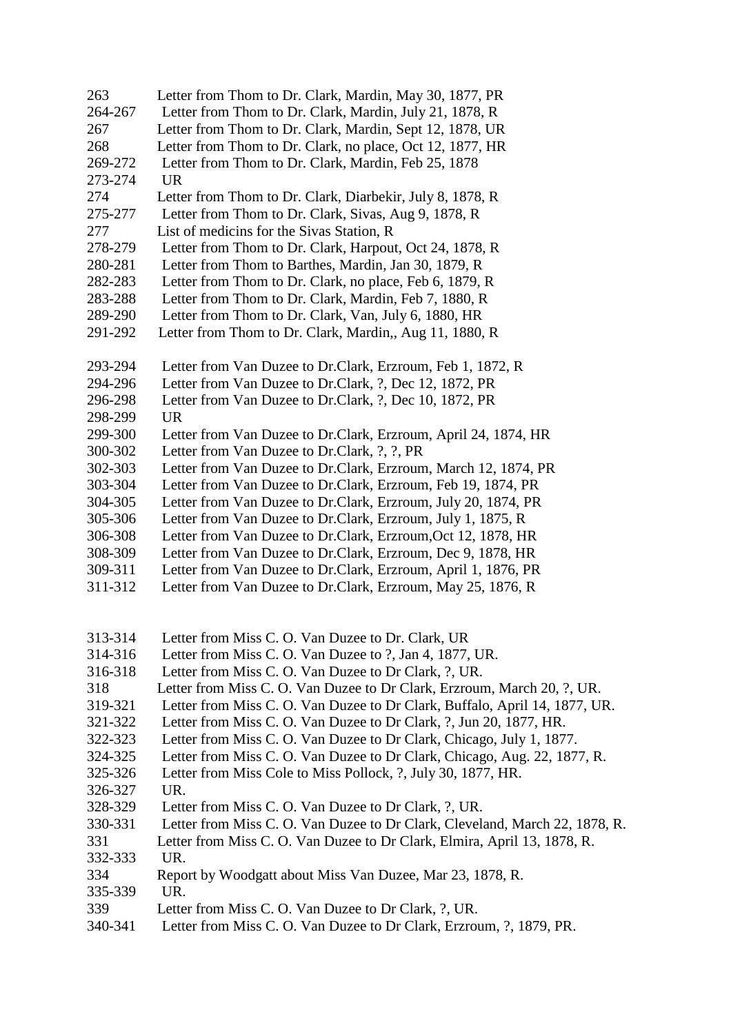263 Letter from Thom to Dr. Clark, Mardin, May 30, 1877, PR
264-267 Letter from Thom to Dr. Clark, Mardin, July 21, 1878, R
267 Letter from Thom to Dr. Clark, Mardin, Sept 12, 1878, UR
268 Letter from Thom to Dr. Clark, no place, Oct 12, 1877, HR
269-272 Letter from Thom to Dr. Clark, Mardin, Feb 25, 1878
273-274 UR
274 Letter from Thom to Dr. Clark, Diarbekir, July 8, 1878, R
275-277 Letter from Thom to Dr. Clark, Sivas, Aug 9, 1878, R
277 List of medicins for the Sivas Station, R
278-279 Letter from Thom to Dr. Clark, Harpout, Oct 24, 1878, R
280-281 Letter from Thom to Barthes, Mardin, Jan 30, 1879, R
282-283 Letter from Thom to Dr. Clark, no place, Feb 6, 1879, R
283-288 Letter from Thom to Dr. Clark, Mardin, Feb 7, 1880, R
289-290 Letter from Thom to Dr. Clark, Van, July 6, 1880, HR
291-292 Letter from Thom to Dr. Clark, Mardin,, Aug 11, 1880, R

293-294 Letter from Van Duzee to Dr.Clark, Erzroum, Feb 1, 1872, R
294-296 Letter from Van Duzee to Dr.Clark, ?, Dec 12, 1872, PR
296-298 Letter from Van Duzee to Dr.Clark, ?, Dec 10, 1872, PR
298-299 UR
299-300 Letter from Van Duzee to Dr.Clark, Erzroum, April 24, 1874, HR
300-302 Letter from Van Duzee to Dr.Clark, ?, ?, PR
302-303 Letter from Van Duzee to Dr.Clark, Erzroum, March 12, 1874, PR
303-304 Letter from Van Duzee to Dr.Clark, Erzroum, Feb 19, 1874, PR
304-305 Letter from Van Duzee to Dr.Clark, Erzroum, July 20, 1874, PR
305-306 Letter from Van Duzee to Dr.Clark, Erzroum, July 1, 1875, R
306-308 Letter from Van Duzee to Dr.Clark, Erzroum,Oct 12, 1878, HR
308-309 Letter from Van Duzee to Dr.Clark, Erzroum, Dec 9, 1878, HR
309-311 Letter from Van Duzee to Dr.Clark, Erzroum, April 1, 1876, PR
311-312 Letter from Van Duzee to Dr.Clark, Erzroum, May 25, 1876, R

313-314 Letter from Miss C. O. Van Duzee to Dr. Clark, UR
314-316 Letter from Miss C. O. Van Duzee to ?, Jan 4, 1877, UR.
316-318 Letter from Miss C. O. Van Duzee to Dr Clark, ?, UR.
318 Letter from Miss C. O. Van Duzee to Dr Clark, Erzroum, March 20, ?, UR.
319-321 Letter from Miss C. O. Van Duzee to Dr Clark, Buffalo, April 14, 1877, UR.
321-322 Letter from Miss C. O. Van Duzee to Dr Clark, ?, Jun 20, 1877, HR.
322-323 Letter from Miss C. O. Van Duzee to Dr Clark, Chicago, July 1, 1877.
324-325 Letter from Miss C. O. Van Duzee to Dr Clark, Chicago, Aug. 22, 1877, R.
325-326 Letter from Miss Cole to Miss Pollock, ?, July 30, 1877, HR.
326-327 UR.
328-329 Letter from Miss C. O. Van Duzee to Dr Clark, ?, UR.
330-331 Letter from Miss C. O. Van Duzee to Dr Clark, Cleveland, March 22, 1878, R.
331 Letter from Miss C. O. Van Duzee to Dr Clark, Elmira, April 13, 1878, R.
332-333 UR.
334 Report by Woodgatt about Miss Van Duzee, Mar 23, 1878, R.
335-339 UR.
339 Letter from Miss C. O. Van Duzee to Dr Clark, ?, UR.
340-341 Letter from Miss C. O. Van Duzee to Dr Clark, Erzroum, ?, 1879, PR.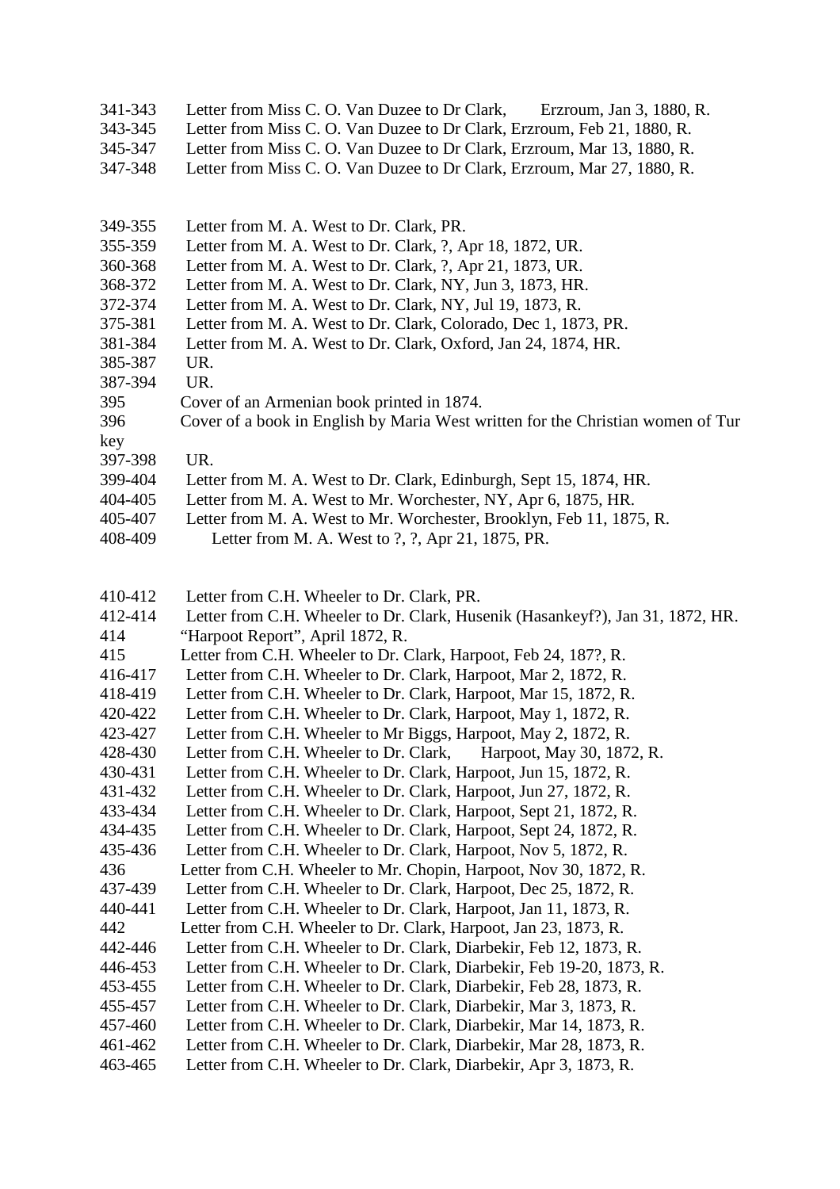341-343 Letter from Miss C. O. Van Duzee to Dr Clark, Erzroum, Jan 3, 1880, R.
343-345 Letter from Miss C. O. Van Duzee to Dr Clark, Erzroum, Feb 21, 1880, R.
345-347 Letter from Miss C. O. Van Duzee to Dr Clark, Erzroum, Mar 13, 1880, R.
347-348 Letter from Miss C. O. Van Duzee to Dr Clark, Erzroum, Mar 27, 1880, R.

349-355 Letter from M. A. West to Dr. Clark, PR.
355-359 Letter from M. A. West to Dr. Clark, ?, Apr 18, 1872, UR.
360-368 Letter from M. A. West to Dr. Clark, ?, Apr 21, 1873, UR.
368-372 Letter from M. A. West to Dr. Clark, NY, Jun 3, 1873, HR.
372-374 Letter from M. A. West to Dr. Clark, NY, Jul 19, 1873, R.
375-381 Letter from M. A. West to Dr. Clark, Colorado, Dec 1, 1873, PR.
381-384 Letter from M. A. West to Dr. Clark, Oxford, Jan 24, 1874, HR.
385-387 UR.
387-394 UR.
395 Cover of an Armenian book printed in 1874.
396 Cover of a book in English by Maria West written for the Christian women of Tur key
397-398 UR.
399-404 Letter from M. A. West to Dr. Clark, Edinburgh, Sept 15, 1874, HR.
404-405 Letter from M. A. West to Mr. Worchester, NY, Apr 6, 1875, HR.
405-407 Letter from M. A. West to Mr. Worchester, Brooklyn, Feb 11, 1875, R.
408-409 Letter from M. A. West to ?, ?, Apr 21, 1875, PR.

410-412 Letter from C.H. Wheeler to Dr. Clark, PR.
412-414 Letter from C.H. Wheeler to Dr. Clark, Husenik (Hasankeyf?), Jan 31, 1872, HR.
414 "Harpoot Report", April 1872, R.
415 Letter from C.H. Wheeler to Dr. Clark, Harpoot, Feb 24, 187?, R.
416-417 Letter from C.H. Wheeler to Dr. Clark, Harpoot, Mar 2, 1872, R.
418-419 Letter from C.H. Wheeler to Dr. Clark, Harpoot, Mar 15, 1872, R.
420-422 Letter from C.H. Wheeler to Dr. Clark, Harpoot, May 1, 1872, R.
423-427 Letter from C.H. Wheeler to Mr Biggs, Harpoot, May 2, 1872, R.
428-430 Letter from C.H. Wheeler to Dr. Clark, Harpoot, May 30, 1872, R.
430-431 Letter from C.H. Wheeler to Dr. Clark, Harpoot, Jun 15, 1872, R.
431-432 Letter from C.H. Wheeler to Dr. Clark, Harpoot, Jun 27, 1872, R.
433-434 Letter from C.H. Wheeler to Dr. Clark, Harpoot, Sept 21, 1872, R.
434-435 Letter from C.H. Wheeler to Dr. Clark, Harpoot, Sept 24, 1872, R.
435-436 Letter from C.H. Wheeler to Dr. Clark, Harpoot, Nov 5, 1872, R.
436 Letter from C.H. Wheeler to Mr. Chopin, Harpoot, Nov 30, 1872, R.
437-439 Letter from C.H. Wheeler to Dr. Clark, Harpoot, Dec 25, 1872, R.
440-441 Letter from C.H. Wheeler to Dr. Clark, Harpoot, Jan 11, 1873, R.
442 Letter from C.H. Wheeler to Dr. Clark, Harpoot, Jan 23, 1873, R.
442-446 Letter from C.H. Wheeler to Dr. Clark, Diarbekir, Feb 12, 1873, R.
446-453 Letter from C.H. Wheeler to Dr. Clark, Diarbekir, Feb 19-20, 1873, R.
453-455 Letter from C.H. Wheeler to Dr. Clark, Diarbekir, Feb 28, 1873, R.
455-457 Letter from C.H. Wheeler to Dr. Clark, Diarbekir, Mar 3, 1873, R.
457-460 Letter from C.H. Wheeler to Dr. Clark, Diarbekir, Mar 14, 1873, R.
461-462 Letter from C.H. Wheeler to Dr. Clark, Diarbekir, Mar 28, 1873, R.
463-465 Letter from C.H. Wheeler to Dr. Clark, Diarbekir, Apr 3, 1873, R.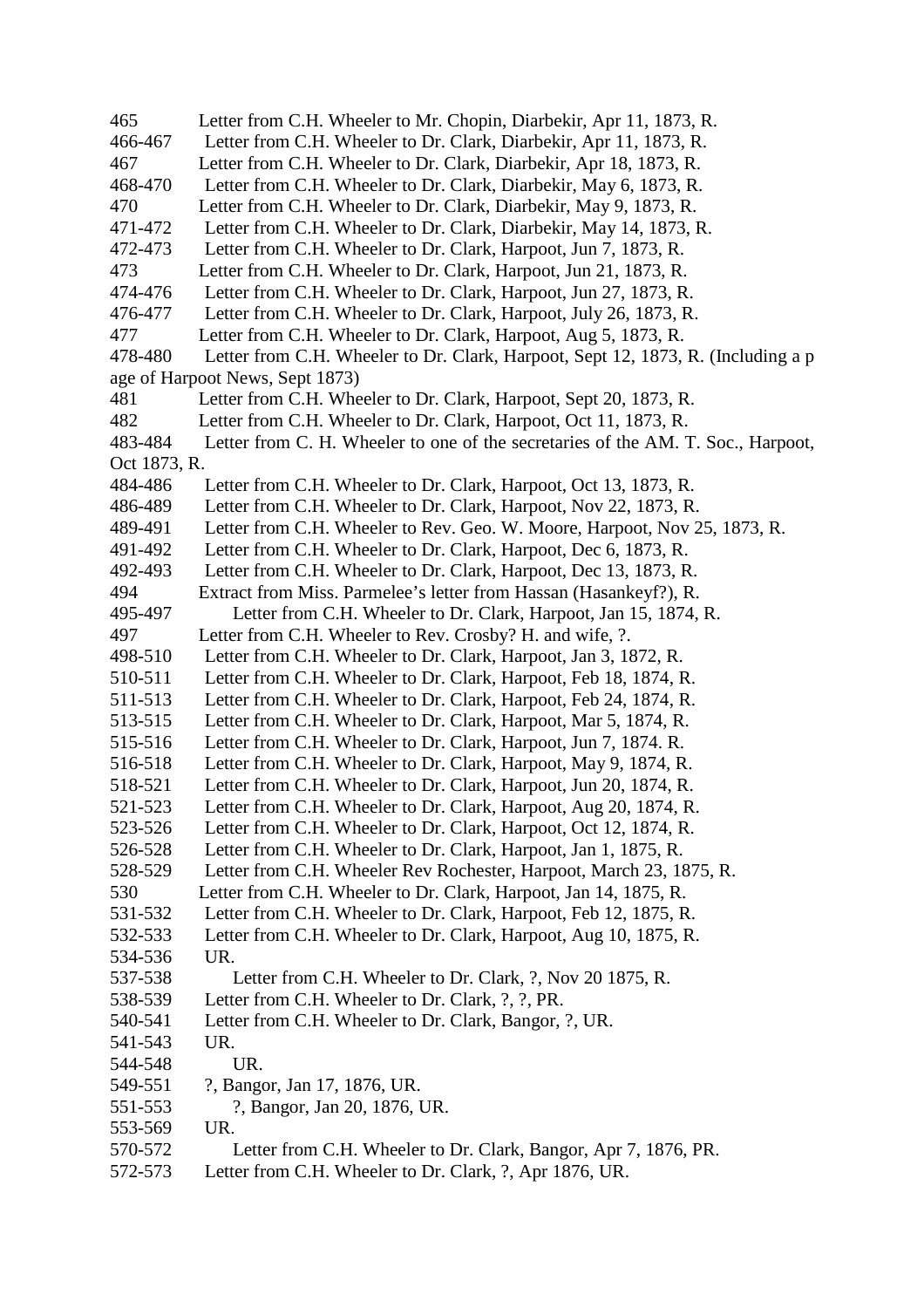465 Letter from C.H. Wheeler to Mr. Chopin, Diarbekir, Apr 11, 1873, R.
466-467 Letter from C.H. Wheeler to Dr. Clark, Diarbekir, Apr 11, 1873, R.
467 Letter from C.H. Wheeler to Dr. Clark, Diarbekir, Apr 18, 1873, R.
468-470 Letter from C.H. Wheeler to Dr. Clark, Diarbekir, May 6, 1873, R.
470 Letter from C.H. Wheeler to Dr. Clark, Diarbekir, May 9, 1873, R.
471-472 Letter from C.H. Wheeler to Dr. Clark, Diarbekir, May 14, 1873, R.
472-473 Letter from C.H. Wheeler to Dr. Clark, Harpoot, Jun 7, 1873, R.
473 Letter from C.H. Wheeler to Dr. Clark, Harpoot, Jun 21, 1873, R.
474-476 Letter from C.H. Wheeler to Dr. Clark, Harpoot, Jun 27, 1873, R.
476-477 Letter from C.H. Wheeler to Dr. Clark, Harpoot, July 26, 1873, R.
477 Letter from C.H. Wheeler to Dr. Clark, Harpoot, Aug 5, 1873, R.
478-480 Letter from C.H. Wheeler to Dr. Clark, Harpoot, Sept 12, 1873, R. (Including a page of Harpoot News, Sept 1873)
481 Letter from C.H. Wheeler to Dr. Clark, Harpoot, Sept 20, 1873, R.
482 Letter from C.H. Wheeler to Dr. Clark, Harpoot, Oct 11, 1873, R.
483-484 Letter from C. H. Wheeler to one of the secretaries of the AM. T. Soc., Harpoot, Oct 1873, R.
484-486 Letter from C.H. Wheeler to Dr. Clark, Harpoot, Oct 13, 1873, R.
486-489 Letter from C.H. Wheeler to Dr. Clark, Harpoot, Nov 22, 1873, R.
489-491 Letter from C.H. Wheeler to Rev. Geo. W. Moore, Harpoot, Nov 25, 1873, R.
491-492 Letter from C.H. Wheeler to Dr. Clark, Harpoot, Dec 6, 1873, R.
492-493 Letter from C.H. Wheeler to Dr. Clark, Harpoot, Dec 13, 1873, R.
494 Extract from Miss. Parmelee's letter from Hassan (Hasankeyf?), R.
495-497 Letter from C.H. Wheeler to Dr. Clark, Harpoot, Jan 15, 1874, R.
497 Letter from C.H. Wheeler to Rev. Crosby? H. and wife, ?.
498-510 Letter from C.H. Wheeler to Dr. Clark, Harpoot, Jan 3, 1872, R.
510-511 Letter from C.H. Wheeler to Dr. Clark, Harpoot, Feb 18, 1874, R.
511-513 Letter from C.H. Wheeler to Dr. Clark, Harpoot, Feb 24, 1874, R.
513-515 Letter from C.H. Wheeler to Dr. Clark, Harpoot, Mar 5, 1874, R.
515-516 Letter from C.H. Wheeler to Dr. Clark, Harpoot, Jun 7, 1874. R.
516-518 Letter from C.H. Wheeler to Dr. Clark, Harpoot, May 9, 1874, R.
518-521 Letter from C.H. Wheeler to Dr. Clark, Harpoot, Jun 20, 1874, R.
521-523 Letter from C.H. Wheeler to Dr. Clark, Harpoot, Aug 20, 1874, R.
523-526 Letter from C.H. Wheeler to Dr. Clark, Harpoot, Oct 12, 1874, R.
526-528 Letter from C.H. Wheeler to Dr. Clark, Harpoot, Jan 1, 1875, R.
528-529 Letter from C.H. Wheeler Rev Rochester, Harpoot, March 23, 1875, R.
530 Letter from C.H. Wheeler to Dr. Clark, Harpoot, Jan 14, 1875, R.
531-532 Letter from C.H. Wheeler to Dr. Clark, Harpoot, Feb 12, 1875, R.
532-533 Letter from C.H. Wheeler to Dr. Clark, Harpoot, Aug 10, 1875, R.
534-536 UR.
537-538 Letter from C.H. Wheeler to Dr. Clark, ?, Nov 20 1875, R.
538-539 Letter from C.H. Wheeler to Dr. Clark, ?, ?, PR.
540-541 Letter from C.H. Wheeler to Dr. Clark, Bangor, ?, UR.
541-543 UR.
544-548 UR.
549-551 ?, Bangor, Jan 17, 1876, UR.
551-553 ?, Bangor, Jan 20, 1876, UR.
553-569 UR.
570-572 Letter from C.H. Wheeler to Dr. Clark, Bangor, Apr 7, 1876, PR.
572-573 Letter from C.H. Wheeler to Dr. Clark, ?, Apr 1876, UR.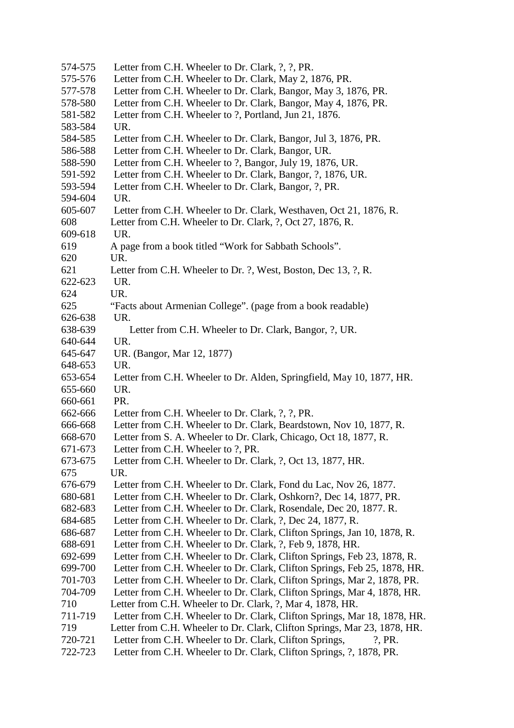574-575 Letter from C.H. Wheeler to Dr. Clark, ?, ?, PR.
575-576 Letter from C.H. Wheeler to Dr. Clark, May 2, 1876, PR.
577-578 Letter from C.H. Wheeler to Dr. Clark, Bangor, May 3, 1876, PR.
578-580 Letter from C.H. Wheeler to Dr. Clark, Bangor, May 4, 1876, PR.
581-582 Letter from C.H. Wheeler to ?, Portland, Jun 21, 1876.
583-584 UR.
584-585 Letter from C.H. Wheeler to Dr. Clark, Bangor, Jul 3, 1876, PR.
586-588 Letter from C.H. Wheeler to Dr. Clark, Bangor, UR.
588-590 Letter from C.H. Wheeler to ?, Bangor, July 19, 1876, UR.
591-592 Letter from C.H. Wheeler to Dr. Clark, Bangor, ?, 1876, UR.
593-594 Letter from C.H. Wheeler to Dr. Clark, Bangor, ?, PR.
594-604 UR.
605-607 Letter from C.H. Wheeler to Dr. Clark, Westhaven, Oct 21, 1876, R.
608 Letter from C.H. Wheeler to Dr. Clark, ?, Oct 27, 1876, R.
609-618 UR.
619 A page from a book titled "Work for Sabbath Schools".
620 UR.
621 Letter from C.H. Wheeler to Dr. ?, West, Boston, Dec 13, ?, R.
622-623 UR.
624 UR.
625 "Facts about Armenian College". (page from a book readable)
626-638 UR.
638-639 Letter from C.H. Wheeler to Dr. Clark, Bangor, ?, UR.
640-644 UR.
645-647 UR. (Bangor, Mar 12, 1877)
648-653 UR.
653-654 Letter from C.H. Wheeler to Dr. Alden, Springfield, May 10, 1877, HR.
655-660 UR.
660-661 PR.
662-666 Letter from C.H. Wheeler to Dr. Clark, ?, ?, PR.
666-668 Letter from C.H. Wheeler to Dr. Clark, Beardstown, Nov 10, 1877, R.
668-670 Letter from S. A. Wheeler to Dr. Clark, Chicago, Oct 18, 1877, R.
671-673 Letter from C.H. Wheeler to ?, PR.
673-675 Letter from C.H. Wheeler to Dr. Clark, ?, Oct 13, 1877, HR.
675 UR.
676-679 Letter from C.H. Wheeler to Dr. Clark, Fond du Lac, Nov 26, 1877.
680-681 Letter from C.H. Wheeler to Dr. Clark, Oshkorn?, Dec 14, 1877, PR.
682-683 Letter from C.H. Wheeler to Dr. Clark, Rosendale, Dec 20, 1877. R.
684-685 Letter from C.H. Wheeler to Dr. Clark, ?, Dec 24, 1877, R.
686-687 Letter from C.H. Wheeler to Dr. Clark, Clifton Springs, Jan 10, 1878, R.
688-691 Letter from C.H. Wheeler to Dr. Clark, ?, Feb 9, 1878, HR.
692-699 Letter from C.H. Wheeler to Dr. Clark, Clifton Springs, Feb 23, 1878, R.
699-700 Letter from C.H. Wheeler to Dr. Clark, Clifton Springs, Feb 25, 1878, HR.
701-703 Letter from C.H. Wheeler to Dr. Clark, Clifton Springs, Mar 2, 1878, PR.
704-709 Letter from C.H. Wheeler to Dr. Clark, Clifton Springs, Mar 4, 1878, HR.
710 Letter from C.H. Wheeler to Dr. Clark, ?, Mar 4, 1878, HR.
711-719 Letter from C.H. Wheeler to Dr. Clark, Clifton Springs, Mar 18, 1878, HR.
719 Letter from C.H. Wheeler to Dr. Clark, Clifton Springs, Mar 23, 1878, HR.
720-721 Letter from C.H. Wheeler to Dr. Clark, Clifton Springs, ?, PR.
722-723 Letter from C.H. Wheeler to Dr. Clark, Clifton Springs, ?, 1878, PR.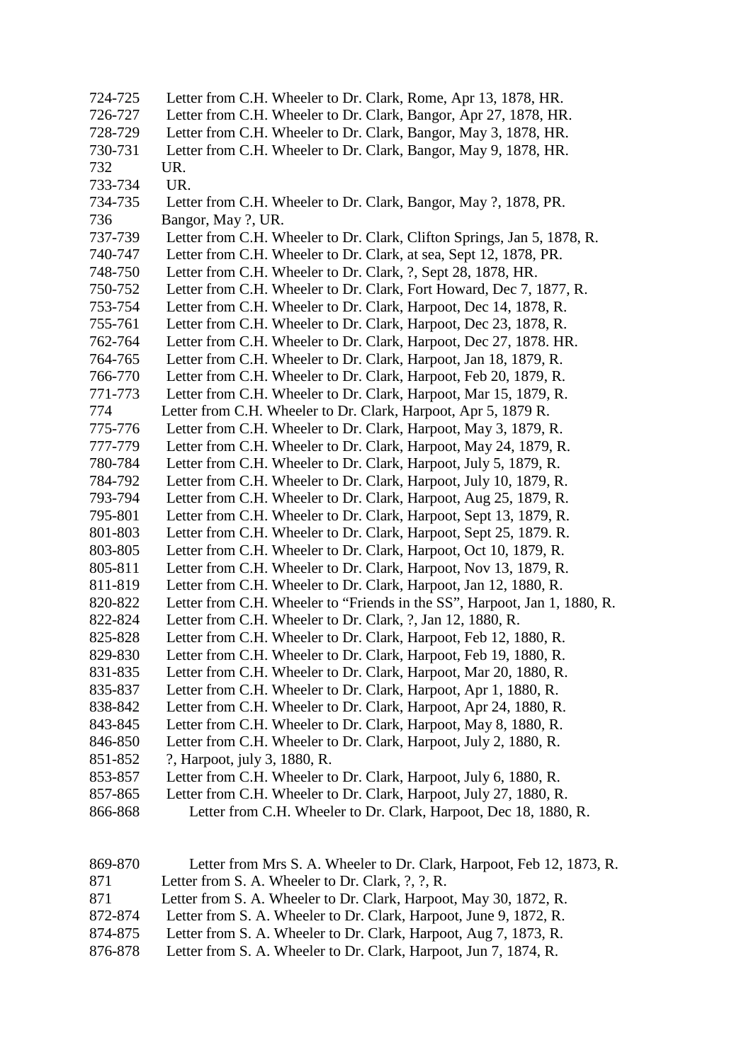724-725 Letter from C.H. Wheeler to Dr. Clark, Rome, Apr 13, 1878, HR.
726-727 Letter from C.H. Wheeler to Dr. Clark, Bangor, Apr 27, 1878, HR.
728-729 Letter from C.H. Wheeler to Dr. Clark, Bangor, May 3, 1878, HR.
730-731 Letter from C.H. Wheeler to Dr. Clark, Bangor, May 9, 1878, HR.
732 UR.
733-734 UR.
734-735 Letter from C.H. Wheeler to Dr. Clark, Bangor, May ?, 1878, PR.
736 Bangor, May ?, UR.
737-739 Letter from C.H. Wheeler to Dr. Clark, Clifton Springs, Jan 5, 1878, R.
740-747 Letter from C.H. Wheeler to Dr. Clark, at sea, Sept 12, 1878, PR.
748-750 Letter from C.H. Wheeler to Dr. Clark, ?, Sept 28, 1878, HR.
750-752 Letter from C.H. Wheeler to Dr. Clark, Fort Howard, Dec 7, 1877, R.
753-754 Letter from C.H. Wheeler to Dr. Clark, Harpoot, Dec 14, 1878, R.
755-761 Letter from C.H. Wheeler to Dr. Clark, Harpoot, Dec 23, 1878, R.
762-764 Letter from C.H. Wheeler to Dr. Clark, Harpoot, Dec 27, 1878. HR.
764-765 Letter from C.H. Wheeler to Dr. Clark, Harpoot, Jan 18, 1879, R.
766-770 Letter from C.H. Wheeler to Dr. Clark, Harpoot, Feb 20, 1879, R.
771-773 Letter from C.H. Wheeler to Dr. Clark, Harpoot, Mar 15, 1879, R.
774 Letter from C.H. Wheeler to Dr. Clark, Harpoot, Apr 5, 1879 R.
775-776 Letter from C.H. Wheeler to Dr. Clark, Harpoot, May 3, 1879, R.
777-779 Letter from C.H. Wheeler to Dr. Clark, Harpoot, May 24, 1879, R.
780-784 Letter from C.H. Wheeler to Dr. Clark, Harpoot, July 5, 1879, R.
784-792 Letter from C.H. Wheeler to Dr. Clark, Harpoot, July 10, 1879, R.
793-794 Letter from C.H. Wheeler to Dr. Clark, Harpoot, Aug 25, 1879, R.
795-801 Letter from C.H. Wheeler to Dr. Clark, Harpoot, Sept 13, 1879, R.
801-803 Letter from C.H. Wheeler to Dr. Clark, Harpoot, Sept 25, 1879. R.
803-805 Letter from C.H. Wheeler to Dr. Clark, Harpoot, Oct 10, 1879, R.
805-811 Letter from C.H. Wheeler to Dr. Clark, Harpoot, Nov 13, 1879, R.
811-819 Letter from C.H. Wheeler to Dr. Clark, Harpoot, Jan 12, 1880, R.
820-822 Letter from C.H. Wheeler to "Friends in the SS", Harpoot, Jan 1, 1880, R.
822-824 Letter from C.H. Wheeler to Dr. Clark, ?, Jan 12, 1880, R.
825-828 Letter from C.H. Wheeler to Dr. Clark, Harpoot, Feb 12, 1880, R.
829-830 Letter from C.H. Wheeler to Dr. Clark, Harpoot, Feb 19, 1880, R.
831-835 Letter from C.H. Wheeler to Dr. Clark, Harpoot, Mar 20, 1880, R.
835-837 Letter from C.H. Wheeler to Dr. Clark, Harpoot, Apr 1, 1880, R.
838-842 Letter from C.H. Wheeler to Dr. Clark, Harpoot, Apr 24, 1880, R.
843-845 Letter from C.H. Wheeler to Dr. Clark, Harpoot, May 8, 1880, R.
846-850 Letter from C.H. Wheeler to Dr. Clark, Harpoot, July 2, 1880, R.
851-852 ?, Harpoot, july 3, 1880, R.
853-857 Letter from C.H. Wheeler to Dr. Clark, Harpoot, July 6, 1880, R.
857-865 Letter from C.H. Wheeler to Dr. Clark, Harpoot, July 27, 1880, R.
866-868 Letter from C.H. Wheeler to Dr. Clark, Harpoot, Dec 18, 1880, R.

869-870 Letter from Mrs S. A. Wheeler to Dr. Clark, Harpoot, Feb 12, 1873, R.
871 Letter from S. A. Wheeler to Dr. Clark, ?, ?, R.
871 Letter from S. A. Wheeler to Dr. Clark, Harpoot, May 30, 1872, R.
872-874 Letter from S. A. Wheeler to Dr. Clark, Harpoot, June 9, 1872, R.
874-875 Letter from S. A. Wheeler to Dr. Clark, Harpoot, Aug 7, 1873, R.
876-878 Letter from S. A. Wheeler to Dr. Clark, Harpoot, Jun 7, 1874, R.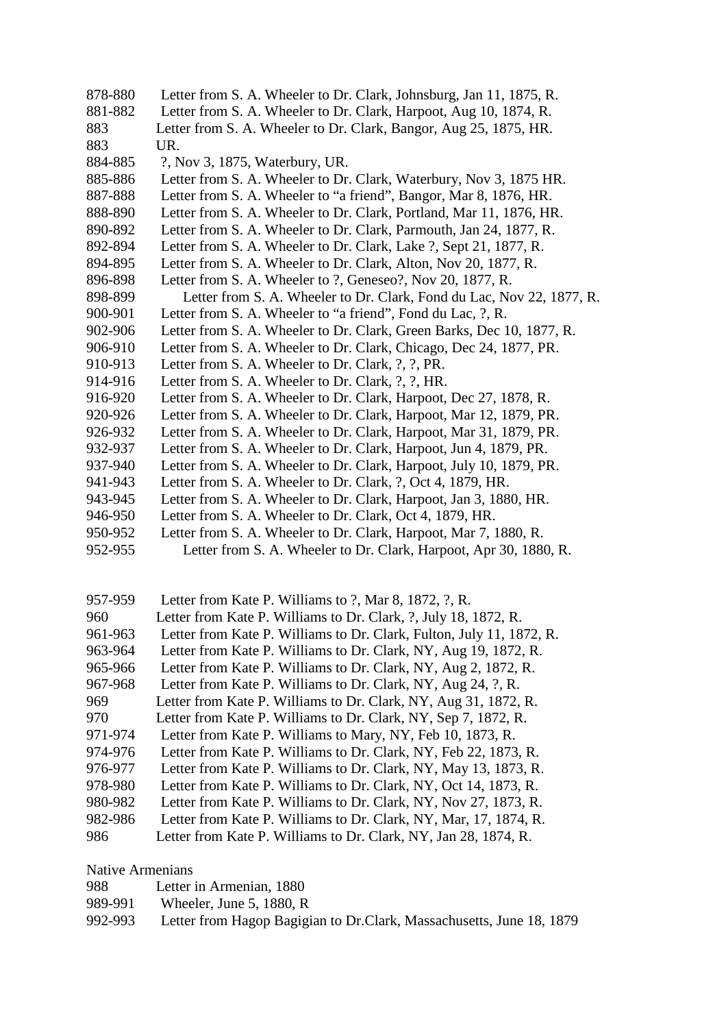878-880 Letter from S. A. Wheeler to Dr. Clark, Johnsburg, Jan 11, 1875, R.
881-882 Letter from S. A. Wheeler to Dr. Clark, Harpoot, Aug 10, 1874, R.
883 Letter from S. A. Wheeler to Dr. Clark, Bangor, Aug 25, 1875, HR.
883 UR.
884-885 ?, Nov 3, 1875, Waterbury, UR.
885-886 Letter from S. A. Wheeler to Dr. Clark, Waterbury, Nov 3, 1875 HR.
887-888 Letter from S. A. Wheeler to "a friend", Bangor, Mar 8, 1876, HR.
888-890 Letter from S. A. Wheeler to Dr. Clark, Portland, Mar 11, 1876, HR.
890-892 Letter from S. A. Wheeler to Dr. Clark, Parmouth, Jan 24, 1877, R.
892-894 Letter from S. A. Wheeler to Dr. Clark, Lake ?, Sept 21, 1877, R.
894-895 Letter from S. A. Wheeler to Dr. Clark, Alton, Nov 20, 1877, R.
896-898 Letter from S. A. Wheeler to ?, Geneseo?, Nov 20, 1877, R.
898-899 Letter from S. A. Wheeler to Dr. Clark, Fond du Lac, Nov 22, 1877, R.
900-901 Letter from S. A. Wheeler to "a friend", Fond du Lac, ?, R.
902-906 Letter from S. A. Wheeler to Dr. Clark, Green Barks, Dec 10, 1877, R.
906-910 Letter from S. A. Wheeler to Dr. Clark, Chicago, Dec 24, 1877, PR.
910-913 Letter from S. A. Wheeler to Dr. Clark, ?, ?, PR.
914-916 Letter from S. A. Wheeler to Dr. Clark, ?, ?, HR.
916-920 Letter from S. A. Wheeler to Dr. Clark, Harpoot, Dec 27, 1878, R.
920-926 Letter from S. A. Wheeler to Dr. Clark, Harpoot, Mar 12, 1879, PR.
926-932 Letter from S. A. Wheeler to Dr. Clark, Harpoot, Mar 31, 1879, PR.
932-937 Letter from S. A. Wheeler to Dr. Clark, Harpoot, Jun 4, 1879, PR.
937-940 Letter from S. A. Wheeler to Dr. Clark, Harpoot, July 10, 1879, PR.
941-943 Letter from S. A. Wheeler to Dr. Clark, ?, Oct 4, 1879, HR.
943-945 Letter from S. A. Wheeler to Dr. Clark, Harpoot, Jan 3, 1880, HR.
946-950 Letter from S. A. Wheeler to Dr. Clark, Oct 4, 1879, HR.
950-952 Letter from S. A. Wheeler to Dr. Clark, Harpoot, Mar 7, 1880, R.
952-955 Letter from S. A. Wheeler to Dr. Clark, Harpoot, Apr 30, 1880, R.

957-959 Letter from Kate P. Williams to ?, Mar 8, 1872, ?, R.
960 Letter from Kate P. Williams to Dr. Clark, ?, July 18, 1872, R.
961-963 Letter from Kate P. Williams to Dr. Clark, Fulton, July 11, 1872, R.
963-964 Letter from Kate P. Williams to Dr. Clark, NY, Aug 19, 1872, R.
965-966 Letter from Kate P. Williams to Dr. Clark, NY, Aug 2, 1872, R.
967-968 Letter from Kate P. Williams to Dr. Clark, NY, Aug 24, ?, R.
969 Letter from Kate P. Williams to Dr. Clark, NY, Aug 31, 1872, R.
970 Letter from Kate P. Williams to Dr. Clark, NY, Sep 7, 1872, R.
971-974 Letter from Kate P. Williams to Mary, NY, Feb 10, 1873, R.
974-976 Letter from Kate P. Williams to Dr. Clark, NY, Feb 22, 1873, R.
976-977 Letter from Kate P. Williams to Dr. Clark, NY, May 13, 1873, R.
978-980 Letter from Kate P. Williams to Dr. Clark, NY, Oct 14, 1873, R.
980-982 Letter from Kate P. Williams to Dr. Clark, NY, Nov 27, 1873, R.
982-986 Letter from Kate P. Williams to Dr. Clark, NY, Mar, 17, 1874, R.
986 Letter from Kate P. Williams to Dr. Clark, NY, Jan 28, 1874, R.

Native Armenians
988 Letter in Armenian, 1880
989-991 Wheeler, June 5, 1880, R
992-993 Letter from Hagop Bagigian to Dr.Clark, Massachusetts, June 18, 1879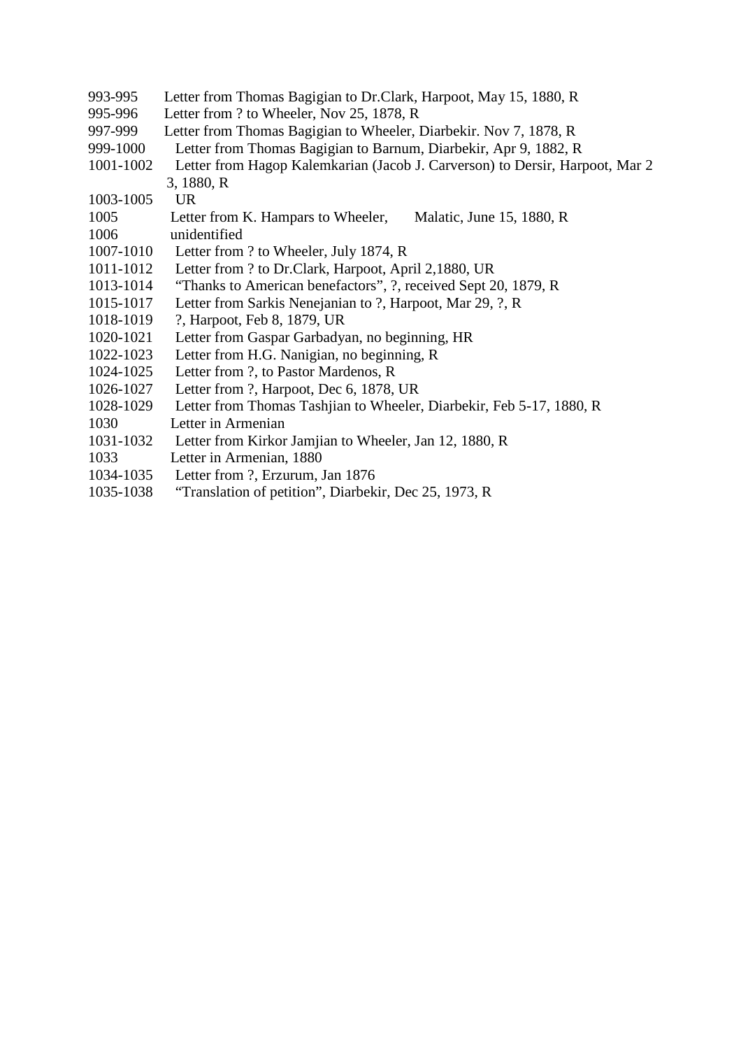993-995 Letter from Thomas Bagigian to Dr.Clark, Harpoot, May 15, 1880, R
995-996 Letter from ? to Wheeler, Nov 25, 1878, R
997-999 Letter from Thomas Bagigian to Wheeler, Diarbekir. Nov 7, 1878, R
999-1000 Letter from Thomas Bagigian to Barnum, Diarbekir, Apr 9, 1882, R
1001-1002 Letter from Hagop Kalemkarian (Jacob J. Carverson) to Dersir, Harpoot, Mar 23, 1880, R
1003-1005 UR
1005 Letter from K. Hampars to Wheeler, Malatic, June 15, 1880, R
1006 unidentified
1007-1010 Letter from ? to Wheeler, July 1874, R
1011-1012 Letter from ? to Dr.Clark, Harpoot, April 2,1880, UR
1013-1014 "Thanks to American benefactors", ?, received Sept 20, 1879, R
1015-1017 Letter from Sarkis Nenejanian to ?, Harpoot, Mar 29, ?, R
1018-1019 ?, Harpoot, Feb 8, 1879, UR
1020-1021 Letter from Gaspar Garbadyan, no beginning, HR
1022-1023 Letter from H.G. Nanigian, no beginning, R
1024-1025 Letter from ?, to Pastor Mardenos, R
1026-1027 Letter from ?, Harpoot, Dec 6, 1878, UR
1028-1029 Letter from Thomas Tashjian to Wheeler, Diarbekir, Feb 5-17, 1880, R
1030 Letter in Armenian
1031-1032 Letter from Kirkor Jamjian to Wheeler, Jan 12, 1880, R
1033 Letter in Armenian, 1880
1034-1035 Letter from ?, Erzurum, Jan 1876
1035-1038 "Translation of petition", Diarbekir, Dec 25, 1973, R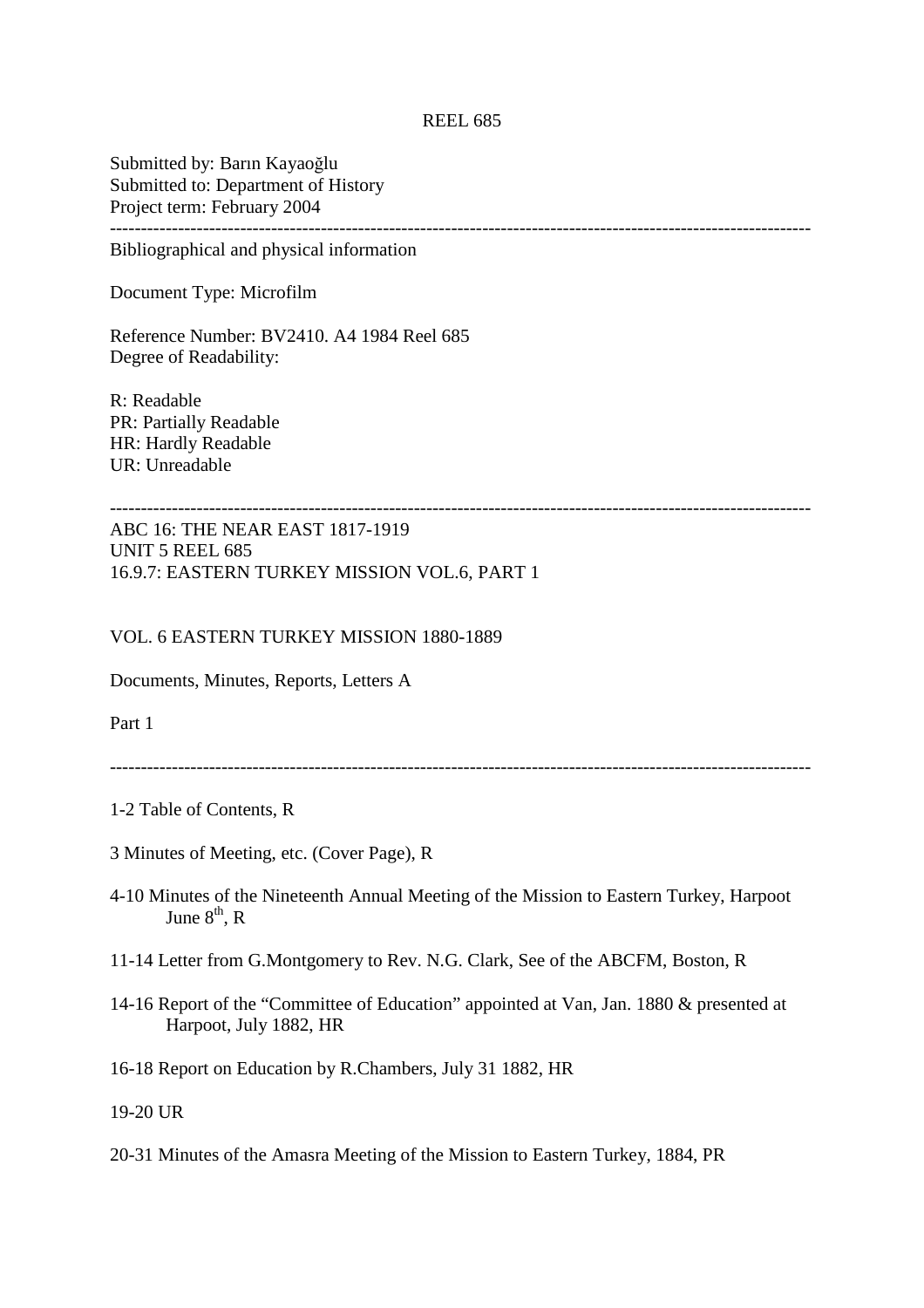REEL 685

Submitted by: Barın Kayaoğlu
Submitted to: Department of History
Project term: February 2004

---

Bibliographical and physical information

Document Type: Microfilm

Reference Number: BV2410. A4 1984 Reel 685
Degree of Readability:

R: Readable
PR: Partially Readable
HR: Hardly Readable
UR: Unreadable

---

ABC 16: THE NEAR EAST 1817-1919
UNIT 5 REEL 685
16.9.7: EASTERN TURKEY MISSION VOL.6, PART 1

VOL. 6 EASTERN TURKEY MISSION 1880-1889

Documents, Minutes, Reports, Letters A

Part 1

---

1-2 Table of Contents, R

3 Minutes of Meeting, etc. (Cover Page), R

4-10 Minutes of the Nineteenth Annual Meeting of the Mission to Eastern Turkey, Harpoot June 8th, R

11-14 Letter from G.Montgomery to Rev. N.G. Clark, See of the ABCFM, Boston, R

14-16 Report of the "Committee of Education" appointed at Van, Jan. 1880 & presented at Harpoot, July 1882, HR

16-18 Report on Education by R.Chambers, July 31 1882, HR

19-20 UR

20-31 Minutes of the Amasra Meeting of the Mission to Eastern Turkey, 1884, PR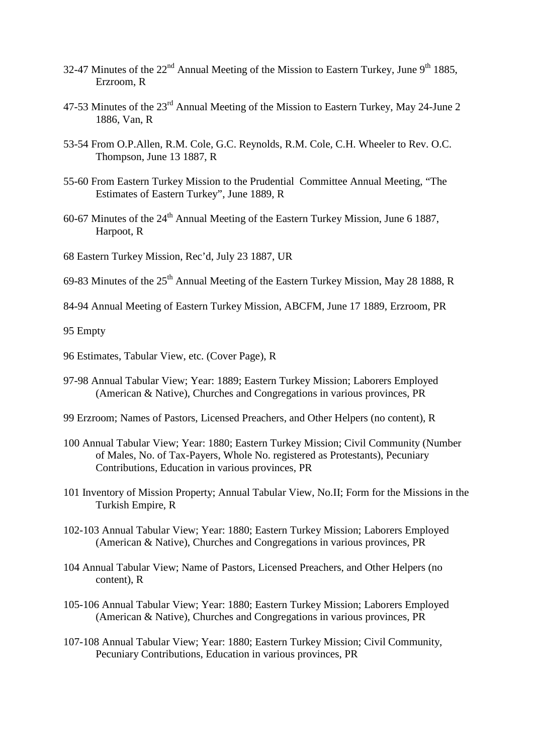32-47 Minutes of the 22nd Annual Meeting of the Mission to Eastern Turkey, June 9th 1885, Erzroom, R

47-53 Minutes of the 23rd Annual Meeting of the Mission to Eastern Turkey, May 24-June 2 1886, Van, R

53-54 From O.P.Allen, R.M. Cole, G.C. Reynolds, R.M. Cole, C.H. Wheeler to Rev. O.C. Thompson, June 13 1887, R

55-60 From Eastern Turkey Mission to the Prudential Committee Annual Meeting, "The Estimates of Eastern Turkey", June 1889, R

60-67 Minutes of the 24th Annual Meeting of the Eastern Turkey Mission, June 6 1887, Harpoot, R

68 Eastern Turkey Mission, Rec'd, July 23 1887, UR

69-83 Minutes of the 25th Annual Meeting of the Eastern Turkey Mission, May 28 1888, R

84-94 Annual Meeting of Eastern Turkey Mission, ABCFM, June 17 1889, Erzroom, PR

95 Empty

96 Estimates, Tabular View, etc. (Cover Page), R

97-98 Annual Tabular View; Year: 1889; Eastern Turkey Mission; Laborers Employed (American & Native), Churches and Congregations in various provinces, PR

99 Erzroom; Names of Pastors, Licensed Preachers, and Other Helpers (no content), R

100 Annual Tabular View; Year: 1880; Eastern Turkey Mission; Civil Community (Number of Males, No. of Tax-Payers, Whole No. registered as Protestants), Pecuniary Contributions, Education in various provinces, PR

101 Inventory of Mission Property; Annual Tabular View, No.II; Form for the Missions in the Turkish Empire, R

102-103 Annual Tabular View; Year: 1880; Eastern Turkey Mission; Laborers Employed (American & Native), Churches and Congregations in various provinces, PR

104 Annual Tabular View; Name of Pastors, Licensed Preachers, and Other Helpers (no content), R

105-106 Annual Tabular View; Year: 1880; Eastern Turkey Mission; Laborers Employed (American & Native), Churches and Congregations in various provinces, PR

107-108 Annual Tabular View; Year: 1880; Eastern Turkey Mission; Civil Community, Pecuniary Contributions, Education in various provinces, PR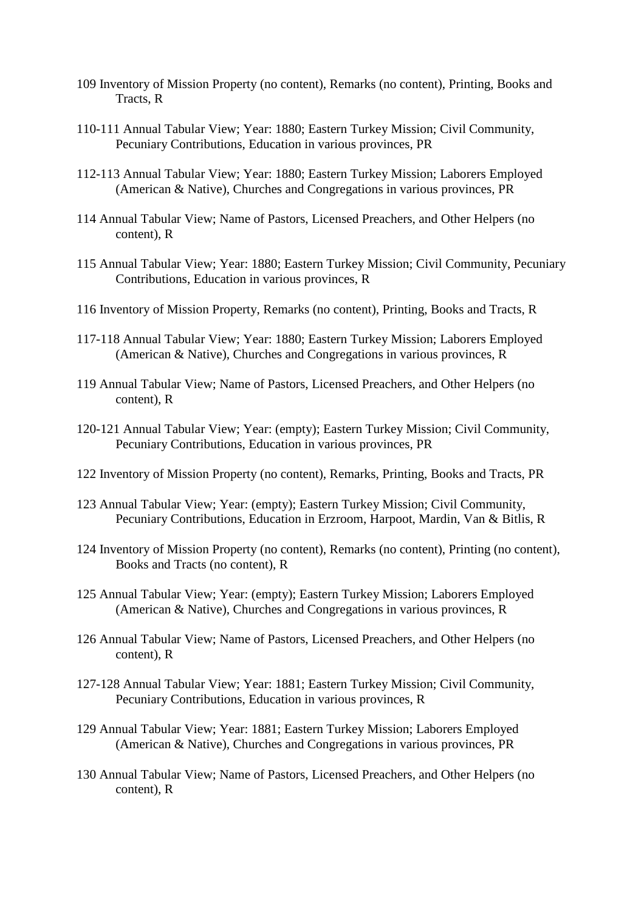109 Inventory of Mission Property (no content), Remarks (no content), Printing, Books and Tracts, R

110-111 Annual Tabular View; Year: 1880; Eastern Turkey Mission; Civil Community, Pecuniary Contributions, Education in various provinces, PR

112-113 Annual Tabular View; Year: 1880; Eastern Turkey Mission; Laborers Employed (American & Native), Churches and Congregations in various provinces, PR

114 Annual Tabular View; Name of Pastors, Licensed Preachers, and Other Helpers (no content), R

115 Annual Tabular View; Year: 1880; Eastern Turkey Mission; Civil Community, Pecuniary Contributions, Education in various provinces, R

116 Inventory of Mission Property, Remarks (no content), Printing, Books and Tracts, R

117-118 Annual Tabular View; Year: 1880; Eastern Turkey Mission; Laborers Employed (American & Native), Churches and Congregations in various provinces, R

119 Annual Tabular View; Name of Pastors, Licensed Preachers, and Other Helpers (no content), R

120-121 Annual Tabular View; Year: (empty); Eastern Turkey Mission; Civil Community, Pecuniary Contributions, Education in various provinces, PR

122 Inventory of Mission Property (no content), Remarks, Printing, Books and Tracts, PR

123 Annual Tabular View; Year: (empty); Eastern Turkey Mission; Civil Community, Pecuniary Contributions, Education in Erzroom, Harpoot, Mardin, Van & Bitlis, R

124 Inventory of Mission Property (no content), Remarks (no content), Printing (no content), Books and Tracts (no content), R

125 Annual Tabular View; Year: (empty); Eastern Turkey Mission; Laborers Employed (American & Native), Churches and Congregations in various provinces, R

126 Annual Tabular View; Name of Pastors, Licensed Preachers, and Other Helpers (no content), R

127-128 Annual Tabular View; Year: 1881; Eastern Turkey Mission; Civil Community, Pecuniary Contributions, Education in various provinces, R

129 Annual Tabular View; Year: 1881; Eastern Turkey Mission; Laborers Employed (American & Native), Churches and Congregations in various provinces, PR

130 Annual Tabular View; Name of Pastors, Licensed Preachers, and Other Helpers (no content), R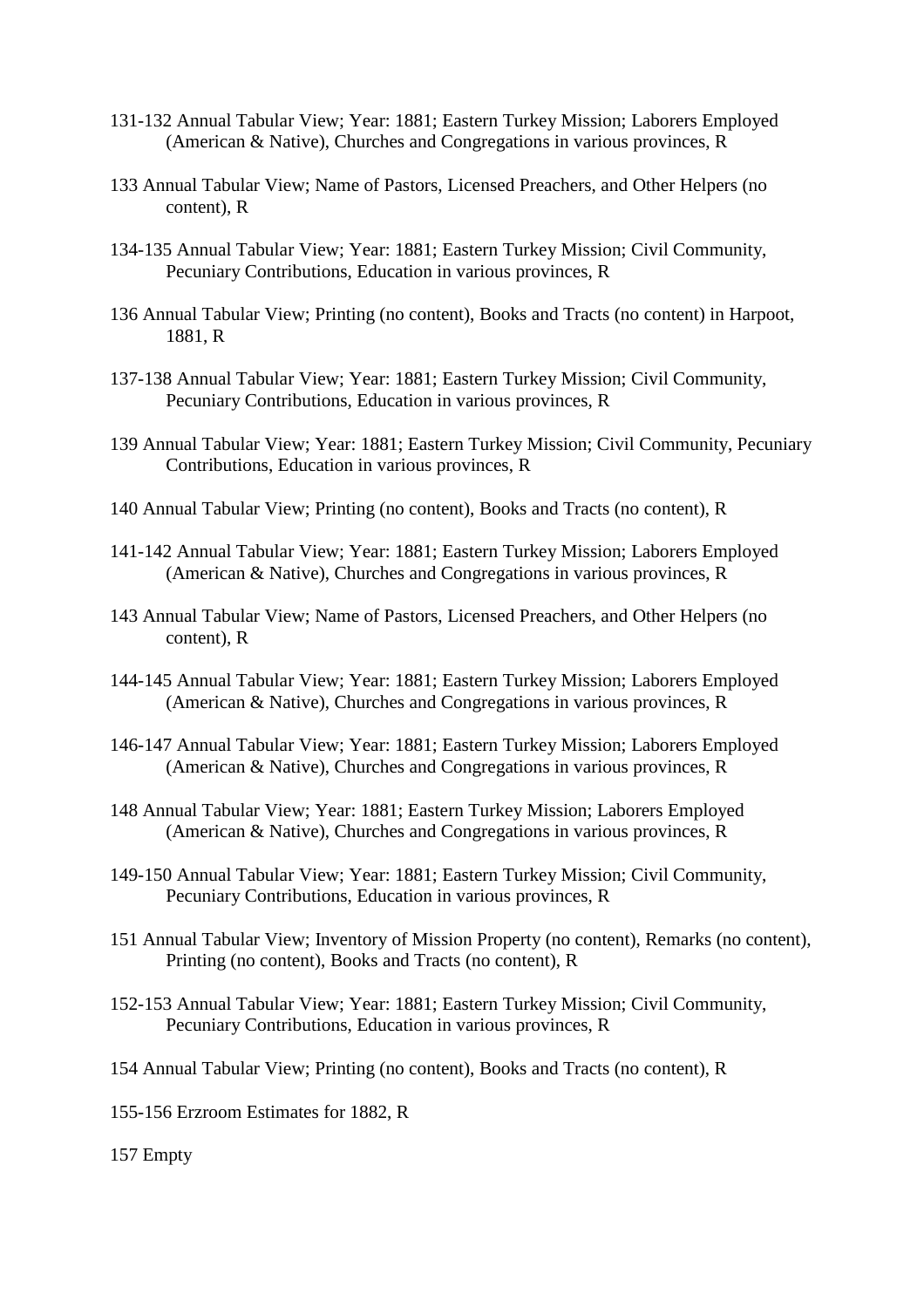131-132 Annual Tabular View; Year: 1881; Eastern Turkey Mission; Laborers Employed (American & Native), Churches and Congregations in various provinces, R

133 Annual Tabular View; Name of Pastors, Licensed Preachers, and Other Helpers (no content), R

134-135 Annual Tabular View; Year: 1881; Eastern Turkey Mission; Civil Community, Pecuniary Contributions, Education in various provinces, R

136 Annual Tabular View; Printing (no content), Books and Tracts (no content) in Harpoot, 1881, R

137-138 Annual Tabular View; Year: 1881; Eastern Turkey Mission; Civil Community, Pecuniary Contributions, Education in various provinces, R

139 Annual Tabular View; Year: 1881; Eastern Turkey Mission; Civil Community, Pecuniary Contributions, Education in various provinces, R

140 Annual Tabular View; Printing (no content), Books and Tracts (no content), R

141-142 Annual Tabular View; Year: 1881; Eastern Turkey Mission; Laborers Employed (American & Native), Churches and Congregations in various provinces, R

143 Annual Tabular View; Name of Pastors, Licensed Preachers, and Other Helpers (no content), R

144-145 Annual Tabular View; Year: 1881; Eastern Turkey Mission; Laborers Employed (American & Native), Churches and Congregations in various provinces, R

146-147 Annual Tabular View; Year: 1881; Eastern Turkey Mission; Laborers Employed (American & Native), Churches and Congregations in various provinces, R

148 Annual Tabular View; Year: 1881; Eastern Turkey Mission; Laborers Employed (American & Native), Churches and Congregations in various provinces, R

149-150 Annual Tabular View; Year: 1881; Eastern Turkey Mission; Civil Community, Pecuniary Contributions, Education in various provinces, R

151 Annual Tabular View; Inventory of Mission Property (no content), Remarks (no content), Printing (no content), Books and Tracts (no content), R

152-153 Annual Tabular View; Year: 1881; Eastern Turkey Mission; Civil Community, Pecuniary Contributions, Education in various provinces, R

154 Annual Tabular View; Printing (no content), Books and Tracts (no content), R

155-156 Erzroom Estimates for 1882, R

157 Empty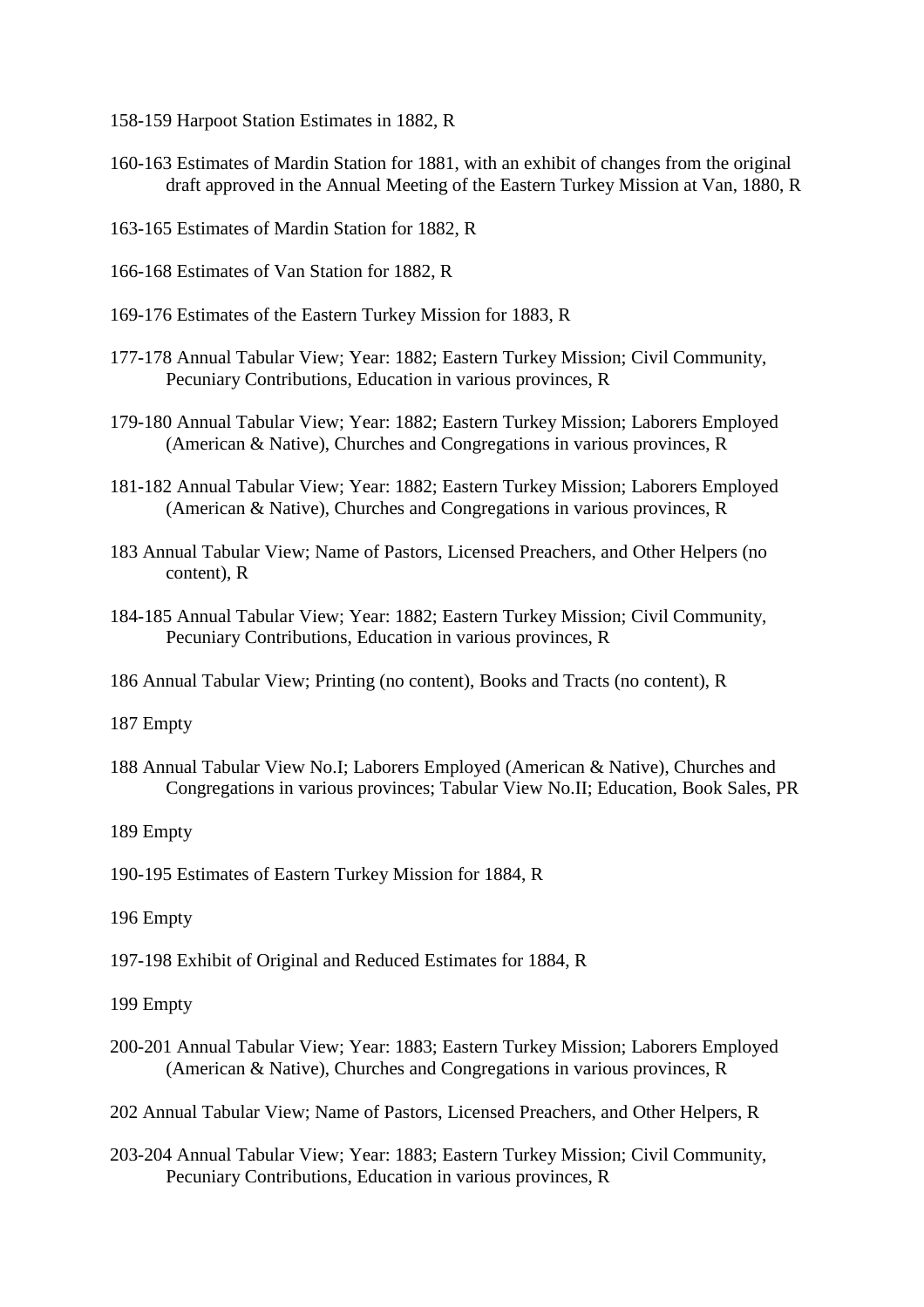158-159 Harpoot Station Estimates in 1882, R

160-163 Estimates of Mardin Station for 1881, with an exhibit of changes from the original draft approved in the Annual Meeting of the Eastern Turkey Mission at Van, 1880, R

163-165 Estimates of Mardin Station for 1882, R

166-168 Estimates of Van Station for 1882, R

169-176 Estimates of the Eastern Turkey Mission for 1883, R

177-178 Annual Tabular View; Year: 1882; Eastern Turkey Mission; Civil Community, Pecuniary Contributions, Education in various provinces, R

179-180 Annual Tabular View; Year: 1882; Eastern Turkey Mission; Laborers Employed (American & Native), Churches and Congregations in various provinces, R

181-182 Annual Tabular View; Year: 1882; Eastern Turkey Mission; Laborers Employed (American & Native), Churches and Congregations in various provinces, R

183 Annual Tabular View; Name of Pastors, Licensed Preachers, and Other Helpers (no content), R

184-185 Annual Tabular View; Year: 1882; Eastern Turkey Mission; Civil Community, Pecuniary Contributions, Education in various provinces, R

186 Annual Tabular View; Printing (no content), Books and Tracts (no content), R

187 Empty

188 Annual Tabular View No.I; Laborers Employed (American & Native), Churches and Congregations in various provinces; Tabular View No.II; Education, Book Sales, PR

189 Empty

190-195 Estimates of Eastern Turkey Mission for 1884, R

196 Empty

197-198 Exhibit of Original and Reduced Estimates for 1884, R

199 Empty

200-201 Annual Tabular View; Year: 1883; Eastern Turkey Mission; Laborers Employed (American & Native), Churches and Congregations in various provinces, R

202 Annual Tabular View; Name of Pastors, Licensed Preachers, and Other Helpers, R

203-204 Annual Tabular View; Year: 1883; Eastern Turkey Mission; Civil Community, Pecuniary Contributions, Education in various provinces, R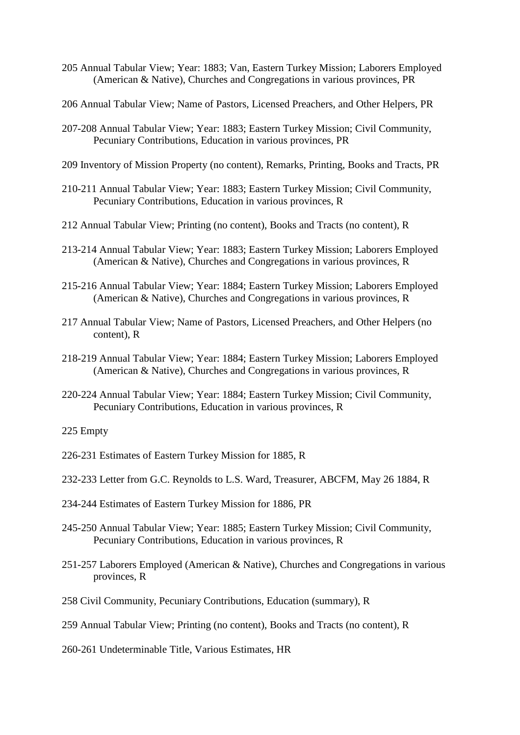205 Annual Tabular View; Year: 1883; Van, Eastern Turkey Mission; Laborers Employed (American & Native), Churches and Congregations in various provinces, PR

206 Annual Tabular View; Name of Pastors, Licensed Preachers, and Other Helpers, PR

207-208 Annual Tabular View; Year: 1883; Eastern Turkey Mission; Civil Community, Pecuniary Contributions, Education in various provinces, PR

209 Inventory of Mission Property (no content), Remarks, Printing, Books and Tracts, PR

210-211 Annual Tabular View; Year: 1883; Eastern Turkey Mission; Civil Community, Pecuniary Contributions, Education in various provinces, R

212 Annual Tabular View; Printing (no content), Books and Tracts (no content), R

213-214 Annual Tabular View; Year: 1883; Eastern Turkey Mission; Laborers Employed (American & Native), Churches and Congregations in various provinces, R

215-216 Annual Tabular View; Year: 1884; Eastern Turkey Mission; Laborers Employed (American & Native), Churches and Congregations in various provinces, R

217 Annual Tabular View; Name of Pastors, Licensed Preachers, and Other Helpers (no content), R

218-219 Annual Tabular View; Year: 1884; Eastern Turkey Mission; Laborers Employed (American & Native), Churches and Congregations in various provinces, R

220-224 Annual Tabular View; Year: 1884; Eastern Turkey Mission; Civil Community, Pecuniary Contributions, Education in various provinces, R

225 Empty

226-231 Estimates of Eastern Turkey Mission for 1885, R

232-233 Letter from G.C. Reynolds to L.S. Ward, Treasurer, ABCFM, May 26 1884, R

234-244 Estimates of Eastern Turkey Mission for 1886, PR

245-250 Annual Tabular View; Year: 1885; Eastern Turkey Mission; Civil Community, Pecuniary Contributions, Education in various provinces, R

251-257 Laborers Employed (American & Native), Churches and Congregations in various provinces, R

258 Civil Community, Pecuniary Contributions, Education (summary), R

259 Annual Tabular View; Printing (no content), Books and Tracts (no content), R

260-261 Undeterminable Title, Various Estimates, HR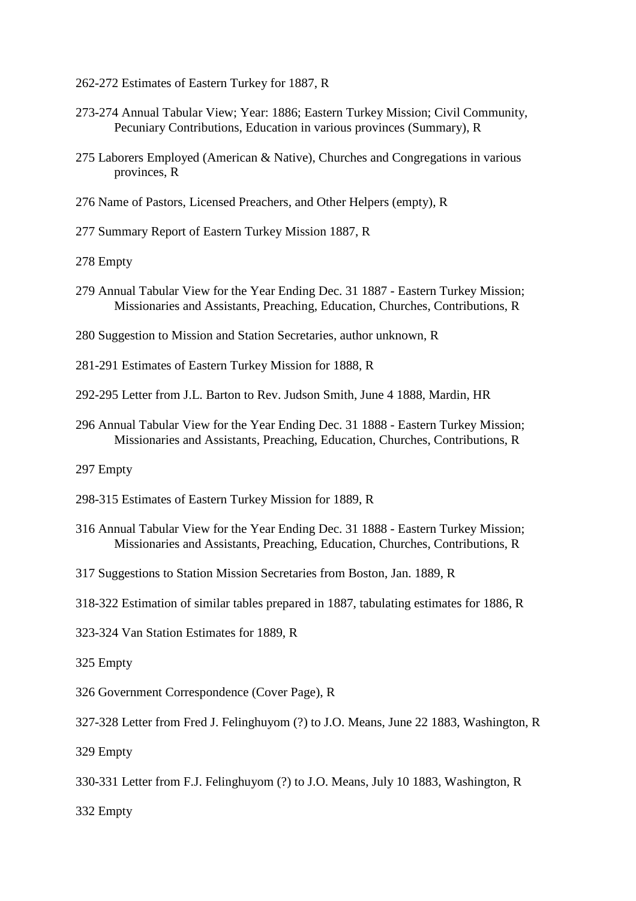262-272 Estimates of Eastern Turkey for 1887, R

273-274 Annual Tabular View; Year: 1886; Eastern Turkey Mission; Civil Community, Pecuniary Contributions, Education in various provinces (Summary), R

275 Laborers Employed (American & Native), Churches and Congregations in various provinces, R

276 Name of Pastors, Licensed Preachers, and Other Helpers (empty), R

277 Summary Report of Eastern Turkey Mission 1887, R

278 Empty

279 Annual Tabular View for the Year Ending Dec. 31 1887 - Eastern Turkey Mission; Missionaries and Assistants, Preaching, Education, Churches, Contributions, R

280 Suggestion to Mission and Station Secretaries, author unknown, R

281-291 Estimates of Eastern Turkey Mission for 1888, R

292-295 Letter from J.L. Barton to Rev. Judson Smith, June 4 1888, Mardin, HR

296 Annual Tabular View for the Year Ending Dec. 31 1888 - Eastern Turkey Mission; Missionaries and Assistants, Preaching, Education, Churches, Contributions, R

297 Empty

298-315 Estimates of Eastern Turkey Mission for 1889, R

316 Annual Tabular View for the Year Ending Dec. 31 1888 - Eastern Turkey Mission; Missionaries and Assistants, Preaching, Education, Churches, Contributions, R

317 Suggestions to Station Mission Secretaries from Boston, Jan. 1889, R

318-322 Estimation of similar tables prepared in 1887, tabulating estimates for 1886, R

323-324 Van Station Estimates for 1889, R

325 Empty

326 Government Correspondence (Cover Page), R

327-328 Letter from Fred J. Felinghuyom (?) to J.O. Means, June 22 1883, Washington, R

329 Empty

330-331 Letter from F.J. Felinghuyom (?) to J.O. Means, July 10 1883, Washington, R

332 Empty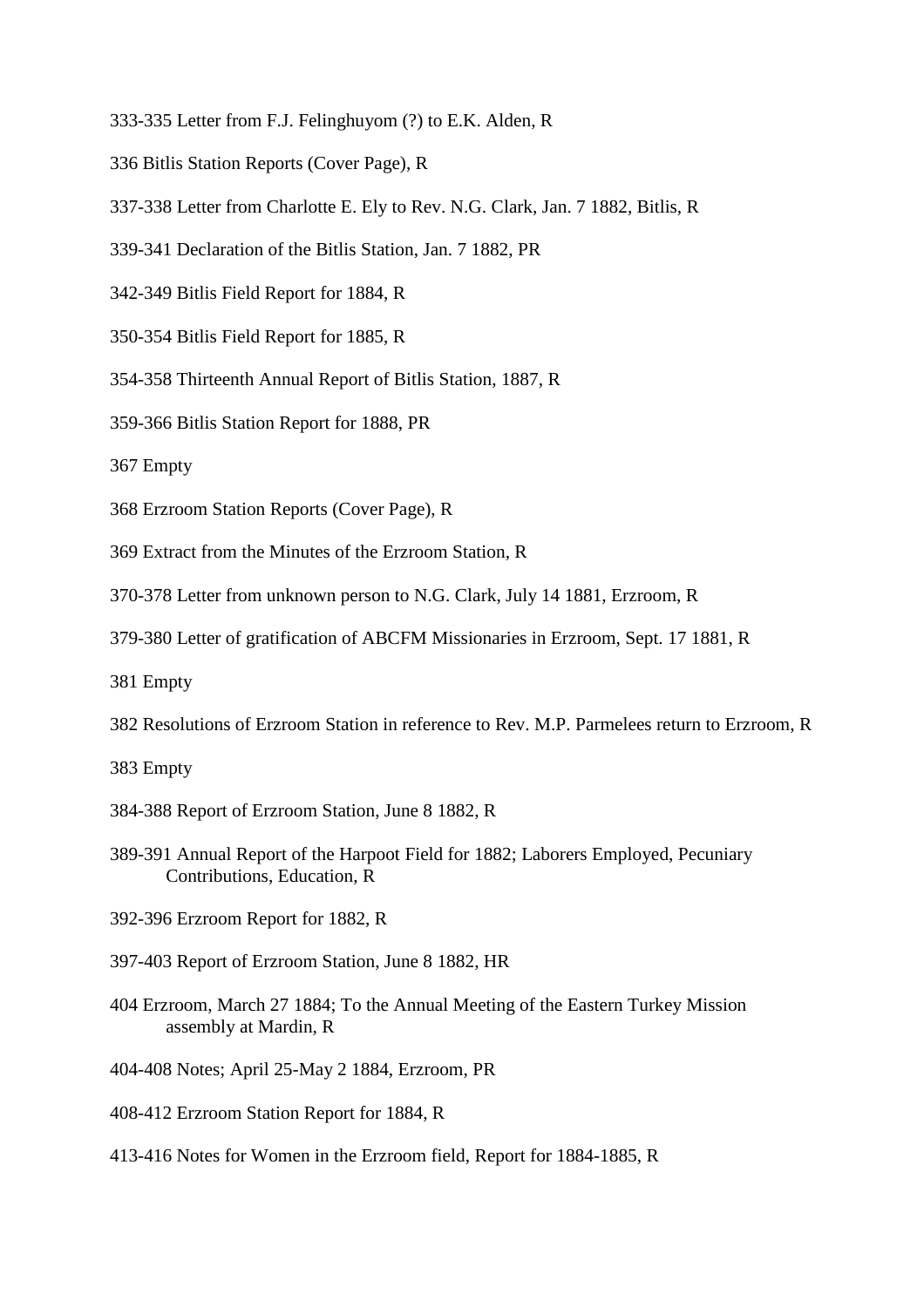333-335 Letter from F.J. Felinghuyom (?) to E.K. Alden, R

336 Bitlis Station Reports (Cover Page), R

337-338 Letter from Charlotte E. Ely to Rev. N.G. Clark, Jan. 7 1882, Bitlis, R

339-341 Declaration of the Bitlis Station, Jan. 7 1882, PR

342-349 Bitlis Field Report for 1884, R

350-354 Bitlis Field Report for 1885, R

354-358 Thirteenth Annual Report of Bitlis Station, 1887, R

359-366 Bitlis Station Report for 1888, PR

367 Empty

368 Erzroom Station Reports (Cover Page), R

369 Extract from the Minutes of the Erzroom Station, R

370-378 Letter from unknown person to N.G. Clark, July 14 1881, Erzroom, R

379-380 Letter of gratification of ABCFM Missionaries in Erzroom, Sept. 17 1881, R

381 Empty

382 Resolutions of Erzroom Station in reference to Rev. M.P. Parmelees return to Erzroom, R

383 Empty

384-388 Report of Erzroom Station, June 8 1882, R

389-391 Annual Report of the Harpoot Field for 1882; Laborers Employed, Pecuniary Contributions, Education, R

392-396 Erzroom Report for 1882, R

397-403 Report of Erzroom Station, June 8 1882, HR

404 Erzroom, March 27 1884; To the Annual Meeting of the Eastern Turkey Mission assembly at Mardin, R

404-408 Notes; April 25-May 2 1884, Erzroom, PR

408-412 Erzroom Station Report for 1884, R

413-416 Notes for Women in the Erzroom field, Report for 1884-1885, R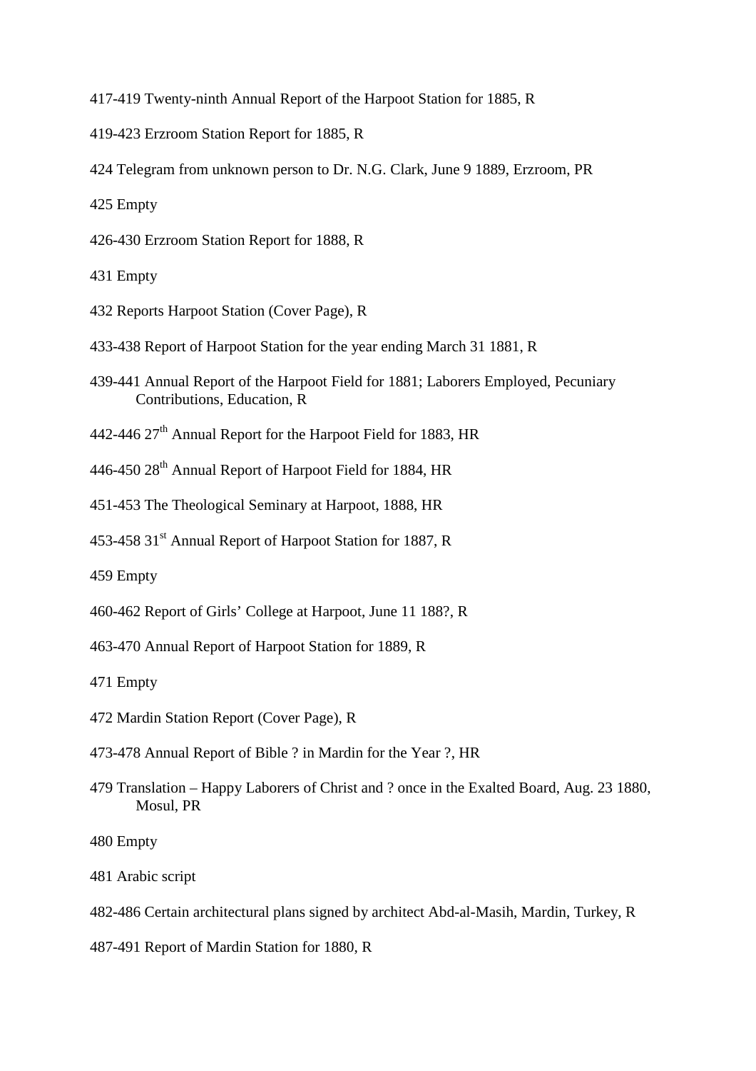417-419 Twenty-ninth Annual Report of the Harpoot Station for 1885, R

419-423 Erzroom Station Report for 1885, R

424 Telegram from unknown person to Dr. N.G. Clark, June 9 1889, Erzroom, PR

425 Empty

426-430 Erzroom Station Report for 1888, R

431 Empty

432 Reports Harpoot Station (Cover Page), R

433-438 Report of Harpoot Station for the year ending March 31 1881, R

439-441 Annual Report of the Harpoot Field for 1881; Laborers Employed, Pecuniary Contributions, Education, R

442-446 27th Annual Report for the Harpoot Field for 1883, HR

446-450 28th Annual Report of Harpoot Field for 1884, HR

451-453 The Theological Seminary at Harpoot, 1888, HR

453-458 31st Annual Report of Harpoot Station for 1887, R

459 Empty

460-462 Report of Girls' College at Harpoot, June 11 188?, R

463-470 Annual Report of Harpoot Station for 1889, R

471 Empty

472 Mardin Station Report (Cover Page), R

473-478 Annual Report of Bible ? in Mardin for the Year ?, HR

479 Translation – Happy Laborers of Christ and ? once in the Exalted Board, Aug. 23 1880, Mosul, PR

480 Empty

481 Arabic script

482-486 Certain architectural plans signed by architect Abd-al-Masih, Mardin, Turkey, R

487-491 Report of Mardin Station for 1880, R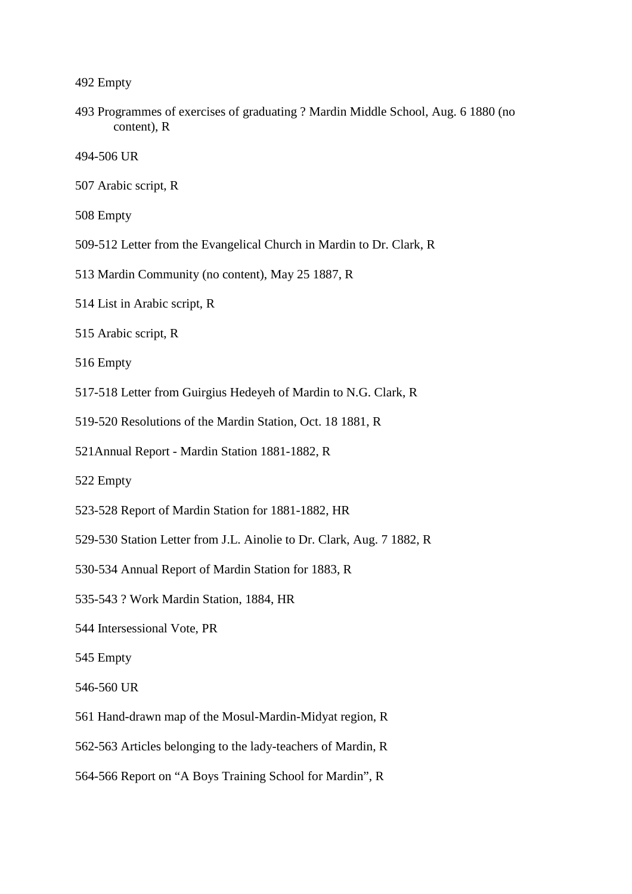492 Empty

493 Programmes of exercises of graduating ? Mardin Middle School, Aug. 6 1880 (no content), R

494-506 UR

507 Arabic script, R

508 Empty

509-512 Letter from the Evangelical Church in Mardin to Dr. Clark, R

513 Mardin Community (no content), May 25 1887, R

514 List in Arabic script, R

515 Arabic script, R

516 Empty

517-518 Letter from Guirgius Hedeyeh of Mardin to N.G. Clark, R

519-520 Resolutions of the Mardin Station, Oct. 18 1881, R

521Annual Report - Mardin Station 1881-1882, R

522 Empty

523-528 Report of Mardin Station for 1881-1882, HR

529-530 Station Letter from J.L. Ainolie to Dr. Clark, Aug. 7 1882, R

530-534 Annual Report of Mardin Station for 1883, R

535-543 ? Work Mardin Station, 1884, HR

544 Intersessional Vote, PR

545 Empty

546-560 UR

561 Hand-drawn map of the Mosul-Mardin-Midyat region, R

562-563 Articles belonging to the lady-teachers of Mardin, R

564-566 Report on “A Boys Training School for Mardin”, R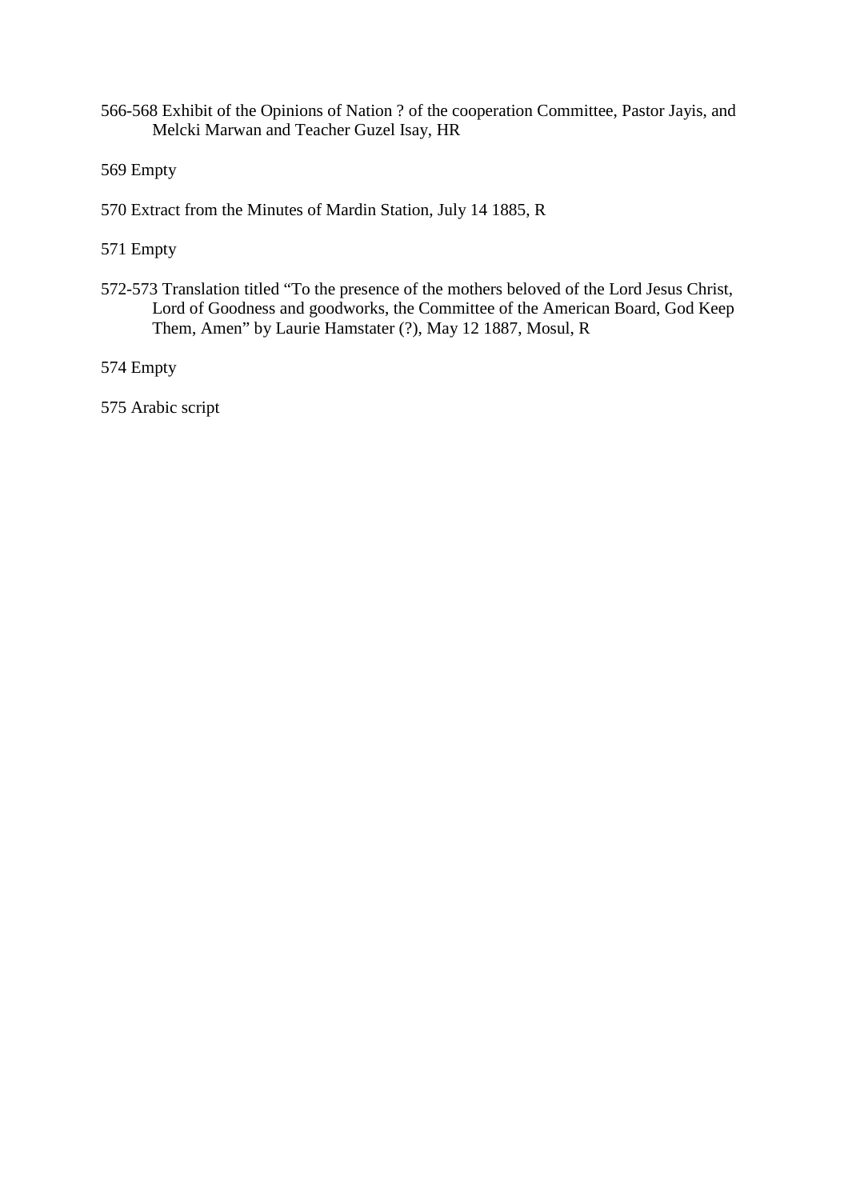566-568 Exhibit of the Opinions of Nation ? of the cooperation Committee, Pastor Jayis, and Melcki Marwan and Teacher Guzel Isay, HR

569 Empty

570 Extract from the Minutes of Mardin Station, July 14 1885, R

571 Empty

572-573 Translation titled "To the presence of the mothers beloved of the Lord Jesus Christ, Lord of Goodness and goodworks, the Committee of the American Board, God Keep Them, Amen" by Laurie Hamstater (?), May 12 1887, Mosul, R

574 Empty

575 Arabic script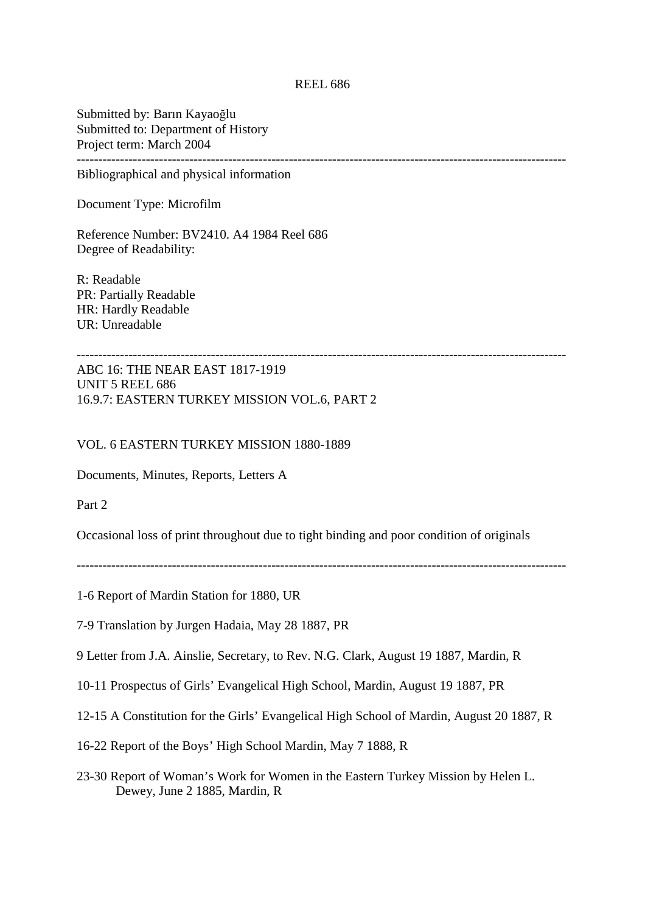# REEL 686

Submitted by: Barın Kayaoğlu
Submitted to: Department of History
Project term: March 2004

---

Bibliographical and physical information

Document Type: Microfilm

Reference Number: BV2410. A4 1984 Reel 686
Degree of Readability:

R: Readable
PR: Partially Readable
HR: Hardly Readable
UR: Unreadable

---

ABC 16: THE NEAR EAST 1817-1919
UNIT 5 REEL 686
16.9.7: EASTERN TURKEY MISSION VOL.6, PART 2

VOL. 6 EASTERN TURKEY MISSION 1880-1889

Documents, Minutes, Reports, Letters A

Part 2

Occasional loss of print throughout due to tight binding and poor condition of originals

---

1-6 Report of Mardin Station for 1880, UR

7-9 Translation by Jurgen Hadaia, May 28 1887, PR

9 Letter from J.A. Ainslie, Secretary, to Rev. N.G. Clark, August 19 1887, Mardin, R

10-11 Prospectus of Girls' Evangelical High School, Mardin, August 19 1887, PR

12-15 A Constitution for the Girls' Evangelical High School of Mardin, August 20 1887, R

16-22 Report of the Boys' High School Mardin, May 7 1888, R

23-30 Report of Woman's Work for Women in the Eastern Turkey Mission by Helen L. Dewey, June 2 1885, Mardin, R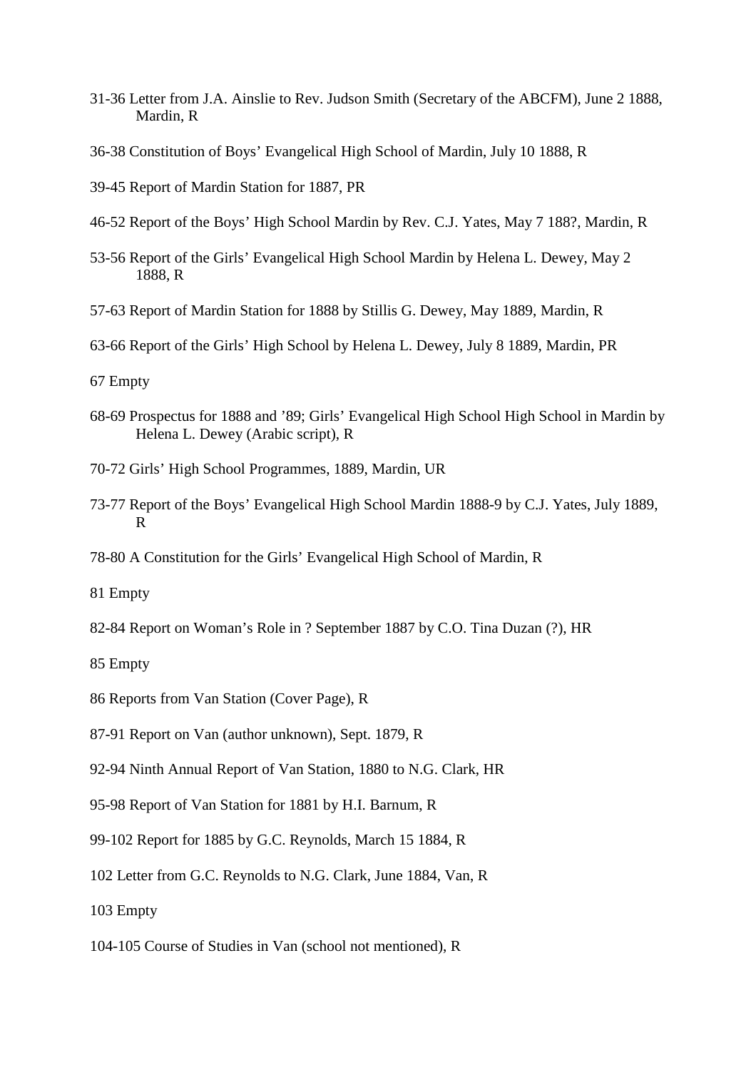31-36 Letter from J.A. Ainslie to Rev. Judson Smith (Secretary of the ABCFM), June 2 1888, Mardin, R

36-38 Constitution of Boys' Evangelical High School of Mardin, July 10 1888, R

39-45 Report of Mardin Station for 1887, PR

46-52 Report of the Boys' High School Mardin by Rev. C.J. Yates, May 7 188?, Mardin, R

53-56 Report of the Girls' Evangelical High School Mardin by Helena L. Dewey, May 2 1888, R

57-63 Report of Mardin Station for 1888 by Stillis G. Dewey, May 1889, Mardin, R

63-66 Report of the Girls' High School by Helena L. Dewey, July 8 1889, Mardin, PR

67 Empty

68-69 Prospectus for 1888 and '89; Girls' Evangelical High School High School in Mardin by Helena L. Dewey (Arabic script), R

70-72 Girls' High School Programmes, 1889, Mardin, UR

73-77 Report of the Boys' Evangelical High School Mardin 1888-9 by C.J. Yates, July 1889, R

78-80 A Constitution for the Girls' Evangelical High School of Mardin, R

81 Empty

82-84 Report on Woman's Role in ? September 1887 by C.O. Tina Duzan (?), HR

85 Empty

86 Reports from Van Station (Cover Page), R

87-91 Report on Van (author unknown), Sept. 1879, R

92-94 Ninth Annual Report of Van Station, 1880 to N.G. Clark, HR

95-98 Report of Van Station for 1881 by H.I. Barnum, R

99-102 Report for 1885 by G.C. Reynolds, March 15 1884, R

102 Letter from G.C. Reynolds to N.G. Clark, June 1884, Van, R

103 Empty

104-105 Course of Studies in Van (school not mentioned), R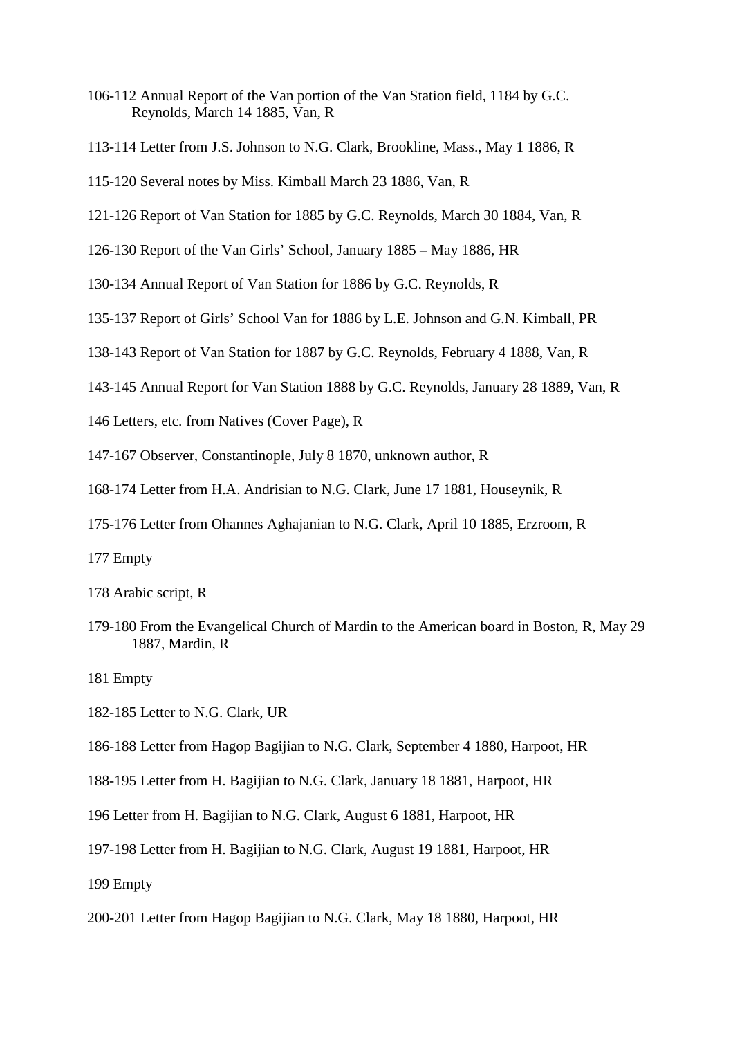106-112 Annual Report of the Van portion of the Van Station field, 1184 by G.C. Reynolds, March 14 1885, Van, R

113-114 Letter from J.S. Johnson to N.G. Clark, Brookline, Mass., May 1 1886, R

115-120 Several notes by Miss. Kimball March 23 1886, Van, R

121-126 Report of Van Station for 1885 by G.C. Reynolds, March 30 1884, Van, R

126-130 Report of the Van Girls' School, January 1885 – May 1886, HR

130-134 Annual Report of Van Station for 1886 by G.C. Reynolds, R

135-137 Report of Girls' School Van for 1886 by L.E. Johnson and G.N. Kimball, PR

138-143 Report of Van Station for 1887 by G.C. Reynolds, February 4 1888, Van, R

143-145 Annual Report for Van Station 1888 by G.C. Reynolds, January 28 1889, Van, R

146 Letters, etc. from Natives (Cover Page), R

147-167 Observer, Constantinople, July 8 1870, unknown author, R

168-174 Letter from H.A. Andrisian to N.G. Clark, June 17 1881, Houseynik, R

175-176 Letter from Ohannes Aghajanian to N.G. Clark, April 10 1885, Erzroom, R

177 Empty

178 Arabic script, R

179-180 From the Evangelical Church of Mardin to the American board in Boston, R, May 29 1887, Mardin, R

181 Empty

182-185 Letter to N.G. Clark, UR

186-188 Letter from Hagop Bagijian to N.G. Clark, September 4 1880, Harpoot, HR

188-195 Letter from H. Bagijian to N.G. Clark, January 18 1881, Harpoot, HR

196 Letter from H. Bagijian to N.G. Clark, August 6 1881, Harpoot, HR

197-198 Letter from H. Bagijian to N.G. Clark, August 19 1881, Harpoot, HR

199 Empty

200-201 Letter from Hagop Bagijian to N.G. Clark, May 18 1880, Harpoot, HR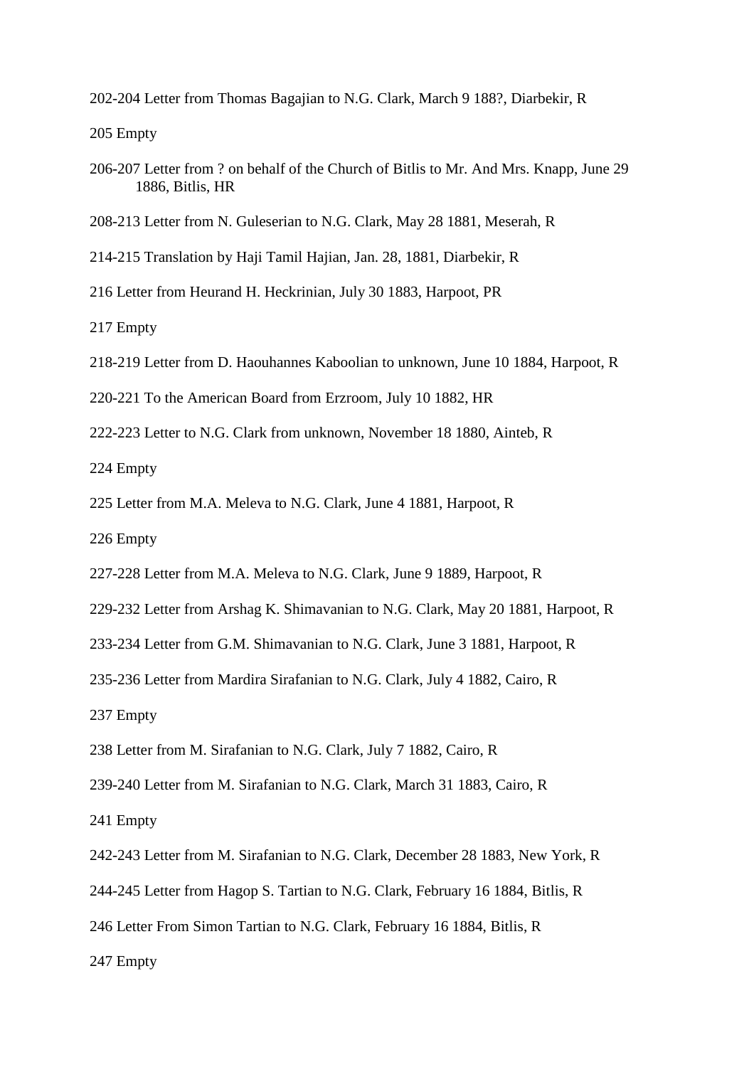202-204 Letter from Thomas Bagajian to N.G. Clark, March 9 188?, Diarbekir, R

205 Empty

206-207 Letter from ? on behalf of the Church of Bitlis to Mr. And Mrs. Knapp, June 29 1886, Bitlis, HR

208-213 Letter from N. Guleserian to N.G. Clark, May 28 1881, Meserah, R

214-215 Translation by Haji Tamil Hajian, Jan. 28, 1881, Diarbekir, R

216 Letter from Heurand H. Heckrinian, July 30 1883, Harpoot, PR

217 Empty

218-219 Letter from D. Haouhannes Kaboolian to unknown, June 10 1884, Harpoot, R

220-221 To the American Board from Erzroom, July 10 1882, HR

222-223 Letter to N.G. Clark from unknown, November 18 1880, Ainteb, R

224 Empty

225 Letter from M.A. Meleva to N.G. Clark, June 4 1881, Harpoot, R

226 Empty

227-228 Letter from M.A. Meleva to N.G. Clark, June 9 1889, Harpoot, R

229-232 Letter from Arshag K. Shimavanian to N.G. Clark, May 20 1881, Harpoot, R

233-234 Letter from G.M. Shimavanian to N.G. Clark, June 3 1881, Harpoot, R

235-236 Letter from Mardira Sirafanian to N.G. Clark, July 4 1882, Cairo, R

237 Empty

238 Letter from M. Sirafanian to N.G. Clark, July 7 1882, Cairo, R

239-240 Letter from M. Sirafanian to N.G. Clark, March 31 1883, Cairo, R

241 Empty

242-243 Letter from M. Sirafanian to N.G. Clark, December 28 1883, New York, R

244-245 Letter from Hagop S. Tartian to N.G. Clark, February 16 1884, Bitlis, R

246 Letter From Simon Tartian to N.G. Clark, February 16 1884, Bitlis, R

247 Empty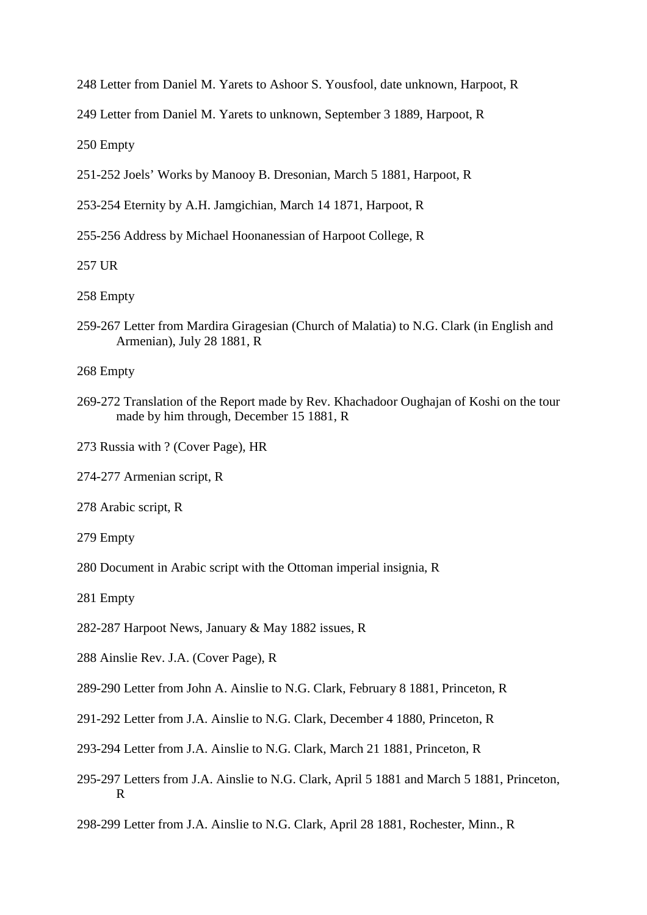248 Letter from Daniel M. Yarets to Ashoor S. Yousfool, date unknown, Harpoot, R

249 Letter from Daniel M. Yarets to unknown, September 3 1889, Harpoot, R

250 Empty

251-252 Joels' Works by Manooy B. Dresonian, March 5 1881, Harpoot, R

253-254 Eternity by A.H. Jamgichian, March 14 1871, Harpoot, R

255-256 Address by Michael Hoonanessian of Harpoot College, R

257 UR

258 Empty

259-267 Letter from Mardira Giragesian (Church of Malatia) to N.G. Clark (in English and Armenian), July 28 1881, R

268 Empty

269-272 Translation of the Report made by Rev. Khachadoor Oughajan of Koshi on the tour made by him through, December 15 1881, R

273 Russia with ? (Cover Page), HR

274-277 Armenian script, R

278 Arabic script, R

279 Empty

280 Document in Arabic script with the Ottoman imperial insignia, R

281 Empty

282-287 Harpoot News, January & May 1882 issues, R

288 Ainslie Rev. J.A. (Cover Page), R

289-290 Letter from John A. Ainslie to N.G. Clark, February 8 1881, Princeton, R

291-292 Letter from J.A. Ainslie to N.G. Clark, December 4 1880, Princeton, R

293-294 Letter from J.A. Ainslie to N.G. Clark, March 21 1881, Princeton, R

295-297 Letters from J.A. Ainslie to N.G. Clark, April 5 1881 and March 5 1881, Princeton, R

298-299 Letter from J.A. Ainslie to N.G. Clark, April 28 1881, Rochester, Minn., R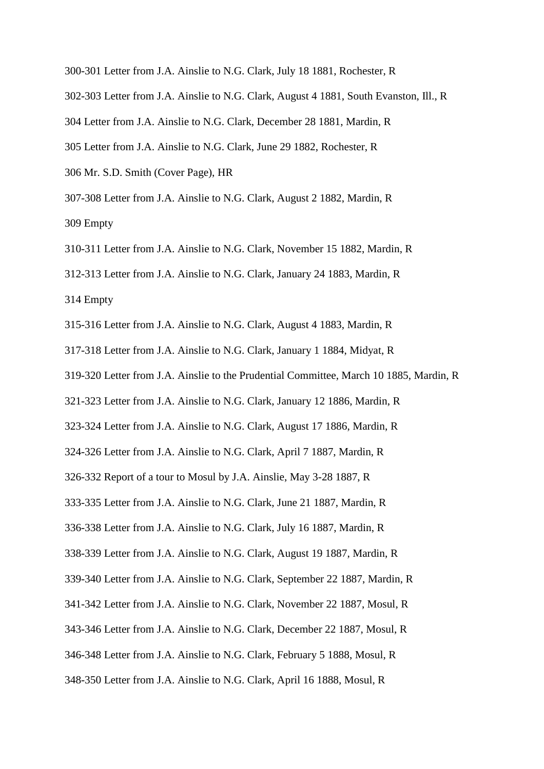300-301 Letter from J.A. Ainslie to N.G. Clark, July 18 1881, Rochester, R

302-303 Letter from J.A. Ainslie to N.G. Clark, August 4 1881, South Evanston, Ill., R

304 Letter from J.A. Ainslie to N.G. Clark, December 28 1881, Mardin, R

305 Letter from J.A. Ainslie to N.G. Clark, June 29 1882, Rochester, R

306 Mr. S.D. Smith (Cover Page), HR

307-308 Letter from J.A. Ainslie to N.G. Clark, August 2 1882, Mardin, R

309 Empty

310-311 Letter from J.A. Ainslie to N.G. Clark, November 15 1882, Mardin, R

312-313 Letter from J.A. Ainslie to N.G. Clark, January 24 1883, Mardin, R

314 Empty

315-316 Letter from J.A. Ainslie to N.G. Clark, August 4 1883, Mardin, R

317-318 Letter from J.A. Ainslie to N.G. Clark, January 1 1884, Midyat, R

319-320 Letter from J.A. Ainslie to the Prudential Committee, March 10 1885, Mardin, R

321-323 Letter from J.A. Ainslie to N.G. Clark, January 12 1886, Mardin, R

323-324 Letter from J.A. Ainslie to N.G. Clark, August 17 1886, Mardin, R

324-326 Letter from J.A. Ainslie to N.G. Clark, April 7 1887, Mardin, R

326-332 Report of a tour to Mosul by J.A. Ainslie, May 3-28 1887, R

333-335 Letter from J.A. Ainslie to N.G. Clark, June 21 1887, Mardin, R

336-338 Letter from J.A. Ainslie to N.G. Clark, July 16 1887, Mardin, R

338-339 Letter from J.A. Ainslie to N.G. Clark, August 19 1887, Mardin, R

339-340 Letter from J.A. Ainslie to N.G. Clark, September 22 1887, Mardin, R

341-342 Letter from J.A. Ainslie to N.G. Clark, November 22 1887, Mosul, R

343-346 Letter from J.A. Ainslie to N.G. Clark, December 22 1887, Mosul, R

346-348 Letter from J.A. Ainslie to N.G. Clark, February 5 1888, Mosul, R

348-350 Letter from J.A. Ainslie to N.G. Clark, April 16 1888, Mosul, R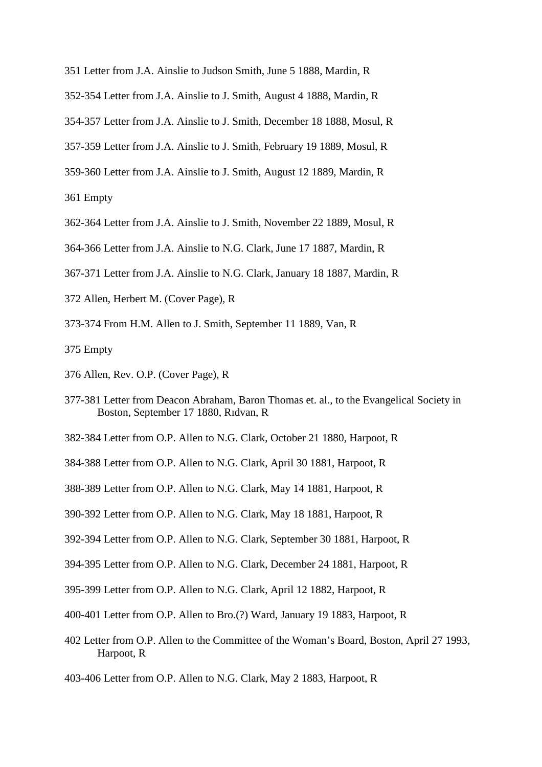351 Letter from J.A. Ainslie to Judson Smith, June 5 1888, Mardin, R

352-354 Letter from J.A. Ainslie to J. Smith, August 4 1888, Mardin, R

354-357 Letter from J.A. Ainslie to J. Smith, December 18 1888, Mosul, R

357-359 Letter from J.A. Ainslie to J. Smith, February 19 1889, Mosul, R

359-360 Letter from J.A. Ainslie to J. Smith, August 12 1889, Mardin, R

361 Empty

362-364 Letter from J.A. Ainslie to J. Smith, November 22 1889, Mosul, R

364-366 Letter from J.A. Ainslie to N.G. Clark, June 17 1887, Mardin, R

367-371 Letter from J.A. Ainslie to N.G. Clark, January 18 1887, Mardin, R

372 Allen, Herbert M. (Cover Page), R

373-374 From H.M. Allen to J. Smith, September 11 1889, Van, R

375 Empty

376 Allen, Rev. O.P. (Cover Page), R

377-381 Letter from Deacon Abraham, Baron Thomas et. al., to the Evangelical Society in Boston, September 17 1880, Rıdvan, R

382-384 Letter from O.P. Allen to N.G. Clark, October 21 1880, Harpoot, R

384-388 Letter from O.P. Allen to N.G. Clark, April 30 1881, Harpoot, R

388-389 Letter from O.P. Allen to N.G. Clark, May 14 1881, Harpoot, R

390-392 Letter from O.P. Allen to N.G. Clark, May 18 1881, Harpoot, R

392-394 Letter from O.P. Allen to N.G. Clark, September 30 1881, Harpoot, R

394-395 Letter from O.P. Allen to N.G. Clark, December 24 1881, Harpoot, R

395-399 Letter from O.P. Allen to N.G. Clark, April 12 1882, Harpoot, R

400-401 Letter from O.P. Allen to Bro.(?) Ward, January 19 1883, Harpoot, R

402 Letter from O.P. Allen to the Committee of the Woman's Board, Boston, April 27 1993, Harpoot, R

403-406 Letter from O.P. Allen to N.G. Clark, May 2 1883, Harpoot, R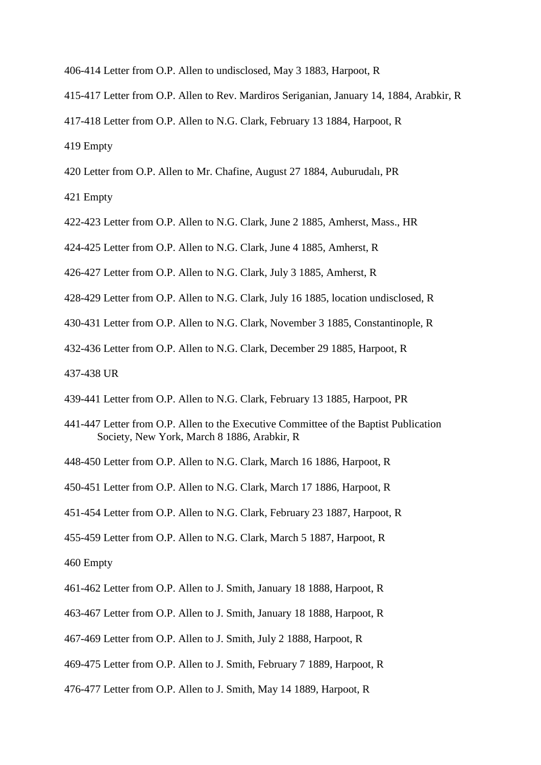406-414 Letter from O.P. Allen to undisclosed, May 3 1883, Harpoot, R

415-417 Letter from O.P. Allen to Rev. Mardiros Seriganian, January 14, 1884, Arabkir, R

417-418 Letter from O.P. Allen to N.G. Clark, February 13 1884, Harpoot, R

419 Empty

420 Letter from O.P. Allen to Mr. Chafine, August 27 1884, Auburudalı, PR

421 Empty

422-423 Letter from O.P. Allen to N.G. Clark, June 2 1885, Amherst, Mass., HR

424-425 Letter from O.P. Allen to N.G. Clark, June 4 1885, Amherst, R

426-427 Letter from O.P. Allen to N.G. Clark, July 3 1885, Amherst, R

428-429 Letter from O.P. Allen to N.G. Clark, July 16 1885, location undisclosed, R

430-431 Letter from O.P. Allen to N.G. Clark, November 3 1885, Constantinople, R

432-436 Letter from O.P. Allen to N.G. Clark, December 29 1885, Harpoot, R

437-438 UR

439-441 Letter from O.P. Allen to N.G. Clark, February 13 1885, Harpoot, PR

441-447 Letter from O.P. Allen to the Executive Committee of the Baptist Publication Society, New York, March 8 1886, Arabkir, R

448-450 Letter from O.P. Allen to N.G. Clark, March 16 1886, Harpoot, R

450-451 Letter from O.P. Allen to N.G. Clark, March 17 1886, Harpoot, R

451-454 Letter from O.P. Allen to N.G. Clark, February 23 1887, Harpoot, R

455-459 Letter from O.P. Allen to N.G. Clark, March 5 1887, Harpoot, R

460 Empty

461-462 Letter from O.P. Allen to J. Smith, January 18 1888, Harpoot, R

463-467 Letter from O.P. Allen to J. Smith, January 18 1888, Harpoot, R

467-469 Letter from O.P. Allen to J. Smith, July 2 1888, Harpoot, R

469-475 Letter from O.P. Allen to J. Smith, February 7 1889, Harpoot, R

476-477 Letter from O.P. Allen to J. Smith, May 14 1889, Harpoot, R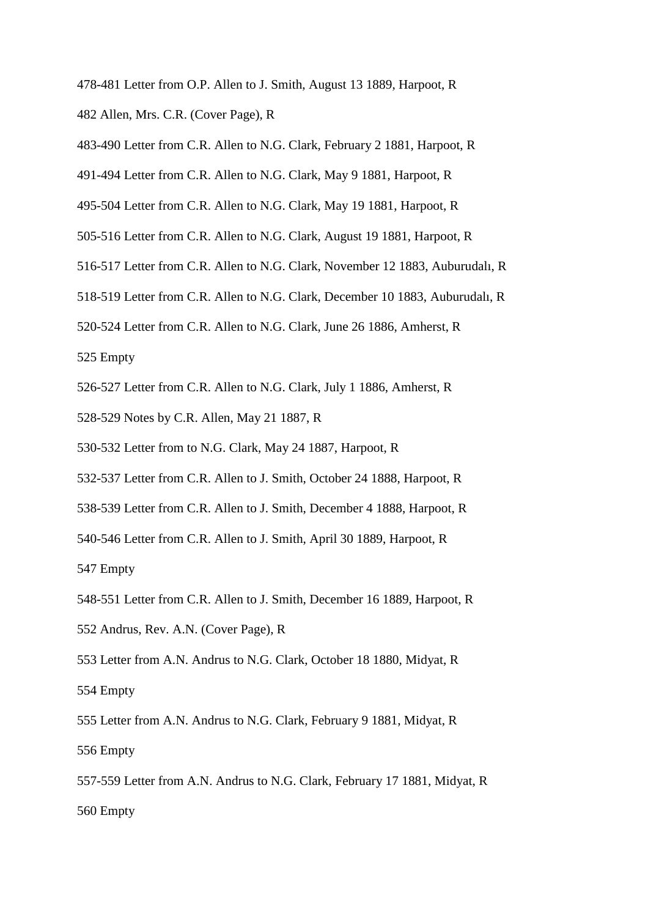478-481 Letter from O.P. Allen to J. Smith, August 13 1889, Harpoot, R

482 Allen, Mrs. C.R. (Cover Page), R

483-490 Letter from C.R. Allen to N.G. Clark, February 2 1881, Harpoot, R

491-494 Letter from C.R. Allen to N.G. Clark, May 9 1881, Harpoot, R

495-504 Letter from C.R. Allen to N.G. Clark, May 19 1881, Harpoot, R

505-516 Letter from C.R. Allen to N.G. Clark, August 19 1881, Harpoot, R

516-517 Letter from C.R. Allen to N.G. Clark, November 12 1883, Auburudalı, R

518-519 Letter from C.R. Allen to N.G. Clark, December 10 1883, Auburudalı, R

520-524 Letter from C.R. Allen to N.G. Clark, June 26 1886, Amherst, R

525 Empty

526-527 Letter from C.R. Allen to N.G. Clark, July 1 1886, Amherst, R

528-529 Notes by C.R. Allen, May 21 1887, R

530-532 Letter from to N.G. Clark, May 24 1887, Harpoot, R

532-537 Letter from C.R. Allen to J. Smith, October 24 1888, Harpoot, R

538-539 Letter from C.R. Allen to J. Smith, December 4 1888, Harpoot, R

540-546 Letter from C.R. Allen to J. Smith, April 30 1889, Harpoot, R

547 Empty

548-551 Letter from C.R. Allen to J. Smith, December 16 1889, Harpoot, R

552 Andrus, Rev. A.N. (Cover Page), R

553 Letter from A.N. Andrus to N.G. Clark, October 18 1880, Midyat, R

554 Empty

555 Letter from A.N. Andrus to N.G. Clark, February 9 1881, Midyat, R

556 Empty

557-559 Letter from A.N. Andrus to N.G. Clark, February 17 1881, Midyat, R

560 Empty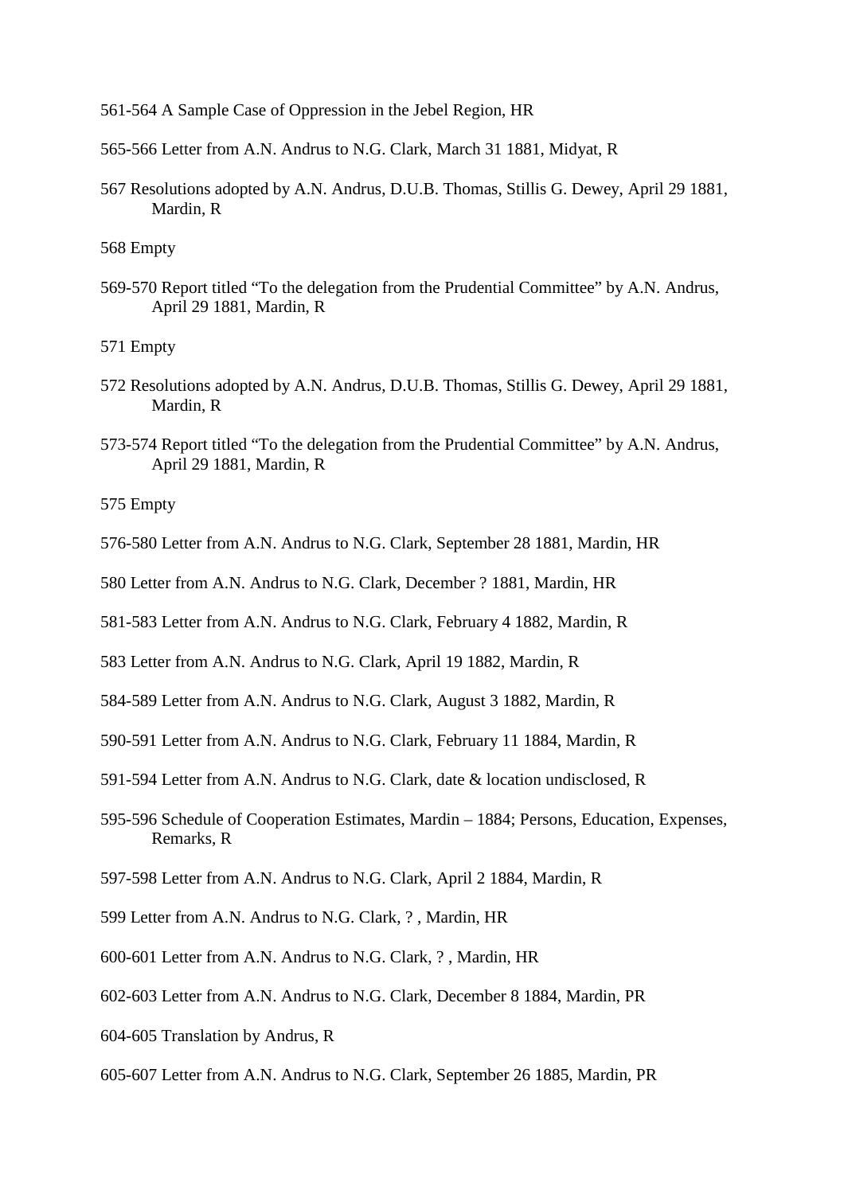561-564 A Sample Case of Oppression in the Jebel Region, HR

565-566 Letter from A.N. Andrus to N.G. Clark, March 31 1881, Midyat, R

567 Resolutions adopted by A.N. Andrus, D.U.B. Thomas, Stillis G. Dewey, April 29 1881, Mardin, R

568 Empty

569-570 Report titled "To the delegation from the Prudential Committee" by A.N. Andrus, April 29 1881, Mardin, R

571 Empty

572 Resolutions adopted by A.N. Andrus, D.U.B. Thomas, Stillis G. Dewey, April 29 1881, Mardin, R

573-574 Report titled "To the delegation from the Prudential Committee" by A.N. Andrus, April 29 1881, Mardin, R

575 Empty

576-580 Letter from A.N. Andrus to N.G. Clark, September 28 1881, Mardin, HR

580 Letter from A.N. Andrus to N.G. Clark, December ? 1881, Mardin, HR

581-583 Letter from A.N. Andrus to N.G. Clark, February 4 1882, Mardin, R

583 Letter from A.N. Andrus to N.G. Clark, April 19 1882, Mardin, R

584-589 Letter from A.N. Andrus to N.G. Clark, August 3 1882, Mardin, R

590-591 Letter from A.N. Andrus to N.G. Clark, February 11 1884, Mardin, R

591-594 Letter from A.N. Andrus to N.G. Clark, date & location undisclosed, R

595-596 Schedule of Cooperation Estimates, Mardin – 1884; Persons, Education, Expenses, Remarks, R

597-598 Letter from A.N. Andrus to N.G. Clark, April 2 1884, Mardin, R

599 Letter from A.N. Andrus to N.G. Clark, ? , Mardin, HR

600-601 Letter from A.N. Andrus to N.G. Clark, ? , Mardin, HR

602-603 Letter from A.N. Andrus to N.G. Clark, December 8 1884, Mardin, PR

604-605 Translation by Andrus, R

605-607 Letter from A.N. Andrus to N.G. Clark, September 26 1885, Mardin, PR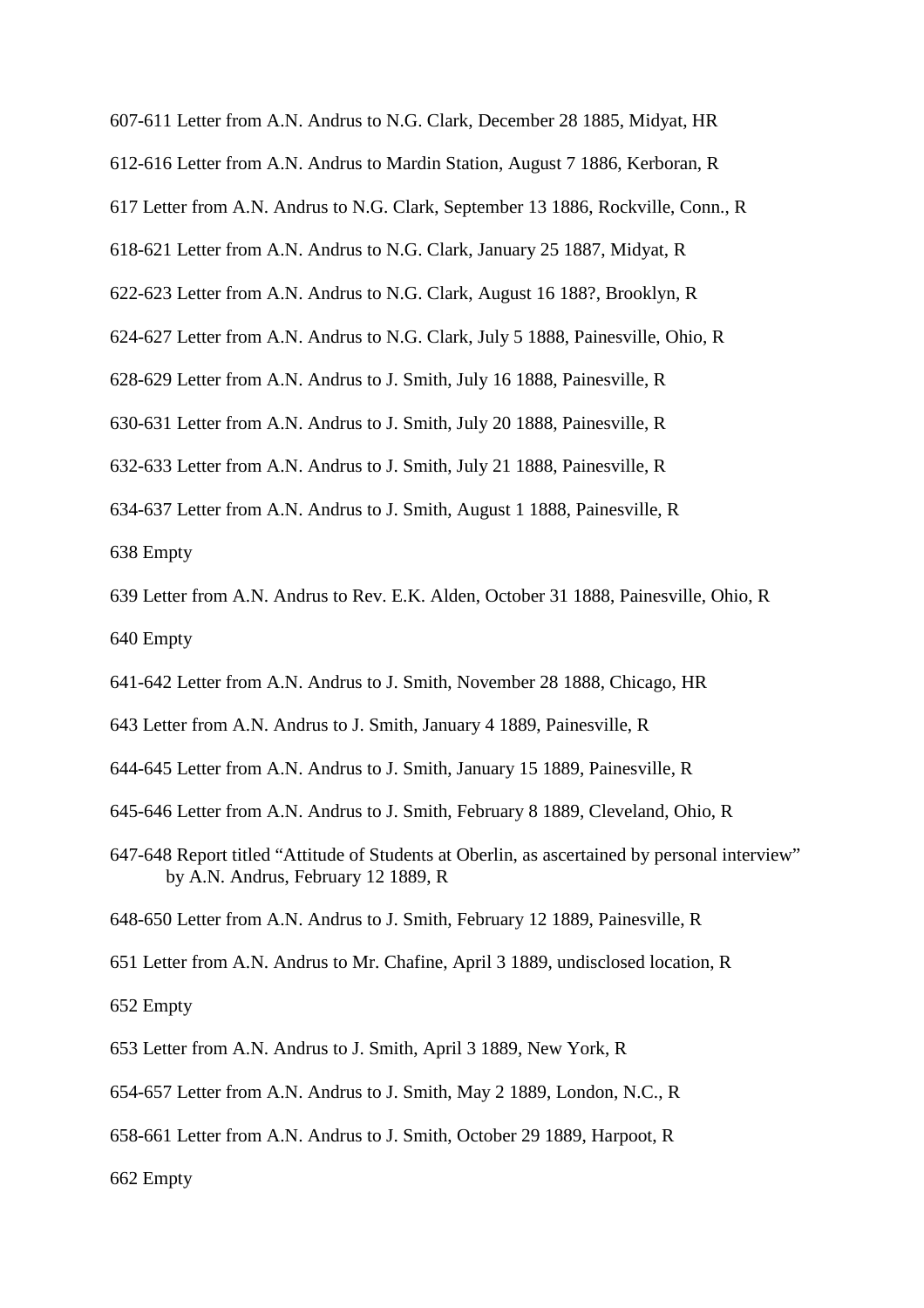607-611 Letter from A.N. Andrus to N.G. Clark, December 28 1885, Midyat, HR

612-616 Letter from A.N. Andrus to Mardin Station, August 7 1886, Kerboran, R

617 Letter from A.N. Andrus to N.G. Clark, September 13 1886, Rockville, Conn., R

618-621 Letter from A.N. Andrus to N.G. Clark, January 25 1887, Midyat, R

622-623 Letter from A.N. Andrus to N.G. Clark, August 16 188?, Brooklyn, R

624-627 Letter from A.N. Andrus to N.G. Clark, July 5 1888, Painesville, Ohio, R

628-629 Letter from A.N. Andrus to J. Smith, July 16 1888, Painesville, R

630-631 Letter from A.N. Andrus to J. Smith, July 20 1888, Painesville, R

632-633 Letter from A.N. Andrus to J. Smith, July 21 1888, Painesville, R

634-637 Letter from A.N. Andrus to J. Smith, August 1 1888, Painesville, R

638 Empty

639 Letter from A.N. Andrus to Rev. E.K. Alden, October 31 1888, Painesville, Ohio, R

640 Empty

641-642 Letter from A.N. Andrus to J. Smith, November 28 1888, Chicago, HR

643 Letter from A.N. Andrus to J. Smith, January 4 1889, Painesville, R

644-645 Letter from A.N. Andrus to J. Smith, January 15 1889, Painesville, R

645-646 Letter from A.N. Andrus to J. Smith, February 8 1889, Cleveland, Ohio, R

647-648 Report titled “Attitude of Students at Oberlin, as ascertained by personal interview” by A.N. Andrus, February 12 1889, R

648-650 Letter from A.N. Andrus to J. Smith, February 12 1889, Painesville, R

651 Letter from A.N. Andrus to Mr. Chafine, April 3 1889, undisclosed location, R

652 Empty

653 Letter from A.N. Andrus to J. Smith, April 3 1889, New York, R

654-657 Letter from A.N. Andrus to J. Smith, May 2 1889, London, N.C., R

658-661 Letter from A.N. Andrus to J. Smith, October 29 1889, Harpoot, R

662 Empty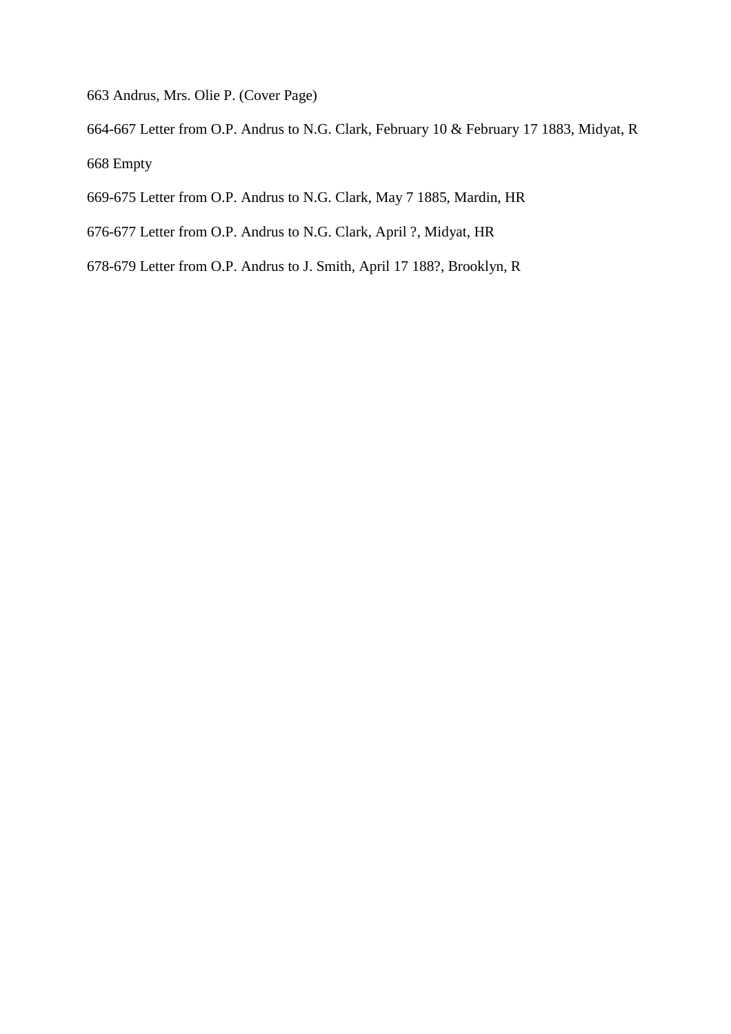663 Andrus, Mrs. Olie P. (Cover Page)

664-667 Letter from O.P. Andrus to N.G. Clark, February 10 & February 17 1883, Midyat, R

668 Empty

669-675 Letter from O.P. Andrus to N.G. Clark, May 7 1885, Mardin, HR

676-677 Letter from O.P. Andrus to N.G. Clark, April ?, Midyat, HR

678-679 Letter from O.P. Andrus to J. Smith, April 17 188?, Brooklyn, R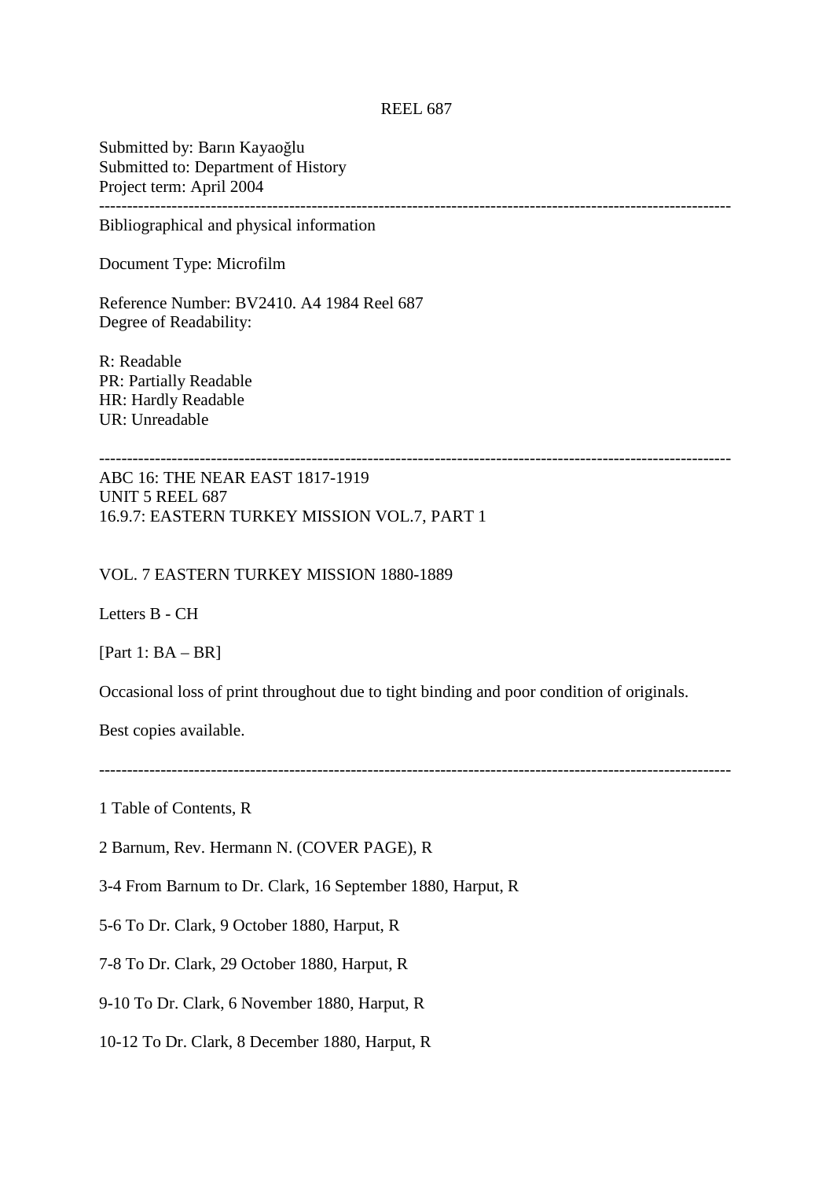REEL 687

Submitted by: Barın Kayaoğlu
Submitted to: Department of History
Project term: April 2004

---

Bibliographical and physical information

Document Type: Microfilm

Reference Number: BV2410. A4 1984 Reel 687
Degree of Readability:

R: Readable
PR: Partially Readable
HR: Hardly Readable
UR: Unreadable

---

ABC 16: THE NEAR EAST 1817-1919
UNIT 5 REEL 687
16.9.7: EASTERN TURKEY MISSION VOL.7, PART 1

VOL. 7 EASTERN TURKEY MISSION 1880-1889

Letters B - CH

[Part 1: BA – BR]

Occasional loss of print throughout due to tight binding and poor condition of originals.

Best copies available.

---

1 Table of Contents, R

2 Barnum, Rev. Hermann N. (COVER PAGE), R

3-4 From Barnum to Dr. Clark, 16 September 1880, Harput, R

5-6 To Dr. Clark, 9 October 1880, Harput, R

7-8 To Dr. Clark, 29 October 1880, Harput, R

9-10 To Dr. Clark, 6 November 1880, Harput, R

10-12 To Dr. Clark, 8 December 1880, Harput, R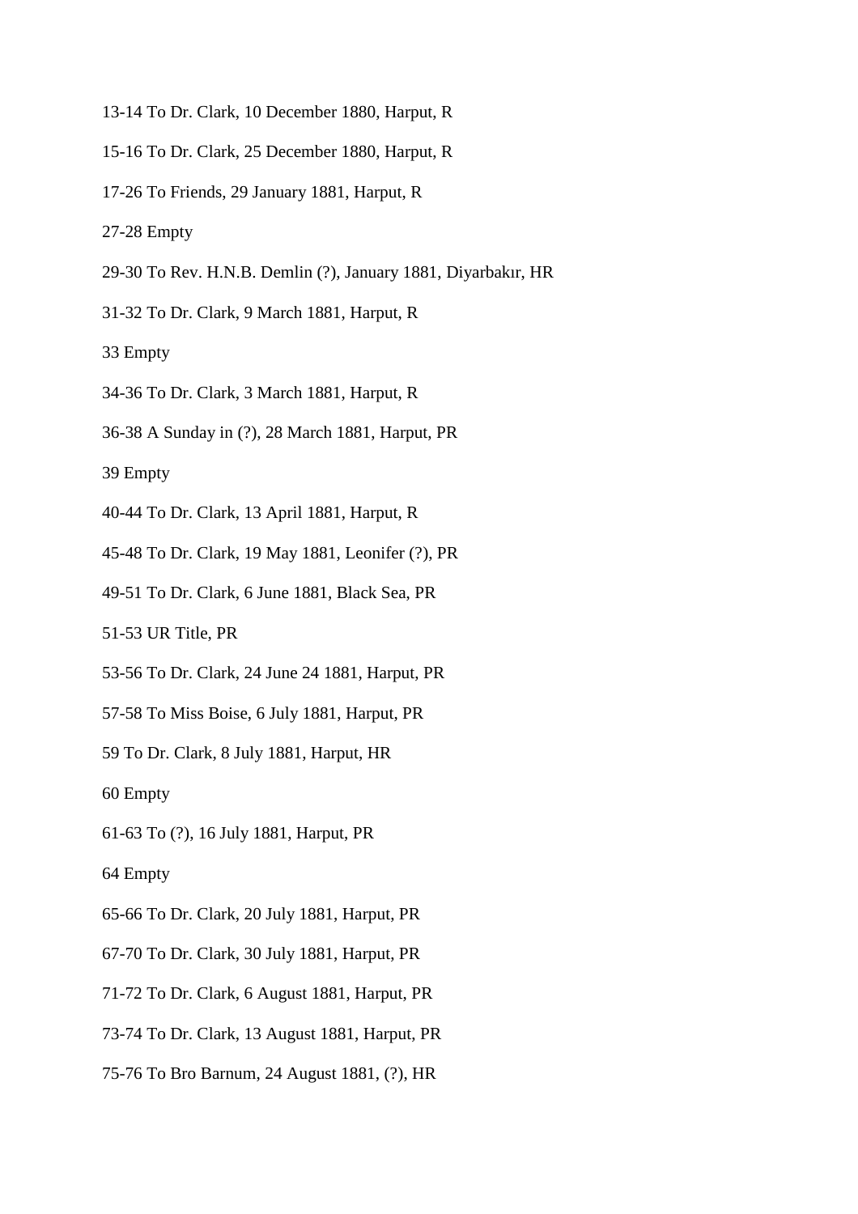13-14 To Dr. Clark, 10 December 1880, Harput, R

15-16 To Dr. Clark, 25 December 1880, Harput, R

17-26 To Friends, 29 January 1881, Harput, R

27-28 Empty

29-30 To Rev. H.N.B. Demlin (?), January 1881, Diyarbakır, HR

31-32 To Dr. Clark, 9 March 1881, Harput, R

33 Empty

34-36 To Dr. Clark, 3 March 1881, Harput, R

36-38 A Sunday in (?), 28 March 1881, Harput, PR

39 Empty

40-44 To Dr. Clark, 13 April 1881, Harput, R

45-48 To Dr. Clark, 19 May 1881, Leonifer (?), PR

49-51 To Dr. Clark, 6 June 1881, Black Sea, PR

51-53 UR Title, PR

53-56 To Dr. Clark, 24 June 24 1881, Harput, PR

57-58 To Miss Boise, 6 July 1881, Harput, PR

59 To Dr. Clark, 8 July 1881, Harput, HR

60 Empty

61-63 To (?), 16 July 1881, Harput, PR

64 Empty

65-66 To Dr. Clark, 20 July 1881, Harput, PR

67-70 To Dr. Clark, 30 July 1881, Harput, PR

71-72 To Dr. Clark, 6 August 1881, Harput, PR

73-74 To Dr. Clark, 13 August 1881, Harput, PR

75-76 To Bro Barnum, 24 August 1881, (?), HR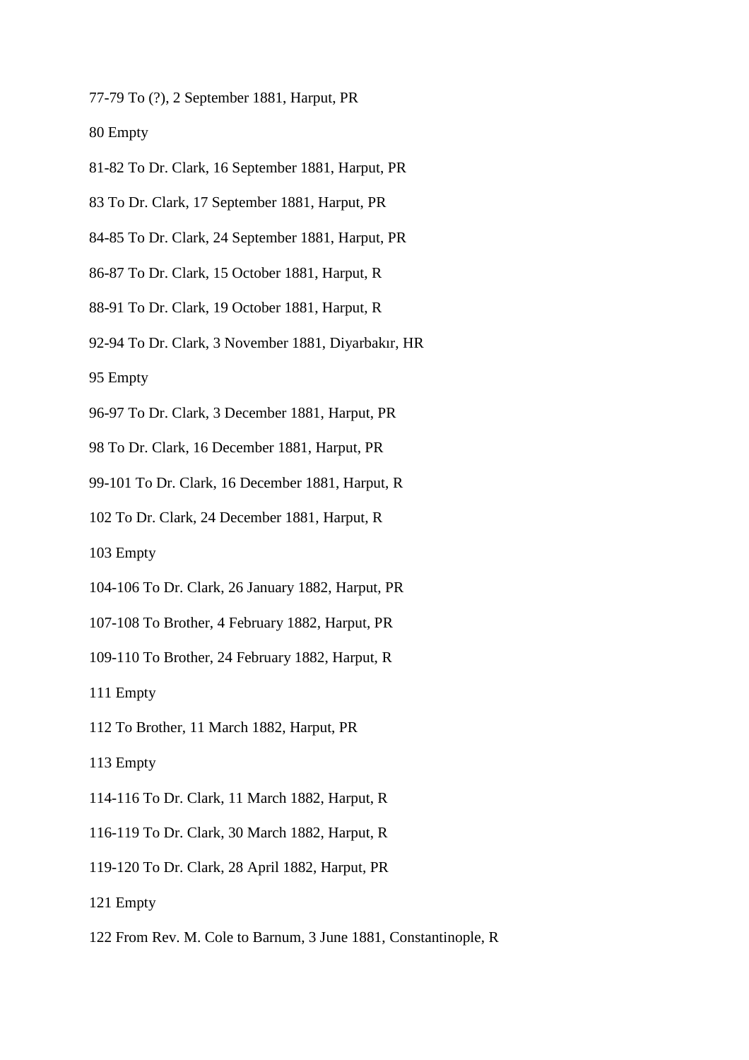77-79 To (?), 2 September 1881, Harput, PR

80 Empty

81-82 To Dr. Clark, 16 September 1881, Harput, PR

83 To Dr. Clark, 17 September 1881, Harput, PR

84-85 To Dr. Clark, 24 September 1881, Harput, PR

86-87 To Dr. Clark, 15 October 1881, Harput, R

88-91 To Dr. Clark, 19 October 1881, Harput, R

92-94 To Dr. Clark, 3 November 1881, Diyarbakır, HR

95 Empty

96-97 To Dr. Clark, 3 December 1881, Harput, PR

98 To Dr. Clark, 16 December 1881, Harput, PR

99-101 To Dr. Clark, 16 December 1881, Harput, R

102 To Dr. Clark, 24 December 1881, Harput, R

103 Empty

104-106 To Dr. Clark, 26 January 1882, Harput, PR

107-108 To Brother, 4 February 1882, Harput, PR

109-110 To Brother, 24 February 1882, Harput, R

111 Empty

112 To Brother, 11 March 1882, Harput, PR

113 Empty

114-116 To Dr. Clark, 11 March 1882, Harput, R

116-119 To Dr. Clark, 30 March 1882, Harput, R

119-120 To Dr. Clark, 28 April 1882, Harput, PR

121 Empty

122 From Rev. M. Cole to Barnum, 3 June 1881, Constantinople, R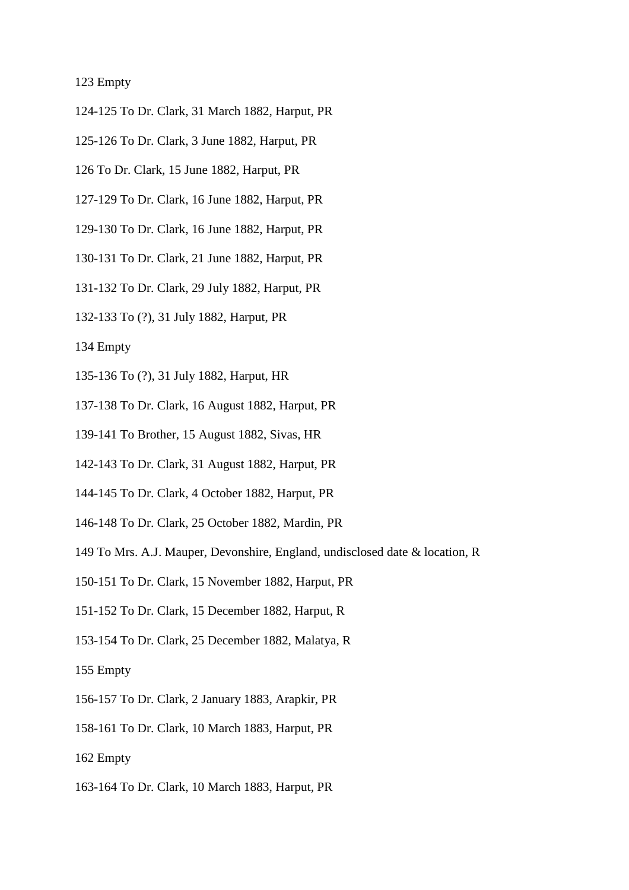123 Empty

124-125 To Dr. Clark, 31 March 1882, Harput, PR

125-126 To Dr. Clark, 3 June 1882, Harput, PR

126 To Dr. Clark, 15 June 1882, Harput, PR

127-129 To Dr. Clark, 16 June 1882, Harput, PR

129-130 To Dr. Clark, 16 June 1882, Harput, PR

130-131 To Dr. Clark, 21 June 1882, Harput, PR

131-132 To Dr. Clark, 29 July 1882, Harput, PR

132-133 To (?), 31 July 1882, Harput, PR

134 Empty

135-136 To (?), 31 July 1882, Harput, HR

137-138 To Dr. Clark, 16 August 1882, Harput, PR

139-141 To Brother, 15 August 1882, Sivas, HR

142-143 To Dr. Clark, 31 August 1882, Harput, PR

144-145 To Dr. Clark, 4 October 1882, Harput, PR

146-148 To Dr. Clark, 25 October 1882, Mardin, PR

149 To Mrs. A.J. Mauper, Devonshire, England, undisclosed date & location, R

150-151 To Dr. Clark, 15 November 1882, Harput, PR

151-152 To Dr. Clark, 15 December 1882, Harput, R

153-154 To Dr. Clark, 25 December 1882, Malatya, R

155 Empty

156-157 To Dr. Clark, 2 January 1883, Arapkir, PR

158-161 To Dr. Clark, 10 March 1883, Harput, PR

162 Empty

163-164 To Dr. Clark, 10 March 1883, Harput, PR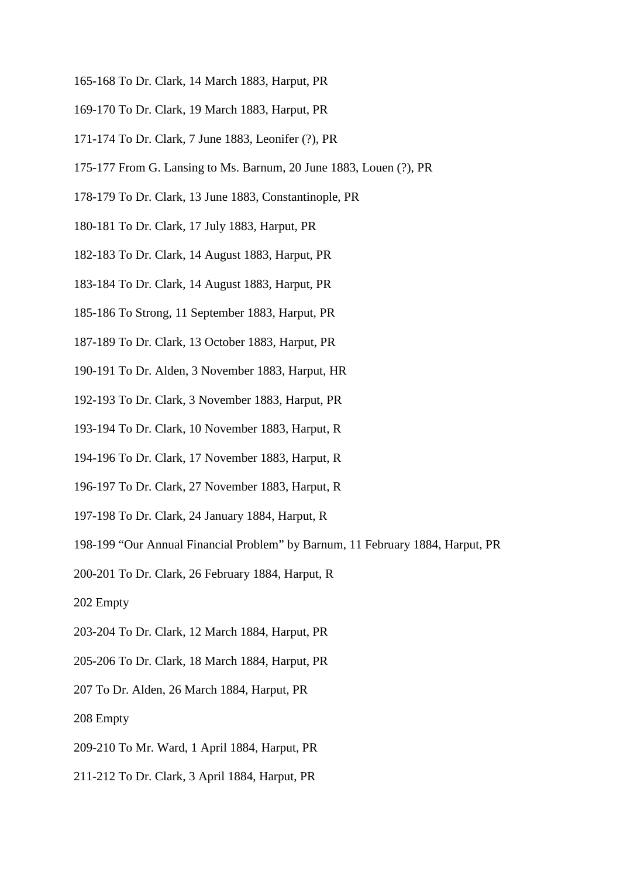165-168 To Dr. Clark, 14 March 1883, Harput, PR

169-170 To Dr. Clark, 19 March 1883, Harput, PR

171-174 To Dr. Clark, 7 June 1883, Leonifer (?), PR

175-177 From G. Lansing to Ms. Barnum, 20 June 1883, Louen (?), PR

178-179 To Dr. Clark, 13 June 1883, Constantinople, PR

180-181 To Dr. Clark, 17 July 1883, Harput, PR

182-183 To Dr. Clark, 14 August 1883, Harput, PR

183-184 To Dr. Clark, 14 August 1883, Harput, PR

185-186 To Strong, 11 September 1883, Harput, PR

187-189 To Dr. Clark, 13 October 1883, Harput, PR

190-191 To Dr. Alden, 3 November 1883, Harput, HR

192-193 To Dr. Clark, 3 November 1883, Harput, PR

193-194 To Dr. Clark, 10 November 1883, Harput, R

194-196 To Dr. Clark, 17 November 1883, Harput, R

196-197 To Dr. Clark, 27 November 1883, Harput, R

197-198 To Dr. Clark, 24 January 1884, Harput, R

198-199 "Our Annual Financial Problem" by Barnum, 11 February 1884, Harput, PR

200-201 To Dr. Clark, 26 February 1884, Harput, R

202 Empty

203-204 To Dr. Clark, 12 March 1884, Harput, PR

205-206 To Dr. Clark, 18 March 1884, Harput, PR

207 To Dr. Alden, 26 March 1884, Harput, PR

208 Empty

209-210 To Mr. Ward, 1 April 1884, Harput, PR

211-212 To Dr. Clark, 3 April 1884, Harput, PR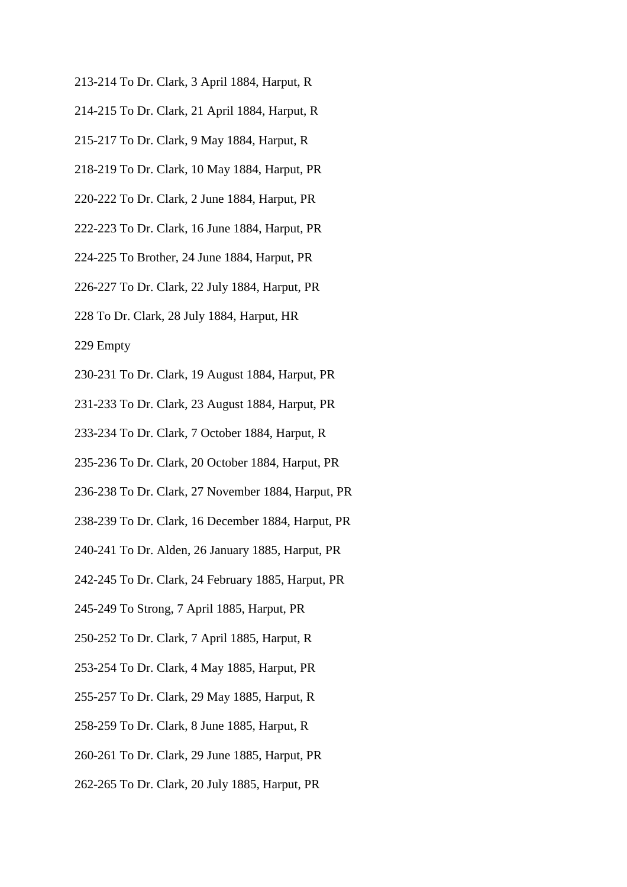213-214 To Dr. Clark, 3 April 1884, Harput, R

214-215 To Dr. Clark, 21 April 1884, Harput, R

215-217 To Dr. Clark, 9 May 1884, Harput, R

218-219 To Dr. Clark, 10 May 1884, Harput, PR

220-222 To Dr. Clark, 2 June 1884, Harput, PR

222-223 To Dr. Clark, 16 June 1884, Harput, PR

224-225 To Brother, 24 June 1884, Harput, PR

226-227 To Dr. Clark, 22 July 1884, Harput, PR

228 To Dr. Clark, 28 July 1884, Harput, HR

229 Empty

230-231 To Dr. Clark, 19 August 1884, Harput, PR

231-233 To Dr. Clark, 23 August 1884, Harput, PR

233-234 To Dr. Clark, 7 October 1884, Harput, R

235-236 To Dr. Clark, 20 October 1884, Harput, PR

236-238 To Dr. Clark, 27 November 1884, Harput, PR

238-239 To Dr. Clark, 16 December 1884, Harput, PR

240-241 To Dr. Alden, 26 January 1885, Harput, PR

242-245 To Dr. Clark, 24 February 1885, Harput, PR

245-249 To Strong, 7 April 1885, Harput, PR

250-252 To Dr. Clark, 7 April 1885, Harput, R

253-254 To Dr. Clark, 4 May 1885, Harput, PR

255-257 To Dr. Clark, 29 May 1885, Harput, R

258-259 To Dr. Clark, 8 June 1885, Harput, R

260-261 To Dr. Clark, 29 June 1885, Harput, PR

262-265 To Dr. Clark, 20 July 1885, Harput, PR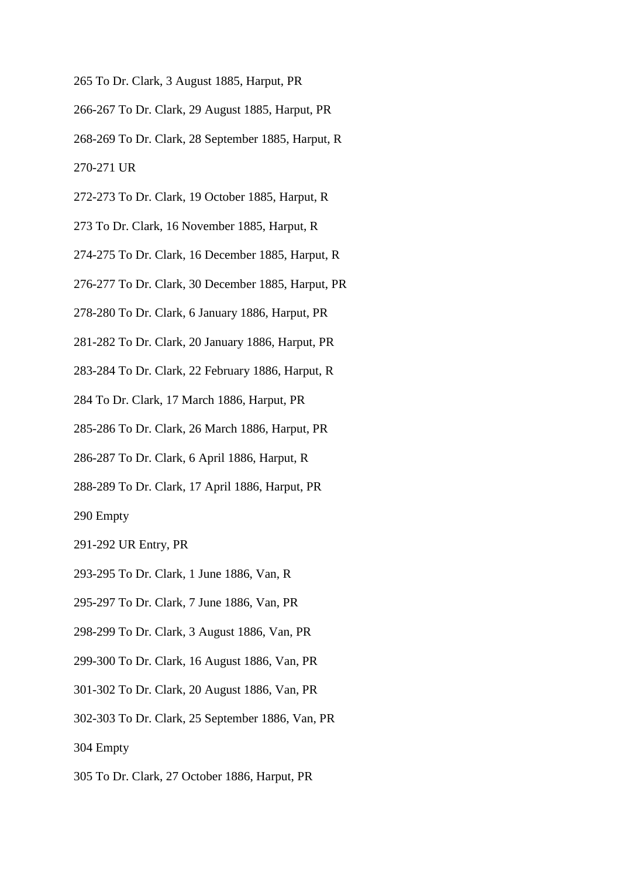265 To Dr. Clark, 3 August 1885, Harput, PR

266-267 To Dr. Clark, 29 August 1885, Harput, PR

268-269 To Dr. Clark, 28 September 1885, Harput, R

270-271 UR

272-273 To Dr. Clark, 19 October 1885, Harput, R

273 To Dr. Clark, 16 November 1885, Harput, R

274-275 To Dr. Clark, 16 December 1885, Harput, R

276-277 To Dr. Clark, 30 December 1885, Harput, PR

278-280 To Dr. Clark, 6 January 1886, Harput, PR

281-282 To Dr. Clark, 20 January 1886, Harput, PR

283-284 To Dr. Clark, 22 February 1886, Harput, R

284 To Dr. Clark, 17 March 1886, Harput, PR

285-286 To Dr. Clark, 26 March 1886, Harput, PR

286-287 To Dr. Clark, 6 April 1886, Harput, R

288-289 To Dr. Clark, 17 April 1886, Harput, PR

290 Empty

291-292 UR Entry, PR

293-295 To Dr. Clark, 1 June 1886, Van, R

295-297 To Dr. Clark, 7 June 1886, Van, PR

298-299 To Dr. Clark, 3 August 1886, Van, PR

299-300 To Dr. Clark, 16 August 1886, Van, PR

301-302 To Dr. Clark, 20 August 1886, Van, PR

302-303 To Dr. Clark, 25 September 1886, Van, PR

304 Empty

305 To Dr. Clark, 27 October 1886, Harput, PR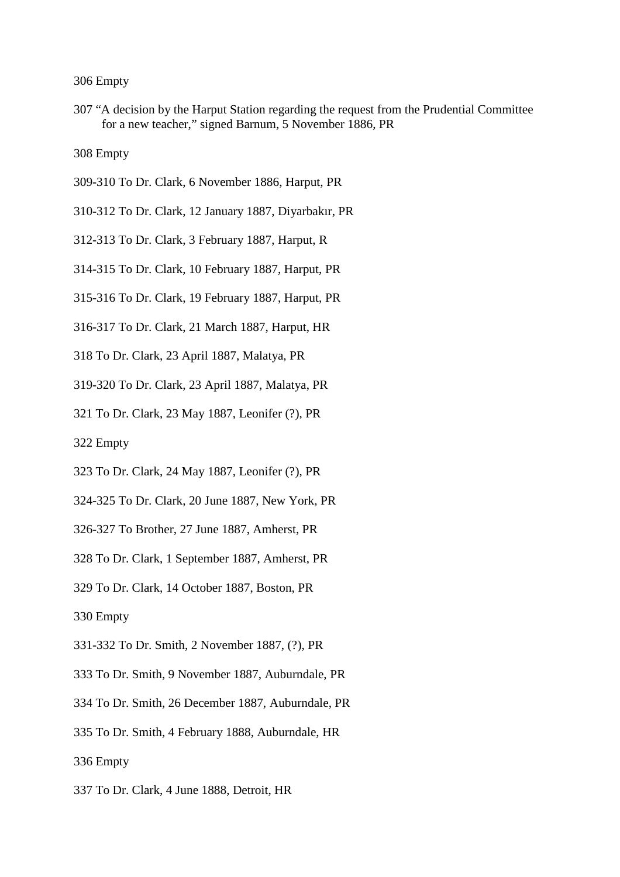306 Empty

307 “A decision by the Harput Station regarding the request from the Prudential Committee for a new teacher,” signed Barnum, 5 November 1886, PR

308 Empty

309-310 To Dr. Clark, 6 November 1886, Harput, PR

310-312 To Dr. Clark, 12 January 1887, Diyarbakır, PR

312-313 To Dr. Clark, 3 February 1887, Harput, R

314-315 To Dr. Clark, 10 February 1887, Harput, PR

315-316 To Dr. Clark, 19 February 1887, Harput, PR

316-317 To Dr. Clark, 21 March 1887, Harput, HR

318 To Dr. Clark, 23 April 1887, Malatya, PR

319-320 To Dr. Clark, 23 April 1887, Malatya, PR

321 To Dr. Clark, 23 May 1887, Leonifer (?), PR

322 Empty

323 To Dr. Clark, 24 May 1887, Leonifer (?), PR

324-325 To Dr. Clark, 20 June 1887, New York, PR

326-327 To Brother, 27 June 1887, Amherst, PR

328 To Dr. Clark, 1 September 1887, Amherst, PR

329 To Dr. Clark, 14 October 1887, Boston, PR

330 Empty

331-332 To Dr. Smith, 2 November 1887, (?), PR

333 To Dr. Smith, 9 November 1887, Auburndale, PR

334 To Dr. Smith, 26 December 1887, Auburndale, PR

335 To Dr. Smith, 4 February 1888, Auburndale, HR

336 Empty

337 To Dr. Clark, 4 June 1888, Detroit, HR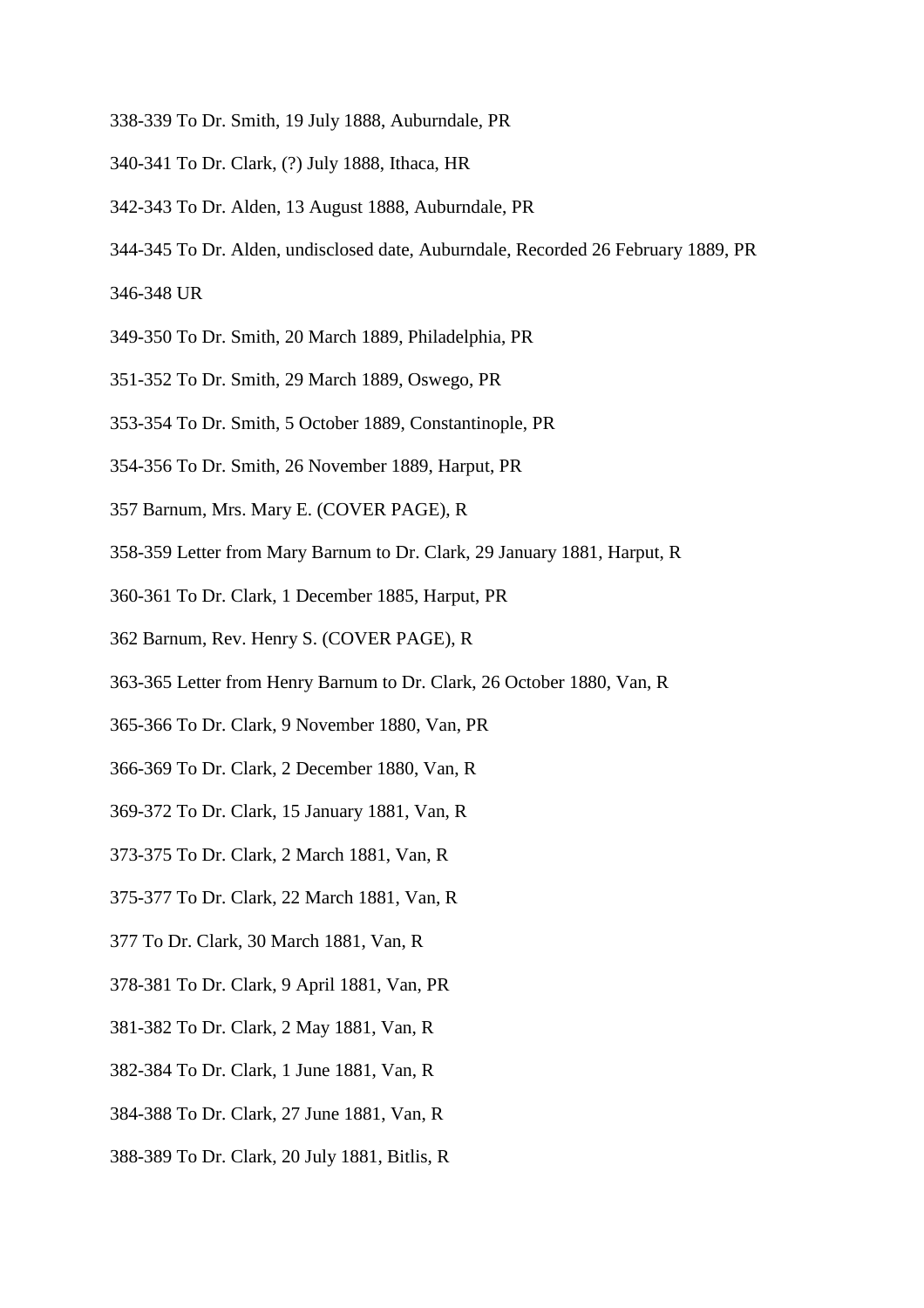338-339 To Dr. Smith, 19 July 1888, Auburndale, PR

340-341 To Dr. Clark, (?) July 1888, Ithaca, HR

342-343 To Dr. Alden, 13 August 1888, Auburndale, PR

344-345 To Dr. Alden, undisclosed date, Auburndale, Recorded 26 February 1889, PR

346-348 UR

349-350 To Dr. Smith, 20 March 1889, Philadelphia, PR

351-352 To Dr. Smith, 29 March 1889, Oswego, PR

353-354 To Dr. Smith, 5 October 1889, Constantinople, PR

354-356 To Dr. Smith, 26 November 1889, Harput, PR

357 Barnum, Mrs. Mary E. (COVER PAGE), R

358-359 Letter from Mary Barnum to Dr. Clark, 29 January 1881, Harput, R

360-361 To Dr. Clark, 1 December 1885, Harput, PR

362 Barnum, Rev. Henry S. (COVER PAGE), R

363-365 Letter from Henry Barnum to Dr. Clark, 26 October 1880, Van, R

365-366 To Dr. Clark, 9 November 1880, Van, PR

366-369 To Dr. Clark, 2 December 1880, Van, R

369-372 To Dr. Clark, 15 January 1881, Van, R

373-375 To Dr. Clark, 2 March 1881, Van, R

375-377 To Dr. Clark, 22 March 1881, Van, R

377 To Dr. Clark, 30 March 1881, Van, R

378-381 To Dr. Clark, 9 April 1881, Van, PR

381-382 To Dr. Clark, 2 May 1881, Van, R

382-384 To Dr. Clark, 1 June 1881, Van, R

384-388 To Dr. Clark, 27 June 1881, Van, R

388-389 To Dr. Clark, 20 July 1881, Bitlis, R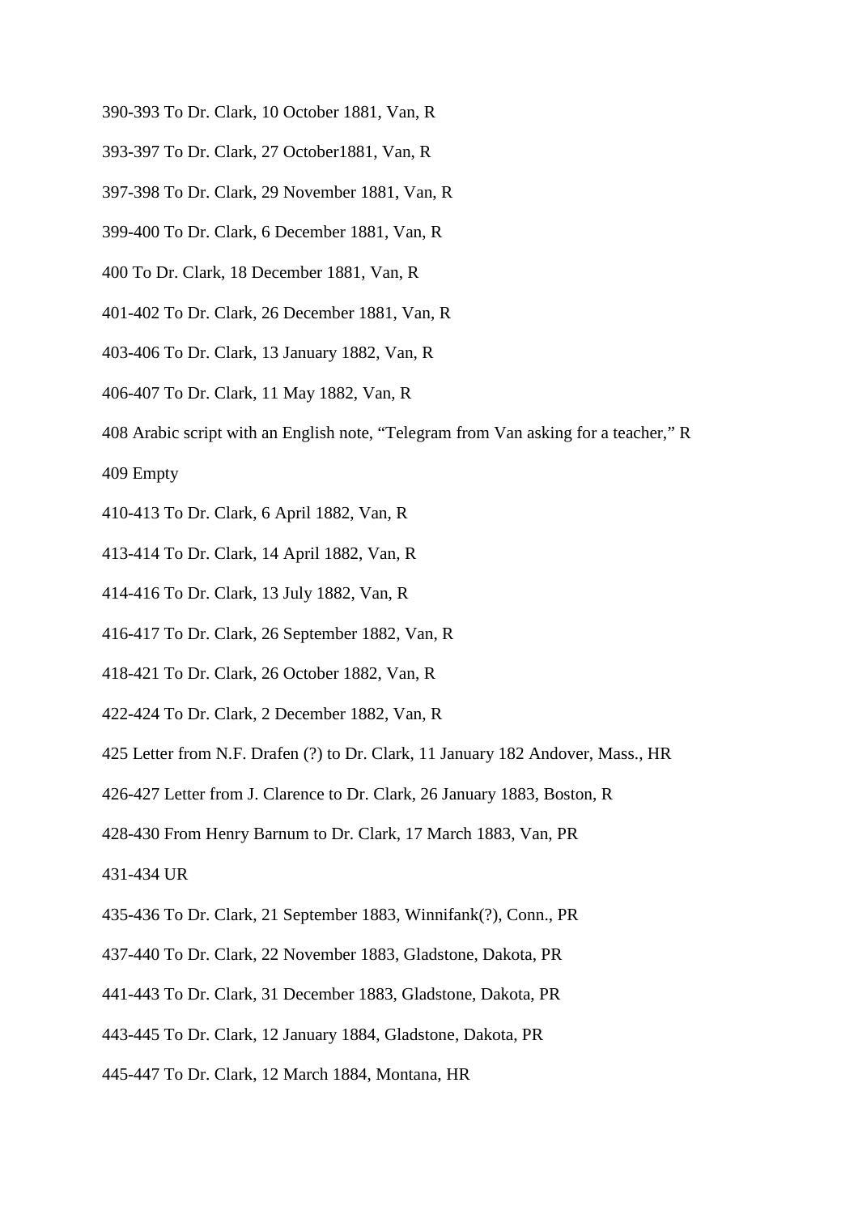390-393 To Dr. Clark, 10 October 1881, Van, R

393-397 To Dr. Clark, 27 October1881, Van, R

397-398 To Dr. Clark, 29 November 1881, Van, R

399-400 To Dr. Clark, 6 December 1881, Van, R

400 To Dr. Clark, 18 December 1881, Van, R

401-402 To Dr. Clark, 26 December 1881, Van, R

403-406 To Dr. Clark, 13 January 1882, Van, R

406-407 To Dr. Clark, 11 May 1882, Van, R

408 Arabic script with an English note, “Telegram from Van asking for a teacher,” R

409 Empty

410-413 To Dr. Clark, 6 April 1882, Van, R

413-414 To Dr. Clark, 14 April 1882, Van, R

414-416 To Dr. Clark, 13 July 1882, Van, R

416-417 To Dr. Clark, 26 September 1882, Van, R

418-421 To Dr. Clark, 26 October 1882, Van, R

422-424 To Dr. Clark, 2 December 1882, Van, R

425 Letter from N.F. Drafen (?) to Dr. Clark, 11 January 182 Andover, Mass., HR

426-427 Letter from J. Clarence to Dr. Clark, 26 January 1883, Boston, R

428-430 From Henry Barnum to Dr. Clark, 17 March 1883, Van, PR

431-434 UR

435-436 To Dr. Clark, 21 September 1883, Winnifank(?), Conn., PR

437-440 To Dr. Clark, 22 November 1883, Gladstone, Dakota, PR

441-443 To Dr. Clark, 31 December 1883, Gladstone, Dakota, PR

443-445 To Dr. Clark, 12 January 1884, Gladstone, Dakota, PR

445-447 To Dr. Clark, 12 March 1884, Montana, HR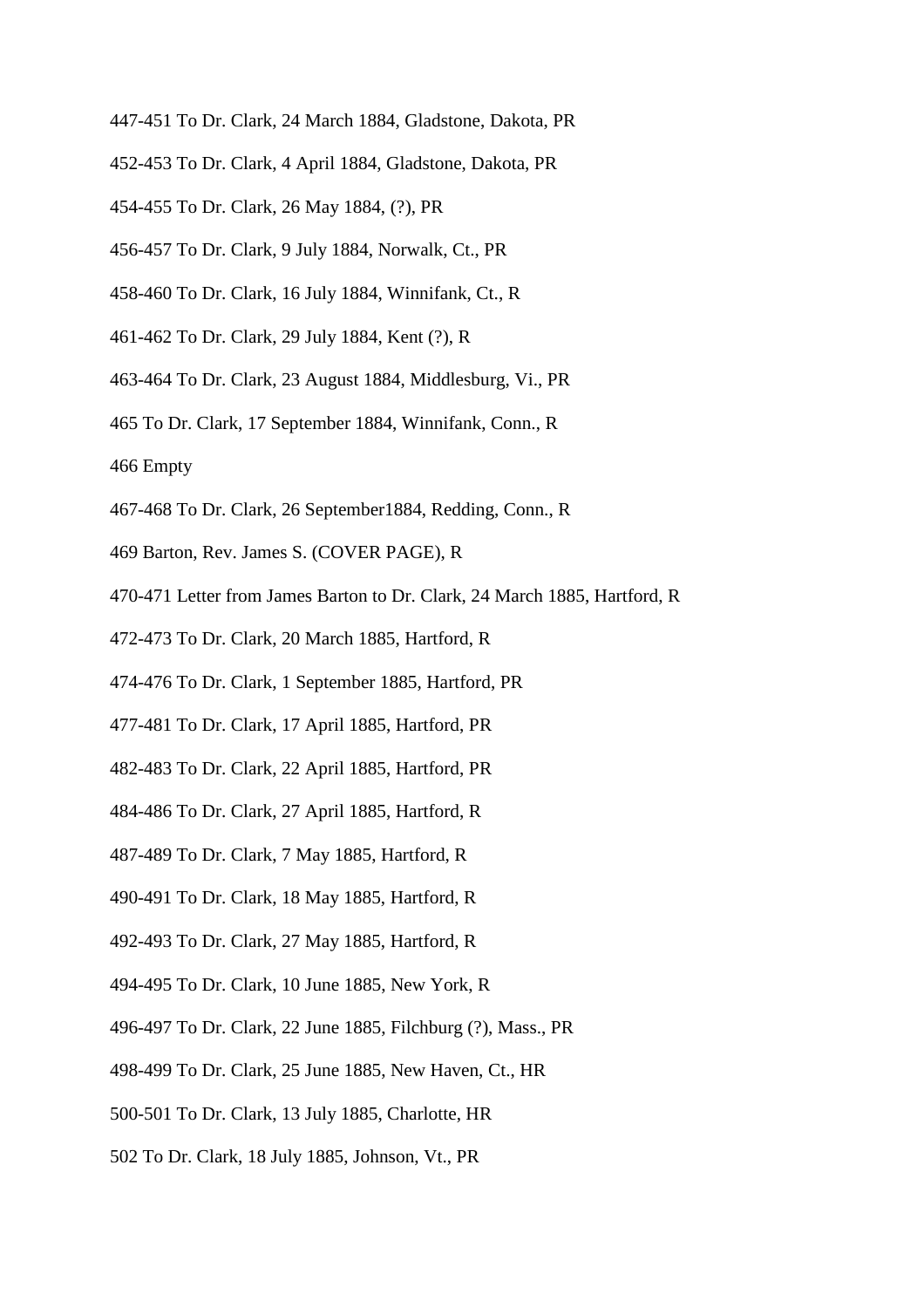447-451 To Dr. Clark, 24 March 1884, Gladstone, Dakota, PR

452-453 To Dr. Clark, 4 April 1884, Gladstone, Dakota, PR

454-455 To Dr. Clark, 26 May 1884, (?), PR

456-457 To Dr. Clark, 9 July 1884, Norwalk, Ct., PR

458-460 To Dr. Clark, 16 July 1884, Winnifank, Ct., R

461-462 To Dr. Clark, 29 July 1884, Kent (?), R

463-464 To Dr. Clark, 23 August 1884, Middlesburg, Vi., PR

465 To Dr. Clark, 17 September 1884, Winnifank, Conn., R

466 Empty

467-468 To Dr. Clark, 26 September1884, Redding, Conn., R

469 Barton, Rev. James S. (COVER PAGE), R

470-471 Letter from James Barton to Dr. Clark, 24 March 1885, Hartford, R

472-473 To Dr. Clark, 20 March 1885, Hartford, R

474-476 To Dr. Clark, 1 September 1885, Hartford, PR

477-481 To Dr. Clark, 17 April 1885, Hartford, PR

482-483 To Dr. Clark, 22 April 1885, Hartford, PR

484-486 To Dr. Clark, 27 April 1885, Hartford, R

487-489 To Dr. Clark, 7 May 1885, Hartford, R

490-491 To Dr. Clark, 18 May 1885, Hartford, R

492-493 To Dr. Clark, 27 May 1885, Hartford, R

494-495 To Dr. Clark, 10 June 1885, New York, R

496-497 To Dr. Clark, 22 June 1885, Filchburg (?), Mass., PR

498-499 To Dr. Clark, 25 June 1885, New Haven, Ct., HR

500-501 To Dr. Clark, 13 July 1885, Charlotte, HR

502 To Dr. Clark, 18 July 1885, Johnson, Vt., PR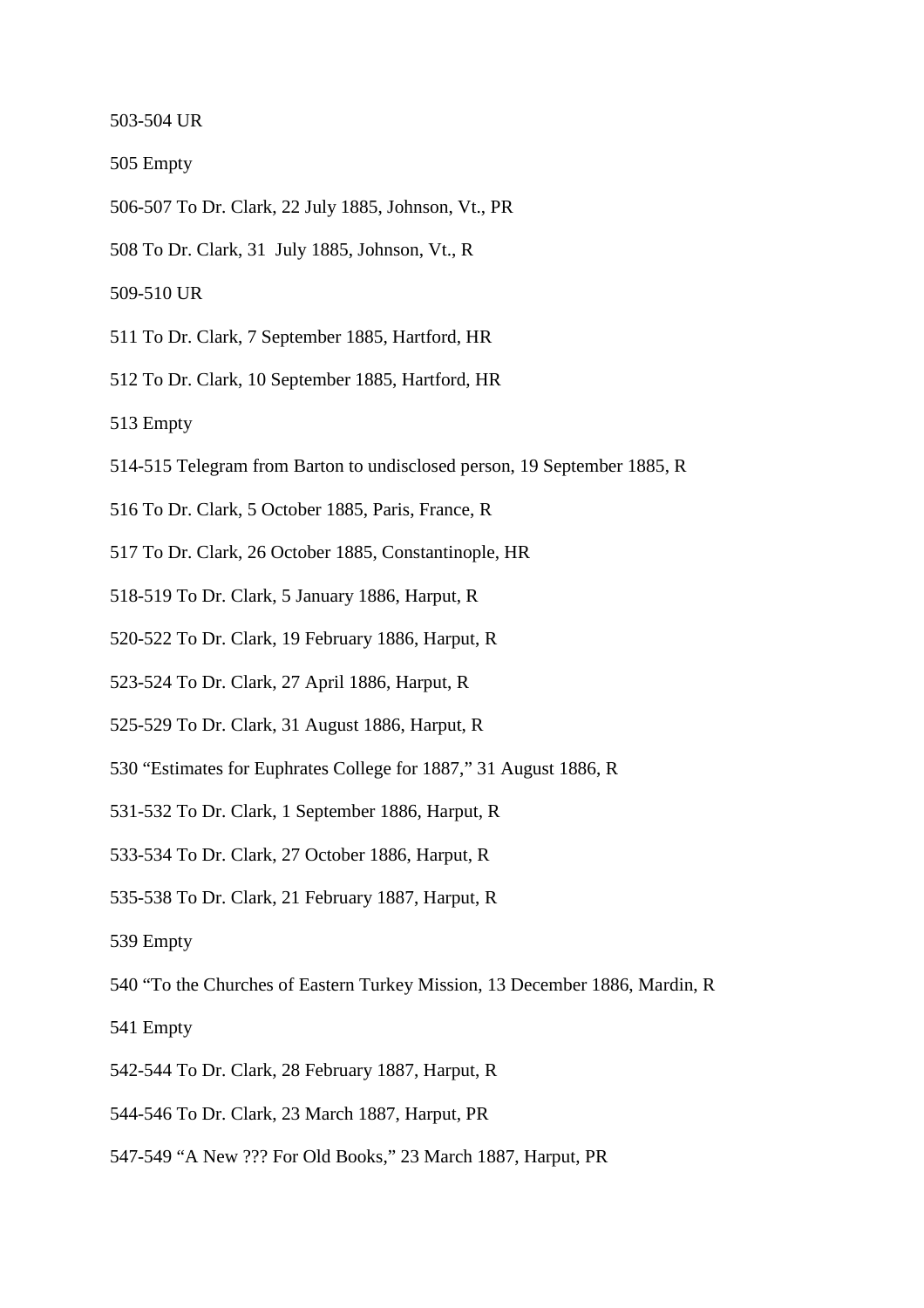503-504 UR

505 Empty

506-507 To Dr. Clark, 22 July 1885, Johnson, Vt., PR

508 To Dr. Clark, 31  July 1885, Johnson, Vt., R

509-510 UR

511 To Dr. Clark, 7 September 1885, Hartford, HR

512 To Dr. Clark, 10 September 1885, Hartford, HR

513 Empty

514-515 Telegram from Barton to undisclosed person, 19 September 1885, R

516 To Dr. Clark, 5 October 1885, Paris, France, R

517 To Dr. Clark, 26 October 1885, Constantinople, HR

518-519 To Dr. Clark, 5 January 1886, Harput, R

520-522 To Dr. Clark, 19 February 1886, Harput, R

523-524 To Dr. Clark, 27 April 1886, Harput, R

525-529 To Dr. Clark, 31 August 1886, Harput, R

530 "Estimates for Euphrates College for 1887," 31 August 1886, R

531-532 To Dr. Clark, 1 September 1886, Harput, R

533-534 To Dr. Clark, 27 October 1886, Harput, R

535-538 To Dr. Clark, 21 February 1887, Harput, R

539 Empty

540 "To the Churches of Eastern Turkey Mission, 13 December 1886, Mardin, R

541 Empty

542-544 To Dr. Clark, 28 February 1887, Harput, R

544-546 To Dr. Clark, 23 March 1887, Harput, PR

547-549 "A New ??? For Old Books," 23 March 1887, Harput, PR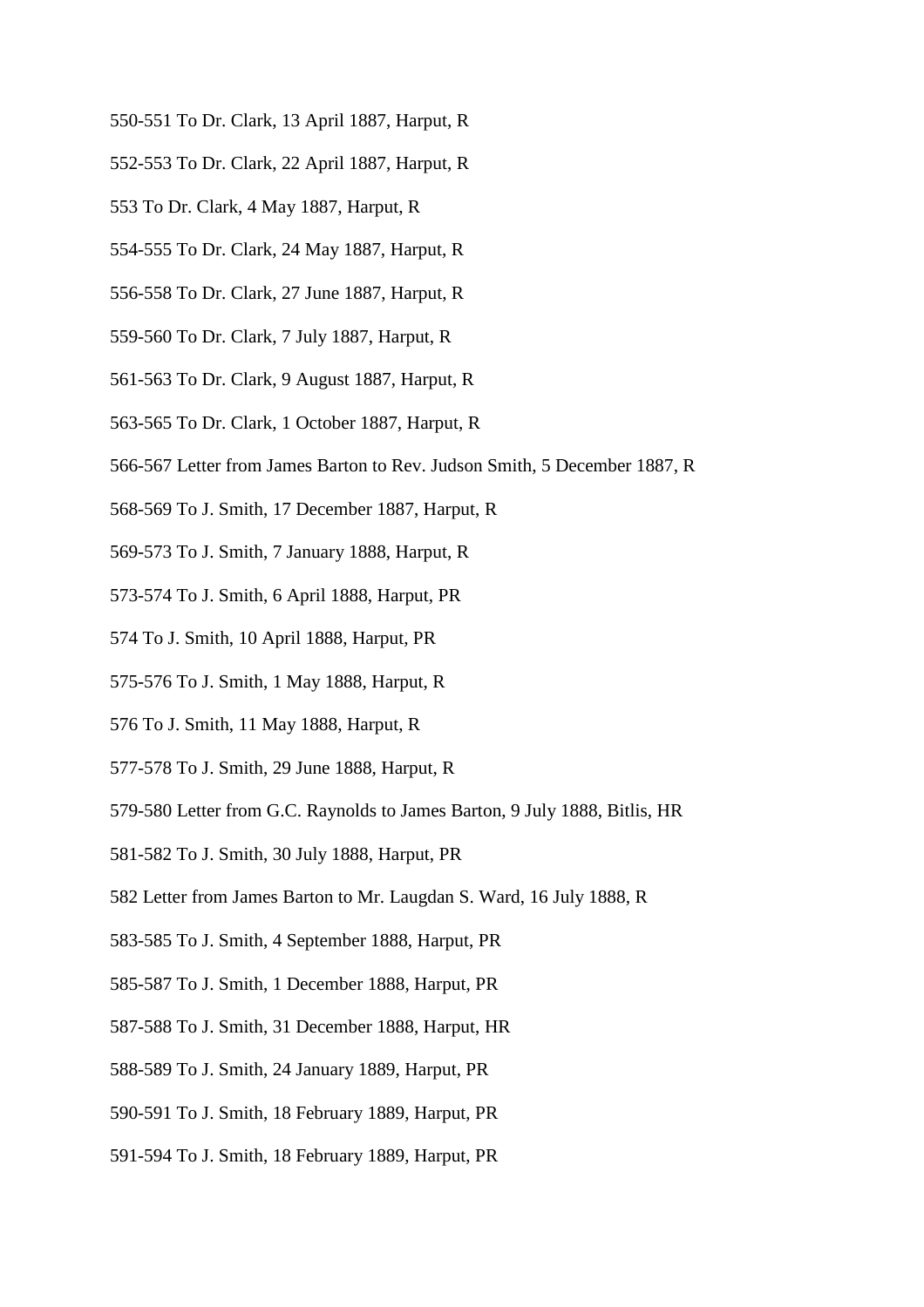550-551 To Dr. Clark, 13 April 1887, Harput, R

552-553 To Dr. Clark, 22 April 1887, Harput, R

553 To Dr. Clark, 4 May 1887, Harput, R

554-555 To Dr. Clark, 24 May 1887, Harput, R

556-558 To Dr. Clark, 27 June 1887, Harput, R

559-560 To Dr. Clark, 7 July 1887, Harput, R

561-563 To Dr. Clark, 9 August 1887, Harput, R

563-565 To Dr. Clark, 1 October 1887, Harput, R

566-567 Letter from James Barton to Rev. Judson Smith, 5 December 1887, R

568-569 To J. Smith, 17 December 1887, Harput, R

569-573 To J. Smith, 7 January 1888, Harput, R

573-574 To J. Smith, 6 April 1888, Harput, PR

574 To J. Smith, 10 April 1888, Harput, PR

575-576 To J. Smith, 1 May 1888, Harput, R

576 To J. Smith, 11 May 1888, Harput, R

577-578 To J. Smith, 29 June 1888, Harput, R

579-580 Letter from G.C. Raynolds to James Barton, 9 July 1888, Bitlis, HR

581-582 To J. Smith, 30 July 1888, Harput, PR

582 Letter from James Barton to Mr. Laugdan S. Ward, 16 July 1888, R

583-585 To J. Smith, 4 September 1888, Harput, PR

585-587 To J. Smith, 1 December 1888, Harput, PR

587-588 To J. Smith, 31 December 1888, Harput, HR

588-589 To J. Smith, 24 January 1889, Harput, PR

590-591 To J. Smith, 18 February 1889, Harput, PR

591-594 To J. Smith, 18 February 1889, Harput, PR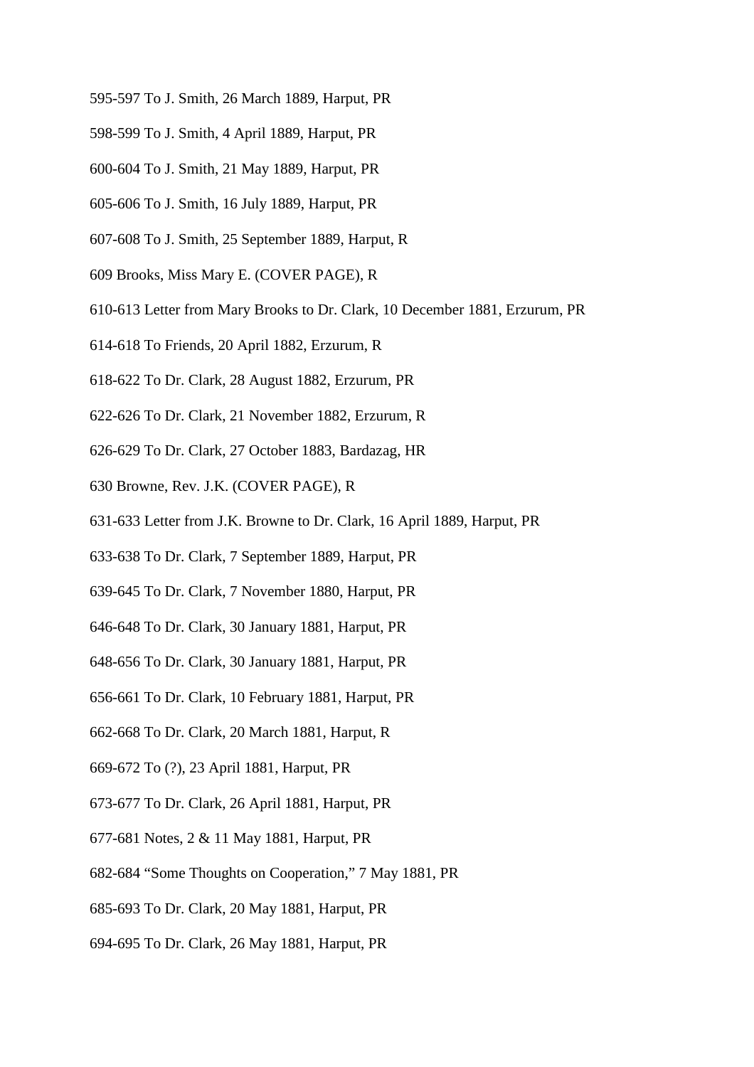595-597 To J. Smith, 26 March 1889, Harput, PR

598-599 To J. Smith, 4 April 1889, Harput, PR

600-604 To J. Smith, 21 May 1889, Harput, PR

605-606 To J. Smith, 16 July 1889, Harput, PR

607-608 To J. Smith, 25 September 1889, Harput, R

609 Brooks, Miss Mary E. (COVER PAGE), R

610-613 Letter from Mary Brooks to Dr. Clark, 10 December 1881, Erzurum, PR

614-618 To Friends, 20 April 1882, Erzurum, R

618-622 To Dr. Clark, 28 August 1882, Erzurum, PR

622-626 To Dr. Clark, 21 November 1882, Erzurum, R

626-629 To Dr. Clark, 27 October 1883, Bardazag, HR

630 Browne, Rev. J.K. (COVER PAGE), R

631-633 Letter from J.K. Browne to Dr. Clark, 16 April 1889, Harput, PR

633-638 To Dr. Clark, 7 September 1889, Harput, PR

639-645 To Dr. Clark, 7 November 1880, Harput, PR

646-648 To Dr. Clark, 30 January 1881, Harput, PR

648-656 To Dr. Clark, 30 January 1881, Harput, PR

656-661 To Dr. Clark, 10 February 1881, Harput, PR

662-668 To Dr. Clark, 20 March 1881, Harput, R

669-672 To (?), 23 April 1881, Harput, PR

673-677 To Dr. Clark, 26 April 1881, Harput, PR

677-681 Notes, 2 & 11 May 1881, Harput, PR

682-684 "Some Thoughts on Cooperation," 7 May 1881, PR

685-693 To Dr. Clark, 20 May 1881, Harput, PR

694-695 To Dr. Clark, 26 May 1881, Harput, PR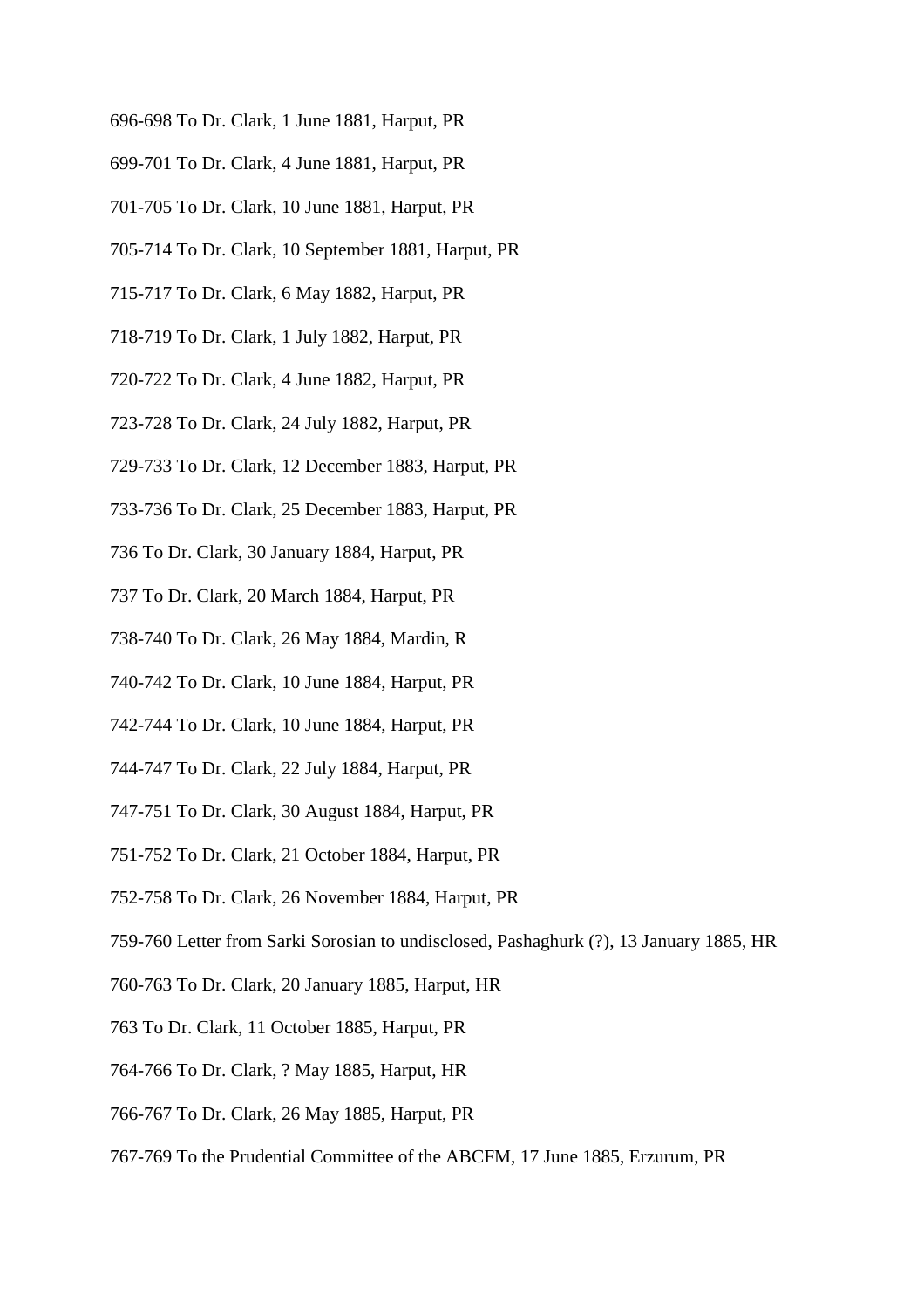696-698 To Dr. Clark, 1 June 1881, Harput, PR

699-701 To Dr. Clark, 4 June 1881, Harput, PR

701-705 To Dr. Clark, 10 June 1881, Harput, PR

705-714 To Dr. Clark, 10 September 1881, Harput, PR

715-717 To Dr. Clark, 6 May 1882, Harput, PR

718-719 To Dr. Clark, 1 July 1882, Harput, PR

720-722 To Dr. Clark, 4 June 1882, Harput, PR

723-728 To Dr. Clark, 24 July 1882, Harput, PR

729-733 To Dr. Clark, 12 December 1883, Harput, PR

733-736 To Dr. Clark, 25 December 1883, Harput, PR

736 To Dr. Clark, 30 January 1884, Harput, PR

737 To Dr. Clark, 20 March 1884, Harput, PR

738-740 To Dr. Clark, 26 May 1884, Mardin, R

740-742 To Dr. Clark, 10 June 1884, Harput, PR

742-744 To Dr. Clark, 10 June 1884, Harput, PR

744-747 To Dr. Clark, 22 July 1884, Harput, PR

747-751 To Dr. Clark, 30 August 1884, Harput, PR

751-752 To Dr. Clark, 21 October 1884, Harput, PR

752-758 To Dr. Clark, 26 November 1884, Harput, PR

759-760 Letter from Sarki Sorosian to undisclosed, Pashaghurk (?), 13 January 1885, HR

760-763 To Dr. Clark, 20 January 1885, Harput, HR

763 To Dr. Clark, 11 October 1885, Harput, PR

764-766 To Dr. Clark, ? May 1885, Harput, HR

766-767 To Dr. Clark, 26 May 1885, Harput, PR

767-769 To the Prudential Committee of the ABCFM, 17 June 1885, Erzurum, PR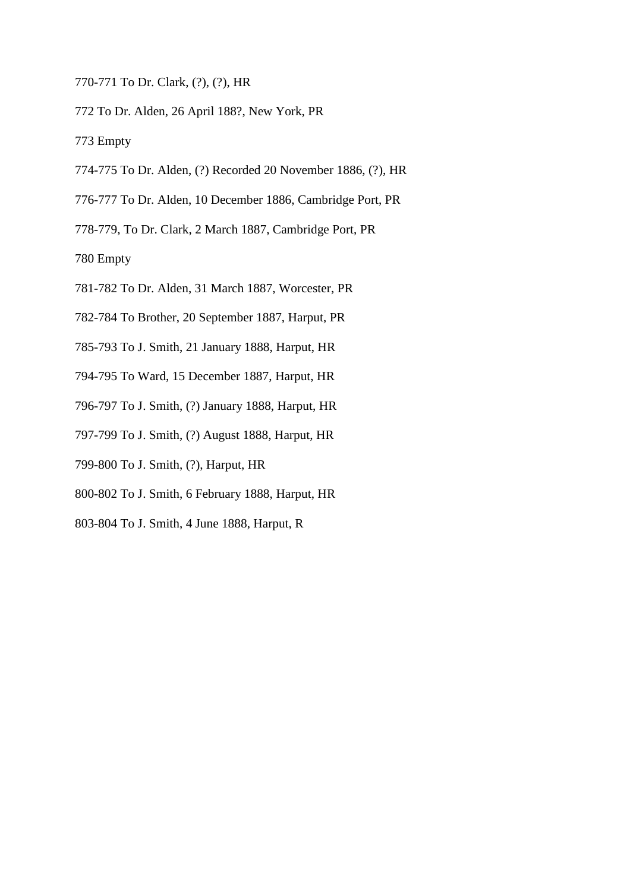770-771 To Dr. Clark, (?), (?), HR

772 To Dr. Alden, 26 April 188?, New York, PR

773 Empty

774-775 To Dr. Alden, (?) Recorded 20 November 1886, (?), HR

776-777 To Dr. Alden, 10 December 1886, Cambridge Port, PR

778-779, To Dr. Clark, 2 March 1887, Cambridge Port, PR

780 Empty

781-782 To Dr. Alden, 31 March 1887, Worcester, PR

782-784 To Brother, 20 September 1887, Harput, PR

785-793 To J. Smith, 21 January 1888, Harput, HR

794-795 To Ward, 15 December 1887, Harput, HR

796-797 To J. Smith, (?) January 1888, Harput, HR

797-799 To J. Smith, (?) August 1888, Harput, HR

799-800 To J. Smith, (?), Harput, HR

800-802 To J. Smith, 6 February 1888, Harput, HR

803-804 To J. Smith, 4 June 1888, Harput, R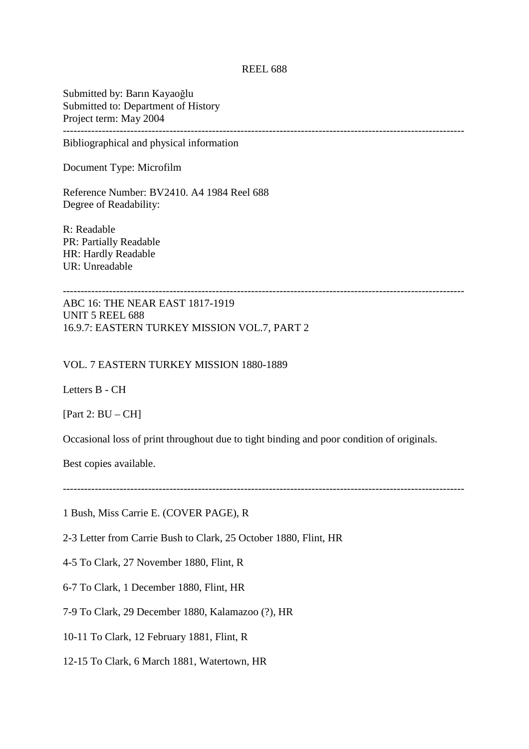REEL 688

Submitted by: Barın Kayaoğlu
Submitted to: Department of History
Project term: May 2004

---

Bibliographical and physical information

Document Type: Microfilm

Reference Number: BV2410. A4 1984 Reel 688
Degree of Readability:

R: Readable
PR: Partially Readable
HR: Hardly Readable
UR: Unreadable

---

ABC 16: THE NEAR EAST 1817-1919
UNIT 5 REEL 688
16.9.7: EASTERN TURKEY MISSION VOL.7, PART 2

VOL. 7 EASTERN TURKEY MISSION 1880-1889

Letters B - CH

[Part 2: BU – CH]

Occasional loss of print throughout due to tight binding and poor condition of originals.

Best copies available.

---

1 Bush, Miss Carrie E. (COVER PAGE), R

2-3 Letter from Carrie Bush to Clark, 25 October 1880, Flint, HR

4-5 To Clark, 27 November 1880, Flint, R

6-7 To Clark, 1 December 1880, Flint, HR

7-9 To Clark, 29 December 1880, Kalamazoo (?), HR

10-11 To Clark, 12 February 1881, Flint, R

12-15 To Clark, 6 March 1881, Watertown, HR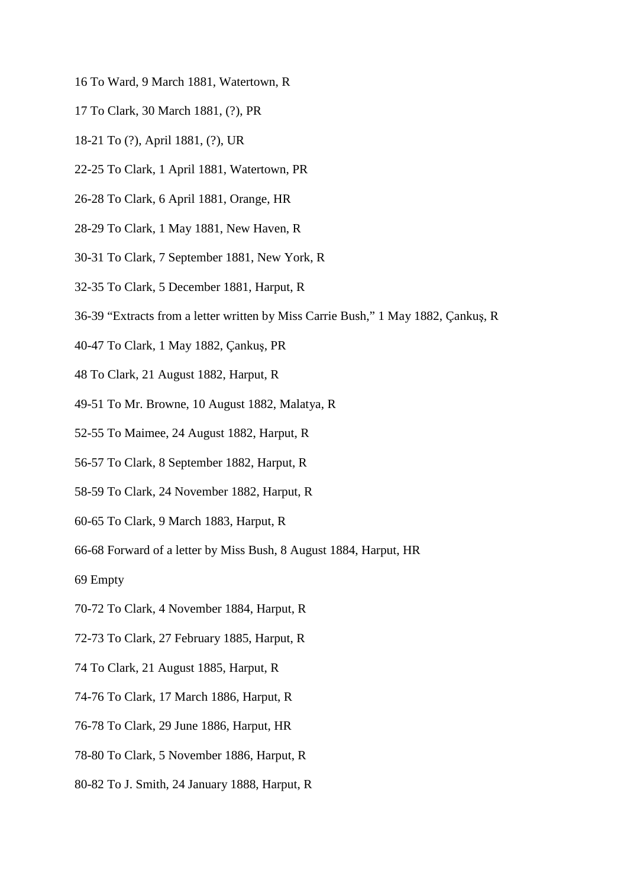16 To Ward, 9 March 1881, Watertown, R

17 To Clark, 30 March 1881, (?), PR

18-21 To (?), April 1881, (?), UR

22-25 To Clark, 1 April 1881, Watertown, PR

26-28 To Clark, 6 April 1881, Orange, HR

28-29 To Clark, 1 May 1881, New Haven, R

30-31 To Clark, 7 September 1881, New York, R

32-35 To Clark, 5 December 1881, Harput, R

36-39 "Extracts from a letter written by Miss Carrie Bush," 1 May 1882, Çankuş, R

40-47 To Clark, 1 May 1882, Çankuş, PR

48 To Clark, 21 August 1882, Harput, R

49-51 To Mr. Browne, 10 August 1882, Malatya, R

52-55 To Maimee, 24 August 1882, Harput, R

56-57 To Clark, 8 September 1882, Harput, R

58-59 To Clark, 24 November 1882, Harput, R

60-65 To Clark, 9 March 1883, Harput, R

66-68 Forward of a letter by Miss Bush, 8 August 1884, Harput, HR

69 Empty

70-72 To Clark, 4 November 1884, Harput, R

72-73 To Clark, 27 February 1885, Harput, R

74 To Clark, 21 August 1885, Harput, R

74-76 To Clark, 17 March 1886, Harput, R

76-78 To Clark, 29 June 1886, Harput, HR

78-80 To Clark, 5 November 1886, Harput, R

80-82 To J. Smith, 24 January 1888, Harput, R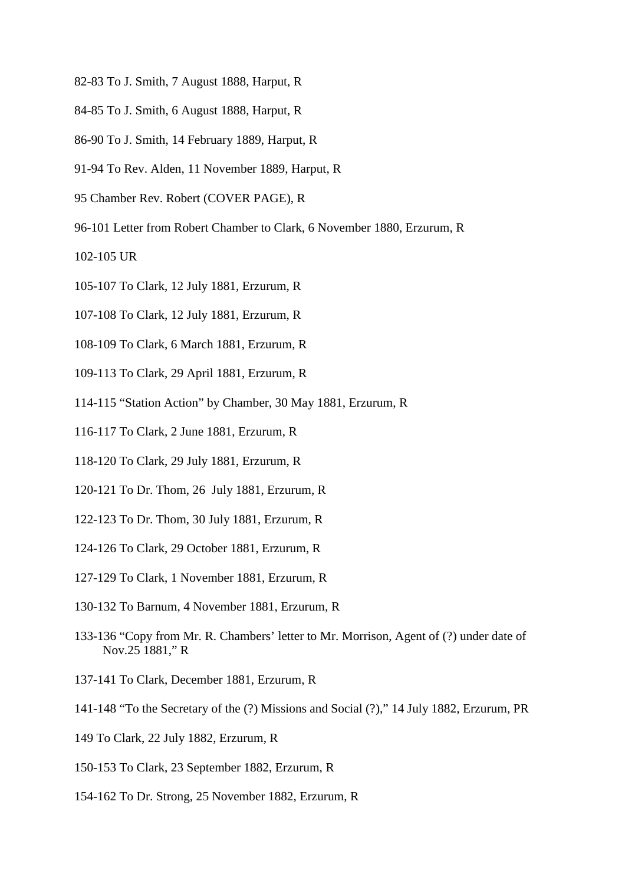82-83 To J. Smith, 7 August 1888, Harput, R

84-85 To J. Smith, 6 August 1888, Harput, R

86-90 To J. Smith, 14 February 1889, Harput, R

91-94 To Rev. Alden, 11 November 1889, Harput, R

95 Chamber Rev. Robert (COVER PAGE), R

96-101 Letter from Robert Chamber to Clark, 6 November 1880, Erzurum, R

102-105 UR

105-107 To Clark, 12 July 1881, Erzurum, R

107-108 To Clark, 12 July 1881, Erzurum, R

108-109 To Clark, 6 March 1881, Erzurum, R

109-113 To Clark, 29 April 1881, Erzurum, R

114-115 "Station Action" by Chamber, 30 May 1881, Erzurum, R

116-117 To Clark, 2 June 1881, Erzurum, R

118-120 To Clark, 29 July 1881, Erzurum, R

120-121 To Dr. Thom, 26 July 1881, Erzurum, R

122-123 To Dr. Thom, 30 July 1881, Erzurum, R

124-126 To Clark, 29 October 1881, Erzurum, R

127-129 To Clark, 1 November 1881, Erzurum, R

130-132 To Barnum, 4 November 1881, Erzurum, R

133-136 "Copy from Mr. R. Chambers' letter to Mr. Morrison, Agent of (?) under date of Nov.25 1881," R

137-141 To Clark, December 1881, Erzurum, R

141-148 "To the Secretary of the (?) Missions and Social (?)," 14 July 1882, Erzurum, PR

149 To Clark, 22 July 1882, Erzurum, R

150-153 To Clark, 23 September 1882, Erzurum, R

154-162 To Dr. Strong, 25 November 1882, Erzurum, R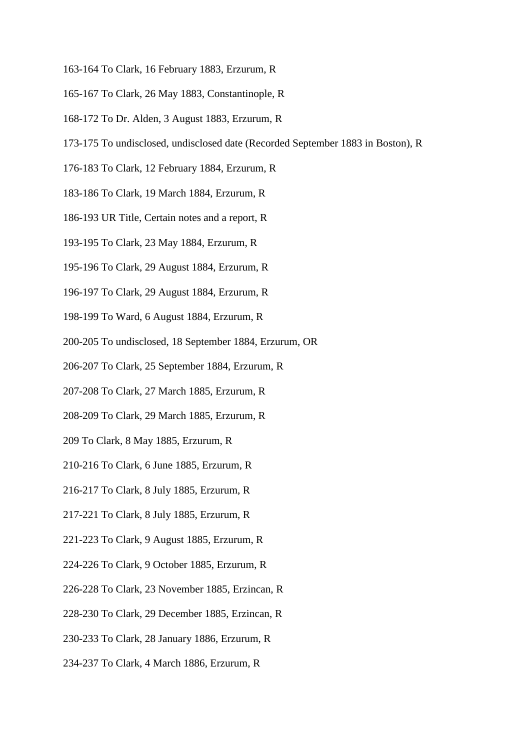163-164 To Clark, 16 February 1883, Erzurum, R

165-167 To Clark, 26 May 1883, Constantinople, R

168-172 To Dr. Alden, 3 August 1883, Erzurum, R

173-175 To undisclosed, undisclosed date (Recorded September 1883 in Boston), R

176-183 To Clark, 12 February 1884, Erzurum, R

183-186 To Clark, 19 March 1884, Erzurum, R

186-193 UR Title, Certain notes and a report, R

193-195 To Clark, 23 May 1884, Erzurum, R

195-196 To Clark, 29 August 1884, Erzurum, R

196-197 To Clark, 29 August 1884, Erzurum, R

198-199 To Ward, 6 August 1884, Erzurum, R

200-205 To undisclosed, 18 September 1884, Erzurum, OR

206-207 To Clark, 25 September 1884, Erzurum, R

207-208 To Clark, 27 March 1885, Erzurum, R

208-209 To Clark, 29 March 1885, Erzurum, R

209 To Clark, 8 May 1885, Erzurum, R

210-216 To Clark, 6 June 1885, Erzurum, R

216-217 To Clark, 8 July 1885, Erzurum, R

217-221 To Clark, 8 July 1885, Erzurum, R

221-223 To Clark, 9 August 1885, Erzurum, R

224-226 To Clark, 9 October 1885, Erzurum, R

226-228 To Clark, 23 November 1885, Erzincan, R

228-230 To Clark, 29 December 1885, Erzincan, R

230-233 To Clark, 28 January 1886, Erzurum, R

234-237 To Clark, 4 March 1886, Erzurum, R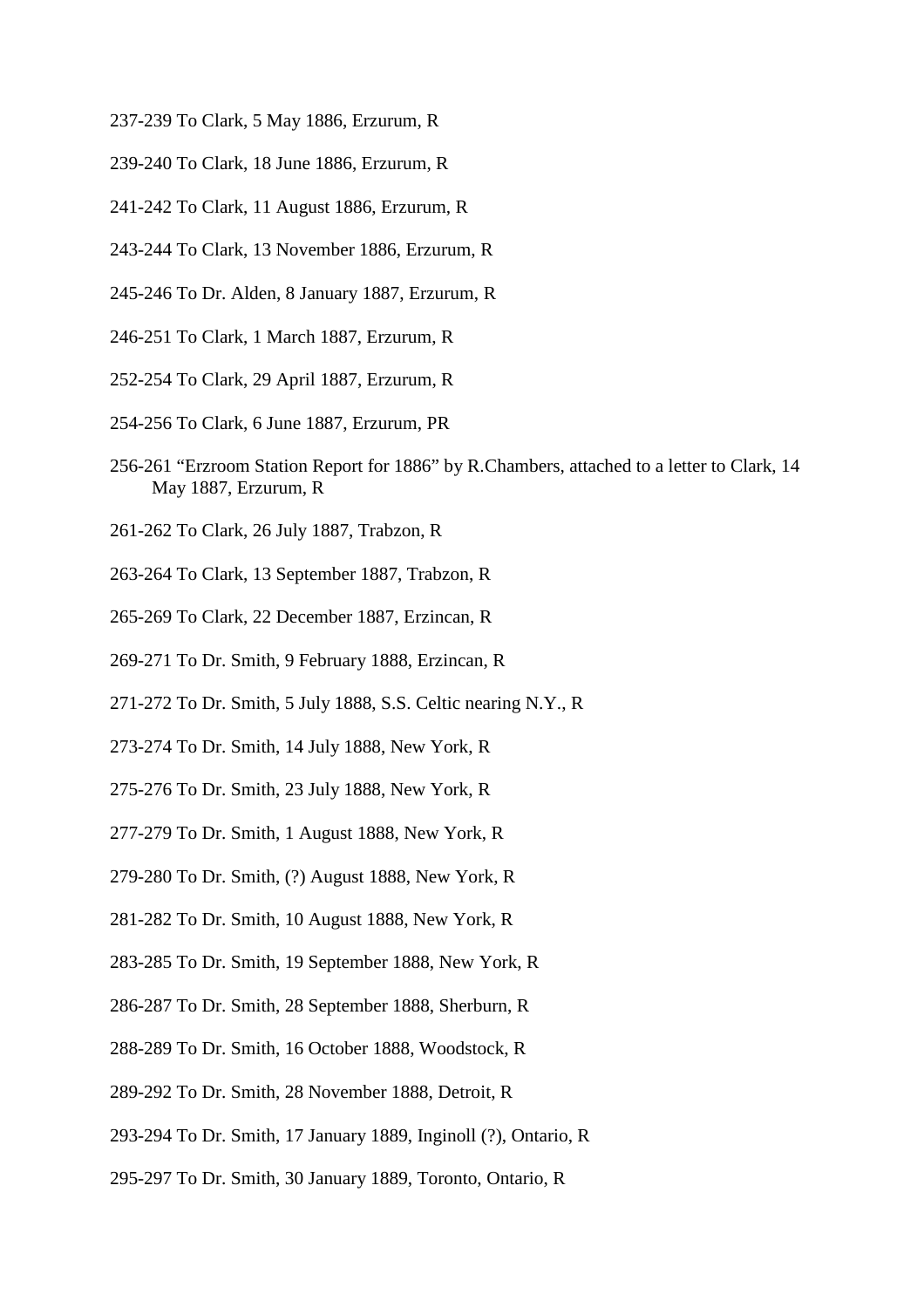237-239 To Clark, 5 May 1886, Erzurum, R

239-240 To Clark, 18 June 1886, Erzurum, R

241-242 To Clark, 11 August 1886, Erzurum, R

243-244 To Clark, 13 November 1886, Erzurum, R

245-246 To Dr. Alden, 8 January 1887, Erzurum, R

246-251 To Clark, 1 March 1887, Erzurum, R

252-254 To Clark, 29 April 1887, Erzurum, R

254-256 To Clark, 6 June 1887, Erzurum, PR

256-261 "Erzroom Station Report for 1886" by R.Chambers, attached to a letter to Clark, 14 May 1887, Erzurum, R

261-262 To Clark, 26 July 1887, Trabzon, R

263-264 To Clark, 13 September 1887, Trabzon, R

265-269 To Clark, 22 December 1887, Erzincan, R

269-271 To Dr. Smith, 9 February 1888, Erzincan, R

271-272 To Dr. Smith, 5 July 1888, S.S. Celtic nearing N.Y., R

273-274 To Dr. Smith, 14 July 1888, New York, R

275-276 To Dr. Smith, 23 July 1888, New York, R

277-279 To Dr. Smith, 1 August 1888, New York, R

279-280 To Dr. Smith, (?) August 1888, New York, R

281-282 To Dr. Smith, 10 August 1888, New York, R

283-285 To Dr. Smith, 19 September 1888, New York, R

286-287 To Dr. Smith, 28 September 1888, Sherburn, R

288-289 To Dr. Smith, 16 October 1888, Woodstock, R

289-292 To Dr. Smith, 28 November 1888, Detroit, R

293-294 To Dr. Smith, 17 January 1889, Inginoll (?), Ontario, R

295-297 To Dr. Smith, 30 January 1889, Toronto, Ontario, R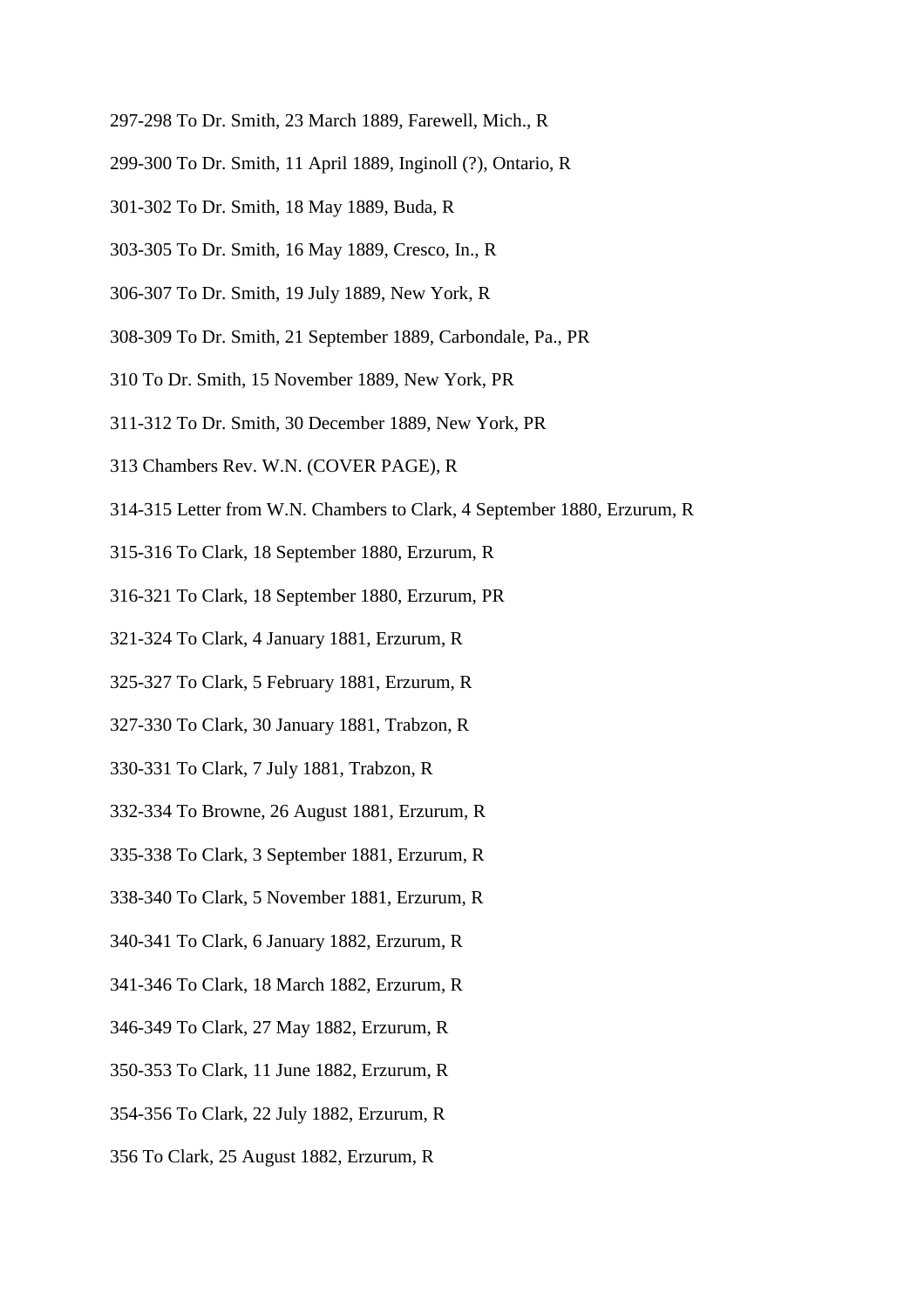297-298 To Dr. Smith, 23 March 1889, Farewell, Mich., R

299-300 To Dr. Smith, 11 April 1889, Inginoll (?), Ontario, R

301-302 To Dr. Smith, 18 May 1889, Buda, R

303-305 To Dr. Smith, 16 May 1889, Cresco, In., R

306-307 To Dr. Smith, 19 July 1889, New York, R

308-309 To Dr. Smith, 21 September 1889, Carbondale, Pa., PR

310 To Dr. Smith, 15 November 1889, New York, PR

311-312 To Dr. Smith, 30 December 1889, New York, PR

313 Chambers Rev. W.N. (COVER PAGE), R

314-315 Letter from W.N. Chambers to Clark, 4 September 1880, Erzurum, R

315-316 To Clark, 18 September 1880, Erzurum, R

316-321 To Clark, 18 September 1880, Erzurum, PR

321-324 To Clark, 4 January 1881, Erzurum, R

325-327 To Clark, 5 February 1881, Erzurum, R

327-330 To Clark, 30 January 1881, Trabzon, R

330-331 To Clark, 7 July 1881, Trabzon, R

332-334 To Browne, 26 August 1881, Erzurum, R

335-338 To Clark, 3 September 1881, Erzurum, R

338-340 To Clark, 5 November 1881, Erzurum, R

340-341 To Clark, 6 January 1882, Erzurum, R

341-346 To Clark, 18 March 1882, Erzurum, R

346-349 To Clark, 27 May 1882, Erzurum, R

350-353 To Clark, 11 June 1882, Erzurum, R

354-356 To Clark, 22 July 1882, Erzurum, R

356 To Clark, 25 August 1882, Erzurum, R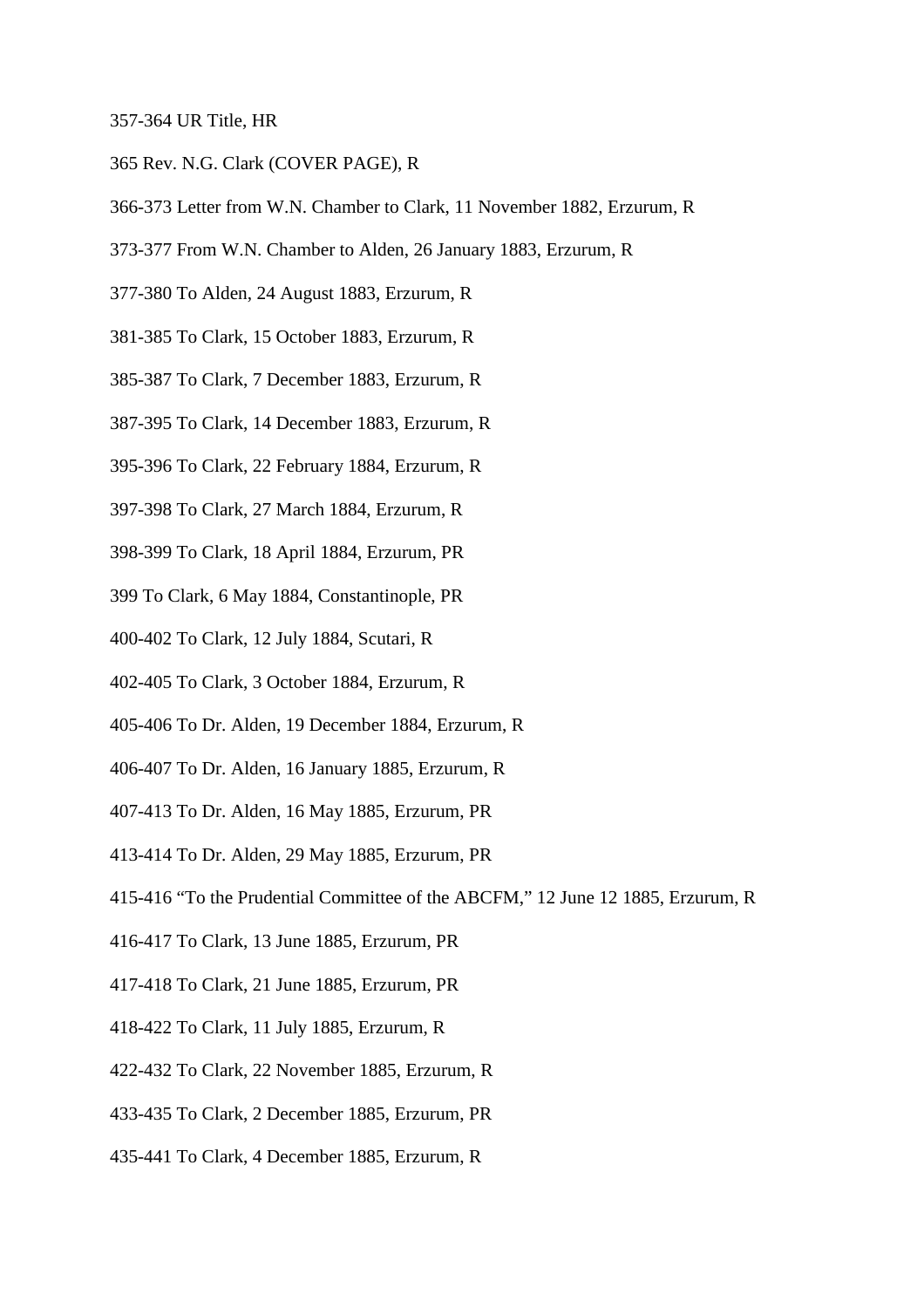357-364 UR Title, HR

365 Rev. N.G. Clark (COVER PAGE), R

366-373 Letter from W.N. Chamber to Clark, 11 November 1882, Erzurum, R

373-377 From W.N. Chamber to Alden, 26 January 1883, Erzurum, R

377-380 To Alden, 24 August 1883, Erzurum, R

381-385 To Clark, 15 October 1883, Erzurum, R

385-387 To Clark, 7 December 1883, Erzurum, R

387-395 To Clark, 14 December 1883, Erzurum, R

395-396 To Clark, 22 February 1884, Erzurum, R

397-398 To Clark, 27 March 1884, Erzurum, R

398-399 To Clark, 18 April 1884, Erzurum, PR

399 To Clark, 6 May 1884, Constantinople, PR

400-402 To Clark, 12 July 1884, Scutari, R

402-405 To Clark, 3 October 1884, Erzurum, R

405-406 To Dr. Alden, 19 December 1884, Erzurum, R

406-407 To Dr. Alden, 16 January 1885, Erzurum, R

407-413 To Dr. Alden, 16 May 1885, Erzurum, PR

413-414 To Dr. Alden, 29 May 1885, Erzurum, PR

415-416 "To the Prudential Committee of the ABCFM," 12 June 12 1885, Erzurum, R

416-417 To Clark, 13 June 1885, Erzurum, PR

417-418 To Clark, 21 June 1885, Erzurum, PR

418-422 To Clark, 11 July 1885, Erzurum, R

422-432 To Clark, 22 November 1885, Erzurum, R

433-435 To Clark, 2 December 1885, Erzurum, PR

435-441 To Clark, 4 December 1885, Erzurum, R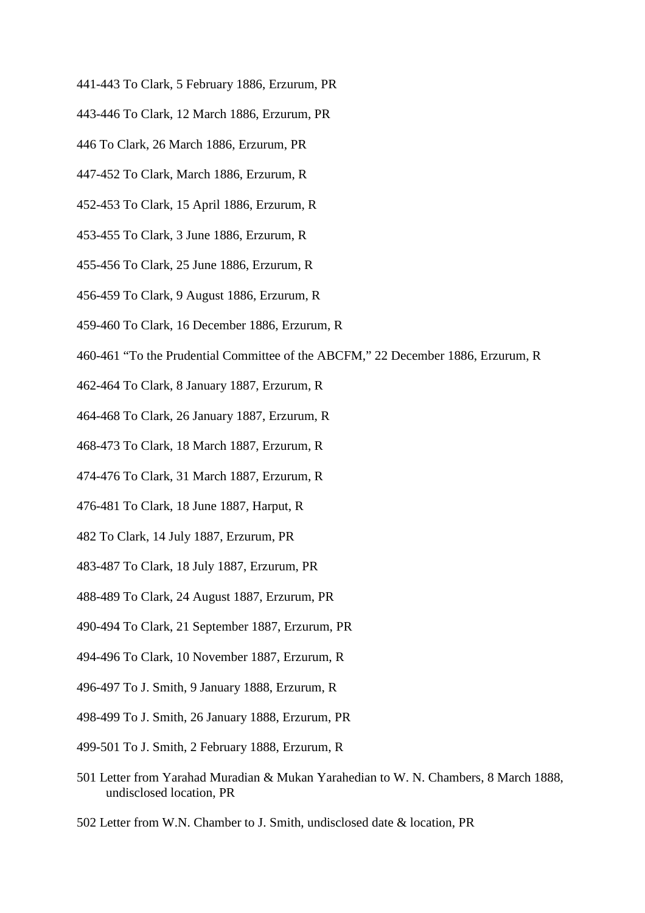441-443 To Clark, 5 February 1886, Erzurum, PR

443-446 To Clark, 12 March 1886, Erzurum, PR

446 To Clark, 26 March 1886, Erzurum, PR

447-452 To Clark, March 1886, Erzurum, R

452-453 To Clark, 15 April 1886, Erzurum, R

453-455 To Clark, 3 June 1886, Erzurum, R

455-456 To Clark, 25 June 1886, Erzurum, R

456-459 To Clark, 9 August 1886, Erzurum, R

459-460 To Clark, 16 December 1886, Erzurum, R

460-461 "To the Prudential Committee of the ABCFM," 22 December 1886, Erzurum, R

462-464 To Clark, 8 January 1887, Erzurum, R

464-468 To Clark, 26 January 1887, Erzurum, R

468-473 To Clark, 18 March 1887, Erzurum, R

474-476 To Clark, 31 March 1887, Erzurum, R

476-481 To Clark, 18 June 1887, Harput, R

482 To Clark, 14 July 1887, Erzurum, PR

483-487 To Clark, 18 July 1887, Erzurum, PR

488-489 To Clark, 24 August 1887, Erzurum, PR

490-494 To Clark, 21 September 1887, Erzurum, PR

494-496 To Clark, 10 November 1887, Erzurum, R

496-497 To J. Smith, 9 January 1888, Erzurum, R

498-499 To J. Smith, 26 January 1888, Erzurum, PR

499-501 To J. Smith, 2 February 1888, Erzurum, R

501 Letter from Yarahad Muradian & Mukan Yarahedian to W. N. Chambers, 8 March 1888, undisclosed location, PR

502 Letter from W.N. Chamber to J. Smith, undisclosed date & location, PR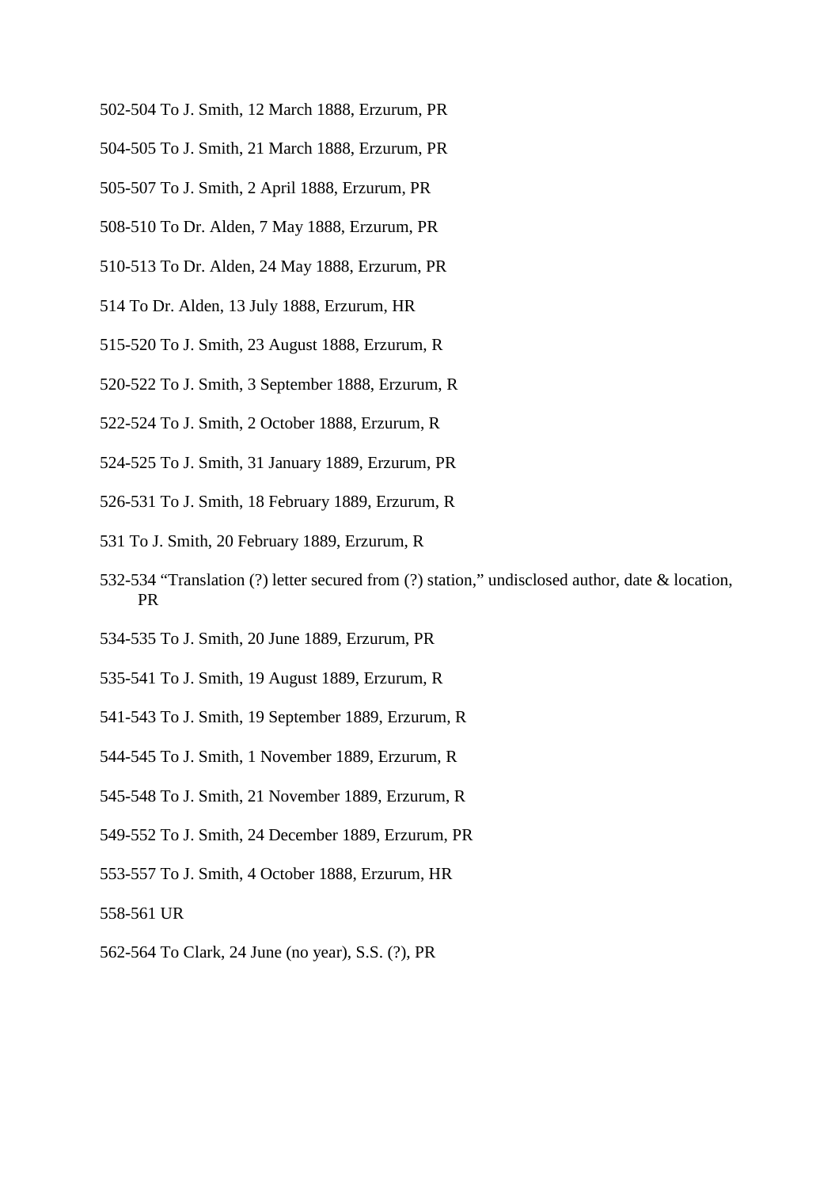502-504 To J. Smith, 12 March 1888, Erzurum, PR

504-505 To J. Smith, 21 March 1888, Erzurum, PR

505-507 To J. Smith, 2 April 1888, Erzurum, PR

508-510 To Dr. Alden, 7 May 1888, Erzurum, PR

510-513 To Dr. Alden, 24 May 1888, Erzurum, PR

514 To Dr. Alden, 13 July 1888, Erzurum, HR

515-520 To J. Smith, 23 August 1888, Erzurum, R

520-522 To J. Smith, 3 September 1888, Erzurum, R

522-524 To J. Smith, 2 October 1888, Erzurum, R

524-525 To J. Smith, 31 January 1889, Erzurum, PR

526-531 To J. Smith, 18 February 1889, Erzurum, R

531 To J. Smith, 20 February 1889, Erzurum, R

532-534 "Translation (?) letter secured from (?) station," undisclosed author, date & location, PR

534-535 To J. Smith, 20 June 1889, Erzurum, PR

535-541 To J. Smith, 19 August 1889, Erzurum, R

541-543 To J. Smith, 19 September 1889, Erzurum, R

544-545 To J. Smith, 1 November 1889, Erzurum, R

545-548 To J. Smith, 21 November 1889, Erzurum, R

549-552 To J. Smith, 24 December 1889, Erzurum, PR

553-557 To J. Smith, 4 October 1888, Erzurum, HR

558-561 UR

562-564 To Clark, 24 June (no year), S.S. (?), PR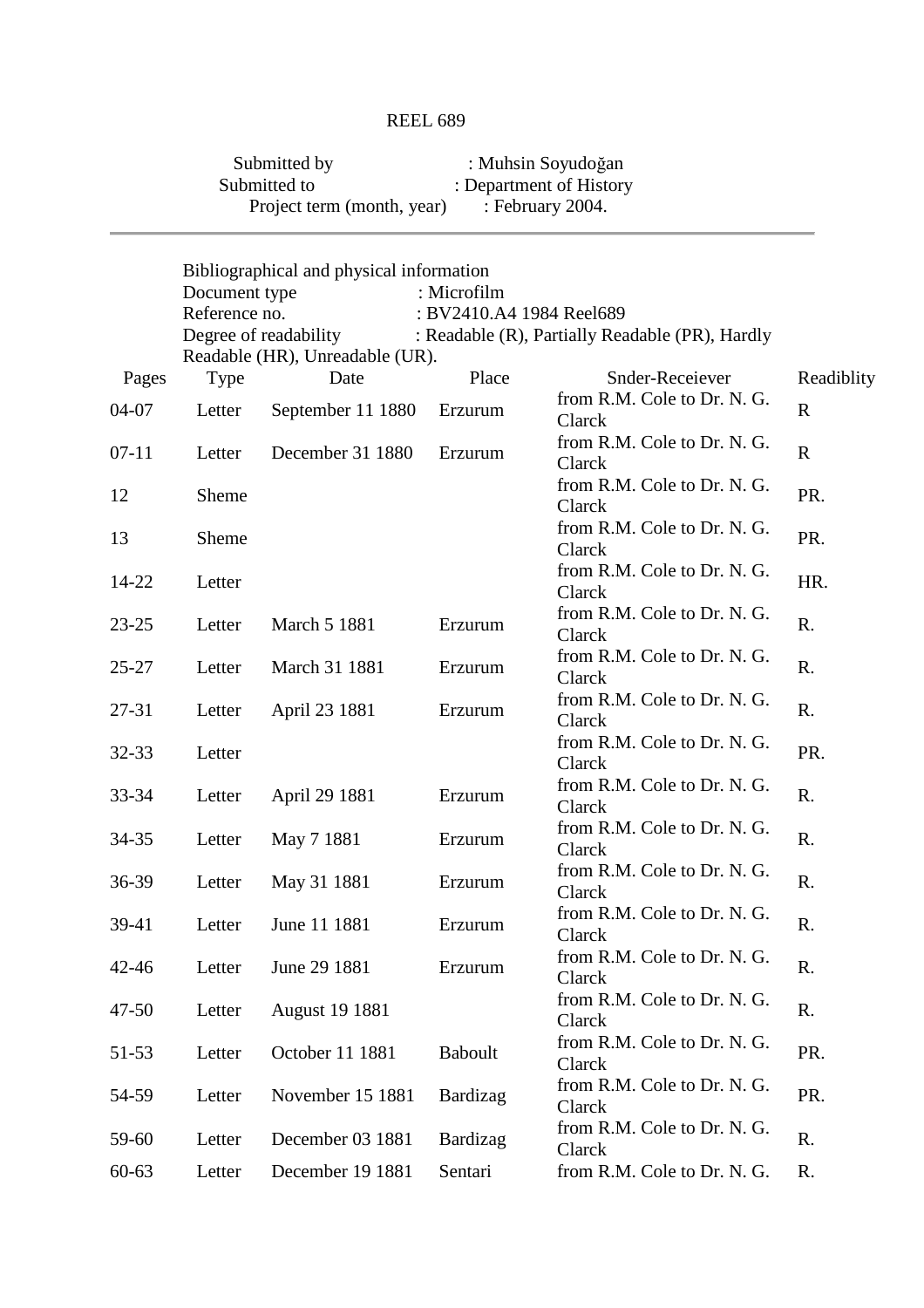# REEL 689

Submitted by : Muhsin Soyudoğan
Submitted to : Department of History
Project term (month, year) : February 2004.

---

Bibliographical and physical information
Document type : Microfilm
Reference no. : BV2410.A4 1984 Reel689
Degree of readability : Readable (R), Partially Readable (PR), Hardly Readable (HR), Unreadable (UR).

| Pages | Type | Date | Place | Snder-Receiever | Readiblity |
|---|---|---|---|---|---|
| 04-07 | Letter | September 11 1880 | Erzurum | from R.M. Cole to Dr. N. G. Clarck | R |
| 07-11 | Letter | December 31 1880 | Erzurum | from R.M. Cole to Dr. N. G. Clarck | R |
| 12 | Sheme | | | from R.M. Cole to Dr. N. G. Clarck | PR. |
| 13 | Sheme | | | from R.M. Cole to Dr. N. G. Clarck | PR. |
| 14-22 | Letter | | | from R.M. Cole to Dr. N. G. Clarck | HR. |
| 23-25 | Letter | March 5 1881 | Erzurum | from R.M. Cole to Dr. N. G. Clarck | R. |
| 25-27 | Letter | March 31 1881 | Erzurum | from R.M. Cole to Dr. N. G. Clarck | R. |
| 27-31 | Letter | April 23 1881 | Erzurum | from R.M. Cole to Dr. N. G. Clarck | R. |
| 32-33 | Letter | | | from R.M. Cole to Dr. N. G. Clarck | PR. |
| 33-34 | Letter | April 29 1881 | Erzurum | from R.M. Cole to Dr. N. G. Clarck | R. |
| 34-35 | Letter | May 7 1881 | Erzurum | from R.M. Cole to Dr. N. G. Clarck | R. |
| 36-39 | Letter | May 31 1881 | Erzurum | from R.M. Cole to Dr. N. G. Clarck | R. |
| 39-41 | Letter | June 11 1881 | Erzurum | from R.M. Cole to Dr. N. G. Clarck | R. |
| 42-46 | Letter | June 29 1881 | Erzurum | from R.M. Cole to Dr. N. G. Clarck | R. |
| 47-50 | Letter | August 19 1881 | | from R.M. Cole to Dr. N. G. Clarck | R. |
| 51-53 | Letter | October 11 1881 | Baboult | from R.M. Cole to Dr. N. G. Clarck | PR. |
| 54-59 | Letter | November 15 1881 | Bardizag | from R.M. Cole to Dr. N. G. Clarck | PR. |
| 59-60 | Letter | December 03 1881 | Bardizag | from R.M. Cole to Dr. N. G. Clarck | R. |
| 60-63 | Letter | December 19 1881 | Sentari | from R.M. Cole to Dr. N. G. | R. |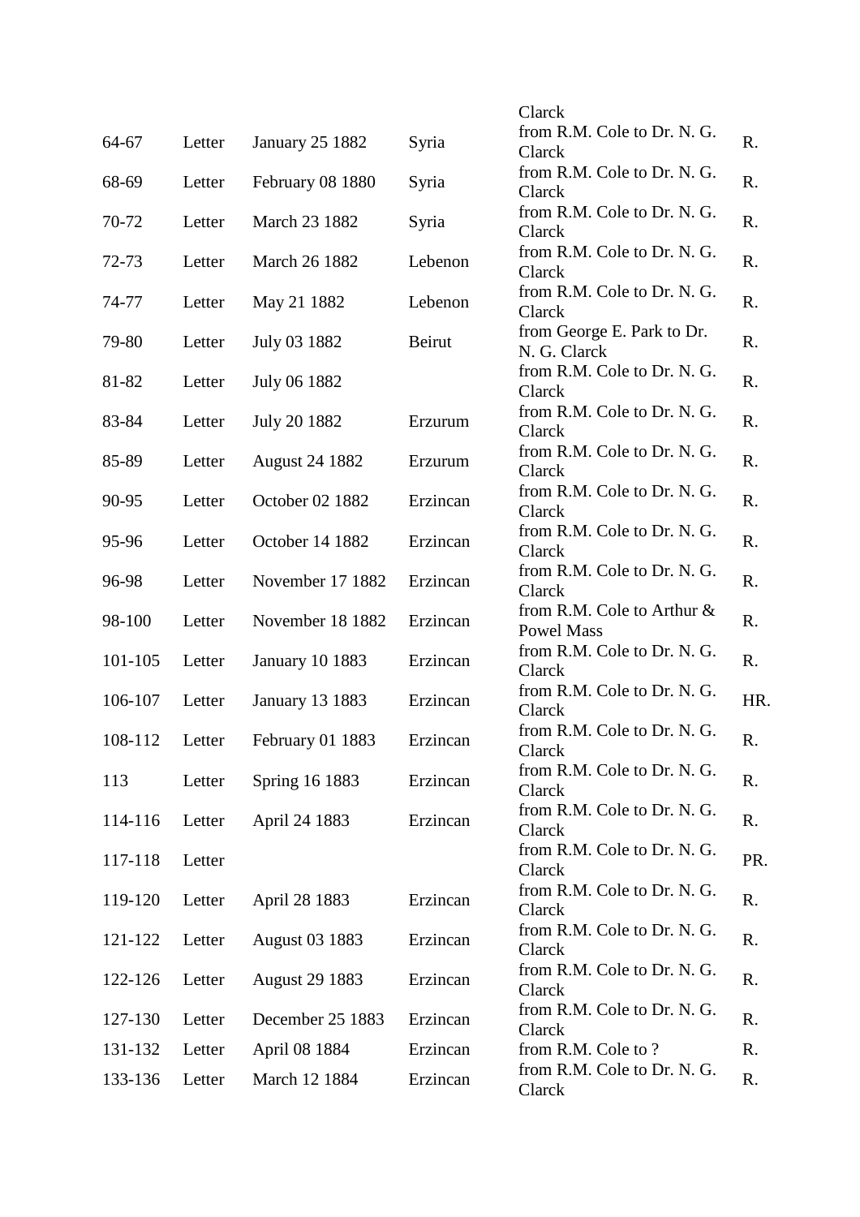| | | | | Clarck | |
|---|---|---|---|---|---|
| 64-67 | Letter | January 25 1882 | Syria | from R.M. Cole to Dr. N. G. Clarck | R. |
| 68-69 | Letter | February 08 1880 | Syria | from R.M. Cole to Dr. N. G. Clarck | R. |
| 70-72 | Letter | March 23 1882 | Syria | from R.M. Cole to Dr. N. G. Clarck | R. |
| 72-73 | Letter | March 26 1882 | Lebenon | from R.M. Cole to Dr. N. G. Clarck | R. |
| 74-77 | Letter | May 21 1882 | Lebenon | from R.M. Cole to Dr. N. G. Clarck | R. |
| 79-80 | Letter | July 03 1882 | Beirut | from George E. Park to Dr. N. G. Clarck | R. |
| 81-82 | Letter | July 06 1882 | | from R.M. Cole to Dr. N. G. Clarck | R. |
| 83-84 | Letter | July 20 1882 | Erzurum | from R.M. Cole to Dr. N. G. Clarck | R. |
| 85-89 | Letter | August 24 1882 | Erzurum | from R.M. Cole to Dr. N. G. Clarck | R. |
| 90-95 | Letter | October 02 1882 | Erzincan | from R.M. Cole to Dr. N. G. Clarck | R. |
| 95-96 | Letter | October 14 1882 | Erzincan | from R.M. Cole to Dr. N. G. Clarck | R. |
| 96-98 | Letter | November 17 1882 | Erzincan | from R.M. Cole to Dr. N. G. Clarck | R. |
| 98-100 | Letter | November 18 1882 | Erzincan | from R.M. Cole to Arthur & Powel Mass | R. |
| 101-105 | Letter | January 10 1883 | Erzincan | from R.M. Cole to Dr. N. G. Clarck | R. |
| 106-107 | Letter | January 13 1883 | Erzincan | from R.M. Cole to Dr. N. G. Clarck | HR. |
| 108-112 | Letter | February 01 1883 | Erzincan | from R.M. Cole to Dr. N. G. Clarck | R. |
| 113 | Letter | Spring 16 1883 | Erzincan | from R.M. Cole to Dr. N. G. Clarck | R. |
| 114-116 | Letter | April 24 1883 | Erzincan | from R.M. Cole to Dr. N. G. Clarck | R. |
| 117-118 | Letter | | | from R.M. Cole to Dr. N. G. Clarck | PR. |
| 119-120 | Letter | April 28 1883 | Erzincan | from R.M. Cole to Dr. N. G. Clarck | R. |
| 121-122 | Letter | August 03 1883 | Erzincan | from R.M. Cole to Dr. N. G. Clarck | R. |
| 122-126 | Letter | August 29 1883 | Erzincan | from R.M. Cole to Dr. N. G. Clarck | R. |
| 127-130 | Letter | December 25 1883 | Erzincan | from R.M. Cole to Dr. N. G. Clarck | R. |
| 131-132 | Letter | April 08 1884 | Erzincan | from R.M. Cole to ? | R. |
| 133-136 | Letter | March 12 1884 | Erzincan | from R.M. Cole to Dr. N. G. Clarck | R. |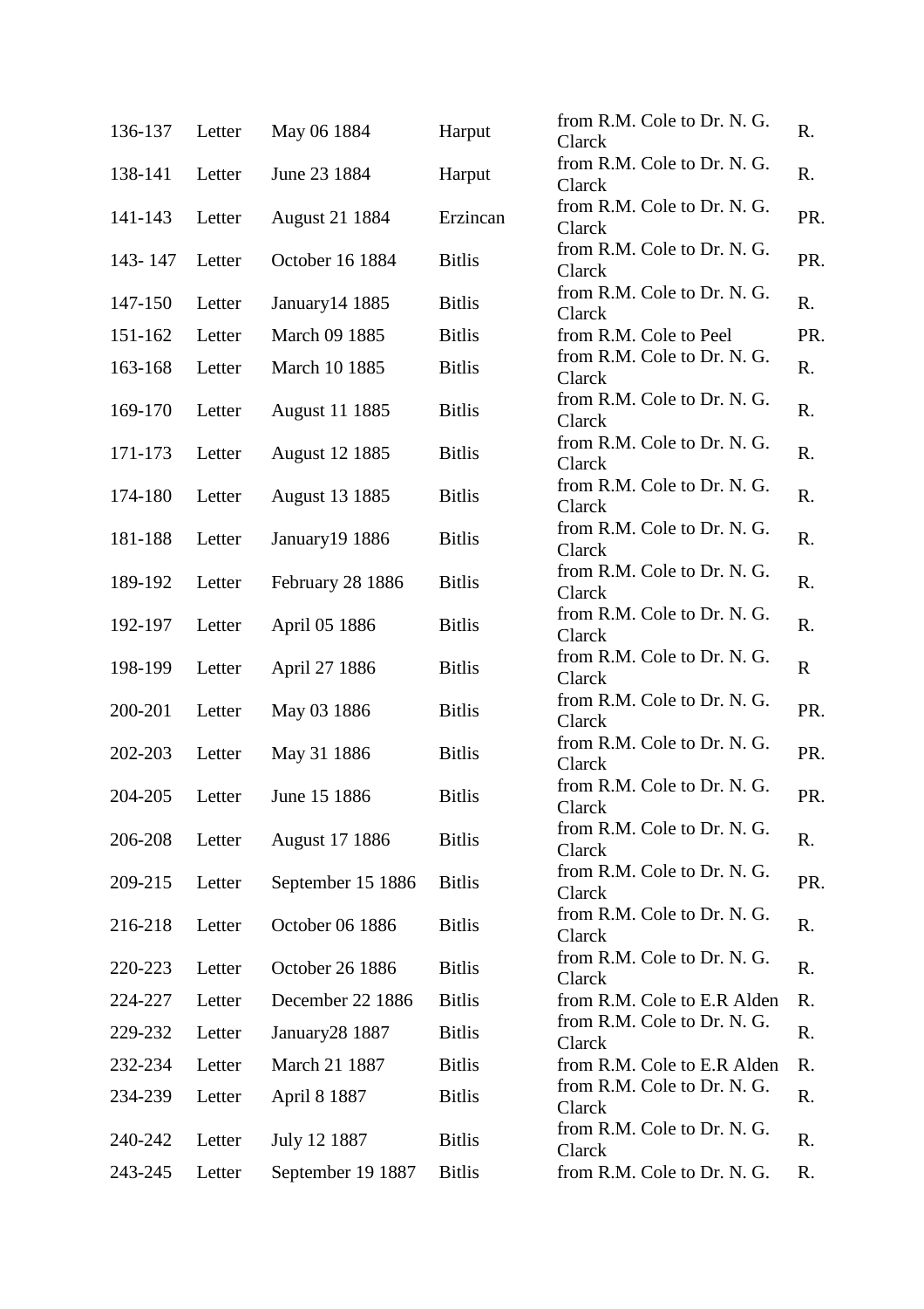| | | | | | |
|---|---|---|---|---|---|
| 136-137 | Letter | May 06 1884 | Harput | from R.M. Cole to Dr. N. G. Clarck | R. |
| 138-141 | Letter | June 23 1884 | Harput | from R.M. Cole to Dr. N. G. Clarck | R. |
| 141-143 | Letter | August 21 1884 | Erzincan | from R.M. Cole to Dr. N. G. Clarck | PR. |
| 143- 147 | Letter | October 16 1884 | Bitlis | from R.M. Cole to Dr. N. G. Clarck | PR. |
| 147-150 | Letter | January14 1885 | Bitlis | from R.M. Cole to Dr. N. G. Clarck | R. |
| 151-162 | Letter | March 09 1885 | Bitlis | from R.M. Cole to Peel | PR. |
| 163-168 | Letter | March 10 1885 | Bitlis | from R.M. Cole to Dr. N. G. Clarck | R. |
| 169-170 | Letter | August 11 1885 | Bitlis | from R.M. Cole to Dr. N. G. Clarck | R. |
| 171-173 | Letter | August 12 1885 | Bitlis | from R.M. Cole to Dr. N. G. Clarck | R. |
| 174-180 | Letter | August 13 1885 | Bitlis | from R.M. Cole to Dr. N. G. Clarck | R. |
| 181-188 | Letter | January19 1886 | Bitlis | from R.M. Cole to Dr. N. G. Clarck | R. |
| 189-192 | Letter | February 28 1886 | Bitlis | from R.M. Cole to Dr. N. G. Clarck | R. |
| 192-197 | Letter | April 05 1886 | Bitlis | from R.M. Cole to Dr. N. G. Clarck | R. |
| 198-199 | Letter | April 27 1886 | Bitlis | from R.M. Cole to Dr. N. G. Clarck | R |
| 200-201 | Letter | May 03 1886 | Bitlis | from R.M. Cole to Dr. N. G. Clarck | PR. |
| 202-203 | Letter | May 31 1886 | Bitlis | from R.M. Cole to Dr. N. G. Clarck | PR. |
| 204-205 | Letter | June 15 1886 | Bitlis | from R.M. Cole to Dr. N. G. Clarck | PR. |
| 206-208 | Letter | August 17 1886 | Bitlis | from R.M. Cole to Dr. N. G. Clarck | R. |
| 209-215 | Letter | September 15 1886 | Bitlis | from R.M. Cole to Dr. N. G. Clarck | PR. |
| 216-218 | Letter | October 06 1886 | Bitlis | from R.M. Cole to Dr. N. G. Clarck | R. |
| 220-223 | Letter | October 26 1886 | Bitlis | from R.M. Cole to Dr. N. G. Clarck | R. |
| 224-227 | Letter | December 22 1886 | Bitlis | from R.M. Cole to E.R Alden | R. |
| 229-232 | Letter | January28 1887 | Bitlis | from R.M. Cole to Dr. N. G. Clarck | R. |
| 232-234 | Letter | March 21 1887 | Bitlis | from R.M. Cole to E.R Alden | R. |
| 234-239 | Letter | April 8 1887 | Bitlis | from R.M. Cole to Dr. N. G. Clarck | R. |
| 240-242 | Letter | July 12 1887 | Bitlis | from R.M. Cole to Dr. N. G. Clarck | R. |
| 243-245 | Letter | September 19 1887 | Bitlis | from R.M. Cole to Dr. N. G. | R. |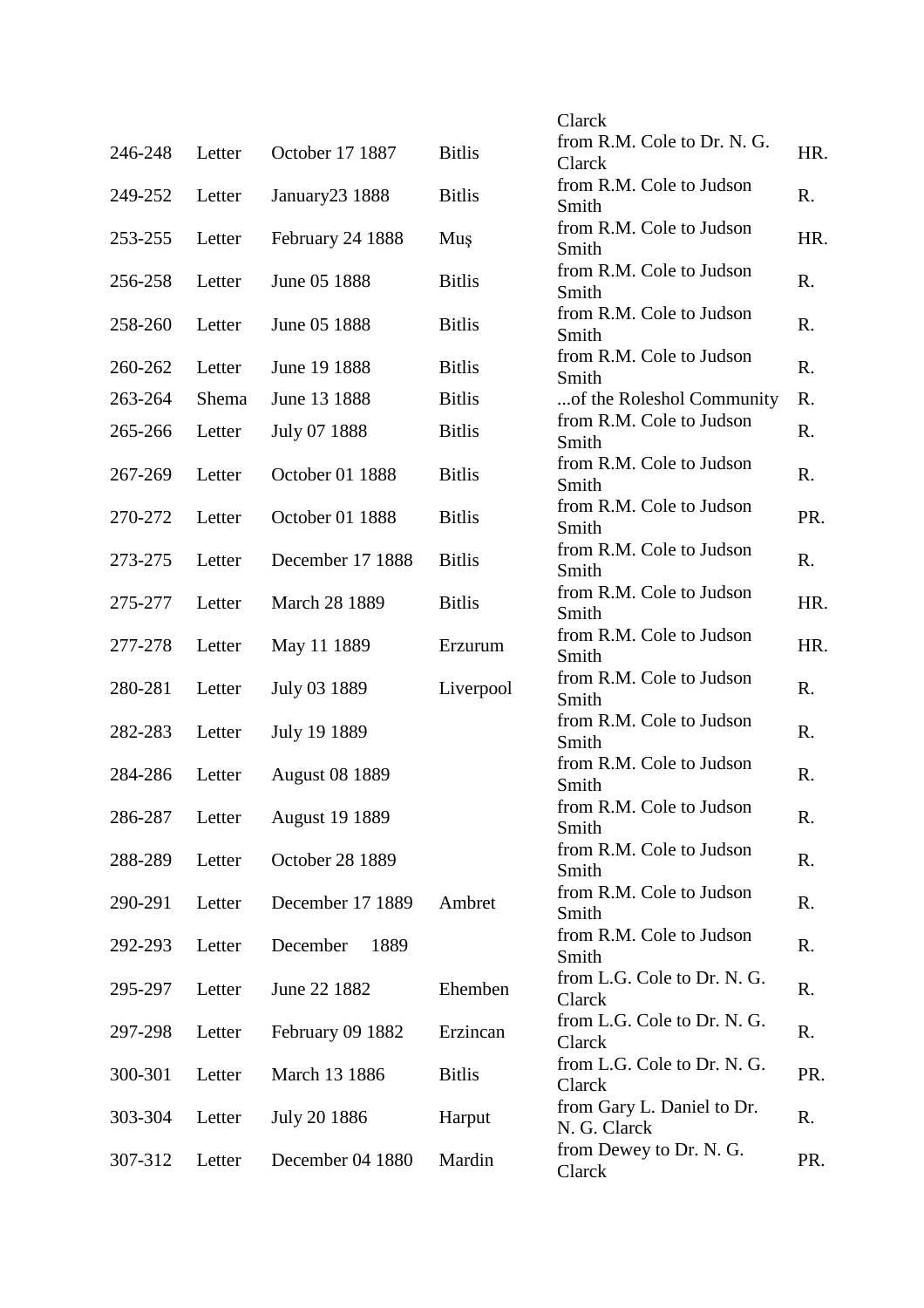| | | | | | |
|---|---|---|---|---|---|
| | | | | Clarck | |
| 246-248 | Letter | October 17 1887 | Bitlis | from R.M. Cole to Dr. N. G. Clarck | HR. |
| 249-252 | Letter | January23 1888 | Bitlis | from R.M. Cole to Judson Smith | R. |
| 253-255 | Letter | February 24 1888 | Muş | from R.M. Cole to Judson Smith | HR. |
| 256-258 | Letter | June 05 1888 | Bitlis | from R.M. Cole to Judson Smith | R. |
| 258-260 | Letter | June 05 1888 | Bitlis | from R.M. Cole to Judson Smith | R. |
| 260-262 | Letter | June 19 1888 | Bitlis | from R.M. Cole to Judson Smith | R. |
| 263-264 | Shema | June 13 1888 | Bitlis | ...of the Roleshol Community | R. |
| 265-266 | Letter | July 07 1888 | Bitlis | from R.M. Cole to Judson Smith | R. |
| 267-269 | Letter | October 01 1888 | Bitlis | from R.M. Cole to Judson Smith | R. |
| 270-272 | Letter | October 01 1888 | Bitlis | from R.M. Cole to Judson Smith | PR. |
| 273-275 | Letter | December 17 1888 | Bitlis | from R.M. Cole to Judson Smith | R. |
| 275-277 | Letter | March 28 1889 | Bitlis | from R.M. Cole to Judson Smith | HR. |
| 277-278 | Letter | May 11 1889 | Erzurum | from R.M. Cole to Judson Smith | HR. |
| 280-281 | Letter | July 03 1889 | Liverpool | from R.M. Cole to Judson Smith | R. |
| 282-283 | Letter | July 19 1889 | | from R.M. Cole to Judson Smith | R. |
| 284-286 | Letter | August 08 1889 | | from R.M. Cole to Judson Smith | R. |
| 286-287 | Letter | August 19 1889 | | from R.M. Cole to Judson Smith | R. |
| 288-289 | Letter | October 28 1889 | | from R.M. Cole to Judson Smith | R. |
| 290-291 | Letter | December 17 1889 | Ambret | from R.M. Cole to Judson Smith | R. |
| 292-293 | Letter | December 1889 | | from R.M. Cole to Judson Smith | R. |
| 295-297 | Letter | June 22 1882 | Ehemben | from L.G. Cole to Dr. N. G. Clarck | R. |
| 297-298 | Letter | February 09 1882 | Erzincan | from L.G. Cole to Dr. N. G. Clarck | R. |
| 300-301 | Letter | March 13 1886 | Bitlis | from L.G. Cole to Dr. N. G. Clarck | PR. |
| 303-304 | Letter | July 20 1886 | Harput | from Gary L. Daniel to Dr. N. G. Clarck | R. |
| 307-312 | Letter | December 04 1880 | Mardin | from Dewey to Dr. N. G. Clarck | PR. |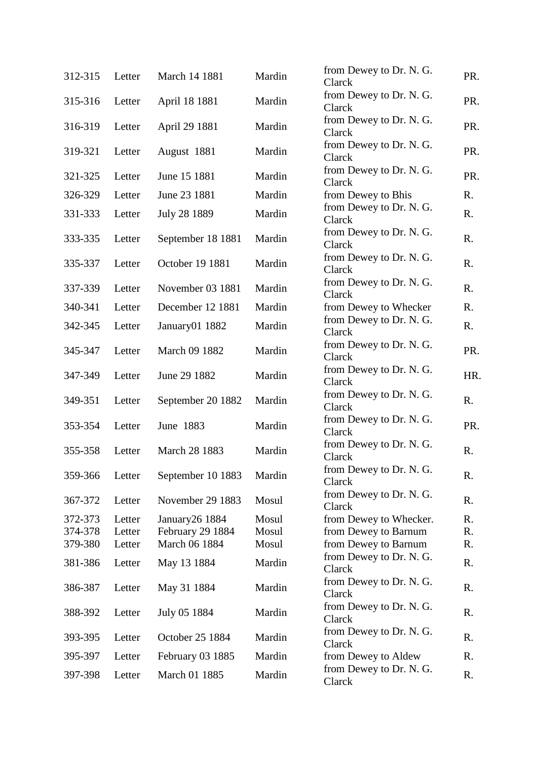| | | | | | |
|---|---|---|---|---|---|
| 312-315 | Letter | March 14 1881 | Mardin | from Dewey to Dr. N. G. Clarck | PR. |
| 315-316 | Letter | April 18 1881 | Mardin | from Dewey to Dr. N. G. Clarck | PR. |
| 316-319 | Letter | April 29 1881 | Mardin | from Dewey to Dr. N. G. Clarck | PR. |
| 319-321 | Letter | August  1881 | Mardin | from Dewey to Dr. N. G. Clarck | PR. |
| 321-325 | Letter | June 15 1881 | Mardin | from Dewey to Dr. N. G. Clarck | PR. |
| 326-329 | Letter | June 23 1881 | Mardin | from Dewey to Bhis | R. |
| 331-333 | Letter | July 28 1889 | Mardin | from Dewey to Dr. N. G. Clarck | R. |
| 333-335 | Letter | September 18 1881 | Mardin | from Dewey to Dr. N. G. Clarck | R. |
| 335-337 | Letter | October 19 1881 | Mardin | from Dewey to Dr. N. G. Clarck | R. |
| 337-339 | Letter | November 03 1881 | Mardin | from Dewey to Dr. N. G. Clarck | R. |
| 340-341 | Letter | December 12 1881 | Mardin | from Dewey to Whecker | R. |
| 342-345 | Letter | January01 1882 | Mardin | from Dewey to Dr. N. G. Clarck | R. |
| 345-347 | Letter | March 09 1882 | Mardin | from Dewey to Dr. N. G. Clarck | PR. |
| 347-349 | Letter | June 29 1882 | Mardin | from Dewey to Dr. N. G. Clarck | HR. |
| 349-351 | Letter | September 20 1882 | Mardin | from Dewey to Dr. N. G. Clarck | R. |
| 353-354 | Letter | June  1883 | Mardin | from Dewey to Dr. N. G. Clarck | PR. |
| 355-358 | Letter | March 28 1883 | Mardin | from Dewey to Dr. N. G. Clarck | R. |
| 359-366 | Letter | September 10 1883 | Mardin | from Dewey to Dr. N. G. Clarck | R. |
| 367-372 | Letter | November 29 1883 | Mosul | from Dewey to Dr. N. G. Clarck | R. |
| 372-373 | Letter | January26 1884 | Mosul | from Dewey to Whecker. | R. |
| 374-378 | Letter | February 29 1884 | Mosul | from Dewey to Barnum | R. |
| 379-380 | Letter | March 06 1884 | Mosul | from Dewey to Barnum | R. |
| 381-386 | Letter | May 13 1884 | Mardin | from Dewey to Dr. N. G. Clarck | R. |
| 386-387 | Letter | May 31 1884 | Mardin | from Dewey to Dr. N. G. Clarck | R. |
| 388-392 | Letter | July 05 1884 | Mardin | from Dewey to Dr. N. G. Clarck | R. |
| 393-395 | Letter | October 25 1884 | Mardin | from Dewey to Dr. N. G. Clarck | R. |
| 395-397 | Letter | February 03 1885 | Mardin | from Dewey to Aldew | R. |
| 397-398 | Letter | March 01 1885 | Mardin | from Dewey to Dr. N. G. Clarck | R. |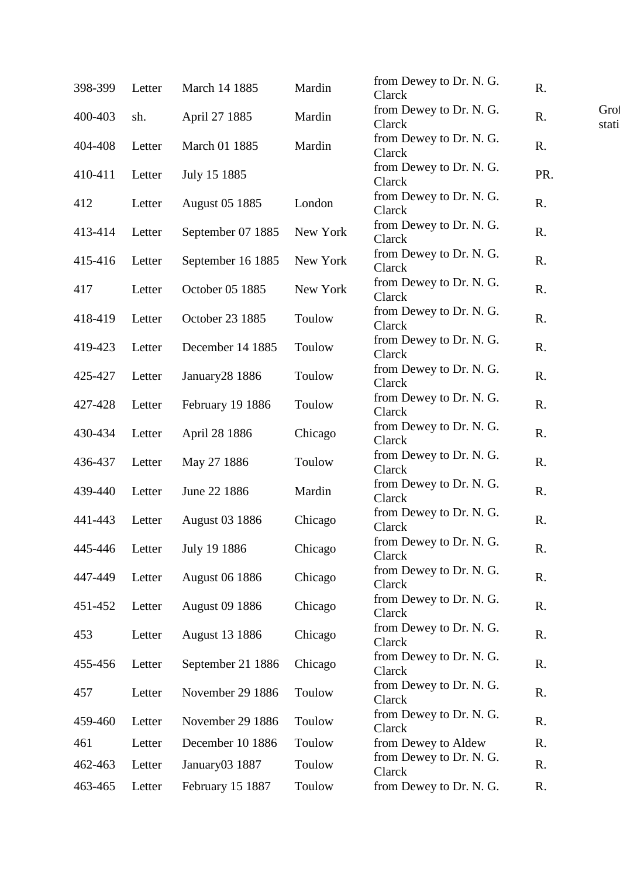| | | | | | | |
|---|---|---|---|---|---|---|
| 398-399 | Letter | March 14 1885 | Mardin | from Dewey to Dr. N. G. Clarck | R. | |
| 400-403 | sh. | April 27 1885 | Mardin | from Dewey to Dr. N. G. Clarck | R. | Grof stati |
| 404-408 | Letter | March 01 1885 | Mardin | from Dewey to Dr. N. G. Clarck | R. | |
| 410-411 | Letter | July 15 1885 | | from Dewey to Dr. N. G. Clarck | PR. | |
| 412 | Letter | August 05 1885 | London | from Dewey to Dr. N. G. Clarck | R. | |
| 413-414 | Letter | September 07 1885 | New York | from Dewey to Dr. N. G. Clarck | R. | |
| 415-416 | Letter | September 16 1885 | New York | from Dewey to Dr. N. G. Clarck | R. | |
| 417 | Letter | October 05 1885 | New York | from Dewey to Dr. N. G. Clarck | R. | |
| 418-419 | Letter | October 23 1885 | Toulow | from Dewey to Dr. N. G. Clarck | R. | |
| 419-423 | Letter | December 14 1885 | Toulow | from Dewey to Dr. N. G. Clarck | R. | |
| 425-427 | Letter | January28 1886 | Toulow | from Dewey to Dr. N. G. Clarck | R. | |
| 427-428 | Letter | February 19 1886 | Toulow | from Dewey to Dr. N. G. Clarck | R. | |
| 430-434 | Letter | April 28 1886 | Chicago | from Dewey to Dr. N. G. Clarck | R. | |
| 436-437 | Letter | May 27 1886 | Toulow | from Dewey to Dr. N. G. Clarck | R. | |
| 439-440 | Letter | June 22 1886 | Mardin | from Dewey to Dr. N. G. Clarck | R. | |
| 441-443 | Letter | August 03 1886 | Chicago | from Dewey to Dr. N. G. Clarck | R. | |
| 445-446 | Letter | July 19 1886 | Chicago | from Dewey to Dr. N. G. Clarck | R. | |
| 447-449 | Letter | August 06 1886 | Chicago | from Dewey to Dr. N. G. Clarck | R. | |
| 451-452 | Letter | August 09 1886 | Chicago | from Dewey to Dr. N. G. Clarck | R. | |
| 453 | Letter | August 13 1886 | Chicago | from Dewey to Dr. N. G. Clarck | R. | |
| 455-456 | Letter | September 21 1886 | Chicago | from Dewey to Dr. N. G. Clarck | R. | |
| 457 | Letter | November 29 1886 | Toulow | from Dewey to Dr. N. G. Clarck | R. | |
| 459-460 | Letter | November 29 1886 | Toulow | from Dewey to Dr. N. G. Clarck | R. | |
| 461 | Letter | December 10 1886 | Toulow | from Dewey to Aldew | R. | |
| 462-463 | Letter | January03 1887 | Toulow | from Dewey to Dr. N. G. Clarck | R. | |
| 463-465 | Letter | February 15 1887 | Toulow | from Dewey to Dr. N. G. | R. | |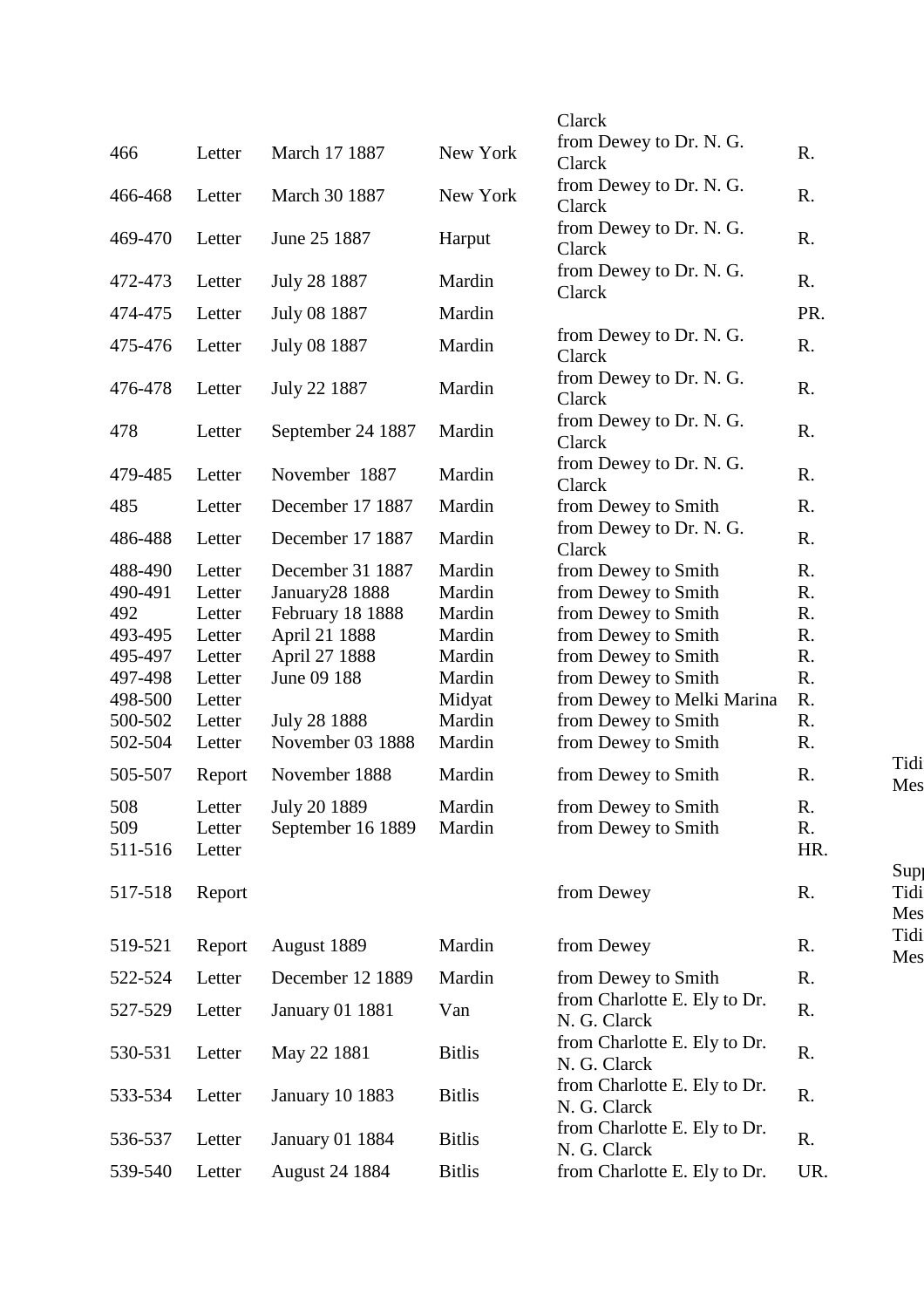| | | | | | | |
|---|---|---|---|---|---|---|
| | | | | Clarck | | |
| 466 | Letter | March 17 1887 | New York | from Dewey to Dr. N. G. Clarck | R. | |
| 466-468 | Letter | March 30 1887 | New York | from Dewey to Dr. N. G. Clarck | R. | |
| 469-470 | Letter | June 25 1887 | Harput | from Dewey to Dr. N. G. Clarck | R. | |
| 472-473 | Letter | July 28 1887 | Mardin | from Dewey to Dr. N. G. Clarck | R. | |
| 474-475 | Letter | July 08 1887 | Mardin | | PR. | |
| 475-476 | Letter | July 08 1887 | Mardin | from Dewey to Dr. N. G. Clarck | R. | |
| 476-478 | Letter | July 22 1887 | Mardin | from Dewey to Dr. N. G. Clarck | R. | |
| 478 | Letter | September 24 1887 | Mardin | from Dewey to Dr. N. G. Clarck | R. | |
| 479-485 | Letter | November 1887 | Mardin | from Dewey to Dr. N. G. Clarck | R. | |
| 485 | Letter | December 17 1887 | Mardin | from Dewey to Smith | R. | |
| 486-488 | Letter | December 17 1887 | Mardin | from Dewey to Dr. N. G. Clarck | R. | |
| 488-490 | Letter | December 31 1887 | Mardin | from Dewey to Smith | R. | |
| 490-491 | Letter | January28 1888 | Mardin | from Dewey to Smith | R. | |
| 492 | Letter | February 18 1888 | Mardin | from Dewey to Smith | R. | |
| 493-495 | Letter | April 21 1888 | Mardin | from Dewey to Smith | R. | |
| 495-497 | Letter | April 27 1888 | Mardin | from Dewey to Smith | R. | |
| 497-498 | Letter | June 09 188 | Mardin | from Dewey to Smith | R. | |
| 498-500 | Letter | | Midyat | from Dewey to Melki Marina | R. | |
| 500-502 | Letter | July 28 1888 | Mardin | from Dewey to Smith | R. | |
| 502-504 | Letter | November 03 1888 | Mardin | from Dewey to Smith | R. | |
| 505-507 | Report | November 1888 | Mardin | from Dewey to Smith | R. | Tidi Mes |
| 508 | Letter | July 20 1889 | Mardin | from Dewey to Smith | R. | |
| 509 | Letter | September 16 1889 | Mardin | from Dewey to Smith | R. | |
| 511-516 | Letter | | | | HR. | |
| 517-518 | Report | | | from Dewey | R. | Supp Tidi Mes |
| 519-521 | Report | August 1889 | Mardin | from Dewey | R. | Tidi Mes |
| 522-524 | Letter | December 12 1889 | Mardin | from Dewey to Smith | R. | |
| 527-529 | Letter | January 01 1881 | Van | from Charlotte E. Ely to Dr. N. G. Clarck | R. | |
| 530-531 | Letter | May 22 1881 | Bitlis | from Charlotte E. Ely to Dr. N. G. Clarck | R. | |
| 533-534 | Letter | January 10 1883 | Bitlis | from Charlotte E. Ely to Dr. N. G. Clarck | R. | |
| 536-537 | Letter | January 01 1884 | Bitlis | from Charlotte E. Ely to Dr. N. G. Clarck | R. | |
| 539-540 | Letter | August 24 1884 | Bitlis | from Charlotte E. Ely to Dr. | UR. | |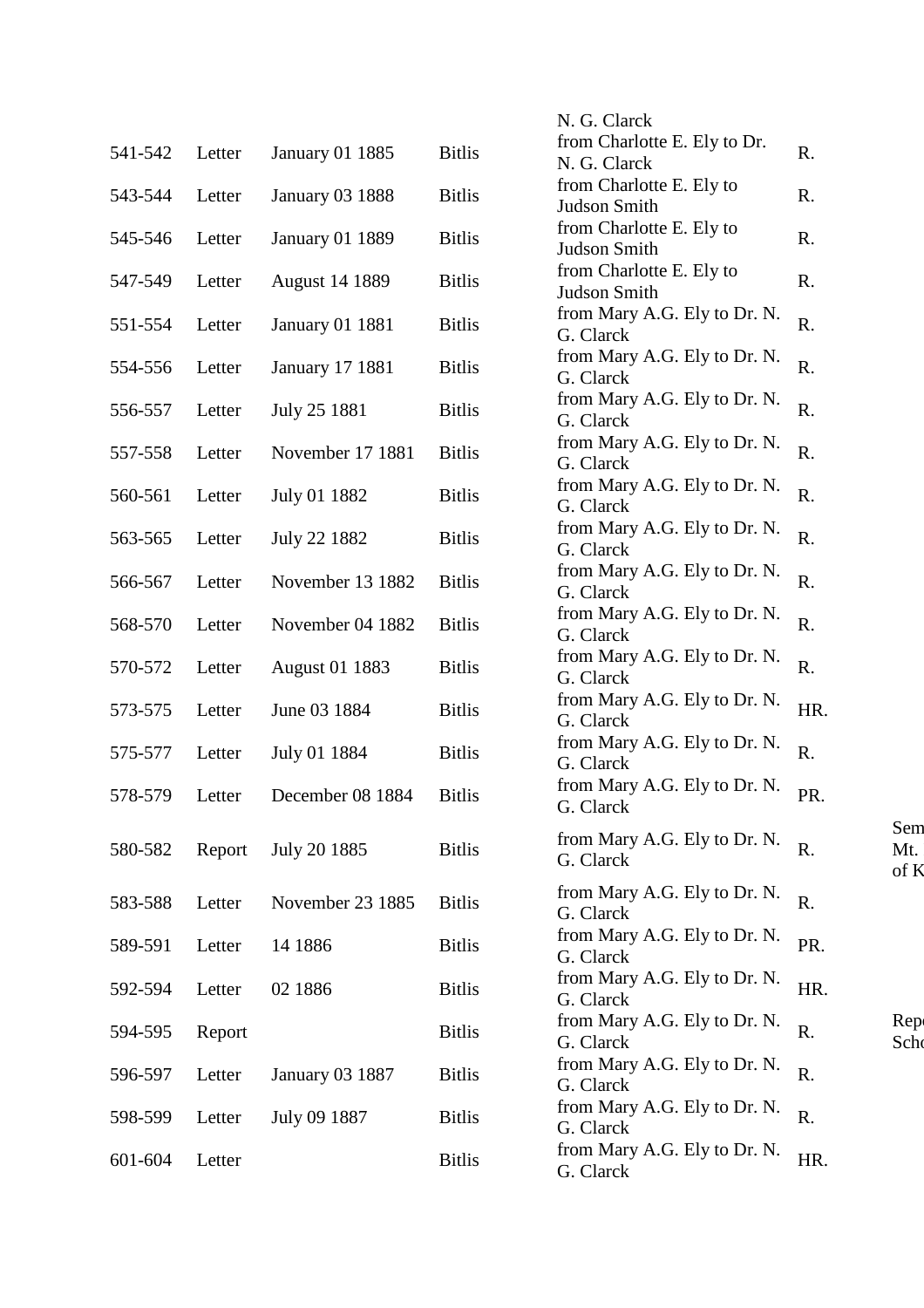| | | | | | | |
|---|---|---|---|---|---|---|
| | | | | N. G. Clarck | | |
| 541-542 | Letter | January 01 1885 | Bitlis | from Charlotte E. Ely to Dr. N. G. Clarck | R. | |
| 543-544 | Letter | January 03 1888 | Bitlis | from Charlotte E. Ely to Judson Smith | R. | |
| 545-546 | Letter | January 01 1889 | Bitlis | from Charlotte E. Ely to Judson Smith | R. | |
| 547-549 | Letter | August 14 1889 | Bitlis | from Charlotte E. Ely to Judson Smith | R. | |
| 551-554 | Letter | January 01 1881 | Bitlis | from Mary A.G. Ely to Dr. N. G. Clarck | R. | |
| 554-556 | Letter | January 17 1881 | Bitlis | from Mary A.G. Ely to Dr. N. G. Clarck | R. | |
| 556-557 | Letter | July 25 1881 | Bitlis | from Mary A.G. Ely to Dr. N. G. Clarck | R. | |
| 557-558 | Letter | November 17 1881 | Bitlis | from Mary A.G. Ely to Dr. N. G. Clarck | R. | |
| 560-561 | Letter | July 01 1882 | Bitlis | from Mary A.G. Ely to Dr. N. G. Clarck | R. | |
| 563-565 | Letter | July 22 1882 | Bitlis | from Mary A.G. Ely to Dr. N. G. Clarck | R. | |
| 566-567 | Letter | November 13 1882 | Bitlis | from Mary A.G. Ely to Dr. N. G. Clarck | R. | |
| 568-570 | Letter | November 04 1882 | Bitlis | from Mary A.G. Ely to Dr. N. G. Clarck | R. | |
| 570-572 | Letter | August 01 1883 | Bitlis | from Mary A.G. Ely to Dr. N. G. Clarck | R. | |
| 573-575 | Letter | June 03 1884 | Bitlis | from Mary A.G. Ely to Dr. N. G. Clarck | HR. | |
| 575-577 | Letter | July 01 1884 | Bitlis | from Mary A.G. Ely to Dr. N. G. Clarck | R. | |
| 578-579 | Letter | December 08 1884 | Bitlis | from Mary A.G. Ely to Dr. N. G. Clarck | PR. | |
| 580-582 | Report | July 20 1885 | Bitlis | from Mary A.G. Ely to Dr. N. G. Clarck | R. | Sem Mt. of K |
| 583-588 | Letter | November 23 1885 | Bitlis | from Mary A.G. Ely to Dr. N. G. Clarck | R. | |
| 589-591 | Letter | 14 1886 | Bitlis | from Mary A.G. Ely to Dr. N. G. Clarck | PR. | |
| 592-594 | Letter | 02 1886 | Bitlis | from Mary A.G. Ely to Dr. N. G. Clarck | HR. | |
| 594-595 | Report | | Bitlis | from Mary A.G. Ely to Dr. N. G. Clarck | R. | Repo Scho |
| 596-597 | Letter | January 03 1887 | Bitlis | from Mary A.G. Ely to Dr. N. G. Clarck | R. | |
| 598-599 | Letter | July 09 1887 | Bitlis | from Mary A.G. Ely to Dr. N. G. Clarck | R. | |
| 601-604 | Letter | | Bitlis | from Mary A.G. Ely to Dr. N. G. Clarck | HR. | |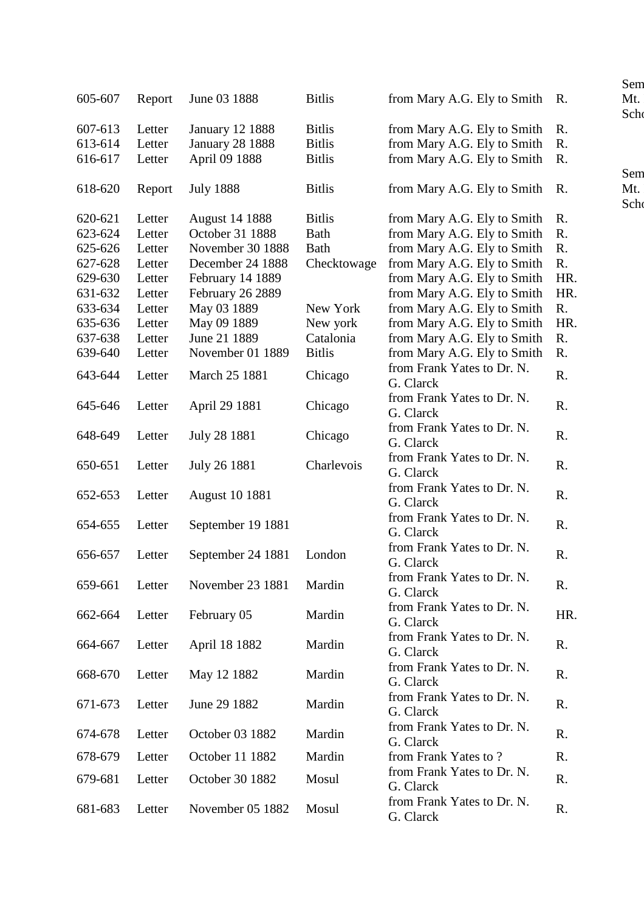| | | | | | | |
|---|---|---|---|---|---|---|
| 605-607 | Report | June 03 1888 | Bitlis | from Mary A.G. Ely to Smith | R. | Sem Mt. Scho |
| 607-613 | Letter | January 12 1888 | Bitlis | from Mary A.G. Ely to Smith | R. | |
| 613-614 | Letter | January 28 1888 | Bitlis | from Mary A.G. Ely to Smith | R. | |
| 616-617 | Letter | April 09 1888 | Bitlis | from Mary A.G. Ely to Smith | R. | |
| 618-620 | Report | July 1888 | Bitlis | from Mary A.G. Ely to Smith | R. | Sem Mt. Scho |
| 620-621 | Letter | August 14 1888 | Bitlis | from Mary A.G. Ely to Smith | R. | |
| 623-624 | Letter | October 31 1888 | Bath | from Mary A.G. Ely to Smith | R. | |
| 625-626 | Letter | November 30 1888 | Bath | from Mary A.G. Ely to Smith | R. | |
| 627-628 | Letter | December 24 1888 | Checktowage | from Mary A.G. Ely to Smith | R. | |
| 629-630 | Letter | February 14 1889 | | from Mary A.G. Ely to Smith | HR. | |
| 631-632 | Letter | February 26 2889 | | from Mary A.G. Ely to Smith | HR. | |
| 633-634 | Letter | May 03 1889 | New York | from Mary A.G. Ely to Smith | R. | |
| 635-636 | Letter | May 09 1889 | New york | from Mary A.G. Ely to Smith | HR. | |
| 637-638 | Letter | June 21 1889 | Catalonia | from Mary A.G. Ely to Smith | R. | |
| 639-640 | Letter | November 01 1889 | Bitlis | from Mary A.G. Ely to Smith | R. | |
| 643-644 | Letter | March 25 1881 | Chicago | from Frank Yates to Dr. N. G. Clarck | R. | |
| 645-646 | Letter | April 29 1881 | Chicago | from Frank Yates to Dr. N. G. Clarck | R. | |
| 648-649 | Letter | July 28 1881 | Chicago | from Frank Yates to Dr. N. G. Clarck | R. | |
| 650-651 | Letter | July 26 1881 | Charlevois | from Frank Yates to Dr. N. G. Clarck | R. | |
| 652-653 | Letter | August 10 1881 | | from Frank Yates to Dr. N. G. Clarck | R. | |
| 654-655 | Letter | September 19 1881 | | from Frank Yates to Dr. N. G. Clarck | R. | |
| 656-657 | Letter | September 24 1881 | London | from Frank Yates to Dr. N. G. Clarck | R. | |
| 659-661 | Letter | November 23 1881 | Mardin | from Frank Yates to Dr. N. G. Clarck | R. | |
| 662-664 | Letter | February 05 | Mardin | from Frank Yates to Dr. N. G. Clarck | HR. | |
| 664-667 | Letter | April 18 1882 | Mardin | from Frank Yates to Dr. N. G. Clarck | R. | |
| 668-670 | Letter | May 12 1882 | Mardin | from Frank Yates to Dr. N. G. Clarck | R. | |
| 671-673 | Letter | June 29 1882 | Mardin | from Frank Yates to Dr. N. G. Clarck | R. | |
| 674-678 | Letter | October 03 1882 | Mardin | from Frank Yates to Dr. N. G. Clarck | R. | |
| 678-679 | Letter | October 11 1882 | Mardin | from Frank Yates to ? | R. | |
| 679-681 | Letter | October 30 1882 | Mosul | from Frank Yates to Dr. N. G. Clarck | R. | |
| 681-683 | Letter | November 05 1882 | Mosul | from Frank Yates to Dr. N. G. Clarck | R. | |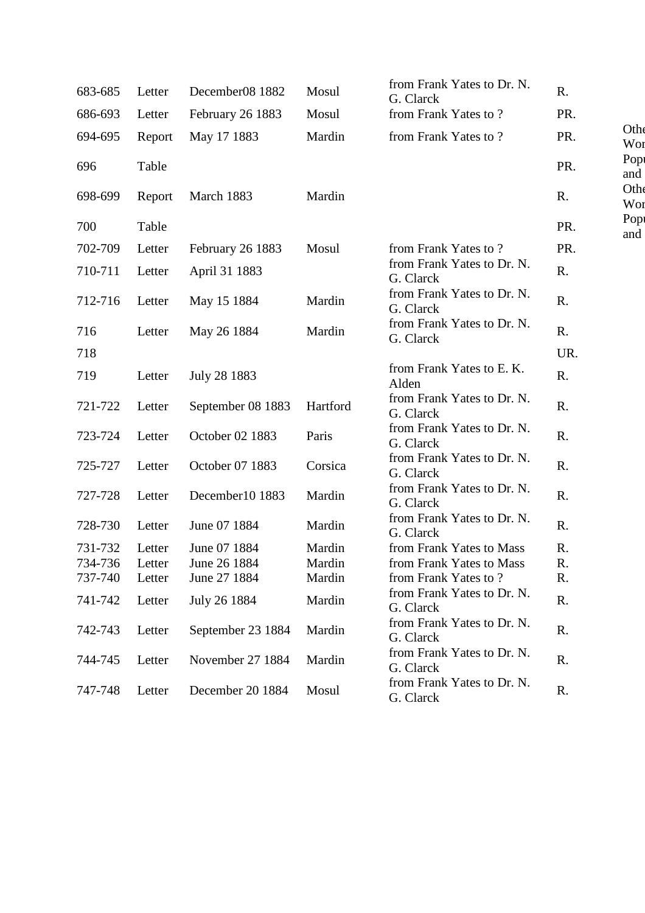| | | | | | | |
|---|---|---|---|---|---|---|
| 683-685 | Letter | December08 1882 | Mosul | from Frank Yates to Dr. N. G. Clarck | R. | |
| 686-693 | Letter | February 26 1883 | Mosul | from Frank Yates to ? | PR. | |
| 694-695 | Report | May 17 1883 | Mardin | from Frank Yates to ? | PR. | Othe Wor Popu and |
| 696 | Table | | | | PR. | |
| 698-699 | Report | March 1883 | Mardin | | R. | Othe Wor Popu and |
| 700 | Table | | | | PR. | |
| 702-709 | Letter | February 26 1883 | Mosul | from Frank Yates to ? | PR. | |
| 710-711 | Letter | April 31 1883 | | from Frank Yates to Dr. N. G. Clarck | R. | |
| 712-716 | Letter | May 15 1884 | Mardin | from Frank Yates to Dr. N. G. Clarck | R. | |
| 716 | Letter | May 26 1884 | Mardin | from Frank Yates to Dr. N. G. Clarck | R. | |
| 718 | | | | | UR. | |
| 719 | Letter | July 28 1883 | | from Frank Yates to E. K. Alden | R. | |
| 721-722 | Letter | September 08 1883 | Hartford | from Frank Yates to Dr. N. G. Clarck | R. | |
| 723-724 | Letter | October 02 1883 | Paris | from Frank Yates to Dr. N. G. Clarck | R. | |
| 725-727 | Letter | October 07 1883 | Corsica | from Frank Yates to Dr. N. G. Clarck | R. | |
| 727-728 | Letter | December10 1883 | Mardin | from Frank Yates to Dr. N. G. Clarck | R. | |
| 728-730 | Letter | June 07 1884 | Mardin | from Frank Yates to Dr. N. G. Clarck | R. | |
| 731-732 | Letter | June 07 1884 | Mardin | from Frank Yates to Mass | R. | |
| 734-736 | Letter | June 26 1884 | Mardin | from Frank Yates to Mass | R. | |
| 737-740 | Letter | June 27 1884 | Mardin | from Frank Yates to ? | R. | |
| 741-742 | Letter | July 26 1884 | Mardin | from Frank Yates to Dr. N. G. Clarck | R. | |
| 742-743 | Letter | September 23 1884 | Mardin | from Frank Yates to Dr. N. G. Clarck | R. | |
| 744-745 | Letter | November 27 1884 | Mardin | from Frank Yates to Dr. N. G. Clarck | R. | |
| 747-748 | Letter | December 20 1884 | Mosul | from Frank Yates to Dr. N. G. Clarck | R. | |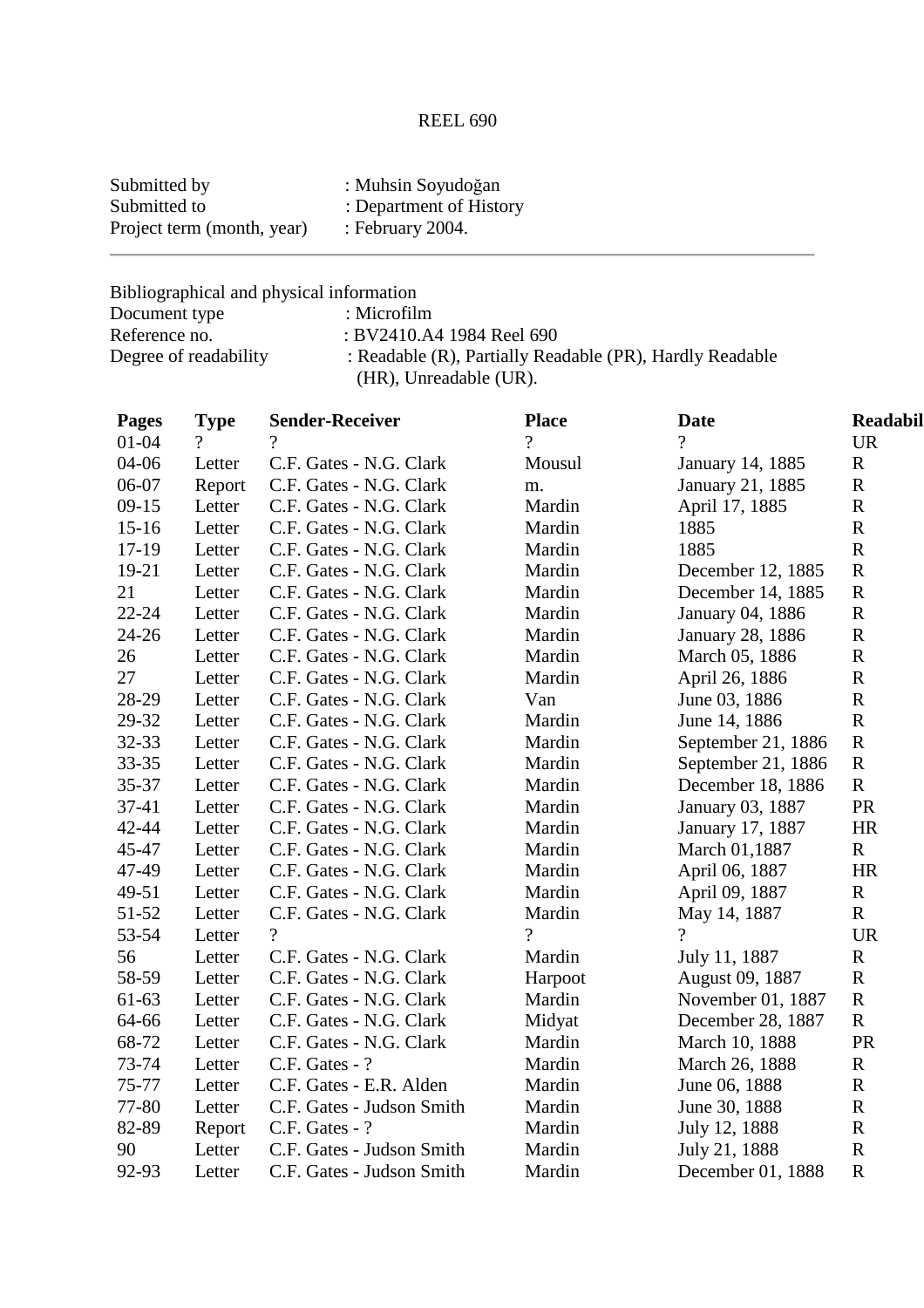REEL 690

Submitted by : Muhsin Soyudoğan
Submitted to : Department of History
Project term (month, year) : February 2004.

---

Bibliographical and physical information
Document type : Microfilm
Reference no. : BV2410.A4 1984 Reel 690
Degree of readability : Readable (R), Partially Readable (PR), Hardly Readable (HR), Unreadable (UR).

| Pages | Type | Sender-Receiver | Place | Date | Readabil |
|---|---|---|---|---|---|
| 01-04 | ? | ? | ? | ? | UR |
| 04-06 | Letter | C.F. Gates - N.G. Clark | Mousul | January 14, 1885 | R |
| 06-07 | Report | C.F. Gates - N.G. Clark | m. | January 21, 1885 | R |
| 09-15 | Letter | C.F. Gates - N.G. Clark | Mardin | April 17, 1885 | R |
| 15-16 | Letter | C.F. Gates - N.G. Clark | Mardin | 1885 | R |
| 17-19 | Letter | C.F. Gates - N.G. Clark | Mardin | 1885 | R |
| 19-21 | Letter | C.F. Gates - N.G. Clark | Mardin | December 12, 1885 | R |
| 21 | Letter | C.F. Gates - N.G. Clark | Mardin | December 14, 1885 | R |
| 22-24 | Letter | C.F. Gates - N.G. Clark | Mardin | January 04, 1886 | R |
| 24-26 | Letter | C.F. Gates - N.G. Clark | Mardin | January 28, 1886 | R |
| 26 | Letter | C.F. Gates - N.G. Clark | Mardin | March 05, 1886 | R |
| 27 | Letter | C.F. Gates - N.G. Clark | Mardin | April 26, 1886 | R |
| 28-29 | Letter | C.F. Gates - N.G. Clark | Van | June 03, 1886 | R |
| 29-32 | Letter | C.F. Gates - N.G. Clark | Mardin | June 14, 1886 | R |
| 32-33 | Letter | C.F. Gates - N.G. Clark | Mardin | September 21, 1886 | R |
| 33-35 | Letter | C.F. Gates - N.G. Clark | Mardin | September 21, 1886 | R |
| 35-37 | Letter | C.F. Gates - N.G. Clark | Mardin | December 18, 1886 | R |
| 37-41 | Letter | C.F. Gates - N.G. Clark | Mardin | January 03, 1887 | PR |
| 42-44 | Letter | C.F. Gates - N.G. Clark | Mardin | January 17, 1887 | HR |
| 45-47 | Letter | C.F. Gates - N.G. Clark | Mardin | March 01,1887 | R |
| 47-49 | Letter | C.F. Gates - N.G. Clark | Mardin | April 06, 1887 | HR |
| 49-51 | Letter | C.F. Gates - N.G. Clark | Mardin | April 09, 1887 | R |
| 51-52 | Letter | C.F. Gates - N.G. Clark | Mardin | May 14, 1887 | R |
| 53-54 | Letter | ? | ? | ? | UR |
| 56 | Letter | C.F. Gates - N.G. Clark | Mardin | July 11, 1887 | R |
| 58-59 | Letter | C.F. Gates - N.G. Clark | Harpoot | August 09, 1887 | R |
| 61-63 | Letter | C.F. Gates - N.G. Clark | Mardin | November 01, 1887 | R |
| 64-66 | Letter | C.F. Gates - N.G. Clark | Midyat | December 28, 1887 | R |
| 68-72 | Letter | C.F. Gates - N.G. Clark | Mardin | March 10, 1888 | PR |
| 73-74 | Letter | C.F. Gates - ? | Mardin | March 26, 1888 | R |
| 75-77 | Letter | C.F. Gates - E.R. Alden | Mardin | June 06, 1888 | R |
| 77-80 | Letter | C.F. Gates - Judson Smith | Mardin | June 30, 1888 | R |
| 82-89 | Report | C.F. Gates - ? | Mardin | July 12, 1888 | R |
| 90 | Letter | C.F. Gates - Judson Smith | Mardin | July 21, 1888 | R |
| 92-93 | Letter | C.F. Gates - Judson Smith | Mardin | December 01, 1888 | R |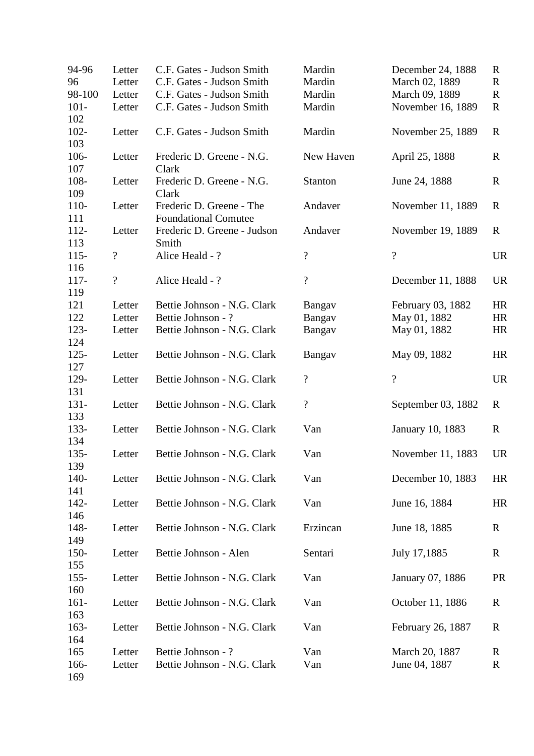| | | | | | |
|---|---|---|---|---|---|
| 94-96 | Letter | C.F. Gates - Judson Smith | Mardin | December 24, 1888 | R |
| 96 | Letter | C.F. Gates - Judson Smith | Mardin | March 02, 1889 | R |
| 98-100 | Letter | C.F. Gates - Judson Smith | Mardin | March 09, 1889 | R |
| 101-102 | Letter | C.F. Gates - Judson Smith | Mardin | November 16, 1889 | R |
| 102-103 | Letter | C.F. Gates - Judson Smith | Mardin | November 25, 1889 | R |
| 106-107 | Letter | Frederic D. Greene - N.G. Clark | New Haven | April 25, 1888 | R |
| 108-109 | Letter | Frederic D. Greene - N.G. Clark | Stanton | June 24, 1888 | R |
| 110-111 | Letter | Frederic D. Greene - The Foundational Comutee | Andaver | November 11, 1889 | R |
| 112-113 | Letter | Frederic D. Greene - Judson Smith | Andaver | November 19, 1889 | R |
| 115-116 | ? | Alice Heald - ? | ? | ? | UR |
| 117-119 | ? | Alice Heald - ? | ? | December 11, 1888 | UR |
| 121 | Letter | Bettie Johnson - N.G. Clark | Bangav | February 03, 1882 | HR |
| 122 | Letter | Bettie Johnson - ? | Bangav | May 01, 1882 | HR |
| 123-124 | Letter | Bettie Johnson - N.G. Clark | Bangav | May 01, 1882 | HR |
| 125-127 | Letter | Bettie Johnson - N.G. Clark | Bangav | May 09, 1882 | HR |
| 129-131 | Letter | Bettie Johnson - N.G. Clark | ? | ? | UR |
| 131-133 | Letter | Bettie Johnson - N.G. Clark | ? | September 03, 1882 | R |
| 133-134 | Letter | Bettie Johnson - N.G. Clark | Van | January 10, 1883 | R |
| 135-139 | Letter | Bettie Johnson - N.G. Clark | Van | November 11, 1883 | UR |
| 140-141 | Letter | Bettie Johnson - N.G. Clark | Van | December 10, 1883 | HR |
| 142-146 | Letter | Bettie Johnson - N.G. Clark | Van | June 16, 1884 | HR |
| 148-149 | Letter | Bettie Johnson - N.G. Clark | Erzincan | June 18, 1885 | R |
| 150-155 | Letter | Bettie Johnson - Alen | Sentari | July 17,1885 | R |
| 155-160 | Letter | Bettie Johnson - N.G. Clark | Van | January 07, 1886 | PR |
| 161-163 | Letter | Bettie Johnson - N.G. Clark | Van | October 11, 1886 | R |
| 163-164 | Letter | Bettie Johnson - N.G. Clark | Van | February 26, 1887 | R |
| 165 | Letter | Bettie Johnson - ? | Van | March 20, 1887 | R |
| 166-169 | Letter | Bettie Johnson - N.G. Clark | Van | June 04, 1887 | R |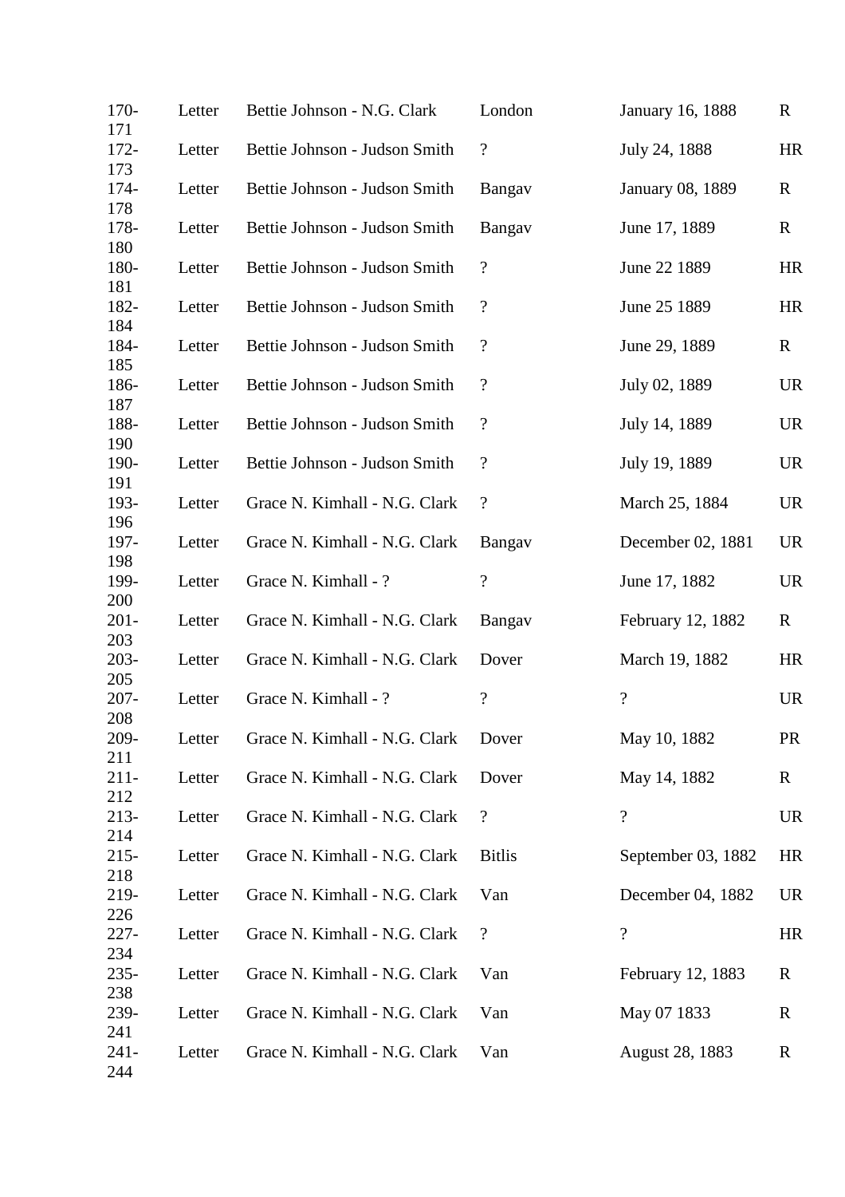| | | | | | |
|---|---|---|---|---|---|
| 170-171 | Letter | Bettie Johnson - N.G. Clark | London | January 16, 1888 | R |
| 172-173 | Letter | Bettie Johnson - Judson Smith | ? | July 24, 1888 | HR |
| 174-178 | Letter | Bettie Johnson - Judson Smith | Bangav | January 08, 1889 | R |
| 178-180 | Letter | Bettie Johnson - Judson Smith | Bangav | June 17, 1889 | R |
| 180-181 | Letter | Bettie Johnson - Judson Smith | ? | June 22 1889 | HR |
| 182-184 | Letter | Bettie Johnson - Judson Smith | ? | June 25 1889 | HR |
| 184-185 | Letter | Bettie Johnson - Judson Smith | ? | June 29, 1889 | R |
| 186-187 | Letter | Bettie Johnson - Judson Smith | ? | July 02, 1889 | UR |
| 188-190 | Letter | Bettie Johnson - Judson Smith | ? | July 14, 1889 | UR |
| 190-191 | Letter | Bettie Johnson - Judson Smith | ? | July 19, 1889 | UR |
| 193-196 | Letter | Grace N. Kimhall - N.G. Clark | ? | March 25, 1884 | UR |
| 197-198 | Letter | Grace N. Kimhall - N.G. Clark | Bangav | December 02, 1881 | UR |
| 199-200 | Letter | Grace N. Kimhall - ? | ? | June 17, 1882 | UR |
| 201-203 | Letter | Grace N. Kimhall - N.G. Clark | Bangav | February 12, 1882 | R |
| 203-205 | Letter | Grace N. Kimhall - N.G. Clark | Dover | March 19, 1882 | HR |
| 207-208 | Letter | Grace N. Kimhall - ? | ? | ? | UR |
| 209-211 | Letter | Grace N. Kimhall - N.G. Clark | Dover | May 10, 1882 | PR |
| 211-212 | Letter | Grace N. Kimhall - N.G. Clark | Dover | May 14, 1882 | R |
| 213-214 | Letter | Grace N. Kimhall - N.G. Clark | ? | ? | UR |
| 215-218 | Letter | Grace N. Kimhall - N.G. Clark | Bitlis | September 03, 1882 | HR |
| 219-226 | Letter | Grace N. Kimhall - N.G. Clark | Van | December 04, 1882 | UR |
| 227-234 | Letter | Grace N. Kimhall - N.G. Clark | ? | ? | HR |
| 235-238 | Letter | Grace N. Kimhall - N.G. Clark | Van | February 12, 1883 | R |
| 239-241 | Letter | Grace N. Kimhall - N.G. Clark | Van | May 07 1833 | R |
| 241-244 | Letter | Grace N. Kimhall - N.G. Clark | Van | August 28, 1883 | R |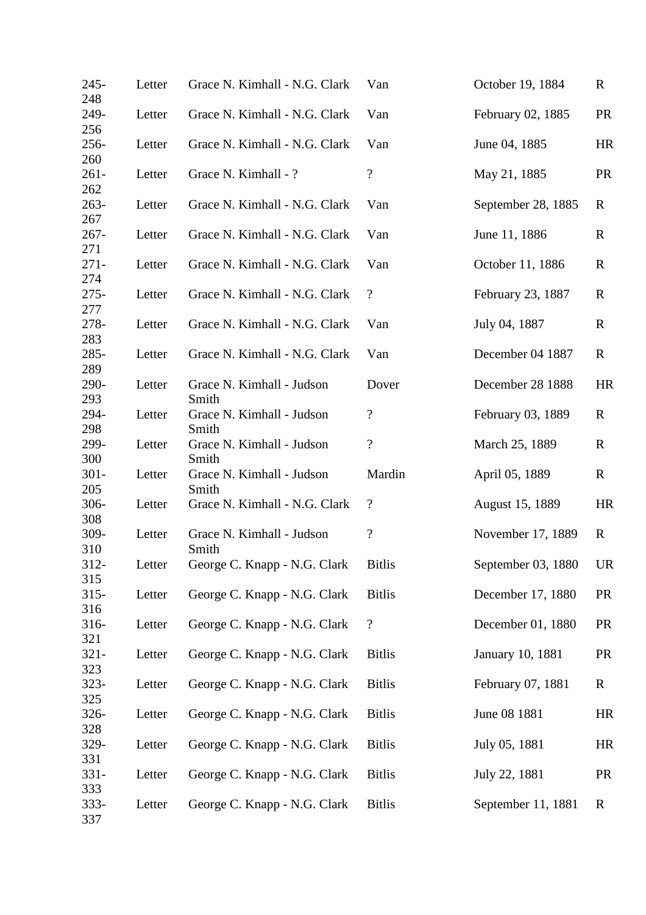| | | | | | |
|---|---|---|---|---|---|
| 245-248 | Letter | Grace N. Kimhall - N.G. Clark | Van | October 19, 1884 | R |
| 249-256 | Letter | Grace N. Kimhall - N.G. Clark | Van | February 02, 1885 | PR |
| 256-260 | Letter | Grace N. Kimhall - N.G. Clark | Van | June 04, 1885 | HR |
| 261-262 | Letter | Grace N. Kimhall - ? | ? | May 21, 1885 | PR |
| 263-267 | Letter | Grace N. Kimhall - N.G. Clark | Van | September 28, 1885 | R |
| 267-271 | Letter | Grace N. Kimhall - N.G. Clark | Van | June 11, 1886 | R |
| 271-274 | Letter | Grace N. Kimhall - N.G. Clark | Van | October 11, 1886 | R |
| 275-277 | Letter | Grace N. Kimhall - N.G. Clark | ? | February 23, 1887 | R |
| 278-283 | Letter | Grace N. Kimhall - N.G. Clark | Van | July 04, 1887 | R |
| 285-289 | Letter | Grace N. Kimhall - N.G. Clark | Van | December 04 1887 | R |
| 290-293 | Letter | Grace N. Kimhall - Judson Smith | Dover | December 28 1888 | HR |
| 294-298 | Letter | Grace N. Kimhall - Judson Smith | ? | February 03, 1889 | R |
| 299-300 | Letter | Grace N. Kimhall - Judson Smith | ? | March 25, 1889 | R |
| 301-205 | Letter | Grace N. Kimhall - Judson Smith | Mardin | April 05, 1889 | R |
| 306-308 | Letter | Grace N. Kimhall - N.G. Clark | ? | August 15, 1889 | HR |
| 309-310 | Letter | Grace N. Kimhall - Judson Smith | ? | November 17, 1889 | R |
| 312-315 | Letter | George C. Knapp - N.G. Clark | Bitlis | September 03, 1880 | UR |
| 315-316 | Letter | George C. Knapp - N.G. Clark | Bitlis | December 17, 1880 | PR |
| 316-321 | Letter | George C. Knapp - N.G. Clark | ? | December 01, 1880 | PR |
| 321-323 | Letter | George C. Knapp - N.G. Clark | Bitlis | January 10, 1881 | PR |
| 323-325 | Letter | George C. Knapp - N.G. Clark | Bitlis | February 07, 1881 | R |
| 326-328 | Letter | George C. Knapp - N.G. Clark | Bitlis | June 08 1881 | HR |
| 329-331 | Letter | George C. Knapp - N.G. Clark | Bitlis | July 05, 1881 | HR |
| 331-333 | Letter | George C. Knapp - N.G. Clark | Bitlis | July 22, 1881 | PR |
| 333-337 | Letter | George C. Knapp - N.G. Clark | Bitlis | September 11, 1881 | R |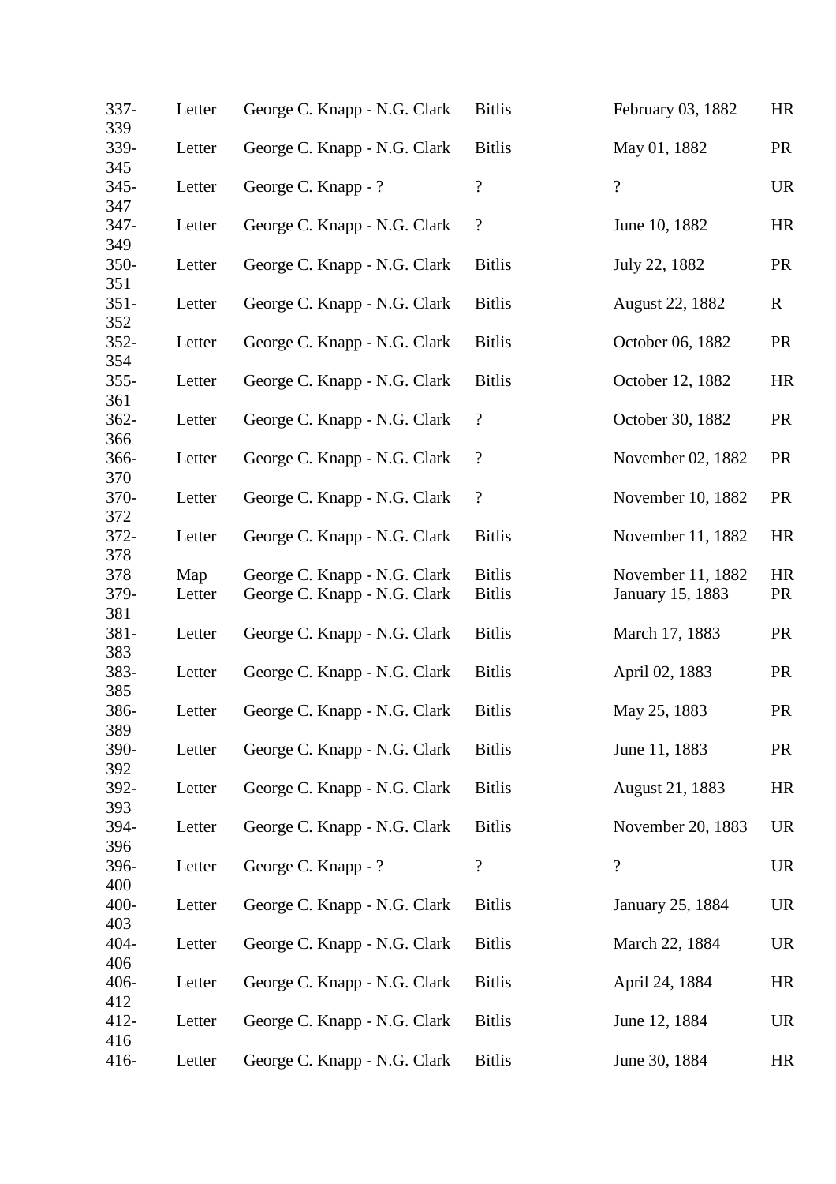| | | | | | |
|---|---|---|---|---|---|
| 337-339 | Letter | George C. Knapp - N.G. Clark | Bitlis | February 03, 1882 | HR |
| 339-345 | Letter | George C. Knapp - N.G. Clark | Bitlis | May 01, 1882 | PR |
| 345-347 | Letter | George C. Knapp - ? | ? | ? | UR |
| 347-349 | Letter | George C. Knapp - N.G. Clark | ? | June 10, 1882 | HR |
| 350-351 | Letter | George C. Knapp - N.G. Clark | Bitlis | July 22, 1882 | PR |
| 351-352 | Letter | George C. Knapp - N.G. Clark | Bitlis | August 22, 1882 | R |
| 352-354 | Letter | George C. Knapp - N.G. Clark | Bitlis | October 06, 1882 | PR |
| 355-361 | Letter | George C. Knapp - N.G. Clark | Bitlis | October 12, 1882 | HR |
| 362-366 | Letter | George C. Knapp - N.G. Clark | ? | October 30, 1882 | PR |
| 366-370 | Letter | George C. Knapp - N.G. Clark | ? | November 02, 1882 | PR |
| 370-372 | Letter | George C. Knapp - N.G. Clark | ? | November 10, 1882 | PR |
| 372-378 | Letter | George C. Knapp - N.G. Clark | Bitlis | November 11, 1882 | HR |
| 378 | Map | George C. Knapp - N.G. Clark | Bitlis | November 11, 1882 | HR |
| 379-381 | Letter | George C. Knapp - N.G. Clark | Bitlis | January 15, 1883 | PR |
| 381-383 | Letter | George C. Knapp - N.G. Clark | Bitlis | March 17, 1883 | PR |
| 383-385 | Letter | George C. Knapp - N.G. Clark | Bitlis | April 02, 1883 | PR |
| 386-389 | Letter | George C. Knapp - N.G. Clark | Bitlis | May 25, 1883 | PR |
| 390-392 | Letter | George C. Knapp - N.G. Clark | Bitlis | June 11, 1883 | PR |
| 392-393 | Letter | George C. Knapp - N.G. Clark | Bitlis | August 21, 1883 | HR |
| 394-396 | Letter | George C. Knapp - N.G. Clark | Bitlis | November 20, 1883 | UR |
| 396-400 | Letter | George C. Knapp - ? | ? | ? | UR |
| 400-403 | Letter | George C. Knapp - N.G. Clark | Bitlis | January 25, 1884 | UR |
| 404-406 | Letter | George C. Knapp - N.G. Clark | Bitlis | March 22, 1884 | UR |
| 406-412 | Letter | George C. Knapp - N.G. Clark | Bitlis | April 24, 1884 | HR |
| 412-416 | Letter | George C. Knapp - N.G. Clark | Bitlis | June 12, 1884 | UR |
| 416- | Letter | George C. Knapp - N.G. Clark | Bitlis | June 30, 1884 | HR |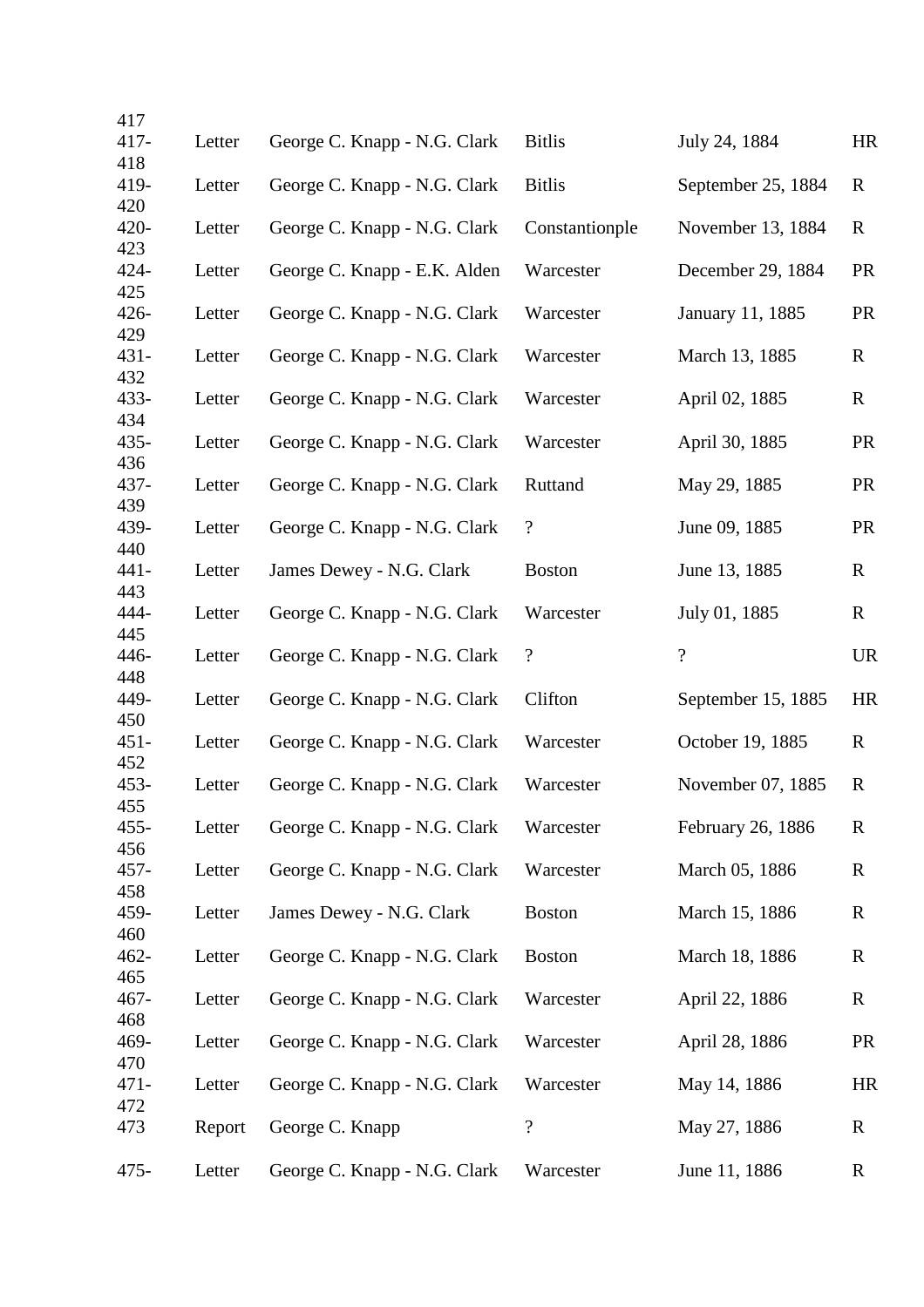| | | | | | |
|---|---|---|---|---|---|
| 417 | | | | | |
| 417-418 | Letter | George C. Knapp - N.G. Clark | Bitlis | July 24, 1884 | HR |
| 419-420 | Letter | George C. Knapp - N.G. Clark | Bitlis | September 25, 1884 | R |
| 420-423 | Letter | George C. Knapp - N.G. Clark | Constantionple | November 13, 1884 | R |
| 424-425 | Letter | George C. Knapp - E.K. Alden | Warcester | December 29, 1884 | PR |
| 426-429 | Letter | George C. Knapp - N.G. Clark | Warcester | January 11, 1885 | PR |
| 431-432 | Letter | George C. Knapp - N.G. Clark | Warcester | March 13, 1885 | R |
| 433-434 | Letter | George C. Knapp - N.G. Clark | Warcester | April 02, 1885 | R |
| 435-436 | Letter | George C. Knapp - N.G. Clark | Warcester | April 30, 1885 | PR |
| 437-439 | Letter | George C. Knapp - N.G. Clark | Ruttand | May 29, 1885 | PR |
| 439-440 | Letter | George C. Knapp - N.G. Clark | ? | June 09, 1885 | PR |
| 441-443 | Letter | James Dewey - N.G. Clark | Boston | June 13, 1885 | R |
| 444-445 | Letter | George C. Knapp - N.G. Clark | Warcester | July 01, 1885 | R |
| 446-448 | Letter | George C. Knapp - N.G. Clark | ? | ? | UR |
| 449-450 | Letter | George C. Knapp - N.G. Clark | Clifton | September 15, 1885 | HR |
| 451-452 | Letter | George C. Knapp - N.G. Clark | Warcester | October 19, 1885 | R |
| 453-455 | Letter | George C. Knapp - N.G. Clark | Warcester | November 07, 1885 | R |
| 455-456 | Letter | George C. Knapp - N.G. Clark | Warcester | February 26, 1886 | R |
| 457-458 | Letter | George C. Knapp - N.G. Clark | Warcester | March 05, 1886 | R |
| 459-460 | Letter | James Dewey - N.G. Clark | Boston | March 15, 1886 | R |
| 462-465 | Letter | George C. Knapp - N.G. Clark | Boston | March 18, 1886 | R |
| 467-468 | Letter | George C. Knapp - N.G. Clark | Warcester | April 22, 1886 | R |
| 469-470 | Letter | George C. Knapp - N.G. Clark | Warcester | April 28, 1886 | PR |
| 471-472 | Letter | George C. Knapp - N.G. Clark | Warcester | May 14, 1886 | HR |
| 473 | Report | George C. Knapp | ? | May 27, 1886 | R |
| 475- | Letter | George C. Knapp - N.G. Clark | Warcester | June 11, 1886 | R |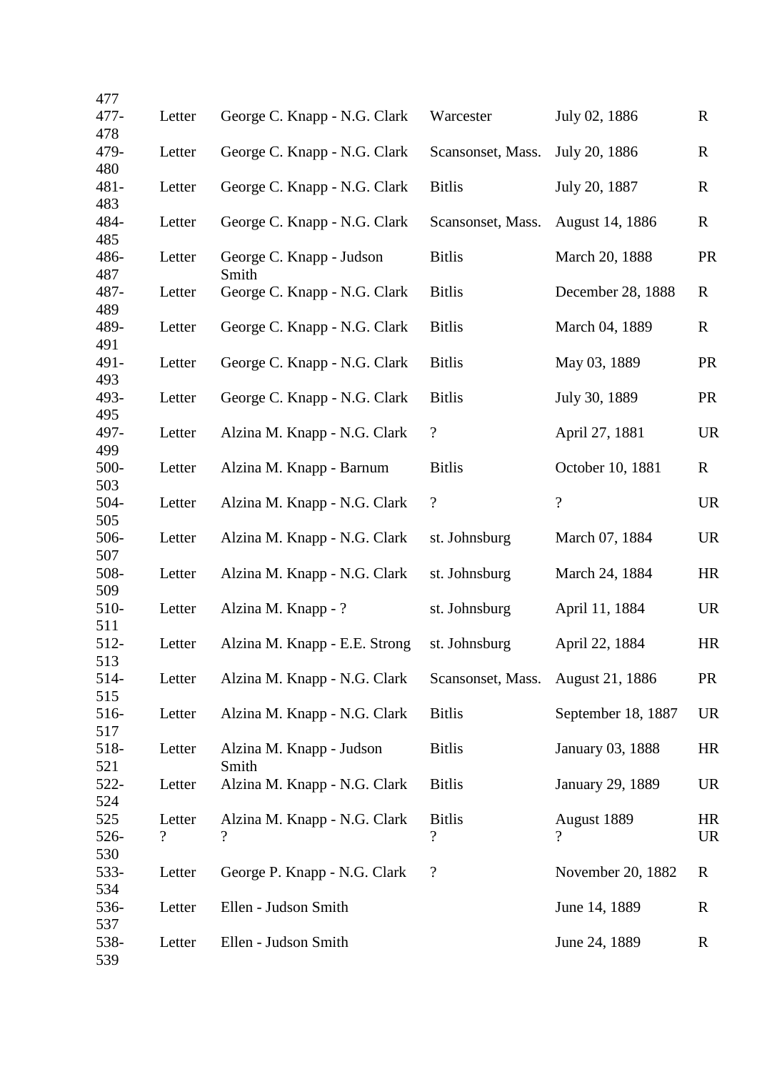| | | | | | |
|---|---|---|---|---|---|
| 477 | | | | | |
| 477-478 | Letter | George C. Knapp - N.G. Clark | Warcester | July 02, 1886 | R |
| 479-480 | Letter | George C. Knapp - N.G. Clark | Scansonset, Mass. | July 20, 1886 | R |
| 481-483 | Letter | George C. Knapp - N.G. Clark | Bitlis | July 20, 1887 | R |
| 484-485 | Letter | George C. Knapp - N.G. Clark | Scansonset, Mass. | August 14, 1886 | R |
| 486-487 | Letter | George C. Knapp - Judson Smith | Bitlis | March 20, 1888 | PR |
| 487-489 | Letter | George C. Knapp - N.G. Clark | Bitlis | December 28, 1888 | R |
| 489-491 | Letter | George C. Knapp - N.G. Clark | Bitlis | March 04, 1889 | R |
| 491-493 | Letter | George C. Knapp - N.G. Clark | Bitlis | May 03, 1889 | PR |
| 493-495 | Letter | George C. Knapp - N.G. Clark | Bitlis | July 30, 1889 | PR |
| 497-499 | Letter | Alzina M. Knapp - N.G. Clark | ? | April 27, 1881 | UR |
| 500-503 | Letter | Alzina M. Knapp - Barnum | Bitlis | October 10, 1881 | R |
| 504-505 | Letter | Alzina M. Knapp - N.G. Clark | ? | ? | UR |
| 506-507 | Letter | Alzina M. Knapp - N.G. Clark | st. Johnsburg | March 07, 1884 | UR |
| 508-509 | Letter | Alzina M. Knapp - N.G. Clark | st. Johnsburg | March 24, 1884 | HR |
| 510-511 | Letter | Alzina M. Knapp - ? | st. Johnsburg | April 11, 1884 | UR |
| 512-513 | Letter | Alzina M. Knapp - E.E. Strong | st. Johnsburg | April 22, 1884 | HR |
| 514-515 | Letter | Alzina M. Knapp - N.G. Clark | Scansonset, Mass. | August 21, 1886 | PR |
| 516-517 | Letter | Alzina M. Knapp - N.G. Clark | Bitlis | September 18, 1887 | UR |
| 518-521 | Letter | Alzina M. Knapp - Judson Smith | Bitlis | January 03, 1888 | HR |
| 522-524 | Letter | Alzina M. Knapp - N.G. Clark | Bitlis | January 29, 1889 | UR |
| 525 | Letter | Alzina M. Knapp - N.G. Clark | Bitlis | August 1889 | HR |
| 526-530 | ? | ? | ? | ? | UR |
| 533-534 | Letter | George P. Knapp - N.G. Clark | ? | November 20, 1882 | R |
| 536-537 | Letter | Ellen - Judson Smith | | June 14, 1889 | R |
| 538-539 | Letter | Ellen - Judson Smith | | June 24, 1889 | R |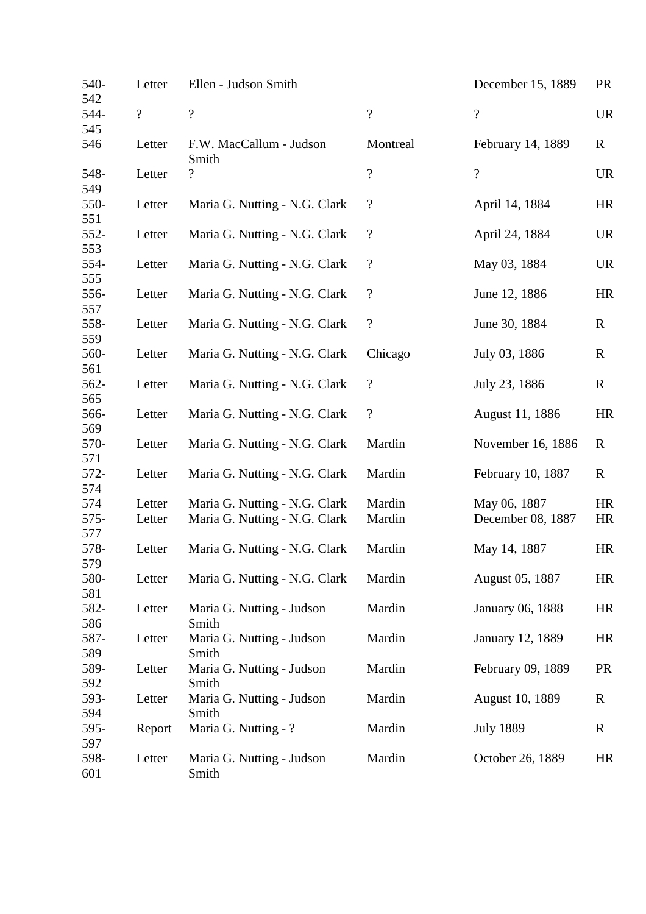| 540-542 | Letter | Ellen - Judson Smith | | December 15, 1889 | PR |
|---|---|---|---|---|---|
| 544-545 | ? | ? | ? | ? | UR |
| 546 | Letter | F.W. MacCallum - Judson Smith | Montreal | February 14, 1889 | R |
| 548-549 | Letter | ? | ? | ? | UR |
| 550-551 | Letter | Maria G. Nutting - N.G. Clark | ? | April 14, 1884 | HR |
| 552-553 | Letter | Maria G. Nutting - N.G. Clark | ? | April 24, 1884 | UR |
| 554-555 | Letter | Maria G. Nutting - N.G. Clark | ? | May 03, 1884 | UR |
| 556-557 | Letter | Maria G. Nutting - N.G. Clark | ? | June 12, 1886 | HR |
| 558-559 | Letter | Maria G. Nutting - N.G. Clark | ? | June 30, 1884 | R |
| 560-561 | Letter | Maria G. Nutting - N.G. Clark | Chicago | July 03, 1886 | R |
| 562-565 | Letter | Maria G. Nutting - N.G. Clark | ? | July 23, 1886 | R |
| 566-569 | Letter | Maria G. Nutting - N.G. Clark | ? | August 11, 1886 | HR |
| 570-571 | Letter | Maria G. Nutting - N.G. Clark | Mardin | November 16, 1886 | R |
| 572-574 | Letter | Maria G. Nutting - N.G. Clark | Mardin | February 10, 1887 | R |
| 574 | Letter | Maria G. Nutting - N.G. Clark | Mardin | May 06, 1887 | HR |
| 575-577 | Letter | Maria G. Nutting - N.G. Clark | Mardin | December 08, 1887 | HR |
| 578-579 | Letter | Maria G. Nutting - N.G. Clark | Mardin | May 14, 1887 | HR |
| 580-581 | Letter | Maria G. Nutting - N.G. Clark | Mardin | August 05, 1887 | HR |
| 582-586 | Letter | Maria G. Nutting - Judson Smith | Mardin | January 06, 1888 | HR |
| 587-589 | Letter | Maria G. Nutting - Judson Smith | Mardin | January 12, 1889 | HR |
| 589-592 | Letter | Maria G. Nutting - Judson Smith | Mardin | February 09, 1889 | PR |
| 593-594 | Letter | Maria G. Nutting - Judson Smith | Mardin | August 10, 1889 | R |
| 595-597 | Report | Maria G. Nutting - ? | Mardin | July 1889 | R |
| 598-601 | Letter | Maria G. Nutting - Judson Smith | Mardin | October 26, 1889 | HR |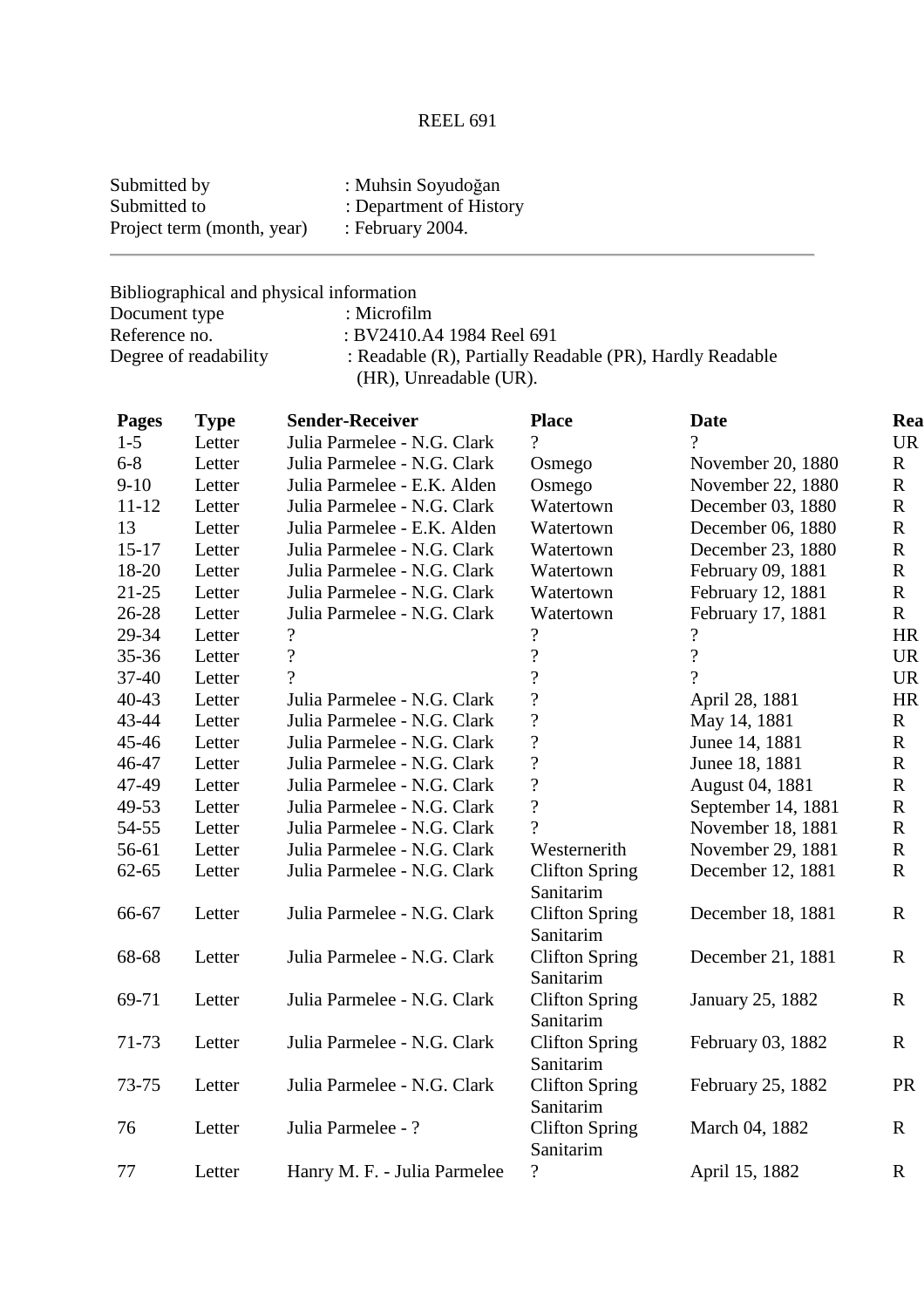REEL 691

Submitted by : Muhsin Soyudoğan
Submitted to : Department of History
Project term (month, year) : February 2004.

---

Bibliographical and physical information
Document type : Microfilm
Reference no. : BV2410.A4 1984 Reel 691
Degree of readability : Readable (R), Partially Readable (PR), Hardly Readable (HR), Unreadable (UR).

| Pages | Type | Sender-Receiver | Place | Date | Rea |
|---|---|---|---|---|---|
| 1-5 | Letter | Julia Parmelee - N.G. Clark | ? | ? | UR |
| 6-8 | Letter | Julia Parmelee - N.G. Clark | Osmego | November 20, 1880 | R |
| 9-10 | Letter | Julia Parmelee - E.K. Alden | Osmego | November 22, 1880 | R |
| 11-12 | Letter | Julia Parmelee - N.G. Clark | Watertown | December 03, 1880 | R |
| 13 | Letter | Julia Parmelee - E.K. Alden | Watertown | December 06, 1880 | R |
| 15-17 | Letter | Julia Parmelee - N.G. Clark | Watertown | December 23, 1880 | R |
| 18-20 | Letter | Julia Parmelee - N.G. Clark | Watertown | February 09, 1881 | R |
| 21-25 | Letter | Julia Parmelee - N.G. Clark | Watertown | February 12, 1881 | R |
| 26-28 | Letter | Julia Parmelee - N.G. Clark | Watertown | February 17, 1881 | R |
| 29-34 | Letter | ? | ? | ? | HR |
| 35-36 | Letter | ? | ? | ? | UR |
| 37-40 | Letter | ? | ? | ? | UR |
| 40-43 | Letter | Julia Parmelee - N.G. Clark | ? | April 28, 1881 | HR |
| 43-44 | Letter | Julia Parmelee - N.G. Clark | ? | May 14, 1881 | R |
| 45-46 | Letter | Julia Parmelee - N.G. Clark | ? | Junee 14, 1881 | R |
| 46-47 | Letter | Julia Parmelee - N.G. Clark | ? | Junee 18, 1881 | R |
| 47-49 | Letter | Julia Parmelee - N.G. Clark | ? | August 04, 1881 | R |
| 49-53 | Letter | Julia Parmelee - N.G. Clark | ? | September 14, 1881 | R |
| 54-55 | Letter | Julia Parmelee - N.G. Clark | ? | November 18, 1881 | R |
| 56-61 | Letter | Julia Parmelee - N.G. Clark | Westernerith | November 29, 1881 | R |
| 62-65 | Letter | Julia Parmelee - N.G. Clark | Clifton Spring Sanitarim | December 12, 1881 | R |
| 66-67 | Letter | Julia Parmelee - N.G. Clark | Clifton Spring Sanitarim | December 18, 1881 | R |
| 68-68 | Letter | Julia Parmelee - N.G. Clark | Clifton Spring Sanitarim | December 21, 1881 | R |
| 69-71 | Letter | Julia Parmelee - N.G. Clark | Clifton Spring Sanitarim | January 25, 1882 | R |
| 71-73 | Letter | Julia Parmelee - N.G. Clark | Clifton Spring Sanitarim | February 03, 1882 | R |
| 73-75 | Letter | Julia Parmelee - N.G. Clark | Clifton Spring Sanitarim | February 25, 1882 | PR |
| 76 | Letter | Julia Parmelee - ? | Clifton Spring Sanitarim | March 04, 1882 | R |
| 77 | Letter | Hanry M. F. - Julia Parmelee | ? | April 15, 1882 | R |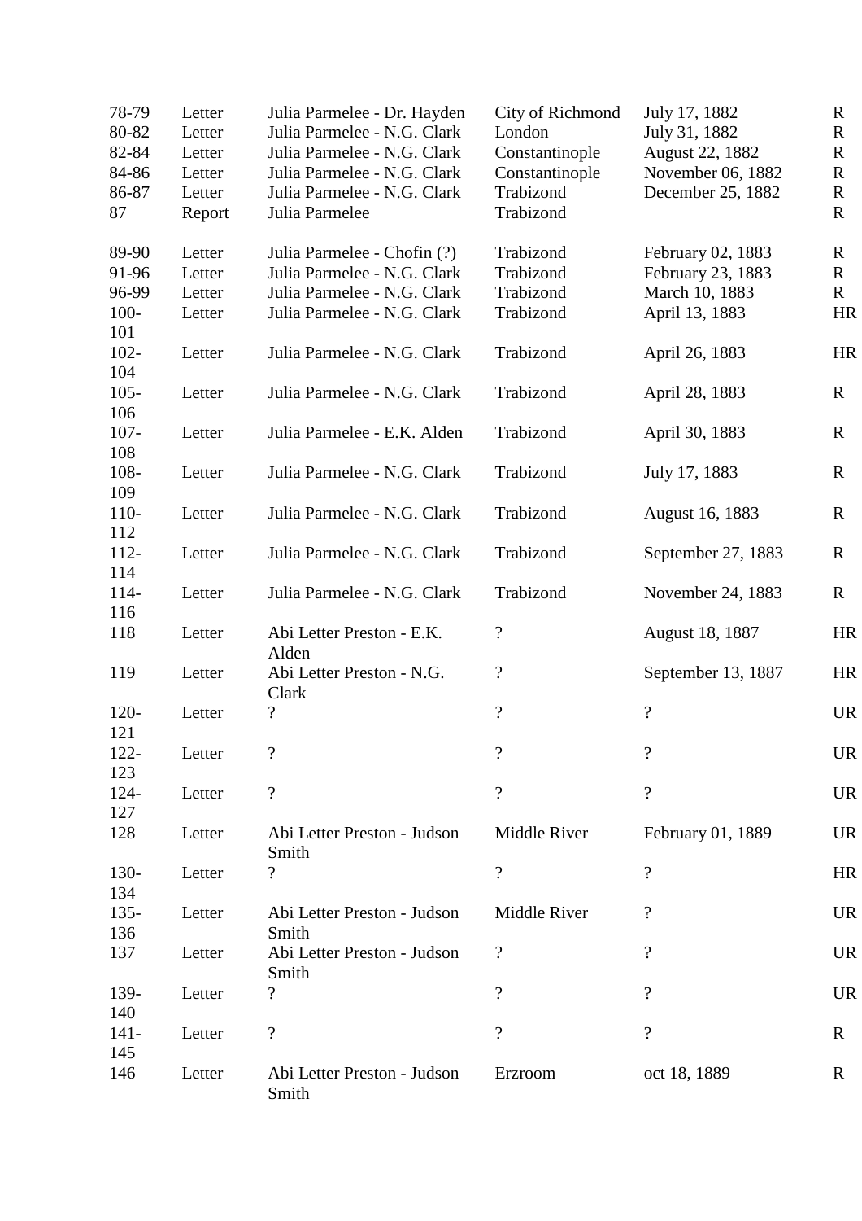| | | | | | |
|---|---|---|---|---|---|
| 78-79 | Letter | Julia Parmelee - Dr. Hayden | City of Richmond | July 17, 1882 | R |
| 80-82 | Letter | Julia Parmelee - N.G. Clark | London | July 31, 1882 | R |
| 82-84 | Letter | Julia Parmelee - N.G. Clark | Constantinople | August 22, 1882 | R |
| 84-86 | Letter | Julia Parmelee - N.G. Clark | Constantinople | November 06, 1882 | R |
| 86-87 | Letter | Julia Parmelee - N.G. Clark | Trabizond | December 25, 1882 | R |
| 87 | Report | Julia Parmelee | Trabizond | | R |
| 89-90 | Letter | Julia Parmelee - Chofin (?) | Trabizond | February 02, 1883 | R |
| 91-96 | Letter | Julia Parmelee - N.G. Clark | Trabizond | February 23, 1883 | R |
| 96-99 | Letter | Julia Parmelee - N.G. Clark | Trabizond | March 10, 1883 | R |
| 100-101 | Letter | Julia Parmelee - N.G. Clark | Trabizond | April 13, 1883 | HR |
| 102-104 | Letter | Julia Parmelee - N.G. Clark | Trabizond | April 26, 1883 | HR |
| 105-106 | Letter | Julia Parmelee - N.G. Clark | Trabizond | April 28, 1883 | R |
| 107-108 | Letter | Julia Parmelee - E.K. Alden | Trabizond | April 30, 1883 | R |
| 108-109 | Letter | Julia Parmelee - N.G. Clark | Trabizond | July 17, 1883 | R |
| 110-112 | Letter | Julia Parmelee - N.G. Clark | Trabizond | August 16, 1883 | R |
| 112-114 | Letter | Julia Parmelee - N.G. Clark | Trabizond | September 27, 1883 | R |
| 114-116 | Letter | Julia Parmelee - N.G. Clark | Trabizond | November 24, 1883 | R |
| 118 | Letter | Abi Letter Preston - E.K. Alden | ? | August 18, 1887 | HR |
| 119 | Letter | Abi Letter Preston - N.G. Clark | ? | September 13, 1887 | HR |
| 120-121 | Letter | ? | ? | ? | UR |
| 122-123 | Letter | ? | ? | ? | UR |
| 124-127 | Letter | ? | ? | ? | UR |
| 128 | Letter | Abi Letter Preston - Judson Smith | Middle River | February 01, 1889 | UR |
| 130-134 | Letter | ? | ? | ? | HR |
| 135-136 | Letter | Abi Letter Preston - Judson Smith | Middle River | ? | UR |
| 137 | Letter | Abi Letter Preston - Judson Smith | ? | ? | UR |
| 139-140 | Letter | ? | ? | ? | UR |
| 141-145 | Letter | ? | ? | ? | R |
| 146 | Letter | Abi Letter Preston - Judson Smith | Erzroom | oct 18, 1889 | R |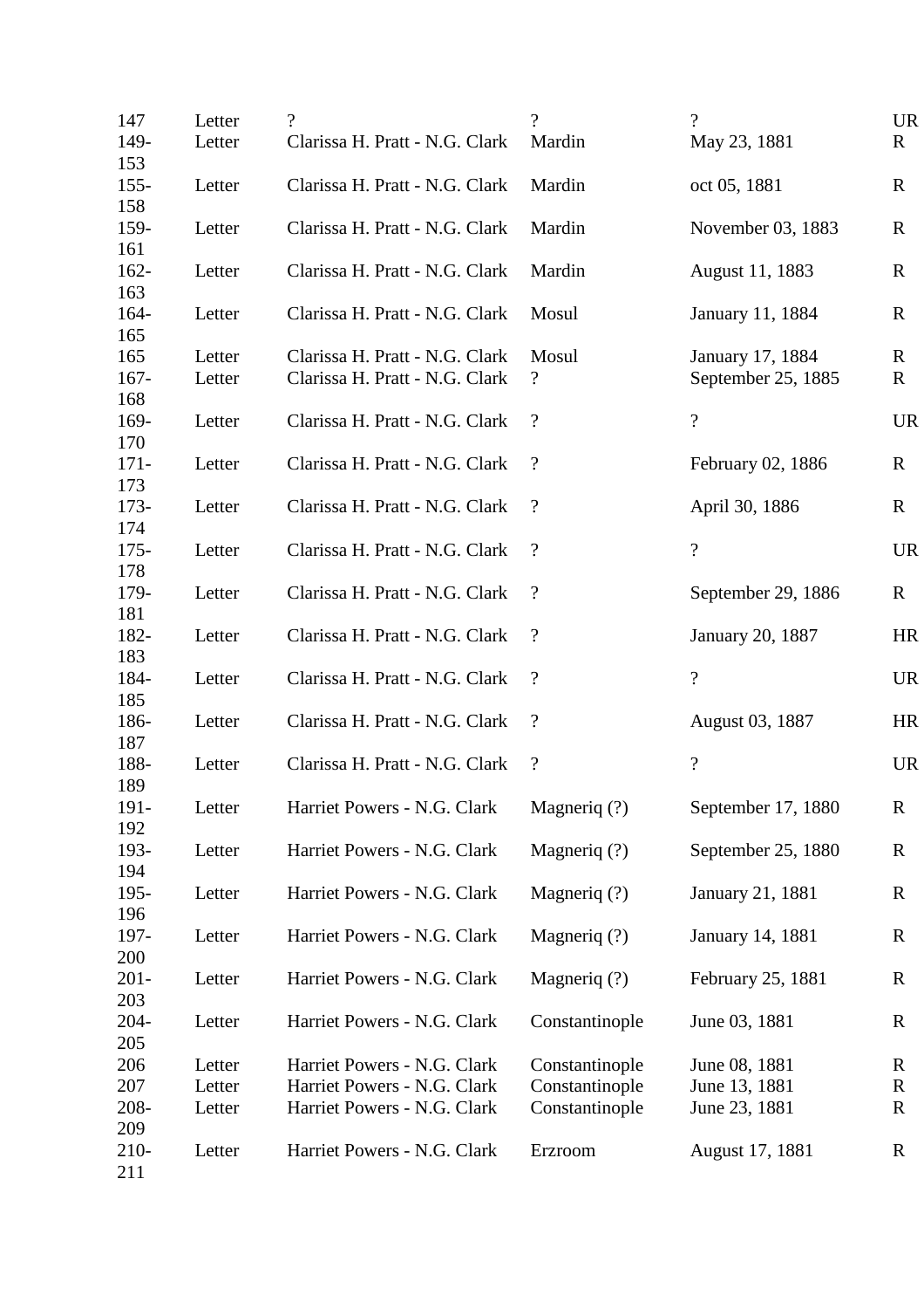| | | | | | |
|---|---|---|---|---|---|
| 147 | Letter | ? | ? | ? | UR |
| 149-153 | Letter | Clarissa H. Pratt - N.G. Clark | Mardin | May 23, 1881 | R |
| 155-158 | Letter | Clarissa H. Pratt - N.G. Clark | Mardin | oct 05, 1881 | R |
| 159-161 | Letter | Clarissa H. Pratt - N.G. Clark | Mardin | November 03, 1883 | R |
| 162-163 | Letter | Clarissa H. Pratt - N.G. Clark | Mardin | August 11, 1883 | R |
| 164-165 | Letter | Clarissa H. Pratt - N.G. Clark | Mosul | January 11, 1884 | R |
| 165 | Letter | Clarissa H. Pratt - N.G. Clark | Mosul | January 17, 1884 | R |
| 167-168 | Letter | Clarissa H. Pratt - N.G. Clark | ? | September 25, 1885 | R |
| 169-170 | Letter | Clarissa H. Pratt - N.G. Clark | ? | ? | UR |
| 171-173 | Letter | Clarissa H. Pratt - N.G. Clark | ? | February 02, 1886 | R |
| 173-174 | Letter | Clarissa H. Pratt - N.G. Clark | ? | April 30, 1886 | R |
| 175-178 | Letter | Clarissa H. Pratt - N.G. Clark | ? | ? | UR |
| 179-181 | Letter | Clarissa H. Pratt - N.G. Clark | ? | September 29, 1886 | R |
| 182-183 | Letter | Clarissa H. Pratt - N.G. Clark | ? | January 20, 1887 | HR |
| 184-185 | Letter | Clarissa H. Pratt - N.G. Clark | ? | ? | UR |
| 186-187 | Letter | Clarissa H. Pratt - N.G. Clark | ? | August 03, 1887 | HR |
| 188-189 | Letter | Clarissa H. Pratt - N.G. Clark | ? | ? | UR |
| 191-192 | Letter | Harriet Powers - N.G. Clark | Magneriq (?) | September 17, 1880 | R |
| 193-194 | Letter | Harriet Powers - N.G. Clark | Magneriq (?) | September 25, 1880 | R |
| 195-196 | Letter | Harriet Powers - N.G. Clark | Magneriq (?) | January 21, 1881 | R |
| 197-200 | Letter | Harriet Powers - N.G. Clark | Magneriq (?) | January 14, 1881 | R |
| 201-203 | Letter | Harriet Powers - N.G. Clark | Magneriq (?) | February 25, 1881 | R |
| 204-205 | Letter | Harriet Powers - N.G. Clark | Constantinople | June 03, 1881 | R |
| 206 | Letter | Harriet Powers - N.G. Clark | Constantinople | June 08, 1881 | R |
| 207 | Letter | Harriet Powers - N.G. Clark | Constantinople | June 13, 1881 | R |
| 208-209 | Letter | Harriet Powers - N.G. Clark | Constantinople | June 23, 1881 | R |
| 210-211 | Letter | Harriet Powers - N.G. Clark | Erzroom | August 17, 1881 | R |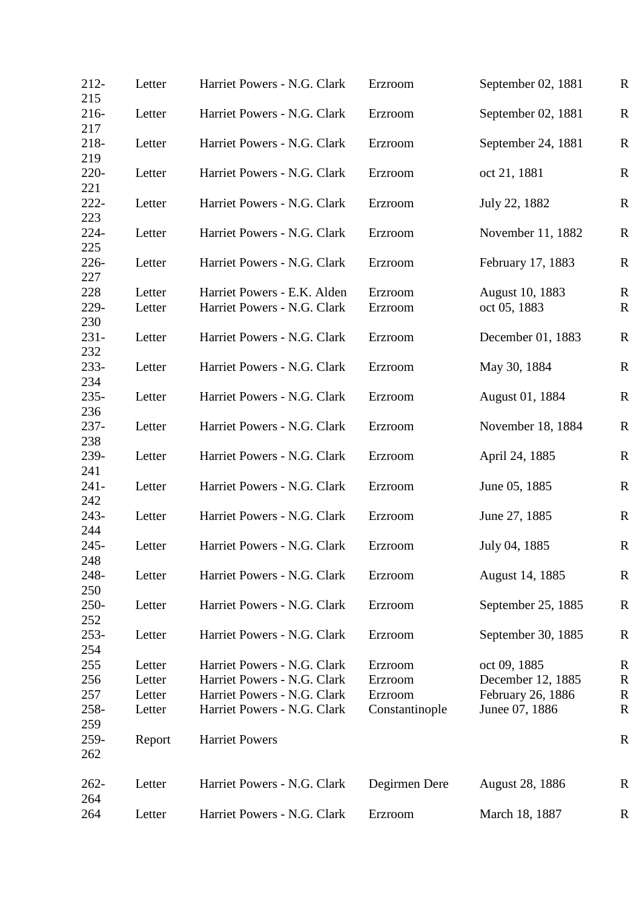| | | | | | |
|---|---|---|---|---|---|
| 212-215 | Letter | Harriet Powers - N.G. Clark | Erzroom | September 02, 1881 | R |
| 216-217 | Letter | Harriet Powers - N.G. Clark | Erzroom | September 02, 1881 | R |
| 218-219 | Letter | Harriet Powers - N.G. Clark | Erzroom | September 24, 1881 | R |
| 220-221 | Letter | Harriet Powers - N.G. Clark | Erzroom | oct 21, 1881 | R |
| 222-223 | Letter | Harriet Powers - N.G. Clark | Erzroom | July 22, 1882 | R |
| 224-225 | Letter | Harriet Powers - N.G. Clark | Erzroom | November 11, 1882 | R |
| 226-227 | Letter | Harriet Powers - N.G. Clark | Erzroom | February 17, 1883 | R |
| 228 | Letter | Harriet Powers - E.K. Alden | Erzroom | August 10, 1883 | R |
| 229-230 | Letter | Harriet Powers - N.G. Clark | Erzroom | oct 05, 1883 | R |
| 231-232 | Letter | Harriet Powers - N.G. Clark | Erzroom | December 01, 1883 | R |
| 233-234 | Letter | Harriet Powers - N.G. Clark | Erzroom | May 30, 1884 | R |
| 235-236 | Letter | Harriet Powers - N.G. Clark | Erzroom | August 01, 1884 | R |
| 237-238 | Letter | Harriet Powers - N.G. Clark | Erzroom | November 18, 1884 | R |
| 239-241 | Letter | Harriet Powers - N.G. Clark | Erzroom | April 24, 1885 | R |
| 241-242 | Letter | Harriet Powers - N.G. Clark | Erzroom | June 05, 1885 | R |
| 243-244 | Letter | Harriet Powers - N.G. Clark | Erzroom | June 27, 1885 | R |
| 245-248 | Letter | Harriet Powers - N.G. Clark | Erzroom | July 04, 1885 | R |
| 248-250 | Letter | Harriet Powers - N.G. Clark | Erzroom | August 14, 1885 | R |
| 250-252 | Letter | Harriet Powers - N.G. Clark | Erzroom | September 25, 1885 | R |
| 253-254 | Letter | Harriet Powers - N.G. Clark | Erzroom | September 30, 1885 | R |
| 255 | Letter | Harriet Powers - N.G. Clark | Erzroom | oct 09, 1885 | R |
| 256 | Letter | Harriet Powers - N.G. Clark | Erzroom | December 12, 1885 | R |
| 257 | Letter | Harriet Powers - N.G. Clark | Erzroom | February 26, 1886 | R |
| 258-259 | Letter | Harriet Powers - N.G. Clark | Constantinople | Junee 07, 1886 | R |
| 259-262 | Report | Harriet Powers | | | R |
| 262-264 | Letter | Harriet Powers - N.G. Clark | Degirmen Dere | August 28, 1886 | R |
| 264 | Letter | Harriet Powers - N.G. Clark | Erzroom | March 18, 1887 | R |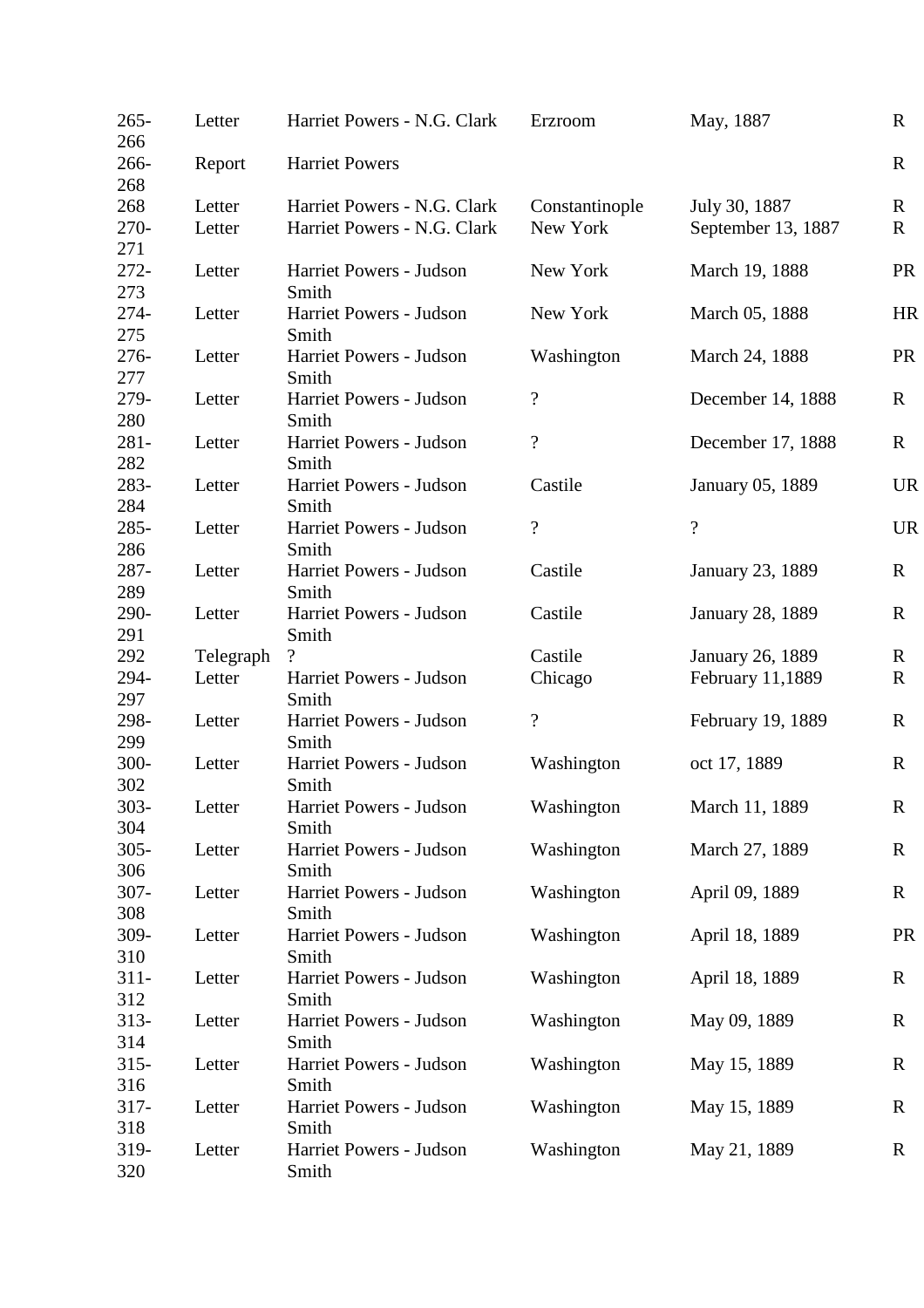| | | | | | |
|---|---|---|---|---|---|
| 265-266 | Letter | Harriet Powers - N.G. Clark | Erzroom | May, 1887 | R |
| 266-268 | Report | Harriet Powers | | | R |
| 268 | Letter | Harriet Powers - N.G. Clark | Constantinople | July 30, 1887 | R |
| 270-271 | Letter | Harriet Powers - N.G. Clark | New York | September 13, 1887 | R |
| 272-273 | Letter | Harriet Powers - Judson Smith | New York | March 19, 1888 | PR |
| 274-275 | Letter | Harriet Powers - Judson Smith | New York | March 05, 1888 | HR |
| 276-277 | Letter | Harriet Powers - Judson Smith | Washington | March 24, 1888 | PR |
| 279-280 | Letter | Harriet Powers - Judson Smith | ? | December 14, 1888 | R |
| 281-282 | Letter | Harriet Powers - Judson Smith | ? | December 17, 1888 | R |
| 283-284 | Letter | Harriet Powers - Judson Smith | Castile | January 05, 1889 | UR |
| 285-286 | Letter | Harriet Powers - Judson Smith | ? | ? | UR |
| 287-289 | Letter | Harriet Powers - Judson Smith | Castile | January 23, 1889 | R |
| 290-291 | Letter | Harriet Powers - Judson Smith | Castile | January 28, 1889 | R |
| 292 | Telegraph | ? | Castile | January 26, 1889 | R |
| 294-297 | Letter | Harriet Powers - Judson Smith | Chicago | February 11,1889 | R |
| 298-299 | Letter | Harriet Powers - Judson Smith | ? | February 19, 1889 | R |
| 300-302 | Letter | Harriet Powers - Judson Smith | Washington | oct 17, 1889 | R |
| 303-304 | Letter | Harriet Powers - Judson Smith | Washington | March 11, 1889 | R |
| 305-306 | Letter | Harriet Powers - Judson Smith | Washington | March 27, 1889 | R |
| 307-308 | Letter | Harriet Powers - Judson Smith | Washington | April 09, 1889 | R |
| 309-310 | Letter | Harriet Powers - Judson Smith | Washington | April 18, 1889 | PR |
| 311-312 | Letter | Harriet Powers - Judson Smith | Washington | April 18, 1889 | R |
| 313-314 | Letter | Harriet Powers - Judson Smith | Washington | May 09, 1889 | R |
| 315-316 | Letter | Harriet Powers - Judson Smith | Washington | May 15, 1889 | R |
| 317-318 | Letter | Harriet Powers - Judson Smith | Washington | May 15, 1889 | R |
| 319-320 | Letter | Harriet Powers - Judson Smith | Washington | May 21, 1889 | R |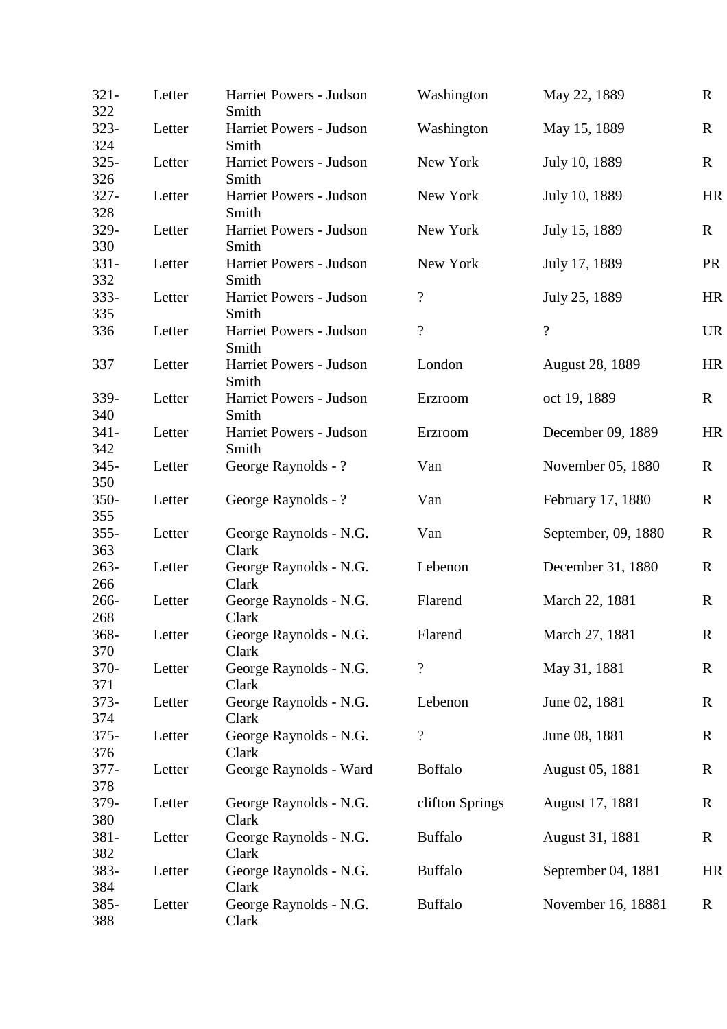| | | | | | |
|---|---|---|---|---|---|
| 321-322 | Letter | Harriet Powers - Judson Smith | Washington | May 22, 1889 | R |
| 323-324 | Letter | Harriet Powers - Judson Smith | Washington | May 15, 1889 | R |
| 325-326 | Letter | Harriet Powers - Judson Smith | New York | July 10, 1889 | R |
| 327-328 | Letter | Harriet Powers - Judson Smith | New York | July 10, 1889 | HR |
| 329-330 | Letter | Harriet Powers - Judson Smith | New York | July 15, 1889 | R |
| 331-332 | Letter | Harriet Powers - Judson Smith | New York | July 17, 1889 | PR |
| 333-335 | Letter | Harriet Powers - Judson Smith | ? | July 25, 1889 | HR |
| 336 | Letter | Harriet Powers - Judson Smith | ? | ? | UR |
| 337 | Letter | Harriet Powers - Judson Smith | London | August 28, 1889 | HR |
| 339-340 | Letter | Harriet Powers - Judson Smith | Erzroom | oct 19, 1889 | R |
| 341-342 | Letter | Harriet Powers - Judson Smith | Erzroom | December 09, 1889 | HR |
| 345-350 | Letter | George Raynolds - ? | Van | November 05, 1880 | R |
| 350-355 | Letter | George Raynolds - ? | Van | February 17, 1880 | R |
| 355-363 | Letter | George Raynolds - N.G. Clark | Van | September, 09, 1880 | R |
| 263-266 | Letter | George Raynolds - N.G. Clark | Lebenon | December 31, 1880 | R |
| 266-268 | Letter | George Raynolds - N.G. Clark | Flarend | March 22, 1881 | R |
| 368-370 | Letter | George Raynolds - N.G. Clark | Flarend | March 27, 1881 | R |
| 370-371 | Letter | George Raynolds - N.G. Clark | ? | May 31, 1881 | R |
| 373-374 | Letter | George Raynolds - N.G. Clark | Lebenon | June 02, 1881 | R |
| 375-376 | Letter | George Raynolds - N.G. Clark | ? | June 08, 1881 | R |
| 377-378 | Letter | George Raynolds - Ward | Boffalo | August 05, 1881 | R |
| 379-380 | Letter | George Raynolds - N.G. Clark | clifton Springs | August 17, 1881 | R |
| 381-382 | Letter | George Raynolds - N.G. Clark | Buffalo | August 31, 1881 | R |
| 383-384 | Letter | George Raynolds - N.G. Clark | Buffalo | September 04, 1881 | HR |
| 385-388 | Letter | George Raynolds - N.G. Clark | Buffalo | November 16, 18881 | R |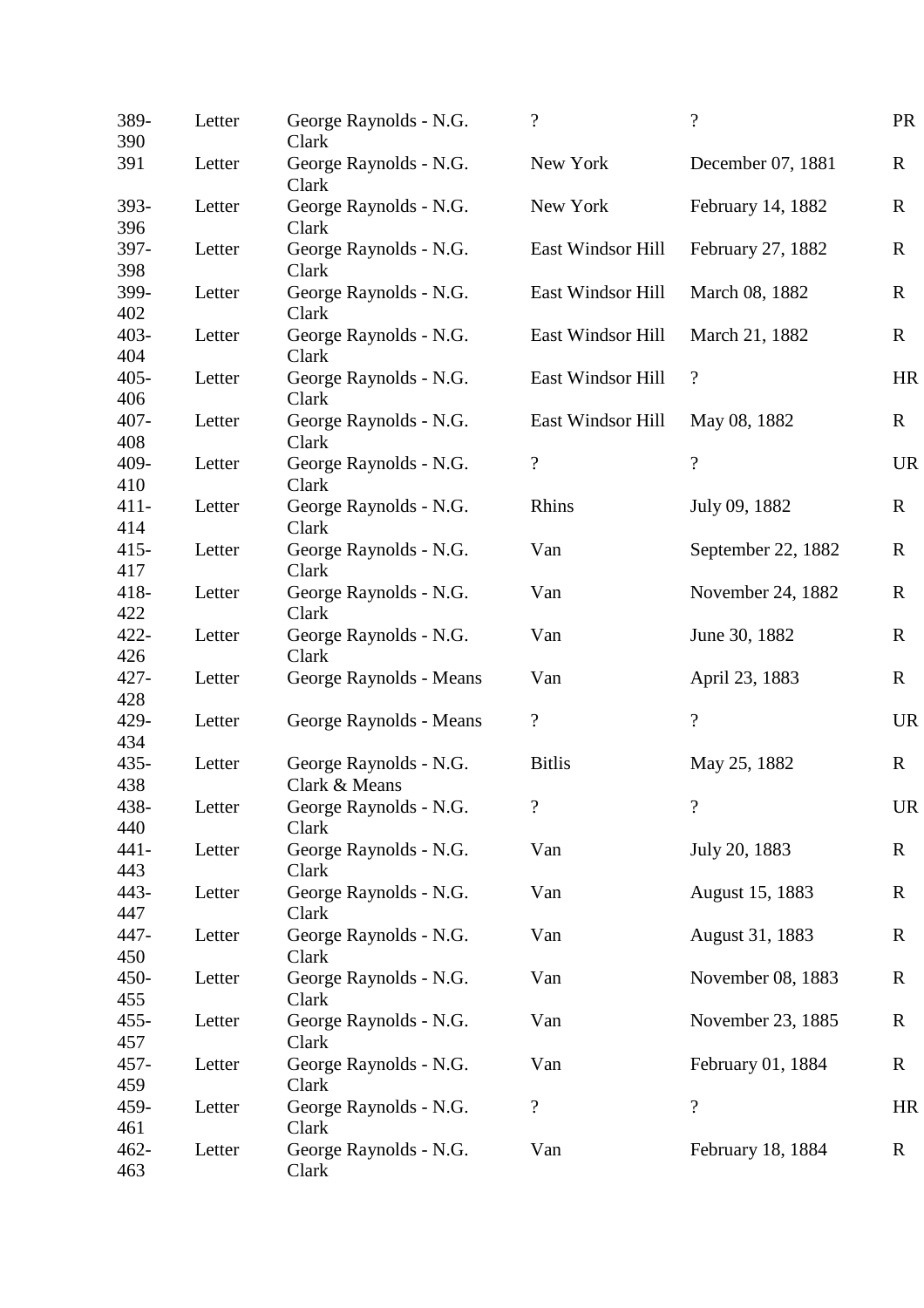| | | | | | |
|---|---|---|---|---|---|
| 389-390 | Letter | George Raynolds - N.G. Clark | ? | ? | PR |
| 391 | Letter | George Raynolds - N.G. Clark | New York | December 07, 1881 | R |
| 393-396 | Letter | George Raynolds - N.G. Clark | New York | February 14, 1882 | R |
| 397-398 | Letter | George Raynolds - N.G. Clark | East Windsor Hill | February 27, 1882 | R |
| 399-402 | Letter | George Raynolds - N.G. Clark | East Windsor Hill | March 08, 1882 | R |
| 403-404 | Letter | George Raynolds - N.G. Clark | East Windsor Hill | March 21, 1882 | R |
| 405-406 | Letter | George Raynolds - N.G. Clark | East Windsor Hill | ? | HR |
| 407-408 | Letter | George Raynolds - N.G. Clark | East Windsor Hill | May 08, 1882 | R |
| 409-410 | Letter | George Raynolds - N.G. Clark | ? | ? | UR |
| 411-414 | Letter | George Raynolds - N.G. Clark | Rhins | July 09, 1882 | R |
| 415-417 | Letter | George Raynolds - N.G. Clark | Van | September 22, 1882 | R |
| 418-422 | Letter | George Raynolds - N.G. Clark | Van | November 24, 1882 | R |
| 422-426 | Letter | George Raynolds - N.G. Clark | Van | June 30, 1882 | R |
| 427-428 | Letter | George Raynolds - Means | Van | April 23, 1883 | R |
| 429-434 | Letter | George Raynolds - Means | ? | ? | UR |
| 435-438 | Letter | George Raynolds - N.G. Clark & Means | Bitlis | May 25, 1882 | R |
| 438-440 | Letter | George Raynolds - N.G. Clark | ? | ? | UR |
| 441-443 | Letter | George Raynolds - N.G. Clark | Van | July 20, 1883 | R |
| 443-447 | Letter | George Raynolds - N.G. Clark | Van | August 15, 1883 | R |
| 447-450 | Letter | George Raynolds - N.G. Clark | Van | August 31, 1883 | R |
| 450-455 | Letter | George Raynolds - N.G. Clark | Van | November 08, 1883 | R |
| 455-457 | Letter | George Raynolds - N.G. Clark | Van | November 23, 1885 | R |
| 457-459 | Letter | George Raynolds - N.G. Clark | Van | February 01, 1884 | R |
| 459-461 | Letter | George Raynolds - N.G. Clark | ? | ? | HR |
| 462-463 | Letter | George Raynolds - N.G. Clark | Van | February 18, 1884 | R |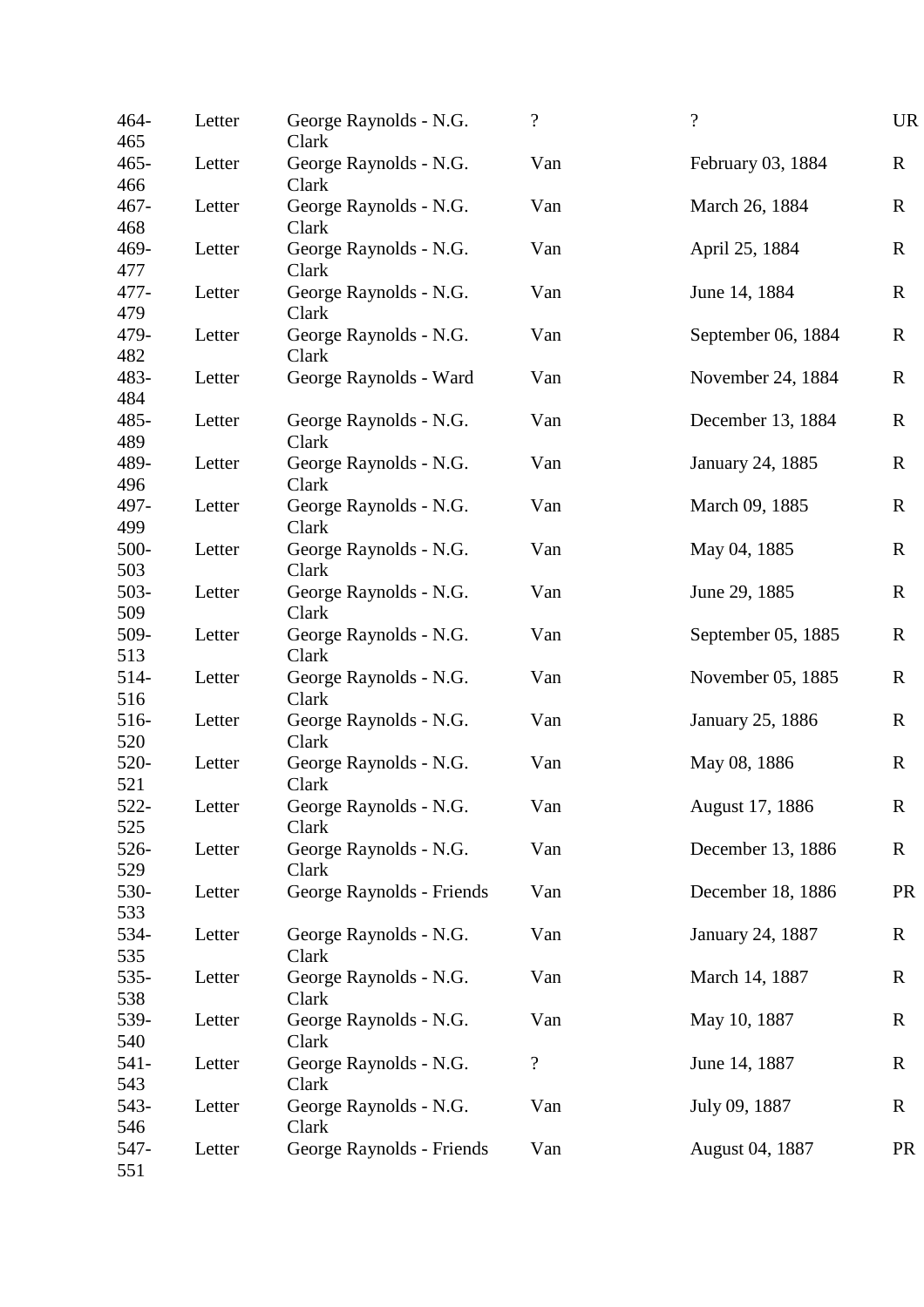| | | | | | |
|---|---|---|---|---|---|
| 464-465 | Letter | George Raynolds - N.G. Clark | ? | ? | UR |
| 465-466 | Letter | George Raynolds - N.G. Clark | Van | February 03, 1884 | R |
| 467-468 | Letter | George Raynolds - N.G. Clark | Van | March 26, 1884 | R |
| 469-477 | Letter | George Raynolds - N.G. Clark | Van | April 25, 1884 | R |
| 477-479 | Letter | George Raynolds - N.G. Clark | Van | June 14, 1884 | R |
| 479-482 | Letter | George Raynolds - N.G. Clark | Van | September 06, 1884 | R |
| 483-484 | Letter | George Raynolds - Ward | Van | November 24, 1884 | R |
| 485-489 | Letter | George Raynolds - N.G. Clark | Van | December 13, 1884 | R |
| 489-496 | Letter | George Raynolds - N.G. Clark | Van | January 24, 1885 | R |
| 497-499 | Letter | George Raynolds - N.G. Clark | Van | March 09, 1885 | R |
| 500-503 | Letter | George Raynolds - N.G. Clark | Van | May 04, 1885 | R |
| 503-509 | Letter | George Raynolds - N.G. Clark | Van | June 29, 1885 | R |
| 509-513 | Letter | George Raynolds - N.G. Clark | Van | September 05, 1885 | R |
| 514-516 | Letter | George Raynolds - N.G. Clark | Van | November 05, 1885 | R |
| 516-520 | Letter | George Raynolds - N.G. Clark | Van | January 25, 1886 | R |
| 520-521 | Letter | George Raynolds - N.G. Clark | Van | May 08, 1886 | R |
| 522-525 | Letter | George Raynolds - N.G. Clark | Van | August 17, 1886 | R |
| 526-529 | Letter | George Raynolds - N.G. Clark | Van | December 13, 1886 | R |
| 530-533 | Letter | George Raynolds - Friends | Van | December 18, 1886 | PR |
| 534-535 | Letter | George Raynolds - N.G. Clark | Van | January 24, 1887 | R |
| 535-538 | Letter | George Raynolds - N.G. Clark | Van | March 14, 1887 | R |
| 539-540 | Letter | George Raynolds - N.G. Clark | Van | May 10, 1887 | R |
| 541-543 | Letter | George Raynolds - N.G. Clark | ? | June 14, 1887 | R |
| 543-546 | Letter | George Raynolds - N.G. Clark | Van | July 09, 1887 | R |
| 547-551 | Letter | George Raynolds - Friends | Van | August 04, 1887 | PR |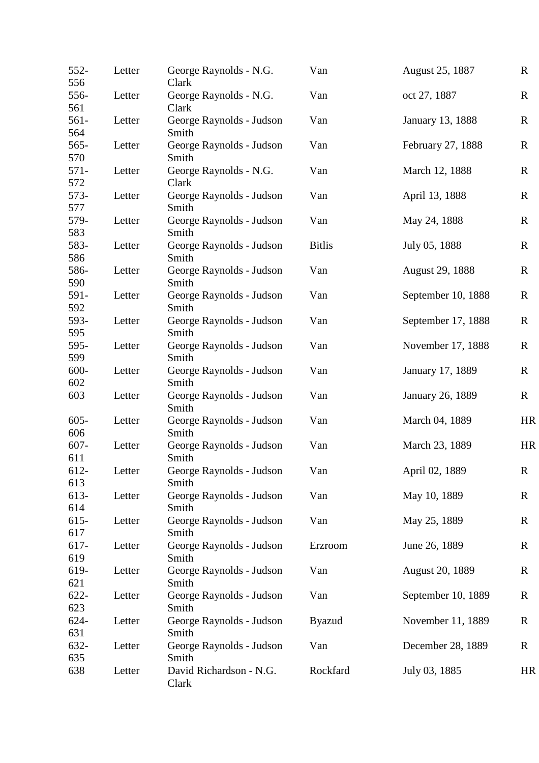| | | | | | |
|---|---|---|---|---|---|
| 552-556 | Letter | George Raynolds - N.G. Clark | Van | August 25, 1887 | R |
| 556-561 | Letter | George Raynolds - N.G. Clark | Van | oct 27, 1887 | R |
| 561-564 | Letter | George Raynolds - Judson Smith | Van | January 13, 1888 | R |
| 565-570 | Letter | George Raynolds - Judson Smith | Van | February 27, 1888 | R |
| 571-572 | Letter | George Raynolds - N.G. Clark | Van | March 12, 1888 | R |
| 573-577 | Letter | George Raynolds - Judson Smith | Van | April 13, 1888 | R |
| 579-583 | Letter | George Raynolds - Judson Smith | Van | May 24, 1888 | R |
| 583-586 | Letter | George Raynolds - Judson Smith | Bitlis | July 05, 1888 | R |
| 586-590 | Letter | George Raynolds - Judson Smith | Van | August 29, 1888 | R |
| 591-592 | Letter | George Raynolds - Judson Smith | Van | September 10, 1888 | R |
| 593-595 | Letter | George Raynolds - Judson Smith | Van | September 17, 1888 | R |
| 595-599 | Letter | George Raynolds - Judson Smith | Van | November 17, 1888 | R |
| 600-602 | Letter | George Raynolds - Judson Smith | Van | January 17, 1889 | R |
| 603 | Letter | George Raynolds - Judson Smith | Van | January 26, 1889 | R |
| 605-606 | Letter | George Raynolds - Judson Smith | Van | March 04, 1889 | HR |
| 607-611 | Letter | George Raynolds - Judson Smith | Van | March 23, 1889 | HR |
| 612-613 | Letter | George Raynolds - Judson Smith | Van | April 02, 1889 | R |
| 613-614 | Letter | George Raynolds - Judson Smith | Van | May 10, 1889 | R |
| 615-617 | Letter | George Raynolds - Judson Smith | Van | May 25, 1889 | R |
| 617-619 | Letter | George Raynolds - Judson Smith | Erzroom | June 26, 1889 | R |
| 619-621 | Letter | George Raynolds - Judson Smith | Van | August 20, 1889 | R |
| 622-623 | Letter | George Raynolds - Judson Smith | Van | September 10, 1889 | R |
| 624-631 | Letter | George Raynolds - Judson Smith | Byazud | November 11, 1889 | R |
| 632-635 | Letter | George Raynolds - Judson Smith | Van | December 28, 1889 | R |
| 638 | Letter | David Richardson - N.G. Clark | Rockfard | July 03, 1885 | HR |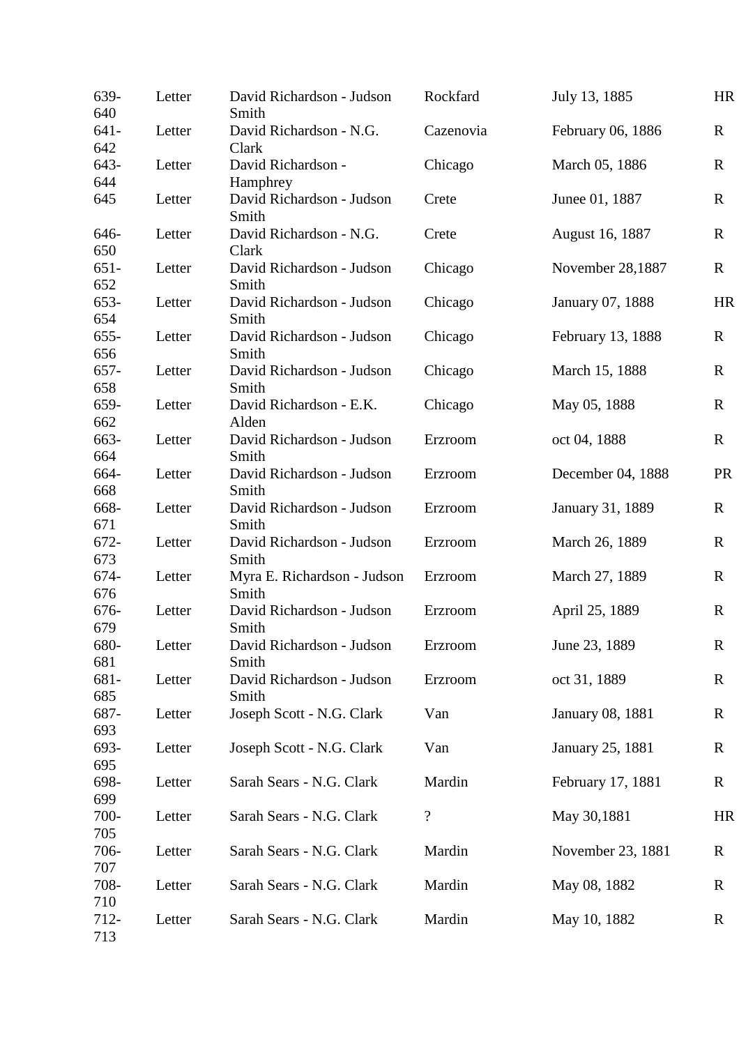| | | | | | |
|---|---|---|---|---|---|
| 639-640 | Letter | David Richardson - Judson Smith | Rockfard | July 13, 1885 | HR |
| 641-642 | Letter | David Richardson - N.G. Clark | Cazenovia | February 06, 1886 | R |
| 643-644 | Letter | David Richardson - Hamphrey | Chicago | March 05, 1886 | R |
| 645 | Letter | David Richardson - Judson Smith | Crete | Junee 01, 1887 | R |
| 646-650 | Letter | David Richardson - N.G. Clark | Crete | August 16, 1887 | R |
| 651-652 | Letter | David Richardson - Judson Smith | Chicago | November 28,1887 | R |
| 653-654 | Letter | David Richardson - Judson Smith | Chicago | January 07, 1888 | HR |
| 655-656 | Letter | David Richardson - Judson Smith | Chicago | February 13, 1888 | R |
| 657-658 | Letter | David Richardson - Judson Smith | Chicago | March 15, 1888 | R |
| 659-662 | Letter | David Richardson - E.K. Alden | Chicago | May 05, 1888 | R |
| 663-664 | Letter | David Richardson - Judson Smith | Erzroom | oct 04, 1888 | R |
| 664-668 | Letter | David Richardson - Judson Smith | Erzroom | December 04, 1888 | PR |
| 668-671 | Letter | David Richardson - Judson Smith | Erzroom | January 31, 1889 | R |
| 672-673 | Letter | David Richardson - Judson Smith | Erzroom | March 26, 1889 | R |
| 674-676 | Letter | Myra E. Richardson - Judson Smith | Erzroom | March 27, 1889 | R |
| 676-679 | Letter | David Richardson - Judson Smith | Erzroom | April 25, 1889 | R |
| 680-681 | Letter | David Richardson - Judson Smith | Erzroom | June 23, 1889 | R |
| 681-685 | Letter | David Richardson - Judson Smith | Erzroom | oct 31, 1889 | R |
| 687-693 | Letter | Joseph Scott - N.G. Clark | Van | January 08, 1881 | R |
| 693-695 | Letter | Joseph Scott - N.G. Clark | Van | January 25, 1881 | R |
| 698-699 | Letter | Sarah Sears - N.G. Clark | Mardin | February 17, 1881 | R |
| 700-705 | Letter | Sarah Sears - N.G. Clark | ? | May 30,1881 | HR |
| 706-707 | Letter | Sarah Sears - N.G. Clark | Mardin | November 23, 1881 | R |
| 708-710 | Letter | Sarah Sears - N.G. Clark | Mardin | May 08, 1882 | R |
| 712-713 | Letter | Sarah Sears - N.G. Clark | Mardin | May 10, 1882 | R |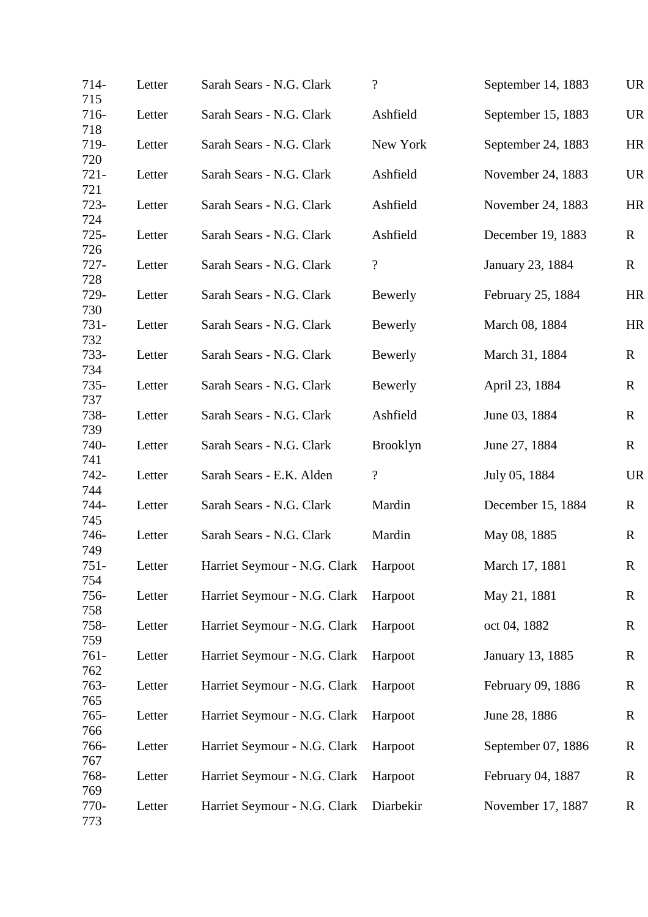| | | | | | |
|---|---|---|---|---|---|
| 714-715 | Letter | Sarah Sears - N.G. Clark | ? | September 14, 1883 | UR |
| 716-718 | Letter | Sarah Sears - N.G. Clark | Ashfield | September 15, 1883 | UR |
| 719-720 | Letter | Sarah Sears - N.G. Clark | New York | September 24, 1883 | HR |
| 721-721 | Letter | Sarah Sears - N.G. Clark | Ashfield | November 24, 1883 | UR |
| 723-724 | Letter | Sarah Sears - N.G. Clark | Ashfield | November 24, 1883 | HR |
| 725-726 | Letter | Sarah Sears - N.G. Clark | Ashfield | December 19, 1883 | R |
| 727-728 | Letter | Sarah Sears - N.G. Clark | ? | January 23, 1884 | R |
| 729-730 | Letter | Sarah Sears - N.G. Clark | Bewerly | February 25, 1884 | HR |
| 731-732 | Letter | Sarah Sears - N.G. Clark | Bewerly | March 08, 1884 | HR |
| 733-734 | Letter | Sarah Sears - N.G. Clark | Bewerly | March 31, 1884 | R |
| 735-737 | Letter | Sarah Sears - N.G. Clark | Bewerly | April 23, 1884 | R |
| 738-739 | Letter | Sarah Sears - N.G. Clark | Ashfield | June 03, 1884 | R |
| 740-741 | Letter | Sarah Sears - N.G. Clark | Brooklyn | June 27, 1884 | R |
| 742-744 | Letter | Sarah Sears - E.K. Alden | ? | July 05, 1884 | UR |
| 744-745 | Letter | Sarah Sears - N.G. Clark | Mardin | December 15, 1884 | R |
| 746-749 | Letter | Sarah Sears - N.G. Clark | Mardin | May 08, 1885 | R |
| 751-754 | Letter | Harriet Seymour - N.G. Clark | Harpoot | March 17, 1881 | R |
| 756-758 | Letter | Harriet Seymour - N.G. Clark | Harpoot | May 21, 1881 | R |
| 758-759 | Letter | Harriet Seymour - N.G. Clark | Harpoot | oct 04, 1882 | R |
| 761-762 | Letter | Harriet Seymour - N.G. Clark | Harpoot | January 13, 1885 | R |
| 763-765 | Letter | Harriet Seymour - N.G. Clark | Harpoot | February 09, 1886 | R |
| 765-766 | Letter | Harriet Seymour - N.G. Clark | Harpoot | June 28, 1886 | R |
| 766-767 | Letter | Harriet Seymour - N.G. Clark | Harpoot | September 07, 1886 | R |
| 768-769 | Letter | Harriet Seymour - N.G. Clark | Harpoot | February 04, 1887 | R |
| 770-773 | Letter | Harriet Seymour - N.G. Clark | Diarbekir | November 17, 1887 | R |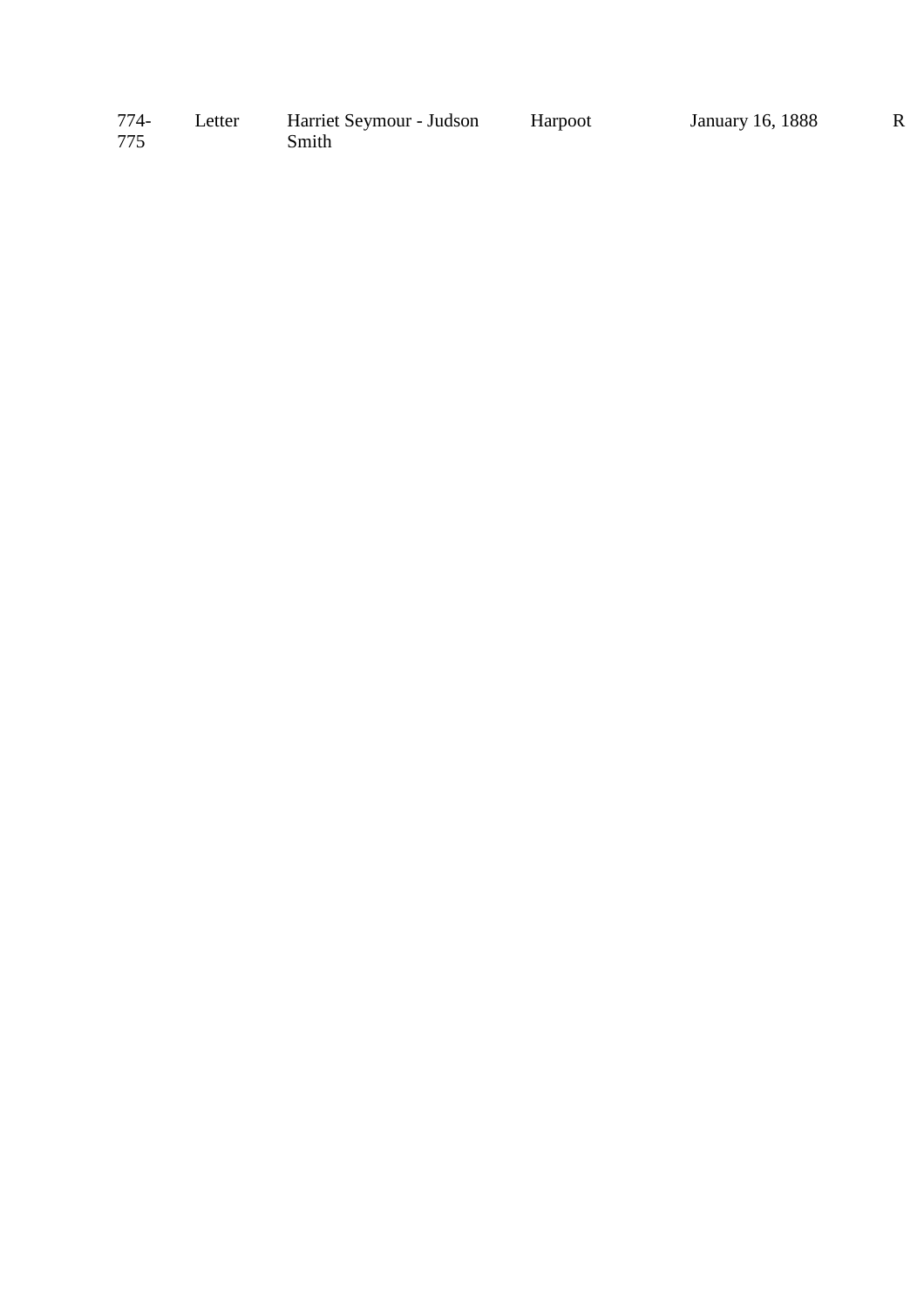| 774-775 | Letter | Harriet Seymour - Judson Smith | Harpoot | January 16, 1888 | R |
|---|---|---|---|---|---|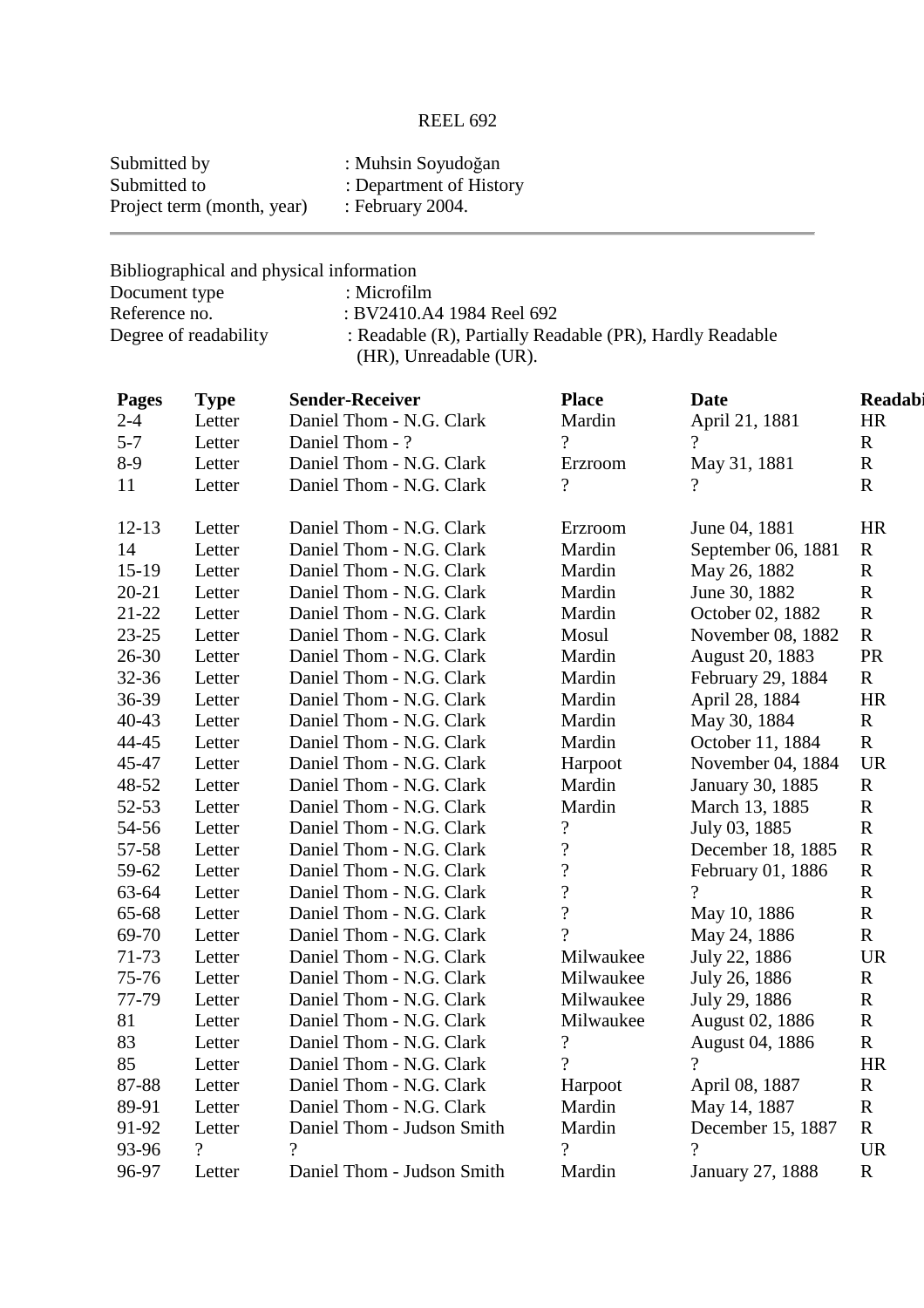REEL 692

Submitted by : Muhsin Soyudoğan
Submitted to : Department of History
Project term (month, year) : February 2004.

---

Bibliographical and physical information
Document type : Microfilm
Reference no. : BV2410.A4 1984 Reel 692
Degree of readability : Readable (R), Partially Readable (PR), Hardly Readable (HR), Unreadable (UR).

| Pages | Type | Sender-Receiver | Place | Date | Readabi |
|---|---|---|---|---|---|
| 2-4 | Letter | Daniel Thom - N.G. Clark | Mardin | April 21, 1881 | HR |
| 5-7 | Letter | Daniel Thom - ? | ? | ? | R |
| 8-9 | Letter | Daniel Thom - N.G. Clark | Erzroom | May 31, 1881 | R |
| 11 | Letter | Daniel Thom - N.G. Clark | ? | ? | R |
| 12-13 | Letter | Daniel Thom - N.G. Clark | Erzroom | June 04, 1881 | HR |
| 14 | Letter | Daniel Thom - N.G. Clark | Mardin | September 06, 1881 | R |
| 15-19 | Letter | Daniel Thom - N.G. Clark | Mardin | May 26, 1882 | R |
| 20-21 | Letter | Daniel Thom - N.G. Clark | Mardin | June 30, 1882 | R |
| 21-22 | Letter | Daniel Thom - N.G. Clark | Mardin | October 02, 1882 | R |
| 23-25 | Letter | Daniel Thom - N.G. Clark | Mosul | November 08, 1882 | R |
| 26-30 | Letter | Daniel Thom - N.G. Clark | Mardin | August 20, 1883 | PR |
| 32-36 | Letter | Daniel Thom - N.G. Clark | Mardin | February 29, 1884 | R |
| 36-39 | Letter | Daniel Thom - N.G. Clark | Mardin | April 28, 1884 | HR |
| 40-43 | Letter | Daniel Thom - N.G. Clark | Mardin | May 30, 1884 | R |
| 44-45 | Letter | Daniel Thom - N.G. Clark | Mardin | October 11, 1884 | R |
| 45-47 | Letter | Daniel Thom - N.G. Clark | Harpoot | November 04, 1884 | UR |
| 48-52 | Letter | Daniel Thom - N.G. Clark | Mardin | January 30, 1885 | R |
| 52-53 | Letter | Daniel Thom - N.G. Clark | Mardin | March 13, 1885 | R |
| 54-56 | Letter | Daniel Thom - N.G. Clark | ? | July 03, 1885 | R |
| 57-58 | Letter | Daniel Thom - N.G. Clark | ? | December 18, 1885 | R |
| 59-62 | Letter | Daniel Thom - N.G. Clark | ? | February 01, 1886 | R |
| 63-64 | Letter | Daniel Thom - N.G. Clark | ? | ? | R |
| 65-68 | Letter | Daniel Thom - N.G. Clark | ? | May 10, 1886 | R |
| 69-70 | Letter | Daniel Thom - N.G. Clark | ? | May 24, 1886 | R |
| 71-73 | Letter | Daniel Thom - N.G. Clark | Milwaukee | July 22, 1886 | UR |
| 75-76 | Letter | Daniel Thom - N.G. Clark | Milwaukee | July 26, 1886 | R |
| 77-79 | Letter | Daniel Thom - N.G. Clark | Milwaukee | July 29, 1886 | R |
| 81 | Letter | Daniel Thom - N.G. Clark | Milwaukee | August 02, 1886 | R |
| 83 | Letter | Daniel Thom - N.G. Clark | ? | August 04, 1886 | R |
| 85 | Letter | Daniel Thom - N.G. Clark | ? | ? | HR |
| 87-88 | Letter | Daniel Thom - N.G. Clark | Harpoot | April 08, 1887 | R |
| 89-91 | Letter | Daniel Thom - N.G. Clark | Mardin | May 14, 1887 | R |
| 91-92 | Letter | Daniel Thom - Judson Smith | Mardin | December 15, 1887 | R |
| 93-96 | ? | ? | ? | ? | UR |
| 96-97 | Letter | Daniel Thom - Judson Smith | Mardin | January 27, 1888 | R |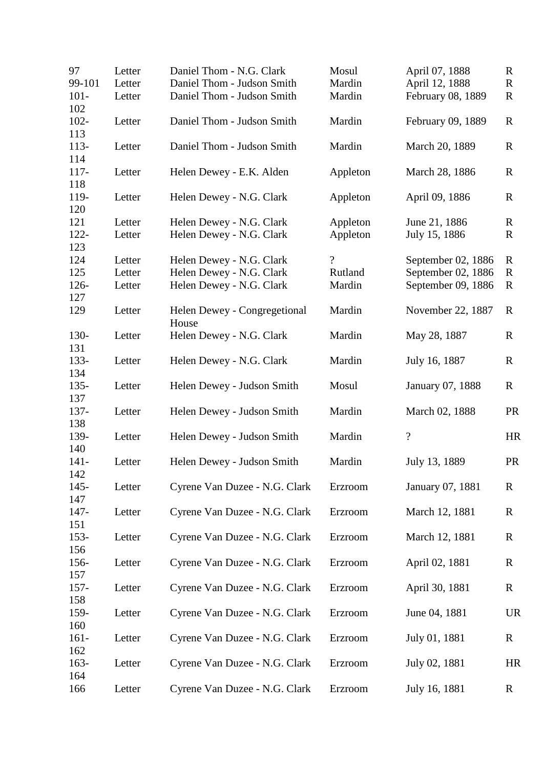| | | | | | |
|---|---|---|---|---|---|
| 97 | Letter | Daniel Thom - N.G. Clark | Mosul | April 07, 1888 | R |
| 99-101 | Letter | Daniel Thom - Judson Smith | Mardin | April 12, 1888 | R |
| 101-102 | Letter | Daniel Thom - Judson Smith | Mardin | February 08, 1889 | R |
| 102-113 | Letter | Daniel Thom - Judson Smith | Mardin | February 09, 1889 | R |
| 113-114 | Letter | Daniel Thom - Judson Smith | Mardin | March 20, 1889 | R |
| 117-118 | Letter | Helen Dewey - E.K. Alden | Appleton | March 28, 1886 | R |
| 119-120 | Letter | Helen Dewey - N.G. Clark | Appleton | April 09, 1886 | R |
| 121 | Letter | Helen Dewey - N.G. Clark | Appleton | June 21, 1886 | R |
| 122-123 | Letter | Helen Dewey - N.G. Clark | Appleton | July 15, 1886 | R |
| 124 | Letter | Helen Dewey - N.G. Clark | ? | September 02, 1886 | R |
| 125 | Letter | Helen Dewey - N.G. Clark | Rutland | September 02, 1886 | R |
| 126-127 | Letter | Helen Dewey - N.G. Clark | Mardin | September 09, 1886 | R |
| 129 | Letter | Helen Dewey - Congregetional House | Mardin | November 22, 1887 | R |
| 130-131 | Letter | Helen Dewey - N.G. Clark | Mardin | May 28, 1887 | R |
| 133-134 | Letter | Helen Dewey - N.G. Clark | Mardin | July 16, 1887 | R |
| 135-137 | Letter | Helen Dewey - Judson Smith | Mosul | January 07, 1888 | R |
| 137-138 | Letter | Helen Dewey - Judson Smith | Mardin | March 02, 1888 | PR |
| 139-140 | Letter | Helen Dewey - Judson Smith | Mardin | ? | HR |
| 141-142 | Letter | Helen Dewey - Judson Smith | Mardin | July 13, 1889 | PR |
| 145-147 | Letter | Cyrene Van Duzee - N.G. Clark | Erzroom | January 07, 1881 | R |
| 147-151 | Letter | Cyrene Van Duzee - N.G. Clark | Erzroom | March 12, 1881 | R |
| 153-156 | Letter | Cyrene Van Duzee - N.G. Clark | Erzroom | March 12, 1881 | R |
| 156-157 | Letter | Cyrene Van Duzee - N.G. Clark | Erzroom | April 02, 1881 | R |
| 157-158 | Letter | Cyrene Van Duzee - N.G. Clark | Erzroom | April 30, 1881 | R |
| 159-160 | Letter | Cyrene Van Duzee - N.G. Clark | Erzroom | June 04, 1881 | UR |
| 161-162 | Letter | Cyrene Van Duzee - N.G. Clark | Erzroom | July 01, 1881 | R |
| 163-164 | Letter | Cyrene Van Duzee - N.G. Clark | Erzroom | July 02, 1881 | HR |
| 166 | Letter | Cyrene Van Duzee - N.G. Clark | Erzroom | July 16, 1881 | R |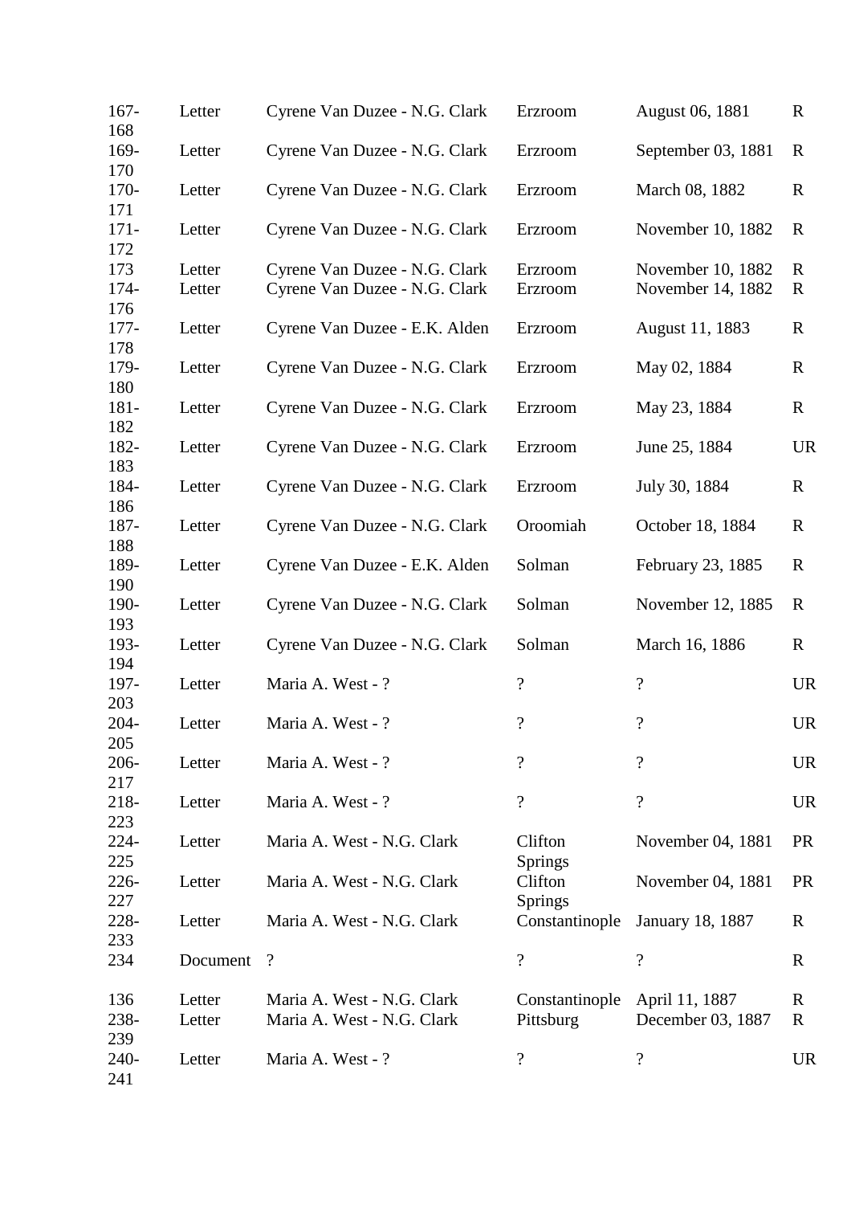| | | | | | |
|---|---|---|---|---|---|
| 167-168 | Letter | Cyrene Van Duzee - N.G. Clark | Erzroom | August 06, 1881 | R |
| 169-170 | Letter | Cyrene Van Duzee - N.G. Clark | Erzroom | September 03, 1881 | R |
| 170-171 | Letter | Cyrene Van Duzee - N.G. Clark | Erzroom | March 08, 1882 | R |
| 171-172 | Letter | Cyrene Van Duzee - N.G. Clark | Erzroom | November 10, 1882 | R |
| 173 | Letter | Cyrene Van Duzee - N.G. Clark | Erzroom | November 10, 1882 | R |
| 174-176 | Letter | Cyrene Van Duzee - N.G. Clark | Erzroom | November 14, 1882 | R |
| 177-178 | Letter | Cyrene Van Duzee - E.K. Alden | Erzroom | August 11, 1883 | R |
| 179-180 | Letter | Cyrene Van Duzee - N.G. Clark | Erzroom | May 02, 1884 | R |
| 181-182 | Letter | Cyrene Van Duzee - N.G. Clark | Erzroom | May 23, 1884 | R |
| 182-183 | Letter | Cyrene Van Duzee - N.G. Clark | Erzroom | June 25, 1884 | UR |
| 184-186 | Letter | Cyrene Van Duzee - N.G. Clark | Erzroom | July 30, 1884 | R |
| 187-188 | Letter | Cyrene Van Duzee - N.G. Clark | Oroomiah | October 18, 1884 | R |
| 189-190 | Letter | Cyrene Van Duzee - E.K. Alden | Solman | February 23, 1885 | R |
| 190-193 | Letter | Cyrene Van Duzee - N.G. Clark | Solman | November 12, 1885 | R |
| 193-194 | Letter | Cyrene Van Duzee - N.G. Clark | Solman | March 16, 1886 | R |
| 197-203 | Letter | Maria A. West - ? | ? | ? | UR |
| 204-205 | Letter | Maria A. West - ? | ? | ? | UR |
| 206-217 | Letter | Maria A. West - ? | ? | ? | UR |
| 218-223 | Letter | Maria A. West - ? | ? | ? | UR |
| 224-225 | Letter | Maria A. West - N.G. Clark | Clifton Springs | November 04, 1881 | PR |
| 226-227 | Letter | Maria A. West - N.G. Clark | Clifton Springs | November 04, 1881 | PR |
| 228-233 | Letter | Maria A. West - N.G. Clark | Constantinople | January 18, 1887 | R |
| 234 | Document | ? | ? | ? | R |
| 136 | Letter | Maria A. West - N.G. Clark | Constantinople | April 11, 1887 | R |
| 238-239 | Letter | Maria A. West - N.G. Clark | Pittsburg | December 03, 1887 | R |
| 240-241 | Letter | Maria A. West - ? | ? | ? | UR |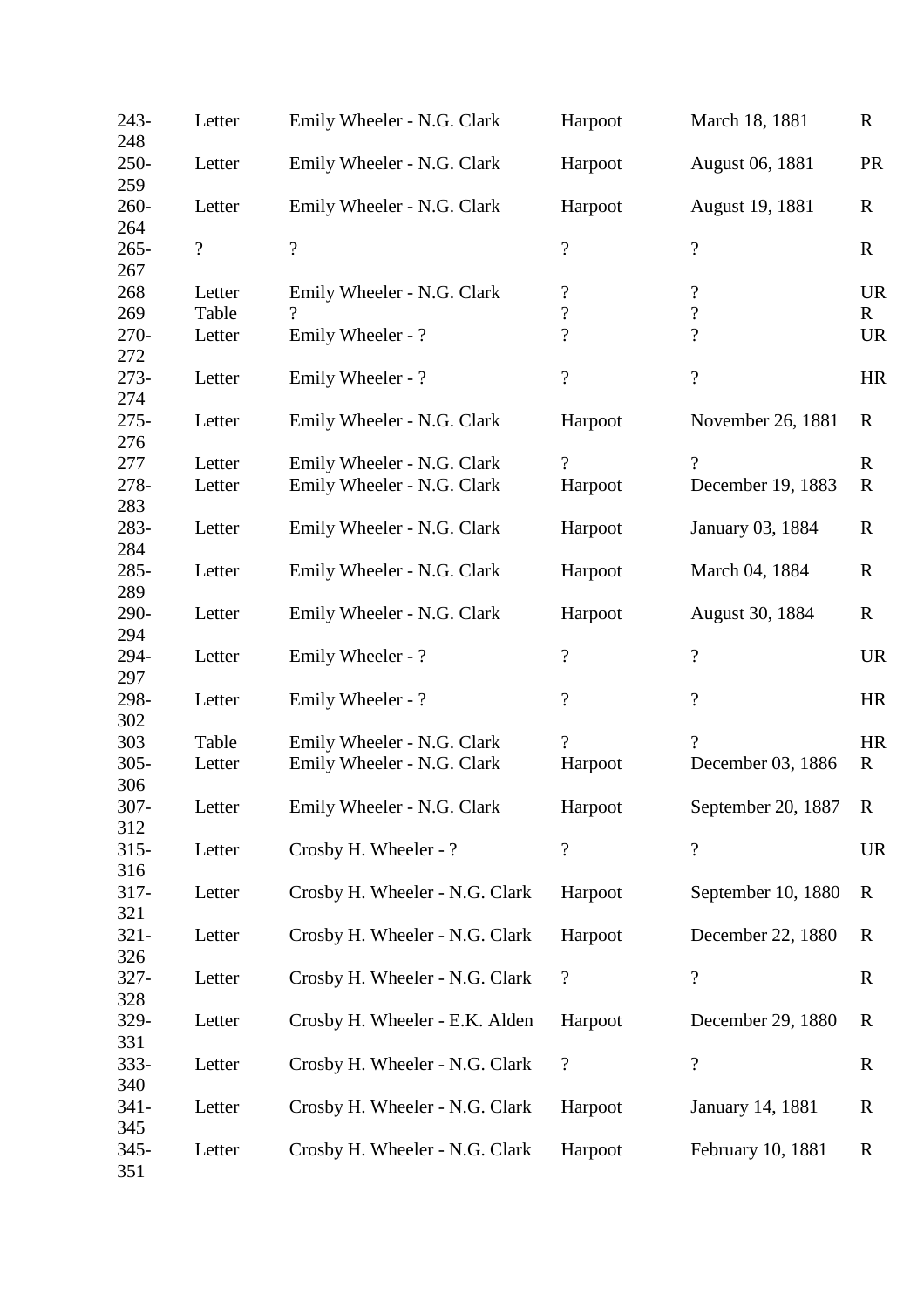| | | | | | |
|---|---|---|---|---|---|
| 243-248 | Letter | Emily Wheeler - N.G. Clark | Harpoot | March 18, 1881 | R |
| 250-259 | Letter | Emily Wheeler - N.G. Clark | Harpoot | August 06, 1881 | PR |
| 260-264 | Letter | Emily Wheeler - N.G. Clark | Harpoot | August 19, 1881 | R |
| 265-267 | ? | ? | ? | ? | R |
| 268 | Letter | Emily Wheeler - N.G. Clark | ? | ? | UR |
| 269 | Table | ? | ? | ? | R |
| 270-272 | Letter | Emily Wheeler - ? | ? | ? | UR |
| 273-274 | Letter | Emily Wheeler - ? | ? | ? | HR |
| 275-276 | Letter | Emily Wheeler - N.G. Clark | Harpoot | November 26, 1881 | R |
| 277 | Letter | Emily Wheeler - N.G. Clark | ? | ? | R |
| 278-283 | Letter | Emily Wheeler - N.G. Clark | Harpoot | December 19, 1883 | R |
| 283-284 | Letter | Emily Wheeler - N.G. Clark | Harpoot | January 03, 1884 | R |
| 285-289 | Letter | Emily Wheeler - N.G. Clark | Harpoot | March 04, 1884 | R |
| 290-294 | Letter | Emily Wheeler - N.G. Clark | Harpoot | August 30, 1884 | R |
| 294-297 | Letter | Emily Wheeler - ? | ? | ? | UR |
| 298-302 | Letter | Emily Wheeler - ? | ? | ? | HR |
| 303 | Table | Emily Wheeler - N.G. Clark | ? | ? | HR |
| 305-306 | Letter | Emily Wheeler - N.G. Clark | Harpoot | December 03, 1886 | R |
| 307-312 | Letter | Emily Wheeler - N.G. Clark | Harpoot | September 20, 1887 | R |
| 315-316 | Letter | Crosby H. Wheeler - ? | ? | ? | UR |
| 317-321 | Letter | Crosby H. Wheeler - N.G. Clark | Harpoot | September 10, 1880 | R |
| 321-326 | Letter | Crosby H. Wheeler - N.G. Clark | Harpoot | December 22, 1880 | R |
| 327-328 | Letter | Crosby H. Wheeler - N.G. Clark | ? | ? | R |
| 329-331 | Letter | Crosby H. Wheeler - E.K. Alden | Harpoot | December 29, 1880 | R |
| 333-340 | Letter | Crosby H. Wheeler - N.G. Clark | ? | ? | R |
| 341-345 | Letter | Crosby H. Wheeler - N.G. Clark | Harpoot | January 14, 1881 | R |
| 345-351 | Letter | Crosby H. Wheeler - N.G. Clark | Harpoot | February 10, 1881 | R |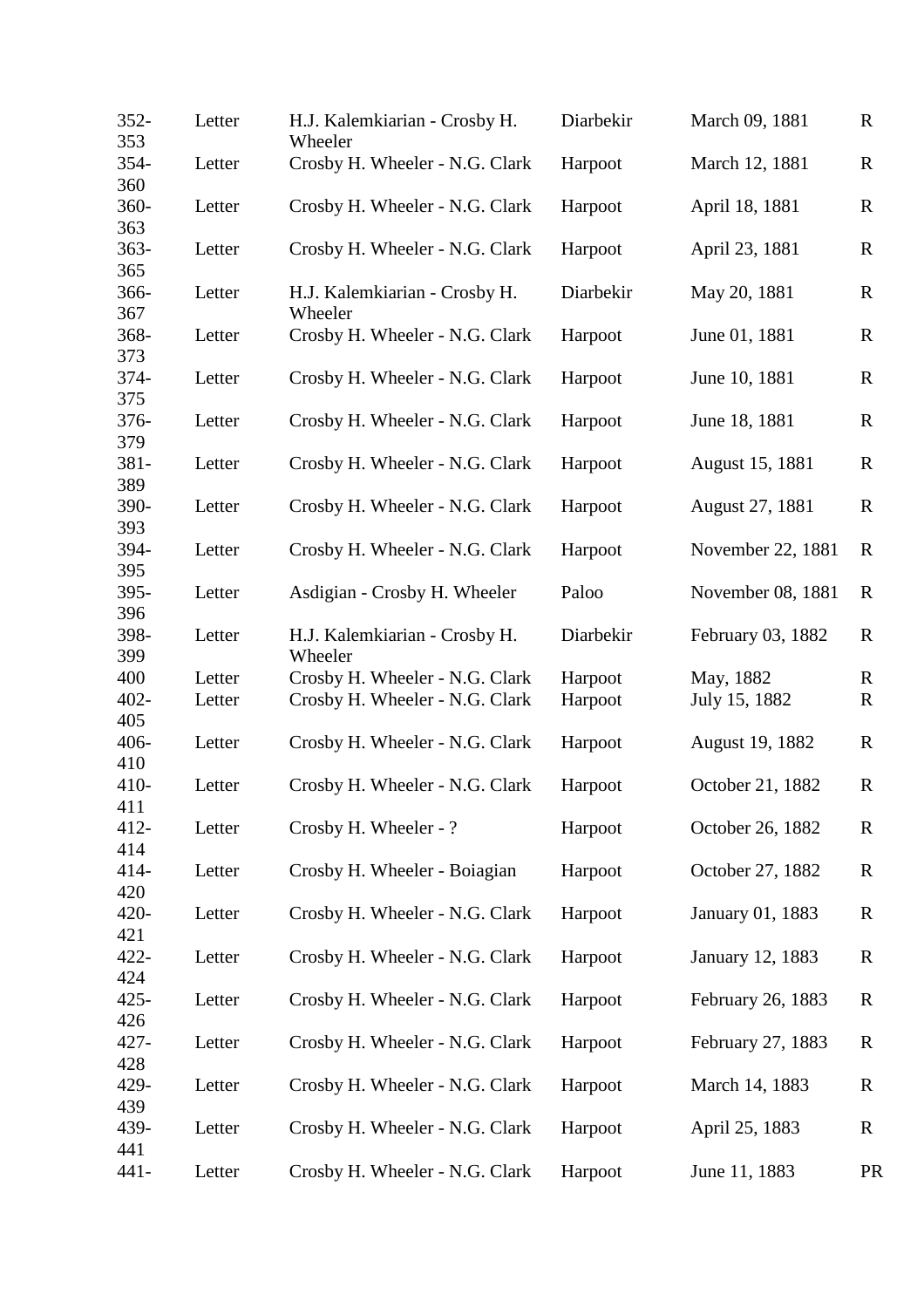| | | | | | |
|---|---|---|---|---|---|
| 352-353 | Letter | H.J. Kalemkiarian - Crosby H. Wheeler | Diarbekir | March 09, 1881 | R |
| 354-360 | Letter | Crosby H. Wheeler - N.G. Clark | Harpoot | March 12, 1881 | R |
| 360-363 | Letter | Crosby H. Wheeler - N.G. Clark | Harpoot | April 18, 1881 | R |
| 363-365 | Letter | Crosby H. Wheeler - N.G. Clark | Harpoot | April 23, 1881 | R |
| 366-367 | Letter | H.J. Kalemkiarian - Crosby H. Wheeler | Diarbekir | May 20, 1881 | R |
| 368-373 | Letter | Crosby H. Wheeler - N.G. Clark | Harpoot | June 01, 1881 | R |
| 374-375 | Letter | Crosby H. Wheeler - N.G. Clark | Harpoot | June 10, 1881 | R |
| 376-379 | Letter | Crosby H. Wheeler - N.G. Clark | Harpoot | June 18, 1881 | R |
| 381-389 | Letter | Crosby H. Wheeler - N.G. Clark | Harpoot | August 15, 1881 | R |
| 390-393 | Letter | Crosby H. Wheeler - N.G. Clark | Harpoot | August 27, 1881 | R |
| 394-395 | Letter | Crosby H. Wheeler - N.G. Clark | Harpoot | November 22, 1881 | R |
| 395-396 | Letter | Asdigian - Crosby H. Wheeler | Paloo | November 08, 1881 | R |
| 398-399 | Letter | H.J. Kalemkiarian - Crosby H. Wheeler | Diarbekir | February 03, 1882 | R |
| 400 | Letter | Crosby H. Wheeler - N.G. Clark | Harpoot | May, 1882 | R |
| 402-405 | Letter | Crosby H. Wheeler - N.G. Clark | Harpoot | July 15, 1882 | R |
| 406-410 | Letter | Crosby H. Wheeler - N.G. Clark | Harpoot | August 19, 1882 | R |
| 410-411 | Letter | Crosby H. Wheeler - N.G. Clark | Harpoot | October 21, 1882 | R |
| 412-414 | Letter | Crosby H. Wheeler - ? | Harpoot | October 26, 1882 | R |
| 414-420 | Letter | Crosby H. Wheeler - Boiagian | Harpoot | October 27, 1882 | R |
| 420-421 | Letter | Crosby H. Wheeler - N.G. Clark | Harpoot | January 01, 1883 | R |
| 422-424 | Letter | Crosby H. Wheeler - N.G. Clark | Harpoot | January 12, 1883 | R |
| 425-426 | Letter | Crosby H. Wheeler - N.G. Clark | Harpoot | February 26, 1883 | R |
| 427-428 | Letter | Crosby H. Wheeler - N.G. Clark | Harpoot | February 27, 1883 | R |
| 429-439 | Letter | Crosby H. Wheeler - N.G. Clark | Harpoot | March 14, 1883 | R |
| 439-441 | Letter | Crosby H. Wheeler - N.G. Clark | Harpoot | April 25, 1883 | R |
| 441- | Letter | Crosby H. Wheeler - N.G. Clark | Harpoot | June 11, 1883 | PR |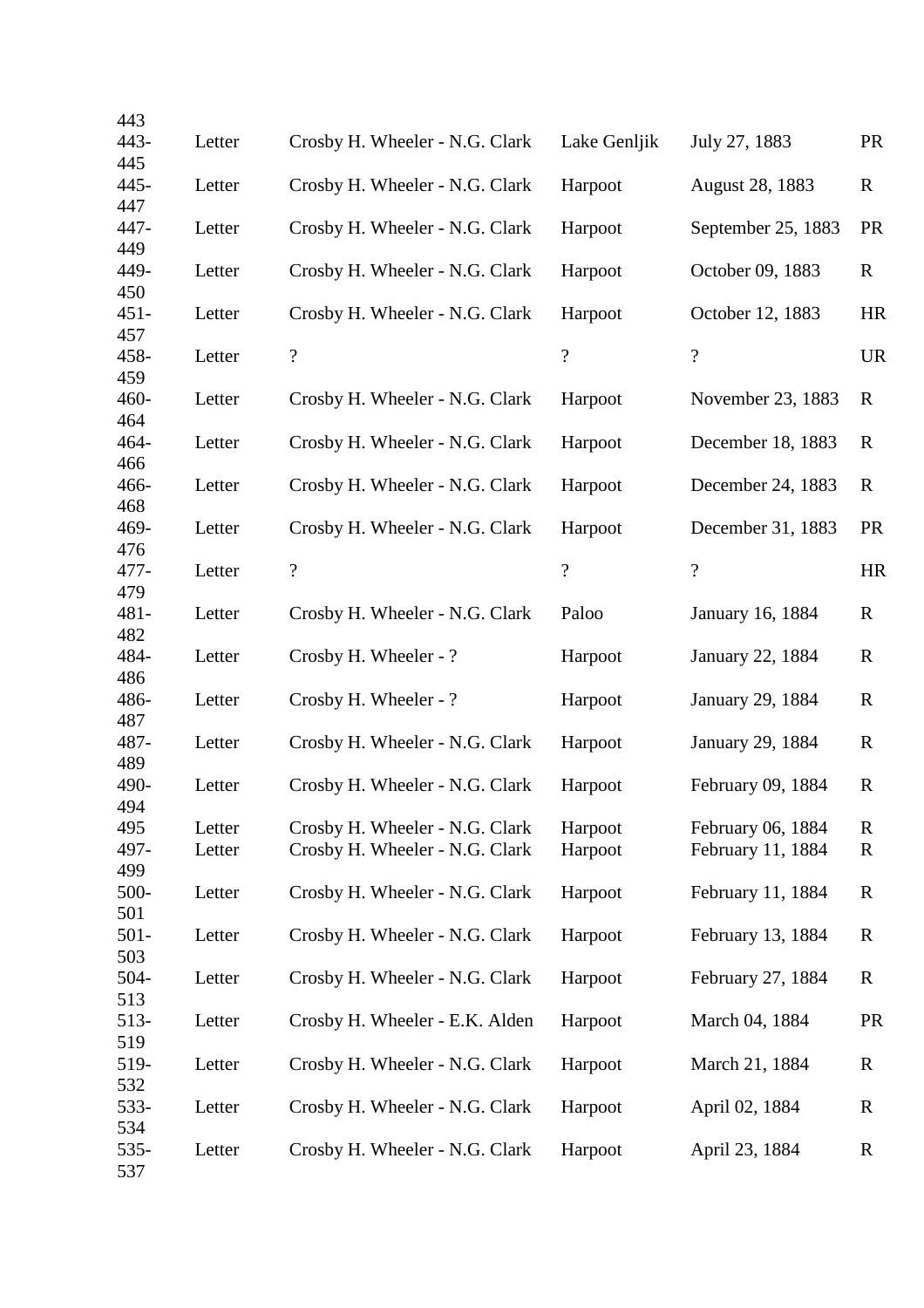| | | | | | |
|---|---|---|---|---|---|
| 443 | | | | | |
| 443-445 | Letter | Crosby H. Wheeler - N.G. Clark | Lake Genljik | July 27, 1883 | PR |
| 445-447 | Letter | Crosby H. Wheeler - N.G. Clark | Harpoot | August 28, 1883 | R |
| 447-449 | Letter | Crosby H. Wheeler - N.G. Clark | Harpoot | September 25, 1883 | PR |
| 449-450 | Letter | Crosby H. Wheeler - N.G. Clark | Harpoot | October 09, 1883 | R |
| 451-457 | Letter | Crosby H. Wheeler - N.G. Clark | Harpoot | October 12, 1883 | HR |
| 458-459 | Letter | ? | ? | ? | UR |
| 460-464 | Letter | Crosby H. Wheeler - N.G. Clark | Harpoot | November 23, 1883 | R |
| 464-466 | Letter | Crosby H. Wheeler - N.G. Clark | Harpoot | December 18, 1883 | R |
| 466-468 | Letter | Crosby H. Wheeler - N.G. Clark | Harpoot | December 24, 1883 | R |
| 469-476 | Letter | Crosby H. Wheeler - N.G. Clark | Harpoot | December 31, 1883 | PR |
| 477-479 | Letter | ? | ? | ? | HR |
| 481-482 | Letter | Crosby H. Wheeler - N.G. Clark | Paloo | January 16, 1884 | R |
| 484-486 | Letter | Crosby H. Wheeler - ? | Harpoot | January 22, 1884 | R |
| 486-487 | Letter | Crosby H. Wheeler - ? | Harpoot | January 29, 1884 | R |
| 487-489 | Letter | Crosby H. Wheeler - N.G. Clark | Harpoot | January 29, 1884 | R |
| 490-494 | Letter | Crosby H. Wheeler - N.G. Clark | Harpoot | February 09, 1884 | R |
| 495 | Letter | Crosby H. Wheeler - N.G. Clark | Harpoot | February 06, 1884 | R |
| 497-499 | Letter | Crosby H. Wheeler - N.G. Clark | Harpoot | February 11, 1884 | R |
| 500-501 | Letter | Crosby H. Wheeler - N.G. Clark | Harpoot | February 11, 1884 | R |
| 501-503 | Letter | Crosby H. Wheeler - N.G. Clark | Harpoot | February 13, 1884 | R |
| 504-513 | Letter | Crosby H. Wheeler - N.G. Clark | Harpoot | February 27, 1884 | R |
| 513-519 | Letter | Crosby H. Wheeler - E.K. Alden | Harpoot | March 04, 1884 | PR |
| 519-532 | Letter | Crosby H. Wheeler - N.G. Clark | Harpoot | March 21, 1884 | R |
| 533-534 | Letter | Crosby H. Wheeler - N.G. Clark | Harpoot | April 02, 1884 | R |
| 535-537 | Letter | Crosby H. Wheeler - N.G. Clark | Harpoot | April 23, 1884 | R |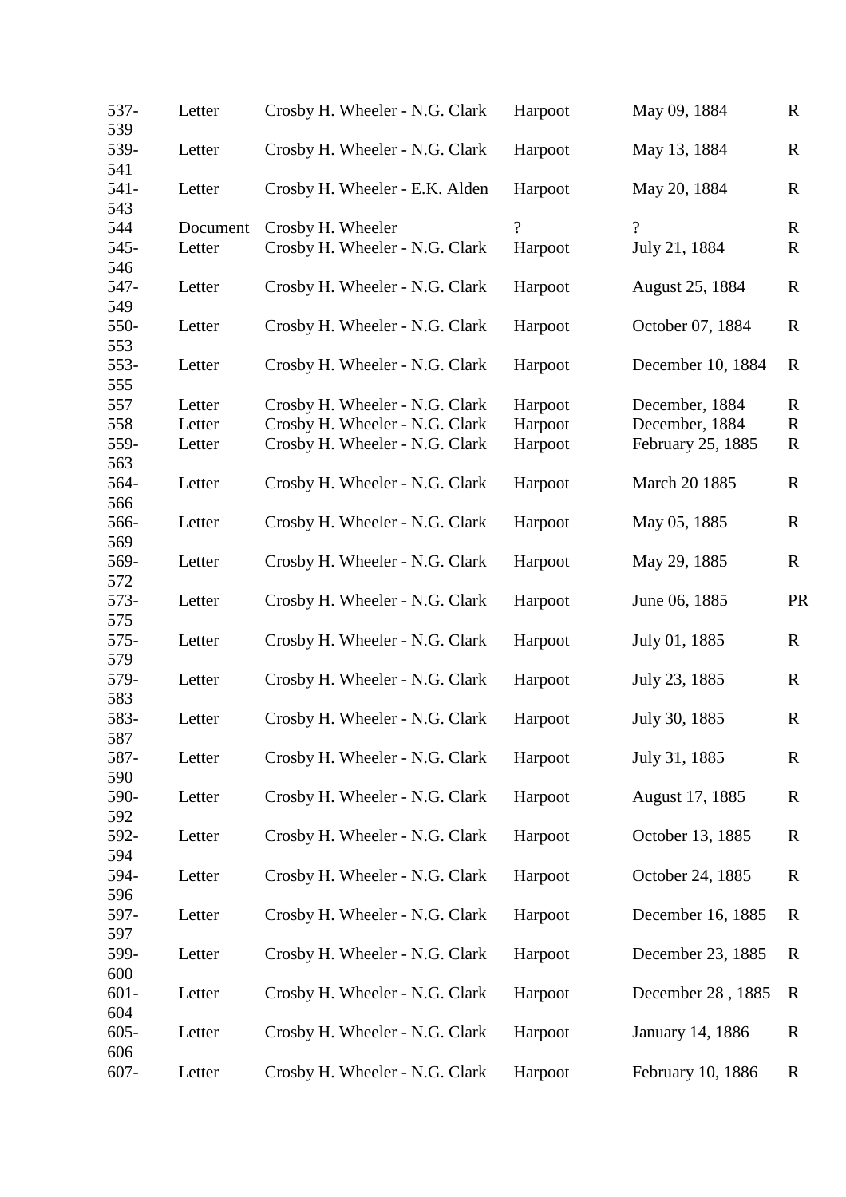| | | | | | |
|---|---|---|---|---|---|
| 537-539 | Letter | Crosby H. Wheeler - N.G. Clark | Harpoot | May 09, 1884 | R |
| 539-541 | Letter | Crosby H. Wheeler - N.G. Clark | Harpoot | May 13, 1884 | R |
| 541-543 | Letter | Crosby H. Wheeler - E.K. Alden | Harpoot | May 20, 1884 | R |
| 544 | Document | Crosby H. Wheeler | ? | ? | R |
| 545-546 | Letter | Crosby H. Wheeler - N.G. Clark | Harpoot | July 21, 1884 | R |
| 547-549 | Letter | Crosby H. Wheeler - N.G. Clark | Harpoot | August 25, 1884 | R |
| 550-553 | Letter | Crosby H. Wheeler - N.G. Clark | Harpoot | October 07, 1884 | R |
| 553-555 | Letter | Crosby H. Wheeler - N.G. Clark | Harpoot | December 10, 1884 | R |
| 557 | Letter | Crosby H. Wheeler - N.G. Clark | Harpoot | December, 1884 | R |
| 558 | Letter | Crosby H. Wheeler - N.G. Clark | Harpoot | December, 1884 | R |
| 559-563 | Letter | Crosby H. Wheeler - N.G. Clark | Harpoot | February 25, 1885 | R |
| 564-566 | Letter | Crosby H. Wheeler - N.G. Clark | Harpoot | March 20 1885 | R |
| 566-569 | Letter | Crosby H. Wheeler - N.G. Clark | Harpoot | May 05, 1885 | R |
| 569-572 | Letter | Crosby H. Wheeler - N.G. Clark | Harpoot | May 29, 1885 | R |
| 573-575 | Letter | Crosby H. Wheeler - N.G. Clark | Harpoot | June 06, 1885 | PR |
| 575-579 | Letter | Crosby H. Wheeler - N.G. Clark | Harpoot | July 01, 1885 | R |
| 579-583 | Letter | Crosby H. Wheeler - N.G. Clark | Harpoot | July 23, 1885 | R |
| 583-587 | Letter | Crosby H. Wheeler - N.G. Clark | Harpoot | July 30, 1885 | R |
| 587-590 | Letter | Crosby H. Wheeler - N.G. Clark | Harpoot | July 31, 1885 | R |
| 590-592 | Letter | Crosby H. Wheeler - N.G. Clark | Harpoot | August 17, 1885 | R |
| 592-594 | Letter | Crosby H. Wheeler - N.G. Clark | Harpoot | October 13, 1885 | R |
| 594-596 | Letter | Crosby H. Wheeler - N.G. Clark | Harpoot | October 24, 1885 | R |
| 597-597 | Letter | Crosby H. Wheeler - N.G. Clark | Harpoot | December 16, 1885 | R |
| 599-600 | Letter | Crosby H. Wheeler - N.G. Clark | Harpoot | December 23, 1885 | R |
| 601-604 | Letter | Crosby H. Wheeler - N.G. Clark | Harpoot | December 28 , 1885 | R |
| 605-606 | Letter | Crosby H. Wheeler - N.G. Clark | Harpoot | January 14, 1886 | R |
| 607- | Letter | Crosby H. Wheeler - N.G. Clark | Harpoot | February 10, 1886 | R |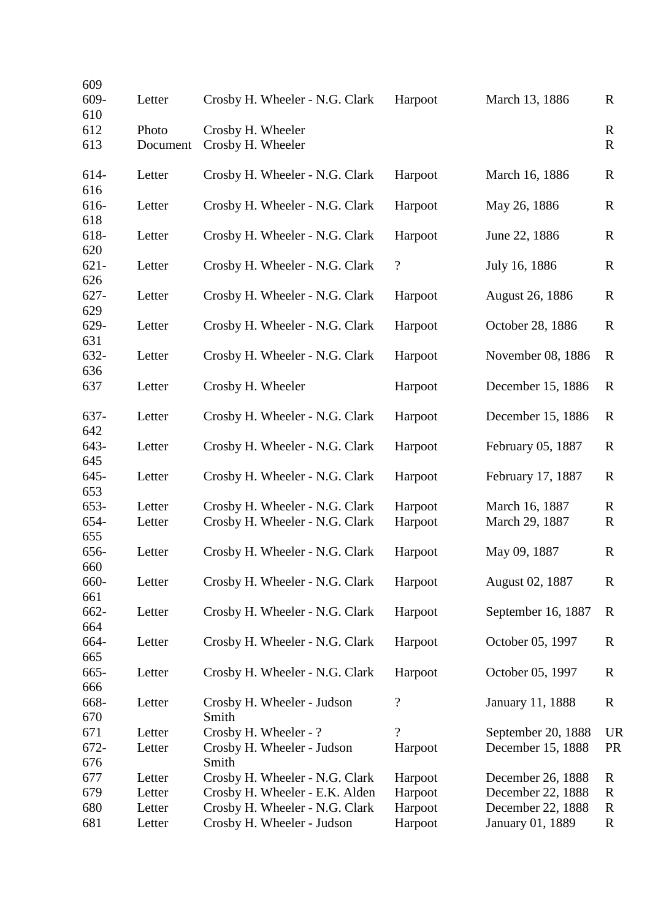| | | | | | |
|---|---|---|---|---|---|
| 609 | | | | | |
| 609-610 | Letter | Crosby H. Wheeler - N.G. Clark | Harpoot | March 13, 1886 | R |
| 612 | Photo | Crosby H. Wheeler | | | R |
| 613 | Document | Crosby H. Wheeler | | | R |
| 614-616 | Letter | Crosby H. Wheeler - N.G. Clark | Harpoot | March 16, 1886 | R |
| 616-618 | Letter | Crosby H. Wheeler - N.G. Clark | Harpoot | May 26, 1886 | R |
| 618-620 | Letter | Crosby H. Wheeler - N.G. Clark | Harpoot | June 22, 1886 | R |
| 621-626 | Letter | Crosby H. Wheeler - N.G. Clark | ? | July 16, 1886 | R |
| 627-629 | Letter | Crosby H. Wheeler - N.G. Clark | Harpoot | August 26, 1886 | R |
| 629-631 | Letter | Crosby H. Wheeler - N.G. Clark | Harpoot | October 28, 1886 | R |
| 632-636 | Letter | Crosby H. Wheeler - N.G. Clark | Harpoot | November 08, 1886 | R |
| 637 | Letter | Crosby H. Wheeler | Harpoot | December 15, 1886 | R |
| 637-642 | Letter | Crosby H. Wheeler - N.G. Clark | Harpoot | December 15, 1886 | R |
| 643-645 | Letter | Crosby H. Wheeler - N.G. Clark | Harpoot | February 05, 1887 | R |
| 645-653 | Letter | Crosby H. Wheeler - N.G. Clark | Harpoot | February 17, 1887 | R |
| 653- | Letter | Crosby H. Wheeler - N.G. Clark | Harpoot | March 16, 1887 | R |
| 654-655 | Letter | Crosby H. Wheeler - N.G. Clark | Harpoot | March 29, 1887 | R |
| 656-660 | Letter | Crosby H. Wheeler - N.G. Clark | Harpoot | May 09, 1887 | R |
| 660-661 | Letter | Crosby H. Wheeler - N.G. Clark | Harpoot | August 02, 1887 | R |
| 662-664 | Letter | Crosby H. Wheeler - N.G. Clark | Harpoot | September 16, 1887 | R |
| 664-665 | Letter | Crosby H. Wheeler - N.G. Clark | Harpoot | October 05, 1997 | R |
| 665-666 | Letter | Crosby H. Wheeler - N.G. Clark | Harpoot | October 05, 1997 | R |
| 668-670 | Letter | Crosby H. Wheeler - Judson Smith | ? | January 11, 1888 | R |
| 671 | Letter | Crosby H. Wheeler - ? | ? | September 20, 1888 | UR |
| 672-676 | Letter | Crosby H. Wheeler - Judson Smith | Harpoot | December 15, 1888 | PR |
| 677 | Letter | Crosby H. Wheeler - N.G. Clark | Harpoot | December 26, 1888 | R |
| 679 | Letter | Crosby H. Wheeler - E.K. Alden | Harpoot | December 22, 1888 | R |
| 680 | Letter | Crosby H. Wheeler - N.G. Clark | Harpoot | December 22, 1888 | R |
| 681 | Letter | Crosby H. Wheeler - Judson | Harpoot | January 01, 1889 | R |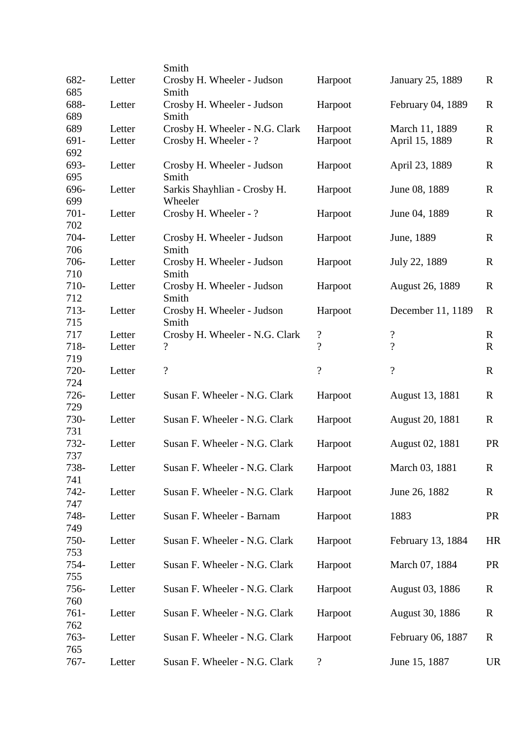| | | Smith | | | |
|---|---|---|---|---|---|
| 682-685 | Letter | Crosby H. Wheeler - Judson Smith | Harpoot | January 25, 1889 | R |
| 688-689 | Letter | Crosby H. Wheeler - Judson Smith | Harpoot | February 04, 1889 | R |
| 689 | Letter | Crosby H. Wheeler - N.G. Clark | Harpoot | March 11, 1889 | R |
| 691-692 | Letter | Crosby H. Wheeler - ? | Harpoot | April 15, 1889 | R |
| 693-695 | Letter | Crosby H. Wheeler - Judson Smith | Harpoot | April 23, 1889 | R |
| 696-699 | Letter | Sarkis Shayhlian - Crosby H. Wheeler | Harpoot | June 08, 1889 | R |
| 701-702 | Letter | Crosby H. Wheeler - ? | Harpoot | June 04, 1889 | R |
| 704-706 | Letter | Crosby H. Wheeler - Judson Smith | Harpoot | June, 1889 | R |
| 706-710 | Letter | Crosby H. Wheeler - Judson Smith | Harpoot | July 22, 1889 | R |
| 710-712 | Letter | Crosby H. Wheeler - Judson Smith | Harpoot | August 26, 1889 | R |
| 713-715 | Letter | Crosby H. Wheeler - Judson Smith | Harpoot | December 11, 1189 | R |
| 717 | Letter | Crosby H. Wheeler - N.G. Clark | ? | ? | R |
| 718-719 | Letter | ? | ? | ? | R |
| 720-724 | Letter | ? | ? | ? | R |
| 726-729 | Letter | Susan F. Wheeler - N.G. Clark | Harpoot | August 13, 1881 | R |
| 730-731 | Letter | Susan F. Wheeler - N.G. Clark | Harpoot | August 20, 1881 | R |
| 732-737 | Letter | Susan F. Wheeler - N.G. Clark | Harpoot | August 02, 1881 | PR |
| 738-741 | Letter | Susan F. Wheeler - N.G. Clark | Harpoot | March 03, 1881 | R |
| 742-747 | Letter | Susan F. Wheeler - N.G. Clark | Harpoot | June 26, 1882 | R |
| 748-749 | Letter | Susan F. Wheeler - Barnam | Harpoot | 1883 | PR |
| 750-753 | Letter | Susan F. Wheeler - N.G. Clark | Harpoot | February 13, 1884 | HR |
| 754-755 | Letter | Susan F. Wheeler - N.G. Clark | Harpoot | March 07, 1884 | PR |
| 756-760 | Letter | Susan F. Wheeler - N.G. Clark | Harpoot | August 03, 1886 | R |
| 761-762 | Letter | Susan F. Wheeler - N.G. Clark | Harpoot | August 30, 1886 | R |
| 763-765 | Letter | Susan F. Wheeler - N.G. Clark | Harpoot | February 06, 1887 | R |
| 767- | Letter | Susan F. Wheeler - N.G. Clark | ? | June 15, 1887 | UR |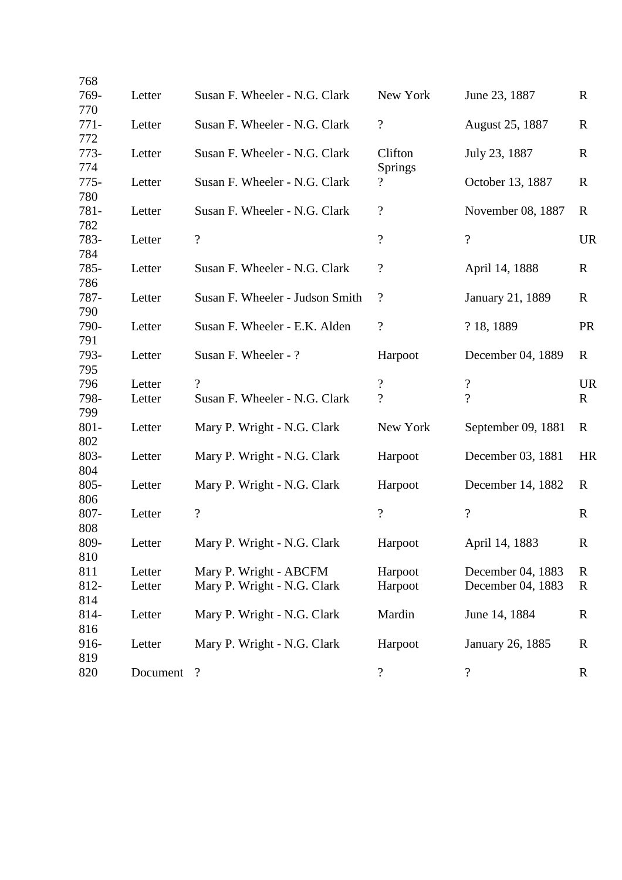| | | | | | |
|---|---|---|---|---|---|
| 768 | | | | | |
| 769-770 | Letter | Susan F. Wheeler - N.G. Clark | New York | June 23, 1887 | R |
| 771-772 | Letter | Susan F. Wheeler - N.G. Clark | ? | August 25, 1887 | R |
| 773-774 | Letter | Susan F. Wheeler - N.G. Clark | Clifton Springs | July 23, 1887 | R |
| 775-780 | Letter | Susan F. Wheeler - N.G. Clark | ? | October 13, 1887 | R |
| 781-782 | Letter | Susan F. Wheeler - N.G. Clark | ? | November 08, 1887 | R |
| 783-784 | Letter | ? | ? | ? | UR |
| 785-786 | Letter | Susan F. Wheeler - N.G. Clark | ? | April 14, 1888 | R |
| 787-790 | Letter | Susan F. Wheeler - Judson Smith | ? | January 21, 1889 | R |
| 790-791 | Letter | Susan F. Wheeler - E.K. Alden | ? | ? 18, 1889 | PR |
| 793-795 | Letter | Susan F. Wheeler - ? | Harpoot | December 04, 1889 | R |
| 796 | Letter | ? | ? | ? | UR |
| 798-799 | Letter | Susan F. Wheeler - N.G. Clark | ? | ? | R |
| 801-802 | Letter | Mary P. Wright - N.G. Clark | New York | September 09, 1881 | R |
| 803-804 | Letter | Mary P. Wright - N.G. Clark | Harpoot | December 03, 1881 | HR |
| 805-806 | Letter | Mary P. Wright - N.G. Clark | Harpoot | December 14, 1882 | R |
| 807-808 | Letter | ? | ? | ? | R |
| 809-810 | Letter | Mary P. Wright - N.G. Clark | Harpoot | April 14, 1883 | R |
| 811 | Letter | Mary P. Wright - ABCFM | Harpoot | December 04, 1883 | R |
| 812-814 | Letter | Mary P. Wright - N.G. Clark | Harpoot | December 04, 1883 | R |
| 814-816 | Letter | Mary P. Wright - N.G. Clark | Mardin | June 14, 1884 | R |
| 916-819 | Letter | Mary P. Wright - N.G. Clark | Harpoot | January 26, 1885 | R |
| 820 | Document | ? | ? | ? | R |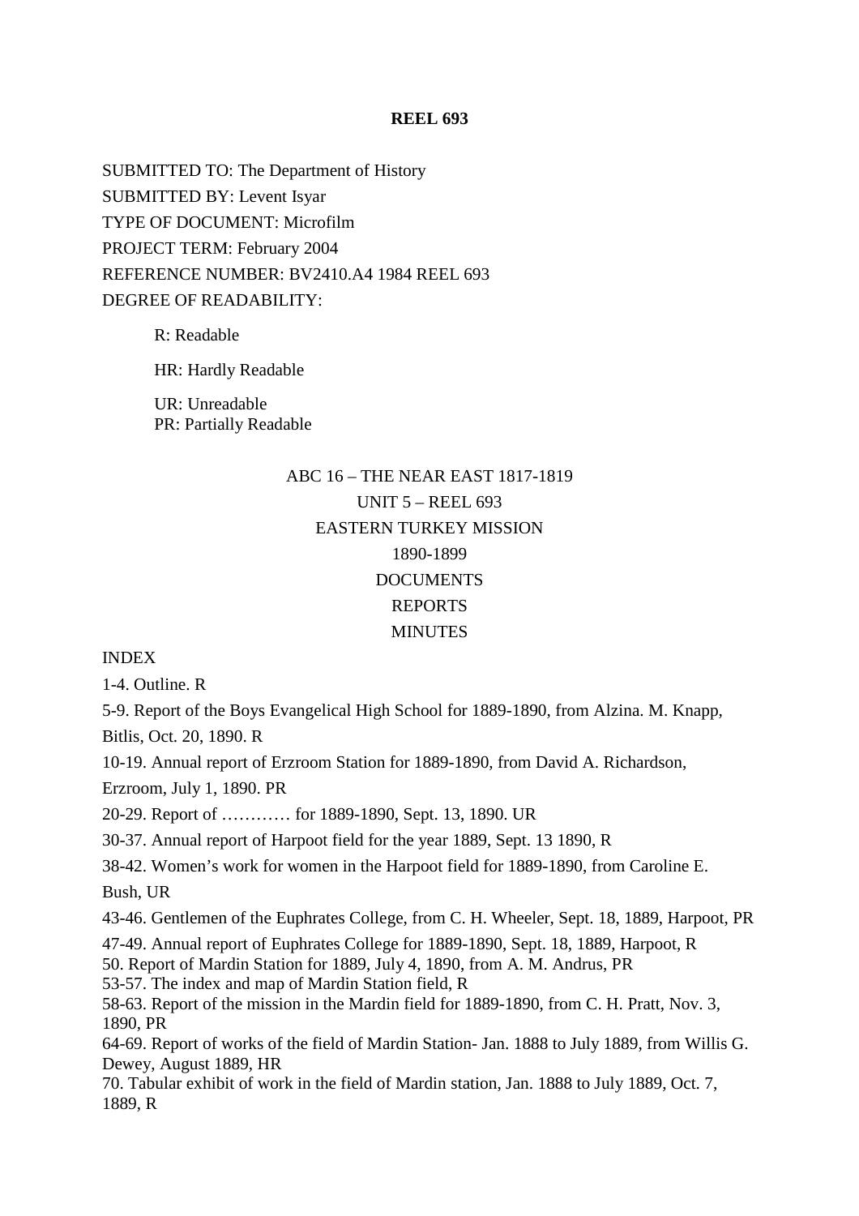**REEL 693**

SUBMITTED TO: The Department of History

SUBMITTED BY: Levent Isyar

TYPE OF DOCUMENT: Microfilm

PROJECT TERM: February 2004

REFERENCE NUMBER: BV2410.A4 1984 REEL 693

DEGREE OF READABILITY:

R: Readable

HR: Hardly Readable

UR: Unreadable
PR: Partially Readable

ABC 16 – THE NEAR EAST 1817-1819

UNIT 5 – REEL 693

EASTERN TURKEY MISSION

1890-1899

DOCUMENTS

REPORTS

MINUTES

INDEX

1-4. Outline. R

5-9. Report of the Boys Evangelical High School for 1889-1890, from Alzina. M. Knapp, Bitlis, Oct. 20, 1890. R

10-19. Annual report of Erzroom Station for 1889-1890, from David A. Richardson, Erzroom, July 1, 1890. PR

20-29. Report of ………… for 1889-1890, Sept. 13, 1890. UR

30-37. Annual report of Harpoot field for the year 1889, Sept. 13 1890, R

38-42. Women's work for women in the Harpoot field for 1889-1890, from Caroline E. Bush, UR

43-46. Gentlemen of the Euphrates College, from C. H. Wheeler, Sept. 18, 1889, Harpoot, PR

47-49. Annual report of Euphrates College for 1889-1890, Sept. 18, 1889, Harpoot, R

50. Report of Mardin Station for 1889, July 4, 1890, from A. M. Andrus, PR

53-57. The index and map of Mardin Station field, R

58-63. Report of the mission in the Mardin field for 1889-1890, from C. H. Pratt, Nov. 3, 1890, PR

64-69. Report of works of the field of Mardin Station- Jan. 1888 to July 1889, from Willis G. Dewey, August 1889, HR

70. Tabular exhibit of work in the field of Mardin station, Jan. 1888 to July 1889, Oct. 7, 1889, R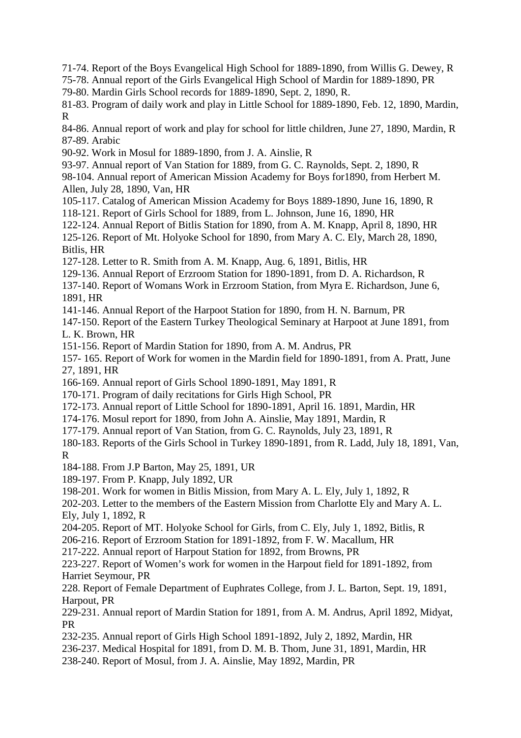71-74. Report of the Boys Evangelical High School for 1889-1890, from Willis G. Dewey, R

75-78. Annual report of the Girls Evangelical High School of Mardin for 1889-1890, PR

79-80. Mardin Girls School records for 1889-1890, Sept. 2, 1890, R.

81-83. Program of daily work and play in Little School for 1889-1890, Feb. 12, 1890, Mardin, R

84-86. Annual report of work and play for school for little children, June 27, 1890, Mardin, R

87-89. Arabic

90-92. Work in Mosul for 1889-1890, from J. A. Ainslie, R

93-97. Annual report of Van Station for 1889, from G. C. Raynolds, Sept. 2, 1890, R

98-104. Annual report of American Mission Academy for Boys for1890, from Herbert M. Allen, July 28, 1890, Van, HR

105-117. Catalog of American Mission Academy for Boys 1889-1890, June 16, 1890, R

118-121. Report of Girls School for 1889, from L. Johnson, June 16, 1890, HR

122-124. Annual Report of Bitlis Station for 1890, from A. M. Knapp, April 8, 1890, HR

125-126. Report of Mt. Holyoke School for 1890, from Mary A. C. Ely, March 28, 1890, Bitlis, HR

127-128. Letter to R. Smith from A. M. Knapp, Aug. 6, 1891, Bitlis, HR

129-136. Annual Report of Erzroom Station for 1890-1891, from D. A. Richardson, R

137-140. Report of Womans Work in Erzroom Station, from Myra E. Richardson, June 6, 1891, HR

141-146. Annual Report of the Harpoot Station for 1890, from H. N. Barnum, PR

147-150. Report of the Eastern Turkey Theological Seminary at Harpoot at June 1891, from L. K. Brown, HR

151-156. Report of Mardin Station for 1890, from A. M. Andrus, PR

157- 165. Report of Work for women in the Mardin field for 1890-1891, from A. Pratt, June 27, 1891, HR

166-169. Annual report of Girls School 1890-1891, May 1891, R

170-171. Program of daily recitations for Girls High School, PR

172-173. Annual report of Little School for 1890-1891, April 16. 1891, Mardin, HR

174-176. Mosul report for 1890, from John A. Ainslie, May 1891, Mardin, R

177-179. Annual report of Van Station, from G. C. Raynolds, July 23, 1891, R

180-183. Reports of the Girls School in Turkey 1890-1891, from R. Ladd, July 18, 1891, Van, R

184-188. From J.P Barton, May 25, 1891, UR

189-197. From P. Knapp, July 1892, UR

198-201. Work for women in Bitlis Mission, from Mary A. L. Ely, July 1, 1892, R

202-203. Letter to the members of the Eastern Mission from Charlotte Ely and Mary A. L. Ely, July 1, 1892, R

204-205. Report of MT. Holyoke School for Girls, from C. Ely, July 1, 1892, Bitlis, R

206-216. Report of Erzroom Station for 1891-1892, from F. W. Macallum, HR

217-222. Annual report of Harpout Station for 1892, from Browns, PR

223-227. Report of Women's work for women in the Harpout field for 1891-1892, from Harriet Seymour, PR

228. Report of Female Department of Euphrates College, from J. L. Barton, Sept. 19, 1891, Harpout, PR

229-231. Annual report of Mardin Station for 1891, from A. M. Andrus, April 1892, Midyat, PR

232-235. Annual report of Girls High School 1891-1892, July 2, 1892, Mardin, HR

236-237. Medical Hospital for 1891, from D. M. B. Thom, June 31, 1891, Mardin, HR

238-240. Report of Mosul, from J. A. Ainslie, May 1892, Mardin, PR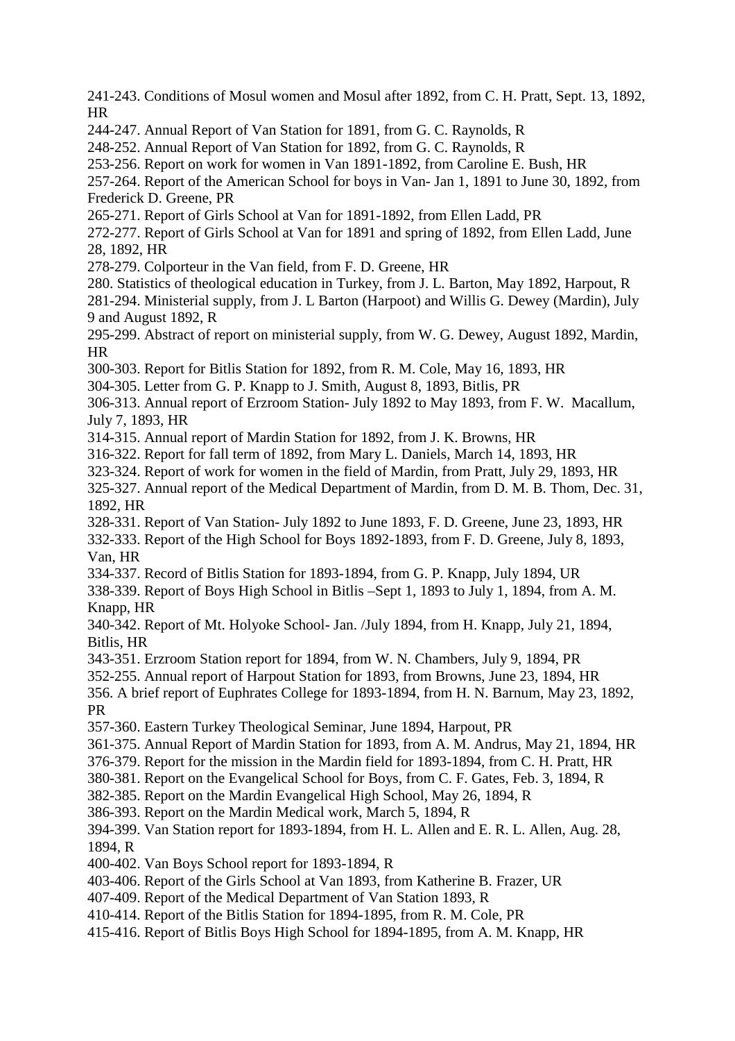241-243. Conditions of Mosul women and Mosul after 1892, from C. H. Pratt, Sept. 13, 1892, HR

244-247. Annual Report of Van Station for 1891, from G. C. Raynolds, R

248-252. Annual Report of Van Station for 1892, from G. C. Raynolds, R

253-256. Report on work for women in Van 1891-1892, from Caroline E. Bush, HR

257-264. Report of the American School for boys in Van- Jan 1, 1891 to June 30, 1892, from Frederick D. Greene, PR

265-271. Report of Girls School at Van for 1891-1892, from Ellen Ladd, PR

272-277. Report of Girls School at Van for 1891 and spring of 1892, from Ellen Ladd, June 28, 1892, HR

278-279. Colporteur in the Van field, from F. D. Greene, HR

280. Statistics of theological education in Turkey, from J. L. Barton, May 1892, Harpout, R

281-294. Ministerial supply, from J. L Barton (Harpoot) and Willis G. Dewey (Mardin), July 9 and August 1892, R

295-299. Abstract of report on ministerial supply, from W. G. Dewey, August 1892, Mardin, HR

300-303. Report for Bitlis Station for 1892, from R. M. Cole, May 16, 1893, HR

304-305. Letter from G. P. Knapp to J. Smith, August 8, 1893, Bitlis, PR

306-313. Annual report of Erzroom Station- July 1892 to May 1893, from F. W. Macallum, July 7, 1893, HR

314-315. Annual report of Mardin Station for 1892, from J. K. Browns, HR

316-322. Report for fall term of 1892, from Mary L. Daniels, March 14, 1893, HR

323-324. Report of work for women in the field of Mardin, from Pratt, July 29, 1893, HR

325-327. Annual report of the Medical Department of Mardin, from D. M. B. Thom, Dec. 31, 1892, HR

328-331. Report of Van Station- July 1892 to June 1893, F. D. Greene, June 23, 1893, HR

332-333. Report of the High School for Boys 1892-1893, from F. D. Greene, July 8, 1893, Van, HR

334-337. Record of Bitlis Station for 1893-1894, from G. P. Knapp, July 1894, UR

338-339. Report of Boys High School in Bitlis –Sept 1, 1893 to July 1, 1894, from A. M. Knapp, HR

340-342. Report of Mt. Holyoke School- Jan. /July 1894, from H. Knapp, July 21, 1894, Bitlis, HR

343-351. Erzroom Station report for 1894, from W. N. Chambers, July 9, 1894, PR

352-255. Annual report of Harpout Station for 1893, from Browns, June 23, 1894, HR

356. A brief report of Euphrates College for 1893-1894, from H. N. Barnum, May 23, 1892, PR

357-360. Eastern Turkey Theological Seminar, June 1894, Harpout, PR

361-375. Annual Report of Mardin Station for 1893, from A. M. Andrus, May 21, 1894, HR

376-379. Report for the mission in the Mardin field for 1893-1894, from C. H. Pratt, HR

380-381. Report on the Evangelical School for Boys, from C. F. Gates, Feb. 3, 1894, R

382-385. Report on the Mardin Evangelical High School, May 26, 1894, R

386-393. Report on the Mardin Medical work, March 5, 1894, R

394-399. Van Station report for 1893-1894, from H. L. Allen and E. R. L. Allen, Aug. 28, 1894, R

400-402. Van Boys School report for 1893-1894, R

403-406. Report of the Girls School at Van 1893, from Katherine B. Frazer, UR

407-409. Report of the Medical Department of Van Station 1893, R

410-414. Report of the Bitlis Station for 1894-1895, from R. M. Cole, PR

415-416. Report of Bitlis Boys High School for 1894-1895, from A. M. Knapp, HR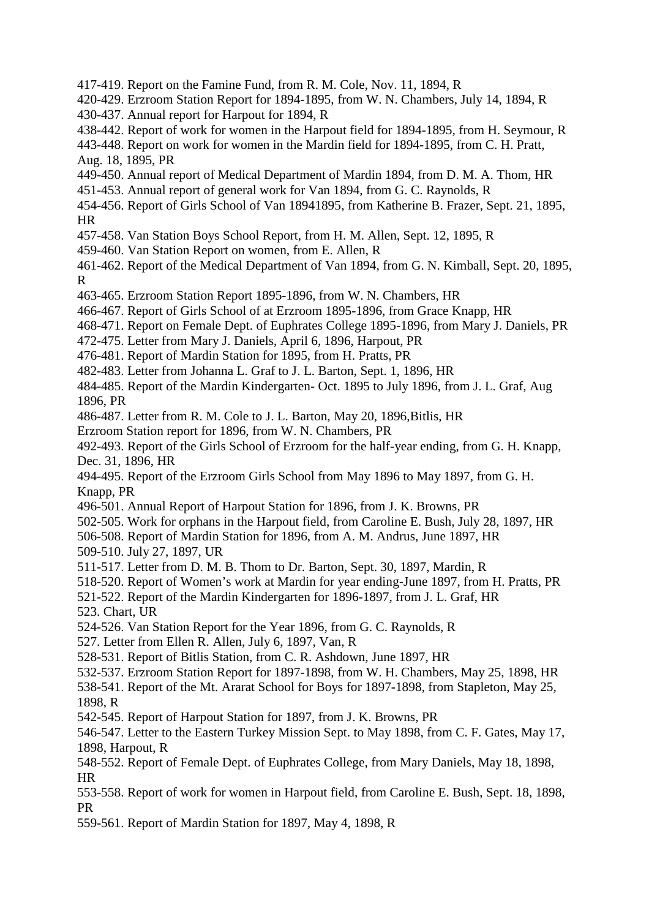417-419. Report on the Famine Fund, from R. M. Cole, Nov. 11, 1894, R

420-429. Erzroom Station Report for 1894-1895, from W. N. Chambers, July 14, 1894, R

430-437. Annual report for Harpout for 1894, R

438-442. Report of work for women in the Harpout field for 1894-1895, from H. Seymour, R

443-448. Report on work for women in the Mardin field for 1894-1895, from C. H. Pratt, Aug. 18, 1895, PR

449-450. Annual report of Medical Department of Mardin 1894, from D. M. A. Thom, HR

451-453. Annual report of general work for Van 1894, from G. C. Raynolds, R

454-456. Report of Girls School of Van 18941895, from Katherine B. Frazer, Sept. 21, 1895, HR

457-458. Van Station Boys School Report, from H. M. Allen, Sept. 12, 1895, R

459-460. Van Station Report on women, from E. Allen, R

461-462. Report of the Medical Department of Van 1894, from G. N. Kimball, Sept. 20, 1895, R

463-465. Erzroom Station Report 1895-1896, from W. N. Chambers, HR

466-467. Report of Girls School of at Erzroom 1895-1896, from Grace Knapp, HR

468-471. Report on Female Dept. of Euphrates College 1895-1896, from Mary J. Daniels, PR

472-475. Letter from Mary J. Daniels, April 6, 1896, Harpout, PR

476-481. Report of Mardin Station for 1895, from H. Pratts, PR

482-483. Letter from Johanna L. Graf to J. L. Barton, Sept. 1, 1896, HR

484-485. Report of the Mardin Kindergarten- Oct. 1895 to July 1896, from J. L. Graf, Aug 1896, PR

486-487. Letter from R. M. Cole to J. L. Barton, May 20, 1896,Bitlis, HR

Erzroom Station report for 1896, from W. N. Chambers, PR

492-493. Report of the Girls School of Erzroom for the half-year ending, from G. H. Knapp, Dec. 31, 1896, HR

494-495. Report of the Erzroom Girls School from May 1896 to May 1897, from G. H. Knapp, PR

496-501. Annual Report of Harpout Station for 1896, from J. K. Browns, PR

502-505. Work for orphans in the Harpout field, from Caroline E. Bush, July 28, 1897, HR

506-508. Report of Mardin Station for 1896, from A. M. Andrus, June 1897, HR

509-510. July 27, 1897, UR

511-517. Letter from D. M. B. Thom to Dr. Barton, Sept. 30, 1897, Mardin, R

518-520. Report of Women's work at Mardin for year ending-June 1897, from H. Pratts, PR

521-522. Report of the Mardin Kindergarten for 1896-1897, from J. L. Graf, HR

523. Chart, UR

524-526. Van Station Report for the Year 1896, from G. C. Raynolds, R

527. Letter from Ellen R. Allen, July 6, 1897, Van, R

528-531. Report of Bitlis Station, from C. R. Ashdown, June 1897, HR

532-537. Erzroom Station Report for 1897-1898, from W. H. Chambers, May 25, 1898, HR

538-541. Report of the Mt. Ararat School for Boys for 1897-1898, from Stapleton, May 25, 1898, R

542-545. Report of Harpout Station for 1897, from J. K. Browns, PR

546-547. Letter to the Eastern Turkey Mission Sept. to May 1898, from C. F. Gates, May 17, 1898, Harpout, R

548-552. Report of Female Dept. of Euphrates College, from Mary Daniels, May 18, 1898, HR

553-558. Report of work for women in Harpout field, from Caroline E. Bush, Sept. 18, 1898, PR

559-561. Report of Mardin Station for 1897, May 4, 1898, R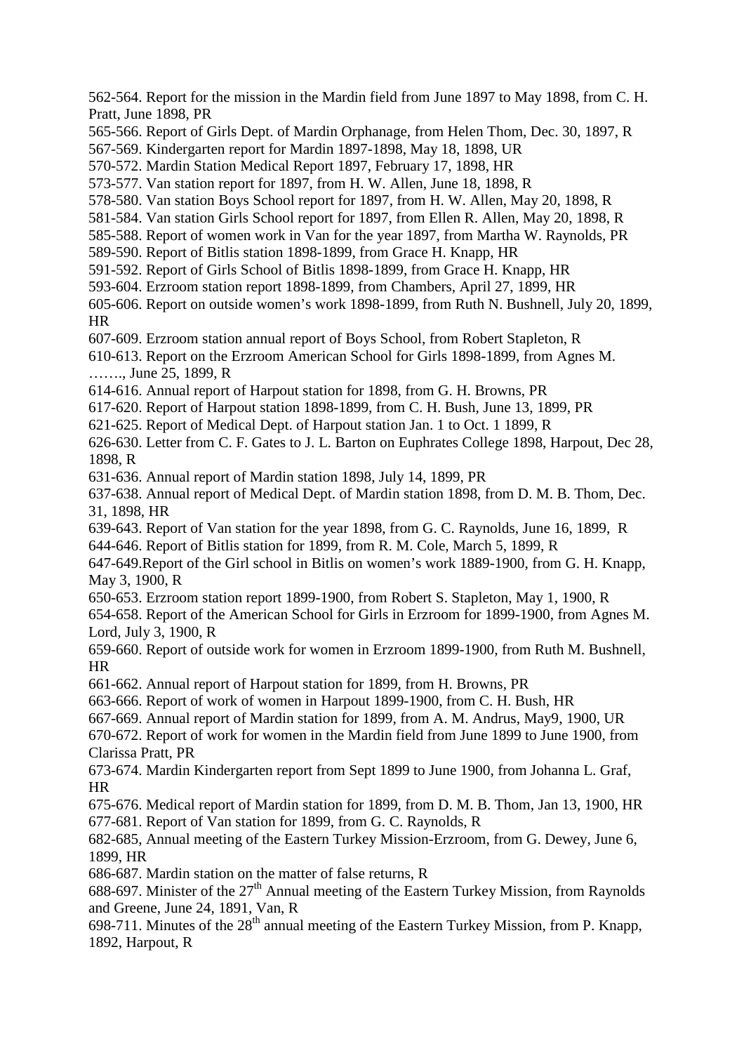562-564. Report for the mission in the Mardin field from June 1897 to May 1898, from C. H. Pratt, June 1898, PR

565-566. Report of Girls Dept. of Mardin Orphanage, from Helen Thom, Dec. 30, 1897, R

567-569. Kindergarten report for Mardin 1897-1898, May 18, 1898, UR

570-572. Mardin Station Medical Report 1897, February 17, 1898, HR

573-577. Van station report for 1897, from H. W. Allen, June 18, 1898, R

578-580. Van station Boys School report for 1897, from H. W. Allen, May 20, 1898, R

581-584. Van station Girls School report for 1897, from Ellen R. Allen, May 20, 1898, R

585-588. Report of women work in Van for the year 1897, from Martha W. Raynolds, PR

589-590. Report of Bitlis station 1898-1899, from Grace H. Knapp, HR

591-592. Report of Girls School of Bitlis 1898-1899, from Grace H. Knapp, HR

593-604. Erzroom station report 1898-1899, from Chambers, April 27, 1899, HR

605-606. Report on outside women's work 1898-1899, from Ruth N. Bushnell, July 20, 1899, HR

607-609. Erzroom station annual report of Boys School, from Robert Stapleton, R

610-613. Report on the Erzroom American School for Girls 1898-1899, from Agnes M. ……., June 25, 1899, R

614-616. Annual report of Harpout station for 1898, from G. H. Browns, PR

617-620. Report of Harpout station 1898-1899, from C. H. Bush, June 13, 1899, PR

621-625. Report of Medical Dept. of Harpout station Jan. 1 to Oct. 1 1899, R

626-630. Letter from C. F. Gates to J. L. Barton on Euphrates College 1898, Harpout, Dec 28, 1898, R

631-636. Annual report of Mardin station 1898, July 14, 1899, PR

637-638. Annual report of Medical Dept. of Mardin station 1898, from D. M. B. Thom, Dec. 31, 1898, HR

639-643. Report of Van station for the year 1898, from G. C. Raynolds, June 16, 1899, R

644-646. Report of Bitlis station for 1899, from R. M. Cole, March 5, 1899, R

647-649.Report of the Girl school in Bitlis on women's work 1889-1900, from G. H. Knapp, May 3, 1900, R

650-653. Erzroom station report 1899-1900, from Robert S. Stapleton, May 1, 1900, R

654-658. Report of the American School for Girls in Erzroom for 1899-1900, from Agnes M. Lord, July 3, 1900, R

659-660. Report of outside work for women in Erzroom 1899-1900, from Ruth M. Bushnell, HR

661-662. Annual report of Harpout station for 1899, from H. Browns, PR

663-666. Report of work of women in Harpout 1899-1900, from C. H. Bush, HR

667-669. Annual report of Mardin station for 1899, from A. M. Andrus, May9, 1900, UR

670-672. Report of work for women in the Mardin field from June 1899 to June 1900, from Clarissa Pratt, PR

673-674. Mardin Kindergarten report from Sept 1899 to June 1900, from Johanna L. Graf, HR

675-676. Medical report of Mardin station for 1899, from D. M. B. Thom, Jan 13, 1900, HR

677-681. Report of Van station for 1899, from G. C. Raynolds, R

682-685, Annual meeting of the Eastern Turkey Mission-Erzroom, from G. Dewey, June 6, 1899, HR

686-687. Mardin station on the matter of false returns, R

688-697. Minister of the 27th Annual meeting of the Eastern Turkey Mission, from Raynolds and Greene, June 24, 1891, Van, R

698-711. Minutes of the 28th annual meeting of the Eastern Turkey Mission, from P. Knapp, 1892, Harpout, R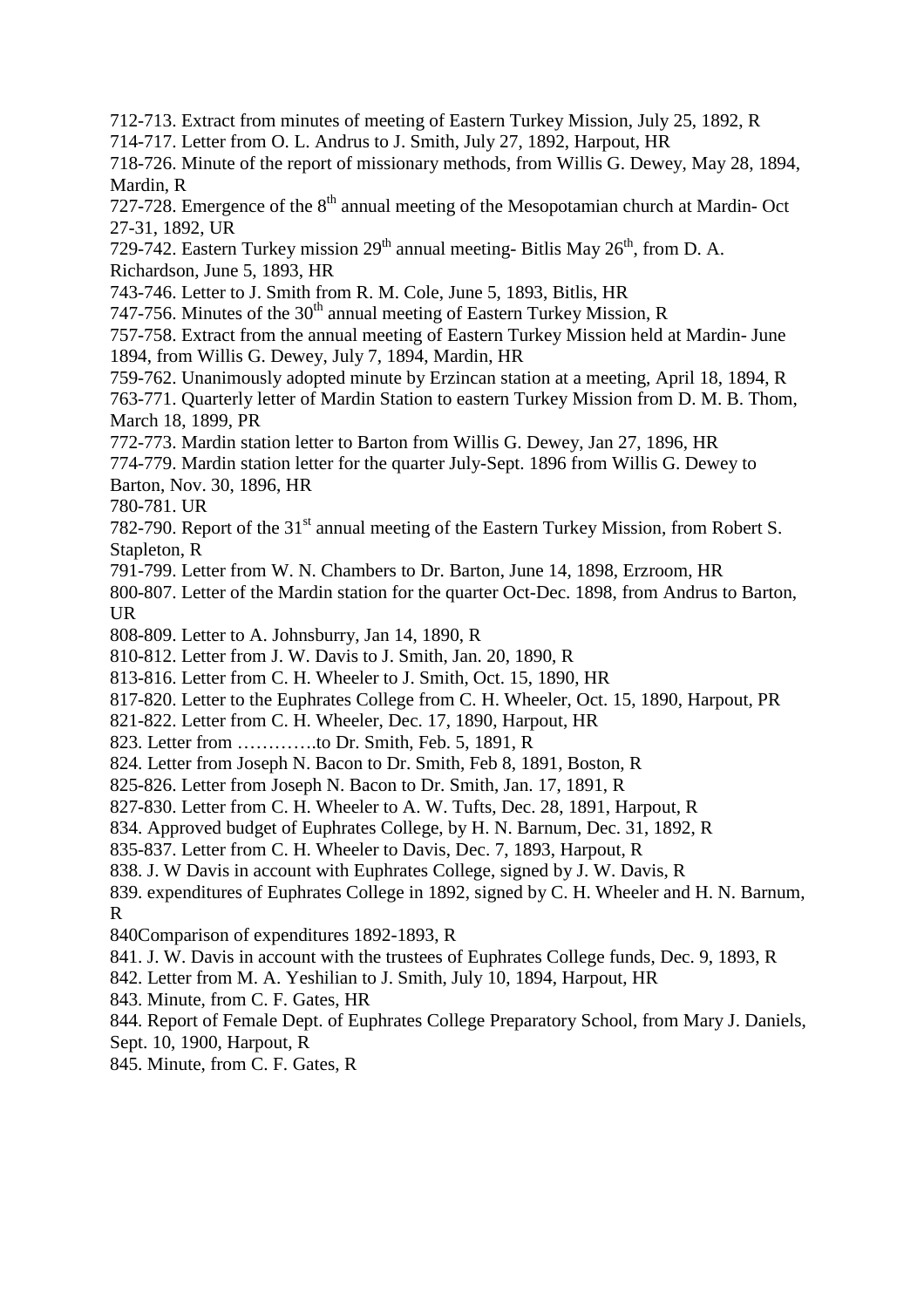712-713. Extract from minutes of meeting of Eastern Turkey Mission, July 25, 1892, R

714-717. Letter from O. L. Andrus to J. Smith, July 27, 1892, Harpout, HR

718-726. Minute of the report of missionary methods, from Willis G. Dewey, May 28, 1894, Mardin, R

727-728. Emergence of the 8th annual meeting of the Mesopotamian church at Mardin- Oct 27-31, 1892, UR

729-742. Eastern Turkey mission 29th annual meeting- Bitlis May 26th, from D. A. Richardson, June 5, 1893, HR

743-746. Letter to J. Smith from R. M. Cole, June 5, 1893, Bitlis, HR

747-756. Minutes of the 30th annual meeting of Eastern Turkey Mission, R

757-758. Extract from the annual meeting of Eastern Turkey Mission held at Mardin- June 1894, from Willis G. Dewey, July 7, 1894, Mardin, HR

759-762. Unanimously adopted minute by Erzincan station at a meeting, April 18, 1894, R

763-771. Quarterly letter of Mardin Station to eastern Turkey Mission from D. M. B. Thom, March 18, 1899, PR

772-773. Mardin station letter to Barton from Willis G. Dewey, Jan 27, 1896, HR

774-779. Mardin station letter for the quarter July-Sept. 1896 from Willis G. Dewey to Barton, Nov. 30, 1896, HR

780-781. UR

782-790. Report of the 31st annual meeting of the Eastern Turkey Mission, from Robert S. Stapleton, R

791-799. Letter from W. N. Chambers to Dr. Barton, June 14, 1898, Erzroom, HR

800-807. Letter of the Mardin station for the quarter Oct-Dec. 1898, from Andrus to Barton, UR

808-809. Letter to A. Johnsburry, Jan 14, 1890, R

810-812. Letter from J. W. Davis to J. Smith, Jan. 20, 1890, R

813-816. Letter from C. H. Wheeler to J. Smith, Oct. 15, 1890, HR

817-820. Letter to the Euphrates College from C. H. Wheeler, Oct. 15, 1890, Harpout, PR

821-822. Letter from C. H. Wheeler, Dec. 17, 1890, Harpout, HR

823. Letter from ………….to Dr. Smith, Feb. 5, 1891, R

824. Letter from Joseph N. Bacon to Dr. Smith, Feb 8, 1891, Boston, R

825-826. Letter from Joseph N. Bacon to Dr. Smith, Jan. 17, 1891, R

827-830. Letter from C. H. Wheeler to A. W. Tufts, Dec. 28, 1891, Harpout, R

834. Approved budget of Euphrates College, by H. N. Barnum, Dec. 31, 1892, R

835-837. Letter from C. H. Wheeler to Davis, Dec. 7, 1893, Harpout, R

838. J. W Davis in account with Euphrates College, signed by J. W. Davis, R

839. expenditures of Euphrates College in 1892, signed by C. H. Wheeler and H. N. Barnum, R

840Comparison of expenditures 1892-1893, R

841. J. W. Davis in account with the trustees of Euphrates College funds, Dec. 9, 1893, R

842. Letter from M. A. Yeshilian to J. Smith, July 10, 1894, Harpout, HR

843. Minute, from C. F. Gates, HR

844. Report of Female Dept. of Euphrates College Preparatory School, from Mary J. Daniels, Sept. 10, 1900, Harpout, R

845. Minute, from C. F. Gates, R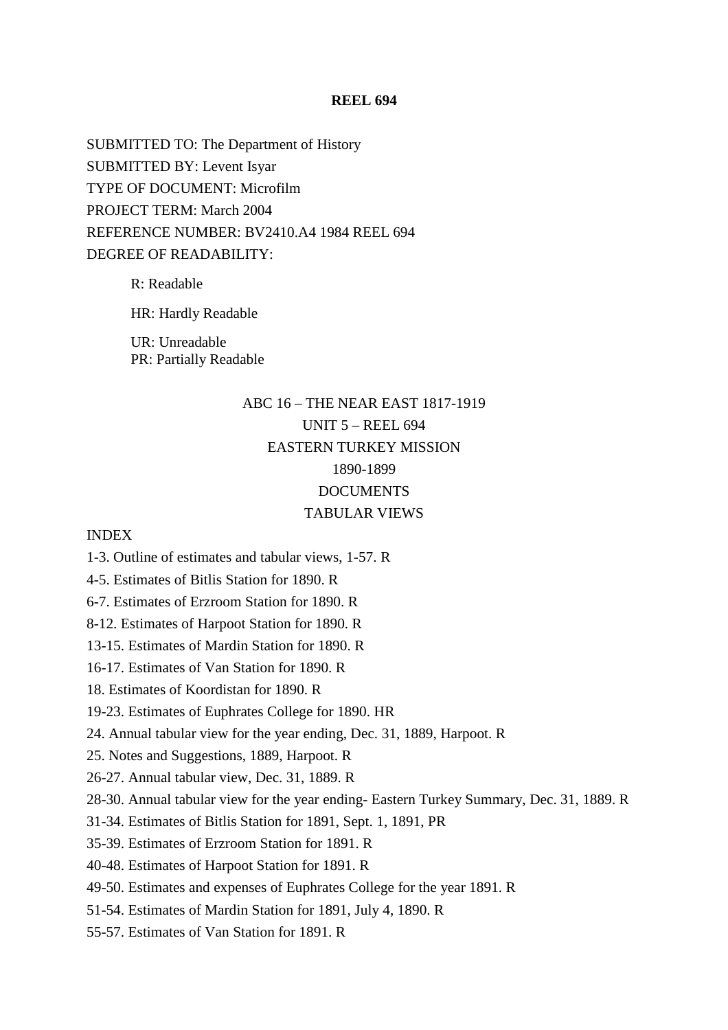# REEL 694

SUBMITTED TO: The Department of History

SUBMITTED BY: Levent Isyar

TYPE OF DOCUMENT: Microfilm

PROJECT TERM: March 2004

REFERENCE NUMBER: BV2410.A4 1984 REEL 694

DEGREE OF READABILITY:

> R: Readable
>
> HR: Hardly Readable
>
> UR: Unreadable
> PR: Partially Readable

ABC 16 – THE NEAR EAST 1817-1919

UNIT 5 – REEL 694

EASTERN TURKEY MISSION

1890-1899

DOCUMENTS

TABULAR VIEWS

INDEX

1-3. Outline of estimates and tabular views, 1-57. R

4-5. Estimates of Bitlis Station for 1890. R

6-7. Estimates of Erzroom Station for 1890. R

8-12. Estimates of Harpoot Station for 1890. R

13-15. Estimates of Mardin Station for 1890. R

16-17. Estimates of Van Station for 1890. R

18. Estimates of Koordistan for 1890. R

19-23. Estimates of Euphrates College for 1890. HR

24. Annual tabular view for the year ending, Dec. 31, 1889, Harpoot. R

25. Notes and Suggestions, 1889, Harpoot. R

26-27. Annual tabular view, Dec. 31, 1889. R

28-30. Annual tabular view for the year ending- Eastern Turkey Summary, Dec. 31, 1889. R

31-34. Estimates of Bitlis Station for 1891, Sept. 1, 1891, PR

35-39. Estimates of Erzroom Station for 1891. R

40-48. Estimates of Harpoot Station for 1891. R

49-50. Estimates and expenses of Euphrates College for the year 1891. R

51-54. Estimates of Mardin Station for 1891, July 4, 1890. R

55-57. Estimates of Van Station for 1891. R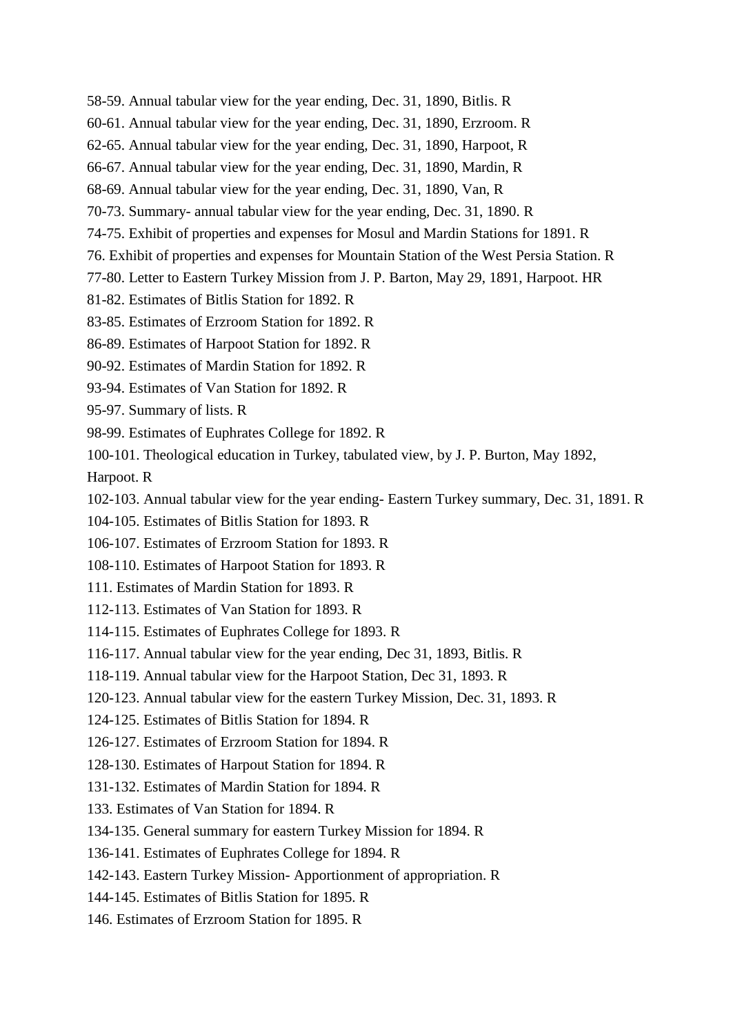58-59. Annual tabular view for the year ending, Dec. 31, 1890, Bitlis. R

60-61. Annual tabular view for the year ending, Dec. 31, 1890, Erzroom. R

62-65. Annual tabular view for the year ending, Dec. 31, 1890, Harpoot, R

66-67. Annual tabular view for the year ending, Dec. 31, 1890, Mardin, R

68-69. Annual tabular view for the year ending, Dec. 31, 1890, Van, R

70-73. Summary- annual tabular view for the year ending, Dec. 31, 1890. R

74-75. Exhibit of properties and expenses for Mosul and Mardin Stations for 1891. R

76. Exhibit of properties and expenses for Mountain Station of the West Persia Station. R

77-80. Letter to Eastern Turkey Mission from J. P. Barton, May 29, 1891, Harpoot. HR

81-82. Estimates of Bitlis Station for 1892. R

83-85. Estimates of Erzroom Station for 1892. R

86-89. Estimates of Harpoot Station for 1892. R

90-92. Estimates of Mardin Station for 1892. R

93-94. Estimates of Van Station for 1892. R

95-97. Summary of lists. R

98-99. Estimates of Euphrates College for 1892. R

100-101. Theological education in Turkey, tabulated view, by J. P. Burton, May 1892, Harpoot. R

102-103. Annual tabular view for the year ending- Eastern Turkey summary, Dec. 31, 1891. R

104-105. Estimates of Bitlis Station for 1893. R

106-107. Estimates of Erzroom Station for 1893. R

108-110. Estimates of Harpoot Station for 1893. R

111. Estimates of Mardin Station for 1893. R

112-113. Estimates of Van Station for 1893. R

114-115. Estimates of Euphrates College for 1893. R

116-117. Annual tabular view for the year ending, Dec 31, 1893, Bitlis. R

118-119. Annual tabular view for the Harpoot Station, Dec 31, 1893. R

120-123. Annual tabular view for the eastern Turkey Mission, Dec. 31, 1893. R

124-125. Estimates of Bitlis Station for 1894. R

126-127. Estimates of Erzroom Station for 1894. R

128-130. Estimates of Harpout Station for 1894. R

131-132. Estimates of Mardin Station for 1894. R

133. Estimates of Van Station for 1894. R

134-135. General summary for eastern Turkey Mission for 1894. R

136-141. Estimates of Euphrates College for 1894. R

142-143. Eastern Turkey Mission- Apportionment of appropriation. R

144-145. Estimates of Bitlis Station for 1895. R

146. Estimates of Erzroom Station for 1895. R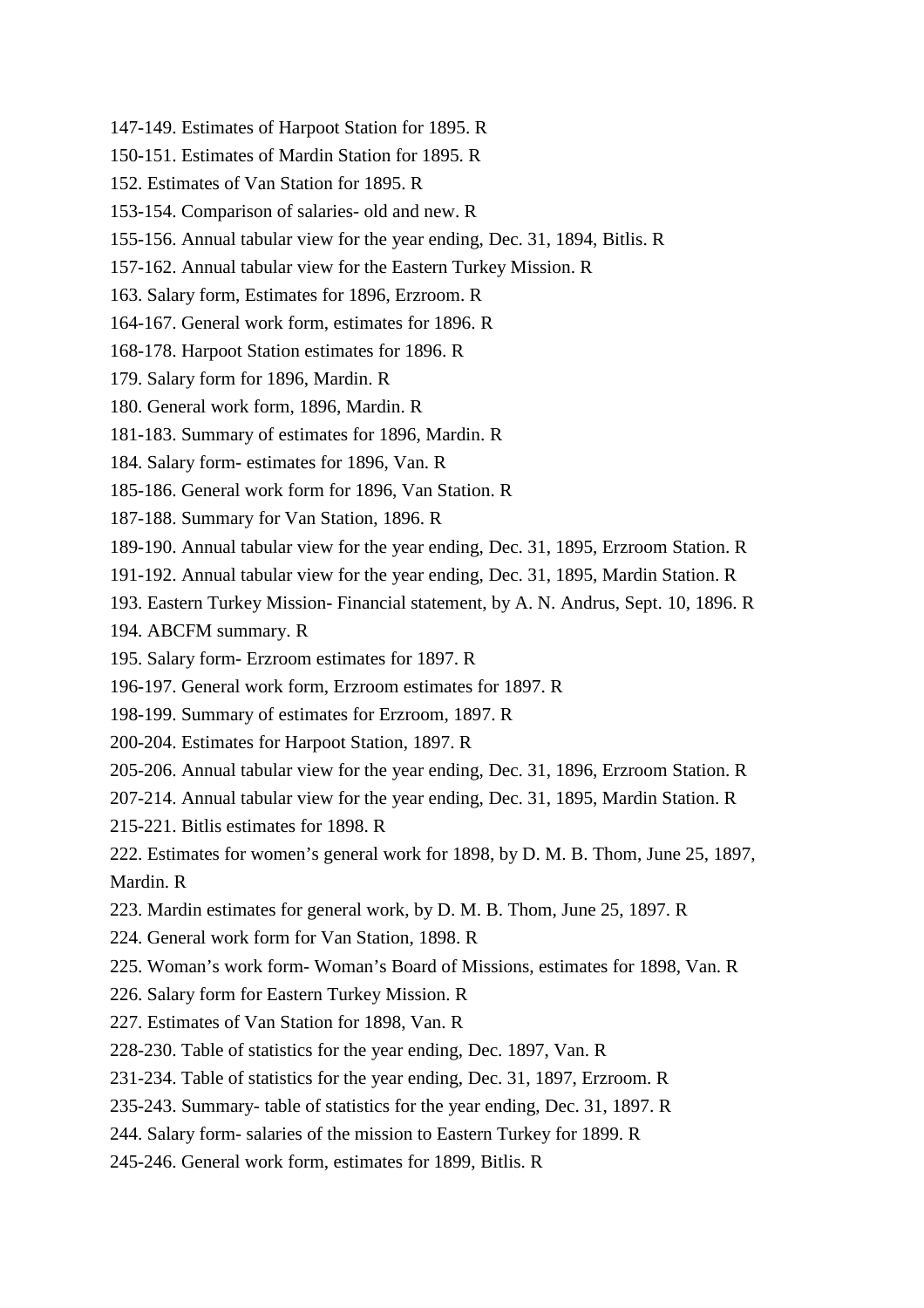147-149. Estimates of Harpoot Station for 1895. R

150-151. Estimates of Mardin Station for 1895. R

152. Estimates of Van Station for 1895. R

153-154. Comparison of salaries- old and new. R

155-156. Annual tabular view for the year ending, Dec. 31, 1894, Bitlis. R

157-162. Annual tabular view for the Eastern Turkey Mission. R

163. Salary form, Estimates for 1896, Erzroom. R

164-167. General work form, estimates for 1896. R

168-178. Harpoot Station estimates for 1896. R

179. Salary form for 1896, Mardin. R

180. General work form, 1896, Mardin. R

181-183. Summary of estimates for 1896, Mardin. R

184. Salary form- estimates for 1896, Van. R

185-186. General work form for 1896, Van Station. R

187-188. Summary for Van Station, 1896. R

189-190. Annual tabular view for the year ending, Dec. 31, 1895, Erzroom Station. R

191-192. Annual tabular view for the year ending, Dec. 31, 1895, Mardin Station. R

193. Eastern Turkey Mission- Financial statement, by A. N. Andrus, Sept. 10, 1896. R

194. ABCFM summary. R

195. Salary form- Erzroom estimates for 1897. R

196-197. General work form, Erzroom estimates for 1897. R

198-199. Summary of estimates for Erzroom, 1897. R

200-204. Estimates for Harpoot Station, 1897. R

205-206. Annual tabular view for the year ending, Dec. 31, 1896, Erzroom Station. R

207-214. Annual tabular view for the year ending, Dec. 31, 1895, Mardin Station. R

215-221. Bitlis estimates for 1898. R

222. Estimates for women's general work for 1898, by D. M. B. Thom, June 25, 1897, Mardin. R

223. Mardin estimates for general work, by D. M. B. Thom, June 25, 1897. R

224. General work form for Van Station, 1898. R

225. Woman's work form- Woman's Board of Missions, estimates for 1898, Van. R

226. Salary form for Eastern Turkey Mission. R

227. Estimates of Van Station for 1898, Van. R

228-230. Table of statistics for the year ending, Dec. 1897, Van. R

231-234. Table of statistics for the year ending, Dec. 31, 1897, Erzroom. R

235-243. Summary- table of statistics for the year ending, Dec. 31, 1897. R

244. Salary form- salaries of the mission to Eastern Turkey for 1899. R

245-246. General work form, estimates for 1899, Bitlis. R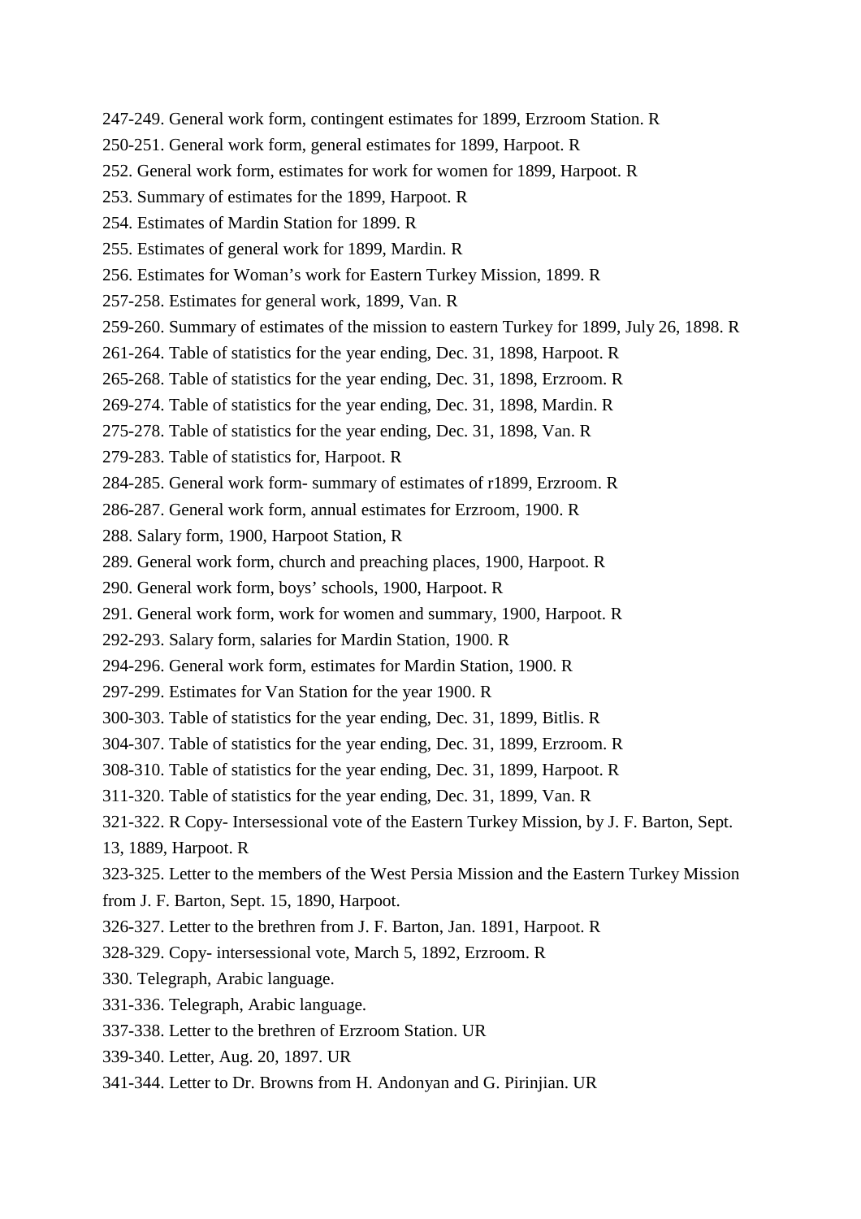247-249. General work form, contingent estimates for 1899, Erzroom Station. R

250-251. General work form, general estimates for 1899, Harpoot. R

252. General work form, estimates for work for women for 1899, Harpoot. R

253. Summary of estimates for the 1899, Harpoot. R

254. Estimates of Mardin Station for 1899. R

255. Estimates of general work for 1899, Mardin. R

256. Estimates for Woman's work for Eastern Turkey Mission, 1899. R

257-258. Estimates for general work, 1899, Van. R

259-260. Summary of estimates of the mission to eastern Turkey for 1899, July 26, 1898. R

261-264. Table of statistics for the year ending, Dec. 31, 1898, Harpoot. R

265-268. Table of statistics for the year ending, Dec. 31, 1898, Erzroom. R

269-274. Table of statistics for the year ending, Dec. 31, 1898, Mardin. R

275-278. Table of statistics for the year ending, Dec. 31, 1898, Van. R

279-283. Table of statistics for, Harpoot. R

284-285. General work form- summary of estimates of r1899, Erzroom. R

286-287. General work form, annual estimates for Erzroom, 1900. R

288. Salary form, 1900, Harpoot Station, R

289. General work form, church and preaching places, 1900, Harpoot. R

290. General work form, boys' schools, 1900, Harpoot. R

291. General work form, work for women and summary, 1900, Harpoot. R

292-293. Salary form, salaries for Mardin Station, 1900. R

294-296. General work form, estimates for Mardin Station, 1900. R

297-299. Estimates for Van Station for the year 1900. R

300-303. Table of statistics for the year ending, Dec. 31, 1899, Bitlis. R

304-307. Table of statistics for the year ending, Dec. 31, 1899, Erzroom. R

308-310. Table of statistics for the year ending, Dec. 31, 1899, Harpoot. R

311-320. Table of statistics for the year ending, Dec. 31, 1899, Van. R

321-322. R Copy- Intersessional vote of the Eastern Turkey Mission, by J. F. Barton, Sept. 13, 1889, Harpoot. R

323-325. Letter to the members of the West Persia Mission and the Eastern Turkey Mission from J. F. Barton, Sept. 15, 1890, Harpoot.

326-327. Letter to the brethren from J. F. Barton, Jan. 1891, Harpoot. R

328-329. Copy- intersessional vote, March 5, 1892, Erzroom. R

330. Telegraph, Arabic language.

331-336. Telegraph, Arabic language.

337-338. Letter to the brethren of Erzroom Station. UR

339-340. Letter, Aug. 20, 1897. UR

341-344. Letter to Dr. Browns from H. Andonyan and G. Pirinjian. UR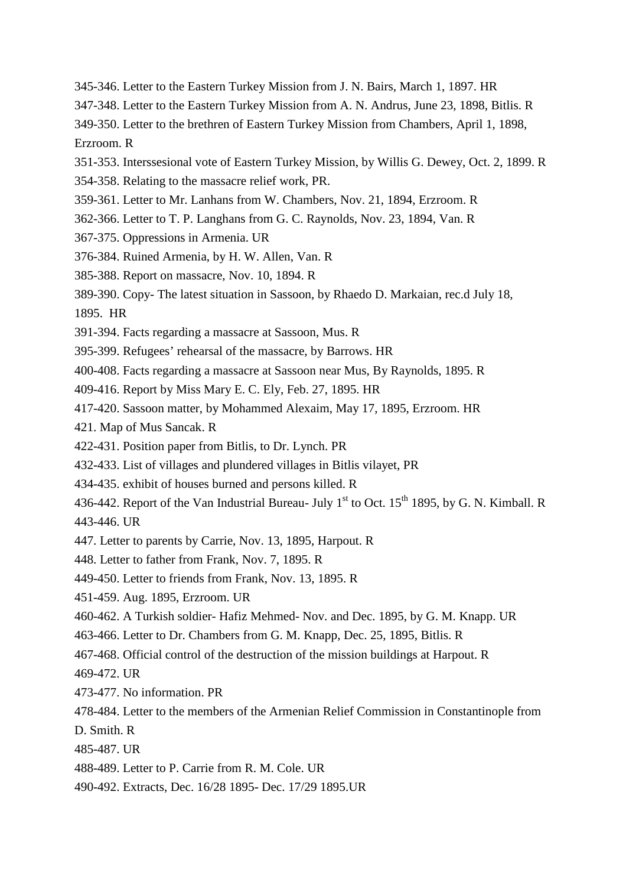345-346. Letter to the Eastern Turkey Mission from J. N. Bairs, March 1, 1897. HR

347-348. Letter to the Eastern Turkey Mission from A. N. Andrus, June 23, 1898, Bitlis. R

349-350. Letter to the brethren of Eastern Turkey Mission from Chambers, April 1, 1898, Erzroom. R

351-353. Interssesional vote of Eastern Turkey Mission, by Willis G. Dewey, Oct. 2, 1899. R

354-358. Relating to the massacre relief work, PR.

359-361. Letter to Mr. Lanhans from W. Chambers, Nov. 21, 1894, Erzroom. R

362-366. Letter to T. P. Langhans from G. C. Raynolds, Nov. 23, 1894, Van. R

367-375. Oppressions in Armenia. UR

376-384. Ruined Armenia, by H. W. Allen, Van. R

385-388. Report on massacre, Nov. 10, 1894. R

389-390. Copy- The latest situation in Sassoon, by Rhaedo D. Markaian, rec.d July 18, 1895. HR

391-394. Facts regarding a massacre at Sassoon, Mus. R

395-399. Refugees' rehearsal of the massacre, by Barrows. HR

400-408. Facts regarding a massacre at Sassoon near Mus, By Raynolds, 1895. R

409-416. Report by Miss Mary E. C. Ely, Feb. 27, 1895. HR

417-420. Sassoon matter, by Mohammed Alexaim, May 17, 1895, Erzroom. HR

421. Map of Mus Sancak. R

422-431. Position paper from Bitlis, to Dr. Lynch. PR

432-433. List of villages and plundered villages in Bitlis vilayet, PR

434-435. exhibit of houses burned and persons killed. R

436-442. Report of the Van Industrial Bureau- July 1st to Oct. 15th 1895, by G. N. Kimball. R

443-446. UR

447. Letter to parents by Carrie, Nov. 13, 1895, Harpout. R

448. Letter to father from Frank, Nov. 7, 1895. R

449-450. Letter to friends from Frank, Nov. 13, 1895. R

451-459. Aug. 1895, Erzroom. UR

460-462. A Turkish soldier- Hafiz Mehmed- Nov. and Dec. 1895, by G. M. Knapp. UR

463-466. Letter to Dr. Chambers from G. M. Knapp, Dec. 25, 1895, Bitlis. R

467-468. Official control of the destruction of the mission buildings at Harpout. R

469-472. UR

473-477. No information. PR

478-484. Letter to the members of the Armenian Relief Commission in Constantinople from D. Smith. R

485-487. UR

488-489. Letter to P. Carrie from R. M. Cole. UR

490-492. Extracts, Dec. 16/28 1895- Dec. 17/29 1895.UR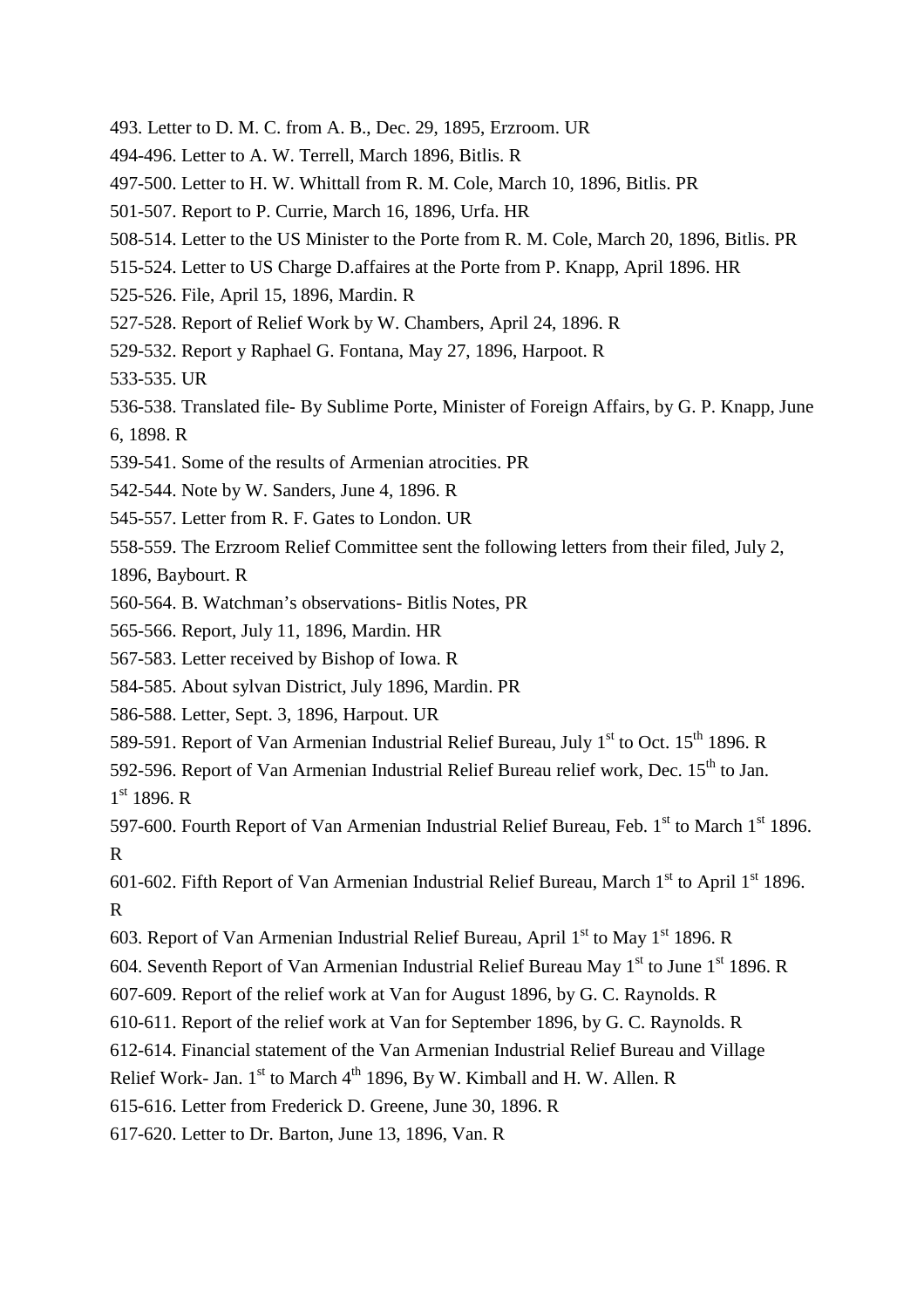493. Letter to D. M. C. from A. B., Dec. 29, 1895, Erzroom. UR

494-496. Letter to A. W. Terrell, March 1896, Bitlis. R

497-500. Letter to H. W. Whittall from R. M. Cole, March 10, 1896, Bitlis. PR

501-507. Report to P. Currie, March 16, 1896, Urfa. HR

508-514. Letter to the US Minister to the Porte from R. M. Cole, March 20, 1896, Bitlis. PR

515-524. Letter to US Charge D.affaires at the Porte from P. Knapp, April 1896. HR

525-526. File, April 15, 1896, Mardin. R

527-528. Report of Relief Work by W. Chambers, April 24, 1896. R

529-532. Report y Raphael G. Fontana, May 27, 1896, Harpoot. R

533-535. UR

536-538. Translated file- By Sublime Porte, Minister of Foreign Affairs, by G. P. Knapp, June 6, 1898. R

539-541. Some of the results of Armenian atrocities. PR

542-544. Note by W. Sanders, June 4, 1896. R

545-557. Letter from R. F. Gates to London. UR

558-559. The Erzroom Relief Committee sent the following letters from their filed, July 2, 1896, Baybourt. R

560-564. B. Watchman's observations- Bitlis Notes, PR

565-566. Report, July 11, 1896, Mardin. HR

567-583. Letter received by Bishop of Iowa. R

584-585. About sylvan District, July 1896, Mardin. PR

586-588. Letter, Sept. 3, 1896, Harpout. UR

589-591. Report of Van Armenian Industrial Relief Bureau, July 1st to Oct. 15th 1896. R

592-596. Report of Van Armenian Industrial Relief Bureau relief work, Dec. 15th to Jan. 1st 1896. R

597-600. Fourth Report of Van Armenian Industrial Relief Bureau, Feb. 1st to March 1st 1896. R

601-602. Fifth Report of Van Armenian Industrial Relief Bureau, March 1st to April 1st 1896. R

603. Report of Van Armenian Industrial Relief Bureau, April 1st to May 1st 1896. R

604. Seventh Report of Van Armenian Industrial Relief Bureau May 1st to June 1st 1896. R

607-609. Report of the relief work at Van for August 1896, by G. C. Raynolds. R

610-611. Report of the relief work at Van for September 1896, by G. C. Raynolds. R

612-614. Financial statement of the Van Armenian Industrial Relief Bureau and Village Relief Work- Jan. 1st to March 4th 1896, By W. Kimball and H. W. Allen. R

615-616. Letter from Frederick D. Greene, June 30, 1896. R

617-620. Letter to Dr. Barton, June 13, 1896, Van. R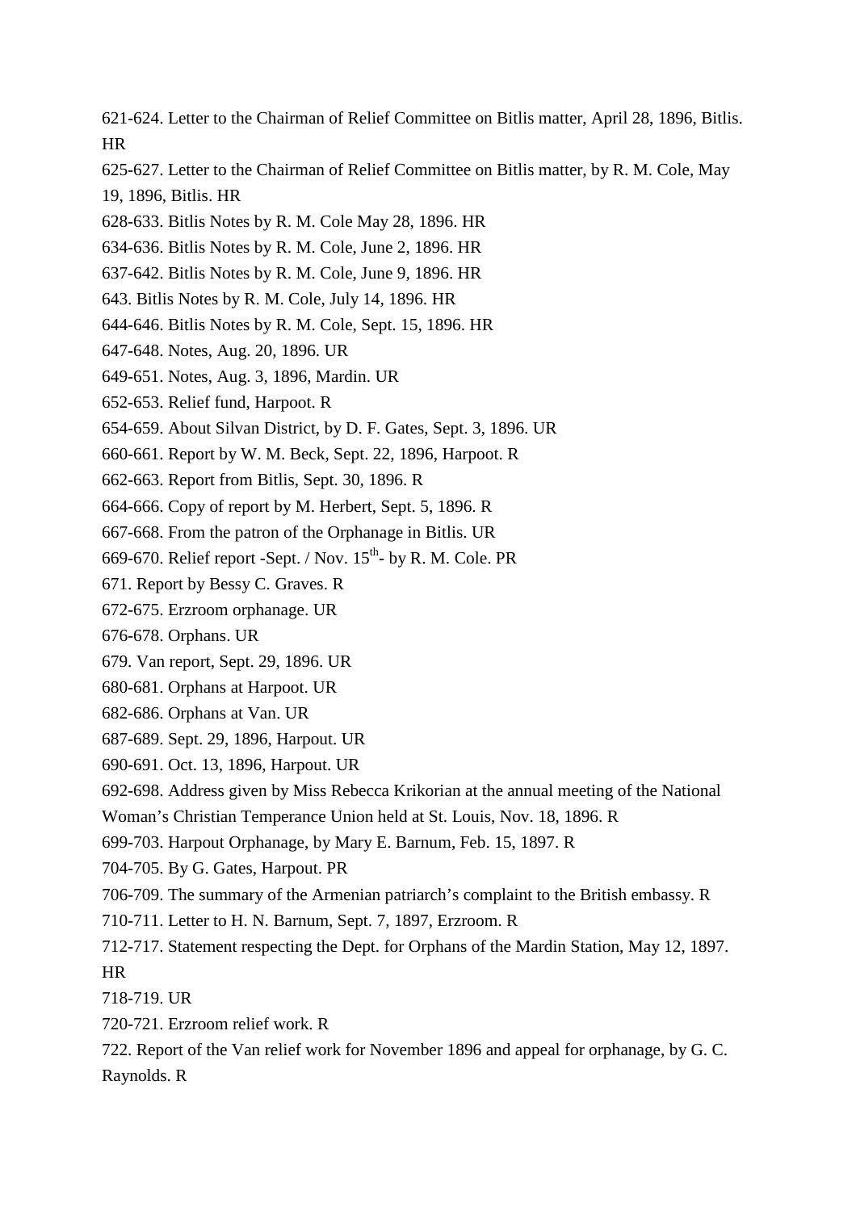621-624. Letter to the Chairman of Relief Committee on Bitlis matter, April 28, 1896, Bitlis. HR

625-627. Letter to the Chairman of Relief Committee on Bitlis matter, by R. M. Cole, May 19, 1896, Bitlis. HR

628-633. Bitlis Notes by R. M. Cole May 28, 1896. HR

634-636. Bitlis Notes by R. M. Cole, June 2, 1896. HR

637-642. Bitlis Notes by R. M. Cole, June 9, 1896. HR

643. Bitlis Notes by R. M. Cole, July 14, 1896. HR

644-646. Bitlis Notes by R. M. Cole, Sept. 15, 1896. HR

647-648. Notes, Aug. 20, 1896. UR

649-651. Notes, Aug. 3, 1896, Mardin. UR

652-653. Relief fund, Harpoot. R

654-659. About Silvan District, by D. F. Gates, Sept. 3, 1896. UR

660-661. Report by W. M. Beck, Sept. 22, 1896, Harpoot. R

662-663. Report from Bitlis, Sept. 30, 1896. R

664-666. Copy of report by M. Herbert, Sept. 5, 1896. R

667-668. From the patron of the Orphanage in Bitlis. UR

669-670. Relief report -Sept. / Nov. 15th- by R. M. Cole. PR

671. Report by Bessy C. Graves. R

672-675. Erzroom orphanage. UR

676-678. Orphans. UR

679. Van report, Sept. 29, 1896. UR

680-681. Orphans at Harpoot. UR

682-686. Orphans at Van. UR

687-689. Sept. 29, 1896, Harpout. UR

690-691. Oct. 13, 1896, Harpout. UR

692-698. Address given by Miss Rebecca Krikorian at the annual meeting of the National Woman's Christian Temperance Union held at St. Louis, Nov. 18, 1896. R

699-703. Harpout Orphanage, by Mary E. Barnum, Feb. 15, 1897. R

704-705. By G. Gates, Harpout. PR

706-709. The summary of the Armenian patriarch's complaint to the British embassy. R

710-711. Letter to H. N. Barnum, Sept. 7, 1897, Erzroom. R

712-717. Statement respecting the Dept. for Orphans of the Mardin Station, May 12, 1897. HR

718-719. UR

720-721. Erzroom relief work. R

722. Report of the Van relief work for November 1896 and appeal for orphanage, by G. C. Raynolds. R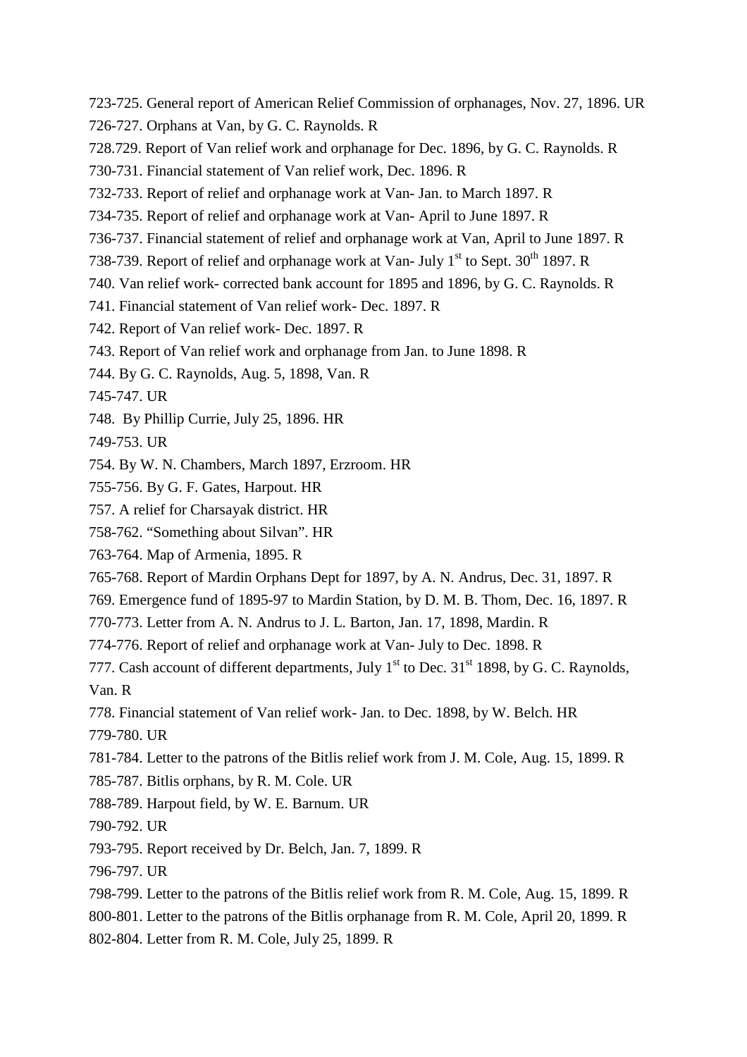723-725. General report of American Relief Commission of orphanages, Nov. 27, 1896. UR

726-727. Orphans at Van, by G. C. Raynolds. R

728.729. Report of Van relief work and orphanage for Dec. 1896, by G. C. Raynolds. R

730-731. Financial statement of Van relief work, Dec. 1896. R

732-733. Report of relief and orphanage work at Van- Jan. to March 1897. R

734-735. Report of relief and orphanage work at Van- April to June 1897. R

736-737. Financial statement of relief and orphanage work at Van, April to June 1897. R

738-739. Report of relief and orphanage work at Van- July 1st to Sept. 30th 1897. R

740. Van relief work- corrected bank account for 1895 and 1896, by G. C. Raynolds. R

741. Financial statement of Van relief work- Dec. 1897. R

742. Report of Van relief work- Dec. 1897. R

743. Report of Van relief work and orphanage from Jan. to June 1898. R

744. By G. C. Raynolds, Aug. 5, 1898, Van. R

745-747. UR

748. By Phillip Currie, July 25, 1896. HR

749-753. UR

754. By W. N. Chambers, March 1897, Erzroom. HR

755-756. By G. F. Gates, Harpout. HR

757. A relief for Charsayak district. HR

758-762. "Something about Silvan". HR

763-764. Map of Armenia, 1895. R

765-768. Report of Mardin Orphans Dept for 1897, by A. N. Andrus, Dec. 31, 1897. R

769. Emergence fund of 1895-97 to Mardin Station, by D. M. B. Thom, Dec. 16, 1897. R

770-773. Letter from A. N. Andrus to J. L. Barton, Jan. 17, 1898, Mardin. R

774-776. Report of relief and orphanage work at Van- July to Dec. 1898. R

777. Cash account of different departments, July 1st to Dec. 31st 1898, by G. C. Raynolds, Van. R

778. Financial statement of Van relief work- Jan. to Dec. 1898, by W. Belch. HR

779-780. UR

781-784. Letter to the patrons of the Bitlis relief work from J. M. Cole, Aug. 15, 1899. R

785-787. Bitlis orphans, by R. M. Cole. UR

788-789. Harpout field, by W. E. Barnum. UR

790-792. UR

793-795. Report received by Dr. Belch, Jan. 7, 1899. R

796-797. UR

798-799. Letter to the patrons of the Bitlis relief work from R. M. Cole, Aug. 15, 1899. R

800-801. Letter to the patrons of the Bitlis orphanage from R. M. Cole, April 20, 1899. R

802-804. Letter from R. M. Cole, July 25, 1899. R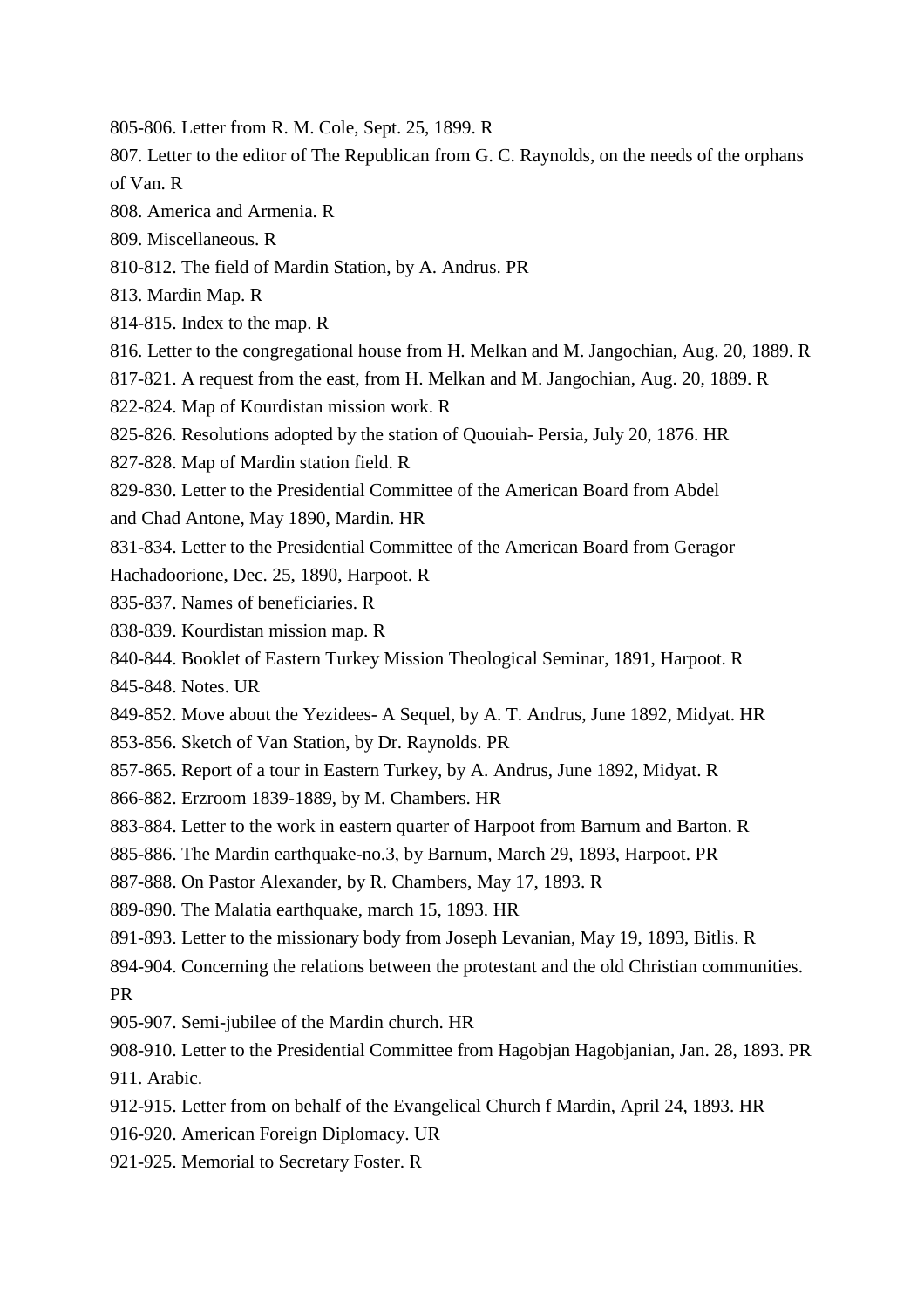805-806. Letter from R. M. Cole, Sept. 25, 1899. R

807. Letter to the editor of The Republican from G. C. Raynolds, on the needs of the orphans of Van. R

808. America and Armenia. R

809. Miscellaneous. R

810-812. The field of Mardin Station, by A. Andrus. PR

813. Mardin Map. R

814-815. Index to the map. R

816. Letter to the congregational house from H. Melkan and M. Jangochian, Aug. 20, 1889. R

817-821. A request from the east, from H. Melkan and M. Jangochian, Aug. 20, 1889. R

822-824. Map of Kourdistan mission work. R

825-826. Resolutions adopted by the station of Quouiah- Persia, July 20, 1876. HR

827-828. Map of Mardin station field. R

829-830. Letter to the Presidential Committee of the American Board from Abdel and Chad Antone, May 1890, Mardin. HR

831-834. Letter to the Presidential Committee of the American Board from Geragor Hachadoorione, Dec. 25, 1890, Harpoot. R

835-837. Names of beneficiaries. R

838-839. Kourdistan mission map. R

840-844. Booklet of Eastern Turkey Mission Theological Seminar, 1891, Harpoot. R

845-848. Notes. UR

849-852. Move about the Yezidees- A Sequel, by A. T. Andrus, June 1892, Midyat. HR

853-856. Sketch of Van Station, by Dr. Raynolds. PR

857-865. Report of a tour in Eastern Turkey, by A. Andrus, June 1892, Midyat. R

866-882. Erzroom 1839-1889, by M. Chambers. HR

883-884. Letter to the work in eastern quarter of Harpoot from Barnum and Barton. R

885-886. The Mardin earthquake-no.3, by Barnum, March 29, 1893, Harpoot. PR

887-888. On Pastor Alexander, by R. Chambers, May 17, 1893. R

889-890. The Malatia earthquake, march 15, 1893. HR

891-893. Letter to the missionary body from Joseph Levanian, May 19, 1893, Bitlis. R

894-904. Concerning the relations between the protestant and the old Christian communities. PR

905-907. Semi-jubilee of the Mardin church. HR

908-910. Letter to the Presidential Committee from Hagobjan Hagobjanian, Jan. 28, 1893. PR

911. Arabic.

912-915. Letter from on behalf of the Evangelical Church f Mardin, April 24, 1893. HR

916-920. American Foreign Diplomacy. UR

921-925. Memorial to Secretary Foster. R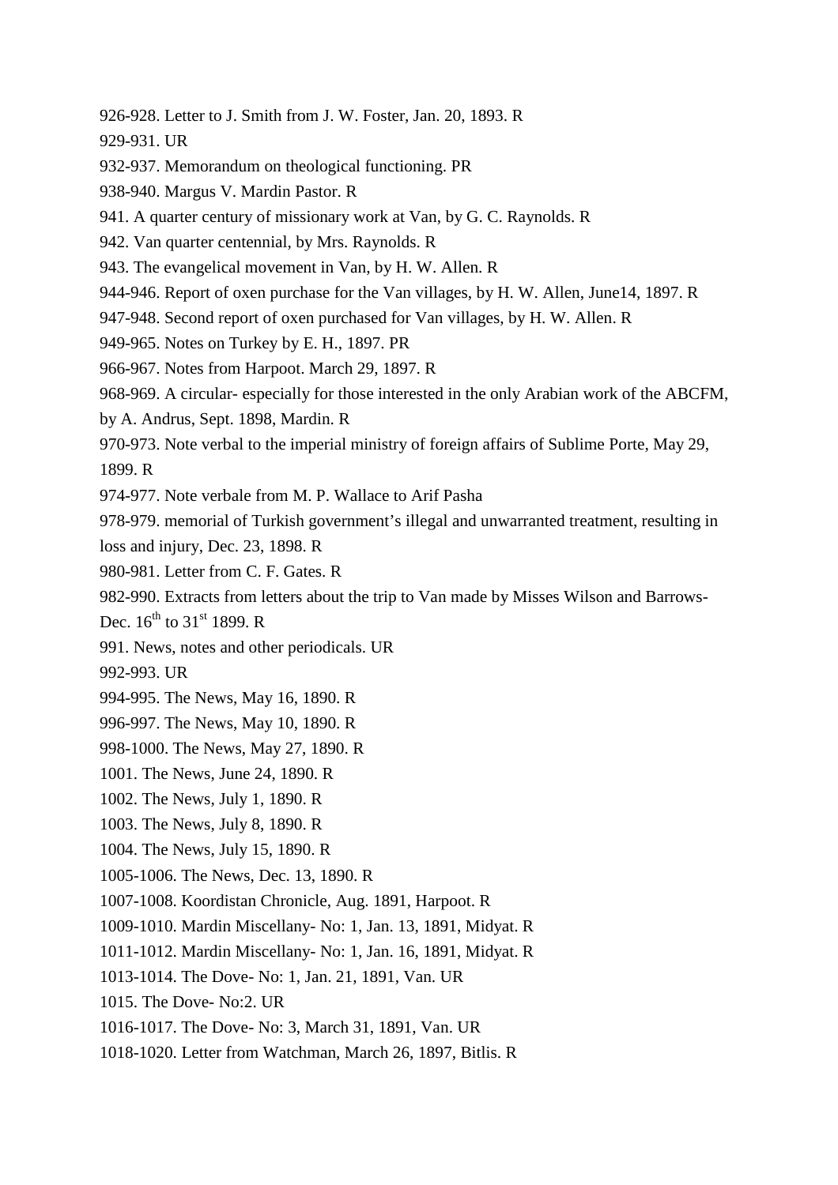926-928. Letter to J. Smith from J. W. Foster, Jan. 20, 1893. R

929-931. UR

932-937. Memorandum on theological functioning. PR

938-940. Margus V. Mardin Pastor. R

941. A quarter century of missionary work at Van, by G. C. Raynolds. R

942. Van quarter centennial, by Mrs. Raynolds. R

943. The evangelical movement in Van, by H. W. Allen. R

944-946. Report of oxen purchase for the Van villages, by H. W. Allen, June14, 1897. R

947-948. Second report of oxen purchased for Van villages, by H. W. Allen. R

949-965. Notes on Turkey by E. H., 1897. PR

966-967. Notes from Harpoot. March 29, 1897. R

968-969. A circular- especially for those interested in the only Arabian work of the ABCFM, by A. Andrus, Sept. 1898, Mardin. R

970-973. Note verbal to the imperial ministry of foreign affairs of Sublime Porte, May 29, 1899. R

974-977. Note verbale from M. P. Wallace to Arif Pasha

978-979. memorial of Turkish government's illegal and unwarranted treatment, resulting in loss and injury, Dec. 23, 1898. R

980-981. Letter from C. F. Gates. R

982-990. Extracts from letters about the trip to Van made by Misses Wilson and Barrows- Dec. 16th to 31st 1899. R

991. News, notes and other periodicals. UR

992-993. UR

994-995. The News, May 16, 1890. R

996-997. The News, May 10, 1890. R

998-1000. The News, May 27, 1890. R

1001. The News, June 24, 1890. R

1002. The News, July 1, 1890. R

1003. The News, July 8, 1890. R

1004. The News, July 15, 1890. R

1005-1006. The News, Dec. 13, 1890. R

1007-1008. Koordistan Chronicle, Aug. 1891, Harpoot. R

1009-1010. Mardin Miscellany- No: 1, Jan. 13, 1891, Midyat. R

1011-1012. Mardin Miscellany- No: 1, Jan. 16, 1891, Midyat. R

1013-1014. The Dove- No: 1, Jan. 21, 1891, Van. UR

1015. The Dove- No:2. UR

1016-1017. The Dove- No: 3, March 31, 1891, Van. UR

1018-1020. Letter from Watchman, March 26, 1897, Bitlis. R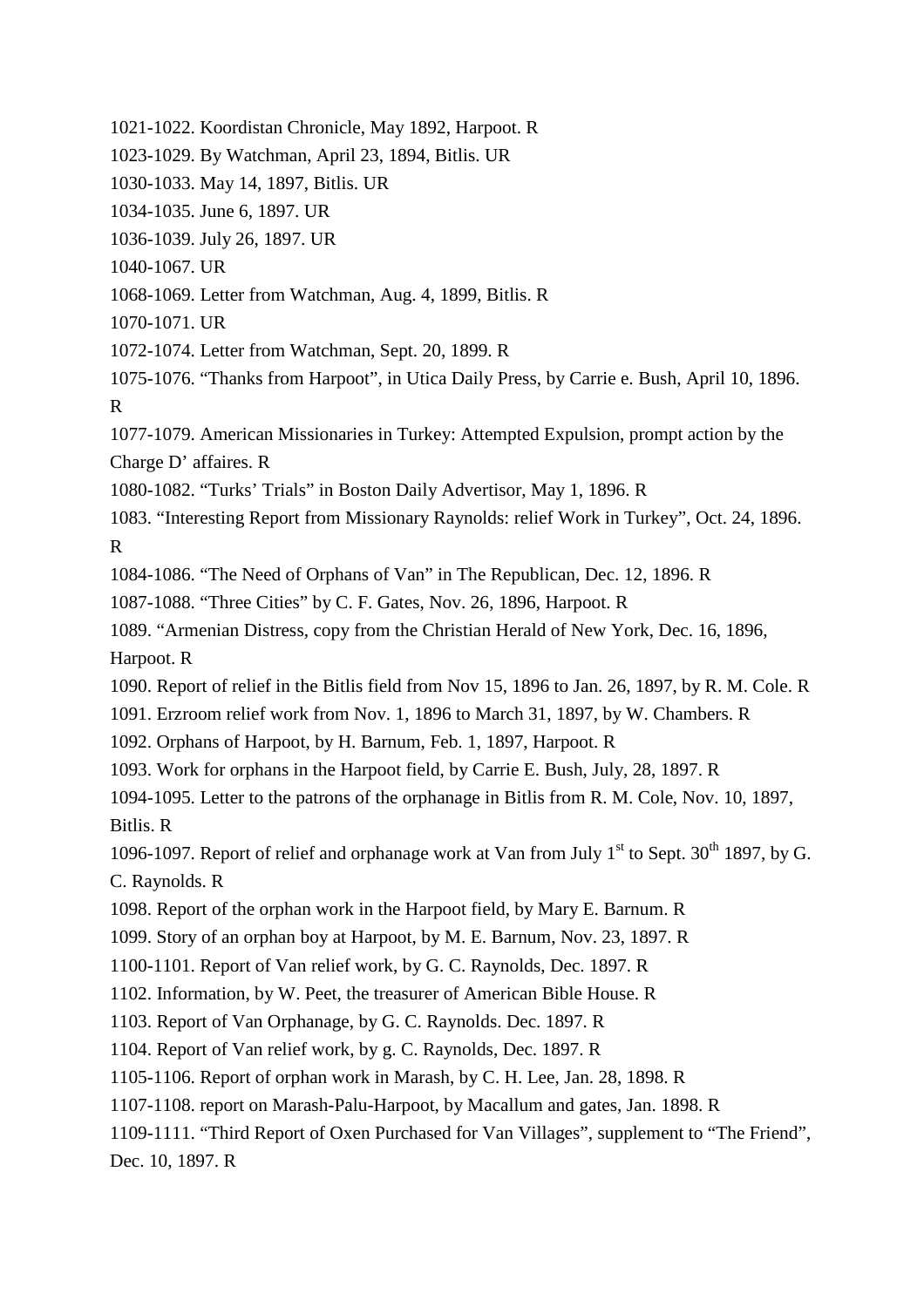1021-1022. Koordistan Chronicle, May 1892, Harpoot. R

1023-1029. By Watchman, April 23, 1894, Bitlis. UR

1030-1033. May 14, 1897, Bitlis. UR

1034-1035. June 6, 1897. UR

1036-1039. July 26, 1897. UR

1040-1067. UR

1068-1069. Letter from Watchman, Aug. 4, 1899, Bitlis. R

1070-1071. UR

1072-1074. Letter from Watchman, Sept. 20, 1899. R

1075-1076. “Thanks from Harpoot”, in Utica Daily Press, by Carrie e. Bush, April 10, 1896. R

1077-1079. American Missionaries in Turkey: Attempted Expulsion, prompt action by the Charge D’ affaires. R

1080-1082. “Turks’ Trials” in Boston Daily Advertisor, May 1, 1896. R

1083. “Interesting Report from Missionary Raynolds: relief Work in Turkey”, Oct. 24, 1896. R

1084-1086. “The Need of Orphans of Van” in The Republican, Dec. 12, 1896. R

1087-1088. “Three Cities” by C. F. Gates, Nov. 26, 1896, Harpoot. R

1089. “Armenian Distress, copy from the Christian Herald of New York, Dec. 16, 1896, Harpoot. R

1090. Report of relief in the Bitlis field from Nov 15, 1896 to Jan. 26, 1897, by R. M. Cole. R

1091. Erzroom relief work from Nov. 1, 1896 to March 31, 1897, by W. Chambers. R

1092. Orphans of Harpoot, by H. Barnum, Feb. 1, 1897, Harpoot. R

1093. Work for orphans in the Harpoot field, by Carrie E. Bush, July, 28, 1897. R

1094-1095. Letter to the patrons of the orphanage in Bitlis from R. M. Cole, Nov. 10, 1897, Bitlis. R

1096-1097. Report of relief and orphanage work at Van from July 1st to Sept. 30th 1897, by G. C. Raynolds. R

1098. Report of the orphan work in the Harpoot field, by Mary E. Barnum. R

1099. Story of an orphan boy at Harpoot, by M. E. Barnum, Nov. 23, 1897. R

1100-1101. Report of Van relief work, by G. C. Raynolds, Dec. 1897. R

1102. Information, by W. Peet, the treasurer of American Bible House. R

1103. Report of Van Orphanage, by G. C. Raynolds. Dec. 1897. R

1104. Report of Van relief work, by g. C. Raynolds, Dec. 1897. R

1105-1106. Report of orphan work in Marash, by C. H. Lee, Jan. 28, 1898. R

1107-1108. report on Marash-Palu-Harpoot, by Macallum and gates, Jan. 1898. R

1109-1111. “Third Report of Oxen Purchased for Van Villages”, supplement to “The Friend”, Dec. 10, 1897. R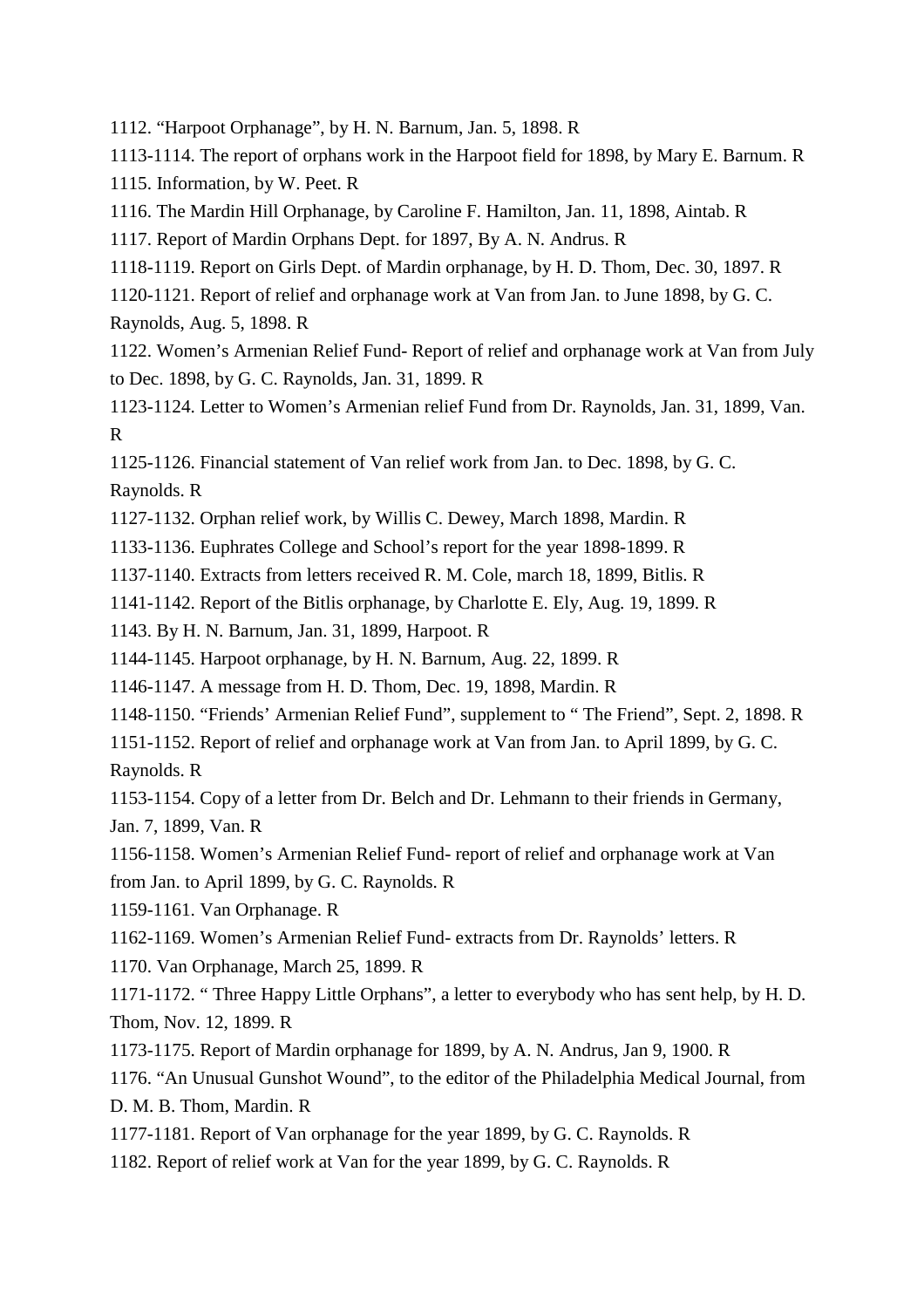1112. “Harpoot Orphanage”, by H. N. Barnum, Jan. 5, 1898. R

1113-1114. The report of orphans work in the Harpoot field for 1898, by Mary E. Barnum. R

1115. Information, by W. Peet. R

1116. The Mardin Hill Orphanage, by Caroline F. Hamilton, Jan. 11, 1898, Aintab. R

1117. Report of Mardin Orphans Dept. for 1897, By A. N. Andrus. R

1118-1119. Report on Girls Dept. of Mardin orphanage, by H. D. Thom, Dec. 30, 1897. R

1120-1121. Report of relief and orphanage work at Van from Jan. to June 1898, by G. C. Raynolds, Aug. 5, 1898. R

1122. Women’s Armenian Relief Fund- Report of relief and orphanage work at Van from July to Dec. 1898, by G. C. Raynolds, Jan. 31, 1899. R

1123-1124. Letter to Women’s Armenian relief Fund from Dr. Raynolds, Jan. 31, 1899, Van. R

1125-1126. Financial statement of Van relief work from Jan. to Dec. 1898, by G. C. Raynolds. R

1127-1132. Orphan relief work, by Willis C. Dewey, March 1898, Mardin. R

1133-1136. Euphrates College and School’s report for the year 1898-1899. R

1137-1140. Extracts from letters received R. M. Cole, march 18, 1899, Bitlis. R

1141-1142. Report of the Bitlis orphanage, by Charlotte E. Ely, Aug. 19, 1899. R

1143. By H. N. Barnum, Jan. 31, 1899, Harpoot. R

1144-1145. Harpoot orphanage, by H. N. Barnum, Aug. 22, 1899. R

1146-1147. A message from H. D. Thom, Dec. 19, 1898, Mardin. R

1148-1150. “Friends’ Armenian Relief Fund”, supplement to “ The Friend”, Sept. 2, 1898. R

1151-1152. Report of relief and orphanage work at Van from Jan. to April 1899, by G. C. Raynolds. R

1153-1154. Copy of a letter from Dr. Belch and Dr. Lehmann to their friends in Germany, Jan. 7, 1899, Van. R

1156-1158. Women’s Armenian Relief Fund- report of relief and orphanage work at Van from Jan. to April 1899, by G. C. Raynolds. R

1159-1161. Van Orphanage. R

1162-1169. Women’s Armenian Relief Fund- extracts from Dr. Raynolds’ letters. R

1170. Van Orphanage, March 25, 1899. R

1171-1172. “ Three Happy Little Orphans”, a letter to everybody who has sent help, by H. D. Thom, Nov. 12, 1899. R

1173-1175. Report of Mardin orphanage for 1899, by A. N. Andrus, Jan 9, 1900. R

1176. “An Unusual Gunshot Wound”, to the editor of the Philadelphia Medical Journal, from D. M. B. Thom, Mardin. R

1177-1181. Report of Van orphanage for the year 1899, by G. C. Raynolds. R

1182. Report of relief work at Van for the year 1899, by G. C. Raynolds. R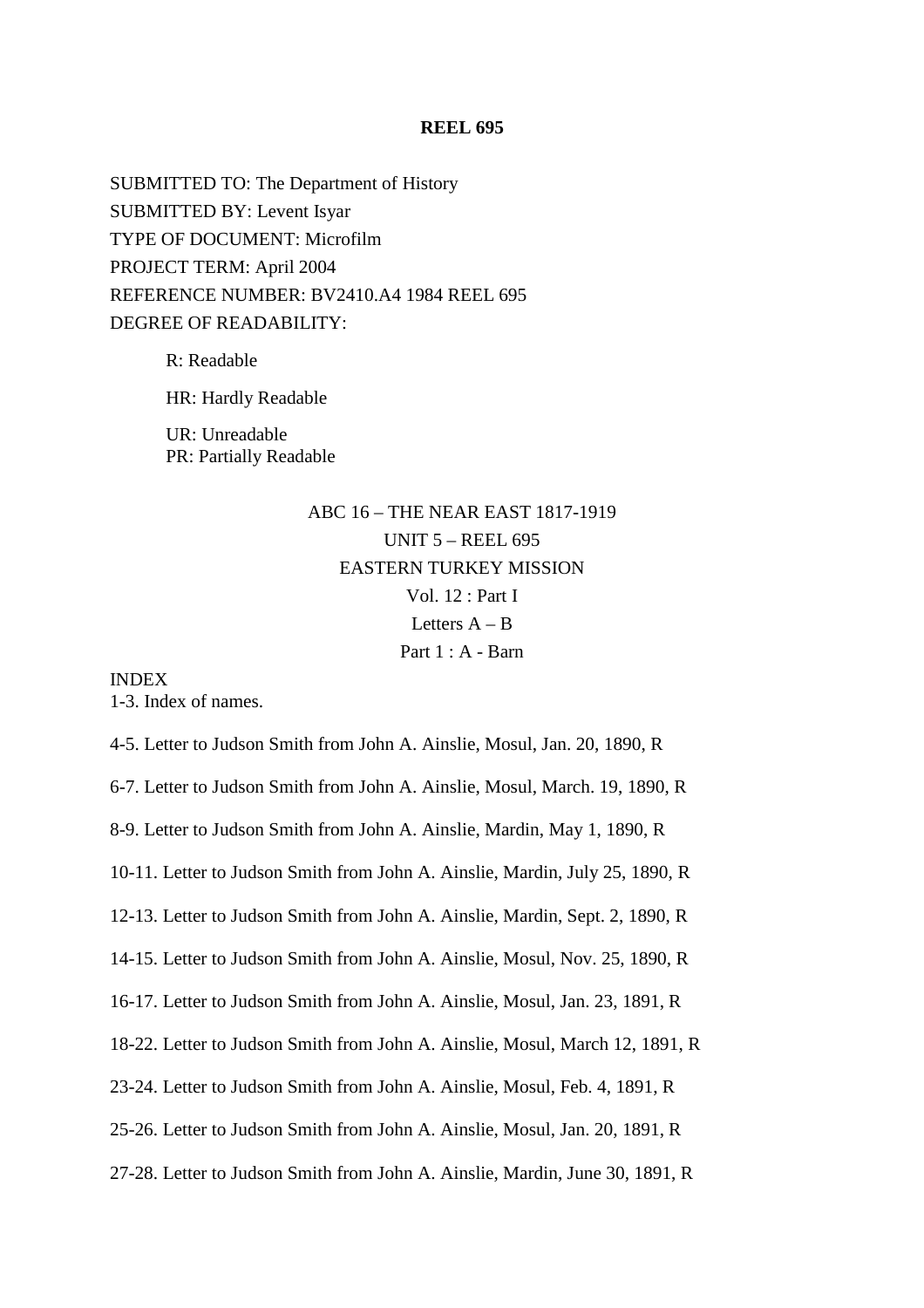**REEL 695**

SUBMITTED TO: The Department of History

SUBMITTED BY: Levent Isyar

TYPE OF DOCUMENT: Microfilm

PROJECT TERM: April 2004

REFERENCE NUMBER: BV2410.A4 1984 REEL 695

DEGREE OF READABILITY:

> R: Readable
>
> HR: Hardly Readable
>
> UR: Unreadable
> PR: Partially Readable

ABC 16 – THE NEAR EAST 1817-1919

UNIT 5 – REEL 695

EASTERN TURKEY MISSION

Vol. 12 : Part I

Letters A – B

Part 1 : A - Barn

INDEX

1-3. Index of names.

4-5. Letter to Judson Smith from John A. Ainslie, Mosul, Jan. 20, 1890, R

6-7. Letter to Judson Smith from John A. Ainslie, Mosul, March. 19, 1890, R

8-9. Letter to Judson Smith from John A. Ainslie, Mardin, May 1, 1890, R

10-11. Letter to Judson Smith from John A. Ainslie, Mardin, July 25, 1890, R

12-13. Letter to Judson Smith from John A. Ainslie, Mardin, Sept. 2, 1890, R

14-15. Letter to Judson Smith from John A. Ainslie, Mosul, Nov. 25, 1890, R

16-17. Letter to Judson Smith from John A. Ainslie, Mosul, Jan. 23, 1891, R

18-22. Letter to Judson Smith from John A. Ainslie, Mosul, March 12, 1891, R

23-24. Letter to Judson Smith from John A. Ainslie, Mosul, Feb. 4, 1891, R

25-26. Letter to Judson Smith from John A. Ainslie, Mosul, Jan. 20, 1891, R

27-28. Letter to Judson Smith from John A. Ainslie, Mardin, June 30, 1891, R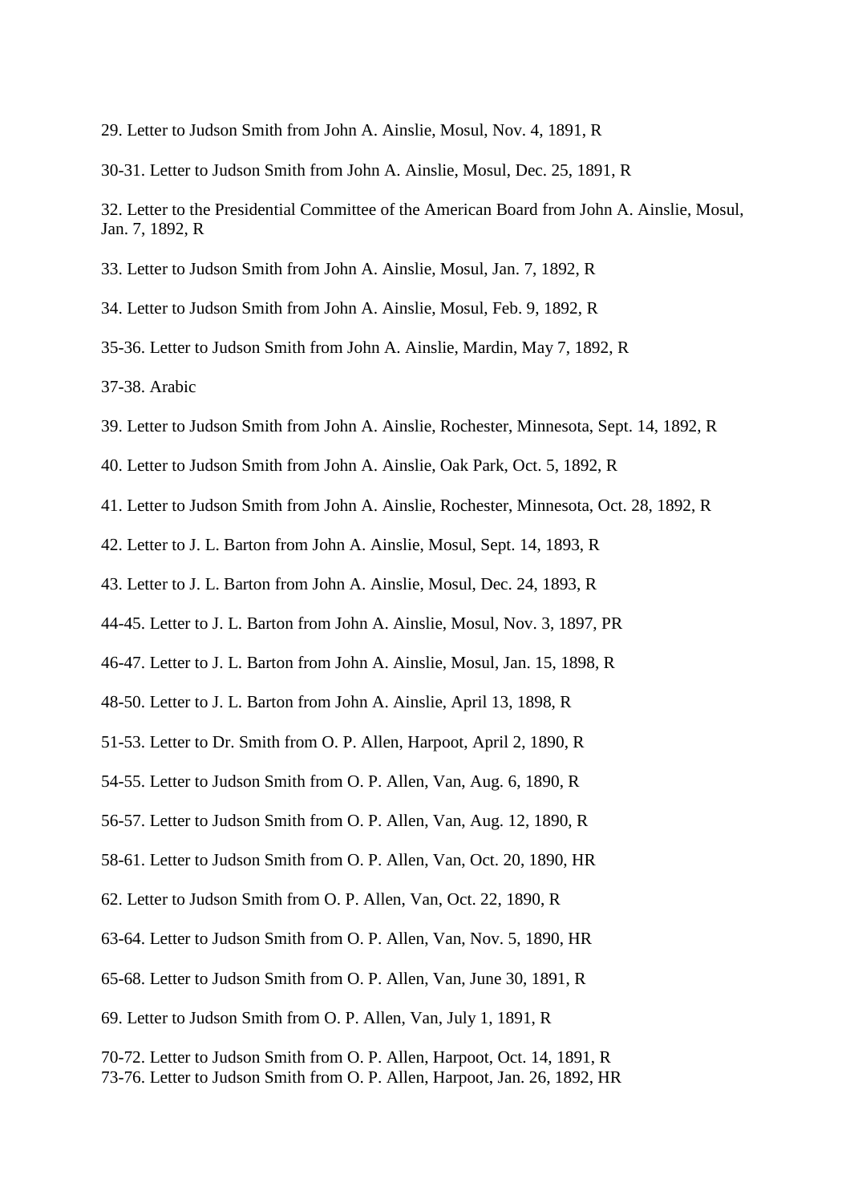29. Letter to Judson Smith from John A. Ainslie, Mosul, Nov. 4, 1891, R

30-31. Letter to Judson Smith from John A. Ainslie, Mosul, Dec. 25, 1891, R

32. Letter to the Presidential Committee of the American Board from John A. Ainslie, Mosul, Jan. 7, 1892, R

33. Letter to Judson Smith from John A. Ainslie, Mosul, Jan. 7, 1892, R

34. Letter to Judson Smith from John A. Ainslie, Mosul, Feb. 9, 1892, R

35-36. Letter to Judson Smith from John A. Ainslie, Mardin, May 7, 1892, R

37-38. Arabic

39. Letter to Judson Smith from John A. Ainslie, Rochester, Minnesota, Sept. 14, 1892, R

40. Letter to Judson Smith from John A. Ainslie, Oak Park, Oct. 5, 1892, R

41. Letter to Judson Smith from John A. Ainslie, Rochester, Minnesota, Oct. 28, 1892, R

42. Letter to J. L. Barton from John A. Ainslie, Mosul, Sept. 14, 1893, R

43. Letter to J. L. Barton from John A. Ainslie, Mosul, Dec. 24, 1893, R

44-45. Letter to J. L. Barton from John A. Ainslie, Mosul, Nov. 3, 1897, PR

46-47. Letter to J. L. Barton from John A. Ainslie, Mosul, Jan. 15, 1898, R

48-50. Letter to J. L. Barton from John A. Ainslie, April 13, 1898, R

51-53. Letter to Dr. Smith from O. P. Allen, Harpoot, April 2, 1890, R

54-55. Letter to Judson Smith from O. P. Allen, Van, Aug. 6, 1890, R

56-57. Letter to Judson Smith from O. P. Allen, Van, Aug. 12, 1890, R

58-61. Letter to Judson Smith from O. P. Allen, Van, Oct. 20, 1890, HR

62. Letter to Judson Smith from O. P. Allen, Van, Oct. 22, 1890, R

63-64. Letter to Judson Smith from O. P. Allen, Van, Nov. 5, 1890, HR

65-68. Letter to Judson Smith from O. P. Allen, Van, June 30, 1891, R

69. Letter to Judson Smith from O. P. Allen, Van, July 1, 1891, R

70-72. Letter to Judson Smith from O. P. Allen, Harpoot, Oct. 14, 1891, R

73-76. Letter to Judson Smith from O. P. Allen, Harpoot, Jan. 26, 1892, HR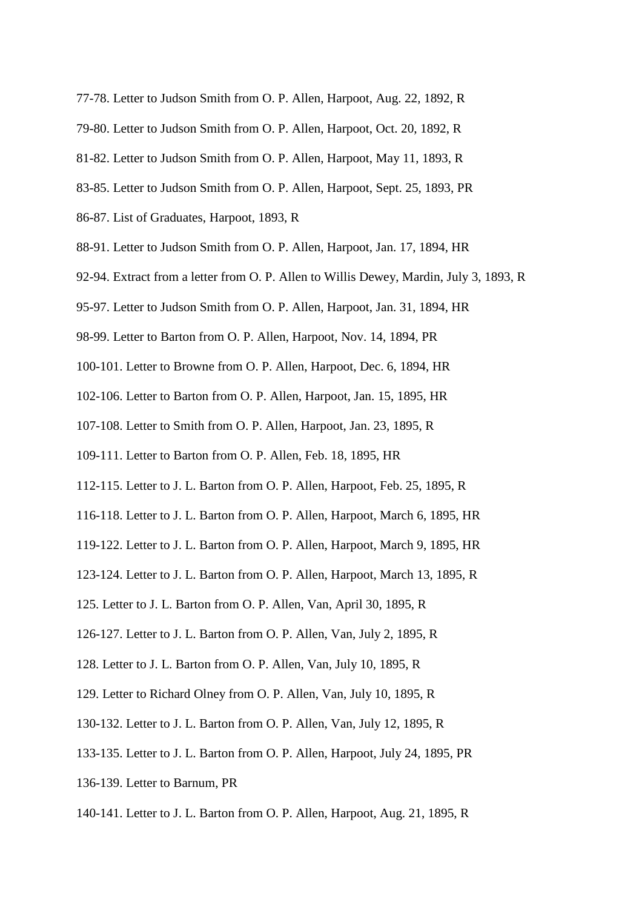77-78. Letter to Judson Smith from O. P. Allen, Harpoot, Aug. 22, 1892, R

79-80. Letter to Judson Smith from O. P. Allen, Harpoot, Oct. 20, 1892, R

81-82. Letter to Judson Smith from O. P. Allen, Harpoot, May 11, 1893, R

83-85. Letter to Judson Smith from O. P. Allen, Harpoot, Sept. 25, 1893, PR

86-87. List of Graduates, Harpoot, 1893, R

88-91. Letter to Judson Smith from O. P. Allen, Harpoot, Jan. 17, 1894, HR

92-94. Extract from a letter from O. P. Allen to Willis Dewey, Mardin, July 3, 1893, R

95-97. Letter to Judson Smith from O. P. Allen, Harpoot, Jan. 31, 1894, HR

98-99. Letter to Barton from O. P. Allen, Harpoot, Nov. 14, 1894, PR

100-101. Letter to Browne from O. P. Allen, Harpoot, Dec. 6, 1894, HR

102-106. Letter to Barton from O. P. Allen, Harpoot, Jan. 15, 1895, HR

107-108. Letter to Smith from O. P. Allen, Harpoot, Jan. 23, 1895, R

109-111. Letter to Barton from O. P. Allen, Feb. 18, 1895, HR

112-115. Letter to J. L. Barton from O. P. Allen, Harpoot, Feb. 25, 1895, R

116-118. Letter to J. L. Barton from O. P. Allen, Harpoot, March 6, 1895, HR

119-122. Letter to J. L. Barton from O. P. Allen, Harpoot, March 9, 1895, HR

123-124. Letter to J. L. Barton from O. P. Allen, Harpoot, March 13, 1895, R

125. Letter to J. L. Barton from O. P. Allen, Van, April 30, 1895, R

126-127. Letter to J. L. Barton from O. P. Allen, Van, July 2, 1895, R

128. Letter to J. L. Barton from O. P. Allen, Van, July 10, 1895, R

129. Letter to Richard Olney from O. P. Allen, Van, July 10, 1895, R

130-132. Letter to J. L. Barton from O. P. Allen, Van, July 12, 1895, R

133-135. Letter to J. L. Barton from O. P. Allen, Harpoot, July 24, 1895, PR

136-139. Letter to Barnum, PR

140-141. Letter to J. L. Barton from O. P. Allen, Harpoot, Aug. 21, 1895, R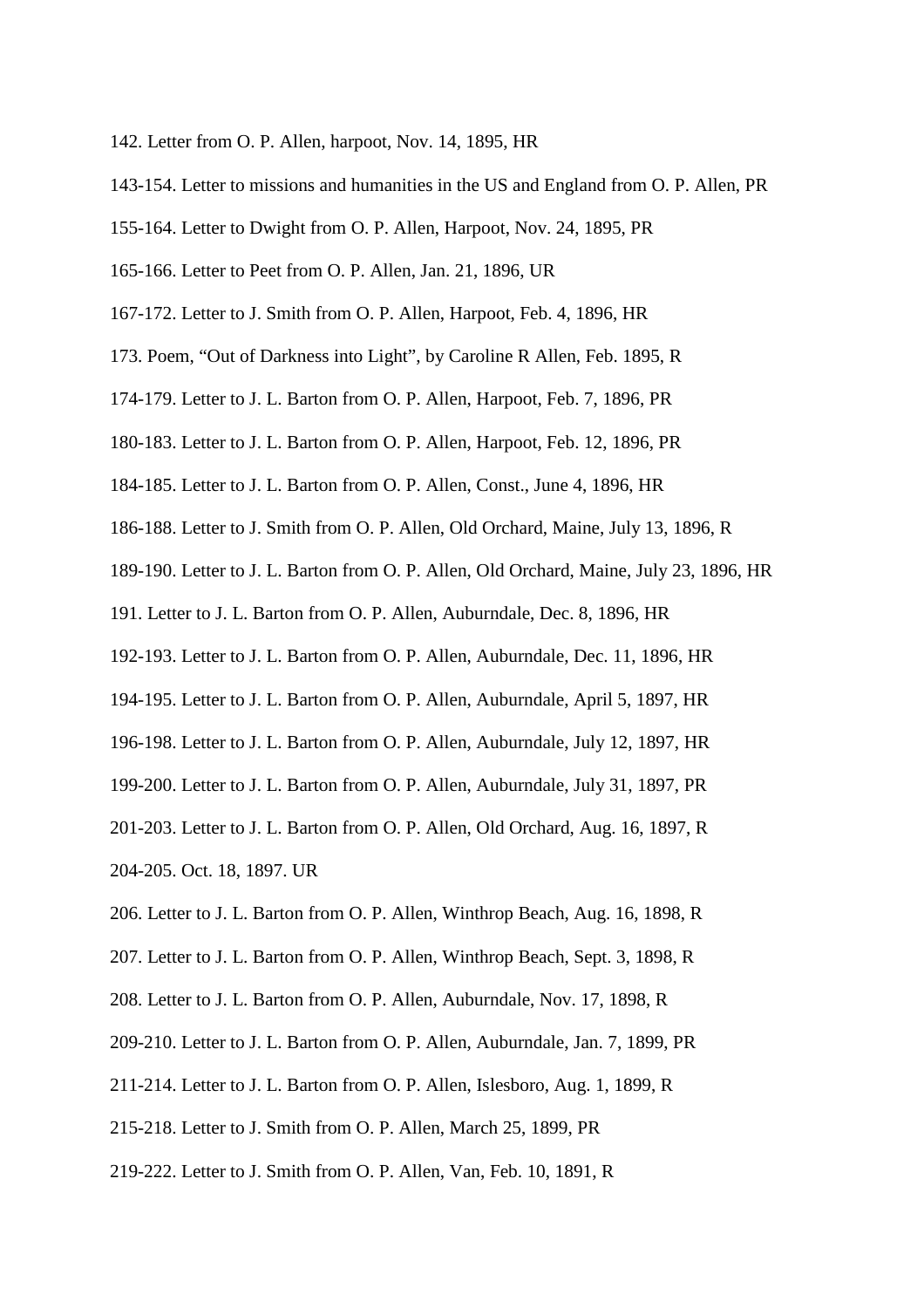142. Letter from O. P. Allen, harpoot, Nov. 14, 1895, HR

143-154. Letter to missions and humanities in the US and England from O. P. Allen, PR

155-164. Letter to Dwight from O. P. Allen, Harpoot, Nov. 24, 1895, PR

165-166. Letter to Peet from O. P. Allen, Jan. 21, 1896, UR

167-172. Letter to J. Smith from O. P. Allen, Harpoot, Feb. 4, 1896, HR

173. Poem, “Out of Darkness into Light”, by Caroline R Allen, Feb. 1895, R

174-179. Letter to J. L. Barton from O. P. Allen, Harpoot, Feb. 7, 1896, PR

180-183. Letter to J. L. Barton from O. P. Allen, Harpoot, Feb. 12, 1896, PR

184-185. Letter to J. L. Barton from O. P. Allen, Const., June 4, 1896, HR

186-188. Letter to J. Smith from O. P. Allen, Old Orchard, Maine, July 13, 1896, R

189-190. Letter to J. L. Barton from O. P. Allen, Old Orchard, Maine, July 23, 1896, HR

191. Letter to J. L. Barton from O. P. Allen, Auburndale, Dec. 8, 1896, HR

192-193. Letter to J. L. Barton from O. P. Allen, Auburndale, Dec. 11, 1896, HR

194-195. Letter to J. L. Barton from O. P. Allen, Auburndale, April 5, 1897, HR

196-198. Letter to J. L. Barton from O. P. Allen, Auburndale, July 12, 1897, HR

199-200. Letter to J. L. Barton from O. P. Allen, Auburndale, July 31, 1897, PR

201-203. Letter to J. L. Barton from O. P. Allen, Old Orchard, Aug. 16, 1897, R

204-205. Oct. 18, 1897. UR

206. Letter to J. L. Barton from O. P. Allen, Winthrop Beach, Aug. 16, 1898, R

207. Letter to J. L. Barton from O. P. Allen, Winthrop Beach, Sept. 3, 1898, R

208. Letter to J. L. Barton from O. P. Allen, Auburndale, Nov. 17, 1898, R

209-210. Letter to J. L. Barton from O. P. Allen, Auburndale, Jan. 7, 1899, PR

211-214. Letter to J. L. Barton from O. P. Allen, Islesboro, Aug. 1, 1899, R

215-218. Letter from J. Smith from O. P. Allen, March 25, 1899, PR

219-222. Letter to J. Smith from O. P. Allen, Van, Feb. 10, 1891, R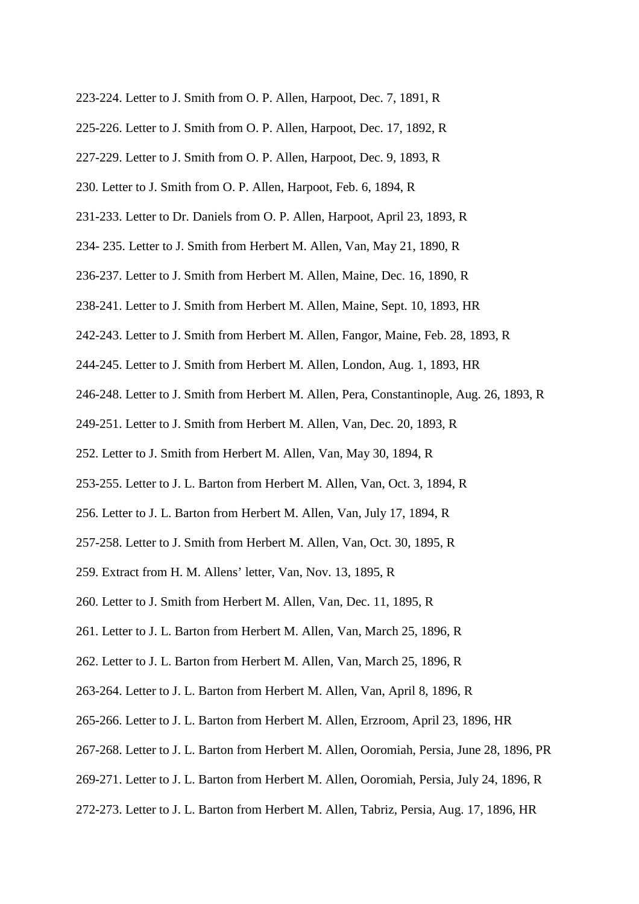223-224. Letter to J. Smith from O. P. Allen, Harpoot, Dec. 7, 1891, R

225-226. Letter to J. Smith from O. P. Allen, Harpoot, Dec. 17, 1892, R

227-229. Letter to J. Smith from O. P. Allen, Harpoot, Dec. 9, 1893, R

230. Letter to J. Smith from O. P. Allen, Harpoot, Feb. 6, 1894, R

231-233. Letter to Dr. Daniels from O. P. Allen, Harpoot, April 23, 1893, R

234- 235. Letter to J. Smith from Herbert M. Allen, Van, May 21, 1890, R

236-237. Letter to J. Smith from Herbert M. Allen, Maine, Dec. 16, 1890, R

238-241. Letter to J. Smith from Herbert M. Allen, Maine, Sept. 10, 1893, HR

242-243. Letter to J. Smith from Herbert M. Allen, Fangor, Maine, Feb. 28, 1893, R

244-245. Letter to J. Smith from Herbert M. Allen, London, Aug. 1, 1893, HR

246-248. Letter to J. Smith from Herbert M. Allen, Pera, Constantinople, Aug. 26, 1893, R

249-251. Letter to J. Smith from Herbert M. Allen, Van, Dec. 20, 1893, R

252. Letter to J. Smith from Herbert M. Allen, Van, May 30, 1894, R

253-255. Letter to J. L. Barton from Herbert M. Allen, Van, Oct. 3, 1894, R

256. Letter to J. L. Barton from Herbert M. Allen, Van, July 17, 1894, R

257-258. Letter to J. Smith from Herbert M. Allen, Van, Oct. 30, 1895, R

259. Extract from H. M. Allens' letter, Van, Nov. 13, 1895, R

260. Letter to J. Smith from Herbert M. Allen, Van, Dec. 11, 1895, R

261. Letter to J. L. Barton from Herbert M. Allen, Van, March 25, 1896, R

262. Letter to J. L. Barton from Herbert M. Allen, Van, March 25, 1896, R

263-264. Letter to J. L. Barton from Herbert M. Allen, Van, April 8, 1896, R

265-266. Letter to J. L. Barton from Herbert M. Allen, Erzroom, April 23, 1896, HR

267-268. Letter to J. L. Barton from Herbert M. Allen, Ooromiah, Persia, June 28, 1896, PR

269-271. Letter to J. L. Barton from Herbert M. Allen, Ooromiah, Persia, July 24, 1896, R

272-273. Letter to J. L. Barton from Herbert M. Allen, Tabriz, Persia, Aug. 17, 1896, HR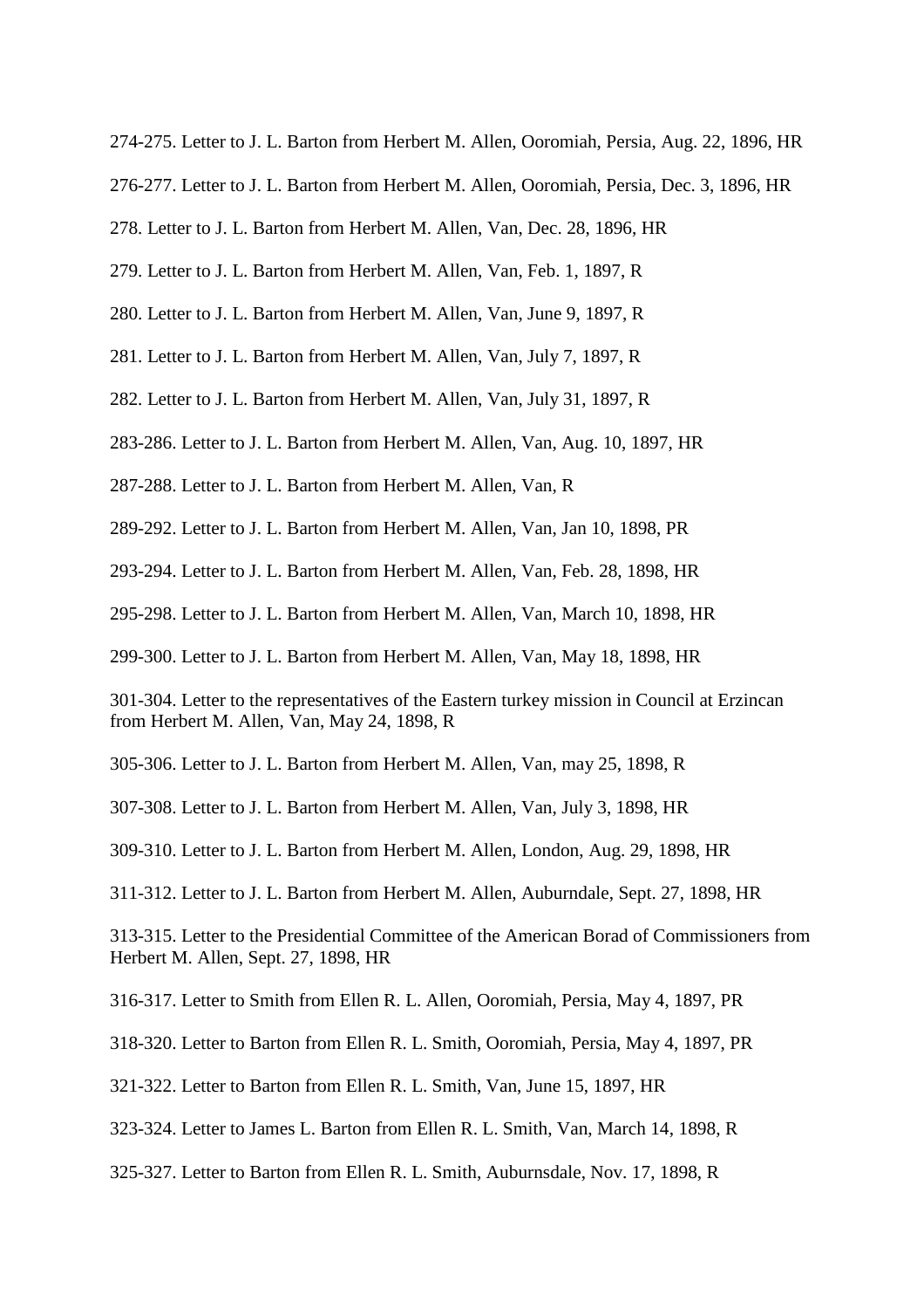274-275. Letter to J. L. Barton from Herbert M. Allen, Ooromiah, Persia, Aug. 22, 1896, HR

276-277. Letter to J. L. Barton from Herbert M. Allen, Ooromiah, Persia, Dec. 3, 1896, HR

278. Letter to J. L. Barton from Herbert M. Allen, Van, Dec. 28, 1896, HR

279. Letter to J. L. Barton from Herbert M. Allen, Van, Feb. 1, 1897, R

280. Letter to J. L. Barton from Herbert M. Allen, Van, June 9, 1897, R

281. Letter to J. L. Barton from Herbert M. Allen, Van, July 7, 1897, R

282. Letter to J. L. Barton from Herbert M. Allen, Van, July 31, 1897, R

283-286. Letter to J. L. Barton from Herbert M. Allen, Van, Aug. 10, 1897, HR

287-288. Letter to J. L. Barton from Herbert M. Allen, Van, R

289-292. Letter to J. L. Barton from Herbert M. Allen, Van, Jan 10, 1898, PR

293-294. Letter to J. L. Barton from Herbert M. Allen, Van, Feb. 28, 1898, HR

295-298. Letter to J. L. Barton from Herbert M. Allen, Van, March 10, 1898, HR

299-300. Letter to J. L. Barton from Herbert M. Allen, Van, May 18, 1898, HR

301-304. Letter to the representatives of the Eastern turkey mission in Council at Erzincan from Herbert M. Allen, Van, May 24, 1898, R

305-306. Letter to J. L. Barton from Herbert M. Allen, Van, may 25, 1898, R

307-308. Letter to J. L. Barton from Herbert M. Allen, Van, July 3, 1898, HR

309-310. Letter to J. L. Barton from Herbert M. Allen, London, Aug. 29, 1898, HR

311-312. Letter to J. L. Barton from Herbert M. Allen, Auburndale, Sept. 27, 1898, HR

313-315. Letter to the Presidential Committee of the American Borad of Commissioners from Herbert M. Allen, Sept. 27, 1898, HR

316-317. Letter to Smith from Ellen R. L. Allen, Ooromiah, Persia, May 4, 1897, PR

318-320. Letter to Barton from Ellen R. L. Smith, Ooromiah, Persia, May 4, 1897, PR

321-322. Letter to Barton from Ellen R. L. Smith, Van, June 15, 1897, HR

323-324. Letter to James L. Barton from Ellen R. L. Smith, Van, March 14, 1898, R

325-327. Letter to Barton from Ellen R. L. Smith, Auburnsdale, Nov. 17, 1898, R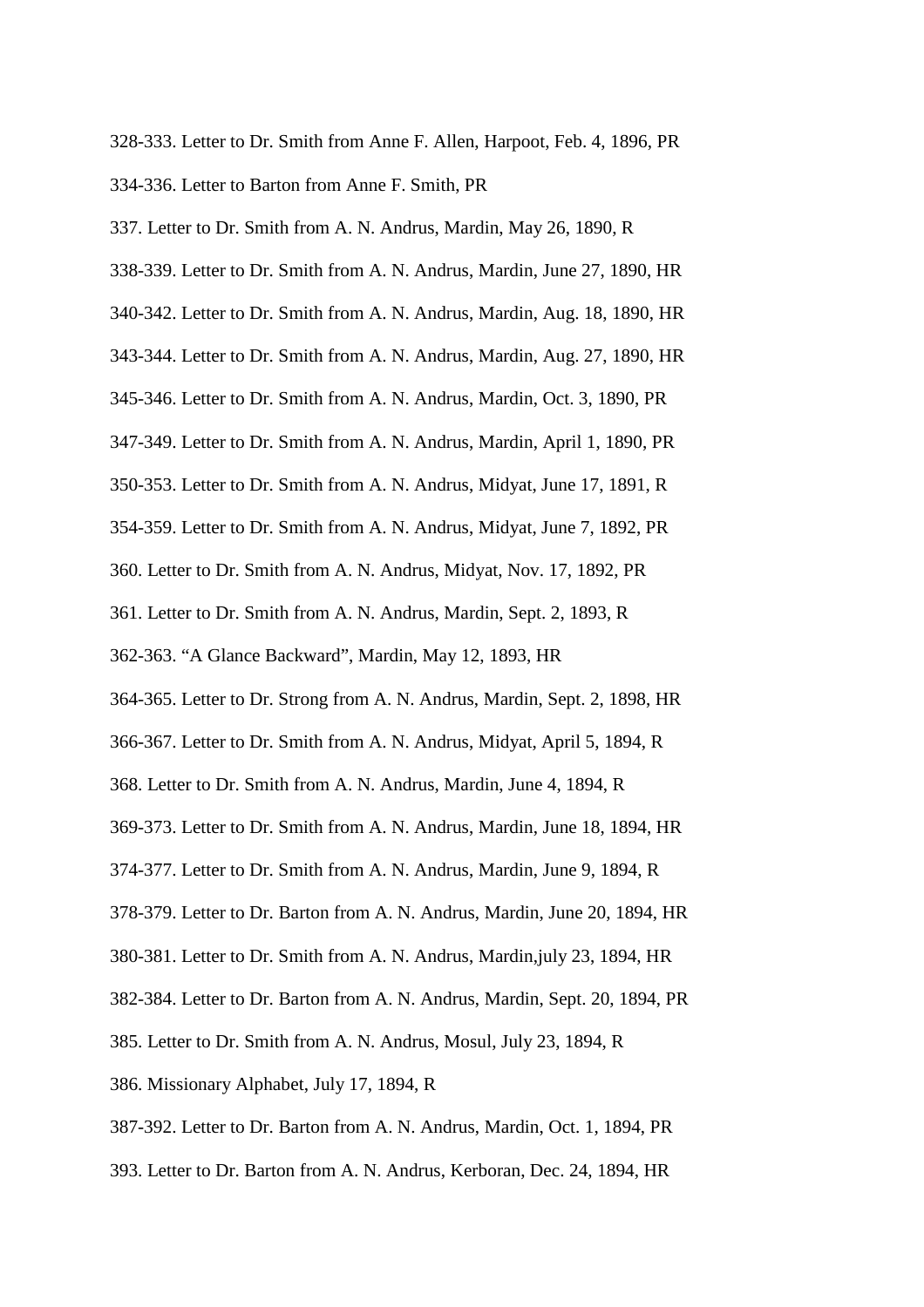328-333. Letter to Dr. Smith from Anne F. Allen, Harpoot, Feb. 4, 1896, PR

334-336. Letter to Barton from Anne F. Smith, PR

337. Letter to Dr. Smith from A. N. Andrus, Mardin, May 26, 1890, R

338-339. Letter to Dr. Smith from A. N. Andrus, Mardin, June 27, 1890, HR

340-342. Letter to Dr. Smith from A. N. Andrus, Mardin, Aug. 18, 1890, HR

343-344. Letter to Dr. Smith from A. N. Andrus, Mardin, Aug. 27, 1890, HR

345-346. Letter to Dr. Smith from A. N. Andrus, Mardin, Oct. 3, 1890, PR

347-349. Letter to Dr. Smith from A. N. Andrus, Mardin, April 1, 1890, PR

350-353. Letter to Dr. Smith from A. N. Andrus, Midyat, June 17, 1891, R

354-359. Letter to Dr. Smith from A. N. Andrus, Midyat, June 7, 1892, PR

360. Letter to Dr. Smith from A. N. Andrus, Midyat, Nov. 17, 1892, PR

361. Letter to Dr. Smith from A. N. Andrus, Mardin, Sept. 2, 1893, R

362-363. “A Glance Backward”, Mardin, May 12, 1893, HR

364-365. Letter to Dr. Strong from A. N. Andrus, Mardin, Sept. 2, 1898, HR

366-367. Letter to Dr. Smith from A. N. Andrus, Midyat, April 5, 1894, R

368. Letter to Dr. Smith from A. N. Andrus, Mardin, June 4, 1894, R

369-373. Letter to Dr. Smith from A. N. Andrus, Mardin, June 18, 1894, HR

374-377. Letter to Dr. Smith from A. N. Andrus, Mardin, June 9, 1894, R

378-379. Letter to Dr. Barton from A. N. Andrus, Mardin, June 20, 1894, HR

380-381. Letter to Dr. Smith from A. N. Andrus, Mardin,july 23, 1894, HR

382-384. Letter to Dr. Barton from A. N. Andrus, Mardin, Sept. 20, 1894, PR

385. Letter to Dr. Smith from A. N. Andrus, Mosul, July 23, 1894, R

386. Missionary Alphabet, July 17, 1894, R

387-392. Letter to Dr. Barton from A. N. Andrus, Mardin, Oct. 1, 1894, PR

393. Letter to Dr. Barton from A. N. Andrus, Kerboran, Dec. 24, 1894, HR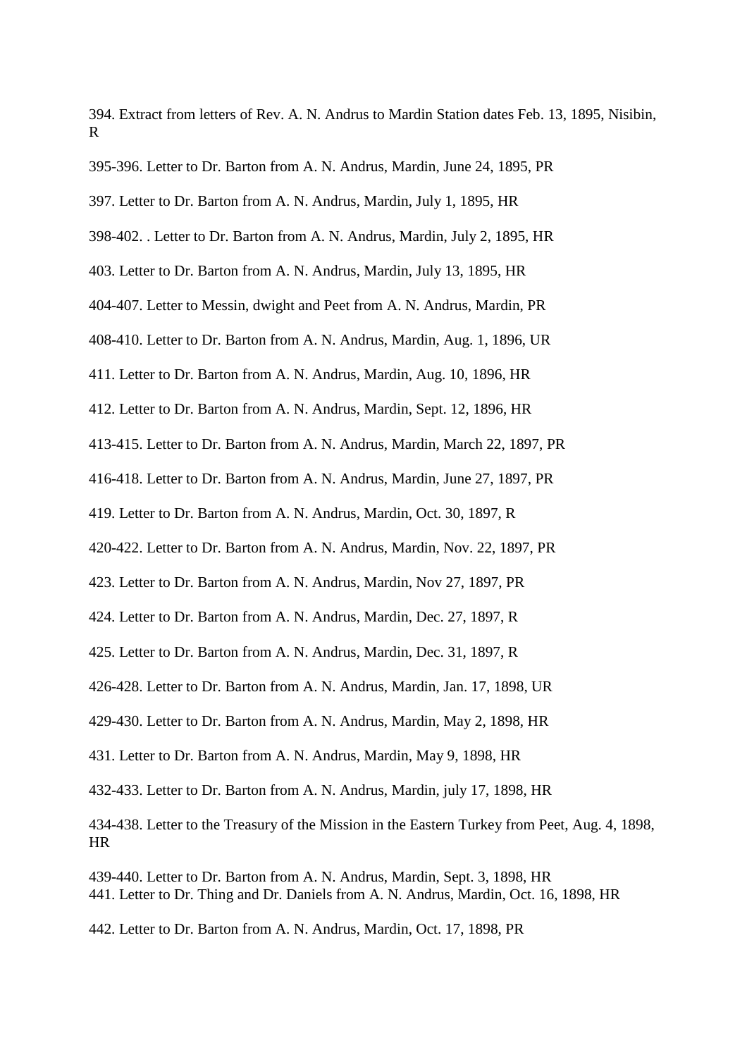394. Extract from letters of Rev. A. N. Andrus to Mardin Station dates Feb. 13, 1895, Nisibin, R

395-396. Letter to Dr. Barton from A. N. Andrus, Mardin, June 24, 1895, PR

397. Letter to Dr. Barton from A. N. Andrus, Mardin, July 1, 1895, HR

398-402. . Letter to Dr. Barton from A. N. Andrus, Mardin, July 2, 1895, HR

403. Letter to Dr. Barton from A. N. Andrus, Mardin, July 13, 1895, HR

404-407. Letter to Messin, dwight and Peet from A. N. Andrus, Mardin, PR

408-410. Letter to Dr. Barton from A. N. Andrus, Mardin, Aug. 1, 1896, UR

411. Letter to Dr. Barton from A. N. Andrus, Mardin, Aug. 10, 1896, HR

412. Letter to Dr. Barton from A. N. Andrus, Mardin, Sept. 12, 1896, HR

413-415. Letter to Dr. Barton from A. N. Andrus, Mardin, March 22, 1897, PR

416-418. Letter to Dr. Barton from A. N. Andrus, Mardin, June 27, 1897, PR

419. Letter to Dr. Barton from A. N. Andrus, Mardin, Oct. 30, 1897, R

420-422. Letter to Dr. Barton from A. N. Andrus, Mardin, Nov. 22, 1897, PR

423. Letter to Dr. Barton from A. N. Andrus, Mardin, Nov 27, 1897, PR

424. Letter to Dr. Barton from A. N. Andrus, Mardin, Dec. 27, 1897, R

425. Letter to Dr. Barton from A. N. Andrus, Mardin, Dec. 31, 1897, R

426-428. Letter to Dr. Barton from A. N. Andrus, Mardin, Jan. 17, 1898, UR

429-430. Letter to Dr. Barton from A. N. Andrus, Mardin, May 2, 1898, HR

431. Letter to Dr. Barton from A. N. Andrus, Mardin, May 9, 1898, HR

432-433. Letter to Dr. Barton from A. N. Andrus, Mardin, july 17, 1898, HR

434-438. Letter to the Treasury of the Mission in the Eastern Turkey from Peet, Aug. 4, 1898, HR

439-440. Letter to Dr. Barton from A. N. Andrus, Mardin, Sept. 3, 1898, HR
441. Letter to Dr. Thing and Dr. Daniels from A. N. Andrus, Mardin, Oct. 16, 1898, HR

442. Letter to Dr. Barton from A. N. Andrus, Mardin, Oct. 17, 1898, PR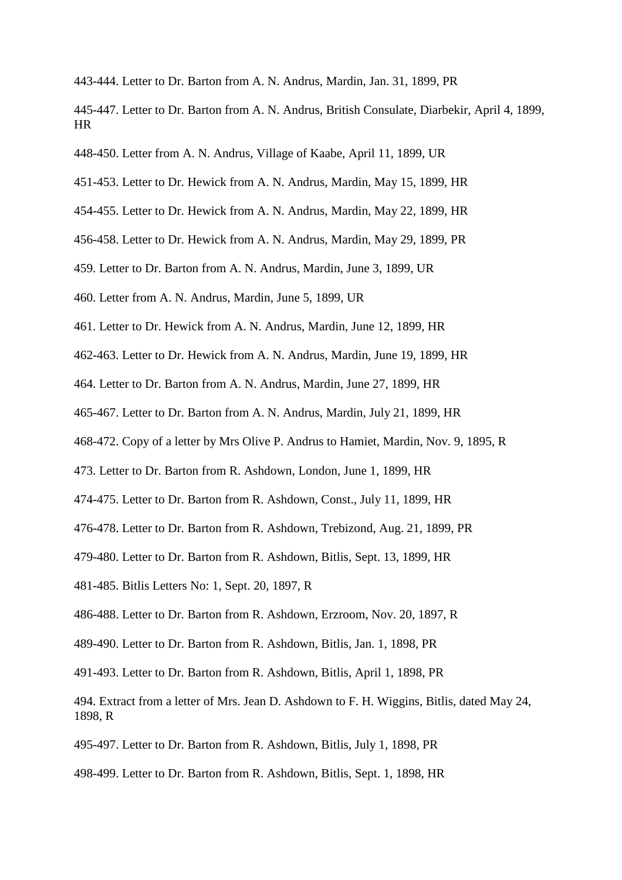443-444. Letter to Dr. Barton from A. N. Andrus, Mardin, Jan. 31, 1899, PR

445-447. Letter to Dr. Barton from A. N. Andrus, British Consulate, Diarbekir, April 4, 1899, HR

448-450. Letter from A. N. Andrus, Village of Kaabe, April 11, 1899, UR

451-453. Letter to Dr. Hewick from A. N. Andrus, Mardin, May 15, 1899, HR

454-455. Letter to Dr. Hewick from A. N. Andrus, Mardin, May 22, 1899, HR

456-458. Letter to Dr. Hewick from A. N. Andrus, Mardin, May 29, 1899, PR

459. Letter to Dr. Barton from A. N. Andrus, Mardin, June 3, 1899, UR

460. Letter from A. N. Andrus, Mardin, June 5, 1899, UR

461. Letter to Dr. Hewick from A. N. Andrus, Mardin, June 12, 1899, HR

462-463. Letter to Dr. Hewick from A. N. Andrus, Mardin, June 19, 1899, HR

464. Letter to Dr. Barton from A. N. Andrus, Mardin, June 27, 1899, HR

465-467. Letter to Dr. Barton from A. N. Andrus, Mardin, July 21, 1899, HR

468-472. Copy of a letter by Mrs Olive P. Andrus to Hamiet, Mardin, Nov. 9, 1895, R

473. Letter to Dr. Barton from R. Ashdown, London, June 1, 1899, HR

474-475. Letter to Dr. Barton from R. Ashdown, Const., July 11, 1899, HR

476-478. Letter to Dr. Barton from R. Ashdown, Trebizond, Aug. 21, 1899, PR

479-480. Letter to Dr. Barton from R. Ashdown, Bitlis, Sept. 13, 1899, HR

481-485. Bitlis Letters No: 1, Sept. 20, 1897, R

486-488. Letter to Dr. Barton from R. Ashdown, Erzroom, Nov. 20, 1897, R

489-490. Letter to Dr. Barton from R. Ashdown, Bitlis, Jan. 1, 1898, PR

491-493. Letter to Dr. Barton from R. Ashdown, Bitlis, April 1, 1898, PR

494. Extract from a letter of Mrs. Jean D. Ashdown to F. H. Wiggins, Bitlis, dated May 24, 1898, R

495-497. Letter to Dr. Barton from R. Ashdown, Bitlis, July 1, 1898, PR

498-499. Letter to Dr. Barton from R. Ashdown, Bitlis, Sept. 1, 1898, HR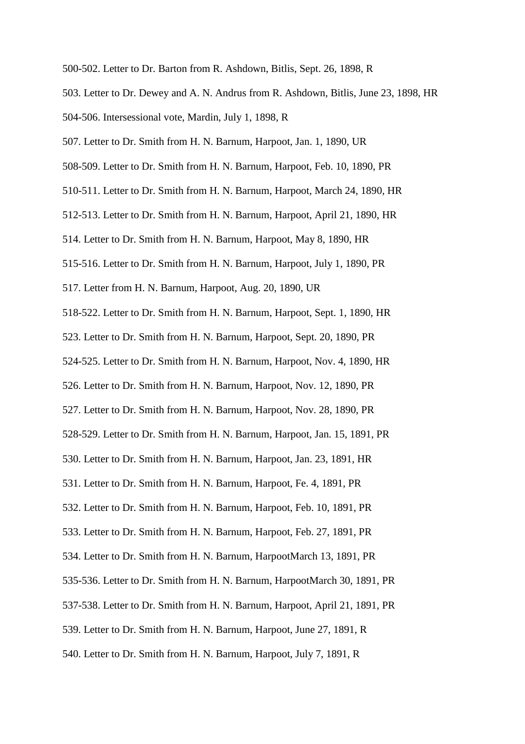500-502. Letter to Dr. Barton from R. Ashdown, Bitlis, Sept. 26, 1898, R

503. Letter to Dr. Dewey and A. N. Andrus from R. Ashdown, Bitlis, June 23, 1898, HR

504-506. Intersessional vote, Mardin, July 1, 1898, R

507. Letter to Dr. Smith from H. N. Barnum, Harpoot, Jan. 1, 1890, UR

508-509. Letter to Dr. Smith from H. N. Barnum, Harpoot, Feb. 10, 1890, PR

510-511. Letter to Dr. Smith from H. N. Barnum, Harpoot, March 24, 1890, HR

512-513. Letter to Dr. Smith from H. N. Barnum, Harpoot, April 21, 1890, HR

514. Letter to Dr. Smith from H. N. Barnum, Harpoot, May 8, 1890, HR

515-516. Letter to Dr. Smith from H. N. Barnum, Harpoot, July 1, 1890, PR

517. Letter from H. N. Barnum, Harpoot, Aug. 20, 1890, UR

518-522. Letter to Dr. Smith from H. N. Barnum, Harpoot, Sept. 1, 1890, HR

523. Letter to Dr. Smith from H. N. Barnum, Harpoot, Sept. 20, 1890, PR

524-525. Letter to Dr. Smith from H. N. Barnum, Harpoot, Nov. 4, 1890, HR

526. Letter to Dr. Smith from H. N. Barnum, Harpoot, Nov. 12, 1890, PR

527. Letter to Dr. Smith from H. N. Barnum, Harpoot, Nov. 28, 1890, PR

528-529. Letter to Dr. Smith from H. N. Barnum, Harpoot, Jan. 15, 1891, PR

530. Letter to Dr. Smith from H. N. Barnum, Harpoot, Jan. 23, 1891, HR

531. Letter to Dr. Smith from H. N. Barnum, Harpoot, Fe. 4, 1891, PR

532. Letter to Dr. Smith from H. N. Barnum, Harpoot, Feb. 10, 1891, PR

533. Letter to Dr. Smith from H. N. Barnum, Harpoot, Feb. 27, 1891, PR

534. Letter to Dr. Smith from H. N. Barnum, HarpootMarch 13, 1891, PR

535-536. Letter to Dr. Smith from H. N. Barnum, HarpootMarch 30, 1891, PR

537-538. Letter to Dr. Smith from H. N. Barnum, Harpoot, April 21, 1891, PR

539. Letter to Dr. Smith from H. N. Barnum, Harpoot, June 27, 1891, R

540. Letter to Dr. Smith from H. N. Barnum, Harpoot, July 7, 1891, R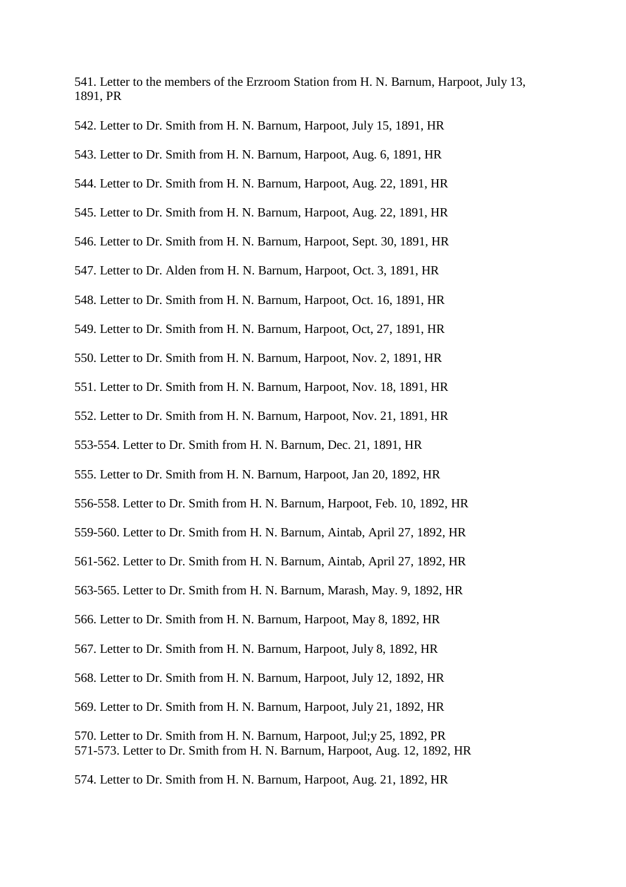541. Letter to the members of the Erzroom Station from H. N. Barnum, Harpoot, July 13, 1891, PR

542. Letter to Dr. Smith from H. N. Barnum, Harpoot, July 15, 1891, HR

543. Letter to Dr. Smith from H. N. Barnum, Harpoot, Aug. 6, 1891, HR

544. Letter to Dr. Smith from H. N. Barnum, Harpoot, Aug. 22, 1891, HR

545. Letter to Dr. Smith from H. N. Barnum, Harpoot, Aug. 22, 1891, HR

546. Letter to Dr. Smith from H. N. Barnum, Harpoot, Sept. 30, 1891, HR

547. Letter to Dr. Alden from H. N. Barnum, Harpoot, Oct. 3, 1891, HR

548. Letter to Dr. Smith from H. N. Barnum, Harpoot, Oct. 16, 1891, HR

549. Letter to Dr. Smith from H. N. Barnum, Harpoot, Oct, 27, 1891, HR

550. Letter to Dr. Smith from H. N. Barnum, Harpoot, Nov. 2, 1891, HR

551. Letter to Dr. Smith from H. N. Barnum, Harpoot, Nov. 18, 1891, HR

552. Letter to Dr. Smith from H. N. Barnum, Harpoot, Nov. 21, 1891, HR

553-554. Letter to Dr. Smith from H. N. Barnum, Dec. 21, 1891, HR

555. Letter to Dr. Smith from H. N. Barnum, Harpoot, Jan 20, 1892, HR

556-558. Letter to Dr. Smith from H. N. Barnum, Harpoot, Feb. 10, 1892, HR

559-560. Letter to Dr. Smith from H. N. Barnum, Aintab, April 27, 1892, HR

561-562. Letter to Dr. Smith from H. N. Barnum, Aintab, April 27, 1892, HR

563-565. Letter to Dr. Smith from H. N. Barnum, Marash, May. 9, 1892, HR

566. Letter to Dr. Smith from H. N. Barnum, Harpoot, May 8, 1892, HR

567. Letter to Dr. Smith from H. N. Barnum, Harpoot, July 8, 1892, HR

568. Letter to Dr. Smith from H. N. Barnum, Harpoot, July 12, 1892, HR

569. Letter to Dr. Smith from H. N. Barnum, Harpoot, July 21, 1892, HR

570. Letter to Dr. Smith from H. N. Barnum, Harpoot, Jul;y 25, 1892, PR

571-573. Letter to Dr. Smith from H. N. Barnum, Harpoot, Aug. 12, 1892, HR

574. Letter to Dr. Smith from H. N. Barnum, Harpoot, Aug. 21, 1892, HR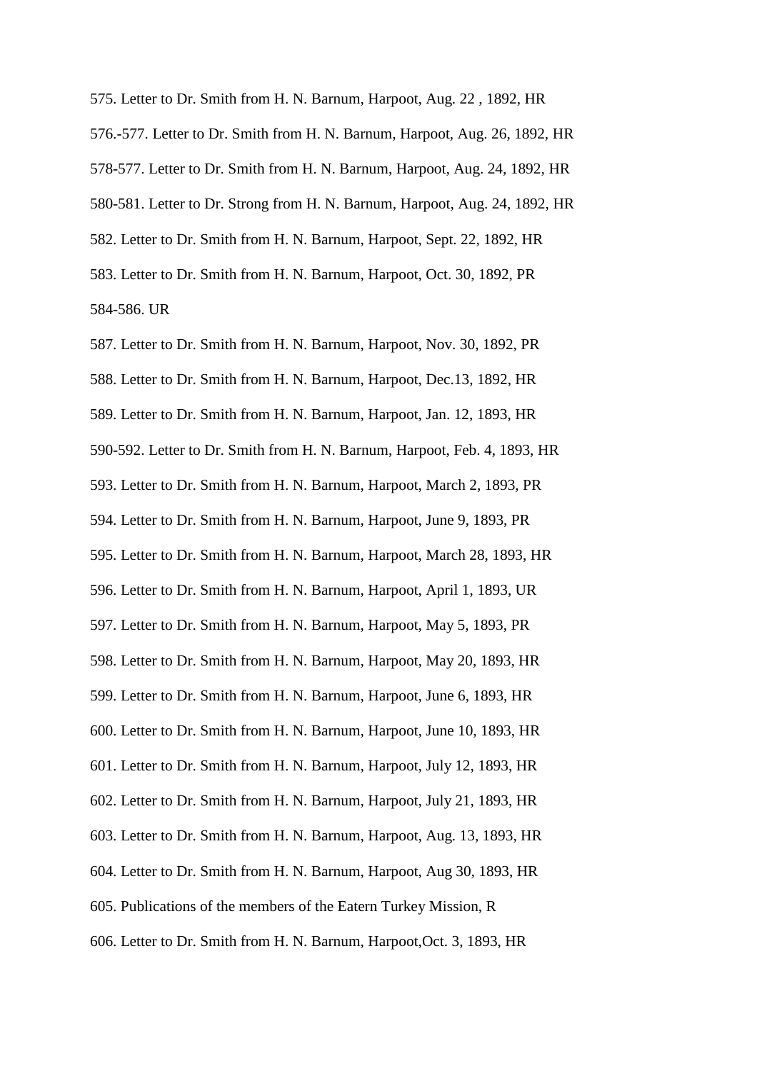575. Letter to Dr. Smith from H. N. Barnum, Harpoot, Aug. 22 , 1892, HR

576.-577. Letter to Dr. Smith from H. N. Barnum, Harpoot, Aug. 26, 1892, HR

578-577. Letter to Dr. Smith from H. N. Barnum, Harpoot, Aug. 24, 1892, HR

580-581. Letter to Dr. Strong from H. N. Barnum, Harpoot, Aug. 24, 1892, HR

582. Letter to Dr. Smith from H. N. Barnum, Harpoot, Sept. 22, 1892, HR

583. Letter to Dr. Smith from H. N. Barnum, Harpoot, Oct. 30, 1892, PR

584-586. UR

587. Letter to Dr. Smith from H. N. Barnum, Harpoot, Nov. 30, 1892, PR

588. Letter to Dr. Smith from H. N. Barnum, Harpoot, Dec.13, 1892, HR

589. Letter to Dr. Smith from H. N. Barnum, Harpoot, Jan. 12, 1893, HR

590-592. Letter to Dr. Smith from H. N. Barnum, Harpoot, Feb. 4, 1893, HR

593. Letter to Dr. Smith from H. N. Barnum, Harpoot, March 2, 1893, PR

594. Letter to Dr. Smith from H. N. Barnum, Harpoot, June 9, 1893, PR

595. Letter to Dr. Smith from H. N. Barnum, Harpoot, March 28, 1893, HR

596. Letter to Dr. Smith from H. N. Barnum, Harpoot, April 1, 1893, UR

597. Letter to Dr. Smith from H. N. Barnum, Harpoot, May 5, 1893, PR

598. Letter to Dr. Smith from H. N. Barnum, Harpoot, May 20, 1893, HR

599. Letter to Dr. Smith from H. N. Barnum, Harpoot, June 6, 1893, HR

600. Letter to Dr. Smith from H. N. Barnum, Harpoot, June 10, 1893, HR

601. Letter to Dr. Smith from H. N. Barnum, Harpoot, July 12, 1893, HR

602. Letter to Dr. Smith from H. N. Barnum, Harpoot, July 21, 1893, HR

603. Letter to Dr. Smith from H. N. Barnum, Harpoot, Aug. 13, 1893, HR

604. Letter to Dr. Smith from H. N. Barnum, Harpoot, Aug 30, 1893, HR

605. Publications of the members of the Eatern Turkey Mission, R

606. Letter to Dr. Smith from H. N. Barnum, Harpoot,Oct. 3, 1893, HR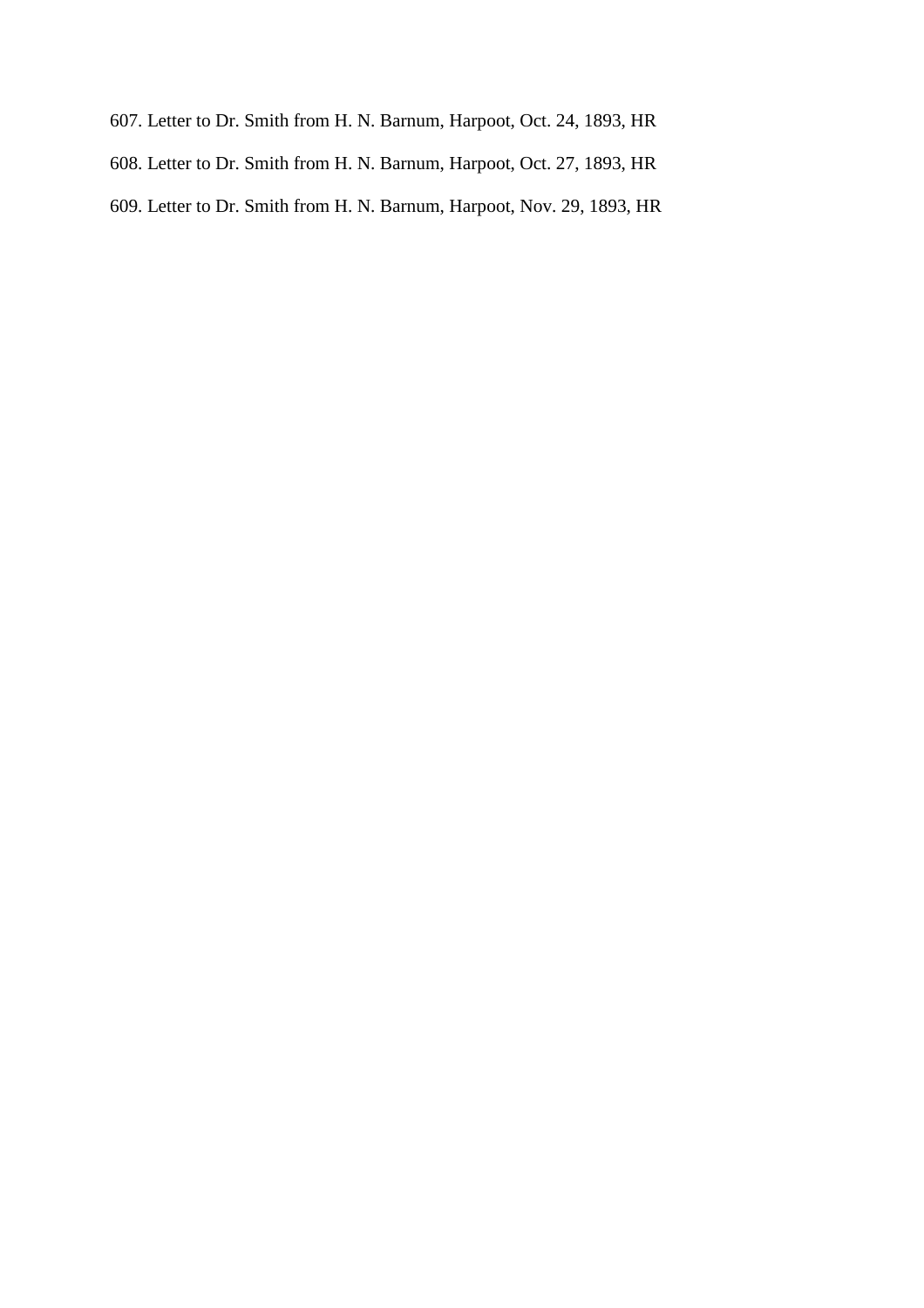607. Letter to Dr. Smith from H. N. Barnum, Harpoot, Oct. 24, 1893, HR

608. Letter to Dr. Smith from H. N. Barnum, Harpoot, Oct. 27, 1893, HR

609. Letter to Dr. Smith from H. N. Barnum, Harpoot, Nov. 29, 1893, HR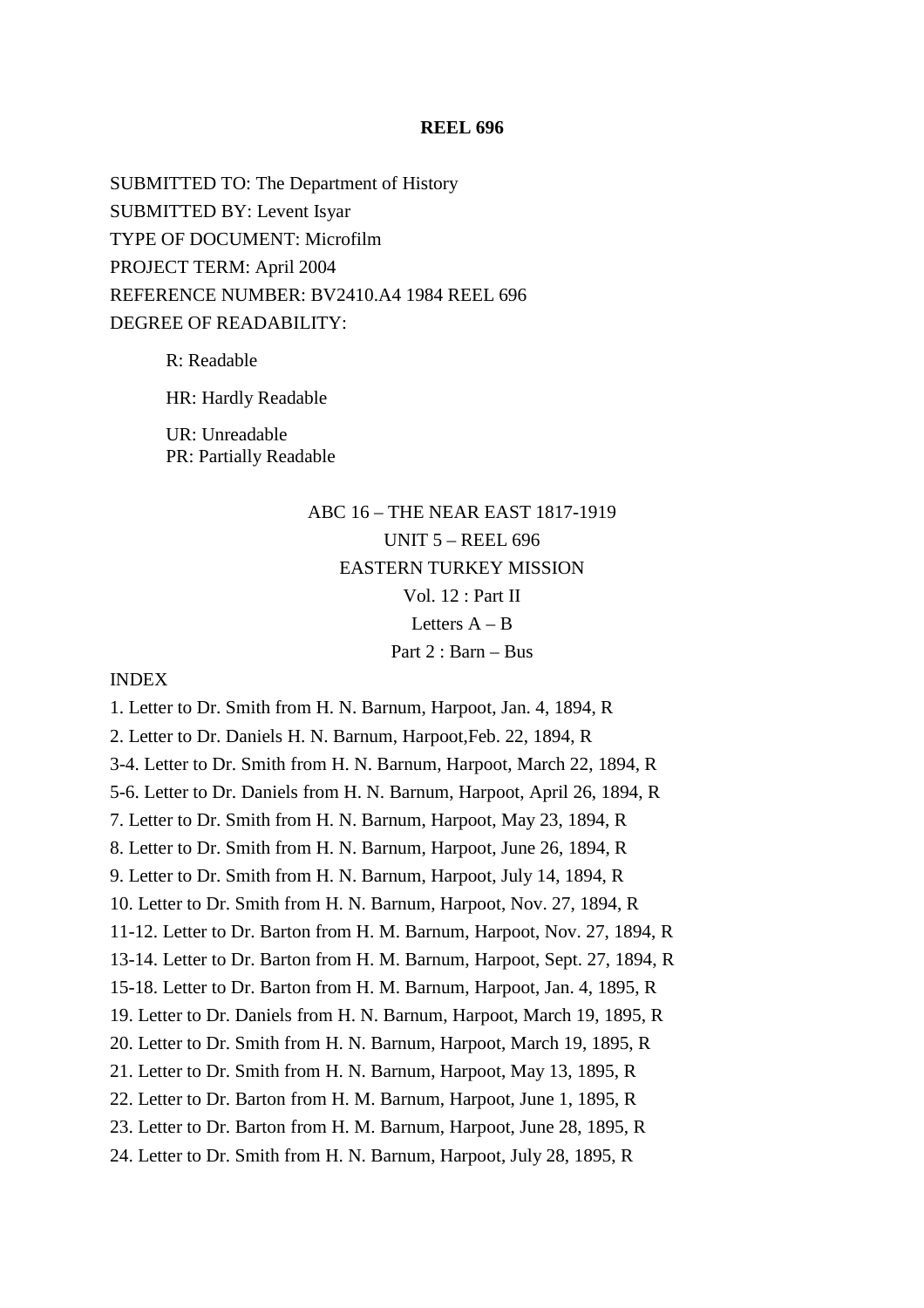**REEL 696**

SUBMITTED TO: The Department of History
SUBMITTED BY: Levent Isyar
TYPE OF DOCUMENT: Microfilm
PROJECT TERM: April 2004
REFERENCE NUMBER: BV2410.A4 1984 REEL 696
DEGREE OF READABILITY:

R: Readable

HR: Hardly Readable

UR: Unreadable
PR: Partially Readable

ABC 16 – THE NEAR EAST 1817-1919
UNIT 5 – REEL 696
EASTERN TURKEY MISSION
Vol. 12 : Part II
Letters A – B
Part 2 : Barn – Bus

INDEX

1. Letter to Dr. Smith from H. N. Barnum, Harpoot, Jan. 4, 1894, R
2. Letter to Dr. Daniels H. N. Barnum, Harpoot,Feb. 22, 1894, R
3-4. Letter to Dr. Smith from H. N. Barnum, Harpoot, March 22, 1894, R
5-6. Letter to Dr. Daniels from H. N. Barnum, Harpoot, April 26, 1894, R
7. Letter to Dr. Smith from H. N. Barnum, Harpoot, May 23, 1894, R
8. Letter to Dr. Smith from H. N. Barnum, Harpoot, June 26, 1894, R
9. Letter to Dr. Smith from H. N. Barnum, Harpoot, July 14, 1894, R
10. Letter to Dr. Smith from H. N. Barnum, Harpoot, Nov. 27, 1894, R
11-12. Letter to Dr. Barton from H. M. Barnum, Harpoot, Nov. 27, 1894, R
13-14. Letter to Dr. Barton from H. M. Barnum, Harpoot, Sept. 27, 1894, R
15-18. Letter to Dr. Barton from H. M. Barnum, Harpoot, Jan. 4, 1895, R
19. Letter to Dr. Daniels from H. N. Barnum, Harpoot, March 19, 1895, R
20. Letter to Dr. Smith from H. N. Barnum, Harpoot, March 19, 1895, R
21. Letter to Dr. Smith from H. N. Barnum, Harpoot, May 13, 1895, R
22. Letter to Dr. Barton from H. M. Barnum, Harpoot, June 1, 1895, R
23. Letter to Dr. Barton from H. M. Barnum, Harpoot, June 28, 1895, R
24. Letter to Dr. Smith from H. N. Barnum, Harpoot, July 28, 1895, R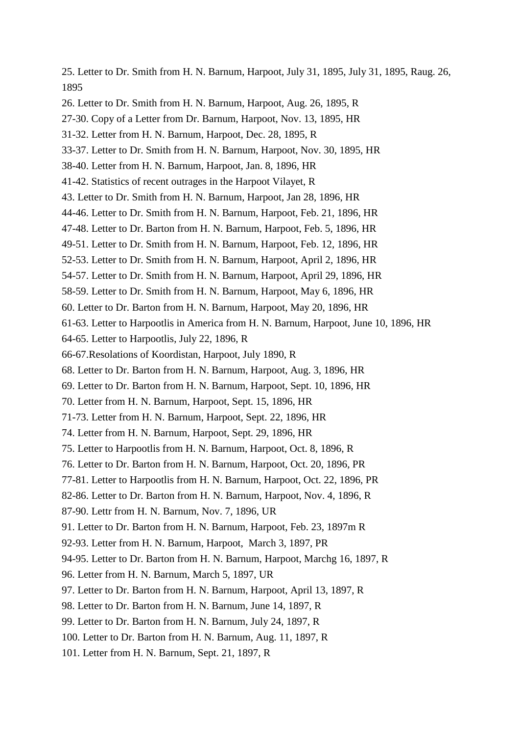25. Letter to Dr. Smith from H. N. Barnum, Harpoot, July 31, 1895, July 31, 1895, Raug. 26, 1895

26. Letter to Dr. Smith from H. N. Barnum, Harpoot, Aug. 26, 1895, R

27-30. Copy of a Letter from Dr. Barnum, Harpoot, Nov. 13, 1895, HR

31-32. Letter from H. N. Barnum, Harpoot, Dec. 28, 1895, R

33-37. Letter to Dr. Smith from H. N. Barnum, Harpoot, Nov. 30, 1895, HR

38-40. Letter from H. N. Barnum, Harpoot, Jan. 8, 1896, HR

41-42. Statistics of recent outrages in the Harpoot Vilayet, R

43. Letter to Dr. Smith from H. N. Barnum, Harpoot, Jan 28, 1896, HR

44-46. Letter to Dr. Smith from H. N. Barnum, Harpoot, Feb. 21, 1896, HR

47-48. Letter to Dr. Barton from H. N. Barnum, Harpoot, Feb. 5, 1896, HR

49-51. Letter to Dr. Smith from H. N. Barnum, Harpoot, Feb. 12, 1896, HR

52-53. Letter to Dr. Smith from H. N. Barnum, Harpoot, April 2, 1896, HR

54-57. Letter to Dr. Smith from H. N. Barnum, Harpoot, April 29, 1896, HR

58-59. Letter to Dr. Smith from H. N. Barnum, Harpoot, May 6, 1896, HR

60. Letter to Dr. Barton from H. N. Barnum, Harpoot, May 20, 1896, HR

61-63. Letter to Harpootlis in America from H. N. Barnum, Harpoot, June 10, 1896, HR

64-65. Letter to Harpootlis, July 22, 1896, R

66-67.Resolations of Koordistan, Harpoot, July 1890, R

68. Letter to Dr. Barton from H. N. Barnum, Harpoot, Aug. 3, 1896, HR

69. Letter to Dr. Barton from H. N. Barnum, Harpoot, Sept. 10, 1896, HR

70. Letter from H. N. Barnum, Harpoot, Sept. 15, 1896, HR

71-73. Letter from H. N. Barnum, Harpoot, Sept. 22, 1896, HR

74. Letter from H. N. Barnum, Harpoot, Sept. 29, 1896, HR

75. Letter to Harpootlis from H. N. Barnum, Harpoot, Oct. 8, 1896, R

76. Letter to Dr. Barton from H. N. Barnum, Harpoot, Oct. 20, 1896, PR

77-81. Letter to Harpootlis from H. N. Barnum, Harpoot, Oct. 22, 1896, PR

82-86. Letter to Dr. Barton from H. N. Barnum, Harpoot, Nov. 4, 1896, R

87-90. Lettr from H. N. Barnum, Nov. 7, 1896, UR

91. Letter to Dr. Barton from H. N. Barnum, Harpoot, Feb. 23, 1897m R

92-93. Letter from H. N. Barnum, Harpoot, March 3, 1897, PR

94-95. Letter to Dr. Barton from H. N. Barnum, Harpoot, Marchg 16, 1897, R

96. Letter from H. N. Barnum, March 5, 1897, UR

97. Letter to Dr. Barton from H. N. Barnum, Harpoot, April 13, 1897, R

98. Letter to Dr. Barton from H. N. Barnum, June 14, 1897, R

99. Letter to Dr. Barton from H. N. Barnum, July 24, 1897, R

100. Letter to Dr. Barton from H. N. Barnum, Aug. 11, 1897, R

101. Letter from H. N. Barnum, Sept. 21, 1897, R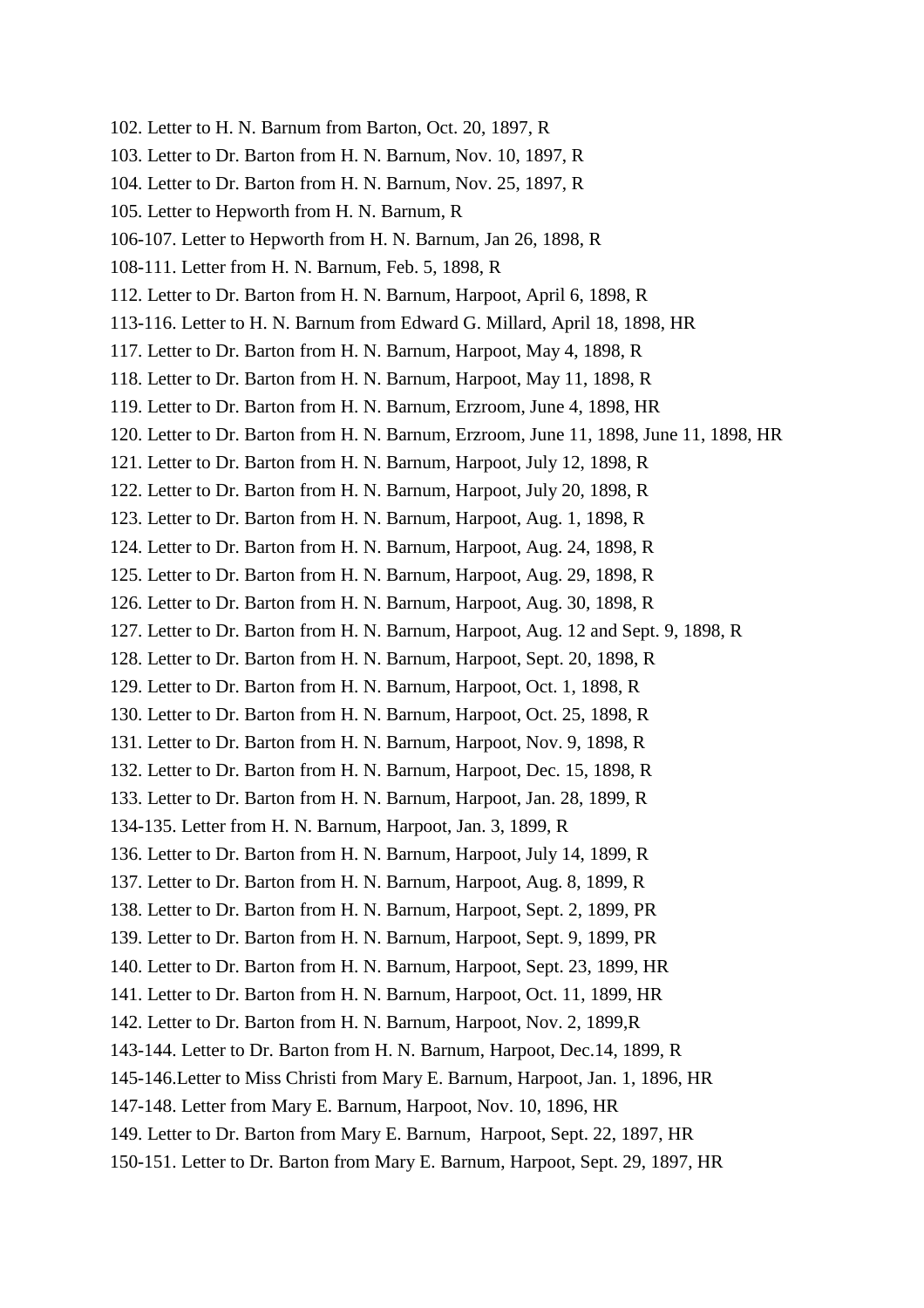102. Letter to H. N. Barnum from Barton, Oct. 20, 1897, R

103. Letter to Dr. Barton from H. N. Barnum, Nov. 10, 1897, R

104. Letter to Dr. Barton from H. N. Barnum, Nov. 25, 1897, R

105. Letter to Hepworth from H. N. Barnum, R

106-107. Letter to Hepworth from H. N. Barnum, Jan 26, 1898, R

108-111. Letter from H. N. Barnum, Feb. 5, 1898, R

112. Letter to Dr. Barton from H. N. Barnum, Harpoot, April 6, 1898, R

113-116. Letter to H. N. Barnum from Edward G. Millard, April 18, 1898, HR

117. Letter to Dr. Barton from H. N. Barnum, Harpoot, May 4, 1898, R

118. Letter to Dr. Barton from H. N. Barnum, Harpoot, May 11, 1898, R

119. Letter to Dr. Barton from H. N. Barnum, Erzroom, June 4, 1898, HR

120. Letter to Dr. Barton from H. N. Barnum, Erzroom, June 11, 1898, June 11, 1898, HR

121. Letter to Dr. Barton from H. N. Barnum, Harpoot, July 12, 1898, R

122. Letter to Dr. Barton from H. N. Barnum, Harpoot, July 20, 1898, R

123. Letter to Dr. Barton from H. N. Barnum, Harpoot, Aug. 1, 1898, R

124. Letter to Dr. Barton from H. N. Barnum, Harpoot, Aug. 24, 1898, R

125. Letter to Dr. Barton from H. N. Barnum, Harpoot, Aug. 29, 1898, R

126. Letter to Dr. Barton from H. N. Barnum, Harpoot, Aug. 30, 1898, R

127. Letter to Dr. Barton from H. N. Barnum, Harpoot, Aug. 12 and Sept. 9, 1898, R

128. Letter to Dr. Barton from H. N. Barnum, Harpoot, Sept. 20, 1898, R

129. Letter to Dr. Barton from H. N. Barnum, Harpoot, Oct. 1, 1898, R

130. Letter to Dr. Barton from H. N. Barnum, Harpoot, Oct. 25, 1898, R

131. Letter to Dr. Barton from H. N. Barnum, Harpoot, Nov. 9, 1898, R

132. Letter to Dr. Barton from H. N. Barnum, Harpoot, Dec. 15, 1898, R

133. Letter to Dr. Barton from H. N. Barnum, Harpoot, Jan. 28, 1899, R

134-135. Letter from H. N. Barnum, Harpoot, Jan. 3, 1899, R

136. Letter to Dr. Barton from H. N. Barnum, Harpoot, July 14, 1899, R

137. Letter to Dr. Barton from H. N. Barnum, Harpoot, Aug. 8, 1899, R

138. Letter to Dr. Barton from H. N. Barnum, Harpoot, Sept. 2, 1899, PR

139. Letter to Dr. Barton from H. N. Barnum, Harpoot, Sept. 9, 1899, PR

140. Letter to Dr. Barton from H. N. Barnum, Harpoot, Sept. 23, 1899, HR

141. Letter to Dr. Barton from H. N. Barnum, Harpoot, Oct. 11, 1899, HR

142. Letter to Dr. Barton from H. N. Barnum, Harpoot, Nov. 2, 1899,R

143-144. Letter to Dr. Barton from H. N. Barnum, Harpoot, Dec.14, 1899, R

145-146.Letter to Miss Christi from Mary E. Barnum, Harpoot, Jan. 1, 1896, HR

147-148. Letter from Mary E. Barnum, Harpoot, Nov. 10, 1896, HR

149. Letter to Dr. Barton from Mary E. Barnum, Harpoot, Sept. 22, 1897, HR

150-151. Letter to Dr. Barton from Mary E. Barnum, Harpoot, Sept. 29, 1897, HR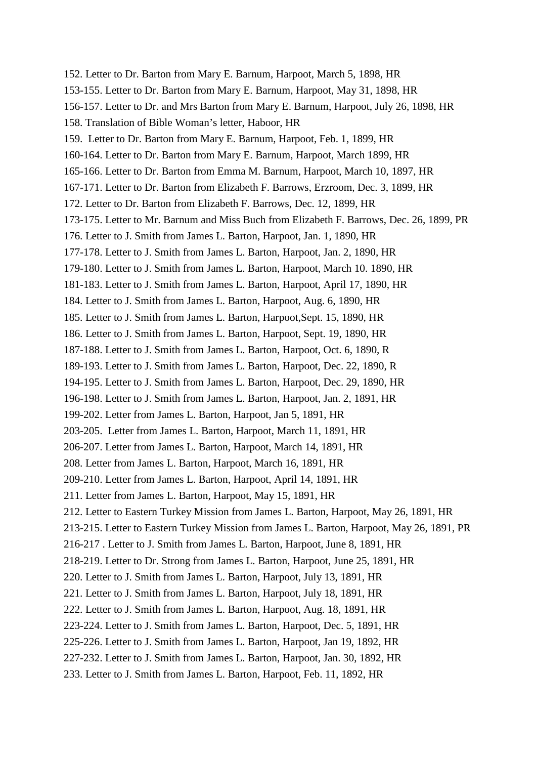152. Letter to Dr. Barton from Mary E. Barnum, Harpoot, March 5, 1898, HR

153-155. Letter to Dr. Barton from Mary E. Barnum, Harpoot, May 31, 1898, HR

156-157. Letter to Dr. and Mrs Barton from Mary E. Barnum, Harpoot, July 26, 1898, HR

158. Translation of Bible Woman's letter, Haboor, HR

159. Letter to Dr. Barton from Mary E. Barnum, Harpoot, Feb. 1, 1899, HR

160-164. Letter to Dr. Barton from Mary E. Barnum, Harpoot, March 1899, HR

165-166. Letter to Dr. Barton from Emma M. Barnum, Harpoot, March 10, 1897, HR

167-171. Letter to Dr. Barton from Elizabeth F. Barrows, Erzroom, Dec. 3, 1899, HR

172. Letter to Dr. Barton from Elizabeth F. Barrows, Dec. 12, 1899, HR

173-175. Letter to Mr. Barnum and Miss Buch from Elizabeth F. Barrows, Dec. 26, 1899, PR

176. Letter to J. Smith from James L. Barton, Harpoot, Jan. 1, 1890, HR

177-178. Letter to J. Smith from James L. Barton, Harpoot, Jan. 2, 1890, HR

179-180. Letter to J. Smith from James L. Barton, Harpoot, March 10. 1890, HR

181-183. Letter to J. Smith from James L. Barton, Harpoot, April 17, 1890, HR

184. Letter to J. Smith from James L. Barton, Harpoot, Aug. 6, 1890, HR

185. Letter to J. Smith from James L. Barton, Harpoot,Sept. 15, 1890, HR

186. Letter to J. Smith from James L. Barton, Harpoot, Sept. 19, 1890, HR

187-188. Letter to J. Smith from James L. Barton, Harpoot, Oct. 6, 1890, R

189-193. Letter to J. Smith from James L. Barton, Harpoot, Dec. 22, 1890, R

194-195. Letter to J. Smith from James L. Barton, Harpoot, Dec. 29, 1890, HR

196-198. Letter to J. Smith from James L. Barton, Harpoot, Jan. 2, 1891, HR

199-202. Letter from James L. Barton, Harpoot, Jan 5, 1891, HR

203-205. Letter from James L. Barton, Harpoot, March 11, 1891, HR

206-207. Letter from James L. Barton, Harpoot, March 14, 1891, HR

208. Letter from James L. Barton, Harpoot, March 16, 1891, HR

209-210. Letter from James L. Barton, Harpoot, April 14, 1891, HR

211. Letter from James L. Barton, Harpoot, May 15, 1891, HR

212. Letter to Eastern Turkey Mission from James L. Barton, Harpoot, May 26, 1891, HR

213-215. Letter to Eastern Turkey Mission from James L. Barton, Harpoot, May 26, 1891, PR

216-217 . Letter to J. Smith from James L. Barton, Harpoot, June 8, 1891, HR

218-219. Letter to Dr. Strong from James L. Barton, Harpoot, June 25, 1891, HR

220. Letter to J. Smith from James L. Barton, Harpoot, July 13, 1891, HR

221. Letter to J. Smith from James L. Barton, Harpoot, July 18, 1891, HR

222. Letter to J. Smith from James L. Barton, Harpoot, Aug. 18, 1891, HR

223-224. Letter to J. Smith from James L. Barton, Harpoot, Dec. 5, 1891, HR

225-226. Letter to J. Smith from James L. Barton, Harpoot, Jan 19, 1892, HR

227-232. Letter to J. Smith from James L. Barton, Harpoot, Jan. 30, 1892, HR

233. Letter to J. Smith from James L. Barton, Harpoot, Feb. 11, 1892, HR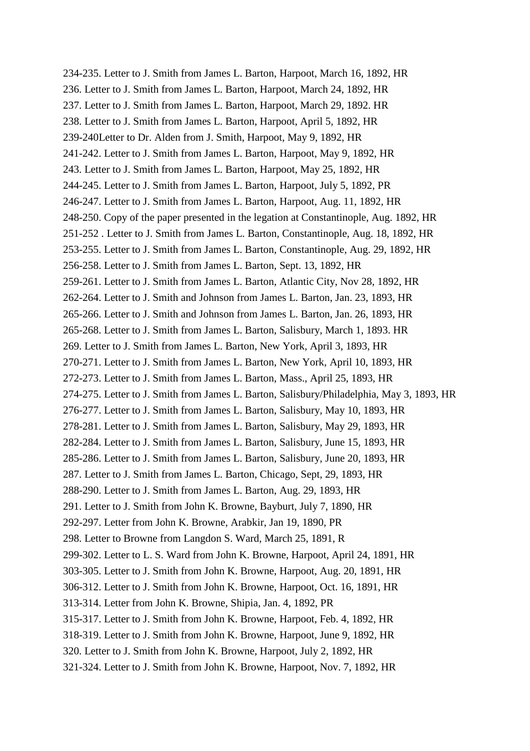234-235. Letter to J. Smith from James L. Barton, Harpoot, March 16, 1892, HR

236. Letter to J. Smith from James L. Barton, Harpoot, March 24, 1892, HR

237. Letter to J. Smith from James L. Barton, Harpoot, March 29, 1892. HR

238. Letter to J. Smith from James L. Barton, Harpoot, April 5, 1892, HR

239-240Letter to Dr. Alden from J. Smith, Harpoot, May 9, 1892, HR

241-242. Letter to J. Smith from James L. Barton, Harpoot, May 9, 1892, HR

243. Letter to J. Smith from James L. Barton, Harpoot, May 25, 1892, HR

244-245. Letter to J. Smith from James L. Barton, Harpoot, July 5, 1892, PR

246-247. Letter to J. Smith from James L. Barton, Harpoot, Aug. 11, 1892, HR

248-250. Copy of the paper presented in the legation at Constantinople, Aug. 1892, HR

251-252 . Letter to J. Smith from James L. Barton, Constantinople, Aug. 18, 1892, HR

253-255. Letter to J. Smith from James L. Barton, Constantinople, Aug. 29, 1892, HR

256-258. Letter to J. Smith from James L. Barton, Sept. 13, 1892, HR

259-261. Letter to J. Smith from James L. Barton, Atlantic City, Nov 28, 1892, HR

262-264. Letter to J. Smith and Johnson from James L. Barton, Jan. 23, 1893, HR

265-266. Letter to J. Smith and Johnson from James L. Barton, Jan. 26, 1893, HR

265-268. Letter to J. Smith from James L. Barton, Salisbury, March 1, 1893. HR

269. Letter to J. Smith from James L. Barton, New York, April 3, 1893, HR

270-271. Letter to J. Smith from James L. Barton, New York, April 10, 1893, HR

272-273. Letter to J. Smith from James L. Barton, Mass., April 25, 1893, HR

274-275. Letter to J. Smith from James L. Barton, Salisbury/Philadelphia, May 3, 1893, HR

276-277. Letter to J. Smith from James L. Barton, Salisbury, May 10, 1893, HR

278-281. Letter to J. Smith from James L. Barton, Salisbury, May 29, 1893, HR

282-284. Letter to J. Smith from James L. Barton, Salisbury, June 15, 1893, HR

285-286. Letter to J. Smith from James L. Barton, Salisbury, June 20, 1893, HR

287. Letter to J. Smith from James L. Barton, Chicago, Sept, 29, 1893, HR

288-290. Letter to J. Smith from James L. Barton, Aug. 29, 1893, HR

291. Letter to J. Smith from John K. Browne, Bayburt, July 7, 1890, HR

292-297. Letter from John K. Browne, Arabkir, Jan 19, 1890, PR

298. Letter to Browne from Langdon S. Ward, March 25, 1891, R

299-302. Letter to L. S. Ward from John K. Browne, Harpoot, April 24, 1891, HR

303-305. Letter to J. Smith from John K. Browne, Harpoot, Aug. 20, 1891, HR

306-312. Letter to J. Smith from John K. Browne, Harpoot, Oct. 16, 1891, HR

313-314. Letter from John K. Browne, Shipia, Jan. 4, 1892, PR

315-317. Letter to J. Smith from John K. Browne, Harpoot, Feb. 4, 1892, HR

318-319. Letter to J. Smith from John K. Browne, Harpoot, June 9, 1892, HR

320. Letter to J. Smith from John K. Browne, Harpoot, July 2, 1892, HR

321-324. Letter to J. Smith from John K. Browne, Harpoot, Nov. 7, 1892, HR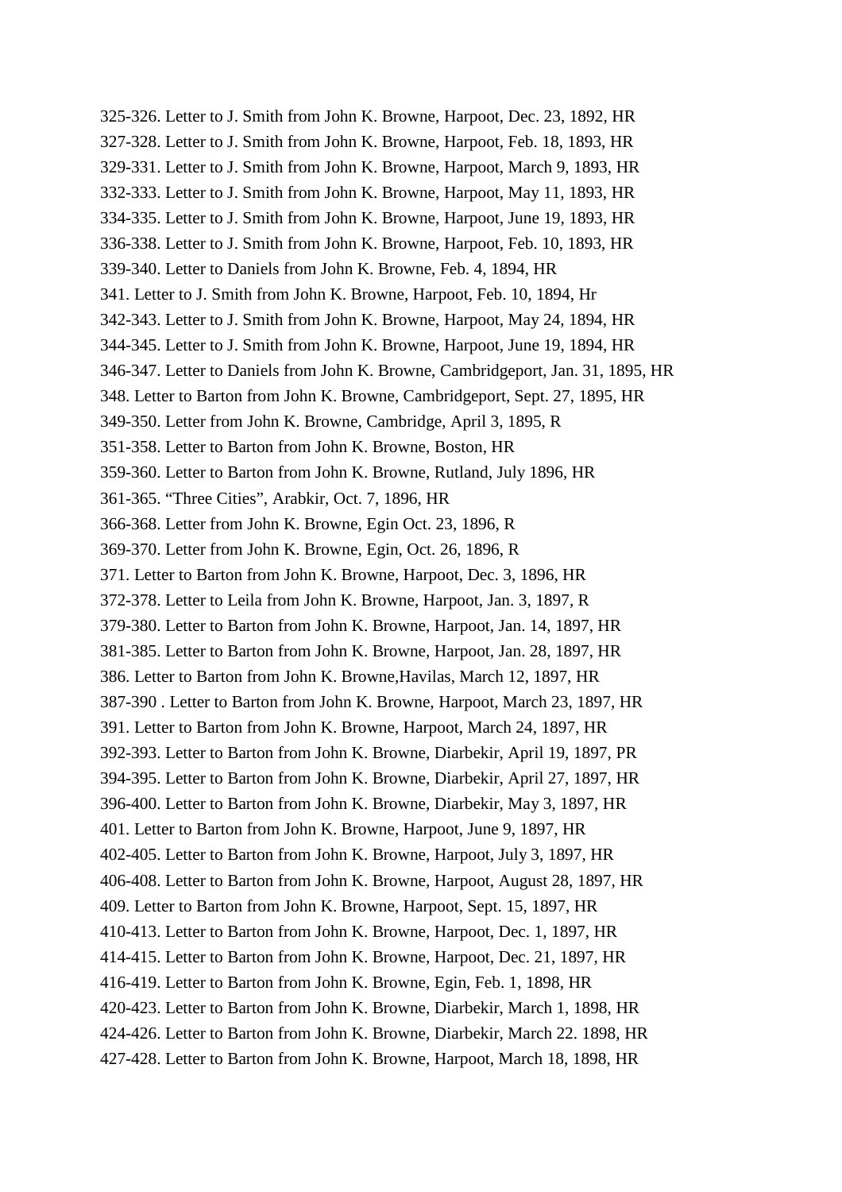325-326. Letter to J. Smith from John K. Browne, Harpoot, Dec. 23, 1892, HR

327-328. Letter to J. Smith from John K. Browne, Harpoot, Feb. 18, 1893, HR

329-331. Letter to J. Smith from John K. Browne, Harpoot, March 9, 1893, HR

332-333. Letter to J. Smith from John K. Browne, Harpoot, May 11, 1893, HR

334-335. Letter to J. Smith from John K. Browne, Harpoot, June 19, 1893, HR

336-338. Letter to J. Smith from John K. Browne, Harpoot, Feb. 10, 1893, HR

339-340. Letter to Daniels from John K. Browne, Feb. 4, 1894, HR

341. Letter to J. Smith from John K. Browne, Harpoot, Feb. 10, 1894, Hr

342-343. Letter to J. Smith from John K. Browne, Harpoot, May 24, 1894, HR

344-345. Letter to J. Smith from John K. Browne, Harpoot, June 19, 1894, HR

346-347. Letter to Daniels from John K. Browne, Cambridgeport, Jan. 31, 1895, HR

348. Letter to Barton from John K. Browne, Cambridgeport, Sept. 27, 1895, HR

349-350. Letter from John K. Browne, Cambridge, April 3, 1895, R

351-358. Letter to Barton from John K. Browne, Boston, HR

359-360. Letter to Barton from John K. Browne, Rutland, July 1896, HR

361-365. “Three Cities”, Arabkir, Oct. 7, 1896, HR

366-368. Letter from John K. Browne, Egin Oct. 23, 1896, R

369-370. Letter from John K. Browne, Egin, Oct. 26, 1896, R

371. Letter to Barton from John K. Browne, Harpoot, Dec. 3, 1896, HR

372-378. Letter to Leila from John K. Browne, Harpoot, Jan. 3, 1897, R

379-380. Letter to Barton from John K. Browne, Harpoot, Jan. 14, 1897, HR

381-385. Letter to Barton from John K. Browne, Harpoot, Jan. 28, 1897, HR

386. Letter to Barton from John K. Browne,Havilas, March 12, 1897, HR

387-390 . Letter to Barton from John K. Browne, Harpoot, March 23, 1897, HR

391. Letter to Barton from John K. Browne, Harpoot, March 24, 1897, HR

392-393. Letter to Barton from John K. Browne, Diarbekir, April 19, 1897, PR

394-395. Letter to Barton from John K. Browne, Diarbekir, April 27, 1897, HR

396-400. Letter to Barton from John K. Browne, Diarbekir, May 3, 1897, HR

401. Letter to Barton from John K. Browne, Harpoot, June 9, 1897, HR

402-405. Letter to Barton from John K. Browne, Harpoot, July 3, 1897, HR

406-408. Letter to Barton from John K. Browne, Harpoot, August 28, 1897, HR

409. Letter to Barton from John K. Browne, Harpoot, Sept. 15, 1897, HR

410-413. Letter to Barton from John K. Browne, Harpoot, Dec. 1, 1897, HR

414-415. Letter to Barton from John K. Browne, Harpoot, Dec. 21, 1897, HR

416-419. Letter to Barton from John K. Browne, Egin, Feb. 1, 1898, HR

420-423. Letter to Barton from John K. Browne, Diarbekir, March 1, 1898, HR

424-426. Letter to Barton from John K. Browne, Diarbekir, March 22. 1898, HR

427-428. Letter to Barton from John K. Browne, Harpoot, March 18, 1898, HR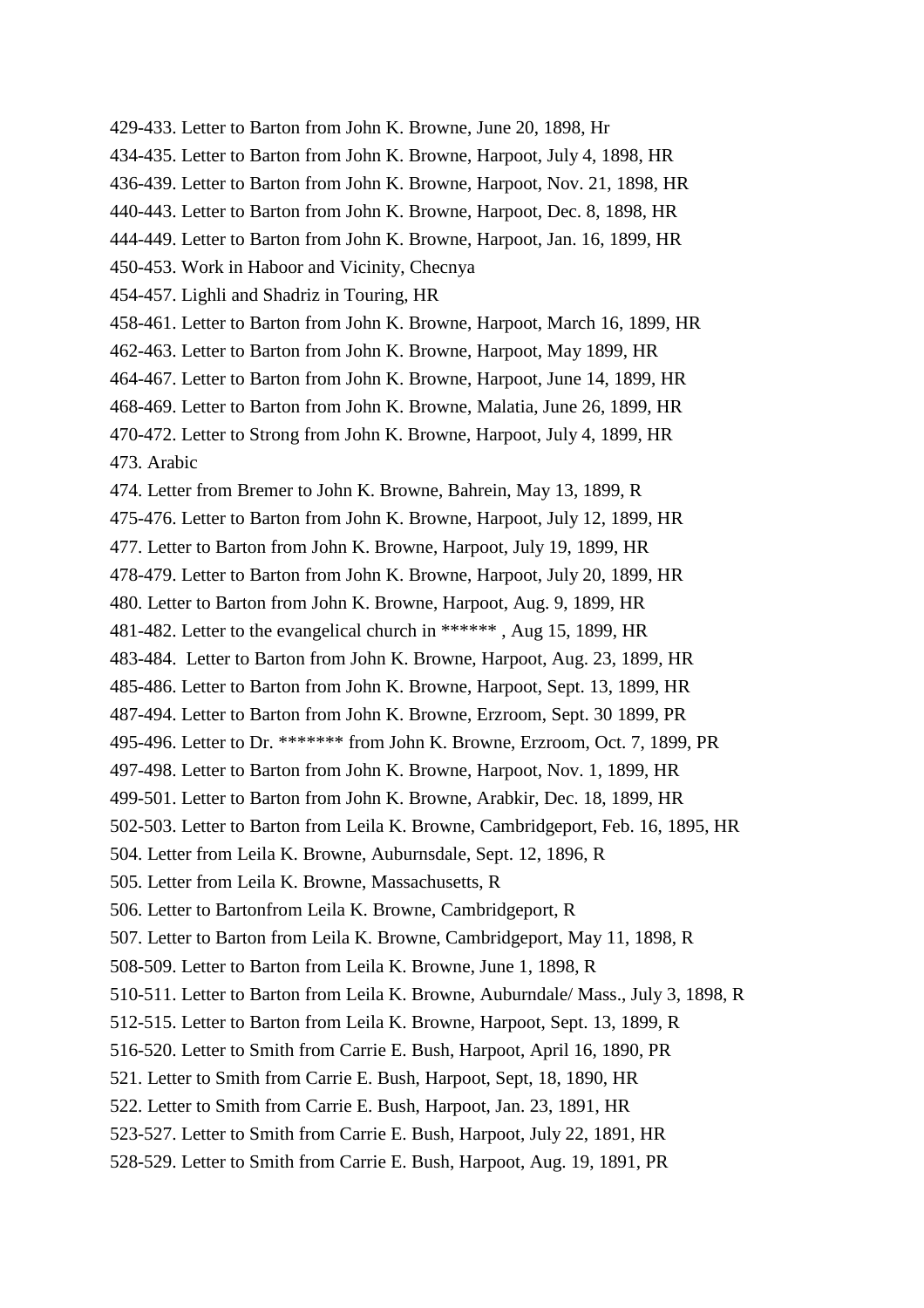429-433. Letter to Barton from John K. Browne, June 20, 1898, Hr

434-435. Letter to Barton from John K. Browne, Harpoot, July 4, 1898, HR

436-439. Letter to Barton from John K. Browne, Harpoot, Nov. 21, 1898, HR

440-443. Letter to Barton from John K. Browne, Harpoot, Dec. 8, 1898, HR

444-449. Letter to Barton from John K. Browne, Harpoot, Jan. 16, 1899, HR

450-453. Work in Haboor and Vicinity, Checnya

454-457. Lighli and Shadriz in Touring, HR

458-461. Letter to Barton from John K. Browne, Harpoot, March 16, 1899, HR

462-463. Letter to Barton from John K. Browne, Harpoot, May 1899, HR

464-467. Letter to Barton from John K. Browne, Harpoot, June 14, 1899, HR

468-469. Letter to Barton from John K. Browne, Malatia, June 26, 1899, HR

470-472. Letter to Strong from John K. Browne, Harpoot, July 4, 1899, HR

473. Arabic

474. Letter from Bremer to John K. Browne, Bahrein, May 13, 1899, R

475-476. Letter to Barton from John K. Browne, Harpoot, July 12, 1899, HR

477. Letter to Barton from John K. Browne, Harpoot, July 19, 1899, HR

478-479. Letter to Barton from John K. Browne, Harpoot, July 20, 1899, HR

480. Letter to Barton from John K. Browne, Harpoot, Aug. 9, 1899, HR

481-482. Letter to the evangelical church in ****** , Aug 15, 1899, HR

483-484. Letter to Barton from John K. Browne, Harpoot, Aug. 23, 1899, HR

485-486. Letter to Barton from John K. Browne, Harpoot, Sept. 13, 1899, HR

487-494. Letter to Barton from John K. Browne, Erzroom, Sept. 30 1899, PR

495-496. Letter to Dr. ******* from John K. Browne, Erzroom, Oct. 7, 1899, PR

497-498. Letter to Barton from John K. Browne, Harpoot, Nov. 1, 1899, HR

499-501. Letter to Barton from John K. Browne, Arabkir, Dec. 18, 1899, HR

502-503. Letter to Barton from Leila K. Browne, Cambridgeport, Feb. 16, 1895, HR

504. Letter from Leila K. Browne, Auburnsdale, Sept. 12, 1896, R

505. Letter from Leila K. Browne, Massachusetts, R

506. Letter to Bartonfrom Leila K. Browne, Cambridgeport, R

507. Letter to Barton from Leila K. Browne, Cambridgeport, May 11, 1898, R

508-509. Letter to Barton from Leila K. Browne, June 1, 1898, R

510-511. Letter to Barton from Leila K. Browne, Auburndale/ Mass., July 3, 1898, R

512-515. Letter to Barton from Leila K. Browne, Harpoot, Sept. 13, 1899, R

516-520. Letter to Smith from Carrie E. Bush, Harpoot, April 16, 1890, PR

521. Letter to Smith from Carrie E. Bush, Harpoot, Sept, 18, 1890, HR

522. Letter to Smith from Carrie E. Bush, Harpoot, Jan. 23, 1891, HR

523-527. Letter to Smith from Carrie E. Bush, Harpoot, July 22, 1891, HR

528-529. Letter to Smith from Carrie E. Bush, Harpoot, Aug. 19, 1891, PR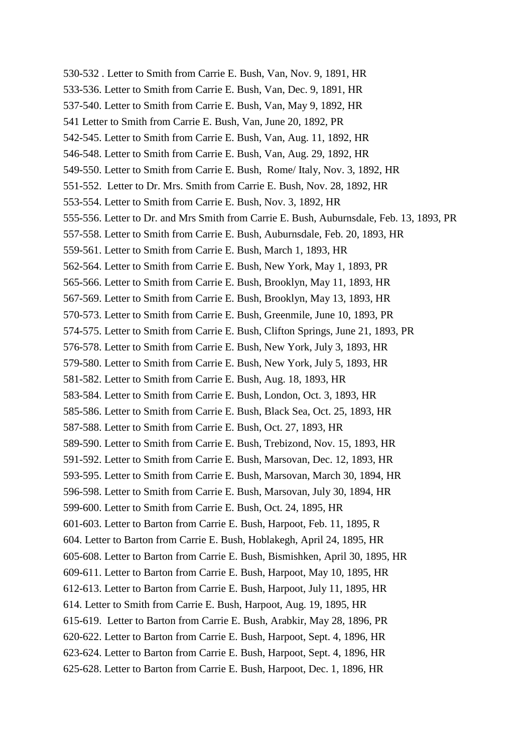530-532 . Letter to Smith from Carrie E. Bush, Van, Nov. 9, 1891, HR

533-536. Letter to Smith from Carrie E. Bush, Van, Dec. 9, 1891, HR

537-540. Letter to Smith from Carrie E. Bush, Van, May 9, 1892, HR

541 Letter to Smith from Carrie E. Bush, Van, June 20, 1892, PR

542-545. Letter to Smith from Carrie E. Bush, Van, Aug. 11, 1892, HR

546-548. Letter to Smith from Carrie E. Bush, Van, Aug. 29, 1892, HR

549-550. Letter to Smith from Carrie E. Bush, Rome/ Italy, Nov. 3, 1892, HR

551-552. Letter to Dr. Mrs. Smith from Carrie E. Bush, Nov. 28, 1892, HR

553-554. Letter to Smith from Carrie E. Bush, Nov. 3, 1892, HR

555-556. Letter to Dr. and Mrs Smith from Carrie E. Bush, Auburnsdale, Feb. 13, 1893, PR

557-558. Letter to Smith from Carrie E. Bush, Auburnsdale, Feb. 20, 1893, HR

559-561. Letter to Smith from Carrie E. Bush, March 1, 1893, HR

562-564. Letter to Smith from Carrie E. Bush, New York, May 1, 1893, PR

565-566. Letter to Smith from Carrie E. Bush, Brooklyn, May 11, 1893, HR

567-569. Letter to Smith from Carrie E. Bush, Brooklyn, May 13, 1893, HR

570-573. Letter to Smith from Carrie E. Bush, Greenmile, June 10, 1893, PR

574-575. Letter to Smith from Carrie E. Bush, Clifton Springs, June 21, 1893, PR

576-578. Letter to Smith from Carrie E. Bush, New York, July 3, 1893, HR

579-580. Letter to Smith from Carrie E. Bush, New York, July 5, 1893, HR

581-582. Letter to Smith from Carrie E. Bush, Aug. 18, 1893, HR

583-584. Letter to Smith from Carrie E. Bush, London, Oct. 3, 1893, HR

585-586. Letter to Smith from Carrie E. Bush, Black Sea, Oct. 25, 1893, HR

587-588. Letter to Smith from Carrie E. Bush, Oct. 27, 1893, HR

589-590. Letter to Smith from Carrie E. Bush, Trebizond, Nov. 15, 1893, HR

591-592. Letter to Smith from Carrie E. Bush, Marsovan, Dec. 12, 1893, HR

593-595. Letter to Smith from Carrie E. Bush, Marsovan, March 30, 1894, HR

596-598. Letter to Smith from Carrie E. Bush, Marsovan, July 30, 1894, HR

599-600. Letter to Smith from Carrie E. Bush, Oct. 24, 1895, HR

601-603. Letter to Barton from Carrie E. Bush, Harpoot, Feb. 11, 1895, R

604. Letter to Barton from Carrie E. Bush, Hoblakegh, April 24, 1895, HR

605-608. Letter to Barton from Carrie E. Bush, Bismishken, April 30, 1895, HR

609-611. Letter to Barton from Carrie E. Bush, Harpoot, May 10, 1895, HR

612-613. Letter to Barton from Carrie E. Bush, Harpoot, July 11, 1895, HR

614. Letter to Smith from Carrie E. Bush, Harpoot, Aug. 19, 1895, HR

615-619. Letter to Barton from Carrie E. Bush, Arabkir, May 28, 1896, PR

620-622. Letter to Barton from Carrie E. Bush, Harpoot, Sept. 4, 1896, HR

623-624. Letter to Barton from Carrie E. Bush, Harpoot, Sept. 4, 1896, HR

625-628. Letter to Barton from Carrie E. Bush, Harpoot, Dec. 1, 1896, HR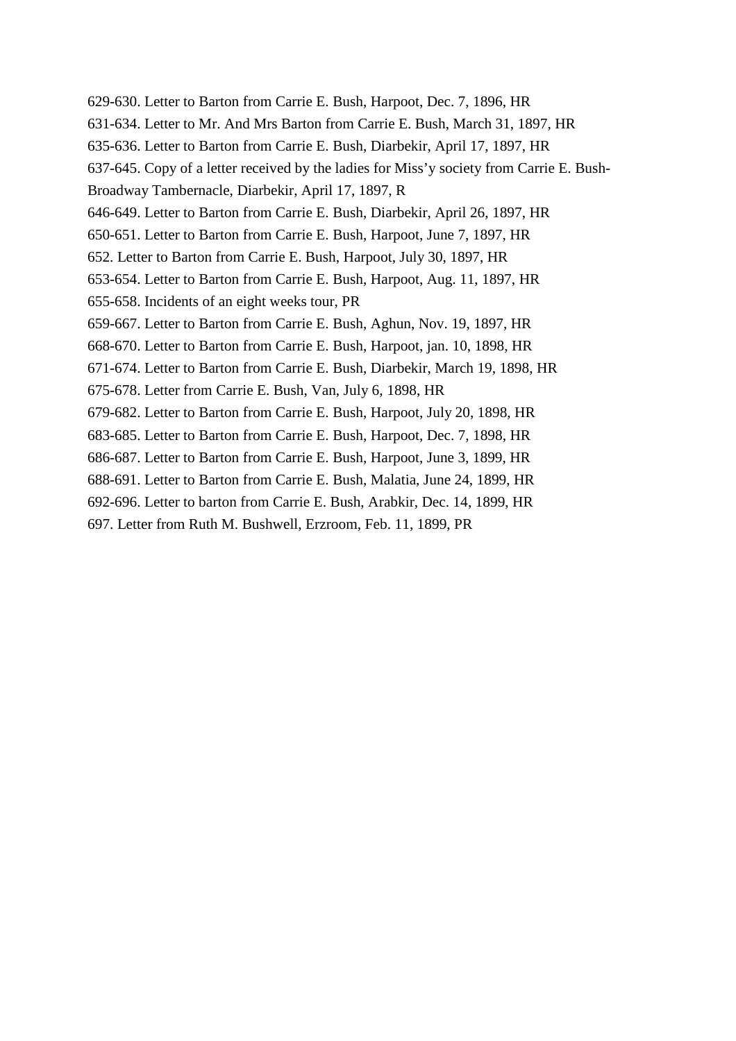629-630. Letter to Barton from Carrie E. Bush, Harpoot, Dec. 7, 1896, HR

631-634. Letter to Mr. And Mrs Barton from Carrie E. Bush, March 31, 1897, HR

635-636. Letter to Barton from Carrie E. Bush, Diarbekir, April 17, 1897, HR

637-645. Copy of a letter received by the ladies for Miss'y society from Carrie E. Bush-Broadway Tambernacle, Diarbekir, April 17, 1897, R

646-649. Letter to Barton from Carrie E. Bush, Diarbekir, April 26, 1897, HR

650-651. Letter to Barton from Carrie E. Bush, Harpoot, June 7, 1897, HR

652. Letter to Barton from Carrie E. Bush, Harpoot, July 30, 1897, HR

653-654. Letter to Barton from Carrie E. Bush, Harpoot, Aug. 11, 1897, HR

655-658. Incidents of an eight weeks tour, PR

659-667. Letter to Barton from Carrie E. Bush, Aghun, Nov. 19, 1897, HR

668-670. Letter to Barton from Carrie E. Bush, Harpoot, jan. 10, 1898, HR

671-674. Letter to Barton from Carrie E. Bush, Diarbekir, March 19, 1898, HR

675-678. Letter from Carrie E. Bush, Van, July 6, 1898, HR

679-682. Letter to Barton from Carrie E. Bush, Harpoot, July 20, 1898, HR

683-685. Letter to Barton from Carrie E. Bush, Harpoot, Dec. 7, 1898, HR

686-687. Letter to Barton from Carrie E. Bush, Harpoot, June 3, 1899, HR

688-691. Letter to Barton from Carrie E. Bush, Malatia, June 24, 1899, HR

692-696. Letter to barton from Carrie E. Bush, Arabkir, Dec. 14, 1899, HR

697. Letter from Ruth M. Bushwell, Erzroom, Feb. 11, 1899, PR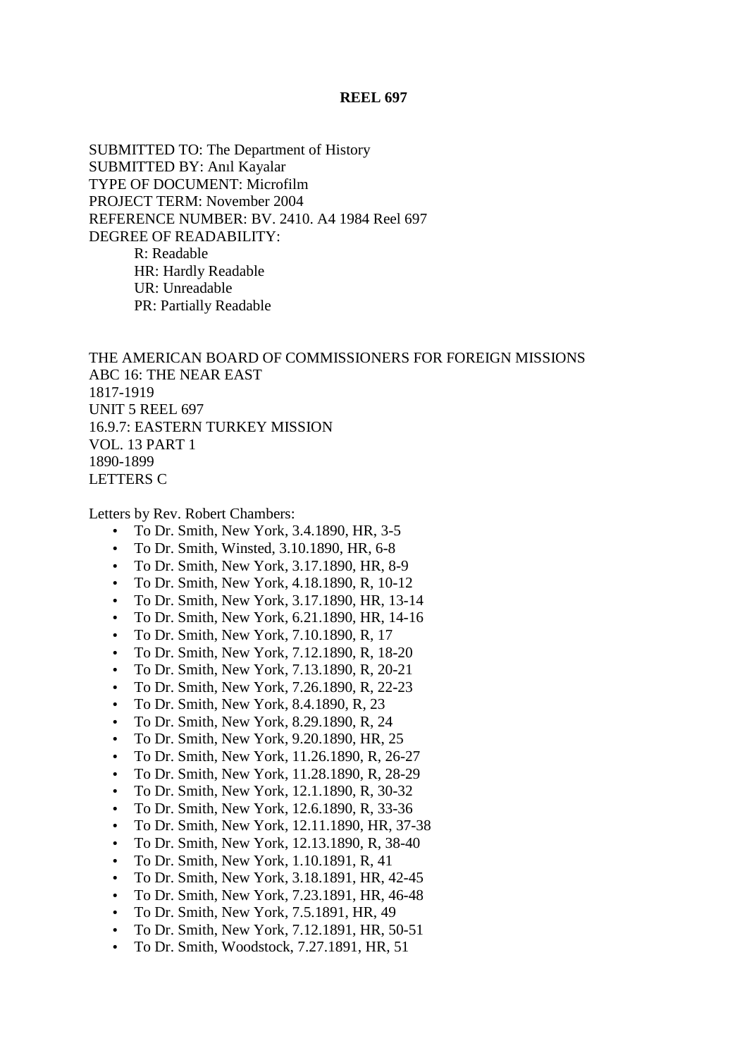# REEL 697

SUBMITTED TO: The Department of History
SUBMITTED BY: Anıl Kayalar
TYPE OF DOCUMENT: Microfilm
PROJECT TERM: November 2004
REFERENCE NUMBER: BV. 2410. A4 1984 Reel 697
DEGREE OF READABILITY:

- R: Readable
- HR: Hardly Readable
- UR: Unreadable
- PR: Partially Readable

THE AMERICAN BOARD OF COMMISSIONERS FOR FOREIGN MISSIONS
ABC 16: THE NEAR EAST
1817-1919
UNIT 5 REEL 697
16.9.7: EASTERN TURKEY MISSION
VOL. 13 PART 1
1890-1899
LETTERS C

Letters by Rev. Robert Chambers:

- To Dr. Smith, New York, 3.4.1890, HR, 3-5
- To Dr. Smith, Winsted, 3.10.1890, HR, 6-8
- To Dr. Smith, New York, 3.17.1890, HR, 8-9
- To Dr. Smith, New York, 4.18.1890, R, 10-12
- To Dr. Smith, New York, 3.17.1890, HR, 13-14
- To Dr. Smith, New York, 6.21.1890, HR, 14-16
- To Dr. Smith, New York, 7.10.1890, R, 17
- To Dr. Smith, New York, 7.12.1890, R, 18-20
- To Dr. Smith, New York, 7.13.1890, R, 20-21
- To Dr. Smith, New York, 7.26.1890, R, 22-23
- To Dr. Smith, New York, 8.4.1890, R, 23
- To Dr. Smith, New York, 8.29.1890, R, 24
- To Dr. Smith, New York, 9.20.1890, HR, 25
- To Dr. Smith, New York, 11.26.1890, R, 26-27
- To Dr. Smith, New York, 11.28.1890, R, 28-29
- To Dr. Smith, New York, 12.1.1890, R, 30-32
- To Dr. Smith, New York, 12.6.1890, R, 33-36
- To Dr. Smith, New York, 12.11.1890, HR, 37-38
- To Dr. Smith, New York, 12.13.1890, R, 38-40
- To Dr. Smith, New York, 1.10.1891, R, 41
- To Dr. Smith, New York, 3.18.1891, HR, 42-45
- To Dr. Smith, New York, 7.23.1891, HR, 46-48
- To Dr. Smith, New York, 7.5.1891, HR, 49
- To Dr. Smith, New York, 7.12.1891, HR, 50-51
- To Dr. Smith, Woodstock, 7.27.1891, HR, 51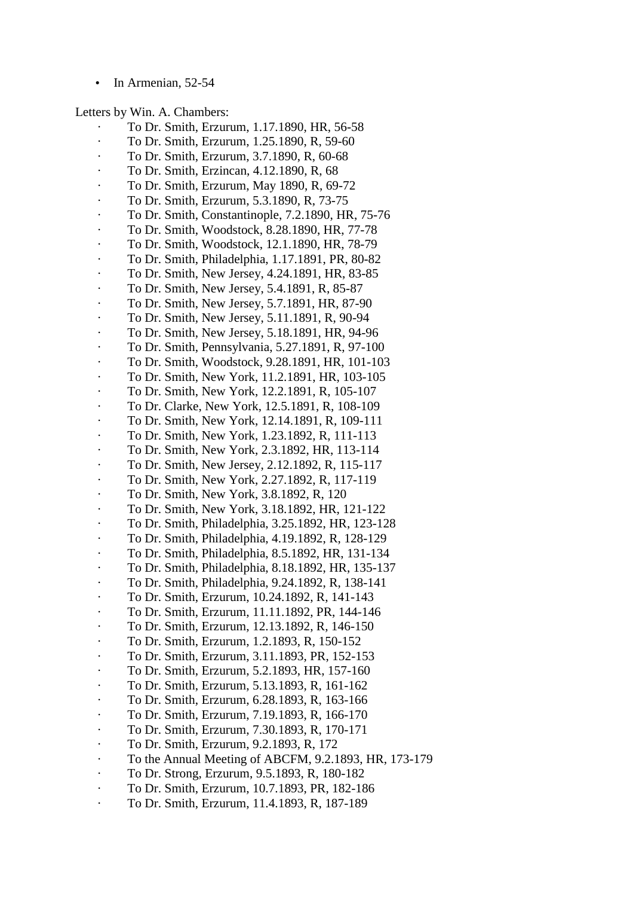- In Armenian, 52-54

Letters by Win. A. Chambers:

- To Dr. Smith, Erzurum, 1.17.1890, HR, 56-58
- To Dr. Smith, Erzurum, 1.25.1890, R, 59-60
- To Dr. Smith, Erzurum, 3.7.1890, R, 60-68
- To Dr. Smith, Erzincan, 4.12.1890, R, 68
- To Dr. Smith, Erzurum, May 1890, R, 69-72
- To Dr. Smith, Erzurum, 5.3.1890, R, 73-75
- To Dr. Smith, Constantinople, 7.2.1890, HR, 75-76
- To Dr. Smith, Woodstock, 8.28.1890, HR, 77-78
- To Dr. Smith, Woodstock, 12.1.1890, HR, 78-79
- To Dr. Smith, Philadelphia, 1.17.1891, PR, 80-82
- To Dr. Smith, New Jersey, 4.24.1891, HR, 83-85
- To Dr. Smith, New Jersey, 5.4.1891, R, 85-87
- To Dr. Smith, New Jersey, 5.7.1891, HR, 87-90
- To Dr. Smith, New Jersey, 5.11.1891, R, 90-94
- To Dr. Smith, New Jersey, 5.18.1891, HR, 94-96
- To Dr. Smith, Pennsylvania, 5.27.1891, R, 97-100
- To Dr. Smith, Woodstock, 9.28.1891, HR, 101-103
- To Dr. Smith, New York, 11.2.1891, HR, 103-105
- To Dr. Smith, New York, 12.2.1891, R, 105-107
- To Dr. Clarke, New York, 12.5.1891, R, 108-109
- To Dr. Smith, New York, 12.14.1891, R, 109-111
- To Dr. Smith, New York, 1.23.1892, R, 111-113
- To Dr. Smith, New York, 2.3.1892, HR, 113-114
- To Dr. Smith, New Jersey, 2.12.1892, R, 115-117
- To Dr. Smith, New York, 2.27.1892, R, 117-119
- To Dr. Smith, New York, 3.8.1892, R, 120
- To Dr. Smith, New York, 3.18.1892, HR, 121-122
- To Dr. Smith, Philadelphia, 3.25.1892, HR, 123-128
- To Dr. Smith, Philadelphia, 4.19.1892, R, 128-129
- To Dr. Smith, Philadelphia, 8.5.1892, HR, 131-134
- To Dr. Smith, Philadelphia, 8.18.1892, HR, 135-137
- To Dr. Smith, Philadelphia, 9.24.1892, R, 138-141
- To Dr. Smith, Erzurum, 10.24.1892, R, 141-143
- To Dr. Smith, Erzurum, 11.11.1892, PR, 144-146
- To Dr. Smith, Erzurum, 12.13.1892, R, 146-150
- To Dr. Smith, Erzurum, 1.2.1893, R, 150-152
- To Dr. Smith, Erzurum, 3.11.1893, PR, 152-153
- To Dr. Smith, Erzurum, 5.2.1893, HR, 157-160
- To Dr. Smith, Erzurum, 5.13.1893, R, 161-162
- To Dr. Smith, Erzurum, 6.28.1893, R, 163-166
- To Dr. Smith, Erzurum, 7.19.1893, R, 166-170
- To Dr. Smith, Erzurum, 7.30.1893, R, 170-171
- To Dr. Smith, Erzurum, 9.2.1893, R, 172
- To the Annual Meeting of ABCFM, 9.2.1893, HR, 173-179
- To Dr. Strong, Erzurum, 9.5.1893, R, 180-182
- To Dr. Smith, Erzurum, 10.7.1893, PR, 182-186
- To Dr. Smith, Erzurum, 11.4.1893, R, 187-189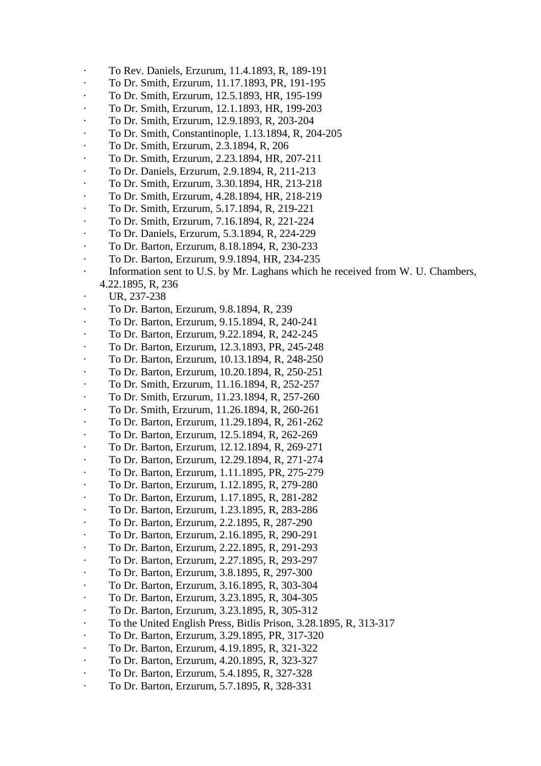- To Rev. Daniels, Erzurum, 11.4.1893, R, 189-191
- To Dr. Smith, Erzurum, 11.17.1893, PR, 191-195
- To Dr. Smith, Erzurum, 12.5.1893, HR, 195-199
- To Dr. Smith, Erzurum, 12.1.1893, HR, 199-203
- To Dr. Smith, Erzurum, 12.9.1893, R, 203-204
- To Dr. Smith, Constantinople, 1.13.1894, R, 204-205
- To Dr. Smith, Erzurum, 2.3.1894, R, 206
- To Dr. Smith, Erzurum, 2.23.1894, HR, 207-211
- To Dr. Daniels, Erzurum, 2.9.1894, R, 211-213
- To Dr. Smith, Erzurum, 3.30.1894, HR, 213-218
- To Dr. Smith, Erzurum, 4.28.1894, HR, 218-219
- To Dr. Smith, Erzurum, 5.17.1894, R, 219-221
- To Dr. Smith, Erzurum, 7.16.1894, R, 221-224
- To Dr. Daniels, Erzurum, 5.3.1894, R, 224-229
- To Dr. Barton, Erzurum, 8.18.1894, R, 230-233
- To Dr. Barton, Erzurum, 9.9.1894, HR, 234-235
- Information sent to U.S. by Mr. Laghans which he received from W. U. Chambers, 4.22.1895, R, 236
- UR, 237-238
- To Dr. Barton, Erzurum, 9.8.1894, R, 239
- To Dr. Barton, Erzurum, 9.15.1894, R, 240-241
- To Dr. Barton, Erzurum, 9.22.1894, R, 242-245
- To Dr. Barton, Erzurum, 12.3.1893, PR, 245-248
- To Dr. Barton, Erzurum, 10.13.1894, R, 248-250
- To Dr. Barton, Erzurum, 10.20.1894, R, 250-251
- To Dr. Smith, Erzurum, 11.16.1894, R, 252-257
- To Dr. Smith, Erzurum, 11.23.1894, R, 257-260
- To Dr. Smith, Erzurum, 11.26.1894, R, 260-261
- To Dr. Barton, Erzurum, 11.29.1894, R, 261-262
- To Dr. Barton, Erzurum, 12.5.1894, R, 262-269
- To Dr. Barton, Erzurum, 12.12.1894, R, 269-271
- To Dr. Barton, Erzurum, 12.29.1894, R, 271-274
- To Dr. Barton, Erzurum, 1.11.1895, PR, 275-279
- To Dr. Barton, Erzurum, 1.12.1895, R, 279-280
- To Dr. Barton, Erzurum, 1.17.1895, R, 281-282
- To Dr. Barton, Erzurum, 1.23.1895, R, 283-286
- To Dr. Barton, Erzurum, 2.2.1895, R, 287-290
- To Dr. Barton, Erzurum, 2.16.1895, R, 290-291
- To Dr. Barton, Erzurum, 2.22.1895, R, 291-293
- To Dr. Barton, Erzurum, 2.27.1895, R, 293-297
- To Dr. Barton, Erzurum, 3.8.1895, R, 297-300
- To Dr. Barton, Erzurum, 3.16.1895, R, 303-304
- To Dr. Barton, Erzurum, 3.23.1895, R, 304-305
- To Dr. Barton, Erzurum, 3.23.1895, R, 305-312
- To the United English Press, Bitlis Prison, 3.28.1895, R, 313-317
- To Dr. Barton, Erzurum, 3.29.1895, PR, 317-320
- To Dr. Barton, Erzurum, 4.19.1895, R, 321-322
- To Dr. Barton, Erzurum, 4.20.1895, R, 323-327
- To Dr. Barton, Erzurum, 5.4.1895, R, 327-328
- To Dr. Barton, Erzurum, 5.7.1895, R, 328-331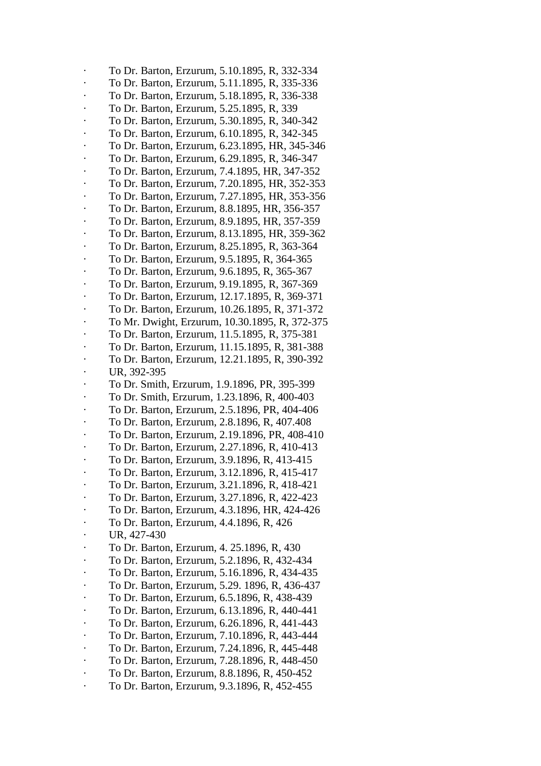- To Dr. Barton, Erzurum, 5.10.1895, R, 332-334
- To Dr. Barton, Erzurum, 5.11.1895, R, 335-336
- To Dr. Barton, Erzurum, 5.18.1895, R, 336-338
- To Dr. Barton, Erzurum, 5.25.1895, R, 339
- To Dr. Barton, Erzurum, 5.30.1895, R, 340-342
- To Dr. Barton, Erzurum, 6.10.1895, R, 342-345
- To Dr. Barton, Erzurum, 6.23.1895, HR, 345-346
- To Dr. Barton, Erzurum, 6.29.1895, R, 346-347
- To Dr. Barton, Erzurum, 7.4.1895, HR, 347-352
- To Dr. Barton, Erzurum, 7.20.1895, HR, 352-353
- To Dr. Barton, Erzurum, 7.27.1895, HR, 353-356
- To Dr. Barton, Erzurum, 8.8.1895, HR, 356-357
- To Dr. Barton, Erzurum, 8.9.1895, HR, 357-359
- To Dr. Barton, Erzurum, 8.13.1895, HR, 359-362
- To Dr. Barton, Erzurum, 8.25.1895, R, 363-364
- To Dr. Barton, Erzurum, 9.5.1895, R, 364-365
- To Dr. Barton, Erzurum, 9.6.1895, R, 365-367
- To Dr. Barton, Erzurum, 9.19.1895, R, 367-369
- To Dr. Barton, Erzurum, 12.17.1895, R, 369-371
- To Dr. Barton, Erzurum, 10.26.1895, R, 371-372
- To Mr. Dwight, Erzurum, 10.30.1895, R, 372-375
- To Dr. Barton, Erzurum, 11.5.1895, R, 375-381
- To Dr. Barton, Erzurum, 11.15.1895, R, 381-388
- To Dr. Barton, Erzurum, 12.21.1895, R, 390-392
- UR, 392-395
- To Dr. Smith, Erzurum, 1.9.1896, PR, 395-399
- To Dr. Smith, Erzurum, 1.23.1896, R, 400-403
- To Dr. Barton, Erzurum, 2.5.1896, PR, 404-406
- To Dr. Barton, Erzurum, 2.8.1896, R, 407.408
- To Dr. Barton, Erzurum, 2.19.1896, PR, 408-410
- To Dr. Barton, Erzurum, 2.27.1896, R, 410-413
- To Dr. Barton, Erzurum, 3.9.1896, R, 413-415
- To Dr. Barton, Erzurum, 3.12.1896, R, 415-417
- To Dr. Barton, Erzurum, 3.21.1896, R, 418-421
- To Dr. Barton, Erzurum, 3.27.1896, R, 422-423
- To Dr. Barton, Erzurum, 4.3.1896, HR, 424-426
- To Dr. Barton, Erzurum, 4.4.1896, R, 426
- UR, 427-430
- To Dr. Barton, Erzurum, 4. 25.1896, R, 430
- To Dr. Barton, Erzurum, 5.2.1896, R, 432-434
- To Dr. Barton, Erzurum, 5.16.1896, R, 434-435
- To Dr. Barton, Erzurum, 5.29. 1896, R, 436-437
- To Dr. Barton, Erzurum, 6.5.1896, R, 438-439
- To Dr. Barton, Erzurum, 6.13.1896, R, 440-441
- To Dr. Barton, Erzurum, 6.26.1896, R, 441-443
- To Dr. Barton, Erzurum, 7.10.1896, R, 443-444
- To Dr. Barton, Erzurum, 7.24.1896, R, 445-448
- To Dr. Barton, Erzurum, 7.28.1896, R, 448-450
- To Dr. Barton, Erzurum, 8.8.1896, R, 450-452
- To Dr. Barton, Erzurum, 9.3.1896, R, 452-455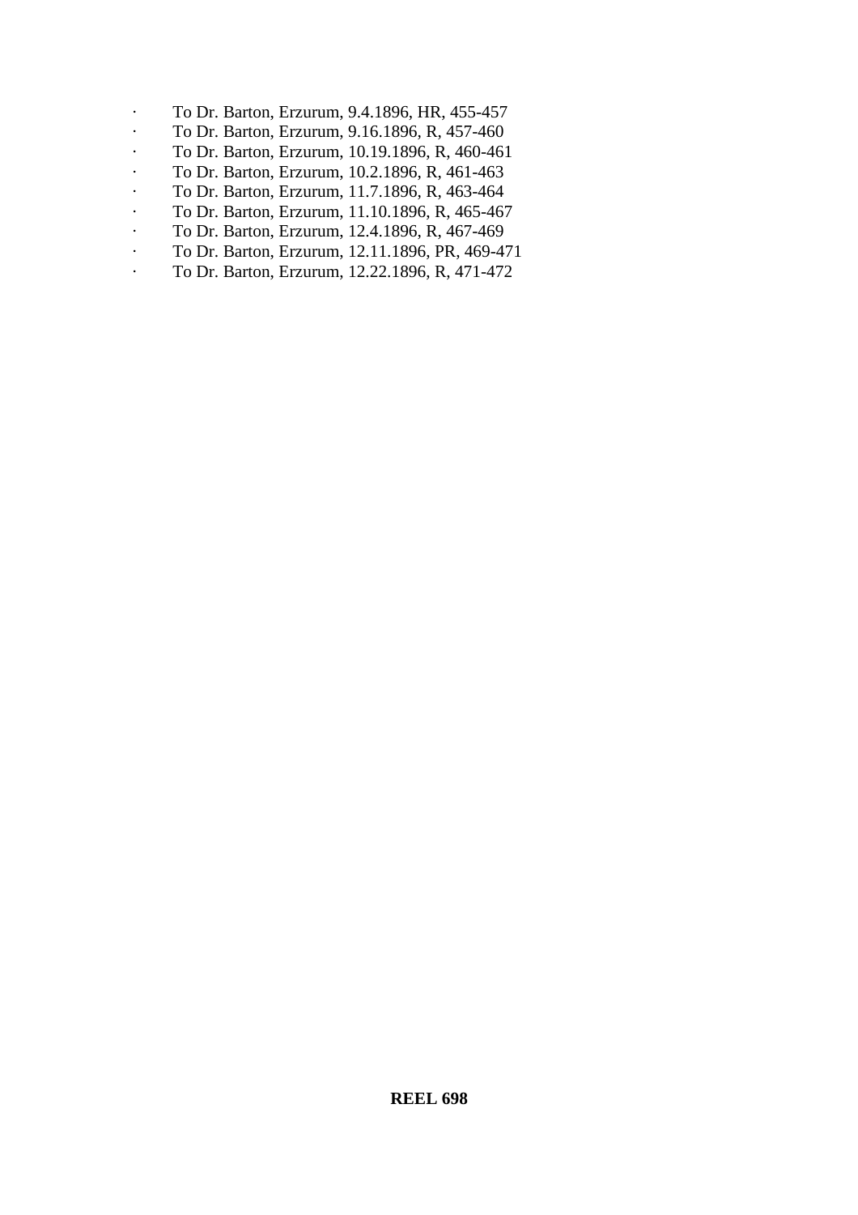- To Dr. Barton, Erzurum, 9.4.1896, HR, 455-457
- To Dr. Barton, Erzurum, 9.16.1896, R, 457-460
- To Dr. Barton, Erzurum, 10.19.1896, R, 460-461
- To Dr. Barton, Erzurum, 10.2.1896, R, 461-463
- To Dr. Barton, Erzurum, 11.7.1896, R, 463-464
- To Dr. Barton, Erzurum, 11.10.1896, R, 465-467
- To Dr. Barton, Erzurum, 12.4.1896, R, 467-469
- To Dr. Barton, Erzurum, 12.11.1896, PR, 469-471
- To Dr. Barton, Erzurum, 12.22.1896, R, 471-472

**REEL 698**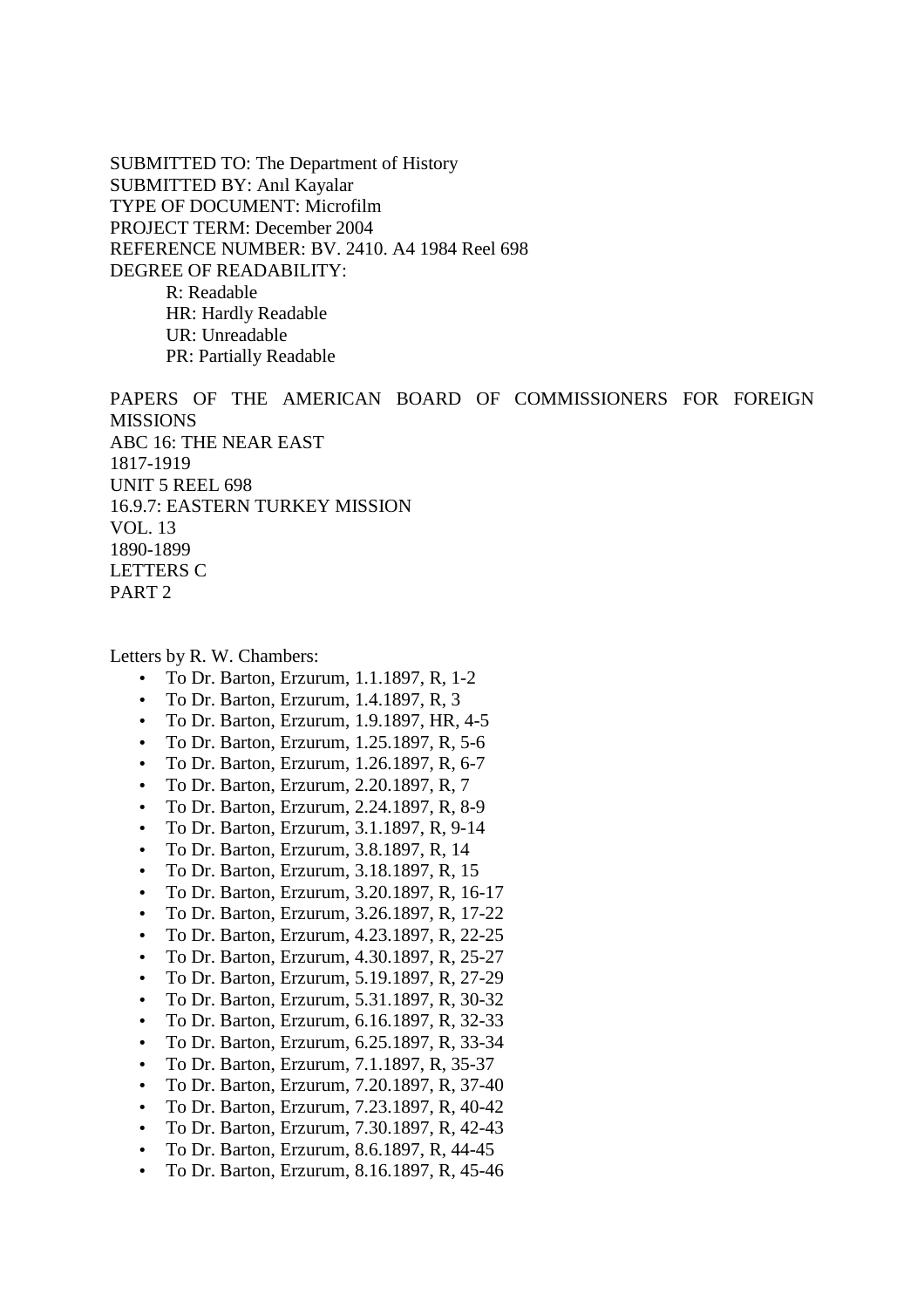SUBMITTED TO: The Department of History
SUBMITTED BY: Anıl Kayalar
TYPE OF DOCUMENT: Microfilm
PROJECT TERM: December 2004
REFERENCE NUMBER: BV. 2410. A4 1984 Reel 698
DEGREE OF READABILITY:

- R: Readable
- HR: Hardly Readable
- UR: Unreadable
- PR: Partially Readable

PAPERS OF THE AMERICAN BOARD OF COMMISSIONERS FOR FOREIGN MISSIONS
ABC 16: THE NEAR EAST
1817-1919
UNIT 5 REEL 698
16.9.7: EASTERN TURKEY MISSION
VOL. 13
1890-1899
LETTERS C
PART 2

Letters by R. W. Chambers:

- To Dr. Barton, Erzurum, 1.1.1897, R, 1-2
- To Dr. Barton, Erzurum, 1.4.1897, R, 3
- To Dr. Barton, Erzurum, 1.9.1897, HR, 4-5
- To Dr. Barton, Erzurum, 1.25.1897, R, 5-6
- To Dr. Barton, Erzurum, 1.26.1897, R, 6-7
- To Dr. Barton, Erzurum, 2.20.1897, R, 7
- To Dr. Barton, Erzurum, 2.24.1897, R, 8-9
- To Dr. Barton, Erzurum, 3.1.1897, R, 9-14
- To Dr. Barton, Erzurum, 3.8.1897, R, 14
- To Dr. Barton, Erzurum, 3.18.1897, R, 15
- To Dr. Barton, Erzurum, 3.20.1897, R, 16-17
- To Dr. Barton, Erzurum, 3.26.1897, R, 17-22
- To Dr. Barton, Erzurum, 4.23.1897, R, 22-25
- To Dr. Barton, Erzurum, 4.30.1897, R, 25-27
- To Dr. Barton, Erzurum, 5.19.1897, R, 27-29
- To Dr. Barton, Erzurum, 5.31.1897, R, 30-32
- To Dr. Barton, Erzurum, 6.16.1897, R, 32-33
- To Dr. Barton, Erzurum, 6.25.1897, R, 33-34
- To Dr. Barton, Erzurum, 7.1.1897, R, 35-37
- To Dr. Barton, Erzurum, 7.20.1897, R, 37-40
- To Dr. Barton, Erzurum, 7.23.1897, R, 40-42
- To Dr. Barton, Erzurum, 7.30.1897, R, 42-43
- To Dr. Barton, Erzurum, 8.6.1897, R, 44-45
- To Dr. Barton, Erzurum, 8.16.1897, R, 45-46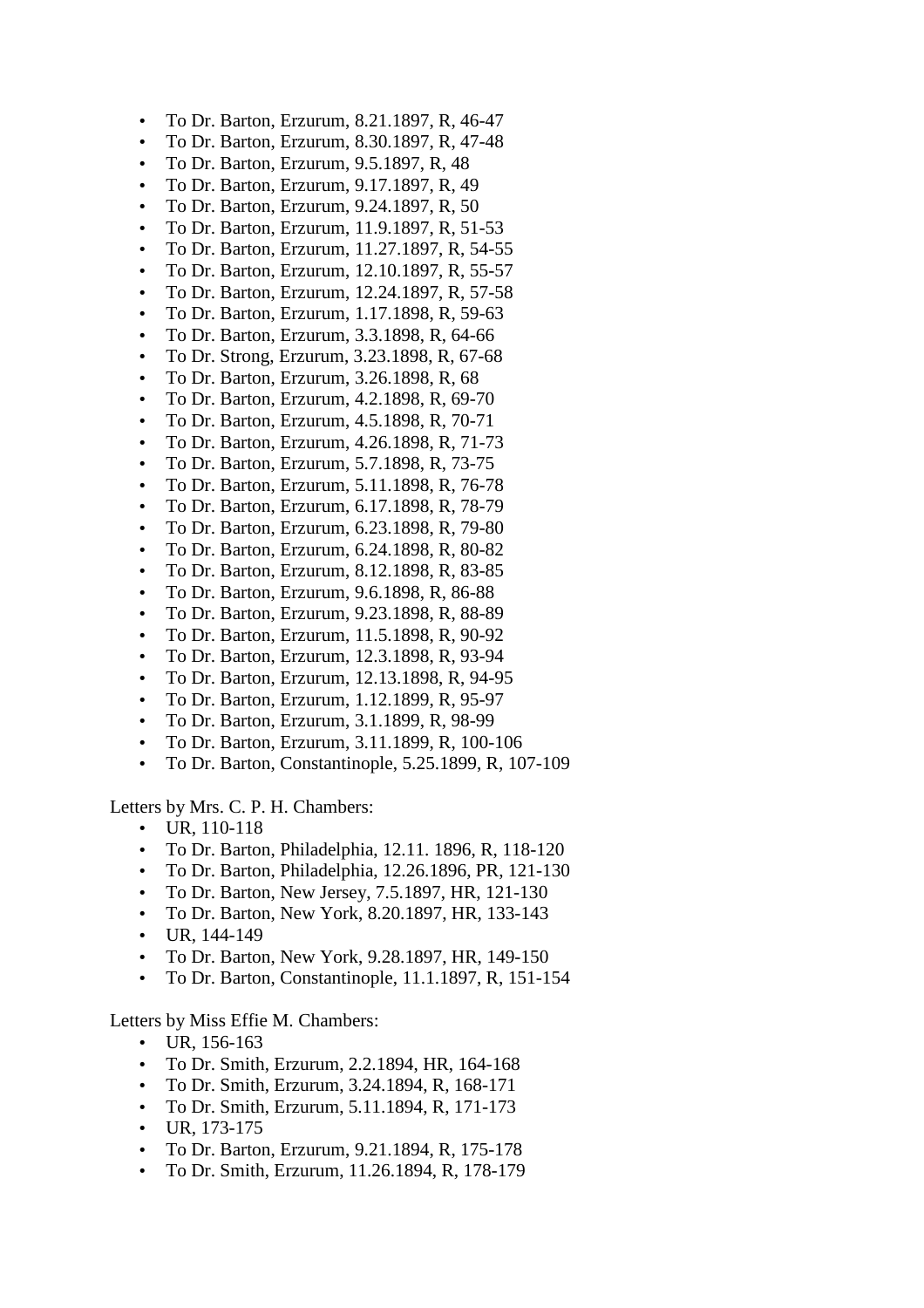- To Dr. Barton, Erzurum, 8.21.1897, R, 46-47
- To Dr. Barton, Erzurum, 8.30.1897, R, 47-48
- To Dr. Barton, Erzurum, 9.5.1897, R, 48
- To Dr. Barton, Erzurum, 9.17.1897, R, 49
- To Dr. Barton, Erzurum, 9.24.1897, R, 50
- To Dr. Barton, Erzurum, 11.9.1897, R, 51-53
- To Dr. Barton, Erzurum, 11.27.1897, R, 54-55
- To Dr. Barton, Erzurum, 12.10.1897, R, 55-57
- To Dr. Barton, Erzurum, 12.24.1897, R, 57-58
- To Dr. Barton, Erzurum, 1.17.1898, R, 59-63
- To Dr. Barton, Erzurum, 3.3.1898, R, 64-66
- To Dr. Strong, Erzurum, 3.23.1898, R, 67-68
- To Dr. Barton, Erzurum, 3.26.1898, R, 68
- To Dr. Barton, Erzurum, 4.2.1898, R, 69-70
- To Dr. Barton, Erzurum, 4.5.1898, R, 70-71
- To Dr. Barton, Erzurum, 4.26.1898, R, 71-73
- To Dr. Barton, Erzurum, 5.7.1898, R, 73-75
- To Dr. Barton, Erzurum, 5.11.1898, R, 76-78
- To Dr. Barton, Erzurum, 6.17.1898, R, 78-79
- To Dr. Barton, Erzurum, 6.23.1898, R, 79-80
- To Dr. Barton, Erzurum, 6.24.1898, R, 80-82
- To Dr. Barton, Erzurum, 8.12.1898, R, 83-85
- To Dr. Barton, Erzurum, 9.6.1898, R, 86-88
- To Dr. Barton, Erzurum, 9.23.1898, R, 88-89
- To Dr. Barton, Erzurum, 11.5.1898, R, 90-92
- To Dr. Barton, Erzurum, 12.3.1898, R, 93-94
- To Dr. Barton, Erzurum, 12.13.1898, R, 94-95
- To Dr. Barton, Erzurum, 1.12.1899, R, 95-97
- To Dr. Barton, Erzurum, 3.1.1899, R, 98-99
- To Dr. Barton, Erzurum, 3.11.1899, R, 100-106
- To Dr. Barton, Constantinople, 5.25.1899, R, 107-109

Letters by Mrs. C. P. H. Chambers:

- UR, 110-118
- To Dr. Barton, Philadelphia, 12.11. 1896, R, 118-120
- To Dr. Barton, Philadelphia, 12.26.1896, PR, 121-130
- To Dr. Barton, New Jersey, 7.5.1897, HR, 121-130
- To Dr. Barton, New York, 8.20.1897, HR, 133-143
- UR, 144-149
- To Dr. Barton, New York, 9.28.1897, HR, 149-150
- To Dr. Barton, Constantinople, 11.1.1897, R, 151-154

Letters by Miss Effie M. Chambers:

- UR, 156-163
- To Dr. Smith, Erzurum, 2.2.1894, HR, 164-168
- To Dr. Smith, Erzurum, 3.24.1894, R, 168-171
- To Dr. Smith, Erzurum, 5.11.1894, R, 171-173
- UR, 173-175
- To Dr. Barton, Erzurum, 9.21.1894, R, 175-178
- To Dr. Smith, Erzurum, 11.26.1894, R, 178-179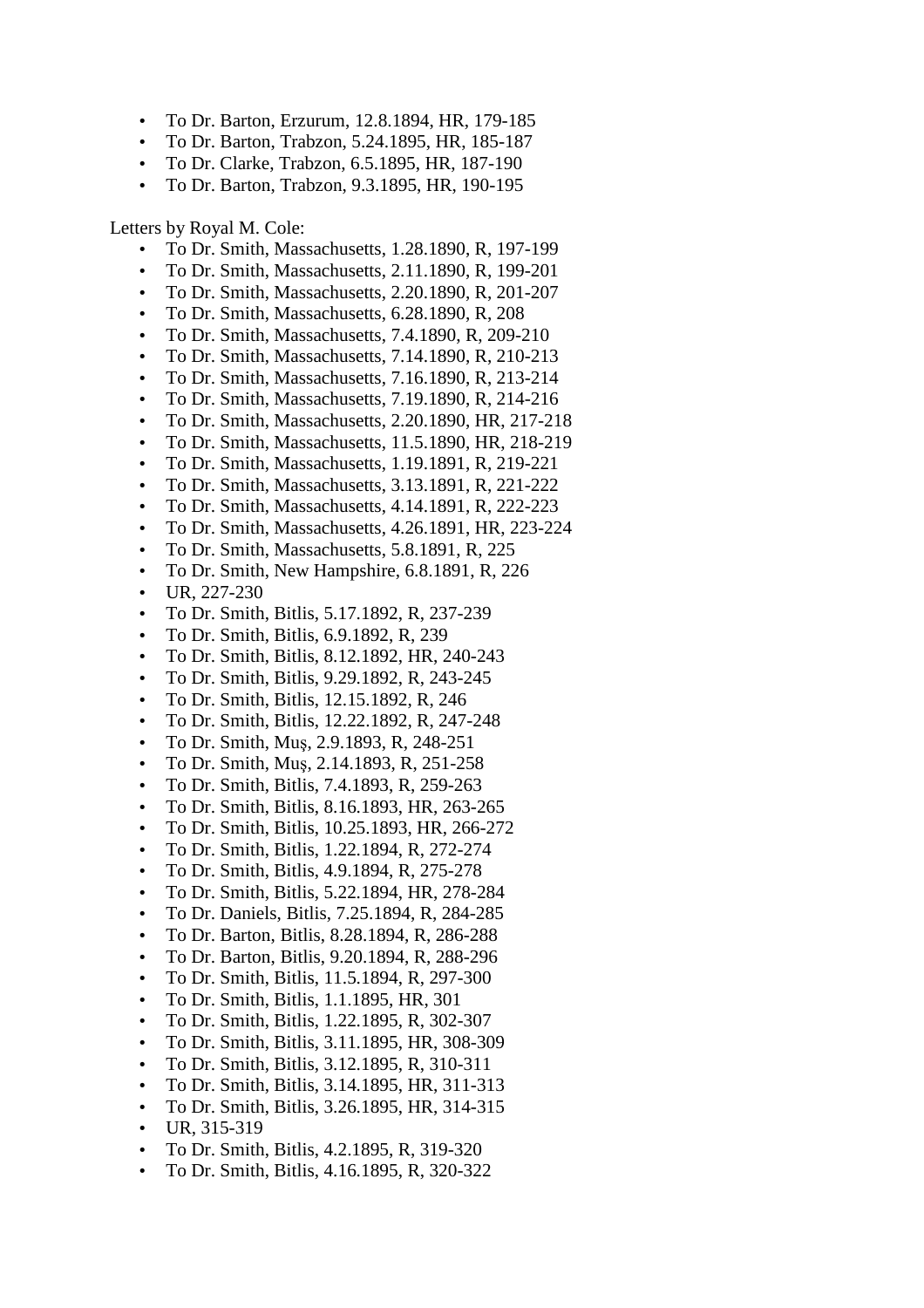- To Dr. Barton, Erzurum, 12.8.1894, HR, 179-185
- To Dr. Barton, Trabzon, 5.24.1895, HR, 185-187
- To Dr. Clarke, Trabzon, 6.5.1895, HR, 187-190
- To Dr. Barton, Trabzon, 9.3.1895, HR, 190-195

Letters by Royal M. Cole:

- To Dr. Smith, Massachusetts, 1.28.1890, R, 197-199
- To Dr. Smith, Massachusetts, 2.11.1890, R, 199-201
- To Dr. Smith, Massachusetts, 2.20.1890, R, 201-207
- To Dr. Smith, Massachusetts, 6.28.1890, R, 208
- To Dr. Smith, Massachusetts, 7.4.1890, R, 209-210
- To Dr. Smith, Massachusetts, 7.14.1890, R, 210-213
- To Dr. Smith, Massachusetts, 7.16.1890, R, 213-214
- To Dr. Smith, Massachusetts, 7.19.1890, R, 214-216
- To Dr. Smith, Massachusetts, 2.20.1890, HR, 217-218
- To Dr. Smith, Massachusetts, 11.5.1890, HR, 218-219
- To Dr. Smith, Massachusetts, 1.19.1891, R, 219-221
- To Dr. Smith, Massachusetts, 3.13.1891, R, 221-222
- To Dr. Smith, Massachusetts, 4.14.1891, R, 222-223
- To Dr. Smith, Massachusetts, 4.26.1891, HR, 223-224
- To Dr. Smith, Massachusetts, 5.8.1891, R, 225
- To Dr. Smith, New Hampshire, 6.8.1891, R, 226
- UR, 227-230
- To Dr. Smith, Bitlis, 5.17.1892, R, 237-239
- To Dr. Smith, Bitlis, 6.9.1892, R, 239
- To Dr. Smith, Bitlis, 8.12.1892, HR, 240-243
- To Dr. Smith, Bitlis, 9.29.1892, R, 243-245
- To Dr. Smith, Bitlis, 12.15.1892, R, 246
- To Dr. Smith, Bitlis, 12.22.1892, R, 247-248
- To Dr. Smith, Muş, 2.9.1893, R, 248-251
- To Dr. Smith, Muş, 2.14.1893, R, 251-258
- To Dr. Smith, Bitlis, 7.4.1893, R, 259-263
- To Dr. Smith, Bitlis, 8.16.1893, HR, 263-265
- To Dr. Smith, Bitlis, 10.25.1893, HR, 266-272
- To Dr. Smith, Bitlis, 1.22.1894, R, 272-274
- To Dr. Smith, Bitlis, 4.9.1894, R, 275-278
- To Dr. Smith, Bitlis, 5.22.1894, HR, 278-284
- To Dr. Daniels, Bitlis, 7.25.1894, R, 284-285
- To Dr. Barton, Bitlis, 8.28.1894, R, 286-288
- To Dr. Barton, Bitlis, 9.20.1894, R, 288-296
- To Dr. Smith, Bitlis, 11.5.1894, R, 297-300
- To Dr. Smith, Bitlis, 1.1.1895, HR, 301
- To Dr. Smith, Bitlis, 1.22.1895, R, 302-307
- To Dr. Smith, Bitlis, 3.11.1895, HR, 308-309
- To Dr. Smith, Bitlis, 3.12.1895, R, 310-311
- To Dr. Smith, Bitlis, 3.14.1895, HR, 311-313
- To Dr. Smith, Bitlis, 3.26.1895, HR, 314-315
- UR, 315-319
- To Dr. Smith, Bitlis, 4.2.1895, R, 319-320
- To Dr. Smith, Bitlis, 4.16.1895, R, 320-322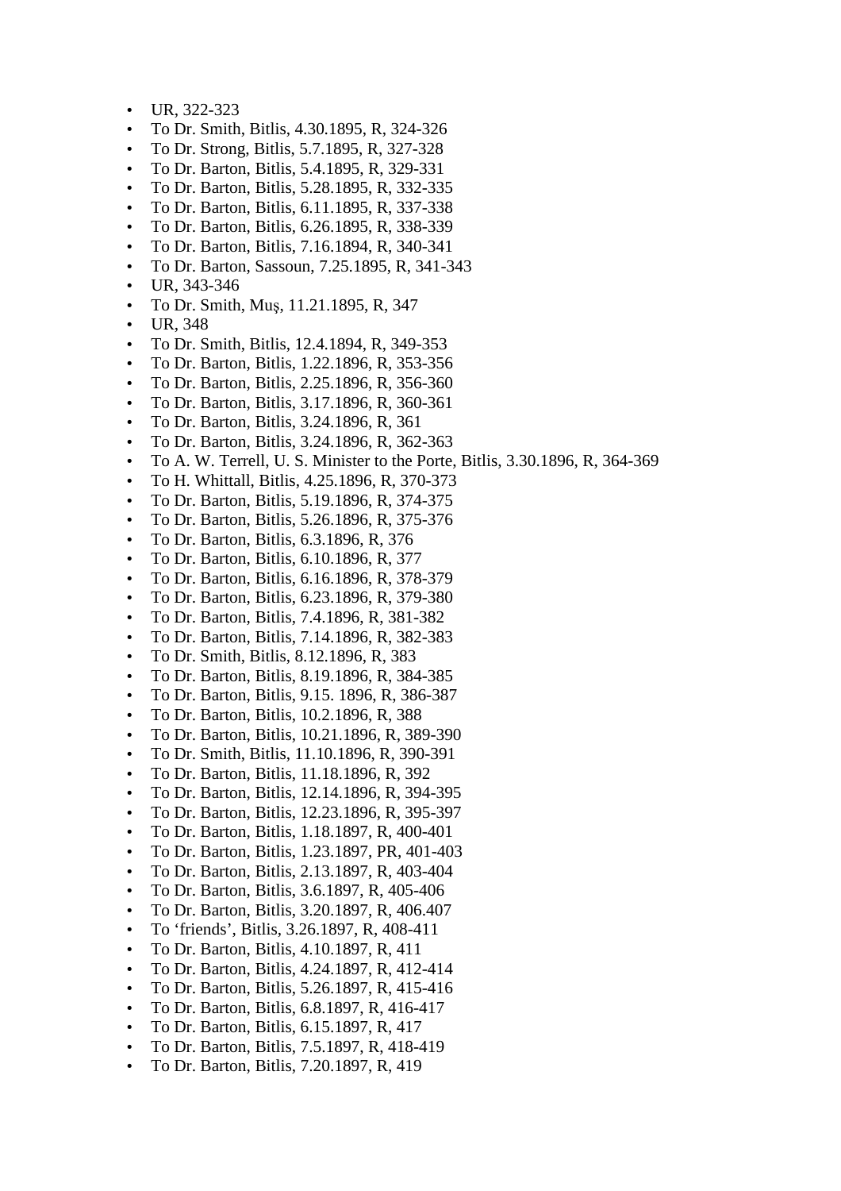- UR, 322-323
- To Dr. Smith, Bitlis, 4.30.1895, R, 324-326
- To Dr. Strong, Bitlis, 5.7.1895, R, 327-328
- To Dr. Barton, Bitlis, 5.4.1895, R, 329-331
- To Dr. Barton, Bitlis, 5.28.1895, R, 332-335
- To Dr. Barton, Bitlis, 6.11.1895, R, 337-338
- To Dr. Barton, Bitlis, 6.26.1895, R, 338-339
- To Dr. Barton, Bitlis, 7.16.1894, R, 340-341
- To Dr. Barton, Sassoun, 7.25.1895, R, 341-343
- UR, 343-346
- To Dr. Smith, Muş, 11.21.1895, R, 347
- UR, 348
- To Dr. Smith, Bitlis, 12.4.1894, R, 349-353
- To Dr. Barton, Bitlis, 1.22.1896, R, 353-356
- To Dr. Barton, Bitlis, 2.25.1896, R, 356-360
- To Dr. Barton, Bitlis, 3.17.1896, R, 360-361
- To Dr. Barton, Bitlis, 3.24.1896, R, 361
- To Dr. Barton, Bitlis, 3.24.1896, R, 362-363
- To A. W. Terrell, U. S. Minister to the Porte, Bitlis, 3.30.1896, R, 364-369
- To H. Whittall, Bitlis, 4.25.1896, R, 370-373
- To Dr. Barton, Bitlis, 5.19.1896, R, 374-375
- To Dr. Barton, Bitlis, 5.26.1896, R, 375-376
- To Dr. Barton, Bitlis, 6.3.1896, R, 376
- To Dr. Barton, Bitlis, 6.10.1896, R, 377
- To Dr. Barton, Bitlis, 6.16.1896, R, 378-379
- To Dr. Barton, Bitlis, 6.23.1896, R, 379-380
- To Dr. Barton, Bitlis, 7.4.1896, R, 381-382
- To Dr. Barton, Bitlis, 7.14.1896, R, 382-383
- To Dr. Smith, Bitlis, 8.12.1896, R, 383
- To Dr. Barton, Bitlis, 8.19.1896, R, 384-385
- To Dr. Barton, Bitlis, 9.15. 1896, R, 386-387
- To Dr. Barton, Bitlis, 10.2.1896, R, 388
- To Dr. Barton, Bitlis, 10.21.1896, R, 389-390
- To Dr. Smith, Bitlis, 11.10.1896, R, 390-391
- To Dr. Barton, Bitlis, 11.18.1896, R, 392
- To Dr. Barton, Bitlis, 12.14.1896, R, 394-395
- To Dr. Barton, Bitlis, 12.23.1896, R, 395-397
- To Dr. Barton, Bitlis, 1.18.1897, R, 400-401
- To Dr. Barton, Bitlis, 1.23.1897, PR, 401-403
- To Dr. Barton, Bitlis, 2.13.1897, R, 403-404
- To Dr. Barton, Bitlis, 3.6.1897, R, 405-406
- To Dr. Barton, Bitlis, 3.20.1897, R, 406.407
- To 'friends', Bitlis, 3.26.1897, R, 408-411
- To Dr. Barton, Bitlis, 4.10.1897, R, 411
- To Dr. Barton, Bitlis, 4.24.1897, R, 412-414
- To Dr. Barton, Bitlis, 5.26.1897, R, 415-416
- To Dr. Barton, Bitlis, 6.8.1897, R, 416-417
- To Dr. Barton, Bitlis, 6.15.1897, R, 417
- To Dr. Barton, Bitlis, 7.5.1897, R, 418-419
- To Dr. Barton, Bitlis, 7.20.1897, R, 419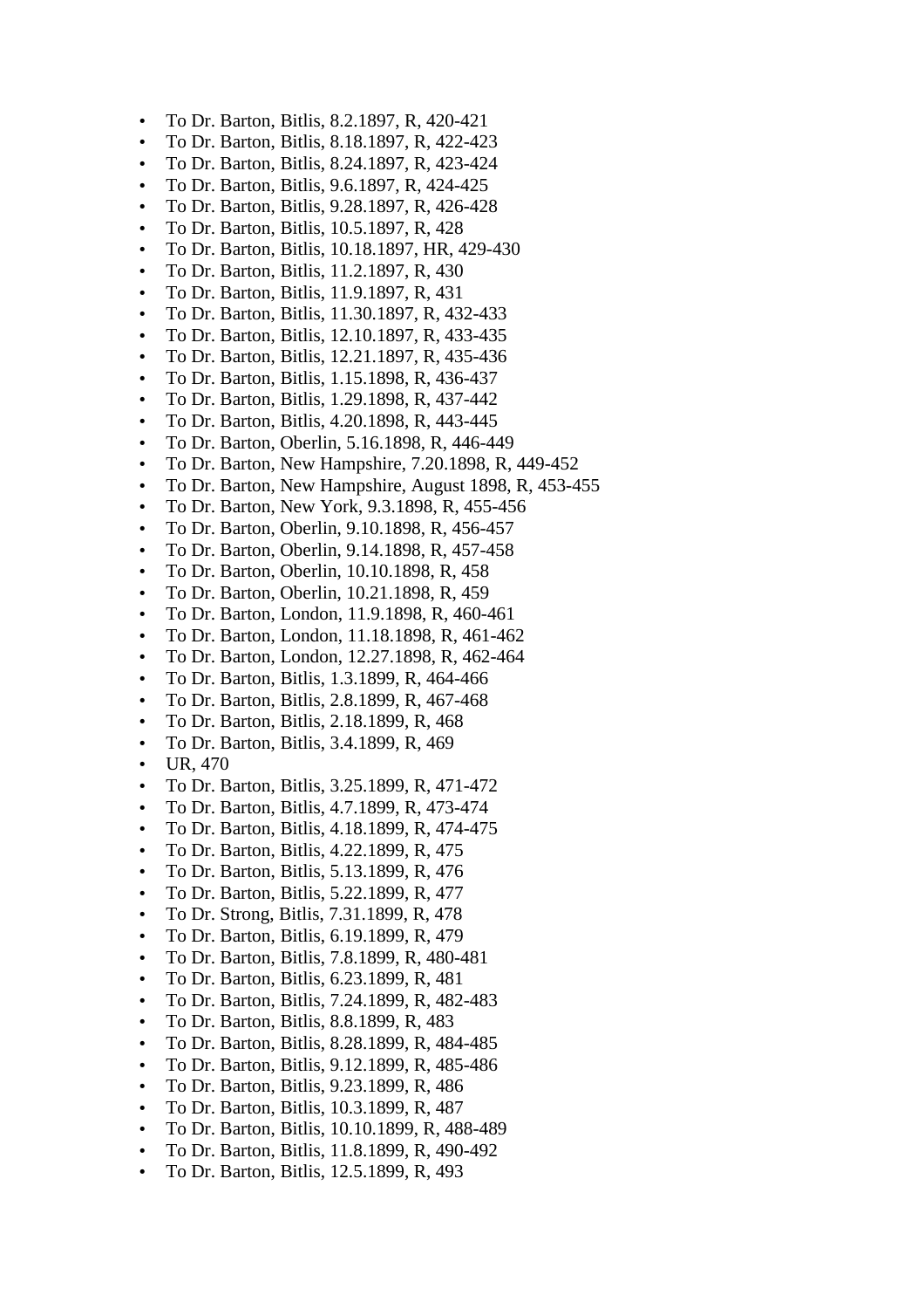- To Dr. Barton, Bitlis, 8.2.1897, R, 420-421
- To Dr. Barton, Bitlis, 8.18.1897, R, 422-423
- To Dr. Barton, Bitlis, 8.24.1897, R, 423-424
- To Dr. Barton, Bitlis, 9.6.1897, R, 424-425
- To Dr. Barton, Bitlis, 9.28.1897, R, 426-428
- To Dr. Barton, Bitlis, 10.5.1897, R, 428
- To Dr. Barton, Bitlis, 10.18.1897, HR, 429-430
- To Dr. Barton, Bitlis, 11.2.1897, R, 430
- To Dr. Barton, Bitlis, 11.9.1897, R, 431
- To Dr. Barton, Bitlis, 11.30.1897, R, 432-433
- To Dr. Barton, Bitlis, 12.10.1897, R, 433-435
- To Dr. Barton, Bitlis, 12.21.1897, R, 435-436
- To Dr. Barton, Bitlis, 1.15.1898, R, 436-437
- To Dr. Barton, Bitlis, 1.29.1898, R, 437-442
- To Dr. Barton, Bitlis, 4.20.1898, R, 443-445
- To Dr. Barton, Oberlin, 5.16.1898, R, 446-449
- To Dr. Barton, New Hampshire, 7.20.1898, R, 449-452
- To Dr. Barton, New Hampshire, August 1898, R, 453-455
- To Dr. Barton, New York, 9.3.1898, R, 455-456
- To Dr. Barton, Oberlin, 9.10.1898, R, 456-457
- To Dr. Barton, Oberlin, 9.14.1898, R, 457-458
- To Dr. Barton, Oberlin, 10.10.1898, R, 458
- To Dr. Barton, Oberlin, 10.21.1898, R, 459
- To Dr. Barton, London, 11.9.1898, R, 460-461
- To Dr. Barton, London, 11.18.1898, R, 461-462
- To Dr. Barton, London, 12.27.1898, R, 462-464
- To Dr. Barton, Bitlis, 1.3.1899, R, 464-466
- To Dr. Barton, Bitlis, 2.8.1899, R, 467-468
- To Dr. Barton, Bitlis, 2.18.1899, R, 468
- To Dr. Barton, Bitlis, 3.4.1899, R, 469
- UR, 470
- To Dr. Barton, Bitlis, 3.25.1899, R, 471-472
- To Dr. Barton, Bitlis, 4.7.1899, R, 473-474
- To Dr. Barton, Bitlis, 4.18.1899, R, 474-475
- To Dr. Barton, Bitlis, 4.22.1899, R, 475
- To Dr. Barton, Bitlis, 5.13.1899, R, 476
- To Dr. Barton, Bitlis, 5.22.1899, R, 477
- To Dr. Strong, Bitlis, 7.31.1899, R, 478
- To Dr. Barton, Bitlis, 6.19.1899, R, 479
- To Dr. Barton, Bitlis, 7.8.1899, R, 480-481
- To Dr. Barton, Bitlis, 6.23.1899, R, 481
- To Dr. Barton, Bitlis, 7.24.1899, R, 482-483
- To Dr. Barton, Bitlis, 8.8.1899, R, 483
- To Dr. Barton, Bitlis, 8.28.1899, R, 484-485
- To Dr. Barton, Bitlis, 9.12.1899, R, 485-486
- To Dr. Barton, Bitlis, 9.23.1899, R, 486
- To Dr. Barton, Bitlis, 10.3.1899, R, 487
- To Dr. Barton, Bitlis, 10.10.1899, R, 488-489
- To Dr. Barton, Bitlis, 11.8.1899, R, 490-492
- To Dr. Barton, Bitlis, 12.5.1899, R, 493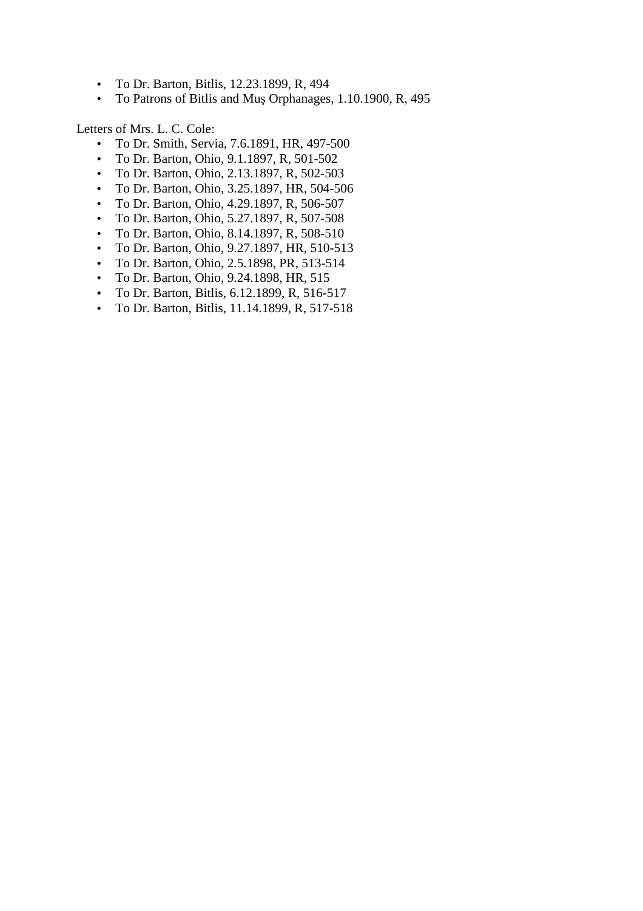- To Dr. Barton, Bitlis, 12.23.1899, R, 494
- To Patrons of Bitlis and Muş Orphanages, 1.10.1900, R, 495

Letters of Mrs. L. C. Cole:

- To Dr. Smith, Servia, 7.6.1891, HR, 497-500
- To Dr. Barton, Ohio, 9.1.1897, R, 501-502
- To Dr. Barton, Ohio, 2.13.1897, R, 502-503
- To Dr. Barton, Ohio, 3.25.1897, HR, 504-506
- To Dr. Barton, Ohio, 4.29.1897, R, 506-507
- To Dr. Barton, Ohio, 5.27.1897, R, 507-508
- To Dr. Barton, Ohio, 8.14.1897, R, 508-510
- To Dr. Barton, Ohio, 9.27.1897, HR, 510-513
- To Dr. Barton, Ohio, 2.5.1898, PR, 513-514
- To Dr. Barton, Ohio, 9.24.1898, HR, 515
- To Dr. Barton, Bitlis, 6.12.1899, R, 516-517
- To Dr. Barton, Bitlis, 11.14.1899, R, 517-518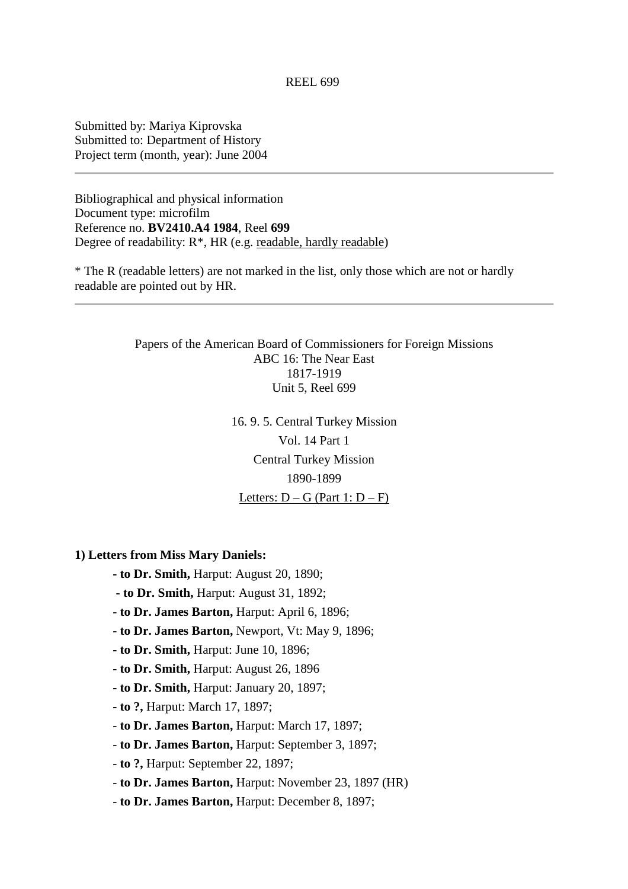REEL 699

Submitted by: Mariya Kiprovska
Submitted to: Department of History
Project term (month, year): June 2004

---

Bibliographical and physical information
Document type: microfilm
Reference no. **BV2410.A4 1984**, Reel **699**
Degree of readability: R*, HR (e.g. readable, hardly readable)

* The R (readable letters) are not marked in the list, only those which are not or hardly readable are pointed out by HR.

---

Papers of the American Board of Commissioners for Foreign Missions
ABC 16: The Near East
1817-1919
Unit 5, Reel 699

16. 9. 5. Central Turkey Mission
Vol. 14 Part 1
Central Turkey Mission
1890-1899
Letters: D – G (Part 1: D – F)

**1) Letters from Miss Mary Daniels:**

- **to Dr. Smith,** Harput: August 20, 1890;
- **to Dr. Smith,** Harput: August 31, 1892;
- **to Dr. James Barton,** Harput: April 6, 1896;
- **to Dr. James Barton,** Newport, Vt: May 9, 1896;
- **to Dr. Smith,** Harput: June 10, 1896;
- **to Dr. Smith,** Harput: August 26, 1896
- **to Dr. Smith,** Harput: January 20, 1897;
- **to ?,** Harput: March 17, 1897;
- **to Dr. James Barton,** Harput: March 17, 1897;
- **to Dr. James Barton,** Harput: September 3, 1897;
- **to ?,** Harput: September 22, 1897;
- **to Dr. James Barton,** Harput: November 23, 1897 (HR)
- **to Dr. James Barton,** Harput: December 8, 1897;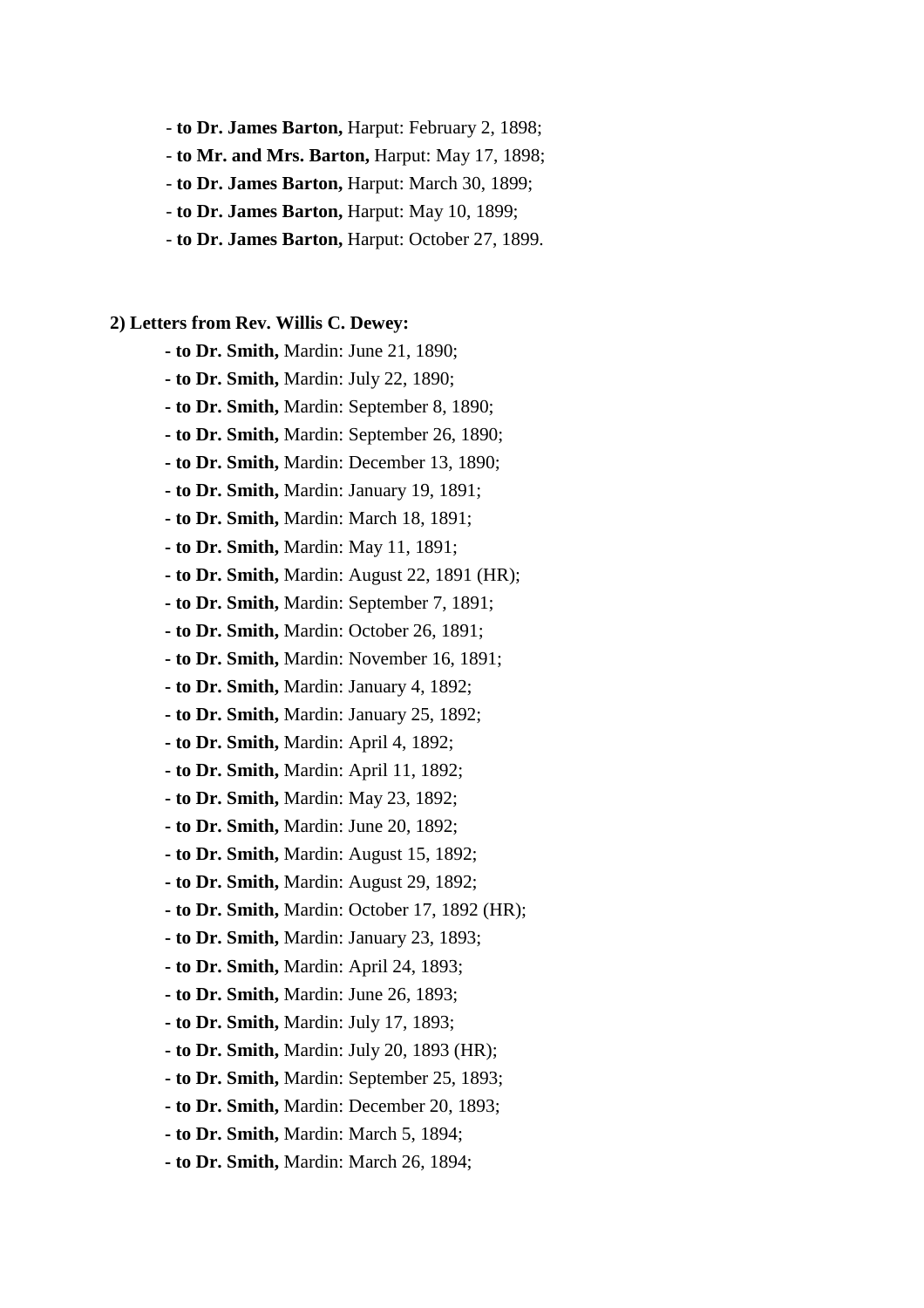- **to Dr. James Barton,** Harput: February 2, 1898;
- **to Mr. and Mrs. Barton,** Harput: May 17, 1898;
- **to Dr. James Barton,** Harput: March 30, 1899;
- **to Dr. James Barton,** Harput: May 10, 1899;
- **to Dr. James Barton,** Harput: October 27, 1899.

**2) Letters from Rev. Willis C. Dewey:**

- **to Dr. Smith,** Mardin: June 21, 1890;
- **to Dr. Smith,** Mardin: July 22, 1890;
- **to Dr. Smith,** Mardin: September 8, 1890;
- **to Dr. Smith,** Mardin: September 26, 1890;
- **to Dr. Smith,** Mardin: December 13, 1890;
- **to Dr. Smith,** Mardin: January 19, 1891;
- **to Dr. Smith,** Mardin: March 18, 1891;
- **to Dr. Smith,** Mardin: May 11, 1891;
- **to Dr. Smith,** Mardin: August 22, 1891 (HR);
- **to Dr. Smith,** Mardin: September 7, 1891;
- **to Dr. Smith,** Mardin: October 26, 1891;
- **to Dr. Smith,** Mardin: November 16, 1891;
- **to Dr. Smith,** Mardin: January 4, 1892;
- **to Dr. Smith,** Mardin: January 25, 1892;
- **to Dr. Smith,** Mardin: April 4, 1892;
- **to Dr. Smith,** Mardin: April 11, 1892;
- **to Dr. Smith,** Mardin: May 23, 1892;
- **to Dr. Smith,** Mardin: June 20, 1892;
- **to Dr. Smith,** Mardin: August 15, 1892;
- **to Dr. Smith,** Mardin: August 29, 1892;
- **to Dr. Smith,** Mardin: October 17, 1892 (HR);
- **to Dr. Smith,** Mardin: January 23, 1893;
- **to Dr. Smith,** Mardin: April 24, 1893;
- **to Dr. Smith,** Mardin: June 26, 1893;
- **to Dr. Smith,** Mardin: July 17, 1893;
- **to Dr. Smith,** Mardin: July 20, 1893 (HR);
- **to Dr. Smith,** Mardin: September 25, 1893;
- **to Dr. Smith,** Mardin: December 20, 1893;
- **to Dr. Smith,** Mardin: March 5, 1894;
- **to Dr. Smith,** Mardin: March 26, 1894;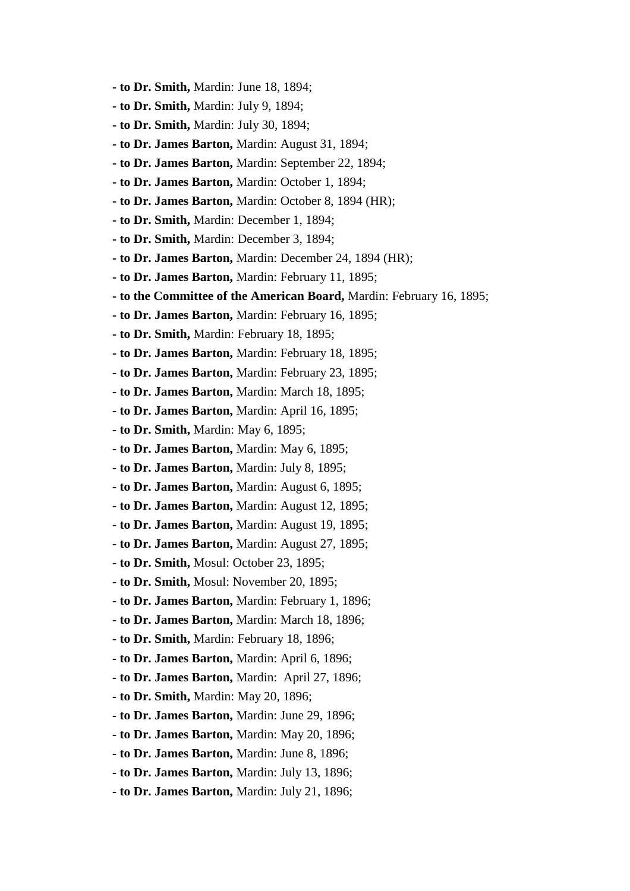- **to Dr. Smith,** Mardin: June 18, 1894;
- **to Dr. Smith,** Mardin: July 9, 1894;
- **to Dr. Smith,** Mardin: July 30, 1894;
- **to Dr. James Barton,** Mardin: August 31, 1894;
- **to Dr. James Barton,** Mardin: September 22, 1894;
- **to Dr. James Barton,** Mardin: October 1, 1894;
- **to Dr. James Barton,** Mardin: October 8, 1894 (HR);
- **to Dr. Smith,** Mardin: December 1, 1894;
- **to Dr. Smith,** Mardin: December 3, 1894;
- **to Dr. James Barton,** Mardin: December 24, 1894 (HR);
- **to Dr. James Barton,** Mardin: February 11, 1895;
- **to the Committee of the American Board,** Mardin: February 16, 1895;
- **to Dr. James Barton,** Mardin: February 16, 1895;
- **to Dr. Smith,** Mardin: February 18, 1895;
- **to Dr. James Barton,** Mardin: February 18, 1895;
- **to Dr. James Barton,** Mardin: February 23, 1895;
- **to Dr. James Barton,** Mardin: March 18, 1895;
- **to Dr. James Barton,** Mardin: April 16, 1895;
- **to Dr. Smith,** Mardin: May 6, 1895;
- **to Dr. James Barton,** Mardin: May 6, 1895;
- **to Dr. James Barton,** Mardin: July 8, 1895;
- **to Dr. James Barton,** Mardin: August 6, 1895;
- **to Dr. James Barton,** Mardin: August 12, 1895;
- **to Dr. James Barton,** Mardin: August 19, 1895;
- **to Dr. James Barton,** Mardin: August 27, 1895;
- **to Dr. Smith,** Mosul: October 23, 1895;
- **to Dr. Smith,** Mosul: November 20, 1895;
- **to Dr. James Barton,** Mardin: February 1, 1896;
- **to Dr. James Barton,** Mardin: March 18, 1896;
- **to Dr. Smith,** Mardin: February 18, 1896;
- **to Dr. James Barton,** Mardin: April 6, 1896;
- **to Dr. James Barton,** Mardin: April 27, 1896;
- **to Dr. Smith,** Mardin: May 20, 1896;
- **to Dr. James Barton,** Mardin: June 29, 1896;
- **to Dr. James Barton,** Mardin: May 20, 1896;
- **to Dr. James Barton,** Mardin: June 8, 1896;
- **to Dr. James Barton,** Mardin: July 13, 1896;
- **to Dr. James Barton,** Mardin: July 21, 1896;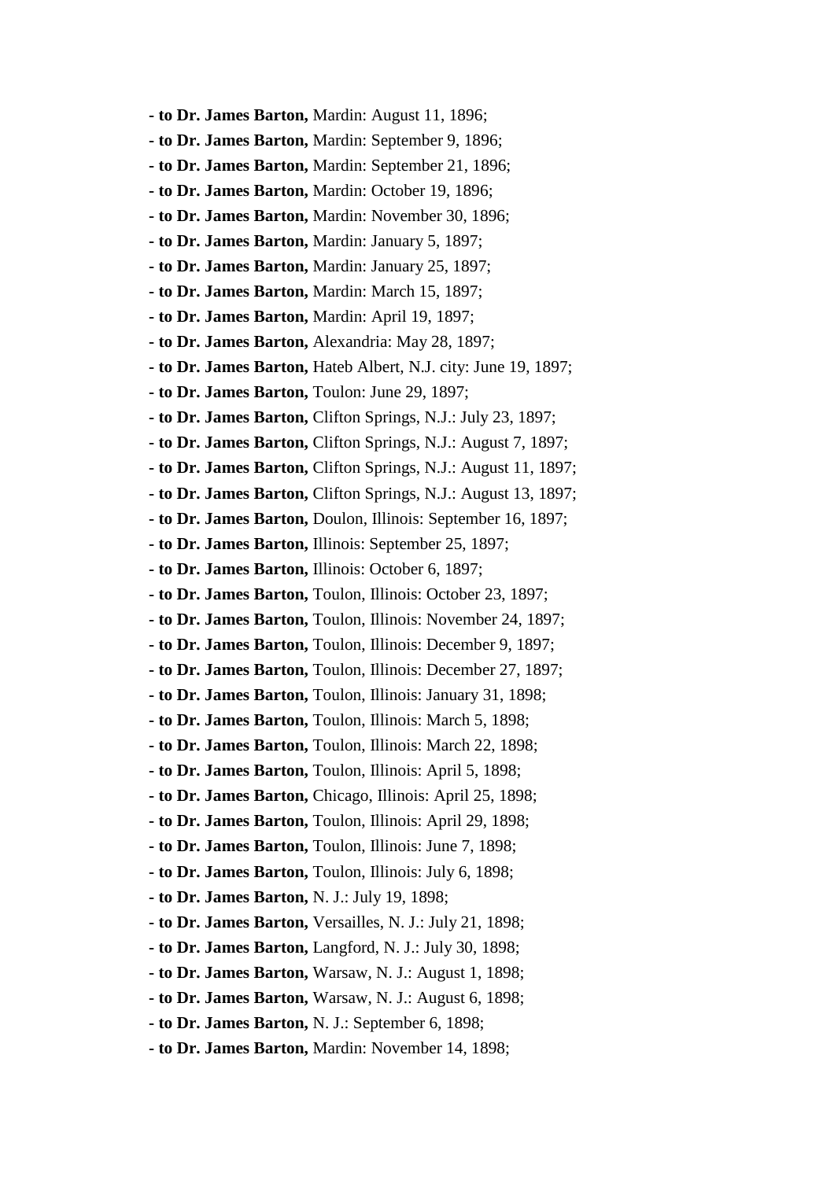- **to Dr. James Barton,** Mardin: August 11, 1896;
- **to Dr. James Barton,** Mardin: September 9, 1896;
- **to Dr. James Barton,** Mardin: September 21, 1896;
- **to Dr. James Barton,** Mardin: October 19, 1896;
- **to Dr. James Barton,** Mardin: November 30, 1896;
- **to Dr. James Barton,** Mardin: January 5, 1897;
- **to Dr. James Barton,** Mardin: January 25, 1897;
- **to Dr. James Barton,** Mardin: March 15, 1897;
- **to Dr. James Barton,** Mardin: April 19, 1897;
- **to Dr. James Barton,** Alexandria: May 28, 1897;
- **to Dr. James Barton,** Hateb Albert, N.J. city: June 19, 1897;
- **to Dr. James Barton,** Toulon: June 29, 1897;
- **to Dr. James Barton,** Clifton Springs, N.J.: July 23, 1897;
- **to Dr. James Barton,** Clifton Springs, N.J.: August 7, 1897;
- **to Dr. James Barton,** Clifton Springs, N.J.: August 11, 1897;
- **to Dr. James Barton,** Clifton Springs, N.J.: August 13, 1897;
- **to Dr. James Barton,** Doulon, Illinois: September 16, 1897;
- **to Dr. James Barton,** Illinois: September 25, 1897;
- **to Dr. James Barton,** Illinois: October 6, 1897;
- **to Dr. James Barton,** Toulon, Illinois: October 23, 1897;
- **to Dr. James Barton,** Toulon, Illinois: November 24, 1897;
- **to Dr. James Barton,** Toulon, Illinois: December 9, 1897;
- **to Dr. James Barton,** Toulon, Illinois: December 27, 1897;
- **to Dr. James Barton,** Toulon, Illinois: January 31, 1898;
- **to Dr. James Barton,** Toulon, Illinois: March 5, 1898;
- **to Dr. James Barton,** Toulon, Illinois: March 22, 1898;
- **to Dr. James Barton,** Toulon, Illinois: April 5, 1898;
- **to Dr. James Barton,** Chicago, Illinois: April 25, 1898;
- **to Dr. James Barton,** Toulon, Illinois: April 29, 1898;
- **to Dr. James Barton,** Toulon, Illinois: June 7, 1898;
- **to Dr. James Barton,** Toulon, Illinois: July 6, 1898;
- **to Dr. James Barton,** N. J.: July 19, 1898;
- **to Dr. James Barton,** Versailles, N. J.: July 21, 1898;
- **to Dr. James Barton,** Langford, N. J.: July 30, 1898;
- **to Dr. James Barton,** Warsaw, N. J.: August 1, 1898;
- **to Dr. James Barton,** Warsaw, N. J.: August 6, 1898;
- **to Dr. James Barton,** N. J.: September 6, 1898;
- **to Dr. James Barton,** Mardin: November 14, 1898;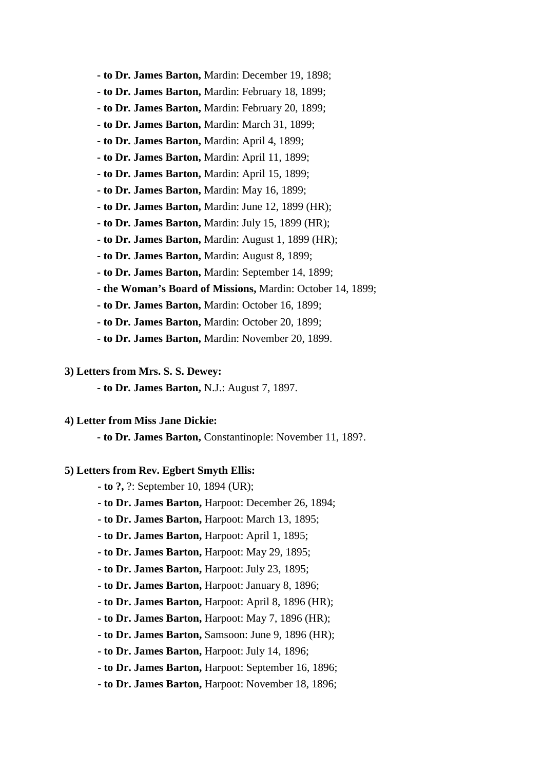**- to Dr. James Barton,** Mardin: December 19, 1898;

**- to Dr. James Barton,** Mardin: February 18, 1899;

**- to Dr. James Barton,** Mardin: February 20, 1899;

**- to Dr. James Barton,** Mardin: March 31, 1899;

**- to Dr. James Barton,** Mardin: April 4, 1899;

**- to Dr. James Barton,** Mardin: April 11, 1899;

**- to Dr. James Barton,** Mardin: April 15, 1899;

**- to Dr. James Barton,** Mardin: May 16, 1899;

**- to Dr. James Barton,** Mardin: June 12, 1899 (HR);

**- to Dr. James Barton,** Mardin: July 15, 1899 (HR);

**- to Dr. James Barton,** Mardin: August 1, 1899 (HR);

**- to Dr. James Barton,** Mardin: August 8, 1899;

**- to Dr. James Barton,** Mardin: September 14, 1899;

**- the Woman's Board of Missions,** Mardin: October 14, 1899;

**- to Dr. James Barton,** Mardin: October 16, 1899;

**- to Dr. James Barton,** Mardin: October 20, 1899;

**- to Dr. James Barton,** Mardin: November 20, 1899.

**3) Letters from Mrs. S. S. Dewey:**

**- to Dr. James Barton,** N.J.: August 7, 1897.

**4) Letter from Miss Jane Dickie:**

**- to Dr. James Barton,** Constantinople: November 11, 189?.

**5) Letters from Rev. Egbert Smyth Ellis:**

**- to ?,** ?: September 10, 1894 (UR);

**- to Dr. James Barton,** Harpoot: December 26, 1894;

**- to Dr. James Barton,** Harpoot: March 13, 1895;

**- to Dr. James Barton,** Harpoot: April 1, 1895;

**- to Dr. James Barton,** Harpoot: May 29, 1895;

**- to Dr. James Barton,** Harpoot: July 23, 1895;

**- to Dr. James Barton,** Harpoot: January 8, 1896;

**- to Dr. James Barton,** Harpoot: April 8, 1896 (HR);

**- to Dr. James Barton,** Harpoot: May 7, 1896 (HR);

**- to Dr. James Barton,** Samsoon: June 9, 1896 (HR);

**- to Dr. James Barton,** Harpoot: July 14, 1896;

**- to Dr. James Barton,** Harpoot: September 16, 1896;

**- to Dr. James Barton,** Harpoot: November 18, 1896;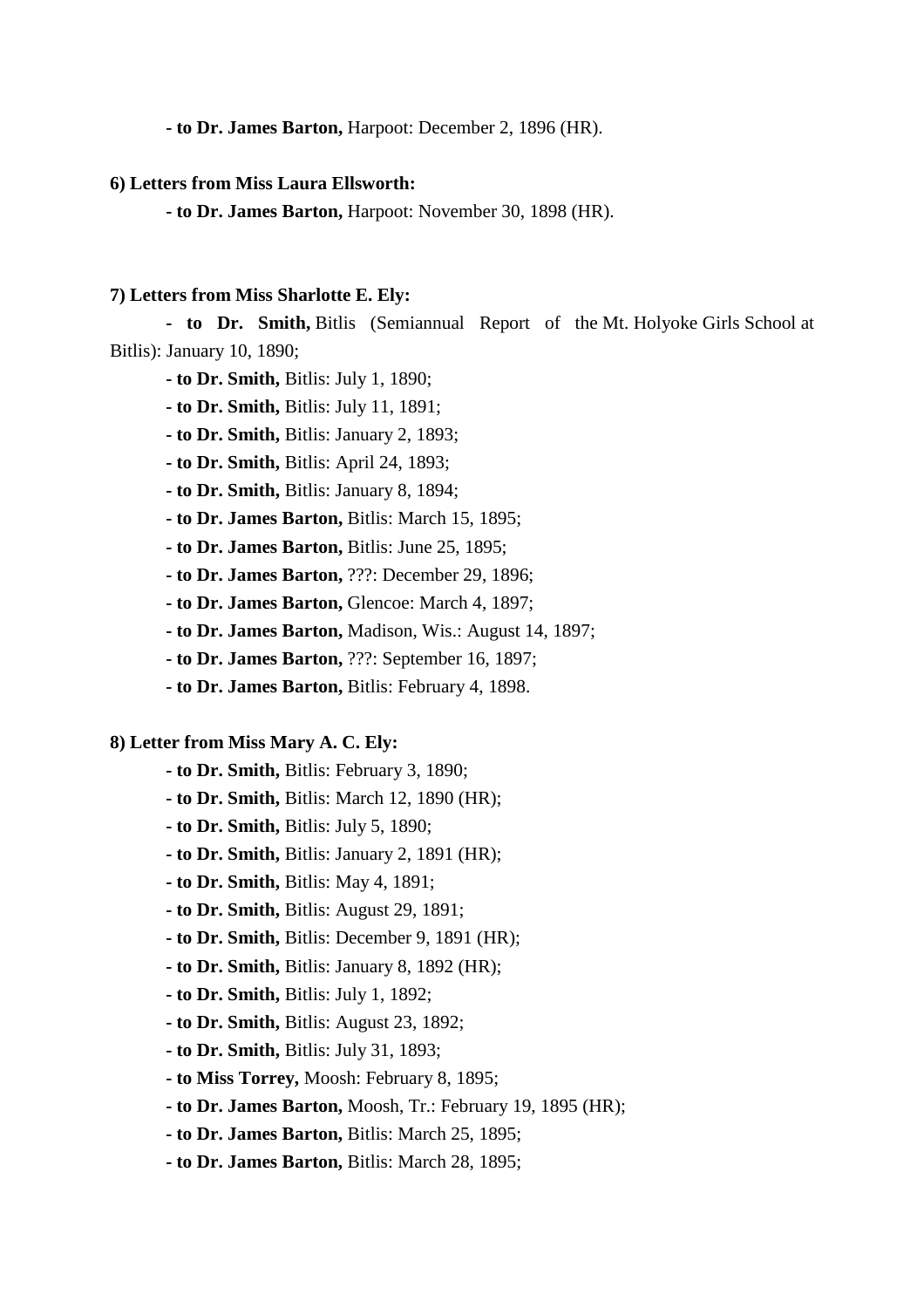- **to Dr. James Barton,** Harpoot: December 2, 1896 (HR).

**6) Letters from Miss Laura Ellsworth:**

- **to Dr. James Barton,** Harpoot: November 30, 1898 (HR).

**7) Letters from Miss Sharlotte E. Ely:**

- **to Dr. Smith,** Bitlis (Semiannual Report of the Mt. Holyoke Girls School at Bitlis): January 10, 1890;
- **to Dr. Smith,** Bitlis: July 1, 1890;
- **to Dr. Smith,** Bitlis: July 11, 1891;
- **to Dr. Smith,** Bitlis: January 2, 1893;
- **to Dr. Smith,** Bitlis: April 24, 1893;
- **to Dr. Smith,** Bitlis: January 8, 1894;
- **to Dr. James Barton,** Bitlis: March 15, 1895;
- **to Dr. James Barton,** Bitlis: June 25, 1895;
- **to Dr. James Barton,** ???: December 29, 1896;
- **to Dr. James Barton,** Glencoe: March 4, 1897;
- **to Dr. James Barton,** Madison, Wis.: August 14, 1897;
- **to Dr. James Barton,** ???: September 16, 1897;
- **to Dr. James Barton,** Bitlis: February 4, 1898.

**8) Letter from Miss Mary A. C. Ely:**

- **to Dr. Smith,** Bitlis: February 3, 1890;
- **to Dr. Smith,** Bitlis: March 12, 1890 (HR);
- **to Dr. Smith,** Bitlis: July 5, 1890;
- **to Dr. Smith,** Bitlis: January 2, 1891 (HR);
- **to Dr. Smith,** Bitlis: May 4, 1891;
- **to Dr. Smith,** Bitlis: August 29, 1891;
- **to Dr. Smith,** Bitlis: December 9, 1891 (HR);
- **to Dr. Smith,** Bitlis: January 8, 1892 (HR);
- **to Dr. Smith,** Bitlis: July 1, 1892;
- **to Dr. Smith,** Bitlis: August 23, 1892;
- **to Dr. Smith,** Bitlis: July 31, 1893;
- **to Miss Torrey,** Moosh: February 8, 1895;
- **to Dr. James Barton,** Moosh, Tr.: February 19, 1895 (HR);
- **to Dr. James Barton,** Bitlis: March 25, 1895;
- **to Dr. James Barton,** Bitlis: March 28, 1895;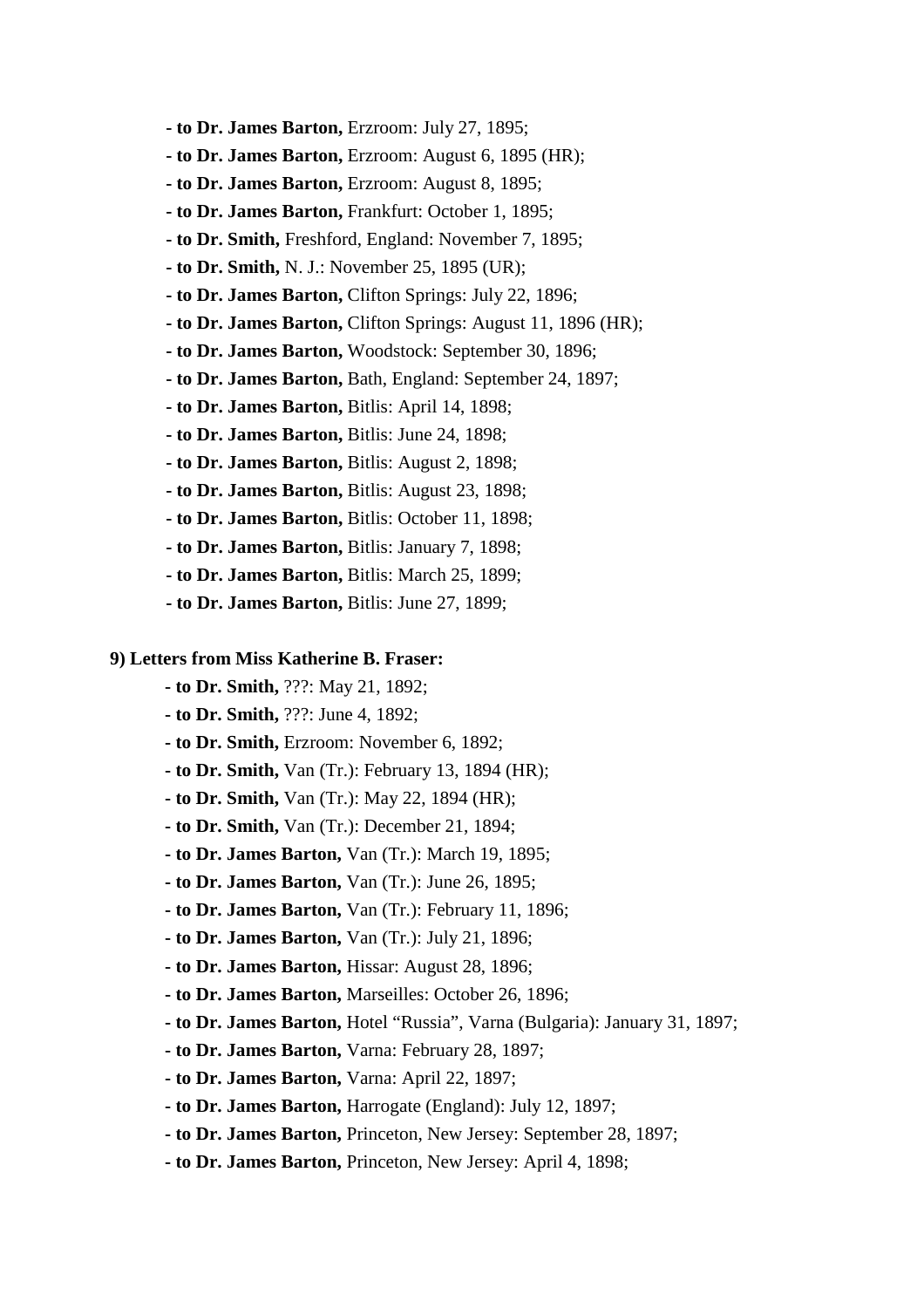- **to Dr. James Barton,** Erzroom: July 27, 1895;
- **to Dr. James Barton,** Erzroom: August 6, 1895 (HR);
- **to Dr. James Barton,** Erzroom: August 8, 1895;
- **to Dr. James Barton,** Frankfurt: October 1, 1895;
- **to Dr. Smith,** Freshford, England: November 7, 1895;
- **to Dr. Smith,** N. J.: November 25, 1895 (UR);
- **to Dr. James Barton,** Clifton Springs: July 22, 1896;
- **to Dr. James Barton,** Clifton Springs: August 11, 1896 (HR);
- **to Dr. James Barton,** Woodstock: September 30, 1896;
- **to Dr. James Barton,** Bath, England: September 24, 1897;
- **to Dr. James Barton,** Bitlis: April 14, 1898;
- **to Dr. James Barton,** Bitlis: June 24, 1898;
- **to Dr. James Barton,** Bitlis: August 2, 1898;
- **to Dr. James Barton,** Bitlis: August 23, 1898;
- **to Dr. James Barton,** Bitlis: October 11, 1898;
- **to Dr. James Barton,** Bitlis: January 7, 1898;
- **to Dr. James Barton,** Bitlis: March 25, 1899;
- **to Dr. James Barton,** Bitlis: June 27, 1899;

**9) Letters from Miss Katherine B. Fraser:**

- **to Dr. Smith,** ???: May 21, 1892;
- **to Dr. Smith,** ???: June 4, 1892;
- **to Dr. Smith,** Erzroom: November 6, 1892;
- **to Dr. Smith,** Van (Tr.): February 13, 1894 (HR);
- **to Dr. Smith,** Van (Tr.): May 22, 1894 (HR);
- **to Dr. Smith,** Van (Tr.): December 21, 1894;
- **to Dr. James Barton,** Van (Tr.): March 19, 1895;
- **to Dr. James Barton,** Van (Tr.): June 26, 1895;
- **to Dr. James Barton,** Van (Tr.): February 11, 1896;
- **to Dr. James Barton,** Van (Tr.): July 21, 1896;
- **to Dr. James Barton,** Hissar: August 28, 1896;
- **to Dr. James Barton,** Marseilles: October 26, 1896;
- **to Dr. James Barton,** Hotel "Russia", Varna (Bulgaria): January 31, 1897;
- **to Dr. James Barton,** Varna: February 28, 1897;
- **to Dr. James Barton,** Varna: April 22, 1897;
- **to Dr. James Barton,** Harrogate (England): July 12, 1897;
- **to Dr. James Barton,** Princeton, New Jersey: September 28, 1897;
- **to Dr. James Barton,** Princeton, New Jersey: April 4, 1898;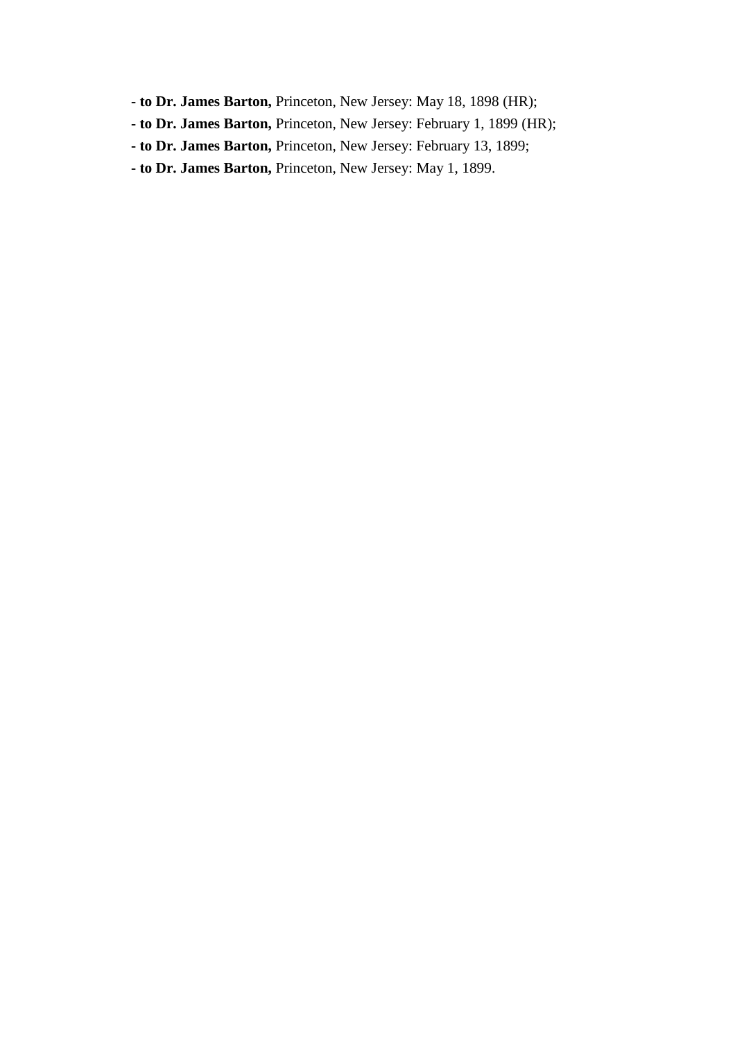- **to Dr. James Barton,** Princeton, New Jersey: May 18, 1898 (HR);
- **to Dr. James Barton,** Princeton, New Jersey: February 1, 1899 (HR);
- **to Dr. James Barton,** Princeton, New Jersey: February 13, 1899;
- **to Dr. James Barton,** Princeton, New Jersey: May 1, 1899.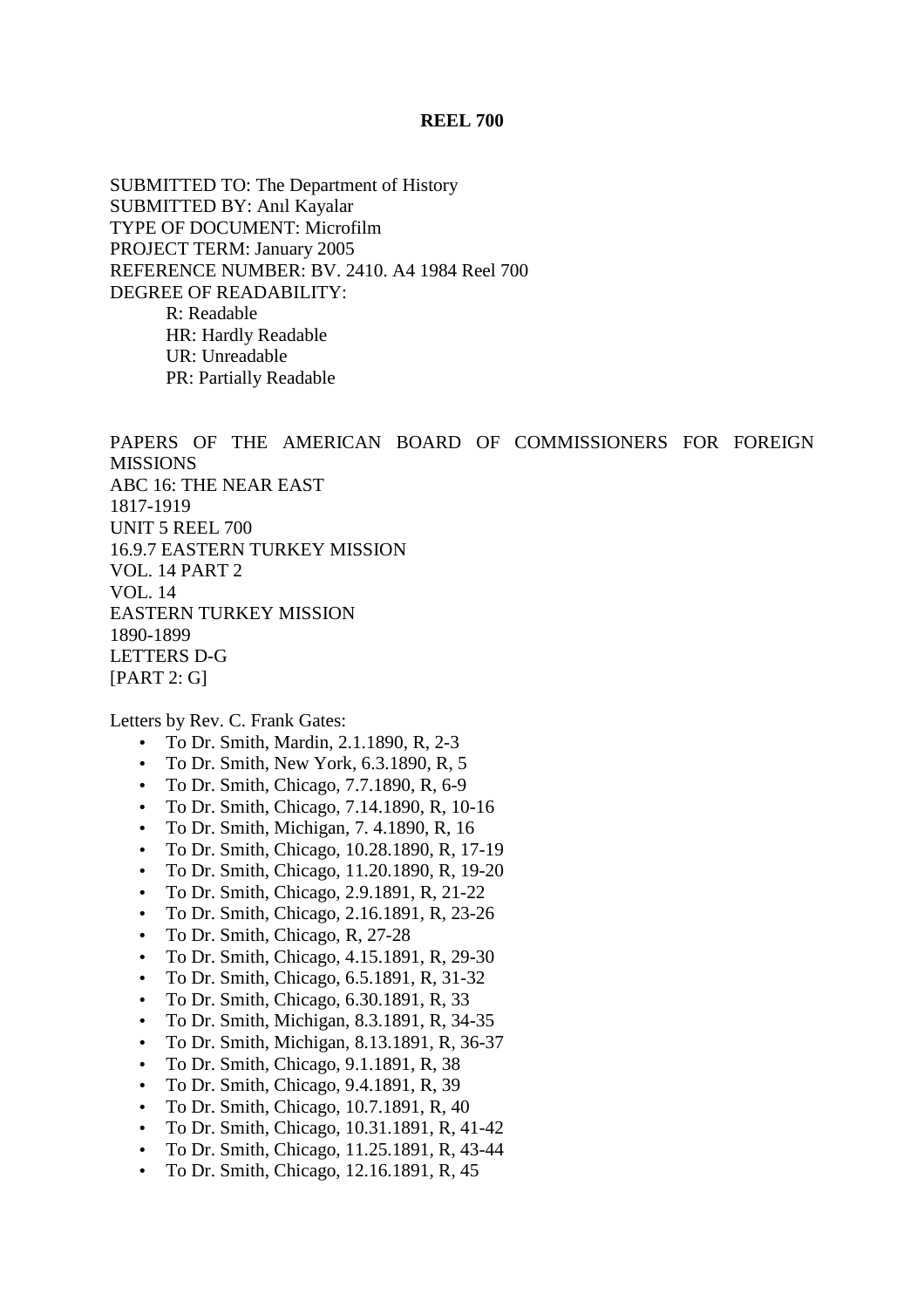**REEL 700**

SUBMITTED TO: The Department of History
SUBMITTED BY: Anıl Kayalar
TYPE OF DOCUMENT: Microfilm
PROJECT TERM: January 2005
REFERENCE NUMBER: BV. 2410. A4 1984 Reel 700
DEGREE OF READABILITY:

- R: Readable
- HR: Hardly Readable
- UR: Unreadable
- PR: Partially Readable

PAPERS OF THE AMERICAN BOARD OF COMMISSIONERS FOR FOREIGN MISSIONS
ABC 16: THE NEAR EAST
1817-1919
UNIT 5 REEL 700
16.9.7 EASTERN TURKEY MISSION
VOL. 14 PART 2
VOL. 14
EASTERN TURKEY MISSION
1890-1899
LETTERS D-G
[PART 2: G]

Letters by Rev. C. Frank Gates:

- To Dr. Smith, Mardin, 2.1.1890, R, 2-3
- To Dr. Smith, New York, 6.3.1890, R, 5
- To Dr. Smith, Chicago, 7.7.1890, R, 6-9
- To Dr. Smith, Chicago, 7.14.1890, R, 10-16
- To Dr. Smith, Michigan, 7. 4.1890, R, 16
- To Dr. Smith, Chicago, 10.28.1890, R, 17-19
- To Dr. Smith, Chicago, 11.20.1890, R, 19-20
- To Dr. Smith, Chicago, 2.9.1891, R, 21-22
- To Dr. Smith, Chicago, 2.16.1891, R, 23-26
- To Dr. Smith, Chicago, R, 27-28
- To Dr. Smith, Chicago, 4.15.1891, R, 29-30
- To Dr. Smith, Chicago, 6.5.1891, R, 31-32
- To Dr. Smith, Chicago, 6.30.1891, R, 33
- To Dr. Smith, Michigan, 8.3.1891, R, 34-35
- To Dr. Smith, Michigan, 8.13.1891, R, 36-37
- To Dr. Smith, Chicago, 9.1.1891, R, 38
- To Dr. Smith, Chicago, 9.4.1891, R, 39
- To Dr. Smith, Chicago, 10.7.1891, R, 40
- To Dr. Smith, Chicago, 10.31.1891, R, 41-42
- To Dr. Smith, Chicago, 11.25.1891, R, 43-44
- To Dr. Smith, Chicago, 12.16.1891, R, 45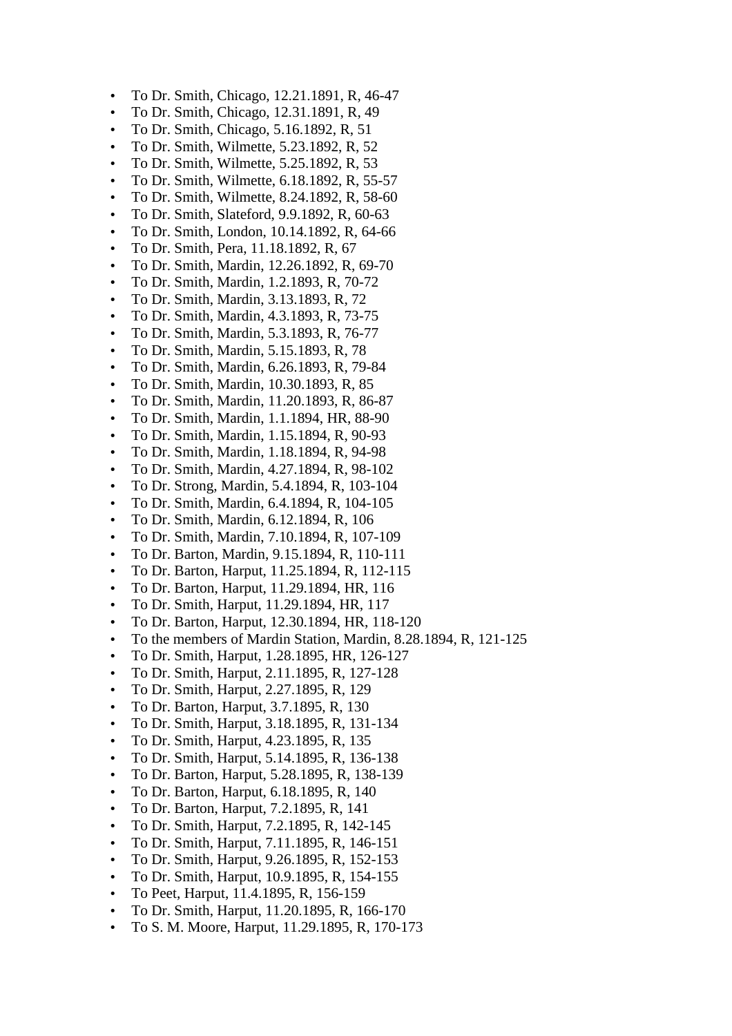- To Dr. Smith, Chicago, 12.21.1891, R, 46-47
- To Dr. Smith, Chicago, 12.31.1891, R, 49
- To Dr. Smith, Chicago, 5.16.1892, R, 51
- To Dr. Smith, Wilmette, 5.23.1892, R, 52
- To Dr. Smith, Wilmette, 5.25.1892, R, 53
- To Dr. Smith, Wilmette, 6.18.1892, R, 55-57
- To Dr. Smith, Wilmette, 8.24.1892, R, 58-60
- To Dr. Smith, Slateford, 9.9.1892, R, 60-63
- To Dr. Smith, London, 10.14.1892, R, 64-66
- To Dr. Smith, Pera, 11.18.1892, R, 67
- To Dr. Smith, Mardin, 12.26.1892, R, 69-70
- To Dr. Smith, Mardin, 1.2.1893, R, 70-72
- To Dr. Smith, Mardin, 3.13.1893, R, 72
- To Dr. Smith, Mardin, 4.3.1893, R, 73-75
- To Dr. Smith, Mardin, 5.3.1893, R, 76-77
- To Dr. Smith, Mardin, 5.15.1893, R, 78
- To Dr. Smith, Mardin, 6.26.1893, R, 79-84
- To Dr. Smith, Mardin, 10.30.1893, R, 85
- To Dr. Smith, Mardin, 11.20.1893, R, 86-87
- To Dr. Smith, Mardin, 1.1.1894, HR, 88-90
- To Dr. Smith, Mardin, 1.15.1894, R, 90-93
- To Dr. Smith, Mardin, 1.18.1894, R, 94-98
- To Dr. Smith, Mardin, 4.27.1894, R, 98-102
- To Dr. Strong, Mardin, 5.4.1894, R, 103-104
- To Dr. Smith, Mardin, 6.4.1894, R, 104-105
- To Dr. Smith, Mardin, 6.12.1894, R, 106
- To Dr. Smith, Mardin, 7.10.1894, R, 107-109
- To Dr. Barton, Mardin, 9.15.1894, R, 110-111
- To Dr. Barton, Harput, 11.25.1894, R, 112-115
- To Dr. Barton, Harput, 11.29.1894, HR, 116
- To Dr. Smith, Harput, 11.29.1894, HR, 117
- To Dr. Barton, Harput, 12.30.1894, HR, 118-120
- To the members of Mardin Station, Mardin, 8.28.1894, R, 121-125
- To Dr. Smith, Harput, 1.28.1895, HR, 126-127
- To Dr. Smith, Harput, 2.11.1895, R, 127-128
- To Dr. Smith, Harput, 2.27.1895, R, 129
- To Dr. Barton, Harput, 3.7.1895, R, 130
- To Dr. Smith, Harput, 3.18.1895, R, 131-134
- To Dr. Smith, Harput, 4.23.1895, R, 135
- To Dr. Smith, Harput, 5.14.1895, R, 136-138
- To Dr. Barton, Harput, 5.28.1895, R, 138-139
- To Dr. Barton, Harput, 6.18.1895, R, 140
- To Dr. Barton, Harput, 7.2.1895, R, 141
- To Dr. Smith, Harput, 7.2.1895, R, 142-145
- To Dr. Smith, Harput, 7.11.1895, R, 146-151
- To Dr. Smith, Harput, 9.26.1895, R, 152-153
- To Dr. Smith, Harput, 10.9.1895, R, 154-155
- To Peet, Harput, 11.4.1895, R, 156-159
- To Dr. Smith, Harput, 11.20.1895, R, 166-170
- To S. M. Moore, Harput, 11.29.1895, R, 170-173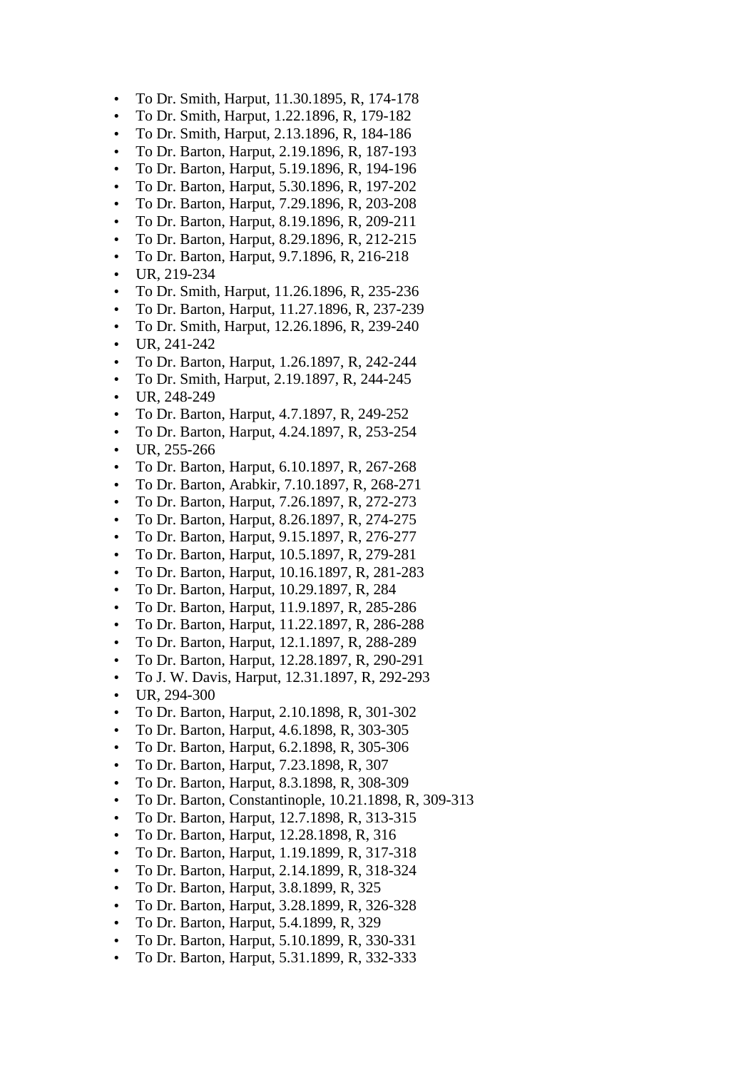- To Dr. Smith, Harput, 11.30.1895, R, 174-178
- To Dr. Smith, Harput, 1.22.1896, R, 179-182
- To Dr. Smith, Harput, 2.13.1896, R, 184-186
- To Dr. Barton, Harput, 2.19.1896, R, 187-193
- To Dr. Barton, Harput, 5.19.1896, R, 194-196
- To Dr. Barton, Harput, 5.30.1896, R, 197-202
- To Dr. Barton, Harput, 7.29.1896, R, 203-208
- To Dr. Barton, Harput, 8.19.1896, R, 209-211
- To Dr. Barton, Harput, 8.29.1896, R, 212-215
- To Dr. Barton, Harput, 9.7.1896, R, 216-218
- UR, 219-234
- To Dr. Smith, Harput, 11.26.1896, R, 235-236
- To Dr. Barton, Harput, 11.27.1896, R, 237-239
- To Dr. Smith, Harput, 12.26.1896, R, 239-240
- UR, 241-242
- To Dr. Barton, Harput, 1.26.1897, R, 242-244
- To Dr. Smith, Harput, 2.19.1897, R, 244-245
- UR, 248-249
- To Dr. Barton, Harput, 4.7.1897, R, 249-252
- To Dr. Barton, Harput, 4.24.1897, R, 253-254
- UR, 255-266
- To Dr. Barton, Harput, 6.10.1897, R, 267-268
- To Dr. Barton, Arabkir, 7.10.1897, R, 268-271
- To Dr. Barton, Harput, 7.26.1897, R, 272-273
- To Dr. Barton, Harput, 8.26.1897, R, 274-275
- To Dr. Barton, Harput, 9.15.1897, R, 276-277
- To Dr. Barton, Harput, 10.5.1897, R, 279-281
- To Dr. Barton, Harput, 10.16.1897, R, 281-283
- To Dr. Barton, Harput, 10.29.1897, R, 284
- To Dr. Barton, Harput, 11.9.1897, R, 285-286
- To Dr. Barton, Harput, 11.22.1897, R, 286-288
- To Dr. Barton, Harput, 12.1.1897, R, 288-289
- To Dr. Barton, Harput, 12.28.1897, R, 290-291
- To J. W. Davis, Harput, 12.31.1897, R, 292-293
- UR, 294-300
- To Dr. Barton, Harput, 2.10.1898, R, 301-302
- To Dr. Barton, Harput, 4.6.1898, R, 303-305
- To Dr. Barton, Harput, 6.2.1898, R, 305-306
- To Dr. Barton, Harput, 7.23.1898, R, 307
- To Dr. Barton, Harput, 8.3.1898, R, 308-309
- To Dr. Barton, Constantinople, 10.21.1898, R, 309-313
- To Dr. Barton, Harput, 12.7.1898, R, 313-315
- To Dr. Barton, Harput, 12.28.1898, R, 316
- To Dr. Barton, Harput, 1.19.1899, R, 317-318
- To Dr. Barton, Harput, 2.14.1899, R, 318-324
- To Dr. Barton, Harput, 3.8.1899, R, 325
- To Dr. Barton, Harput, 3.28.1899, R, 326-328
- To Dr. Barton, Harput, 5.4.1899, R, 329
- To Dr. Barton, Harput, 5.10.1899, R, 330-331
- To Dr. Barton, Harput, 5.31.1899, R, 332-333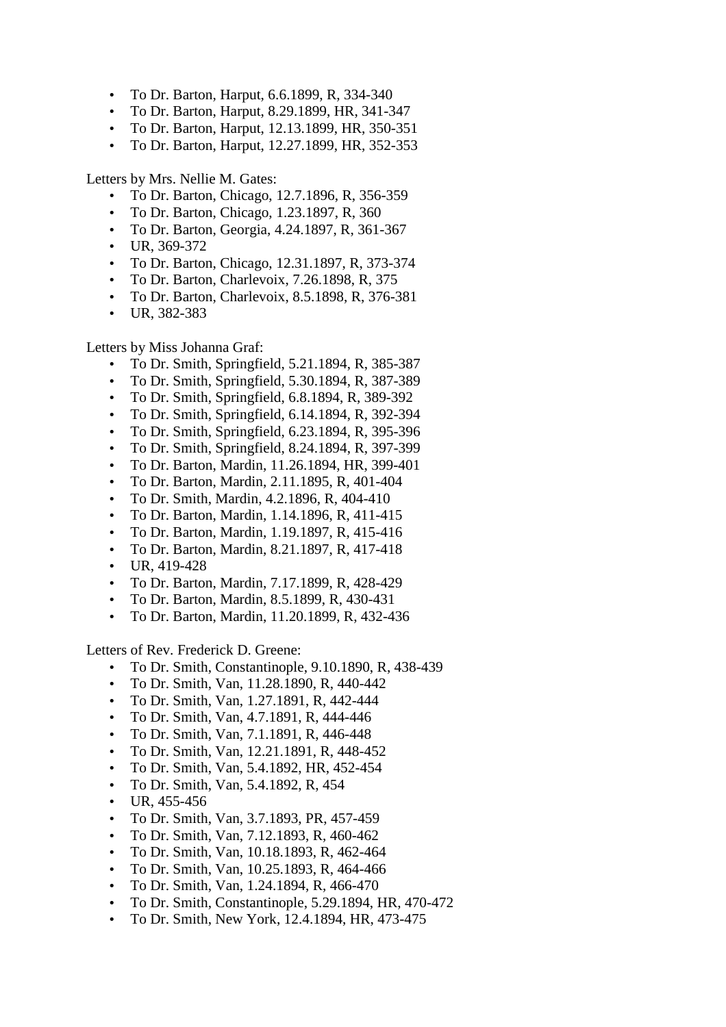- To Dr. Barton, Harput, 6.6.1899, R, 334-340
- To Dr. Barton, Harput, 8.29.1899, HR, 341-347
- To Dr. Barton, Harput, 12.13.1899, HR, 350-351
- To Dr. Barton, Harput, 12.27.1899, HR, 352-353

Letters by Mrs. Nellie M. Gates:

- To Dr. Barton, Chicago, 12.7.1896, R, 356-359
- To Dr. Barton, Chicago, 1.23.1897, R, 360
- To Dr. Barton, Georgia, 4.24.1897, R, 361-367
- UR, 369-372
- To Dr. Barton, Chicago, 12.31.1897, R, 373-374
- To Dr. Barton, Charlevoix, 7.26.1898, R, 375
- To Dr. Barton, Charlevoix, 8.5.1898, R, 376-381
- UR, 382-383

Letters by Miss Johanna Graf:

- To Dr. Smith, Springfield, 5.21.1894, R, 385-387
- To Dr. Smith, Springfield, 5.30.1894, R, 387-389
- To Dr. Smith, Springfield, 6.8.1894, R, 389-392
- To Dr. Smith, Springfield, 6.14.1894, R, 392-394
- To Dr. Smith, Springfield, 6.23.1894, R, 395-396
- To Dr. Smith, Springfield, 8.24.1894, R, 397-399
- To Dr. Barton, Mardin, 11.26.1894, HR, 399-401
- To Dr. Barton, Mardin, 2.11.1895, R, 401-404
- To Dr. Smith, Mardin, 4.2.1896, R, 404-410
- To Dr. Barton, Mardin, 1.14.1896, R, 411-415
- To Dr. Barton, Mardin, 1.19.1897, R, 415-416
- To Dr. Barton, Mardin, 8.21.1897, R, 417-418
- UR, 419-428
- To Dr. Barton, Mardin, 7.17.1899, R, 428-429
- To Dr. Barton, Mardin, 8.5.1899, R, 430-431
- To Dr. Barton, Mardin, 11.20.1899, R, 432-436

Letters of Rev. Frederick D. Greene:

- To Dr. Smith, Constantinople, 9.10.1890, R, 438-439
- To Dr. Smith, Van, 11.28.1890, R, 440-442
- To Dr. Smith, Van, 1.27.1891, R, 442-444
- To Dr. Smith, Van, 4.7.1891, R, 444-446
- To Dr. Smith, Van, 7.1.1891, R, 446-448
- To Dr. Smith, Van, 12.21.1891, R, 448-452
- To Dr. Smith, Van, 5.4.1892, HR, 452-454
- To Dr. Smith, Van, 5.4.1892, R, 454
- UR, 455-456
- To Dr. Smith, Van, 3.7.1893, PR, 457-459
- To Dr. Smith, Van, 7.12.1893, R, 460-462
- To Dr. Smith, Van, 10.18.1893, R, 462-464
- To Dr. Smith, Van, 10.25.1893, R, 464-466
- To Dr. Smith, Van, 1.24.1894, R, 466-470
- To Dr. Smith, Constantinople, 5.29.1894, HR, 470-472
- To Dr. Smith, New York, 12.4.1894, HR, 473-475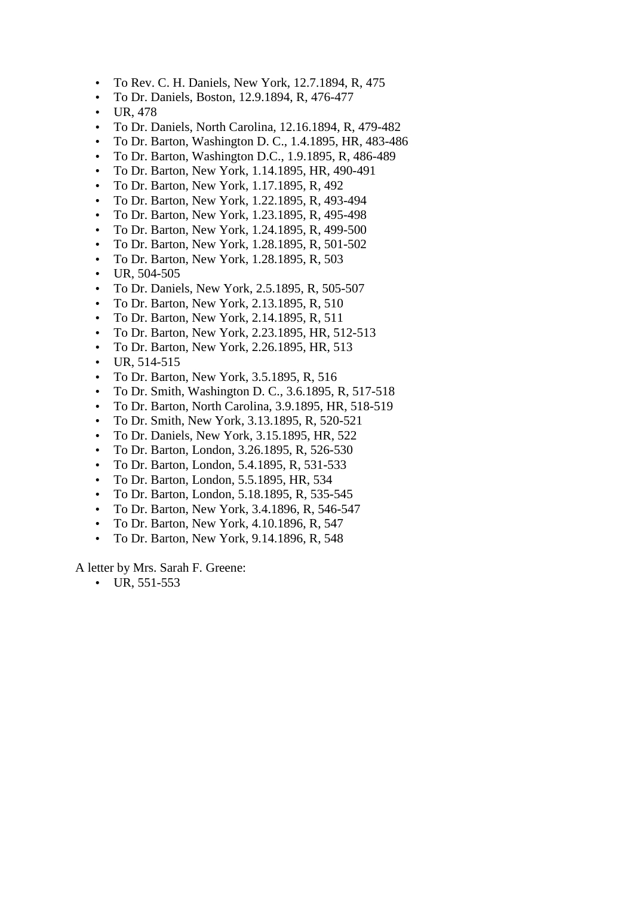- To Rev. C. H. Daniels, New York, 12.7.1894, R, 475
- To Dr. Daniels, Boston, 12.9.1894, R, 476-477
- UR, 478
- To Dr. Daniels, North Carolina, 12.16.1894, R, 479-482
- To Dr. Barton, Washington D. C., 1.4.1895, HR, 483-486
- To Dr. Barton, Washington D.C., 1.9.1895, R, 486-489
- To Dr. Barton, New York, 1.14.1895, HR, 490-491
- To Dr. Barton, New York, 1.17.1895, R, 492
- To Dr. Barton, New York, 1.22.1895, R, 493-494
- To Dr. Barton, New York, 1.23.1895, R, 495-498
- To Dr. Barton, New York, 1.24.1895, R, 499-500
- To Dr. Barton, New York, 1.28.1895, R, 501-502
- To Dr. Barton, New York, 1.28.1895, R, 503
- UR, 504-505
- To Dr. Daniels, New York, 2.5.1895, R, 505-507
- To Dr. Barton, New York, 2.13.1895, R, 510
- To Dr. Barton, New York, 2.14.1895, R, 511
- To Dr. Barton, New York, 2.23.1895, HR, 512-513
- To Dr. Barton, New York, 2.26.1895, HR, 513
- UR, 514-515
- To Dr. Barton, New York, 3.5.1895, R, 516
- To Dr. Smith, Washington D. C., 3.6.1895, R, 517-518
- To Dr. Barton, North Carolina, 3.9.1895, HR, 518-519
- To Dr. Smith, New York, 3.13.1895, R, 520-521
- To Dr. Daniels, New York, 3.15.1895, HR, 522
- To Dr. Barton, London, 3.26.1895, R, 526-530
- To Dr. Barton, London, 5.4.1895, R, 531-533
- To Dr. Barton, London, 5.5.1895, HR, 534
- To Dr. Barton, London, 5.18.1895, R, 535-545
- To Dr. Barton, New York, 3.4.1896, R, 546-547
- To Dr. Barton, New York, 4.10.1896, R, 547
- To Dr. Barton, New York, 9.14.1896, R, 548

A letter by Mrs. Sarah F. Greene:

- UR, 551-553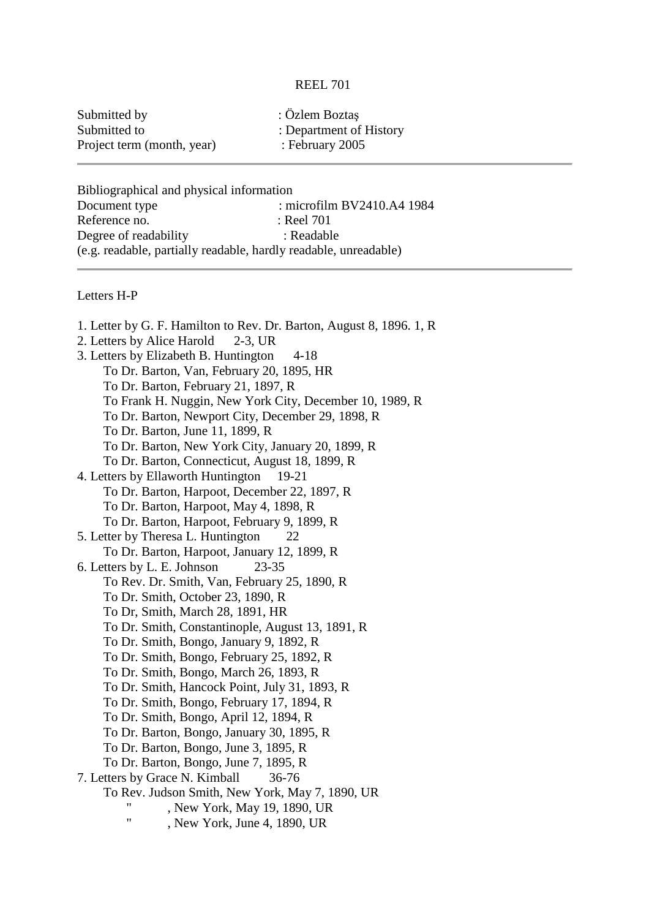REEL 701

Submitted by : Özlem Boztaş
Submitted to : Department of History
Project term (month, year) : February 2005

---

Bibliographical and physical information
Document type : microfilm BV2410.A4 1984
Reference no. : Reel 701
Degree of readability : Readable
(e.g. readable, partially readable, hardly readable, unreadable)

---

Letters H-P

1. Letter by G. F. Hamilton to Rev. Dr. Barton, August 8, 1896. 1, R
2. Letters by Alice Harold 2-3, UR
3. Letters by Elizabeth B. Huntington 4-18
   - To Dr. Barton, Van, February 20, 1895, HR
   - To Dr. Barton, February 21, 1897, R
   - To Frank H. Nuggin, New York City, December 10, 1989, R
   - To Dr. Barton, Newport City, December 29, 1898, R
   - To Dr. Barton, June 11, 1899, R
   - To Dr. Barton, New York City, January 20, 1899, R
   - To Dr. Barton, Connecticut, August 18, 1899, R
4. Letters by Ellaworth Huntington 19-21
   - To Dr. Barton, Harpoot, December 22, 1897, R
   - To Dr. Barton, Harpoot, May 4, 1898, R
   - To Dr. Barton, Harpoot, February 9, 1899, R
5. Letter by Theresa L. Huntington 22
   - To Dr. Barton, Harpoot, January 12, 1899, R
6. Letters by L. E. Johnson 23-35
   - To Rev. Dr. Smith, Van, February 25, 1890, R
   - To Dr. Smith, October 23, 1890, R
   - To Dr, Smith, March 28, 1891, HR
   - To Dr. Smith, Constantinople, August 13, 1891, R
   - To Dr. Smith, Bongo, January 9, 1892, R
   - To Dr. Smith, Bongo, February 25, 1892, R
   - To Dr. Smith, Bongo, March 26, 1893, R
   - To Dr. Smith, Hancock Point, July 31, 1893, R
   - To Dr. Smith, Bongo, February 17, 1894, R
   - To Dr. Smith, Bongo, April 12, 1894, R
   - To Dr. Barton, Bongo, January 30, 1895, R
   - To Dr. Barton, Bongo, June 3, 1895, R
   - To Dr. Barton, Bongo, June 7, 1895, R
7. Letters by Grace N. Kimball 36-76
   - To Rev. Judson Smith, New York, May 7, 1890, UR
   - " , New York, May 19, 1890, UR
   - " , New York, June 4, 1890, UR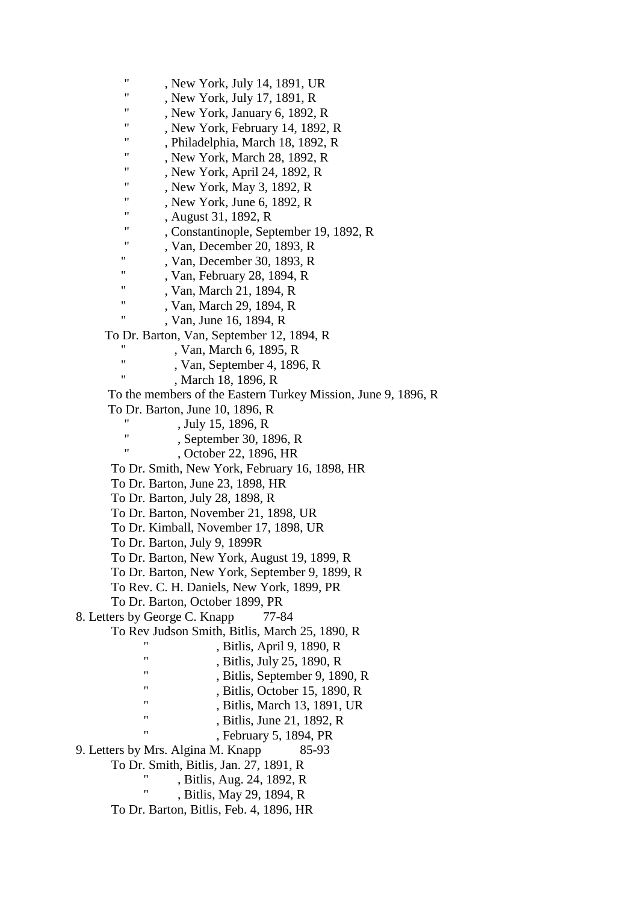" , New York, July 14, 1891, UR
" , New York, July 17, 1891, R
" , New York, January 6, 1892, R
" , New York, February 14, 1892, R
" , Philadelphia, March 18, 1892, R
" , New York, March 28, 1892, R
" , New York, April 24, 1892, R
" , New York, May 3, 1892, R
" , New York, June 6, 1892, R
" , August 31, 1892, R
" , Constantinople, September 19, 1892, R
" , Van, December 20, 1893, R
" , Van, December 30, 1893, R
" , Van, February 28, 1894, R
" , Van, March 21, 1894, R
" , Van, March 29, 1894, R
" , Van, June 16, 1894, R

To Dr. Barton, Van, September 12, 1894, R
" , Van, March 6, 1895, R
" , Van, September 4, 1896, R
" , March 18, 1896, R

To the members of the Eastern Turkey Mission, June 9, 1896, R

To Dr. Barton, June 10, 1896, R
" , July 15, 1896, R
" , September 30, 1896, R
" , October 22, 1896, HR

To Dr. Smith, New York, February 16, 1898, HR
To Dr. Barton, June 23, 1898, HR
To Dr. Barton, July 28, 1898, R
To Dr. Barton, November 21, 1898, UR
To Dr. Kimball, November 17, 1898, UR
To Dr. Barton, July 9, 1899R
To Dr. Barton, New York, August 19, 1899, R
To Dr. Barton, New York, September 9, 1899, R
To Rev. C. H. Daniels, New York, 1899, PR
To Dr. Barton, October 1899, PR

8. Letters by George C. Knapp 77-84

To Rev Judson Smith, Bitlis, March 25, 1890, R
" , Bitlis, April 9, 1890, R
" , Bitlis, July 25, 1890, R
" , Bitlis, September 9, 1890, R
" , Bitlis, October 15, 1890, R
" , Bitlis, March 13, 1891, UR
" , Bitlis, June 21, 1892, R
" , February 5, 1894, PR

9. Letters by Mrs. Algina M. Knapp 85-93

To Dr. Smith, Bitlis, Jan. 27, 1891, R
" , Bitlis, Aug. 24, 1892, R
" , Bitlis, May 29, 1894, R

To Dr. Barton, Bitlis, Feb. 4, 1896, HR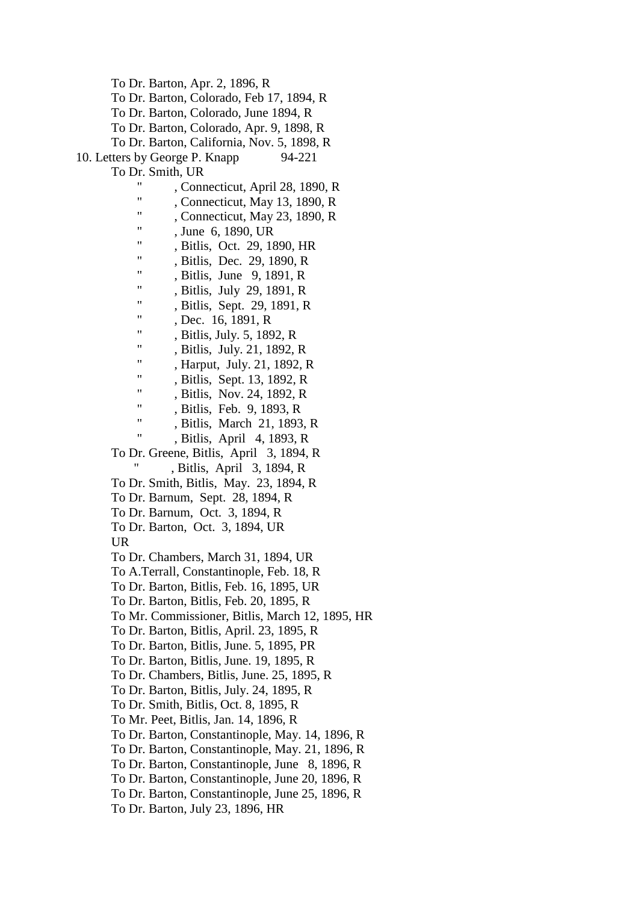To Dr. Barton, Apr. 2, 1896, R
To Dr. Barton, Colorado, Feb 17, 1894, R
To Dr. Barton, Colorado, June 1894, R
To Dr. Barton, Colorado, Apr. 9, 1898, R
To Dr. Barton, California, Nov. 5, 1898, R

10. Letters by George P. Knapp 94-221

To Dr. Smith, UR
" , Connecticut, April 28, 1890, R
" , Connecticut, May 13, 1890, R
" , Connecticut, May 23, 1890, R
" , June 6, 1890, UR
" , Bitlis, Oct. 29, 1890, HR
" , Bitlis, Dec. 29, 1890, R
" , Bitlis, June 9, 1891, R
" , Bitlis, July 29, 1891, R
" , Bitlis, Sept. 29, 1891, R
" , Dec. 16, 1891, R
" , Bitlis, July. 5, 1892, R
" , Bitlis, July. 21, 1892, R
" , Harput, July. 21, 1892, R
" , Bitlis, Sept. 13, 1892, R
" , Bitlis, Nov. 24, 1892, R
" , Bitlis, Feb. 9, 1893, R
" , Bitlis, March 21, 1893, R
" , Bitlis, April 4, 1893, R
To Dr. Greene, Bitlis, April 3, 1894, R
" , Bitlis, April 3, 1894, R
To Dr. Smith, Bitlis, May. 23, 1894, R
To Dr. Barnum, Sept. 28, 1894, R
To Dr. Barnum, Oct. 3, 1894, R
To Dr. Barton, Oct. 3, 1894, UR
UR
To Dr. Chambers, March 31, 1894, UR
To A.Terrall, Constantinople, Feb. 18, R
To Dr. Barton, Bitlis, Feb. 16, 1895, UR
To Dr. Barton, Bitlis, Feb. 20, 1895, R
To Mr. Commissioner, Bitlis, March 12, 1895, HR
To Dr. Barton, Bitlis, April. 23, 1895, R
To Dr. Barton, Bitlis, June. 5, 1895, PR
To Dr. Barton, Bitlis, June. 19, 1895, R
To Dr. Chambers, Bitlis, June. 25, 1895, R
To Dr. Barton, Bitlis, July. 24, 1895, R
To Dr. Smith, Bitlis, Oct. 8, 1895, R
To Mr. Peet, Bitlis, Jan. 14, 1896, R
To Dr. Barton, Constantinople, May. 14, 1896, R
To Dr. Barton, Constantinople, May. 21, 1896, R
To Dr. Barton, Constantinople, June 8, 1896, R
To Dr. Barton, Constantinople, June 20, 1896, R
To Dr. Barton, Constantinople, June 25, 1896, R
To Dr. Barton, July 23, 1896, HR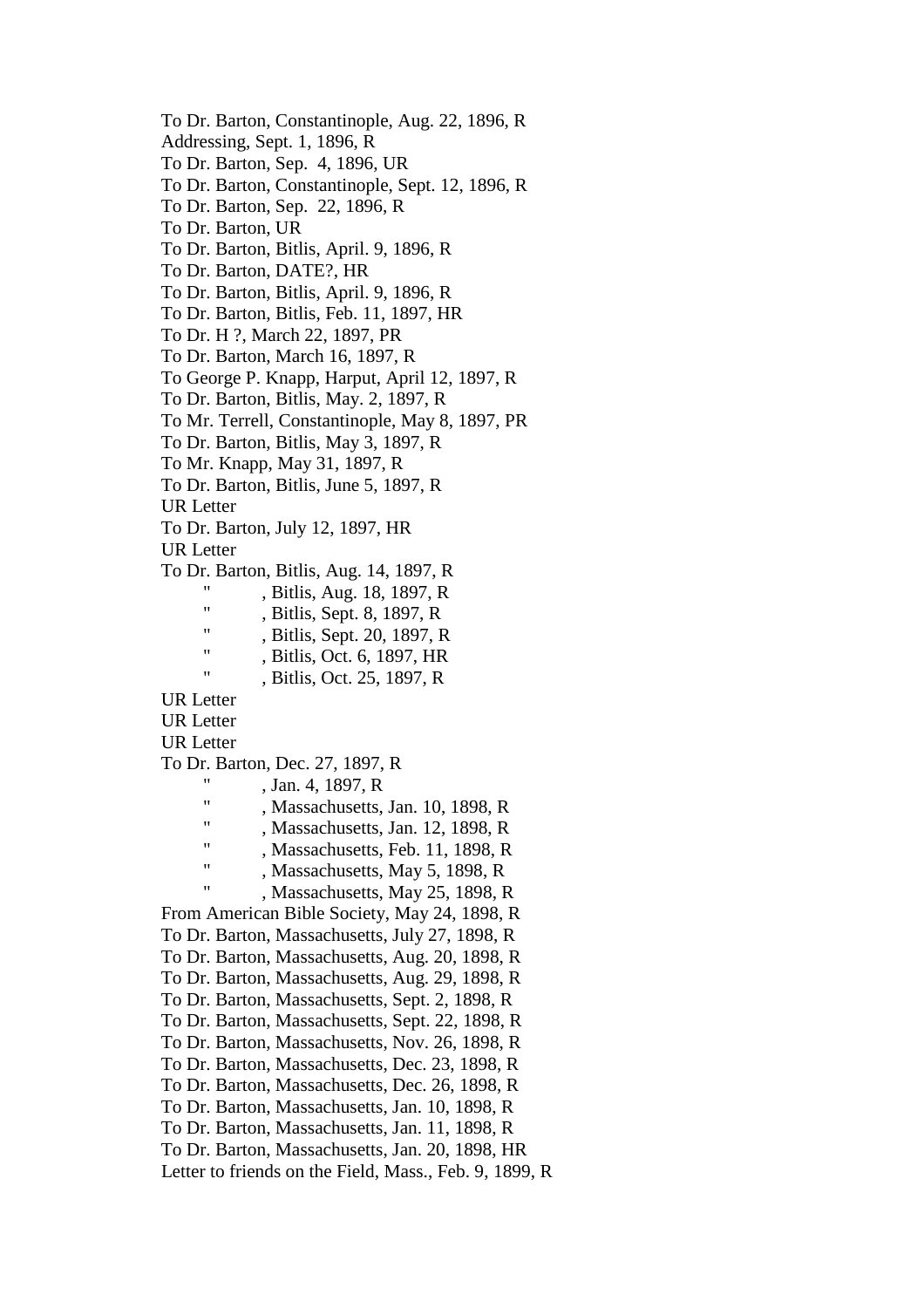To Dr. Barton, Constantinople, Aug. 22, 1896, R  
Addressing, Sept. 1, 1896, R  
To Dr. Barton, Sep.  4, 1896, UR  
To Dr. Barton, Constantinople, Sept. 12, 1896, R  
To Dr. Barton, Sep.  22, 1896, R  
To Dr. Barton, UR  
To Dr. Barton, Bitlis, April. 9, 1896, R  
To Dr. Barton, DATE?, HR  
To Dr. Barton, Bitlis, April. 9, 1896, R  
To Dr. Barton, Bitlis, Feb. 11, 1897, HR  
To Dr. H ?, March 22, 1897, PR  
To Dr. Barton, March 16, 1897, R  
To George P. Knapp, Harput, April 12, 1897, R  
To Dr. Barton, Bitlis, May. 2, 1897, R  
To Mr. Terrell, Constantinople, May 8, 1897, PR  
To Dr. Barton, Bitlis, May 3, 1897, R  
To Mr. Knapp, May 31, 1897, R  
To Dr. Barton, Bitlis, June 5, 1897, R  
UR Letter  
To Dr. Barton, July 12, 1897, HR  
UR Letter  
To Dr. Barton, Bitlis, Aug. 14, 1897, R  
        "        , Bitlis, Aug. 18, 1897, R  
        "        , Bitlis, Sept. 8, 1897, R  
        "        , Bitlis, Sept. 20, 1897, R  
        "        , Bitlis, Oct. 6, 1897, HR  
        "        , Bitlis, Oct. 25, 1897, R  
UR Letter  
UR Letter  
UR Letter  
To Dr. Barton, Dec. 27, 1897, R  
        "        , Jan. 4, 1897, R  
        "        , Massachusetts, Jan. 10, 1898, R  
        "        , Massachusetts, Jan. 12, 1898, R  
        "        , Massachusetts, Feb. 11, 1898, R  
        "        , Massachusetts, May 5, 1898, R  
        "        , Massachusetts, May 25, 1898, R  
From American Bible Society, May 24, 1898, R  
To Dr. Barton, Massachusetts, July 27, 1898, R  
To Dr. Barton, Massachusetts, Aug. 20, 1898, R  
To Dr. Barton, Massachusetts, Aug. 29, 1898, R  
To Dr. Barton, Massachusetts, Sept. 2, 1898, R  
To Dr. Barton, Massachusetts, Sept. 22, 1898, R  
To Dr. Barton, Massachusetts, Nov. 26, 1898, R  
To Dr. Barton, Massachusetts, Dec. 23, 1898, R  
To Dr. Barton, Massachusetts, Dec. 26, 1898, R  
To Dr. Barton, Massachusetts, Jan. 10, 1898, R  
To Dr. Barton, Massachusetts, Jan. 11, 1898, R  
To Dr. Barton, Massachusetts, Jan. 20, 1898, HR  
Letter to friends on the Field, Mass., Feb. 9, 1899, R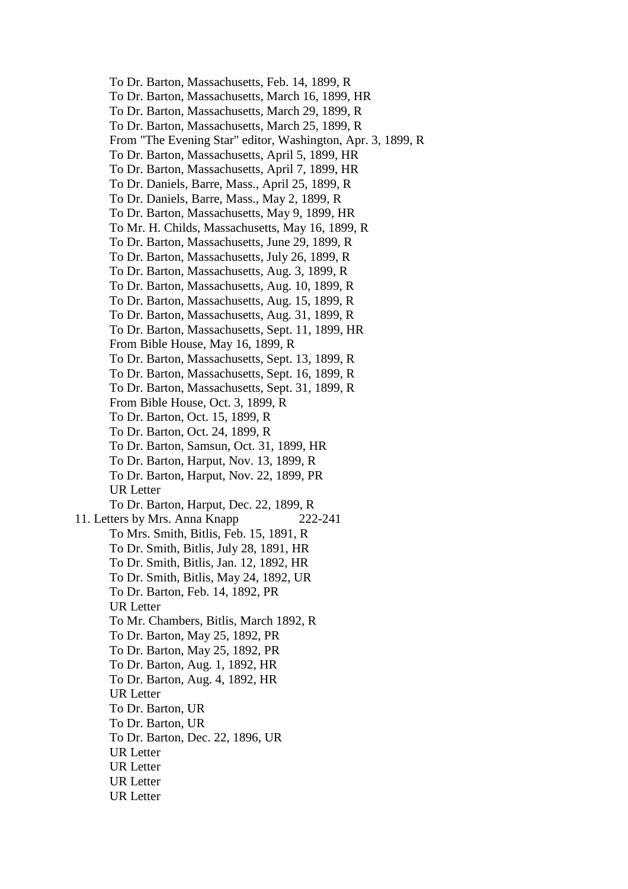- To Dr. Barton, Massachusetts, Feb. 14, 1899, R
- To Dr. Barton, Massachusetts, March 16, 1899, HR
- To Dr. Barton, Massachusetts, March 29, 1899, R
- To Dr. Barton, Massachusetts, March 25, 1899, R
- From "The Evening Star" editor, Washington, Apr. 3, 1899, R
- To Dr. Barton, Massachusetts, April 5, 1899, HR
- To Dr. Barton, Massachusetts, April 7, 1899, HR
- To Dr. Daniels, Barre, Mass., April 25, 1899, R
- To Dr. Daniels, Barre, Mass., May 2, 1899, R
- To Dr. Barton, Massachusetts, May 9, 1899, HR
- To Mr. H. Childs, Massachusetts, May 16, 1899, R
- To Dr. Barton, Massachusetts, June 29, 1899, R
- To Dr. Barton, Massachusetts, July 26, 1899, R
- To Dr. Barton, Massachusetts, Aug. 3, 1899, R
- To Dr. Barton, Massachusetts, Aug. 10, 1899, R
- To Dr. Barton, Massachusetts, Aug. 15, 1899, R
- To Dr. Barton, Massachusetts, Aug. 31, 1899, R
- To Dr. Barton, Massachusetts, Sept. 11, 1899, HR
- From Bible House, May 16, 1899, R
- To Dr. Barton, Massachusetts, Sept. 13, 1899, R
- To Dr. Barton, Massachusetts, Sept. 16, 1899, R
- To Dr. Barton, Massachusetts, Sept. 31, 1899, R
- From Bible House, Oct. 3, 1899, R
- To Dr. Barton, Oct. 15, 1899, R
- To Dr. Barton, Oct. 24, 1899, R
- To Dr. Barton, Samsun, Oct. 31, 1899, HR
- To Dr. Barton, Harput, Nov. 13, 1899, R
- To Dr. Barton, Harput, Nov. 22, 1899, PR
- UR Letter
- To Dr. Barton, Harput, Dec. 22, 1899, R

11. Letters by Mrs. Anna Knapp 222-241
    - To Mrs. Smith, Bitlis, Feb. 15, 1891, R
    - To Dr. Smith, Bitlis, July 28, 1891, HR
    - To Dr. Smith, Bitlis, Jan. 12, 1892, HR
    - To Dr. Smith, Bitlis, May 24, 1892, UR
    - To Dr. Barton, Feb. 14, 1892, PR
    - UR Letter
    - To Mr. Chambers, Bitlis, March 1892, R
    - To Dr. Barton, May 25, 1892, PR
    - To Dr. Barton, May 25, 1892, PR
    - To Dr. Barton, Aug. 1, 1892, HR
    - To Dr. Barton, Aug. 4, 1892, HR
    - UR Letter
    - To Dr. Barton, UR
    - To Dr. Barton, UR
    - To Dr. Barton, Dec. 22, 1896, UR
    - UR Letter
    - UR Letter
    - UR Letter
    - UR Letter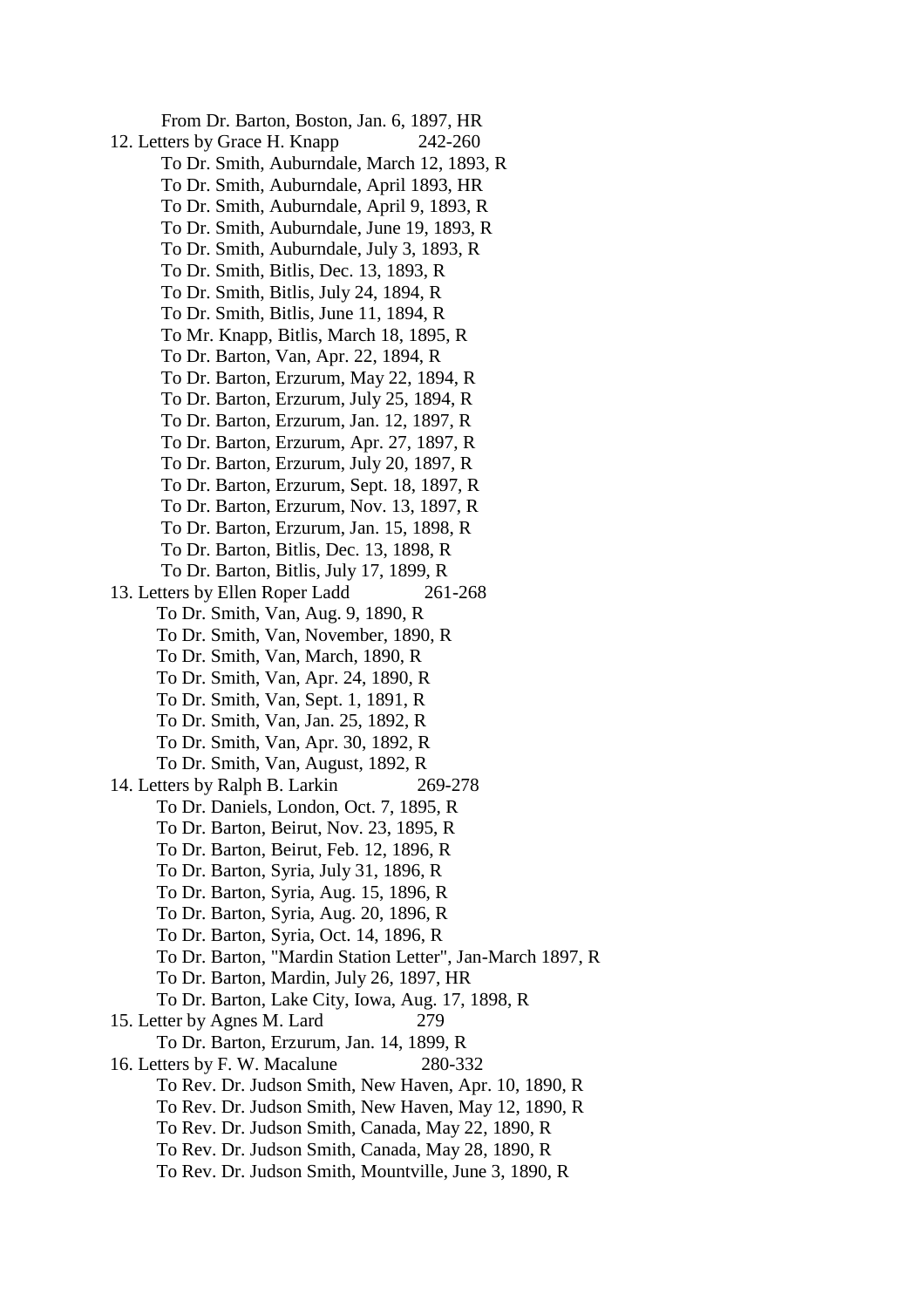From Dr. Barton, Boston, Jan. 6, 1897, HR

12. Letters by Grace H. Knapp 242-260

To Dr. Smith, Auburndale, March 12, 1893, R
To Dr. Smith, Auburndale, April 1893, HR
To Dr. Smith, Auburndale, April 9, 1893, R
To Dr. Smith, Auburndale, June 19, 1893, R
To Dr. Smith, Auburndale, July 3, 1893, R
To Dr. Smith, Bitlis, Dec. 13, 1893, R
To Dr. Smith, Bitlis, July 24, 1894, R
To Dr. Smith, Bitlis, June 11, 1894, R
To Mr. Knapp, Bitlis, March 18, 1895, R
To Dr. Barton, Van, Apr. 22, 1894, R
To Dr. Barton, Erzurum, May 22, 1894, R
To Dr. Barton, Erzurum, July 25, 1894, R
To Dr. Barton, Erzurum, Jan. 12, 1897, R
To Dr. Barton, Erzurum, Apr. 27, 1897, R
To Dr. Barton, Erzurum, July 20, 1897, R
To Dr. Barton, Erzurum, Sept. 18, 1897, R
To Dr. Barton, Erzurum, Nov. 13, 1897, R
To Dr. Barton, Erzurum, Jan. 15, 1898, R
To Dr. Barton, Bitlis, Dec. 13, 1898, R
To Dr. Barton, Bitlis, July 17, 1899, R

13. Letters by Ellen Roper Ladd 261-268

To Dr. Smith, Van, Aug. 9, 1890, R
To Dr. Smith, Van, November, 1890, R
To Dr. Smith, Van, March, 1890, R
To Dr. Smith, Van, Apr. 24, 1890, R
To Dr. Smith, Van, Sept. 1, 1891, R
To Dr. Smith, Van, Jan. 25, 1892, R
To Dr. Smith, Van, Apr. 30, 1892, R
To Dr. Smith, Van, August, 1892, R

14. Letters by Ralph B. Larkin 269-278

To Dr. Daniels, London, Oct. 7, 1895, R
To Dr. Barton, Beirut, Nov. 23, 1895, R
To Dr. Barton, Beirut, Feb. 12, 1896, R
To Dr. Barton, Syria, July 31, 1896, R
To Dr. Barton, Syria, Aug. 15, 1896, R
To Dr. Barton, Syria, Aug. 20, 1896, R
To Dr. Barton, Syria, Oct. 14, 1896, R
To Dr. Barton, "Mardin Station Letter", Jan-March 1897, R
To Dr. Barton, Mardin, July 26, 1897, HR
To Dr. Barton, Lake City, Iowa, Aug. 17, 1898, R

15. Letter by Agnes M. Lard 279

To Dr. Barton, Erzurum, Jan. 14, 1899, R

16. Letters by F. W. Macalune 280-332

To Rev. Dr. Judson Smith, New Haven, Apr. 10, 1890, R
To Rev. Dr. Judson Smith, New Haven, May 12, 1890, R
To Rev. Dr. Judson Smith, Canada, May 22, 1890, R
To Rev. Dr. Judson Smith, Canada, May 28, 1890, R
To Rev. Dr. Judson Smith, Mountville, June 3, 1890, R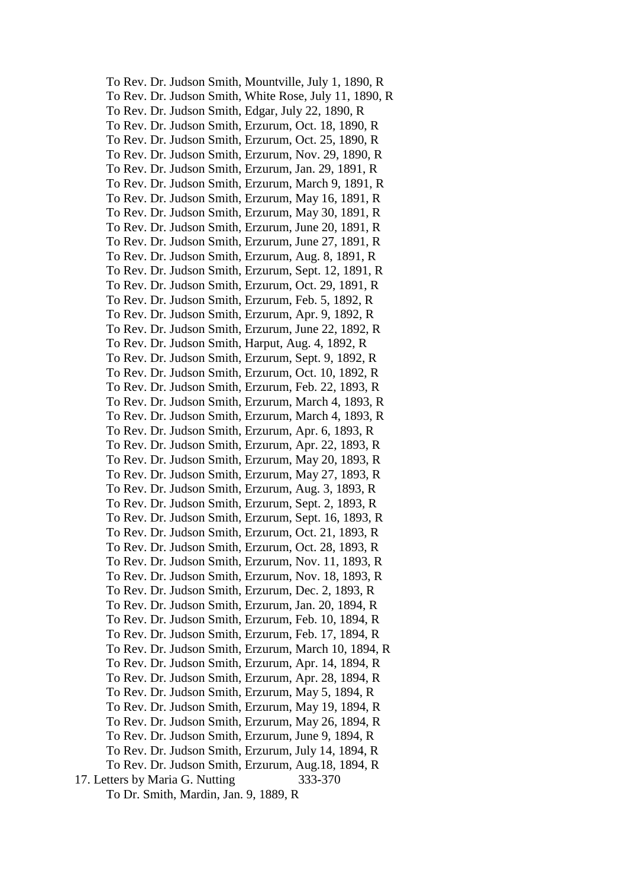To Rev. Dr. Judson Smith, Mountville, July 1, 1890, R
To Rev. Dr. Judson Smith, White Rose, July 11, 1890, R
To Rev. Dr. Judson Smith, Edgar, July 22, 1890, R
To Rev. Dr. Judson Smith, Erzurum, Oct. 18, 1890, R
To Rev. Dr. Judson Smith, Erzurum, Oct. 25, 1890, R
To Rev. Dr. Judson Smith, Erzurum, Nov. 29, 1890, R
To Rev. Dr. Judson Smith, Erzurum, Jan. 29, 1891, R
To Rev. Dr. Judson Smith, Erzurum, March 9, 1891, R
To Rev. Dr. Judson Smith, Erzurum, May 16, 1891, R
To Rev. Dr. Judson Smith, Erzurum, May 30, 1891, R
To Rev. Dr. Judson Smith, Erzurum, June 20, 1891, R
To Rev. Dr. Judson Smith, Erzurum, June 27, 1891, R
To Rev. Dr. Judson Smith, Erzurum, Aug. 8, 1891, R
To Rev. Dr. Judson Smith, Erzurum, Sept. 12, 1891, R
To Rev. Dr. Judson Smith, Erzurum, Oct. 29, 1891, R
To Rev. Dr. Judson Smith, Erzurum, Feb. 5, 1892, R
To Rev. Dr. Judson Smith, Erzurum, Apr. 9, 1892, R
To Rev. Dr. Judson Smith, Erzurum, June 22, 1892, R
To Rev. Dr. Judson Smith, Harput, Aug. 4, 1892, R
To Rev. Dr. Judson Smith, Erzurum, Sept. 9, 1892, R
To Rev. Dr. Judson Smith, Erzurum, Oct. 10, 1892, R
To Rev. Dr. Judson Smith, Erzurum, Feb. 22, 1893, R
To Rev. Dr. Judson Smith, Erzurum, March 4, 1893, R
To Rev. Dr. Judson Smith, Erzurum, March 4, 1893, R
To Rev. Dr. Judson Smith, Erzurum, Apr. 6, 1893, R
To Rev. Dr. Judson Smith, Erzurum, Apr. 22, 1893, R
To Rev. Dr. Judson Smith, Erzurum, May 20, 1893, R
To Rev. Dr. Judson Smith, Erzurum, May 27, 1893, R
To Rev. Dr. Judson Smith, Erzurum, Aug. 3, 1893, R
To Rev. Dr. Judson Smith, Erzurum, Sept. 2, 1893, R
To Rev. Dr. Judson Smith, Erzurum, Sept. 16, 1893, R
To Rev. Dr. Judson Smith, Erzurum, Oct. 21, 1893, R
To Rev. Dr. Judson Smith, Erzurum, Oct. 28, 1893, R
To Rev. Dr. Judson Smith, Erzurum, Nov. 11, 1893, R
To Rev. Dr. Judson Smith, Erzurum, Nov. 18, 1893, R
To Rev. Dr. Judson Smith, Erzurum, Dec. 2, 1893, R
To Rev. Dr. Judson Smith, Erzurum, Jan. 20, 1894, R
To Rev. Dr. Judson Smith, Erzurum, Feb. 10, 1894, R
To Rev. Dr. Judson Smith, Erzurum, Feb. 17, 1894, R
To Rev. Dr. Judson Smith, Erzurum, March 10, 1894, R
To Rev. Dr. Judson Smith, Erzurum, Apr. 14, 1894, R
To Rev. Dr. Judson Smith, Erzurum, Apr. 28, 1894, R
To Rev. Dr. Judson Smith, Erzurum, May 5, 1894, R
To Rev. Dr. Judson Smith, Erzurum, May 19, 1894, R
To Rev. Dr. Judson Smith, Erzurum, May 26, 1894, R
To Rev. Dr. Judson Smith, Erzurum, June 9, 1894, R
To Rev. Dr. Judson Smith, Erzurum, July 14, 1894, R
To Rev. Dr. Judson Smith, Erzurum, Aug.18, 1894, R

17. Letters by Maria G. Nutting 333-370

To Dr. Smith, Mardin, Jan. 9, 1889, R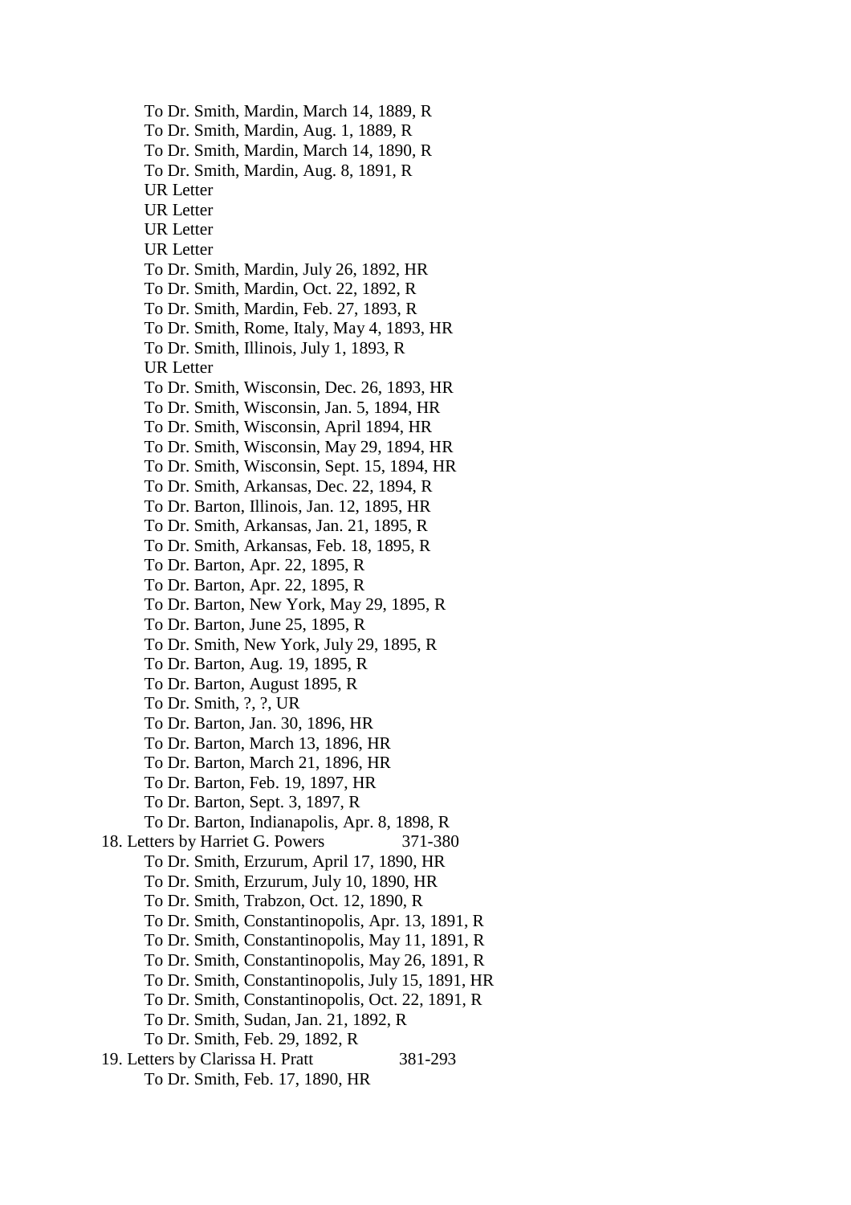To Dr. Smith, Mardin, March 14, 1889, R
To Dr. Smith, Mardin, Aug. 1, 1889, R
To Dr. Smith, Mardin, March 14, 1890, R
To Dr. Smith, Mardin, Aug. 8, 1891, R
UR Letter
UR Letter
UR Letter
UR Letter
To Dr. Smith, Mardin, July 26, 1892, HR
To Dr. Smith, Mardin, Oct. 22, 1892, R
To Dr. Smith, Mardin, Feb. 27, 1893, R
To Dr. Smith, Rome, Italy, May 4, 1893, HR
To Dr. Smith, Illinois, July 1, 1893, R
UR Letter
To Dr. Smith, Wisconsin, Dec. 26, 1893, HR
To Dr. Smith, Wisconsin, Jan. 5, 1894, HR
To Dr. Smith, Wisconsin, April 1894, HR
To Dr. Smith, Wisconsin, May 29, 1894, HR
To Dr. Smith, Wisconsin, Sept. 15, 1894, HR
To Dr. Smith, Arkansas, Dec. 22, 1894, R
To Dr. Barton, Illinois, Jan. 12, 1895, HR
To Dr. Smith, Arkansas, Jan. 21, 1895, R
To Dr. Smith, Arkansas, Feb. 18, 1895, R
To Dr. Barton, Apr. 22, 1895, R
To Dr. Barton, Apr. 22, 1895, R
To Dr. Barton, New York, May 29, 1895, R
To Dr. Barton, June 25, 1895, R
To Dr. Smith, New York, July 29, 1895, R
To Dr. Barton, Aug. 19, 1895, R
To Dr. Barton, August 1895, R
To Dr. Smith, ?, ?, UR
To Dr. Barton, Jan. 30, 1896, HR
To Dr. Barton, March 13, 1896, HR
To Dr. Barton, March 21, 1896, HR
To Dr. Barton, Feb. 19, 1897, HR
To Dr. Barton, Sept. 3, 1897, R
To Dr. Barton, Indianapolis, Apr. 8, 1898, R

18. Letters by Harriet G. Powers 371-380
To Dr. Smith, Erzurum, April 17, 1890, HR
To Dr. Smith, Erzurum, July 10, 1890, HR
To Dr. Smith, Trabzon, Oct. 12, 1890, R
To Dr. Smith, Constantinopolis, Apr. 13, 1891, R
To Dr. Smith, Constantinopolis, May 11, 1891, R
To Dr. Smith, Constantinopolis, May 26, 1891, R
To Dr. Smith, Constantinopolis, July 15, 1891, HR
To Dr. Smith, Constantinopolis, Oct. 22, 1891, R
To Dr. Smith, Sudan, Jan. 21, 1892, R
To Dr. Smith, Feb. 29, 1892, R

19. Letters by Clarissa H. Pratt 381-293
To Dr. Smith, Feb. 17, 1890, HR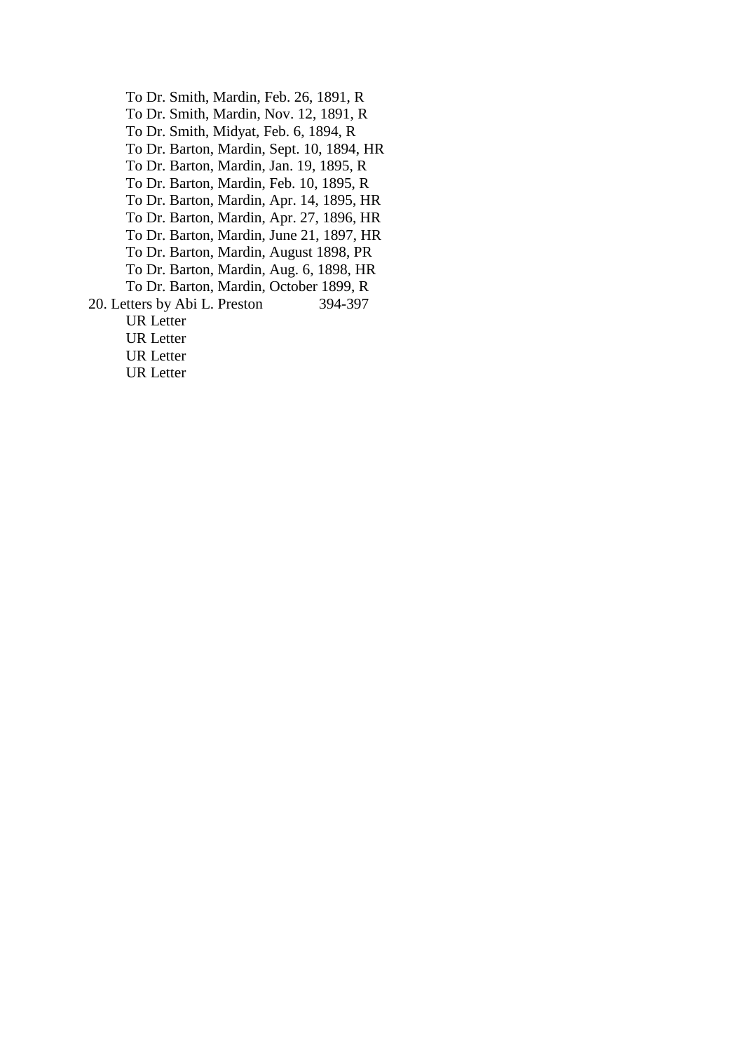To Dr. Smith, Mardin, Feb. 26, 1891, R
To Dr. Smith, Mardin, Nov. 12, 1891, R
To Dr. Smith, Midyat, Feb. 6, 1894, R
To Dr. Barton, Mardin, Sept. 10, 1894, HR
To Dr. Barton, Mardin, Jan. 19, 1895, R
To Dr. Barton, Mardin, Feb. 10, 1895, R
To Dr. Barton, Mardin, Apr. 14, 1895, HR
To Dr. Barton, Mardin, Apr. 27, 1896, HR
To Dr. Barton, Mardin, June 21, 1897, HR
To Dr. Barton, Mardin, August 1898, PR
To Dr. Barton, Mardin, Aug. 6, 1898, HR
To Dr. Barton, Mardin, October 1899, R

20. Letters by Abi L. Preston 394-397

UR Letter
UR Letter
UR Letter
UR Letter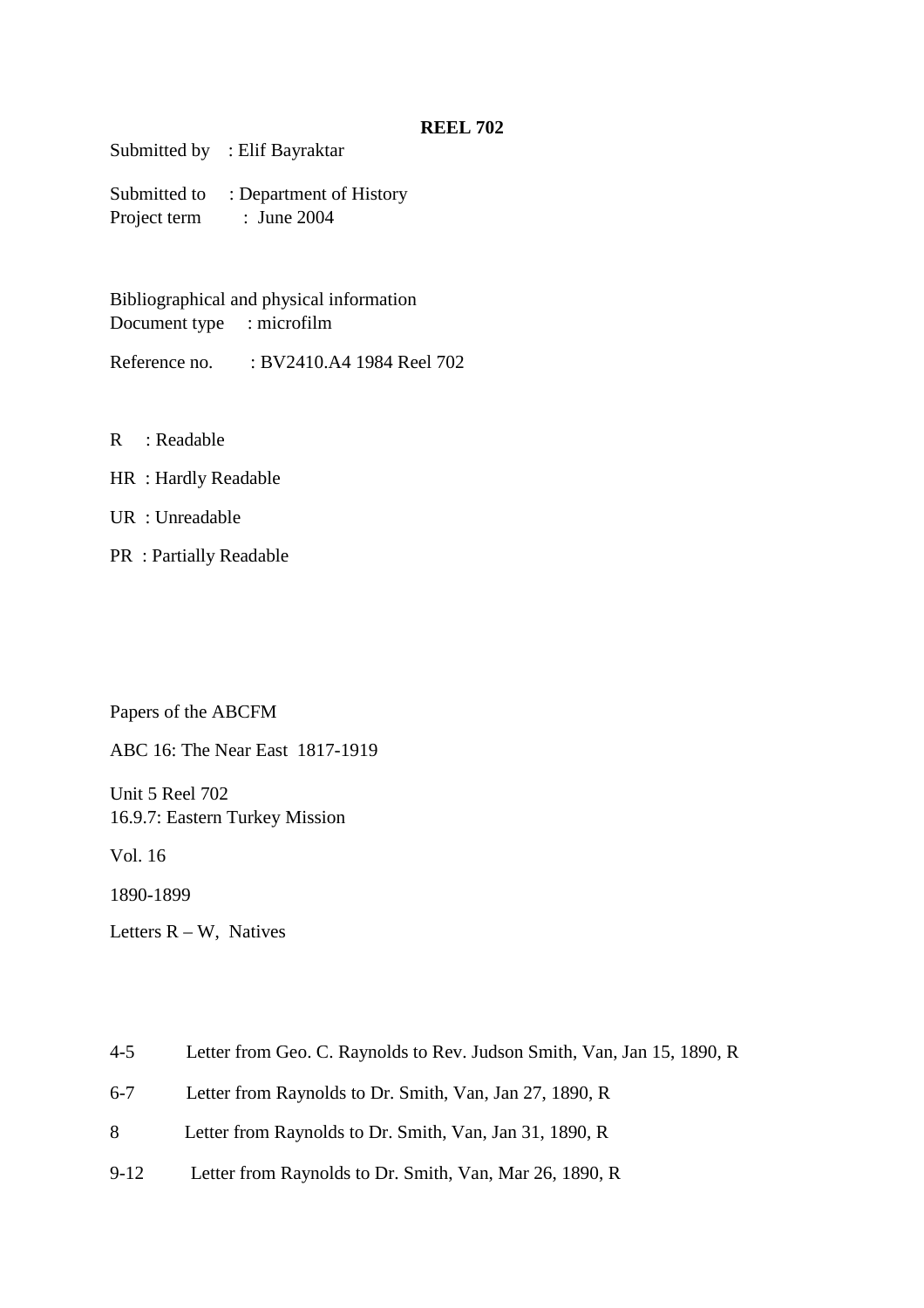**REEL 702**

Submitted by : Elif Bayraktar

Submitted to : Department of History
Project term : June 2004

Bibliographical and physical information
Document type : microfilm

Reference no. : BV2410.A4 1984 Reel 702

R : Readable

HR : Hardly Readable

UR : Unreadable

PR : Partially Readable

Papers of the ABCFM

ABC 16: The Near East 1817-1919

Unit 5 Reel 702
16.9.7: Eastern Turkey Mission

Vol. 16

1890-1899

Letters R – W, Natives

4-5 Letter from Geo. C. Raynolds to Rev. Judson Smith, Van, Jan 15, 1890, R

6-7 Letter from Raynolds to Dr. Smith, Van, Jan 27, 1890, R

8 Letter from Raynolds to Dr. Smith, Van, Jan 31, 1890, R

9-12 Letter from Raynolds to Dr. Smith, Van, Mar 26, 1890, R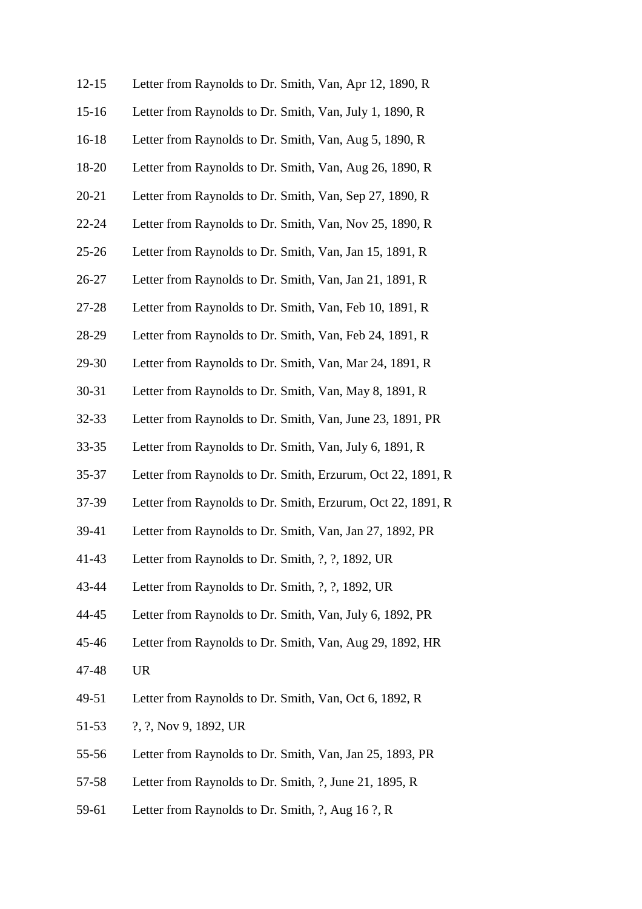| | |
|---|---|
| 12-15 | Letter from Raynolds to Dr. Smith, Van, Apr 12, 1890, R |
| 15-16 | Letter from Raynolds to Dr. Smith, Van, July 1, 1890, R |
| 16-18 | Letter from Raynolds to Dr. Smith, Van, Aug 5, 1890, R |
| 18-20 | Letter from Raynolds to Dr. Smith, Van, Aug 26, 1890, R |
| 20-21 | Letter from Raynolds to Dr. Smith, Van, Sep 27, 1890, R |
| 22-24 | Letter from Raynolds to Dr. Smith, Van, Nov 25, 1890, R |
| 25-26 | Letter from Raynolds to Dr. Smith, Van, Jan 15, 1891, R |
| 26-27 | Letter from Raynolds to Dr. Smith, Van, Jan 21, 1891, R |
| 27-28 | Letter from Raynolds to Dr. Smith, Van, Feb 10, 1891, R |
| 28-29 | Letter from Raynolds to Dr. Smith, Van, Feb 24, 1891, R |
| 29-30 | Letter from Raynolds to Dr. Smith, Van, Mar 24, 1891, R |
| 30-31 | Letter from Raynolds to Dr. Smith, Van, May 8, 1891, R |
| 32-33 | Letter from Raynolds to Dr. Smith, Van, June 23, 1891, PR |
| 33-35 | Letter from Raynolds to Dr. Smith, Van, July 6, 1891, R |
| 35-37 | Letter from Raynolds to Dr. Smith, Erzurum, Oct 22, 1891, R |
| 37-39 | Letter from Raynolds to Dr. Smith, Erzurum, Oct 22, 1891, R |
| 39-41 | Letter from Raynolds to Dr. Smith, Van, Jan 27, 1892, PR |
| 41-43 | Letter from Raynolds to Dr. Smith, ?, ?, 1892, UR |
| 43-44 | Letter from Raynolds to Dr. Smith, ?, ?, 1892, UR |
| 44-45 | Letter from Raynolds to Dr. Smith, Van, July 6, 1892, PR |
| 45-46 | Letter from Raynolds to Dr. Smith, Van, Aug 29, 1892, HR |
| 47-48 | UR |
| 49-51 | Letter from Raynolds to Dr. Smith, Van, Oct 6, 1892, R |
| 51-53 | ?, ?, Nov 9, 1892, UR |
| 55-56 | Letter from Raynolds to Dr. Smith, Van, Jan 25, 1893, PR |
| 57-58 | Letter from Raynolds to Dr. Smith, ?, June 21, 1895, R |
| 59-61 | Letter from Raynolds to Dr. Smith, ?, Aug 16 ?, R |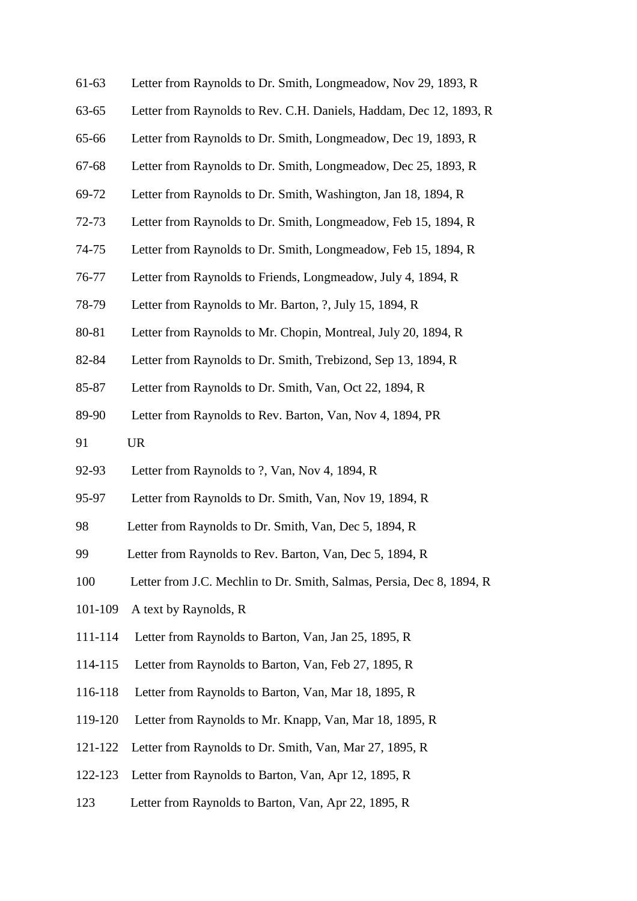61-63 Letter from Raynolds to Dr. Smith, Longmeadow, Nov 29, 1893, R

63-65 Letter from Raynolds to Rev. C.H. Daniels, Haddam, Dec 12, 1893, R

65-66 Letter from Raynolds to Dr. Smith, Longmeadow, Dec 19, 1893, R

67-68 Letter from Raynolds to Dr. Smith, Longmeadow, Dec 25, 1893, R

69-72 Letter from Raynolds to Dr. Smith, Washington, Jan 18, 1894, R

72-73 Letter from Raynolds to Dr. Smith, Longmeadow, Feb 15, 1894, R

74-75 Letter from Raynolds to Dr. Smith, Longmeadow, Feb 15, 1894, R

76-77 Letter from Raynolds to Friends, Longmeadow, July 4, 1894, R

78-79 Letter from Raynolds to Mr. Barton, ?, July 15, 1894, R

80-81 Letter from Raynolds to Mr. Chopin, Montreal, July 20, 1894, R

82-84 Letter from Raynolds to Dr. Smith, Trebizond, Sep 13, 1894, R

85-87 Letter from Raynolds to Dr. Smith, Van, Oct 22, 1894, R

89-90 Letter from Raynolds to Rev. Barton, Van, Nov 4, 1894, PR

91 UR

92-93 Letter from Raynolds to ?, Van, Nov 4, 1894, R

95-97 Letter from Raynolds to Dr. Smith, Van, Nov 19, 1894, R

98 Letter from Raynolds to Dr. Smith, Van, Dec 5, 1894, R

99 Letter from Raynolds to Rev. Barton, Van, Dec 5, 1894, R

100 Letter from J.C. Mechlin to Dr. Smith, Salmas, Persia, Dec 8, 1894, R

101-109 A text by Raynolds, R

111-114 Letter from Raynolds to Barton, Van, Jan 25, 1895, R

114-115 Letter from Raynolds to Barton, Van, Feb 27, 1895, R

116-118 Letter from Raynolds to Barton, Van, Mar 18, 1895, R

119-120 Letter from Raynolds to Mr. Knapp, Van, Mar 18, 1895, R

121-122 Letter from Raynolds to Dr. Smith, Van, Mar 27, 1895, R

122-123 Letter from Raynolds to Barton, Van, Apr 12, 1895, R

123 Letter from Raynolds to Barton, Van, Apr 22, 1895, R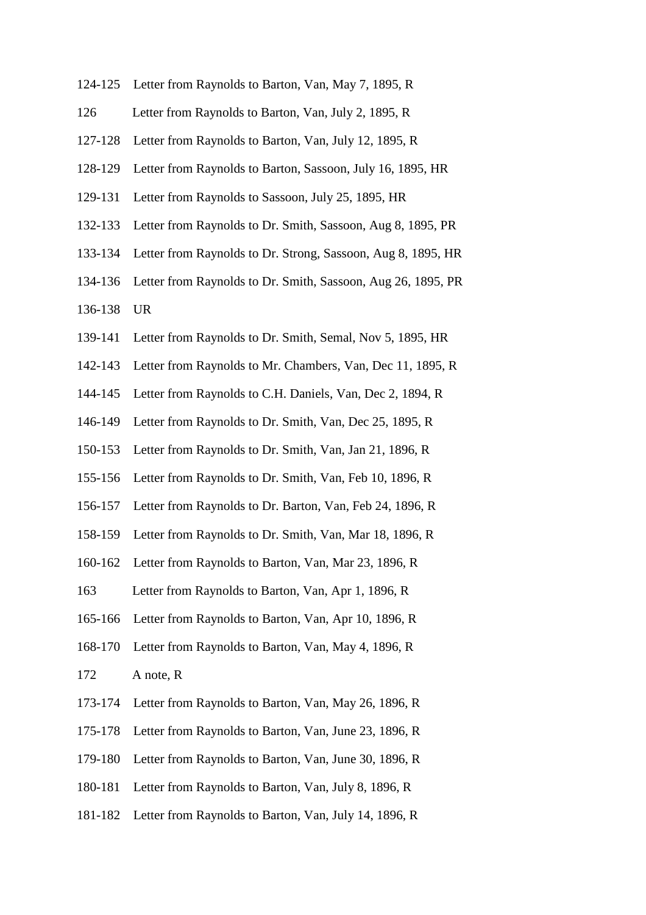124-125 Letter from Raynolds to Barton, Van, May 7, 1895, R

126 Letter from Raynolds to Barton, Van, July 2, 1895, R

127-128 Letter from Raynolds to Barton, Van, July 12, 1895, R

128-129 Letter from Raynolds to Barton, Sassoon, July 16, 1895, HR

129-131 Letter from Raynolds to Sassoon, July 25, 1895, HR

132-133 Letter from Raynolds to Dr. Smith, Sassoon, Aug 8, 1895, PR

133-134 Letter from Raynolds to Dr. Strong, Sassoon, Aug 8, 1895, HR

134-136 Letter from Raynolds to Dr. Smith, Sassoon, Aug 26, 1895, PR

136-138 UR

139-141 Letter from Raynolds to Dr. Smith, Semal, Nov 5, 1895, HR

142-143 Letter from Raynolds to Mr. Chambers, Van, Dec 11, 1895, R

144-145 Letter from Raynolds to C.H. Daniels, Van, Dec 2, 1894, R

146-149 Letter from Raynolds to Dr. Smith, Van, Dec 25, 1895, R

150-153 Letter from Raynolds to Dr. Smith, Van, Jan 21, 1896, R

155-156 Letter from Raynolds to Dr. Smith, Van, Feb 10, 1896, R

156-157 Letter from Raynolds to Dr. Barton, Van, Feb 24, 1896, R

158-159 Letter from Raynolds to Dr. Smith, Van, Mar 18, 1896, R

160-162 Letter from Raynolds to Barton, Van, Mar 23, 1896, R

163 Letter from Raynolds to Barton, Van, Apr 1, 1896, R

165-166 Letter from Raynolds to Barton, Van, Apr 10, 1896, R

168-170 Letter from Raynolds to Barton, Van, May 4, 1896, R

172 A note, R

173-174 Letter from Raynolds to Barton, Van, May 26, 1896, R

175-178 Letter from Raynolds to Barton, Van, June 23, 1896, R

179-180 Letter from Raynolds to Barton, Van, June 30, 1896, R

180-181 Letter from Raynolds to Barton, Van, July 8, 1896, R

181-182 Letter from Raynolds to Barton, Van, July 14, 1896, R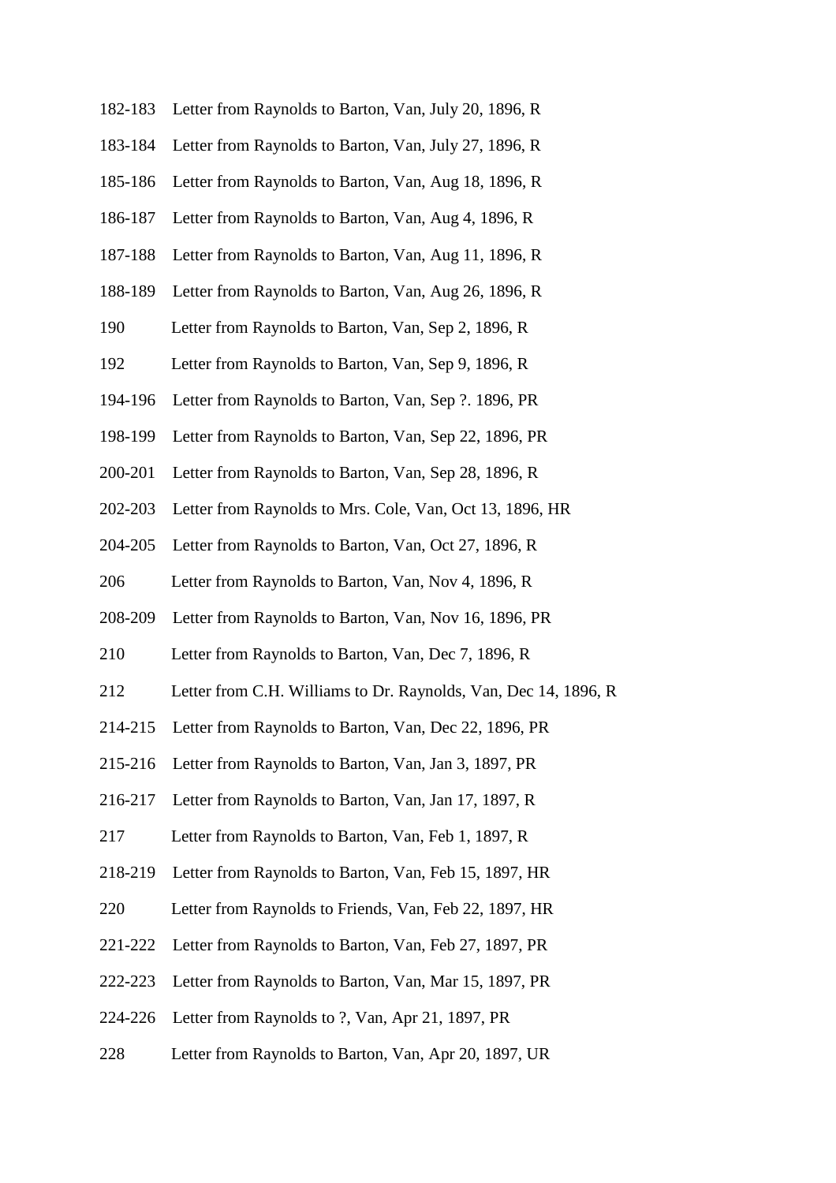182-183 Letter from Raynolds to Barton, Van, July 20, 1896, R

183-184 Letter from Raynolds to Barton, Van, July 27, 1896, R

185-186 Letter from Raynolds to Barton, Van, Aug 18, 1896, R

186-187 Letter from Raynolds to Barton, Van, Aug 4, 1896, R

187-188 Letter from Raynolds to Barton, Van, Aug 11, 1896, R

188-189 Letter from Raynolds to Barton, Van, Aug 26, 1896, R

190 Letter from Raynolds to Barton, Van, Sep 2, 1896, R

192 Letter from Raynolds to Barton, Van, Sep 9, 1896, R

194-196 Letter from Raynolds to Barton, Van, Sep ?. 1896, PR

198-199 Letter from Raynolds to Barton, Van, Sep 22, 1896, PR

200-201 Letter from Raynolds to Barton, Van, Sep 28, 1896, R

202-203 Letter from Raynolds to Mrs. Cole, Van, Oct 13, 1896, HR

204-205 Letter from Raynolds to Barton, Van, Oct 27, 1896, R

206 Letter from Raynolds to Barton, Van, Nov 4, 1896, R

208-209 Letter from Raynolds to Barton, Van, Nov 16, 1896, PR

210 Letter from Raynolds to Barton, Van, Dec 7, 1896, R

212 Letter from C.H. Williams to Dr. Raynolds, Van, Dec 14, 1896, R

214-215 Letter from Raynolds to Barton, Van, Dec 22, 1896, PR

215-216 Letter from Raynolds to Barton, Van, Jan 3, 1897, PR

216-217 Letter from Raynolds to Barton, Van, Jan 17, 1897, R

217 Letter from Raynolds to Barton, Van, Feb 1, 1897, R

218-219 Letter from Raynolds to Barton, Van, Feb 15, 1897, HR

220 Letter from Raynolds to Friends, Van, Feb 22, 1897, HR

221-222 Letter from Raynolds to Barton, Van, Feb 27, 1897, PR

222-223 Letter from Raynolds to Barton, Van, Mar 15, 1897, PR

224-226 Letter from Raynolds to ?, Van, Apr 21, 1897, PR

228 Letter from Raynolds to Barton, Van, Apr 20, 1897, UR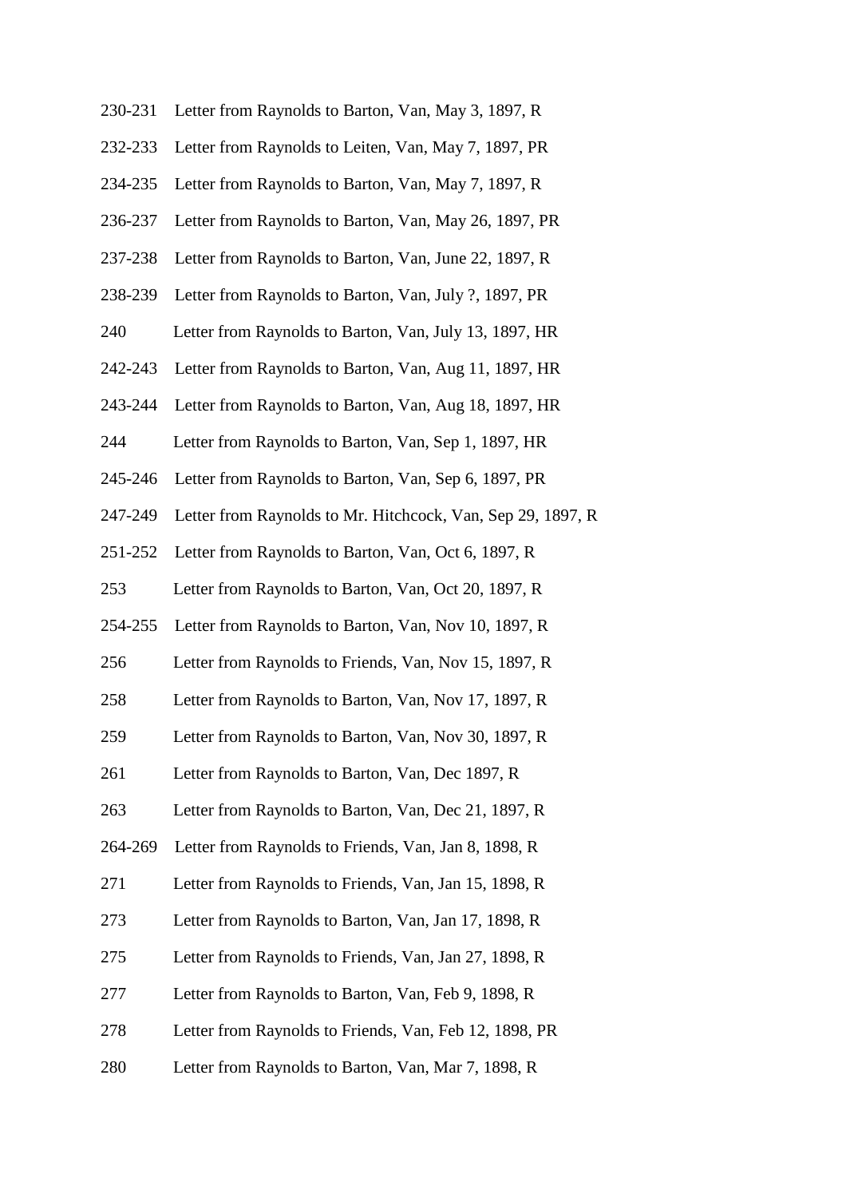230-231 Letter from Raynolds to Barton, Van, May 3, 1897, R

232-233 Letter from Raynolds to Leiten, Van, May 7, 1897, PR

234-235 Letter from Raynolds to Barton, Van, May 7, 1897, R

236-237 Letter from Raynolds to Barton, Van, May 26, 1897, PR

237-238 Letter from Raynolds to Barton, Van, June 22, 1897, R

238-239 Letter from Raynolds to Barton, Van, July ?, 1897, PR

240 Letter from Raynolds to Barton, Van, July 13, 1897, HR

242-243 Letter from Raynolds to Barton, Van, Aug 11, 1897, HR

243-244 Letter from Raynolds to Barton, Van, Aug 18, 1897, HR

244 Letter from Raynolds to Barton, Van, Sep 1, 1897, HR

245-246 Letter from Raynolds to Barton, Van, Sep 6, 1897, PR

247-249 Letter from Raynolds to Mr. Hitchcock, Van, Sep 29, 1897, R

251-252 Letter from Raynolds to Barton, Van, Oct 6, 1897, R

253 Letter from Raynolds to Barton, Van, Oct 20, 1897, R

254-255 Letter from Raynolds to Barton, Van, Nov 10, 1897, R

256 Letter from Raynolds to Friends, Van, Nov 15, 1897, R

258 Letter from Raynolds to Barton, Van, Nov 17, 1897, R

259 Letter from Raynolds to Barton, Van, Nov 30, 1897, R

261 Letter from Raynolds to Barton, Van, Dec 1897, R

263 Letter from Raynolds to Barton, Van, Dec 21, 1897, R

264-269 Letter from Raynolds to Friends, Van, Jan 8, 1898, R

271 Letter from Raynolds to Friends, Van, Jan 15, 1898, R

273 Letter from Raynolds to Barton, Van, Jan 17, 1898, R

275 Letter from Raynolds to Friends, Van, Jan 27, 1898, R

277 Letter from Raynolds to Barton, Van, Feb 9, 1898, R

278 Letter from Raynolds to Friends, Van, Feb 12, 1898, PR

280 Letter from Raynolds to Barton, Van, Mar 7, 1898, R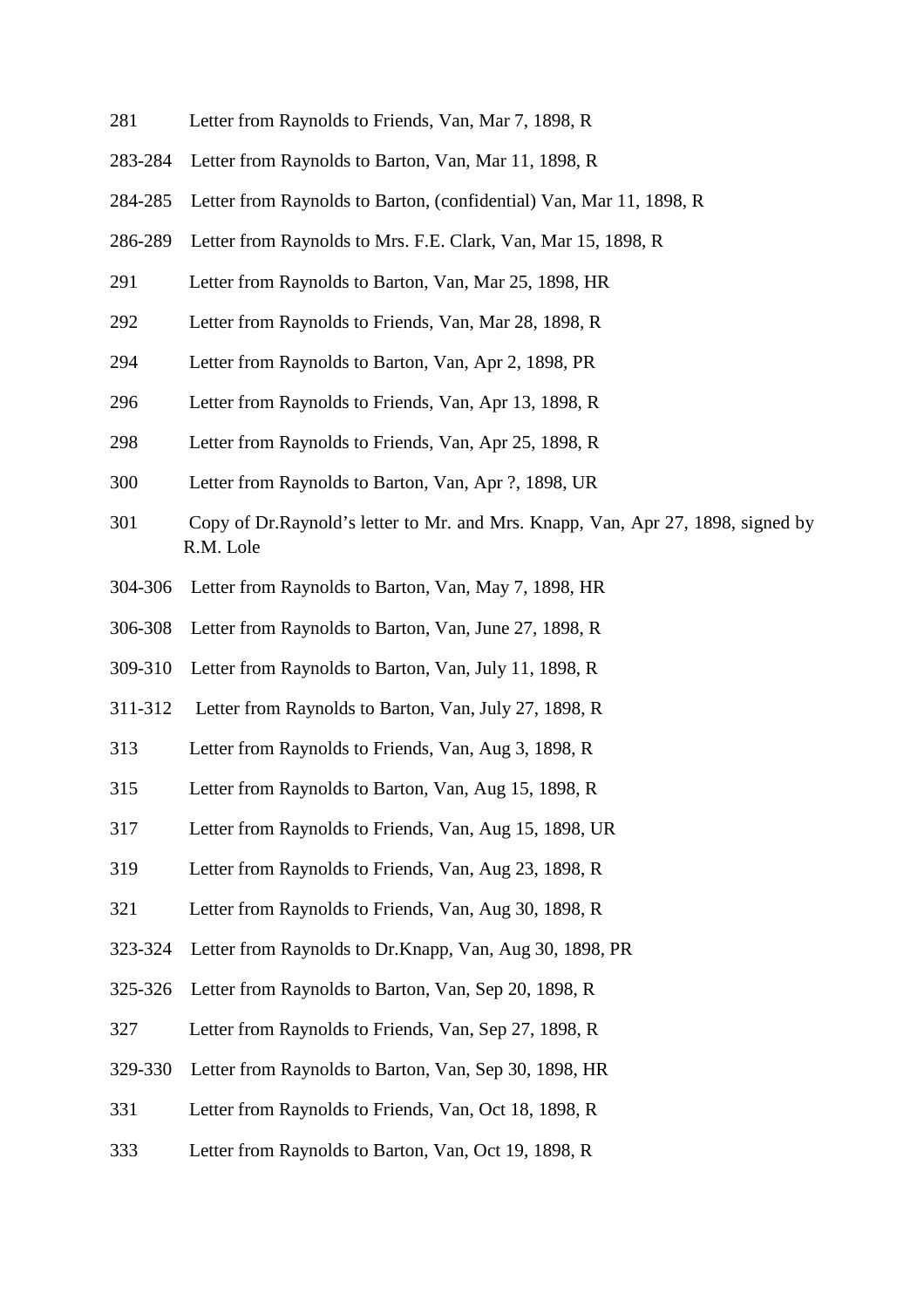281 Letter from Raynolds to Friends, Van, Mar 7, 1898, R

283-284 Letter from Raynolds to Barton, Van, Mar 11, 1898, R

284-285 Letter from Raynolds to Barton, (confidential) Van, Mar 11, 1898, R

286-289 Letter from Raynolds to Mrs. F.E. Clark, Van, Mar 15, 1898, R

291 Letter from Raynolds to Barton, Van, Mar 25, 1898, HR

292 Letter from Raynolds to Friends, Van, Mar 28, 1898, R

294 Letter from Raynolds to Barton, Van, Apr 2, 1898, PR

296 Letter from Raynolds to Friends, Van, Apr 13, 1898, R

298 Letter from Raynolds to Friends, Van, Apr 25, 1898, R

300 Letter from Raynolds to Barton, Van, Apr ?, 1898, UR

301 Copy of Dr.Raynold's letter to Mr. and Mrs. Knapp, Van, Apr 27, 1898, signed by R.M. Lole

304-306 Letter from Raynolds to Barton, Van, May 7, 1898, HR

306-308 Letter from Raynolds to Barton, Van, June 27, 1898, R

309-310 Letter from Raynolds to Barton, Van, July 11, 1898, R

311-312 Letter from Raynolds to Barton, Van, July 27, 1898, R

313 Letter from Raynolds to Friends, Van, Aug 3, 1898, R

315 Letter from Raynolds to Barton, Van, Aug 15, 1898, R

317 Letter from Raynolds to Friends, Van, Aug 15, 1898, UR

319 Letter from Raynolds to Friends, Van, Aug 23, 1898, R

321 Letter from Raynolds to Friends, Van, Aug 30, 1898, R

323-324 Letter from Raynolds to Dr.Knapp, Van, Aug 30, 1898, PR

325-326 Letter from Raynolds to Barton, Van, Sep 20, 1898, R

327 Letter from Raynolds to Friends, Van, Sep 27, 1898, R

329-330 Letter from Raynolds to Barton, Van, Sep 30, 1898, HR

331 Letter from Raynolds to Friends, Van, Oct 18, 1898, R

333 Letter from Raynolds to Barton, Van, Oct 19, 1898, R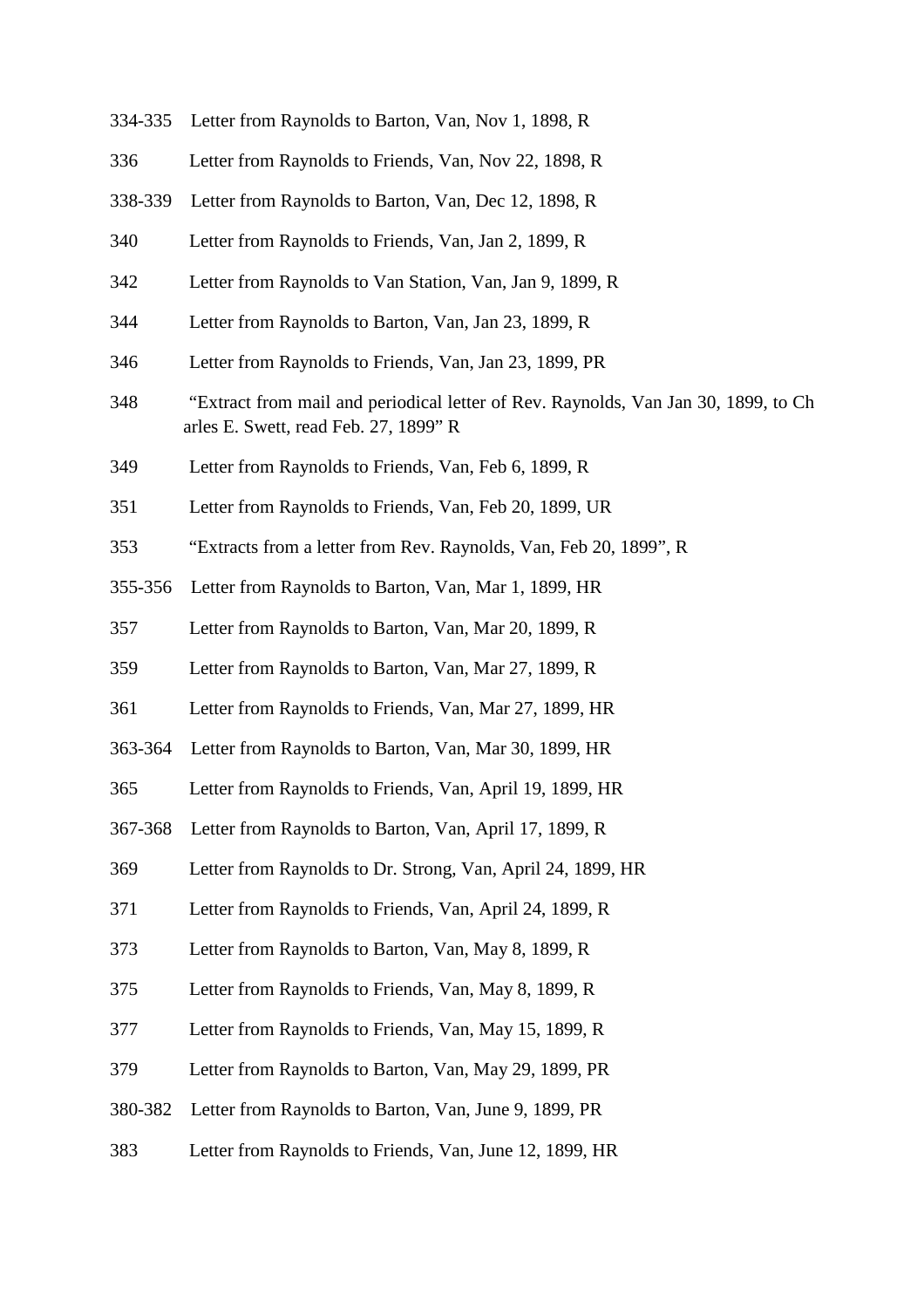334-335 Letter from Raynolds to Barton, Van, Nov 1, 1898, R

336 Letter from Raynolds to Friends, Van, Nov 22, 1898, R

338-339 Letter from Raynolds to Barton, Van, Dec 12, 1898, R

340 Letter from Raynolds to Friends, Van, Jan 2, 1899, R

342 Letter from Raynolds to Van Station, Van, Jan 9, 1899, R

344 Letter from Raynolds to Barton, Van, Jan 23, 1899, R

346 Letter from Raynolds to Friends, Van, Jan 23, 1899, PR

348 "Extract from mail and periodical letter of Rev. Raynolds, Van Jan 30, 1899, to Charles E. Swett, read Feb. 27, 1899" R

349 Letter from Raynolds to Friends, Van, Feb 6, 1899, R

351 Letter from Raynolds to Friends, Van, Feb 20, 1899, UR

353 "Extracts from a letter from Rev. Raynolds, Van, Feb 20, 1899", R

355-356 Letter from Raynolds to Barton, Van, Mar 1, 1899, HR

357 Letter from Raynolds to Barton, Van, Mar 20, 1899, R

359 Letter from Raynolds to Barton, Van, Mar 27, 1899, R

361 Letter from Raynolds to Friends, Van, Mar 27, 1899, HR

363-364 Letter from Raynolds to Barton, Van, Mar 30, 1899, HR

365 Letter from Raynolds to Friends, Van, April 19, 1899, HR

367-368 Letter from Raynolds to Barton, Van, April 17, 1899, R

369 Letter from Raynolds to Dr. Strong, Van, April 24, 1899, HR

371 Letter from Raynolds to Friends, Van, April 24, 1899, R

373 Letter from Raynolds to Barton, Van, May 8, 1899, R

375 Letter from Raynolds to Friends, Van, May 8, 1899, R

377 Letter from Raynolds to Friends, Van, May 15, 1899, R

379 Letter from Raynolds to Barton, Van, May 29, 1899, PR

380-382 Letter from Raynolds to Barton, Van, June 9, 1899, PR

383 Letter from Raynolds to Friends, Van, June 12, 1899, HR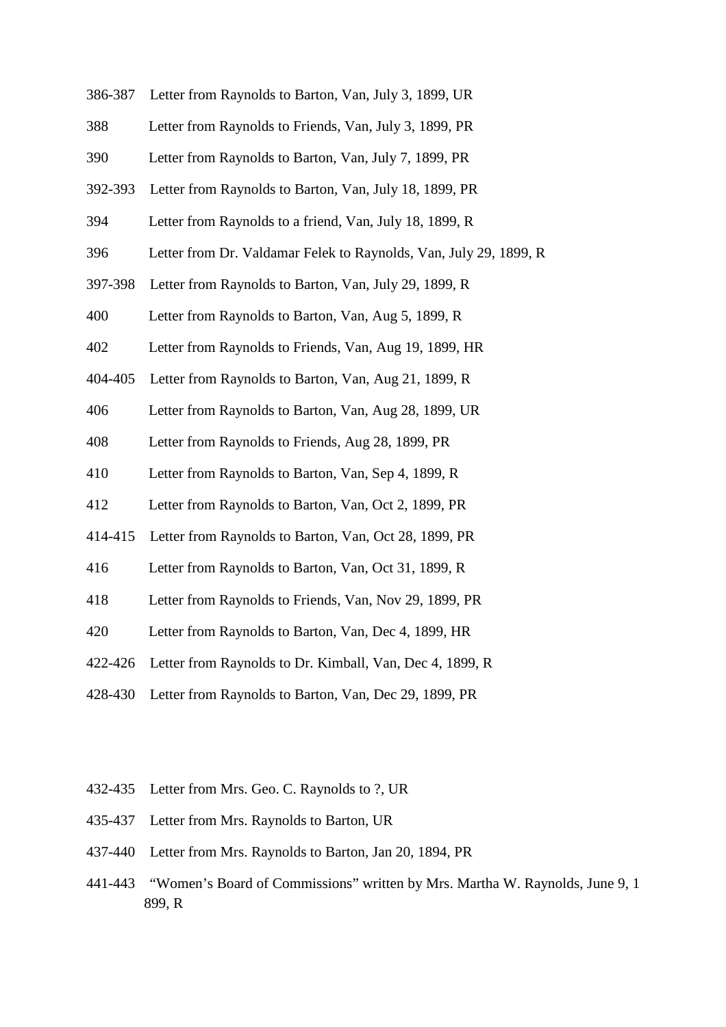386-387 Letter from Raynolds to Barton, Van, July 3, 1899, UR

388 Letter from Raynolds to Friends, Van, July 3, 1899, PR

390 Letter from Raynolds to Barton, Van, July 7, 1899, PR

392-393 Letter from Raynolds to Barton, Van, July 18, 1899, PR

394 Letter from Raynolds to a friend, Van, July 18, 1899, R

396 Letter from Dr. Valdamar Felek to Raynolds, Van, July 29, 1899, R

397-398 Letter from Raynolds to Barton, Van, July 29, 1899, R

400 Letter from Raynolds to Barton, Van, Aug 5, 1899, R

402 Letter from Raynolds to Friends, Van, Aug 19, 1899, HR

404-405 Letter from Raynolds to Barton, Van, Aug 21, 1899, R

406 Letter from Raynolds to Barton, Van, Aug 28, 1899, UR

408 Letter from Raynolds to Friends, Aug 28, 1899, PR

410 Letter from Raynolds to Barton, Van, Sep 4, 1899, R

412 Letter from Raynolds to Barton, Van, Oct 2, 1899, PR

414-415 Letter from Raynolds to Barton, Van, Oct 28, 1899, PR

416 Letter from Raynolds to Barton, Van, Oct 31, 1899, R

418 Letter from Raynolds to Friends, Van, Nov 29, 1899, PR

420 Letter from Raynolds to Barton, Van, Dec 4, 1899, HR

422-426 Letter from Raynolds to Dr. Kimball, Van, Dec 4, 1899, R

428-430 Letter from Raynolds to Barton, Van, Dec 29, 1899, PR

432-435 Letter from Mrs. Geo. C. Raynolds to ?, UR

435-437 Letter from Mrs. Raynolds to Barton, UR

437-440 Letter from Mrs. Raynolds to Barton, Jan 20, 1894, PR

441-443 "Women's Board of Commissions" written by Mrs. Martha W. Raynolds, June 9, 1899, R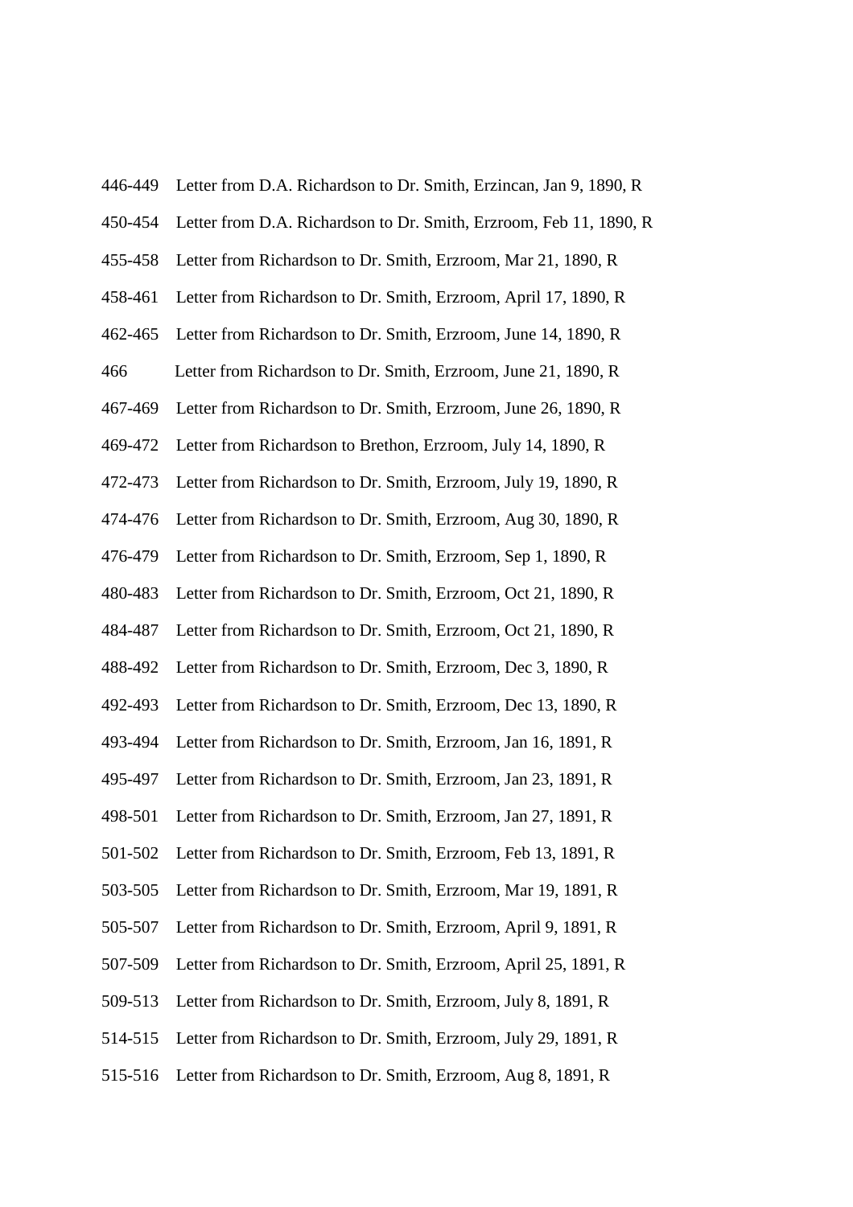446-449 Letter from D.A. Richardson to Dr. Smith, Erzincan, Jan 9, 1890, R

450-454 Letter from D.A. Richardson to Dr. Smith, Erzroom, Feb 11, 1890, R

455-458 Letter from Richardson to Dr. Smith, Erzroom, Mar 21, 1890, R

458-461 Letter from Richardson to Dr. Smith, Erzroom, April 17, 1890, R

462-465 Letter from Richardson to Dr. Smith, Erzroom, June 14, 1890, R

466 Letter from Richardson to Dr. Smith, Erzroom, June 21, 1890, R

467-469 Letter from Richardson to Dr. Smith, Erzroom, June 26, 1890, R

469-472 Letter from Richardson to Brethon, Erzroom, July 14, 1890, R

472-473 Letter from Richardson to Dr. Smith, Erzroom, July 19, 1890, R

474-476 Letter from Richardson to Dr. Smith, Erzroom, Aug 30, 1890, R

476-479 Letter from Richardson to Dr. Smith, Erzroom, Sep 1, 1890, R

480-483 Letter from Richardson to Dr. Smith, Erzroom, Oct 21, 1890, R

484-487 Letter from Richardson to Dr. Smith, Erzroom, Oct 21, 1890, R

488-492 Letter from Richardson to Dr. Smith, Erzroom, Dec 3, 1890, R

492-493 Letter from Richardson to Dr. Smith, Erzroom, Dec 13, 1890, R

493-494 Letter from Richardson to Dr. Smith, Erzroom, Jan 16, 1891, R

495-497 Letter from Richardson to Dr. Smith, Erzroom, Jan 23, 1891, R

498-501 Letter from Richardson to Dr. Smith, Erzroom, Jan 27, 1891, R

501-502 Letter from Richardson to Dr. Smith, Erzroom, Feb 13, 1891, R

503-505 Letter from Richardson to Dr. Smith, Erzroom, Mar 19, 1891, R

505-507 Letter from Richardson to Dr. Smith, Erzroom, April 9, 1891, R

507-509 Letter from Richardson to Dr. Smith, Erzroom, April 25, 1891, R

509-513 Letter from Richardson to Dr. Smith, Erzroom, July 8, 1891, R

514-515 Letter from Richardson to Dr. Smith, Erzroom, July 29, 1891, R

515-516 Letter from Richardson to Dr. Smith, Erzroom, Aug 8, 1891, R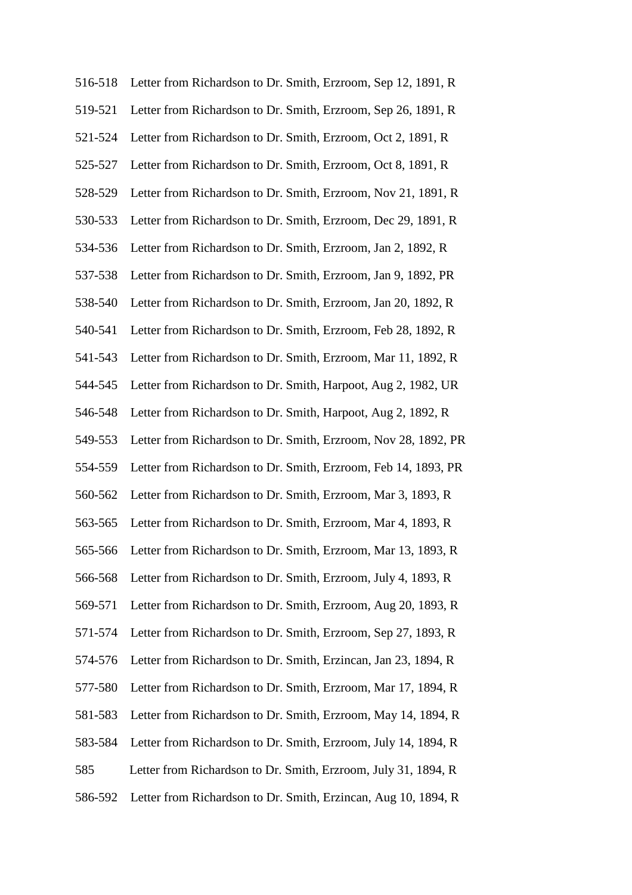516-518 Letter from Richardson to Dr. Smith, Erzroom, Sep 12, 1891, R

519-521 Letter from Richardson to Dr. Smith, Erzroom, Sep 26, 1891, R

521-524 Letter from Richardson to Dr. Smith, Erzroom, Oct 2, 1891, R

525-527 Letter from Richardson to Dr. Smith, Erzroom, Oct 8, 1891, R

528-529 Letter from Richardson to Dr. Smith, Erzroom, Nov 21, 1891, R

530-533 Letter from Richardson to Dr. Smith, Erzroom, Dec 29, 1891, R

534-536 Letter from Richardson to Dr. Smith, Erzroom, Jan 2, 1892, R

537-538 Letter from Richardson to Dr. Smith, Erzroom, Jan 9, 1892, PR

538-540 Letter from Richardson to Dr. Smith, Erzroom, Jan 20, 1892, R

540-541 Letter from Richardson to Dr. Smith, Erzroom, Feb 28, 1892, R

541-543 Letter from Richardson to Dr. Smith, Erzroom, Mar 11, 1892, R

544-545 Letter from Richardson to Dr. Smith, Harpoot, Aug 2, 1982, UR

546-548 Letter from Richardson to Dr. Smith, Harpoot, Aug 2, 1892, R

549-553 Letter from Richardson to Dr. Smith, Erzroom, Nov 28, 1892, PR

554-559 Letter from Richardson to Dr. Smith, Erzroom, Feb 14, 1893, PR

560-562 Letter from Richardson to Dr. Smith, Erzroom, Mar 3, 1893, R

563-565 Letter from Richardson to Dr. Smith, Erzroom, Mar 4, 1893, R

565-566 Letter from Richardson to Dr. Smith, Erzroom, Mar 13, 1893, R

566-568 Letter from Richardson to Dr. Smith, Erzroom, July 4, 1893, R

569-571 Letter from Richardson to Dr. Smith, Erzroom, Aug 20, 1893, R

571-574 Letter from Richardson to Dr. Smith, Erzroom, Sep 27, 1893, R

574-576 Letter from Richardson to Dr. Smith, Erzincan, Jan 23, 1894, R

577-580 Letter from Richardson to Dr. Smith, Erzroom, Mar 17, 1894, R

581-583 Letter from Richardson to Dr. Smith, Erzroom, May 14, 1894, R

583-584 Letter from Richardson to Dr. Smith, Erzroom, July 14, 1894, R

585 Letter from Richardson to Dr. Smith, Erzroom, July 31, 1894, R

586-592 Letter from Richardson to Dr. Smith, Erzincan, Aug 10, 1894, R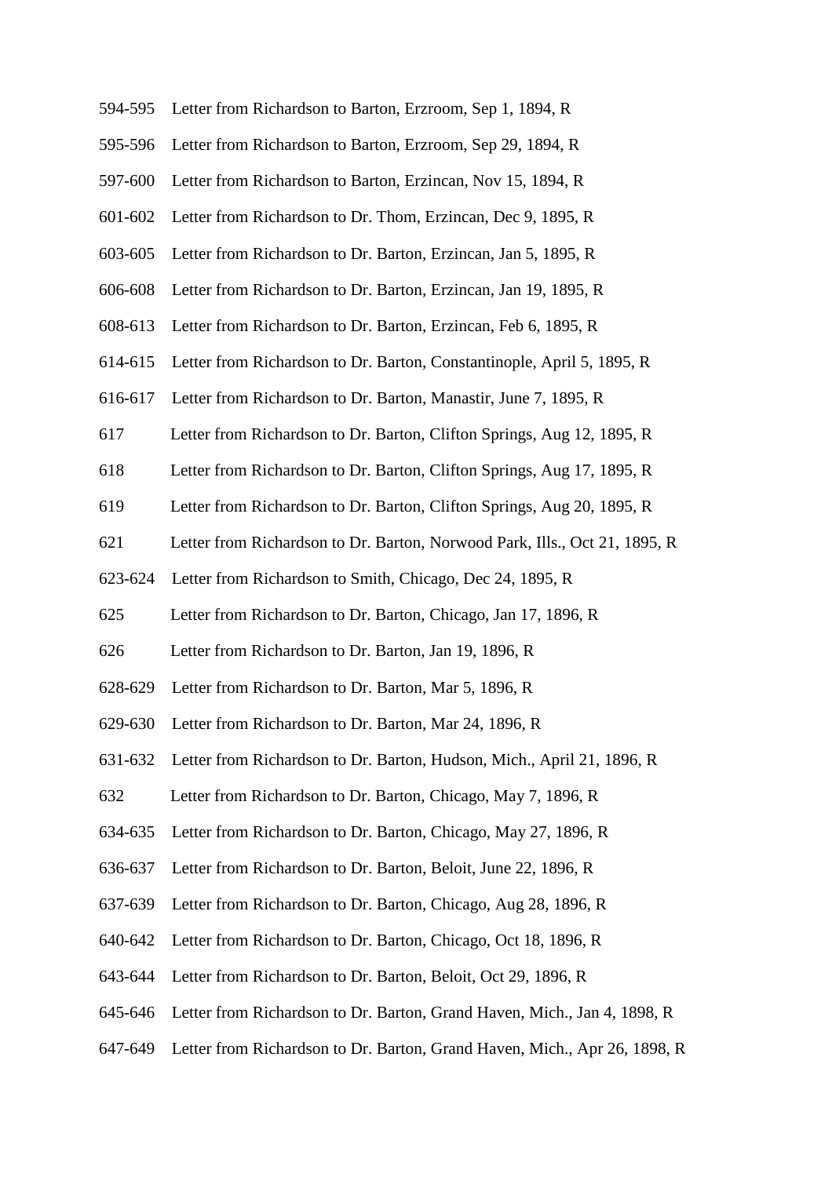594-595 Letter from Richardson to Barton, Erzroom, Sep 1, 1894, R

595-596 Letter from Richardson to Barton, Erzroom, Sep 29, 1894, R

597-600 Letter from Richardson to Barton, Erzincan, Nov 15, 1894, R

601-602 Letter from Richardson to Dr. Thom, Erzincan, Dec 9, 1895, R

603-605 Letter from Richardson to Dr. Barton, Erzincan, Jan 5, 1895, R

606-608 Letter from Richardson to Dr. Barton, Erzincan, Jan 19, 1895, R

608-613 Letter from Richardson to Dr. Barton, Erzincan, Feb 6, 1895, R

614-615 Letter from Richardson to Dr. Barton, Constantinople, April 5, 1895, R

616-617 Letter from Richardson to Dr. Barton, Manastir, June 7, 1895, R

617 Letter from Richardson to Dr. Barton, Clifton Springs, Aug 12, 1895, R

618 Letter from Richardson to Dr. Barton, Clifton Springs, Aug 17, 1895, R

619 Letter from Richardson to Dr. Barton, Clifton Springs, Aug 20, 1895, R

621 Letter from Richardson to Dr. Barton, Norwood Park, Ills., Oct 21, 1895, R

623-624 Letter from Richardson to Smith, Chicago, Dec 24, 1895, R

625 Letter from Richardson to Dr. Barton, Chicago, Jan 17, 1896, R

626 Letter from Richardson to Dr. Barton, Jan 19, 1896, R

628-629 Letter from Richardson to Dr. Barton, Mar 5, 1896, R

629-630 Letter from Richardson to Dr. Barton, Mar 24, 1896, R

631-632 Letter from Richardson to Dr. Barton, Hudson, Mich., April 21, 1896, R

632 Letter from Richardson to Dr. Barton, Chicago, May 7, 1896, R

634-635 Letter from Richardson to Dr. Barton, Chicago, May 27, 1896, R

636-637 Letter from Richardson to Dr. Barton, Beloit, June 22, 1896, R

637-639 Letter from Richardson to Dr. Barton, Chicago, Aug 28, 1896, R

640-642 Letter from Richardson to Dr. Barton, Chicago, Oct 18, 1896, R

643-644 Letter from Richardson to Dr. Barton, Beloit, Oct 29, 1896, R

645-646 Letter from Richardson to Dr. Barton, Grand Haven, Mich., Jan 4, 1898, R

647-649 Letter from Richardson to Dr. Barton, Grand Haven, Mich., Apr 26, 1898, R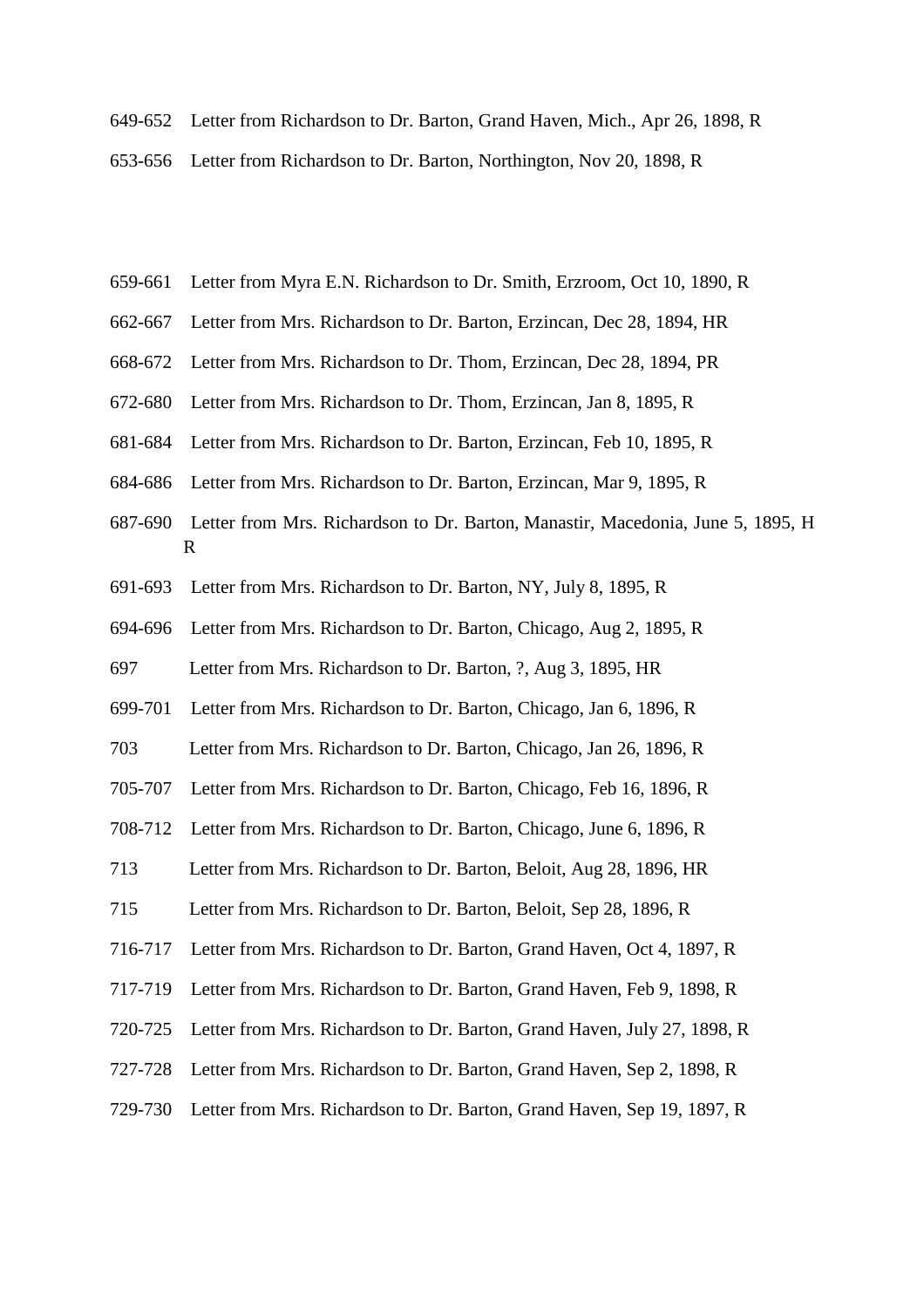649-652 Letter from Richardson to Dr. Barton, Grand Haven, Mich., Apr 26, 1898, R

653-656 Letter from Richardson to Dr. Barton, Northington, Nov 20, 1898, R

659-661 Letter from Myra E.N. Richardson to Dr. Smith, Erzroom, Oct 10, 1890, R

662-667 Letter from Mrs. Richardson to Dr. Barton, Erzincan, Dec 28, 1894, HR

668-672 Letter from Mrs. Richardson to Dr. Thom, Erzincan, Dec 28, 1894, PR

672-680 Letter from Mrs. Richardson to Dr. Thom, Erzincan, Jan 8, 1895, R

681-684 Letter from Mrs. Richardson to Dr. Barton, Erzincan, Feb 10, 1895, R

684-686 Letter from Mrs. Richardson to Dr. Barton, Erzincan, Mar 9, 1895, R

687-690 Letter from Mrs. Richardson to Dr. Barton, Manastir, Macedonia, June 5, 1895, HR

691-693 Letter from Mrs. Richardson to Dr. Barton, NY, July 8, 1895, R

694-696 Letter from Mrs. Richardson to Dr. Barton, Chicago, Aug 2, 1895, R

697 Letter from Mrs. Richardson to Dr. Barton, ?, Aug 3, 1895, HR

699-701 Letter from Mrs. Richardson to Dr. Barton, Chicago, Jan 6, 1896, R

703 Letter from Mrs. Richardson to Dr. Barton, Chicago, Jan 26, 1896, R

705-707 Letter from Mrs. Richardson to Dr. Barton, Chicago, Feb 16, 1896, R

708-712 Letter from Mrs. Richardson to Dr. Barton, Chicago, June 6, 1896, R

713 Letter from Mrs. Richardson to Dr. Barton, Beloit, Aug 28, 1896, HR

715 Letter from Mrs. Richardson to Dr. Barton, Beloit, Sep 28, 1896, R

716-717 Letter from Mrs. Richardson to Dr. Barton, Grand Haven, Oct 4, 1897, R

717-719 Letter from Mrs. Richardson to Dr. Barton, Grand Haven, Feb 9, 1898, R

720-725 Letter from Mrs. Richardson to Dr. Barton, Grand Haven, July 27, 1898, R

727-728 Letter from Mrs. Richardson to Dr. Barton, Grand Haven, Sep 2, 1898, R

729-730 Letter from Mrs. Richardson to Dr. Barton, Grand Haven, Sep 19, 1897, R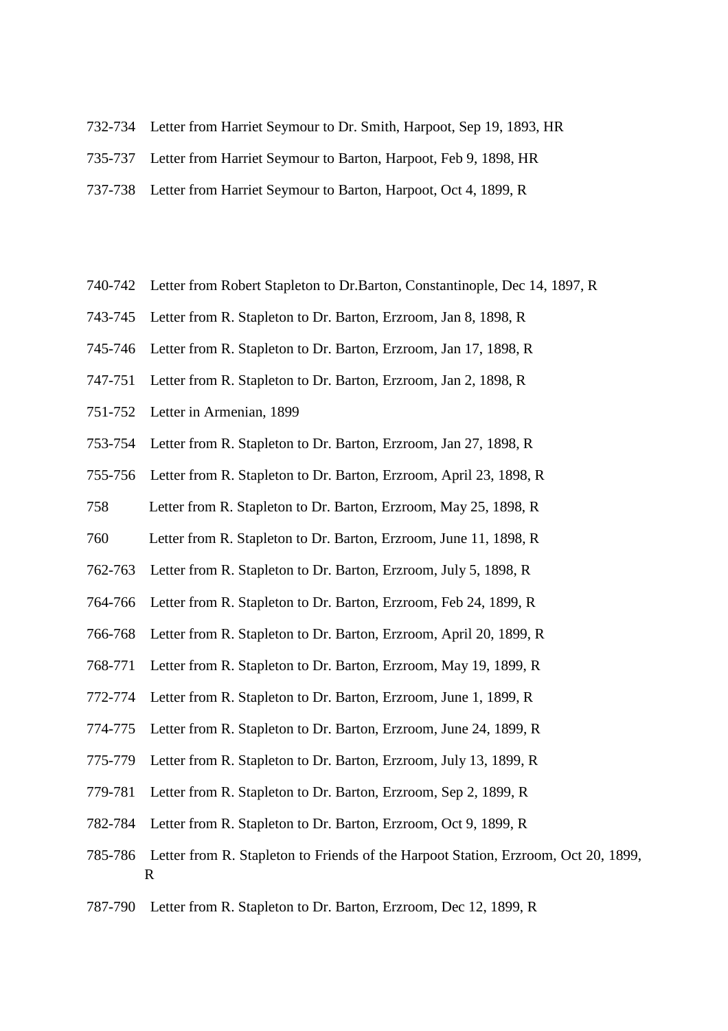732-734 Letter from Harriet Seymour to Dr. Smith, Harpoot, Sep 19, 1893, HR

735-737 Letter from Harriet Seymour to Barton, Harpoot, Feb 9, 1898, HR

737-738 Letter from Harriet Seymour to Barton, Harpoot, Oct 4, 1899, R

740-742 Letter from Robert Stapleton to Dr.Barton, Constantinople, Dec 14, 1897, R

743-745 Letter from R. Stapleton to Dr. Barton, Erzroom, Jan 8, 1898, R

745-746 Letter from R. Stapleton to Dr. Barton, Erzroom, Jan 17, 1898, R

747-751 Letter from R. Stapleton to Dr. Barton, Erzroom, Jan 2, 1898, R

751-752 Letter in Armenian, 1899

753-754 Letter from R. Stapleton to Dr. Barton, Erzroom, Jan 27, 1898, R

755-756 Letter from R. Stapleton to Dr. Barton, Erzroom, April 23, 1898, R

758 Letter from R. Stapleton to Dr. Barton, Erzroom, May 25, 1898, R

760 Letter from R. Stapleton to Dr. Barton, Erzroom, June 11, 1898, R

762-763 Letter from R. Stapleton to Dr. Barton, Erzroom, July 5, 1898, R

764-766 Letter from R. Stapleton to Dr. Barton, Erzroom, Feb 24, 1899, R

766-768 Letter from R. Stapleton to Dr. Barton, Erzroom, April 20, 1899, R

768-771 Letter from R. Stapleton to Dr. Barton, Erzroom, May 19, 1899, R

772-774 Letter from R. Stapleton to Dr. Barton, Erzroom, June 1, 1899, R

774-775 Letter from R. Stapleton to Dr. Barton, Erzroom, June 24, 1899, R

775-779 Letter from R. Stapleton to Dr. Barton, Erzroom, July 13, 1899, R

779-781 Letter from R. Stapleton to Dr. Barton, Erzroom, Sep 2, 1899, R

782-784 Letter from R. Stapleton to Dr. Barton, Erzroom, Oct 9, 1899, R

785-786 Letter from R. Stapleton to Friends of the Harpoot Station, Erzroom, Oct 20, 1899, R

787-790 Letter from R. Stapleton to Dr. Barton, Erzroom, Dec 12, 1899, R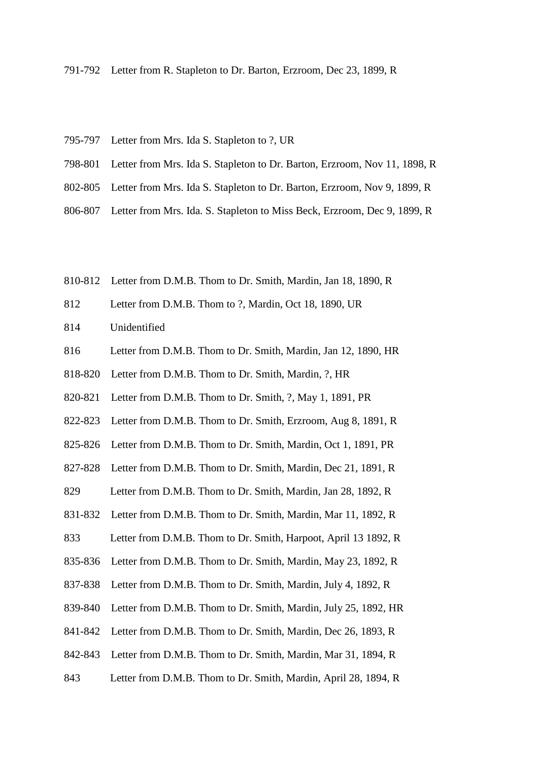791-792 Letter from R. Stapleton to Dr. Barton, Erzroom, Dec 23, 1899, R

795-797 Letter from Mrs. Ida S. Stapleton to ?, UR

798-801 Letter from Mrs. Ida S. Stapleton to Dr. Barton, Erzroom, Nov 11, 1898, R

802-805 Letter from Mrs. Ida S. Stapleton to Dr. Barton, Erzroom, Nov 9, 1899, R

806-807 Letter from Mrs. Ida. S. Stapleton to Miss Beck, Erzroom, Dec 9, 1899, R

810-812 Letter from D.M.B. Thom to Dr. Smith, Mardin, Jan 18, 1890, R

812 Letter from D.M.B. Thom to ?, Mardin, Oct 18, 1890, UR

814 Unidentified

816 Letter from D.M.B. Thom to Dr. Smith, Mardin, Jan 12, 1890, HR

818-820 Letter from D.M.B. Thom to Dr. Smith, Mardin, ?, HR

820-821 Letter from D.M.B. Thom to Dr. Smith, ?, May 1, 1891, PR

822-823 Letter from D.M.B. Thom to Dr. Smith, Erzroom, Aug 8, 1891, R

825-826 Letter from D.M.B. Thom to Dr. Smith, Mardin, Oct 1, 1891, PR

827-828 Letter from D.M.B. Thom to Dr. Smith, Mardin, Dec 21, 1891, R

829 Letter from D.M.B. Thom to Dr. Smith, Mardin, Jan 28, 1892, R

831-832 Letter from D.M.B. Thom to Dr. Smith, Mardin, Mar 11, 1892, R

833 Letter from D.M.B. Thom to Dr. Smith, Harpoot, April 13 1892, R

835-836 Letter from D.M.B. Thom to Dr. Smith, Mardin, May 23, 1892, R

837-838 Letter from D.M.B. Thom to Dr. Smith, Mardin, July 4, 1892, R

839-840 Letter from D.M.B. Thom to Dr. Smith, Mardin, July 25, 1892, HR

841-842 Letter from D.M.B. Thom to Dr. Smith, Mardin, Dec 26, 1893, R

842-843 Letter from D.M.B. Thom to Dr. Smith, Mardin, Mar 31, 1894, R

843 Letter from D.M.B. Thom to Dr. Smith, Mardin, April 28, 1894, R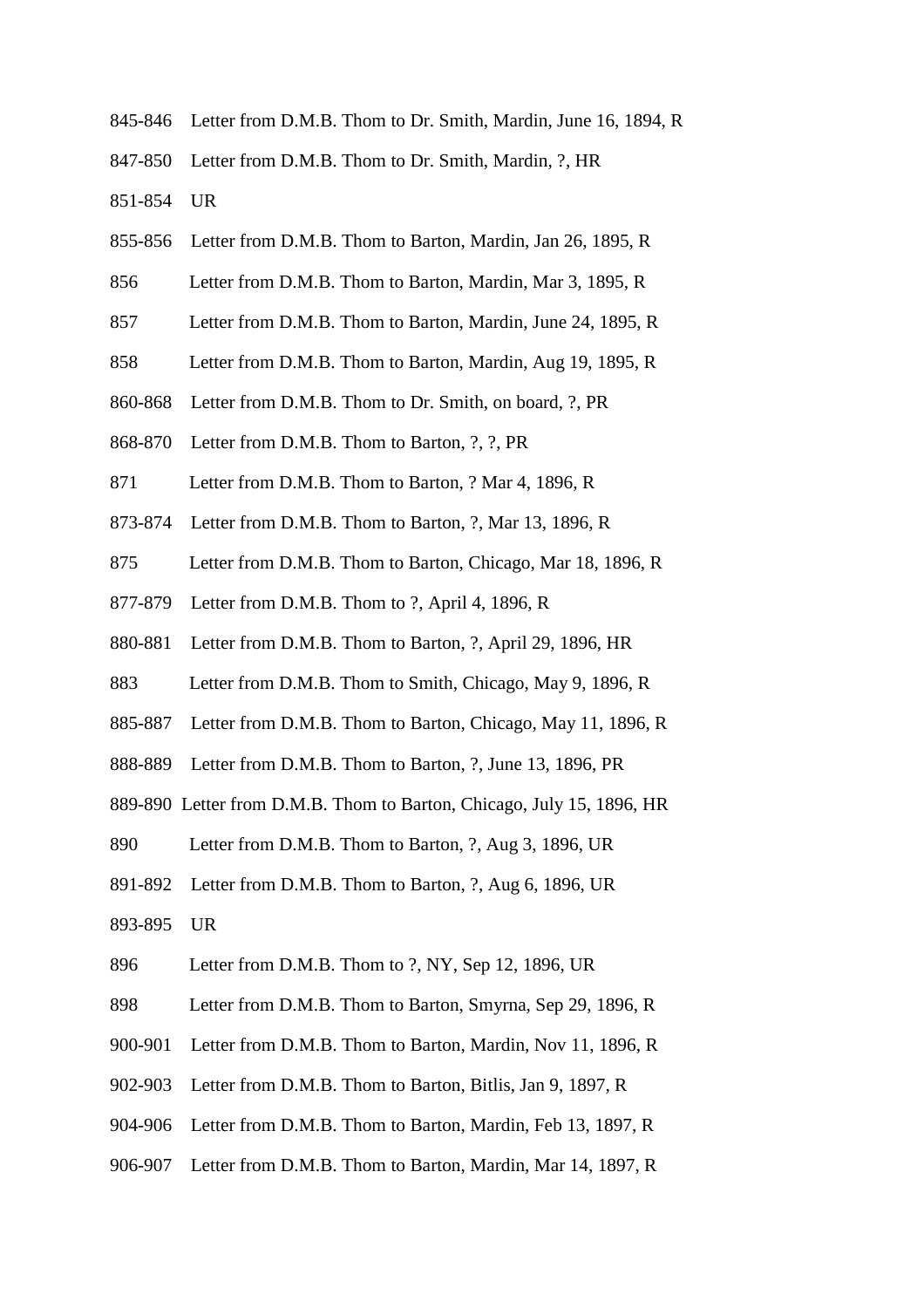845-846 Letter from D.M.B. Thom to Dr. Smith, Mardin, June 16, 1894, R

847-850 Letter from D.M.B. Thom to Dr. Smith, Mardin, ?, HR

851-854 UR

855-856 Letter from D.M.B. Thom to Barton, Mardin, Jan 26, 1895, R

856 Letter from D.M.B. Thom to Barton, Mardin, Mar 3, 1895, R

857 Letter from D.M.B. Thom to Barton, Mardin, June 24, 1895, R

858 Letter from D.M.B. Thom to Barton, Mardin, Aug 19, 1895, R

860-868 Letter from D.M.B. Thom to Dr. Smith, on board, ?, PR

868-870 Letter from D.M.B. Thom to Barton, ?, ?, PR

871 Letter from D.M.B. Thom to Barton, ? Mar 4, 1896, R

873-874 Letter from D.M.B. Thom to Barton, ?, Mar 13, 1896, R

875 Letter from D.M.B. Thom to Barton, Chicago, Mar 18, 1896, R

877-879 Letter from D.M.B. Thom to ?, April 4, 1896, R

880-881 Letter from D.M.B. Thom to Barton, ?, April 29, 1896, HR

883 Letter from D.M.B. Thom to Smith, Chicago, May 9, 1896, R

885-887 Letter from D.M.B. Thom to Barton, Chicago, May 11, 1896, R

888-889 Letter from D.M.B. Thom to Barton, ?, June 13, 1896, PR

889-890 Letter from D.M.B. Thom to Barton, Chicago, July 15, 1896, HR

890 Letter from D.M.B. Thom to Barton, ?, Aug 3, 1896, UR

891-892 Letter from D.M.B. Thom to Barton, ?, Aug 6, 1896, UR

893-895 UR

896 Letter from D.M.B. Thom to ?, NY, Sep 12, 1896, UR

898 Letter from D.M.B. Thom to Barton, Smyrna, Sep 29, 1896, R

900-901 Letter from D.M.B. Thom to Barton, Mardin, Nov 11, 1896, R

902-903 Letter from D.M.B. Thom to Barton, Bitlis, Jan 9, 1897, R

904-906 Letter from D.M.B. Thom to Barton, Mardin, Feb 13, 1897, R

906-907 Letter from D.M.B. Thom to Barton, Mardin, Mar 14, 1897, R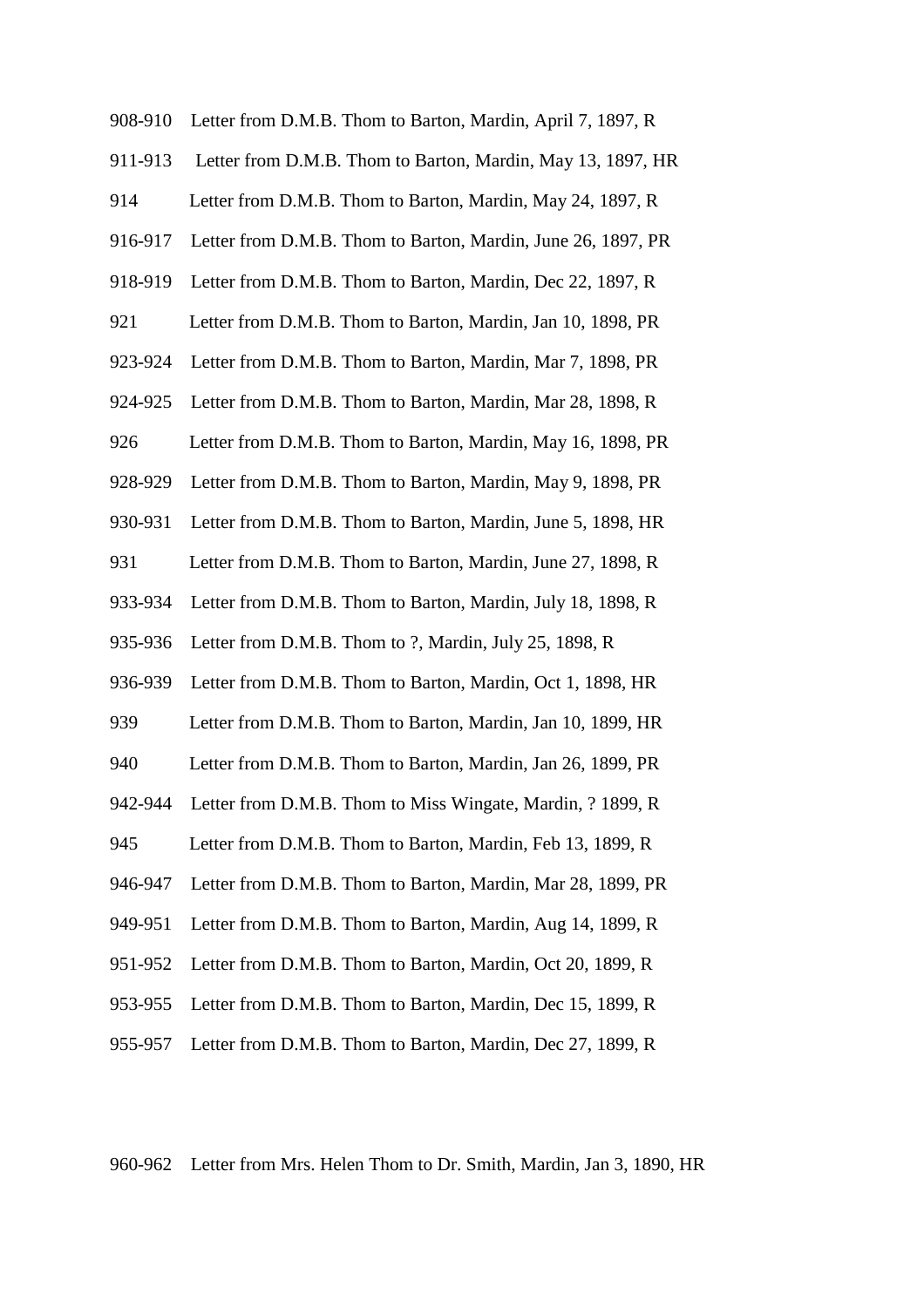908-910 Letter from D.M.B. Thom to Barton, Mardin, April 7, 1897, R

911-913 Letter from D.M.B. Thom to Barton, Mardin, May 13, 1897, HR

914 Letter from D.M.B. Thom to Barton, Mardin, May 24, 1897, R

916-917 Letter from D.M.B. Thom to Barton, Mardin, June 26, 1897, PR

918-919 Letter from D.M.B. Thom to Barton, Mardin, Dec 22, 1897, R

921 Letter from D.M.B. Thom to Barton, Mardin, Jan 10, 1898, PR

923-924 Letter from D.M.B. Thom to Barton, Mardin, Mar 7, 1898, PR

924-925 Letter from D.M.B. Thom to Barton, Mardin, Mar 28, 1898, R

926 Letter from D.M.B. Thom to Barton, Mardin, May 16, 1898, PR

928-929 Letter from D.M.B. Thom to Barton, Mardin, May 9, 1898, PR

930-931 Letter from D.M.B. Thom to Barton, Mardin, June 5, 1898, HR

931 Letter from D.M.B. Thom to Barton, Mardin, June 27, 1898, R

933-934 Letter from D.M.B. Thom to Barton, Mardin, July 18, 1898, R

935-936 Letter from D.M.B. Thom to ?, Mardin, July 25, 1898, R

936-939 Letter from D.M.B. Thom to Barton, Mardin, Oct 1, 1898, HR

939 Letter from D.M.B. Thom to Barton, Mardin, Jan 10, 1899, HR

940 Letter from D.M.B. Thom to Barton, Mardin, Jan 26, 1899, PR

942-944 Letter from D.M.B. Thom to Miss Wingate, Mardin, ? 1899, R

945 Letter from D.M.B. Thom to Barton, Mardin, Feb 13, 1899, R

946-947 Letter from D.M.B. Thom to Barton, Mardin, Mar 28, 1899, PR

949-951 Letter from D.M.B. Thom to Barton, Mardin, Aug 14, 1899, R

951-952 Letter from D.M.B. Thom to Barton, Mardin, Oct 20, 1899, R

953-955 Letter from D.M.B. Thom to Barton, Mardin, Dec 15, 1899, R

955-957 Letter from D.M.B. Thom to Barton, Mardin, Dec 27, 1899, R

960-962 Letter from Mrs. Helen Thom to Dr. Smith, Mardin, Jan 3, 1890, HR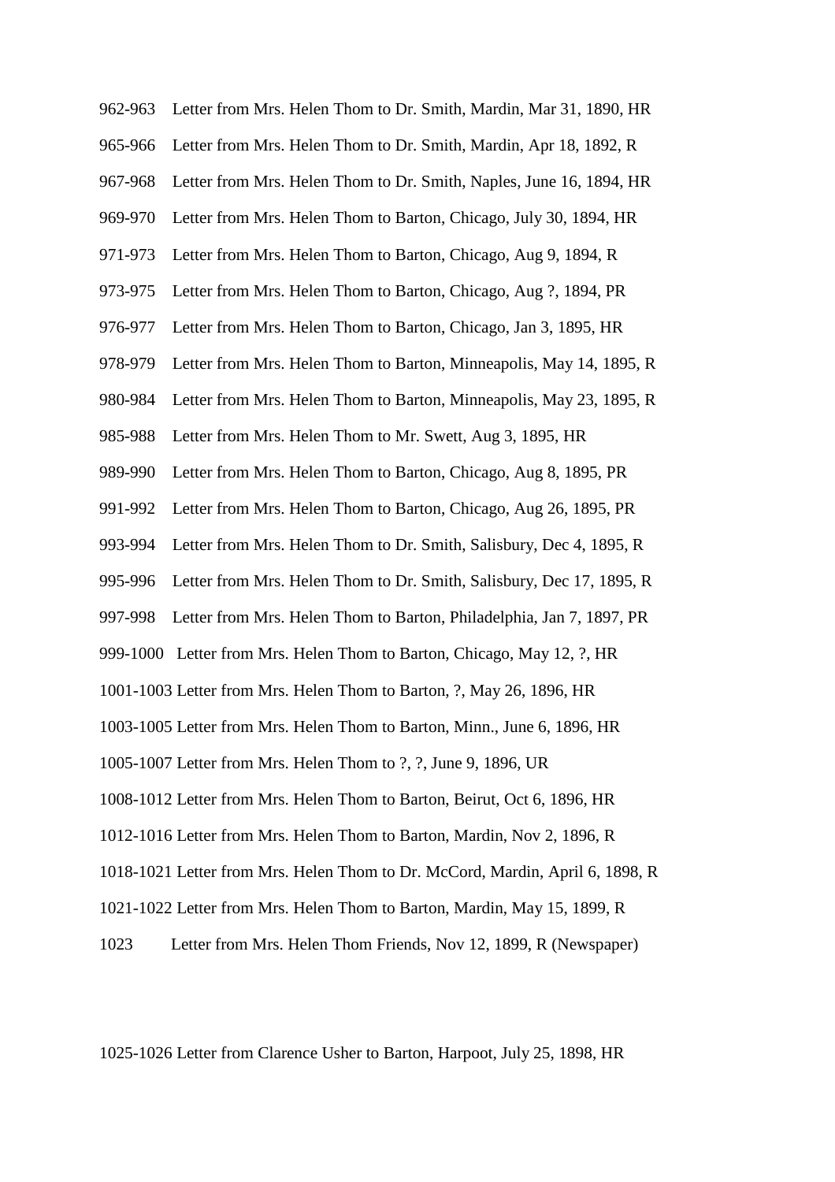962-963 Letter from Mrs. Helen Thom to Dr. Smith, Mardin, Mar 31, 1890, HR

965-966 Letter from Mrs. Helen Thom to Dr. Smith, Mardin, Apr 18, 1892, R

967-968 Letter from Mrs. Helen Thom to Dr. Smith, Naples, June 16, 1894, HR

969-970 Letter from Mrs. Helen Thom to Barton, Chicago, July 30, 1894, HR

971-973 Letter from Mrs. Helen Thom to Barton, Chicago, Aug 9, 1894, R

973-975 Letter from Mrs. Helen Thom to Barton, Chicago, Aug ?, 1894, PR

976-977 Letter from Mrs. Helen Thom to Barton, Chicago, Jan 3, 1895, HR

978-979 Letter from Mrs. Helen Thom to Barton, Minneapolis, May 14, 1895, R

980-984 Letter from Mrs. Helen Thom to Barton, Minneapolis, May 23, 1895, R

985-988 Letter from Mrs. Helen Thom to Mr. Swett, Aug 3, 1895, HR

989-990 Letter from Mrs. Helen Thom to Barton, Chicago, Aug 8, 1895, PR

991-992 Letter from Mrs. Helen Thom to Barton, Chicago, Aug 26, 1895, PR

993-994 Letter from Mrs. Helen Thom to Dr. Smith, Salisbury, Dec 4, 1895, R

995-996 Letter from Mrs. Helen Thom to Dr. Smith, Salisbury, Dec 17, 1895, R

997-998 Letter from Mrs. Helen Thom to Barton, Philadelphia, Jan 7, 1897, PR

999-1000 Letter from Mrs. Helen Thom to Barton, Chicago, May 12, ?, HR

1001-1003 Letter from Mrs. Helen Thom to Barton, ?, May 26, 1896, HR

1003-1005 Letter from Mrs. Helen Thom to Barton, Minn., June 6, 1896, HR

1005-1007 Letter from Mrs. Helen Thom to ?, ?, June 9, 1896, UR

1008-1012 Letter from Mrs. Helen Thom to Barton, Beirut, Oct 6, 1896, HR

1012-1016 Letter from Mrs. Helen Thom to Barton, Mardin, Nov 2, 1896, R

1018-1021 Letter from Mrs. Helen Thom to Dr. McCord, Mardin, April 6, 1898, R

1021-1022 Letter from Mrs. Helen Thom to Barton, Mardin, May 15, 1899, R

1023 Letter from Mrs. Helen Thom Friends, Nov 12, 1899, R (Newspaper)

1025-1026 Letter from Clarence Usher to Barton, Harpoot, July 25, 1898, HR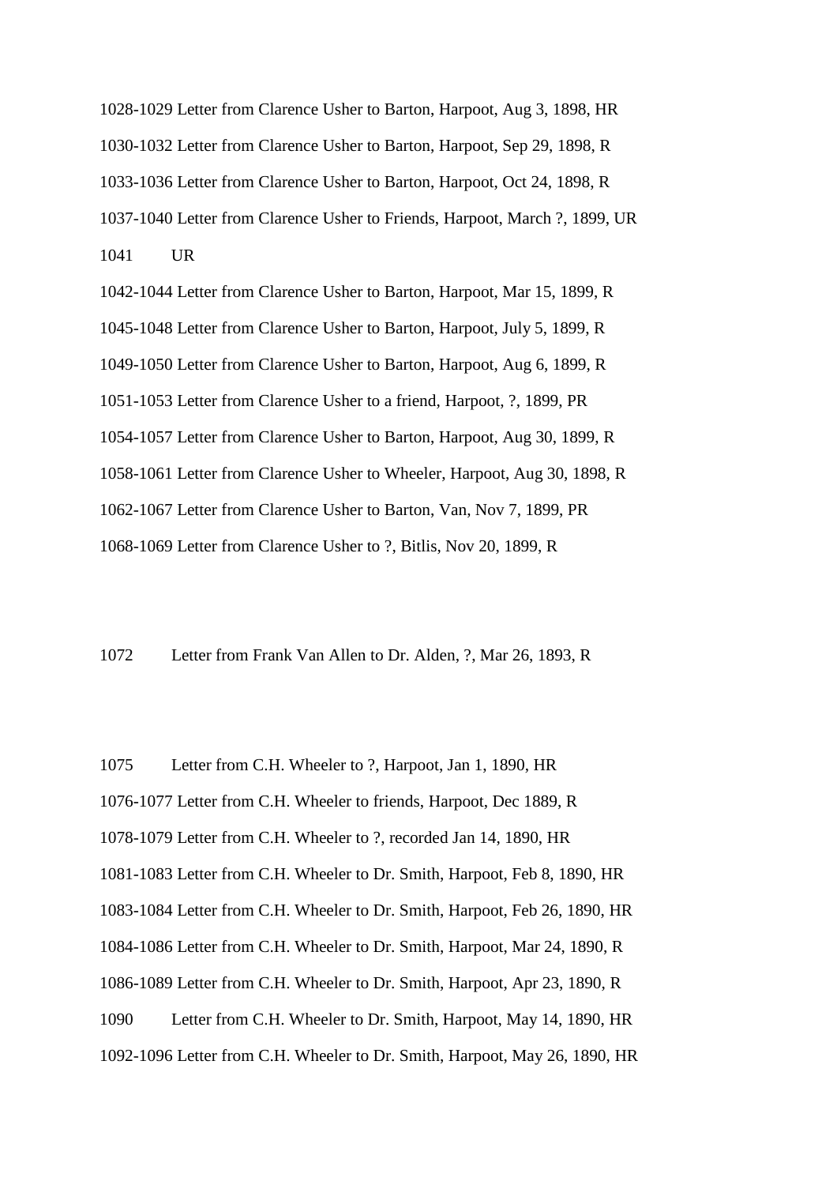1028-1029 Letter from Clarence Usher to Barton, Harpoot, Aug 3, 1898, HR

1030-1032 Letter from Clarence Usher to Barton, Harpoot, Sep 29, 1898, R

1033-1036 Letter from Clarence Usher to Barton, Harpoot, Oct 24, 1898, R

1037-1040 Letter from Clarence Usher to Friends, Harpoot, March ?, 1899, UR

1041 UR

1042-1044 Letter from Clarence Usher to Barton, Harpoot, Mar 15, 1899, R

1045-1048 Letter from Clarence Usher to Barton, Harpoot, July 5, 1899, R

1049-1050 Letter from Clarence Usher to Barton, Harpoot, Aug 6, 1899, R

1051-1053 Letter from Clarence Usher to a friend, Harpoot, ?, 1899, PR

1054-1057 Letter from Clarence Usher to Barton, Harpoot, Aug 30, 1899, R

1058-1061 Letter from Clarence Usher to Wheeler, Harpoot, Aug 30, 1898, R

1062-1067 Letter from Clarence Usher to Barton, Van, Nov 7, 1899, PR

1068-1069 Letter from Clarence Usher to ?, Bitlis, Nov 20, 1899, R

1072 Letter from Frank Van Allen to Dr. Alden, ?, Mar 26, 1893, R

1075 Letter from C.H. Wheeler to ?, Harpoot, Jan 1, 1890, HR

1076-1077 Letter from C.H. Wheeler to friends, Harpoot, Dec 1889, R

1078-1079 Letter from C.H. Wheeler to ?, recorded Jan 14, 1890, HR

1081-1083 Letter from C.H. Wheeler to Dr. Smith, Harpoot, Feb 8, 1890, HR

1083-1084 Letter from C.H. Wheeler to Dr. Smith, Harpoot, Feb 26, 1890, HR

1084-1086 Letter from C.H. Wheeler to Dr. Smith, Harpoot, Mar 24, 1890, R

1086-1089 Letter from C.H. Wheeler to Dr. Smith, Harpoot, Apr 23, 1890, R

1090 Letter from C.H. Wheeler to Dr. Smith, Harpoot, May 14, 1890, HR

1092-1096 Letter from C.H. Wheeler to Dr. Smith, Harpoot, May 26, 1890, HR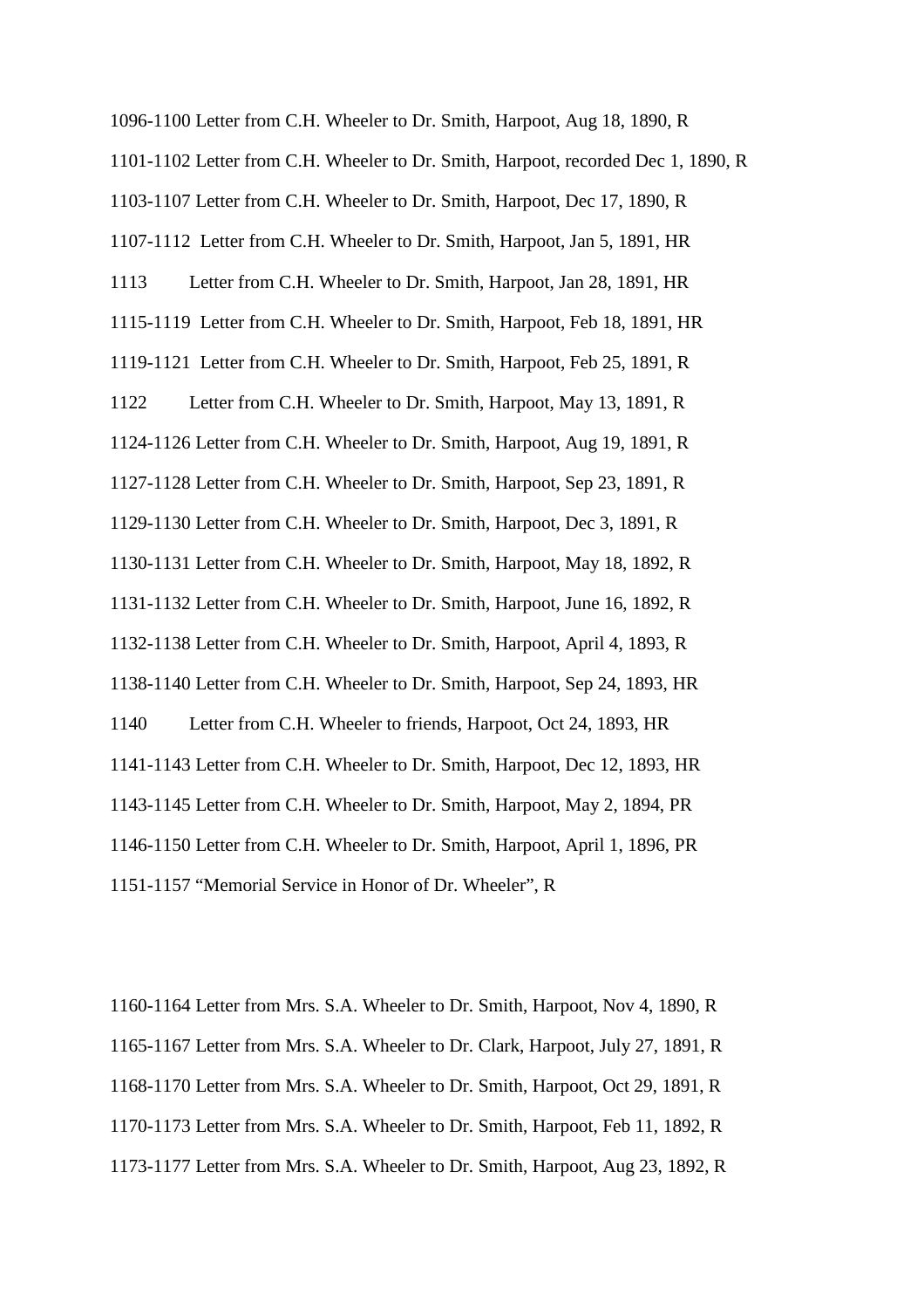1096-1100 Letter from C.H. Wheeler to Dr. Smith, Harpoot, Aug 18, 1890, R

1101-1102 Letter from C.H. Wheeler to Dr. Smith, Harpoot, recorded Dec 1, 1890, R

1103-1107 Letter from C.H. Wheeler to Dr. Smith, Harpoot, Dec 17, 1890, R

1107-1112 Letter from C.H. Wheeler to Dr. Smith, Harpoot, Jan 5, 1891, HR

1113 Letter from C.H. Wheeler to Dr. Smith, Harpoot, Jan 28, 1891, HR

1115-1119 Letter from C.H. Wheeler to Dr. Smith, Harpoot, Feb 18, 1891, HR

1119-1121 Letter from C.H. Wheeler to Dr. Smith, Harpoot, Feb 25, 1891, R

1122 Letter from C.H. Wheeler to Dr. Smith, Harpoot, May 13, 1891, R

1124-1126 Letter from C.H. Wheeler to Dr. Smith, Harpoot, Aug 19, 1891, R

1127-1128 Letter from C.H. Wheeler to Dr. Smith, Harpoot, Sep 23, 1891, R

1129-1130 Letter from C.H. Wheeler to Dr. Smith, Harpoot, Dec 3, 1891, R

1130-1131 Letter from C.H. Wheeler to Dr. Smith, Harpoot, May 18, 1892, R

1131-1132 Letter from C.H. Wheeler to Dr. Smith, Harpoot, June 16, 1892, R

1132-1138 Letter from C.H. Wheeler to Dr. Smith, Harpoot, April 4, 1893, R

1138-1140 Letter from C.H. Wheeler to Dr. Smith, Harpoot, Sep 24, 1893, HR

1140 Letter from C.H. Wheeler to friends, Harpoot, Oct 24, 1893, HR

1141-1143 Letter from C.H. Wheeler to Dr. Smith, Harpoot, Dec 12, 1893, HR

1143-1145 Letter from C.H. Wheeler to Dr. Smith, Harpoot, May 2, 1894, PR

1146-1150 Letter from C.H. Wheeler to Dr. Smith, Harpoot, April 1, 1896, PR

1151-1157 "Memorial Service in Honor of Dr. Wheeler", R

1160-1164 Letter from Mrs. S.A. Wheeler to Dr. Smith, Harpoot, Nov 4, 1890, R

1165-1167 Letter from Mrs. S.A. Wheeler to Dr. Clark, Harpoot, July 27, 1891, R

1168-1170 Letter from Mrs. S.A. Wheeler to Dr. Smith, Harpoot, Oct 29, 1891, R

1170-1173 Letter from Mrs. S.A. Wheeler to Dr. Smith, Harpoot, Feb 11, 1892, R

1173-1177 Letter from Mrs. S.A. Wheeler to Dr. Smith, Harpoot, Aug 23, 1892, R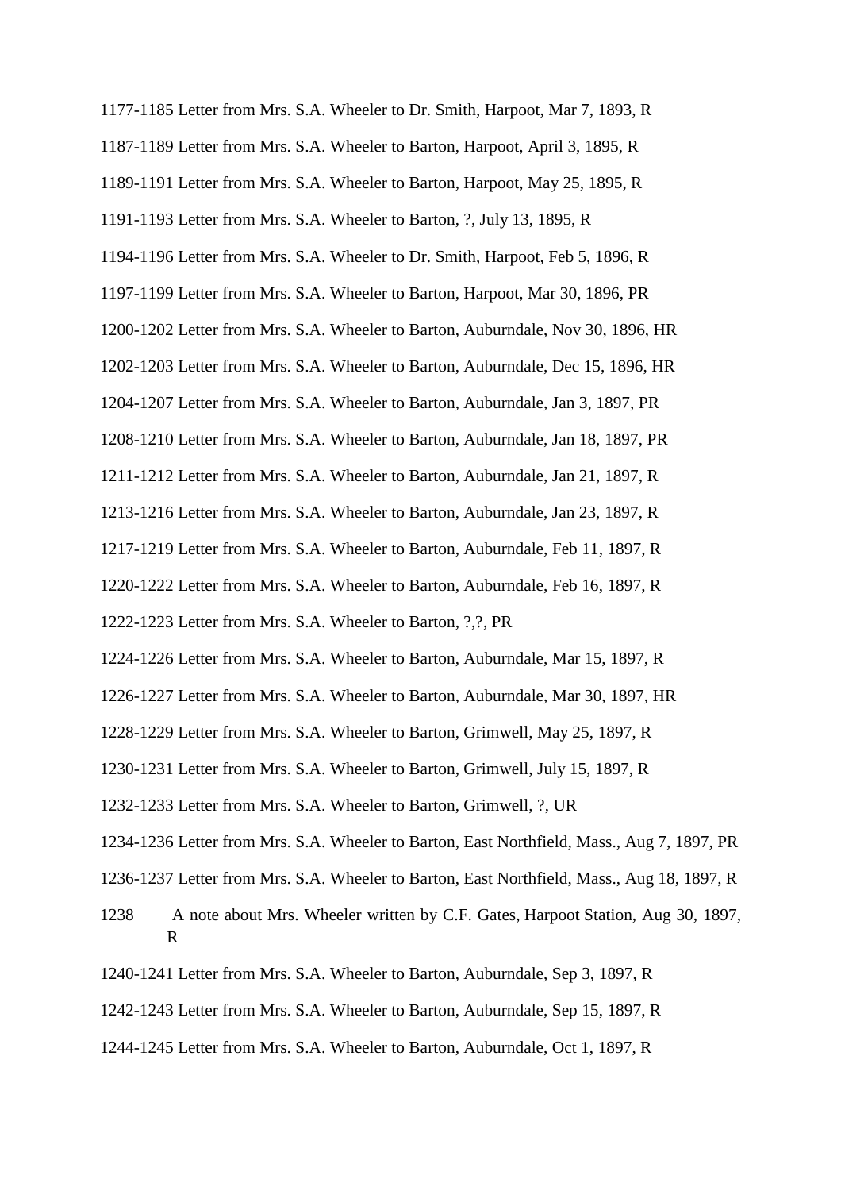1177-1185 Letter from Mrs. S.A. Wheeler to Dr. Smith, Harpoot, Mar 7, 1893, R

1187-1189 Letter from Mrs. S.A. Wheeler to Barton, Harpoot, April 3, 1895, R

1189-1191 Letter from Mrs. S.A. Wheeler to Barton, Harpoot, May 25, 1895, R

1191-1193 Letter from Mrs. S.A. Wheeler to Barton, ?, July 13, 1895, R

1194-1196 Letter from Mrs. S.A. Wheeler to Dr. Smith, Harpoot, Feb 5, 1896, R

1197-1199 Letter from Mrs. S.A. Wheeler to Barton, Harpoot, Mar 30, 1896, PR

1200-1202 Letter from Mrs. S.A. Wheeler to Barton, Auburndale, Nov 30, 1896, HR

1202-1203 Letter from Mrs. S.A. Wheeler to Barton, Auburndale, Dec 15, 1896, HR

1204-1207 Letter from Mrs. S.A. Wheeler to Barton, Auburndale, Jan 3, 1897, PR

1208-1210 Letter from Mrs. S.A. Wheeler to Barton, Auburndale, Jan 18, 1897, PR

1211-1212 Letter from Mrs. S.A. Wheeler to Barton, Auburndale, Jan 21, 1897, R

1213-1216 Letter from Mrs. S.A. Wheeler to Barton, Auburndale, Jan 23, 1897, R

1217-1219 Letter from Mrs. S.A. Wheeler to Barton, Auburndale, Feb 11, 1897, R

1220-1222 Letter from Mrs. S.A. Wheeler to Barton, Auburndale, Feb 16, 1897, R

1222-1223 Letter from Mrs. S.A. Wheeler to Barton, ?,?, PR

1224-1226 Letter from Mrs. S.A. Wheeler to Barton, Auburndale, Mar 15, 1897, R

1226-1227 Letter from Mrs. S.A. Wheeler to Barton, Auburndale, Mar 30, 1897, HR

1228-1229 Letter from Mrs. S.A. Wheeler to Barton, Grimwell, May 25, 1897, R

1230-1231 Letter from Mrs. S.A. Wheeler to Barton, Grimwell, July 15, 1897, R

1232-1233 Letter from Mrs. S.A. Wheeler to Barton, Grimwell, ?, UR

1234-1236 Letter from Mrs. S.A. Wheeler to Barton, East Northfield, Mass., Aug 7, 1897, PR

1236-1237 Letter from Mrs. S.A. Wheeler to Barton, East Northfield, Mass., Aug 18, 1897, R

1238 A note about Mrs. Wheeler written by C.F. Gates, Harpoot Station, Aug 30, 1897, R

1240-1241 Letter from Mrs. S.A. Wheeler to Barton, Auburndale, Sep 3, 1897, R

1242-1243 Letter from Mrs. S.A. Wheeler to Barton, Auburndale, Sep 15, 1897, R

1244-1245 Letter from Mrs. S.A. Wheeler to Barton, Auburndale, Oct 1, 1897, R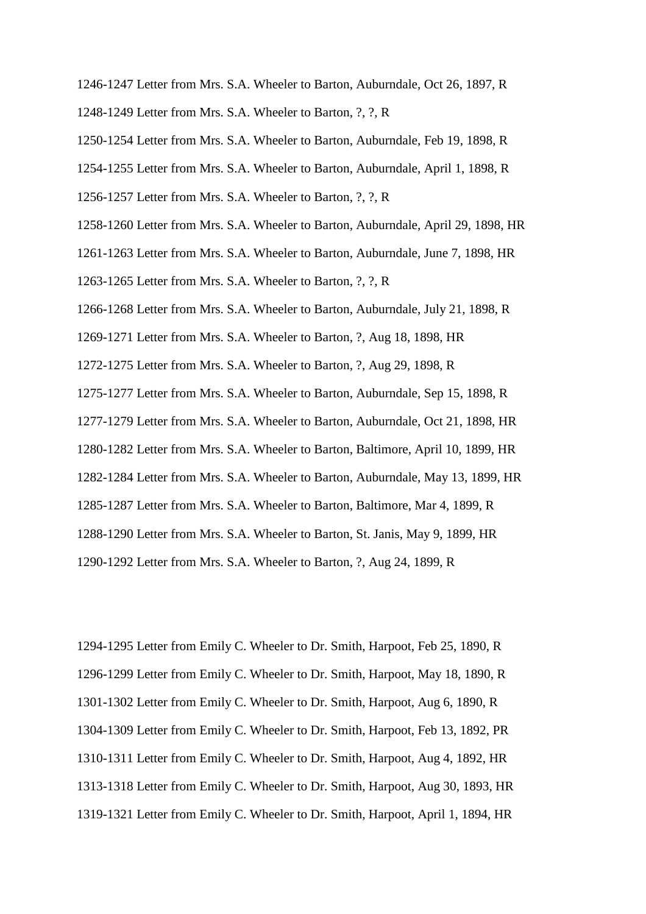1246-1247 Letter from Mrs. S.A. Wheeler to Barton, Auburndale, Oct 26, 1897, R

1248-1249 Letter from Mrs. S.A. Wheeler to Barton, ?, ?, R

1250-1254 Letter from Mrs. S.A. Wheeler to Barton, Auburndale, Feb 19, 1898, R

1254-1255 Letter from Mrs. S.A. Wheeler to Barton, Auburndale, April 1, 1898, R

1256-1257 Letter from Mrs. S.A. Wheeler to Barton, ?, ?, R

1258-1260 Letter from Mrs. S.A. Wheeler to Barton, Auburndale, April 29, 1898, HR

1261-1263 Letter from Mrs. S.A. Wheeler to Barton, Auburndale, June 7, 1898, HR

1263-1265 Letter from Mrs. S.A. Wheeler to Barton, ?, ?, R

1266-1268 Letter from Mrs. S.A. Wheeler to Barton, Auburndale, July 21, 1898, R

1269-1271 Letter from Mrs. S.A. Wheeler to Barton, ?, Aug 18, 1898, HR

1272-1275 Letter from Mrs. S.A. Wheeler to Barton, ?, Aug 29, 1898, R

1275-1277 Letter from Mrs. S.A. Wheeler to Barton, Auburndale, Sep 15, 1898, R

1277-1279 Letter from Mrs. S.A. Wheeler to Barton, Auburndale, Oct 21, 1898, HR

1280-1282 Letter from Mrs. S.A. Wheeler to Barton, Baltimore, April 10, 1899, HR

1282-1284 Letter from Mrs. S.A. Wheeler to Barton, Auburndale, May 13, 1899, HR

1285-1287 Letter from Mrs. S.A. Wheeler to Barton, Baltimore, Mar 4, 1899, R

1288-1290 Letter from Mrs. S.A. Wheeler to Barton, St. Janis, May 9, 1899, HR

1290-1292 Letter from Mrs. S.A. Wheeler to Barton, ?, Aug 24, 1899, R

1294-1295 Letter from Emily C. Wheeler to Dr. Smith, Harpoot, Feb 25, 1890, R

1296-1299 Letter from Emily C. Wheeler to Dr. Smith, Harpoot, May 18, 1890, R

1301-1302 Letter from Emily C. Wheeler to Dr. Smith, Harpoot, Aug 6, 1890, R

1304-1309 Letter from Emily C. Wheeler to Dr. Smith, Harpoot, Feb 13, 1892, PR

1310-1311 Letter from Emily C. Wheeler to Dr. Smith, Harpoot, Aug 4, 1892, HR

1313-1318 Letter from Emily C. Wheeler to Dr. Smith, Harpoot, Aug 30, 1893, HR

1319-1321 Letter from Emily C. Wheeler to Dr. Smith, Harpoot, April 1, 1894, HR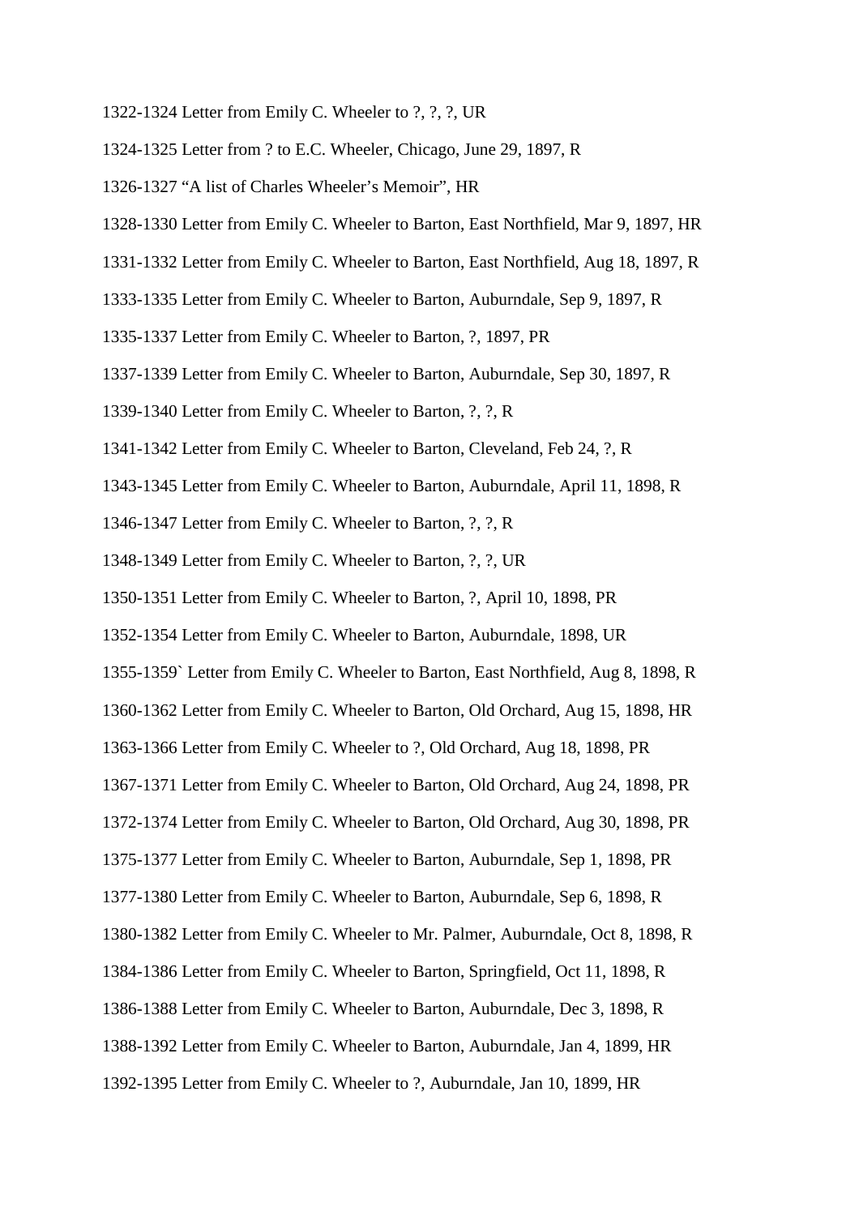1322-1324 Letter from Emily C. Wheeler to ?, ?, ?, UR

1324-1325 Letter from ? to E.C. Wheeler, Chicago, June 29, 1897, R

1326-1327 "A list of Charles Wheeler's Memoir", HR

1328-1330 Letter from Emily C. Wheeler to Barton, East Northfield, Mar 9, 1897, HR

1331-1332 Letter from Emily C. Wheeler to Barton, East Northfield, Aug 18, 1897, R

1333-1335 Letter from Emily C. Wheeler to Barton, Auburndale, Sep 9, 1897, R

1335-1337 Letter from Emily C. Wheeler to Barton, ?, 1897, PR

1337-1339 Letter from Emily C. Wheeler to Barton, Auburndale, Sep 30, 1897, R

1339-1340 Letter from Emily C. Wheeler to Barton, ?, ?, R

1341-1342 Letter from Emily C. Wheeler to Barton, Cleveland, Feb 24, ?, R

1343-1345 Letter from Emily C. Wheeler to Barton, Auburndale, April 11, 1898, R

1346-1347 Letter from Emily C. Wheeler to Barton, ?, ?, R

1348-1349 Letter from Emily C. Wheeler to Barton, ?, ?, UR

1350-1351 Letter from Emily C. Wheeler to Barton, ?, April 10, 1898, PR

1352-1354 Letter from Emily C. Wheeler to Barton, Auburndale, 1898, UR

1355-1359` Letter from Emily C. Wheeler to Barton, East Northfield, Aug 8, 1898, R

1360-1362 Letter from Emily C. Wheeler to Barton, Old Orchard, Aug 15, 1898, HR

1363-1366 Letter from Emily C. Wheeler to ?, Old Orchard, Aug 18, 1898, PR

1367-1371 Letter from Emily C. Wheeler to Barton, Old Orchard, Aug 24, 1898, PR

1372-1374 Letter from Emily C. Wheeler to Barton, Old Orchard, Aug 30, 1898, PR

1375-1377 Letter from Emily C. Wheeler to Barton, Auburndale, Sep 1, 1898, PR

1377-1380 Letter from Emily C. Wheeler to Barton, Auburndale, Sep 6, 1898, R

1380-1382 Letter from Emily C. Wheeler to Mr. Palmer, Auburndale, Oct 8, 1898, R

1384-1386 Letter from Emily C. Wheeler to Barton, Springfield, Oct 11, 1898, R

1386-1388 Letter from Emily C. Wheeler to Barton, Auburndale, Dec 3, 1898, R

1388-1392 Letter from Emily C. Wheeler to Barton, Auburndale, Jan 4, 1899, HR

1392-1395 Letter from Emily C. Wheeler to ?, Auburndale, Jan 10, 1899, HR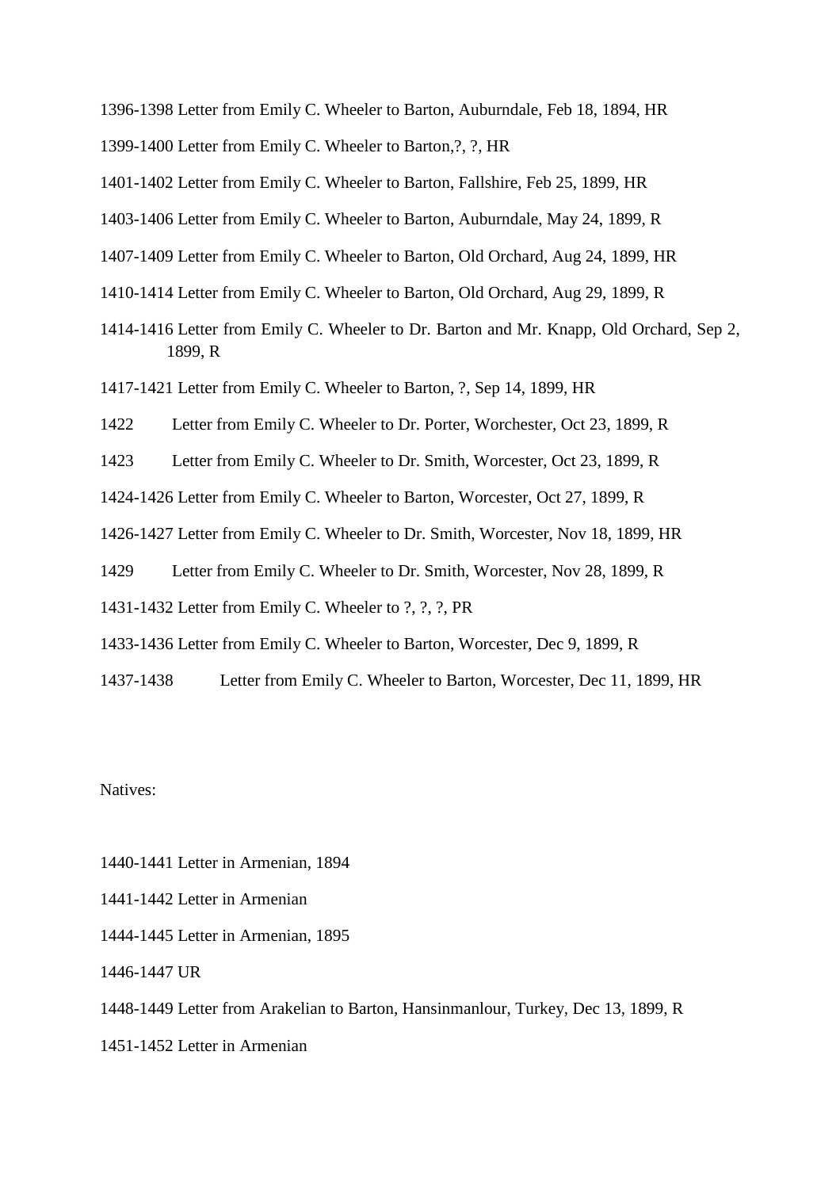1396-1398 Letter from Emily C. Wheeler to Barton, Auburndale, Feb 18, 1894, HR

1399-1400 Letter from Emily C. Wheeler to Barton,?, ?, HR

1401-1402 Letter from Emily C. Wheeler to Barton, Fallshire, Feb 25, 1899, HR

1403-1406 Letter from Emily C. Wheeler to Barton, Auburndale, May 24, 1899, R

1407-1409 Letter from Emily C. Wheeler to Barton, Old Orchard, Aug 24, 1899, HR

1410-1414 Letter from Emily C. Wheeler to Barton, Old Orchard, Aug 29, 1899, R

1414-1416 Letter from Emily C. Wheeler to Dr. Barton and Mr. Knapp, Old Orchard, Sep 2, 1899, R

1417-1421 Letter from Emily C. Wheeler to Barton, ?, Sep 14, 1899, HR

1422 Letter from Emily C. Wheeler to Dr. Porter, Worchester, Oct 23, 1899, R

1423 Letter from Emily C. Wheeler to Dr. Smith, Worcester, Oct 23, 1899, R

1424-1426 Letter from Emily C. Wheeler to Barton, Worcester, Oct 27, 1899, R

1426-1427 Letter from Emily C. Wheeler to Dr. Smith, Worcester, Nov 18, 1899, HR

1429 Letter from Emily C. Wheeler to Dr. Smith, Worcester, Nov 28, 1899, R

1431-1432 Letter from Emily C. Wheeler to ?, ?, ?, PR

1433-1436 Letter from Emily C. Wheeler to Barton, Worcester, Dec 9, 1899, R

1437-1438 Letter from Emily C. Wheeler to Barton, Worcester, Dec 11, 1899, HR

Natives:

1440-1441 Letter in Armenian, 1894

1441-1442 Letter in Armenian

1444-1445 Letter in Armenian, 1895

1446-1447 UR

1448-1449 Letter from Arakelian to Barton, Hansinmanlour, Turkey, Dec 13, 1899, R

1451-1452 Letter in Armenian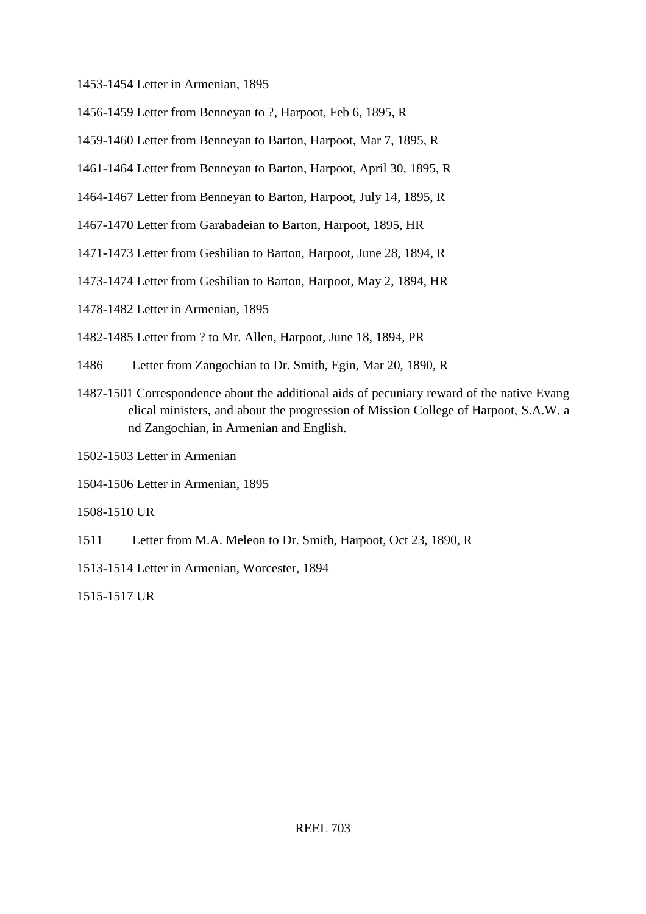1453-1454 Letter in Armenian, 1895

1456-1459 Letter from Benneyan to ?, Harpoot, Feb 6, 1895, R

1459-1460 Letter from Benneyan to Barton, Harpoot, Mar 7, 1895, R

1461-1464 Letter from Benneyan to Barton, Harpoot, April 30, 1895, R

1464-1467 Letter from Benneyan to Barton, Harpoot, July 14, 1895, R

1467-1470 Letter from Garabadeian to Barton, Harpoot, 1895, HR

1471-1473 Letter from Geshilian to Barton, Harpoot, June 28, 1894, R

1473-1474 Letter from Geshilian to Barton, Harpoot, May 2, 1894, HR

1478-1482 Letter in Armenian, 1895

1482-1485 Letter from ? to Mr. Allen, Harpoot, June 18, 1894, PR

1486 Letter from Zangochian to Dr. Smith, Egin, Mar 20, 1890, R

1487-1501 Correspondence about the additional aids of pecuniary reward of the native Evangelical ministers, and about the progression of Mission College of Harpoot, S.A.W. and Zangochian, in Armenian and English.

1502-1503 Letter in Armenian

1504-1506 Letter in Armenian, 1895

1508-1510 UR

1511 Letter from M.A. Meleon to Dr. Smith, Harpoot, Oct 23, 1890, R

1513-1514 Letter in Armenian, Worcester, 1894

1515-1517 UR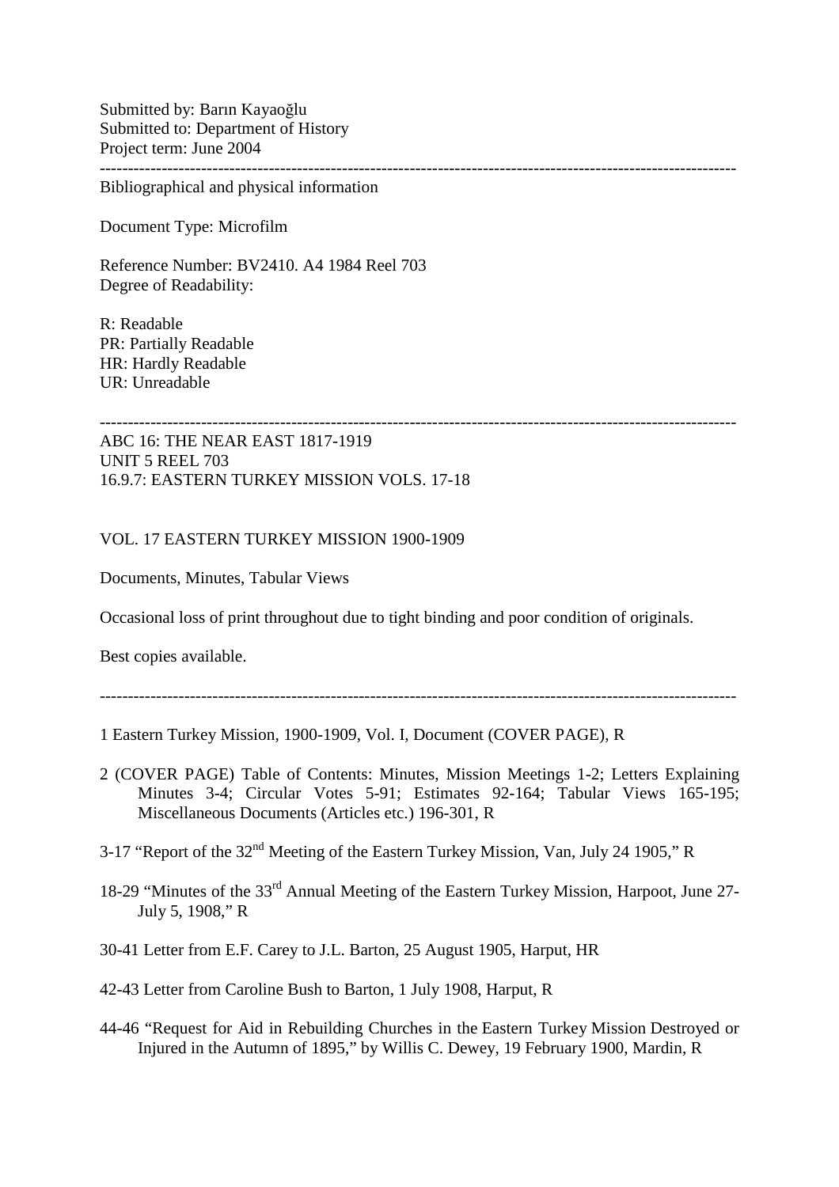Submitted by: Barın Kayaoğlu
Submitted to: Department of History
Project term: June 2004

---

Bibliographical and physical information

Document Type: Microfilm

Reference Number: BV2410. A4 1984 Reel 703
Degree of Readability:

R: Readable
PR: Partially Readable
HR: Hardly Readable
UR: Unreadable

---

ABC 16: THE NEAR EAST 1817-1919
UNIT 5 REEL 703
16.9.7: EASTERN TURKEY MISSION VOLS. 17-18

VOL. 17 EASTERN TURKEY MISSION 1900-1909

Documents, Minutes, Tabular Views

Occasional loss of print throughout due to tight binding and poor condition of originals.

Best copies available.

---

1 Eastern Turkey Mission, 1900-1909, Vol. I, Document (COVER PAGE), R

2 (COVER PAGE) Table of Contents: Minutes, Mission Meetings 1-2; Letters Explaining Minutes 3-4; Circular Votes 5-91; Estimates 92-164; Tabular Views 165-195; Miscellaneous Documents (Articles etc.) 196-301, R

3-17 "Report of the 32nd Meeting of the Eastern Turkey Mission, Van, July 24 1905," R

18-29 "Minutes of the 33rd Annual Meeting of the Eastern Turkey Mission, Harpoot, June 27-July 5, 1908," R

30-41 Letter from E.F. Carey to J.L. Barton, 25 August 1905, Harput, HR

42-43 Letter from Caroline Bush to Barton, 1 July 1908, Harput, R

44-46 "Request for Aid in Rebuilding Churches in the Eastern Turkey Mission Destroyed or Injured in the Autumn of 1895," by Willis C. Dewey, 19 February 1900, Mardin, R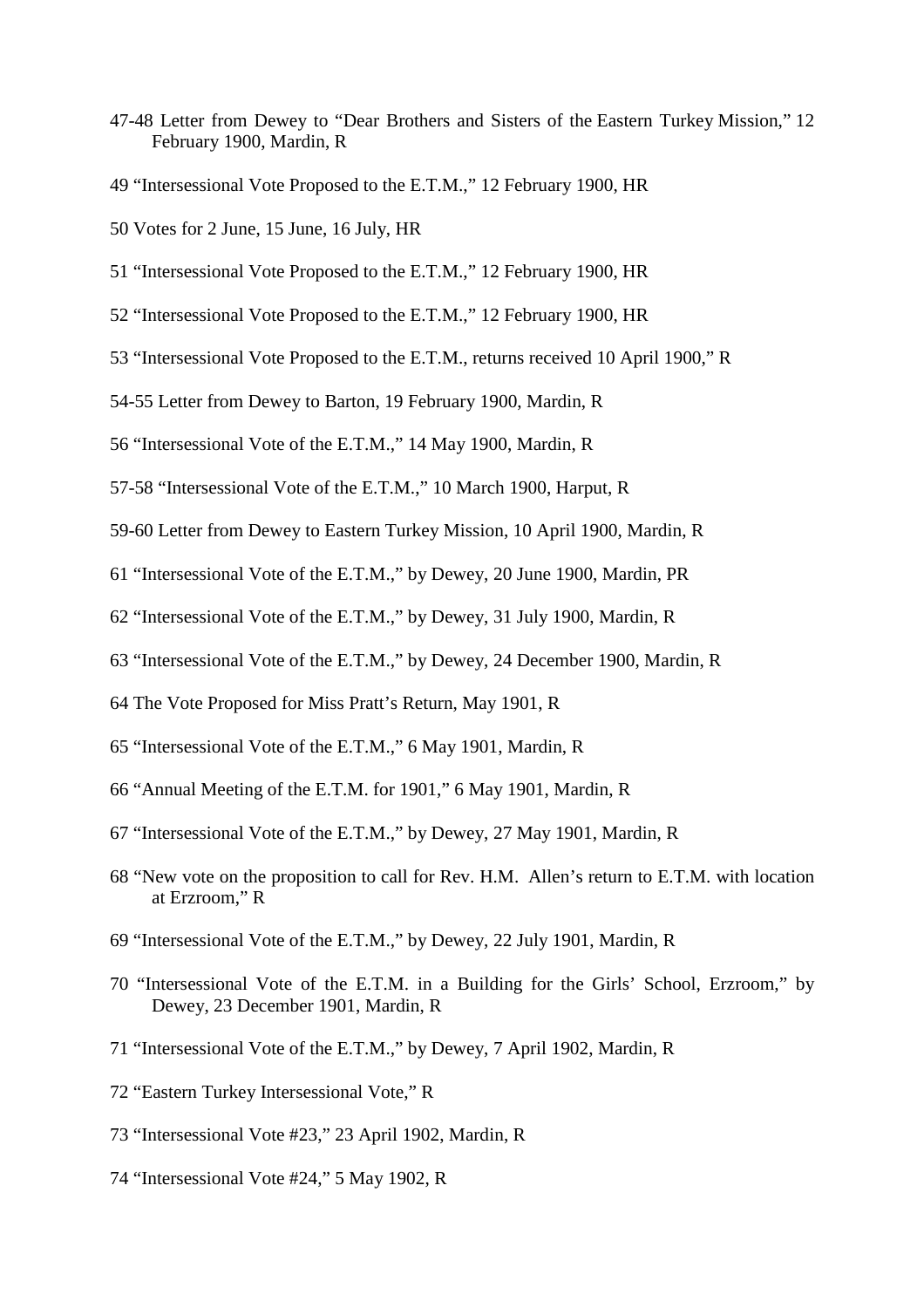47-48 Letter from Dewey to “Dear Brothers and Sisters of the Eastern Turkey Mission,” 12 February 1900, Mardin, R

49 “Intersessional Vote Proposed to the E.T.M.,” 12 February 1900, HR

50 Votes for 2 June, 15 June, 16 July, HR

51 “Intersessional Vote Proposed to the E.T.M.,” 12 February 1900, HR

52 “Intersessional Vote Proposed to the E.T.M.,” 12 February 1900, HR

53 “Intersessional Vote Proposed to the E.T.M., returns received 10 April 1900,” R

54-55 Letter from Dewey to Barton, 19 February 1900, Mardin, R

56 “Intersessional Vote of the E.T.M.,” 14 May 1900, Mardin, R

57-58 “Intersessional Vote of the E.T.M.,” 10 March 1900, Harput, R

59-60 Letter from Dewey to Eastern Turkey Mission, 10 April 1900, Mardin, R

61 “Intersessional Vote of the E.T.M.,” by Dewey, 20 June 1900, Mardin, PR

62 “Intersessional Vote of the E.T.M.,” by Dewey, 31 July 1900, Mardin, R

63 “Intersessional Vote of the E.T.M.,” by Dewey, 24 December 1900, Mardin, R

64 The Vote Proposed for Miss Pratt’s Return, May 1901, R

65 “Intersessional Vote of the E.T.M.,” 6 May 1901, Mardin, R

66 “Annual Meeting of the E.T.M. for 1901,” 6 May 1901, Mardin, R

67 “Intersessional Vote of the E.T.M.,” by Dewey, 27 May 1901, Mardin, R

68 “New vote on the proposition to call for Rev. H.M. Allen’s return to E.T.M. with location at Erzroom,” R

69 “Intersessional Vote of the E.T.M.,” by Dewey, 22 July 1901, Mardin, R

70 “Intersessional Vote of the E.T.M. in a Building for the Girls’ School, Erzroom,” by Dewey, 23 December 1901, Mardin, R

71 “Intersessional Vote of the E.T.M.,” by Dewey, 7 April 1902, Mardin, R

72 “Eastern Turkey Intersessional Vote,” R

73 “Intersessional Vote #23,” 23 April 1902, Mardin, R

74 “Intersessional Vote #24,” 5 May 1902, R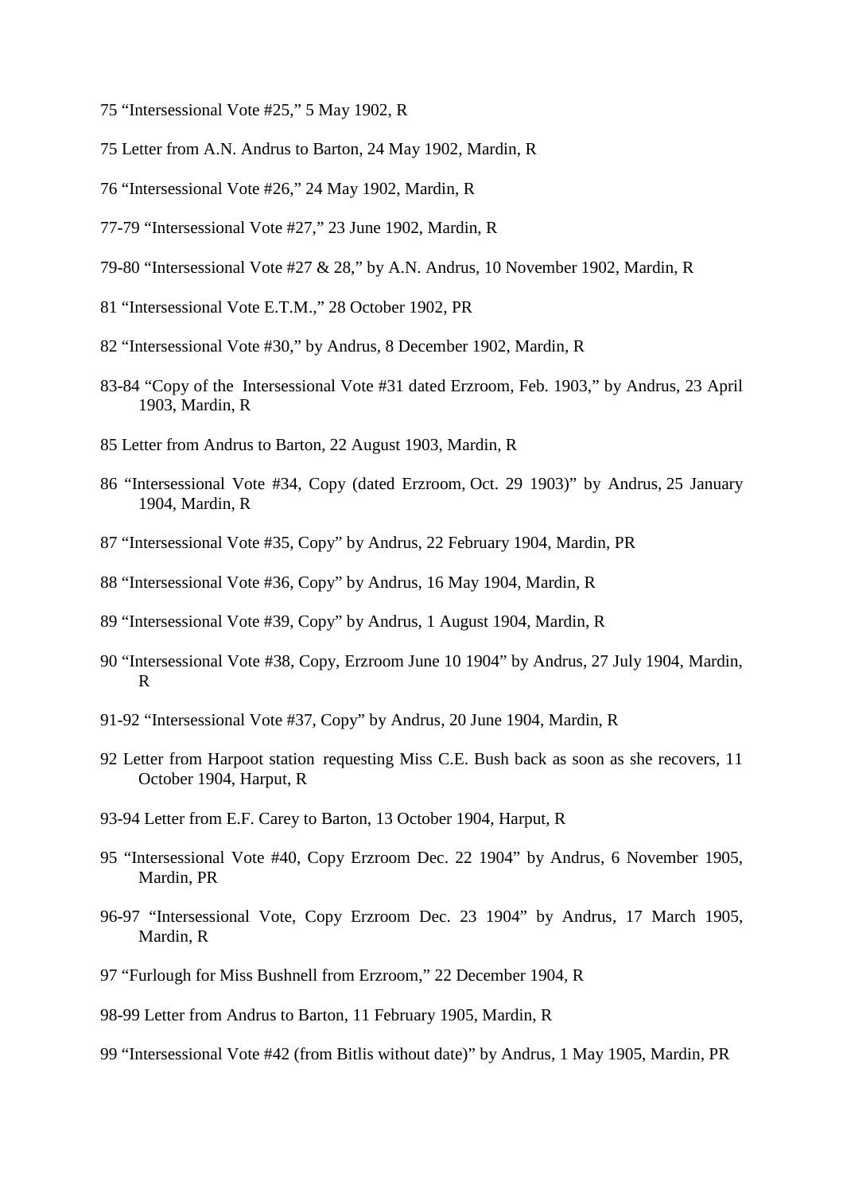75 "Intersessional Vote #25," 5 May 1902, R

75 Letter from A.N. Andrus to Barton, 24 May 1902, Mardin, R

76 "Intersessional Vote #26," 24 May 1902, Mardin, R

77-79 "Intersessional Vote #27," 23 June 1902, Mardin, R

79-80 "Intersessional Vote #27 & 28," by A.N. Andrus, 10 November 1902, Mardin, R

81 "Intersessional Vote E.T.M.," 28 October 1902, PR

82 "Intersessional Vote #30," by Andrus, 8 December 1902, Mardin, R

83-84 "Copy of the Intersessional Vote #31 dated Erzroom, Feb. 1903," by Andrus, 23 April 1903, Mardin, R

85 Letter from Andrus to Barton, 22 August 1903, Mardin, R

86 "Intersessional Vote #34, Copy (dated Erzroom, Oct. 29 1903)" by Andrus, 25 January 1904, Mardin, R

87 "Intersessional Vote #35, Copy" by Andrus, 22 February 1904, Mardin, PR

88 "Intersessional Vote #36, Copy" by Andrus, 16 May 1904, Mardin, R

89 "Intersessional Vote #39, Copy" by Andrus, 1 August 1904, Mardin, R

90 "Intersessional Vote #38, Copy, Erzroom June 10 1904" by Andrus, 27 July 1904, Mardin, R

91-92 "Intersessional Vote #37, Copy" by Andrus, 20 June 1904, Mardin, R

92 Letter from Harpoot station requesting Miss C.E. Bush back as soon as she recovers, 11 October 1904, Harput, R

93-94 Letter from E.F. Carey to Barton, 13 October 1904, Harput, R

95 "Intersessional Vote #40, Copy Erzroom Dec. 22 1904" by Andrus, 6 November 1905, Mardin, PR

96-97 "Intersessional Vote, Copy Erzroom Dec. 23 1904" by Andrus, 17 March 1905, Mardin, R

97 "Furlough for Miss Bushnell from Erzroom," 22 December 1904, R

98-99 Letter from Andrus to Barton, 11 February 1905, Mardin, R

99 "Intersessional Vote #42 (from Bitlis without date)" by Andrus, 1 May 1905, Mardin, PR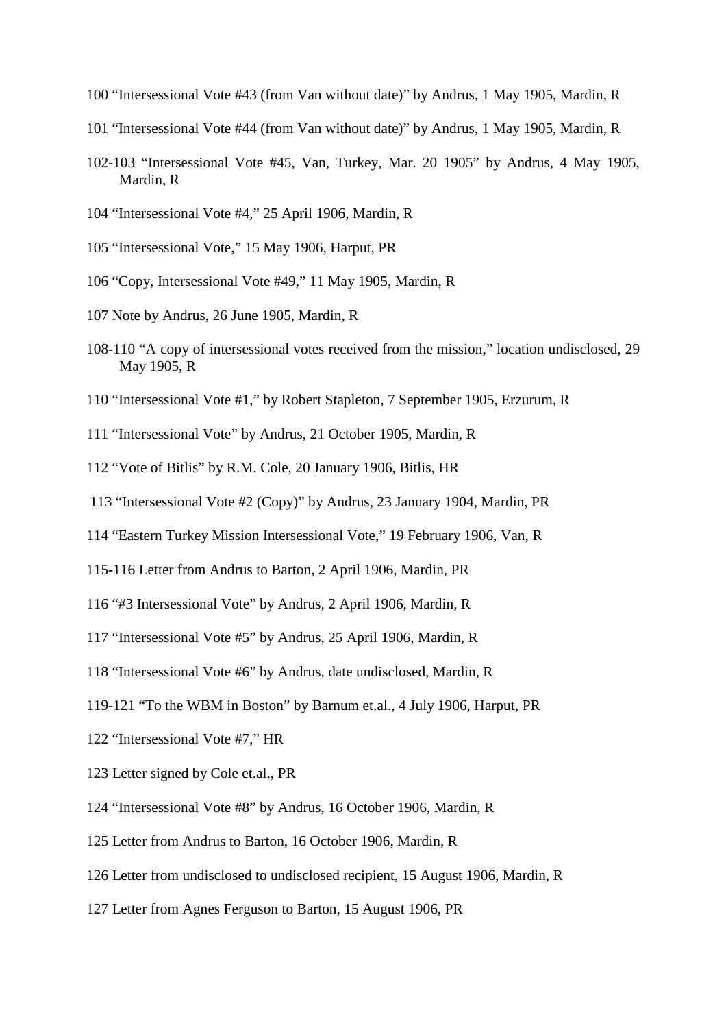100 “Intersessional Vote #43 (from Van without date)” by Andrus, 1 May 1905, Mardin, R

101 “Intersessional Vote #44 (from Van without date)” by Andrus, 1 May 1905, Mardin, R

102-103 “Intersessional Vote #45, Van, Turkey, Mar. 20 1905” by Andrus, 4 May 1905, Mardin, R

104 “Intersessional Vote #4,” 25 April 1906, Mardin, R

105 “Intersessional Vote,” 15 May 1906, Harput, PR

106 “Copy, Intersessional Vote #49,” 11 May 1905, Mardin, R

107 Note by Andrus, 26 June 1905, Mardin, R

108-110 “A copy of intersessional votes received from the mission,” location undisclosed, 29 May 1905, R

110 “Intersessional Vote #1,” by Robert Stapleton, 7 September 1905, Erzurum, R

111 “Intersessional Vote” by Andrus, 21 October 1905, Mardin, R

112 “Vote of Bitlis” by R.M. Cole, 20 January 1906, Bitlis, HR

113 “Intersessional Vote #2 (Copy)” by Andrus, 23 January 1904, Mardin, PR

114 “Eastern Turkey Mission Intersessional Vote,” 19 February 1906, Van, R

115-116 Letter from Andrus to Barton, 2 April 1906, Mardin, PR

116 “#3 Intersessional Vote” by Andrus, 2 April 1906, Mardin, R

117 “Intersessional Vote #5” by Andrus, 25 April 1906, Mardin, R

118 “Intersessional Vote #6” by Andrus, date undisclosed, Mardin, R

119-121 “To the WBM in Boston” by Barnum et.al., 4 July 1906, Harput, PR

122 “Intersessional Vote #7,” HR

123 Letter signed by Cole et.al., PR

124 “Intersessional Vote #8” by Andrus, 16 October 1906, Mardin, R

125 Letter from Andrus to Barton, 16 October 1906, Mardin, R

126 Letter from undisclosed to undisclosed recipient, 15 August 1906, Mardin, R

127 Letter from Agnes Ferguson to Barton, 15 August 1906, PR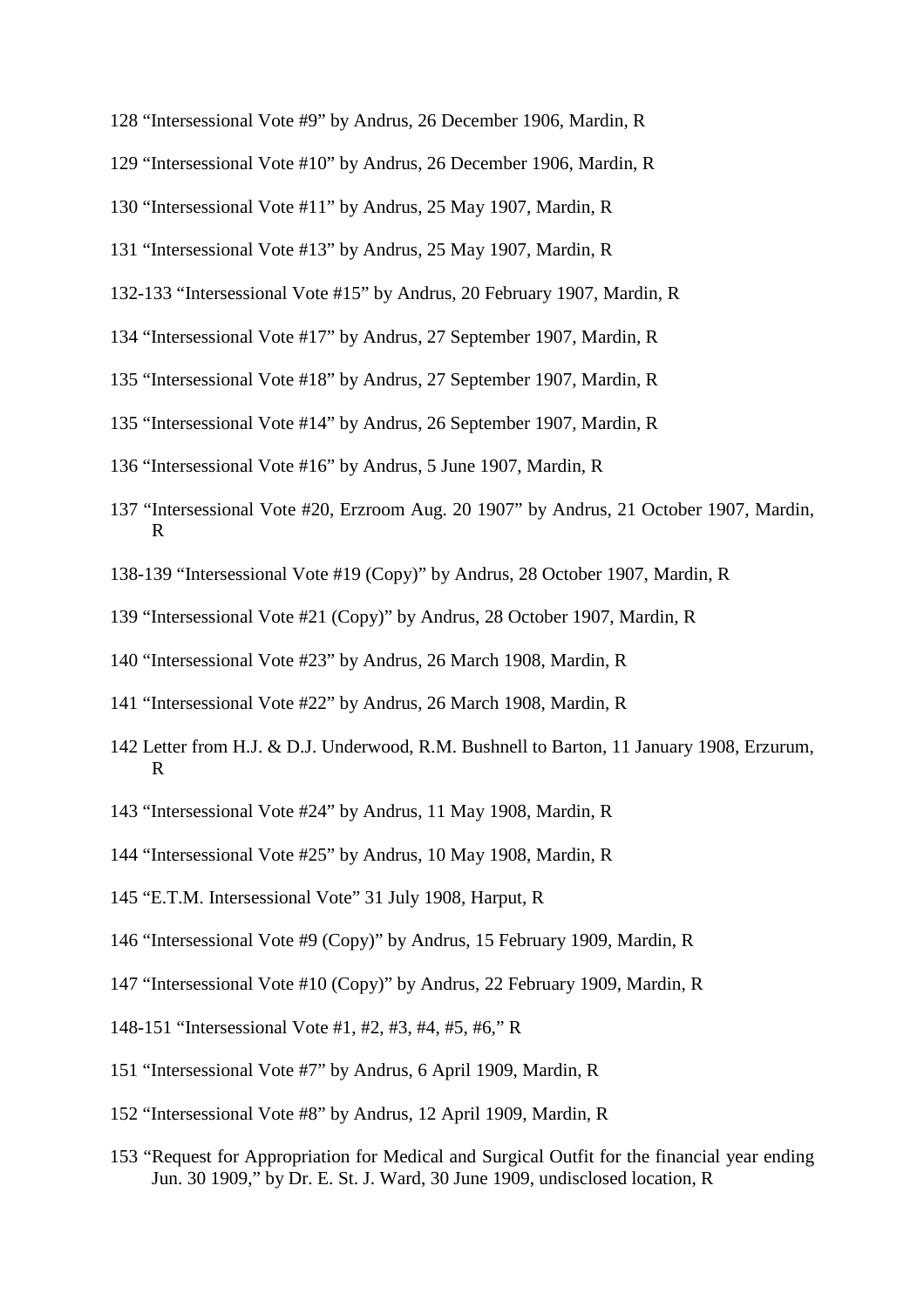128 “Intersessional Vote #9” by Andrus, 26 December 1906, Mardin, R

129 “Intersessional Vote #10” by Andrus, 26 December 1906, Mardin, R

130 “Intersessional Vote #11” by Andrus, 25 May 1907, Mardin, R

131 “Intersessional Vote #13” by Andrus, 25 May 1907, Mardin, R

132-133 “Intersessional Vote #15” by Andrus, 20 February 1907, Mardin, R

134 “Intersessional Vote #17” by Andrus, 27 September 1907, Mardin, R

135 “Intersessional Vote #18” by Andrus, 27 September 1907, Mardin, R

135 “Intersessional Vote #14” by Andrus, 26 September 1907, Mardin, R

136 “Intersessional Vote #16” by Andrus, 5 June 1907, Mardin, R

137 “Intersessional Vote #20, Erzroom Aug. 20 1907” by Andrus, 21 October 1907, Mardin, R

138-139 “Intersessional Vote #19 (Copy)” by Andrus, 28 October 1907, Mardin, R

139 “Intersessional Vote #21 (Copy)” by Andrus, 28 October 1907, Mardin, R

140 “Intersessional Vote #23” by Andrus, 26 March 1908, Mardin, R

141 “Intersessional Vote #22” by Andrus, 26 March 1908, Mardin, R

142 Letter from H.J. & D.J. Underwood, R.M. Bushnell to Barton, 11 January 1908, Erzurum, R

143 “Intersessional Vote #24” by Andrus, 11 May 1908, Mardin, R

144 “Intersessional Vote #25” by Andrus, 10 May 1908, Mardin, R

145 “E.T.M. Intersessional Vote” 31 July 1908, Harput, R

146 “Intersessional Vote #9 (Copy)” by Andrus, 15 February 1909, Mardin, R

147 “Intersessional Vote #10 (Copy)” by Andrus, 22 February 1909, Mardin, R

148-151 “Intersessional Vote #1, #2, #3, #4, #5, #6,” R

151 “Intersessional Vote #7” by Andrus, 6 April 1909, Mardin, R

152 “Intersessional Vote #8” by Andrus, 12 April 1909, Mardin, R

153 “Request for Appropriation for Medical and Surgical Outfit for the financial year ending Jun. 30 1909,” by Dr. E. St. J. Ward, 30 June 1909, undisclosed location, R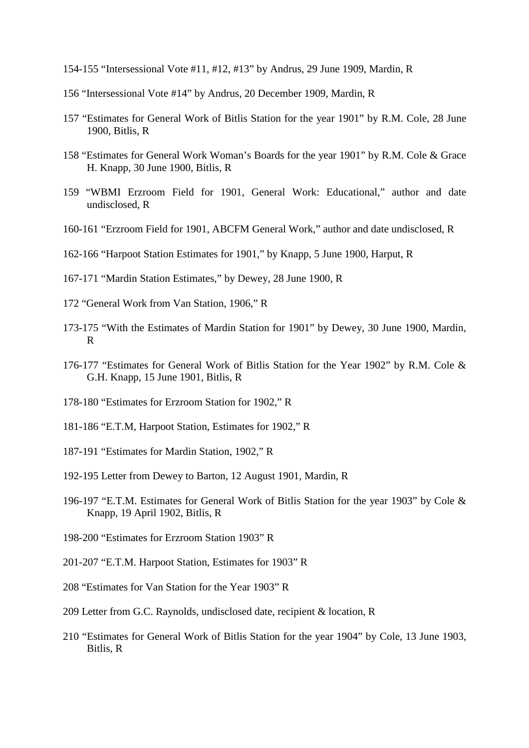154-155 "Intersessional Vote #11, #12, #13" by Andrus, 29 June 1909, Mardin, R

156 "Intersessional Vote #14" by Andrus, 20 December 1909, Mardin, R

157 "Estimates for General Work of Bitlis Station for the year 1901" by R.M. Cole, 28 June 1900, Bitlis, R

158 "Estimates for General Work Woman's Boards for the year 1901" by R.M. Cole & Grace H. Knapp, 30 June 1900, Bitlis, R

159 "WBMI Erzroom Field for 1901, General Work: Educational," author and date undisclosed, R

160-161 "Erzroom Field for 1901, ABCFM General Work," author and date undisclosed, R

162-166 "Harpoot Station Estimates for 1901," by Knapp, 5 June 1900, Harput, R

167-171 "Mardin Station Estimates," by Dewey, 28 June 1900, R

172 "General Work from Van Station, 1906," R

173-175 "With the Estimates of Mardin Station for 1901" by Dewey, 30 June 1900, Mardin, R

176-177 "Estimates for General Work of Bitlis Station for the Year 1902" by R.M. Cole & G.H. Knapp, 15 June 1901, Bitlis, R

178-180 "Estimates for Erzroom Station for 1902," R

181-186 "E.T.M, Harpoot Station, Estimates for 1902," R

187-191 "Estimates for Mardin Station, 1902," R

192-195 Letter from Dewey to Barton, 12 August 1901, Mardin, R

196-197 "E.T.M. Estimates for General Work of Bitlis Station for the year 1903" by Cole & Knapp, 19 April 1902, Bitlis, R

198-200 "Estimates for Erzroom Station 1903" R

201-207 "E.T.M. Harpoot Station, Estimates for 1903" R

208 "Estimates for Van Station for the Year 1903" R

209 Letter from G.C. Raynolds, undisclosed date, recipient & location, R

210 "Estimates for General Work of Bitlis Station for the year 1904" by Cole, 13 June 1903, Bitlis, R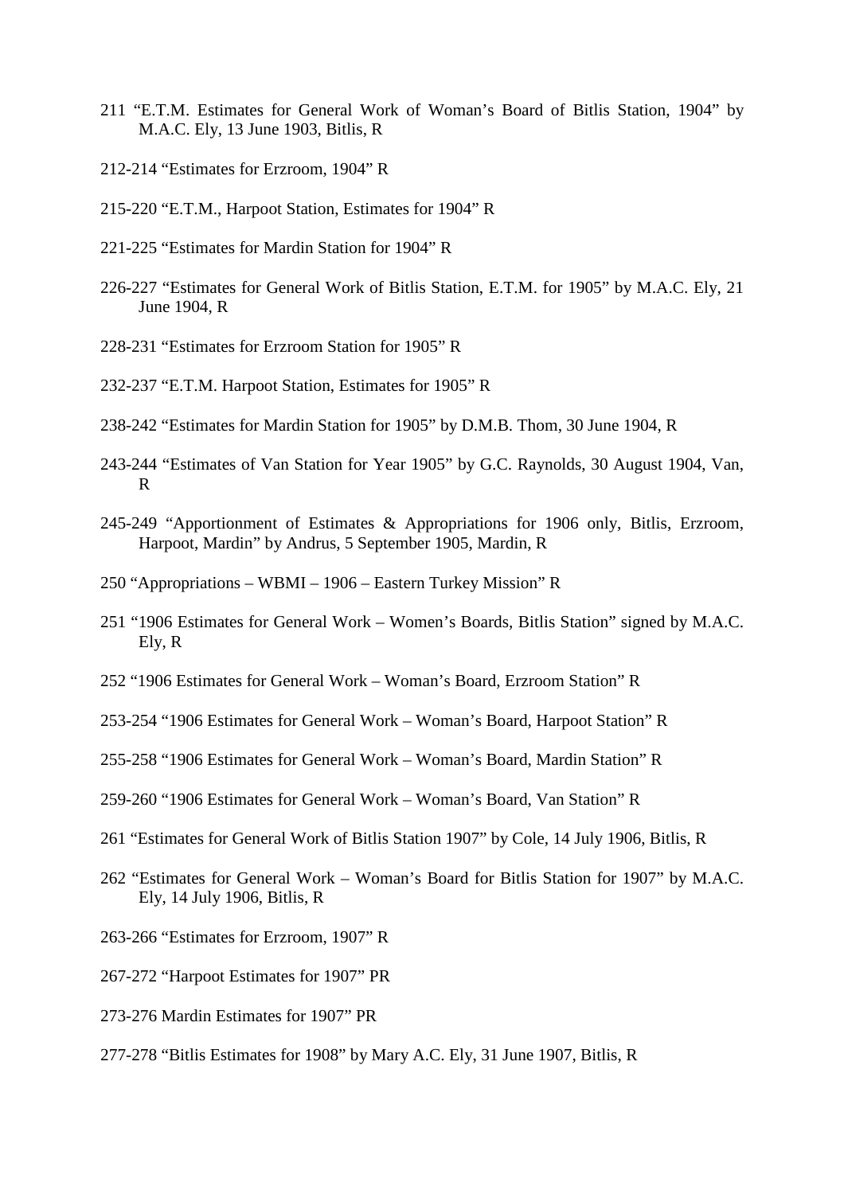211 “E.T.M. Estimates for General Work of Woman’s Board of Bitlis Station, 1904” by M.A.C. Ely, 13 June 1903, Bitlis, R

212-214 “Estimates for Erzroom, 1904” R

215-220 “E.T.M., Harpoot Station, Estimates for 1904” R

221-225 “Estimates for Mardin Station for 1904” R

226-227 “Estimates for General Work of Bitlis Station, E.T.M. for 1905” by M.A.C. Ely, 21 June 1904, R

228-231 “Estimates for Erzroom Station for 1905” R

232-237 “E.T.M. Harpoot Station, Estimates for 1905” R

238-242 “Estimates for Mardin Station for 1905” by D.M.B. Thom, 30 June 1904, R

243-244 “Estimates of Van Station for Year 1905” by G.C. Raynolds, 30 August 1904, Van, R

245-249 “Apportionment of Estimates & Appropriations for 1906 only, Bitlis, Erzroom, Harpoot, Mardin” by Andrus, 5 September 1905, Mardin, R

250 “Appropriations – WBMI – 1906 – Eastern Turkey Mission” R

251 “1906 Estimates for General Work – Women’s Boards, Bitlis Station” signed by M.A.C. Ely, R

252 “1906 Estimates for General Work – Woman’s Board, Erzroom Station” R

253-254 “1906 Estimates for General Work – Woman’s Board, Harpoot Station” R

255-258 “1906 Estimates for General Work – Woman’s Board, Mardin Station” R

259-260 “1906 Estimates for General Work – Woman’s Board, Van Station” R

261 “Estimates for General Work of Bitlis Station 1907” by Cole, 14 July 1906, Bitlis, R

262 “Estimates for General Work – Woman’s Board for Bitlis Station for 1907” by M.A.C. Ely, 14 July 1906, Bitlis, R

263-266 “Estimates for Erzroom, 1907” R

267-272 “Harpoot Estimates for 1907” PR

273-276 Mardin Estimates for 1907” PR

277-278 “Bitlis Estimates for 1908” by Mary A.C. Ely, 31 June 1907, Bitlis, R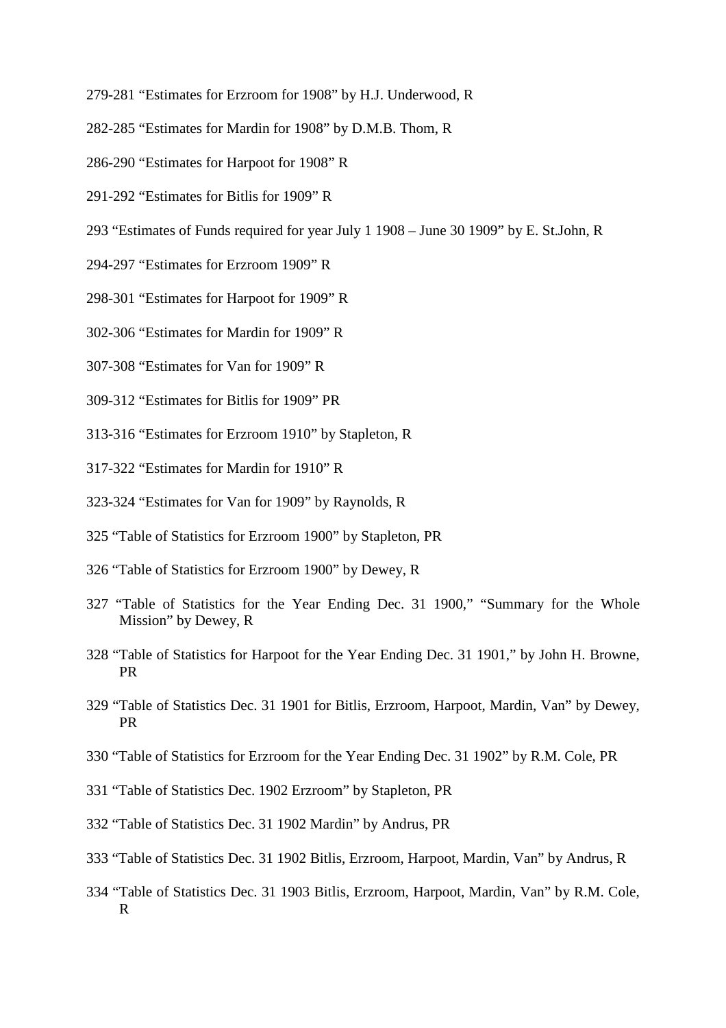279-281 “Estimates for Erzroom for 1908” by H.J. Underwood, R

282-285 “Estimates for Mardin for 1908” by D.M.B. Thom, R

286-290 “Estimates for Harpoot for 1908” R

291-292 “Estimates for Bitlis for 1909” R

293 “Estimates of Funds required for year July 1 1908 – June 30 1909” by E. St.John, R

294-297 “Estimates for Erzroom 1909” R

298-301 “Estimates for Harpoot for 1909” R

302-306 “Estimates for Mardin for 1909” R

307-308 “Estimates for Van for 1909” R

309-312 “Estimates for Bitlis for 1909” PR

313-316 “Estimates for Erzroom 1910” by Stapleton, R

317-322 “Estimates for Mardin for 1910” R

323-324 “Estimates for Van for 1909” by Raynolds, R

325 “Table of Statistics for Erzroom 1900” by Stapleton, PR

326 “Table of Statistics for Erzroom 1900” by Dewey, R

327 “Table of Statistics for the Year Ending Dec. 31 1900,” “Summary for the Whole Mission” by Dewey, R

328 “Table of Statistics for Harpoot for the Year Ending Dec. 31 1901,” by John H. Browne, PR

329 “Table of Statistics Dec. 31 1901 for Bitlis, Erzroom, Harpoot, Mardin, Van” by Dewey, PR

330 “Table of Statistics for Erzroom for the Year Ending Dec. 31 1902” by R.M. Cole, PR

331 “Table of Statistics Dec. 1902 Erzroom” by Stapleton, PR

332 “Table of Statistics Dec. 31 1902 Mardin” by Andrus, PR

333 “Table of Statistics Dec. 31 1902 Bitlis, Erzroom, Harpoot, Mardin, Van” by Andrus, R

334 “Table of Statistics Dec. 31 1903 Bitlis, Erzroom, Harpoot, Mardin, Van” by R.M. Cole, R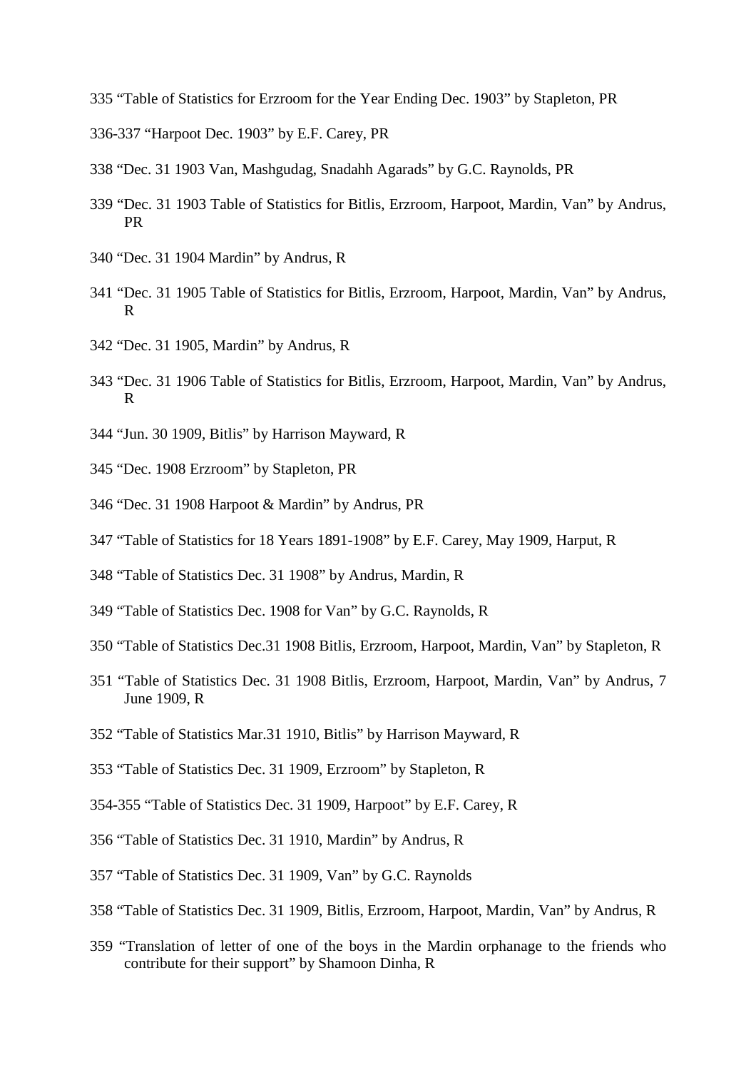335 “Table of Statistics for Erzroom for the Year Ending Dec. 1903” by Stapleton, PR

336-337 “Harpoot Dec. 1903” by E.F. Carey, PR

338 “Dec. 31 1903 Van, Mashgudag, Snadahh Agarads” by G.C. Raynolds, PR

339 “Dec. 31 1903 Table of Statistics for Bitlis, Erzroom, Harpoot, Mardin, Van” by Andrus, PR

340 “Dec. 31 1904 Mardin” by Andrus, R

341 “Dec. 31 1905 Table of Statistics for Bitlis, Erzroom, Harpoot, Mardin, Van” by Andrus, R

342 “Dec. 31 1905, Mardin” by Andrus, R

343 “Dec. 31 1906 Table of Statistics for Bitlis, Erzroom, Harpoot, Mardin, Van” by Andrus, R

344 “Jun. 30 1909, Bitlis” by Harrison Mayward, R

345 “Dec. 1908 Erzroom” by Stapleton, PR

346 “Dec. 31 1908 Harpoot & Mardin” by Andrus, PR

347 “Table of Statistics for 18 Years 1891-1908” by E.F. Carey, May 1909, Harput, R

348 “Table of Statistics Dec. 31 1908” by Andrus, Mardin, R

349 “Table of Statistics Dec. 1908 for Van” by G.C. Raynolds, R

350 “Table of Statistics Dec.31 1908 Bitlis, Erzroom, Harpoot, Mardin, Van” by Stapleton, R

351 “Table of Statistics Dec. 31 1908 Bitlis, Erzroom, Harpoot, Mardin, Van” by Andrus, 7 June 1909, R

352 “Table of Statistics Mar.31 1910, Bitlis” by Harrison Mayward, R

353 “Table of Statistics Dec. 31 1909, Erzroom” by Stapleton, R

354-355 “Table of Statistics Dec. 31 1909, Harpoot” by E.F. Carey, R

356 “Table of Statistics Dec. 31 1910, Mardin” by Andrus, R

357 “Table of Statistics Dec. 31 1909, Van” by G.C. Raynolds

358 “Table of Statistics Dec. 31 1909, Bitlis, Erzroom, Harpoot, Mardin, Van” by Andrus, R

359 “Translation of letter of one of the boys in the Mardin orphanage to the friends who contribute for their support” by Shamoon Dinha, R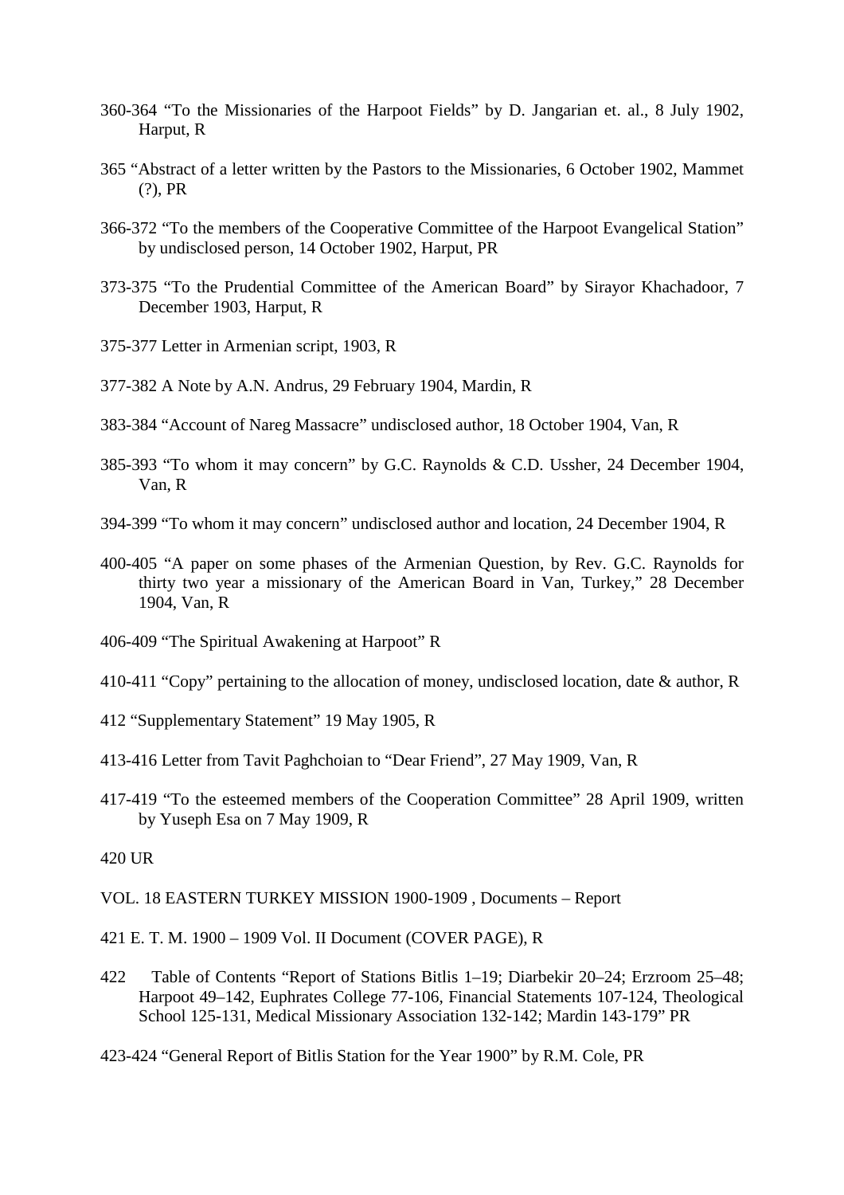360-364 “To the Missionaries of the Harpoot Fields” by D. Jangarian et. al., 8 July 1902, Harput, R

365 “Abstract of a letter written by the Pastors to the Missionaries, 6 October 1902, Mammet (?), PR

366-372 “To the members of the Cooperative Committee of the Harpoot Evangelical Station” by undisclosed person, 14 October 1902, Harput, PR

373-375 “To the Prudential Committee of the American Board” by Sirayor Khachadoor, 7 December 1903, Harput, R

375-377 Letter in Armenian script, 1903, R

377-382 A Note by A.N. Andrus, 29 February 1904, Mardin, R

383-384 “Account of Nareg Massacre” undisclosed author, 18 October 1904, Van, R

385-393 “To whom it may concern” by G.C. Raynolds & C.D. Ussher, 24 December 1904, Van, R

394-399 “To whom it may concern” undisclosed author and location, 24 December 1904, R

400-405 “A paper on some phases of the Armenian Question, by Rev. G.C. Raynolds for thirty two year a missionary of the American Board in Van, Turkey,” 28 December 1904, Van, R

406-409 “The Spiritual Awakening at Harpoot” R

410-411 “Copy” pertaining to the allocation of money, undisclosed location, date & author, R

412 “Supplementary Statement” 19 May 1905, R

413-416 Letter from Tavit Paghchoian to “Dear Friend”, 27 May 1909, Van, R

417-419 “To the esteemed members of the Cooperation Committee” 28 April 1909, written by Yuseph Esa on 7 May 1909, R

420 UR

VOL. 18 EASTERN TURKEY MISSION 1900-1909 , Documents – Report

421 E. T. M. 1900 – 1909 Vol. II Document (COVER PAGE), R

422 Table of Contents “Report of Stations Bitlis 1–19; Diarbekir 20–24; Erzroom 25–48; Harpoot 49–142, Euphrates College 77-106, Financial Statements 107-124, Theological School 125-131, Medical Missionary Association 132-142; Mardin 143-179” PR

423-424 “General Report of Bitlis Station for the Year 1900” by R.M. Cole, PR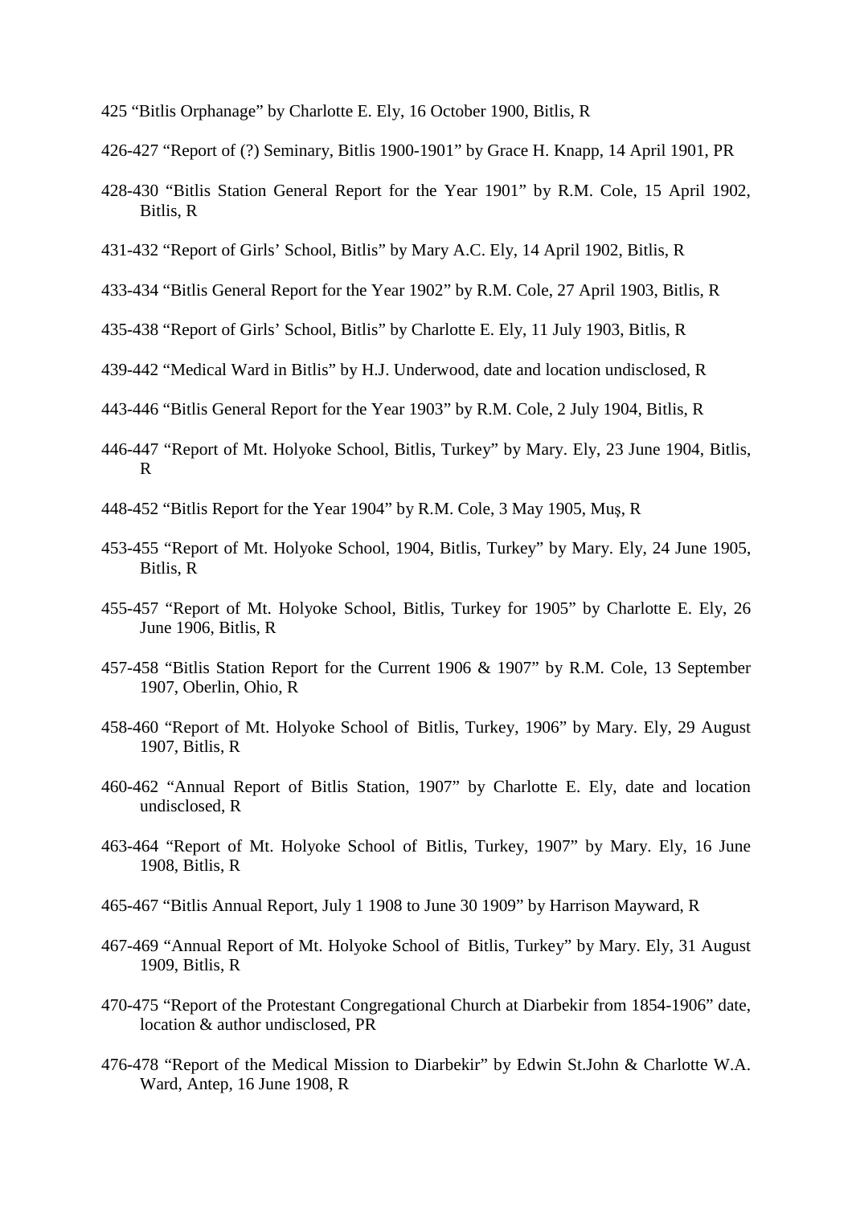425 “Bitlis Orphanage” by Charlotte E. Ely, 16 October 1900, Bitlis, R

426-427 “Report of (?) Seminary, Bitlis 1900-1901” by Grace H. Knapp, 14 April 1901, PR

428-430 “Bitlis Station General Report for the Year 1901” by R.M. Cole, 15 April 1902, Bitlis, R

431-432 “Report of Girls’ School, Bitlis” by Mary A.C. Ely, 14 April 1902, Bitlis, R

433-434 “Bitlis General Report for the Year 1902” by R.M. Cole, 27 April 1903, Bitlis, R

435-438 “Report of Girls’ School, Bitlis” by Charlotte E. Ely, 11 July 1903, Bitlis, R

439-442 “Medical Ward in Bitlis” by H.J. Underwood, date and location undisclosed, R

443-446 “Bitlis General Report for the Year 1903” by R.M. Cole, 2 July 1904, Bitlis, R

446-447 “Report of Mt. Holyoke School, Bitlis, Turkey” by Mary. Ely, 23 June 1904, Bitlis, R

448-452 “Bitlis Report for the Year 1904” by R.M. Cole, 3 May 1905, Muş, R

453-455 “Report of Mt. Holyoke School, 1904, Bitlis, Turkey” by Mary. Ely, 24 June 1905, Bitlis, R

455-457 “Report of Mt. Holyoke School, Bitlis, Turkey for 1905” by Charlotte E. Ely, 26 June 1906, Bitlis, R

457-458 “Bitlis Station Report for the Current 1906 & 1907” by R.M. Cole, 13 September 1907, Oberlin, Ohio, R

458-460 “Report of Mt. Holyoke School of Bitlis, Turkey, 1906” by Mary. Ely, 29 August 1907, Bitlis, R

460-462 “Annual Report of Bitlis Station, 1907” by Charlotte E. Ely, date and location undisclosed, R

463-464 “Report of Mt. Holyoke School of Bitlis, Turkey, 1907” by Mary. Ely, 16 June 1908, Bitlis, R

465-467 “Bitlis Annual Report, July 1 1908 to June 30 1909” by Harrison Mayward, R

467-469 “Annual Report of Mt. Holyoke School of Bitlis, Turkey” by Mary. Ely, 31 August 1909, Bitlis, R

470-475 “Report of the Protestant Congregational Church at Diarbekir from 1854-1906” date, location & author undisclosed, PR

476-478 “Report of the Medical Mission to Diarbekir” by Edwin St.John & Charlotte W.A. Ward, Antep, 16 June 1908, R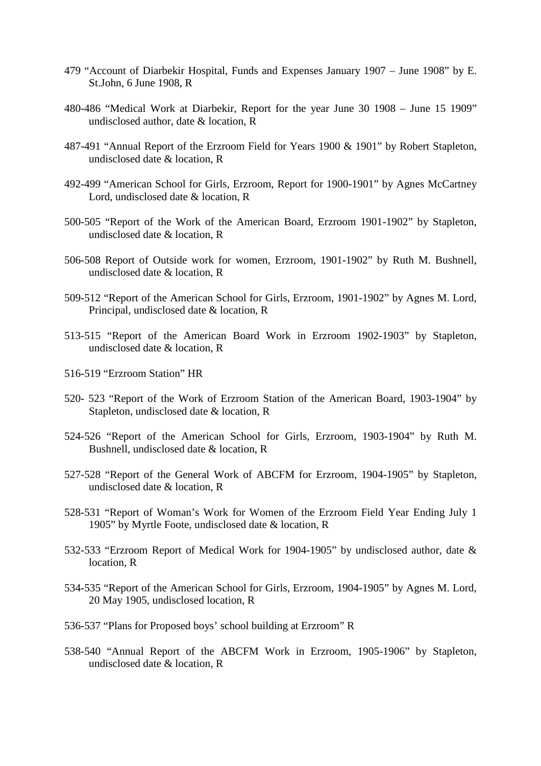479 “Account of Diarbekir Hospital, Funds and Expenses January 1907 – June 1908” by E. St.John, 6 June 1908, R

480-486 “Medical Work at Diarbekir, Report for the year June 30 1908 – June 15 1909” undisclosed author, date & location, R

487-491 “Annual Report of the Erzroom Field for Years 1900 & 1901” by Robert Stapleton, undisclosed date & location, R

492-499 “American School for Girls, Erzroom, Report for 1900-1901” by Agnes McCartney Lord, undisclosed date & location, R

500-505 “Report of the Work of the American Board, Erzroom 1901-1902” by Stapleton, undisclosed date & location, R

506-508 Report of Outside work for women, Erzroom, 1901-1902” by Ruth M. Bushnell, undisclosed date & location, R

509-512 “Report of the American School for Girls, Erzroom, 1901-1902” by Agnes M. Lord, Principal, undisclosed date & location, R

513-515 “Report of the American Board Work in Erzroom 1902-1903” by Stapleton, undisclosed date & location, R

516-519 “Erzroom Station” HR

520- 523 “Report of the Work of Erzroom Station of the American Board, 1903-1904” by Stapleton, undisclosed date & location, R

524-526 “Report of the American School for Girls, Erzroom, 1903-1904” by Ruth M. Bushnell, undisclosed date & location, R

527-528 “Report of the General Work of ABCFM for Erzroom, 1904-1905” by Stapleton, undisclosed date & location, R

528-531 “Report of Woman’s Work for Women of the Erzroom Field Year Ending July 1 1905” by Myrtle Foote, undisclosed date & location, R

532-533 “Erzroom Report of Medical Work for 1904-1905” by undisclosed author, date & location, R

534-535 “Report of the American School for Girls, Erzroom, 1904-1905” by Agnes M. Lord, 20 May 1905, undisclosed location, R

536-537 “Plans for Proposed boys’ school building at Erzroom” R

538-540 “Annual Report of the ABCFM Work in Erzroom, 1905-1906” by Stapleton, undisclosed date & location, R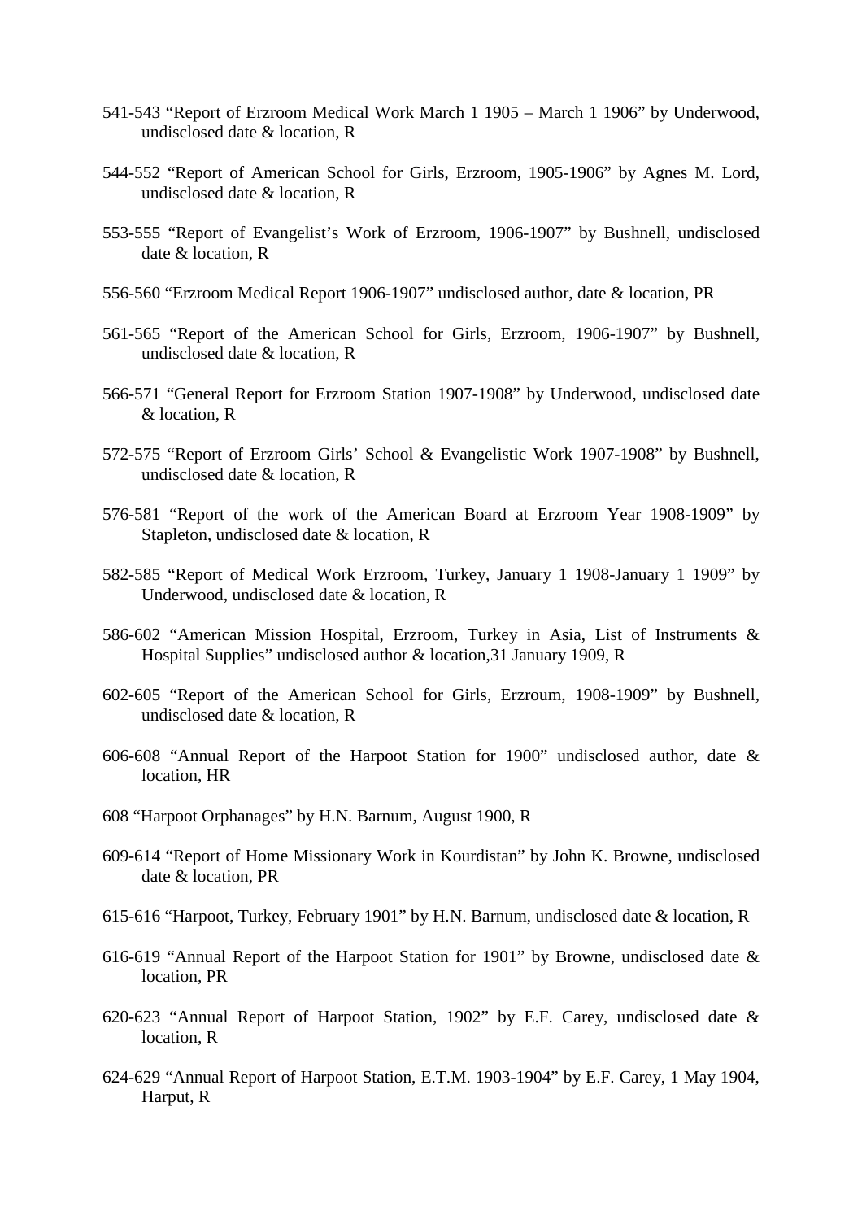541-543 “Report of Erzroom Medical Work March 1 1905 – March 1 1906” by Underwood, undisclosed date & location, R

544-552 “Report of American School for Girls, Erzroom, 1905-1906” by Agnes M. Lord, undisclosed date & location, R

553-555 “Report of Evangelist’s Work of Erzroom, 1906-1907” by Bushnell, undisclosed date & location, R

556-560 “Erzroom Medical Report 1906-1907” undisclosed author, date & location, PR

561-565 “Report of the American School for Girls, Erzroom, 1906-1907” by Bushnell, undisclosed date & location, R

566-571 “General Report for Erzroom Station 1907-1908” by Underwood, undisclosed date & location, R

572-575 “Report of Erzroom Girls’ School & Evangelistic Work 1907-1908” by Bushnell, undisclosed date & location, R

576-581 “Report of the work of the American Board at Erzroom Year 1908-1909” by Stapleton, undisclosed date & location, R

582-585 “Report of Medical Work Erzroom, Turkey, January 1 1908-January 1 1909” by Underwood, undisclosed date & location, R

586-602 “American Mission Hospital, Erzroom, Turkey in Asia, List of Instruments & Hospital Supplies” undisclosed author & location,31 January 1909, R

602-605 “Report of the American School for Girls, Erzroum, 1908-1909” by Bushnell, undisclosed date & location, R

606-608 “Annual Report of the Harpoot Station for 1900” undisclosed author, date & location, HR

608 “Harpoot Orphanages” by H.N. Barnum, August 1900, R

609-614 “Report of Home Missionary Work in Kourdistan” by John K. Browne, undisclosed date & location, PR

615-616 “Harpoot, Turkey, February 1901” by H.N. Barnum, undisclosed date & location, R

616-619 “Annual Report of the Harpoot Station for 1901” by Browne, undisclosed date & location, PR

620-623 “Annual Report of Harpoot Station, 1902” by E.F. Carey, undisclosed date & location, R

624-629 “Annual Report of Harpoot Station, E.T.M. 1903-1904” by E.F. Carey, 1 May 1904, Harput, R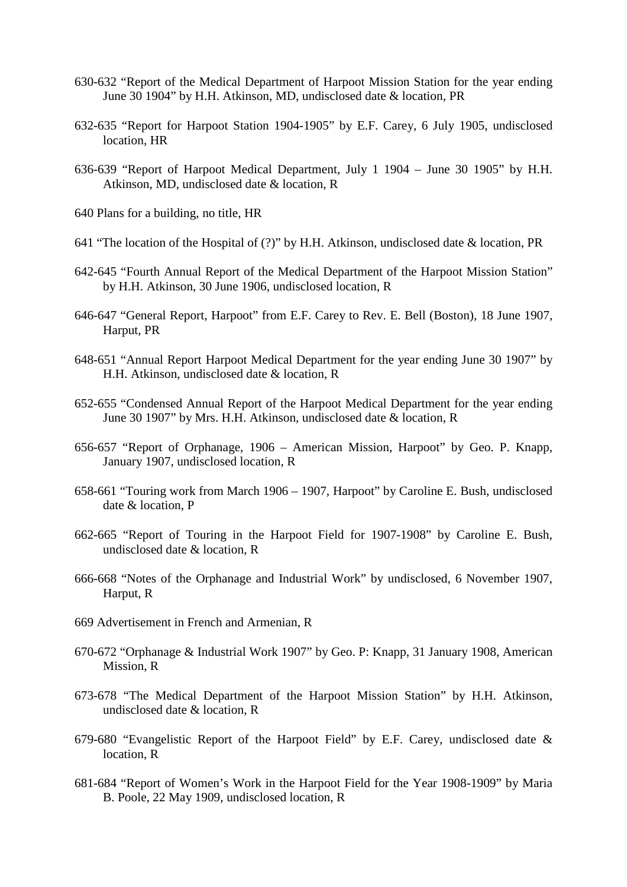630-632 “Report of the Medical Department of Harpoot Mission Station for the year ending June 30 1904” by H.H. Atkinson, MD, undisclosed date & location, PR

632-635 “Report for Harpoot Station 1904-1905” by E.F. Carey, 6 July 1905, undisclosed location, HR

636-639 “Report of Harpoot Medical Department, July 1 1904 – June 30 1905” by H.H. Atkinson, MD, undisclosed date & location, R

640 Plans for a building, no title, HR

641 “The location of the Hospital of (?)” by H.H. Atkinson, undisclosed date & location, PR

642-645 “Fourth Annual Report of the Medical Department of the Harpoot Mission Station” by H.H. Atkinson, 30 June 1906, undisclosed location, R

646-647 “General Report, Harpoot” from E.F. Carey to Rev. E. Bell (Boston), 18 June 1907, Harput, PR

648-651 “Annual Report Harpoot Medical Department for the year ending June 30 1907” by H.H. Atkinson, undisclosed date & location, R

652-655 “Condensed Annual Report of the Harpoot Medical Department for the year ending June 30 1907” by Mrs. H.H. Atkinson, undisclosed date & location, R

656-657 “Report of Orphanage, 1906 – American Mission, Harpoot” by Geo. P. Knapp, January 1907, undisclosed location, R

658-661 “Touring work from March 1906 – 1907, Harpoot” by Caroline E. Bush, undisclosed date & location, P

662-665 “Report of Touring in the Harpoot Field for 1907-1908” by Caroline E. Bush, undisclosed date & location, R

666-668 “Notes of the Orphanage and Industrial Work” by undisclosed, 6 November 1907, Harput, R

669 Advertisement in French and Armenian, R

670-672 “Orphanage & Industrial Work 1907” by Geo. P: Knapp, 31 January 1908, American Mission, R

673-678 “The Medical Department of the Harpoot Mission Station” by H.H. Atkinson, undisclosed date & location, R

679-680 “Evangelistic Report of the Harpoot Field” by E.F. Carey, undisclosed date & location, R

681-684 “Report of Women’s Work in the Harpoot Field for the Year 1908-1909” by Maria B. Poole, 22 May 1909, undisclosed location, R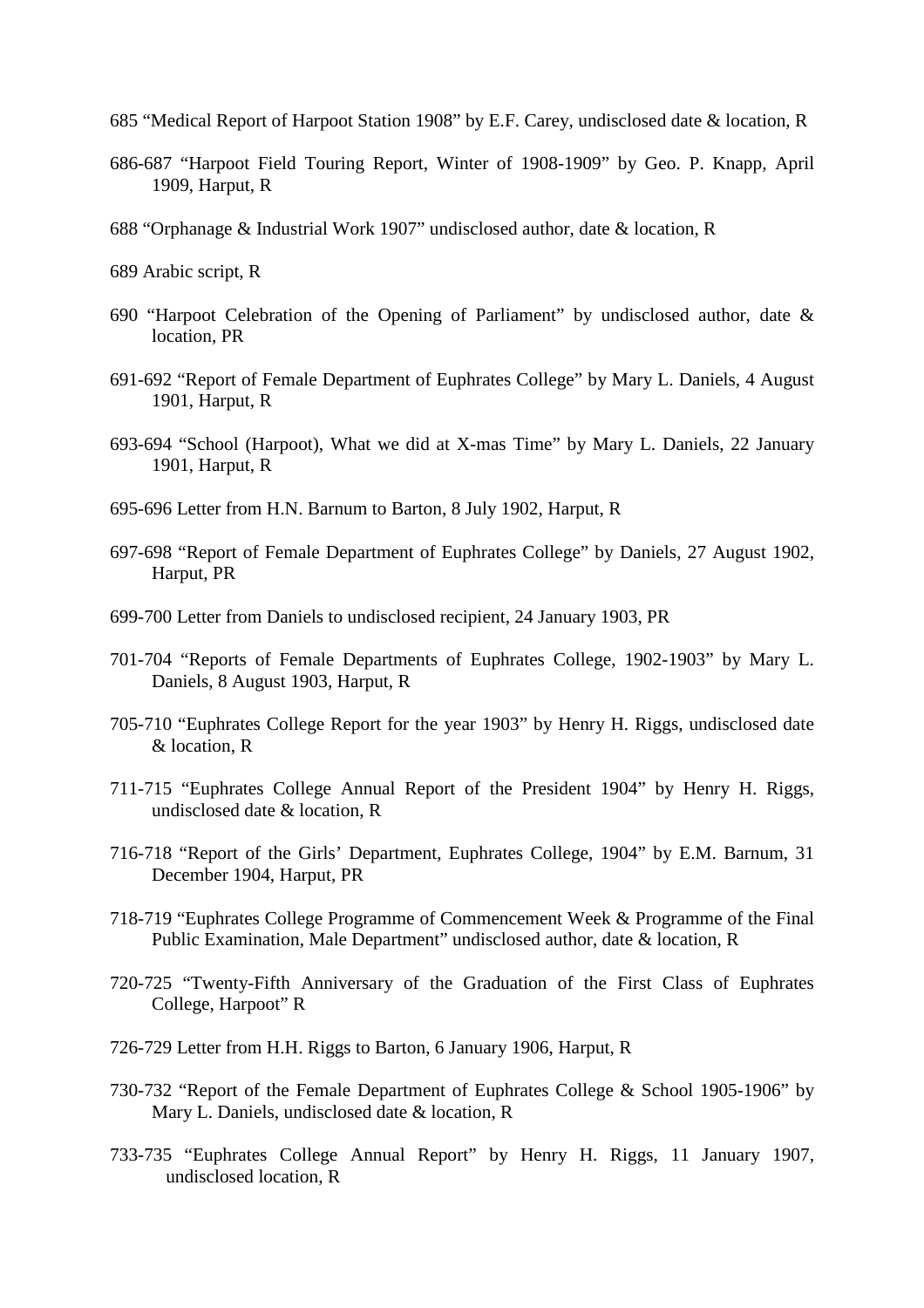685 “Medical Report of Harpoot Station 1908” by E.F. Carey, undisclosed date & location, R

686-687 “Harpoot Field Touring Report, Winter of 1908-1909” by Geo. P. Knapp, April 1909, Harput, R

688 “Orphanage & Industrial Work 1907” undisclosed author, date & location, R

689 Arabic script, R

690 “Harpoot Celebration of the Opening of Parliament” by undisclosed author, date & location, PR

691-692 “Report of Female Department of Euphrates College” by Mary L. Daniels, 4 August 1901, Harput, R

693-694 “School (Harpoot), What we did at X-mas Time” by Mary L. Daniels, 22 January 1901, Harput, R

695-696 Letter from H.N. Barnum to Barton, 8 July 1902, Harput, R

697-698 “Report of Female Department of Euphrates College” by Daniels, 27 August 1902, Harput, PR

699-700 Letter from Daniels to undisclosed recipient, 24 January 1903, PR

701-704 “Reports of Female Departments of Euphrates College, 1902-1903” by Mary L. Daniels, 8 August 1903, Harput, R

705-710 “Euphrates College Report for the year 1903” by Henry H. Riggs, undisclosed date & location, R

711-715 “Euphrates College Annual Report of the President 1904” by Henry H. Riggs, undisclosed date & location, R

716-718 “Report of the Girls’ Department, Euphrates College, 1904” by E.M. Barnum, 31 December 1904, Harput, PR

718-719 “Euphrates College Programme of Commencement Week & Programme of the Final Public Examination, Male Department” undisclosed author, date & location, R

720-725 “Twenty-Fifth Anniversary of the Graduation of the First Class of Euphrates College, Harpoot” R

726-729 Letter from H.H. Riggs to Barton, 6 January 1906, Harput, R

730-732 “Report of the Female Department of Euphrates College & School 1905-1906” by Mary L. Daniels, undisclosed date & location, R

733-735 “Euphrates College Annual Report” by Henry H. Riggs, 11 January 1907, undisclosed location, R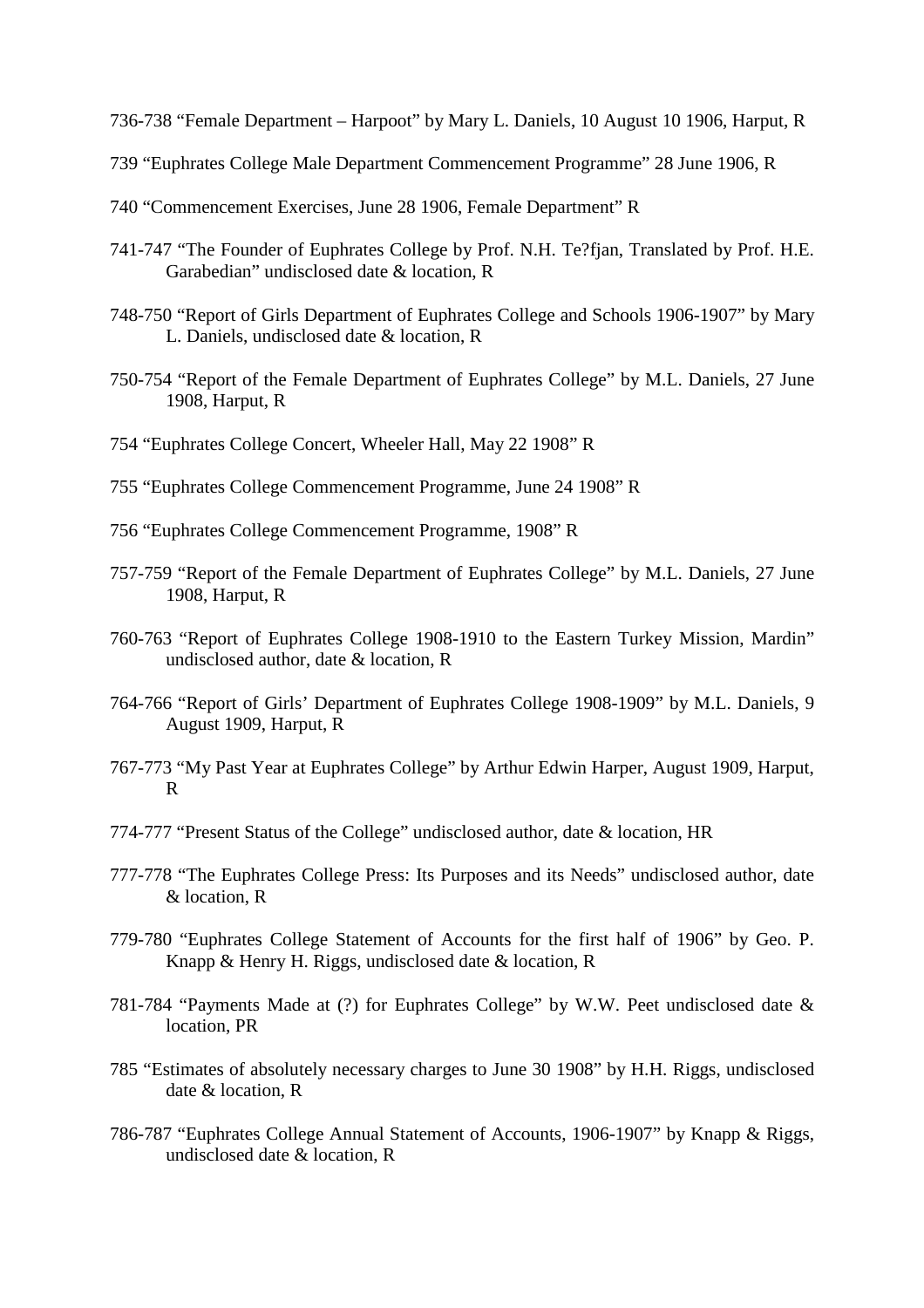736-738 “Female Department – Harpoot” by Mary L. Daniels, 10 August 10 1906, Harput, R

739 “Euphrates College Male Department Commencement Programme” 28 June 1906, R

740 “Commencement Exercises, June 28 1906, Female Department” R

741-747 “The Founder of Euphrates College by Prof. N.H. Te?fjan, Translated by Prof. H.E. Garabedian” undisclosed date & location, R

748-750 “Report of Girls Department of Euphrates College and Schools 1906-1907” by Mary L. Daniels, undisclosed date & location, R

750-754 “Report of the Female Department of Euphrates College” by M.L. Daniels, 27 June 1908, Harput, R

754 “Euphrates College Concert, Wheeler Hall, May 22 1908” R

755 “Euphrates College Commencement Programme, June 24 1908” R

756 “Euphrates College Commencement Programme, 1908” R

757-759 “Report of the Female Department of Euphrates College” by M.L. Daniels, 27 June 1908, Harput, R

760-763 “Report of Euphrates College 1908-1910 to the Eastern Turkey Mission, Mardin” undisclosed author, date & location, R

764-766 “Report of Girls’ Department of Euphrates College 1908-1909” by M.L. Daniels, 9 August 1909, Harput, R

767-773 “My Past Year at Euphrates College” by Arthur Edwin Harper, August 1909, Harput, R

774-777 “Present Status of the College” undisclosed author, date & location, HR

777-778 “The Euphrates College Press: Its Purposes and its Needs” undisclosed author, date & location, R

779-780 “Euphrates College Statement of Accounts for the first half of 1906” by Geo. P. Knapp & Henry H. Riggs, undisclosed date & location, R

781-784 “Payments Made at (?) for Euphrates College” by W.W. Peet undisclosed date & location, PR

785 “Estimates of absolutely necessary charges to June 30 1908” by H.H. Riggs, undisclosed date & location, R

786-787 “Euphrates College Annual Statement of Accounts, 1906-1907” by Knapp & Riggs, undisclosed date & location, R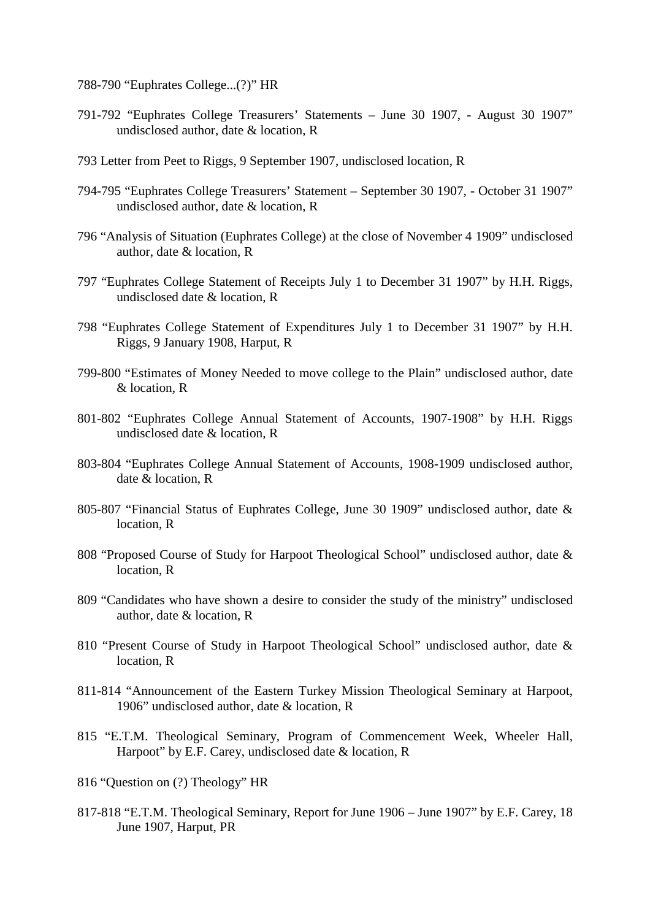788-790 “Euphrates College...(?)” HR

791-792 “Euphrates College Treasurers’ Statements – June 30 1907, - August 30 1907” undisclosed author, date & location, R

793 Letter from Peet to Riggs, 9 September 1907, undisclosed location, R

794-795 “Euphrates College Treasurers’ Statement – September 30 1907, - October 31 1907” undisclosed author, date & location, R

796 “Analysis of Situation (Euphrates College) at the close of November 4 1909” undisclosed author, date & location, R

797 “Euphrates College Statement of Receipts July 1 to December 31 1907” by H.H. Riggs, undisclosed date & location, R

798 “Euphrates College Statement of Expenditures July 1 to December 31 1907” by H.H. Riggs, 9 January 1908, Harput, R

799-800 “Estimates of Money Needed to move college to the Plain” undisclosed author, date & location, R

801-802 “Euphrates College Annual Statement of Accounts, 1907-1908” by H.H. Riggs undisclosed date & location, R

803-804 “Euphrates College Annual Statement of Accounts, 1908-1909 undisclosed author, date & location, R

805-807 “Financial Status of Euphrates College, June 30 1909” undisclosed author, date & location, R

808 “Proposed Course of Study for Harpoot Theological School” undisclosed author, date & location, R

809 “Candidates who have shown a desire to consider the study of the ministry” undisclosed author, date & location, R

810 “Present Course of Study in Harpoot Theological School” undisclosed author, date & location, R

811-814 “Announcement of the Eastern Turkey Mission Theological Seminary at Harpoot, 1906” undisclosed author, date & location, R

815 “E.T.M. Theological Seminary, Program of Commencement Week, Wheeler Hall, Harpoot” by E.F. Carey, undisclosed date & location, R

816 “Question on (?) Theology” HR

817-818 “E.T.M. Theological Seminary, Report for June 1906 – June 1907” by E.F. Carey, 18 June 1907, Harput, PR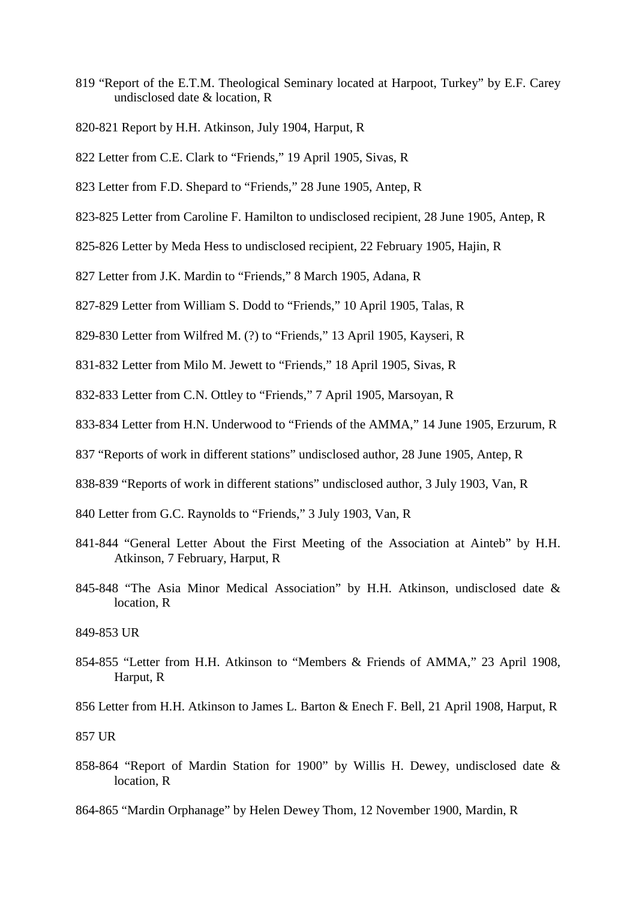819 “Report of the E.T.M. Theological Seminary located at Harpoot, Turkey” by E.F. Carey undisclosed date & location, R

820-821 Report by H.H. Atkinson, July 1904, Harput, R

822 Letter from C.E. Clark to “Friends,” 19 April 1905, Sivas, R

823 Letter from F.D. Shepard to “Friends,” 28 June 1905, Antep, R

823-825 Letter from Caroline F. Hamilton to undisclosed recipient, 28 June 1905, Antep, R

825-826 Letter by Meda Hess to undisclosed recipient, 22 February 1905, Hajin, R

827 Letter from J.K. Mardin to “Friends,” 8 March 1905, Adana, R

827-829 Letter from William S. Dodd to “Friends,” 10 April 1905, Talas, R

829-830 Letter from Wilfred M. (?) to “Friends,” 13 April 1905, Kayseri, R

831-832 Letter from Milo M. Jewett to “Friends,” 18 April 1905, Sivas, R

832-833 Letter from C.N. Ottley to “Friends,” 7 April 1905, Marsoyan, R

833-834 Letter from H.N. Underwood to “Friends of the AMMA,” 14 June 1905, Erzurum, R

837 “Reports of work in different stations” undisclosed author, 28 June 1905, Antep, R

838-839 “Reports of work in different stations” undisclosed author, 3 July 1903, Van, R

840 Letter from G.C. Raynolds to “Friends,” 3 July 1903, Van, R

841-844 “General Letter About the First Meeting of the Association at Ainteb” by H.H. Atkinson, 7 February, Harput, R

845-848 “The Asia Minor Medical Association” by H.H. Atkinson, undisclosed date & location, R

849-853 UR

854-855 “Letter from H.H. Atkinson to “Members & Friends of AMMA,” 23 April 1908, Harput, R

856 Letter from H.H. Atkinson to James L. Barton & Enech F. Bell, 21 April 1908, Harput, R

857 UR

858-864 “Report of Mardin Station for 1900” by Willis H. Dewey, undisclosed date & location, R

864-865 “Mardin Orphanage” by Helen Dewey Thom, 12 November 1900, Mardin, R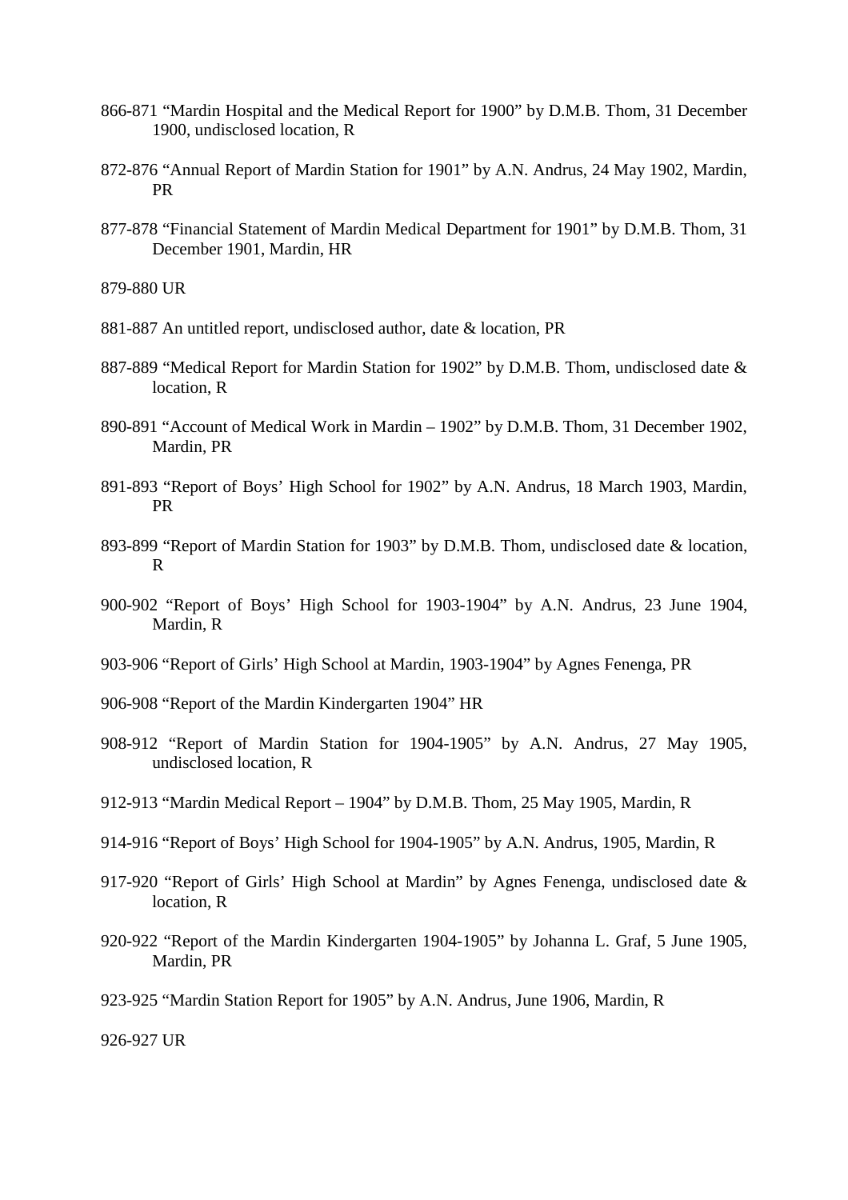866-871 “Mardin Hospital and the Medical Report for 1900” by D.M.B. Thom, 31 December 1900, undisclosed location, R

872-876 “Annual Report of Mardin Station for 1901” by A.N. Andrus, 24 May 1902, Mardin, PR

877-878 “Financial Statement of Mardin Medical Department for 1901” by D.M.B. Thom, 31 December 1901, Mardin, HR

879-880 UR

881-887 An untitled report, undisclosed author, date & location, PR

887-889 “Medical Report for Mardin Station for 1902” by D.M.B. Thom, undisclosed date & location, R

890-891 “Account of Medical Work in Mardin – 1902” by D.M.B. Thom, 31 December 1902, Mardin, PR

891-893 “Report of Boys’ High School for 1902” by A.N. Andrus, 18 March 1903, Mardin, PR

893-899 “Report of Mardin Station for 1903” by D.M.B. Thom, undisclosed date & location, R

900-902 “Report of Boys’ High School for 1903-1904” by A.N. Andrus, 23 June 1904, Mardin, R

903-906 “Report of Girls’ High School at Mardin, 1903-1904” by Agnes Fenenga, PR

906-908 “Report of the Mardin Kindergarten 1904” HR

908-912 “Report of Mardin Station for 1904-1905” by A.N. Andrus, 27 May 1905, undisclosed location, R

912-913 “Mardin Medical Report – 1904” by D.M.B. Thom, 25 May 1905, Mardin, R

914-916 “Report of Boys’ High School for 1904-1905” by A.N. Andrus, 1905, Mardin, R

917-920 “Report of Girls’ High School at Mardin” by Agnes Fenenga, undisclosed date & location, R

920-922 “Report of the Mardin Kindergarten 1904-1905” by Johanna L. Graf, 5 June 1905, Mardin, PR

923-925 “Mardin Station Report for 1905” by A.N. Andrus, June 1906, Mardin, R

926-927 UR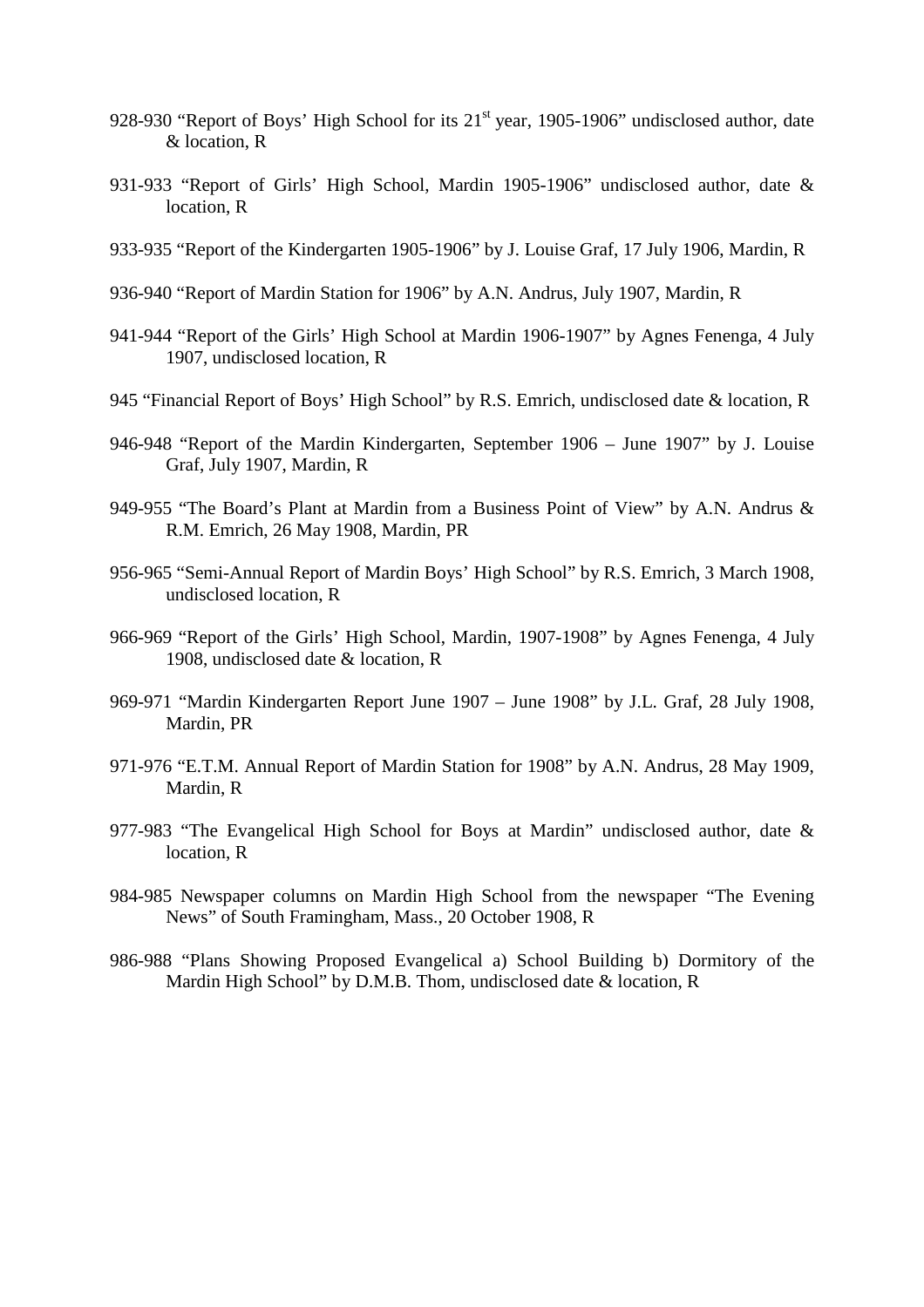928-930 “Report of Boys’ High School for its 21st year, 1905-1906” undisclosed author, date & location, R

931-933 “Report of Girls’ High School, Mardin 1905-1906” undisclosed author, date & location, R

933-935 “Report of the Kindergarten 1905-1906” by J. Louise Graf, 17 July 1906, Mardin, R

936-940 “Report of Mardin Station for 1906” by A.N. Andrus, July 1907, Mardin, R

941-944 “Report of the Girls’ High School at Mardin 1906-1907” by Agnes Fenenga, 4 July 1907, undisclosed location, R

945 “Financial Report of Boys’ High School” by R.S. Emrich, undisclosed date & location, R

946-948 “Report of the Mardin Kindergarten, September 1906 – June 1907” by J. Louise Graf, July 1907, Mardin, R

949-955 “The Board’s Plant at Mardin from a Business Point of View” by A.N. Andrus & R.M. Emrich, 26 May 1908, Mardin, PR

956-965 “Semi-Annual Report of Mardin Boys’ High School” by R.S. Emrich, 3 March 1908, undisclosed location, R

966-969 “Report of the Girls’ High School, Mardin, 1907-1908” by Agnes Fenenga, 4 July 1908, undisclosed date & location, R

969-971 “Mardin Kindergarten Report June 1907 – June 1908” by J.L. Graf, 28 July 1908, Mardin, PR

971-976 “E.T.M. Annual Report of Mardin Station for 1908” by A.N. Andrus, 28 May 1909, Mardin, R

977-983 “The Evangelical High School for Boys at Mardin” undisclosed author, date & location, R

984-985 Newspaper columns on Mardin High School from the newspaper “The Evening News” of South Framingham, Mass., 20 October 1908, R

986-988 “Plans Showing Proposed Evangelical a) School Building b) Dormitory of the Mardin High School” by D.M.B. Thom, undisclosed date & location, R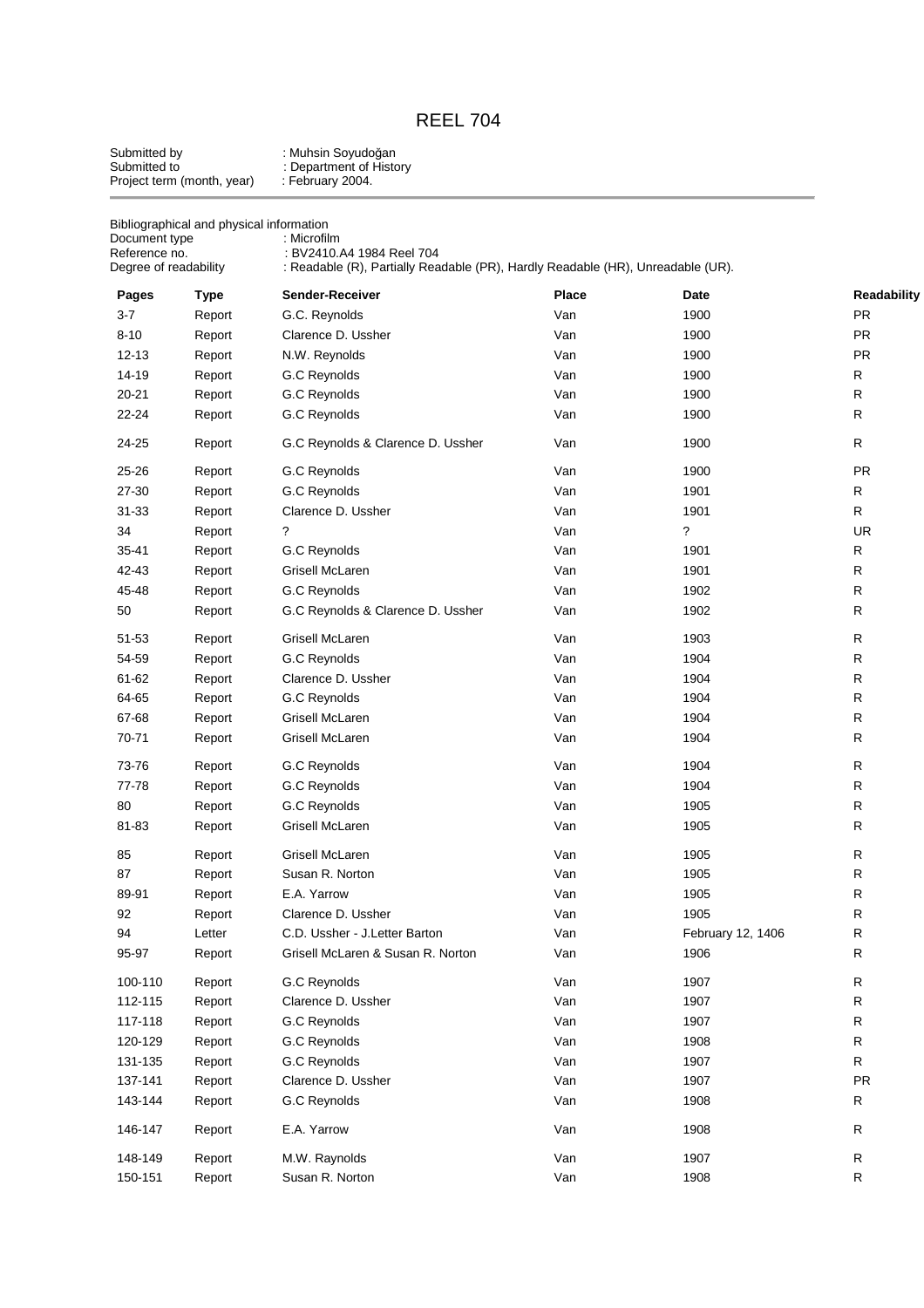# REEL 704

Submitted by : Muhsin Soyudoğan
Submitted to : Department of History
Project term (month, year) : February 2004.

Bibliographical and physical information
Document type : Microfilm
Reference no. : BV2410.A4 1984 Reel 704
Degree of readability : Readable (R), Partially Readable (PR), Hardly Readable (HR), Unreadable (UR).

| Pages | Type | Sender-Receiver | Place | Date | Readability |
|---|---|---|---|---|---|
| 3-7 | Report | G.C. Reynolds | Van | 1900 | PR |
| 8-10 | Report | Clarence D. Ussher | Van | 1900 | PR |
| 12-13 | Report | N.W. Reynolds | Van | 1900 | PR |
| 14-19 | Report | G.C Reynolds | Van | 1900 | R |
| 20-21 | Report | G.C Reynolds | Van | 1900 | R |
| 22-24 | Report | G.C Reynolds | Van | 1900 | R |
| 24-25 | Report | G.C Reynolds & Clarence D. Ussher | Van | 1900 | R |
| 25-26 | Report | G.C Reynolds | Van | 1900 | PR |
| 27-30 | Report | G.C Reynolds | Van | 1901 | R |
| 31-33 | Report | Clarence D. Ussher | Van | 1901 | R |
| 34 | Report | ? | Van | ? | UR |
| 35-41 | Report | G.C Reynolds | Van | 1901 | R |
| 42-43 | Report | Grisell McLaren | Van | 1901 | R |
| 45-48 | Report | G.C Reynolds | Van | 1902 | R |
| 50 | Report | G.C Reynolds & Clarence D. Ussher | Van | 1902 | R |
| 51-53 | Report | Grisell McLaren | Van | 1903 | R |
| 54-59 | Report | G.C Reynolds | Van | 1904 | R |
| 61-62 | Report | Clarence D. Ussher | Van | 1904 | R |
| 64-65 | Report | G.C Reynolds | Van | 1904 | R |
| 67-68 | Report | Grisell McLaren | Van | 1904 | R |
| 70-71 | Report | Grisell McLaren | Van | 1904 | R |
| 73-76 | Report | G.C Reynolds | Van | 1904 | R |
| 77-78 | Report | G.C Reynolds | Van | 1904 | R |
| 80 | Report | G.C Reynolds | Van | 1905 | R |
| 81-83 | Report | Grisell McLaren | Van | 1905 | R |
| 85 | Report | Grisell McLaren | Van | 1905 | R |
| 87 | Report | Susan R. Norton | Van | 1905 | R |
| 89-91 | Report | E.A. Yarrow | Van | 1905 | R |
| 92 | Report | Clarence D. Ussher | Van | 1905 | R |
| 94 | Letter | C.D. Ussher - J.Letter Barton | Van | February 12, 1406 | R |
| 95-97 | Report | Grisell McLaren & Susan R. Norton | Van | 1906 | R |
| 100-110 | Report | G.C Reynolds | Van | 1907 | R |
| 112-115 | Report | Clarence D. Ussher | Van | 1907 | R |
| 117-118 | Report | G.C Reynolds | Van | 1907 | R |
| 120-129 | Report | G.C Reynolds | Van | 1908 | R |
| 131-135 | Report | G.C Reynolds | Van | 1907 | R |
| 137-141 | Report | Clarence D. Ussher | Van | 1907 | PR |
| 143-144 | Report | G.C Reynolds | Van | 1908 | R |
| 146-147 | Report | E.A. Yarrow | Van | 1908 | R |
| 148-149 | Report | M.W. Raynolds | Van | 1907 | R |
| 150-151 | Report | Susan R. Norton | Van | 1908 | R |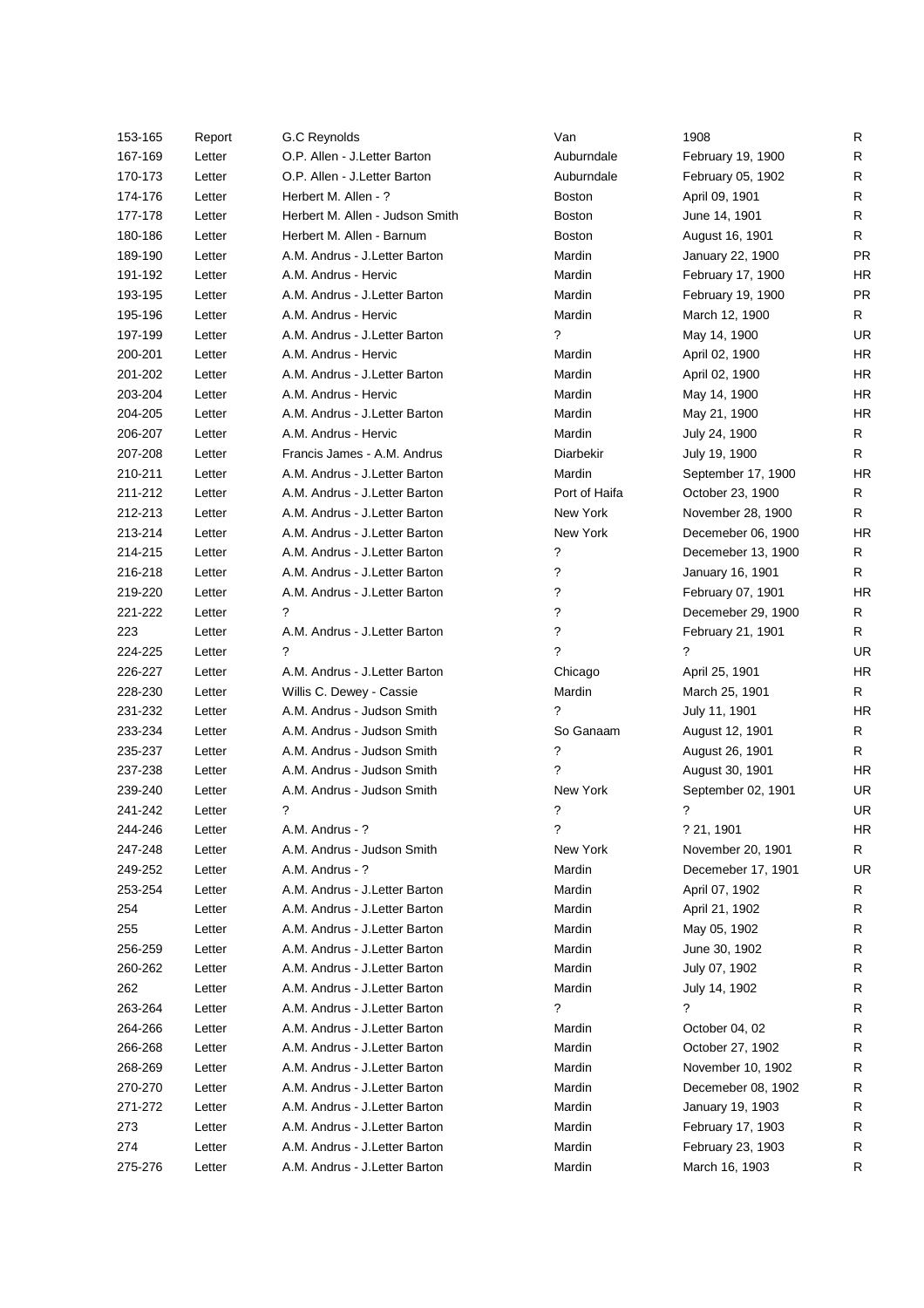| 153-165 | Report | G.C Reynolds | Van | 1908 | R |
|---|---|---|---|---|---|
| 167-169 | Letter | O.P. Allen - J.Letter Barton | Auburndale | February 19, 1900 | R |
| 170-173 | Letter | O.P. Allen - J.Letter Barton | Auburndale | February 05, 1902 | R |
| 174-176 | Letter | Herbert M. Allen - ? | Boston | April 09, 1901 | R |
| 177-178 | Letter | Herbert M. Allen - Judson Smith | Boston | June 14, 1901 | R |
| 180-186 | Letter | Herbert M. Allen - Barnum | Boston | August 16, 1901 | R |
| 189-190 | Letter | A.M. Andrus - J.Letter Barton | Mardin | January 22, 1900 | PR |
| 191-192 | Letter | A.M. Andrus - Hervic | Mardin | February 17, 1900 | HR |
| 193-195 | Letter | A.M. Andrus - J.Letter Barton | Mardin | February 19, 1900 | PR |
| 195-196 | Letter | A.M. Andrus - Hervic | Mardin | March 12, 1900 | R |
| 197-199 | Letter | A.M. Andrus - J.Letter Barton | ? | May 14, 1900 | UR |
| 200-201 | Letter | A.M. Andrus - Hervic | Mardin | April 02, 1900 | HR |
| 201-202 | Letter | A.M. Andrus - J.Letter Barton | Mardin | April 02, 1900 | HR |
| 203-204 | Letter | A.M. Andrus - Hervic | Mardin | May 14, 1900 | HR |
| 204-205 | Letter | A.M. Andrus - J.Letter Barton | Mardin | May 21, 1900 | HR |
| 206-207 | Letter | A.M. Andrus - Hervic | Mardin | July 24, 1900 | R |
| 207-208 | Letter | Francis James - A.M. Andrus | Diarbekir | July 19, 1900 | R |
| 210-211 | Letter | A.M. Andrus - J.Letter Barton | Mardin | September 17, 1900 | HR |
| 211-212 | Letter | A.M. Andrus - J.Letter Barton | Port of Haifa | October 23, 1900 | R |
| 212-213 | Letter | A.M. Andrus - J.Letter Barton | New York | November 28, 1900 | R |
| 213-214 | Letter | A.M. Andrus - J.Letter Barton | New York | Decemeber 06, 1900 | HR |
| 214-215 | Letter | A.M. Andrus - J.Letter Barton | ? | Decemeber 13, 1900 | R |
| 216-218 | Letter | A.M. Andrus - J.Letter Barton | ? | January 16, 1901 | R |
| 219-220 | Letter | A.M. Andrus - J.Letter Barton | ? | February 07, 1901 | HR |
| 221-222 | Letter | ? | ? | Decemeber 29, 1900 | R |
| 223 | Letter | A.M. Andrus - J.Letter Barton | ? | February 21, 1901 | R |
| 224-225 | Letter | ? | ? | ? | UR |
| 226-227 | Letter | A.M. Andrus - J.Letter Barton | Chicago | April 25, 1901 | HR |
| 228-230 | Letter | Willis C. Dewey - Cassie | Mardin | March 25, 1901 | R |
| 231-232 | Letter | A.M. Andrus - Judson Smith | ? | July 11, 1901 | HR |
| 233-234 | Letter | A.M. Andrus - Judson Smith | So Ganaam | August 12, 1901 | R |
| 235-237 | Letter | A.M. Andrus - Judson Smith | ? | August 26, 1901 | R |
| 237-238 | Letter | A.M. Andrus - Judson Smith | ? | August 30, 1901 | HR |
| 239-240 | Letter | A.M. Andrus - Judson Smith | New York | September 02, 1901 | UR |
| 241-242 | Letter | ? | ? | ? | UR |
| 244-246 | Letter | A.M. Andrus - ? | ? | ? 21, 1901 | HR |
| 247-248 | Letter | A.M. Andrus - Judson Smith | New York | November 20, 1901 | R |
| 249-252 | Letter | A.M. Andrus - ? | Mardin | Decemeber 17, 1901 | UR |
| 253-254 | Letter | A.M. Andrus - J.Letter Barton | Mardin | April 07, 1902 | R |
| 254 | Letter | A.M. Andrus - J.Letter Barton | Mardin | April 21, 1902 | R |
| 255 | Letter | A.M. Andrus - J.Letter Barton | Mardin | May 05, 1902 | R |
| 256-259 | Letter | A.M. Andrus - J.Letter Barton | Mardin | June 30, 1902 | R |
| 260-262 | Letter | A.M. Andrus - J.Letter Barton | Mardin | July 07, 1902 | R |
| 262 | Letter | A.M. Andrus - J.Letter Barton | Mardin | July 14, 1902 | R |
| 263-264 | Letter | A.M. Andrus - J.Letter Barton | ? | ? | R |
| 264-266 | Letter | A.M. Andrus - J.Letter Barton | Mardin | October 04, 02 | R |
| 266-268 | Letter | A.M. Andrus - J.Letter Barton | Mardin | October 27, 1902 | R |
| 268-269 | Letter | A.M. Andrus - J.Letter Barton | Mardin | November 10, 1902 | R |
| 270-270 | Letter | A.M. Andrus - J.Letter Barton | Mardin | Decemeber 08, 1902 | R |
| 271-272 | Letter | A.M. Andrus - J.Letter Barton | Mardin | January 19, 1903 | R |
| 273 | Letter | A.M. Andrus - J.Letter Barton | Mardin | February 17, 1903 | R |
| 274 | Letter | A.M. Andrus - J.Letter Barton | Mardin | February 23, 1903 | R |
| 275-276 | Letter | A.M. Andrus - J.Letter Barton | Mardin | March 16, 1903 | R |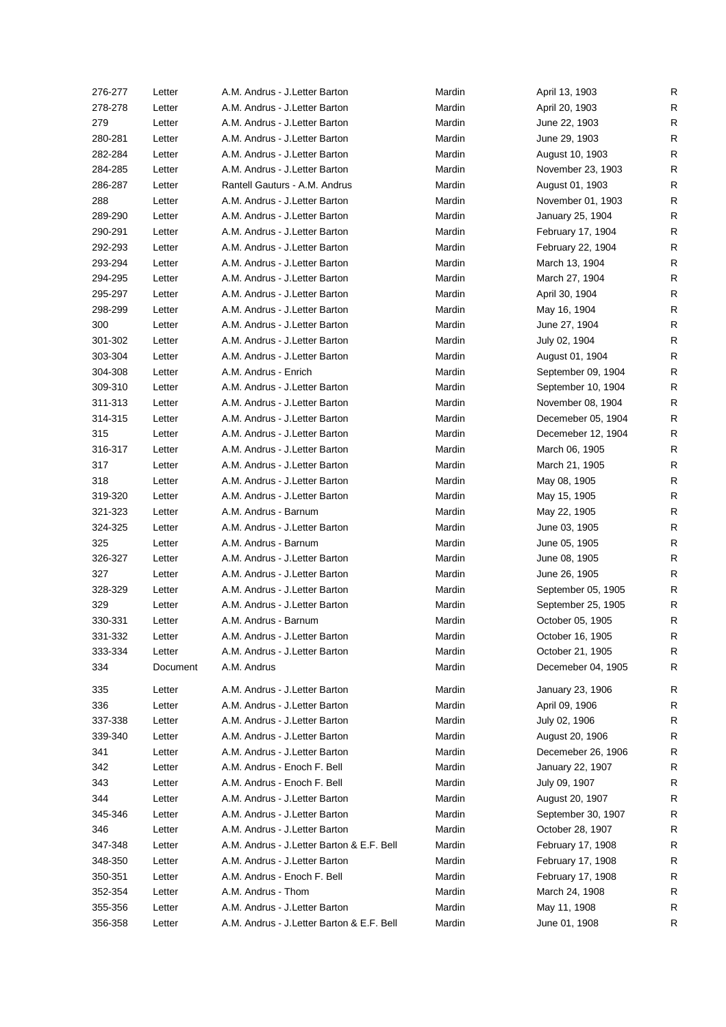| | | | | | |
|---|---|---|---|---|---|
| 276-277 | Letter | A.M. Andrus - J.Letter Barton | Mardin | April 13, 1903 | R |
| 278-278 | Letter | A.M. Andrus - J.Letter Barton | Mardin | April 20, 1903 | R |
| 279 | Letter | A.M. Andrus - J.Letter Barton | Mardin | June 22, 1903 | R |
| 280-281 | Letter | A.M. Andrus - J.Letter Barton | Mardin | June 29, 1903 | R |
| 282-284 | Letter | A.M. Andrus - J.Letter Barton | Mardin | August 10, 1903 | R |
| 284-285 | Letter | A.M. Andrus - J.Letter Barton | Mardin | November 23, 1903 | R |
| 286-287 | Letter | Rantell Gauturs - A.M. Andrus | Mardin | August 01, 1903 | R |
| 288 | Letter | A.M. Andrus - J.Letter Barton | Mardin | November 01, 1903 | R |
| 289-290 | Letter | A.M. Andrus - J.Letter Barton | Mardin | January 25, 1904 | R |
| 290-291 | Letter | A.M. Andrus - J.Letter Barton | Mardin | February 17, 1904 | R |
| 292-293 | Letter | A.M. Andrus - J.Letter Barton | Mardin | February 22, 1904 | R |
| 293-294 | Letter | A.M. Andrus - J.Letter Barton | Mardin | March 13, 1904 | R |
| 294-295 | Letter | A.M. Andrus - J.Letter Barton | Mardin | March 27, 1904 | R |
| 295-297 | Letter | A.M. Andrus - J.Letter Barton | Mardin | April 30, 1904 | R |
| 298-299 | Letter | A.M. Andrus - J.Letter Barton | Mardin | May 16, 1904 | R |
| 300 | Letter | A.M. Andrus - J.Letter Barton | Mardin | June 27, 1904 | R |
| 301-302 | Letter | A.M. Andrus - J.Letter Barton | Mardin | July 02, 1904 | R |
| 303-304 | Letter | A.M. Andrus - J.Letter Barton | Mardin | August 01, 1904 | R |
| 304-308 | Letter | A.M. Andrus - Enrich | Mardin | September 09, 1904 | R |
| 309-310 | Letter | A.M. Andrus - J.Letter Barton | Mardin | September 10, 1904 | R |
| 311-313 | Letter | A.M. Andrus - J.Letter Barton | Mardin | November 08, 1904 | R |
| 314-315 | Letter | A.M. Andrus - J.Letter Barton | Mardin | Decemeber 05, 1904 | R |
| 315 | Letter | A.M. Andrus - J.Letter Barton | Mardin | Decemeber 12, 1904 | R |
| 316-317 | Letter | A.M. Andrus - J.Letter Barton | Mardin | March 06, 1905 | R |
| 317 | Letter | A.M. Andrus - J.Letter Barton | Mardin | March 21, 1905 | R |
| 318 | Letter | A.M. Andrus - J.Letter Barton | Mardin | May 08, 1905 | R |
| 319-320 | Letter | A.M. Andrus - J.Letter Barton | Mardin | May 15, 1905 | R |
| 321-323 | Letter | A.M. Andrus - Barnum | Mardin | May 22, 1905 | R |
| 324-325 | Letter | A.M. Andrus - J.Letter Barton | Mardin | June 03, 1905 | R |
| 325 | Letter | A.M. Andrus - Barnum | Mardin | June 05, 1905 | R |
| 326-327 | Letter | A.M. Andrus - J.Letter Barton | Mardin | June 08, 1905 | R |
| 327 | Letter | A.M. Andrus - J.Letter Barton | Mardin | June 26, 1905 | R |
| 328-329 | Letter | A.M. Andrus - J.Letter Barton | Mardin | September 05, 1905 | R |
| 329 | Letter | A.M. Andrus - J.Letter Barton | Mardin | September 25, 1905 | R |
| 330-331 | Letter | A.M. Andrus - Barnum | Mardin | October 05, 1905 | R |
| 331-332 | Letter | A.M. Andrus - J.Letter Barton | Mardin | October 16, 1905 | R |
| 333-334 | Letter | A.M. Andrus - J.Letter Barton | Mardin | October 21, 1905 | R |
| 334 | Document | A.M. Andrus | Mardin | Decemeber 04, 1905 | R |
| 335 | Letter | A.M. Andrus - J.Letter Barton | Mardin | January 23, 1906 | R |
| 336 | Letter | A.M. Andrus - J.Letter Barton | Mardin | April 09, 1906 | R |
| 337-338 | Letter | A.M. Andrus - J.Letter Barton | Mardin | July 02, 1906 | R |
| 339-340 | Letter | A.M. Andrus - J.Letter Barton | Mardin | August 20, 1906 | R |
| 341 | Letter | A.M. Andrus - J.Letter Barton | Mardin | Decemeber 26, 1906 | R |
| 342 | Letter | A.M. Andrus - Enoch F. Bell | Mardin | January 22, 1907 | R |
| 343 | Letter | A.M. Andrus - Enoch F. Bell | Mardin | July 09, 1907 | R |
| 344 | Letter | A.M. Andrus - J.Letter Barton | Mardin | August 20, 1907 | R |
| 345-346 | Letter | A.M. Andrus - J.Letter Barton | Mardin | September 30, 1907 | R |
| 346 | Letter | A.M. Andrus - J.Letter Barton | Mardin | October 28, 1907 | R |
| 347-348 | Letter | A.M. Andrus - J.Letter Barton & E.F. Bell | Mardin | February 17, 1908 | R |
| 348-350 | Letter | A.M. Andrus - J.Letter Barton | Mardin | February 17, 1908 | R |
| 350-351 | Letter | A.M. Andrus - Enoch F. Bell | Mardin | February 17, 1908 | R |
| 352-354 | Letter | A.M. Andrus - Thom | Mardin | March 24, 1908 | R |
| 355-356 | Letter | A.M. Andrus - J.Letter Barton | Mardin | May 11, 1908 | R |
| 356-358 | Letter | A.M. Andrus - J.Letter Barton & E.F. Bell | Mardin | June 01, 1908 | R |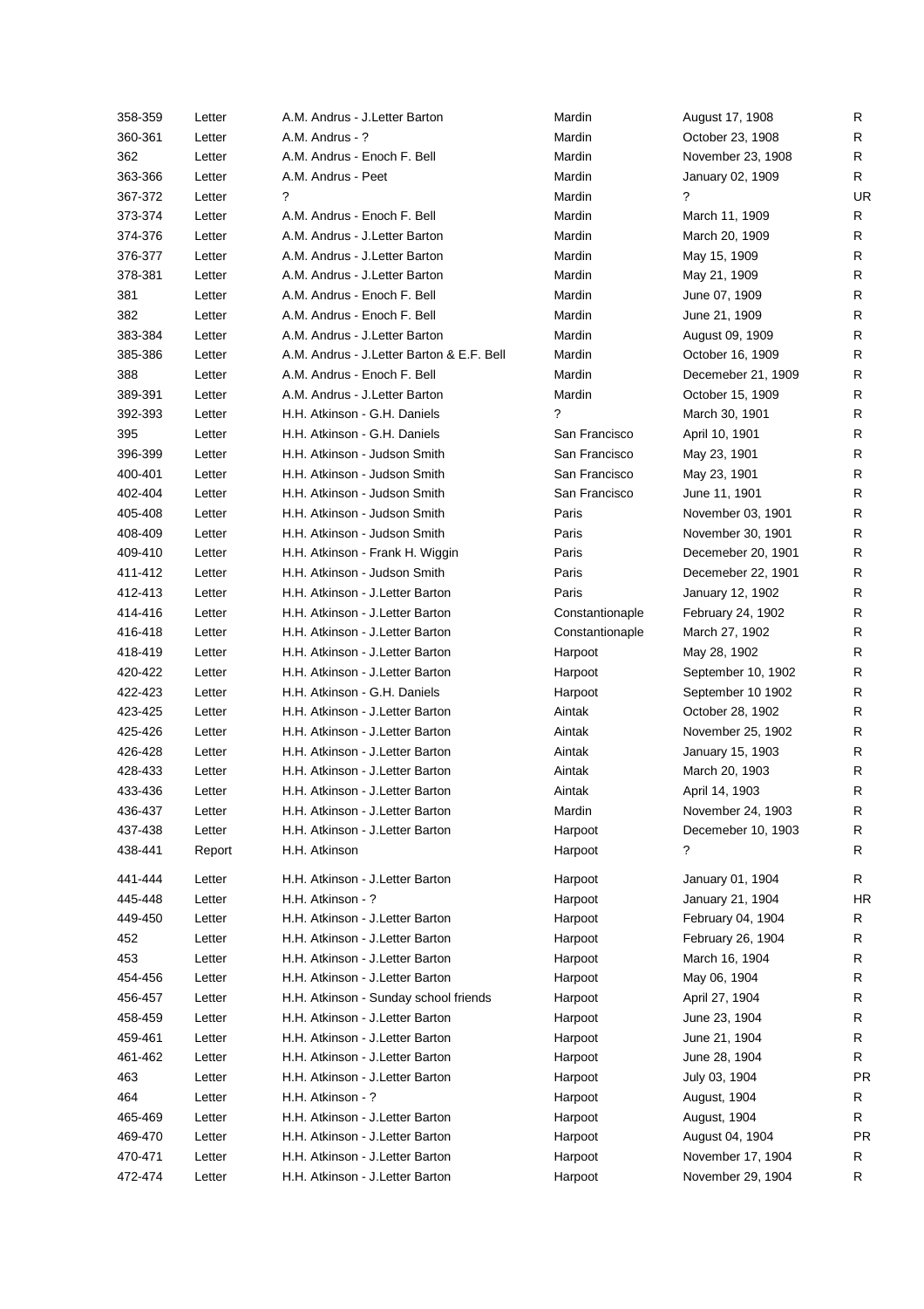| | | | | | |
|---|---|---|---|---|---|
| 358-359 | Letter | A.M. Andrus - J.Letter Barton | Mardin | August 17, 1908 | R |
| 360-361 | Letter | A.M. Andrus - ? | Mardin | October 23, 1908 | R |
| 362 | Letter | A.M. Andrus - Enoch F. Bell | Mardin | November 23, 1908 | R |
| 363-366 | Letter | A.M. Andrus - Peet | Mardin | January 02, 1909 | R |
| 367-372 | Letter | ? | Mardin | ? | UR |
| 373-374 | Letter | A.M. Andrus - Enoch F. Bell | Mardin | March 11, 1909 | R |
| 374-376 | Letter | A.M. Andrus - J.Letter Barton | Mardin | March 20, 1909 | R |
| 376-377 | Letter | A.M. Andrus - J.Letter Barton | Mardin | May 15, 1909 | R |
| 378-381 | Letter | A.M. Andrus - J.Letter Barton | Mardin | May 21, 1909 | R |
| 381 | Letter | A.M. Andrus - Enoch F. Bell | Mardin | June 07, 1909 | R |
| 382 | Letter | A.M. Andrus - Enoch F. Bell | Mardin | June 21, 1909 | R |
| 383-384 | Letter | A.M. Andrus - J.Letter Barton | Mardin | August 09, 1909 | R |
| 385-386 | Letter | A.M. Andrus - J.Letter Barton & E.F. Bell | Mardin | October 16, 1909 | R |
| 388 | Letter | A.M. Andrus - Enoch F. Bell | Mardin | Decemeber 21, 1909 | R |
| 389-391 | Letter | A.M. Andrus - J.Letter Barton | Mardin | October 15, 1909 | R |
| 392-393 | Letter | H.H. Atkinson - G.H. Daniels | ? | March 30, 1901 | R |
| 395 | Letter | H.H. Atkinson - G.H. Daniels | San Francisco | April 10, 1901 | R |
| 396-399 | Letter | H.H. Atkinson - Judson Smith | San Francisco | May 23, 1901 | R |
| 400-401 | Letter | H.H. Atkinson - Judson Smith | San Francisco | May 23, 1901 | R |
| 402-404 | Letter | H.H. Atkinson - Judson Smith | San Francisco | June 11, 1901 | R |
| 405-408 | Letter | H.H. Atkinson - Judson Smith | Paris | November 03, 1901 | R |
| 408-409 | Letter | H.H. Atkinson - Judson Smith | Paris | November 30, 1901 | R |
| 409-410 | Letter | H.H. Atkinson - Frank H. Wiggin | Paris | Decemeber 20, 1901 | R |
| 411-412 | Letter | H.H. Atkinson - Judson Smith | Paris | Decemeber 22, 1901 | R |
| 412-413 | Letter | H.H. Atkinson - J.Letter Barton | Paris | January 12, 1902 | R |
| 414-416 | Letter | H.H. Atkinson - J.Letter Barton | Constantionaple | February 24, 1902 | R |
| 416-418 | Letter | H.H. Atkinson - J.Letter Barton | Constantionaple | March 27, 1902 | R |
| 418-419 | Letter | H.H. Atkinson - J.Letter Barton | Harpoot | May 28, 1902 | R |
| 420-422 | Letter | H.H. Atkinson - J.Letter Barton | Harpoot | September 10, 1902 | R |
| 422-423 | Letter | H.H. Atkinson - G.H. Daniels | Harpoot | September 10 1902 | R |
| 423-425 | Letter | H.H. Atkinson - J.Letter Barton | Aintak | October 28, 1902 | R |
| 425-426 | Letter | H.H. Atkinson - J.Letter Barton | Aintak | November 25, 1902 | R |
| 426-428 | Letter | H.H. Atkinson - J.Letter Barton | Aintak | January 15, 1903 | R |
| 428-433 | Letter | H.H. Atkinson - J.Letter Barton | Aintak | March 20, 1903 | R |
| 433-436 | Letter | H.H. Atkinson - J.Letter Barton | Aintak | April 14, 1903 | R |
| 436-437 | Letter | H.H. Atkinson - J.Letter Barton | Mardin | November 24, 1903 | R |
| 437-438 | Letter | H.H. Atkinson - J.Letter Barton | Harpoot | Decemeber 10, 1903 | R |
| 438-441 | Report | H.H. Atkinson | Harpoot | ? | R |
| 441-444 | Letter | H.H. Atkinson - J.Letter Barton | Harpoot | January 01, 1904 | R |
| 445-448 | Letter | H.H. Atkinson - ? | Harpoot | January 21, 1904 | HR |
| 449-450 | Letter | H.H. Atkinson - J.Letter Barton | Harpoot | February 04, 1904 | R |
| 452 | Letter | H.H. Atkinson - J.Letter Barton | Harpoot | February 26, 1904 | R |
| 453 | Letter | H.H. Atkinson - J.Letter Barton | Harpoot | March 16, 1904 | R |
| 454-456 | Letter | H.H. Atkinson - J.Letter Barton | Harpoot | May 06, 1904 | R |
| 456-457 | Letter | H.H. Atkinson - Sunday school friends | Harpoot | April 27, 1904 | R |
| 458-459 | Letter | H.H. Atkinson - J.Letter Barton | Harpoot | June 23, 1904 | R |
| 459-461 | Letter | H.H. Atkinson - J.Letter Barton | Harpoot | June 21, 1904 | R |
| 461-462 | Letter | H.H. Atkinson - J.Letter Barton | Harpoot | June 28, 1904 | R |
| 463 | Letter | H.H. Atkinson - J.Letter Barton | Harpoot | July 03, 1904 | PR |
| 464 | Letter | H.H. Atkinson - ? | Harpoot | August, 1904 | R |
| 465-469 | Letter | H.H. Atkinson - J.Letter Barton | Harpoot | August, 1904 | R |
| 469-470 | Letter | H.H. Atkinson - J.Letter Barton | Harpoot | August 04, 1904 | PR |
| 470-471 | Letter | H.H. Atkinson - J.Letter Barton | Harpoot | November 17, 1904 | R |
| 472-474 | Letter | H.H. Atkinson - J.Letter Barton | Harpoot | November 29, 1904 | R |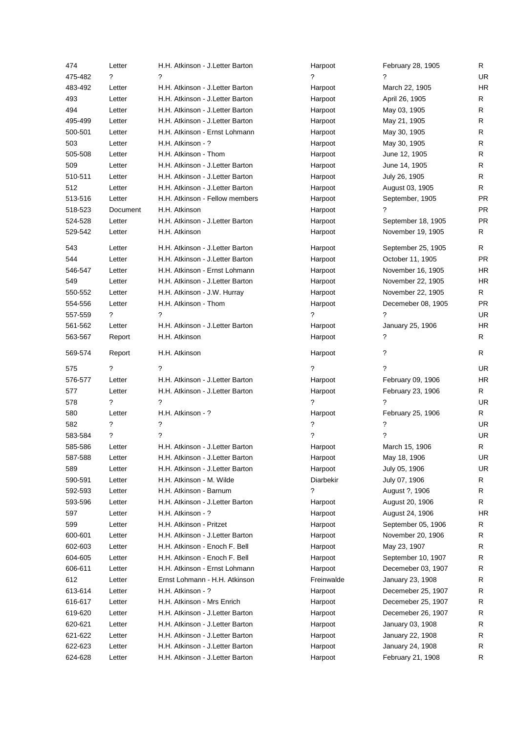| | | | | | |
|---|---|---|---|---|---|
| 474 | Letter | H.H. Atkinson - J.Letter Barton | Harpoot | February 28, 1905 | R |
| 475-482 | ? | ? | ? | ? | UR |
| 483-492 | Letter | H.H. Atkinson - J.Letter Barton | Harpoot | March 22, 1905 | HR |
| 493 | Letter | H.H. Atkinson - J.Letter Barton | Harpoot | April 26, 1905 | R |
| 494 | Letter | H.H. Atkinson - J.Letter Barton | Harpoot | May 03, 1905 | R |
| 495-499 | Letter | H.H. Atkinson - J.Letter Barton | Harpoot | May 21, 1905 | R |
| 500-501 | Letter | H.H. Atkinson - Ernst Lohmann | Harpoot | May 30, 1905 | R |
| 503 | Letter | H.H. Atkinson - ? | Harpoot | May 30, 1905 | R |
| 505-508 | Letter | H.H. Atkinson - Thom | Harpoot | June 12, 1905 | R |
| 509 | Letter | H.H. Atkinson - J.Letter Barton | Harpoot | June 14, 1905 | R |
| 510-511 | Letter | H.H. Atkinson - J.Letter Barton | Harpoot | July 26, 1905 | R |
| 512 | Letter | H.H. Atkinson - J.Letter Barton | Harpoot | August 03, 1905 | R |
| 513-516 | Letter | H.H. Atkinson - Fellow members | Harpoot | September, 1905 | PR |
| 518-523 | Document | H.H. Atkinson | Harpoot | ? | PR |
| 524-528 | Letter | H.H. Atkinson - J.Letter Barton | Harpoot | September 18, 1905 | PR |
| 529-542 | Letter | H.H. Atkinson | Harpoot | November 19, 1905 | R |
| 543 | Letter | H.H. Atkinson - J.Letter Barton | Harpoot | September 25, 1905 | R |
| 544 | Letter | H.H. Atkinson - J.Letter Barton | Harpoot | October 11, 1905 | PR |
| 546-547 | Letter | H.H. Atkinson - Ernst Lohmann | Harpoot | November 16, 1905 | HR |
| 549 | Letter | H.H. Atkinson - J.Letter Barton | Harpoot | November 22, 1905 | HR |
| 550-552 | Letter | H.H. Atkinson - J.W. Hurray | Harpoot | November 22, 1905 | R |
| 554-556 | Letter | H.H. Atkinson - Thom | Harpoot | Decemeber 08, 1905 | PR |
| 557-559 | ? | ? | ? | ? | UR |
| 561-562 | Letter | H.H. Atkinson - J.Letter Barton | Harpoot | January 25, 1906 | HR |
| 563-567 | Report | H.H. Atkinson | Harpoot | ? | R |
| 569-574 | Report | H.H. Atkinson | Harpoot | ? | R |
| 575 | ? | ? | ? | ? | UR |
| 576-577 | Letter | H.H. Atkinson - J.Letter Barton | Harpoot | February 09, 1906 | HR |
| 577 | Letter | H.H. Atkinson - J.Letter Barton | Harpoot | February 23, 1906 | R |
| 578 | ? | ? | ? | ? | UR |
| 580 | Letter | H.H. Atkinson - ? | Harpoot | February 25, 1906 | R |
| 582 | ? | ? | ? | ? | UR |
| 583-584 | ? | ? | ? | ? | UR |
| 585-586 | Letter | H.H. Atkinson - J.Letter Barton | Harpoot | March 15, 1906 | R |
| 587-588 | Letter | H.H. Atkinson - J.Letter Barton | Harpoot | May 18, 1906 | UR |
| 589 | Letter | H.H. Atkinson - J.Letter Barton | Harpoot | July 05, 1906 | UR |
| 590-591 | Letter | H.H. Atkinson - M. Wilde | Diarbekir | July 07, 1906 | R |
| 592-593 | Letter | H.H. Atkinson - Barnum | ? | August ?, 1906 | R |
| 593-596 | Letter | H.H. Atkinson - J.Letter Barton | Harpoot | August 20, 1906 | R |
| 597 | Letter | H.H. Atkinson - ? | Harpoot | August 24, 1906 | HR |
| 599 | Letter | H.H. Atkinson - Pritzet | Harpoot | September 05, 1906 | R |
| 600-601 | Letter | H.H. Atkinson - J.Letter Barton | Harpoot | November 20, 1906 | R |
| 602-603 | Letter | H.H. Atkinson - Enoch F. Bell | Harpoot | May 23, 1907 | R |
| 604-605 | Letter | H.H. Atkinson - Enoch F. Bell | Harpoot | September 10, 1907 | R |
| 606-611 | Letter | H.H. Atkinson - Ernst Lohmann | Harpoot | Decemeber 03, 1907 | R |
| 612 | Letter | Ernst Lohmann - H.H. Atkinson | Freinwalde | January 23, 1908 | R |
| 613-614 | Letter | H.H. Atkinson - ? | Harpoot | Decemeber 25, 1907 | R |
| 616-617 | Letter | H.H. Atkinson - Mrs Enrich | Harpoot | Decemeber 25, 1907 | R |
| 619-620 | Letter | H.H. Atkinson - J.Letter Barton | Harpoot | Decemeber 26, 1907 | R |
| 620-621 | Letter | H.H. Atkinson - J.Letter Barton | Harpoot | January 03, 1908 | R |
| 621-622 | Letter | H.H. Atkinson - J.Letter Barton | Harpoot | January 22, 1908 | R |
| 622-623 | Letter | H.H. Atkinson - J.Letter Barton | Harpoot | January 24, 1908 | R |
| 624-628 | Letter | H.H. Atkinson - J.Letter Barton | Harpoot | February 21, 1908 | R |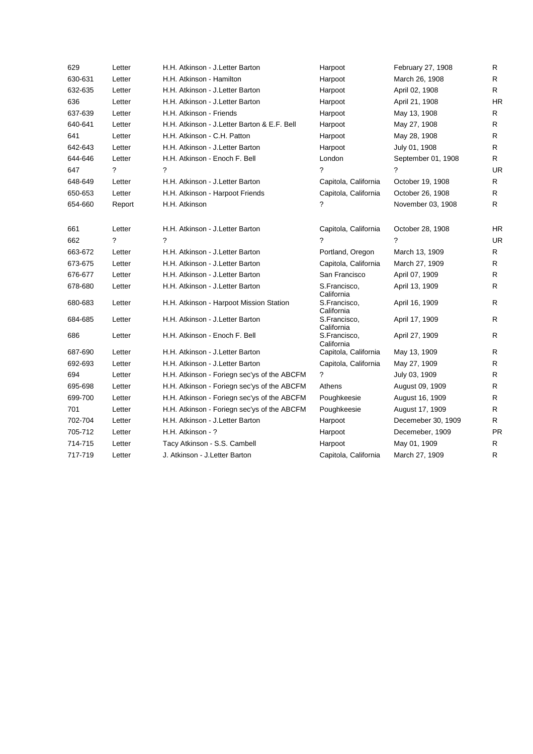| | | | | | |
|---|---|---|---|---|---|
| 629 | Letter | H.H. Atkinson - J.Letter Barton | Harpoot | February 27, 1908 | R |
| 630-631 | Letter | H.H. Atkinson - Hamilton | Harpoot | March 26, 1908 | R |
| 632-635 | Letter | H.H. Atkinson - J.Letter Barton | Harpoot | April 02, 1908 | R |
| 636 | Letter | H.H. Atkinson - J.Letter Barton | Harpoot | April 21, 1908 | HR |
| 637-639 | Letter | H.H. Atkinson - Friends | Harpoot | May 13, 1908 | R |
| 640-641 | Letter | H.H. Atkinson - J.Letter Barton & E.F. Bell | Harpoot | May 27, 1908 | R |
| 641 | Letter | H.H. Atkinson - C.H. Patton | Harpoot | May 28, 1908 | R |
| 642-643 | Letter | H.H. Atkinson - J.Letter Barton | Harpoot | July 01, 1908 | R |
| 644-646 | Letter | H.H. Atkinson - Enoch F. Bell | London | September 01, 1908 | R |
| 647 | ? | ? | ? | ? | UR |
| 648-649 | Letter | H.H. Atkinson - J.Letter Barton | Capitola, California | October 19, 1908 | R |
| 650-653 | Letter | H.H. Atkinson - Harpoot Friends | Capitola, California | October 26, 1908 | R |
| 654-660 | Report | H.H. Atkinson | ? | November 03, 1908 | R |
| 661 | Letter | H.H. Atkinson - J.Letter Barton | Capitola, California | October 28, 1908 | HR |
| 662 | ? | ? | ? | ? | UR |
| 663-672 | Letter | H.H. Atkinson - J.Letter Barton | Portland, Oregon | March 13, 1909 | R |
| 673-675 | Letter | H.H. Atkinson - J.Letter Barton | Capitola, California | March 27, 1909 | R |
| 676-677 | Letter | H.H. Atkinson - J.Letter Barton | San Francisco | April 07, 1909 | R |
| 678-680 | Letter | H.H. Atkinson - J.Letter Barton | S.Francisco, California | April 13, 1909 | R |
| 680-683 | Letter | H.H. Atkinson - Harpoot Mission Station | S.Francisco, California | April 16, 1909 | R |
| 684-685 | Letter | H.H. Atkinson - J.Letter Barton | S.Francisco, California | April 17, 1909 | R |
| 686 | Letter | H.H. Atkinson - Enoch F. Bell | S.Francisco, California | April 27, 1909 | R |
| 687-690 | Letter | H.H. Atkinson - J.Letter Barton | Capitola, California | May 13, 1909 | R |
| 692-693 | Letter | H.H. Atkinson - J.Letter Barton | Capitola, California | May 27, 1909 | R |
| 694 | Letter | H.H. Atkinson - Foriegn sec'ys of the ABCFM | ? | July 03, 1909 | R |
| 695-698 | Letter | H.H. Atkinson - Foriegn sec'ys of the ABCFM | Athens | August 09, 1909 | R |
| 699-700 | Letter | H.H. Atkinson - Foriegn sec'ys of the ABCFM | Poughkeesie | August 16, 1909 | R |
| 701 | Letter | H.H. Atkinson - Foriegn sec'ys of the ABCFM | Poughkeesie | August 17, 1909 | R |
| 702-704 | Letter | H.H. Atkinson - J.Letter Barton | Harpoot | Decemeber 30, 1909 | R |
| 705-712 | Letter | H.H. Atkinson - ? | Harpoot | Decemeber, 1909 | PR |
| 714-715 | Letter | Tacy Atkinson - S.S. Cambell | Harpoot | May 01, 1909 | R |
| 717-719 | Letter | J. Atkinson - J.Letter Barton | Capitola, California | March 27, 1909 | R |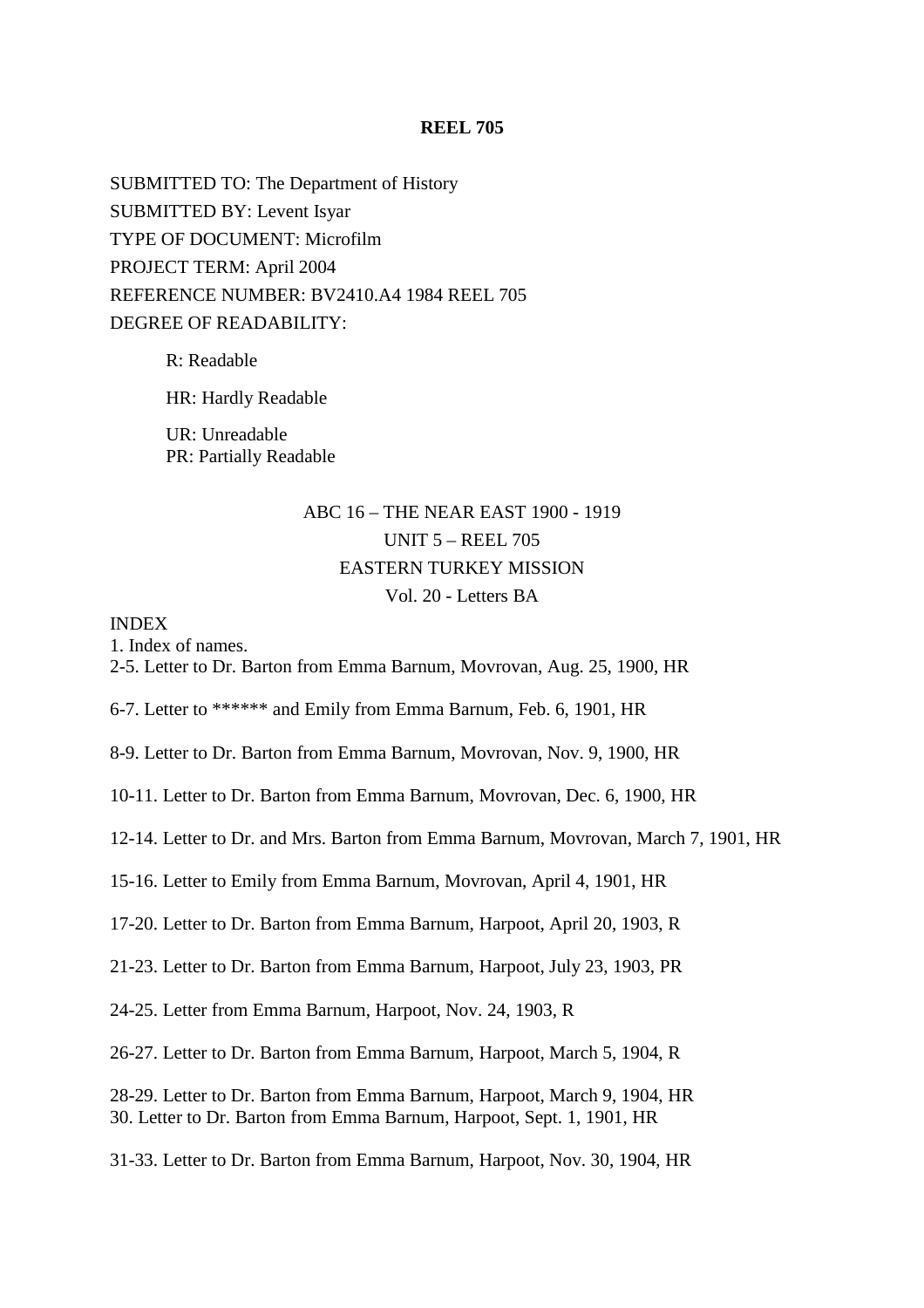**REEL 705**

SUBMITTED TO: The Department of History
SUBMITTED BY: Levent Isyar
TYPE OF DOCUMENT: Microfilm
PROJECT TERM: April 2004
REFERENCE NUMBER: BV2410.A4 1984 REEL 705
DEGREE OF READABILITY:

R: Readable

HR: Hardly Readable

UR: Unreadable
PR: Partially Readable

ABC 16 – THE NEAR EAST 1900 - 1919
UNIT 5 – REEL 705
EASTERN TURKEY MISSION
Vol. 20 - Letters BA

INDEX
1. Index of names.
2-5. Letter to Dr. Barton from Emma Barnum, Movrovan, Aug. 25, 1900, HR

6-7. Letter to ****** and Emily from Emma Barnum, Feb. 6, 1901, HR

8-9. Letter to Dr. Barton from Emma Barnum, Movrovan, Nov. 9, 1900, HR

10-11. Letter to Dr. Barton from Emma Barnum, Movrovan, Dec. 6, 1900, HR

12-14. Letter to Dr. and Mrs. Barton from Emma Barnum, Movrovan, March 7, 1901, HR

15-16. Letter to Emily from Emma Barnum, Movrovan, April 4, 1901, HR

17-20. Letter to Dr. Barton from Emma Barnum, Harpoot, April 20, 1903, R

21-23. Letter to Dr. Barton from Emma Barnum, Harpoot, July 23, 1903, PR

24-25. Letter from Emma Barnum, Harpoot, Nov. 24, 1903, R

26-27. Letter to Dr. Barton from Emma Barnum, Harpoot, March 5, 1904, R

28-29. Letter to Dr. Barton from Emma Barnum, Harpoot, March 9, 1904, HR
30. Letter to Dr. Barton from Emma Barnum, Harpoot, Sept. 1, 1901, HR

31-33. Letter to Dr. Barton from Emma Barnum, Harpoot, Nov. 30, 1904, HR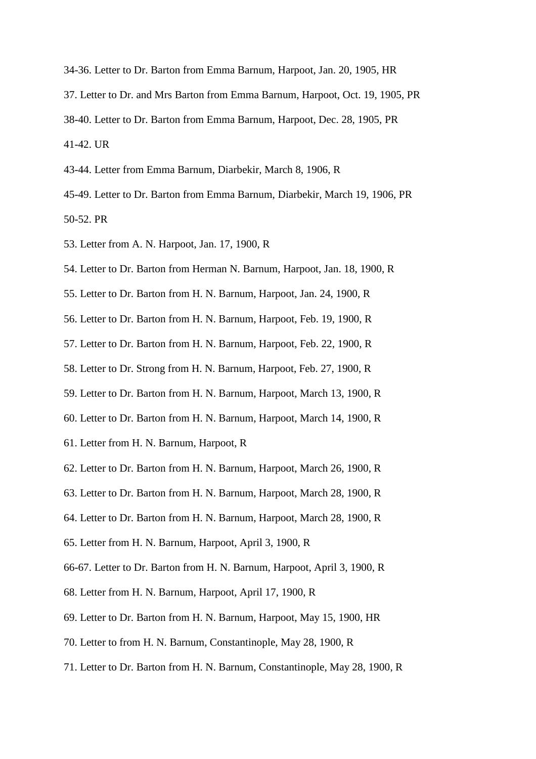34-36. Letter to Dr. Barton from Emma Barnum, Harpoot, Jan. 20, 1905, HR

37. Letter to Dr. and Mrs Barton from Emma Barnum, Harpoot, Oct. 19, 1905, PR

38-40. Letter to Dr. Barton from Emma Barnum, Harpoot, Dec. 28, 1905, PR

41-42. UR

43-44. Letter from Emma Barnum, Diarbekir, March 8, 1906, R

45-49. Letter to Dr. Barton from Emma Barnum, Diarbekir, March 19, 1906, PR

50-52. PR

53. Letter from A. N. Harpoot, Jan. 17, 1900, R

54. Letter to Dr. Barton from Herman N. Barnum, Harpoot, Jan. 18, 1900, R

55. Letter to Dr. Barton from H. N. Barnum, Harpoot, Jan. 24, 1900, R

56. Letter to Dr. Barton from H. N. Barnum, Harpoot, Feb. 19, 1900, R

57. Letter to Dr. Barton from H. N. Barnum, Harpoot, Feb. 22, 1900, R

58. Letter to Dr. Strong from H. N. Barnum, Harpoot, Feb. 27, 1900, R

59. Letter to Dr. Barton from H. N. Barnum, Harpoot, March 13, 1900, R

60. Letter to Dr. Barton from H. N. Barnum, Harpoot, March 14, 1900, R

61. Letter from H. N. Barnum, Harpoot, R

62. Letter to Dr. Barton from H. N. Barnum, Harpoot, March 26, 1900, R

63. Letter to Dr. Barton from H. N. Barnum, Harpoot, March 28, 1900, R

64. Letter to Dr. Barton from H. N. Barnum, Harpoot, March 28, 1900, R

65. Letter from H. N. Barnum, Harpoot, April 3, 1900, R

66-67. Letter to Dr. Barton from H. N. Barnum, Harpoot, April 3, 1900, R

68. Letter from H. N. Barnum, Harpoot, April 17, 1900, R

69. Letter to Dr. Barton from H. N. Barnum, Harpoot, May 15, 1900, HR

70. Letter to from H. N. Barnum, Constantinople, May 28, 1900, R

71. Letter to Dr. Barton from H. N. Barnum, Constantinople, May 28, 1900, R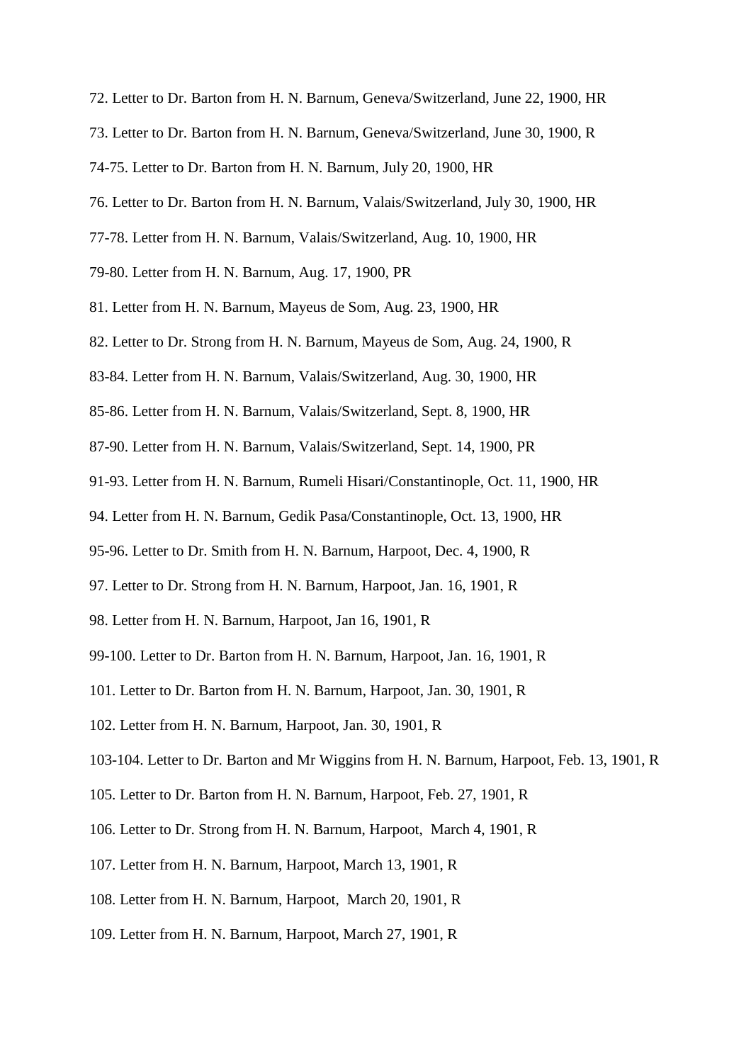72. Letter to Dr. Barton from H. N. Barnum, Geneva/Switzerland, June 22, 1900, HR

73. Letter to Dr. Barton from H. N. Barnum, Geneva/Switzerland, June 30, 1900, R

74-75. Letter to Dr. Barton from H. N. Barnum, July 20, 1900, HR

76. Letter to Dr. Barton from H. N. Barnum, Valais/Switzerland, July 30, 1900, HR

77-78. Letter from H. N. Barnum, Valais/Switzerland, Aug. 10, 1900, HR

79-80. Letter from H. N. Barnum, Aug. 17, 1900, PR

81. Letter from H. N. Barnum, Mayeus de Som, Aug. 23, 1900, HR

82. Letter to Dr. Strong from H. N. Barnum, Mayeus de Som, Aug. 24, 1900, R

83-84. Letter from H. N. Barnum, Valais/Switzerland, Aug. 30, 1900, HR

85-86. Letter from H. N. Barnum, Valais/Switzerland, Sept. 8, 1900, HR

87-90. Letter from H. N. Barnum, Valais/Switzerland, Sept. 14, 1900, PR

91-93. Letter from H. N. Barnum, Rumeli Hisari/Constantinople, Oct. 11, 1900, HR

94. Letter from H. N. Barnum, Gedik Pasa/Constantinople, Oct. 13, 1900, HR

95-96. Letter to Dr. Smith from H. N. Barnum, Harpoot, Dec. 4, 1900, R

97. Letter to Dr. Strong from H. N. Barnum, Harpoot, Jan. 16, 1901, R

98. Letter from H. N. Barnum, Harpoot, Jan 16, 1901, R

99-100. Letter to Dr. Barton from H. N. Barnum, Harpoot, Jan. 16, 1901, R

101. Letter to Dr. Barton from H. N. Barnum, Harpoot, Jan. 30, 1901, R

102. Letter from H. N. Barnum, Harpoot, Jan. 30, 1901, R

103-104. Letter to Dr. Barton and Mr Wiggins from H. N. Barnum, Harpoot, Feb. 13, 1901, R

105. Letter to Dr. Barton from H. N. Barnum, Harpoot, Feb. 27, 1901, R

106. Letter to Dr. Strong from H. N. Barnum, Harpoot, March 4, 1901, R

107. Letter from H. N. Barnum, Harpoot, March 13, 1901, R

108. Letter from H. N. Barnum, Harpoot, March 20, 1901, R

109. Letter from H. N. Barnum, Harpoot, March 27, 1901, R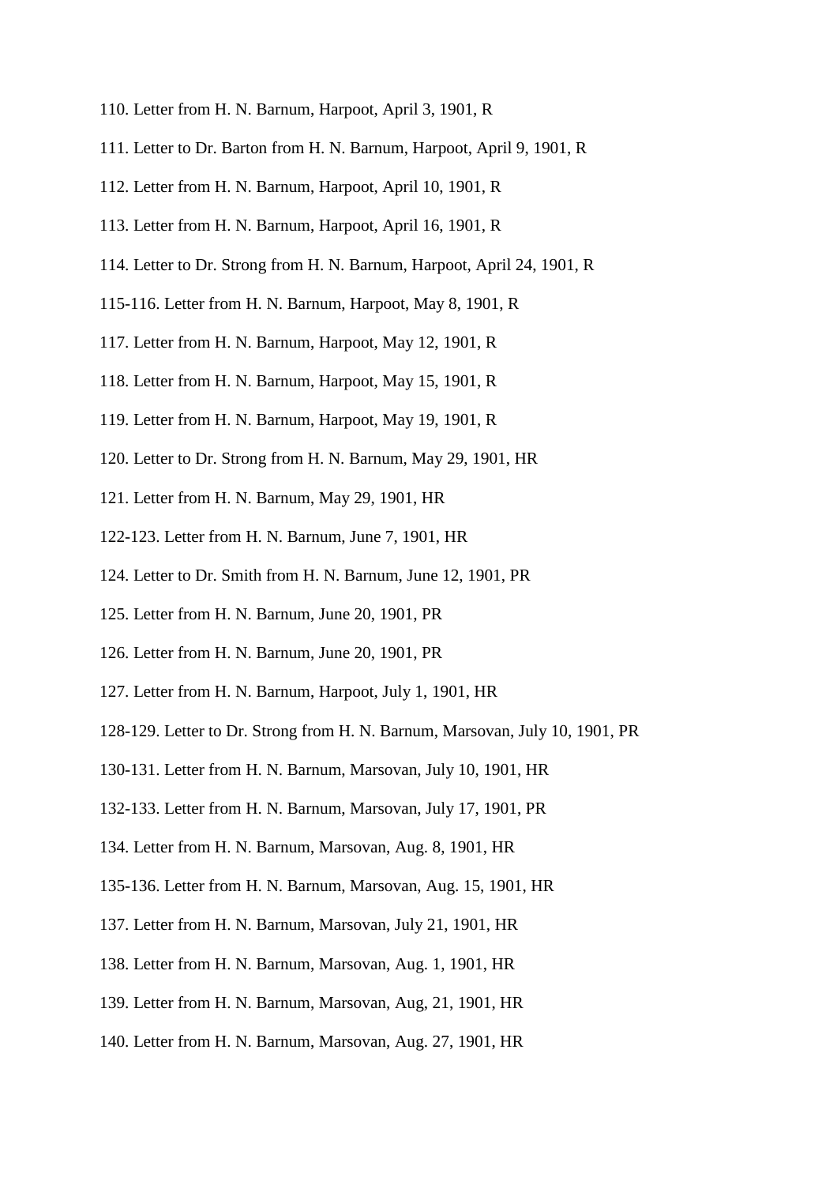110. Letter from H. N. Barnum, Harpoot, April 3, 1901, R

111. Letter to Dr. Barton from H. N. Barnum, Harpoot, April 9, 1901, R

112. Letter from H. N. Barnum, Harpoot, April 10, 1901, R

113. Letter from H. N. Barnum, Harpoot, April 16, 1901, R

114. Letter to Dr. Strong from H. N. Barnum, Harpoot, April 24, 1901, R

115-116. Letter from H. N. Barnum, Harpoot, May 8, 1901, R

117. Letter from H. N. Barnum, Harpoot, May 12, 1901, R

118. Letter from H. N. Barnum, Harpoot, May 15, 1901, R

119. Letter from H. N. Barnum, Harpoot, May 19, 1901, R

120. Letter to Dr. Strong from H. N. Barnum, May 29, 1901, HR

121. Letter from H. N. Barnum, May 29, 1901, HR

122-123. Letter from H. N. Barnum, June 7, 1901, HR

124. Letter to Dr. Smith from H. N. Barnum, June 12, 1901, PR

125. Letter from H. N. Barnum, June 20, 1901, PR

126. Letter from H. N. Barnum, June 20, 1901, PR

127. Letter from H. N. Barnum, Harpoot, July 1, 1901, HR

128-129. Letter to Dr. Strong from H. N. Barnum, Marsovan, July 10, 1901, PR

130-131. Letter from H. N. Barnum, Marsovan, July 10, 1901, HR

132-133. Letter from H. N. Barnum, Marsovan, July 17, 1901, PR

134. Letter from H. N. Barnum, Marsovan, Aug. 8, 1901, HR

135-136. Letter from H. N. Barnum, Marsovan, Aug. 15, 1901, HR

137. Letter from H. N. Barnum, Marsovan, July 21, 1901, HR

138. Letter from H. N. Barnum, Marsovan, Aug. 1, 1901, HR

139. Letter from H. N. Barnum, Marsovan, Aug, 21, 1901, HR

140. Letter from H. N. Barnum, Marsovan, Aug. 27, 1901, HR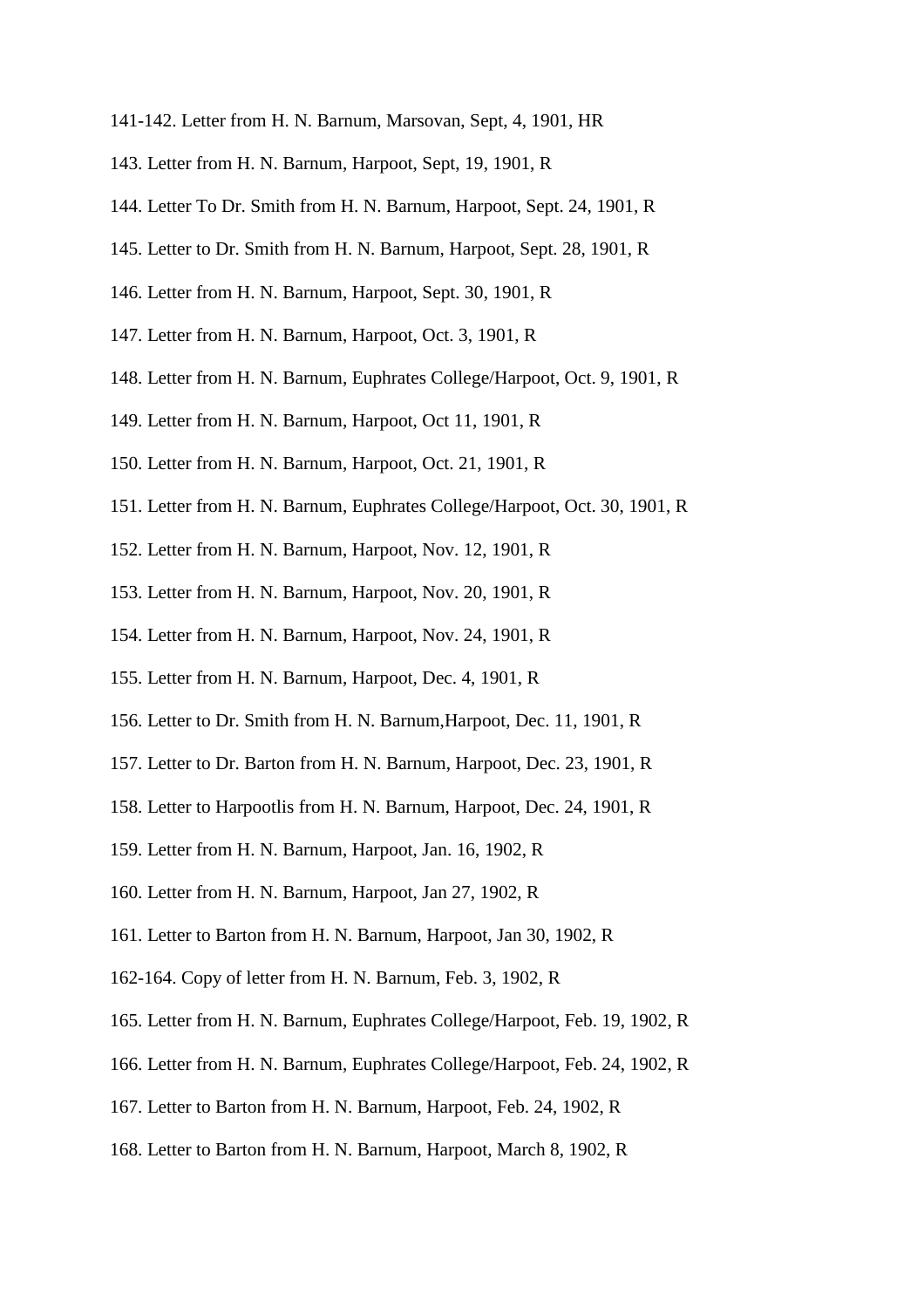141-142. Letter from H. N. Barnum, Marsovan, Sept, 4, 1901, HR

143. Letter from H. N. Barnum, Harpoot, Sept, 19, 1901, R

144. Letter To Dr. Smith from H. N. Barnum, Harpoot, Sept. 24, 1901, R

145. Letter to Dr. Smith from H. N. Barnum, Harpoot, Sept. 28, 1901, R

146. Letter from H. N. Barnum, Harpoot, Sept. 30, 1901, R

147. Letter from H. N. Barnum, Harpoot, Oct. 3, 1901, R

148. Letter from H. N. Barnum, Euphrates College/Harpoot, Oct. 9, 1901, R

149. Letter from H. N. Barnum, Harpoot, Oct 11, 1901, R

150. Letter from H. N. Barnum, Harpoot, Oct. 21, 1901, R

151. Letter from H. N. Barnum, Euphrates College/Harpoot, Oct. 30, 1901, R

152. Letter from H. N. Barnum, Harpoot, Nov. 12, 1901, R

153. Letter from H. N. Barnum, Harpoot, Nov. 20, 1901, R

154. Letter from H. N. Barnum, Harpoot, Nov. 24, 1901, R

155. Letter from H. N. Barnum, Harpoot, Dec. 4, 1901, R

156. Letter to Dr. Smith from H. N. Barnum,Harpoot, Dec. 11, 1901, R

157. Letter to Dr. Barton from H. N. Barnum, Harpoot, Dec. 23, 1901, R

158. Letter to Harpootlis from H. N. Barnum, Harpoot, Dec. 24, 1901, R

159. Letter from H. N. Barnum, Harpoot, Jan. 16, 1902, R

160. Letter from H. N. Barnum, Harpoot, Jan 27, 1902, R

161. Letter to Barton from H. N. Barnum, Harpoot, Jan 30, 1902, R

162-164. Copy of letter from H. N. Barnum, Feb. 3, 1902, R

165. Letter from H. N. Barnum, Euphrates College/Harpoot, Feb. 19, 1902, R

166. Letter from H. N. Barnum, Euphrates College/Harpoot, Feb. 24, 1902, R

167. Letter to Barton from H. N. Barnum, Harpoot, Feb. 24, 1902, R

168. Letter to Barton from H. N. Barnum, Harpoot, March 8, 1902, R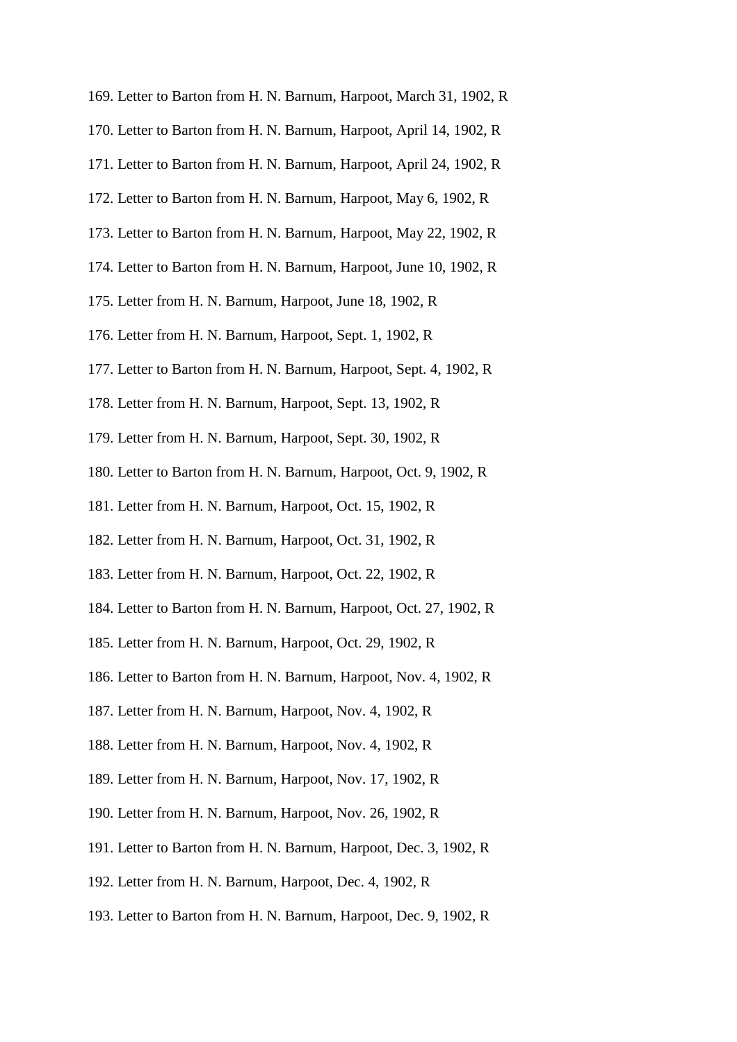169. Letter to Barton from H. N. Barnum, Harpoot, March 31, 1902, R

170. Letter to Barton from H. N. Barnum, Harpoot, April 14, 1902, R

171. Letter to Barton from H. N. Barnum, Harpoot, April 24, 1902, R

172. Letter to Barton from H. N. Barnum, Harpoot, May 6, 1902, R

173. Letter to Barton from H. N. Barnum, Harpoot, May 22, 1902, R

174. Letter to Barton from H. N. Barnum, Harpoot, June 10, 1902, R

175. Letter from H. N. Barnum, Harpoot, June 18, 1902, R

176. Letter from H. N. Barnum, Harpoot, Sept. 1, 1902, R

177. Letter to Barton from H. N. Barnum, Harpoot, Sept. 4, 1902, R

178. Letter from H. N. Barnum, Harpoot, Sept. 13, 1902, R

179. Letter from H. N. Barnum, Harpoot, Sept. 30, 1902, R

180. Letter to Barton from H. N. Barnum, Harpoot, Oct. 9, 1902, R

181. Letter from H. N. Barnum, Harpoot, Oct. 15, 1902, R

182. Letter from H. N. Barnum, Harpoot, Oct. 31, 1902, R

183. Letter from H. N. Barnum, Harpoot, Oct. 22, 1902, R

184. Letter to Barton from H. N. Barnum, Harpoot, Oct. 27, 1902, R

185. Letter from H. N. Barnum, Harpoot, Oct. 29, 1902, R

186. Letter to Barton from H. N. Barnum, Harpoot, Nov. 4, 1902, R

187. Letter from H. N. Barnum, Harpoot, Nov. 4, 1902, R

188. Letter from H. N. Barnum, Harpoot, Nov. 4, 1902, R

189. Letter from H. N. Barnum, Harpoot, Nov. 17, 1902, R

190. Letter from H. N. Barnum, Harpoot, Nov. 26, 1902, R

191. Letter to Barton from H. N. Barnum, Harpoot, Dec. 3, 1902, R

192. Letter from H. N. Barnum, Harpoot, Dec. 4, 1902, R

193. Letter to Barton from H. N. Barnum, Harpoot, Dec. 9, 1902, R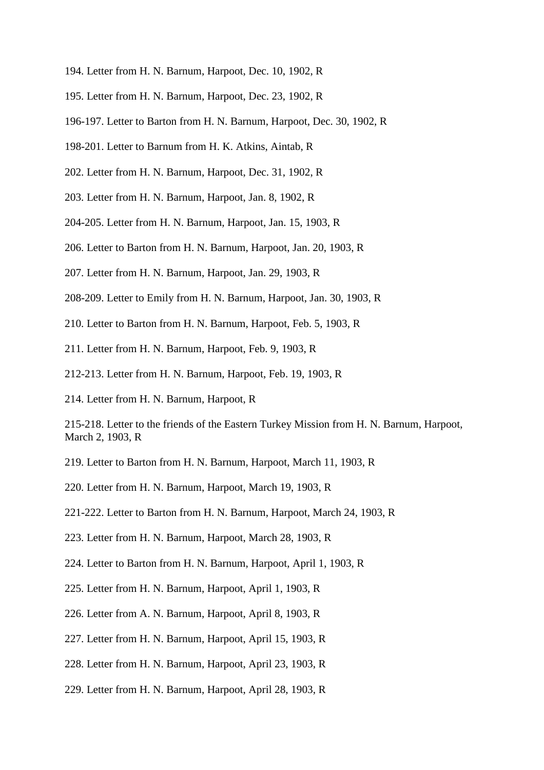194. Letter from H. N. Barnum, Harpoot, Dec. 10, 1902, R

195. Letter from H. N. Barnum, Harpoot, Dec. 23, 1902, R

196-197. Letter to Barton from H. N. Barnum, Harpoot, Dec. 30, 1902, R

198-201. Letter to Barnum from H. K. Atkins, Aintab, R

202. Letter from H. N. Barnum, Harpoot, Dec. 31, 1902, R

203. Letter from H. N. Barnum, Harpoot, Jan. 8, 1902, R

204-205. Letter from H. N. Barnum, Harpoot, Jan. 15, 1903, R

206. Letter to Barton from H. N. Barnum, Harpoot, Jan. 20, 1903, R

207. Letter from H. N. Barnum, Harpoot, Jan. 29, 1903, R

208-209. Letter to Emily from H. N. Barnum, Harpoot, Jan. 30, 1903, R

210. Letter to Barton from H. N. Barnum, Harpoot, Feb. 5, 1903, R

211. Letter from H. N. Barnum, Harpoot, Feb. 9, 1903, R

212-213. Letter from H. N. Barnum, Harpoot, Feb. 19, 1903, R

214. Letter from H. N. Barnum, Harpoot, R

215-218. Letter to the friends of the Eastern Turkey Mission from H. N. Barnum, Harpoot, March 2, 1903, R

219. Letter to Barton from H. N. Barnum, Harpoot, March 11, 1903, R

220. Letter from H. N. Barnum, Harpoot, March 19, 1903, R

221-222. Letter to Barton from H. N. Barnum, Harpoot, March 24, 1903, R

223. Letter from H. N. Barnum, Harpoot, March 28, 1903, R

224. Letter to Barton from H. N. Barnum, Harpoot, April 1, 1903, R

225. Letter from H. N. Barnum, Harpoot, April 1, 1903, R

226. Letter from A. N. Barnum, Harpoot, April 8, 1903, R

227. Letter from H. N. Barnum, Harpoot, April 15, 1903, R

228. Letter from H. N. Barnum, Harpoot, April 23, 1903, R

229. Letter from H. N. Barnum, Harpoot, April 28, 1903, R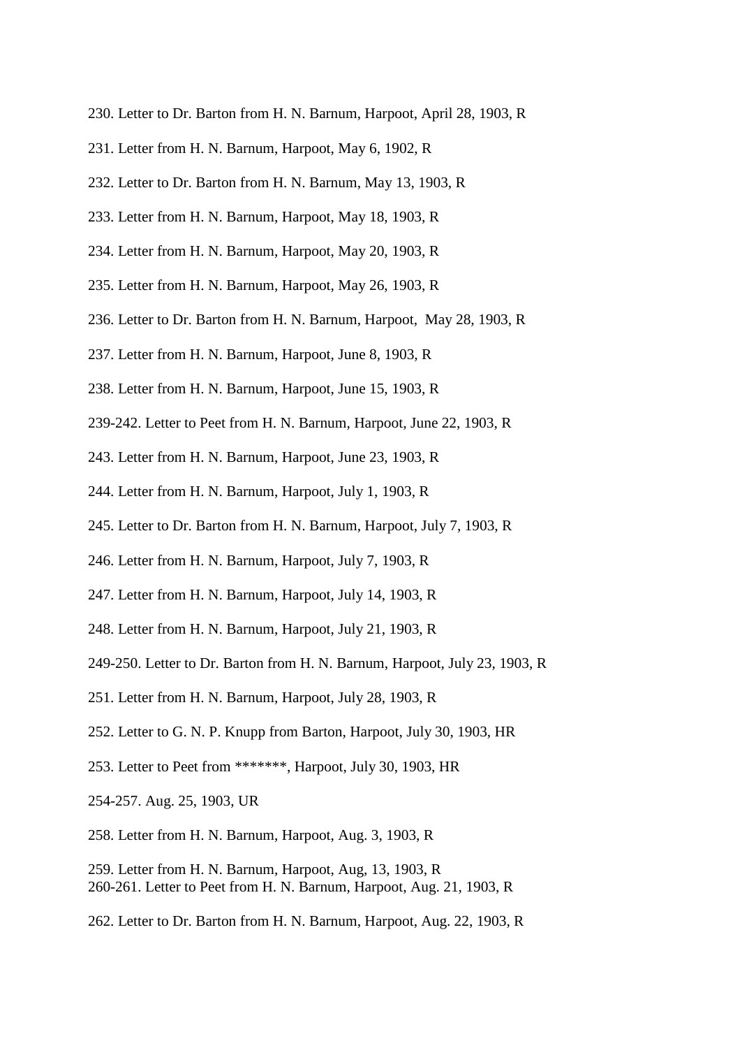230. Letter to Dr. Barton from H. N. Barnum, Harpoot, April 28, 1903, R

231. Letter from H. N. Barnum, Harpoot, May 6, 1902, R

232. Letter to Dr. Barton from H. N. Barnum, May 13, 1903, R

233. Letter from H. N. Barnum, Harpoot, May 18, 1903, R

234. Letter from H. N. Barnum, Harpoot, May 20, 1903, R

235. Letter from H. N. Barnum, Harpoot, May 26, 1903, R

236. Letter to Dr. Barton from H. N. Barnum, Harpoot,  May 28, 1903, R

237. Letter from H. N. Barnum, Harpoot, June 8, 1903, R

238. Letter from H. N. Barnum, Harpoot, June 15, 1903, R

239-242. Letter to Peet from H. N. Barnum, Harpoot, June 22, 1903, R

243. Letter from H. N. Barnum, Harpoot, June 23, 1903, R

244. Letter from H. N. Barnum, Harpoot, July 1, 1903, R

245. Letter to Dr. Barton from H. N. Barnum, Harpoot, July 7, 1903, R

246. Letter from H. N. Barnum, Harpoot, July 7, 1903, R

247. Letter from H. N. Barnum, Harpoot, July 14, 1903, R

248. Letter from H. N. Barnum, Harpoot, July 21, 1903, R

249-250. Letter to Dr. Barton from H. N. Barnum, Harpoot, July 23, 1903, R

251. Letter from H. N. Barnum, Harpoot, July 28, 1903, R

252. Letter to G. N. P. Knupp from Barton, Harpoot, July 30, 1903, HR

253. Letter to Peet from *******, Harpoot, July 30, 1903, HR

254-257. Aug. 25, 1903, UR

258. Letter from H. N. Barnum, Harpoot, Aug. 3, 1903, R

259. Letter from H. N. Barnum, Harpoot, Aug, 13, 1903, R

260-261. Letter to Peet from H. N. Barnum, Harpoot, Aug. 21, 1903, R

262. Letter to Dr. Barton from H. N. Barnum, Harpoot, Aug. 22, 1903, R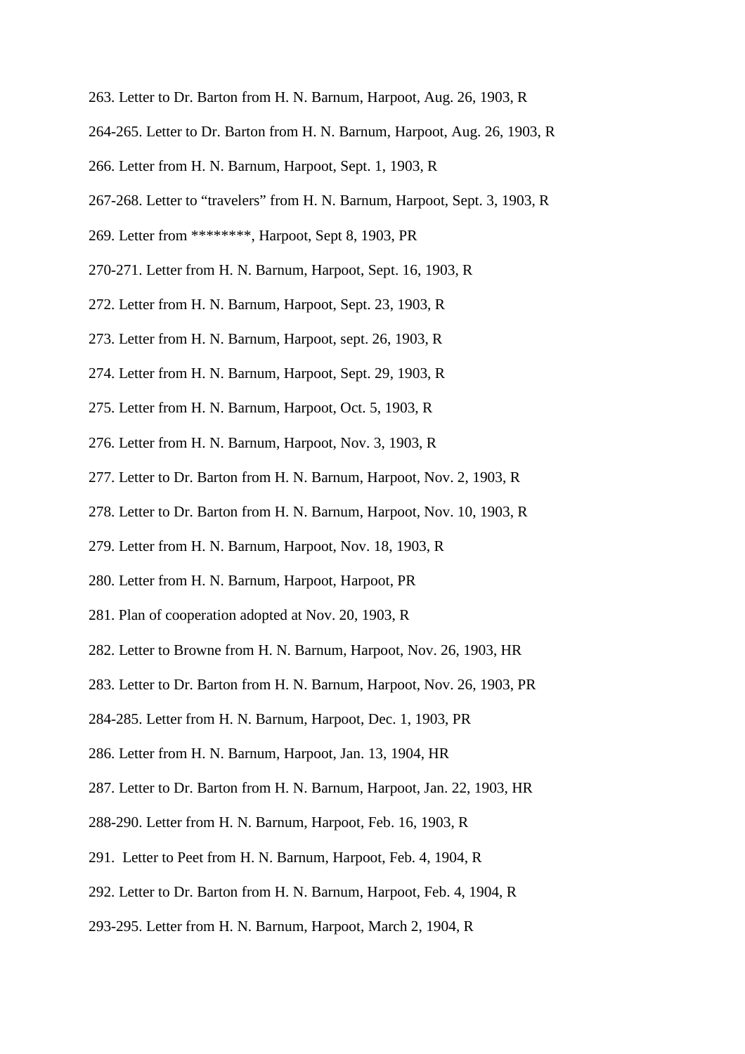263. Letter to Dr. Barton from H. N. Barnum, Harpoot, Aug. 26, 1903, R

264-265. Letter to Dr. Barton from H. N. Barnum, Harpoot, Aug. 26, 1903, R

266. Letter from H. N. Barnum, Harpoot, Sept. 1, 1903, R

267-268. Letter to "travelers" from H. N. Barnum, Harpoot, Sept. 3, 1903, R

269. Letter from ********, Harpoot, Sept 8, 1903, PR

270-271. Letter from H. N. Barnum, Harpoot, Sept. 16, 1903, R

272. Letter from H. N. Barnum, Harpoot, Sept. 23, 1903, R

273. Letter from H. N. Barnum, Harpoot, sept. 26, 1903, R

274. Letter from H. N. Barnum, Harpoot, Sept. 29, 1903, R

275. Letter from H. N. Barnum, Harpoot, Oct. 5, 1903, R

276. Letter from H. N. Barnum, Harpoot, Nov. 3, 1903, R

277. Letter to Dr. Barton from H. N. Barnum, Harpoot, Nov. 2, 1903, R

278. Letter to Dr. Barton from H. N. Barnum, Harpoot, Nov. 10, 1903, R

279. Letter from H. N. Barnum, Harpoot, Nov. 18, 1903, R

280. Letter from H. N. Barnum, Harpoot, Harpoot, PR

281. Plan of cooperation adopted at Nov. 20, 1903, R

282. Letter to Browne from H. N. Barnum, Harpoot, Nov. 26, 1903, HR

283. Letter to Dr. Barton from H. N. Barnum, Harpoot, Nov. 26, 1903, PR

284-285. Letter from H. N. Barnum, Harpoot, Dec. 1, 1903, PR

286. Letter from H. N. Barnum, Harpoot, Jan. 13, 1904, HR

287. Letter to Dr. Barton from H. N. Barnum, Harpoot, Jan. 22, 1903, HR

288-290. Letter from H. N. Barnum, Harpoot, Feb. 16, 1903, R

291. Letter to Peet from H. N. Barnum, Harpoot, Feb. 4, 1904, R

292. Letter to Dr. Barton from H. N. Barnum, Harpoot, Feb. 4, 1904, R

293-295. Letter from H. N. Barnum, Harpoot, March 2, 1904, R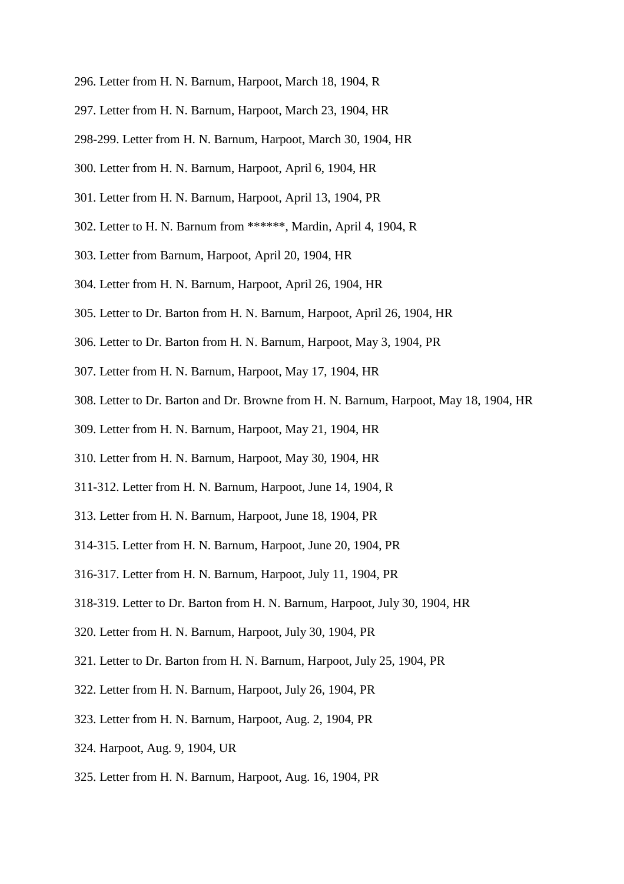296. Letter from H. N. Barnum, Harpoot, March 18, 1904, R

297. Letter from H. N. Barnum, Harpoot, March 23, 1904, HR

298-299. Letter from H. N. Barnum, Harpoot, March 30, 1904, HR

300. Letter from H. N. Barnum, Harpoot, April 6, 1904, HR

301. Letter from H. N. Barnum, Harpoot, April 13, 1904, PR

302. Letter to H. N. Barnum from ******, Mardin, April 4, 1904, R

303. Letter from Barnum, Harpoot, April 20, 1904, HR

304. Letter from H. N. Barnum, Harpoot, April 26, 1904, HR

305. Letter to Dr. Barton from H. N. Barnum, Harpoot, April 26, 1904, HR

306. Letter to Dr. Barton from H. N. Barnum, Harpoot, May 3, 1904, PR

307. Letter from H. N. Barnum, Harpoot, May 17, 1904, HR

308. Letter to Dr. Barton and Dr. Browne from H. N. Barnum, Harpoot, May 18, 1904, HR

309. Letter from H. N. Barnum, Harpoot, May 21, 1904, HR

310. Letter from H. N. Barnum, Harpoot, May 30, 1904, HR

311-312. Letter from H. N. Barnum, Harpoot, June 14, 1904, R

313. Letter from H. N. Barnum, Harpoot, June 18, 1904, PR

314-315. Letter from H. N. Barnum, Harpoot, June 20, 1904, PR

316-317. Letter from H. N. Barnum, Harpoot, July 11, 1904, PR

318-319. Letter to Dr. Barton from H. N. Barnum, Harpoot, July 30, 1904, HR

320. Letter from H. N. Barnum, Harpoot, July 30, 1904, PR

321. Letter to Dr. Barton from H. N. Barnum, Harpoot, July 25, 1904, PR

322. Letter from H. N. Barnum, Harpoot, July 26, 1904, PR

323. Letter from H. N. Barnum, Harpoot, Aug. 2, 1904, PR

324. Harpoot, Aug. 9, 1904, UR

325. Letter from H. N. Barnum, Harpoot, Aug. 16, 1904, PR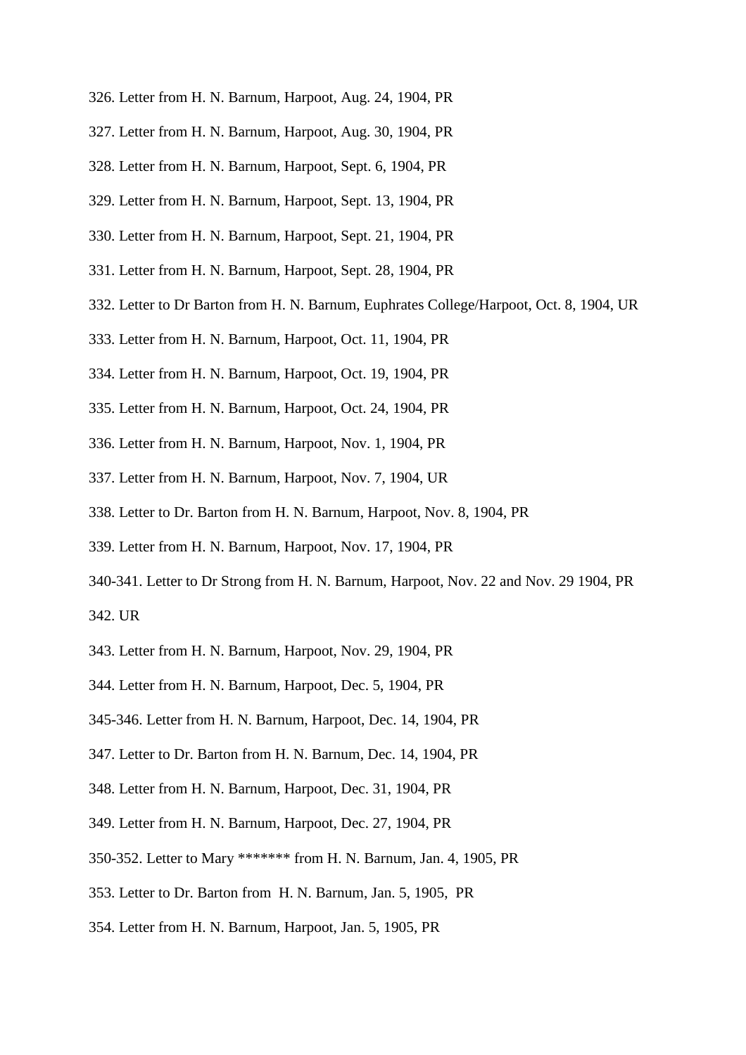326. Letter from H. N. Barnum, Harpoot, Aug. 24, 1904, PR

327. Letter from H. N. Barnum, Harpoot, Aug. 30, 1904, PR

328. Letter from H. N. Barnum, Harpoot, Sept. 6, 1904, PR

329. Letter from H. N. Barnum, Harpoot, Sept. 13, 1904, PR

330. Letter from H. N. Barnum, Harpoot, Sept. 21, 1904, PR

331. Letter from H. N. Barnum, Harpoot, Sept. 28, 1904, PR

332. Letter to Dr Barton from H. N. Barnum, Euphrates College/Harpoot, Oct. 8, 1904, UR

333. Letter from H. N. Barnum, Harpoot, Oct. 11, 1904, PR

334. Letter from H. N. Barnum, Harpoot, Oct. 19, 1904, PR

335. Letter from H. N. Barnum, Harpoot, Oct. 24, 1904, PR

336. Letter from H. N. Barnum, Harpoot, Nov. 1, 1904, PR

337. Letter from H. N. Barnum, Harpoot, Nov. 7, 1904, UR

338. Letter to Dr. Barton from H. N. Barnum, Harpoot, Nov. 8, 1904, PR

339. Letter from H. N. Barnum, Harpoot, Nov. 17, 1904, PR

340-341. Letter to Dr Strong from H. N. Barnum, Harpoot, Nov. 22 and Nov. 29 1904, PR

342. UR

343. Letter from H. N. Barnum, Harpoot, Nov. 29, 1904, PR

344. Letter from H. N. Barnum, Harpoot, Dec. 5, 1904, PR

345-346. Letter from H. N. Barnum, Harpoot, Dec. 14, 1904, PR

347. Letter to Dr. Barton from H. N. Barnum, Dec. 14, 1904, PR

348. Letter from H. N. Barnum, Harpoot, Dec. 31, 1904, PR

349. Letter from H. N. Barnum, Harpoot, Dec. 27, 1904, PR

350-352. Letter to Mary ******* from H. N. Barnum, Jan. 4, 1905, PR

353. Letter to Dr. Barton from H. N. Barnum, Jan. 5, 1905, PR

354. Letter from H. N. Barnum, Harpoot, Jan. 5, 1905, PR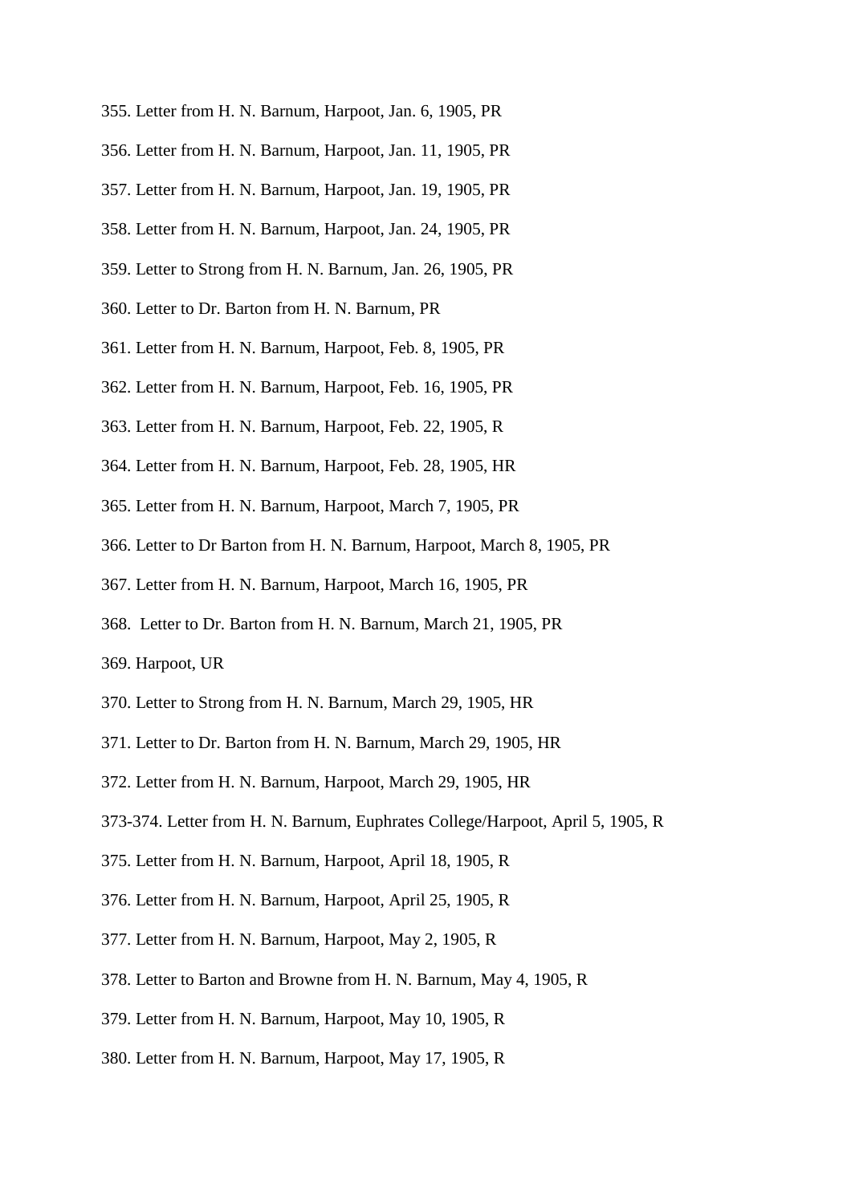355. Letter from H. N. Barnum, Harpoot, Jan. 6, 1905, PR

356. Letter from H. N. Barnum, Harpoot, Jan. 11, 1905, PR

357. Letter from H. N. Barnum, Harpoot, Jan. 19, 1905, PR

358. Letter from H. N. Barnum, Harpoot, Jan. 24, 1905, PR

359. Letter to Strong from H. N. Barnum, Jan. 26, 1905, PR

360. Letter to Dr. Barton from H. N. Barnum, PR

361. Letter from H. N. Barnum, Harpoot, Feb. 8, 1905, PR

362. Letter from H. N. Barnum, Harpoot, Feb. 16, 1905, PR

363. Letter from H. N. Barnum, Harpoot, Feb. 22, 1905, R

364. Letter from H. N. Barnum, Harpoot, Feb. 28, 1905, HR

365. Letter from H. N. Barnum, Harpoot, March 7, 1905, PR

366. Letter to Dr Barton from H. N. Barnum, Harpoot, March 8, 1905, PR

367. Letter from H. N. Barnum, Harpoot, March 16, 1905, PR

368. Letter to Dr. Barton from H. N. Barnum, March 21, 1905, PR

369. Harpoot, UR

370. Letter to Strong from H. N. Barnum, March 29, 1905, HR

371. Letter to Dr. Barton from H. N. Barnum, March 29, 1905, HR

372. Letter from H. N. Barnum, Harpoot, March 29, 1905, HR

373-374. Letter from H. N. Barnum, Euphrates College/Harpoot, April 5, 1905, R

375. Letter from H. N. Barnum, Harpoot, April 18, 1905, R

376. Letter from H. N. Barnum, Harpoot, April 25, 1905, R

377. Letter from H. N. Barnum, Harpoot, May 2, 1905, R

378. Letter to Barton and Browne from H. N. Barnum, May 4, 1905, R

379. Letter from H. N. Barnum, Harpoot, May 10, 1905, R

380. Letter from H. N. Barnum, Harpoot, May 17, 1905, R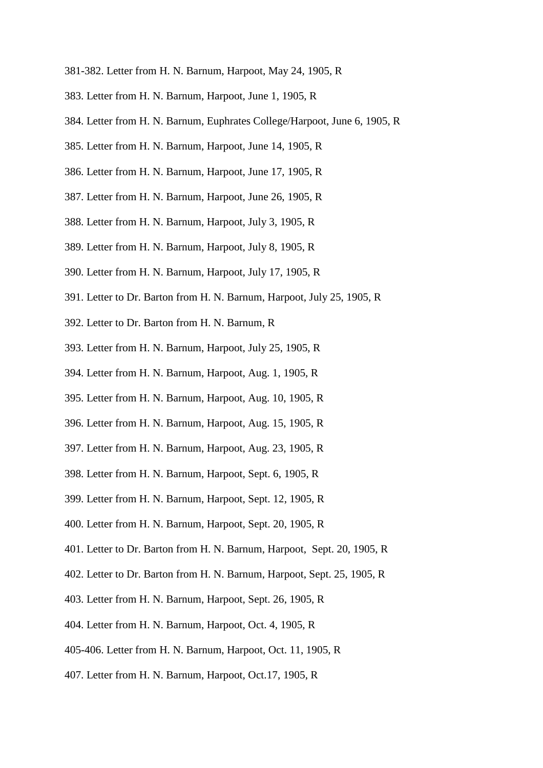381-382. Letter from H. N. Barnum, Harpoot, May 24, 1905, R

383. Letter from H. N. Barnum, Harpoot, June 1, 1905, R

384. Letter from H. N. Barnum, Euphrates College/Harpoot, June 6, 1905, R

385. Letter from H. N. Barnum, Harpoot, June 14, 1905, R

386. Letter from H. N. Barnum, Harpoot, June 17, 1905, R

387. Letter from H. N. Barnum, Harpoot, June 26, 1905, R

388. Letter from H. N. Barnum, Harpoot, July 3, 1905, R

389. Letter from H. N. Barnum, Harpoot, July 8, 1905, R

390. Letter from H. N. Barnum, Harpoot, July 17, 1905, R

391. Letter to Dr. Barton from H. N. Barnum, Harpoot, July 25, 1905, R

392. Letter to Dr. Barton from H. N. Barnum, R

393. Letter from H. N. Barnum, Harpoot, July 25, 1905, R

394. Letter from H. N. Barnum, Harpoot, Aug. 1, 1905, R

395. Letter from H. N. Barnum, Harpoot, Aug. 10, 1905, R

396. Letter from H. N. Barnum, Harpoot, Aug. 15, 1905, R

397. Letter from H. N. Barnum, Harpoot, Aug. 23, 1905, R

398. Letter from H. N. Barnum, Harpoot, Sept. 6, 1905, R

399. Letter from H. N. Barnum, Harpoot, Sept. 12, 1905, R

400. Letter from H. N. Barnum, Harpoot, Sept. 20, 1905, R

401. Letter to Dr. Barton from H. N. Barnum, Harpoot, Sept. 20, 1905, R

402. Letter to Dr. Barton from H. N. Barnum, Harpoot, Sept. 25, 1905, R

403. Letter from H. N. Barnum, Harpoot, Sept. 26, 1905, R

404. Letter from H. N. Barnum, Harpoot, Oct. 4, 1905, R

405-406. Letter from H. N. Barnum, Harpoot, Oct. 11, 1905, R

407. Letter from H. N. Barnum, Harpoot, Oct.17, 1905, R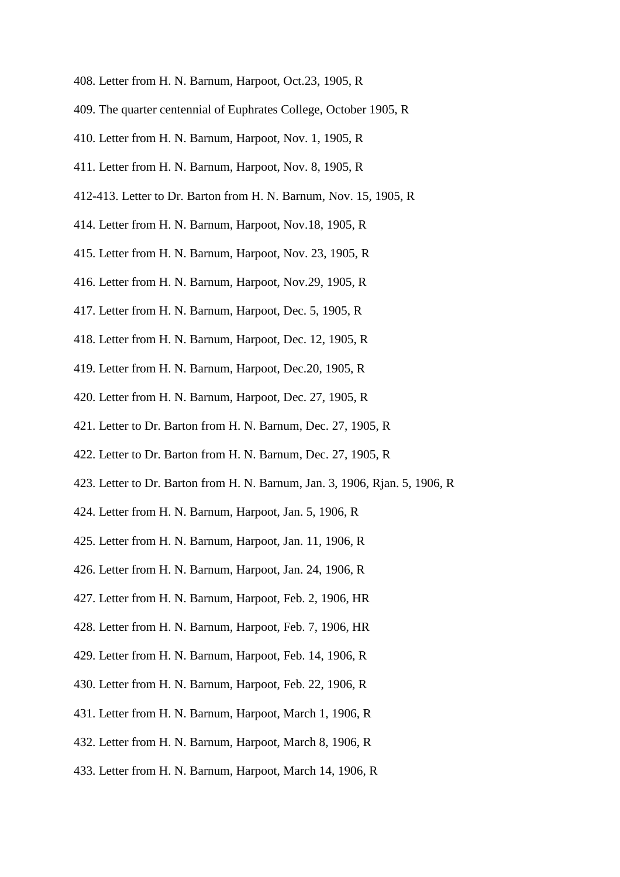408. Letter from H. N. Barnum, Harpoot, Oct.23, 1905, R

409. The quarter centennial of Euphrates College, October 1905, R

410. Letter from H. N. Barnum, Harpoot, Nov. 1, 1905, R

411. Letter from H. N. Barnum, Harpoot, Nov. 8, 1905, R

412-413. Letter to Dr. Barton from H. N. Barnum, Nov. 15, 1905, R

414. Letter from H. N. Barnum, Harpoot, Nov.18, 1905, R

415. Letter from H. N. Barnum, Harpoot, Nov. 23, 1905, R

416. Letter from H. N. Barnum, Harpoot, Nov.29, 1905, R

417. Letter from H. N. Barnum, Harpoot, Dec. 5, 1905, R

418. Letter from H. N. Barnum, Harpoot, Dec. 12, 1905, R

419. Letter from H. N. Barnum, Harpoot, Dec.20, 1905, R

420. Letter from H. N. Barnum, Harpoot, Dec. 27, 1905, R

421. Letter to Dr. Barton from H. N. Barnum, Dec. 27, 1905, R

422. Letter to Dr. Barton from H. N. Barnum, Dec. 27, 1905, R

423. Letter to Dr. Barton from H. N. Barnum, Jan. 3, 1906, Rjan. 5, 1906, R

424. Letter from H. N. Barnum, Harpoot, Jan. 5, 1906, R

425. Letter from H. N. Barnum, Harpoot, Jan. 11, 1906, R

426. Letter from H. N. Barnum, Harpoot, Jan. 24, 1906, R

427. Letter from H. N. Barnum, Harpoot, Feb. 2, 1906, HR

428. Letter from H. N. Barnum, Harpoot, Feb. 7, 1906, HR

429. Letter from H. N. Barnum, Harpoot, Feb. 14, 1906, R

430. Letter from H. N. Barnum, Harpoot, Feb. 22, 1906, R

431. Letter from H. N. Barnum, Harpoot, March 1, 1906, R

432. Letter from H. N. Barnum, Harpoot, March 8, 1906, R

433. Letter from H. N. Barnum, Harpoot, March 14, 1906, R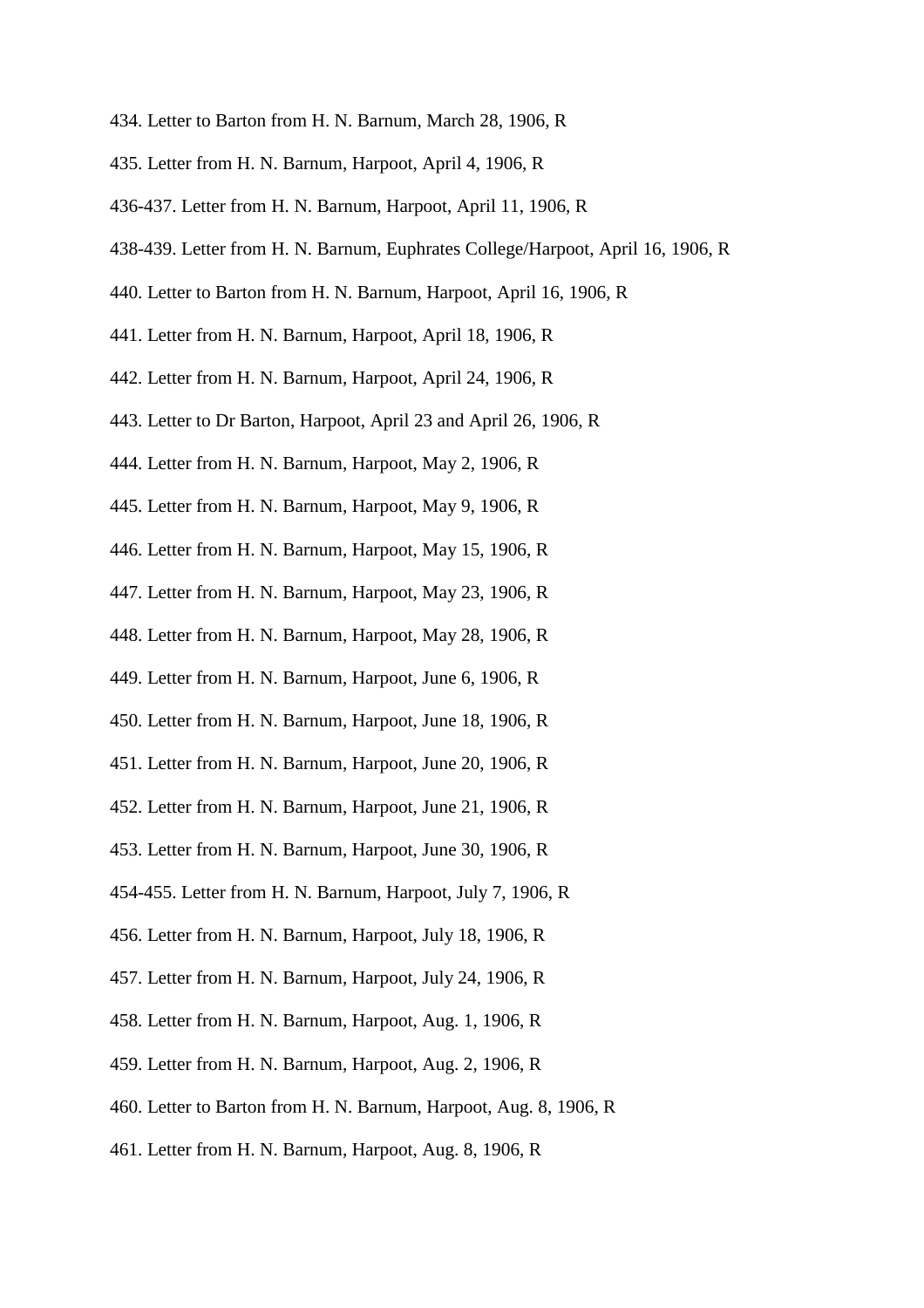434. Letter to Barton from H. N. Barnum, March 28, 1906, R

435. Letter from H. N. Barnum, Harpoot, April 4, 1906, R

436-437. Letter from H. N. Barnum, Harpoot, April 11, 1906, R

438-439. Letter from H. N. Barnum, Euphrates College/Harpoot, April 16, 1906, R

440. Letter to Barton from H. N. Barnum, Harpoot, April 16, 1906, R

441. Letter from H. N. Barnum, Harpoot, April 18, 1906, R

442. Letter from H. N. Barnum, Harpoot, April 24, 1906, R

443. Letter to Dr Barton, Harpoot, April 23 and April 26, 1906, R

444. Letter from H. N. Barnum, Harpoot, May 2, 1906, R

445. Letter from H. N. Barnum, Harpoot, May 9, 1906, R

446. Letter from H. N. Barnum, Harpoot, May 15, 1906, R

447. Letter from H. N. Barnum, Harpoot, May 23, 1906, R

448. Letter from H. N. Barnum, Harpoot, May 28, 1906, R

449. Letter from H. N. Barnum, Harpoot, June 6, 1906, R

450. Letter from H. N. Barnum, Harpoot, June 18, 1906, R

451. Letter from H. N. Barnum, Harpoot, June 20, 1906, R

452. Letter from H. N. Barnum, Harpoot, June 21, 1906, R

453. Letter from H. N. Barnum, Harpoot, June 30, 1906, R

454-455. Letter from H. N. Barnum, Harpoot, July 7, 1906, R

456. Letter from H. N. Barnum, Harpoot, July 18, 1906, R

457. Letter from H. N. Barnum, Harpoot, July 24, 1906, R

458. Letter from H. N. Barnum, Harpoot, Aug. 1, 1906, R

459. Letter from H. N. Barnum, Harpoot, Aug. 2, 1906, R

460. Letter to Barton from H. N. Barnum, Harpoot, Aug. 8, 1906, R

461. Letter from H. N. Barnum, Harpoot, Aug. 8, 1906, R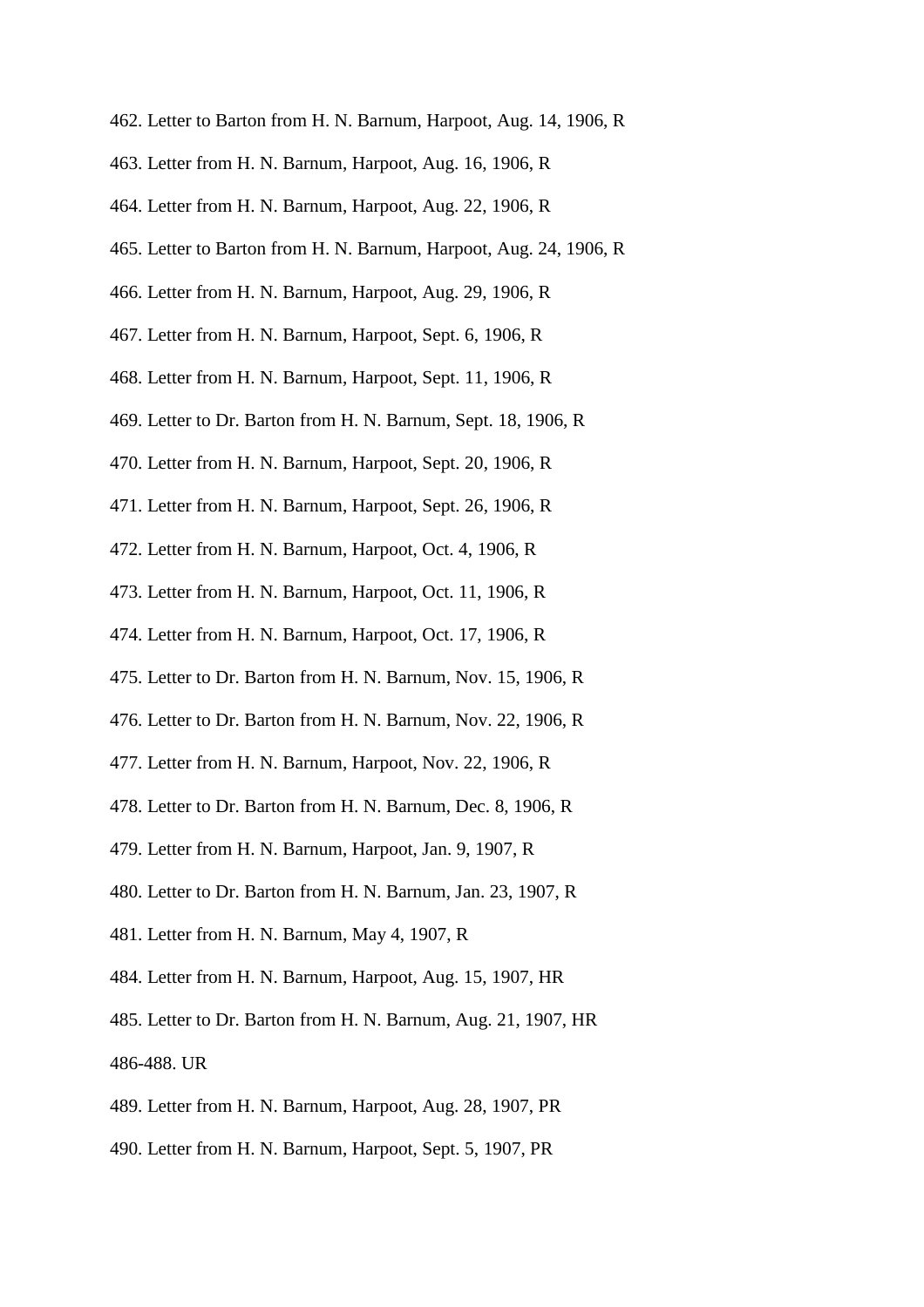462. Letter to Barton from H. N. Barnum, Harpoot, Aug. 14, 1906, R

463. Letter from H. N. Barnum, Harpoot, Aug. 16, 1906, R

464. Letter from H. N. Barnum, Harpoot, Aug. 22, 1906, R

465. Letter to Barton from H. N. Barnum, Harpoot, Aug. 24, 1906, R

466. Letter from H. N. Barnum, Harpoot, Aug. 29, 1906, R

467. Letter from H. N. Barnum, Harpoot, Sept. 6, 1906, R

468. Letter from H. N. Barnum, Harpoot, Sept. 11, 1906, R

469. Letter to Dr. Barton from H. N. Barnum, Sept. 18, 1906, R

470. Letter from H. N. Barnum, Harpoot, Sept. 20, 1906, R

471. Letter from H. N. Barnum, Harpoot, Sept. 26, 1906, R

472. Letter from H. N. Barnum, Harpoot, Oct. 4, 1906, R

473. Letter from H. N. Barnum, Harpoot, Oct. 11, 1906, R

474. Letter from H. N. Barnum, Harpoot, Oct. 17, 1906, R

475. Letter to Dr. Barton from H. N. Barnum, Nov. 15, 1906, R

476. Letter to Dr. Barton from H. N. Barnum, Nov. 22, 1906, R

477. Letter from H. N. Barnum, Harpoot, Nov. 22, 1906, R

478. Letter to Dr. Barton from H. N. Barnum, Dec. 8, 1906, R

479. Letter from H. N. Barnum, Harpoot, Jan. 9, 1907, R

480. Letter to Dr. Barton from H. N. Barnum, Jan. 23, 1907, R

481. Letter from H. N. Barnum, May 4, 1907, R

484. Letter from H. N. Barnum, Harpoot, Aug. 15, 1907, HR

485. Letter to Dr. Barton from H. N. Barnum, Aug. 21, 1907, HR

486-488. UR

489. Letter from H. N. Barnum, Harpoot, Aug. 28, 1907, PR

490. Letter from H. N. Barnum, Harpoot, Sept. 5, 1907, PR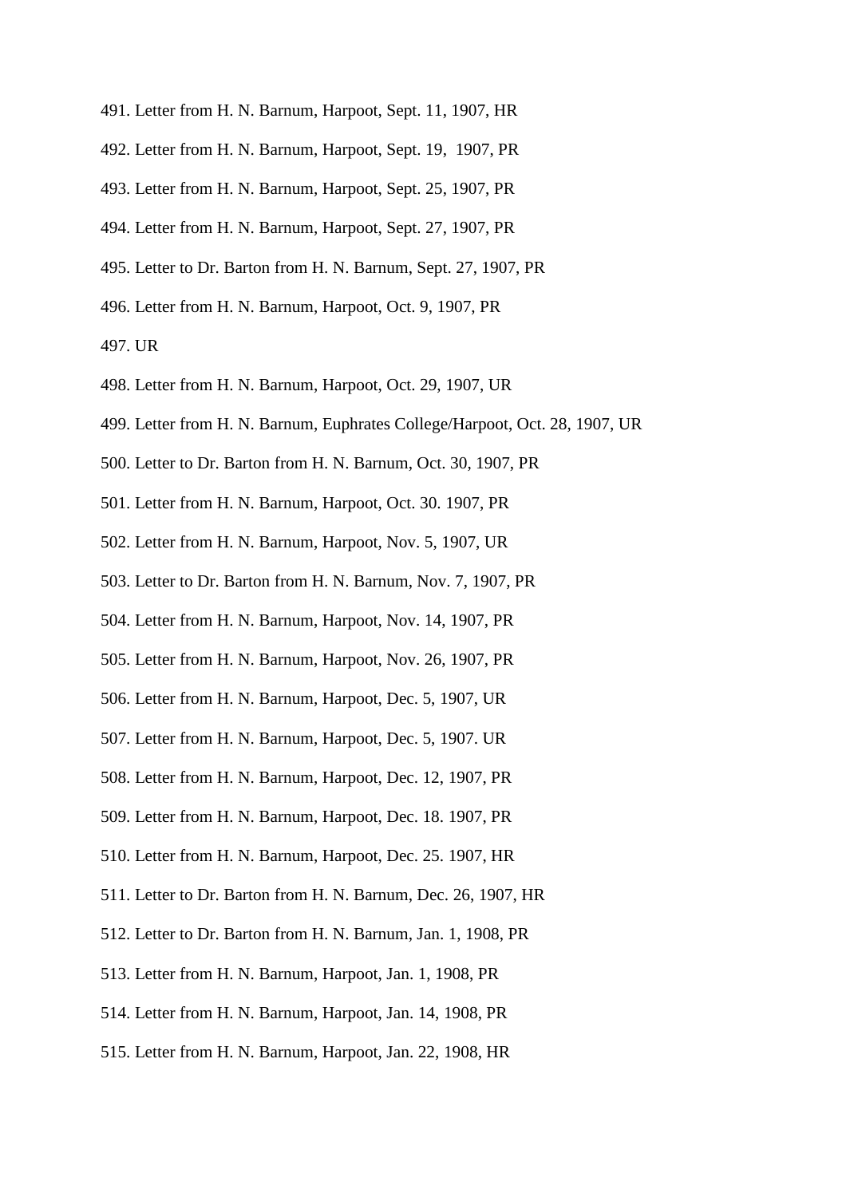491. Letter from H. N. Barnum, Harpoot, Sept. 11, 1907, HR

492. Letter from H. N. Barnum, Harpoot, Sept. 19, 1907, PR

493. Letter from H. N. Barnum, Harpoot, Sept. 25, 1907, PR

494. Letter from H. N. Barnum, Harpoot, Sept. 27, 1907, PR

495. Letter to Dr. Barton from H. N. Barnum, Sept. 27, 1907, PR

496. Letter from H. N. Barnum, Harpoot, Oct. 9, 1907, PR

497. UR

498. Letter from H. N. Barnum, Harpoot, Oct. 29, 1907, UR

499. Letter from H. N. Barnum, Euphrates College/Harpoot, Oct. 28, 1907, UR

500. Letter to Dr. Barton from H. N. Barnum, Oct. 30, 1907, PR

501. Letter from H. N. Barnum, Harpoot, Oct. 30. 1907, PR

502. Letter from H. N. Barnum, Harpoot, Nov. 5, 1907, UR

503. Letter to Dr. Barton from H. N. Barnum, Nov. 7, 1907, PR

504. Letter from H. N. Barnum, Harpoot, Nov. 14, 1907, PR

505. Letter from H. N. Barnum, Harpoot, Nov. 26, 1907, PR

506. Letter from H. N. Barnum, Harpoot, Dec. 5, 1907, UR

507. Letter from H. N. Barnum, Harpoot, Dec. 5, 1907. UR

508. Letter from H. N. Barnum, Harpoot, Dec. 12, 1907, PR

509. Letter from H. N. Barnum, Harpoot, Dec. 18. 1907, PR

510. Letter from H. N. Barnum, Harpoot, Dec. 25. 1907, HR

511. Letter to Dr. Barton from H. N. Barnum, Dec. 26, 1907, HR

512. Letter to Dr. Barton from H. N. Barnum, Jan. 1, 1908, PR

513. Letter from H. N. Barnum, Harpoot, Jan. 1, 1908, PR

514. Letter from H. N. Barnum, Harpoot, Jan. 14, 1908, PR

515. Letter from H. N. Barnum, Harpoot, Jan. 22, 1908, HR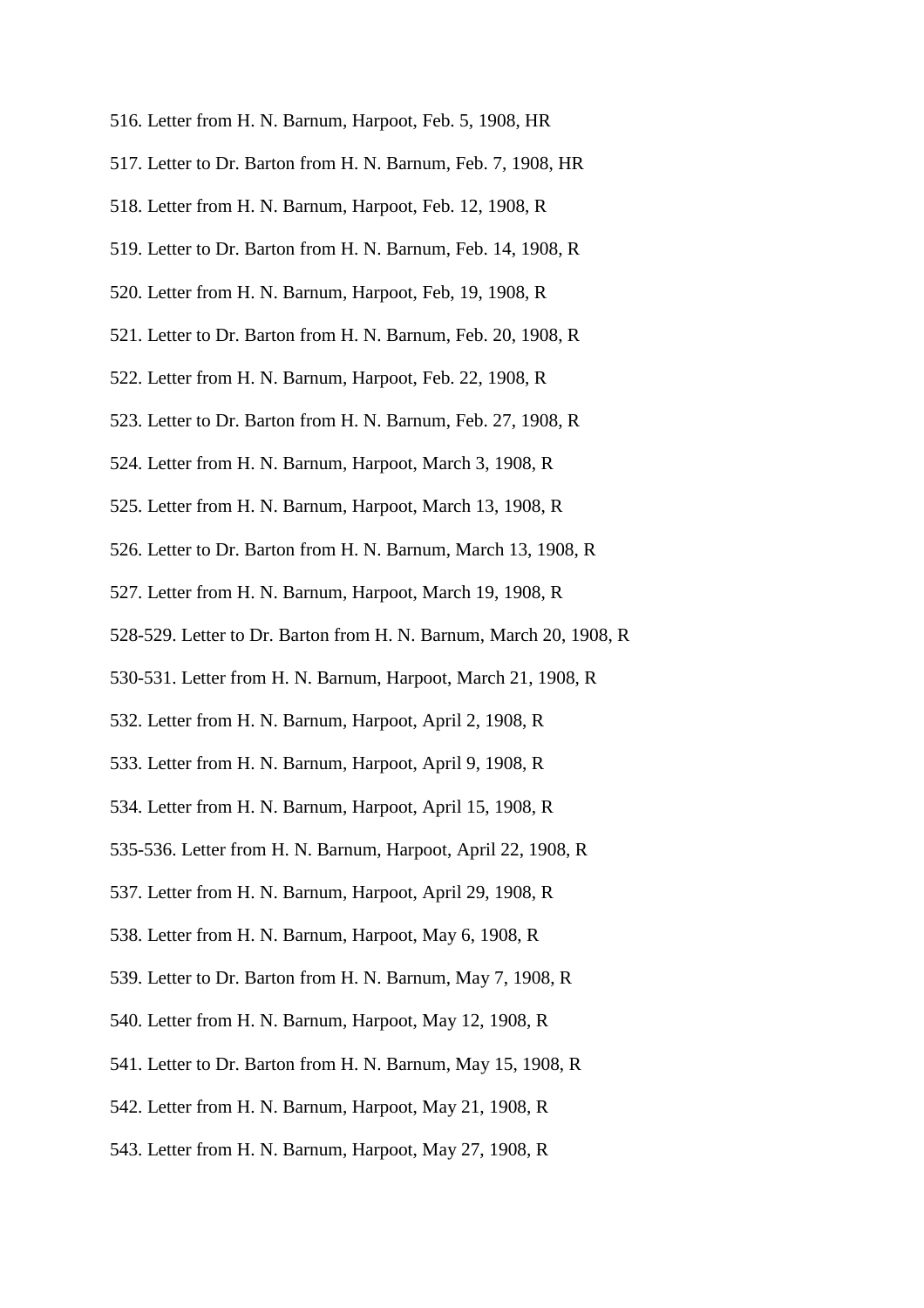516. Letter from H. N. Barnum, Harpoot, Feb. 5, 1908, HR

517. Letter to Dr. Barton from H. N. Barnum, Feb. 7, 1908, HR

518. Letter from H. N. Barnum, Harpoot, Feb. 12, 1908, R

519. Letter to Dr. Barton from H. N. Barnum, Feb. 14, 1908, R

520. Letter from H. N. Barnum, Harpoot, Feb, 19, 1908, R

521. Letter to Dr. Barton from H. N. Barnum, Feb. 20, 1908, R

522. Letter from H. N. Barnum, Harpoot, Feb. 22, 1908, R

523. Letter to Dr. Barton from H. N. Barnum, Feb. 27, 1908, R

524. Letter from H. N. Barnum, Harpoot, March 3, 1908, R

525. Letter from H. N. Barnum, Harpoot, March 13, 1908, R

526. Letter to Dr. Barton from H. N. Barnum, March 13, 1908, R

527. Letter from H. N. Barnum, Harpoot, March 19, 1908, R

528-529. Letter to Dr. Barton from H. N. Barnum, March 20, 1908, R

530-531. Letter from H. N. Barnum, Harpoot, March 21, 1908, R

532. Letter from H. N. Barnum, Harpoot, April 2, 1908, R

533. Letter from H. N. Barnum, Harpoot, April 9, 1908, R

534. Letter from H. N. Barnum, Harpoot, April 15, 1908, R

535-536. Letter from H. N. Barnum, Harpoot, April 22, 1908, R

537. Letter from H. N. Barnum, Harpoot, April 29, 1908, R

538. Letter from H. N. Barnum, Harpoot, May 6, 1908, R

539. Letter to Dr. Barton from H. N. Barnum, May 7, 1908, R

540. Letter from H. N. Barnum, Harpoot, May 12, 1908, R

541. Letter to Dr. Barton from H. N. Barnum, May 15, 1908, R

542. Letter from H. N. Barnum, Harpoot, May 21, 1908, R

543. Letter from H. N. Barnum, Harpoot, May 27, 1908, R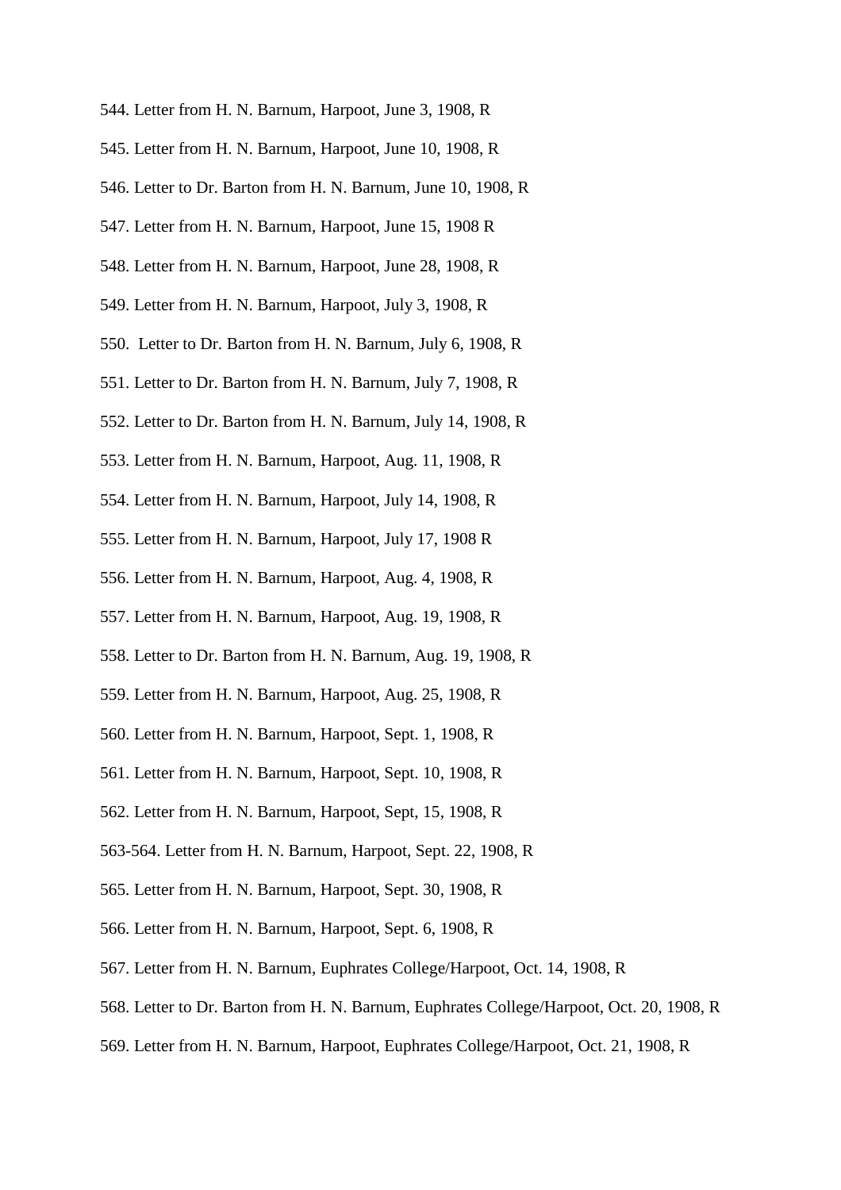544. Letter from H. N. Barnum, Harpoot, June 3, 1908, R

545. Letter from H. N. Barnum, Harpoot, June 10, 1908, R

546. Letter to Dr. Barton from H. N. Barnum, June 10, 1908, R

547. Letter from H. N. Barnum, Harpoot, June 15, 1908 R

548. Letter from H. N. Barnum, Harpoot, June 28, 1908, R

549. Letter from H. N. Barnum, Harpoot, July 3, 1908, R

550. Letter to Dr. Barton from H. N. Barnum, July 6, 1908, R

551. Letter to Dr. Barton from H. N. Barnum, July 7, 1908, R

552. Letter to Dr. Barton from H. N. Barnum, July 14, 1908, R

553. Letter from H. N. Barnum, Harpoot, Aug. 11, 1908, R

554. Letter from H. N. Barnum, Harpoot, July 14, 1908, R

555. Letter from H. N. Barnum, Harpoot, July 17, 1908 R

556. Letter from H. N. Barnum, Harpoot, Aug. 4, 1908, R

557. Letter from H. N. Barnum, Harpoot, Aug. 19, 1908, R

558. Letter to Dr. Barton from H. N. Barnum, Aug. 19, 1908, R

559. Letter from H. N. Barnum, Harpoot, Aug. 25, 1908, R

560. Letter from H. N. Barnum, Harpoot, Sept. 1, 1908, R

561. Letter from H. N. Barnum, Harpoot, Sept. 10, 1908, R

562. Letter from H. N. Barnum, Harpoot, Sept, 15, 1908, R

563-564. Letter from H. N. Barnum, Harpoot, Sept. 22, 1908, R

565. Letter from H. N. Barnum, Harpoot, Sept. 30, 1908, R

566. Letter from H. N. Barnum, Harpoot, Sept. 6, 1908, R

567. Letter from H. N. Barnum, Euphrates College/Harpoot, Oct. 14, 1908, R

568. Letter to Dr. Barton from H. N. Barnum, Euphrates College/Harpoot, Oct. 20, 1908, R

569. Letter from H. N. Barnum, Harpoot, Euphrates College/Harpoot, Oct. 21, 1908, R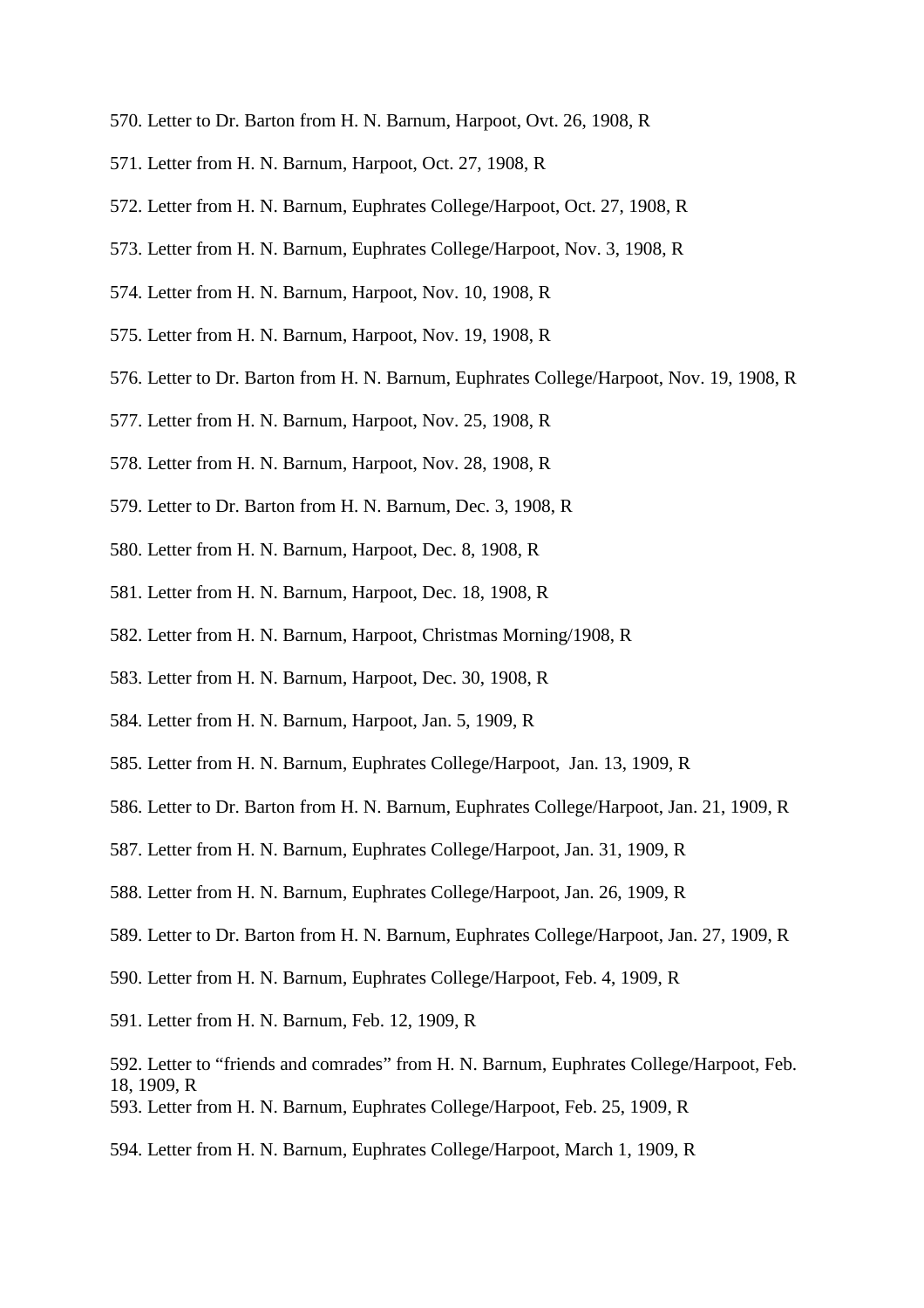570. Letter to Dr. Barton from H. N. Barnum, Harpoot, Ovt. 26, 1908, R

571. Letter from H. N. Barnum, Harpoot, Oct. 27, 1908, R

572. Letter from H. N. Barnum, Euphrates College/Harpoot, Oct. 27, 1908, R

573. Letter from H. N. Barnum, Euphrates College/Harpoot, Nov. 3, 1908, R

574. Letter from H. N. Barnum, Harpoot, Nov. 10, 1908, R

575. Letter from H. N. Barnum, Harpoot, Nov. 19, 1908, R

576. Letter to Dr. Barton from H. N. Barnum, Euphrates College/Harpoot, Nov. 19, 1908, R

577. Letter from H. N. Barnum, Harpoot, Nov. 25, 1908, R

578. Letter from H. N. Barnum, Harpoot, Nov. 28, 1908, R

579. Letter to Dr. Barton from H. N. Barnum, Dec. 3, 1908, R

580. Letter from H. N. Barnum, Harpoot, Dec. 8, 1908, R

581. Letter from H. N. Barnum, Harpoot, Dec. 18, 1908, R

582. Letter from H. N. Barnum, Harpoot, Christmas Morning/1908, R

583. Letter from H. N. Barnum, Harpoot, Dec. 30, 1908, R

584. Letter from H. N. Barnum, Harpoot, Jan. 5, 1909, R

585. Letter from H. N. Barnum, Euphrates College/Harpoot, Jan. 13, 1909, R

586. Letter to Dr. Barton from H. N. Barnum, Euphrates College/Harpoot, Jan. 21, 1909, R

587. Letter from H. N. Barnum, Euphrates College/Harpoot, Jan. 31, 1909, R

588. Letter from H. N. Barnum, Euphrates College/Harpoot, Jan. 26, 1909, R

589. Letter to Dr. Barton from H. N. Barnum, Euphrates College/Harpoot, Jan. 27, 1909, R

590. Letter from H. N. Barnum, Euphrates College/Harpoot, Feb. 4, 1909, R

591. Letter from H. N. Barnum, Feb. 12, 1909, R

592. Letter to "friends and comrades" from H. N. Barnum, Euphrates College/Harpoot, Feb. 18, 1909, R

593. Letter from H. N. Barnum, Euphrates College/Harpoot, Feb. 25, 1909, R

594. Letter from H. N. Barnum, Euphrates College/Harpoot, March 1, 1909, R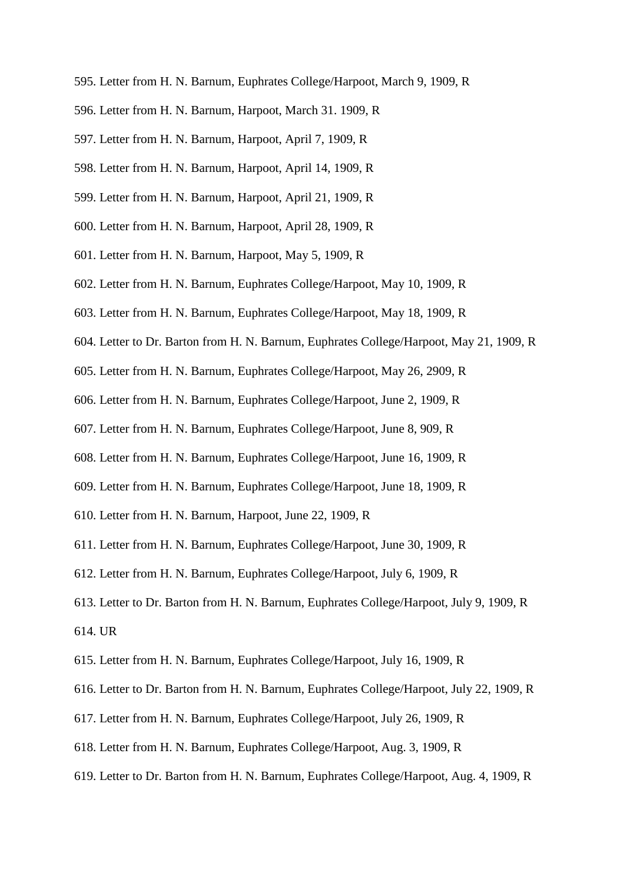595. Letter from H. N. Barnum, Euphrates College/Harpoot, March 9, 1909, R

596. Letter from H. N. Barnum, Harpoot, March 31. 1909, R

597. Letter from H. N. Barnum, Harpoot, April 7, 1909, R

598. Letter from H. N. Barnum, Harpoot, April 14, 1909, R

599. Letter from H. N. Barnum, Harpoot, April 21, 1909, R

600. Letter from H. N. Barnum, Harpoot, April 28, 1909, R

601. Letter from H. N. Barnum, Harpoot, May 5, 1909, R

602. Letter from H. N. Barnum, Euphrates College/Harpoot, May 10, 1909, R

603. Letter from H. N. Barnum, Euphrates College/Harpoot, May 18, 1909, R

604. Letter to Dr. Barton from H. N. Barnum, Euphrates College/Harpoot, May 21, 1909, R

605. Letter from H. N. Barnum, Euphrates College/Harpoot, May 26, 2909, R

606. Letter from H. N. Barnum, Euphrates College/Harpoot, June 2, 1909, R

607. Letter from H. N. Barnum, Euphrates College/Harpoot, June 8, 909, R

608. Letter from H. N. Barnum, Euphrates College/Harpoot, June 16, 1909, R

609. Letter from H. N. Barnum, Euphrates College/Harpoot, June 18, 1909, R

610. Letter from H. N. Barnum, Harpoot, June 22, 1909, R

611. Letter from H. N. Barnum, Euphrates College/Harpoot, June 30, 1909, R

612. Letter from H. N. Barnum, Euphrates College/Harpoot, July 6, 1909, R

613. Letter to Dr. Barton from H. N. Barnum, Euphrates College/Harpoot, July 9, 1909, R

614. UR

615. Letter from H. N. Barnum, Euphrates College/Harpoot, July 16, 1909, R

616. Letter to Dr. Barton from H. N. Barnum, Euphrates College/Harpoot, July 22, 1909, R

617. Letter from H. N. Barnum, Euphrates College/Harpoot, July 26, 1909, R

618. Letter from H. N. Barnum, Euphrates College/Harpoot, Aug. 3, 1909, R

619. Letter to Dr. Barton from H. N. Barnum, Euphrates College/Harpoot, Aug. 4, 1909, R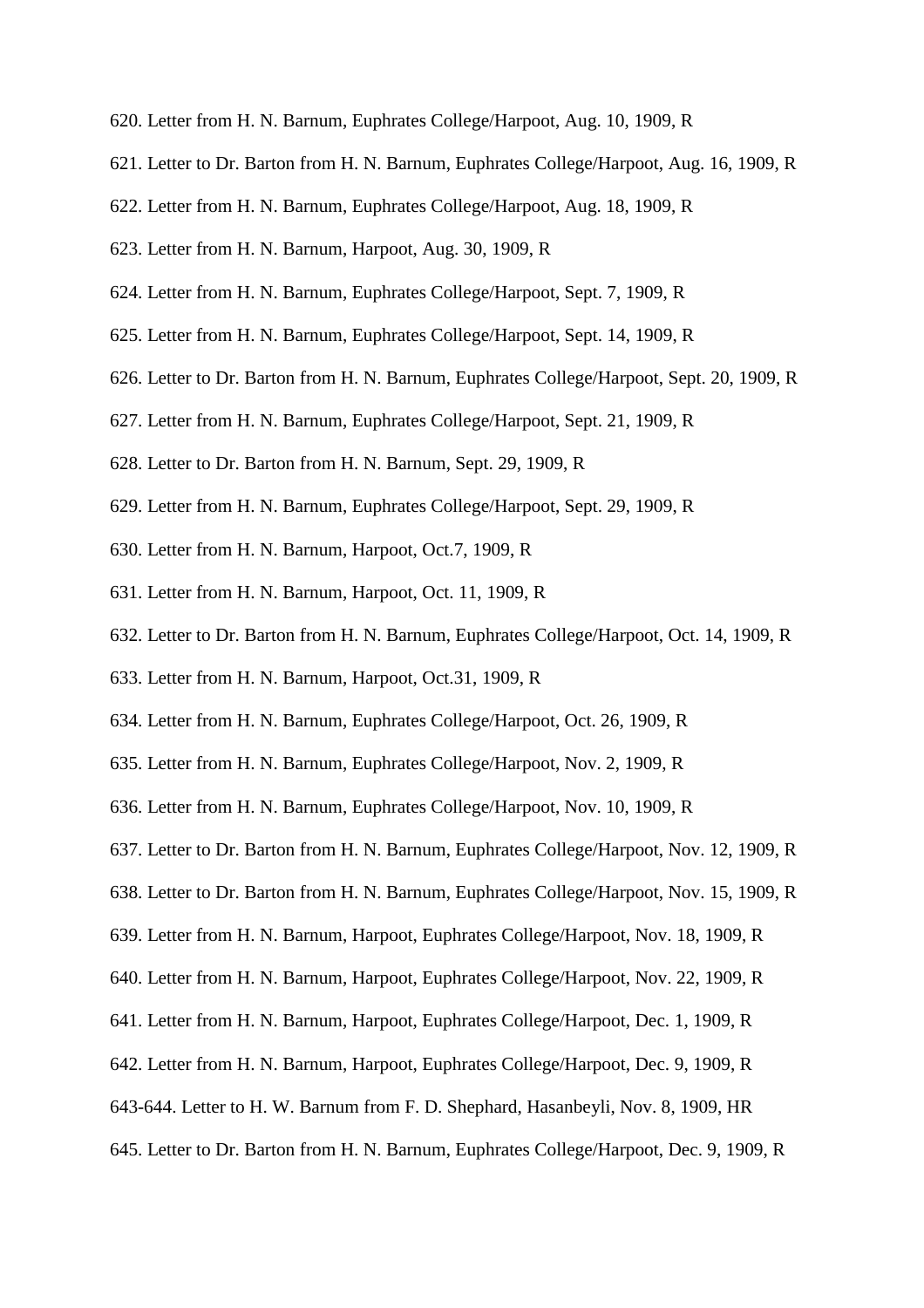620. Letter from H. N. Barnum, Euphrates College/Harpoot, Aug. 10, 1909, R

621. Letter to Dr. Barton from H. N. Barnum, Euphrates College/Harpoot, Aug. 16, 1909, R

622. Letter from H. N. Barnum, Euphrates College/Harpoot, Aug. 18, 1909, R

623. Letter from H. N. Barnum, Harpoot, Aug. 30, 1909, R

624. Letter from H. N. Barnum, Euphrates College/Harpoot, Sept. 7, 1909, R

625. Letter from H. N. Barnum, Euphrates College/Harpoot, Sept. 14, 1909, R

626. Letter to Dr. Barton from H. N. Barnum, Euphrates College/Harpoot, Sept. 20, 1909, R

627. Letter from H. N. Barnum, Euphrates College/Harpoot, Sept. 21, 1909, R

628. Letter to Dr. Barton from H. N. Barnum, Sept. 29, 1909, R

629. Letter from H. N. Barnum, Euphrates College/Harpoot, Sept. 29, 1909, R

630. Letter from H. N. Barnum, Harpoot, Oct.7, 1909, R

631. Letter from H. N. Barnum, Harpoot, Oct. 11, 1909, R

632. Letter to Dr. Barton from H. N. Barnum, Euphrates College/Harpoot, Oct. 14, 1909, R

633. Letter from H. N. Barnum, Harpoot, Oct.31, 1909, R

634. Letter from H. N. Barnum, Euphrates College/Harpoot, Oct. 26, 1909, R

635. Letter from H. N. Barnum, Euphrates College/Harpoot, Nov. 2, 1909, R

636. Letter from H. N. Barnum, Euphrates College/Harpoot, Nov. 10, 1909, R

637. Letter to Dr. Barton from H. N. Barnum, Euphrates College/Harpoot, Nov. 12, 1909, R

638. Letter to Dr. Barton from H. N. Barnum, Euphrates College/Harpoot, Nov. 15, 1909, R

639. Letter from H. N. Barnum, Harpoot, Euphrates College/Harpoot, Nov. 18, 1909, R

640. Letter from H. N. Barnum, Harpoot, Euphrates College/Harpoot, Nov. 22, 1909, R

641. Letter from H. N. Barnum, Harpoot, Euphrates College/Harpoot, Dec. 1, 1909, R

642. Letter from H. N. Barnum, Harpoot, Euphrates College/Harpoot, Dec. 9, 1909, R

643-644. Letter to H. W. Barnum from F. D. Shephard, Hasanbeyli, Nov. 8, 1909, HR

645. Letter to Dr. Barton from H. N. Barnum, Euphrates College/Harpoot, Dec. 9, 1909, R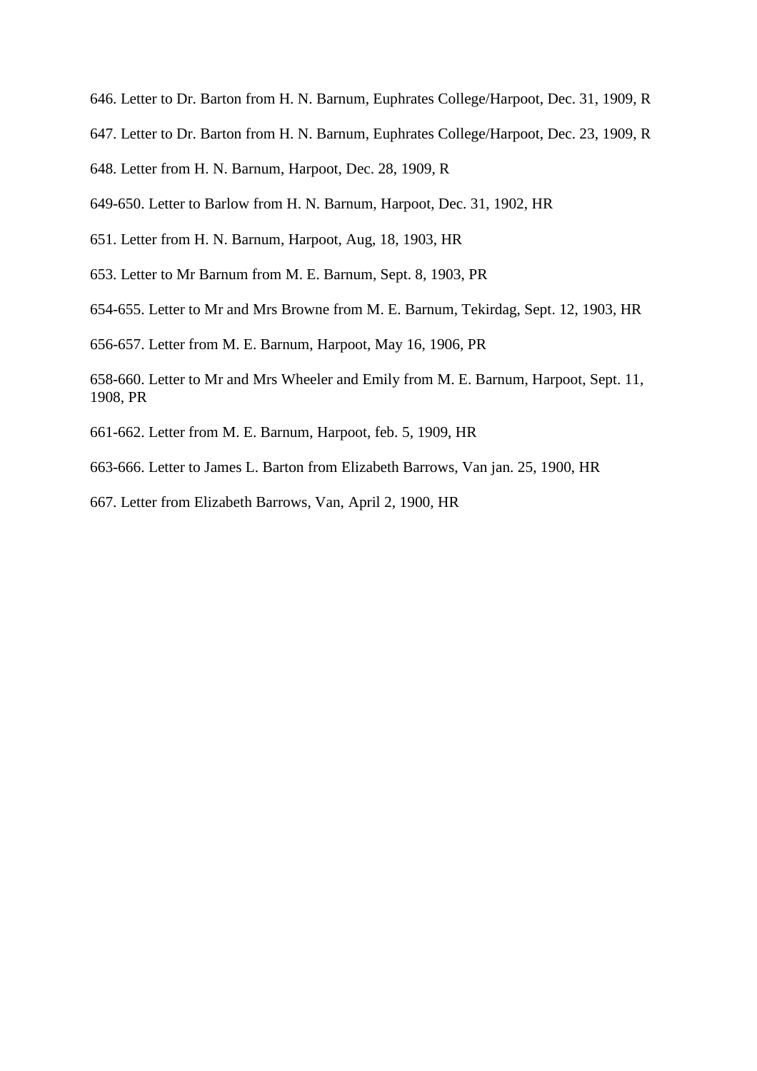646. Letter to Dr. Barton from H. N. Barnum, Euphrates College/Harpoot, Dec. 31, 1909, R

647. Letter to Dr. Barton from H. N. Barnum, Euphrates College/Harpoot, Dec. 23, 1909, R

648. Letter from H. N. Barnum, Harpoot, Dec. 28, 1909, R

649-650. Letter to Barlow from H. N. Barnum, Harpoot, Dec. 31, 1902, HR

651. Letter from H. N. Barnum, Harpoot, Aug, 18, 1903, HR

653. Letter to Mr Barnum from M. E. Barnum, Sept. 8, 1903, PR

654-655. Letter to Mr and Mrs Browne from M. E. Barnum, Tekirdag, Sept. 12, 1903, HR

656-657. Letter from M. E. Barnum, Harpoot, May 16, 1906, PR

658-660. Letter to Mr and Mrs Wheeler and Emily from M. E. Barnum, Harpoot, Sept. 11, 1908, PR

661-662. Letter from M. E. Barnum, Harpoot, feb. 5, 1909, HR

663-666. Letter to James L. Barton from Elizabeth Barrows, Van jan. 25, 1900, HR

667. Letter from Elizabeth Barrows, Van, April 2, 1900, HR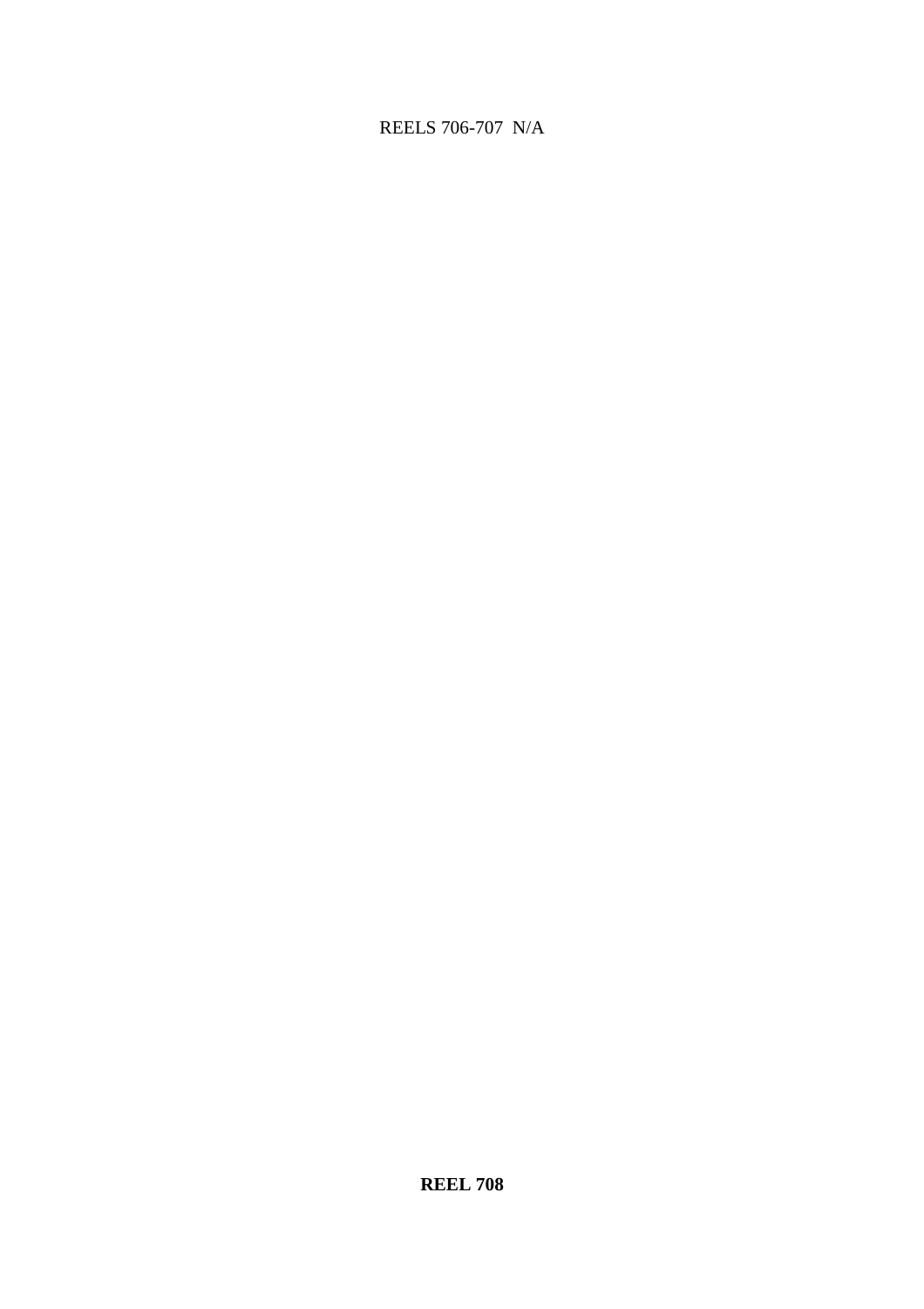REELS 706-707 N/A

**REEL 708**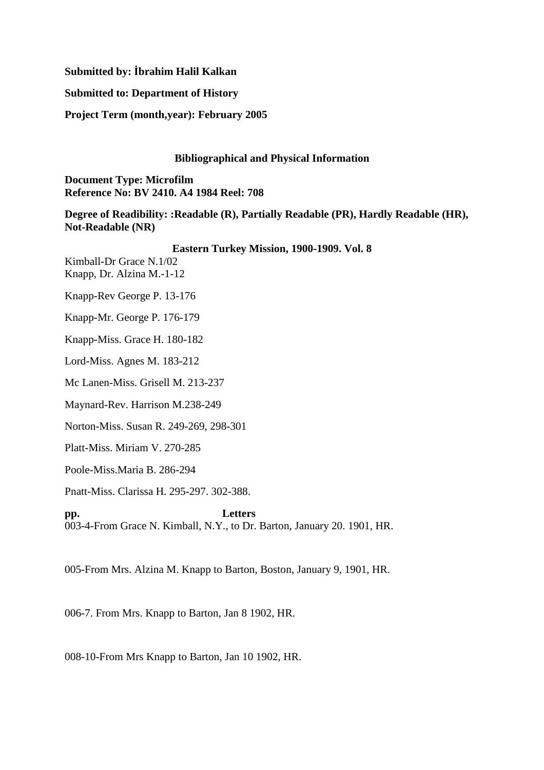**Submitted by: İbrahim Halil Kalkan**

**Submitted to: Department of History**

**Project Term (month,year): February 2005**

**Bibliographical and Physical Information**

**Document Type: Microfilm**
**Reference No: BV 2410. A4 1984 Reel: 708**

**Degree of Readibility: :Readable (R), Partially Readable (PR), Hardly Readable (HR), Not-Readable (NR)**

**Eastern Turkey Mission, 1900-1909. Vol. 8**

Kimball-Dr Grace N.1/02
Knapp, Dr. Alzina M.-1-12

Knapp-Rev George P. 13-176

Knapp-Mr. George P. 176-179

Knapp-Miss. Grace H. 180-182

Lord-Miss. Agnes M. 183-212

Mc Lanen-Miss. Grisell M. 213-237

Maynard-Rev. Harrison M.238-249

Norton-Miss. Susan R. 249-269, 298-301

Platt-Miss. Miriam V. 270-285

Poole-Miss.Maria B. 286-294

Pnatt-Miss. Clarissa H. 295-297. 302-388.

**pp. Letters**

003-4-From Grace N. Kimball, N.Y., to Dr. Barton, January 20. 1901, HR.

005-From Mrs. Alzina M. Knapp to Barton, Boston, January 9, 1901, HR.

006-7. From Mrs. Knapp to Barton, Jan 8 1902, HR.

008-10-From Mrs Knapp to Barton, Jan 10 1902, HR.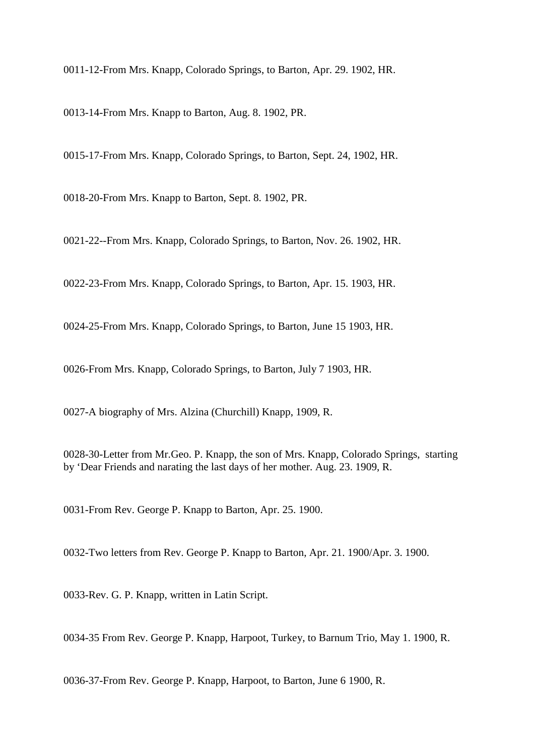0011-12-From Mrs. Knapp, Colorado Springs, to Barton, Apr. 29. 1902, HR.

0013-14-From Mrs. Knapp to Barton, Aug. 8. 1902, PR.

0015-17-From Mrs. Knapp, Colorado Springs, to Barton, Sept. 24, 1902, HR.

0018-20-From Mrs. Knapp to Barton, Sept. 8. 1902, PR.

0021-22--From Mrs. Knapp, Colorado Springs, to Barton, Nov. 26. 1902, HR.

0022-23-From Mrs. Knapp, Colorado Springs, to Barton, Apr. 15. 1903, HR.

0024-25-From Mrs. Knapp, Colorado Springs, to Barton, June 15 1903, HR.

0026-From Mrs. Knapp, Colorado Springs, to Barton, July 7 1903, HR.

0027-A biography of Mrs. Alzina (Churchill) Knapp, 1909, R.

0028-30-Letter from Mr.Geo. P. Knapp, the son of Mrs. Knapp, Colorado Springs, starting by 'Dear Friends and narating the last days of her mother. Aug. 23. 1909, R.

0031-From Rev. George P. Knapp to Barton, Apr. 25. 1900.

0032-Two letters from Rev. George P. Knapp to Barton, Apr. 21. 1900/Apr. 3. 1900.

0033-Rev. G. P. Knapp, written in Latin Script.

0034-35 From Rev. George P. Knapp, Harpoot, Turkey, to Barnum Trio, May 1. 1900, R.

0036-37-From Rev. George P. Knapp, Harpoot, to Barton, June 6 1900, R.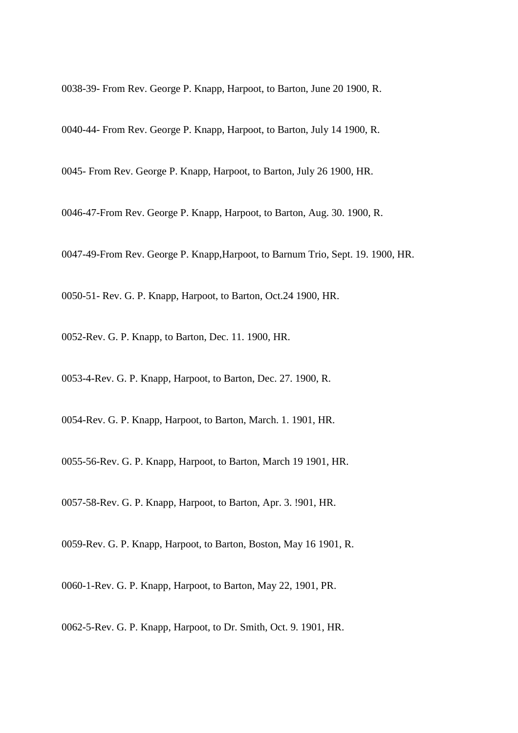0038-39- From Rev. George P. Knapp, Harpoot, to Barton, June 20 1900, R.

0040-44- From Rev. George P. Knapp, Harpoot, to Barton, July 14 1900, R.

0045- From Rev. George P. Knapp, Harpoot, to Barton, July 26 1900, HR.

0046-47-From Rev. George P. Knapp, Harpoot, to Barton, Aug. 30. 1900, R.

0047-49-From Rev. George P. Knapp,Harpoot, to Barnum Trio, Sept. 19. 1900, HR.

0050-51- Rev. G. P. Knapp, Harpoot, to Barton, Oct.24 1900, HR.

0052-Rev. G. P. Knapp, to Barton, Dec. 11. 1900, HR.

0053-4-Rev. G. P. Knapp, Harpoot, to Barton, Dec. 27. 1900, R.

0054-Rev. G. P. Knapp, Harpoot, to Barton, March. 1. 1901, HR.

0055-56-Rev. G. P. Knapp, Harpoot, to Barton, March 19 1901, HR.

0057-58-Rev. G. P. Knapp, Harpoot, to Barton, Apr. 3. !901, HR.

0059-Rev. G. P. Knapp, Harpoot, to Barton, Boston, May 16 1901, R.

0060-1-Rev. G. P. Knapp, Harpoot, to Barton, May 22, 1901, PR.

0062-5-Rev. G. P. Knapp, Harpoot, to Dr. Smith, Oct. 9. 1901, HR.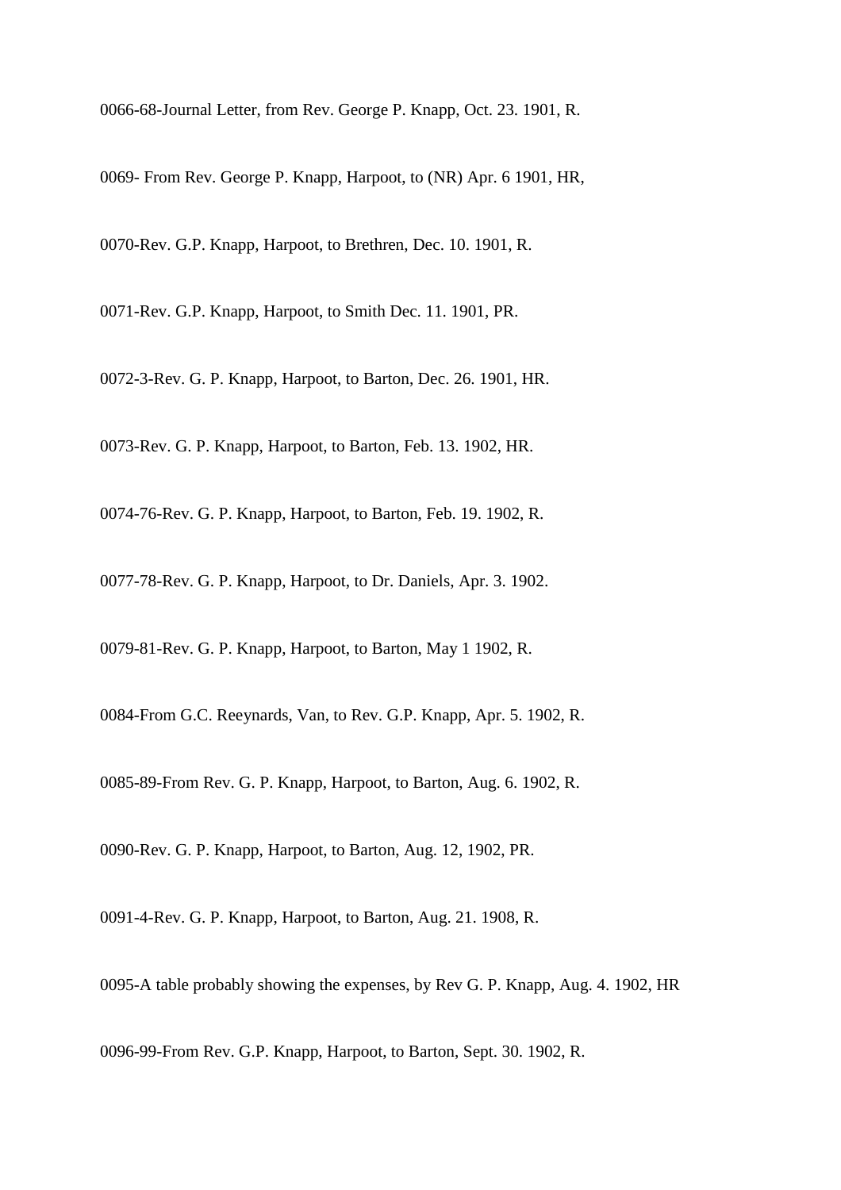0066-68-Journal Letter, from Rev. George P. Knapp, Oct. 23. 1901, R.

0069- From Rev. George P. Knapp, Harpoot, to (NR) Apr. 6 1901, HR,

0070-Rev. G.P. Knapp, Harpoot, to Brethren, Dec. 10. 1901, R.

0071-Rev. G.P. Knapp, Harpoot, to Smith Dec. 11. 1901, PR.

0072-3-Rev. G. P. Knapp, Harpoot, to Barton, Dec. 26. 1901, HR.

0073-Rev. G. P. Knapp, Harpoot, to Barton, Feb. 13. 1902, HR.

0074-76-Rev. G. P. Knapp, Harpoot, to Barton, Feb. 19. 1902, R.

0077-78-Rev. G. P. Knapp, Harpoot, to Dr. Daniels, Apr. 3. 1902.

0079-81-Rev. G. P. Knapp, Harpoot, to Barton, May 1 1902, R.

0084-From G.C. Reeynards, Van, to Rev. G.P. Knapp, Apr. 5. 1902, R.

0085-89-From Rev. G. P. Knapp, Harpoot, to Barton, Aug. 6. 1902, R.

0090-Rev. G. P. Knapp, Harpoot, to Barton, Aug. 12, 1902, PR.

0091-4-Rev. G. P. Knapp, Harpoot, to Barton, Aug. 21. 1908, R.

0095-A table probably showing the expenses, by Rev G. P. Knapp, Aug. 4. 1902, HR

0096-99-From Rev. G.P. Knapp, Harpoot, to Barton, Sept. 30. 1902, R.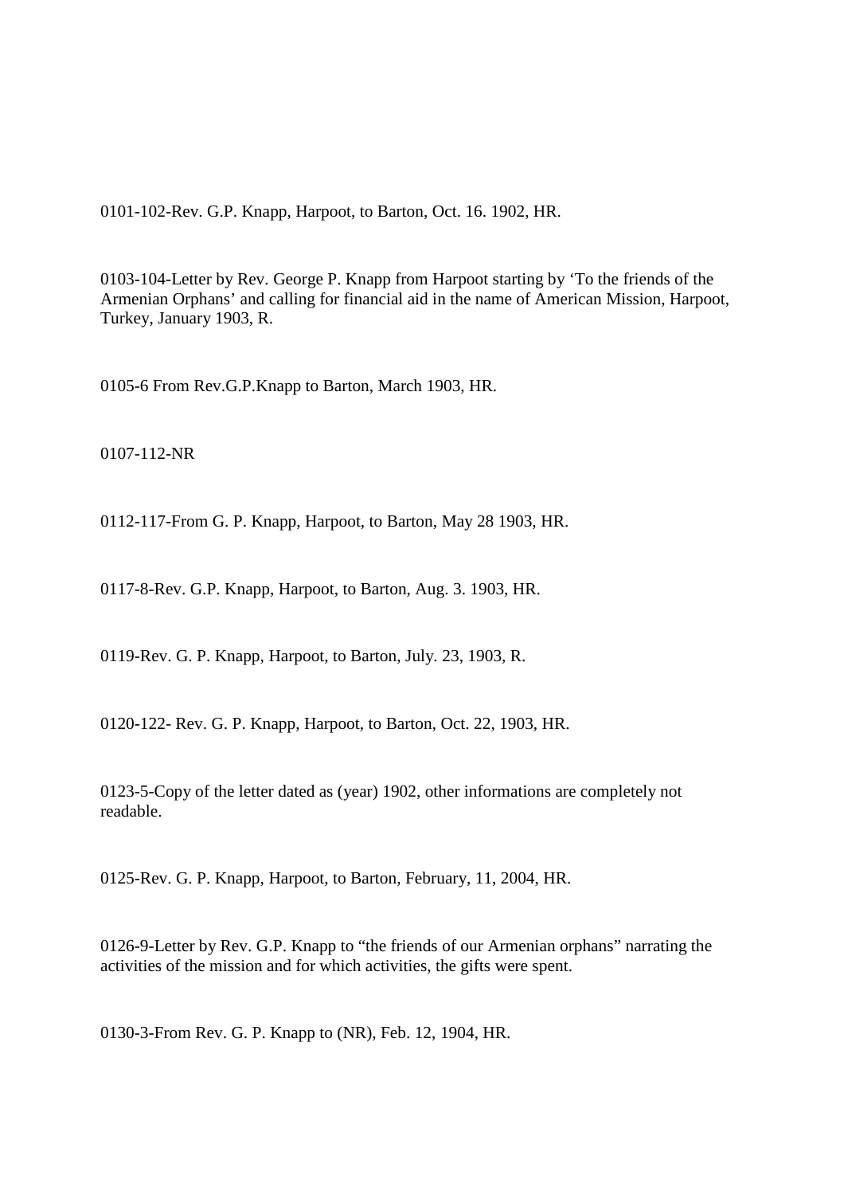0101-102-Rev. G.P. Knapp, Harpoot, to Barton, Oct. 16. 1902, HR.

0103-104-Letter by Rev. George P. Knapp from Harpoot starting by ‘To the friends of the Armenian Orphans’ and calling for financial aid in the name of American Mission, Harpoot, Turkey, January 1903, R.

0105-6 From Rev.G.P.Knapp to Barton, March 1903, HR.

0107-112-NR

0112-117-From G. P. Knapp, Harpoot, to Barton, May 28 1903, HR.

0117-8-Rev. G.P. Knapp, Harpoot, to Barton, Aug. 3. 1903, HR.

0119-Rev. G. P. Knapp, Harpoot, to Barton, July. 23, 1903, R.

0120-122- Rev. G. P. Knapp, Harpoot, to Barton, Oct. 22, 1903, HR.

0123-5-Copy of the letter dated as (year) 1902, other informations are completely not readable.

0125-Rev. G. P. Knapp, Harpoot, to Barton, February, 11, 2004, HR.

0126-9-Letter by Rev. G.P. Knapp to “the friends of our Armenian orphans” narrating the activities of the mission and for which activities, the gifts were spent.

0130-3-From Rev. G. P. Knapp to (NR), Feb. 12, 1904, HR.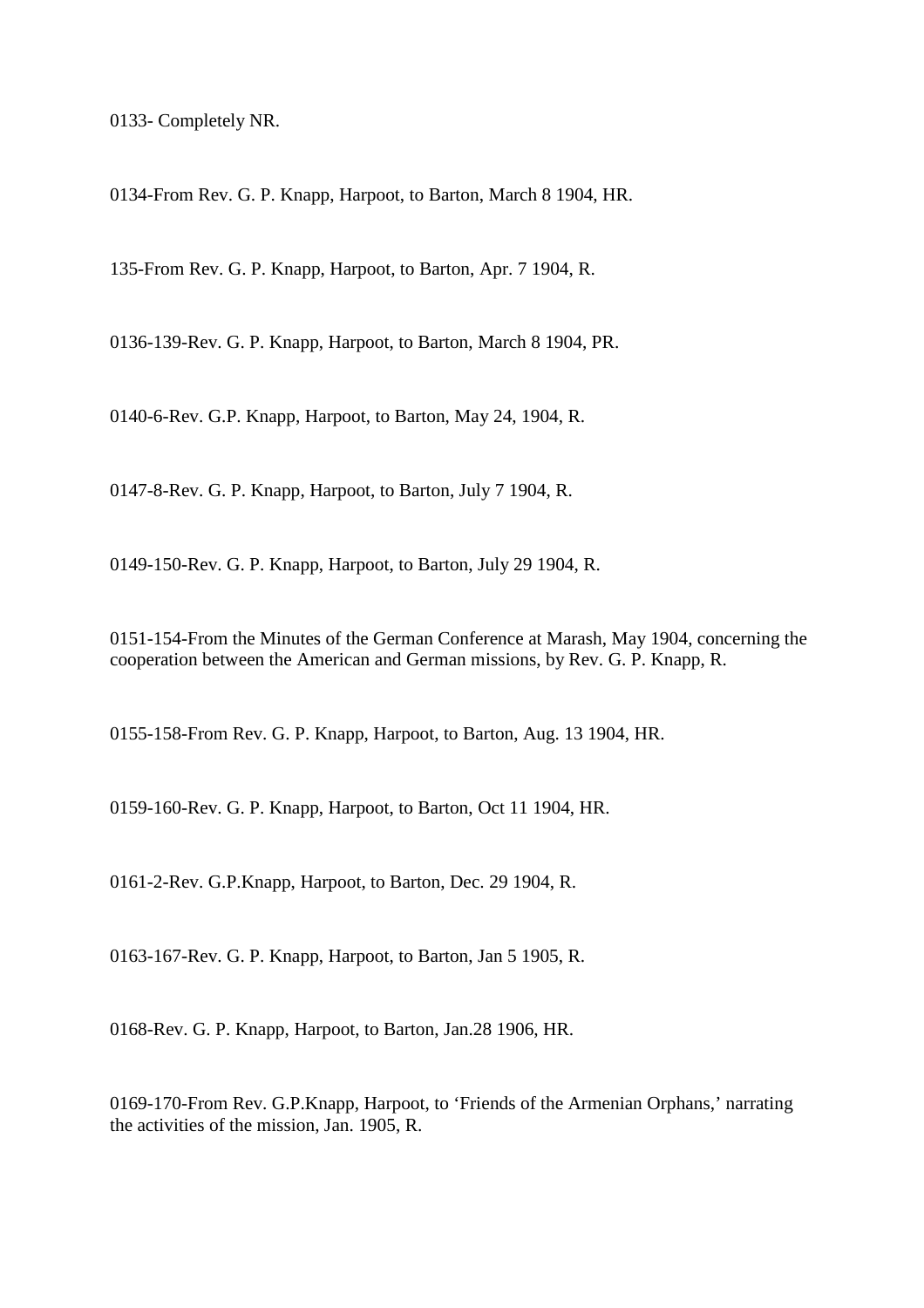0133- Completely NR.

0134-From Rev. G. P. Knapp, Harpoot, to Barton, March 8 1904, HR.

135-From Rev. G. P. Knapp, Harpoot, to Barton, Apr. 7 1904, R.

0136-139-Rev. G. P. Knapp, Harpoot, to Barton, March 8 1904, PR.

0140-6-Rev. G.P. Knapp, Harpoot, to Barton, May 24, 1904, R.

0147-8-Rev. G. P. Knapp, Harpoot, to Barton, July 7 1904, R.

0149-150-Rev. G. P. Knapp, Harpoot, to Barton, July 29 1904, R.

0151-154-From the Minutes of the German Conference at Marash, May 1904, concerning the cooperation between the American and German missions, by Rev. G. P. Knapp, R.

0155-158-From Rev. G. P. Knapp, Harpoot, to Barton, Aug. 13 1904, HR.

0159-160-Rev. G. P. Knapp, Harpoot, to Barton, Oct 11 1904, HR.

0161-2-Rev. G.P.Knapp, Harpoot, to Barton, Dec. 29 1904, R.

0163-167-Rev. G. P. Knapp, Harpoot, to Barton, Jan 5 1905, R.

0168-Rev. G. P. Knapp, Harpoot, to Barton, Jan.28 1906, HR.

0169-170-From Rev. G.P.Knapp, Harpoot, to 'Friends of the Armenian Orphans,' narrating the activities of the mission, Jan. 1905, R.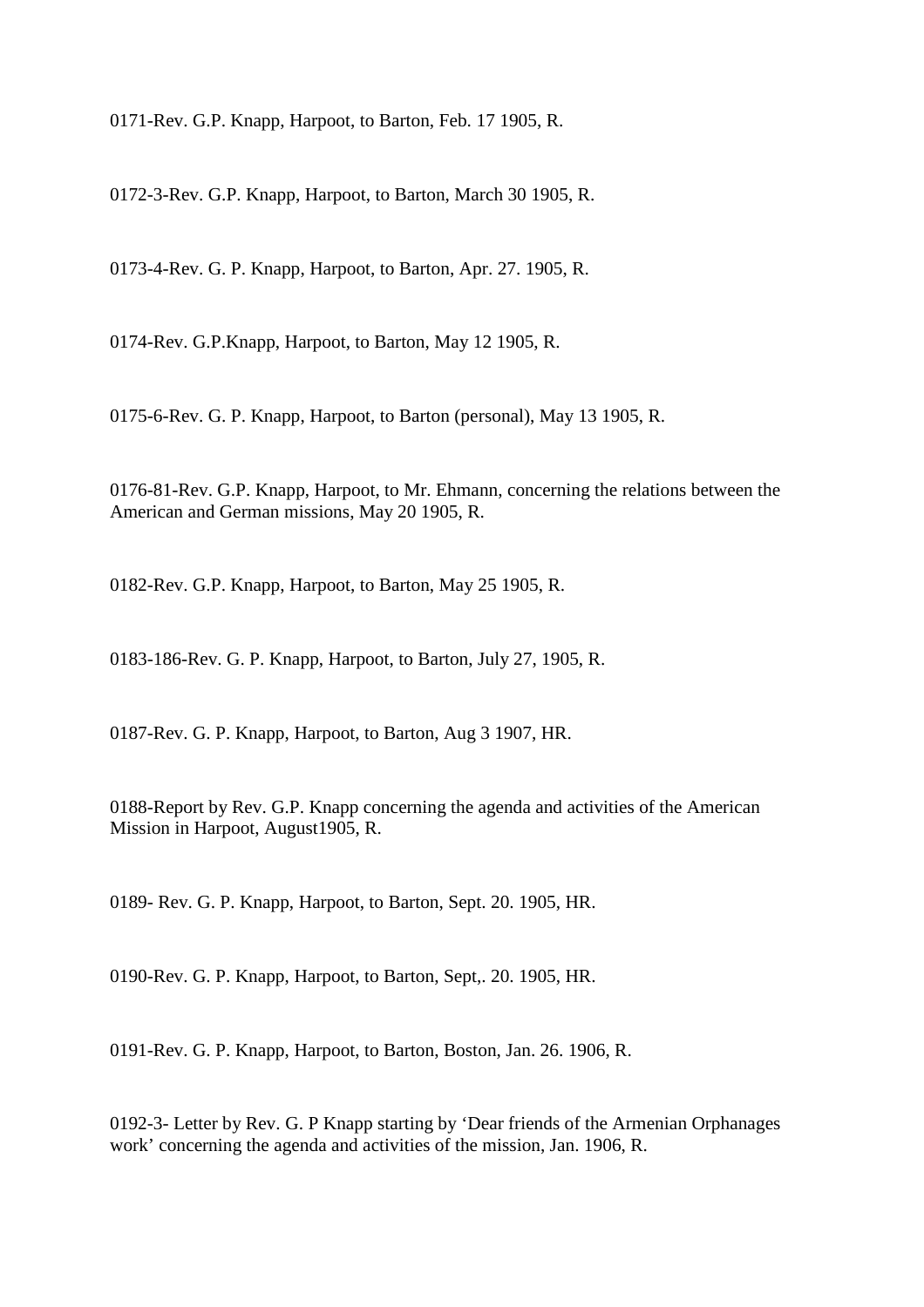0171-Rev. G.P. Knapp, Harpoot, to Barton, Feb. 17 1905, R.

0172-3-Rev. G.P. Knapp, Harpoot, to Barton, March 30 1905, R.

0173-4-Rev. G. P. Knapp, Harpoot, to Barton, Apr. 27. 1905, R.

0174-Rev. G.P.Knapp, Harpoot, to Barton, May 12 1905, R.

0175-6-Rev. G. P. Knapp, Harpoot, to Barton (personal), May 13 1905, R.

0176-81-Rev. G.P. Knapp, Harpoot, to Mr. Ehmann, concerning the relations between the American and German missions, May 20 1905, R.

0182-Rev. G.P. Knapp, Harpoot, to Barton, May 25 1905, R.

0183-186-Rev. G. P. Knapp, Harpoot, to Barton, July 27, 1905, R.

0187-Rev. G. P. Knapp, Harpoot, to Barton, Aug 3 1907, HR.

0188-Report by Rev. G.P. Knapp concerning the agenda and activities of the American Mission in Harpoot, August1905, R.

0189- Rev. G. P. Knapp, Harpoot, to Barton, Sept. 20. 1905, HR.

0190-Rev. G. P. Knapp, Harpoot, to Barton, Sept,. 20. 1905, HR.

0191-Rev. G. P. Knapp, Harpoot, to Barton, Boston, Jan. 26. 1906, R.

0192-3- Letter by Rev. G. P Knapp starting by 'Dear friends of the Armenian Orphanages work' concerning the agenda and activities of the mission, Jan. 1906, R.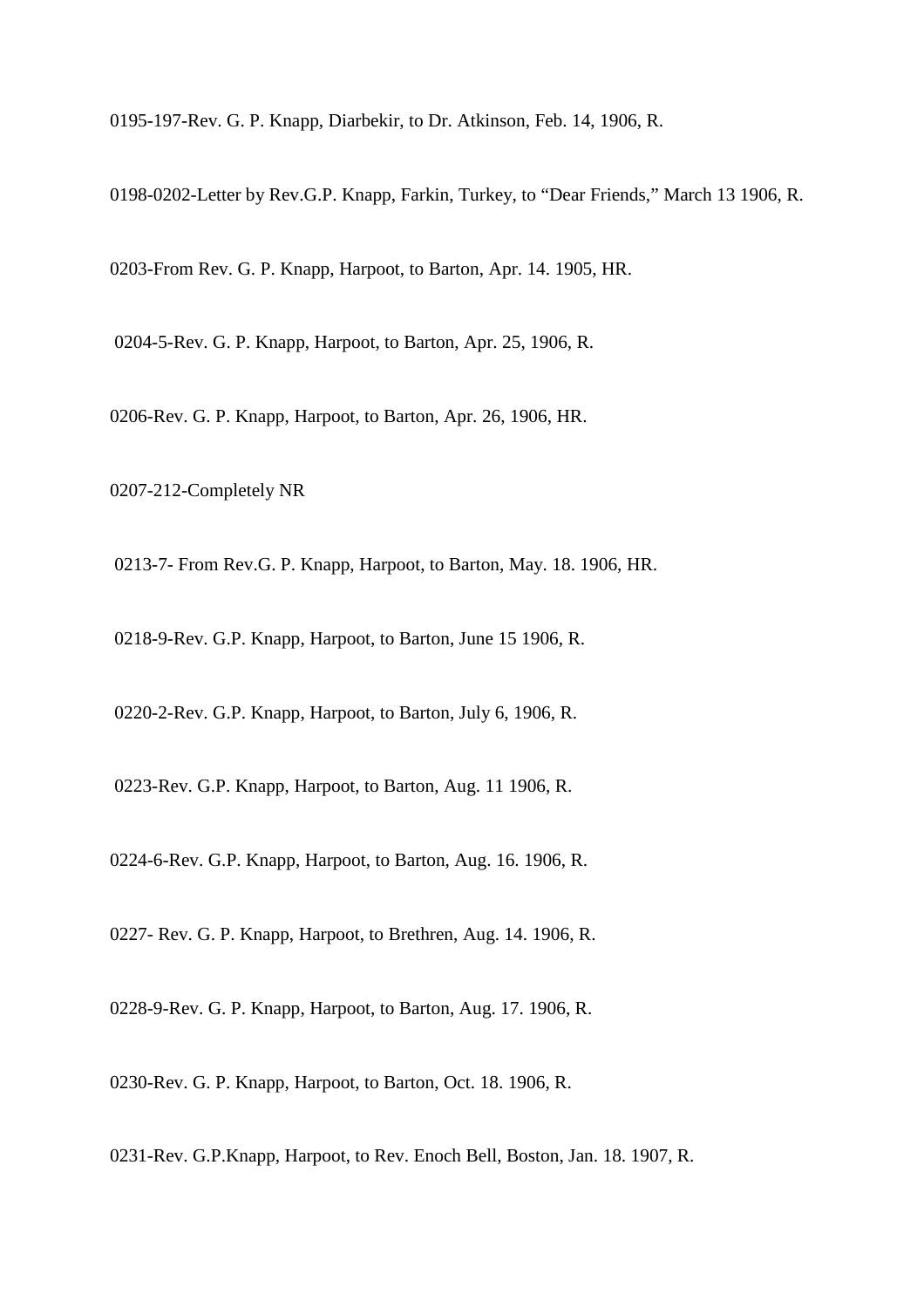0195-197-Rev. G. P. Knapp, Diarbekir, to Dr. Atkinson, Feb. 14, 1906, R.

0198-0202-Letter by Rev.G.P. Knapp, Farkin, Turkey, to “Dear Friends,” March 13 1906, R.

0203-From Rev. G. P. Knapp, Harpoot, to Barton, Apr. 14. 1905, HR.

0204-5-Rev. G. P. Knapp, Harpoot, to Barton, Apr. 25, 1906, R.

0206-Rev. G. P. Knapp, Harpoot, to Barton, Apr. 26, 1906, HR.

0207-212-Completely NR

0213-7- From Rev.G. P. Knapp, Harpoot, to Barton, May. 18. 1906, HR.

0218-9-Rev. G.P. Knapp, Harpoot, to Barton, June 15 1906, R.

0220-2-Rev. G.P. Knapp, Harpoot, to Barton, July 6, 1906, R.

0223-Rev. G.P. Knapp, Harpoot, to Barton, Aug. 11 1906, R.

0224-6-Rev. G.P. Knapp, Harpoot, to Barton, Aug. 16. 1906, R.

0227- Rev. G. P. Knapp, Harpoot, to Brethren, Aug. 14. 1906, R.

0228-9-Rev. G. P. Knapp, Harpoot, to Barton, Aug. 17. 1906, R.

0230-Rev. G. P. Knapp, Harpoot, to Barton, Oct. 18. 1906, R.

0231-Rev. G.P.Knapp, Harpoot, to Rev. Enoch Bell, Boston, Jan. 18. 1907, R.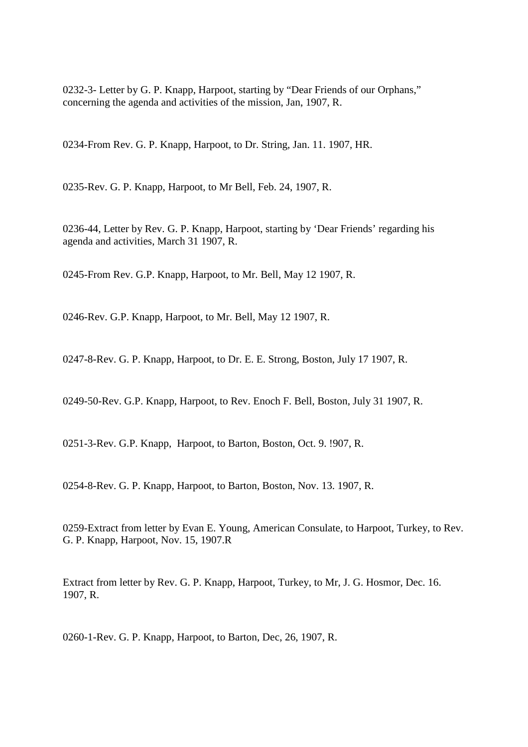0232-3- Letter by G. P. Knapp, Harpoot, starting by "Dear Friends of our Orphans," concerning the agenda and activities of the mission, Jan, 1907, R.

0234-From Rev. G. P. Knapp, Harpoot, to Dr. String, Jan. 11. 1907, HR.

0235-Rev. G. P. Knapp, Harpoot, to Mr Bell, Feb. 24, 1907, R.

0236-44, Letter by Rev. G. P. Knapp, Harpoot, starting by 'Dear Friends' regarding his agenda and activities, March 31 1907, R.

0245-From Rev. G.P. Knapp, Harpoot, to Mr. Bell, May 12 1907, R.

0246-Rev. G.P. Knapp, Harpoot, to Mr. Bell, May 12 1907, R.

0247-8-Rev. G. P. Knapp, Harpoot, to Dr. E. E. Strong, Boston, July 17 1907, R.

0249-50-Rev. G.P. Knapp, Harpoot, to Rev. Enoch F. Bell, Boston, July 31 1907, R.

0251-3-Rev. G.P. Knapp,  Harpoot, to Barton, Boston, Oct. 9. !907, R.

0254-8-Rev. G. P. Knapp, Harpoot, to Barton, Boston, Nov. 13. 1907, R.

0259-Extract from letter by Evan E. Young, American Consulate, to Harpoot, Turkey, to Rev. G. P. Knapp, Harpoot, Nov. 15, 1907.R

Extract from letter by Rev. G. P. Knapp, Harpoot, Turkey, to Mr, J. G. Hosmor, Dec. 16. 1907, R.

0260-1-Rev. G. P. Knapp, Harpoot, to Barton, Dec, 26, 1907, R.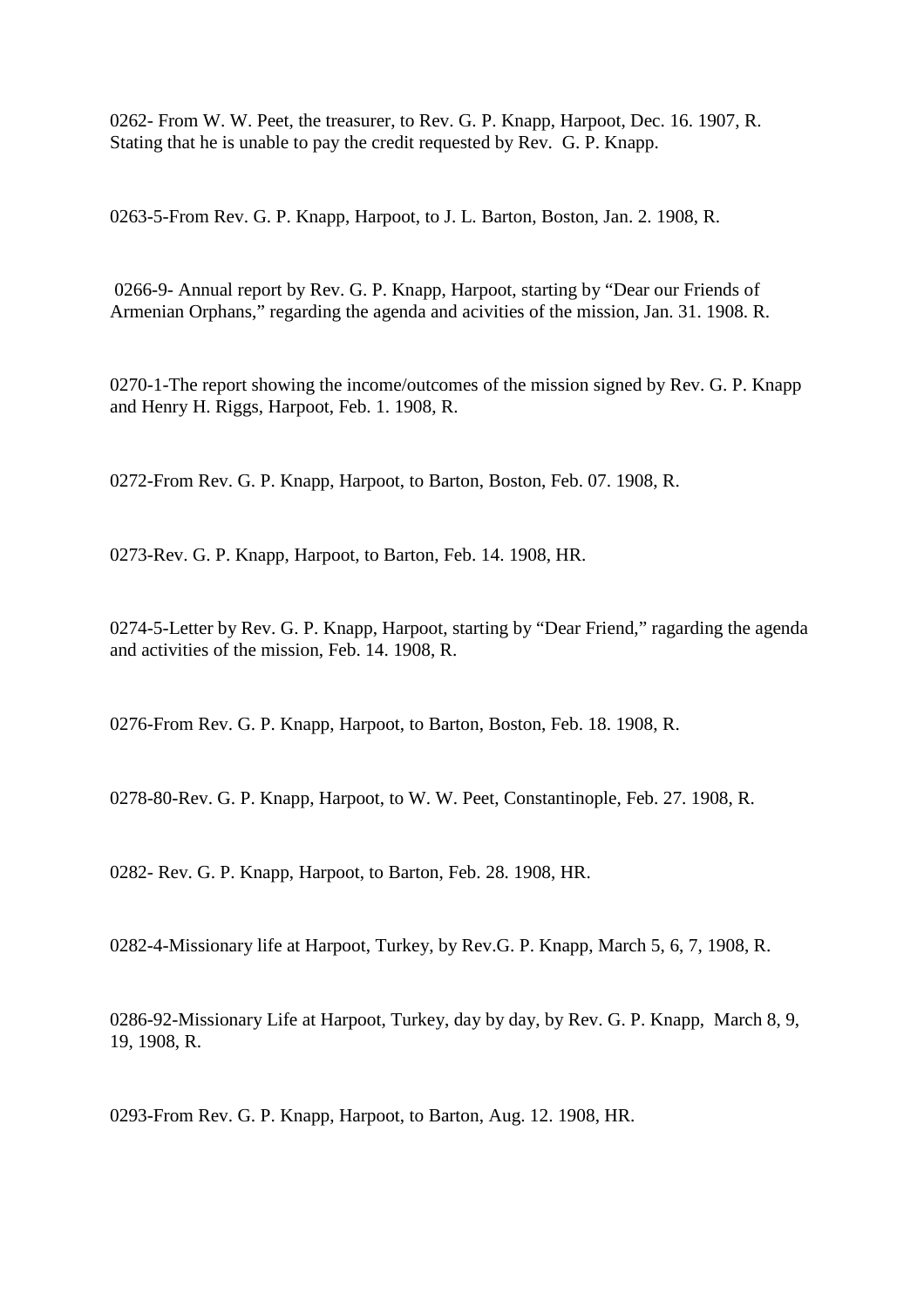0262- From W. W. Peet, the treasurer, to Rev. G. P. Knapp, Harpoot, Dec. 16. 1907, R. Stating that he is unable to pay the credit requested by Rev. G. P. Knapp.

0263-5-From Rev. G. P. Knapp, Harpoot, to J. L. Barton, Boston, Jan. 2. 1908, R.

0266-9- Annual report by Rev. G. P. Knapp, Harpoot, starting by "Dear our Friends of Armenian Orphans," regarding the agenda and acivities of the mission, Jan. 31. 1908. R.

0270-1-The report showing the income/outcomes of the mission signed by Rev. G. P. Knapp and Henry H. Riggs, Harpoot, Feb. 1. 1908, R.

0272-From Rev. G. P. Knapp, Harpoot, to Barton, Boston, Feb. 07. 1908, R.

0273-Rev. G. P. Knapp, Harpoot, to Barton, Feb. 14. 1908, HR.

0274-5-Letter by Rev. G. P. Knapp, Harpoot, starting by "Dear Friend," ragarding the agenda and activities of the mission, Feb. 14. 1908, R.

0276-From Rev. G. P. Knapp, Harpoot, to Barton, Boston, Feb. 18. 1908, R.

0278-80-Rev. G. P. Knapp, Harpoot, to W. W. Peet, Constantinople, Feb. 27. 1908, R.

0282- Rev. G. P. Knapp, Harpoot, to Barton, Feb. 28. 1908, HR.

0282-4-Missionary life at Harpoot, Turkey, by Rev.G. P. Knapp, March 5, 6, 7, 1908, R.

0286-92-Missionary Life at Harpoot, Turkey, day by day, by Rev. G. P. Knapp, March 8, 9, 19, 1908, R.

0293-From Rev. G. P. Knapp, Harpoot, to Barton, Aug. 12. 1908, HR.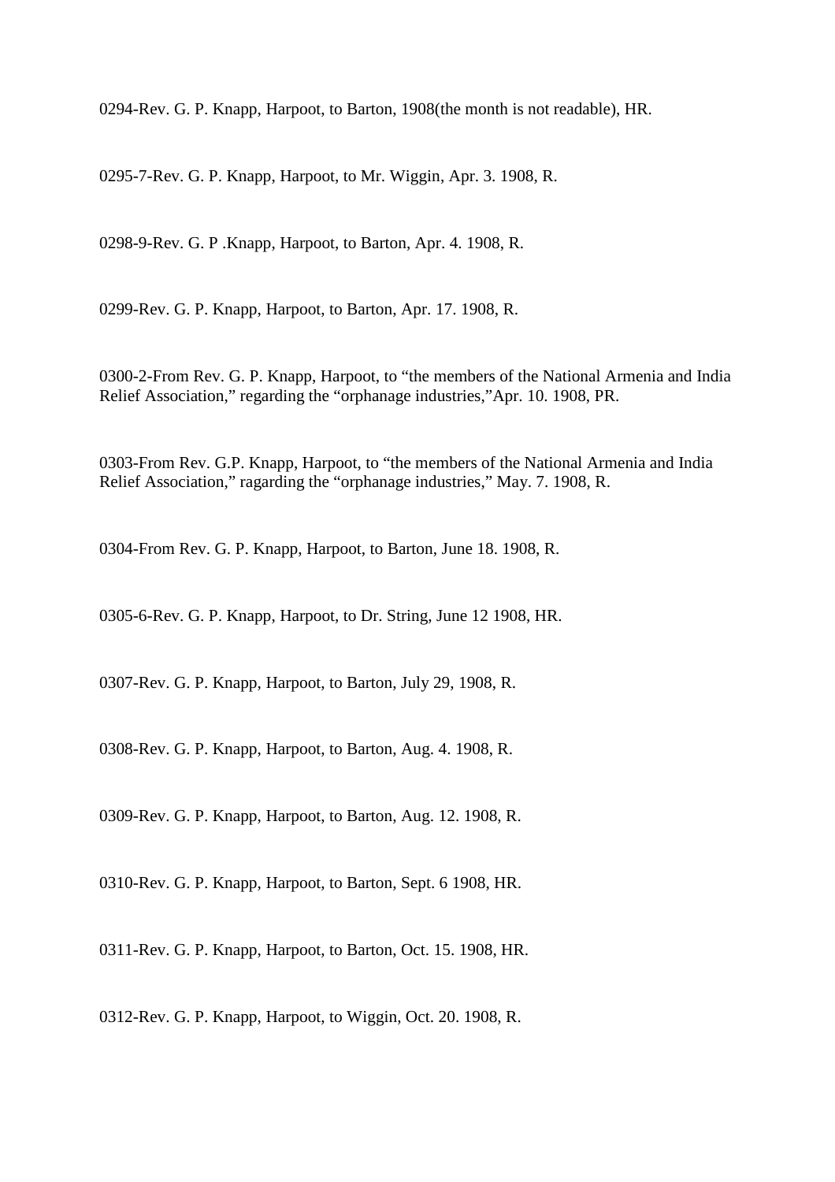0294-Rev. G. P. Knapp, Harpoot, to Barton, 1908(the month is not readable), HR.

0295-7-Rev. G. P. Knapp, Harpoot, to Mr. Wiggin, Apr. 3. 1908, R.

0298-9-Rev. G. P .Knapp, Harpoot, to Barton, Apr. 4. 1908, R.

0299-Rev. G. P. Knapp, Harpoot, to Barton, Apr. 17. 1908, R.

0300-2-From Rev. G. P. Knapp, Harpoot, to "the members of the National Armenia and India Relief Association," regarding the "orphanage industries,"Apr. 10. 1908, PR.

0303-From Rev. G.P. Knapp, Harpoot, to "the members of the National Armenia and India Relief Association," ragarding the "orphanage industries," May. 7. 1908, R.

0304-From Rev. G. P. Knapp, Harpoot, to Barton, June 18. 1908, R.

0305-6-Rev. G. P. Knapp, Harpoot, to Dr. String, June 12 1908, HR.

0307-Rev. G. P. Knapp, Harpoot, to Barton, July 29, 1908, R.

0308-Rev. G. P. Knapp, Harpoot, to Barton, Aug. 4. 1908, R.

0309-Rev. G. P. Knapp, Harpoot, to Barton, Aug. 12. 1908, R.

0310-Rev. G. P. Knapp, Harpoot, to Barton, Sept. 6 1908, HR.

0311-Rev. G. P. Knapp, Harpoot, to Barton, Oct. 15. 1908, HR.

0312-Rev. G. P. Knapp, Harpoot, to Wiggin, Oct. 20. 1908, R.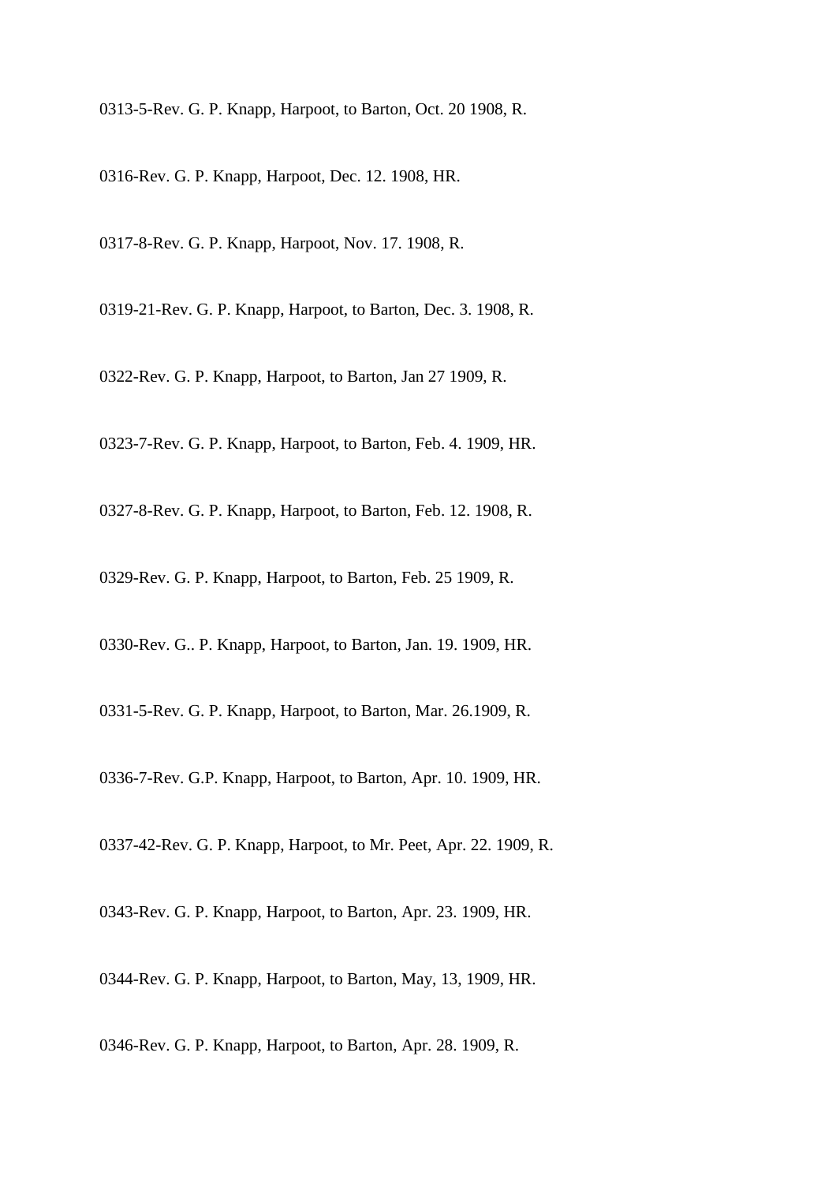0313-5-Rev. G. P. Knapp, Harpoot, to Barton, Oct. 20 1908, R.

0316-Rev. G. P. Knapp, Harpoot, Dec. 12. 1908, HR.

0317-8-Rev. G. P. Knapp, Harpoot, Nov. 17. 1908, R.

0319-21-Rev. G. P. Knapp, Harpoot, to Barton, Dec. 3. 1908, R.

0322-Rev. G. P. Knapp, Harpoot, to Barton, Jan 27 1909, R.

0323-7-Rev. G. P. Knapp, Harpoot, to Barton, Feb. 4. 1909, HR.

0327-8-Rev. G. P. Knapp, Harpoot, to Barton, Feb. 12. 1908, R.

0329-Rev. G. P. Knapp, Harpoot, to Barton, Feb. 25 1909, R.

0330-Rev. G.. P. Knapp, Harpoot, to Barton, Jan. 19. 1909, HR.

0331-5-Rev. G. P. Knapp, Harpoot, to Barton, Mar. 26.1909, R.

0336-7-Rev. G.P. Knapp, Harpoot, to Barton, Apr. 10. 1909, HR.

0337-42-Rev. G. P. Knapp, Harpoot, to Mr. Peet, Apr. 22. 1909, R.

0343-Rev. G. P. Knapp, Harpoot, to Barton, Apr. 23. 1909, HR.

0344-Rev. G. P. Knapp, Harpoot, to Barton, May, 13, 1909, HR.

0346-Rev. G. P. Knapp, Harpoot, to Barton, Apr. 28. 1909, R.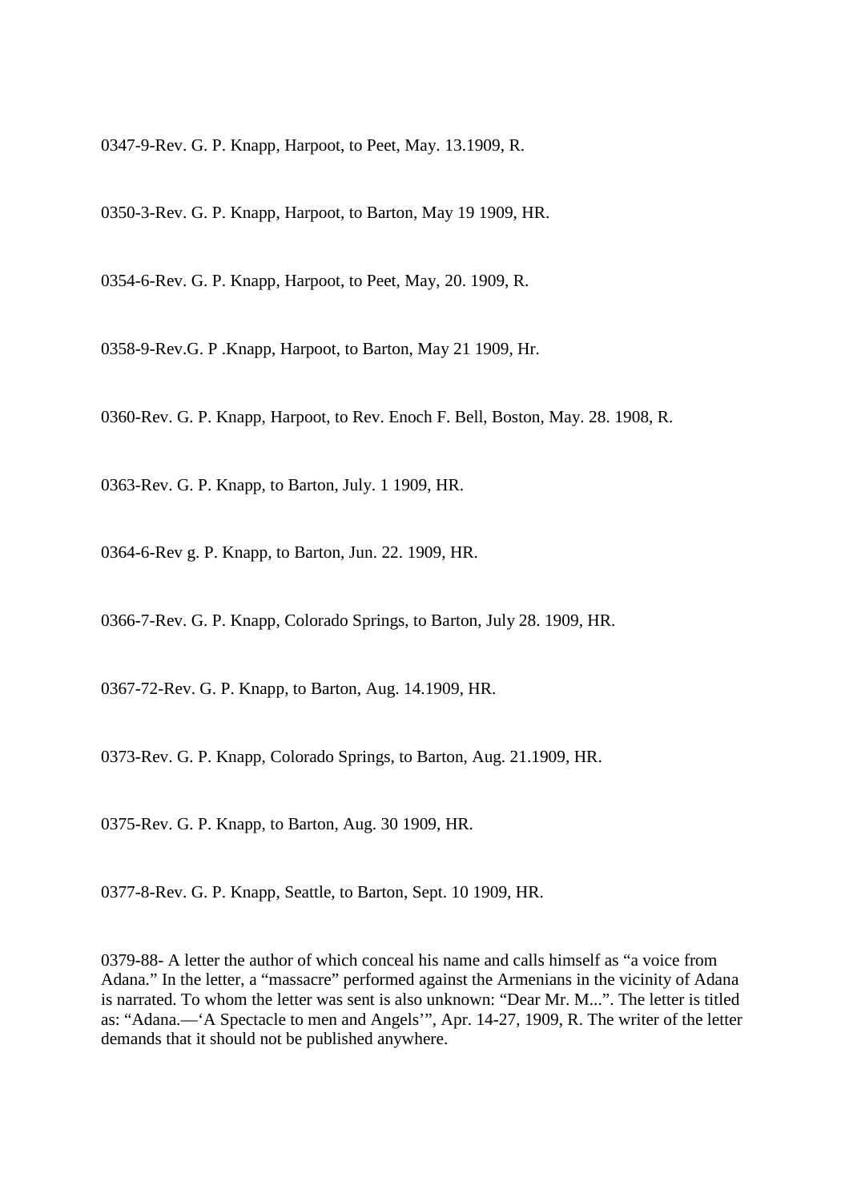0347-9-Rev. G. P. Knapp, Harpoot, to Peet, May. 13.1909, R.

0350-3-Rev. G. P. Knapp, Harpoot, to Barton, May 19 1909, HR.

0354-6-Rev. G. P. Knapp, Harpoot, to Peet, May, 20. 1909, R.

0358-9-Rev.G. P .Knapp, Harpoot, to Barton, May 21 1909, Hr.

0360-Rev. G. P. Knapp, Harpoot, to Rev. Enoch F. Bell, Boston, May. 28. 1908, R.

0363-Rev. G. P. Knapp, to Barton, July. 1 1909, HR.

0364-6-Rev g. P. Knapp, to Barton, Jun. 22. 1909, HR.

0366-7-Rev. G. P. Knapp, Colorado Springs, to Barton, July 28. 1909, HR.

0367-72-Rev. G. P. Knapp, to Barton, Aug. 14.1909, HR.

0373-Rev. G. P. Knapp, Colorado Springs, to Barton, Aug. 21.1909, HR.

0375-Rev. G. P. Knapp, to Barton, Aug. 30 1909, HR.

0377-8-Rev. G. P. Knapp, Seattle, to Barton, Sept. 10 1909, HR.

0379-88- A letter the author of which conceal his name and calls himself as “a voice from Adana.” In the letter, a “massacre” performed against the Armenians in the vicinity of Adana is narrated. To whom the letter was sent is also unknown: “Dear Mr. M...”. The letter is titled as: “Adana.—‘A Spectacle to men and Angels’”, Apr. 14-27, 1909, R. The writer of the letter demands that it should not be published anywhere.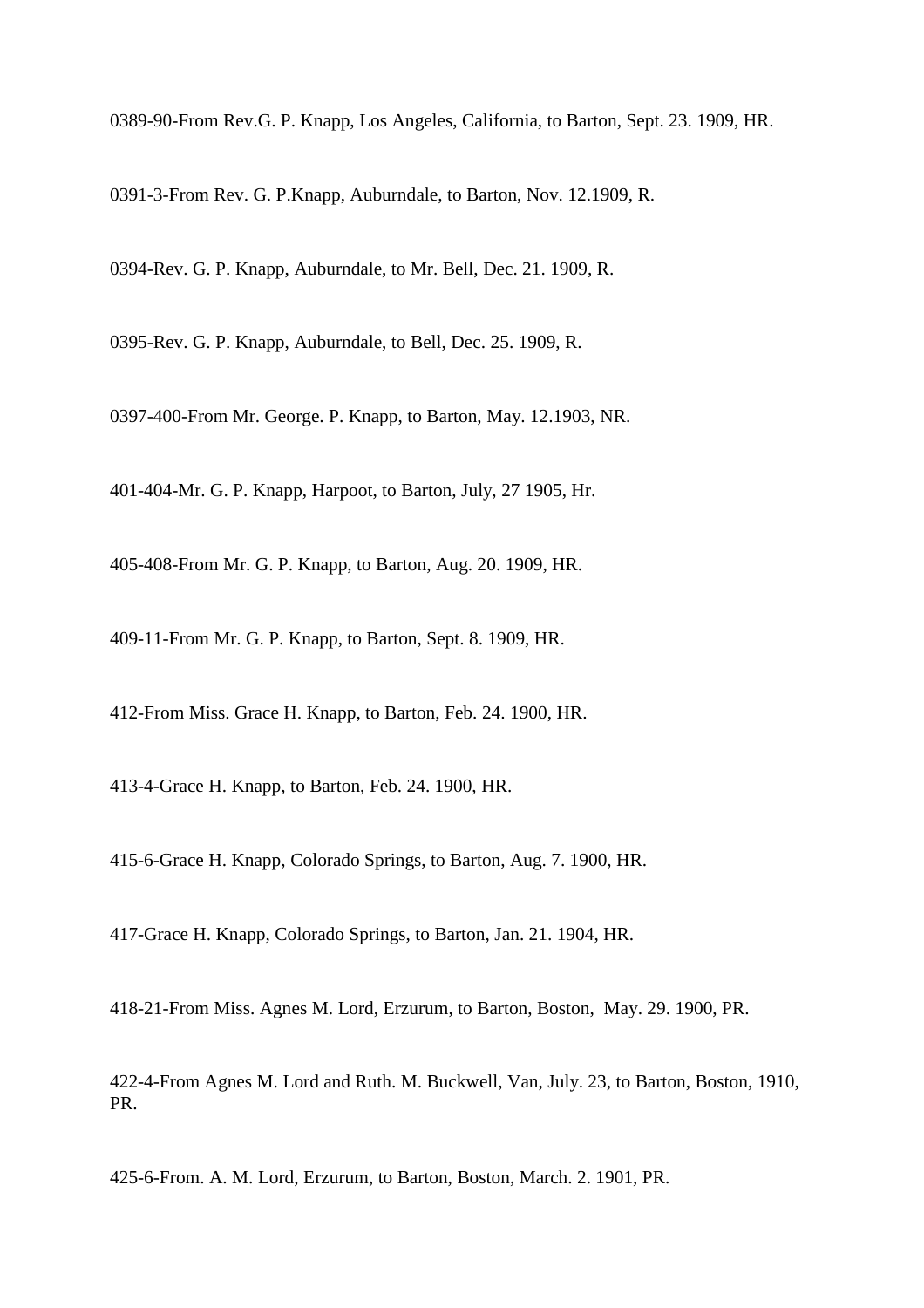0389-90-From Rev.G. P. Knapp, Los Angeles, California, to Barton, Sept. 23. 1909, HR.

0391-3-From Rev. G. P.Knapp, Auburndale, to Barton, Nov. 12.1909, R.

0394-Rev. G. P. Knapp, Auburndale, to Mr. Bell, Dec. 21. 1909, R.

0395-Rev. G. P. Knapp, Auburndale, to Bell, Dec. 25. 1909, R.

0397-400-From Mr. George. P. Knapp, to Barton, May. 12.1903, NR.

401-404-Mr. G. P. Knapp, Harpoot, to Barton, July, 27 1905, Hr.

405-408-From Mr. G. P. Knapp, to Barton, Aug. 20. 1909, HR.

409-11-From Mr. G. P. Knapp, to Barton, Sept. 8. 1909, HR.

412-From Miss. Grace H. Knapp, to Barton, Feb. 24. 1900, HR.

413-4-Grace H. Knapp, to Barton, Feb. 24. 1900, HR.

415-6-Grace H. Knapp, Colorado Springs, to Barton, Aug. 7. 1900, HR.

417-Grace H. Knapp, Colorado Springs, to Barton, Jan. 21. 1904, HR.

418-21-From Miss. Agnes M. Lord, Erzurum, to Barton, Boston,  May. 29. 1900, PR.

422-4-From Agnes M. Lord and Ruth. M. Buckwell, Van, July. 23, to Barton, Boston, 1910, PR.

425-6-From. A. M. Lord, Erzurum, to Barton, Boston, March. 2. 1901, PR.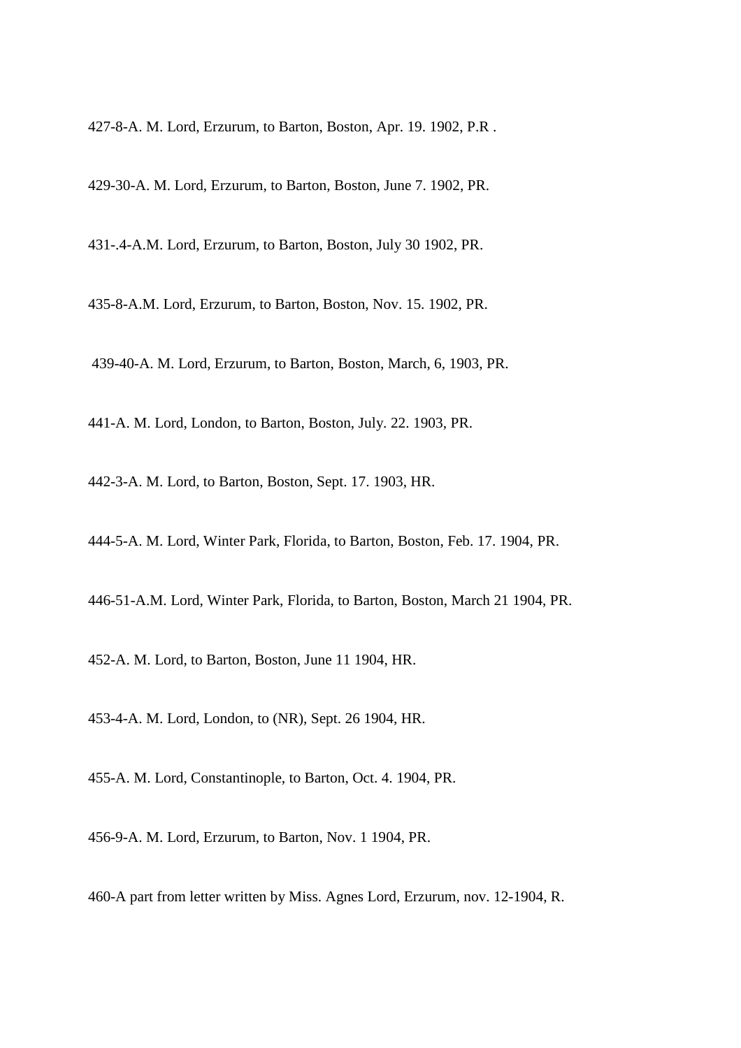427-8-A. M. Lord, Erzurum, to Barton, Boston, Apr. 19. 1902, P.R .

429-30-A. M. Lord, Erzurum, to Barton, Boston, June 7. 1902, PR.

431-.4-A.M. Lord, Erzurum, to Barton, Boston, July 30 1902, PR.

435-8-A.M. Lord, Erzurum, to Barton, Boston, Nov. 15. 1902, PR.

439-40-A. M. Lord, Erzurum, to Barton, Boston, March, 6, 1903, PR.

441-A. M. Lord, London, to Barton, Boston, July. 22. 1903, PR.

442-3-A. M. Lord, to Barton, Boston, Sept. 17. 1903, HR.

444-5-A. M. Lord, Winter Park, Florida, to Barton, Boston, Feb. 17. 1904, PR.

446-51-A.M. Lord, Winter Park, Florida, to Barton, Boston, March 21 1904, PR.

452-A. M. Lord, to Barton, Boston, June 11 1904, HR.

453-4-A. M. Lord, London, to (NR), Sept. 26 1904, HR.

455-A. M. Lord, Constantinople, to Barton, Oct. 4. 1904, PR.

456-9-A. M. Lord, Erzurum, to Barton, Nov. 1 1904, PR.

460-A part from letter written by Miss. Agnes Lord, Erzurum, nov. 12-1904, R.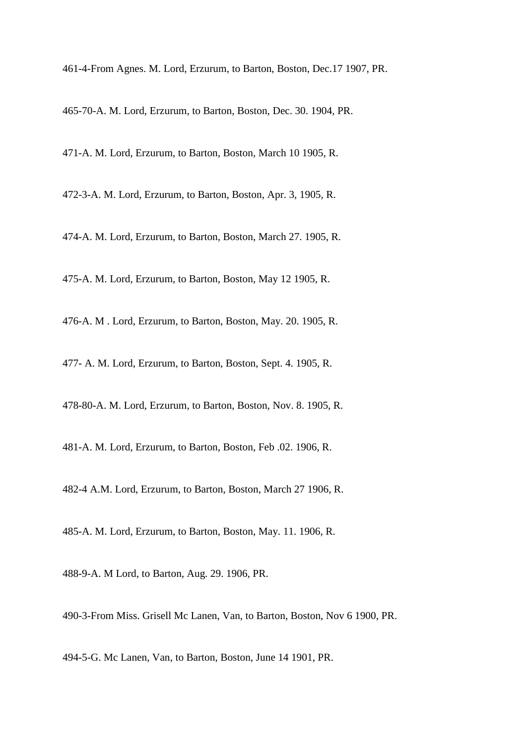461-4-From Agnes. M. Lord, Erzurum, to Barton, Boston, Dec.17 1907, PR.

465-70-A. M. Lord, Erzurum, to Barton, Boston, Dec. 30. 1904, PR.

471-A. M. Lord, Erzurum, to Barton, Boston, March 10 1905, R.

472-3-A. M. Lord, Erzurum, to Barton, Boston, Apr. 3, 1905, R.

474-A. M. Lord, Erzurum, to Barton, Boston, March 27. 1905, R.

475-A. M. Lord, Erzurum, to Barton, Boston, May 12 1905, R.

476-A. M . Lord, Erzurum, to Barton, Boston, May. 20. 1905, R.

477- A. M. Lord, Erzurum, to Barton, Boston, Sept. 4. 1905, R.

478-80-A. M. Lord, Erzurum, to Barton, Boston, Nov. 8. 1905, R.

481-A. M. Lord, Erzurum, to Barton, Boston, Feb .02. 1906, R.

482-4 A.M. Lord, Erzurum, to Barton, Boston, March 27 1906, R.

485-A. M. Lord, Erzurum, to Barton, Boston, May. 11. 1906, R.

488-9-A. M Lord, to Barton, Aug. 29. 1906, PR.

490-3-From Miss. Grisell Mc Lanen, Van, to Barton, Boston, Nov 6 1900, PR.

494-5-G. Mc Lanen, Van, to Barton, Boston, June 14 1901, PR.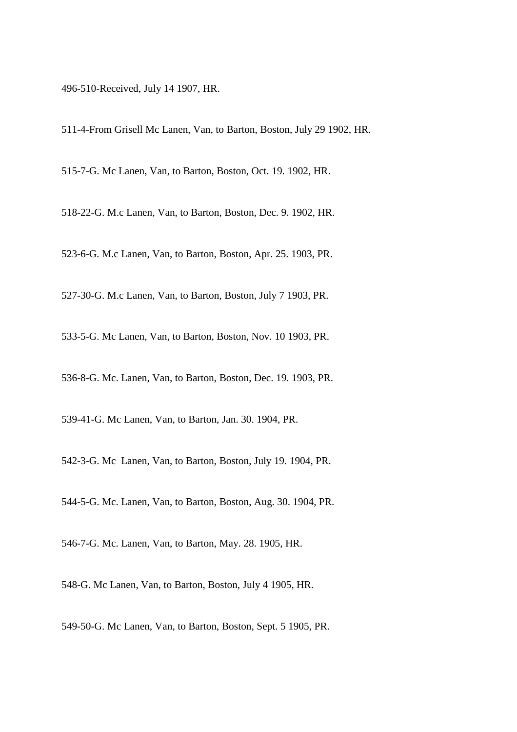496-510-Received, July 14 1907, HR.

511-4-From Grisell Mc Lanen, Van, to Barton, Boston, July 29 1902, HR.

515-7-G. Mc Lanen, Van, to Barton, Boston, Oct. 19. 1902, HR.

518-22-G. M.c Lanen, Van, to Barton, Boston, Dec. 9. 1902, HR.

523-6-G. M.c Lanen, Van, to Barton, Boston, Apr. 25. 1903, PR.

527-30-G. M.c Lanen, Van, to Barton, Boston, July 7 1903, PR.

533-5-G. Mc Lanen, Van, to Barton, Boston, Nov. 10 1903, PR.

536-8-G. Mc. Lanen, Van, to Barton, Boston, Dec. 19. 1903, PR.

539-41-G. Mc Lanen, Van, to Barton, Jan. 30. 1904, PR.

542-3-G. Mc  Lanen, Van, to Barton, Boston, July 19. 1904, PR.

544-5-G. Mc. Lanen, Van, to Barton, Boston, Aug. 30. 1904, PR.

546-7-G. Mc. Lanen, Van, to Barton, May. 28. 1905, HR.

548-G. Mc Lanen, Van, to Barton, Boston, July 4 1905, HR.

549-50-G. Mc Lanen, Van, to Barton, Boston, Sept. 5 1905, PR.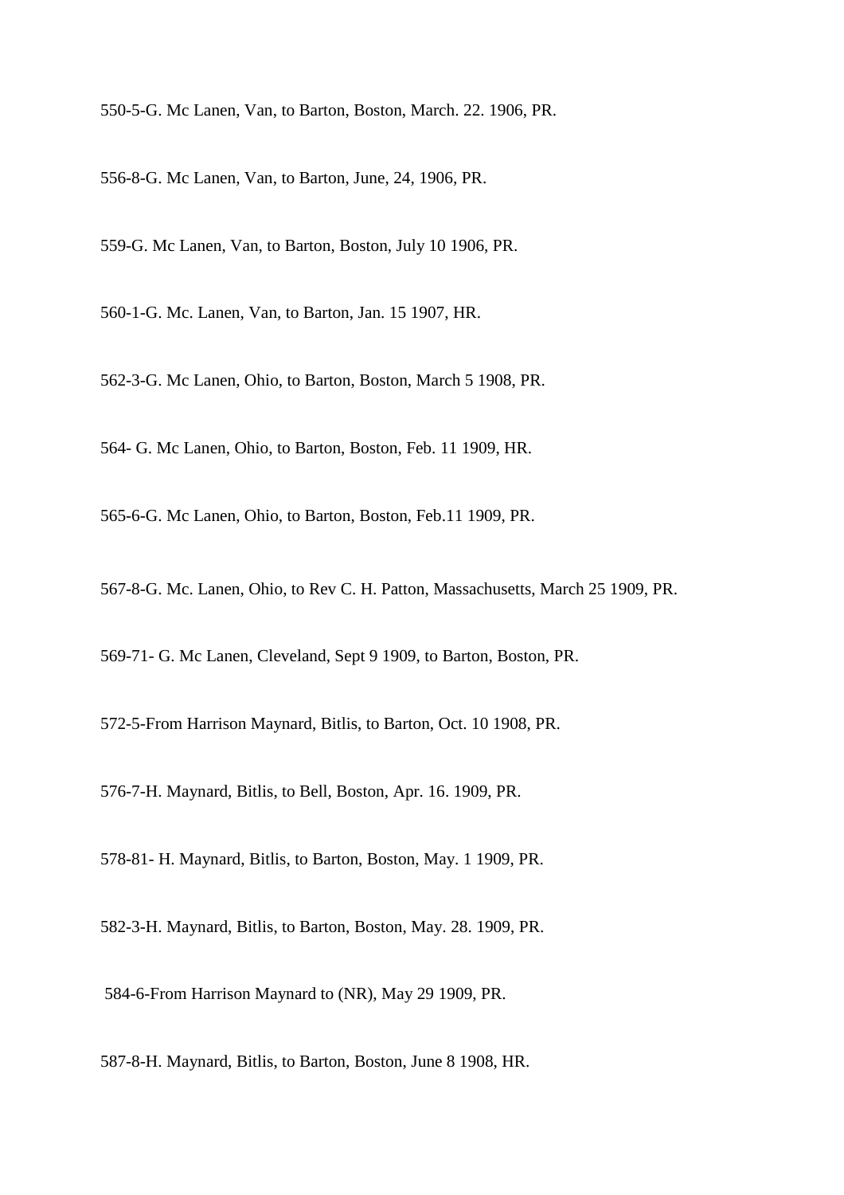550-5-G. Mc Lanen, Van, to Barton, Boston, March. 22. 1906, PR.

556-8-G. Mc Lanen, Van, to Barton, June, 24, 1906, PR.

559-G. Mc Lanen, Van, to Barton, Boston, July 10 1906, PR.

560-1-G. Mc. Lanen, Van, to Barton, Jan. 15 1907, HR.

562-3-G. Mc Lanen, Ohio, to Barton, Boston, March 5 1908, PR.

564- G. Mc Lanen, Ohio, to Barton, Boston, Feb. 11 1909, HR.

565-6-G. Mc Lanen, Ohio, to Barton, Boston, Feb.11 1909, PR.

567-8-G. Mc. Lanen, Ohio, to Rev C. H. Patton, Massachusetts, March 25 1909, PR.

569-71- G. Mc Lanen, Cleveland, Sept 9 1909, to Barton, Boston, PR.

572-5-From Harrison Maynard, Bitlis, to Barton, Oct. 10 1908, PR.

576-7-H. Maynard, Bitlis, to Bell, Boston, Apr. 16. 1909, PR.

578-81- H. Maynard, Bitlis, to Barton, Boston, May. 1 1909, PR.

582-3-H. Maynard, Bitlis, to Barton, Boston, May. 28. 1909, PR.

584-6-From Harrison Maynard to (NR), May 29 1909, PR.

587-8-H. Maynard, Bitlis, to Barton, Boston, June 8 1908, HR.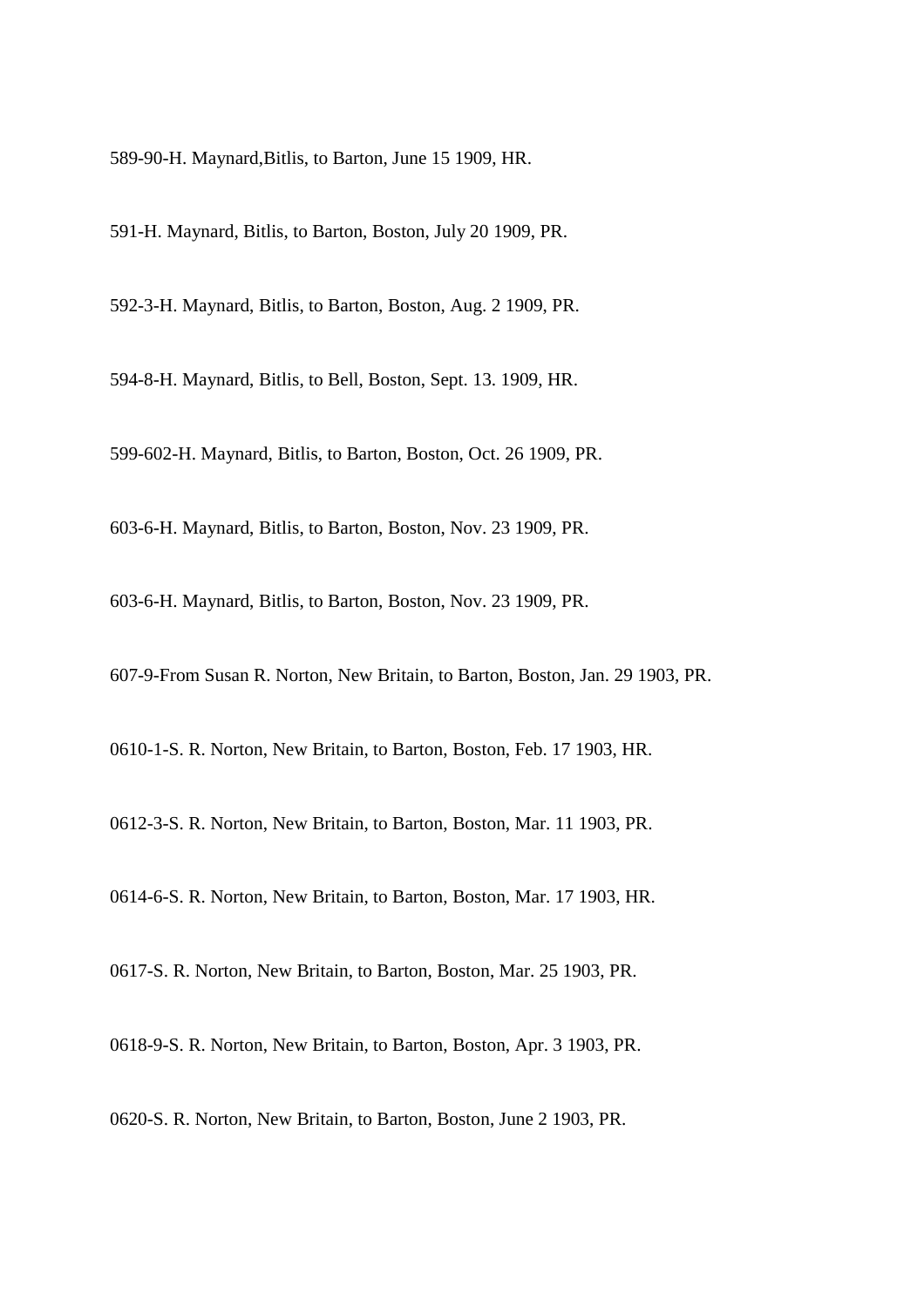589-90-H. Maynard,Bitlis, to Barton, June 15 1909, HR.

591-H. Maynard, Bitlis, to Barton, Boston, July 20 1909, PR.

592-3-H. Maynard, Bitlis, to Barton, Boston, Aug. 2 1909, PR.

594-8-H. Maynard, Bitlis, to Bell, Boston, Sept. 13. 1909, HR.

599-602-H. Maynard, Bitlis, to Barton, Boston, Oct. 26 1909, PR.

603-6-H. Maynard, Bitlis, to Barton, Boston, Nov. 23 1909, PR.

603-6-H. Maynard, Bitlis, to Barton, Boston, Nov. 23 1909, PR.

607-9-From Susan R. Norton, New Britain, to Barton, Boston, Jan. 29 1903, PR.

0610-1-S. R. Norton, New Britain, to Barton, Boston, Feb. 17 1903, HR.

0612-3-S. R. Norton, New Britain, to Barton, Boston, Mar. 11 1903, PR.

0614-6-S. R. Norton, New Britain, to Barton, Boston, Mar. 17 1903, HR.

0617-S. R. Norton, New Britain, to Barton, Boston, Mar. 25 1903, PR.

0618-9-S. R. Norton, New Britain, to Barton, Boston, Apr. 3 1903, PR.

0620-S. R. Norton, New Britain, to Barton, Boston, June 2 1903, PR.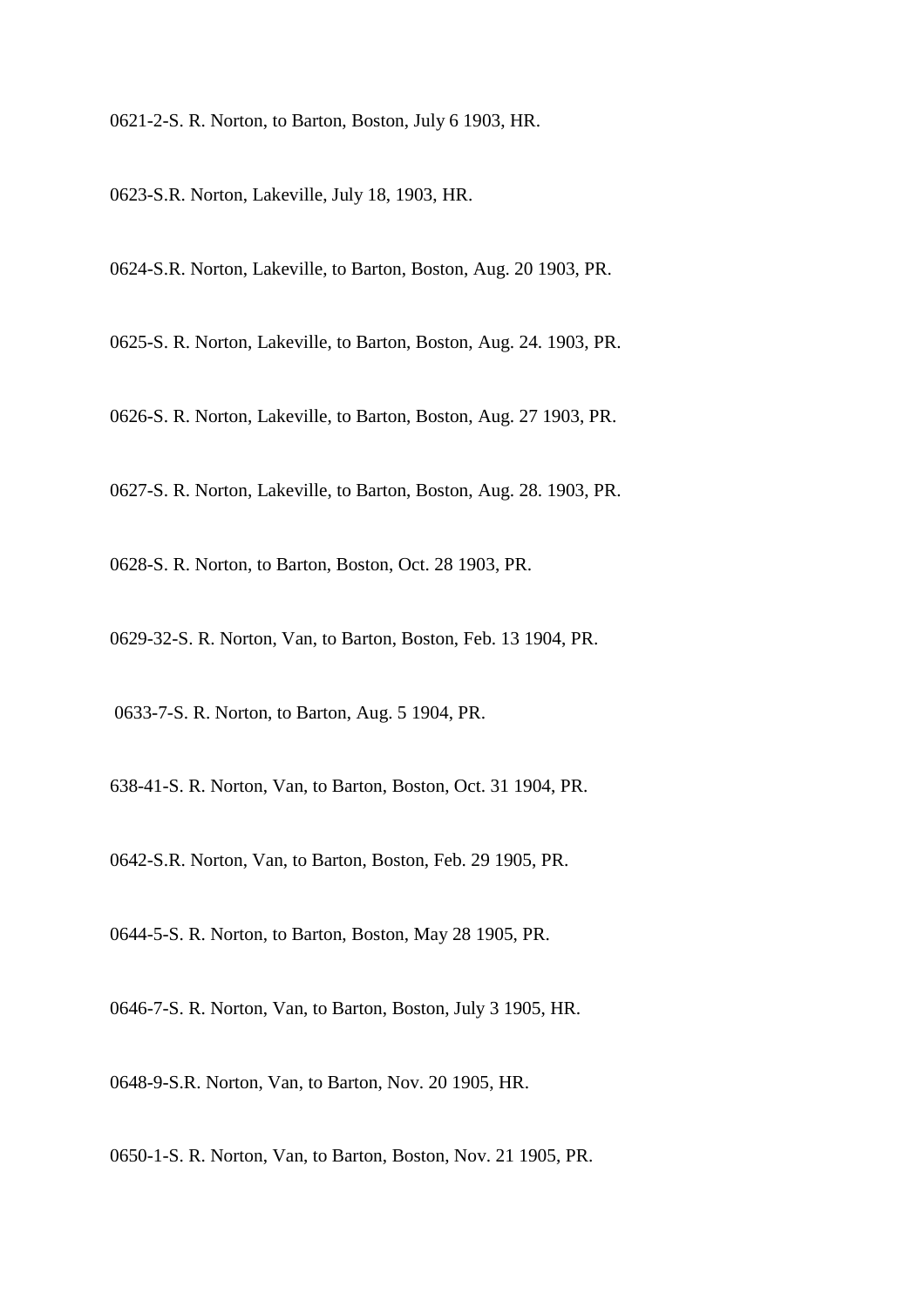0621-2-S. R. Norton, to Barton, Boston, July 6 1903, HR.

0623-S.R. Norton, Lakeville, July 18, 1903, HR.

0624-S.R. Norton, Lakeville, to Barton, Boston, Aug. 20 1903, PR.

0625-S. R. Norton, Lakeville, to Barton, Boston, Aug. 24. 1903, PR.

0626-S. R. Norton, Lakeville, to Barton, Boston, Aug. 27 1903, PR.

0627-S. R. Norton, Lakeville, to Barton, Boston, Aug. 28. 1903, PR.

0628-S. R. Norton, to Barton, Boston, Oct. 28 1903, PR.

0629-32-S. R. Norton, Van, to Barton, Boston, Feb. 13 1904, PR.

0633-7-S. R. Norton, to Barton, Aug. 5 1904, PR.

638-41-S. R. Norton, Van, to Barton, Boston, Oct. 31 1904, PR.

0642-S.R. Norton, Van, to Barton, Boston, Feb. 29 1905, PR.

0644-5-S. R. Norton, to Barton, Boston, May 28 1905, PR.

0646-7-S. R. Norton, Van, to Barton, Boston, July 3 1905, HR.

0648-9-S.R. Norton, Van, to Barton, Nov. 20 1905, HR.

0650-1-S. R. Norton, Van, to Barton, Boston, Nov. 21 1905, PR.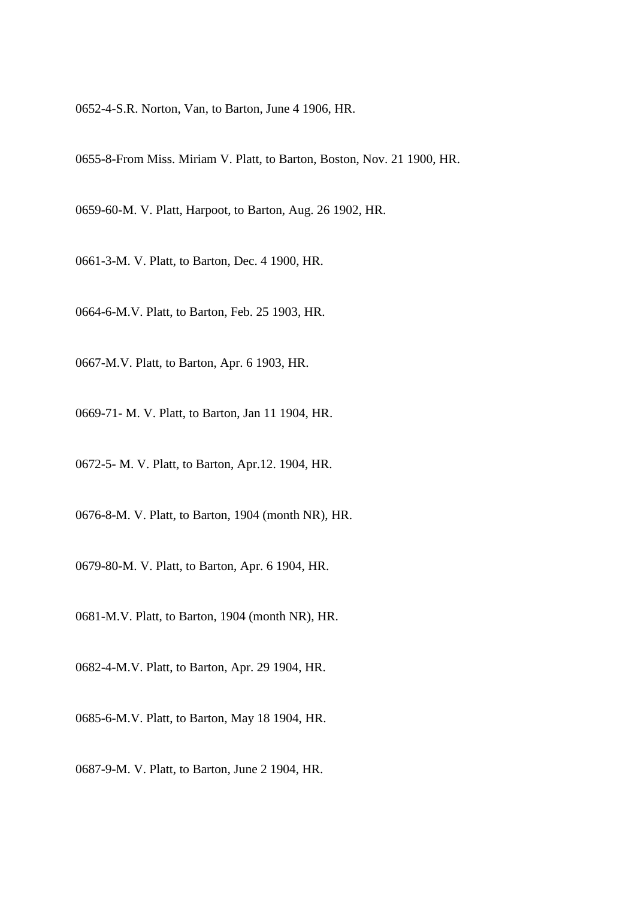0652-4-S.R. Norton, Van, to Barton, June 4 1906, HR.

0655-8-From Miss. Miriam V. Platt, to Barton, Boston, Nov. 21 1900, HR.

0659-60-M. V. Platt, Harpoot, to Barton, Aug. 26 1902, HR.

0661-3-M. V. Platt, to Barton, Dec. 4 1900, HR.

0664-6-M.V. Platt, to Barton, Feb. 25 1903, HR.

0667-M.V. Platt, to Barton, Apr. 6 1903, HR.

0669-71- M. V. Platt, to Barton, Jan 11 1904, HR.

0672-5- M. V. Platt, to Barton, Apr.12. 1904, HR.

0676-8-M. V. Platt, to Barton, 1904 (month NR), HR.

0679-80-M. V. Platt, to Barton, Apr. 6 1904, HR.

0681-M.V. Platt, to Barton, 1904 (month NR), HR.

0682-4-M.V. Platt, to Barton, Apr. 29 1904, HR.

0685-6-M.V. Platt, to Barton, May 18 1904, HR.

0687-9-M. V. Platt, to Barton, June 2 1904, HR.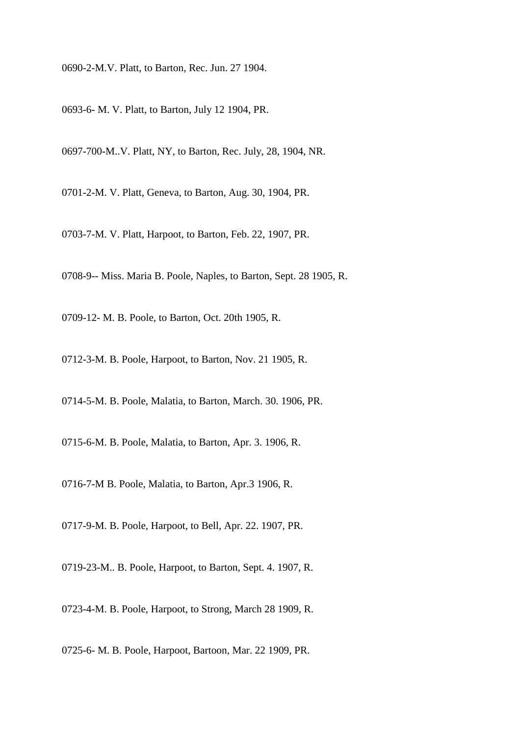0690-2-M.V. Platt, to Barton, Rec. Jun. 27 1904.

0693-6- M. V. Platt, to Barton, July 12 1904, PR.

0697-700-M..V. Platt, NY, to Barton, Rec. July, 28, 1904, NR.

0701-2-M. V. Platt, Geneva, to Barton, Aug. 30, 1904, PR.

0703-7-M. V. Platt, Harpoot, to Barton, Feb. 22, 1907, PR.

0708-9-- Miss. Maria B. Poole, Naples, to Barton, Sept. 28 1905, R.

0709-12- M. B. Poole, to Barton, Oct. 20th 1905, R.

0712-3-M. B. Poole, Harpoot, to Barton, Nov. 21 1905, R.

0714-5-M. B. Poole, Malatia, to Barton, March. 30. 1906, PR.

0715-6-M. B. Poole, Malatia, to Barton, Apr. 3. 1906, R.

0716-7-M B. Poole, Malatia, to Barton, Apr.3 1906, R.

0717-9-M. B. Poole, Harpoot, to Bell, Apr. 22. 1907, PR.

0719-23-M.. B. Poole, Harpoot, to Barton, Sept. 4. 1907, R.

0723-4-M. B. Poole, Harpoot, to Strong, March 28 1909, R.

0725-6- M. B. Poole, Harpoot, Bartoon, Mar. 22 1909, PR.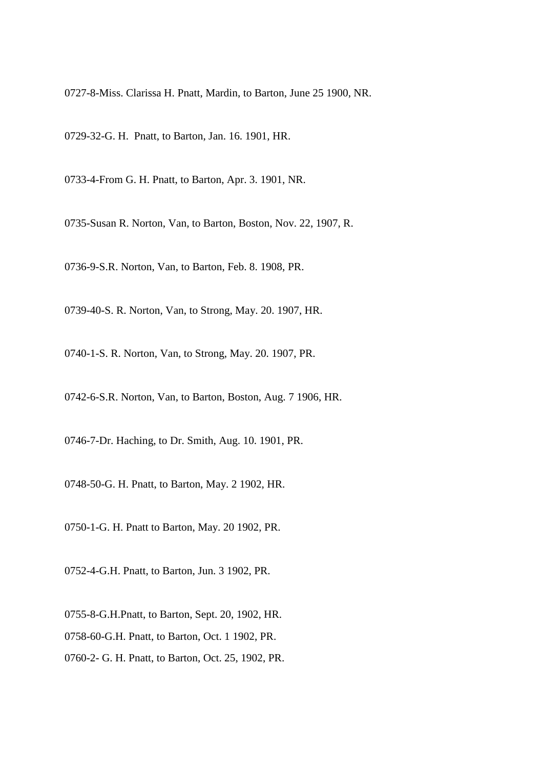0727-8-Miss. Clarissa H. Pnatt, Mardin, to Barton, June 25 1900, NR.

0729-32-G. H.  Pnatt, to Barton, Jan. 16. 1901, HR.

0733-4-From G. H. Pnatt, to Barton, Apr. 3. 1901, NR.

0735-Susan R. Norton, Van, to Barton, Boston, Nov. 22, 1907, R.

0736-9-S.R. Norton, Van, to Barton, Feb. 8. 1908, PR.

0739-40-S. R. Norton, Van, to Strong, May. 20. 1907, HR.

0740-1-S. R. Norton, Van, to Strong, May. 20. 1907, PR.

0742-6-S.R. Norton, Van, to Barton, Boston, Aug. 7 1906, HR.

0746-7-Dr. Haching, to Dr. Smith, Aug. 10. 1901, PR.

0748-50-G. H. Pnatt, to Barton, May. 2 1902, HR.

0750-1-G. H. Pnatt to Barton, May. 20 1902, PR.

0752-4-G.H. Pnatt, to Barton, Jun. 3 1902, PR.

0755-8-G.H.Pnatt, to Barton, Sept. 20, 1902, HR.

0758-60-G.H. Pnatt, to Barton, Oct. 1 1902, PR.

0760-2- G. H. Pnatt, to Barton, Oct. 25, 1902, PR.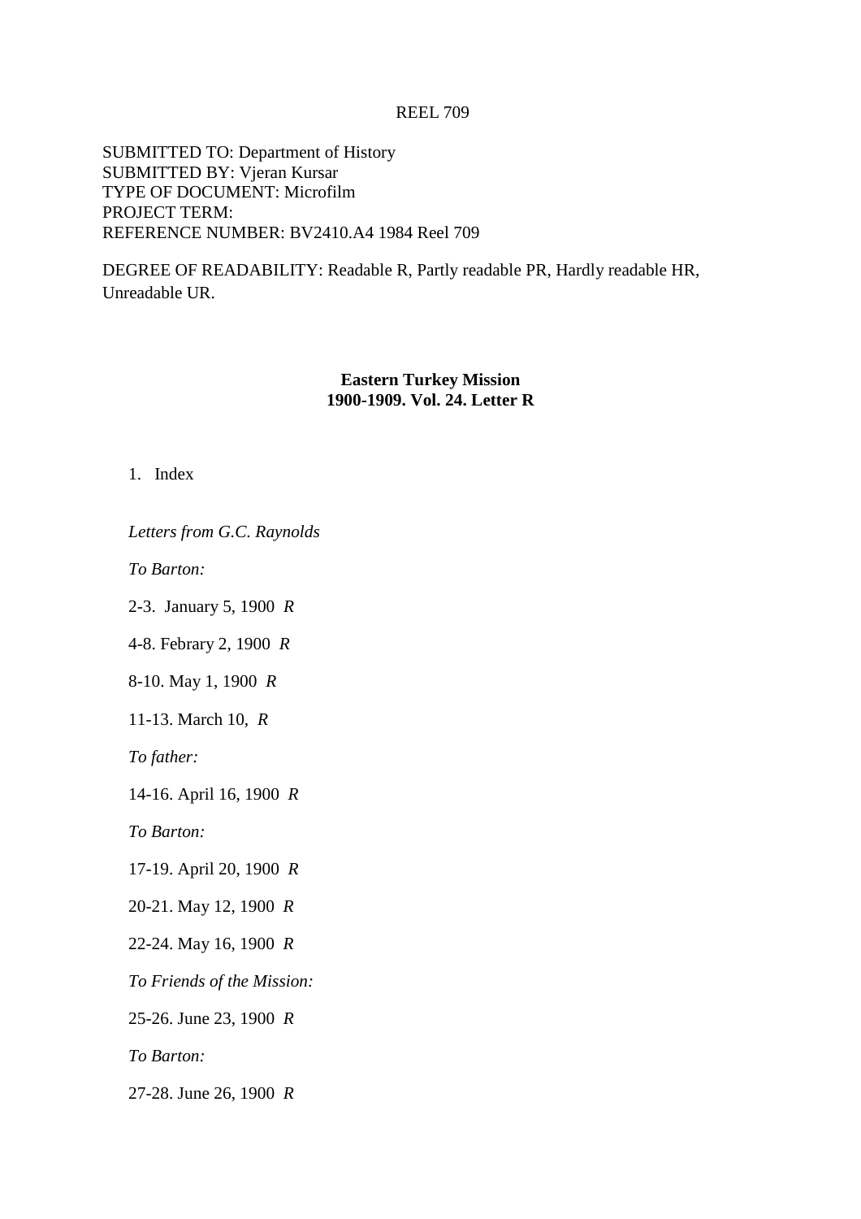REEL 709

SUBMITTED TO: Department of History
SUBMITTED BY: Vjeran Kursar
TYPE OF DOCUMENT: Microfilm
PROJECT TERM:
REFERENCE NUMBER: BV2410.A4 1984 Reel 709

DEGREE OF READABILITY: Readable R, Partly readable PR, Hardly readable HR, Unreadable UR.

**Eastern Turkey Mission**
**1900-1909. Vol. 24. Letter R**

1. Index

*Letters from G.C. Raynolds*

*To Barton:*

2-3. January 5, 1900 *R*

4-8. Febrary 2, 1900 *R*

8-10. May 1, 1900 *R*

11-13. March 10, *R*

*To father:*

14-16. April 16, 1900 *R*

*To Barton:*

17-19. April 20, 1900 *R*

20-21. May 12, 1900 *R*

22-24. May 16, 1900 *R*

*To Friends of the Mission:*

25-26. June 23, 1900 *R*

*To Barton:*

27-28. June 26, 1900 *R*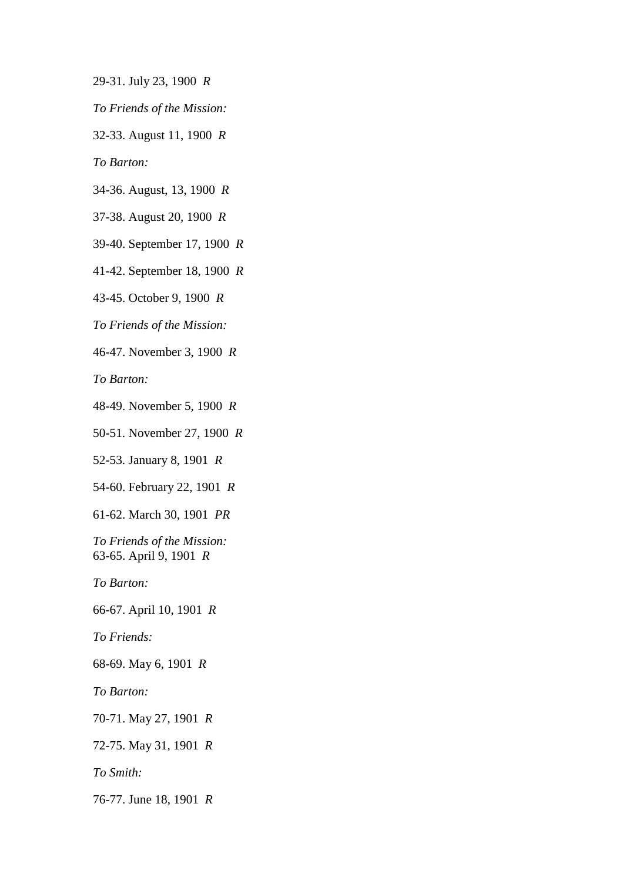29-31. July 23, 1900 *R*

*To Friends of the Mission:*

32-33. August 11, 1900 *R*

*To Barton:*

34-36. August, 13, 1900 *R*

37-38. August 20, 1900 *R*

39-40. September 17, 1900 *R*

41-42. September 18, 1900 *R*

43-45. October 9, 1900 *R*

*To Friends of the Mission:*

46-47. November 3, 1900 *R*

*To Barton:*

48-49. November 5, 1900 *R*

50-51. November 27, 1900 *R*

52-53. January 8, 1901 *R*

54-60. February 22, 1901 *R*

61-62. March 30, 1901 *PR*

*To Friends of the Mission:*
63-65. April 9, 1901 *R*

*To Barton:*

66-67. April 10, 1901 *R*

*To Friends:*

68-69. May 6, 1901 *R*

*To Barton:*

70-71. May 27, 1901 *R*

72-75. May 31, 1901 *R*

*To Smith:*

76-77. June 18, 1901 *R*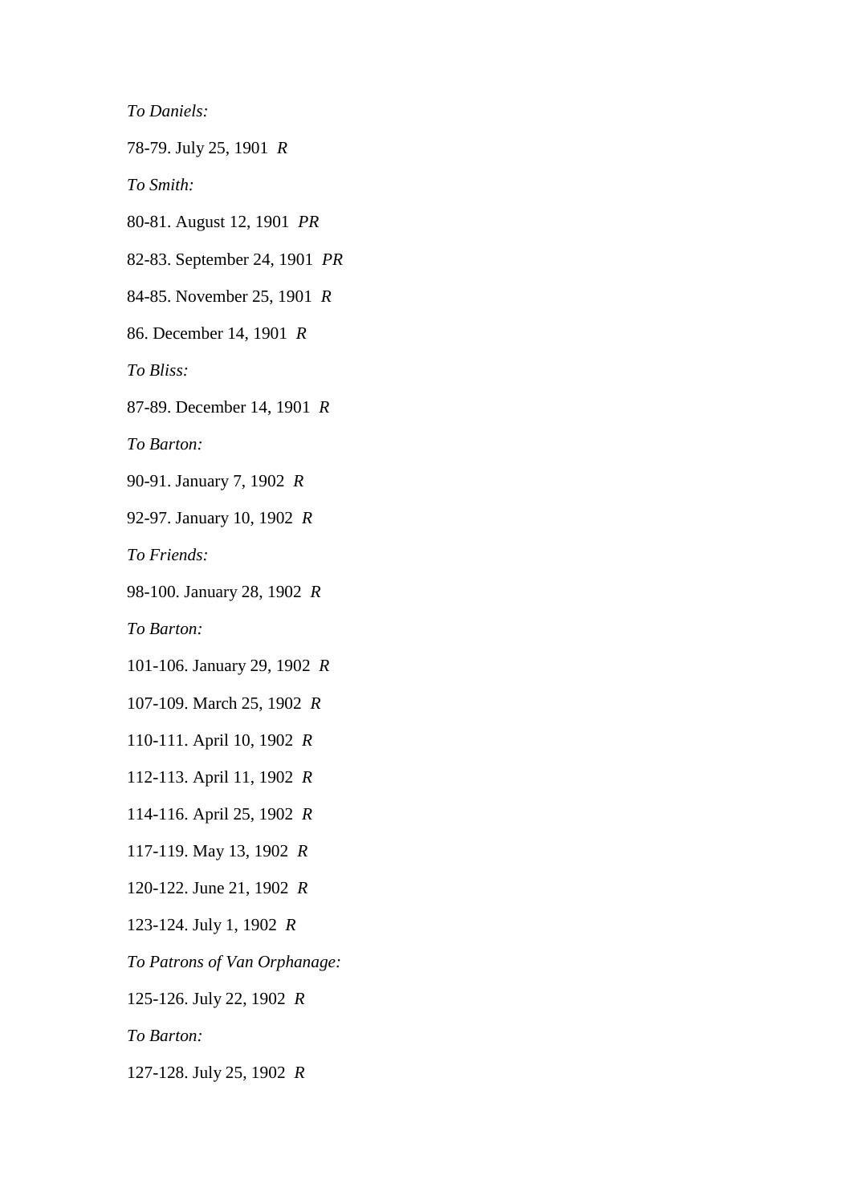*To Daniels:*

78-79. July 25, 1901  *R*

*To Smith:*

80-81. August 12, 1901  *PR*

82-83. September 24, 1901  *PR*

84-85. November 25, 1901  *R*

86. December 14, 1901  *R*

*To Bliss:*

87-89. December 14, 1901  *R*

*To Barton:*

90-91. January 7, 1902  *R*

92-97. January 10, 1902  *R*

*To Friends:*

98-100. January 28, 1902  *R*

*To Barton:*

101-106. January 29, 1902  *R*

107-109. March 25, 1902  *R*

110-111. April 10, 1902  *R*

112-113. April 11, 1902  *R*

114-116. April 25, 1902  *R*

117-119. May 13, 1902  *R*

120-122. June 21, 1902  *R*

123-124. July 1, 1902  *R*

*To Patrons of Van Orphanage:*

125-126. July 22, 1902  *R*

*To Barton:*

127-128. July 25, 1902  *R*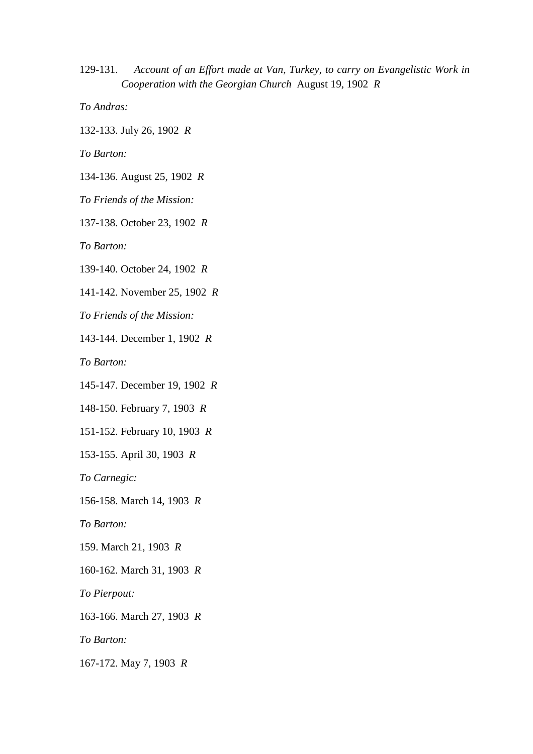129-131. *Account of an Effort made at Van, Turkey, to carry on Evangelistic Work in Cooperation with the Georgian Church* August 19, 1902 *R*

*To Andras:*

132-133. July 26, 1902 *R*

*To Barton:*

134-136. August 25, 1902 *R*

*To Friends of the Mission:*

137-138. October 23, 1902 *R*

*To Barton:*

139-140. October 24, 1902 *R*

141-142. November 25, 1902 *R*

*To Friends of the Mission:*

143-144. December 1, 1902 *R*

*To Barton:*

145-147. December 19, 1902 *R*

148-150. February 7, 1903 *R*

151-152. February 10, 1903 *R*

153-155. April 30, 1903 *R*

*To Carnegic:*

156-158. March 14, 1903 *R*

*To Barton:*

159. March 21, 1903 *R*

160-162. March 31, 1903 *R*

*To Pierpout:*

163-166. March 27, 1903 *R*

*To Barton:*

167-172. May 7, 1903 *R*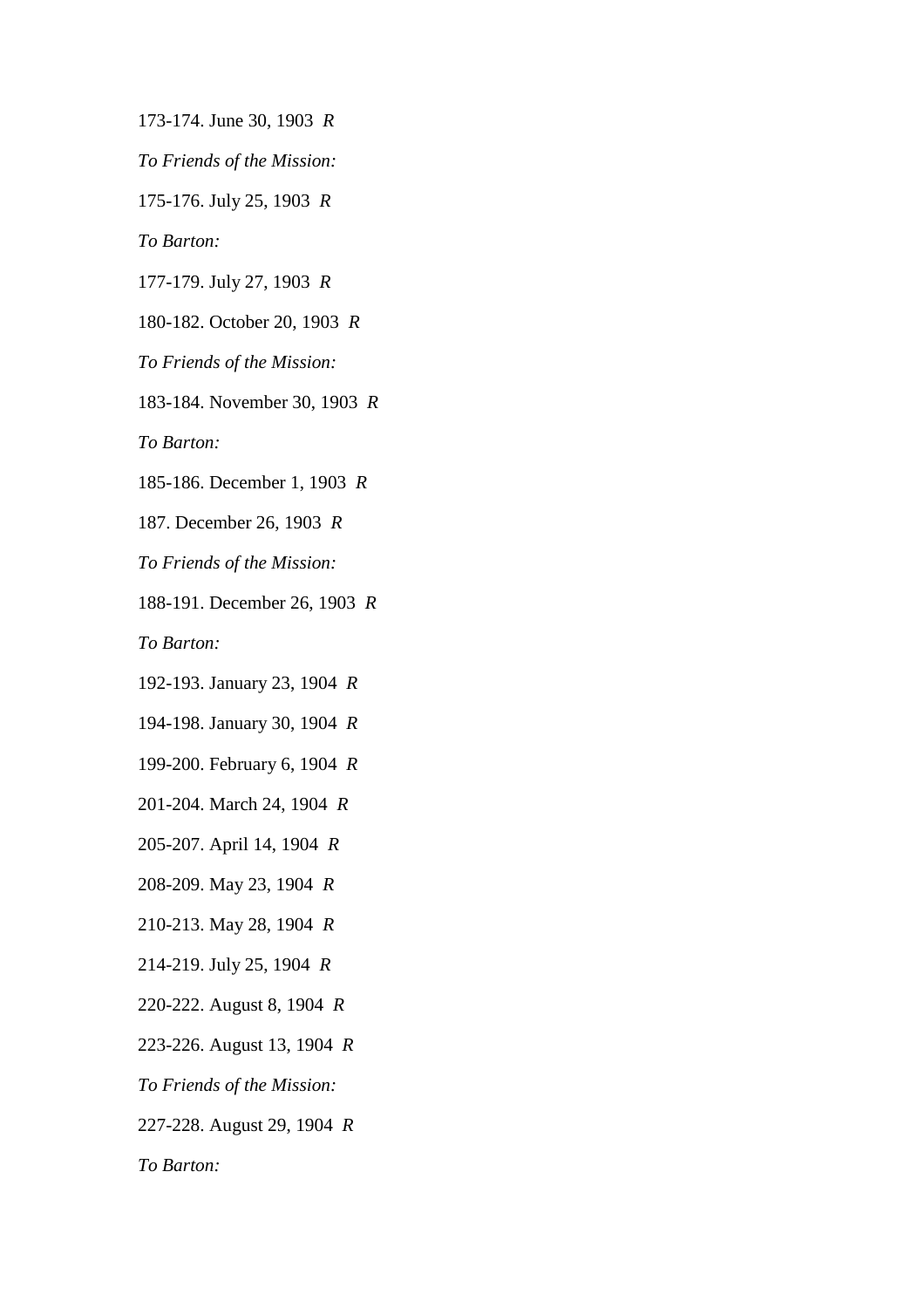173-174. June 30, 1903 *R*

*To Friends of the Mission:*

175-176. July 25, 1903 *R*

*To Barton:*

177-179. July 27, 1903 *R*

180-182. October 20, 1903 *R*

*To Friends of the Mission:*

183-184. November 30, 1903 *R*

*To Barton:*

185-186. December 1, 1903 *R*

187. December 26, 1903 *R*

*To Friends of the Mission:*

188-191. December 26, 1903 *R*

*To Barton:*

192-193. January 23, 1904 *R*

194-198. January 30, 1904 *R*

199-200. February 6, 1904 *R*

201-204. March 24, 1904 *R*

205-207. April 14, 1904 *R*

208-209. May 23, 1904 *R*

210-213. May 28, 1904 *R*

214-219. July 25, 1904 *R*

220-222. August 8, 1904 *R*

223-226. August 13, 1904 *R*

*To Friends of the Mission:*

227-228. August 29, 1904 *R*

*To Barton:*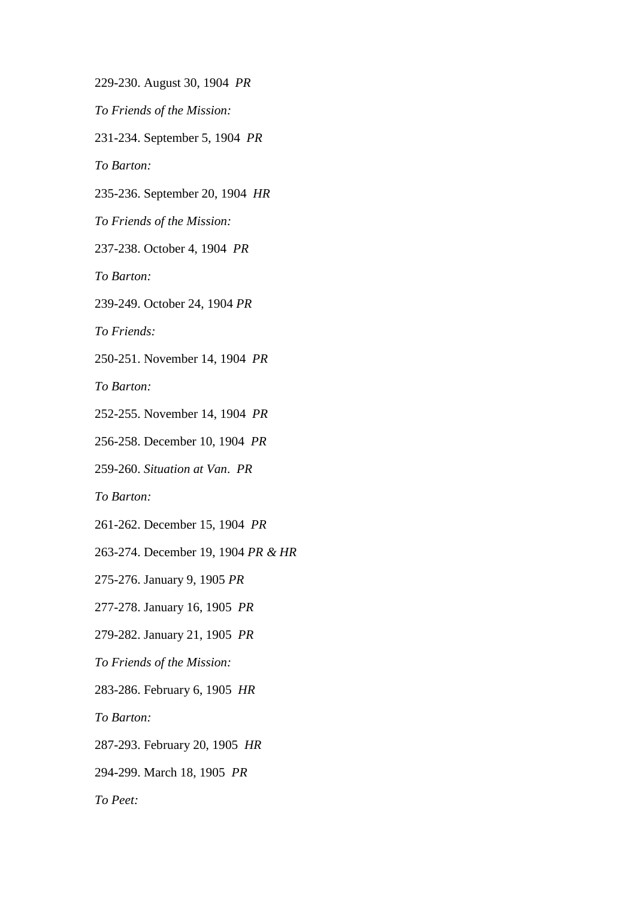229-230. August 30, 1904  *PR*

*To Friends of the Mission:*

231-234. September 5, 1904  *PR*

*To Barton:*

235-236. September 20, 1904  *HR*

*To Friends of the Mission:*

237-238. October 4, 1904  *PR*

*To Barton:*

239-249. October 24, 1904 *PR*

*To Friends:*

250-251. November 14, 1904  *PR*

*To Barton:*

252-255. November 14, 1904  *PR*

256-258. December 10, 1904  *PR*

259-260. *Situation at Van*.  *PR*

*To Barton:*

261-262. December 15, 1904  *PR*

263-274. December 19, 1904 *PR & HR*

275-276. January 9, 1905 *PR*

277-278. January 16, 1905  *PR*

279-282. January 21, 1905  *PR*

*To Friends of the Mission:*

283-286. February 6, 1905  *HR*

*To Barton:*

287-293. February 20, 1905  *HR*

294-299. March 18, 1905  *PR*

*To Peet:*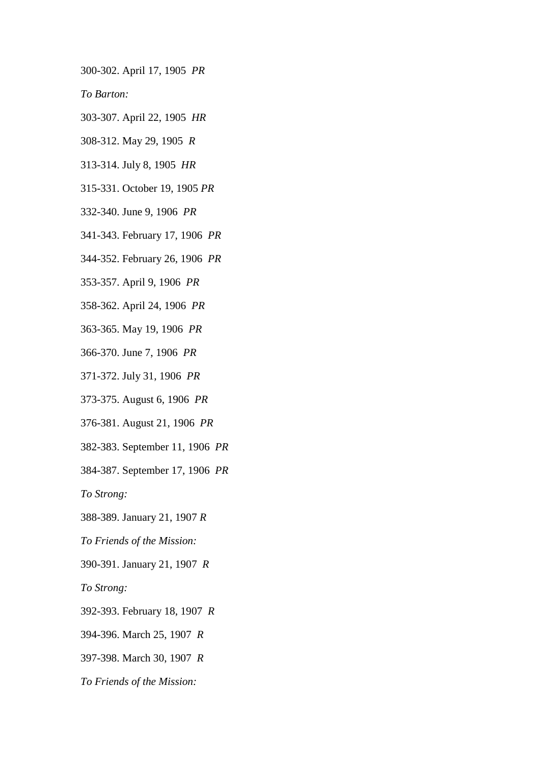300-302. April 17, 1905 *PR*

*To Barton:*

303-307. April 22, 1905 *HR*

308-312. May 29, 1905 *R*

313-314. July 8, 1905 *HR*

315-331. October 19, 1905 *PR*

332-340. June 9, 1906 *PR*

341-343. February 17, 1906 *PR*

344-352. February 26, 1906 *PR*

353-357. April 9, 1906 *PR*

358-362. April 24, 1906 *PR*

363-365. May 19, 1906 *PR*

366-370. June 7, 1906 *PR*

371-372. July 31, 1906 *PR*

373-375. August 6, 1906 *PR*

376-381. August 21, 1906 *PR*

382-383. September 11, 1906 *PR*

384-387. September 17, 1906 *PR*

*To Strong:*

388-389. January 21, 1907 *R*

*To Friends of the Mission:*

390-391. January 21, 1907 *R*

*To Strong:*

392-393. February 18, 1907 *R*

394-396. March 25, 1907 *R*

397-398. March 30, 1907 *R*

*To Friends of the Mission:*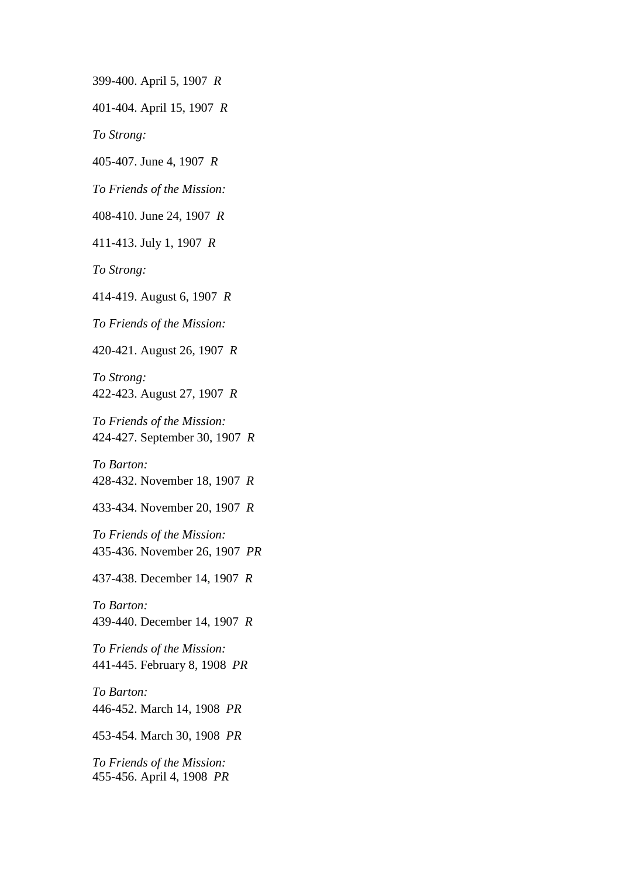399-400. April 5, 1907 *R*

401-404. April 15, 1907 *R*

*To Strong:*

405-407. June 4, 1907 *R*

*To Friends of the Mission:*

408-410. June 24, 1907 *R*

411-413. July 1, 1907 *R*

*To Strong:*

414-419. August 6, 1907 *R*

*To Friends of the Mission:*

420-421. August 26, 1907 *R*

*To Strong:*
422-423. August 27, 1907 *R*

*To Friends of the Mission:*
424-427. September 30, 1907 *R*

*To Barton:*
428-432. November 18, 1907 *R*

433-434. November 20, 1907 *R*

*To Friends of the Mission:*
435-436. November 26, 1907 *PR*

437-438. December 14, 1907 *R*

*To Barton:*
439-440. December 14, 1907 *R*

*To Friends of the Mission:*
441-445. February 8, 1908 *PR*

*To Barton:*
446-452. March 14, 1908 *PR*

453-454. March 30, 1908 *PR*

*To Friends of the Mission:*
455-456. April 4, 1908 *PR*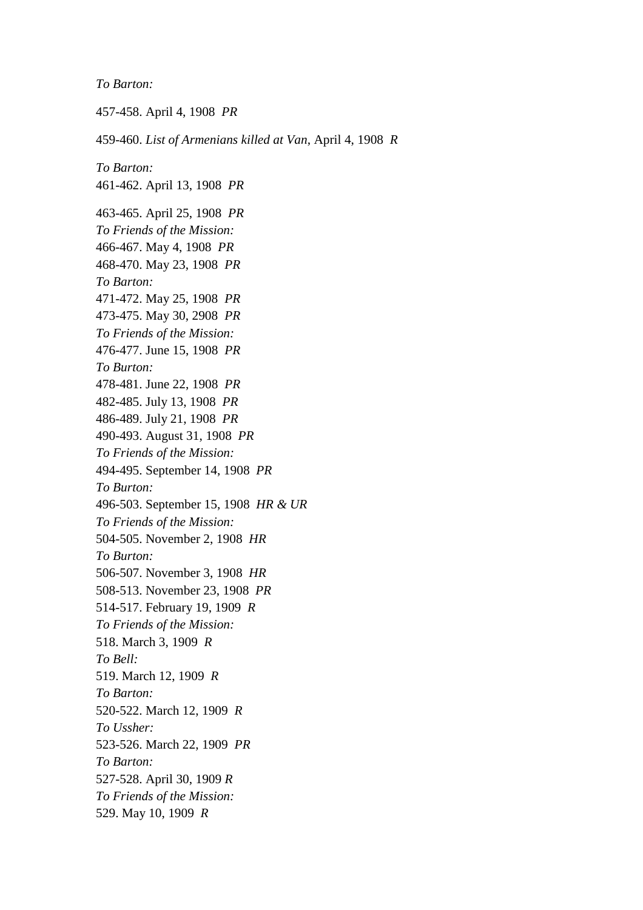*To Barton:*

457-458. April 4, 1908  *PR*

459-460. *List of Armenians killed at Van*, April 4, 1908  *R*

*To Barton:*
461-462. April 13, 1908  *PR*

463-465. April 25, 1908  *PR*
*To Friends of the Mission:*
466-467. May 4, 1908  *PR*
468-470. May 23, 1908  *PR*
*To Barton:*
471-472. May 25, 1908  *PR*
473-475. May 30, 2908  *PR*
*To Friends of the Mission:*
476-477. June 15, 1908  *PR*
*To Burton:*
478-481. June 22, 1908  *PR*
482-485. July 13, 1908  *PR*
486-489. July 21, 1908  *PR*
490-493. August 31, 1908  *PR*
*To Friends of the Mission:*
494-495. September 14, 1908  *PR*
*To Burton:*
496-503. September 15, 1908  *HR & UR*
*To Friends of the Mission:*
504-505. November 2, 1908  *HR*
*To Burton:*
506-507. November 3, 1908  *HR*
508-513. November 23, 1908  *PR*
514-517. February 19, 1909  *R*
*To Friends of the Mission:*
518. March 3, 1909  *R*
*To Bell:*
519. March 12, 1909  *R*
*To Barton:*
520-522. March 12, 1909  *R*
*To Ussher:*
523-526. March 22, 1909  *PR*
*To Barton:*
527-528. April 30, 1909 *R*
*To Friends of the Mission:*
529. May 10, 1909  *R*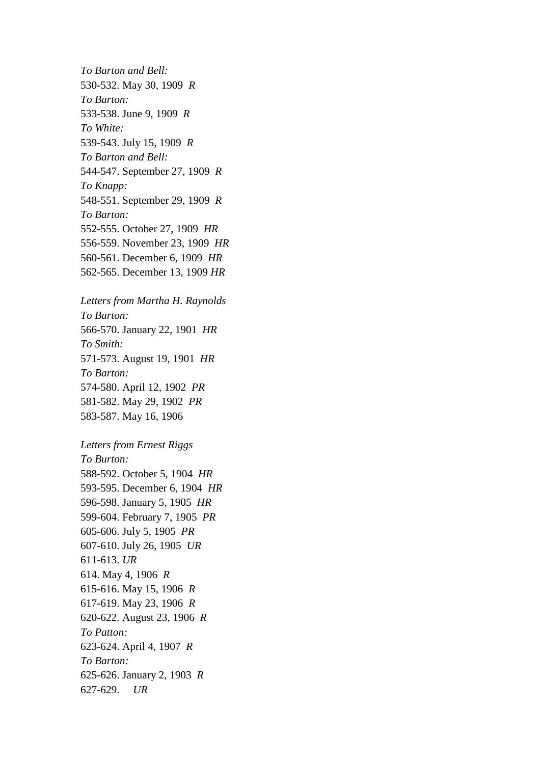*To Barton and Bell:*
530-532. May 30, 1909  *R*
*To Barton:*
533-538. June 9, 1909  *R*
*To White:*
539-543. July 15, 1909  *R*
*To Barton and Bell:*
544-547. September 27, 1909  *R*
*To Knapp:*
548-551. September 29, 1909  *R*
*To Barton:*
552-555. October 27, 1909  *HR*
556-559. November 23, 1909  *HR*
560-561. December 6, 1909  *HR*
562-565. December 13, 1909 *HR*

*Letters from Martha H. Raynolds*
*To Barton:*
566-570. January 22, 1901  *HR*
*To Smith:*
571-573. August 19, 1901  *HR*
*To Barton:*
574-580. April 12, 1902  *PR*
581-582. May 29, 1902  *PR*
583-587. May 16, 1906

*Letters from Ernest Riggs*
*To Burton:*
588-592. October 5, 1904  *HR*
593-595. December 6, 1904  *HR*
596-598. January 5, 1905  *HR*
599-604. February 7, 1905  *PR*
605-606. July 5, 1905  *PR*
607-610. July 26, 1905  *UR*
611-613. *UR*
614. May 4, 1906  *R*
615-616. May 15, 1906  *R*
617-619. May 23, 1906  *R*
620-622. August 23, 1906  *R*
*To Patton:*
623-624. April 4, 1907  *R*
*To Barton:*
625-626. January 2, 1903  *R*
627-629.     *UR*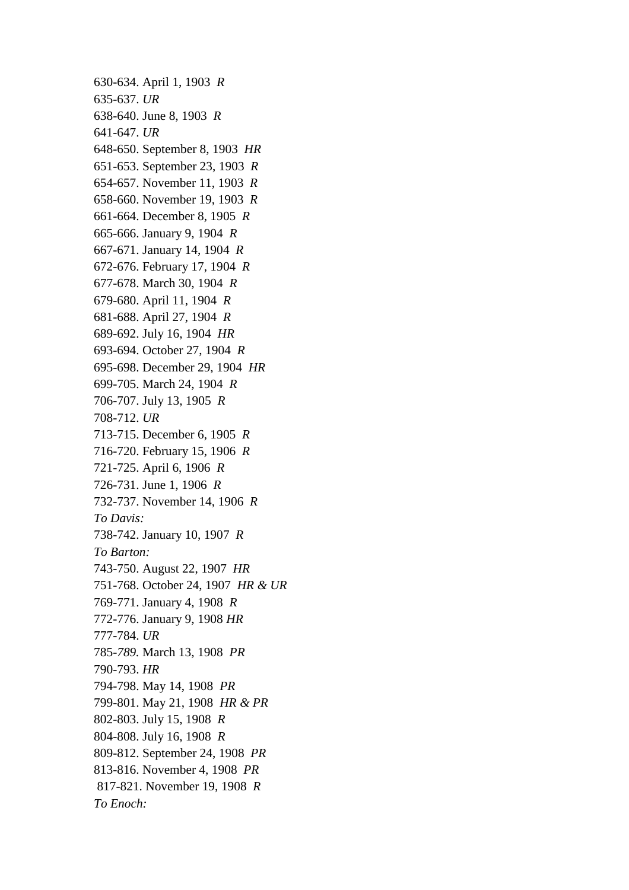630-634. April 1, 1903  *R*  
635-637. *UR*  
638-640. June 8, 1903  *R*  
641-647. *UR*  
648-650. September 8, 1903  *HR*  
651-653. September 23, 1903  *R*  
654-657. November 11, 1903  *R*  
658-660. November 19, 1903  *R*  
661-664. December 8, 1905  *R*  
665-666. January 9, 1904  *R*  
667-671. January 14, 1904  *R*  
672-676. February 17, 1904  *R*  
677-678. March 30, 1904  *R*  
679-680. April 11, 1904  *R*  
681-688. April 27, 1904  *R*  
689-692. July 16, 1904  *HR*  
693-694. October 27, 1904  *R*  
695-698. December 29, 1904  *HR*  
699-705. March 24, 1904  *R*  
706-707. July 13, 1905  *R*  
708-712. *UR*  
713-715. December 6, 1905  *R*  
716-720. February 15, 1906  *R*  
721-725. April 6, 1906  *R*  
726-731. June 1, 1906  *R*  
732-737. November 14, 1906  *R*  
*To Davis:*  
738-742. January 10, 1907  *R*  
*To Barton:*  
743-750. August 22, 1907  *HR*  
751-768. October 24, 1907  *HR & UR*  
769-771. January 4, 1908  *R*  
772-776. January 9, 1908 *HR*  
777-784. *UR*  
785-*789.* March 13, 1908  *PR*  
790-793. *HR*  
794-798. May 14, 1908  *PR*  
799-801. May 21, 1908  *HR & PR*  
802-803. July 15, 1908  *R*  
804-808. July 16, 1908  *R*  
809-812. September 24, 1908  *PR*  
813-816. November 4, 1908  *PR*  
817-821. November 19, 1908  *R*  
*To Enoch:*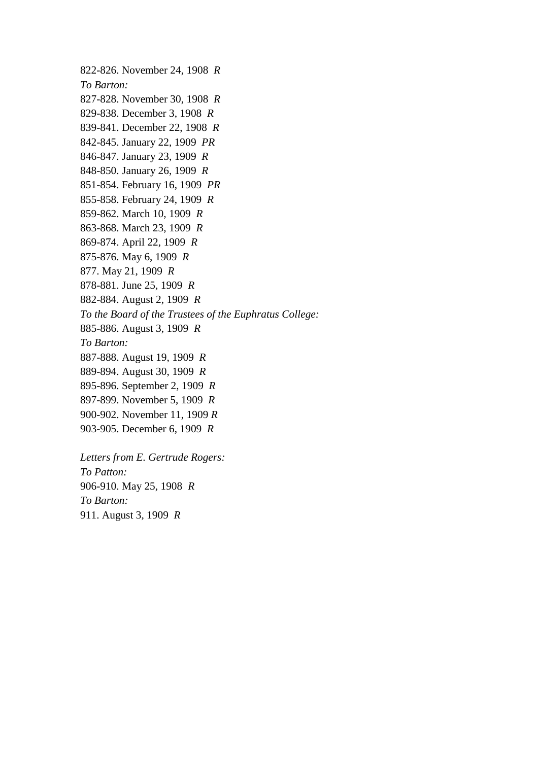822-826. November 24, 1908 *R*
*To Barton:*
827-828. November 30, 1908 *R*
829-838. December 3, 1908 *R*
839-841. December 22, 1908 *R*
842-845. January 22, 1909 *PR*
846-847. January 23, 1909 *R*
848-850. January 26, 1909 *R*
851-854. February 16, 1909 *PR*
855-858. February 24, 1909 *R*
859-862. March 10, 1909 *R*
863-868. March 23, 1909 *R*
869-874. April 22, 1909 *R*
875-876. May 6, 1909 *R*
877. May 21, 1909 *R*
878-881. June 25, 1909 *R*
882-884. August 2, 1909 *R*
*To the Board of the Trustees of the Euphratus College:*
885-886. August 3, 1909 *R*
*To Barton:*
887-888. August 19, 1909 *R*
889-894. August 30, 1909 *R*
895-896. September 2, 1909 *R*
897-899. November 5, 1909 *R*
900-902. November 11, 1909 *R*
903-905. December 6, 1909 *R*

*Letters from E. Gertrude Rogers:*
*To Patton:*
906-910. May 25, 1908 *R*
*To Barton:*
911. August 3, 1909 *R*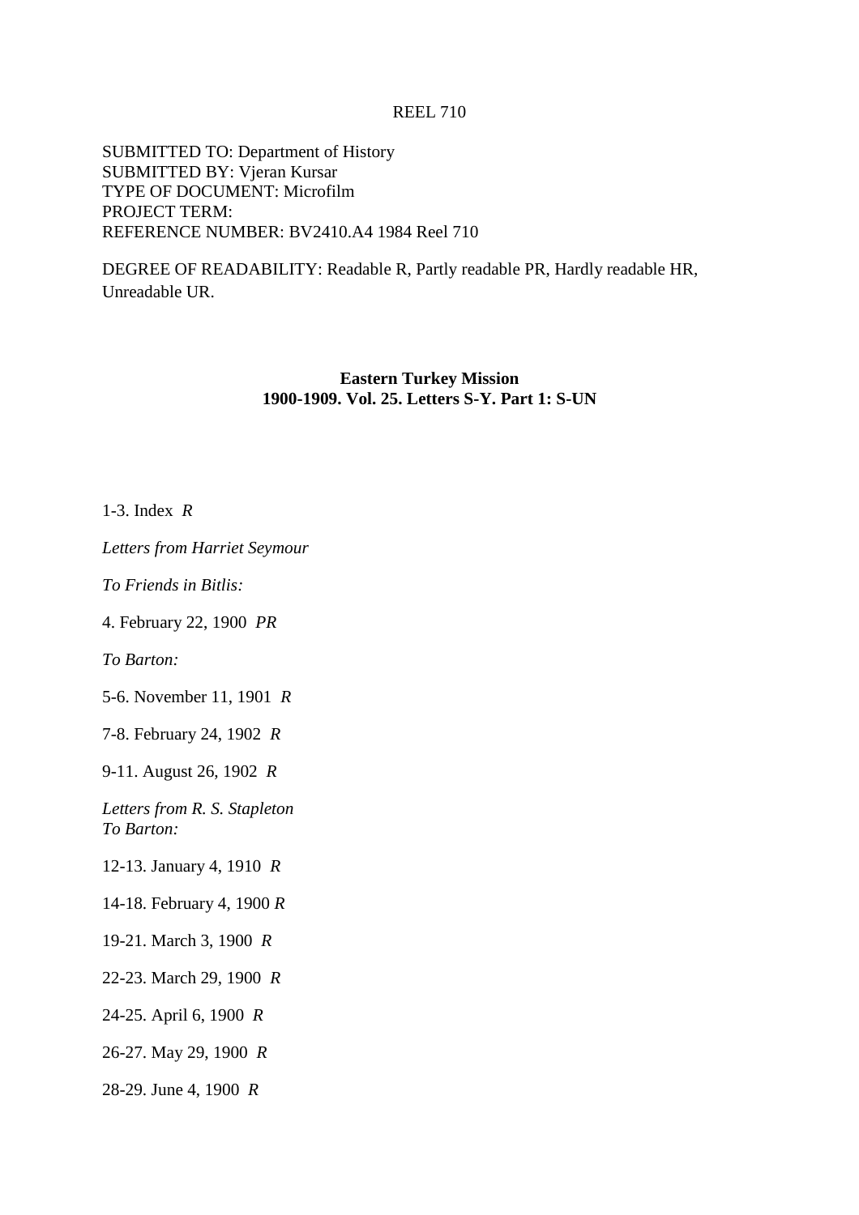REEL 710

SUBMITTED TO: Department of History
SUBMITTED BY: Vjeran Kursar
TYPE OF DOCUMENT: Microfilm
PROJECT TERM:
REFERENCE NUMBER: BV2410.A4 1984 Reel 710

DEGREE OF READABILITY: Readable R, Partly readable PR, Hardly readable HR, Unreadable UR.

**Eastern Turkey Mission**
**1900-1909. Vol. 25. Letters S-Y. Part 1: S-UN**

1-3. Index *R*

*Letters from Harriet Seymour*

*To Friends in Bitlis:*

4. February 22, 1900 *PR*

*To Barton:*

5-6. November 11, 1901 *R*

7-8. February 24, 1902 *R*

9-11. August 26, 1902 *R*

*Letters from R. S. Stapleton*
*To Barton:*

12-13. January 4, 1910 *R*

14-18. February 4, 1900 *R*

19-21. March 3, 1900 *R*

22-23. March 29, 1900 *R*

24-25. April 6, 1900 *R*

26-27. May 29, 1900 *R*

28-29. June 4, 1900 *R*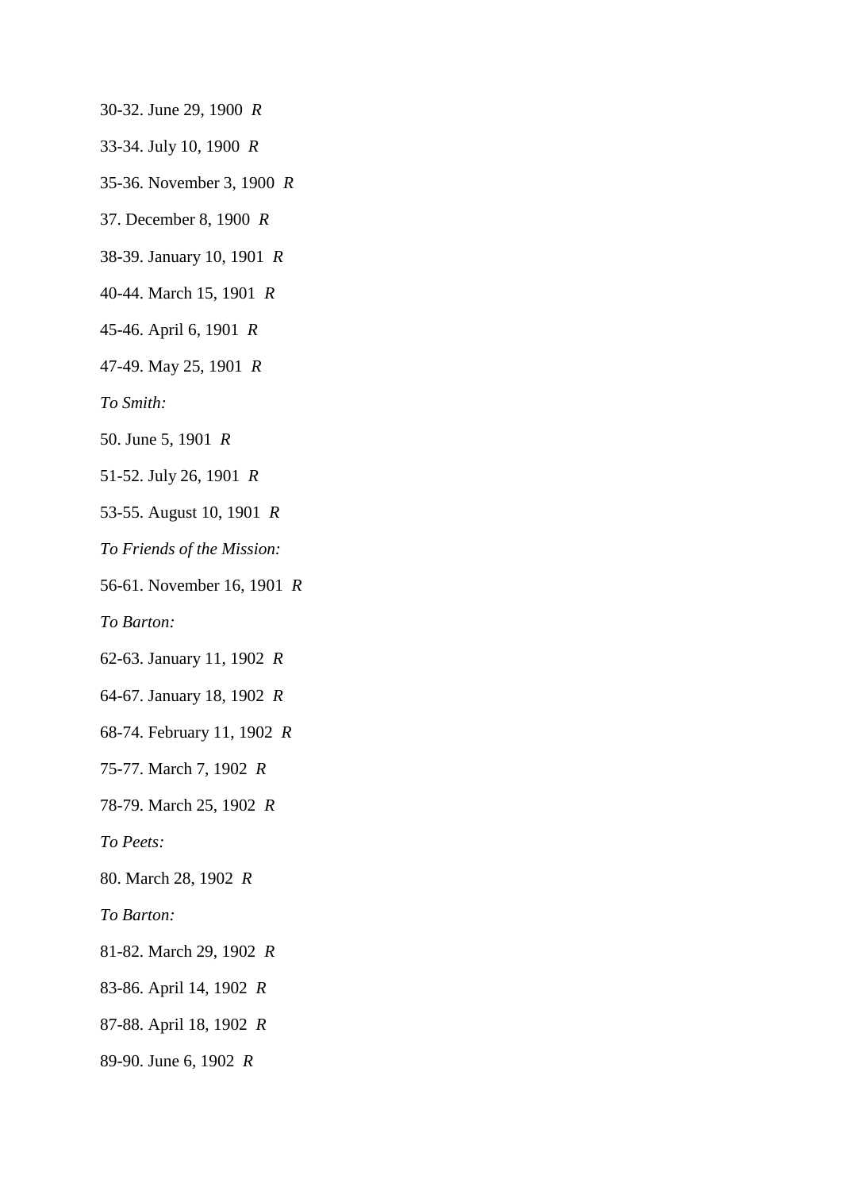30-32. June 29, 1900 *R*

33-34. July 10, 1900 *R*

35-36. November 3, 1900 *R*

37. December 8, 1900 *R*

38-39. January 10, 1901 *R*

40-44. March 15, 1901 *R*

45-46. April 6, 1901 *R*

47-49. May 25, 1901 *R*

*To Smith:*

50. June 5, 1901 *R*

51-52. July 26, 1901 *R*

53-55. August 10, 1901 *R*

*To Friends of the Mission:*

56-61. November 16, 1901 *R*

*To Barton:*

62-63. January 11, 1902 *R*

64-67. January 18, 1902 *R*

68-74. February 11, 1902 *R*

75-77. March 7, 1902 *R*

78-79. March 25, 1902 *R*

*To Peets:*

80. March 28, 1902 *R*

*To Barton:*

81-82. March 29, 1902 *R*

83-86. April 14, 1902 *R*

87-88. April 18, 1902 *R*

89-90. June 6, 1902 *R*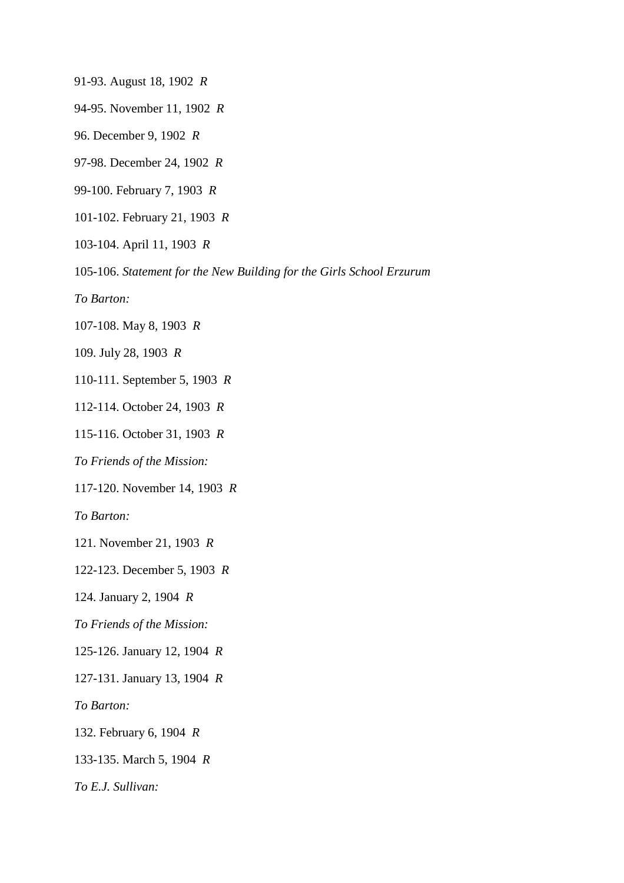91-93. August 18, 1902 *R*

94-95. November 11, 1902 *R*

96. December 9, 1902 *R*

97-98. December 24, 1902 *R*

99-100. February 7, 1903 *R*

101-102. February 21, 1903 *R*

103-104. April 11, 1903 *R*

105-106. *Statement for the New Building for the Girls School Erzurum*

*To Barton:*

107-108. May 8, 1903 *R*

109. July 28, 1903 *R*

110-111. September 5, 1903 *R*

112-114. October 24, 1903 *R*

115-116. October 31, 1903 *R*

*To Friends of the Mission:*

117-120. November 14, 1903 *R*

*To Barton:*

121. November 21, 1903 *R*

122-123. December 5, 1903 *R*

124. January 2, 1904 *R*

*To Friends of the Mission:*

125-126. January 12, 1904 *R*

127-131. January 13, 1904 *R*

*To Barton:*

132. February 6, 1904 *R*

133-135. March 5, 1904 *R*

*To E.J. Sullivan:*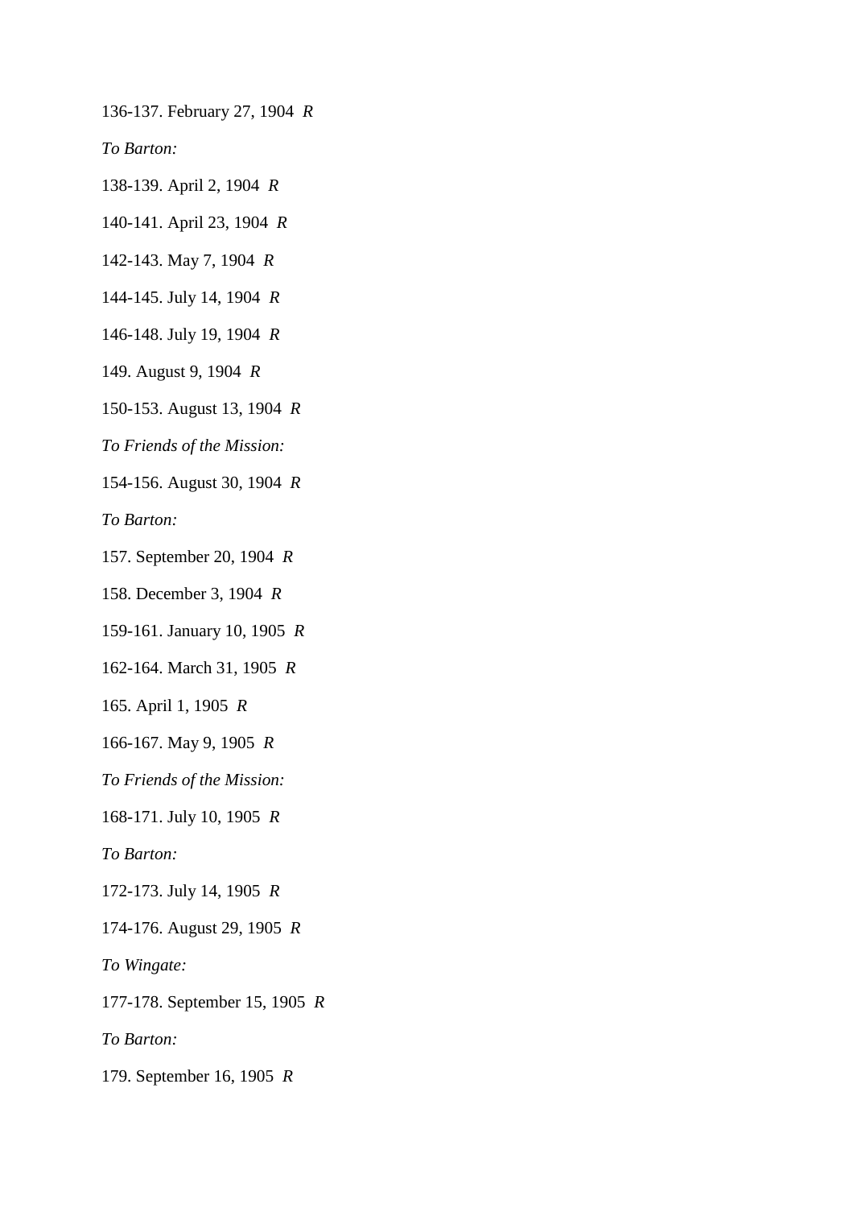136-137. February 27, 1904 *R*

*To Barton:*

138-139. April 2, 1904 *R*

140-141. April 23, 1904 *R*

142-143. May 7, 1904 *R*

144-145. July 14, 1904 *R*

146-148. July 19, 1904 *R*

149. August 9, 1904 *R*

150-153. August 13, 1904 *R*

*To Friends of the Mission:*

154-156. August 30, 1904 *R*

*To Barton:*

157. September 20, 1904 *R*

158. December 3, 1904 *R*

159-161. January 10, 1905 *R*

162-164. March 31, 1905 *R*

165. April 1, 1905 *R*

166-167. May 9, 1905 *R*

*To Friends of the Mission:*

168-171. July 10, 1905 *R*

*To Barton:*

172-173. July 14, 1905 *R*

174-176. August 29, 1905 *R*

*To Wingate:*

177-178. September 15, 1905 *R*

*To Barton:*

179. September 16, 1905 *R*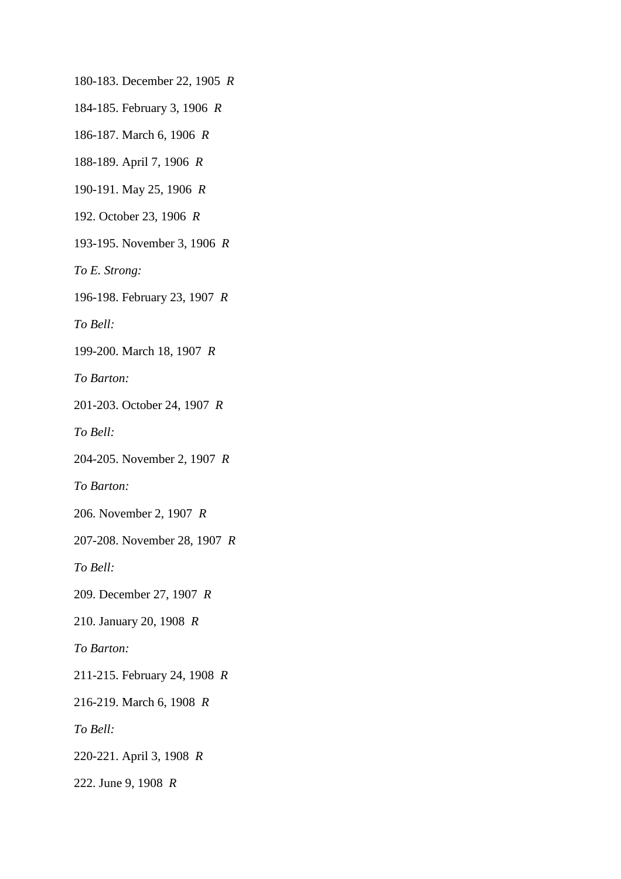180-183. December 22, 1905 *R*

184-185. February 3, 1906 *R*

186-187. March 6, 1906 *R*

188-189. April 7, 1906 *R*

190-191. May 25, 1906 *R*

192. October 23, 1906 *R*

193-195. November 3, 1906 *R*

*To E. Strong:*

196-198. February 23, 1907 *R*

*To Bell:*

199-200. March 18, 1907 *R*

*To Barton:*

201-203. October 24, 1907 *R*

*To Bell:*

204-205. November 2, 1907 *R*

*To Barton:*

206. November 2, 1907 *R*

207-208. November 28, 1907 *R*

*To Bell:*

209. December 27, 1907 *R*

210. January 20, 1908 *R*

*To Barton:*

211-215. February 24, 1908 *R*

216-219. March 6, 1908 *R*

*To Bell:*

220-221. April 3, 1908 *R*

222. June 9, 1908 *R*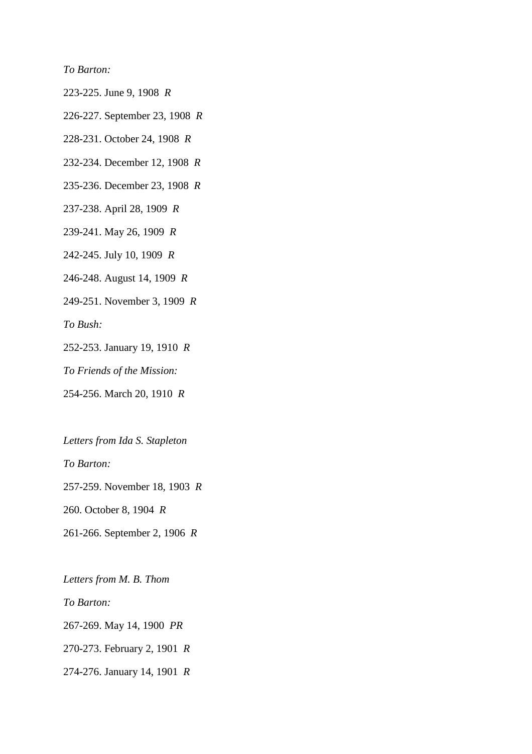*To Barton:*

223-225. June 9, 1908 *R*

226-227. September 23, 1908 *R*

228-231. October 24, 1908 *R*

232-234. December 12, 1908 *R*

235-236. December 23, 1908 *R*

237-238. April 28, 1909 *R*

239-241. May 26, 1909 *R*

242-245. July 10, 1909 *R*

246-248. August 14, 1909 *R*

249-251. November 3, 1909 *R*

*To Bush:*

252-253. January 19, 1910 *R*

*To Friends of the Mission:*

254-256. March 20, 1910 *R*

*Letters from Ida S. Stapleton*

*To Barton:*

257-259. November 18, 1903 *R*

260. October 8, 1904 *R*

261-266. September 2, 1906 *R*

*Letters from M. B. Thom*

*To Barton:*

267-269. May 14, 1900 *PR*

270-273. February 2, 1901 *R*

274-276. January 14, 1901 *R*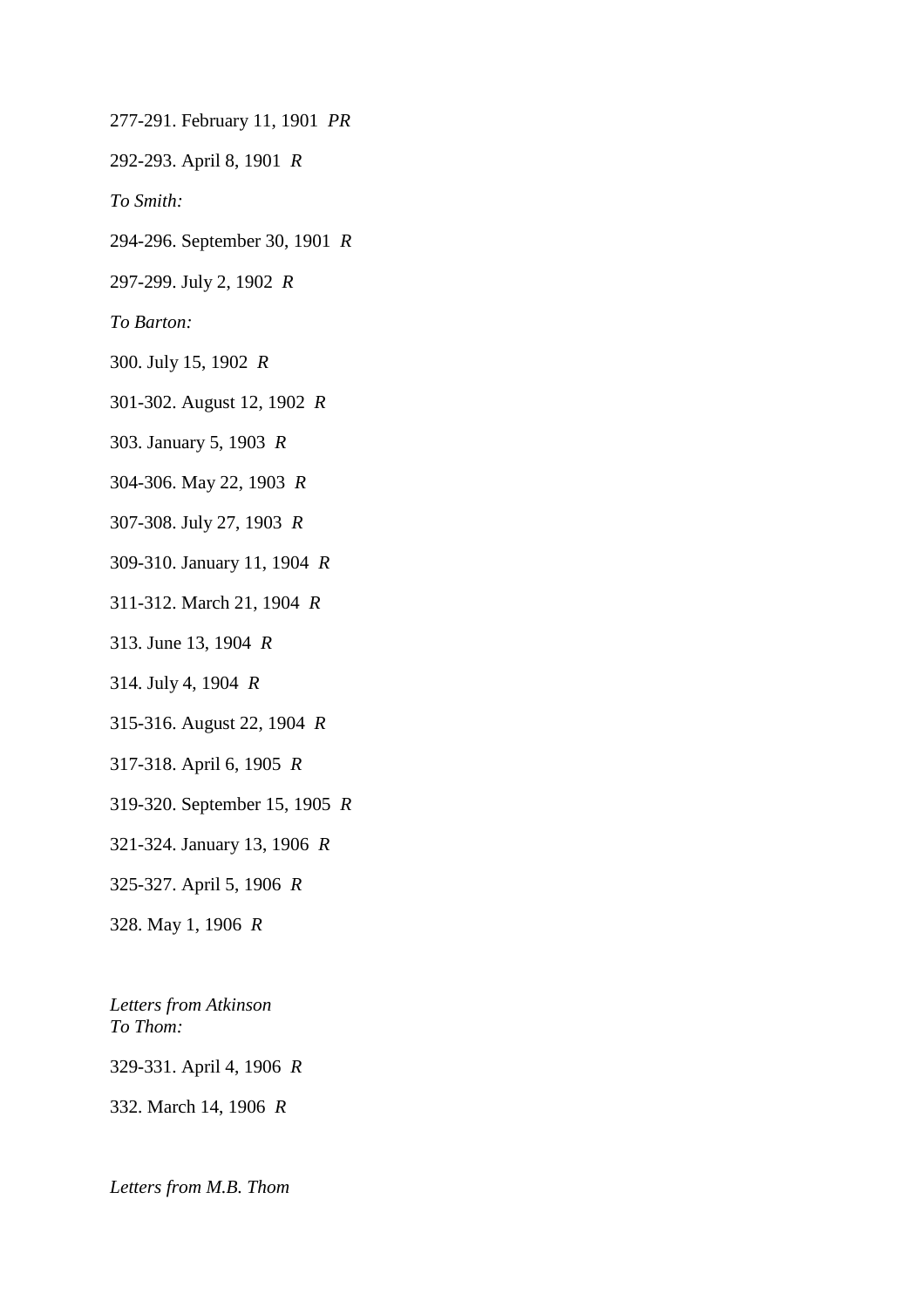277-291. February 11, 1901 *PR*

292-293. April 8, 1901 *R*

*To Smith:*

294-296. September 30, 1901 *R*

297-299. July 2, 1902 *R*

*To Barton:*

300. July 15, 1902 *R*

301-302. August 12, 1902 *R*

303. January 5, 1903 *R*

304-306. May 22, 1903 *R*

307-308. July 27, 1903 *R*

309-310. January 11, 1904 *R*

311-312. March 21, 1904 *R*

313. June 13, 1904 *R*

314. July 4, 1904 *R*

315-316. August 22, 1904 *R*

317-318. April 6, 1905 *R*

319-320. September 15, 1905 *R*

321-324. January 13, 1906 *R*

325-327. April 5, 1906 *R*

328. May 1, 1906 *R*

*Letters from Atkinson*
*To Thom:*

329-331. April 4, 1906 *R*

332. March 14, 1906 *R*

*Letters from M.B. Thom*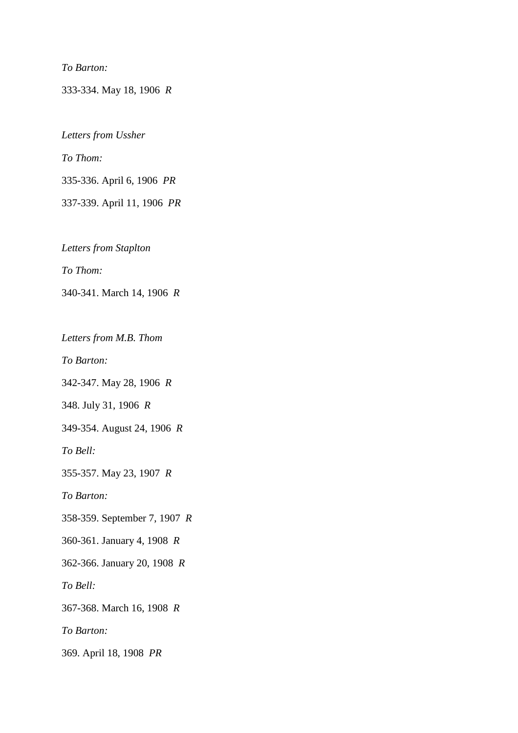*To Barton:*

333-334. May 18, 1906 *R*

*Letters from Ussher*

*To Thom:*

335-336. April 6, 1906 *PR*

337-339. April 11, 1906 *PR*

*Letters from Staplton*

*To Thom:*

340-341. March 14, 1906 *R*

*Letters from M.B. Thom*

*To Barton:*

342-347. May 28, 1906 *R*

348. July 31, 1906 *R*

349-354. August 24, 1906 *R*

*To Bell:*

355-357. May 23, 1907 *R*

*To Barton:*

358-359. September 7, 1907 *R*

360-361. January 4, 1908 *R*

362-366. January 20, 1908 *R*

*To Bell:*

367-368. March 16, 1908 *R*

*To Barton:*

369. April 18, 1908 *PR*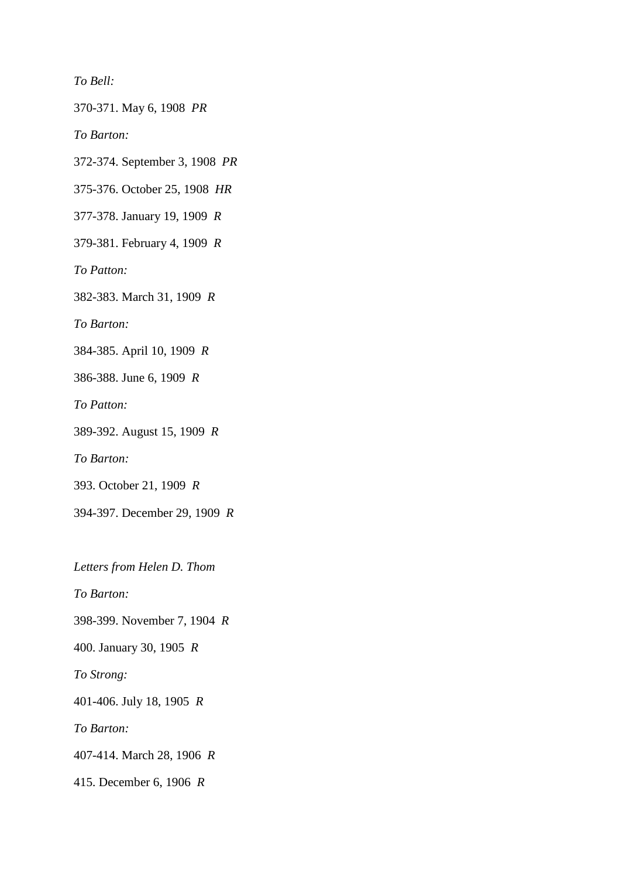*To Bell:*

370-371. May 6, 1908 *PR*

*To Barton:*

372-374. September 3, 1908 *PR*

375-376. October 25, 1908 *HR*

377-378. January 19, 1909 *R*

379-381. February 4, 1909 *R*

*To Patton:*

382-383. March 31, 1909 *R*

*To Barton:*

384-385. April 10, 1909 *R*

386-388. June 6, 1909 *R*

*To Patton:*

389-392. August 15, 1909 *R*

*To Barton:*

393. October 21, 1909 *R*

394-397. December 29, 1909 *R*

*Letters from Helen D. Thom*

*To Barton:*

398-399. November 7, 1904 *R*

400. January 30, 1905 *R*

*To Strong:*

401-406. July 18, 1905 *R*

*To Barton:*

407-414. March 28, 1906 *R*

415. December 6, 1906 *R*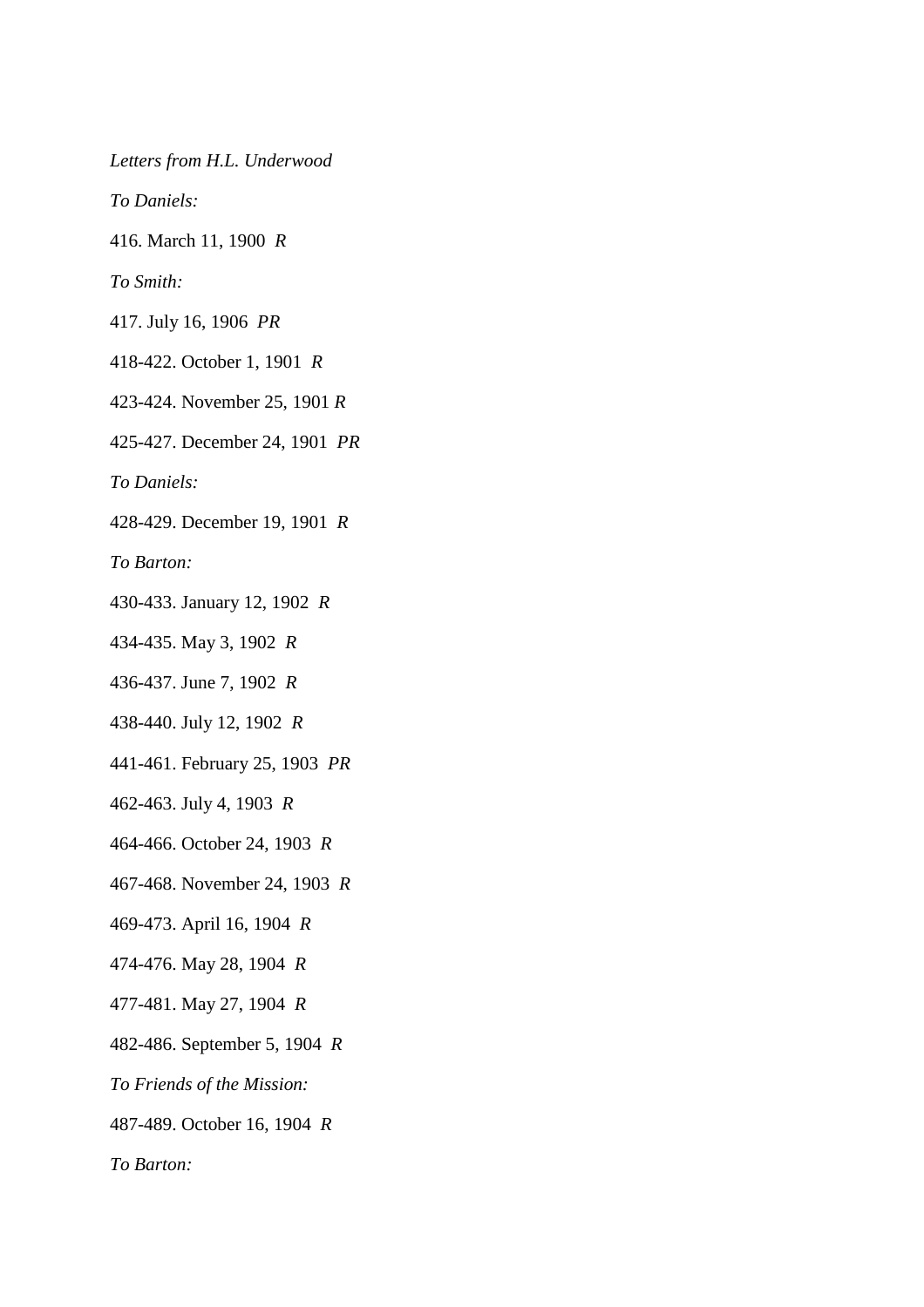*Letters from H.L. Underwood*

*To Daniels:*

416. March 11, 1900 *R*

*To Smith:*

417. July 16, 1906 *PR*

418-422. October 1, 1901 *R*

423-424. November 25, 1901 *R*

425-427. December 24, 1901 *PR*

*To Daniels:*

428-429. December 19, 1901 *R*

*To Barton:*

430-433. January 12, 1902 *R*

434-435. May 3, 1902 *R*

436-437. June 7, 1902 *R*

438-440. July 12, 1902 *R*

441-461. February 25, 1903 *PR*

462-463. July 4, 1903 *R*

464-466. October 24, 1903 *R*

467-468. November 24, 1903 *R*

469-473. April 16, 1904 *R*

474-476. May 28, 1904 *R*

477-481. May 27, 1904 *R*

482-486. September 5, 1904 *R*

*To Friends of the Mission:*

487-489. October 16, 1904 *R*

*To Barton:*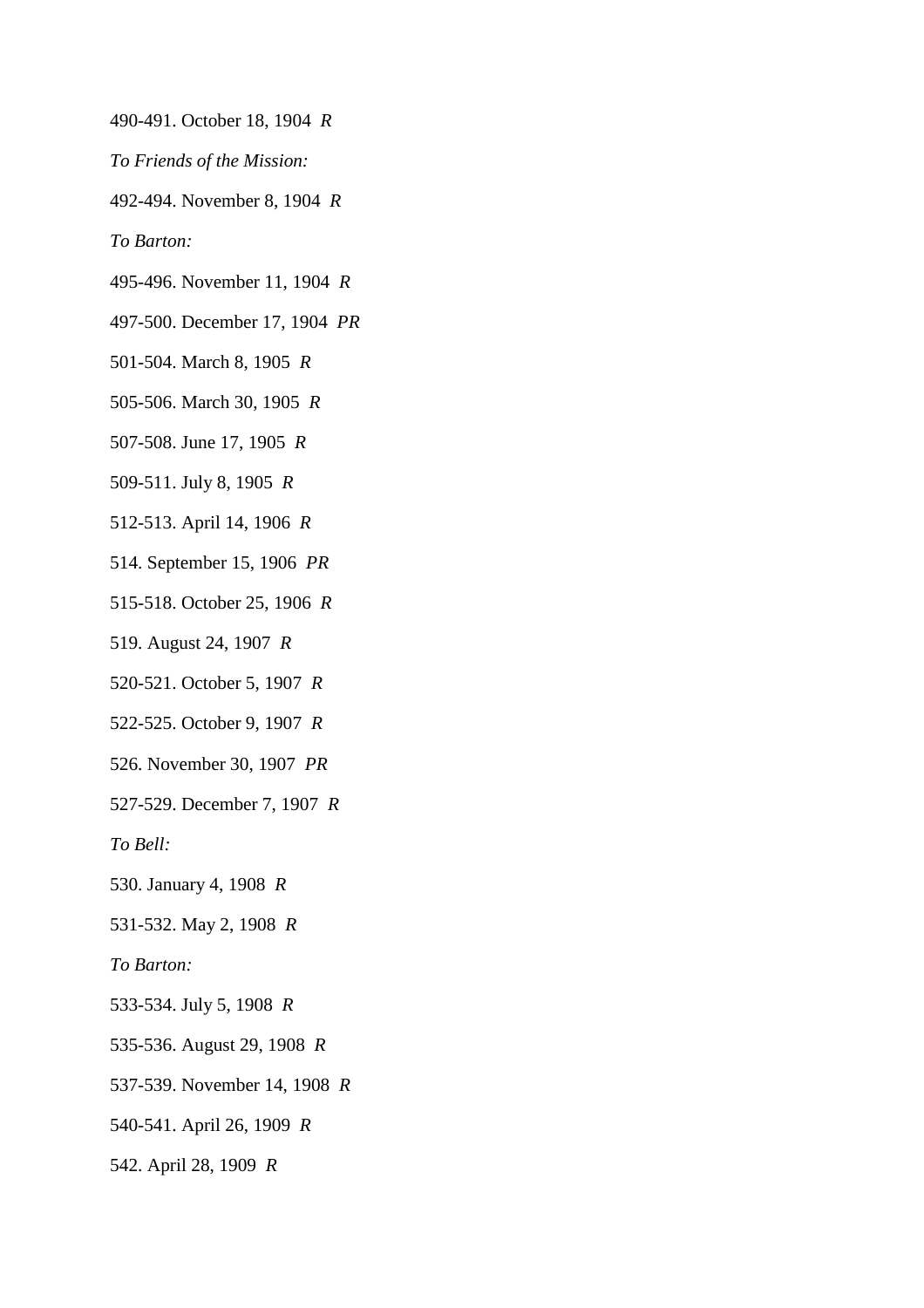490-491. October 18, 1904 *R*

*To Friends of the Mission:*

492-494. November 8, 1904 *R*

*To Barton:*

495-496. November 11, 1904 *R*

497-500. December 17, 1904 *PR*

501-504. March 8, 1905 *R*

505-506. March 30, 1905 *R*

507-508. June 17, 1905 *R*

509-511. July 8, 1905 *R*

512-513. April 14, 1906 *R*

514. September 15, 1906 *PR*

515-518. October 25, 1906 *R*

519. August 24, 1907 *R*

520-521. October 5, 1907 *R*

522-525. October 9, 1907 *R*

526. November 30, 1907 *PR*

527-529. December 7, 1907 *R*

*To Bell:*

530. January 4, 1908 *R*

531-532. May 2, 1908 *R*

*To Barton:*

533-534. July 5, 1908 *R*

535-536. August 29, 1908 *R*

537-539. November 14, 1908 *R*

540-541. April 26, 1909 *R*

542. April 28, 1909 *R*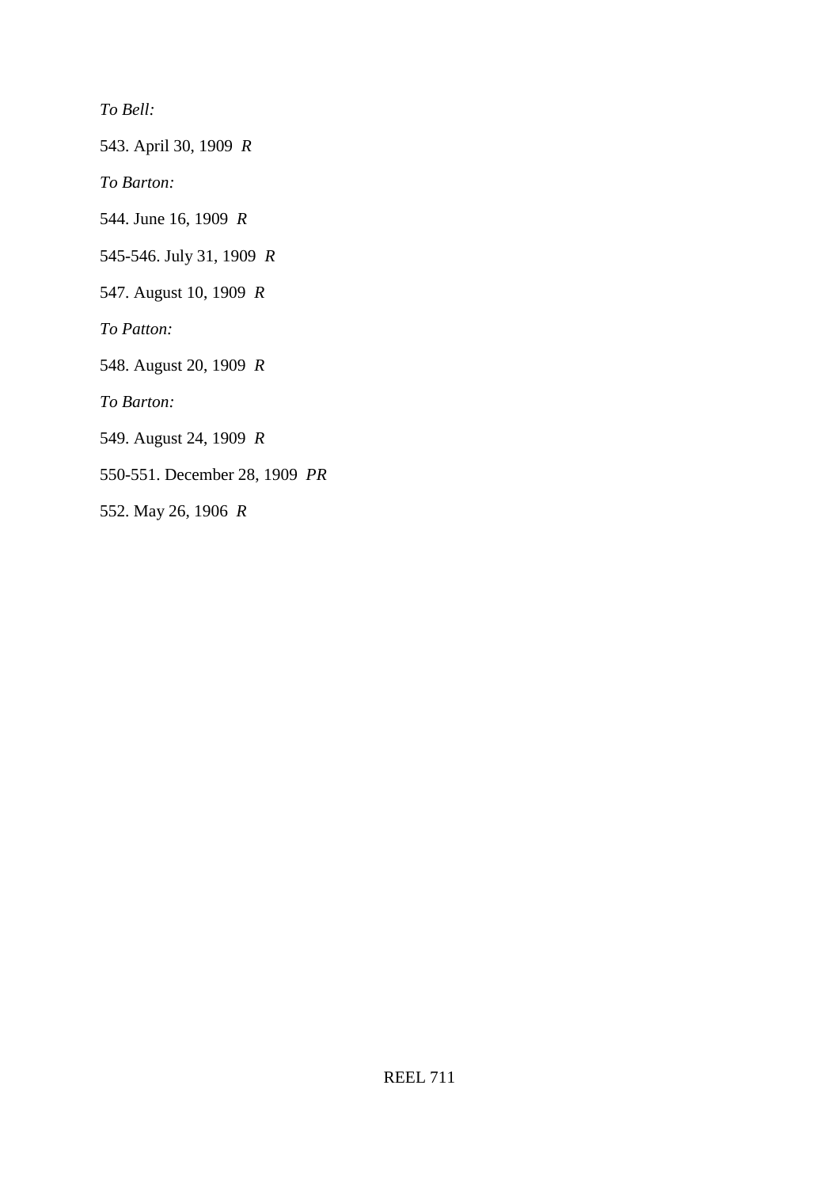*To Bell:*

543. April 30, 1909 *R*

*To Barton:*

544. June 16, 1909 *R*

545-546. July 31, 1909 *R*

547. August 10, 1909 *R*

*To Patton:*

548. August 20, 1909 *R*

*To Barton:*

549. August 24, 1909 *R*

550-551. December 28, 1909 *PR*

552. May 26, 1906 *R*

REEL 711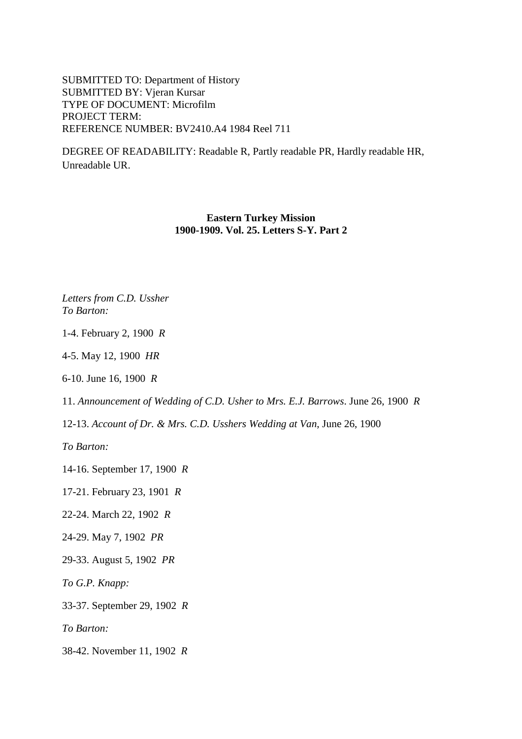SUBMITTED TO: Department of History
SUBMITTED BY: Vjeran Kursar
TYPE OF DOCUMENT: Microfilm
PROJECT TERM:
REFERENCE NUMBER: BV2410.A4 1984 Reel 711

DEGREE OF READABILITY: Readable R, Partly readable PR, Hardly readable HR, Unreadable UR.

**Eastern Turkey Mission**
**1900-1909. Vol. 25. Letters S-Y. Part 2**

*Letters from C.D. Ussher*
*To Barton:*

1-4. February 2, 1900 *R*

4-5. May 12, 1900 *HR*

6-10. June 16, 1900 *R*

11. *Announcement of Wedding of C.D. Usher to Mrs. E.J. Barrows*. June 26, 1900 *R*

12-13. *Account of Dr. & Mrs. C.D. Usshers Wedding at Van*, June 26, 1900

*To Barton:*

14-16. September 17, 1900 *R*

17-21. February 23, 1901 *R*

22-24. March 22, 1902 *R*

24-29. May 7, 1902 *PR*

29-33. August 5, 1902 *PR*

*To G.P. Knapp:*

33-37. September 29, 1902 *R*

*To Barton:*

38-42. November 11, 1902 *R*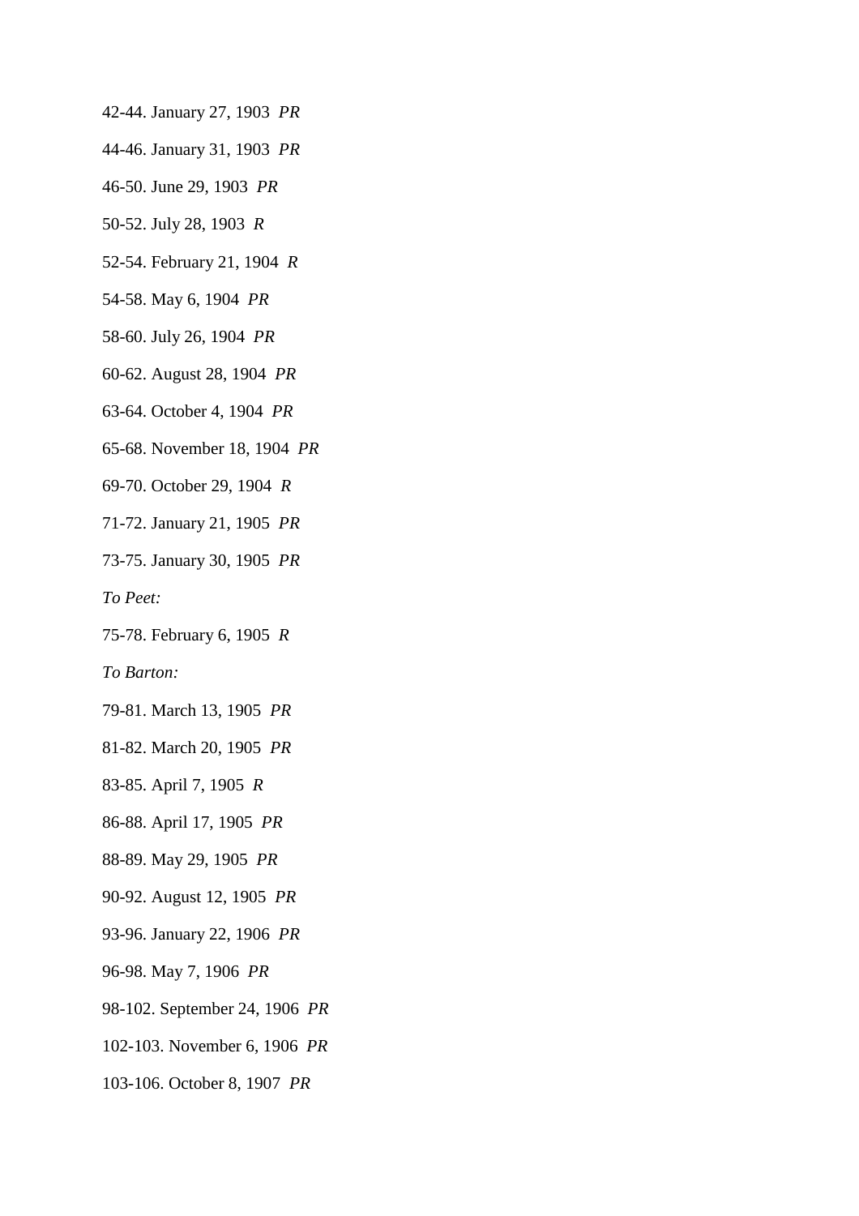42-44. January 27, 1903 *PR*

44-46. January 31, 1903 *PR*

46-50. June 29, 1903 *PR*

50-52. July 28, 1903 *R*

52-54. February 21, 1904 *R*

54-58. May 6, 1904 *PR*

58-60. July 26, 1904 *PR*

60-62. August 28, 1904 *PR*

63-64. October 4, 1904 *PR*

65-68. November 18, 1904 *PR*

69-70. October 29, 1904 *R*

71-72. January 21, 1905 *PR*

73-75. January 30, 1905 *PR*

*To Peet:*

75-78. February 6, 1905 *R*

*To Barton:*

79-81. March 13, 1905 *PR*

81-82. March 20, 1905 *PR*

83-85. April 7, 1905 *R*

86-88. April 17, 1905 *PR*

88-89. May 29, 1905 *PR*

90-92. August 12, 1905 *PR*

93-96. January 22, 1906 *PR*

96-98. May 7, 1906 *PR*

98-102. September 24, 1906 *PR*

102-103. November 6, 1906 *PR*

103-106. October 8, 1907 *PR*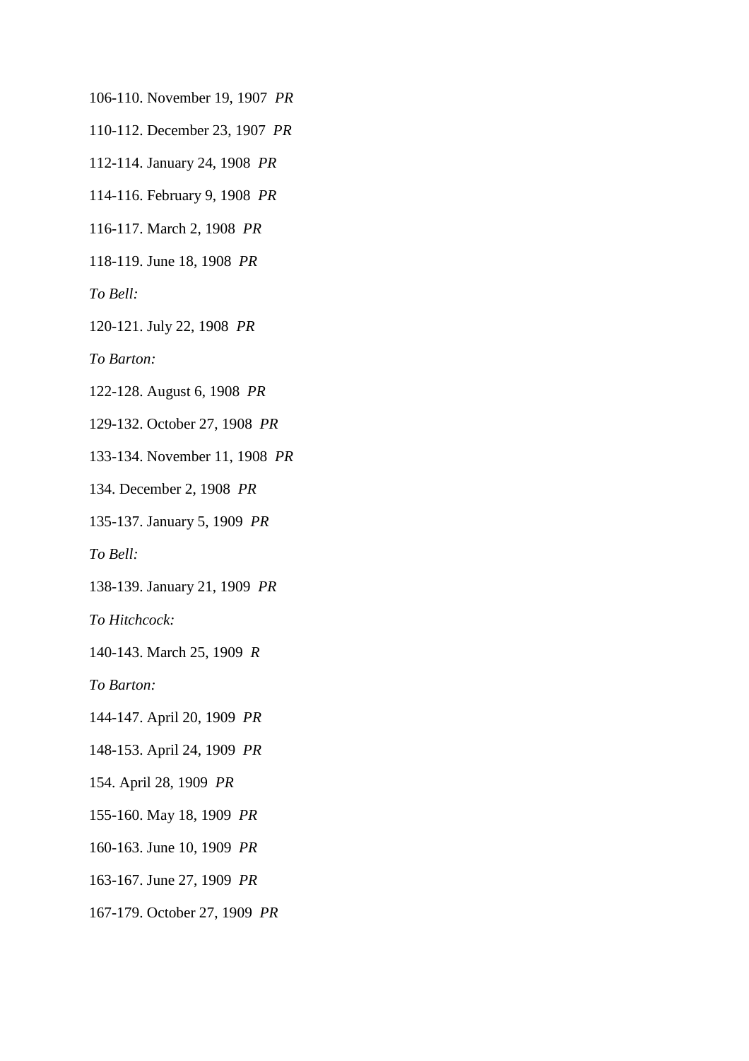106-110. November 19, 1907 *PR*

110-112. December 23, 1907 *PR*

112-114. January 24, 1908 *PR*

114-116. February 9, 1908 *PR*

116-117. March 2, 1908 *PR*

118-119. June 18, 1908 *PR*

*To Bell:*

120-121. July 22, 1908 *PR*

*To Barton:*

122-128. August 6, 1908 *PR*

129-132. October 27, 1908 *PR*

133-134. November 11, 1908 *PR*

134. December 2, 1908 *PR*

135-137. January 5, 1909 *PR*

*To Bell:*

138-139. January 21, 1909 *PR*

*To Hitchcock:*

140-143. March 25, 1909 *R*

*To Barton:*

144-147. April 20, 1909 *PR*

148-153. April 24, 1909 *PR*

154. April 28, 1909 *PR*

155-160. May 18, 1909 *PR*

160-163. June 10, 1909 *PR*

163-167. June 27, 1909 *PR*

167-179. October 27, 1909 *PR*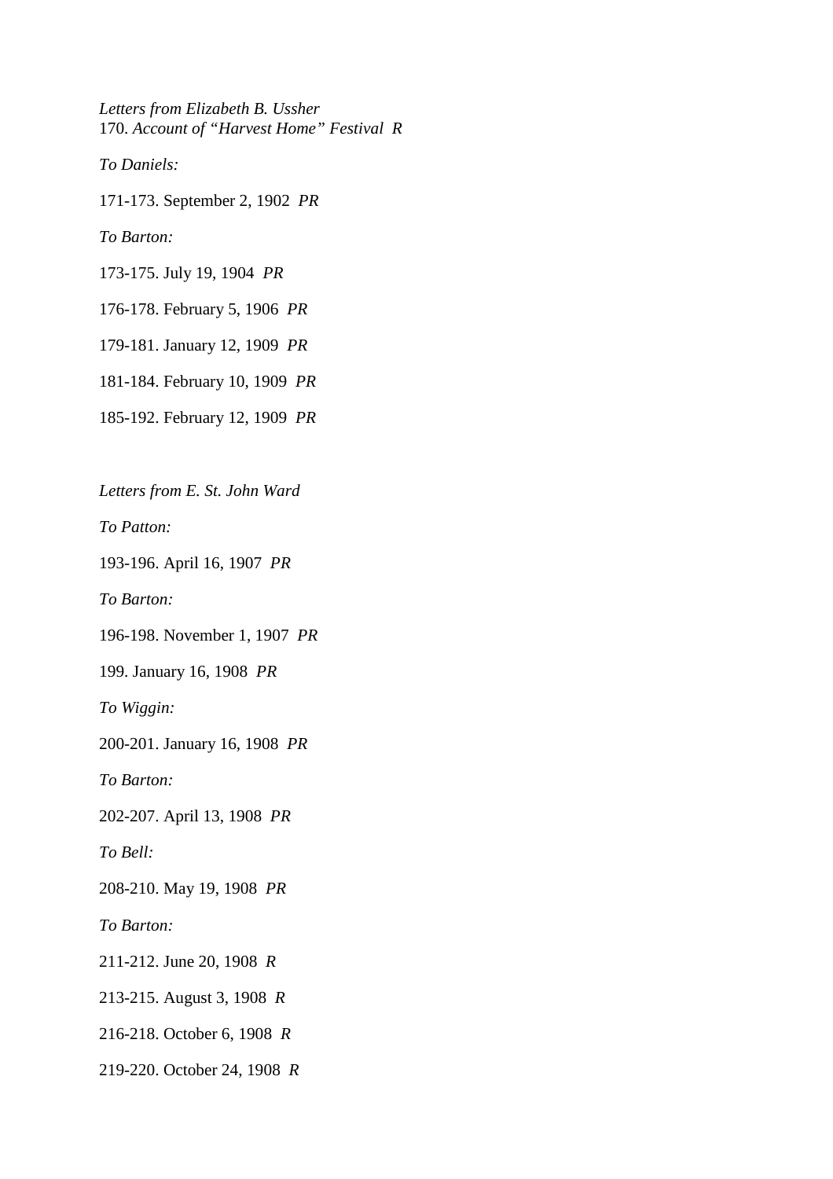*Letters from Elizabeth B. Ussher*
170. *Account of "Harvest Home" Festival  R*

*To Daniels:*

171-173. September 2, 1902  *PR*

*To Barton:*

173-175. July 19, 1904  *PR*

176-178. February 5, 1906  *PR*

179-181. January 12, 1909  *PR*

181-184. February 10, 1909  *PR*

185-192. February 12, 1909  *PR*

*Letters from E. St. John Ward*

*To Patton:*

193-196. April 16, 1907  *PR*

*To Barton:*

196-198. November 1, 1907  *PR*

199. January 16, 1908  *PR*

*To Wiggin:*

200-201. January 16, 1908  *PR*

*To Barton:*

202-207. April 13, 1908  *PR*

*To Bell:*

208-210. May 19, 1908  *PR*

*To Barton:*

211-212. June 20, 1908  *R*

213-215. August 3, 1908  *R*

216-218. October 6, 1908  *R*

219-220. October 24, 1908  *R*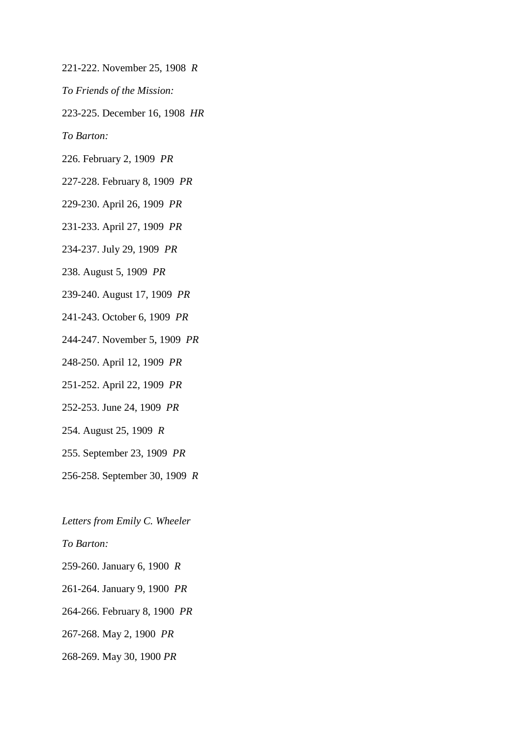221-222. November 25, 1908 *R*

*To Friends of the Mission:*

223-225. December 16, 1908 *HR*

*To Barton:*

226. February 2, 1909 *PR*

227-228. February 8, 1909 *PR*

229-230. April 26, 1909 *PR*

231-233. April 27, 1909 *PR*

234-237. July 29, 1909 *PR*

238. August 5, 1909 *PR*

239-240. August 17, 1909 *PR*

241-243. October 6, 1909 *PR*

244-247. November 5, 1909 *PR*

248-250. April 12, 1909 *PR*

251-252. April 22, 1909 *PR*

252-253. June 24, 1909 *PR*

254. August 25, 1909 *R*

255. September 23, 1909 *PR*

256-258. September 30, 1909 *R*

*Letters from Emily C. Wheeler*

*To Barton:*

259-260. January 6, 1900 *R*

261-264. January 9, 1900 *PR*

264-266. February 8, 1900 *PR*

267-268. May 2, 1900 *PR*

268-269. May 30, 1900 *PR*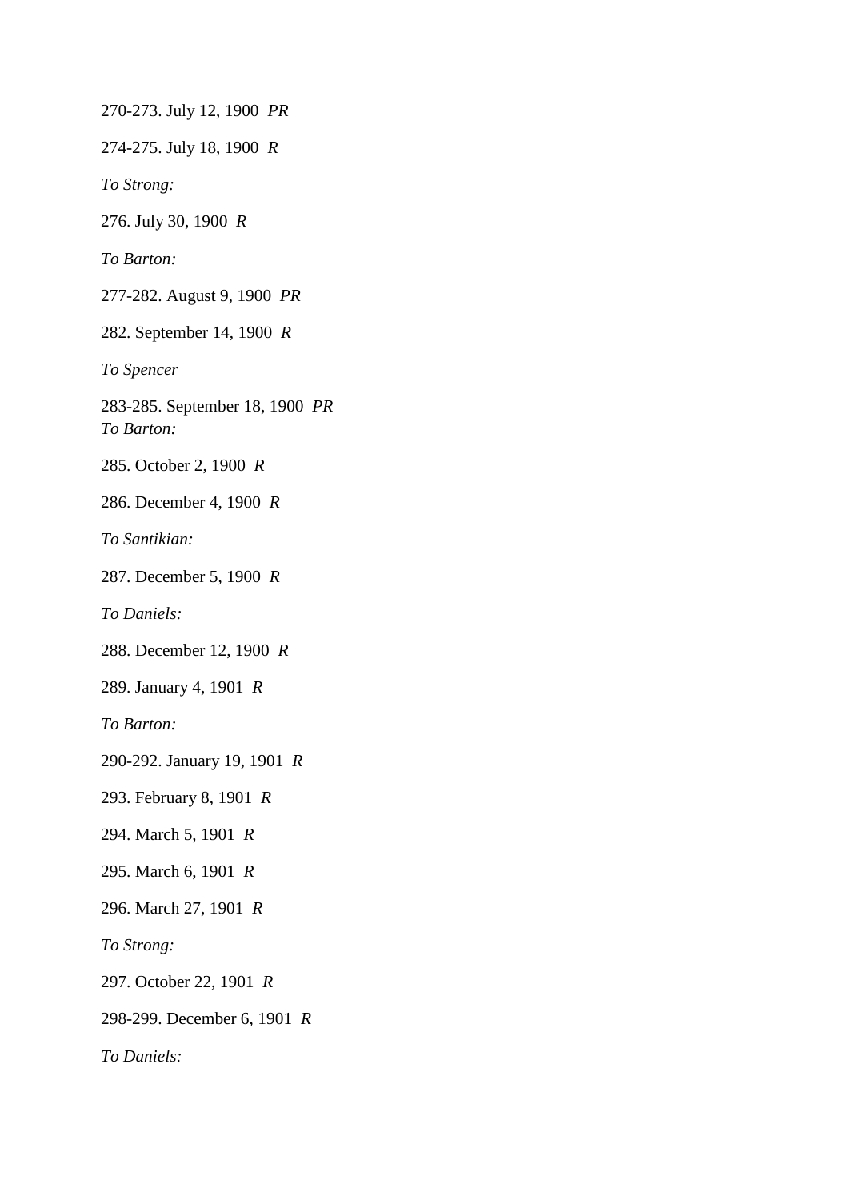270-273. July 12, 1900 *PR*

274-275. July 18, 1900 *R*

*To Strong:*

276. July 30, 1900 *R*

*To Barton:*

277-282. August 9, 1900 *PR*

282. September 14, 1900 *R*

*To Spencer*

283-285. September 18, 1900 *PR*
*To Barton:*

285. October 2, 1900 *R*

286. December 4, 1900 *R*

*To Santikian:*

287. December 5, 1900 *R*

*To Daniels:*

288. December 12, 1900 *R*

289. January 4, 1901 *R*

*To Barton:*

290-292. January 19, 1901 *R*

293. February 8, 1901 *R*

294. March 5, 1901 *R*

295. March 6, 1901 *R*

296. March 27, 1901 *R*

*To Strong:*

297. October 22, 1901 *R*

298-299. December 6, 1901 *R*

*To Daniels:*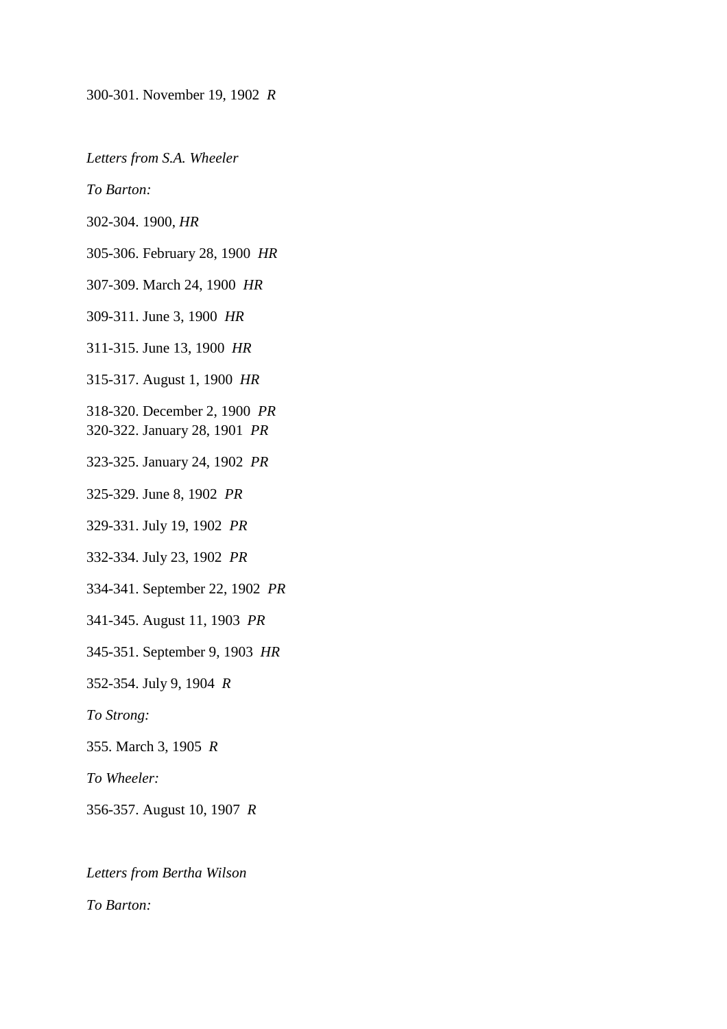300-301. November 19, 1902 *R*

*Letters from S.A. Wheeler*

*To Barton:*

302-304. 1900, *HR*

305-306. February 28, 1900 *HR*

307-309. March 24, 1900 *HR*

309-311. June 3, 1900 *HR*

311-315. June 13, 1900 *HR*

315-317. August 1, 1900 *HR*

318-320. December 2, 1900 *PR*
320-322. January 28, 1901 *PR*

323-325. January 24, 1902 *PR*

325-329. June 8, 1902 *PR*

329-331. July 19, 1902 *PR*

332-334. July 23, 1902 *PR*

334-341. September 22, 1902 *PR*

341-345. August 11, 1903 *PR*

345-351. September 9, 1903 *HR*

352-354. July 9, 1904 *R*

*To Strong:*

355. March 3, 1905 *R*

*To Wheeler:*

356-357. August 10, 1907 *R*

*Letters from Bertha Wilson*

*To Barton:*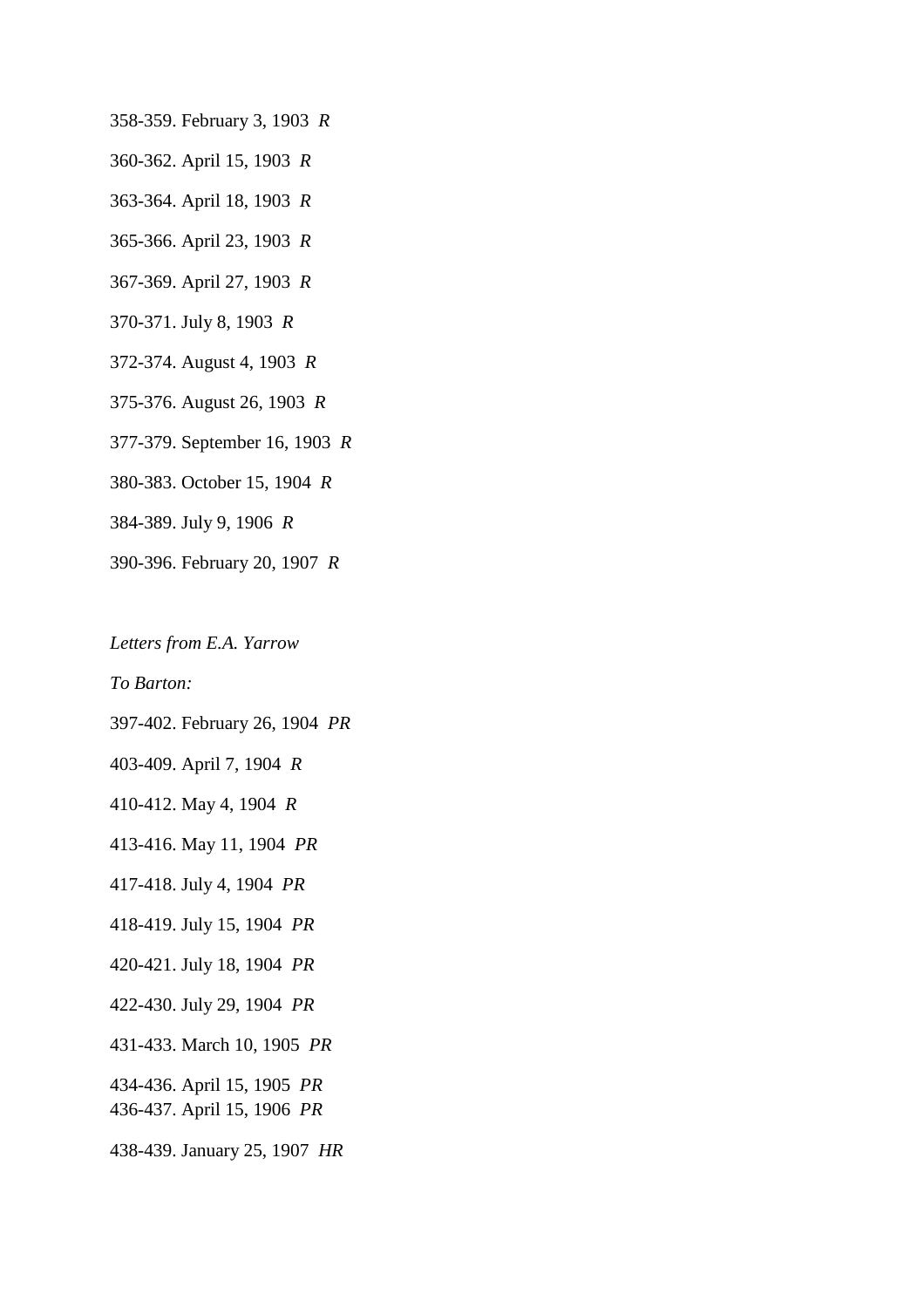358-359. February 3, 1903 *R*

360-362. April 15, 1903 *R*

363-364. April 18, 1903 *R*

365-366. April 23, 1903 *R*

367-369. April 27, 1903 *R*

370-371. July 8, 1903 *R*

372-374. August 4, 1903 *R*

375-376. August 26, 1903 *R*

377-379. September 16, 1903 *R*

380-383. October 15, 1904 *R*

384-389. July 9, 1906 *R*

390-396. February 20, 1907 *R*

*Letters from E.A. Yarrow*

*To Barton:*

397-402. February 26, 1904 *PR*

403-409. April 7, 1904 *R*

410-412. May 4, 1904 *R*

413-416. May 11, 1904 *PR*

417-418. July 4, 1904 *PR*

418-419. July 15, 1904 *PR*

420-421. July 18, 1904 *PR*

422-430. July 29, 1904 *PR*

431-433. March 10, 1905 *PR*

434-436. April 15, 1905 *PR*
436-437. April 15, 1906 *PR*

438-439. January 25, 1907 *HR*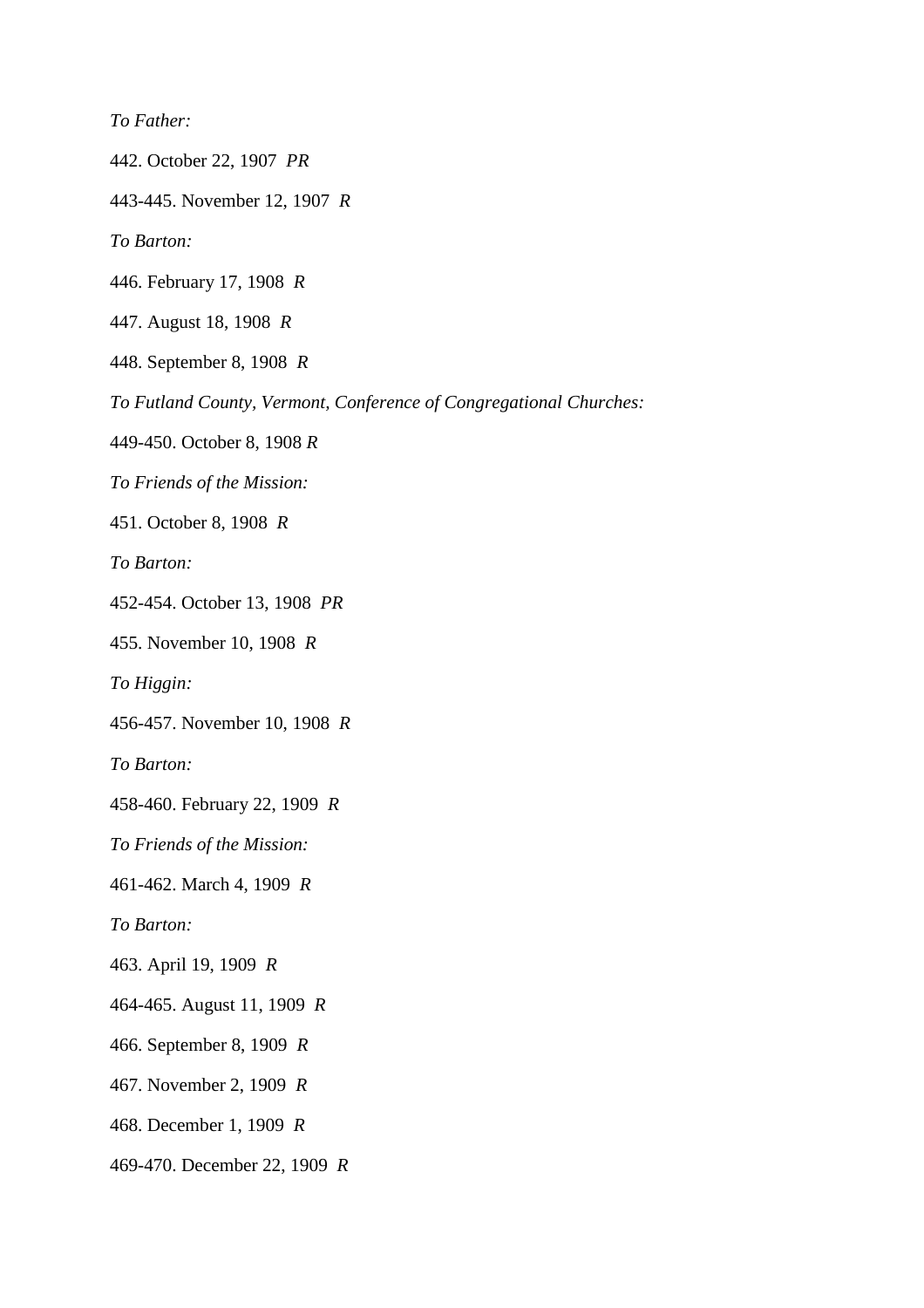*To Father:*

442. October 22, 1907 *PR*

443-445. November 12, 1907 *R*

*To Barton:*

446. February 17, 1908 *R*

447. August 18, 1908 *R*

448. September 8, 1908 *R*

*To Futland County, Vermont, Conference of Congregational Churches:*

449-450. October 8, 1908 *R*

*To Friends of the Mission:*

451. October 8, 1908 *R*

*To Barton:*

452-454. October 13, 1908 *PR*

455. November 10, 1908 *R*

*To Higgin:*

456-457. November 10, 1908 *R*

*To Barton:*

458-460. February 22, 1909 *R*

*To Friends of the Mission:*

461-462. March 4, 1909 *R*

*To Barton:*

463. April 19, 1909 *R*

464-465. August 11, 1909 *R*

466. September 8, 1909 *R*

467. November 2, 1909 *R*

468. December 1, 1909 *R*

469-470. December 22, 1909 *R*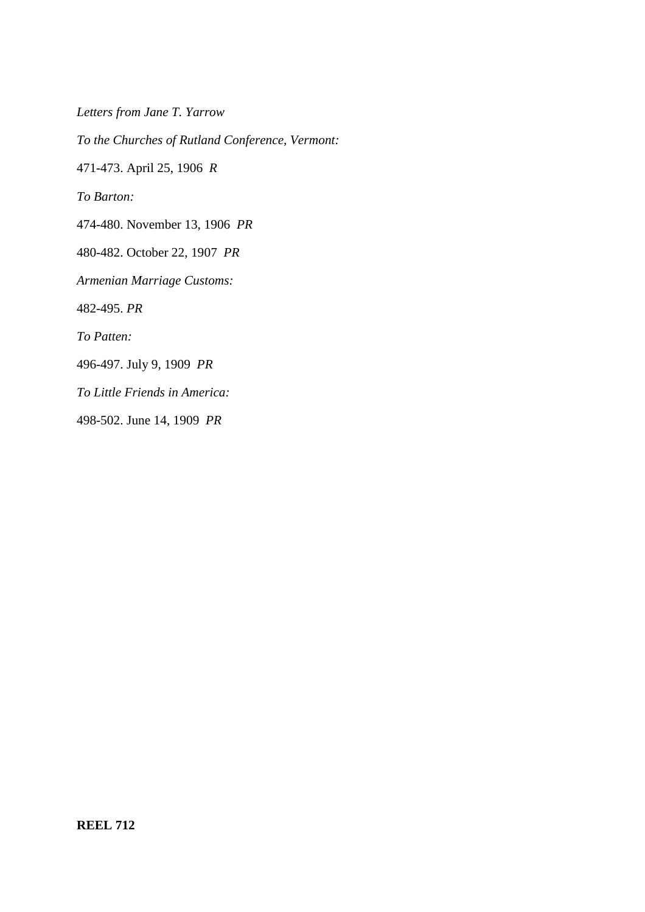*Letters from Jane T. Yarrow*

*To the Churches of Rutland Conference, Vermont:*

471-473. April 25, 1906 *R*

*To Barton:*

474-480. November 13, 1906 *PR*

480-482. October 22, 1907 *PR*

*Armenian Marriage Customs:*

482-495. *PR*

*To Patten:*

496-497. July 9, 1909 *PR*

*To Little Friends in America:*

498-502. June 14, 1909 *PR*

**REEL 712**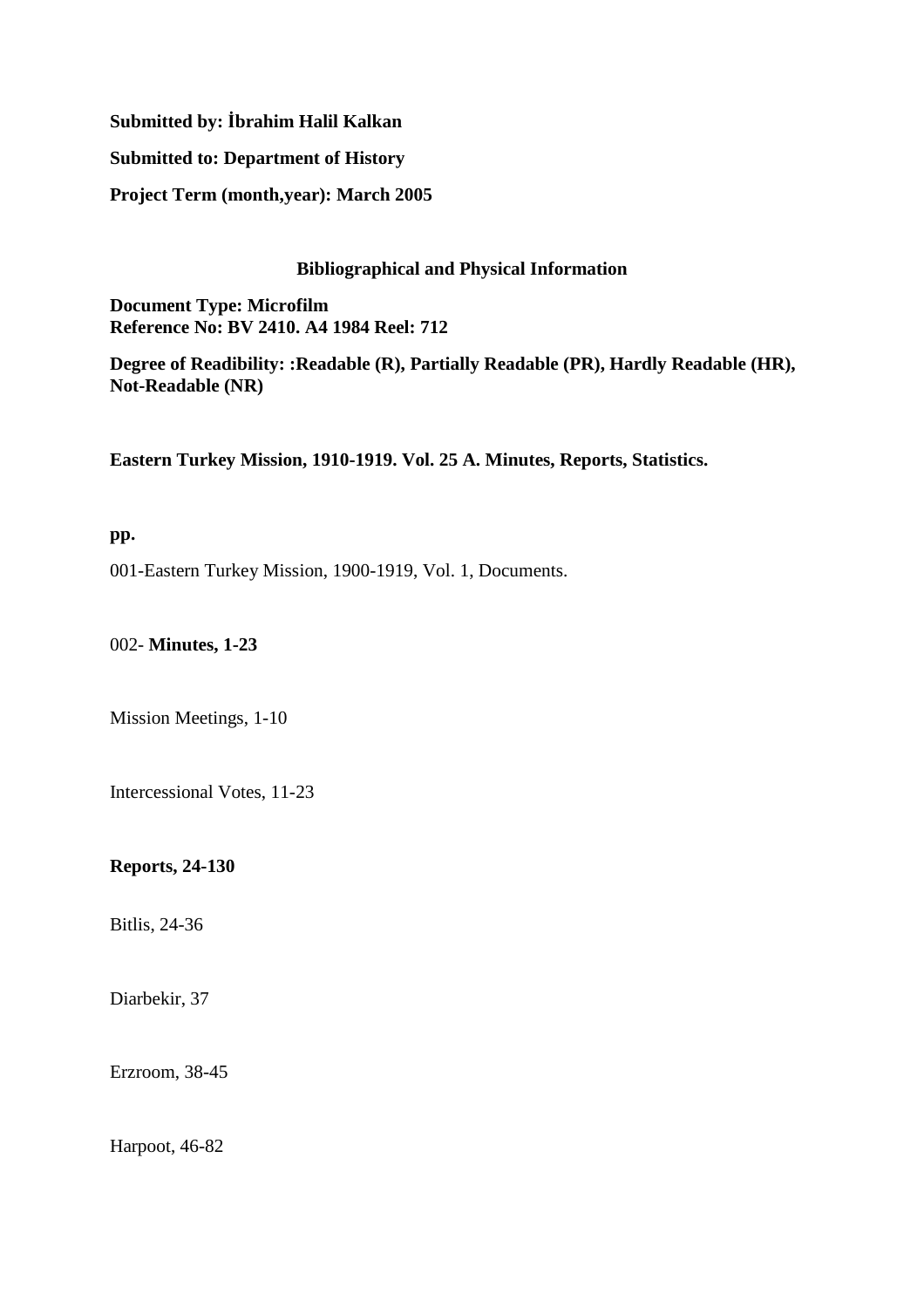**Submitted by: İbrahim Halil Kalkan**

**Submitted to: Department of History**

**Project Term (month,year): March 2005**

**Bibliographical and Physical Information**

**Document Type: Microfilm**
**Reference No: BV 2410. A4 1984 Reel: 712**

**Degree of Readibility: :Readable (R), Partially Readable (PR), Hardly Readable (HR), Not-Readable (NR)**

**Eastern Turkey Mission, 1910-1919. Vol. 25 A. Minutes, Reports, Statistics.**

**pp.**

001-Eastern Turkey Mission, 1900-1919, Vol. 1, Documents.

002- **Minutes, 1-23**

Mission Meetings, 1-10

Intercessional Votes, 11-23

**Reports, 24-130**

Bitlis, 24-36

Diarbekir, 37

Erzroom, 38-45

Harpoot, 46-82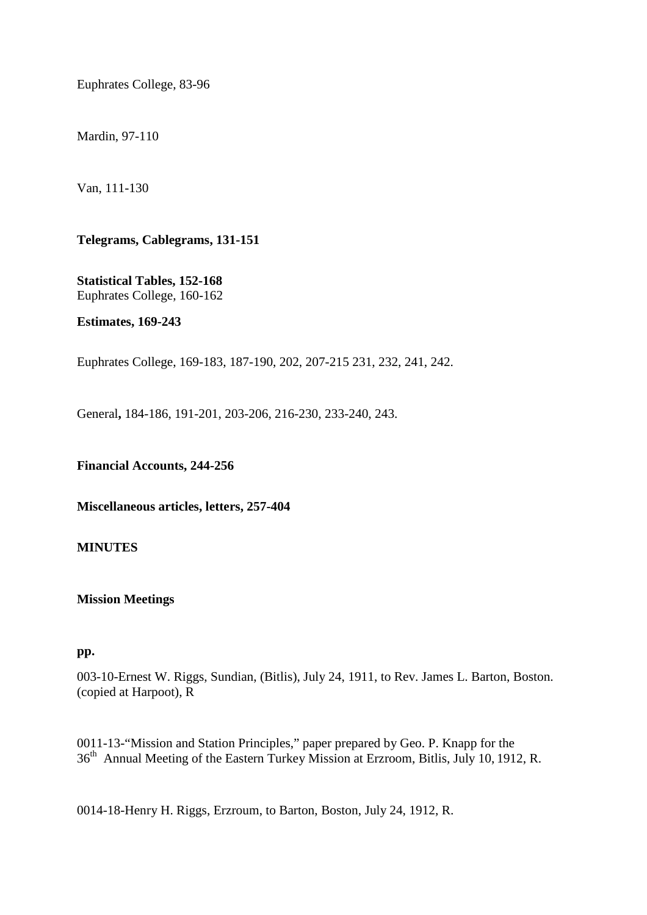Euphrates College, 83-96

Mardin, 97-110

Van, 111-130

**Telegrams, Cablegrams, 131-151**

**Statistical Tables, 152-168**
Euphrates College, 160-162

**Estimates, 169-243**

Euphrates College, 169-183, 187-190, 202, 207-215 231, 232, 241, 242.

General**,** 184-186, 191-201, 203-206, 216-230, 233-240, 243.

**Financial Accounts, 244-256**

**Miscellaneous articles, letters, 257-404**

**MINUTES**

**Mission Meetings**

**pp.**

003-10-Ernest W. Riggs, Sundian, (Bitlis), July 24, 1911, to Rev. James L. Barton, Boston. (copied at Harpoot), R

0011-13-"Mission and Station Principles," paper prepared by Geo. P. Knapp for the 36th Annual Meeting of the Eastern Turkey Mission at Erzroom, Bitlis, July 10, 1912, R.

0014-18-Henry H. Riggs, Erzroum, to Barton, Boston, July 24, 1912, R.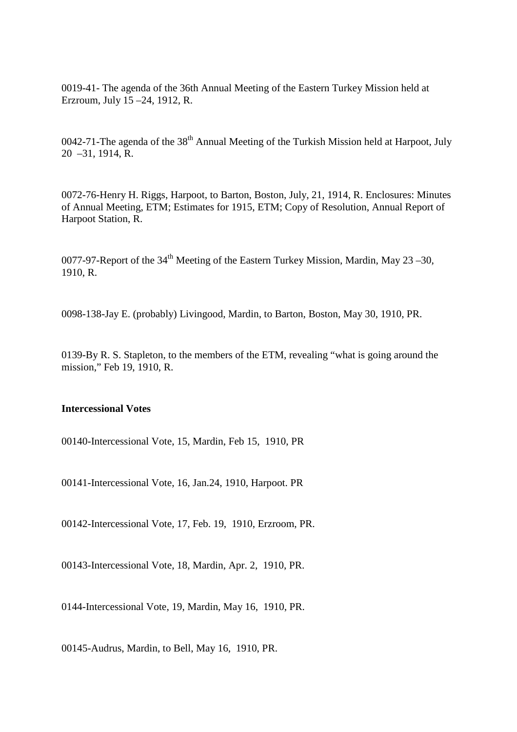0019-41- The agenda of the 36th Annual Meeting of the Eastern Turkey Mission held at Erzroum, July 15 –24, 1912, R.

0042-71-The agenda of the 38th Annual Meeting of the Turkish Mission held at Harpoot, July 20 –31, 1914, R.

0072-76-Henry H. Riggs, Harpoot, to Barton, Boston, July, 21, 1914, R. Enclosures: Minutes of Annual Meeting, ETM; Estimates for 1915, ETM; Copy of Resolution, Annual Report of Harpoot Station, R.

0077-97-Report of the 34th Meeting of the Eastern Turkey Mission, Mardin, May 23 –30, 1910, R.

0098-138-Jay E. (probably) Livingood, Mardin, to Barton, Boston, May 30, 1910, PR.

0139-By R. S. Stapleton, to the members of the ETM, revealing "what is going around the mission," Feb 19, 1910, R.

**Intercessional Votes**

00140-Intercessional Vote, 15, Mardin, Feb 15, 1910, PR

00141-Intercessional Vote, 16, Jan.24, 1910, Harpoot. PR

00142-Intercessional Vote, 17, Feb. 19, 1910, Erzroom, PR.

00143-Intercessional Vote, 18, Mardin, Apr. 2, 1910, PR.

0144-Intercessional Vote, 19, Mardin, May 16, 1910, PR.

00145-Audrus, Mardin, to Bell, May 16, 1910, PR.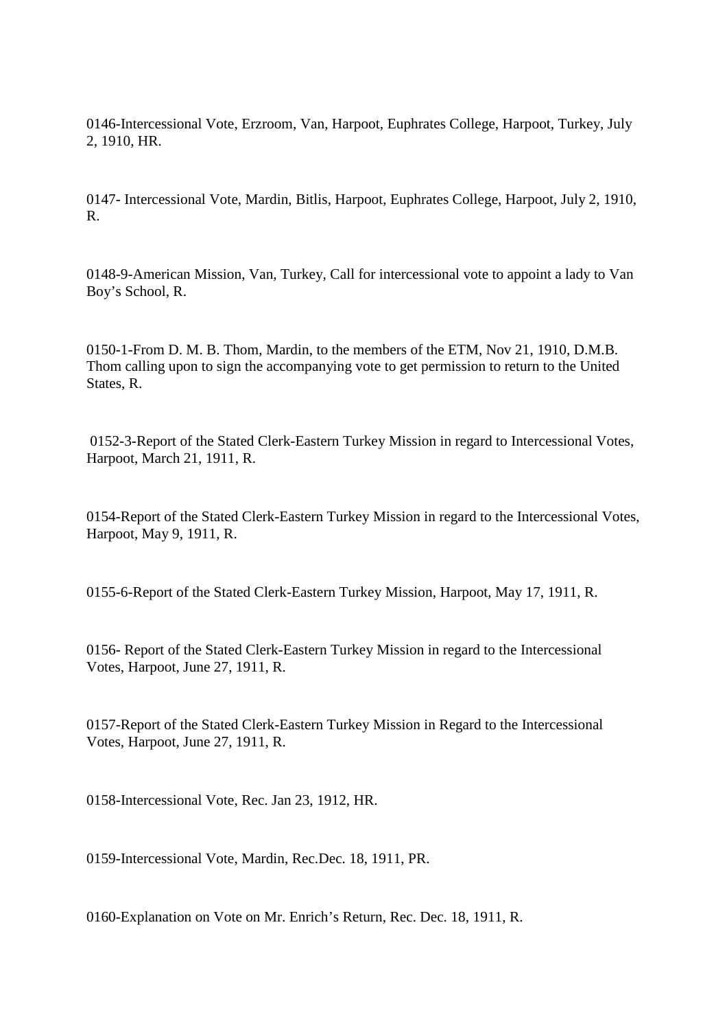0146-Intercessional Vote, Erzroom, Van, Harpoot, Euphrates College, Harpoot, Turkey, July 2, 1910, HR.

0147- Intercessional Vote, Mardin, Bitlis, Harpoot, Euphrates College, Harpoot, July 2, 1910, R.

0148-9-American Mission, Van, Turkey, Call for intercessional vote to appoint a lady to Van Boy's School, R.

0150-1-From D. M. B. Thom, Mardin, to the members of the ETM, Nov 21, 1910, D.M.B. Thom calling upon to sign the accompanying vote to get permission to return to the United States, R.

0152-3-Report of the Stated Clerk-Eastern Turkey Mission in regard to Intercessional Votes, Harpoot, March 21, 1911, R.

0154-Report of the Stated Clerk-Eastern Turkey Mission in regard to the Intercessional Votes, Harpoot, May 9, 1911, R.

0155-6-Report of the Stated Clerk-Eastern Turkey Mission, Harpoot, May 17, 1911, R.

0156- Report of the Stated Clerk-Eastern Turkey Mission in regard to the Intercessional Votes, Harpoot, June 27, 1911, R.

0157-Report of the Stated Clerk-Eastern Turkey Mission in Regard to the Intercessional Votes, Harpoot, June 27, 1911, R.

0158-Intercessional Vote, Rec. Jan 23, 1912, HR.

0159-Intercessional Vote, Mardin, Rec.Dec. 18, 1911, PR.

0160-Explanation on Vote on Mr. Enrich's Return, Rec. Dec. 18, 1911, R.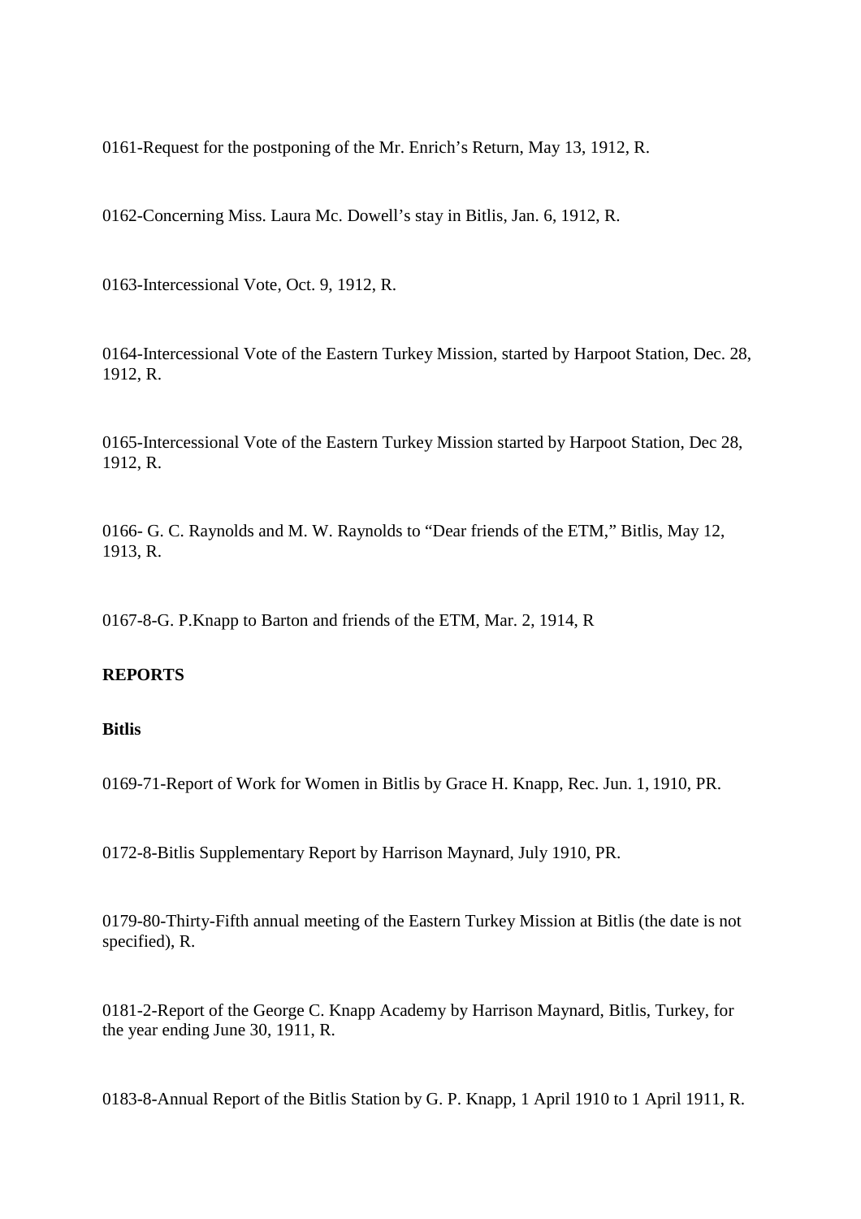0161-Request for the postponing of the Mr. Enrich's Return, May 13, 1912, R.

0162-Concerning Miss. Laura Mc. Dowell's stay in Bitlis, Jan. 6, 1912, R.

0163-Intercessional Vote, Oct. 9, 1912, R.

0164-Intercessional Vote of the Eastern Turkey Mission, started by Harpoot Station, Dec. 28, 1912, R.

0165-Intercessional Vote of the Eastern Turkey Mission started by Harpoot Station, Dec 28, 1912, R.

0166- G. C. Raynolds and M. W. Raynolds to "Dear friends of the ETM," Bitlis, May 12, 1913, R.

0167-8-G. P.Knapp to Barton and friends of the ETM, Mar. 2, 1914, R

**REPORTS**

**Bitlis**

0169-71-Report of Work for Women in Bitlis by Grace H. Knapp, Rec. Jun. 1, 1910, PR.

0172-8-Bitlis Supplementary Report by Harrison Maynard, July 1910, PR.

0179-80-Thirty-Fifth annual meeting of the Eastern Turkey Mission at Bitlis (the date is not specified), R.

0181-2-Report of the George C. Knapp Academy by Harrison Maynard, Bitlis, Turkey, for the year ending June 30, 1911, R.

0183-8-Annual Report of the Bitlis Station by G. P. Knapp, 1 April 1910 to 1 April 1911, R.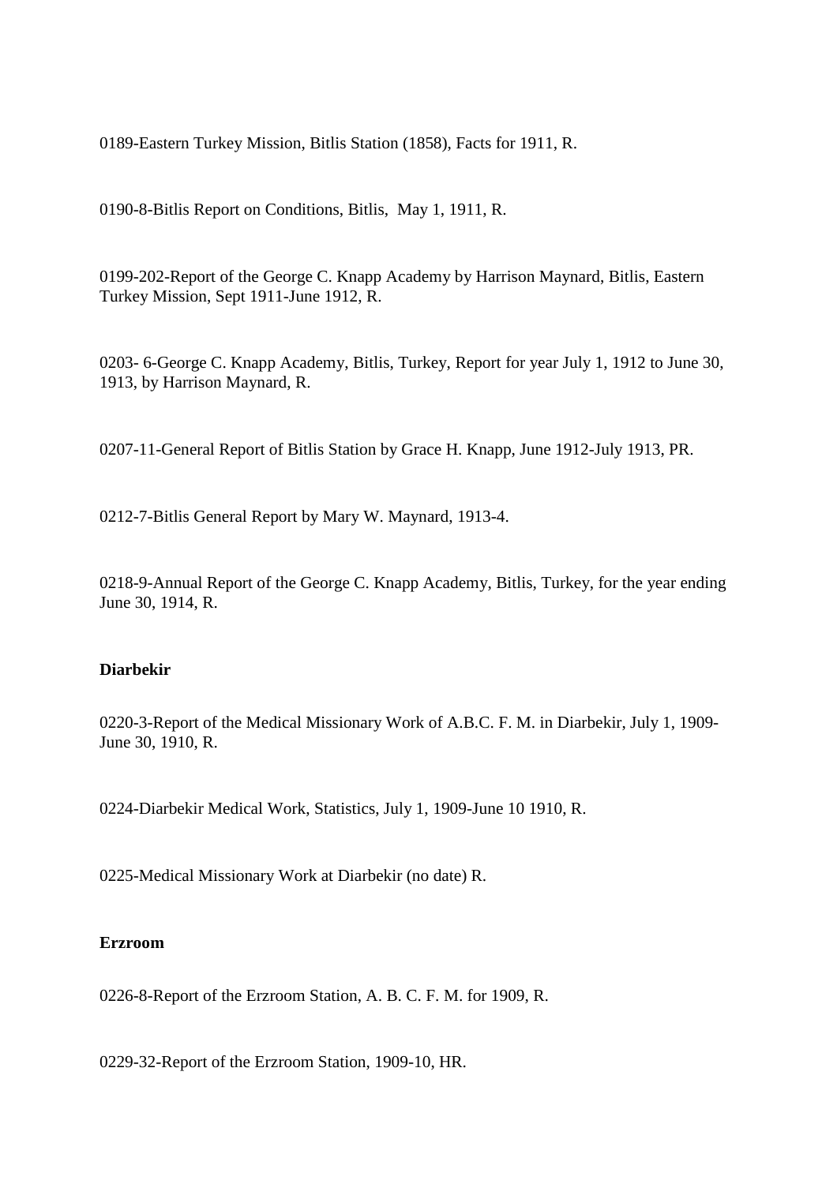0189-Eastern Turkey Mission, Bitlis Station (1858), Facts for 1911, R.

0190-8-Bitlis Report on Conditions, Bitlis, May 1, 1911, R.

0199-202-Report of the George C. Knapp Academy by Harrison Maynard, Bitlis, Eastern Turkey Mission, Sept 1911-June 1912, R.

0203- 6-George C. Knapp Academy, Bitlis, Turkey, Report for year July 1, 1912 to June 30, 1913, by Harrison Maynard, R.

0207-11-General Report of Bitlis Station by Grace H. Knapp, June 1912-July 1913, PR.

0212-7-Bitlis General Report by Mary W. Maynard, 1913-4.

0218-9-Annual Report of the George C. Knapp Academy, Bitlis, Turkey, for the year ending June 30, 1914, R.

**Diarbekir**

0220-3-Report of the Medical Missionary Work of A.B.C. F. M. in Diarbekir, July 1, 1909-June 30, 1910, R.

0224-Diarbekir Medical Work, Statistics, July 1, 1909-June 10 1910, R.

0225-Medical Missionary Work at Diarbekir (no date) R.

**Erzroom**

0226-8-Report of the Erzroom Station, A. B. C. F. M. for 1909, R.

0229-32-Report of the Erzroom Station, 1909-10, HR.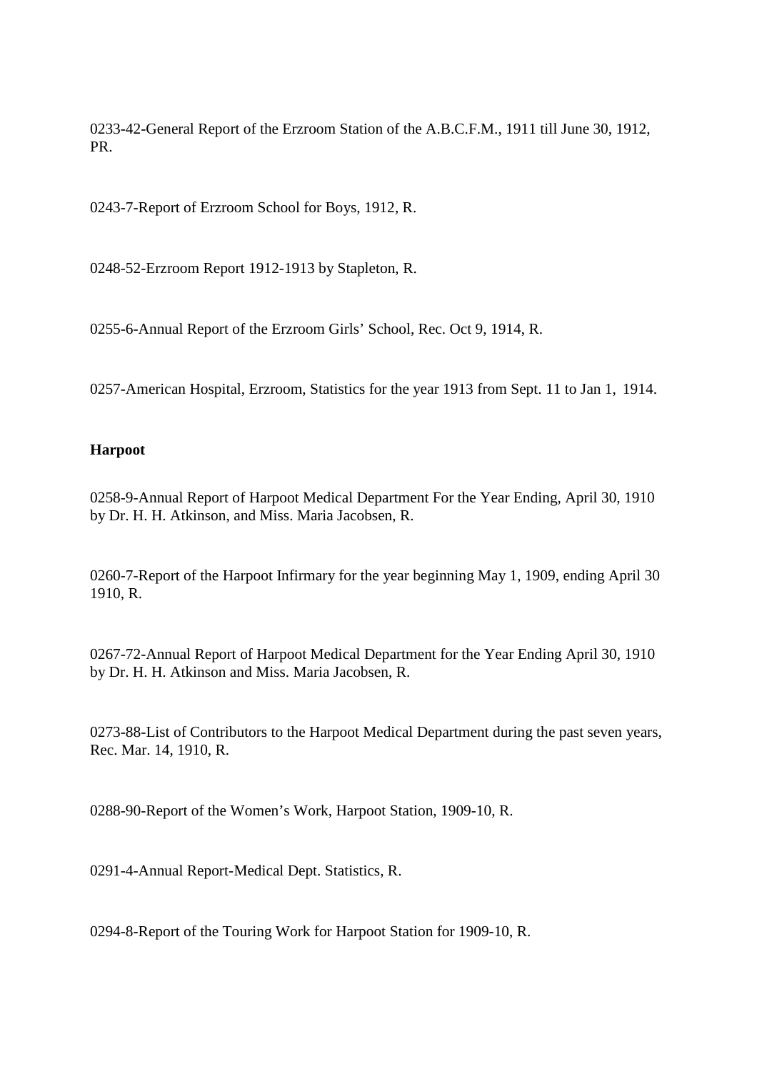0233-42-General Report of the Erzroom Station of the A.B.C.F.M., 1911 till June 30, 1912, PR.

0243-7-Report of Erzroom School for Boys, 1912, R.

0248-52-Erzroom Report 1912-1913 by Stapleton, R.

0255-6-Annual Report of the Erzroom Girls' School, Rec. Oct 9, 1914, R.

0257-American Hospital, Erzroom, Statistics for the year 1913 from Sept. 11 to Jan 1, 1914.

**Harpoot**

0258-9-Annual Report of Harpoot Medical Department For the Year Ending, April 30, 1910 by Dr. H. H. Atkinson, and Miss. Maria Jacobsen, R.

0260-7-Report of the Harpoot Infirmary for the year beginning May 1, 1909, ending April 30 1910, R.

0267-72-Annual Report of Harpoot Medical Department for the Year Ending April 30, 1910 by Dr. H. H. Atkinson and Miss. Maria Jacobsen, R.

0273-88-List of Contributors to the Harpoot Medical Department during the past seven years, Rec. Mar. 14, 1910, R.

0288-90-Report of the Women's Work, Harpoot Station, 1909-10, R.

0291-4-Annual Report-Medical Dept. Statistics, R.

0294-8-Report of the Touring Work for Harpoot Station for 1909-10, R.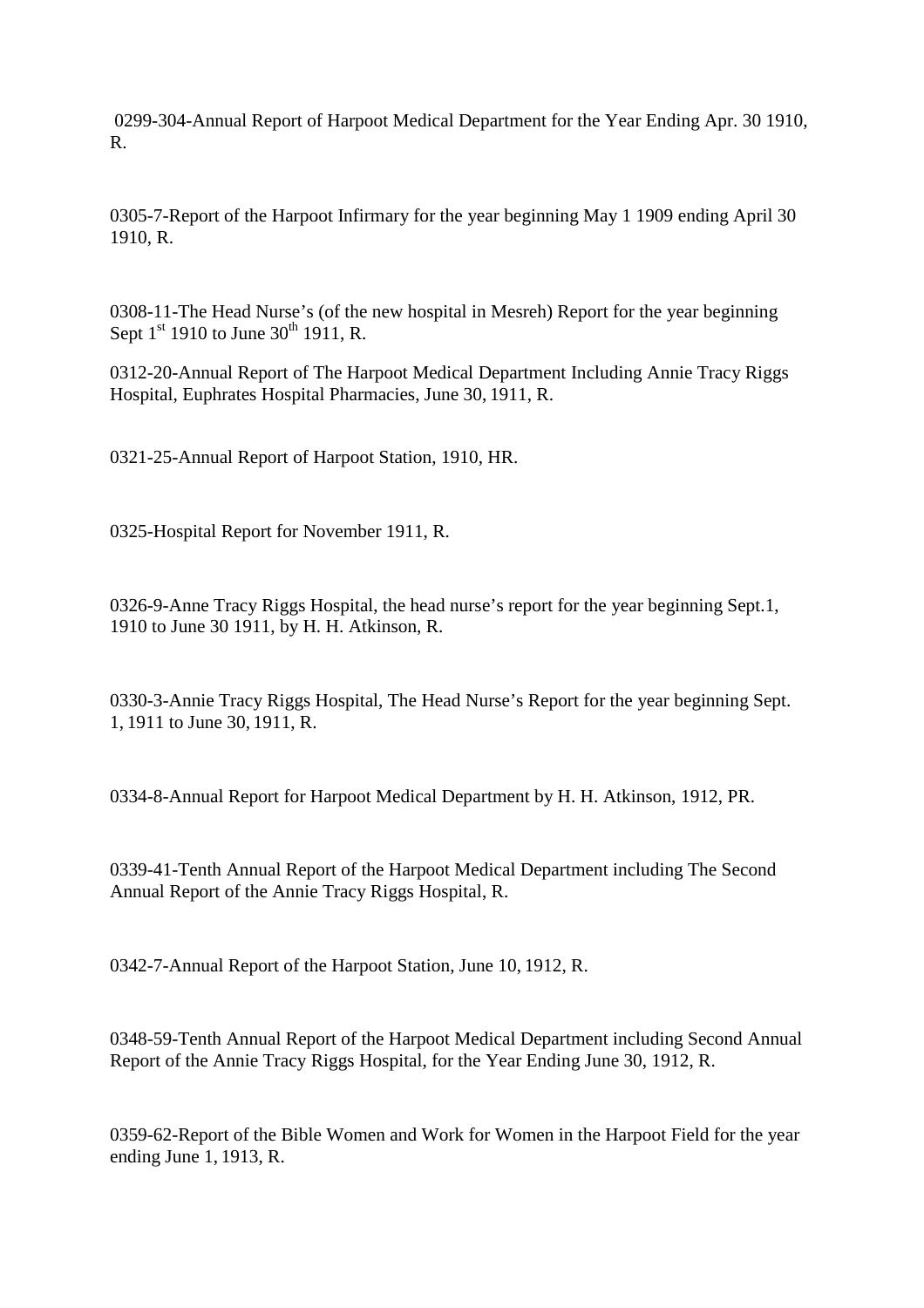0299-304-Annual Report of Harpoot Medical Department for the Year Ending Apr. 30 1910, R.

0305-7-Report of the Harpoot Infirmary for the year beginning May 1 1909 ending April 30 1910, R.

0308-11-The Head Nurse's (of the new hospital in Mesreh) Report for the year beginning Sept 1st 1910 to June 30th 1911, R.

0312-20-Annual Report of The Harpoot Medical Department Including Annie Tracy Riggs Hospital, Euphrates Hospital Pharmacies, June 30, 1911, R.

0321-25-Annual Report of Harpoot Station, 1910, HR.

0325-Hospital Report for November 1911, R.

0326-9-Anne Tracy Riggs Hospital, the head nurse's report for the year beginning Sept.1, 1910 to June 30 1911, by H. H. Atkinson, R.

0330-3-Annie Tracy Riggs Hospital, The Head Nurse's Report for the year beginning Sept. 1, 1911 to June 30, 1911, R.

0334-8-Annual Report for Harpoot Medical Department by H. H. Atkinson, 1912, PR.

0339-41-Tenth Annual Report of the Harpoot Medical Department including The Second Annual Report of the Annie Tracy Riggs Hospital, R.

0342-7-Annual Report of the Harpoot Station, June 10, 1912, R.

0348-59-Tenth Annual Report of the Harpoot Medical Department including Second Annual Report of the Annie Tracy Riggs Hospital, for the Year Ending June 30, 1912, R.

0359-62-Report of the Bible Women and Work for Women in the Harpoot Field for the year ending June 1, 1913, R.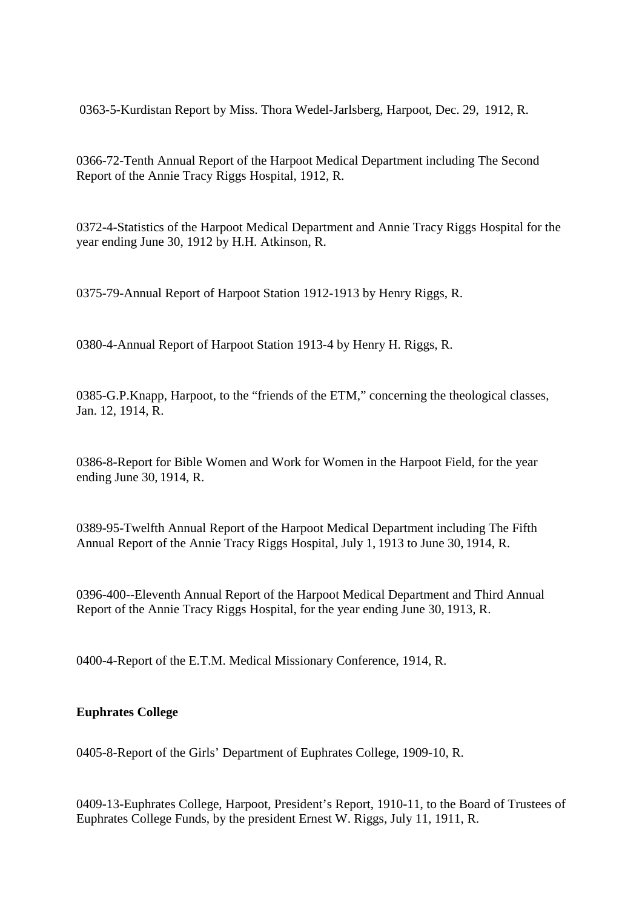0363-5-Kurdistan Report by Miss. Thora Wedel-Jarlsberg, Harpoot, Dec. 29, 1912, R.

0366-72-Tenth Annual Report of the Harpoot Medical Department including The Second Report of the Annie Tracy Riggs Hospital, 1912, R.

0372-4-Statistics of the Harpoot Medical Department and Annie Tracy Riggs Hospital for the year ending June 30, 1912 by H.H. Atkinson, R.

0375-79-Annual Report of Harpoot Station 1912-1913 by Henry Riggs, R.

0380-4-Annual Report of Harpoot Station 1913-4 by Henry H. Riggs, R.

0385-G.P.Knapp, Harpoot, to the "friends of the ETM," concerning the theological classes, Jan. 12, 1914, R.

0386-8-Report for Bible Women and Work for Women in the Harpoot Field, for the year ending June 30, 1914, R.

0389-95-Twelfth Annual Report of the Harpoot Medical Department including The Fifth Annual Report of the Annie Tracy Riggs Hospital, July 1, 1913 to June 30, 1914, R.

0396-400--Eleventh Annual Report of the Harpoot Medical Department and Third Annual Report of the Annie Tracy Riggs Hospital, for the year ending June 30, 1913, R.

0400-4-Report of the E.T.M. Medical Missionary Conference, 1914, R.

**Euphrates College**

0405-8-Report of the Girls' Department of Euphrates College, 1909-10, R.

0409-13-Euphrates College, Harpoot, President's Report, 1910-11, to the Board of Trustees of Euphrates College Funds, by the president Ernest W. Riggs, July 11, 1911, R.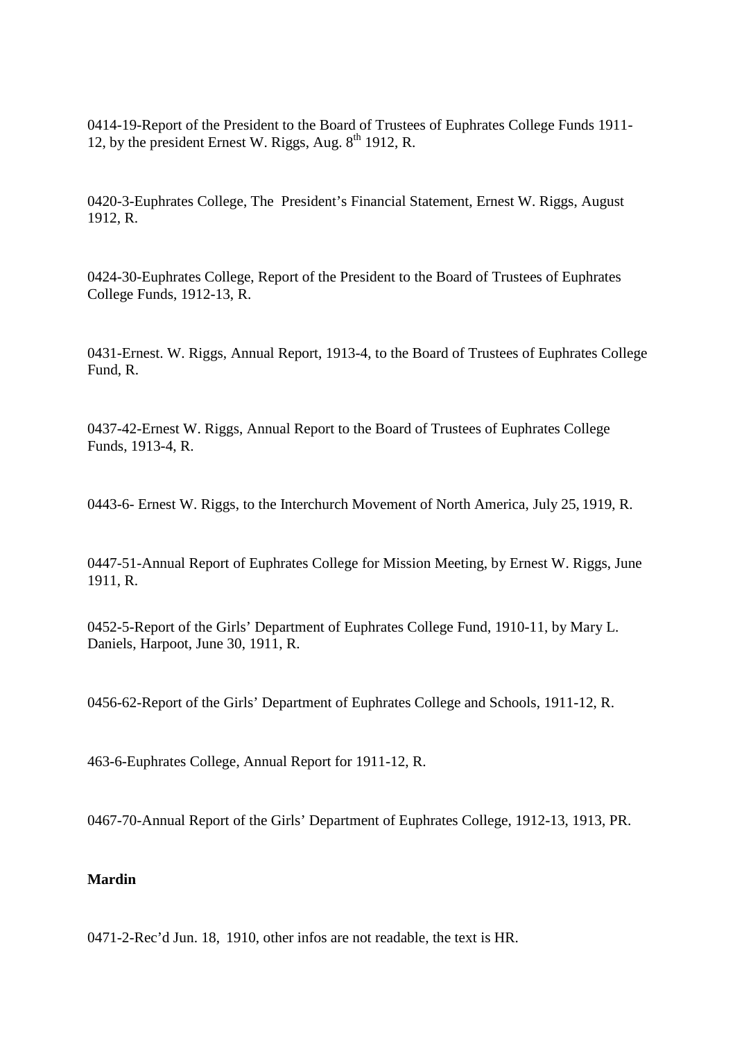0414-19-Report of the President to the Board of Trustees of Euphrates College Funds 1911-12, by the president Ernest W. Riggs, Aug. 8th 1912, R.

0420-3-Euphrates College, The President's Financial Statement, Ernest W. Riggs, August 1912, R.

0424-30-Euphrates College, Report of the President to the Board of Trustees of Euphrates College Funds, 1912-13, R.

0431-Ernest. W. Riggs, Annual Report, 1913-4, to the Board of Trustees of Euphrates College Fund, R.

0437-42-Ernest W. Riggs, Annual Report to the Board of Trustees of Euphrates College Funds, 1913-4, R.

0443-6- Ernest W. Riggs, to the Interchurch Movement of North America, July 25, 1919, R.

0447-51-Annual Report of Euphrates College for Mission Meeting, by Ernest W. Riggs, June 1911, R.

0452-5-Report of the Girls' Department of Euphrates College Fund, 1910-11, by Mary L. Daniels, Harpoot, June 30, 1911, R.

0456-62-Report of the Girls' Department of Euphrates College and Schools, 1911-12, R.

463-6-Euphrates College, Annual Report for 1911-12, R.

0467-70-Annual Report of the Girls' Department of Euphrates College, 1912-13, 1913, PR.

**Mardin**

0471-2-Rec'd Jun. 18, 1910, other infos are not readable, the text is HR.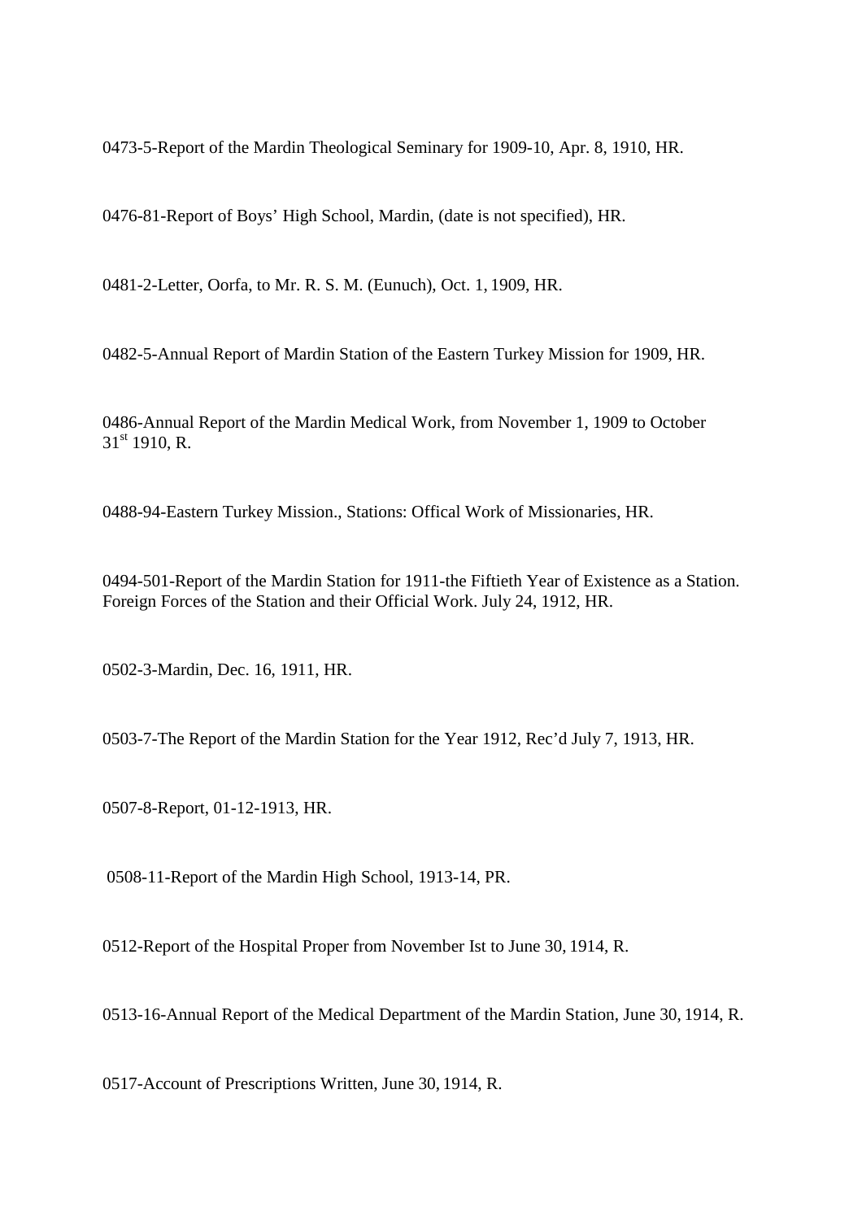0473-5-Report of the Mardin Theological Seminary for 1909-10, Apr. 8, 1910, HR.

0476-81-Report of Boys' High School, Mardin, (date is not specified), HR.

0481-2-Letter, Oorfa, to Mr. R. S. M. (Eunuch), Oct. 1, 1909, HR.

0482-5-Annual Report of Mardin Station of the Eastern Turkey Mission for 1909, HR.

0486-Annual Report of the Mardin Medical Work, from November 1, 1909 to October 31st 1910, R.

0488-94-Eastern Turkey Mission., Stations: Offical Work of Missionaries, HR.

0494-501-Report of the Mardin Station for 1911-the Fiftieth Year of Existence as a Station. Foreign Forces of the Station and their Official Work. July 24, 1912, HR.

0502-3-Mardin, Dec. 16, 1911, HR.

0503-7-The Report of the Mardin Station for the Year 1912, Rec'd July 7, 1913, HR.

0507-8-Report, 01-12-1913, HR.

0508-11-Report of the Mardin High School, 1913-14, PR.

0512-Report of the Hospital Proper from November Ist to June 30, 1914, R.

0513-16-Annual Report of the Medical Department of the Mardin Station, June 30, 1914, R.

0517-Account of Prescriptions Written, June 30, 1914, R.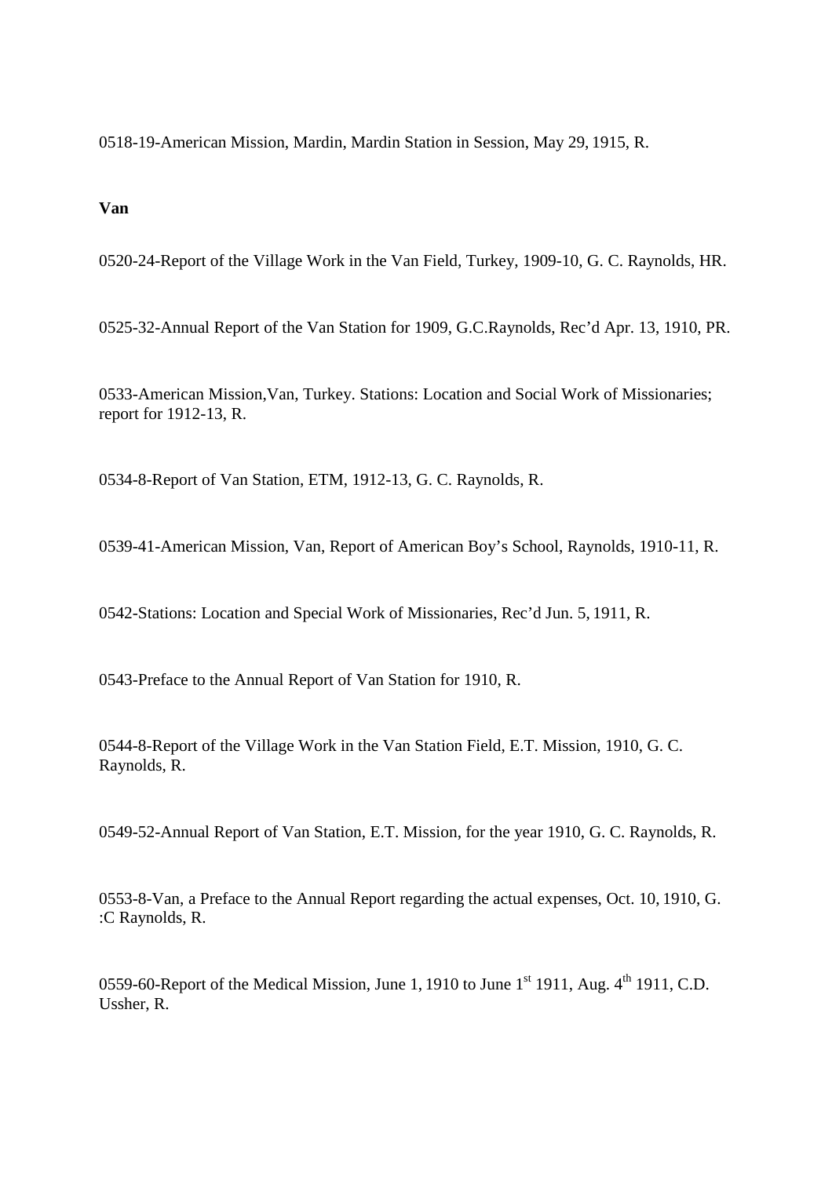0518-19-American Mission, Mardin, Mardin Station in Session, May 29, 1915, R.

**Van**

0520-24-Report of the Village Work in the Van Field, Turkey, 1909-10, G. C. Raynolds, HR.

0525-32-Annual Report of the Van Station for 1909, G.C.Raynolds, Rec'd Apr. 13, 1910, PR.

0533-American Mission,Van, Turkey. Stations: Location and Social Work of Missionaries; report for 1912-13, R.

0534-8-Report of Van Station, ETM, 1912-13, G. C. Raynolds, R.

0539-41-American Mission, Van, Report of American Boy's School, Raynolds, 1910-11, R.

0542-Stations: Location and Special Work of Missionaries, Rec'd Jun. 5, 1911, R.

0543-Preface to the Annual Report of Van Station for 1910, R.

0544-8-Report of the Village Work in the Van Station Field, E.T. Mission, 1910, G. C. Raynolds, R.

0549-52-Annual Report of Van Station, E.T. Mission, for the year 1910, G. C. Raynolds, R.

0553-8-Van, a Preface to the Annual Report regarding the actual expenses, Oct. 10, 1910, G. :C Raynolds, R.

0559-60-Report of the Medical Mission, June 1, 1910 to June 1st 1911, Aug. 4th 1911, C.D. Ussher, R.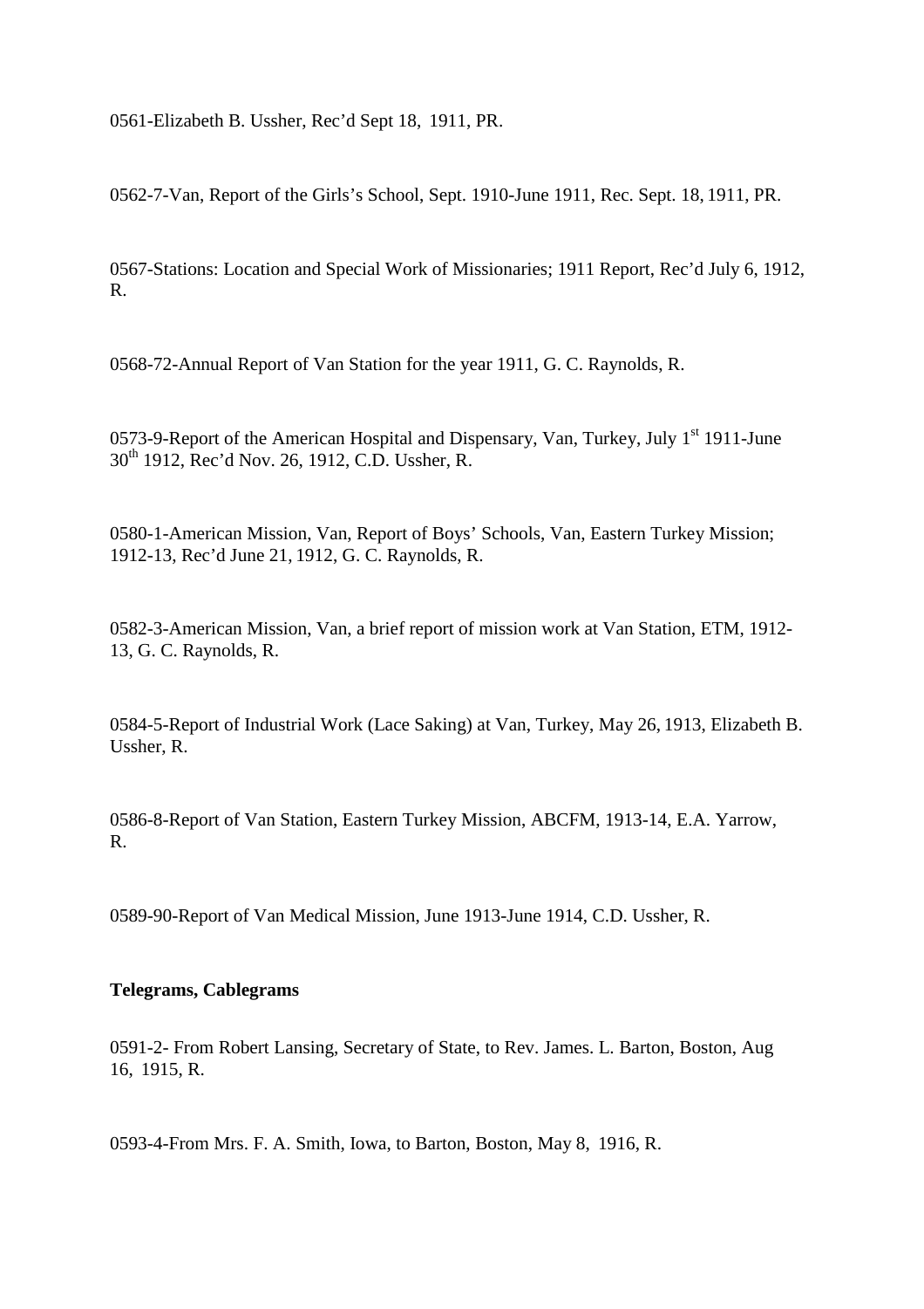0561-Elizabeth B. Ussher, Rec'd Sept 18, 1911, PR.

0562-7-Van, Report of the Girls's School, Sept. 1910-June 1911, Rec. Sept. 18, 1911, PR.

0567-Stations: Location and Special Work of Missionaries; 1911 Report, Rec'd July 6, 1912, R.

0568-72-Annual Report of Van Station for the year 1911, G. C. Raynolds, R.

0573-9-Report of the American Hospital and Dispensary, Van, Turkey, July 1st 1911-June 30th 1912, Rec'd Nov. 26, 1912, C.D. Ussher, R.

0580-1-American Mission, Van, Report of Boys' Schools, Van, Eastern Turkey Mission; 1912-13, Rec'd June 21, 1912, G. C. Raynolds, R.

0582-3-American Mission, Van, a brief report of mission work at Van Station, ETM, 1912-13, G. C. Raynolds, R.

0584-5-Report of Industrial Work (Lace Saking) at Van, Turkey, May 26, 1913, Elizabeth B. Ussher, R.

0586-8-Report of Van Station, Eastern Turkey Mission, ABCFM, 1913-14, E.A. Yarrow, R.

0589-90-Report of Van Medical Mission, June 1913-June 1914, C.D. Ussher, R.

**Telegrams, Cablegrams**

0591-2- From Robert Lansing, Secretary of State, to Rev. James. L. Barton, Boston, Aug 16, 1915, R.

0593-4-From Mrs. F. A. Smith, Iowa, to Barton, Boston, May 8, 1916, R.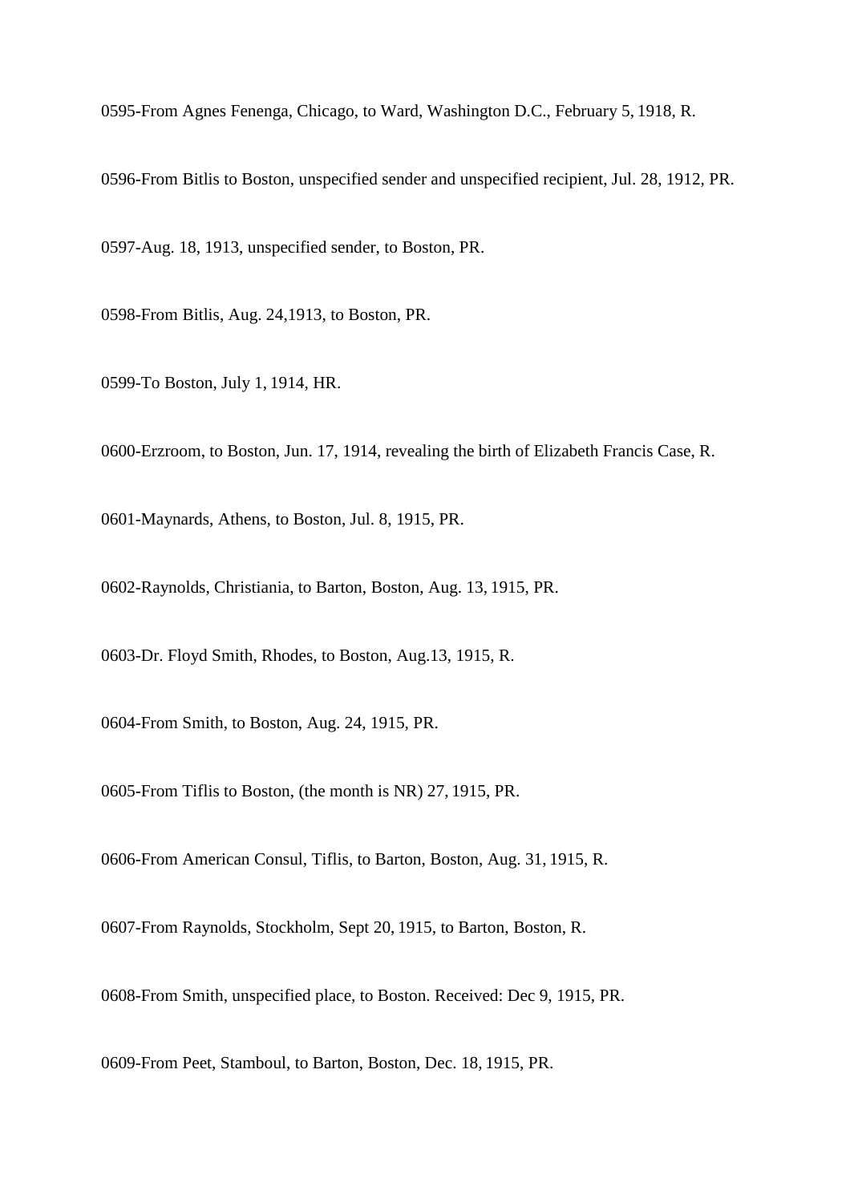0595-From Agnes Fenenga, Chicago, to Ward, Washington D.C., February 5, 1918, R.

0596-From Bitlis to Boston, unspecified sender and unspecified recipient, Jul. 28, 1912, PR.

0597-Aug. 18, 1913, unspecified sender, to Boston, PR.

0598-From Bitlis, Aug. 24,1913, to Boston, PR.

0599-To Boston, July 1, 1914, HR.

0600-Erzroom, to Boston, Jun. 17, 1914, revealing the birth of Elizabeth Francis Case, R.

0601-Maynards, Athens, to Boston, Jul. 8, 1915, PR.

0602-Raynolds, Christiania, to Barton, Boston, Aug. 13, 1915, PR.

0603-Dr. Floyd Smith, Rhodes, to Boston, Aug.13, 1915, R.

0604-From Smith, to Boston, Aug. 24, 1915, PR.

0605-From Tiflis to Boston, (the month is NR) 27, 1915, PR.

0606-From American Consul, Tiflis, to Barton, Boston, Aug. 31, 1915, R.

0607-From Raynolds, Stockholm, Sept 20, 1915, to Barton, Boston, R.

0608-From Smith, unspecified place, to Boston. Received: Dec 9, 1915, PR.

0609-From Peet, Stamboul, to Barton, Boston, Dec. 18, 1915, PR.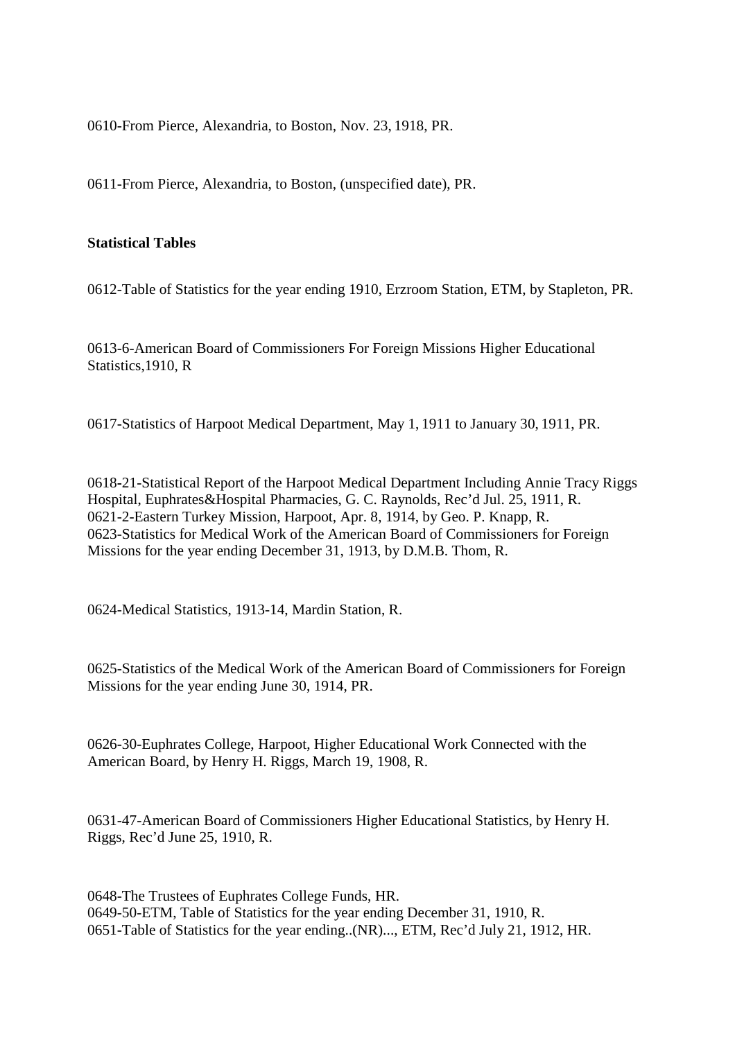0610-From Pierce, Alexandria, to Boston, Nov. 23, 1918, PR.

0611-From Pierce, Alexandria, to Boston, (unspecified date), PR.

**Statistical Tables**

0612-Table of Statistics for the year ending 1910, Erzroom Station, ETM, by Stapleton, PR.

0613-6-American Board of Commissioners For Foreign Missions Higher Educational Statistics,1910, R

0617-Statistics of Harpoot Medical Department, May 1, 1911 to January 30, 1911, PR.

0618-21-Statistical Report of the Harpoot Medical Department Including Annie Tracy Riggs Hospital, Euphrates&Hospital Pharmacies, G. C. Raynolds, Rec'd Jul. 25, 1911, R.
0621-2-Eastern Turkey Mission, Harpoot, Apr. 8, 1914, by Geo. P. Knapp, R.
0623-Statistics for Medical Work of the American Board of Commissioners for Foreign Missions for the year ending December 31, 1913, by D.M.B. Thom, R.

0624-Medical Statistics, 1913-14, Mardin Station, R.

0625-Statistics of the Medical Work of the American Board of Commissioners for Foreign Missions for the year ending June 30, 1914, PR.

0626-30-Euphrates College, Harpoot, Higher Educational Work Connected with the American Board, by Henry H. Riggs, March 19, 1908, R.

0631-47-American Board of Commissioners Higher Educational Statistics, by Henry H. Riggs, Rec'd June 25, 1910, R.

0648-The Trustees of Euphrates College Funds, HR.
0649-50-ETM, Table of Statistics for the year ending December 31, 1910, R.
0651-Table of Statistics for the year ending..(NR)..., ETM, Rec'd July 21, 1912, HR.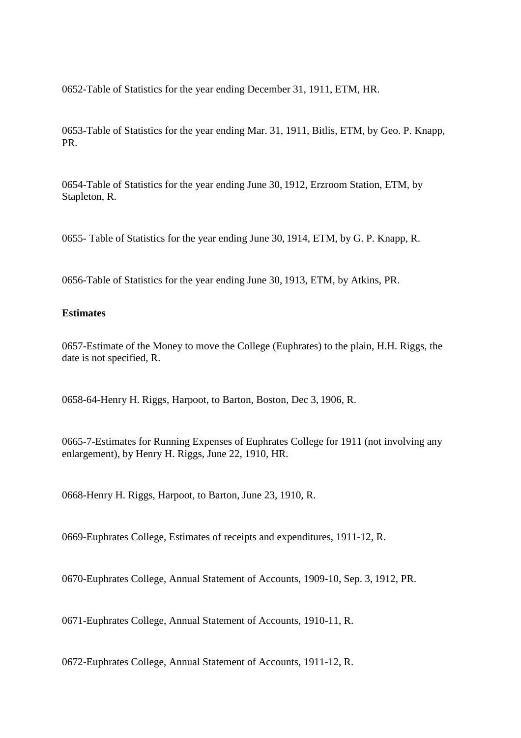0652-Table of Statistics for the year ending December 31, 1911, ETM, HR.

0653-Table of Statistics for the year ending Mar. 31, 1911, Bitlis, ETM, by Geo. P. Knapp, PR.

0654-Table of Statistics for the year ending June 30, 1912, Erzroom Station, ETM, by Stapleton, R.

0655- Table of Statistics for the year ending June 30, 1914, ETM, by G. P. Knapp, R.

0656-Table of Statistics for the year ending June 30, 1913, ETM, by Atkins, PR.

**Estimates**

0657-Estimate of the Money to move the College (Euphrates) to the plain, H.H. Riggs, the date is not specified, R.

0658-64-Henry H. Riggs, Harpoot, to Barton, Boston, Dec 3, 1906, R.

0665-7-Estimates for Running Expenses of Euphrates College for 1911 (not involving any enlargement), by Henry H. Riggs, June 22, 1910, HR.

0668-Henry H. Riggs, Harpoot, to Barton, June 23, 1910, R.

0669-Euphrates College, Estimates of receipts and expenditures, 1911-12, R.

0670-Euphrates College, Annual Statement of Accounts, 1909-10, Sep. 3, 1912, PR.

0671-Euphrates College, Annual Statement of Accounts, 1910-11, R.

0672-Euphrates College, Annual Statement of Accounts, 1911-12, R.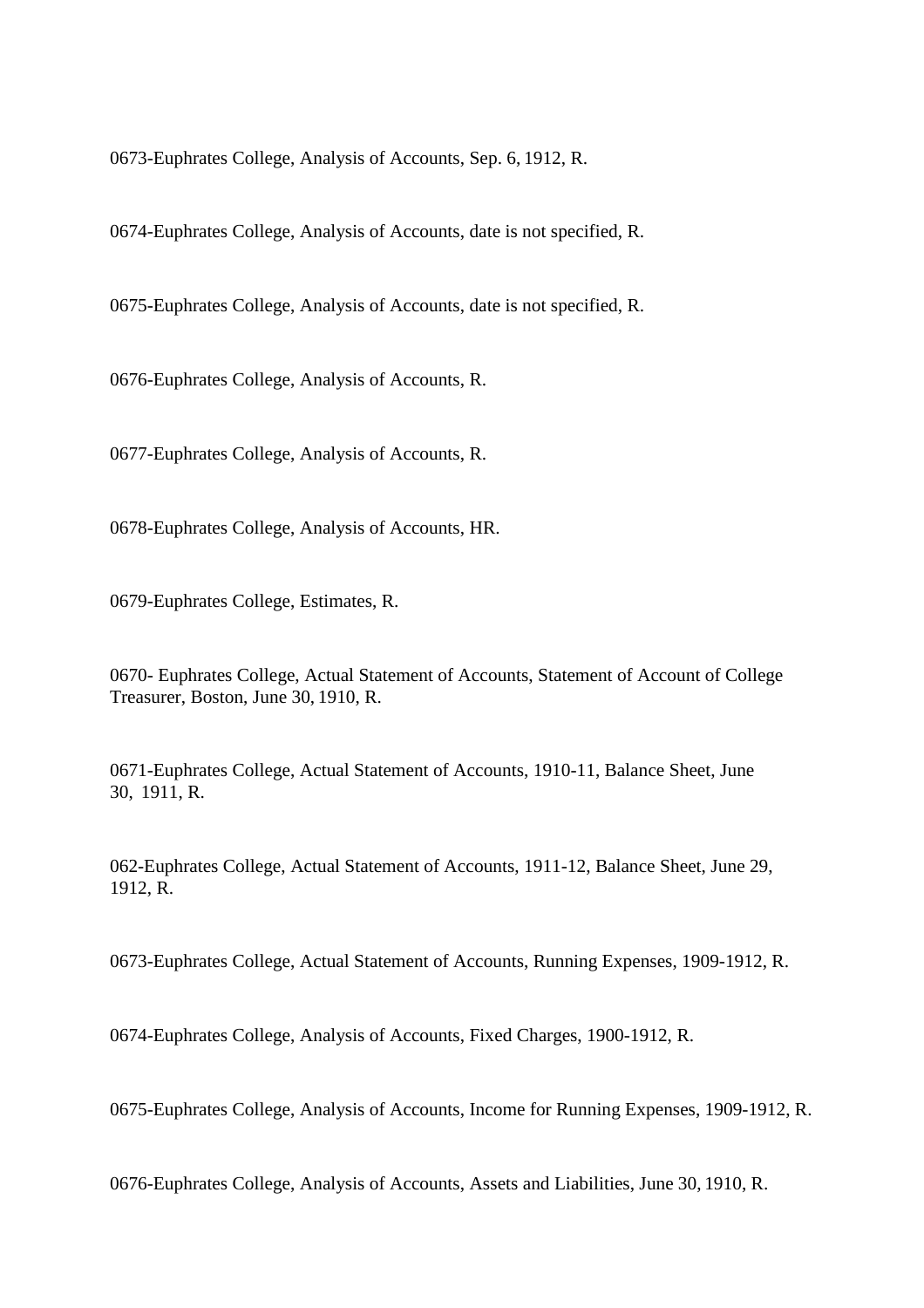0673-Euphrates College, Analysis of Accounts, Sep. 6, 1912, R.

0674-Euphrates College, Analysis of Accounts, date is not specified, R.

0675-Euphrates College, Analysis of Accounts, date is not specified, R.

0676-Euphrates College, Analysis of Accounts, R.

0677-Euphrates College, Analysis of Accounts, R.

0678-Euphrates College, Analysis of Accounts, HR.

0679-Euphrates College, Estimates, R.

0670- Euphrates College, Actual Statement of Accounts, Statement of Account of College Treasurer, Boston, June 30, 1910, R.

0671-Euphrates College, Actual Statement of Accounts, 1910-11, Balance Sheet, June 30, 1911, R.

062-Euphrates College, Actual Statement of Accounts, 1911-12, Balance Sheet, June 29, 1912, R.

0673-Euphrates College, Actual Statement of Accounts, Running Expenses, 1909-1912, R.

0674-Euphrates College, Analysis of Accounts, Fixed Charges, 1900-1912, R.

0675-Euphrates College, Analysis of Accounts, Income for Running Expenses, 1909-1912, R.

0676-Euphrates College, Analysis of Accounts, Assets and Liabilities, June 30, 1910, R.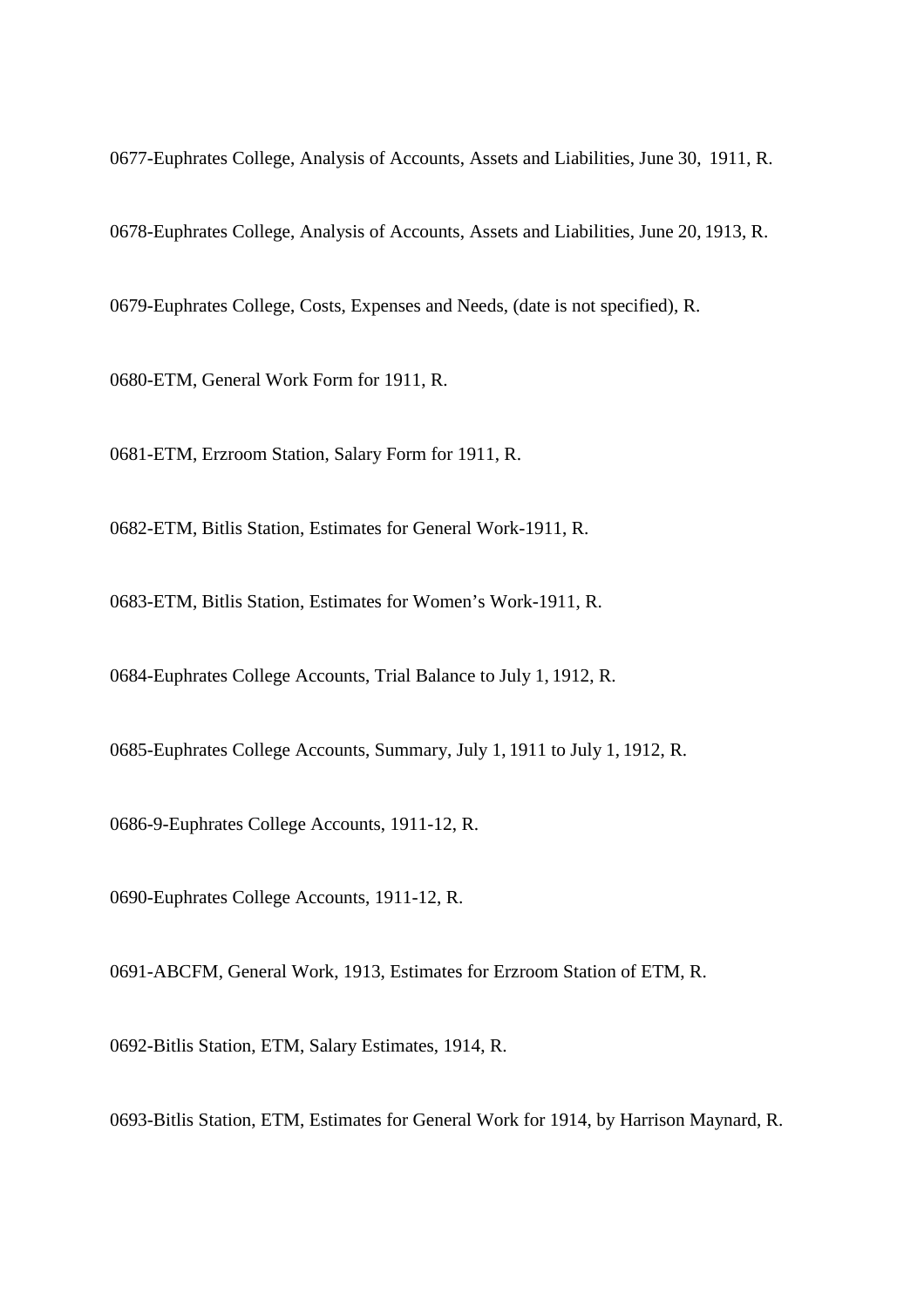0677-Euphrates College, Analysis of Accounts, Assets and Liabilities, June 30, 1911, R.

0678-Euphrates College, Analysis of Accounts, Assets and Liabilities, June 20, 1913, R.

0679-Euphrates College, Costs, Expenses and Needs, (date is not specified), R.

0680-ETM, General Work Form for 1911, R.

0681-ETM, Erzroom Station, Salary Form for 1911, R.

0682-ETM, Bitlis Station, Estimates for General Work-1911, R.

0683-ETM, Bitlis Station, Estimates for Women's Work-1911, R.

0684-Euphrates College Accounts, Trial Balance to July 1, 1912, R.

0685-Euphrates College Accounts, Summary, July 1, 1911 to July 1, 1912, R.

0686-9-Euphrates College Accounts, 1911-12, R.

0690-Euphrates College Accounts, 1911-12, R.

0691-ABCFM, General Work, 1913, Estimates for Erzroom Station of ETM, R.

0692-Bitlis Station, ETM, Salary Estimates, 1914, R.

0693-Bitlis Station, ETM, Estimates for General Work for 1914, by Harrison Maynard, R.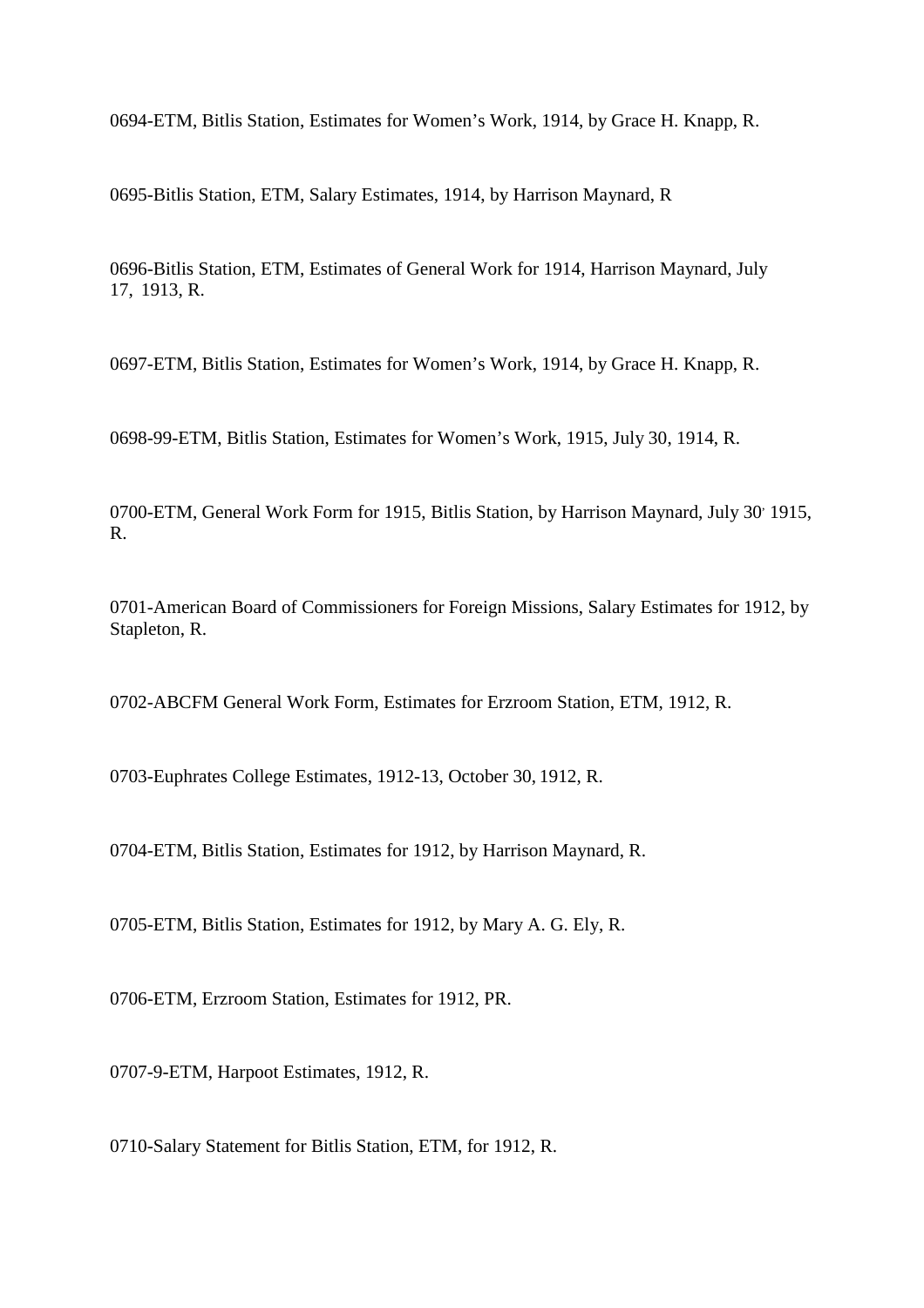0694-ETM, Bitlis Station, Estimates for Women's Work, 1914, by Grace H. Knapp, R.

0695-Bitlis Station, ETM, Salary Estimates, 1914, by Harrison Maynard, R

0696-Bitlis Station, ETM, Estimates of General Work for 1914, Harrison Maynard, July 17, 1913, R.

0697-ETM, Bitlis Station, Estimates for Women's Work, 1914, by Grace H. Knapp, R.

0698-99-ETM, Bitlis Station, Estimates for Women's Work, 1915, July 30, 1914, R.

0700-ETM, General Work Form for 1915, Bitlis Station, by Harrison Maynard, July 30, 1915, R.

0701-American Board of Commissioners for Foreign Missions, Salary Estimates for 1912, by Stapleton, R.

0702-ABCFM General Work Form, Estimates for Erzroom Station, ETM, 1912, R.

0703-Euphrates College Estimates, 1912-13, October 30, 1912, R.

0704-ETM, Bitlis Station, Estimates for 1912, by Harrison Maynard, R.

0705-ETM, Bitlis Station, Estimates for 1912, by Mary A. G. Ely, R.

0706-ETM, Erzroom Station, Estimates for 1912, PR.

0707-9-ETM, Harpoot Estimates, 1912, R.

0710-Salary Statement for Bitlis Station, ETM, for 1912, R.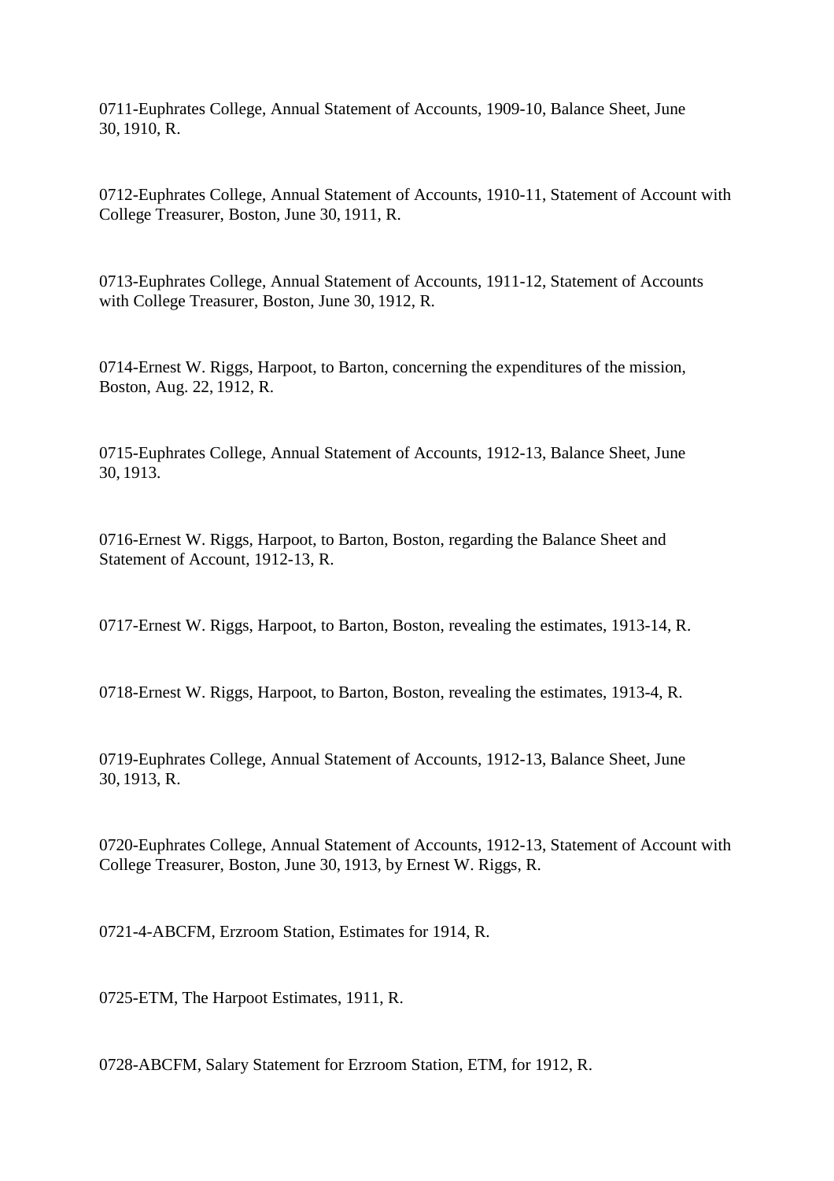0711-Euphrates College, Annual Statement of Accounts, 1909-10, Balance Sheet, June 30, 1910, R.

0712-Euphrates College, Annual Statement of Accounts, 1910-11, Statement of Account with College Treasurer, Boston, June 30, 1911, R.

0713-Euphrates College, Annual Statement of Accounts, 1911-12, Statement of Accounts with College Treasurer, Boston, June 30, 1912, R.

0714-Ernest W. Riggs, Harpoot, to Barton, concerning the expenditures of the mission, Boston, Aug. 22, 1912, R.

0715-Euphrates College, Annual Statement of Accounts, 1912-13, Balance Sheet, June 30, 1913.

0716-Ernest W. Riggs, Harpoot, to Barton, Boston, regarding the Balance Sheet and Statement of Account, 1912-13, R.

0717-Ernest W. Riggs, Harpoot, to Barton, Boston, revealing the estimates, 1913-14, R.

0718-Ernest W. Riggs, Harpoot, to Barton, Boston, revealing the estimates, 1913-4, R.

0719-Euphrates College, Annual Statement of Accounts, 1912-13, Balance Sheet, June 30, 1913, R.

0720-Euphrates College, Annual Statement of Accounts, 1912-13, Statement of Account with College Treasurer, Boston, June 30, 1913, by Ernest W. Riggs, R.

0721-4-ABCFM, Erzroom Station, Estimates for 1914, R.

0725-ETM, The Harpoot Estimates, 1911, R.

0728-ABCFM, Salary Statement for Erzroom Station, ETM, for 1912, R.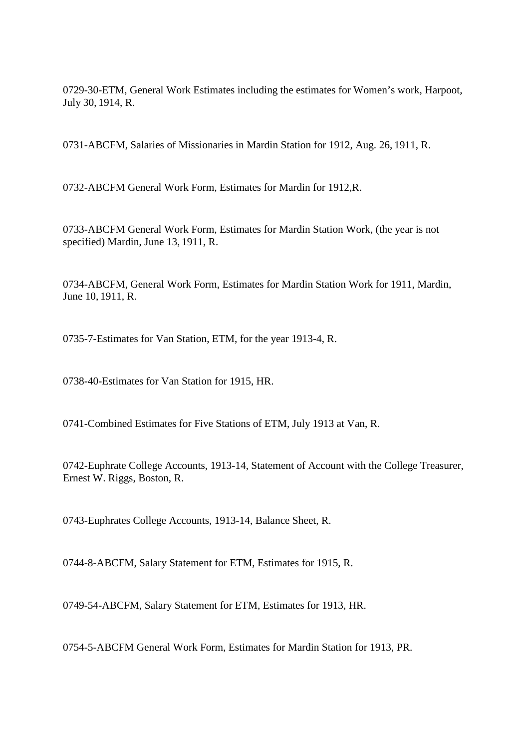0729-30-ETM, General Work Estimates including the estimates for Women's work, Harpoot, July 30, 1914, R.

0731-ABCFM, Salaries of Missionaries in Mardin Station for 1912, Aug. 26, 1911, R.

0732-ABCFM General Work Form, Estimates for Mardin for 1912,R.

0733-ABCFM General Work Form, Estimates for Mardin Station Work, (the year is not specified) Mardin, June 13, 1911, R.

0734-ABCFM, General Work Form, Estimates for Mardin Station Work for 1911, Mardin, June 10, 1911, R.

0735-7-Estimates for Van Station, ETM, for the year 1913-4, R.

0738-40-Estimates for Van Station for 1915, HR.

0741-Combined Estimates for Five Stations of ETM, July 1913 at Van, R.

0742-Euphrate College Accounts, 1913-14, Statement of Account with the College Treasurer, Ernest W. Riggs, Boston, R.

0743-Euphrates College Accounts, 1913-14, Balance Sheet, R.

0744-8-ABCFM, Salary Statement for ETM, Estimates for 1915, R.

0749-54-ABCFM, Salary Statement for ETM, Estimates for 1913, HR.

0754-5-ABCFM General Work Form, Estimates for Mardin Station for 1913, PR.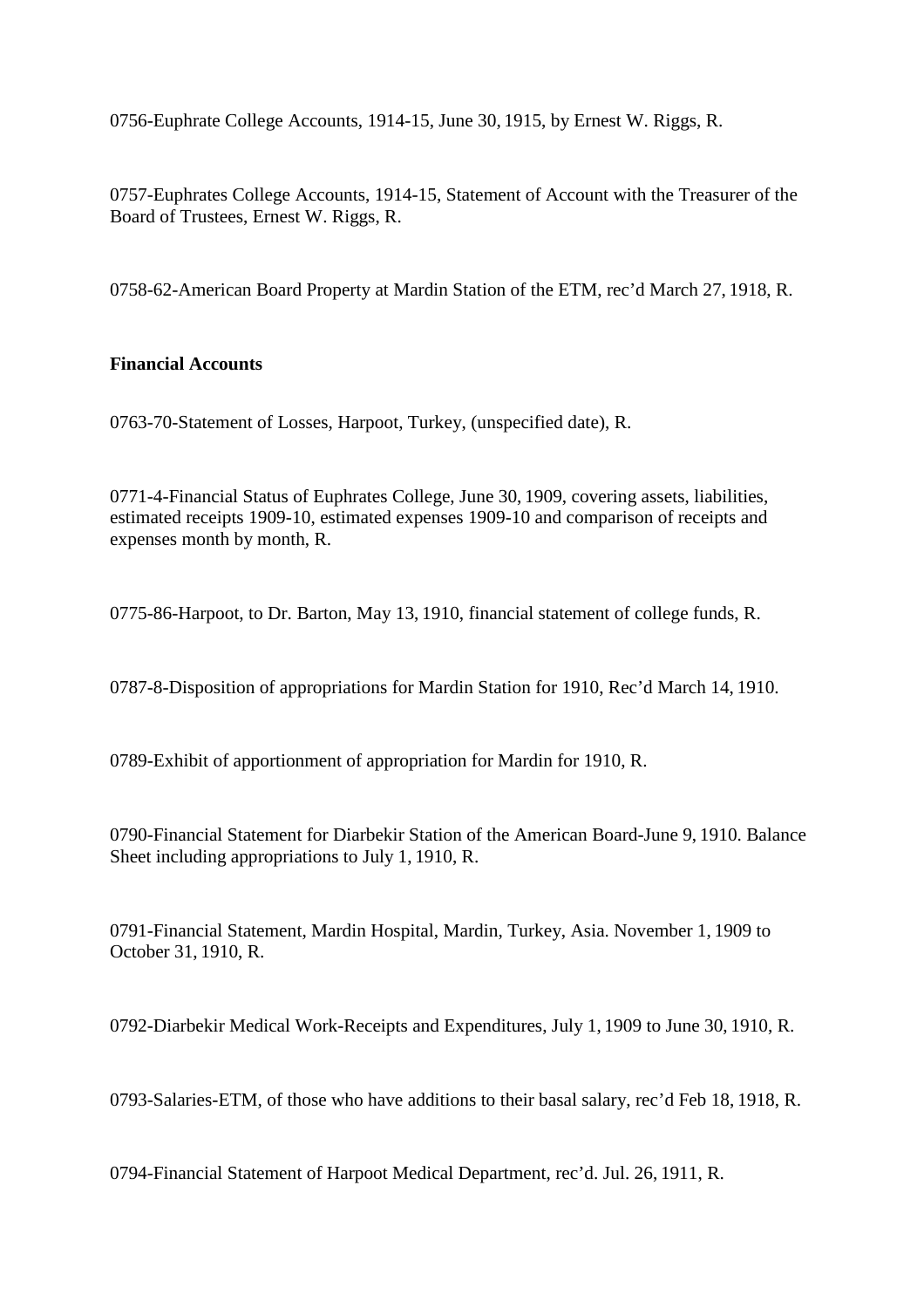0756-Euphrate College Accounts, 1914-15, June 30, 1915, by Ernest W. Riggs, R.

0757-Euphrates College Accounts, 1914-15, Statement of Account with the Treasurer of the Board of Trustees, Ernest W. Riggs, R.

0758-62-American Board Property at Mardin Station of the ETM, rec'd March 27, 1918, R.

**Financial Accounts**

0763-70-Statement of Losses, Harpoot, Turkey, (unspecified date), R.

0771-4-Financial Status of Euphrates College, June 30, 1909, covering assets, liabilities, estimated receipts 1909-10, estimated expenses 1909-10 and comparison of receipts and expenses month by month, R.

0775-86-Harpoot, to Dr. Barton, May 13, 1910, financial statement of college funds, R.

0787-8-Disposition of appropriations for Mardin Station for 1910, Rec'd March 14, 1910.

0789-Exhibit of apportionment of appropriation for Mardin for 1910, R.

0790-Financial Statement for Diarbekir Station of the American Board-June 9, 1910. Balance Sheet including appropriations to July 1, 1910, R.

0791-Financial Statement, Mardin Hospital, Mardin, Turkey, Asia. November 1, 1909 to October 31, 1910, R.

0792-Diarbekir Medical Work-Receipts and Expenditures, July 1, 1909 to June 30, 1910, R.

0793-Salaries-ETM, of those who have additions to their basal salary, rec'd Feb 18, 1918, R.

0794-Financial Statement of Harpoot Medical Department, rec'd. Jul. 26, 1911, R.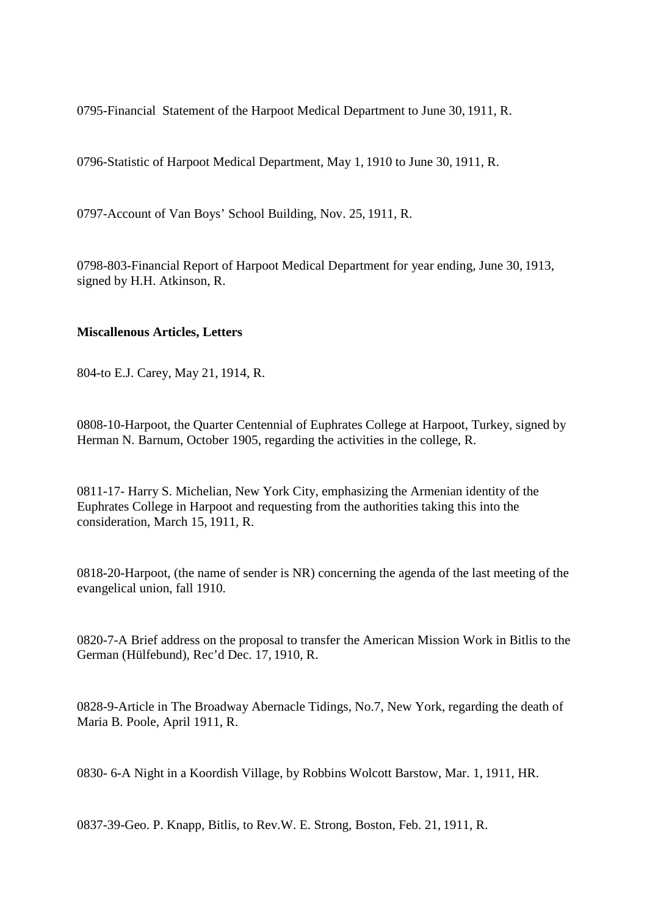0795-Financial Statement of the Harpoot Medical Department to June 30, 1911, R.

0796-Statistic of Harpoot Medical Department, May 1, 1910 to June 30, 1911, R.

0797-Account of Van Boys' School Building, Nov. 25, 1911, R.

0798-803-Financial Report of Harpoot Medical Department for year ending, June 30, 1913, signed by H.H. Atkinson, R.

**Miscallenous Articles, Letters**

804-to E.J. Carey, May 21, 1914, R.

0808-10-Harpoot, the Quarter Centennial of Euphrates College at Harpoot, Turkey, signed by Herman N. Barnum, October 1905, regarding the activities in the college, R.

0811-17- Harry S. Michelian, New York City, emphasizing the Armenian identity of the Euphrates College in Harpoot and requesting from the authorities taking this into the consideration, March 15, 1911, R.

0818-20-Harpoot, (the name of sender is NR) concerning the agenda of the last meeting of the evangelical union, fall 1910.

0820-7-A Brief address on the proposal to transfer the American Mission Work in Bitlis to the German (Hülfebund), Rec'd Dec. 17, 1910, R.

0828-9-Article in The Broadway Abernacle Tidings, No.7, New York, regarding the death of Maria B. Poole, April 1911, R.

0830- 6-A Night in a Koordish Village, by Robbins Wolcott Barstow, Mar. 1, 1911, HR.

0837-39-Geo. P. Knapp, Bitlis, to Rev.W. E. Strong, Boston, Feb. 21, 1911, R.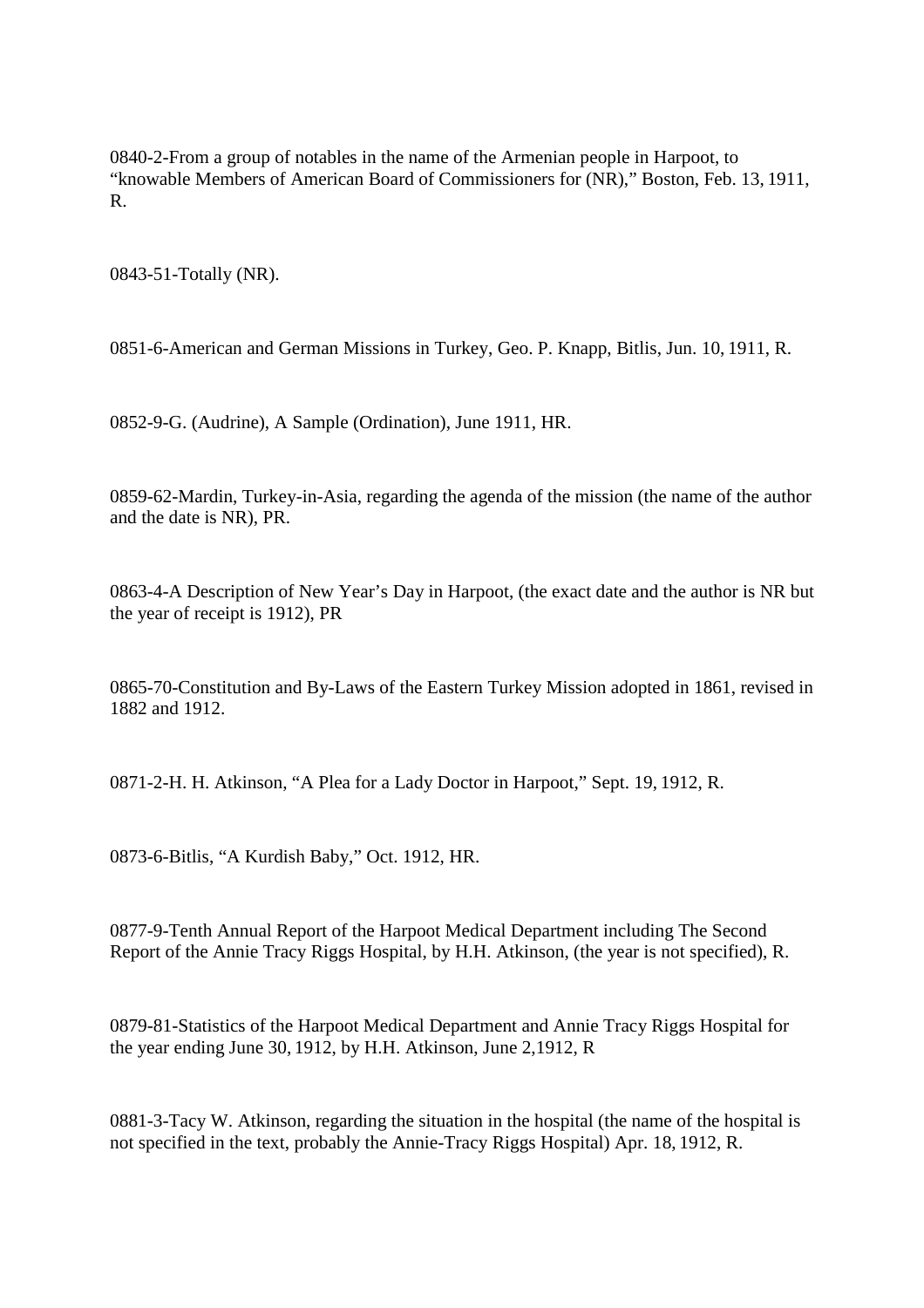0840-2-From a group of notables in the name of the Armenian people in Harpoot, to "knowable Members of American Board of Commissioners for (NR)," Boston, Feb. 13, 1911, R.

0843-51-Totally (NR).

0851-6-American and German Missions in Turkey, Geo. P. Knapp, Bitlis, Jun. 10, 1911, R.

0852-9-G. (Audrine), A Sample (Ordination), June 1911, HR.

0859-62-Mardin, Turkey-in-Asia, regarding the agenda of the mission (the name of the author and the date is NR), PR.

0863-4-A Description of New Year's Day in Harpoot, (the exact date and the author is NR but the year of receipt is 1912), PR

0865-70-Constitution and By-Laws of the Eastern Turkey Mission adopted in 1861, revised in 1882 and 1912.

0871-2-H. H. Atkinson, "A Plea for a Lady Doctor in Harpoot," Sept. 19, 1912, R.

0873-6-Bitlis, "A Kurdish Baby," Oct. 1912, HR.

0877-9-Tenth Annual Report of the Harpoot Medical Department including The Second Report of the Annie Tracy Riggs Hospital, by H.H. Atkinson, (the year is not specified), R.

0879-81-Statistics of the Harpoot Medical Department and Annie Tracy Riggs Hospital for the year ending June 30, 1912, by H.H. Atkinson, June 2,1912, R

0881-3-Tacy W. Atkinson, regarding the situation in the hospital (the name of the hospital is not specified in the text, probably the Annie-Tracy Riggs Hospital) Apr. 18, 1912, R.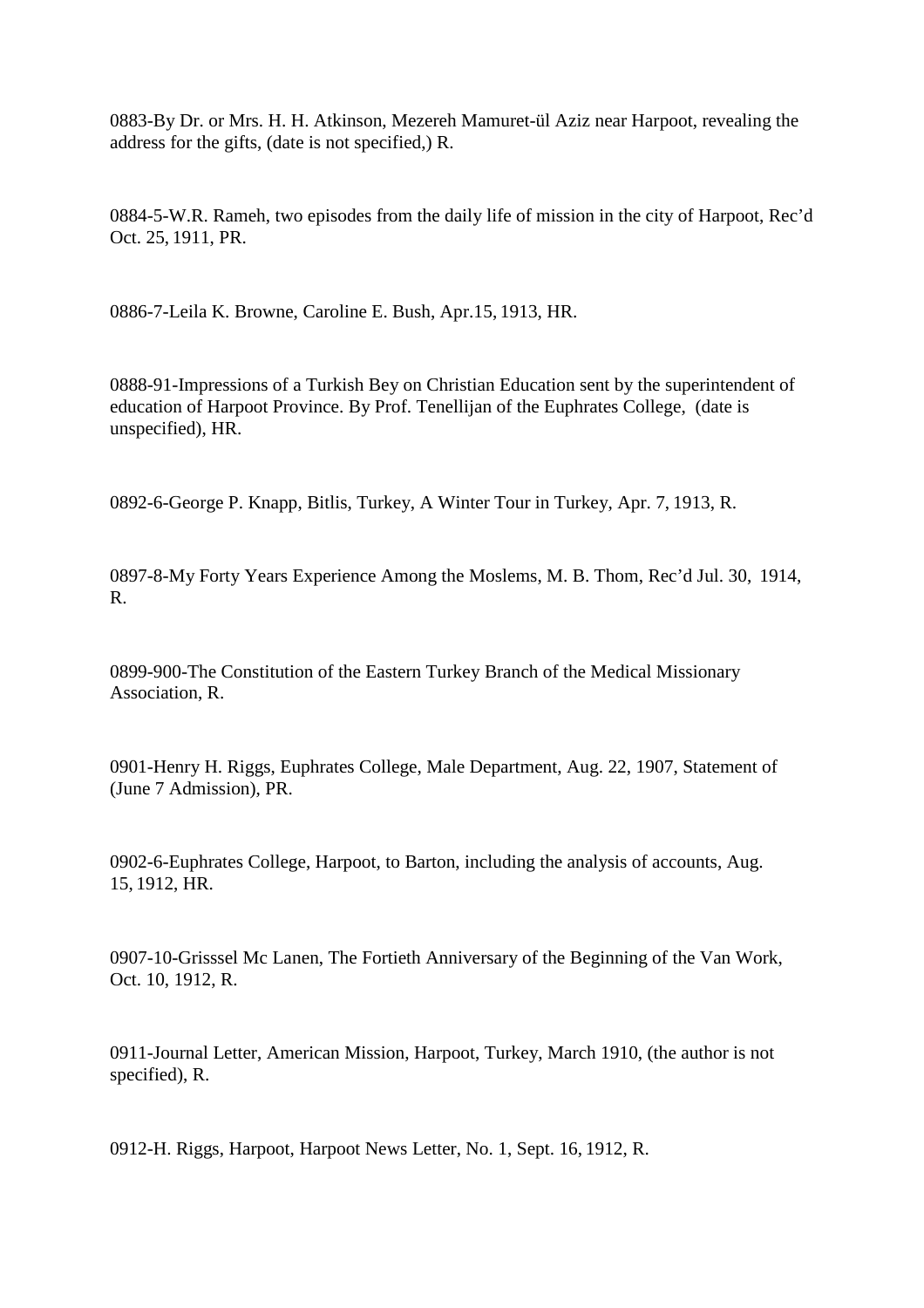0883-By Dr. or Mrs. H. H. Atkinson, Mezereh Mamuret-ül Aziz near Harpoot, revealing the address for the gifts, (date is not specified,) R.

0884-5-W.R. Rameh, two episodes from the daily life of mission in the city of Harpoot, Rec'd Oct. 25, 1911, PR.

0886-7-Leila K. Browne, Caroline E. Bush, Apr.15, 1913, HR.

0888-91-Impressions of a Turkish Bey on Christian Education sent by the superintendent of education of Harpoot Province. By Prof. Tenellijan of the Euphrates College, (date is unspecified), HR.

0892-6-George P. Knapp, Bitlis, Turkey, A Winter Tour in Turkey, Apr. 7, 1913, R.

0897-8-My Forty Years Experience Among the Moslems, M. B. Thom, Rec'd Jul. 30, 1914, R.

0899-900-The Constitution of the Eastern Turkey Branch of the Medical Missionary Association, R.

0901-Henry H. Riggs, Euphrates College, Male Department, Aug. 22, 1907, Statement of (June 7 Admission), PR.

0902-6-Euphrates College, Harpoot, to Barton, including the analysis of accounts, Aug. 15, 1912, HR.

0907-10-Grisssel Mc Lanen, The Fortieth Anniversary of the Beginning of the Van Work, Oct. 10, 1912, R.

0911-Journal Letter, American Mission, Harpoot, Turkey, March 1910, (the author is not specified), R.

0912-H. Riggs, Harpoot, Harpoot News Letter, No. 1, Sept. 16, 1912, R.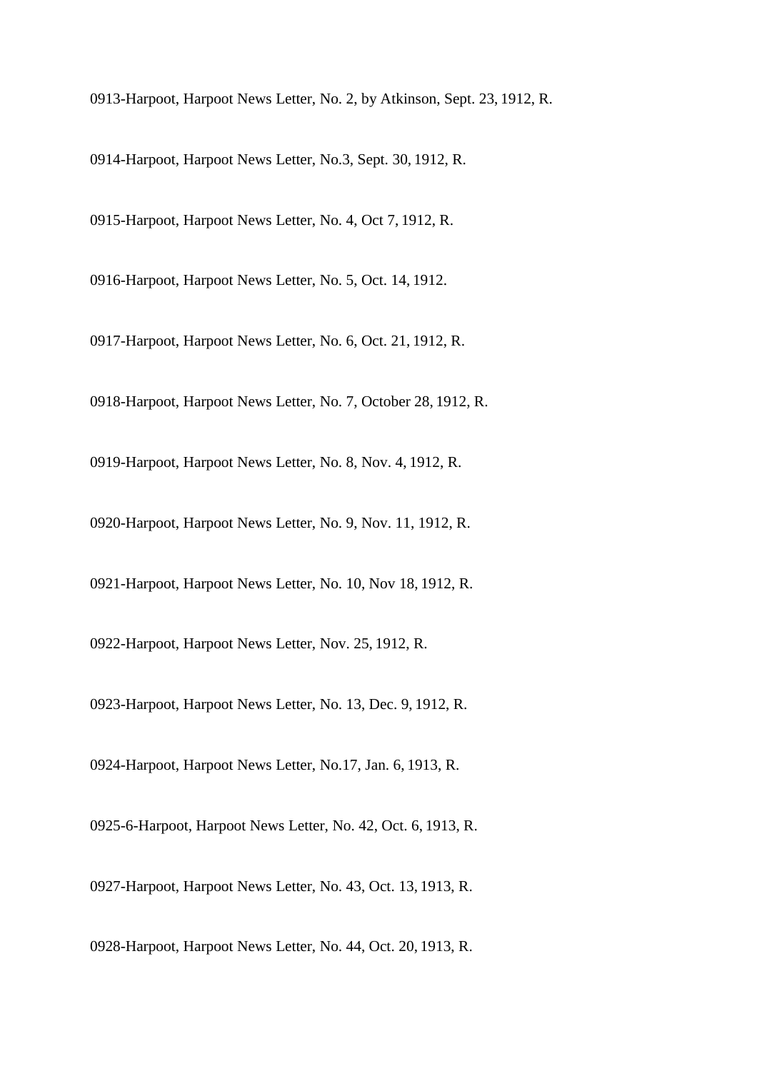0913-Harpoot, Harpoot News Letter, No. 2, by Atkinson, Sept. 23, 1912, R.

0914-Harpoot, Harpoot News Letter, No.3, Sept. 30, 1912, R.

0915-Harpoot, Harpoot News Letter, No. 4, Oct 7, 1912, R.

0916-Harpoot, Harpoot News Letter, No. 5, Oct. 14, 1912.

0917-Harpoot, Harpoot News Letter, No. 6, Oct. 21, 1912, R.

0918-Harpoot, Harpoot News Letter, No. 7, October 28, 1912, R.

0919-Harpoot, Harpoot News Letter, No. 8, Nov. 4, 1912, R.

0920-Harpoot, Harpoot News Letter, No. 9, Nov. 11, 1912, R.

0921-Harpoot, Harpoot News Letter, No. 10, Nov 18, 1912, R.

0922-Harpoot, Harpoot News Letter, Nov. 25, 1912, R.

0923-Harpoot, Harpoot News Letter, No. 13, Dec. 9, 1912, R.

0924-Harpoot, Harpoot News Letter, No.17, Jan. 6, 1913, R.

0925-6-Harpoot, Harpoot News Letter, No. 42, Oct. 6, 1913, R.

0927-Harpoot, Harpoot News Letter, No. 43, Oct. 13, 1913, R.

0928-Harpoot, Harpoot News Letter, No. 44, Oct. 20, 1913, R.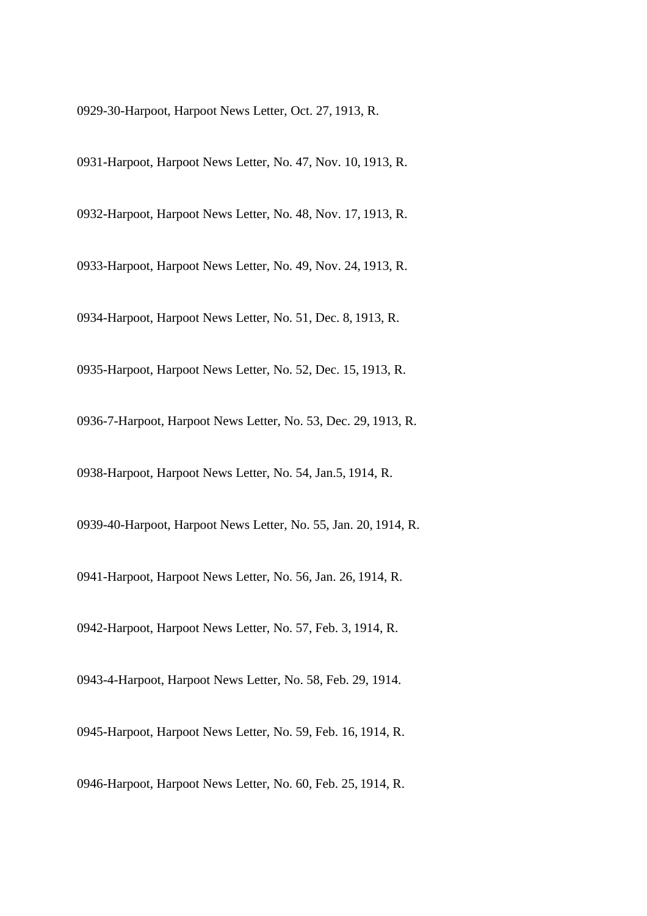0929-30-Harpoot, Harpoot News Letter, Oct. 27, 1913, R.

0931-Harpoot, Harpoot News Letter, No. 47, Nov. 10, 1913, R.

0932-Harpoot, Harpoot News Letter, No. 48, Nov. 17, 1913, R.

0933-Harpoot, Harpoot News Letter, No. 49, Nov. 24, 1913, R.

0934-Harpoot, Harpoot News Letter, No. 51, Dec. 8, 1913, R.

0935-Harpoot, Harpoot News Letter, No. 52, Dec. 15, 1913, R.

0936-7-Harpoot, Harpoot News Letter, No. 53, Dec. 29, 1913, R.

0938-Harpoot, Harpoot News Letter, No. 54, Jan.5, 1914, R.

0939-40-Harpoot, Harpoot News Letter, No. 55, Jan. 20, 1914, R.

0941-Harpoot, Harpoot News Letter, No. 56, Jan. 26, 1914, R.

0942-Harpoot, Harpoot News Letter, No. 57, Feb. 3, 1914, R.

0943-4-Harpoot, Harpoot News Letter, No. 58, Feb. 29, 1914.

0945-Harpoot, Harpoot News Letter, No. 59, Feb. 16, 1914, R.

0946-Harpoot, Harpoot News Letter, No. 60, Feb. 25, 1914, R.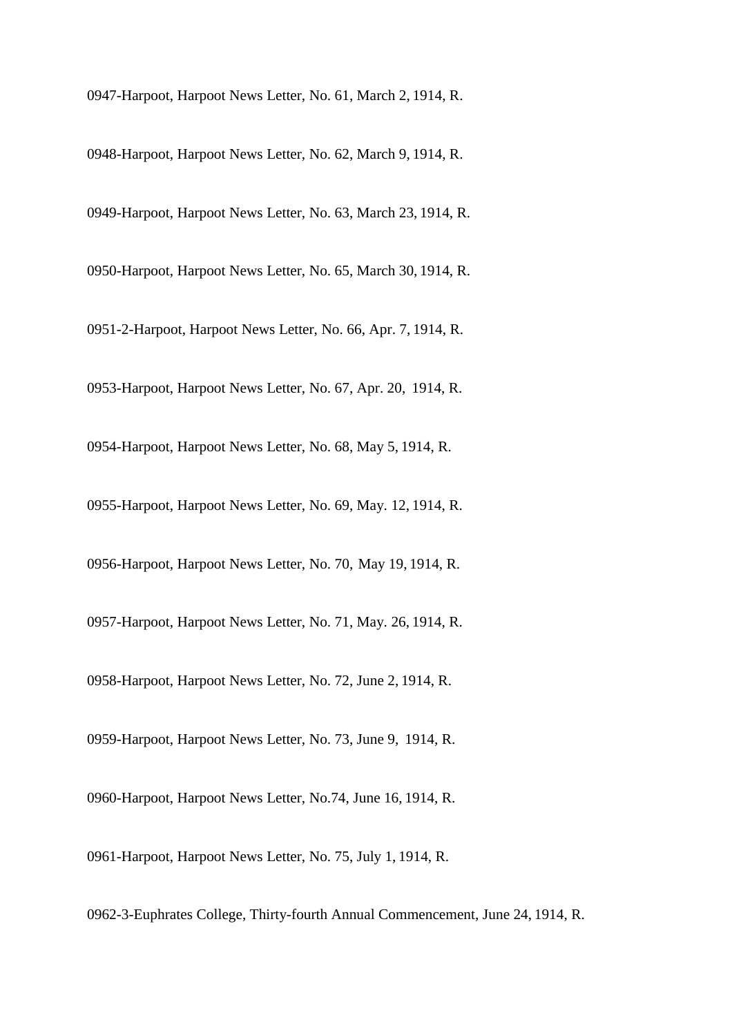0947-Harpoot, Harpoot News Letter, No. 61, March 2, 1914, R.

0948-Harpoot, Harpoot News Letter, No. 62, March 9, 1914, R.

0949-Harpoot, Harpoot News Letter, No. 63, March 23, 1914, R.

0950-Harpoot, Harpoot News Letter, No. 65, March 30, 1914, R.

0951-2-Harpoot, Harpoot News Letter, No. 66, Apr. 7, 1914, R.

0953-Harpoot, Harpoot News Letter, No. 67, Apr. 20, 1914, R.

0954-Harpoot, Harpoot News Letter, No. 68, May 5, 1914, R.

0955-Harpoot, Harpoot News Letter, No. 69, May. 12, 1914, R.

0956-Harpoot, Harpoot News Letter, No. 70, May 19, 1914, R.

0957-Harpoot, Harpoot News Letter, No. 71, May. 26, 1914, R.

0958-Harpoot, Harpoot News Letter, No. 72, June 2, 1914, R.

0959-Harpoot, Harpoot News Letter, No. 73, June 9, 1914, R.

0960-Harpoot, Harpoot News Letter, No.74, June 16, 1914, R.

0961-Harpoot, Harpoot News Letter, No. 75, July 1, 1914, R.

0962-3-Euphrates College, Thirty-fourth Annual Commencement, June 24, 1914, R.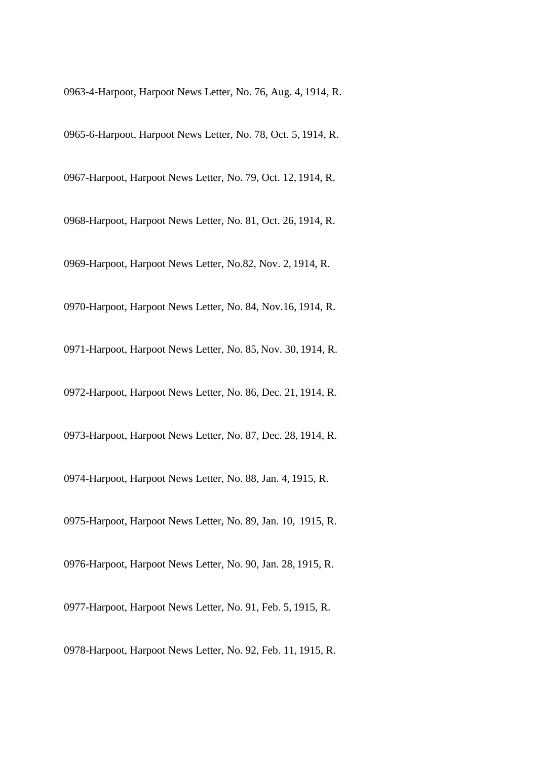0963-4-Harpoot, Harpoot News Letter, No. 76, Aug. 4, 1914, R.

0965-6-Harpoot, Harpoot News Letter, No. 78, Oct. 5, 1914, R.

0967-Harpoot, Harpoot News Letter, No. 79, Oct. 12, 1914, R.

0968-Harpoot, Harpoot News Letter, No. 81, Oct. 26, 1914, R.

0969-Harpoot, Harpoot News Letter, No.82, Nov. 2, 1914, R.

0970-Harpoot, Harpoot News Letter, No. 84, Nov.16, 1914, R.

0971-Harpoot, Harpoot News Letter, No. 85, Nov. 30, 1914, R.

0972-Harpoot, Harpoot News Letter, No. 86, Dec. 21, 1914, R.

0973-Harpoot, Harpoot News Letter, No. 87, Dec. 28, 1914, R.

0974-Harpoot, Harpoot News Letter, No. 88, Jan. 4, 1915, R.

0975-Harpoot, Harpoot News Letter, No. 89, Jan. 10, 1915, R.

0976-Harpoot, Harpoot News Letter, No. 90, Jan. 28, 1915, R.

0977-Harpoot, Harpoot News Letter, No. 91, Feb. 5, 1915, R.

0978-Harpoot, Harpoot News Letter, No. 92, Feb. 11, 1915, R.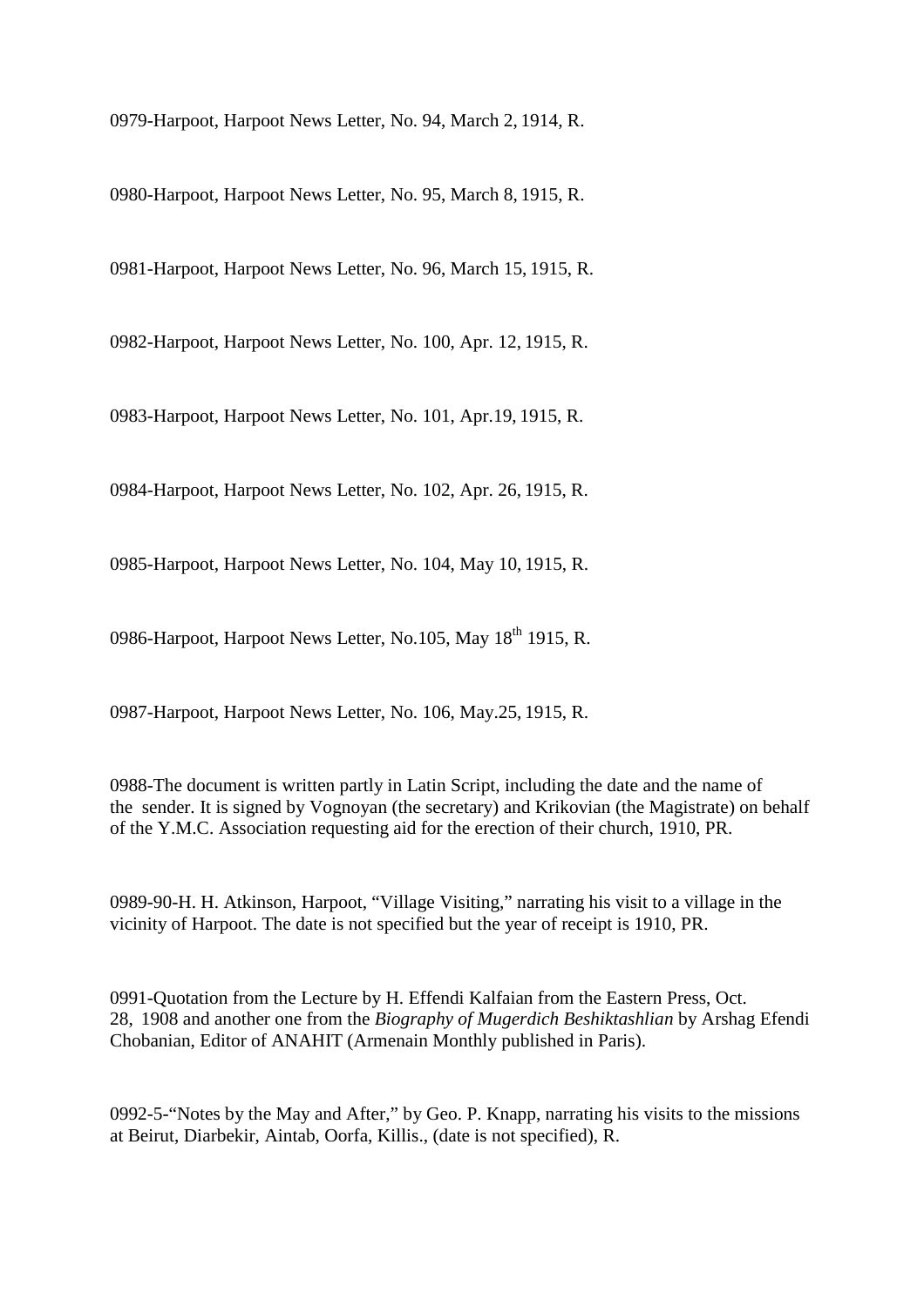0979-Harpoot, Harpoot News Letter, No. 94, March 2, 1914, R.

0980-Harpoot, Harpoot News Letter, No. 95, March 8, 1915, R.

0981-Harpoot, Harpoot News Letter, No. 96, March 15, 1915, R.

0982-Harpoot, Harpoot News Letter, No. 100, Apr. 12, 1915, R.

0983-Harpoot, Harpoot News Letter, No. 101, Apr.19, 1915, R.

0984-Harpoot, Harpoot News Letter, No. 102, Apr. 26, 1915, R.

0985-Harpoot, Harpoot News Letter, No. 104, May 10, 1915, R.

0986-Harpoot, Harpoot News Letter, No.105, May 18th 1915, R.

0987-Harpoot, Harpoot News Letter, No. 106, May.25, 1915, R.

0988-The document is written partly in Latin Script, including the date and the name of the sender. It is signed by Vognoyan (the secretary) and Krikovian (the Magistrate) on behalf of the Y.M.C. Association requesting aid for the erection of their church, 1910, PR.

0989-90-H. H. Atkinson, Harpoot, "Village Visiting," narrating his visit to a village in the vicinity of Harpoot. The date is not specified but the year of receipt is 1910, PR.

0991-Quotation from the Lecture by H. Effendi Kalfaian from the Eastern Press, Oct. 28, 1908 and another one from the *Biography of Mugerdich Beshiktashlian* by Arshag Efendi Chobanian, Editor of ANAHIT (Armenain Monthly published in Paris).

0992-5-"Notes by the May and After," by Geo. P. Knapp, narrating his visits to the missions at Beirut, Diarbekir, Aintab, Oorfa, Killis., (date is not specified), R.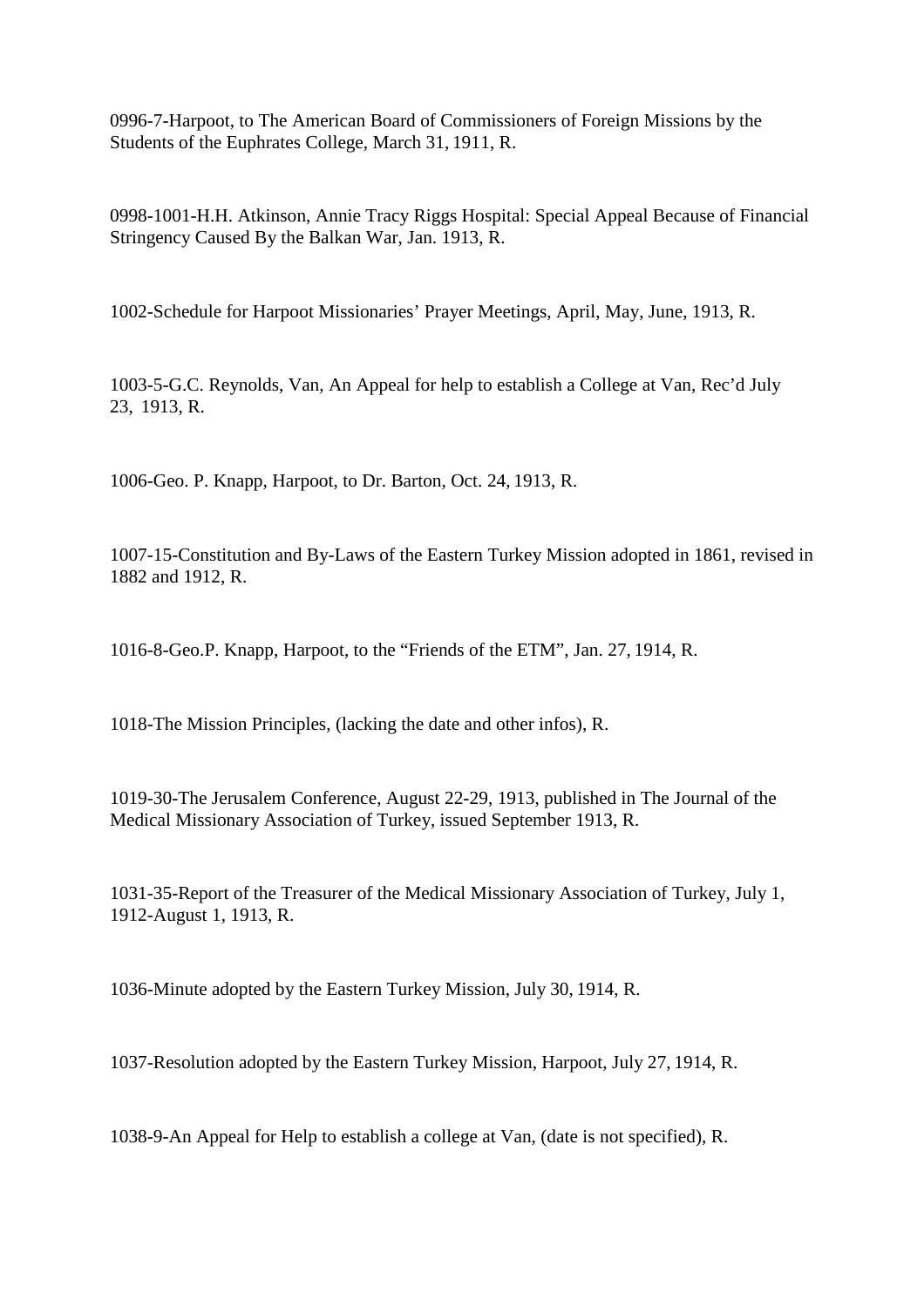0996-7-Harpoot, to The American Board of Commissioners of Foreign Missions by the Students of the Euphrates College, March 31, 1911, R.

0998-1001-H.H. Atkinson, Annie Tracy Riggs Hospital: Special Appeal Because of Financial Stringency Caused By the Balkan War, Jan. 1913, R.

1002-Schedule for Harpoot Missionaries' Prayer Meetings, April, May, June, 1913, R.

1003-5-G.C. Reynolds, Van, An Appeal for help to establish a College at Van, Rec'd July 23, 1913, R.

1006-Geo. P. Knapp, Harpoot, to Dr. Barton, Oct. 24, 1913, R.

1007-15-Constitution and By-Laws of the Eastern Turkey Mission adopted in 1861, revised in 1882 and 1912, R.

1016-8-Geo.P. Knapp, Harpoot, to the "Friends of the ETM", Jan. 27, 1914, R.

1018-The Mission Principles, (lacking the date and other infos), R.

1019-30-The Jerusalem Conference, August 22-29, 1913, published in The Journal of the Medical Missionary Association of Turkey, issued September 1913, R.

1031-35-Report of the Treasurer of the Medical Missionary Association of Turkey, July 1, 1912-August 1, 1913, R.

1036-Minute adopted by the Eastern Turkey Mission, July 30, 1914, R.

1037-Resolution adopted by the Eastern Turkey Mission, Harpoot, July 27, 1914, R.

1038-9-An Appeal for Help to establish a college at Van, (date is not specified), R.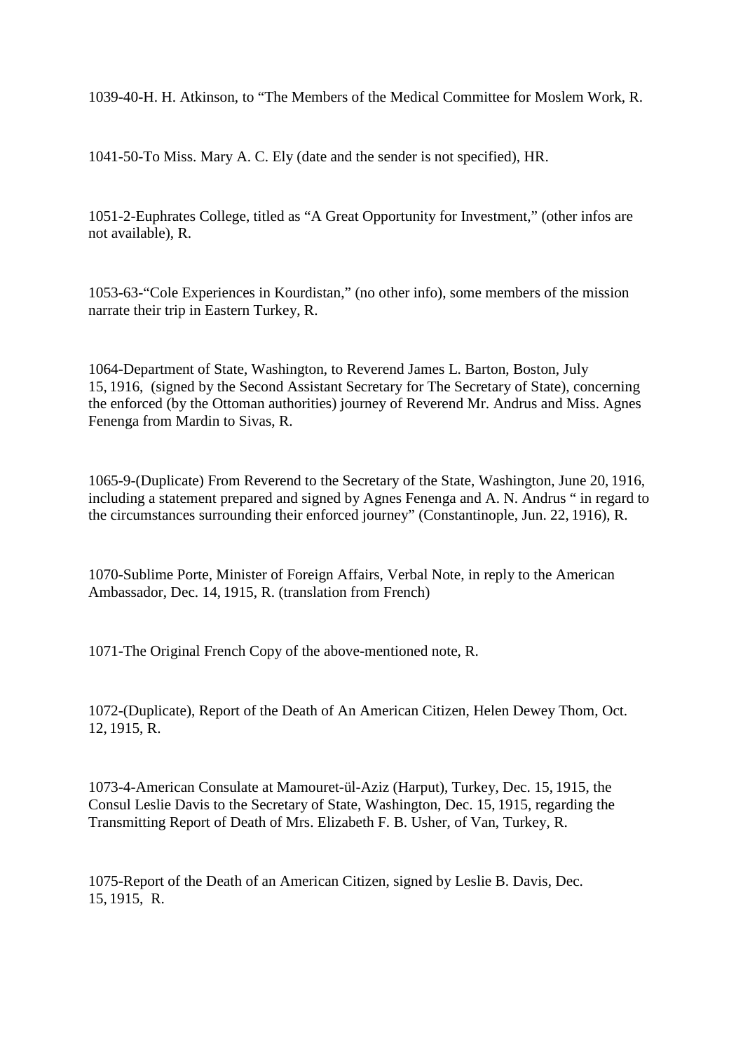1039-40-H. H. Atkinson, to “The Members of the Medical Committee for Moslem Work, R.

1041-50-To Miss. Mary A. C. Ely (date and the sender is not specified), HR.

1051-2-Euphrates College, titled as “A Great Opportunity for Investment,” (other infos are not available), R.

1053-63-“Cole Experiences in Kourdistan,” (no other info), some members of the mission narrate their trip in Eastern Turkey, R.

1064-Department of State, Washington, to Reverend James L. Barton, Boston, July 15, 1916, (signed by the Second Assistant Secretary for The Secretary of State), concerning the enforced (by the Ottoman authorities) journey of Reverend Mr. Andrus and Miss. Agnes Fenenga from Mardin to Sivas, R.

1065-9-(Duplicate) From Reverend to the Secretary of the State, Washington, June 20, 1916, including a statement prepared and signed by Agnes Fenenga and A. N. Andrus “ in regard to the circumstances surrounding their enforced journey” (Constantinople, Jun. 22, 1916), R.

1070-Sublime Porte, Minister of Foreign Affairs, Verbal Note, in reply to the American Ambassador, Dec. 14, 1915, R. (translation from French)

1071-The Original French Copy of the above-mentioned note, R.

1072-(Duplicate), Report of the Death of An American Citizen, Helen Dewey Thom, Oct. 12, 1915, R.

1073-4-American Consulate at Mamouret-ül-Aziz (Harput), Turkey, Dec. 15, 1915, the Consul Leslie Davis to the Secretary of State, Washington, Dec. 15, 1915, regarding the Transmitting Report of Death of Mrs. Elizabeth F. B. Usher, of Van, Turkey, R.

1075-Report of the Death of an American Citizen, signed by Leslie B. Davis, Dec. 15, 1915, R.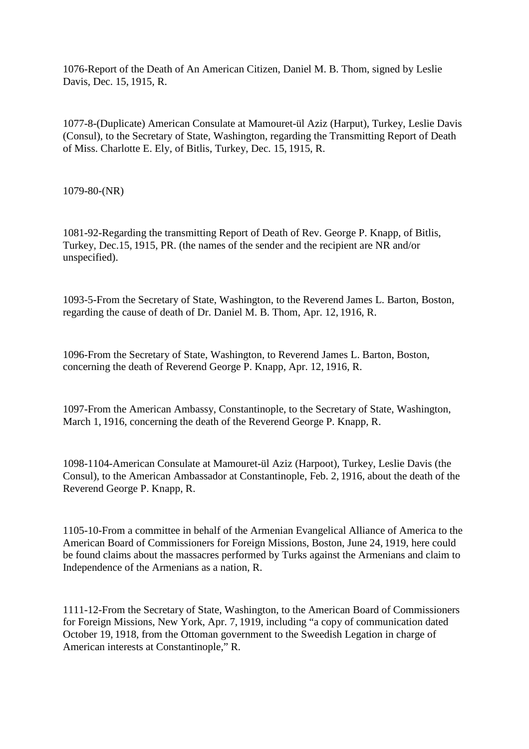1076-Report of the Death of An American Citizen, Daniel M. B. Thom, signed by Leslie Davis, Dec. 15, 1915, R.

1077-8-(Duplicate) American Consulate at Mamouret-ül Aziz (Harput), Turkey, Leslie Davis (Consul), to the Secretary of State, Washington, regarding the Transmitting Report of Death of Miss. Charlotte E. Ely, of Bitlis, Turkey, Dec. 15, 1915, R.

1079-80-(NR)

1081-92-Regarding the transmitting Report of Death of Rev. George P. Knapp, of Bitlis, Turkey, Dec.15, 1915, PR. (the names of the sender and the recipient are NR and/or unspecified).

1093-5-From the Secretary of State, Washington, to the Reverend James L. Barton, Boston, regarding the cause of death of Dr. Daniel M. B. Thom, Apr. 12, 1916, R.

1096-From the Secretary of State, Washington, to Reverend James L. Barton, Boston, concerning the death of Reverend George P. Knapp, Apr. 12, 1916, R.

1097-From the American Ambassy, Constantinople, to the Secretary of State, Washington, March 1, 1916, concerning the death of the Reverend George P. Knapp, R.

1098-1104-American Consulate at Mamouret-ül Aziz (Harpoot), Turkey, Leslie Davis (the Consul), to the American Ambassador at Constantinople, Feb. 2, 1916, about the death of the Reverend George P. Knapp, R.

1105-10-From a committee in behalf of the Armenian Evangelical Alliance of America to the American Board of Commissioners for Foreign Missions, Boston, June 24, 1919, here could be found claims about the massacres performed by Turks against the Armenians and claim to Independence of the Armenians as a nation, R.

1111-12-From the Secretary of State, Washington, to the American Board of Commissioners for Foreign Missions, New York, Apr. 7, 1919, including “a copy of communication dated October 19, 1918, from the Ottoman government to the Sweedish Legation in charge of American interests at Constantinople,” R.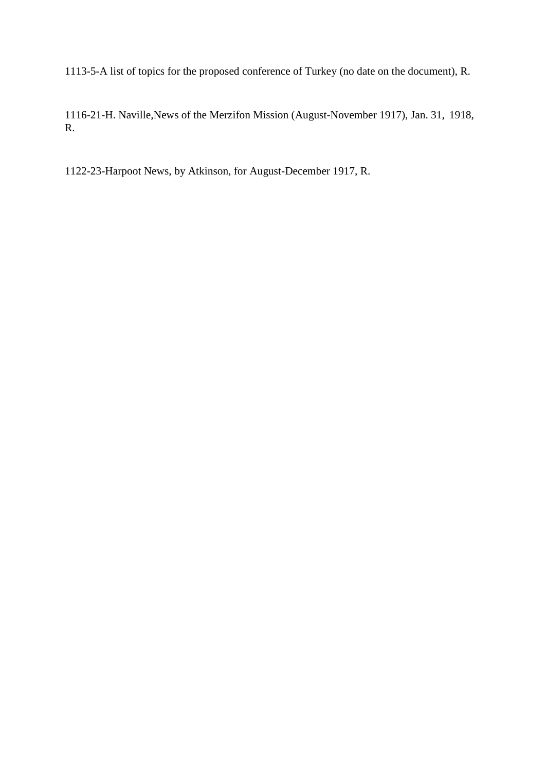1113-5-A list of topics for the proposed conference of Turkey (no date on the document), R.

1116-21-H. Naville,News of the Merzifon Mission (August-November 1917), Jan. 31, 1918, R.

1122-23-Harpoot News, by Atkinson, for August-December 1917, R.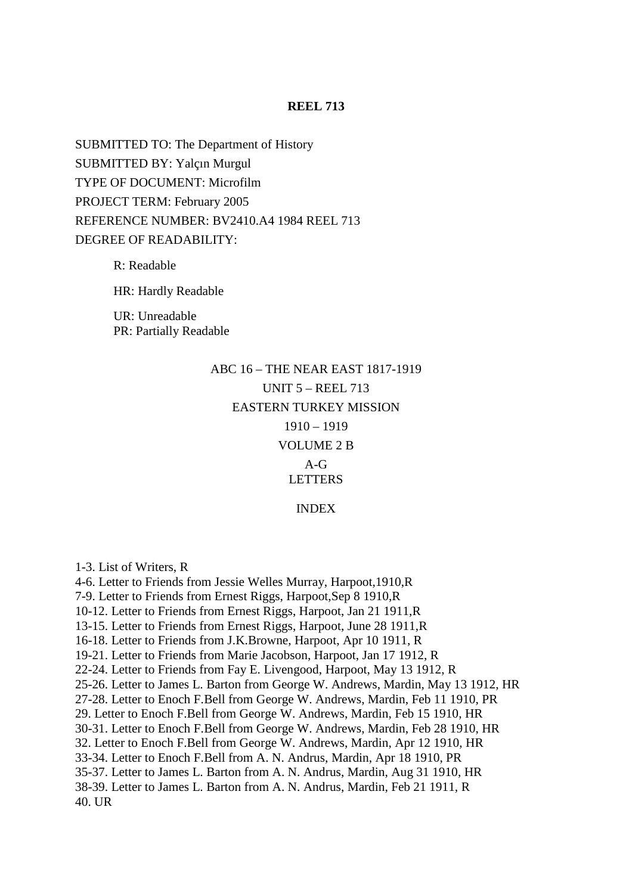**REEL 713**

SUBMITTED TO: The Department of History

SUBMITTED BY: Yalçın Murgul

TYPE OF DOCUMENT: Microfilm

PROJECT TERM: February 2005

REFERENCE NUMBER: BV2410.A4 1984 REEL 713

DEGREE OF READABILITY:

R: Readable

HR: Hardly Readable

UR: Unreadable
PR: Partially Readable

ABC 16 – THE NEAR EAST 1817-1919

UNIT 5 – REEL 713

EASTERN TURKEY MISSION

1910 – 1919

VOLUME 2 B

A-G
LETTERS

INDEX

1-3. List of Writers, R
4-6. Letter to Friends from Jessie Welles Murray, Harpoot,1910,R
7-9. Letter to Friends from Ernest Riggs, Harpoot,Sep 8 1910,R
10-12. Letter to Friends from Ernest Riggs, Harpoot, Jan 21 1911,R
13-15. Letter to Friends from Ernest Riggs, Harpoot, June 28 1911,R
16-18. Letter to Friends from J.K.Browne, Harpoot, Apr 10 1911, R
19-21. Letter to Friends from Marie Jacobson, Harpoot, Jan 17 1912, R
22-24. Letter to Friends from Fay E. Livengood, Harpoot, May 13 1912, R
25-26. Letter to James L. Barton from George W. Andrews, Mardin, May 13 1912, HR
27-28. Letter to Enoch F.Bell from George W. Andrews, Mardin, Feb 11 1910, PR
29. Letter to Enoch F.Bell from George W. Andrews, Mardin, Feb 15 1910, HR
30-31. Letter to Enoch F.Bell from George W. Andrews, Mardin, Feb 28 1910, HR
32. Letter to Enoch F.Bell from George W. Andrews, Mardin, Apr 12 1910, HR
33-34. Letter to Enoch F.Bell from A. N. Andrus, Mardin, Apr 18 1910, PR
35-37. Letter to James L. Barton from A. N. Andrus, Mardin, Aug 31 1910, HR
38-39. Letter to James L. Barton from A. N. Andrus, Mardin, Feb 21 1911, R
40. UR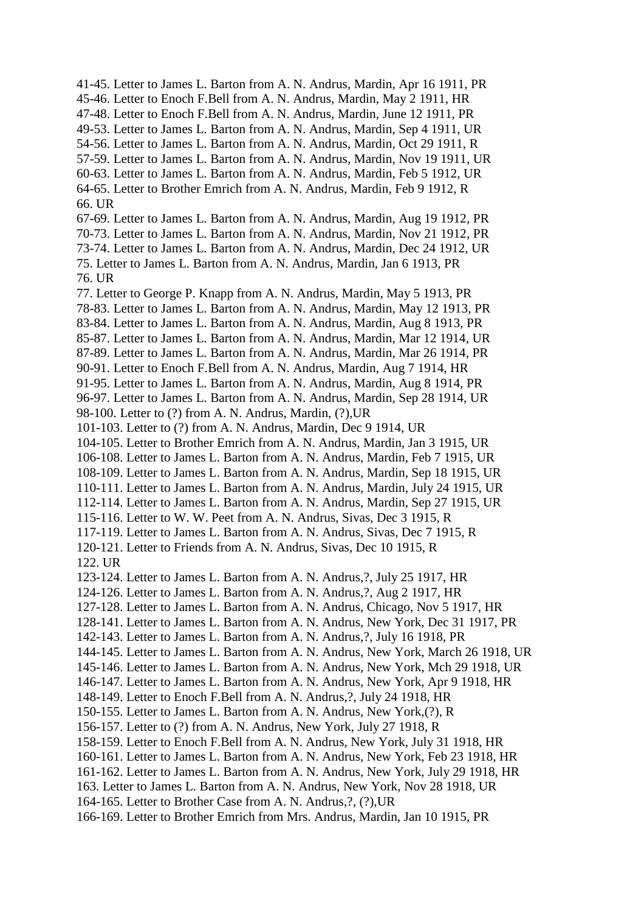41-45. Letter to James L. Barton from A. N. Andrus, Mardin, Apr 16 1911, PR
45-46. Letter to Enoch F.Bell from A. N. Andrus, Mardin, May 2 1911, HR
47-48. Letter to Enoch F.Bell from A. N. Andrus, Mardin, June 12 1911, PR
49-53. Letter to James L. Barton from A. N. Andrus, Mardin, Sep 4 1911, UR
54-56. Letter to James L. Barton from A. N. Andrus, Mardin, Oct 29 1911, R
57-59. Letter to James L. Barton from A. N. Andrus, Mardin, Nov 19 1911, UR
60-63. Letter to James L. Barton from A. N. Andrus, Mardin, Feb 5 1912, UR
64-65. Letter to Brother Emrich from A. N. Andrus, Mardin, Feb 9 1912, R
66. UR
67-69. Letter to James L. Barton from A. N. Andrus, Mardin, Aug 19 1912, PR
70-73. Letter to James L. Barton from A. N. Andrus, Mardin, Nov 21 1912, PR
73-74. Letter to James L. Barton from A. N. Andrus, Mardin, Dec 24 1912, UR
75. Letter to James L. Barton from A. N. Andrus, Mardin, Jan 6 1913, PR
76. UR
77. Letter to George P. Knapp from A. N. Andrus, Mardin, May 5 1913, PR
78-83. Letter to James L. Barton from A. N. Andrus, Mardin, May 12 1913, PR
83-84. Letter to James L. Barton from A. N. Andrus, Mardin, Aug 8 1913, PR
85-87. Letter to James L. Barton from A. N. Andrus, Mardin, Mar 12 1914, UR
87-89. Letter to James L. Barton from A. N. Andrus, Mardin, Mar 26 1914, PR
90-91. Letter to Enoch F.Bell from A. N. Andrus, Mardin, Aug 7 1914, HR
91-95. Letter to James L. Barton from A. N. Andrus, Mardin, Aug 8 1914, PR
96-97. Letter to James L. Barton from A. N. Andrus, Mardin, Sep 28 1914, UR
98-100. Letter to (?) from A. N. Andrus, Mardin, (?),UR
101-103. Letter to (?) from A. N. Andrus, Mardin, Dec 9 1914, UR
104-105. Letter to Brother Emrich from A. N. Andrus, Mardin, Jan 3 1915, UR
106-108. Letter to James L. Barton from A. N. Andrus, Mardin, Feb 7 1915, UR
108-109. Letter to James L. Barton from A. N. Andrus, Mardin, Sep 18 1915, UR
110-111. Letter to James L. Barton from A. N. Andrus, Mardin, July 24 1915, UR
112-114. Letter to James L. Barton from A. N. Andrus, Mardin, Sep 27 1915, UR
115-116. Letter to W. W. Peet from A. N. Andrus, Sivas, Dec 3 1915, R
117-119. Letter to James L. Barton from A. N. Andrus, Sivas, Dec 7 1915, R
120-121. Letter to Friends from A. N. Andrus, Sivas, Dec 10 1915, R
122. UR
123-124. Letter to James L. Barton from A. N. Andrus,?, July 25 1917, HR
124-126. Letter to James L. Barton from A. N. Andrus,?, Aug 2 1917, HR
127-128. Letter to James L. Barton from A. N. Andrus, Chicago, Nov 5 1917, HR
128-141. Letter to James L. Barton from A. N. Andrus, New York, Dec 31 1917, PR
142-143. Letter to James L. Barton from A. N. Andrus,?, July 16 1918, PR
144-145. Letter to James L. Barton from A. N. Andrus, New York, March 26 1918, UR
145-146. Letter to James L. Barton from A. N. Andrus, New York, Mch 29 1918, UR
146-147. Letter to James L. Barton from A. N. Andrus, New York, Apr 9 1918, HR
148-149. Letter to Enoch F.Bell from A. N. Andrus,?, July 24 1918, HR
150-155. Letter to James L. Barton from A. N. Andrus, New York,(?), R
156-157. Letter to (?) from A. N. Andrus, New York, July 27 1918, R
158-159. Letter to Enoch F.Bell from A. N. Andrus, New York, July 31 1918, HR
160-161. Letter to James L. Barton from A. N. Andrus, New York, Feb 23 1918, HR
161-162. Letter to James L. Barton from A. N. Andrus, New York, July 29 1918, HR
163. Letter to James L. Barton from A. N. Andrus, New York, Nov 28 1918, UR
164-165. Letter to Brother Case from A. N. Andrus,?, (?),UR
166-169. Letter to Brother Emrich from Mrs. Andrus, Mardin, Jan 10 1915, PR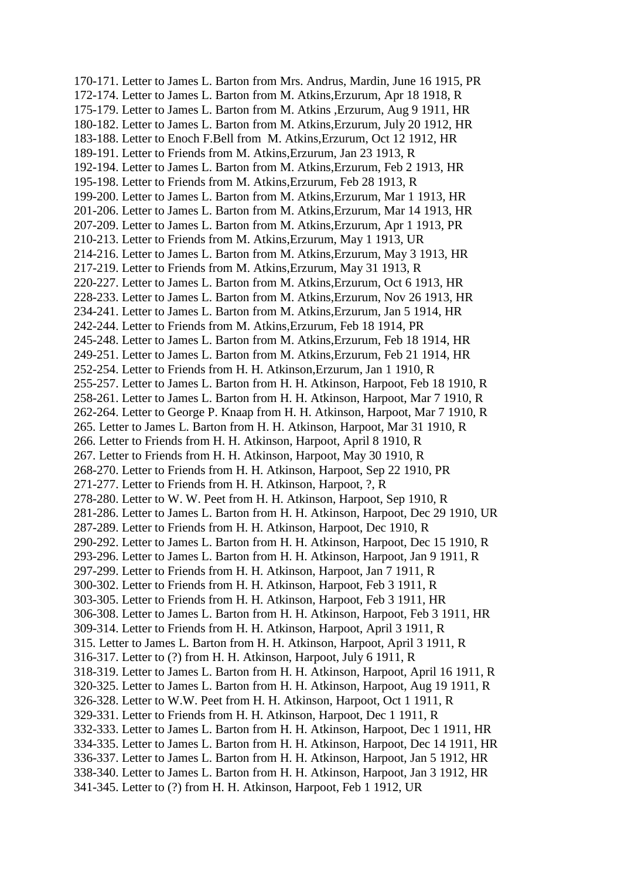170-171. Letter to James L. Barton from Mrs. Andrus, Mardin, June 16 1915, PR
172-174. Letter to James L. Barton from M. Atkins,Erzurum, Apr 18 1918, R
175-179. Letter to James L. Barton from M. Atkins ,Erzurum, Aug 9 1911, HR
180-182. Letter to James L. Barton from M. Atkins,Erzurum, July 20 1912, HR
183-188. Letter to Enoch F.Bell from M. Atkins,Erzurum, Oct 12 1912, HR
189-191. Letter to Friends from M. Atkins,Erzurum, Jan 23 1913, R
192-194. Letter to James L. Barton from M. Atkins,Erzurum, Feb 2 1913, HR
195-198. Letter to Friends from M. Atkins,Erzurum, Feb 28 1913, R
199-200. Letter to James L. Barton from M. Atkins,Erzurum, Mar 1 1913, HR
201-206. Letter to James L. Barton from M. Atkins,Erzurum, Mar 14 1913, HR
207-209. Letter to James L. Barton from M. Atkins,Erzurum, Apr 1 1913, PR
210-213. Letter to Friends from M. Atkins,Erzurum, May 1 1913, UR
214-216. Letter to James L. Barton from M. Atkins,Erzurum, May 3 1913, HR
217-219. Letter to Friends from M. Atkins,Erzurum, May 31 1913, R
220-227. Letter to James L. Barton from M. Atkins,Erzurum, Oct 6 1913, HR
228-233. Letter to James L. Barton from M. Atkins,Erzurum, Nov 26 1913, HR
234-241. Letter to James L. Barton from M. Atkins,Erzurum, Jan 5 1914, HR
242-244. Letter to Friends from M. Atkins,Erzurum, Feb 18 1914, PR
245-248. Letter to James L. Barton from M. Atkins,Erzurum, Feb 18 1914, HR
249-251. Letter to James L. Barton from M. Atkins,Erzurum, Feb 21 1914, HR
252-254. Letter to Friends from H. H. Atkinson,Erzurum, Jan 1 1910, R
255-257. Letter to James L. Barton from H. H. Atkinson, Harpoot, Feb 18 1910, R
258-261. Letter to James L. Barton from H. H. Atkinson, Harpoot, Mar 7 1910, R
262-264. Letter to George P. Knaap from H. H. Atkinson, Harpoot, Mar 7 1910, R
265. Letter to James L. Barton from H. H. Atkinson, Harpoot, Mar 31 1910, R
266. Letter to Friends from H. H. Atkinson, Harpoot, April 8 1910, R
267. Letter to Friends from H. H. Atkinson, Harpoot, May 30 1910, R
268-270. Letter to Friends from H. H. Atkinson, Harpoot, Sep 22 1910, PR
271-277. Letter to Friends from H. H. Atkinson, Harpoot, ?, R
278-280. Letter to W. W. Peet from H. H. Atkinson, Harpoot, Sep 1910, R
281-286. Letter to James L. Barton from H. H. Atkinson, Harpoot, Dec 29 1910, UR
287-289. Letter to Friends from H. H. Atkinson, Harpoot, Dec 1910, R
290-292. Letter to James L. Barton from H. H. Atkinson, Harpoot, Dec 15 1910, R
293-296. Letter to James L. Barton from H. H. Atkinson, Harpoot, Jan 9 1911, R
297-299. Letter to Friends from H. H. Atkinson, Harpoot, Jan 7 1911, R
300-302. Letter to Friends from H. H. Atkinson, Harpoot, Feb 3 1911, R
303-305. Letter to Friends from H. H. Atkinson, Harpoot, Feb 3 1911, HR
306-308. Letter to James L. Barton from H. H. Atkinson, Harpoot, Feb 3 1911, HR
309-314. Letter to Friends from H. H. Atkinson, Harpoot, April 3 1911, R
315. Letter to James L. Barton from H. H. Atkinson, Harpoot, April 3 1911, R
316-317. Letter to (?) from H. H. Atkinson, Harpoot, July 6 1911, R
318-319. Letter to James L. Barton from H. H. Atkinson, Harpoot, April 16 1911, R
320-325. Letter to James L. Barton from H. H. Atkinson, Harpoot, Aug 19 1911, R
326-328. Letter to W.W. Peet from H. H. Atkinson, Harpoot, Oct 1 1911, R
329-331. Letter to Friends from H. H. Atkinson, Harpoot, Dec 1 1911, R
332-333. Letter to James L. Barton from H. H. Atkinson, Harpoot, Dec 1 1911, HR
334-335. Letter to James L. Barton from H. H. Atkinson, Harpoot, Dec 14 1911, HR
336-337. Letter to James L. Barton from H. H. Atkinson, Harpoot, Jan 5 1912, HR
338-340. Letter to James L. Barton from H. H. Atkinson, Harpoot, Jan 3 1912, HR
341-345. Letter to (?) from H. H. Atkinson, Harpoot, Feb 1 1912, UR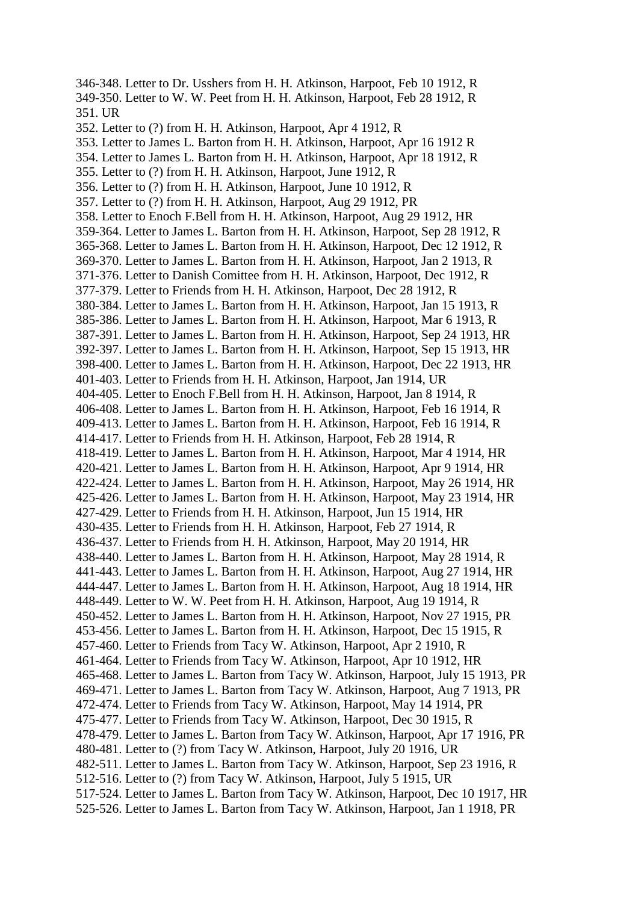346-348. Letter to Dr. Usshers from H. H. Atkinson, Harpoot, Feb 10 1912, R
349-350. Letter to W. W. Peet from H. H. Atkinson, Harpoot, Feb 28 1912, R
351. UR
352. Letter to (?) from H. H. Atkinson, Harpoot, Apr 4 1912, R
353. Letter to James L. Barton from H. H. Atkinson, Harpoot, Apr 16 1912 R
354. Letter to James L. Barton from H. H. Atkinson, Harpoot, Apr 18 1912, R
355. Letter to (?) from H. H. Atkinson, Harpoot, June 1912, R
356. Letter to (?) from H. H. Atkinson, Harpoot, June 10 1912, R
357. Letter to (?) from H. H. Atkinson, Harpoot, Aug 29 1912, PR
358. Letter to Enoch F.Bell from H. H. Atkinson, Harpoot, Aug 29 1912, HR
359-364. Letter to James L. Barton from H. H. Atkinson, Harpoot, Sep 28 1912, R
365-368. Letter to James L. Barton from H. H. Atkinson, Harpoot, Dec 12 1912, R
369-370. Letter to James L. Barton from H. H. Atkinson, Harpoot, Jan 2 1913, R
371-376. Letter to Danish Comittee from H. H. Atkinson, Harpoot, Dec 1912, R
377-379. Letter to Friends from H. H. Atkinson, Harpoot, Dec 28 1912, R
380-384. Letter to James L. Barton from H. H. Atkinson, Harpoot, Jan 15 1913, R
385-386. Letter to James L. Barton from H. H. Atkinson, Harpoot, Mar 6 1913, R
387-391. Letter to James L. Barton from H. H. Atkinson, Harpoot, Sep 24 1913, HR
392-397. Letter to James L. Barton from H. H. Atkinson, Harpoot, Sep 15 1913, HR
398-400. Letter to James L. Barton from H. H. Atkinson, Harpoot, Dec 22 1913, HR
401-403. Letter to Friends from H. H. Atkinson, Harpoot, Jan 1914, UR
404-405. Letter to Enoch F.Bell from H. H. Atkinson, Harpoot, Jan 8 1914, R
406-408. Letter to James L. Barton from H. H. Atkinson, Harpoot, Feb 16 1914, R
409-413. Letter to James L. Barton from H. H. Atkinson, Harpoot, Feb 16 1914, R
414-417. Letter to Friends from H. H. Atkinson, Harpoot, Feb 28 1914, R
418-419. Letter to James L. Barton from H. H. Atkinson, Harpoot, Mar 4 1914, HR
420-421. Letter to James L. Barton from H. H. Atkinson, Harpoot, Apr 9 1914, HR
422-424. Letter to James L. Barton from H. H. Atkinson, Harpoot, May 26 1914, HR
425-426. Letter to James L. Barton from H. H. Atkinson, Harpoot, May 23 1914, HR
427-429. Letter to Friends from H. H. Atkinson, Harpoot, Jun 15 1914, HR
430-435. Letter to Friends from H. H. Atkinson, Harpoot, Feb 27 1914, R
436-437. Letter to Friends from H. H. Atkinson, Harpoot, May 20 1914, HR
438-440. Letter to James L. Barton from H. H. Atkinson, Harpoot, May 28 1914, R
441-443. Letter to James L. Barton from H. H. Atkinson, Harpoot, Aug 27 1914, HR
444-447. Letter to James L. Barton from H. H. Atkinson, Harpoot, Aug 18 1914, HR
448-449. Letter to W. W. Peet from H. H. Atkinson, Harpoot, Aug 19 1914, R
450-452. Letter to James L. Barton from H. H. Atkinson, Harpoot, Nov 27 1915, PR
453-456. Letter to James L. Barton from H. H. Atkinson, Harpoot, Dec 15 1915, R
457-460. Letter to Friends from Tacy W. Atkinson, Harpoot, Apr 2 1910, R
461-464. Letter to Friends from Tacy W. Atkinson, Harpoot, Apr 10 1912, HR
465-468. Letter to James L. Barton from Tacy W. Atkinson, Harpoot, July 15 1913, PR
469-471. Letter to James L. Barton from Tacy W. Atkinson, Harpoot, Aug 7 1913, PR
472-474. Letter to Friends from Tacy W. Atkinson, Harpoot, May 14 1914, PR
475-477. Letter to Friends from Tacy W. Atkinson, Harpoot, Dec 30 1915, R
478-479. Letter to James L. Barton from Tacy W. Atkinson, Harpoot, Apr 17 1916, PR
480-481. Letter to (?) from Tacy W. Atkinson, Harpoot, July 20 1916, UR
482-511. Letter to James L. Barton from Tacy W. Atkinson, Harpoot, Sep 23 1916, R
512-516. Letter to (?) from Tacy W. Atkinson, Harpoot, July 5 1915, UR
517-524. Letter to James L. Barton from Tacy W. Atkinson, Harpoot, Dec 10 1917, HR
525-526. Letter to James L. Barton from Tacy W. Atkinson, Harpoot, Jan 1 1918, PR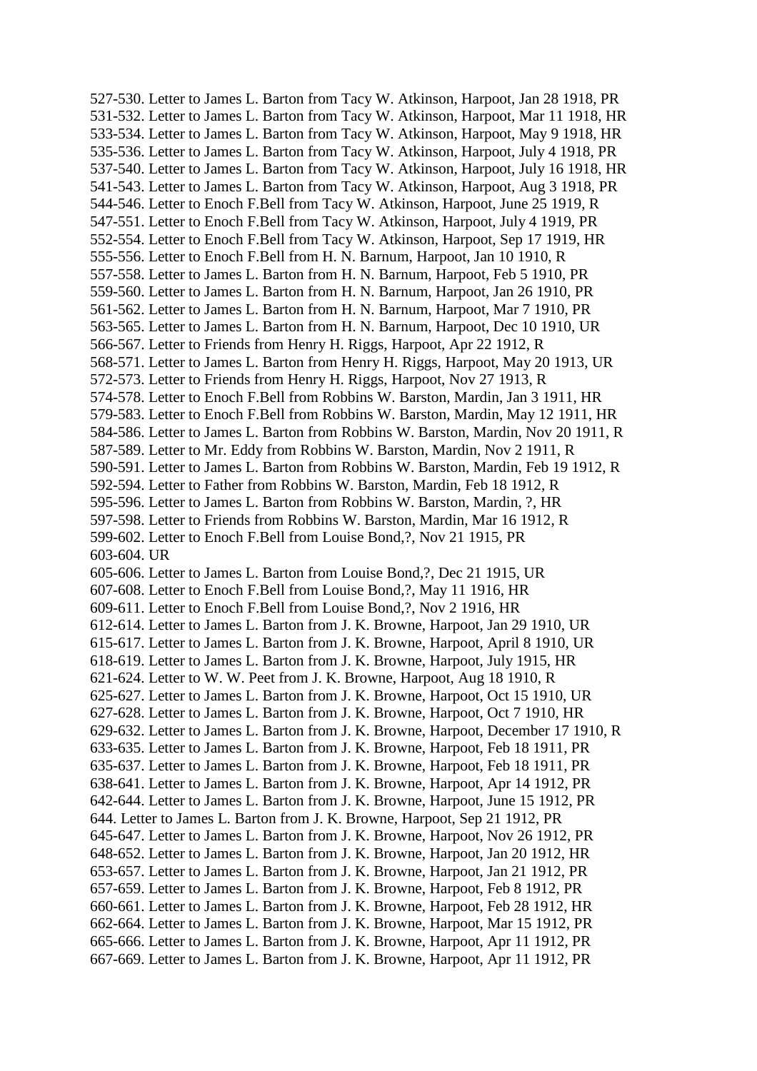527-530. Letter to James L. Barton from Tacy W. Atkinson, Harpoot, Jan 28 1918, PR
531-532. Letter to James L. Barton from Tacy W. Atkinson, Harpoot, Mar 11 1918, HR
533-534. Letter to James L. Barton from Tacy W. Atkinson, Harpoot, May 9 1918, HR
535-536. Letter to James L. Barton from Tacy W. Atkinson, Harpoot, July 4 1918, PR
537-540. Letter to James L. Barton from Tacy W. Atkinson, Harpoot, July 16 1918, HR
541-543. Letter to James L. Barton from Tacy W. Atkinson, Harpoot, Aug 3 1918, PR
544-546. Letter to Enoch F.Bell from Tacy W. Atkinson, Harpoot, June 25 1919, R
547-551. Letter to Enoch F.Bell from Tacy W. Atkinson, Harpoot, July 4 1919, PR
552-554. Letter to Enoch F.Bell from Tacy W. Atkinson, Harpoot, Sep 17 1919, HR
555-556. Letter to Enoch F.Bell from H. N. Barnum, Harpoot, Jan 10 1910, R
557-558. Letter to James L. Barton from H. N. Barnum, Harpoot, Feb 5 1910, PR
559-560. Letter to James L. Barton from H. N. Barnum, Harpoot, Jan 26 1910, PR
561-562. Letter to James L. Barton from H. N. Barnum, Harpoot, Mar 7 1910, PR
563-565. Letter to James L. Barton from H. N. Barnum, Harpoot, Dec 10 1910, UR
566-567. Letter to Friends from Henry H. Riggs, Harpoot, Apr 22 1912, R
568-571. Letter to James L. Barton from Henry H. Riggs, Harpoot, May 20 1913, UR
572-573. Letter to Friends from Henry H. Riggs, Harpoot, Nov 27 1913, R
574-578. Letter to Enoch F.Bell from Robbins W. Barston, Mardin, Jan 3 1911, HR
579-583. Letter to Enoch F.Bell from Robbins W. Barston, Mardin, May 12 1911, HR
584-586. Letter to James L. Barton from Robbins W. Barston, Mardin, Nov 20 1911, R
587-589. Letter to Mr. Eddy from Robbins W. Barston, Mardin, Nov 2 1911, R
590-591. Letter to James L. Barton from Robbins W. Barston, Mardin, Feb 19 1912, R
592-594. Letter to Father from Robbins W. Barston, Mardin, Feb 18 1912, R
595-596. Letter to James L. Barton from Robbins W. Barston, Mardin, ?, HR
597-598. Letter to Friends from Robbins W. Barston, Mardin, Mar 16 1912, R
599-602. Letter to Enoch F.Bell from Louise Bond,?, Nov 21 1915, PR
603-604. UR
605-606. Letter to James L. Barton from Louise Bond,?, Dec 21 1915, UR
607-608. Letter to Enoch F.Bell from Louise Bond,?, May 11 1916, HR
609-611. Letter to Enoch F.Bell from Louise Bond,?, Nov 2 1916, HR
612-614. Letter to James L. Barton from J. K. Browne, Harpoot, Jan 29 1910, UR
615-617. Letter to James L. Barton from J. K. Browne, Harpoot, April 8 1910, UR
618-619. Letter to James L. Barton from J. K. Browne, Harpoot, July 1915, HR
621-624. Letter to W. W. Peet from J. K. Browne, Harpoot, Aug 18 1910, R
625-627. Letter to James L. Barton from J. K. Browne, Harpoot, Oct 15 1910, UR
627-628. Letter to James L. Barton from J. K. Browne, Harpoot, Oct 7 1910, HR
629-632. Letter to James L. Barton from J. K. Browne, Harpoot, December 17 1910, R
633-635. Letter to James L. Barton from J. K. Browne, Harpoot, Feb 18 1911, PR
635-637. Letter to James L. Barton from J. K. Browne, Harpoot, Feb 18 1911, PR
638-641. Letter to James L. Barton from J. K. Browne, Harpoot, Apr 14 1912, PR
642-644. Letter to James L. Barton from J. K. Browne, Harpoot, June 15 1912, PR
644. Letter to James L. Barton from J. K. Browne, Harpoot, Sep 21 1912, PR
645-647. Letter to James L. Barton from J. K. Browne, Harpoot, Nov 26 1912, PR
648-652. Letter to James L. Barton from J. K. Browne, Harpoot, Jan 20 1912, HR
653-657. Letter to James L. Barton from J. K. Browne, Harpoot, Jan 21 1912, PR
657-659. Letter to James L. Barton from J. K. Browne, Harpoot, Feb 8 1912, PR
660-661. Letter to James L. Barton from J. K. Browne, Harpoot, Feb 28 1912, HR
662-664. Letter to James L. Barton from J. K. Browne, Harpoot, Mar 15 1912, PR
665-666. Letter to James L. Barton from J. K. Browne, Harpoot, Apr 11 1912, PR
667-669. Letter to James L. Barton from J. K. Browne, Harpoot, Apr 11 1912, PR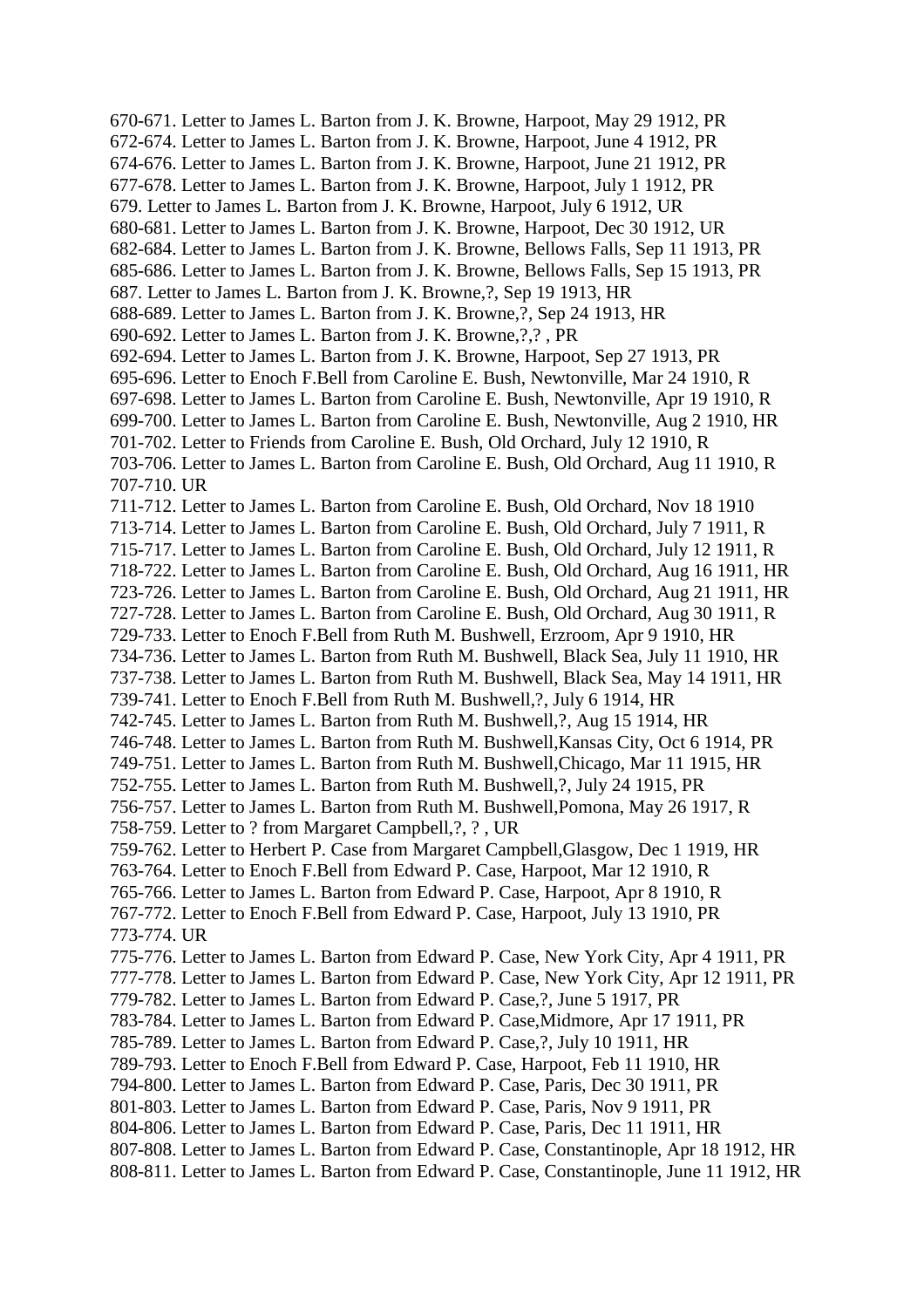670-671. Letter to James L. Barton from J. K. Browne, Harpoot, May 29 1912, PR
672-674. Letter to James L. Barton from J. K. Browne, Harpoot, June 4 1912, PR
674-676. Letter to James L. Barton from J. K. Browne, Harpoot, June 21 1912, PR
677-678. Letter to James L. Barton from J. K. Browne, Harpoot, July 1 1912, PR
679. Letter to James L. Barton from J. K. Browne, Harpoot, July 6 1912, UR
680-681. Letter to James L. Barton from J. K. Browne, Harpoot, Dec 30 1912, UR
682-684. Letter to James L. Barton from J. K. Browne, Bellows Falls, Sep 11 1913, PR
685-686. Letter to James L. Barton from J. K. Browne, Bellows Falls, Sep 15 1913, PR
687. Letter to James L. Barton from J. K. Browne,?, Sep 19 1913, HR
688-689. Letter to James L. Barton from J. K. Browne,?, Sep 24 1913, HR
690-692. Letter to James L. Barton from J. K. Browne,?,? , PR
692-694. Letter to James L. Barton from J. K. Browne, Harpoot, Sep 27 1913, PR
695-696. Letter to Enoch F.Bell from Caroline E. Bush, Newtonville, Mar 24 1910, R
697-698. Letter to James L. Barton from Caroline E. Bush, Newtonville, Apr 19 1910, R
699-700. Letter to James L. Barton from Caroline E. Bush, Newtonville, Aug 2 1910, HR
701-702. Letter to Friends from Caroline E. Bush, Old Orchard, July 12 1910, R
703-706. Letter to James L. Barton from Caroline E. Bush, Old Orchard, Aug 11 1910, R
707-710. UR
711-712. Letter to James L. Barton from Caroline E. Bush, Old Orchard, Nov 18 1910
713-714. Letter to James L. Barton from Caroline E. Bush, Old Orchard, July 7 1911, R
715-717. Letter to James L. Barton from Caroline E. Bush, Old Orchard, July 12 1911, R
718-722. Letter to James L. Barton from Caroline E. Bush, Old Orchard, Aug 16 1911, HR
723-726. Letter to James L. Barton from Caroline E. Bush, Old Orchard, Aug 21 1911, HR
727-728. Letter to James L. Barton from Caroline E. Bush, Old Orchard, Aug 30 1911, R
729-733. Letter to Enoch F.Bell from Ruth M. Bushwell, Erzroom, Apr 9 1910, HR
734-736. Letter to James L. Barton from Ruth M. Bushwell, Black Sea, July 11 1910, HR
737-738. Letter to James L. Barton from Ruth M. Bushwell, Black Sea, May 14 1911, HR
739-741. Letter to Enoch F.Bell from Ruth M. Bushwell,?, July 6 1914, HR
742-745. Letter to James L. Barton from Ruth M. Bushwell,?, Aug 15 1914, HR
746-748. Letter to James L. Barton from Ruth M. Bushwell,Kansas City, Oct 6 1914, PR
749-751. Letter to James L. Barton from Ruth M. Bushwell,Chicago, Mar 11 1915, HR
752-755. Letter to James L. Barton from Ruth M. Bushwell,?, July 24 1915, PR
756-757. Letter to James L. Barton from Ruth M. Bushwell,Pomona, May 26 1917, R
758-759. Letter to ? from Margaret Campbell,?, ? , UR
759-762. Letter to Herbert P. Case from Margaret Campbell,Glasgow, Dec 1 1919, HR
763-764. Letter to Enoch F.Bell from Edward P. Case, Harpoot, Mar 12 1910, R
765-766. Letter to James L. Barton from Edward P. Case, Harpoot, Apr 8 1910, R
767-772. Letter to Enoch F.Bell from Edward P. Case, Harpoot, July 13 1910, PR
773-774. UR
775-776. Letter to James L. Barton from Edward P. Case, New York City, Apr 4 1911, PR
777-778. Letter to James L. Barton from Edward P. Case, New York City, Apr 12 1911, PR
779-782. Letter to James L. Barton from Edward P. Case,?, June 5 1917, PR
783-784. Letter to James L. Barton from Edward P. Case,Midmore, Apr 17 1911, PR
785-789. Letter to James L. Barton from Edward P. Case,?, July 10 1911, HR
789-793. Letter to Enoch F.Bell from Edward P. Case, Harpoot, Feb 11 1910, HR
794-800. Letter to James L. Barton from Edward P. Case, Paris, Dec 30 1911, PR
801-803. Letter to James L. Barton from Edward P. Case, Paris, Nov 9 1911, PR
804-806. Letter to James L. Barton from Edward P. Case, Paris, Dec 11 1911, HR
807-808. Letter to James L. Barton from Edward P. Case, Constantinople, Apr 18 1912, HR
808-811. Letter to James L. Barton from Edward P. Case, Constantinople, June 11 1912, HR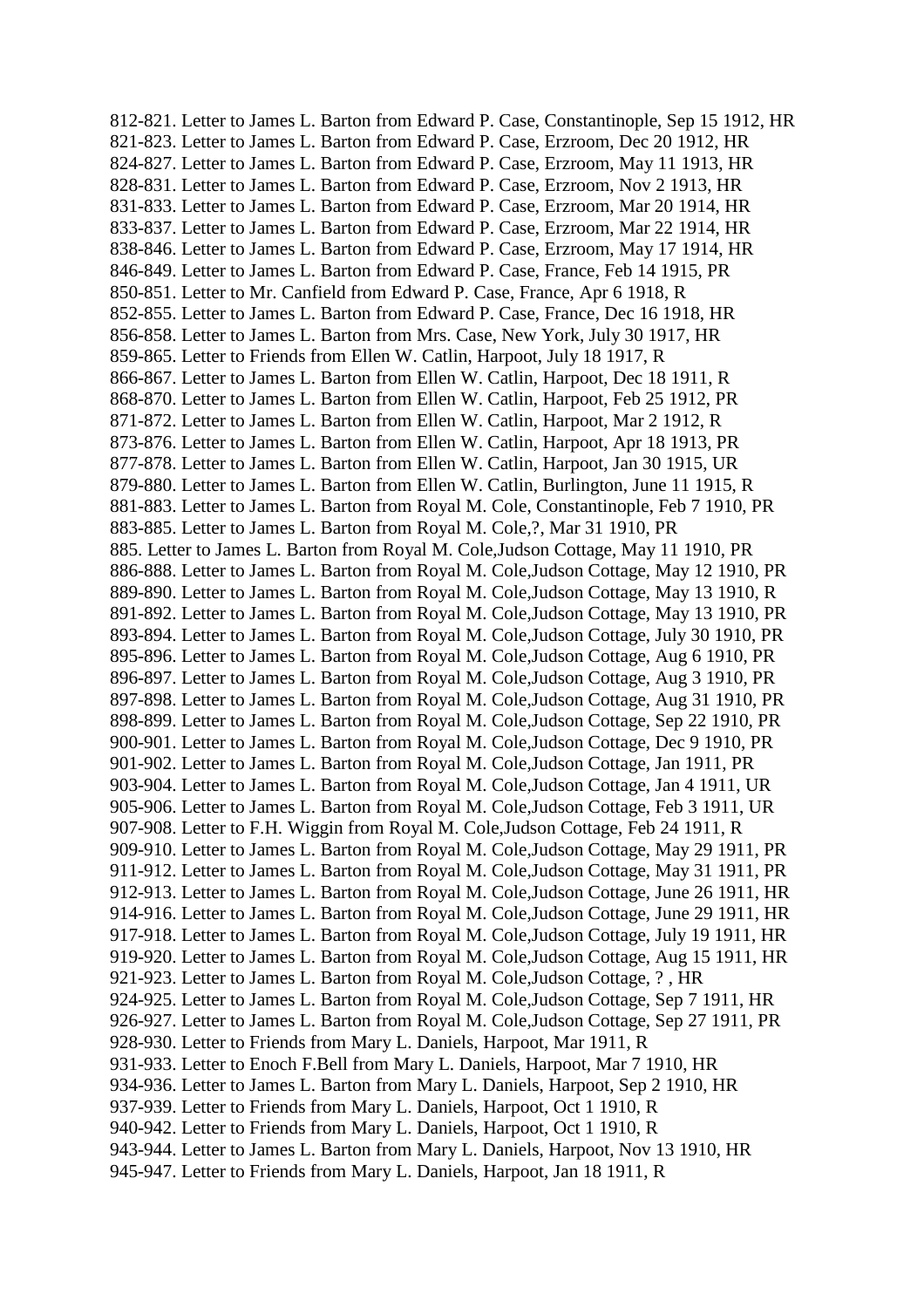812-821. Letter to James L. Barton from Edward P. Case, Constantinople, Sep 15 1912, HR
821-823. Letter to James L. Barton from Edward P. Case, Erzroom, Dec 20 1912, HR
824-827. Letter to James L. Barton from Edward P. Case, Erzroom, May 11 1913, HR
828-831. Letter to James L. Barton from Edward P. Case, Erzroom, Nov 2 1913, HR
831-833. Letter to James L. Barton from Edward P. Case, Erzroom, Mar 20 1914, HR
833-837. Letter to James L. Barton from Edward P. Case, Erzroom, Mar 22 1914, HR
838-846. Letter to James L. Barton from Edward P. Case, Erzroom, May 17 1914, HR
846-849. Letter to James L. Barton from Edward P. Case, France, Feb 14 1915, PR
850-851. Letter to Mr. Canfield from Edward P. Case, France, Apr 6 1918, R
852-855. Letter to James L. Barton from Edward P. Case, France, Dec 16 1918, HR
856-858. Letter to James L. Barton from Mrs. Case, New York, July 30 1917, HR
859-865. Letter to Friends from Ellen W. Catlin, Harpoot, July 18 1917, R
866-867. Letter to James L. Barton from Ellen W. Catlin, Harpoot, Dec 18 1911, R
868-870. Letter to James L. Barton from Ellen W. Catlin, Harpoot, Feb 25 1912, PR
871-872. Letter to James L. Barton from Ellen W. Catlin, Harpoot, Mar 2 1912, R
873-876. Letter to James L. Barton from Ellen W. Catlin, Harpoot, Apr 18 1913, PR
877-878. Letter to James L. Barton from Ellen W. Catlin, Harpoot, Jan 30 1915, UR
879-880. Letter to James L. Barton from Ellen W. Catlin, Burlington, June 11 1915, R
881-883. Letter to James L. Barton from Royal M. Cole, Constantinople, Feb 7 1910, PR
883-885. Letter to James L. Barton from Royal M. Cole,?, Mar 31 1910, PR
885. Letter to James L. Barton from Royal M. Cole,Judson Cottage, May 11 1910, PR
886-888. Letter to James L. Barton from Royal M. Cole,Judson Cottage, May 12 1910, PR
889-890. Letter to James L. Barton from Royal M. Cole,Judson Cottage, May 13 1910, R
891-892. Letter to James L. Barton from Royal M. Cole,Judson Cottage, May 13 1910, PR
893-894. Letter to James L. Barton from Royal M. Cole,Judson Cottage, July 30 1910, PR
895-896. Letter to James L. Barton from Royal M. Cole,Judson Cottage, Aug 6 1910, PR
896-897. Letter to James L. Barton from Royal M. Cole,Judson Cottage, Aug 3 1910, PR
897-898. Letter to James L. Barton from Royal M. Cole,Judson Cottage, Aug 31 1910, PR
898-899. Letter to James L. Barton from Royal M. Cole,Judson Cottage, Sep 22 1910, PR
900-901. Letter to James L. Barton from Royal M. Cole,Judson Cottage, Dec 9 1910, PR
901-902. Letter to James L. Barton from Royal M. Cole,Judson Cottage, Jan 1911, PR
903-904. Letter to James L. Barton from Royal M. Cole,Judson Cottage, Jan 4 1911, UR
905-906. Letter to James L. Barton from Royal M. Cole,Judson Cottage, Feb 3 1911, UR
907-908. Letter to F.H. Wiggin from Royal M. Cole,Judson Cottage, Feb 24 1911, R
909-910. Letter to James L. Barton from Royal M. Cole,Judson Cottage, May 29 1911, PR
911-912. Letter to James L. Barton from Royal M. Cole,Judson Cottage, May 31 1911, PR
912-913. Letter to James L. Barton from Royal M. Cole,Judson Cottage, June 26 1911, HR
914-916. Letter to James L. Barton from Royal M. Cole,Judson Cottage, June 29 1911, HR
917-918. Letter to James L. Barton from Royal M. Cole,Judson Cottage, July 19 1911, HR
919-920. Letter to James L. Barton from Royal M. Cole,Judson Cottage, Aug 15 1911, HR
921-923. Letter to James L. Barton from Royal M. Cole,Judson Cottage, ? , HR
924-925. Letter to James L. Barton from Royal M. Cole,Judson Cottage, Sep 7 1911, HR
926-927. Letter to James L. Barton from Royal M. Cole,Judson Cottage, Sep 27 1911, PR
928-930. Letter to Friends from Mary L. Daniels, Harpoot, Mar 1911, R
931-933. Letter to Enoch F.Bell from Mary L. Daniels, Harpoot, Mar 7 1910, HR
934-936. Letter to James L. Barton from Mary L. Daniels, Harpoot, Sep 2 1910, HR
937-939. Letter to Friends from Mary L. Daniels, Harpoot, Oct 1 1910, R
940-942. Letter to Friends from Mary L. Daniels, Harpoot, Oct 1 1910, R
943-944. Letter to James L. Barton from Mary L. Daniels, Harpoot, Nov 13 1910, HR
945-947. Letter to Friends from Mary L. Daniels, Harpoot, Jan 18 1911, R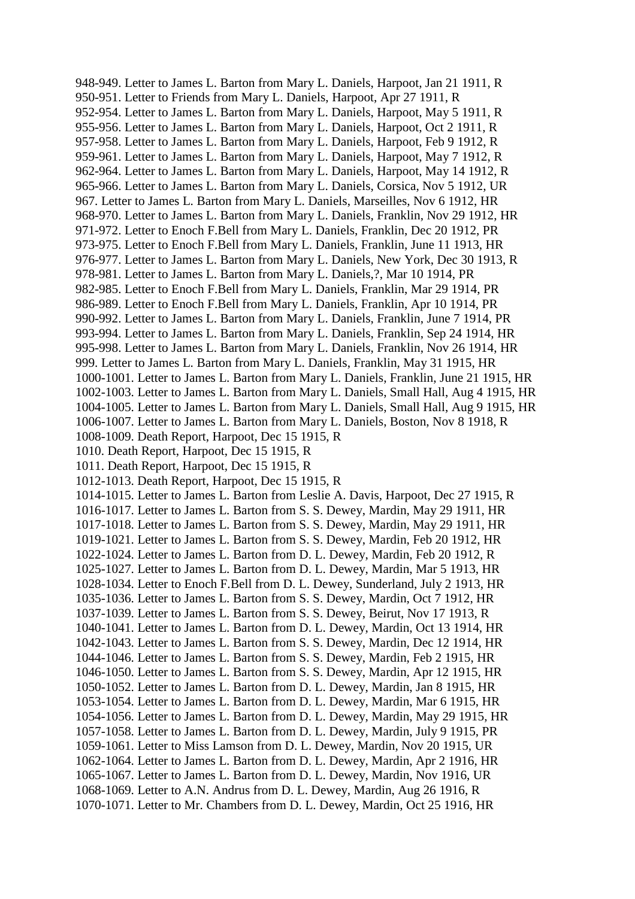948-949. Letter to James L. Barton from Mary L. Daniels, Harpoot, Jan 21 1911, R
950-951. Letter to Friends from Mary L. Daniels, Harpoot, Apr 27 1911, R
952-954. Letter to James L. Barton from Mary L. Daniels, Harpoot, May 5 1911, R
955-956. Letter to James L. Barton from Mary L. Daniels, Harpoot, Oct 2 1911, R
957-958. Letter to James L. Barton from Mary L. Daniels, Harpoot, Feb 9 1912, R
959-961. Letter to James L. Barton from Mary L. Daniels, Harpoot, May 7 1912, R
962-964. Letter to James L. Barton from Mary L. Daniels, Harpoot, May 14 1912, R
965-966. Letter to James L. Barton from Mary L. Daniels, Corsica, Nov 5 1912, UR
967. Letter to James L. Barton from Mary L. Daniels, Marseilles, Nov 6 1912, HR
968-970. Letter to James L. Barton from Mary L. Daniels, Franklin, Nov 29 1912, HR
971-972. Letter to Enoch F.Bell from Mary L. Daniels, Franklin, Dec 20 1912, PR
973-975. Letter to Enoch F.Bell from Mary L. Daniels, Franklin, June 11 1913, HR
976-977. Letter to James L. Barton from Mary L. Daniels, New York, Dec 30 1913, R
978-981. Letter to James L. Barton from Mary L. Daniels,?, Mar 10 1914, PR
982-985. Letter to Enoch F.Bell from Mary L. Daniels, Franklin, Mar 29 1914, PR
986-989. Letter to Enoch F.Bell from Mary L. Daniels, Franklin, Apr 10 1914, PR
990-992. Letter to James L. Barton from Mary L. Daniels, Franklin, June 7 1914, PR
993-994. Letter to James L. Barton from Mary L. Daniels, Franklin, Sep 24 1914, HR
995-998. Letter to James L. Barton from Mary L. Daniels, Franklin, Nov 26 1914, HR
999. Letter to James L. Barton from Mary L. Daniels, Franklin, May 31 1915, HR
1000-1001. Letter to James L. Barton from Mary L. Daniels, Franklin, June 21 1915, HR
1002-1003. Letter to James L. Barton from Mary L. Daniels, Small Hall, Aug 4 1915, HR
1004-1005. Letter to James L. Barton from Mary L. Daniels, Small Hall, Aug 9 1915, HR
1006-1007. Letter to James L. Barton from Mary L. Daniels, Boston, Nov 8 1918, R
1008-1009. Death Report, Harpoot, Dec 15 1915, R
1010. Death Report, Harpoot, Dec 15 1915, R
1011. Death Report, Harpoot, Dec 15 1915, R
1012-1013. Death Report, Harpoot, Dec 15 1915, R
1014-1015. Letter to James L. Barton from Leslie A. Davis, Harpoot, Dec 27 1915, R
1016-1017. Letter to James L. Barton from S. S. Dewey, Mardin, May 29 1911, HR
1017-1018. Letter to James L. Barton from S. S. Dewey, Mardin, May 29 1911, HR
1019-1021. Letter to James L. Barton from S. S. Dewey, Mardin, Feb 20 1912, HR
1022-1024. Letter to James L. Barton from D. L. Dewey, Mardin, Feb 20 1912, R
1025-1027. Letter to James L. Barton from D. L. Dewey, Mardin, Mar 5 1913, HR
1028-1034. Letter to Enoch F.Bell from D. L. Dewey, Sunderland, July 2 1913, HR
1035-1036. Letter to James L. Barton from S. S. Dewey, Mardin, Oct 7 1912, HR
1037-1039. Letter to James L. Barton from S. S. Dewey, Beirut, Nov 17 1913, R
1040-1041. Letter to James L. Barton from D. L. Dewey, Mardin, Oct 13 1914, HR
1042-1043. Letter to James L. Barton from S. S. Dewey, Mardin, Dec 12 1914, HR
1044-1046. Letter to James L. Barton from S. S. Dewey, Mardin, Feb 2 1915, HR
1046-1050. Letter to James L. Barton from S. S. Dewey, Mardin, Apr 12 1915, HR
1050-1052. Letter to James L. Barton from D. L. Dewey, Mardin, Jan 8 1915, HR
1053-1054. Letter to James L. Barton from D. L. Dewey, Mardin, Mar 6 1915, HR
1054-1056. Letter to James L. Barton from D. L. Dewey, Mardin, May 29 1915, HR
1057-1058. Letter to James L. Barton from D. L. Dewey, Mardin, July 9 1915, PR
1059-1061. Letter to Miss Lamson from D. L. Dewey, Mardin, Nov 20 1915, UR
1062-1064. Letter to James L. Barton from D. L. Dewey, Mardin, Apr 2 1916, HR
1065-1067. Letter to James L. Barton from D. L. Dewey, Mardin, Nov 1916, UR
1068-1069. Letter to A.N. Andrus from D. L. Dewey, Mardin, Aug 26 1916, R
1070-1071. Letter to Mr. Chambers from D. L. Dewey, Mardin, Oct 25 1916, HR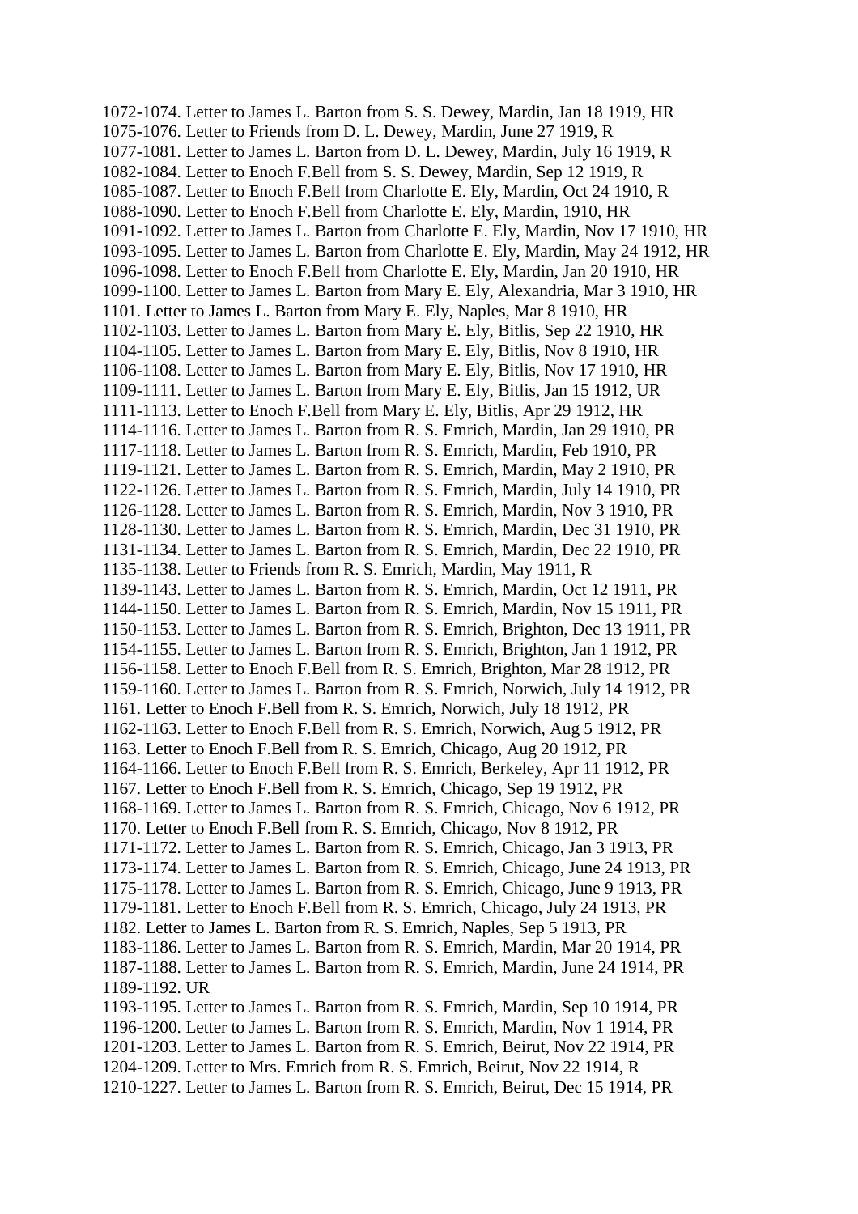1072-1074. Letter to James L. Barton from S. S. Dewey, Mardin, Jan 18 1919, HR
1075-1076. Letter to Friends from D. L. Dewey, Mardin, June 27 1919, R
1077-1081. Letter to James L. Barton from D. L. Dewey, Mardin, July 16 1919, R
1082-1084. Letter to Enoch F.Bell from S. S. Dewey, Mardin, Sep 12 1919, R
1085-1087. Letter to Enoch F.Bell from Charlotte E. Ely, Mardin, Oct 24 1910, R
1088-1090. Letter to Enoch F.Bell from Charlotte E. Ely, Mardin, 1910, HR
1091-1092. Letter to James L. Barton from Charlotte E. Ely, Mardin, Nov 17 1910, HR
1093-1095. Letter to James L. Barton from Charlotte E. Ely, Mardin, May 24 1912, HR
1096-1098. Letter to Enoch F.Bell from Charlotte E. Ely, Mardin, Jan 20 1910, HR
1099-1100. Letter to James L. Barton from Mary E. Ely, Alexandria, Mar 3 1910, HR
1101. Letter to James L. Barton from Mary E. Ely, Naples, Mar 8 1910, HR
1102-1103. Letter to James L. Barton from Mary E. Ely, Bitlis, Sep 22 1910, HR
1104-1105. Letter to James L. Barton from Mary E. Ely, Bitlis, Nov 8 1910, HR
1106-1108. Letter to James L. Barton from Mary E. Ely, Bitlis, Nov 17 1910, HR
1109-1111. Letter to James L. Barton from Mary E. Ely, Bitlis, Jan 15 1912, UR
1111-1113. Letter to Enoch F.Bell from Mary E. Ely, Bitlis, Apr 29 1912, HR
1114-1116. Letter to James L. Barton from R. S. Emrich, Mardin, Jan 29 1910, PR
1117-1118. Letter to James L. Barton from R. S. Emrich, Mardin, Feb 1910, PR
1119-1121. Letter to James L. Barton from R. S. Emrich, Mardin, May 2 1910, PR
1122-1126. Letter to James L. Barton from R. S. Emrich, Mardin, July 14 1910, PR
1126-1128. Letter to James L. Barton from R. S. Emrich, Mardin, Nov 3 1910, PR
1128-1130. Letter to James L. Barton from R. S. Emrich, Mardin, Dec 31 1910, PR
1131-1134. Letter to James L. Barton from R. S. Emrich, Mardin, Dec 22 1910, PR
1135-1138. Letter to Friends from R. S. Emrich, Mardin, May 1911, R
1139-1143. Letter to James L. Barton from R. S. Emrich, Mardin, Oct 12 1911, PR
1144-1150. Letter to James L. Barton from R. S. Emrich, Mardin, Nov 15 1911, PR
1150-1153. Letter to James L. Barton from R. S. Emrich, Brighton, Dec 13 1911, PR
1154-1155. Letter to James L. Barton from R. S. Emrich, Brighton, Jan 1 1912, PR
1156-1158. Letter to Enoch F.Bell from R. S. Emrich, Brighton, Mar 28 1912, PR
1159-1160. Letter to James L. Barton from R. S. Emrich, Norwich, July 14 1912, PR
1161. Letter to Enoch F.Bell from R. S. Emrich, Norwich, July 18 1912, PR
1162-1163. Letter to Enoch F.Bell from R. S. Emrich, Norwich, Aug 5 1912, PR
1163. Letter to Enoch F.Bell from R. S. Emrich, Chicago, Aug 20 1912, PR
1164-1166. Letter to Enoch F.Bell from R. S. Emrich, Berkeley, Apr 11 1912, PR
1167. Letter to Enoch F.Bell from R. S. Emrich, Chicago, Sep 19 1912, PR
1168-1169. Letter to James L. Barton from R. S. Emrich, Chicago, Nov 6 1912, PR
1170. Letter to Enoch F.Bell from R. S. Emrich, Chicago, Nov 8 1912, PR
1171-1172. Letter to James L. Barton from R. S. Emrich, Chicago, Jan 3 1913, PR
1173-1174. Letter to James L. Barton from R. S. Emrich, Chicago, June 24 1913, PR
1175-1178. Letter to James L. Barton from R. S. Emrich, Chicago, June 9 1913, PR
1179-1181. Letter to Enoch F.Bell from R. S. Emrich, Chicago, July 24 1913, PR
1182. Letter to James L. Barton from R. S. Emrich, Naples, Sep 5 1913, PR
1183-1186. Letter to James L. Barton from R. S. Emrich, Mardin, Mar 20 1914, PR
1187-1188. Letter to James L. Barton from R. S. Emrich, Mardin, June 24 1914, PR
1189-1192. UR
1193-1195. Letter to James L. Barton from R. S. Emrich, Mardin, Sep 10 1914, PR
1196-1200. Letter to James L. Barton from R. S. Emrich, Mardin, Nov 1 1914, PR
1201-1203. Letter to James L. Barton from R. S. Emrich, Beirut, Nov 22 1914, PR
1204-1209. Letter to Mrs. Emrich from R. S. Emrich, Beirut, Nov 22 1914, R
1210-1227. Letter to James L. Barton from R. S. Emrich, Beirut, Dec 15 1914, PR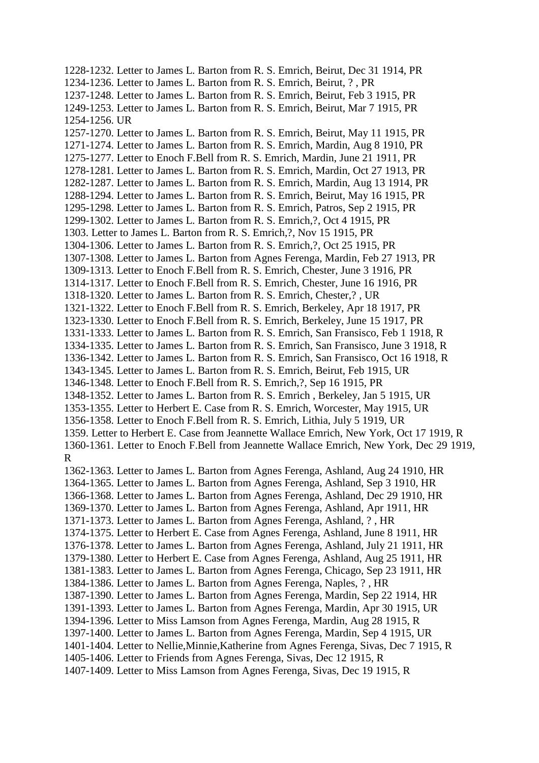1228-1232. Letter to James L. Barton from R. S. Emrich, Beirut, Dec 31 1914, PR
1234-1236. Letter to James L. Barton from R. S. Emrich, Beirut, ? , PR
1237-1248. Letter to James L. Barton from R. S. Emrich, Beirut, Feb 3 1915, PR
1249-1253. Letter to James L. Barton from R. S. Emrich, Beirut, Mar 7 1915, PR
1254-1256. UR
1257-1270. Letter to James L. Barton from R. S. Emrich, Beirut, May 11 1915, PR
1271-1274. Letter to James L. Barton from R. S. Emrich, Mardin, Aug 8 1910, PR
1275-1277. Letter to Enoch F.Bell from R. S. Emrich, Mardin, June 21 1911, PR
1278-1281. Letter to James L. Barton from R. S. Emrich, Mardin, Oct 27 1913, PR
1282-1287. Letter to James L. Barton from R. S. Emrich, Mardin, Aug 13 1914, PR
1288-1294. Letter to James L. Barton from R. S. Emrich, Beirut, May 16 1915, PR
1295-1298. Letter to James L. Barton from R. S. Emrich, Patros, Sep 2 1915, PR
1299-1302. Letter to James L. Barton from R. S. Emrich,?, Oct 4 1915, PR
1303. Letter to James L. Barton from R. S. Emrich,?, Nov 15 1915, PR
1304-1306. Letter to James L. Barton from R. S. Emrich,?, Oct 25 1915, PR
1307-1308. Letter to James L. Barton from Agnes Ferenga, Mardin, Feb 27 1913, PR
1309-1313. Letter to Enoch F.Bell from R. S. Emrich, Chester, June 3 1916, PR
1314-1317. Letter to Enoch F.Bell from R. S. Emrich, Chester, June 16 1916, PR
1318-1320. Letter to James L. Barton from R. S. Emrich, Chester,? , UR
1321-1322. Letter to Enoch F.Bell from R. S. Emrich, Berkeley, Apr 18 1917, PR
1323-1330. Letter to Enoch F.Bell from R. S. Emrich, Berkeley, June 15 1917, PR
1331-1333. Letter to James L. Barton from R. S. Emrich, San Fransisco, Feb 1 1918, R
1334-1335. Letter to James L. Barton from R. S. Emrich, San Fransisco, June 3 1918, R
1336-1342. Letter to James L. Barton from R. S. Emrich, San Fransisco, Oct 16 1918, R
1343-1345. Letter to James L. Barton from R. S. Emrich, Beirut, Feb 1915, UR
1346-1348. Letter to Enoch F.Bell from R. S. Emrich,?, Sep 16 1915, PR
1348-1352. Letter to James L. Barton from R. S. Emrich , Berkeley, Jan 5 1915, UR
1353-1355. Letter to Herbert E. Case from R. S. Emrich, Worcester, May 1915, UR
1356-1358. Letter to Enoch F.Bell from R. S. Emrich, Lithia, July 5 1919, UR
1359. Letter to Herbert E. Case from Jeannette Wallace Emrich, New York, Oct 17 1919, R
1360-1361. Letter to Enoch F.Bell from Jeannette Wallace Emrich, New York, Dec 29 1919, R
1362-1363. Letter to James L. Barton from Agnes Ferenga, Ashland, Aug 24 1910, HR
1364-1365. Letter to James L. Barton from Agnes Ferenga, Ashland, Sep 3 1910, HR
1366-1368. Letter to James L. Barton from Agnes Ferenga, Ashland, Dec 29 1910, HR
1369-1370. Letter to James L. Barton from Agnes Ferenga, Ashland, Apr 1911, HR
1371-1373. Letter to James L. Barton from Agnes Ferenga, Ashland, ? , HR
1374-1375. Letter to Herbert E. Case from Agnes Ferenga, Ashland, June 8 1911, HR
1376-1378. Letter to James L. Barton from Agnes Ferenga, Ashland, July 21 1911, HR
1379-1380. Letter to Herbert E. Case from Agnes Ferenga, Ashland, Aug 25 1911, HR
1381-1383. Letter to James L. Barton from Agnes Ferenga, Chicago, Sep 23 1911, HR
1384-1386. Letter to James L. Barton from Agnes Ferenga, Naples, ? , HR
1387-1390. Letter to James L. Barton from Agnes Ferenga, Mardin, Sep 22 1914, HR
1391-1393. Letter to James L. Barton from Agnes Ferenga, Mardin, Apr 30 1915, UR
1394-1396. Letter to Miss Lamson from Agnes Ferenga, Mardin, Aug 28 1915, R
1397-1400. Letter to James L. Barton from Agnes Ferenga, Mardin, Sep 4 1915, UR
1401-1404. Letter to Nellie,Minnie,Katherine from Agnes Ferenga, Sivas, Dec 7 1915, R
1405-1406. Letter to Friends from Agnes Ferenga, Sivas, Dec 12 1915, R
1407-1409. Letter to Miss Lamson from Agnes Ferenga, Sivas, Dec 19 1915, R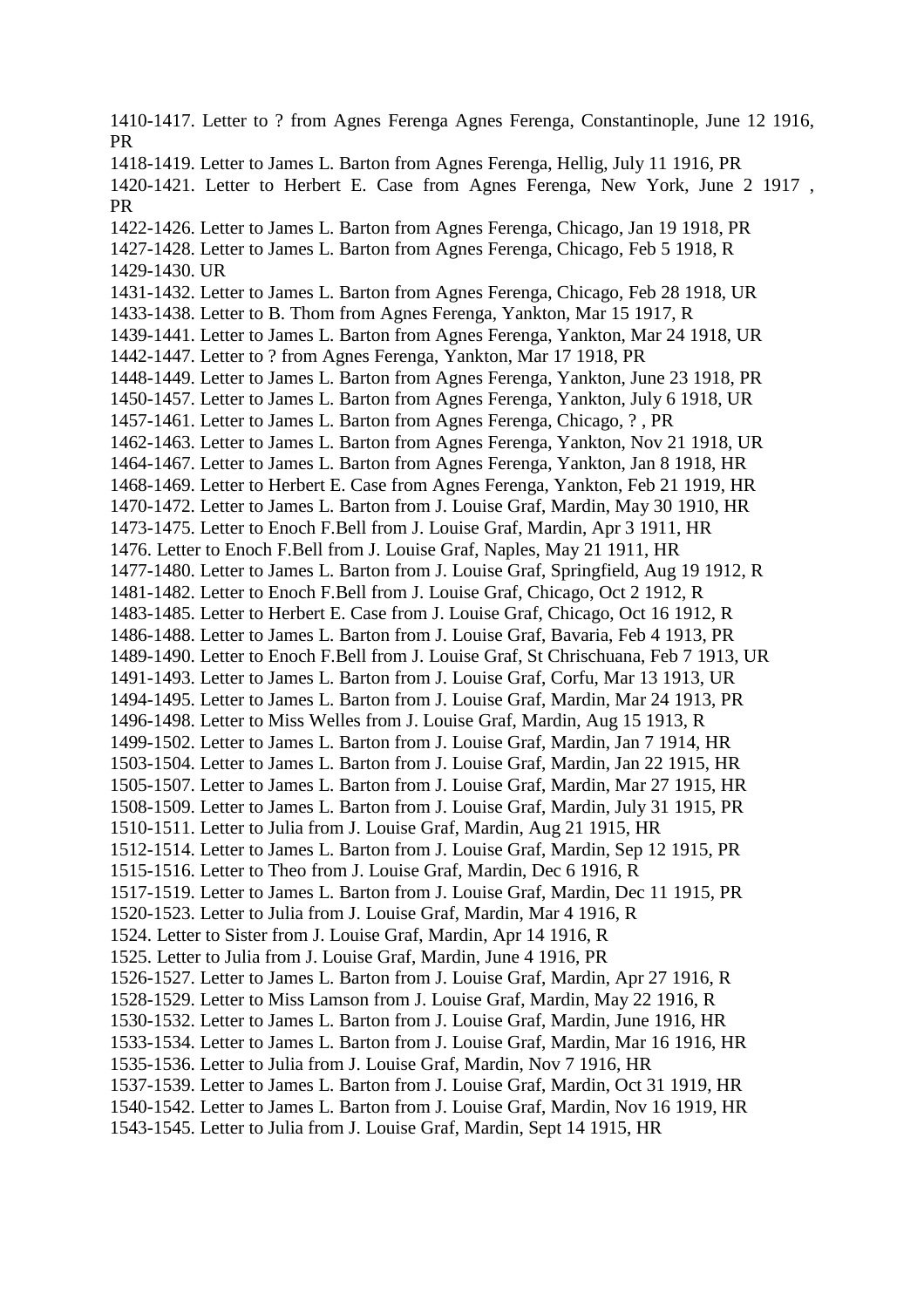1410-1417. Letter to ? from Agnes Ferenga Agnes Ferenga, Constantinople, June 12 1916, PR
1418-1419. Letter to James L. Barton from Agnes Ferenga, Hellig, July 11 1916, PR
1420-1421. Letter to Herbert E. Case from Agnes Ferenga, New York, June 2 1917 , PR
1422-1426. Letter to James L. Barton from Agnes Ferenga, Chicago, Jan 19 1918, PR
1427-1428. Letter to James L. Barton from Agnes Ferenga, Chicago, Feb 5 1918, R
1429-1430. UR
1431-1432. Letter to James L. Barton from Agnes Ferenga, Chicago, Feb 28 1918, UR
1433-1438. Letter to B. Thom from Agnes Ferenga, Yankton, Mar 15 1917, R
1439-1441. Letter to James L. Barton from Agnes Ferenga, Yankton, Mar 24 1918, UR
1442-1447. Letter to ? from Agnes Ferenga, Yankton, Mar 17 1918, PR
1448-1449. Letter to James L. Barton from Agnes Ferenga, Yankton, June 23 1918, PR
1450-1457. Letter to James L. Barton from Agnes Ferenga, Yankton, July 6 1918, UR
1457-1461. Letter to James L. Barton from Agnes Ferenga, Chicago, ? , PR
1462-1463. Letter to James L. Barton from Agnes Ferenga, Yankton, Nov 21 1918, UR
1464-1467. Letter to James L. Barton from Agnes Ferenga, Yankton, Jan 8 1918, HR
1468-1469. Letter to Herbert E. Case from Agnes Ferenga, Yankton, Feb 21 1919, HR
1470-1472. Letter to James L. Barton from J. Louise Graf, Mardin, May 30 1910, HR
1473-1475. Letter to Enoch F.Bell from J. Louise Graf, Mardin, Apr 3 1911, HR
1476. Letter to Enoch F.Bell from J. Louise Graf, Naples, May 21 1911, HR
1477-1480. Letter to James L. Barton from J. Louise Graf, Springfield, Aug 19 1912, R
1481-1482. Letter to Enoch F.Bell from J. Louise Graf, Chicago, Oct 2 1912, R
1483-1485. Letter to Herbert E. Case from J. Louise Graf, Chicago, Oct 16 1912, R
1486-1488. Letter to James L. Barton from J. Louise Graf, Bavaria, Feb 4 1913, PR
1489-1490. Letter to Enoch F.Bell from J. Louise Graf, St Chrischuana, Feb 7 1913, UR
1491-1493. Letter to James L. Barton from J. Louise Graf, Corfu, Mar 13 1913, UR
1494-1495. Letter to James L. Barton from J. Louise Graf, Mardin, Mar 24 1913, PR
1496-1498. Letter to Miss Welles from J. Louise Graf, Mardin, Aug 15 1913, R
1499-1502. Letter to James L. Barton from J. Louise Graf, Mardin, Jan 7 1914, HR
1503-1504. Letter to James L. Barton from J. Louise Graf, Mardin, Jan 22 1915, HR
1505-1507. Letter to James L. Barton from J. Louise Graf, Mardin, Mar 27 1915, HR
1508-1509. Letter to James L. Barton from J. Louise Graf, Mardin, July 31 1915, PR
1510-1511. Letter to Julia from J. Louise Graf, Mardin, Aug 21 1915, HR
1512-1514. Letter to James L. Barton from J. Louise Graf, Mardin, Sep 12 1915, PR
1515-1516. Letter to Theo from J. Louise Graf, Mardin, Dec 6 1916, R
1517-1519. Letter to James L. Barton from J. Louise Graf, Mardin, Dec 11 1915, PR
1520-1523. Letter to Julia from J. Louise Graf, Mardin, Mar 4 1916, R
1524. Letter to Sister from J. Louise Graf, Mardin, Apr 14 1916, R
1525. Letter to Julia from J. Louise Graf, Mardin, June 4 1916, PR
1526-1527. Letter to James L. Barton from J. Louise Graf, Mardin, Apr 27 1916, R
1528-1529. Letter to Miss Lamson from J. Louise Graf, Mardin, May 22 1916, R
1530-1532. Letter to James L. Barton from J. Louise Graf, Mardin, June 1916, HR
1533-1534. Letter to James L. Barton from J. Louise Graf, Mardin, Mar 16 1916, HR
1535-1536. Letter to Julia from J. Louise Graf, Mardin, Nov 7 1916, HR
1537-1539. Letter to James L. Barton from J. Louise Graf, Mardin, Oct 31 1919, HR
1540-1542. Letter to James L. Barton from J. Louise Graf, Mardin, Nov 16 1919, HR
1543-1545. Letter to Julia from J. Louise Graf, Mardin, Sept 14 1915, HR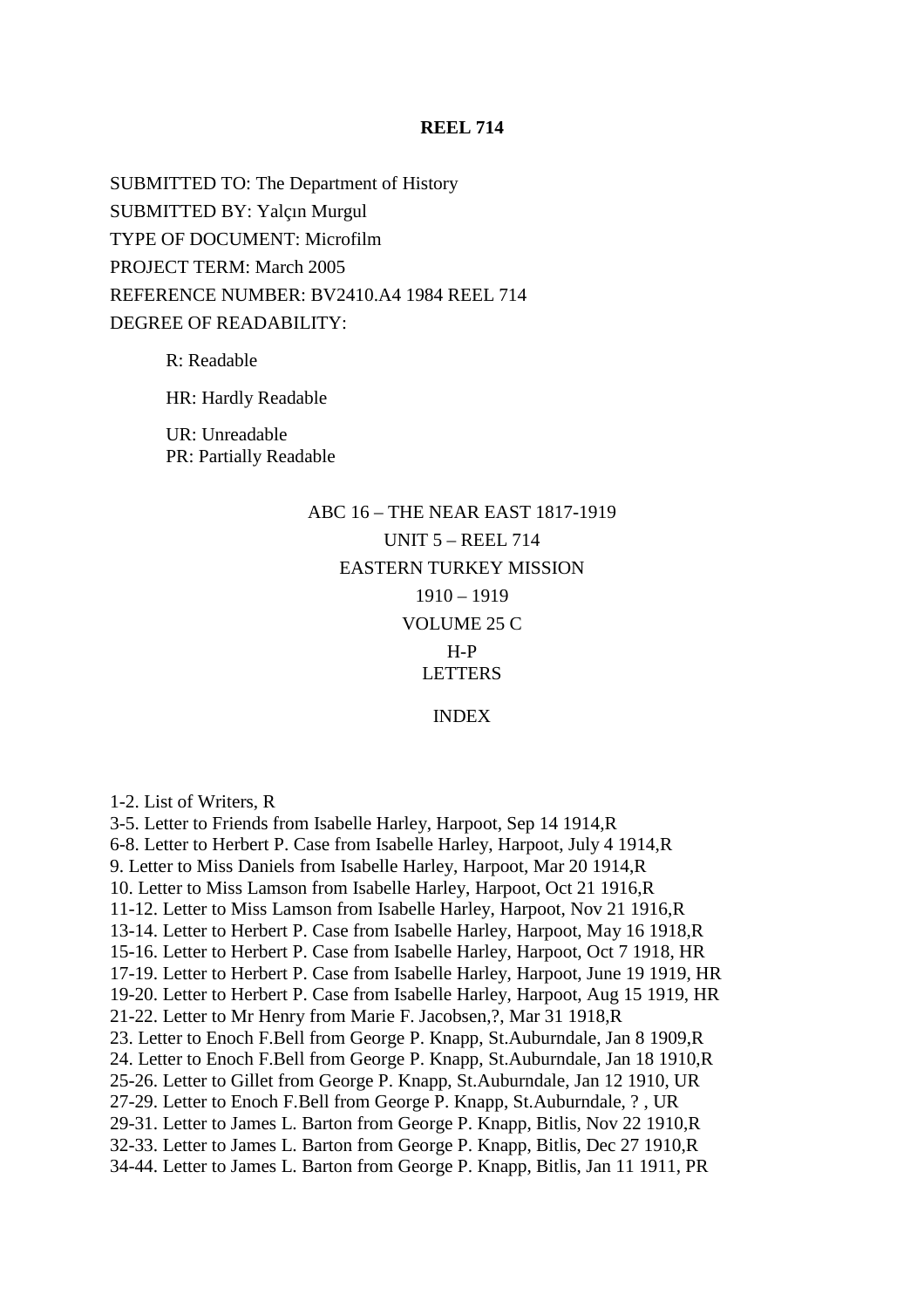**REEL 714**

SUBMITTED TO: The Department of History

SUBMITTED BY: Yalçın Murgul

TYPE OF DOCUMENT: Microfilm

PROJECT TERM: March 2005

REFERENCE NUMBER: BV2410.A4 1984 REEL 714

DEGREE OF READABILITY:

> R: Readable
>
> HR: Hardly Readable
>
> UR: Unreadable
> PR: Partially Readable

ABC 16 – THE NEAR EAST 1817-1919

UNIT 5 – REEL 714

EASTERN TURKEY MISSION

1910 – 1919

VOLUME 25 C

H-P
LETTERS

INDEX

1-2. List of Writers, R
3-5. Letter to Friends from Isabelle Harley, Harpoot, Sep 14 1914,R
6-8. Letter to Herbert P. Case from Isabelle Harley, Harpoot, July 4 1914,R
9. Letter to Miss Daniels from Isabelle Harley, Harpoot, Mar 20 1914,R
10. Letter to Miss Lamson from Isabelle Harley, Harpoot, Oct 21 1916,R
11-12. Letter to Miss Lamson from Isabelle Harley, Harpoot, Nov 21 1916,R
13-14. Letter to Herbert P. Case from Isabelle Harley, Harpoot, May 16 1918,R
15-16. Letter to Herbert P. Case from Isabelle Harley, Harpoot, Oct 7 1918, HR
17-19. Letter to Herbert P. Case from Isabelle Harley, Harpoot, June 19 1919, HR
19-20. Letter to Herbert P. Case from Isabelle Harley, Harpoot, Aug 15 1919, HR
21-22. Letter to Mr Henry from Marie F. Jacobsen,?, Mar 31 1918,R
23. Letter to Enoch F.Bell from George P. Knapp, St.Auburndale, Jan 8 1909,R
24. Letter to Enoch F.Bell from George P. Knapp, St.Auburndale, Jan 18 1910,R
25-26. Letter to Gillet from George P. Knapp, St.Auburndale, Jan 12 1910, UR
27-29. Letter to Enoch F.Bell from George P. Knapp, St.Auburndale, ? , UR
29-31. Letter to James L. Barton from George P. Knapp, Bitlis, Nov 22 1910,R
32-33. Letter to James L. Barton from George P. Knapp, Bitlis, Dec 27 1910,R
34-44. Letter to James L. Barton from George P. Knapp, Bitlis, Jan 11 1911, PR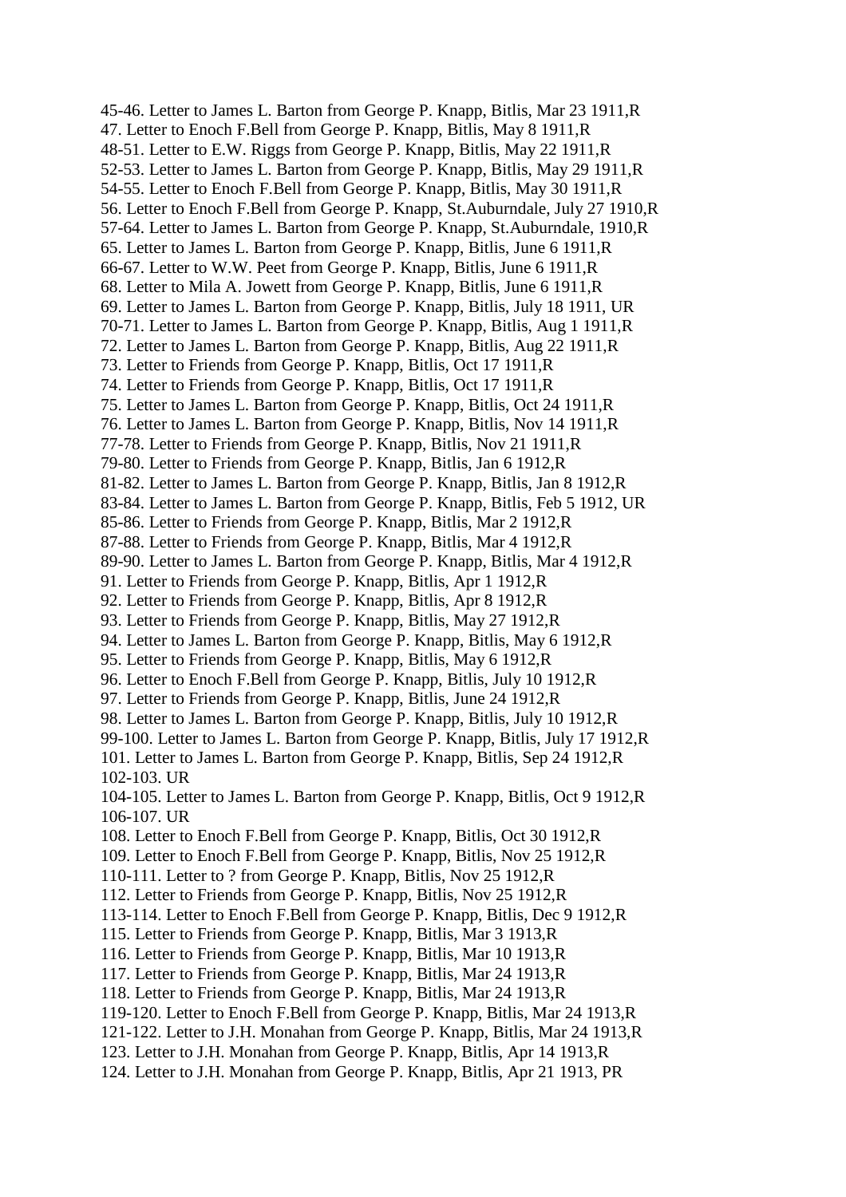45-46. Letter to James L. Barton from George P. Knapp, Bitlis, Mar 23 1911,R
47. Letter to Enoch F.Bell from George P. Knapp, Bitlis, May 8 1911,R
48-51. Letter to E.W. Riggs from George P. Knapp, Bitlis, May 22 1911,R
52-53. Letter to James L. Barton from George P. Knapp, Bitlis, May 29 1911,R
54-55. Letter to Enoch F.Bell from George P. Knapp, Bitlis, May 30 1911,R
56. Letter to Enoch F.Bell from George P. Knapp, St.Auburndale, July 27 1910,R
57-64. Letter to James L. Barton from George P. Knapp, St.Auburndale, 1910,R
65. Letter to James L. Barton from George P. Knapp, Bitlis, June 6 1911,R
66-67. Letter to W.W. Peet from George P. Knapp, Bitlis, June 6 1911,R
68. Letter to Mila A. Jowett from George P. Knapp, Bitlis, June 6 1911,R
69. Letter to James L. Barton from George P. Knapp, Bitlis, July 18 1911, UR
70-71. Letter to James L. Barton from George P. Knapp, Bitlis, Aug 1 1911,R
72. Letter to James L. Barton from George P. Knapp, Bitlis, Aug 22 1911,R
73. Letter to Friends from George P. Knapp, Bitlis, Oct 17 1911,R
74. Letter to Friends from George P. Knapp, Bitlis, Oct 17 1911,R
75. Letter to James L. Barton from George P. Knapp, Bitlis, Oct 24 1911,R
76. Letter to James L. Barton from George P. Knapp, Bitlis, Nov 14 1911,R
77-78. Letter to Friends from George P. Knapp, Bitlis, Nov 21 1911,R
79-80. Letter to Friends from George P. Knapp, Bitlis, Jan 6 1912,R
81-82. Letter to James L. Barton from George P. Knapp, Bitlis, Jan 8 1912,R
83-84. Letter to James L. Barton from George P. Knapp, Bitlis, Feb 5 1912, UR
85-86. Letter to Friends from George P. Knapp, Bitlis, Mar 2 1912,R
87-88. Letter to Friends from George P. Knapp, Bitlis, Mar 4 1912,R
89-90. Letter to James L. Barton from George P. Knapp, Bitlis, Mar 4 1912,R
91. Letter to Friends from George P. Knapp, Bitlis, Apr 1 1912,R
92. Letter to Friends from George P. Knapp, Bitlis, Apr 8 1912,R
93. Letter to Friends from George P. Knapp, Bitlis, May 27 1912,R
94. Letter to James L. Barton from George P. Knapp, Bitlis, May 6 1912,R
95. Letter to Friends from George P. Knapp, Bitlis, May 6 1912,R
96. Letter to Enoch F.Bell from George P. Knapp, Bitlis, July 10 1912,R
97. Letter to Friends from George P. Knapp, Bitlis, June 24 1912,R
98. Letter to James L. Barton from George P. Knapp, Bitlis, July 10 1912,R
99-100. Letter to James L. Barton from George P. Knapp, Bitlis, July 17 1912,R
101. Letter to James L. Barton from George P. Knapp, Bitlis, Sep 24 1912,R
102-103. UR
104-105. Letter to James L. Barton from George P. Knapp, Bitlis, Oct 9 1912,R
106-107. UR
108. Letter to Enoch F.Bell from George P. Knapp, Bitlis, Oct 30 1912,R
109. Letter to Enoch F.Bell from George P. Knapp, Bitlis, Nov 25 1912,R
110-111. Letter to ? from George P. Knapp, Bitlis, Nov 25 1912,R
112. Letter to Friends from George P. Knapp, Bitlis, Nov 25 1912,R
113-114. Letter to Enoch F.Bell from George P. Knapp, Bitlis, Dec 9 1912,R
115. Letter to Friends from George P. Knapp, Bitlis, Mar 3 1913,R
116. Letter to Friends from George P. Knapp, Bitlis, Mar 10 1913,R
117. Letter to Friends from George P. Knapp, Bitlis, Mar 24 1913,R
118. Letter to Friends from George P. Knapp, Bitlis, Mar 24 1913,R
119-120. Letter to Enoch F.Bell from George P. Knapp, Bitlis, Mar 24 1913,R
121-122. Letter to J.H. Monahan from George P. Knapp, Bitlis, Mar 24 1913,R
123. Letter to J.H. Monahan from George P. Knapp, Bitlis, Apr 14 1913,R
124. Letter to J.H. Monahan from George P. Knapp, Bitlis, Apr 21 1913, PR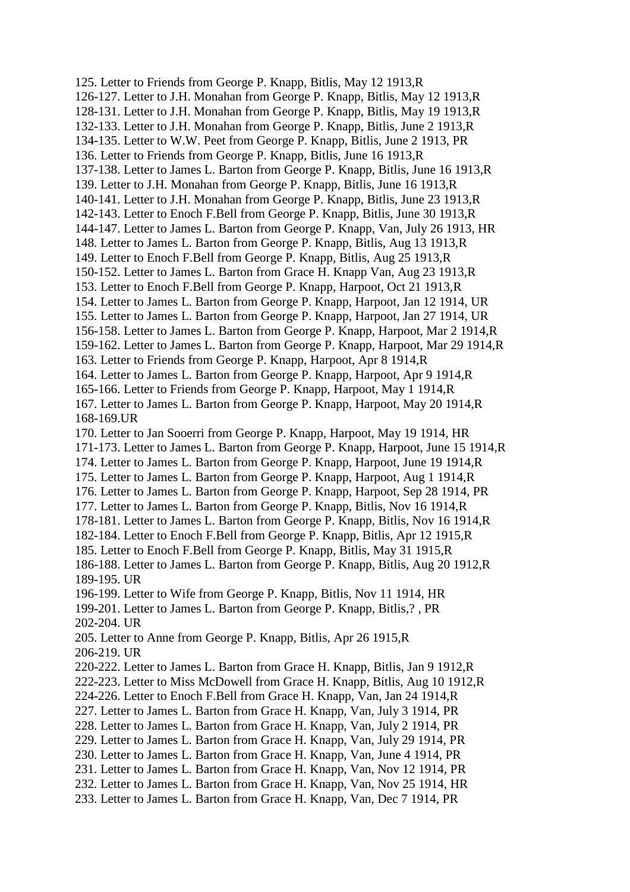125. Letter to Friends from George P. Knapp, Bitlis, May 12 1913,R
126-127. Letter to J.H. Monahan from George P. Knapp, Bitlis, May 12 1913,R
128-131. Letter to J.H. Monahan from George P. Knapp, Bitlis, May 19 1913,R
132-133. Letter to J.H. Monahan from George P. Knapp, Bitlis, June 2 1913,R
134-135. Letter to W.W. Peet from George P. Knapp, Bitlis, June 2 1913, PR
136. Letter to Friends from George P. Knapp, Bitlis, June 16 1913,R
137-138. Letter to James L. Barton from George P. Knapp, Bitlis, June 16 1913,R
139. Letter to J.H. Monahan from George P. Knapp, Bitlis, June 16 1913,R
140-141. Letter to J.H. Monahan from George P. Knapp, Bitlis, June 23 1913,R
142-143. Letter to Enoch F.Bell from George P. Knapp, Bitlis, June 30 1913,R
144-147. Letter to James L. Barton from George P. Knapp, Van, July 26 1913, HR
148. Letter to James L. Barton from George P. Knapp, Bitlis, Aug 13 1913,R
149. Letter to Enoch F.Bell from George P. Knapp, Bitlis, Aug 25 1913,R
150-152. Letter to James L. Barton from Grace H. Knapp Van, Aug 23 1913,R
153. Letter to Enoch F.Bell from George P. Knapp, Harpoot, Oct 21 1913,R
154. Letter to James L. Barton from George P. Knapp, Harpoot, Jan 12 1914, UR
155. Letter to James L. Barton from George P. Knapp, Harpoot, Jan 27 1914, UR
156-158. Letter to James L. Barton from George P. Knapp, Harpoot, Mar 2 1914,R
159-162. Letter to James L. Barton from George P. Knapp, Harpoot, Mar 29 1914,R
163. Letter to Friends from George P. Knapp, Harpoot, Apr 8 1914,R
164. Letter to James L. Barton from George P. Knapp, Harpoot, Apr 9 1914,R
165-166. Letter to Friends from George P. Knapp, Harpoot, May 1 1914,R
167. Letter to James L. Barton from George P. Knapp, Harpoot, May 20 1914,R
168-169.UR
170. Letter to Jan Sooerri from George P. Knapp, Harpoot, May 19 1914, HR
171-173. Letter to James L. Barton from George P. Knapp, Harpoot, June 15 1914,R
174. Letter to James L. Barton from George P. Knapp, Harpoot, June 19 1914,R
175. Letter to James L. Barton from George P. Knapp, Harpoot, Aug 1 1914,R
176. Letter to James L. Barton from George P. Knapp, Harpoot, Sep 28 1914, PR
177. Letter to James L. Barton from George P. Knapp, Bitlis, Nov 16 1914,R
178-181. Letter to James L. Barton from George P. Knapp, Bitlis, Nov 16 1914,R
182-184. Letter to Enoch F.Bell from George P. Knapp, Bitlis, Apr 12 1915,R
185. Letter to Enoch F.Bell from George P. Knapp, Bitlis, May 31 1915,R
186-188. Letter to James L. Barton from George P. Knapp, Bitlis, Aug 20 1912,R
189-195. UR
196-199. Letter to Wife from George P. Knapp, Bitlis, Nov 11 1914, HR
199-201. Letter to James L. Barton from George P. Knapp, Bitlis,? , PR
202-204. UR
205. Letter to Anne from George P. Knapp, Bitlis, Apr 26 1915,R
206-219. UR
220-222. Letter to James L. Barton from Grace H. Knapp, Bitlis, Jan 9 1912,R
222-223. Letter to Miss McDowell from Grace H. Knapp, Bitlis, Aug 10 1912,R
224-226. Letter to Enoch F.Bell from Grace H. Knapp, Van, Jan 24 1914,R
227. Letter to James L. Barton from Grace H. Knapp, Van, July 3 1914, PR
228. Letter to James L. Barton from Grace H. Knapp, Van, July 2 1914, PR
229. Letter to James L. Barton from Grace H. Knapp, Van, July 29 1914, PR
230. Letter to James L. Barton from Grace H. Knapp, Van, June 4 1914, PR
231. Letter to James L. Barton from Grace H. Knapp, Van, Nov 12 1914, PR
232. Letter to James L. Barton from Grace H. Knapp, Van, Nov 25 1914, HR
233. Letter to James L. Barton from Grace H. Knapp, Van, Dec 7 1914, PR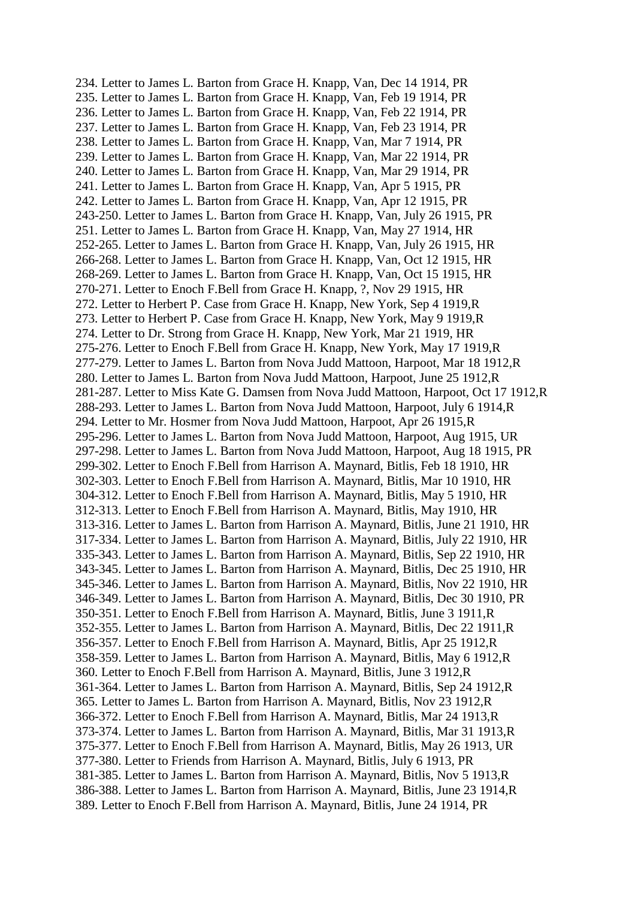234. Letter to James L. Barton from Grace H. Knapp, Van, Dec 14 1914, PR
235. Letter to James L. Barton from Grace H. Knapp, Van, Feb 19 1914, PR
236. Letter to James L. Barton from Grace H. Knapp, Van, Feb 22 1914, PR
237. Letter to James L. Barton from Grace H. Knapp, Van, Feb 23 1914, PR
238. Letter to James L. Barton from Grace H. Knapp, Van, Mar 7 1914, PR
239. Letter to James L. Barton from Grace H. Knapp, Van, Mar 22 1914, PR
240. Letter to James L. Barton from Grace H. Knapp, Van, Mar 29 1914, PR
241. Letter to James L. Barton from Grace H. Knapp, Van, Apr 5 1915, PR
242. Letter to James L. Barton from Grace H. Knapp, Van, Apr 12 1915, PR
243-250. Letter to James L. Barton from Grace H. Knapp, Van, July 26 1915, PR
251. Letter to James L. Barton from Grace H. Knapp, Van, May 27 1914, HR
252-265. Letter to James L. Barton from Grace H. Knapp, Van, July 26 1915, HR
266-268. Letter to James L. Barton from Grace H. Knapp, Van, Oct 12 1915, HR
268-269. Letter to James L. Barton from Grace H. Knapp, Van, Oct 15 1915, HR
270-271. Letter to Enoch F.Bell from Grace H. Knapp, ?, Nov 29 1915, HR
272. Letter to Herbert P. Case from Grace H. Knapp, New York, Sep 4 1919,R
273. Letter to Herbert P. Case from Grace H. Knapp, New York, May 9 1919,R
274. Letter to Dr. Strong from Grace H. Knapp, New York, Mar 21 1919, HR
275-276. Letter to Enoch F.Bell from Grace H. Knapp, New York, May 17 1919,R
277-279. Letter to James L. Barton from Nova Judd Mattoon, Harpoot, Mar 18 1912,R
280. Letter to James L. Barton from Nova Judd Mattoon, Harpoot, June 25 1912,R
281-287. Letter to Miss Kate G. Damsen from Nova Judd Mattoon, Harpoot, Oct 17 1912,R
288-293. Letter to James L. Barton from Nova Judd Mattoon, Harpoot, July 6 1914,R
294. Letter to Mr. Hosmer from Nova Judd Mattoon, Harpoot, Apr 26 1915,R
295-296. Letter to James L. Barton from Nova Judd Mattoon, Harpoot, Aug 1915, UR
297-298. Letter to James L. Barton from Nova Judd Mattoon, Harpoot, Aug 18 1915, PR
299-302. Letter to Enoch F.Bell from Harrison A. Maynard, Bitlis, Feb 18 1910, HR
302-303. Letter to Enoch F.Bell from Harrison A. Maynard, Bitlis, Mar 10 1910, HR
304-312. Letter to Enoch F.Bell from Harrison A. Maynard, Bitlis, May 5 1910, HR
312-313. Letter to Enoch F.Bell from Harrison A. Maynard, Bitlis, May 1910, HR
313-316. Letter to James L. Barton from Harrison A. Maynard, Bitlis, June 21 1910, HR
317-334. Letter to James L. Barton from Harrison A. Maynard, Bitlis, July 22 1910, HR
335-343. Letter to James L. Barton from Harrison A. Maynard, Bitlis, Sep 22 1910, HR
343-345. Letter to James L. Barton from Harrison A. Maynard, Bitlis, Dec 25 1910, HR
345-346. Letter to James L. Barton from Harrison A. Maynard, Bitlis, Nov 22 1910, HR
346-349. Letter to James L. Barton from Harrison A. Maynard, Bitlis, Dec 30 1910, PR
350-351. Letter to Enoch F.Bell from Harrison A. Maynard, Bitlis, June 3 1911,R
352-355. Letter to James L. Barton from Harrison A. Maynard, Bitlis, Dec 22 1911,R
356-357. Letter to Enoch F.Bell from Harrison A. Maynard, Bitlis, Apr 25 1912,R
358-359. Letter to James L. Barton from Harrison A. Maynard, Bitlis, May 6 1912,R
360. Letter to Enoch F.Bell from Harrison A. Maynard, Bitlis, June 3 1912,R
361-364. Letter to James L. Barton from Harrison A. Maynard, Bitlis, Sep 24 1912,R
365. Letter to James L. Barton from Harrison A. Maynard, Bitlis, Nov 23 1912,R
366-372. Letter to Enoch F.Bell from Harrison A. Maynard, Bitlis, Mar 24 1913,R
373-374. Letter to James L. Barton from Harrison A. Maynard, Bitlis, Mar 31 1913,R
375-377. Letter to Enoch F.Bell from Harrison A. Maynard, Bitlis, May 26 1913, UR
377-380. Letter to Friends from Harrison A. Maynard, Bitlis, July 6 1913, PR
381-385. Letter to James L. Barton from Harrison A. Maynard, Bitlis, Nov 5 1913,R
386-388. Letter to James L. Barton from Harrison A. Maynard, Bitlis, June 23 1914,R
389. Letter to Enoch F.Bell from Harrison A. Maynard, Bitlis, June 24 1914, PR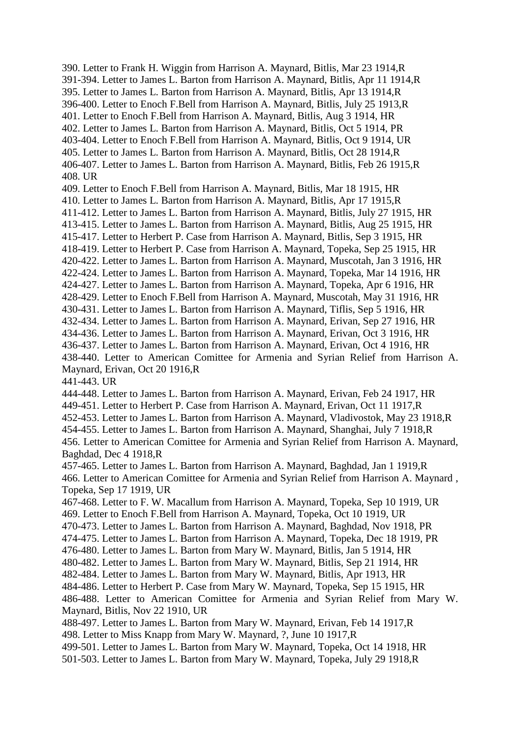390. Letter to Frank H. Wiggin from Harrison A. Maynard, Bitlis, Mar 23 1914,R
391-394. Letter to James L. Barton from Harrison A. Maynard, Bitlis, Apr 11 1914,R
395. Letter to James L. Barton from Harrison A. Maynard, Bitlis, Apr 13 1914,R
396-400. Letter to Enoch F.Bell from Harrison A. Maynard, Bitlis, July 25 1913,R
401. Letter to Enoch F.Bell from Harrison A. Maynard, Bitlis, Aug 3 1914, HR
402. Letter to James L. Barton from Harrison A. Maynard, Bitlis, Oct 5 1914, PR
403-404. Letter to Enoch F.Bell from Harrison A. Maynard, Bitlis, Oct 9 1914, UR
405. Letter to James L. Barton from Harrison A. Maynard, Bitlis, Oct 28 1914,R
406-407. Letter to James L. Barton from Harrison A. Maynard, Bitlis, Feb 26 1915,R
408. UR
409. Letter to Enoch F.Bell from Harrison A. Maynard, Bitlis, Mar 18 1915, HR
410. Letter to James L. Barton from Harrison A. Maynard, Bitlis, Apr 17 1915,R
411-412. Letter to James L. Barton from Harrison A. Maynard, Bitlis, July 27 1915, HR
413-415. Letter to James L. Barton from Harrison A. Maynard, Bitlis, Aug 25 1915, HR
415-417. Letter to Herbert P. Case from Harrison A. Maynard, Bitlis, Sep 3 1915, HR
418-419. Letter to Herbert P. Case from Harrison A. Maynard, Topeka, Sep 25 1915, HR
420-422. Letter to James L. Barton from Harrison A. Maynard, Muscotah, Jan 3 1916, HR
422-424. Letter to James L. Barton from Harrison A. Maynard, Topeka, Mar 14 1916, HR
424-427. Letter to James L. Barton from Harrison A. Maynard, Topeka, Apr 6 1916, HR
428-429. Letter to Enoch F.Bell from Harrison A. Maynard, Muscotah, May 31 1916, HR
430-431. Letter to James L. Barton from Harrison A. Maynard, Tiflis, Sep 5 1916, HR
432-434. Letter to James L. Barton from Harrison A. Maynard, Erivan, Sep 27 1916, HR
434-436. Letter to James L. Barton from Harrison A. Maynard, Erivan, Oct 3 1916, HR
436-437. Letter to James L. Barton from Harrison A. Maynard, Erivan, Oct 4 1916, HR
438-440. Letter to American Comittee for Armenia and Syrian Relief from Harrison A. Maynard, Erivan, Oct 20 1916,R
441-443. UR
444-448. Letter to James L. Barton from Harrison A. Maynard, Erivan, Feb 24 1917, HR
449-451. Letter to Herbert P. Case from Harrison A. Maynard, Erivan, Oct 11 1917,R
452-453. Letter to James L. Barton from Harrison A. Maynard, Vladivostok, May 23 1918,R
454-455. Letter to James L. Barton from Harrison A. Maynard, Shanghai, July 7 1918,R
456. Letter to American Comittee for Armenia and Syrian Relief from Harrison A. Maynard, Baghdad, Dec 4 1918,R
457-465. Letter to James L. Barton from Harrison A. Maynard, Baghdad, Jan 1 1919,R
466. Letter to American Comittee for Armenia and Syrian Relief from Harrison A. Maynard , Topeka, Sep 17 1919, UR
467-468. Letter to F. W. Macallum from Harrison A. Maynard, Topeka, Sep 10 1919, UR
469. Letter to Enoch F.Bell from Harrison A. Maynard, Topeka, Oct 10 1919, UR
470-473. Letter to James L. Barton from Harrison A. Maynard, Baghdad, Nov 1918, PR
474-475. Letter to James L. Barton from Harrison A. Maynard, Topeka, Dec 18 1919, PR
476-480. Letter to James L. Barton from Mary W. Maynard, Bitlis, Jan 5 1914, HR
480-482. Letter to James L. Barton from Mary W. Maynard, Bitlis, Sep 21 1914, HR
482-484. Letter to James L. Barton from Mary W. Maynard, Bitlis, Apr 1913, HR
484-486. Letter to Herbert P. Case from Mary W. Maynard, Topeka, Sep 15 1915, HR
486-488. Letter to American Comittee for Armenia and Syrian Relief from Mary W. Maynard, Bitlis, Nov 22 1910, UR
488-497. Letter to James L. Barton from Mary W. Maynard, Erivan, Feb 14 1917,R
498. Letter to Miss Knapp from Mary W. Maynard, ?, June 10 1917,R
499-501. Letter to James L. Barton from Mary W. Maynard, Topeka, Oct 14 1918, HR
501-503. Letter to James L. Barton from Mary W. Maynard, Topeka, July 29 1918,R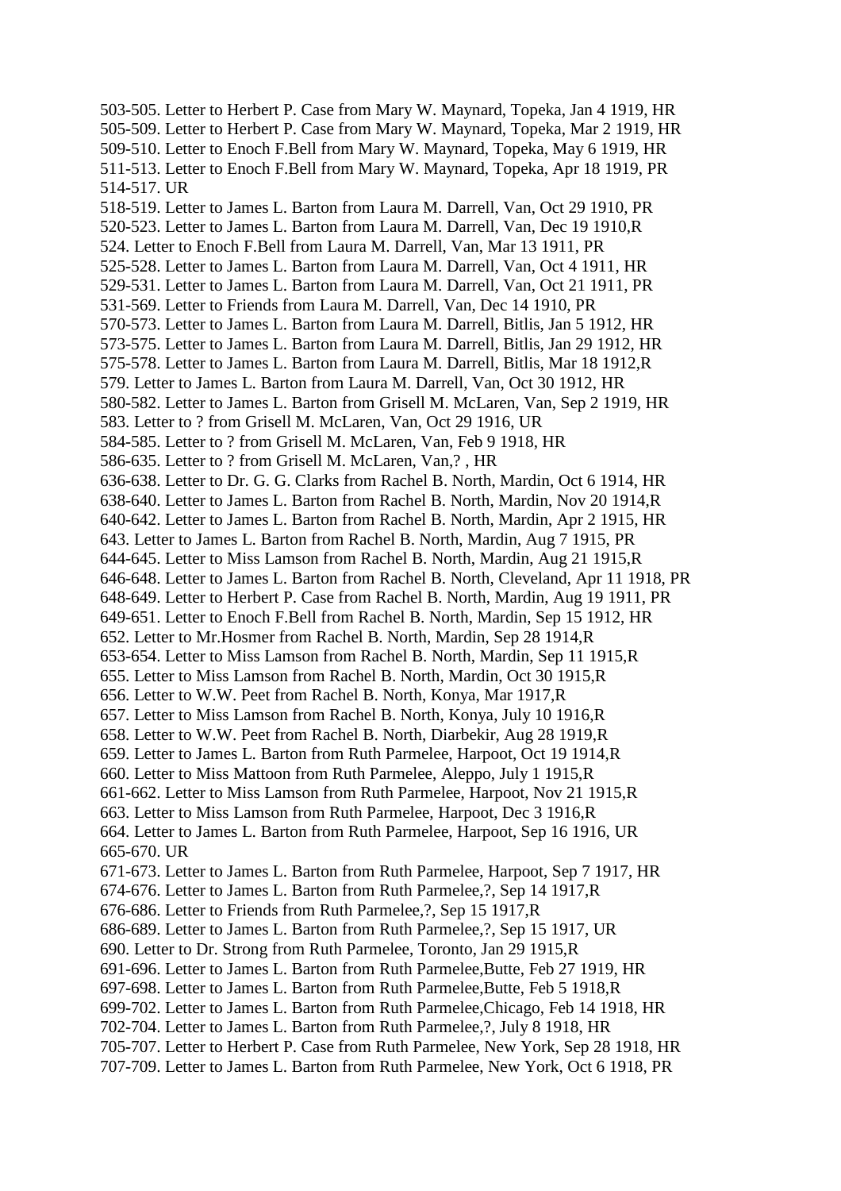503-505. Letter to Herbert P. Case from Mary W. Maynard, Topeka, Jan 4 1919, HR
505-509. Letter to Herbert P. Case from Mary W. Maynard, Topeka, Mar 2 1919, HR
509-510. Letter to Enoch F.Bell from Mary W. Maynard, Topeka, May 6 1919, HR
511-513. Letter to Enoch F.Bell from Mary W. Maynard, Topeka, Apr 18 1919, PR
514-517. UR
518-519. Letter to James L. Barton from Laura M. Darrell, Van, Oct 29 1910, PR
520-523. Letter to James L. Barton from Laura M. Darrell, Van, Dec 19 1910,R
524. Letter to Enoch F.Bell from Laura M. Darrell, Van, Mar 13 1911, PR
525-528. Letter to James L. Barton from Laura M. Darrell, Van, Oct 4 1911, HR
529-531. Letter to James L. Barton from Laura M. Darrell, Van, Oct 21 1911, PR
531-569. Letter to Friends from Laura M. Darrell, Van, Dec 14 1910, PR
570-573. Letter to James L. Barton from Laura M. Darrell, Bitlis, Jan 5 1912, HR
573-575. Letter to James L. Barton from Laura M. Darrell, Bitlis, Jan 29 1912, HR
575-578. Letter to James L. Barton from Laura M. Darrell, Bitlis, Mar 18 1912,R
579. Letter to James L. Barton from Laura M. Darrell, Van, Oct 30 1912, HR
580-582. Letter to James L. Barton from Grisell M. McLaren, Van, Sep 2 1919, HR
583. Letter to ? from Grisell M. McLaren, Van, Oct 29 1916, UR
584-585. Letter to ? from Grisell M. McLaren, Van, Feb 9 1918, HR
586-635. Letter to ? from Grisell M. McLaren, Van,? , HR
636-638. Letter to Dr. G. G. Clarks from Rachel B. North, Mardin, Oct 6 1914, HR
638-640. Letter to James L. Barton from Rachel B. North, Mardin, Nov 20 1914,R
640-642. Letter to James L. Barton from Rachel B. North, Mardin, Apr 2 1915, HR
643. Letter to James L. Barton from Rachel B. North, Mardin, Aug 7 1915, PR
644-645. Letter to Miss Lamson from Rachel B. North, Mardin, Aug 21 1915,R
646-648. Letter to James L. Barton from Rachel B. North, Cleveland, Apr 11 1918, PR
648-649. Letter to Herbert P. Case from Rachel B. North, Mardin, Aug 19 1911, PR
649-651. Letter to Enoch F.Bell from Rachel B. North, Mardin, Sep 15 1912, HR
652. Letter to Mr.Hosmer from Rachel B. North, Mardin, Sep 28 1914,R
653-654. Letter to Miss Lamson from Rachel B. North, Mardin, Sep 11 1915,R
655. Letter to Miss Lamson from Rachel B. North, Mardin, Oct 30 1915,R
656. Letter to W.W. Peet from Rachel B. North, Konya, Mar 1917,R
657. Letter to Miss Lamson from Rachel B. North, Konya, July 10 1916,R
658. Letter to W.W. Peet from Rachel B. North, Diarbekir, Aug 28 1919,R
659. Letter to James L. Barton from Ruth Parmelee, Harpoot, Oct 19 1914,R
660. Letter to Miss Mattoon from Ruth Parmelee, Aleppo, July 1 1915,R
661-662. Letter to Miss Lamson from Ruth Parmelee, Harpoot, Nov 21 1915,R
663. Letter to Miss Lamson from Ruth Parmelee, Harpoot, Dec 3 1916,R
664. Letter to James L. Barton from Ruth Parmelee, Harpoot, Sep 16 1916, UR
665-670. UR
671-673. Letter to James L. Barton from Ruth Parmelee, Harpoot, Sep 7 1917, HR
674-676. Letter to James L. Barton from Ruth Parmelee,?, Sep 14 1917,R
676-686. Letter to Friends from Ruth Parmelee,?, Sep 15 1917,R
686-689. Letter to James L. Barton from Ruth Parmelee,?, Sep 15 1917, UR
690. Letter to Dr. Strong from Ruth Parmelee, Toronto, Jan 29 1915,R
691-696. Letter to James L. Barton from Ruth Parmelee,Butte, Feb 27 1919, HR
697-698. Letter to James L. Barton from Ruth Parmelee,Butte, Feb 5 1918,R
699-702. Letter to James L. Barton from Ruth Parmelee,Chicago, Feb 14 1918, HR
702-704. Letter to James L. Barton from Ruth Parmelee,?, July 8 1918, HR
705-707. Letter to Herbert P. Case from Ruth Parmelee, New York, Sep 28 1918, HR
707-709. Letter to James L. Barton from Ruth Parmelee, New York, Oct 6 1918, PR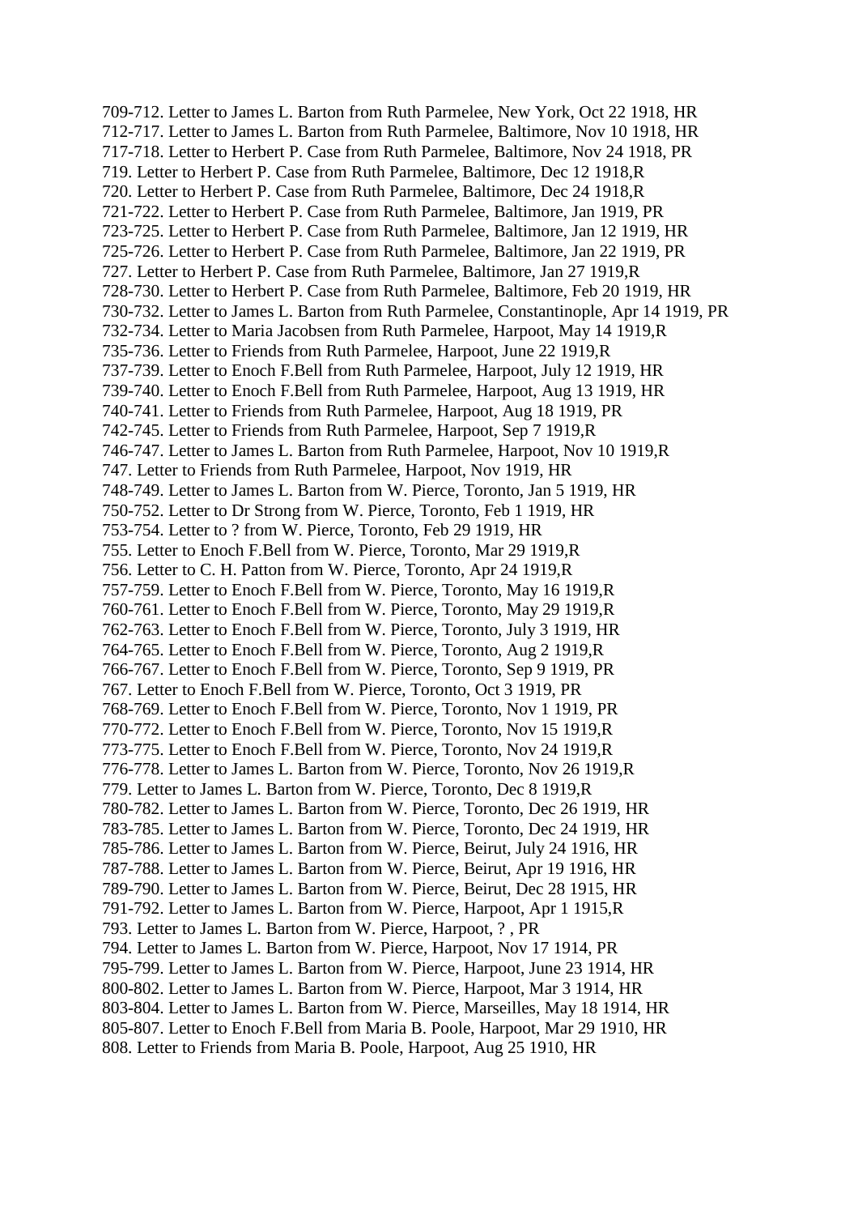709-712. Letter to James L. Barton from Ruth Parmelee, New York, Oct 22 1918, HR
712-717. Letter to James L. Barton from Ruth Parmelee, Baltimore, Nov 10 1918, HR
717-718. Letter to Herbert P. Case from Ruth Parmelee, Baltimore, Nov 24 1918, PR
719. Letter to Herbert P. Case from Ruth Parmelee, Baltimore, Dec 12 1918,R
720. Letter to Herbert P. Case from Ruth Parmelee, Baltimore, Dec 24 1918,R
721-722. Letter to Herbert P. Case from Ruth Parmelee, Baltimore, Jan 1919, PR
723-725. Letter to Herbert P. Case from Ruth Parmelee, Baltimore, Jan 12 1919, HR
725-726. Letter to Herbert P. Case from Ruth Parmelee, Baltimore, Jan 22 1919, PR
727. Letter to Herbert P. Case from Ruth Parmelee, Baltimore, Jan 27 1919,R
728-730. Letter to Herbert P. Case from Ruth Parmelee, Baltimore, Feb 20 1919, HR
730-732. Letter to James L. Barton from Ruth Parmelee, Constantinople, Apr 14 1919, PR
732-734. Letter to Maria Jacobsen from Ruth Parmelee, Harpoot, May 14 1919,R
735-736. Letter to Friends from Ruth Parmelee, Harpoot, June 22 1919,R
737-739. Letter to Enoch F.Bell from Ruth Parmelee, Harpoot, July 12 1919, HR
739-740. Letter to Enoch F.Bell from Ruth Parmelee, Harpoot, Aug 13 1919, HR
740-741. Letter to Friends from Ruth Parmelee, Harpoot, Aug 18 1919, PR
742-745. Letter to Friends from Ruth Parmelee, Harpoot, Sep 7 1919,R
746-747. Letter to James L. Barton from Ruth Parmelee, Harpoot, Nov 10 1919,R
747. Letter to Friends from Ruth Parmelee, Harpoot, Nov 1919, HR
748-749. Letter to James L. Barton from W. Pierce, Toronto, Jan 5 1919, HR
750-752. Letter to Dr Strong from W. Pierce, Toronto, Feb 1 1919, HR
753-754. Letter to ? from W. Pierce, Toronto, Feb 29 1919, HR
755. Letter to Enoch F.Bell from W. Pierce, Toronto, Mar 29 1919,R
756. Letter to C. H. Patton from W. Pierce, Toronto, Apr 24 1919,R
757-759. Letter to Enoch F.Bell from W. Pierce, Toronto, May 16 1919,R
760-761. Letter to Enoch F.Bell from W. Pierce, Toronto, May 29 1919,R
762-763. Letter to Enoch F.Bell from W. Pierce, Toronto, July 3 1919, HR
764-765. Letter to Enoch F.Bell from W. Pierce, Toronto, Aug 2 1919,R
766-767. Letter to Enoch F.Bell from W. Pierce, Toronto, Sep 9 1919, PR
767. Letter to Enoch F.Bell from W. Pierce, Toronto, Oct 3 1919, PR
768-769. Letter to Enoch F.Bell from W. Pierce, Toronto, Nov 1 1919, PR
770-772. Letter to Enoch F.Bell from W. Pierce, Toronto, Nov 15 1919,R
773-775. Letter to Enoch F.Bell from W. Pierce, Toronto, Nov 24 1919,R
776-778. Letter to James L. Barton from W. Pierce, Toronto, Nov 26 1919,R
779. Letter to James L. Barton from W. Pierce, Toronto, Dec 8 1919,R
780-782. Letter to James L. Barton from W. Pierce, Toronto, Dec 26 1919, HR
783-785. Letter to James L. Barton from W. Pierce, Toronto, Dec 24 1919, HR
785-786. Letter to James L. Barton from W. Pierce, Beirut, July 24 1916, HR
787-788. Letter to James L. Barton from W. Pierce, Beirut, Apr 19 1916, HR
789-790. Letter to James L. Barton from W. Pierce, Beirut, Dec 28 1915, HR
791-792. Letter to James L. Barton from W. Pierce, Harpoot, Apr 1 1915,R
793. Letter to James L. Barton from W. Pierce, Harpoot, ? , PR
794. Letter to James L. Barton from W. Pierce, Harpoot, Nov 17 1914, PR
795-799. Letter to James L. Barton from W. Pierce, Harpoot, June 23 1914, HR
800-802. Letter to James L. Barton from W. Pierce, Harpoot, Mar 3 1914, HR
803-804. Letter to James L. Barton from W. Pierce, Marseilles, May 18 1914, HR
805-807. Letter to Enoch F.Bell from Maria B. Poole, Harpoot, Mar 29 1910, HR
808. Letter to Friends from Maria B. Poole, Harpoot, Aug 25 1910, HR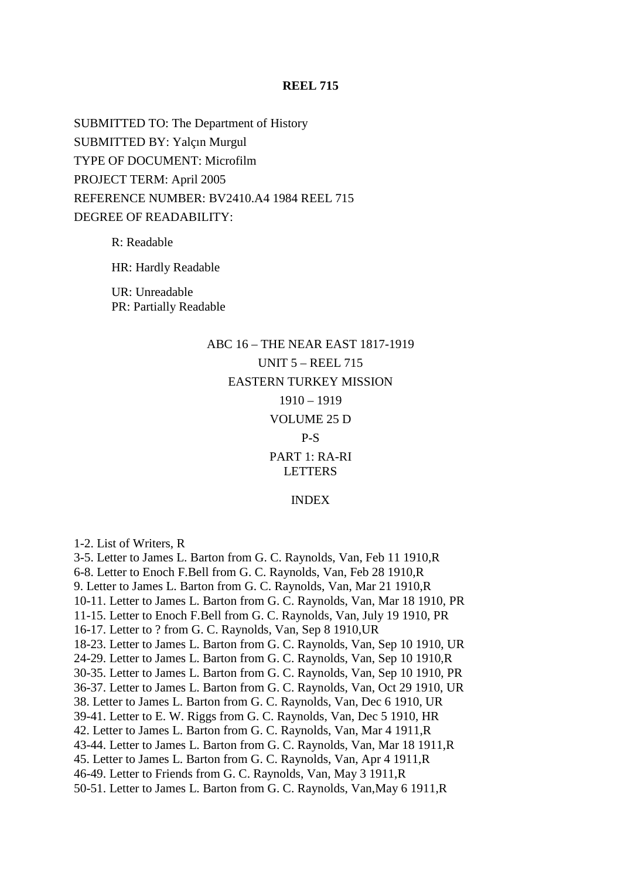# REEL 715

SUBMITTED TO: The Department of History

SUBMITTED BY: Yalçın Murgul

TYPE OF DOCUMENT: Microfilm

PROJECT TERM: April 2005

REFERENCE NUMBER: BV2410.A4 1984 REEL 715

DEGREE OF READABILITY:

R: Readable

HR: Hardly Readable

UR: Unreadable
PR: Partially Readable

ABC 16 – THE NEAR EAST 1817-1919

UNIT 5 – REEL 715

EASTERN TURKEY MISSION

1910 – 1919

VOLUME 25 D

P-S

PART 1: RA-RI
LETTERS

INDEX

1-2. List of Writers, R
3-5. Letter to James L. Barton from G. C. Raynolds, Van, Feb 11 1910,R
6-8. Letter to Enoch F.Bell from G. C. Raynolds, Van, Feb 28 1910,R
9. Letter to James L. Barton from G. C. Raynolds, Van, Mar 21 1910,R
10-11. Letter to James L. Barton from G. C. Raynolds, Van, Mar 18 1910, PR
11-15. Letter to Enoch F.Bell from G. C. Raynolds, Van, July 19 1910, PR
16-17. Letter to ? from G. C. Raynolds, Van, Sep 8 1910,UR
18-23. Letter to James L. Barton from G. C. Raynolds, Van, Sep 10 1910, UR
24-29. Letter to James L. Barton from G. C. Raynolds, Van, Sep 10 1910,R
30-35. Letter to James L. Barton from G. C. Raynolds, Van, Sep 10 1910, PR
36-37. Letter to James L. Barton from G. C. Raynolds, Van, Oct 29 1910, UR
38. Letter to James L. Barton from G. C. Raynolds, Van, Dec 6 1910, UR
39-41. Letter to E. W. Riggs from G. C. Raynolds, Van, Dec 5 1910, HR
42. Letter to James L. Barton from G. C. Raynolds, Van, Mar 4 1911,R
43-44. Letter to James L. Barton from G. C. Raynolds, Van, Mar 18 1911,R
45. Letter to James L. Barton from G. C. Raynolds, Van, Apr 4 1911,R
46-49. Letter to Friends from G. C. Raynolds, Van, May 3 1911,R
50-51. Letter to James L. Barton from G. C. Raynolds, Van,May 6 1911,R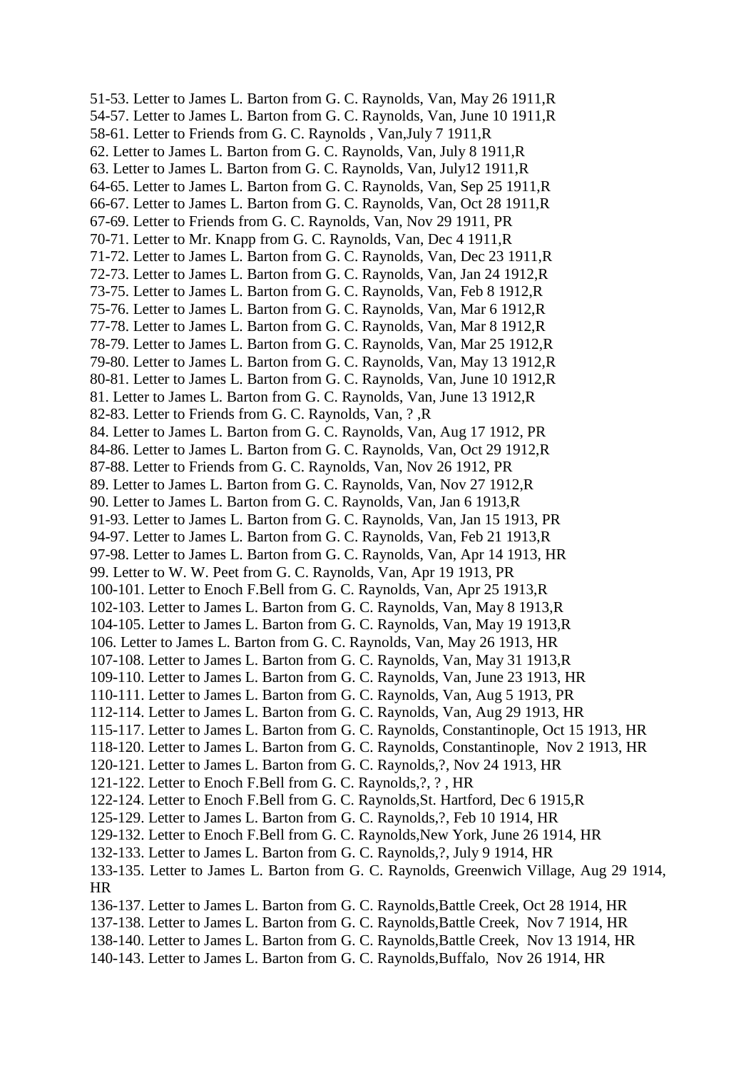51-53. Letter to James L. Barton from G. C. Raynolds, Van, May 26 1911,R
54-57. Letter to James L. Barton from G. C. Raynolds, Van, June 10 1911,R
58-61. Letter to Friends from G. C. Raynolds , Van,July 7 1911,R
62. Letter to James L. Barton from G. C. Raynolds, Van, July 8 1911,R
63. Letter to James L. Barton from G. C. Raynolds, Van, July12 1911,R
64-65. Letter to James L. Barton from G. C. Raynolds, Van, Sep 25 1911,R
66-67. Letter to James L. Barton from G. C. Raynolds, Van, Oct 28 1911,R
67-69. Letter to Friends from G. C. Raynolds, Van, Nov 29 1911, PR
70-71. Letter to Mr. Knapp from G. C. Raynolds, Van, Dec 4 1911,R
71-72. Letter to James L. Barton from G. C. Raynolds, Van, Dec 23 1911,R
72-73. Letter to James L. Barton from G. C. Raynolds, Van, Jan 24 1912,R
73-75. Letter to James L. Barton from G. C. Raynolds, Van, Feb 8 1912,R
75-76. Letter to James L. Barton from G. C. Raynolds, Van, Mar 6 1912,R
77-78. Letter to James L. Barton from G. C. Raynolds, Van, Mar 8 1912,R
78-79. Letter to James L. Barton from G. C. Raynolds, Van, Mar 25 1912,R
79-80. Letter to James L. Barton from G. C. Raynolds, Van, May 13 1912,R
80-81. Letter to James L. Barton from G. C. Raynolds, Van, June 10 1912,R
81. Letter to James L. Barton from G. C. Raynolds, Van, June 13 1912,R
82-83. Letter to Friends from G. C. Raynolds, Van, ? ,R
84. Letter to James L. Barton from G. C. Raynolds, Van, Aug 17 1912, PR
84-86. Letter to James L. Barton from G. C. Raynolds, Van, Oct 29 1912,R
87-88. Letter to Friends from G. C. Raynolds, Van, Nov 26 1912, PR
89. Letter to James L. Barton from G. C. Raynolds, Van, Nov 27 1912,R
90. Letter to James L. Barton from G. C. Raynolds, Van, Jan 6 1913,R
91-93. Letter to James L. Barton from G. C. Raynolds, Van, Jan 15 1913, PR
94-97. Letter to James L. Barton from G. C. Raynolds, Van, Feb 21 1913,R
97-98. Letter to James L. Barton from G. C. Raynolds, Van, Apr 14 1913, HR
99. Letter to W. W. Peet from G. C. Raynolds, Van, Apr 19 1913, PR
100-101. Letter to Enoch F.Bell from G. C. Raynolds, Van, Apr 25 1913,R
102-103. Letter to James L. Barton from G. C. Raynolds, Van, May 8 1913,R
104-105. Letter to James L. Barton from G. C. Raynolds, Van, May 19 1913,R
106. Letter to James L. Barton from G. C. Raynolds, Van, May 26 1913, HR
107-108. Letter to James L. Barton from G. C. Raynolds, Van, May 31 1913,R
109-110. Letter to James L. Barton from G. C. Raynolds, Van, June 23 1913, HR
110-111. Letter to James L. Barton from G. C. Raynolds, Van, Aug 5 1913, PR
112-114. Letter to James L. Barton from G. C. Raynolds, Van, Aug 29 1913, HR
115-117. Letter to James L. Barton from G. C. Raynolds, Constantinople, Oct 15 1913, HR
118-120. Letter to James L. Barton from G. C. Raynolds, Constantinople, Nov 2 1913, HR
120-121. Letter to James L. Barton from G. C. Raynolds,?, Nov 24 1913, HR
121-122. Letter to Enoch F.Bell from G. C. Raynolds,?, ? , HR
122-124. Letter to Enoch F.Bell from G. C. Raynolds,St. Hartford, Dec 6 1915,R
125-129. Letter to James L. Barton from G. C. Raynolds,?, Feb 10 1914, HR
129-132. Letter to Enoch F.Bell from G. C. Raynolds,New York, June 26 1914, HR
132-133. Letter to James L. Barton from G. C. Raynolds,?, July 9 1914, HR
133-135. Letter to James L. Barton from G. C. Raynolds, Greenwich Village, Aug 29 1914, HR
136-137. Letter to James L. Barton from G. C. Raynolds,Battle Creek, Oct 28 1914, HR
137-138. Letter to James L. Barton from G. C. Raynolds,Battle Creek, Nov 7 1914, HR
138-140. Letter to James L. Barton from G. C. Raynolds,Battle Creek, Nov 13 1914, HR
140-143. Letter to James L. Barton from G. C. Raynolds,Buffalo, Nov 26 1914, HR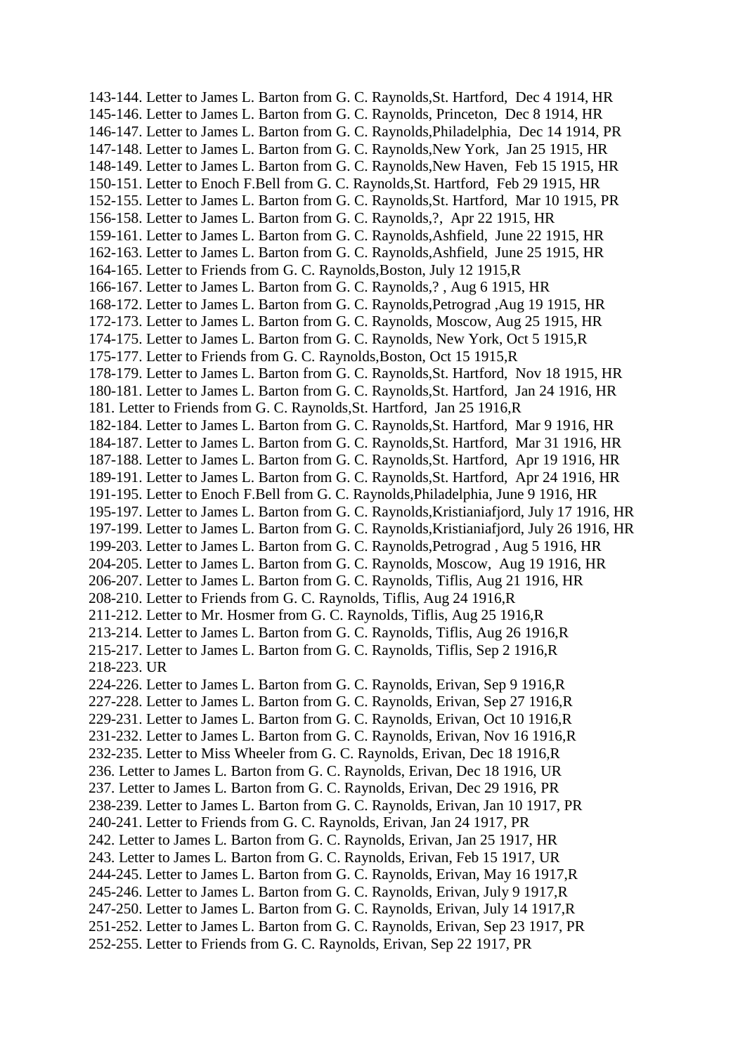143-144. Letter to James L. Barton from G. C. Raynolds,St. Hartford, Dec 4 1914, HR
145-146. Letter to James L. Barton from G. C. Raynolds, Princeton, Dec 8 1914, HR
146-147. Letter to James L. Barton from G. C. Raynolds,Philadelphia, Dec 14 1914, PR
147-148. Letter to James L. Barton from G. C. Raynolds,New York, Jan 25 1915, HR
148-149. Letter to James L. Barton from G. C. Raynolds,New Haven, Feb 15 1915, HR
150-151. Letter to Enoch F.Bell from G. C. Raynolds,St. Hartford, Feb 29 1915, HR
152-155. Letter to James L. Barton from G. C. Raynolds,St. Hartford, Mar 10 1915, PR
156-158. Letter to James L. Barton from G. C. Raynolds,?, Apr 22 1915, HR
159-161. Letter to James L. Barton from G. C. Raynolds,Ashfield, June 22 1915, HR
162-163. Letter to James L. Barton from G. C. Raynolds,Ashfield, June 25 1915, HR
164-165. Letter to Friends from G. C. Raynolds,Boston, July 12 1915,R
166-167. Letter to James L. Barton from G. C. Raynolds,? , Aug 6 1915, HR
168-172. Letter to James L. Barton from G. C. Raynolds,Petrograd ,Aug 19 1915, HR
172-173. Letter to James L. Barton from G. C. Raynolds, Moscow, Aug 25 1915, HR
174-175. Letter to James L. Barton from G. C. Raynolds, New York, Oct 5 1915,R
175-177. Letter to Friends from G. C. Raynolds,Boston, Oct 15 1915,R
178-179. Letter to James L. Barton from G. C. Raynolds,St. Hartford, Nov 18 1915, HR
180-181. Letter to James L. Barton from G. C. Raynolds,St. Hartford, Jan 24 1916, HR
181. Letter to Friends from G. C. Raynolds,St. Hartford, Jan 25 1916,R
182-184. Letter to James L. Barton from G. C. Raynolds,St. Hartford, Mar 9 1916, HR
184-187. Letter to James L. Barton from G. C. Raynolds,St. Hartford, Mar 31 1916, HR
187-188. Letter to James L. Barton from G. C. Raynolds,St. Hartford, Apr 19 1916, HR
189-191. Letter to James L. Barton from G. C. Raynolds,St. Hartford, Apr 24 1916, HR
191-195. Letter to Enoch F.Bell from G. C. Raynolds,Philadelphia, June 9 1916, HR
195-197. Letter to James L. Barton from G. C. Raynolds,Kristianiafjord, July 17 1916, HR
197-199. Letter to James L. Barton from G. C. Raynolds,Kristianiafjord, July 26 1916, HR
199-203. Letter to James L. Barton from G. C. Raynolds,Petrograd , Aug 5 1916, HR
204-205. Letter to James L. Barton from G. C. Raynolds, Moscow, Aug 19 1916, HR
206-207. Letter to James L. Barton from G. C. Raynolds, Tiflis, Aug 21 1916, HR
208-210. Letter to Friends from G. C. Raynolds, Tiflis, Aug 24 1916,R
211-212. Letter to Mr. Hosmer from G. C. Raynolds, Tiflis, Aug 25 1916,R
213-214. Letter to James L. Barton from G. C. Raynolds, Tiflis, Aug 26 1916,R
215-217. Letter to James L. Barton from G. C. Raynolds, Tiflis, Sep 2 1916,R
218-223. UR
224-226. Letter to James L. Barton from G. C. Raynolds, Erivan, Sep 9 1916,R
227-228. Letter to James L. Barton from G. C. Raynolds, Erivan, Sep 27 1916,R
229-231. Letter to James L. Barton from G. C. Raynolds, Erivan, Oct 10 1916,R
231-232. Letter to James L. Barton from G. C. Raynolds, Erivan, Nov 16 1916,R
232-235. Letter to Miss Wheeler from G. C. Raynolds, Erivan, Dec 18 1916,R
236. Letter to James L. Barton from G. C. Raynolds, Erivan, Dec 18 1916, UR
237. Letter to James L. Barton from G. C. Raynolds, Erivan, Dec 29 1916, PR
238-239. Letter to James L. Barton from G. C. Raynolds, Erivan, Jan 10 1917, PR
240-241. Letter to Friends from G. C. Raynolds, Erivan, Jan 24 1917, PR
242. Letter to James L. Barton from G. C. Raynolds, Erivan, Jan 25 1917, HR
243. Letter to James L. Barton from G. C. Raynolds, Erivan, Feb 15 1917, UR
244-245. Letter to James L. Barton from G. C. Raynolds, Erivan, May 16 1917,R
245-246. Letter to James L. Barton from G. C. Raynolds, Erivan, July 9 1917,R
247-250. Letter to James L. Barton from G. C. Raynolds, Erivan, July 14 1917,R
251-252. Letter to James L. Barton from G. C. Raynolds, Erivan, Sep 23 1917, PR
252-255. Letter to Friends from G. C. Raynolds, Erivan, Sep 22 1917, PR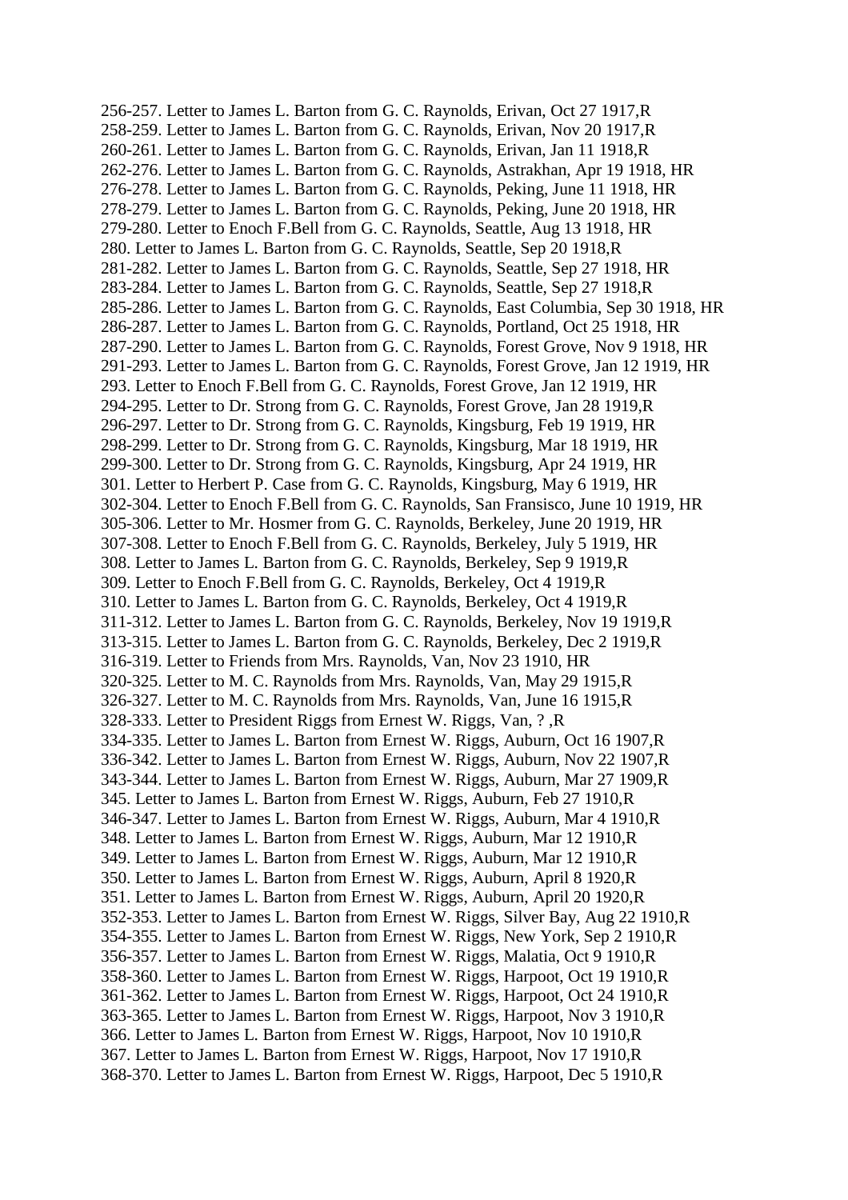256-257. Letter to James L. Barton from G. C. Raynolds, Erivan, Oct 27 1917,R
258-259. Letter to James L. Barton from G. C. Raynolds, Erivan, Nov 20 1917,R
260-261. Letter to James L. Barton from G. C. Raynolds, Erivan, Jan 11 1918,R
262-276. Letter to James L. Barton from G. C. Raynolds, Astrakhan, Apr 19 1918, HR
276-278. Letter to James L. Barton from G. C. Raynolds, Peking, June 11 1918, HR
278-279. Letter to James L. Barton from G. C. Raynolds, Peking, June 20 1918, HR
279-280. Letter to Enoch F.Bell from G. C. Raynolds, Seattle, Aug 13 1918, HR
280. Letter to James L. Barton from G. C. Raynolds, Seattle, Sep 20 1918,R
281-282. Letter to James L. Barton from G. C. Raynolds, Seattle, Sep 27 1918, HR
283-284. Letter to James L. Barton from G. C. Raynolds, Seattle, Sep 27 1918,R
285-286. Letter to James L. Barton from G. C. Raynolds, East Columbia, Sep 30 1918, HR
286-287. Letter to James L. Barton from G. C. Raynolds, Portland, Oct 25 1918, HR
287-290. Letter to James L. Barton from G. C. Raynolds, Forest Grove, Nov 9 1918, HR
291-293. Letter to James L. Barton from G. C. Raynolds, Forest Grove, Jan 12 1919, HR
293. Letter to Enoch F.Bell from G. C. Raynolds, Forest Grove, Jan 12 1919, HR
294-295. Letter to Dr. Strong from G. C. Raynolds, Forest Grove, Jan 28 1919,R
296-297. Letter to Dr. Strong from G. C. Raynolds, Kingsburg, Feb 19 1919, HR
298-299. Letter to Dr. Strong from G. C. Raynolds, Kingsburg, Mar 18 1919, HR
299-300. Letter to Dr. Strong from G. C. Raynolds, Kingsburg, Apr 24 1919, HR
301. Letter to Herbert P. Case from G. C. Raynolds, Kingsburg, May 6 1919, HR
302-304. Letter to Enoch F.Bell from G. C. Raynolds, San Fransisco, June 10 1919, HR
305-306. Letter to Mr. Hosmer from G. C. Raynolds, Berkeley, June 20 1919, HR
307-308. Letter to Enoch F.Bell from G. C. Raynolds, Berkeley, July 5 1919, HR
308. Letter to James L. Barton from G. C. Raynolds, Berkeley, Sep 9 1919,R
309. Letter to Enoch F.Bell from G. C. Raynolds, Berkeley, Oct 4 1919,R
310. Letter to James L. Barton from G. C. Raynolds, Berkeley, Oct 4 1919,R
311-312. Letter to James L. Barton from G. C. Raynolds, Berkeley, Nov 19 1919,R
313-315. Letter to James L. Barton from G. C. Raynolds, Berkeley, Dec 2 1919,R
316-319. Letter to Friends from Mrs. Raynolds, Van, Nov 23 1910, HR
320-325. Letter to M. C. Raynolds from Mrs. Raynolds, Van, May 29 1915,R
326-327. Letter to M. C. Raynolds from Mrs. Raynolds, Van, June 16 1915,R
328-333. Letter to President Riggs from Ernest W. Riggs, Van, ? ,R
334-335. Letter to James L. Barton from Ernest W. Riggs, Auburn, Oct 16 1907,R
336-342. Letter to James L. Barton from Ernest W. Riggs, Auburn, Nov 22 1907,R
343-344. Letter to James L. Barton from Ernest W. Riggs, Auburn, Mar 27 1909,R
345. Letter to James L. Barton from Ernest W. Riggs, Auburn, Feb 27 1910,R
346-347. Letter to James L. Barton from Ernest W. Riggs, Auburn, Mar 4 1910,R
348. Letter to James L. Barton from Ernest W. Riggs, Auburn, Mar 12 1910,R
349. Letter to James L. Barton from Ernest W. Riggs, Auburn, Mar 12 1910,R
350. Letter to James L. Barton from Ernest W. Riggs, Auburn, April 8 1920,R
351. Letter to James L. Barton from Ernest W. Riggs, Auburn, April 20 1920,R
352-353. Letter to James L. Barton from Ernest W. Riggs, Silver Bay, Aug 22 1910,R
354-355. Letter to James L. Barton from Ernest W. Riggs, New York, Sep 2 1910,R
356-357. Letter to James L. Barton from Ernest W. Riggs, Malatia, Oct 9 1910,R
358-360. Letter to James L. Barton from Ernest W. Riggs, Harpoot, Oct 19 1910,R
361-362. Letter to James L. Barton from Ernest W. Riggs, Harpoot, Oct 24 1910,R
363-365. Letter to James L. Barton from Ernest W. Riggs, Harpoot, Nov 3 1910,R
366. Letter to James L. Barton from Ernest W. Riggs, Harpoot, Nov 10 1910,R
367. Letter to James L. Barton from Ernest W. Riggs, Harpoot, Nov 17 1910,R
368-370. Letter to James L. Barton from Ernest W. Riggs, Harpoot, Dec 5 1910,R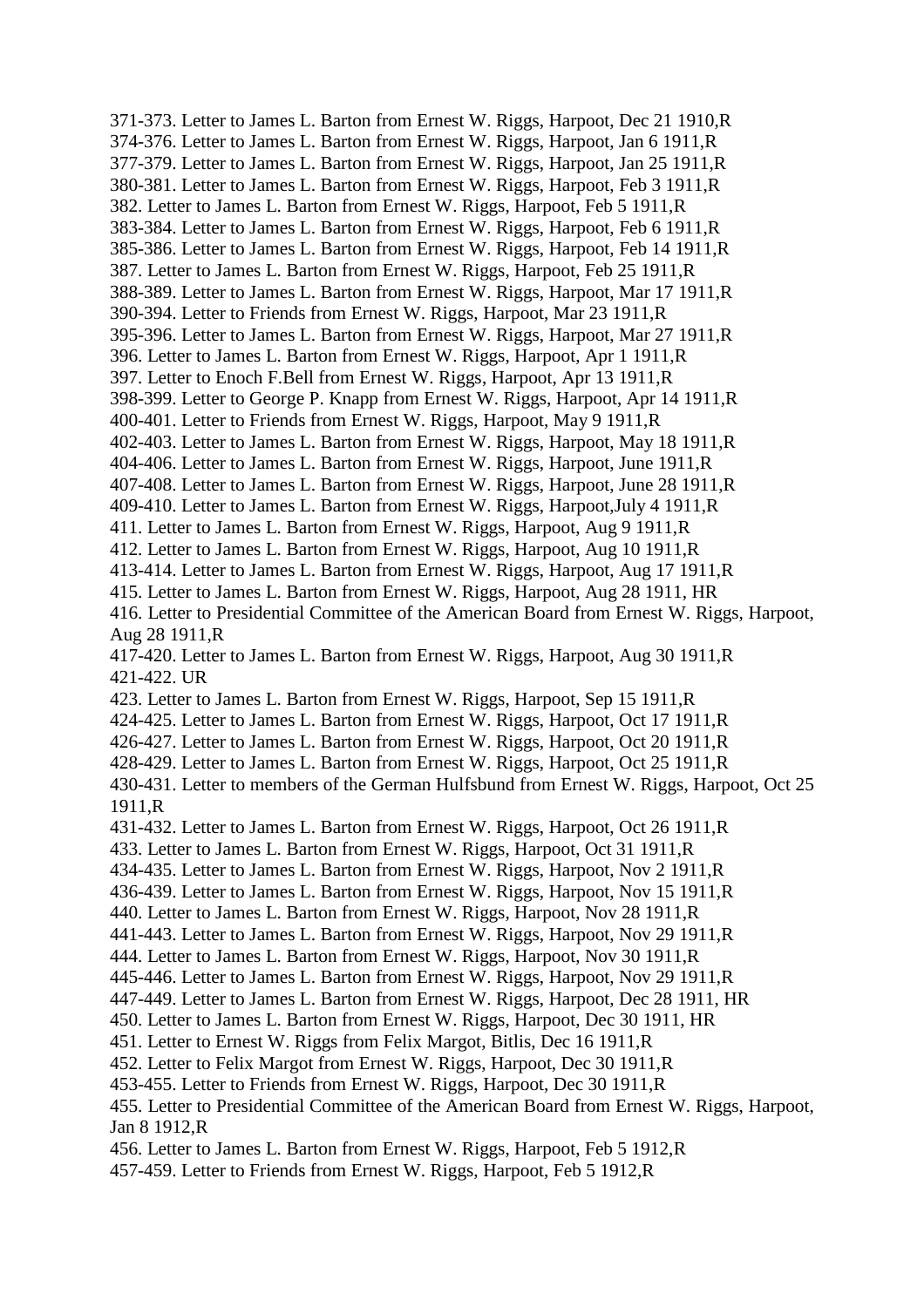371-373. Letter to James L. Barton from Ernest W. Riggs, Harpoot, Dec 21 1910,R
374-376. Letter to James L. Barton from Ernest W. Riggs, Harpoot, Jan 6 1911,R
377-379. Letter to James L. Barton from Ernest W. Riggs, Harpoot, Jan 25 1911,R
380-381. Letter to James L. Barton from Ernest W. Riggs, Harpoot, Feb 3 1911,R
382. Letter to James L. Barton from Ernest W. Riggs, Harpoot, Feb 5 1911,R
383-384. Letter to James L. Barton from Ernest W. Riggs, Harpoot, Feb 6 1911,R
385-386. Letter to James L. Barton from Ernest W. Riggs, Harpoot, Feb 14 1911,R
387. Letter to James L. Barton from Ernest W. Riggs, Harpoot, Feb 25 1911,R
388-389. Letter to James L. Barton from Ernest W. Riggs, Harpoot, Mar 17 1911,R
390-394. Letter to Friends from Ernest W. Riggs, Harpoot, Mar 23 1911,R
395-396. Letter to James L. Barton from Ernest W. Riggs, Harpoot, Mar 27 1911,R
396. Letter to James L. Barton from Ernest W. Riggs, Harpoot, Apr 1 1911,R
397. Letter to Enoch F.Bell from Ernest W. Riggs, Harpoot, Apr 13 1911,R
398-399. Letter to George P. Knapp from Ernest W. Riggs, Harpoot, Apr 14 1911,R
400-401. Letter to Friends from Ernest W. Riggs, Harpoot, May 9 1911,R
402-403. Letter to James L. Barton from Ernest W. Riggs, Harpoot, May 18 1911,R
404-406. Letter to James L. Barton from Ernest W. Riggs, Harpoot, June 1911,R
407-408. Letter to James L. Barton from Ernest W. Riggs, Harpoot, June 28 1911,R
409-410. Letter to James L. Barton from Ernest W. Riggs, Harpoot,July 4 1911,R
411. Letter to James L. Barton from Ernest W. Riggs, Harpoot, Aug 9 1911,R
412. Letter to James L. Barton from Ernest W. Riggs, Harpoot, Aug 10 1911,R
413-414. Letter to James L. Barton from Ernest W. Riggs, Harpoot, Aug 17 1911,R
415. Letter to James L. Barton from Ernest W. Riggs, Harpoot, Aug 28 1911, HR
416. Letter to Presidential Committee of the American Board from Ernest W. Riggs, Harpoot, Aug 28 1911,R
417-420. Letter to James L. Barton from Ernest W. Riggs, Harpoot, Aug 30 1911,R
421-422. UR
423. Letter to James L. Barton from Ernest W. Riggs, Harpoot, Sep 15 1911,R
424-425. Letter to James L. Barton from Ernest W. Riggs, Harpoot, Oct 17 1911,R
426-427. Letter to James L. Barton from Ernest W. Riggs, Harpoot, Oct 20 1911,R
428-429. Letter to James L. Barton from Ernest W. Riggs, Harpoot, Oct 25 1911,R
430-431. Letter to members of the German Hulfsbund from Ernest W. Riggs, Harpoot, Oct 25 1911,R
431-432. Letter to James L. Barton from Ernest W. Riggs, Harpoot, Oct 26 1911,R
433. Letter to James L. Barton from Ernest W. Riggs, Harpoot, Oct 31 1911,R
434-435. Letter to James L. Barton from Ernest W. Riggs, Harpoot, Nov 2 1911,R
436-439. Letter to James L. Barton from Ernest W. Riggs, Harpoot, Nov 15 1911,R
440. Letter to James L. Barton from Ernest W. Riggs, Harpoot, Nov 28 1911,R
441-443. Letter to James L. Barton from Ernest W. Riggs, Harpoot, Nov 29 1911,R
444. Letter to James L. Barton from Ernest W. Riggs, Harpoot, Nov 30 1911,R
445-446. Letter to James L. Barton from Ernest W. Riggs, Harpoot, Nov 29 1911,R
447-449. Letter to James L. Barton from Ernest W. Riggs, Harpoot, Dec 28 1911, HR
450. Letter to James L. Barton from Ernest W. Riggs, Harpoot, Dec 30 1911, HR
451. Letter to Ernest W. Riggs from Felix Margot, Bitlis, Dec 16 1911,R
452. Letter to Felix Margot from Ernest W. Riggs, Harpoot, Dec 30 1911,R
453-455. Letter to Friends from Ernest W. Riggs, Harpoot, Dec 30 1911,R
455. Letter to Presidential Committee of the American Board from Ernest W. Riggs, Harpoot, Jan 8 1912,R
456. Letter to James L. Barton from Ernest W. Riggs, Harpoot, Feb 5 1912,R
457-459. Letter to Friends from Ernest W. Riggs, Harpoot, Feb 5 1912,R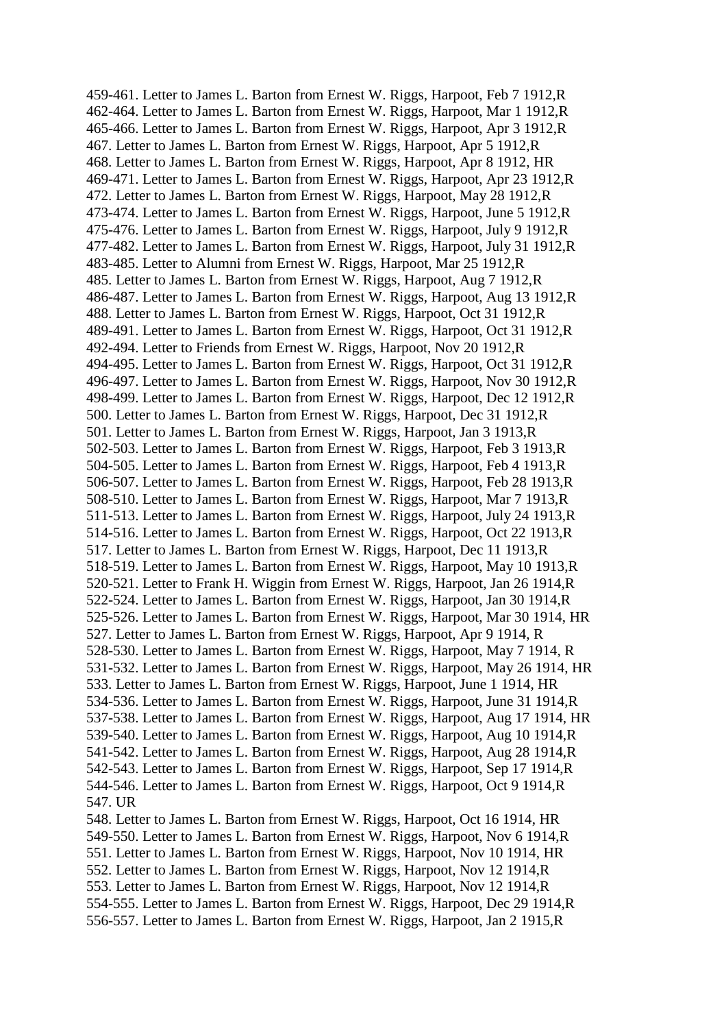459-461. Letter to James L. Barton from Ernest W. Riggs, Harpoot, Feb 7 1912,R
462-464. Letter to James L. Barton from Ernest W. Riggs, Harpoot, Mar 1 1912,R
465-466. Letter to James L. Barton from Ernest W. Riggs, Harpoot, Apr 3 1912,R
467. Letter to James L. Barton from Ernest W. Riggs, Harpoot, Apr 5 1912,R
468. Letter to James L. Barton from Ernest W. Riggs, Harpoot, Apr 8 1912, HR
469-471. Letter to James L. Barton from Ernest W. Riggs, Harpoot, Apr 23 1912,R
472. Letter to James L. Barton from Ernest W. Riggs, Harpoot, May 28 1912,R
473-474. Letter to James L. Barton from Ernest W. Riggs, Harpoot, June 5 1912,R
475-476. Letter to James L. Barton from Ernest W. Riggs, Harpoot, July 9 1912,R
477-482. Letter to James L. Barton from Ernest W. Riggs, Harpoot, July 31 1912,R
483-485. Letter to Alumni from Ernest W. Riggs, Harpoot, Mar 25 1912,R
485. Letter to James L. Barton from Ernest W. Riggs, Harpoot, Aug 7 1912,R
486-487. Letter to James L. Barton from Ernest W. Riggs, Harpoot, Aug 13 1912,R
488. Letter to James L. Barton from Ernest W. Riggs, Harpoot, Oct 31 1912,R
489-491. Letter to James L. Barton from Ernest W. Riggs, Harpoot, Oct 31 1912,R
492-494. Letter to Friends from Ernest W. Riggs, Harpoot, Nov 20 1912,R
494-495. Letter to James L. Barton from Ernest W. Riggs, Harpoot, Oct 31 1912,R
496-497. Letter to James L. Barton from Ernest W. Riggs, Harpoot, Nov 30 1912,R
498-499. Letter to James L. Barton from Ernest W. Riggs, Harpoot, Dec 12 1912,R
500. Letter to James L. Barton from Ernest W. Riggs, Harpoot, Dec 31 1912,R
501. Letter to James L. Barton from Ernest W. Riggs, Harpoot, Jan 3 1913,R
502-503. Letter to James L. Barton from Ernest W. Riggs, Harpoot, Feb 3 1913,R
504-505. Letter to James L. Barton from Ernest W. Riggs, Harpoot, Feb 4 1913,R
506-507. Letter to James L. Barton from Ernest W. Riggs, Harpoot, Feb 28 1913,R
508-510. Letter to James L. Barton from Ernest W. Riggs, Harpoot, Mar 7 1913,R
511-513. Letter to James L. Barton from Ernest W. Riggs, Harpoot, July 24 1913,R
514-516. Letter to James L. Barton from Ernest W. Riggs, Harpoot, Oct 22 1913,R
517. Letter to James L. Barton from Ernest W. Riggs, Harpoot, Dec 11 1913,R
518-519. Letter to James L. Barton from Ernest W. Riggs, Harpoot, May 10 1913,R
520-521. Letter to Frank H. Wiggin from Ernest W. Riggs, Harpoot, Jan 26 1914,R
522-524. Letter to James L. Barton from Ernest W. Riggs, Harpoot, Jan 30 1914,R
525-526. Letter to James L. Barton from Ernest W. Riggs, Harpoot, Mar 30 1914, HR
527. Letter to James L. Barton from Ernest W. Riggs, Harpoot, Apr 9 1914, R
528-530. Letter to James L. Barton from Ernest W. Riggs, Harpoot, May 7 1914, R
531-532. Letter to James L. Barton from Ernest W. Riggs, Harpoot, May 26 1914, HR
533. Letter to James L. Barton from Ernest W. Riggs, Harpoot, June 1 1914, HR
534-536. Letter to James L. Barton from Ernest W. Riggs, Harpoot, June 31 1914,R
537-538. Letter to James L. Barton from Ernest W. Riggs, Harpoot, Aug 17 1914, HR
539-540. Letter to James L. Barton from Ernest W. Riggs, Harpoot, Aug 10 1914,R
541-542. Letter to James L. Barton from Ernest W. Riggs, Harpoot, Aug 28 1914,R
542-543. Letter to James L. Barton from Ernest W. Riggs, Harpoot, Sep 17 1914,R
544-546. Letter to James L. Barton from Ernest W. Riggs, Harpoot, Oct 9 1914,R
547. UR
548. Letter to James L. Barton from Ernest W. Riggs, Harpoot, Oct 16 1914, HR
549-550. Letter to James L. Barton from Ernest W. Riggs, Harpoot, Nov 6 1914,R
551. Letter to James L. Barton from Ernest W. Riggs, Harpoot, Nov 10 1914, HR
552. Letter to James L. Barton from Ernest W. Riggs, Harpoot, Nov 12 1914,R
553. Letter to James L. Barton from Ernest W. Riggs, Harpoot, Nov 12 1914,R
554-555. Letter to James L. Barton from Ernest W. Riggs, Harpoot, Dec 29 1914,R
556-557. Letter to James L. Barton from Ernest W. Riggs, Harpoot, Jan 2 1915,R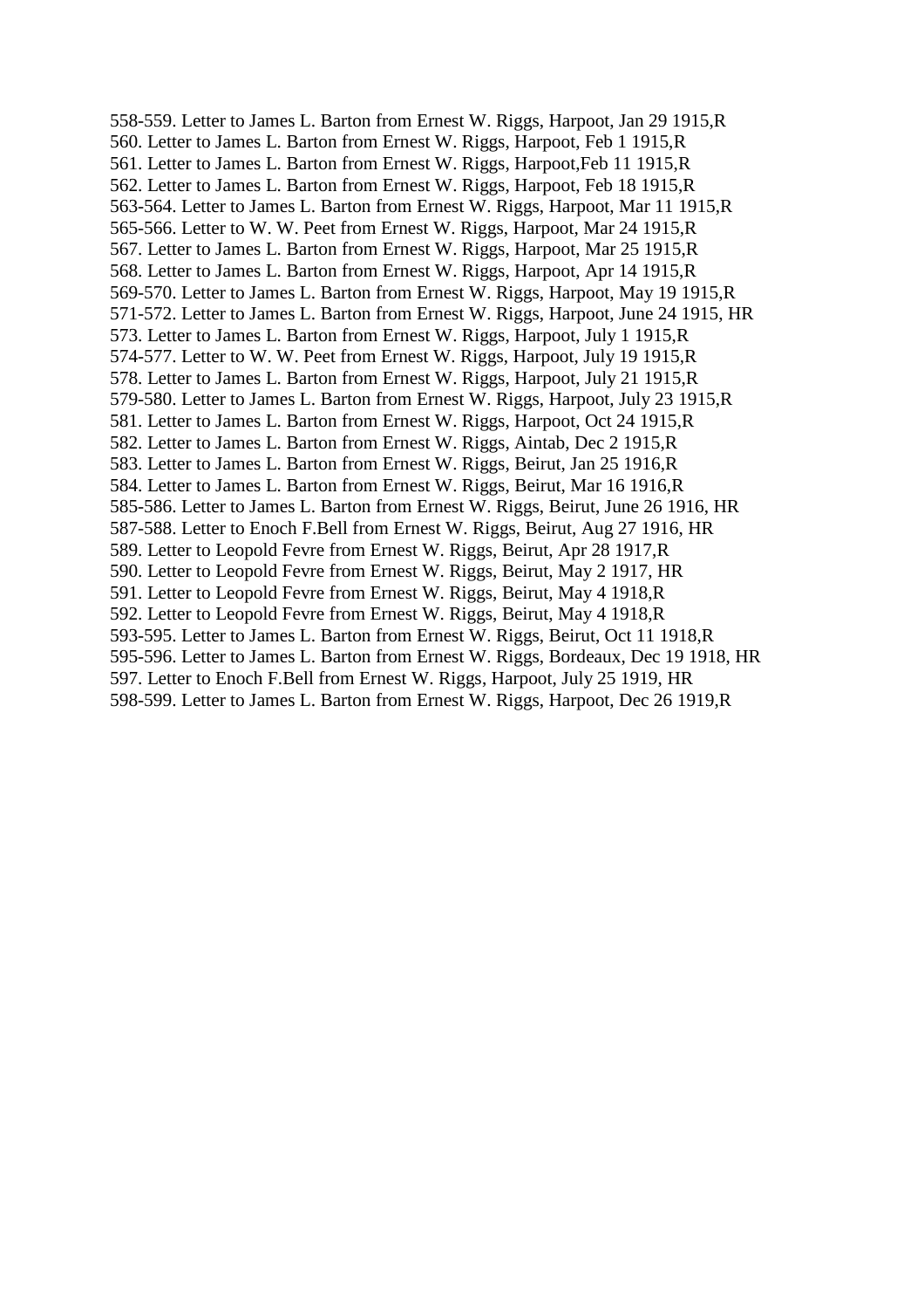558-559. Letter to James L. Barton from Ernest W. Riggs, Harpoot, Jan 29 1915,R
560. Letter to James L. Barton from Ernest W. Riggs, Harpoot, Feb 1 1915,R
561. Letter to James L. Barton from Ernest W. Riggs, Harpoot,Feb 11 1915,R
562. Letter to James L. Barton from Ernest W. Riggs, Harpoot, Feb 18 1915,R
563-564. Letter to James L. Barton from Ernest W. Riggs, Harpoot, Mar 11 1915,R
565-566. Letter to W. W. Peet from Ernest W. Riggs, Harpoot, Mar 24 1915,R
567. Letter to James L. Barton from Ernest W. Riggs, Harpoot, Mar 25 1915,R
568. Letter to James L. Barton from Ernest W. Riggs, Harpoot, Apr 14 1915,R
569-570. Letter to James L. Barton from Ernest W. Riggs, Harpoot, May 19 1915,R
571-572. Letter to James L. Barton from Ernest W. Riggs, Harpoot, June 24 1915, HR
573. Letter to James L. Barton from Ernest W. Riggs, Harpoot, July 1 1915,R
574-577. Letter to W. W. Peet from Ernest W. Riggs, Harpoot, July 19 1915,R
578. Letter to James L. Barton from Ernest W. Riggs, Harpoot, July 21 1915,R
579-580. Letter to James L. Barton from Ernest W. Riggs, Harpoot, July 23 1915,R
581. Letter to James L. Barton from Ernest W. Riggs, Harpoot, Oct 24 1915,R
582. Letter to James L. Barton from Ernest W. Riggs, Aintab, Dec 2 1915,R
583. Letter to James L. Barton from Ernest W. Riggs, Beirut, Jan 25 1916,R
584. Letter to James L. Barton from Ernest W. Riggs, Beirut, Mar 16 1916,R
585-586. Letter to James L. Barton from Ernest W. Riggs, Beirut, June 26 1916, HR
587-588. Letter to Enoch F.Bell from Ernest W. Riggs, Beirut, Aug 27 1916, HR
589. Letter to Leopold Fevre from Ernest W. Riggs, Beirut, Apr 28 1917,R
590. Letter to Leopold Fevre from Ernest W. Riggs, Beirut, May 2 1917, HR
591. Letter to Leopold Fevre from Ernest W. Riggs, Beirut, May 4 1918,R
592. Letter to Leopold Fevre from Ernest W. Riggs, Beirut, May 4 1918,R
593-595. Letter to James L. Barton from Ernest W. Riggs, Beirut, Oct 11 1918,R
595-596. Letter to James L. Barton from Ernest W. Riggs, Bordeaux, Dec 19 1918, HR
597. Letter to Enoch F.Bell from Ernest W. Riggs, Harpoot, July 25 1919, HR
598-599. Letter to James L. Barton from Ernest W. Riggs, Harpoot, Dec 26 1919,R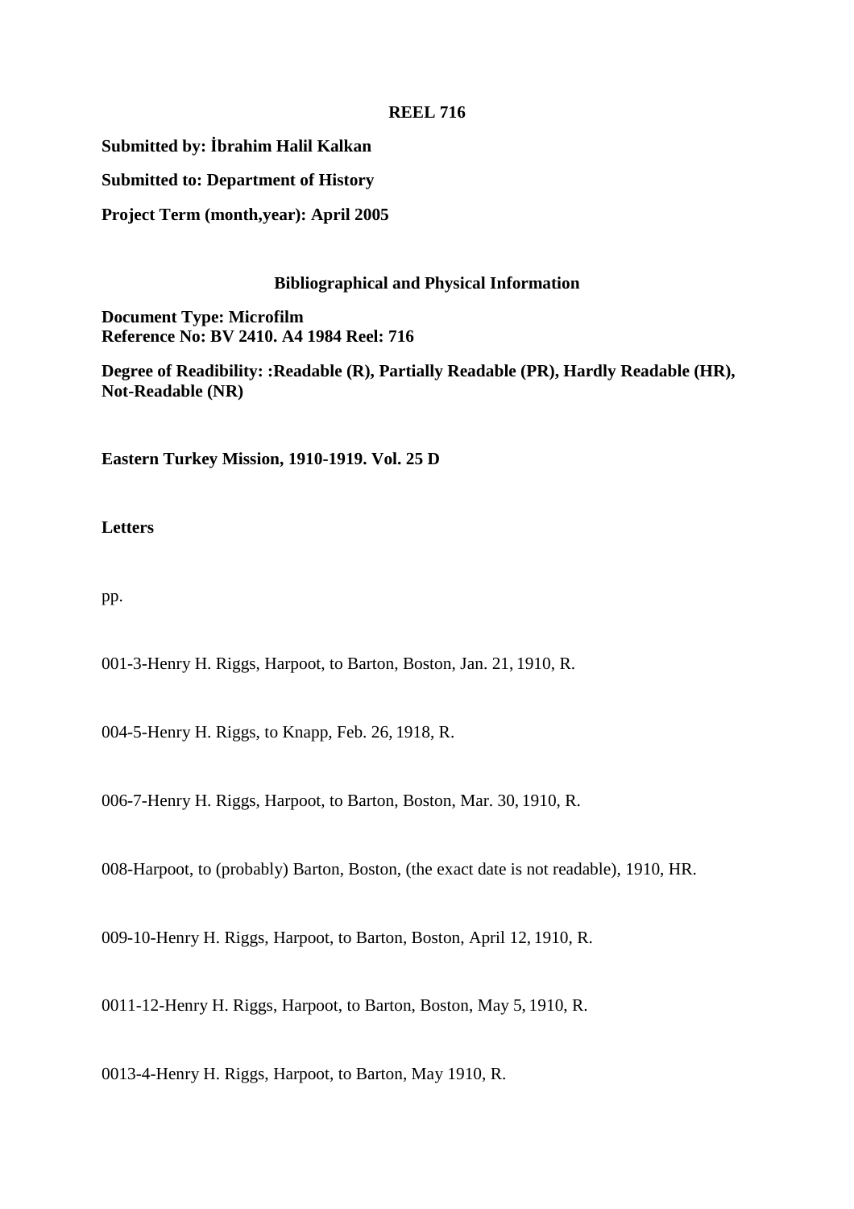**REEL 716**

**Submitted by: İbrahim Halil Kalkan**

**Submitted to: Department of History**

**Project Term (month,year): April 2005**

**Bibliographical and Physical Information**

**Document Type: Microfilm**
**Reference No: BV 2410. A4 1984 Reel: 716**

**Degree of Readibility: :Readable (R), Partially Readable (PR), Hardly Readable (HR), Not-Readable (NR)**

**Eastern Turkey Mission, 1910-1919. Vol. 25 D**

**Letters**

pp.

001-3-Henry H. Riggs, Harpoot, to Barton, Boston, Jan. 21, 1910, R.

004-5-Henry H. Riggs, to Knapp, Feb. 26, 1918, R.

006-7-Henry H. Riggs, Harpoot, to Barton, Boston, Mar. 30, 1910, R.

008-Harpoot, to (probably) Barton, Boston, (the exact date is not readable), 1910, HR.

009-10-Henry H. Riggs, Harpoot, to Barton, Boston, April 12, 1910, R.

0011-12-Henry H. Riggs, Harpoot, to Barton, Boston, May 5, 1910, R.

0013-4-Henry H. Riggs, Harpoot, to Barton, May 1910, R.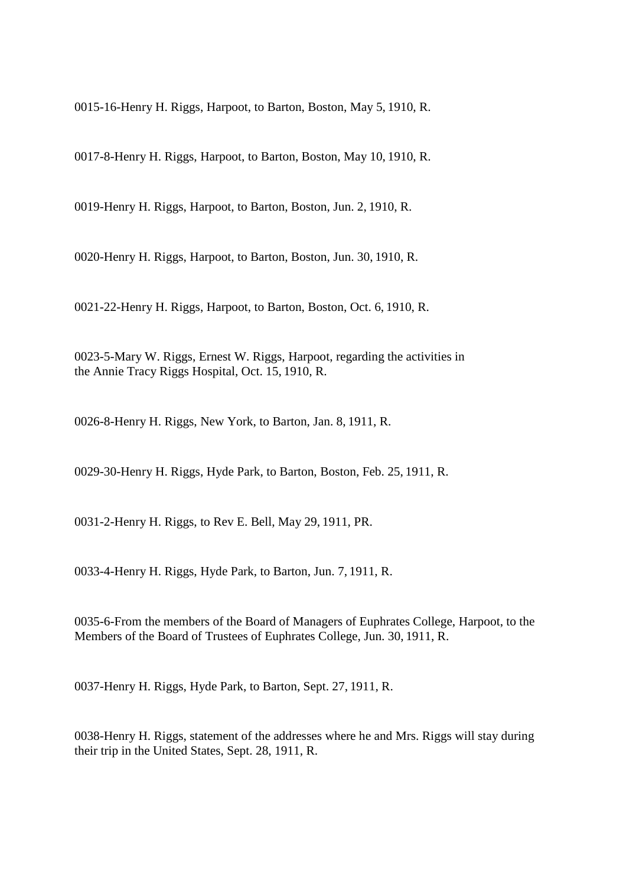0015-16-Henry H. Riggs, Harpoot, to Barton, Boston, May 5, 1910, R.

0017-8-Henry H. Riggs, Harpoot, to Barton, Boston, May 10, 1910, R.

0019-Henry H. Riggs, Harpoot, to Barton, Boston, Jun. 2, 1910, R.

0020-Henry H. Riggs, Harpoot, to Barton, Boston, Jun. 30, 1910, R.

0021-22-Henry H. Riggs, Harpoot, to Barton, Boston, Oct. 6, 1910, R.

0023-5-Mary W. Riggs, Ernest W. Riggs, Harpoot, regarding the activities in the Annie Tracy Riggs Hospital, Oct. 15, 1910, R.

0026-8-Henry H. Riggs, New York, to Barton, Jan. 8, 1911, R.

0029-30-Henry H. Riggs, Hyde Park, to Barton, Boston, Feb. 25, 1911, R.

0031-2-Henry H. Riggs, to Rev E. Bell, May 29, 1911, PR.

0033-4-Henry H. Riggs, Hyde Park, to Barton, Jun. 7, 1911, R.

0035-6-From the members of the Board of Managers of Euphrates College, Harpoot, to the Members of the Board of Trustees of Euphrates College, Jun. 30, 1911, R.

0037-Henry H. Riggs, Hyde Park, to Barton, Sept. 27, 1911, R.

0038-Henry H. Riggs, statement of the addresses where he and Mrs. Riggs will stay during their trip in the United States, Sept. 28, 1911, R.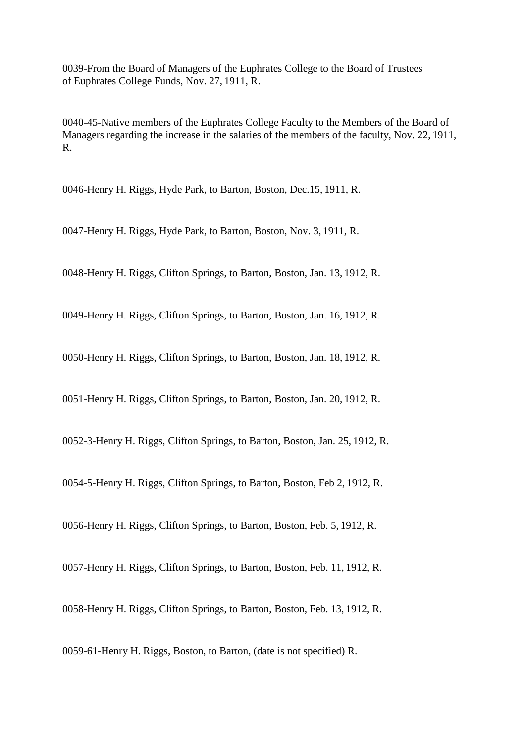0039-From the Board of Managers of the Euphrates College to the Board of Trustees of Euphrates College Funds, Nov. 27, 1911, R.

0040-45-Native members of the Euphrates College Faculty to the Members of the Board of Managers regarding the increase in the salaries of the members of the faculty, Nov. 22, 1911, R.

0046-Henry H. Riggs, Hyde Park, to Barton, Boston, Dec.15, 1911, R.

0047-Henry H. Riggs, Hyde Park, to Barton, Boston, Nov. 3, 1911, R.

0048-Henry H. Riggs, Clifton Springs, to Barton, Boston, Jan. 13, 1912, R.

0049-Henry H. Riggs, Clifton Springs, to Barton, Boston, Jan. 16, 1912, R.

0050-Henry H. Riggs, Clifton Springs, to Barton, Boston, Jan. 18, 1912, R.

0051-Henry H. Riggs, Clifton Springs, to Barton, Boston, Jan. 20, 1912, R.

0052-3-Henry H. Riggs, Clifton Springs, to Barton, Boston, Jan. 25, 1912, R.

0054-5-Henry H. Riggs, Clifton Springs, to Barton, Boston, Feb 2, 1912, R.

0056-Henry H. Riggs, Clifton Springs, to Barton, Boston, Feb. 5, 1912, R.

0057-Henry H. Riggs, Clifton Springs, to Barton, Boston, Feb. 11, 1912, R.

0058-Henry H. Riggs, Clifton Springs, to Barton, Boston, Feb. 13, 1912, R.

0059-61-Henry H. Riggs, Boston, to Barton, (date is not specified) R.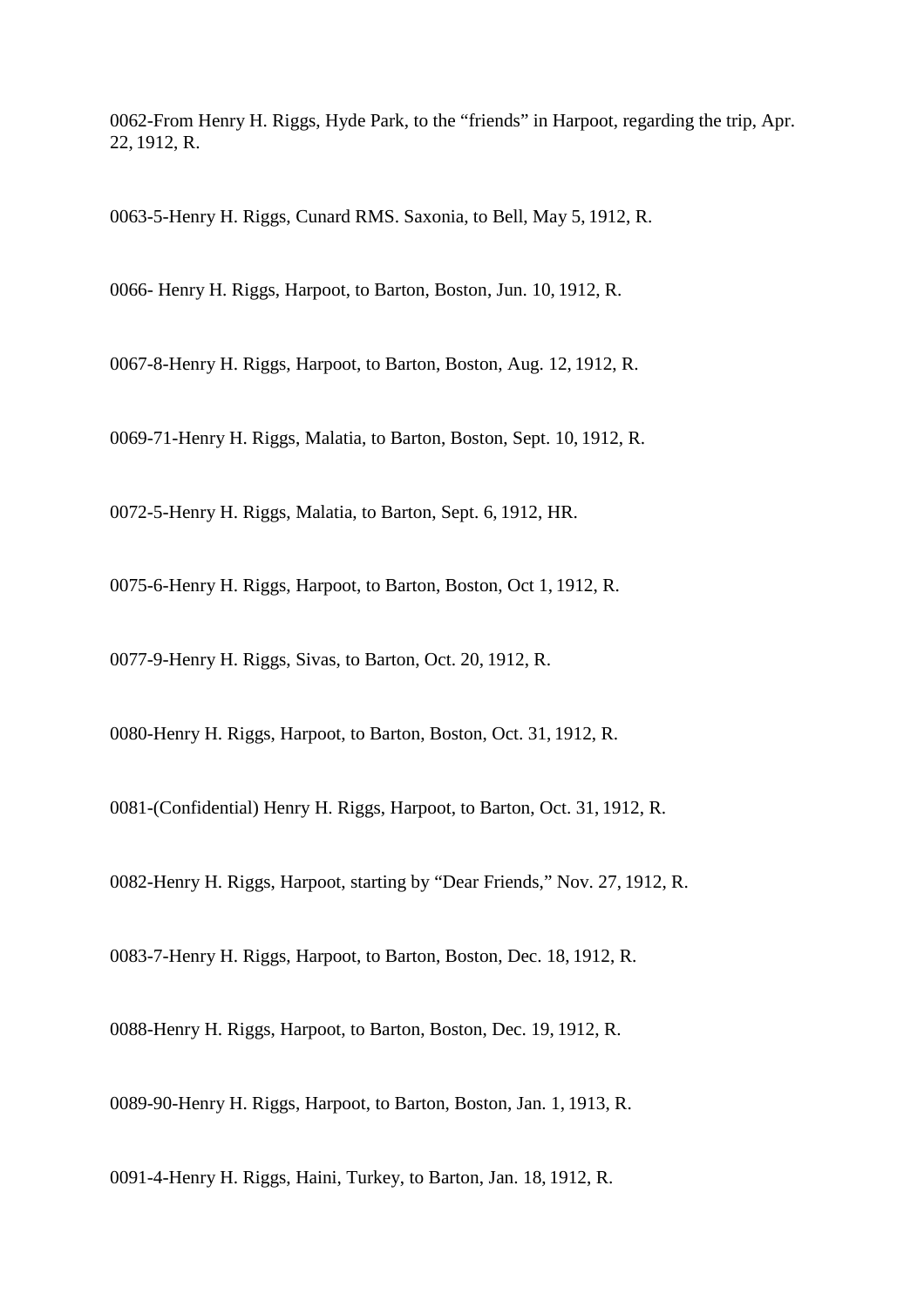0062-From Henry H. Riggs, Hyde Park, to the "friends" in Harpoot, regarding the trip, Apr. 22, 1912, R.

0063-5-Henry H. Riggs, Cunard RMS. Saxonia, to Bell, May 5, 1912, R.

0066- Henry H. Riggs, Harpoot, to Barton, Boston, Jun. 10, 1912, R.

0067-8-Henry H. Riggs, Harpoot, to Barton, Boston, Aug. 12, 1912, R.

0069-71-Henry H. Riggs, Malatia, to Barton, Boston, Sept. 10, 1912, R.

0072-5-Henry H. Riggs, Malatia, to Barton, Sept. 6, 1912, HR.

0075-6-Henry H. Riggs, Harpoot, to Barton, Boston, Oct 1, 1912, R.

0077-9-Henry H. Riggs, Sivas, to Barton, Oct. 20, 1912, R.

0080-Henry H. Riggs, Harpoot, to Barton, Boston, Oct. 31, 1912, R.

0081-(Confidential) Henry H. Riggs, Harpoot, to Barton, Oct. 31, 1912, R.

0082-Henry H. Riggs, Harpoot, starting by "Dear Friends," Nov. 27, 1912, R.

0083-7-Henry H. Riggs, Harpoot, to Barton, Boston, Dec. 18, 1912, R.

0088-Henry H. Riggs, Harpoot, to Barton, Boston, Dec. 19, 1912, R.

0089-90-Henry H. Riggs, Harpoot, to Barton, Boston, Jan. 1, 1913, R.

0091-4-Henry H. Riggs, Haini, Turkey, to Barton, Jan. 18, 1912, R.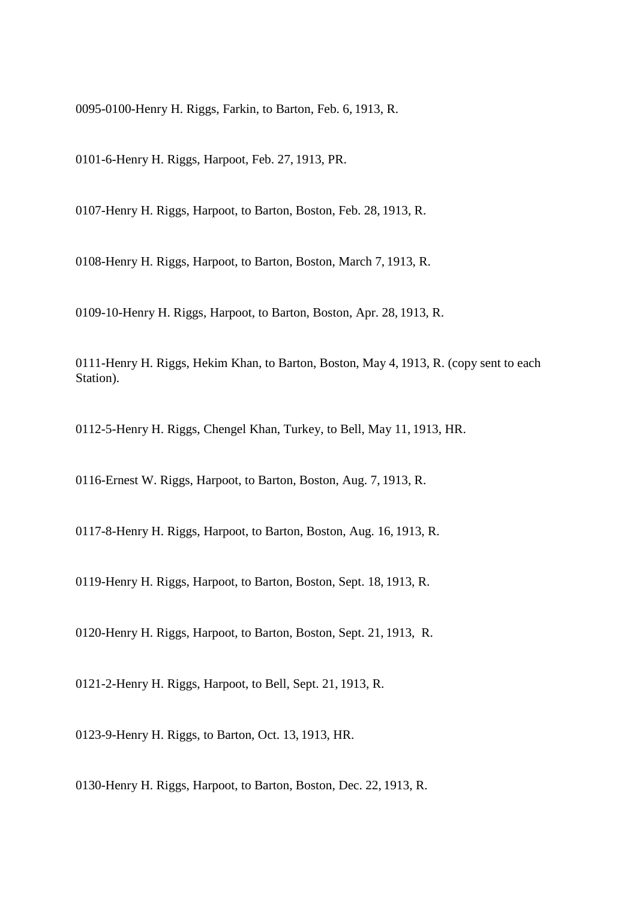0095-0100-Henry H. Riggs, Farkin, to Barton, Feb. 6, 1913, R.

0101-6-Henry H. Riggs, Harpoot, Feb. 27, 1913, PR.

0107-Henry H. Riggs, Harpoot, to Barton, Boston, Feb. 28, 1913, R.

0108-Henry H. Riggs, Harpoot, to Barton, Boston, March 7, 1913, R.

0109-10-Henry H. Riggs, Harpoot, to Barton, Boston, Apr. 28, 1913, R.

0111-Henry H. Riggs, Hekim Khan, to Barton, Boston, May 4, 1913, R. (copy sent to each Station).

0112-5-Henry H. Riggs, Chengel Khan, Turkey, to Bell, May 11, 1913, HR.

0116-Ernest W. Riggs, Harpoot, to Barton, Boston, Aug. 7, 1913, R.

0117-8-Henry H. Riggs, Harpoot, to Barton, Boston, Aug. 16, 1913, R.

0119-Henry H. Riggs, Harpoot, to Barton, Boston, Sept. 18, 1913, R.

0120-Henry H. Riggs, Harpoot, to Barton, Boston, Sept. 21, 1913, R.

0121-2-Henry H. Riggs, Harpoot, to Bell, Sept. 21, 1913, R.

0123-9-Henry H. Riggs, to Barton, Oct. 13, 1913, HR.

0130-Henry H. Riggs, Harpoot, to Barton, Boston, Dec. 22, 1913, R.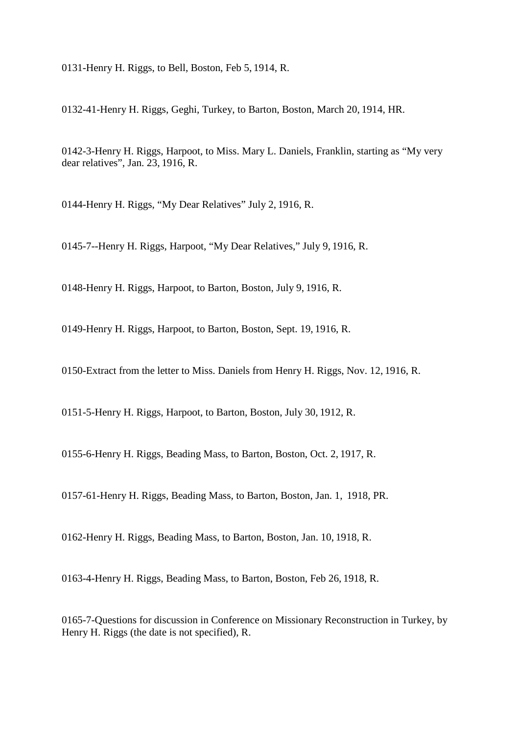0131-Henry H. Riggs, to Bell, Boston, Feb 5, 1914, R.

0132-41-Henry H. Riggs, Geghi, Turkey, to Barton, Boston, March 20, 1914, HR.

0142-3-Henry H. Riggs, Harpoot, to Miss. Mary L. Daniels, Franklin, starting as "My very dear relatives", Jan. 23, 1916, R.

0144-Henry H. Riggs, "My Dear Relatives" July 2, 1916, R.

0145-7--Henry H. Riggs, Harpoot, "My Dear Relatives," July 9, 1916, R.

0148-Henry H. Riggs, Harpoot, to Barton, Boston, July 9, 1916, R.

0149-Henry H. Riggs, Harpoot, to Barton, Boston, Sept. 19, 1916, R.

0150-Extract from the letter to Miss. Daniels from Henry H. Riggs, Nov. 12, 1916, R.

0151-5-Henry H. Riggs, Harpoot, to Barton, Boston, July 30, 1912, R.

0155-6-Henry H. Riggs, Beading Mass, to Barton, Boston, Oct. 2, 1917, R.

0157-61-Henry H. Riggs, Beading Mass, to Barton, Boston, Jan. 1, 1918, PR.

0162-Henry H. Riggs, Beading Mass, to Barton, Boston, Jan. 10, 1918, R.

0163-4-Henry H. Riggs, Beading Mass, to Barton, Boston, Feb 26, 1918, R.

0165-7-Questions for discussion in Conference on Missionary Reconstruction in Turkey, by Henry H. Riggs (the date is not specified), R.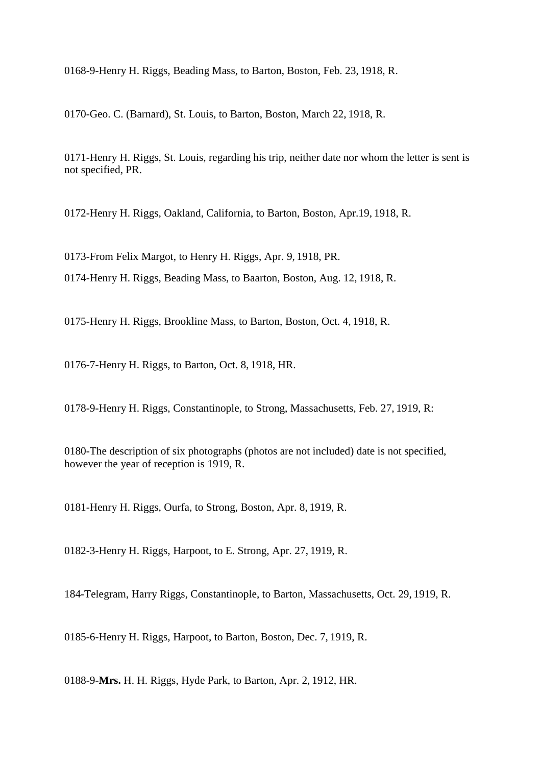0168-9-Henry H. Riggs, Beading Mass, to Barton, Boston, Feb. 23, 1918, R.

0170-Geo. C. (Barnard), St. Louis, to Barton, Boston, March 22, 1918, R.

0171-Henry H. Riggs, St. Louis, regarding his trip, neither date nor whom the letter is sent is not specified, PR.

0172-Henry H. Riggs, Oakland, California, to Barton, Boston, Apr.19, 1918, R.

0173-From Felix Margot, to Henry H. Riggs, Apr. 9, 1918, PR.

0174-Henry H. Riggs, Beading Mass, to Baarton, Boston, Aug. 12, 1918, R.

0175-Henry H. Riggs, Brookline Mass, to Barton, Boston, Oct. 4, 1918, R.

0176-7-Henry H. Riggs, to Barton, Oct. 8, 1918, HR.

0178-9-Henry H. Riggs, Constantinople, to Strong, Massachusetts, Feb. 27, 1919, R:

0180-The description of six photographs (photos are not included) date is not specified, however the year of reception is 1919, R.

0181-Henry H. Riggs, Ourfa, to Strong, Boston, Apr. 8, 1919, R.

0182-3-Henry H. Riggs, Harpoot, to E. Strong, Apr. 27, 1919, R.

184-Telegram, Harry Riggs, Constantinople, to Barton, Massachusetts, Oct. 29, 1919, R.

0185-6-Henry H. Riggs, Harpoot, to Barton, Boston, Dec. 7, 1919, R.

0188-9-**Mrs.** H. H. Riggs, Hyde Park, to Barton, Apr. 2, 1912, HR.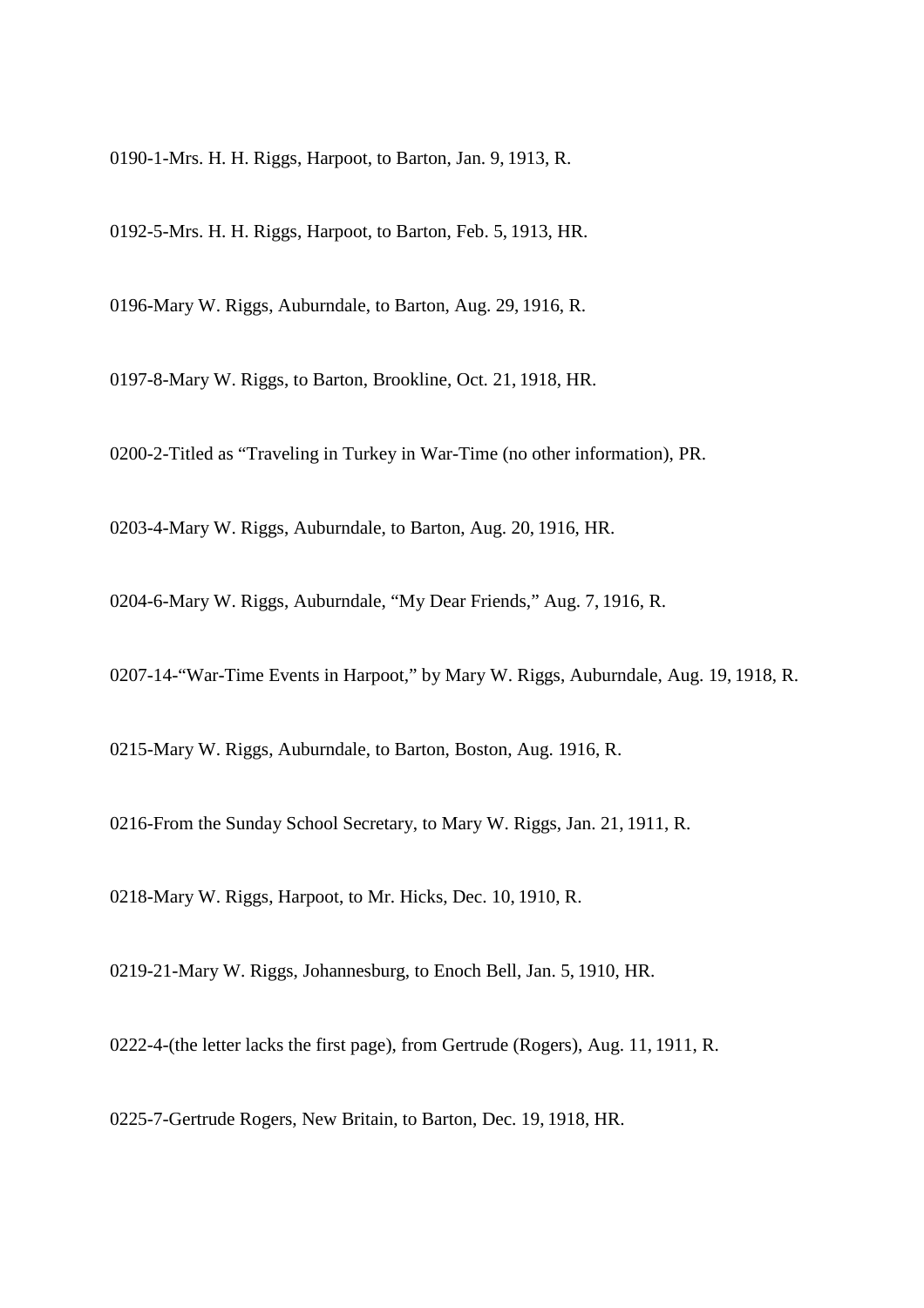0190-1-Mrs. H. H. Riggs, Harpoot, to Barton, Jan. 9, 1913, R.

0192-5-Mrs. H. H. Riggs, Harpoot, to Barton, Feb. 5, 1913, HR.

0196-Mary W. Riggs, Auburndale, to Barton, Aug. 29, 1916, R.

0197-8-Mary W. Riggs, to Barton, Brookline, Oct. 21, 1918, HR.

0200-2-Titled as “Traveling in Turkey in War-Time (no other information), PR.

0203-4-Mary W. Riggs, Auburndale, to Barton, Aug. 20, 1916, HR.

0204-6-Mary W. Riggs, Auburndale, “My Dear Friends,” Aug. 7, 1916, R.

0207-14-“War-Time Events in Harpoot,” by Mary W. Riggs, Auburndale, Aug. 19, 1918, R.

0215-Mary W. Riggs, Auburndale, to Barton, Boston, Aug. 1916, R.

0216-From the Sunday School Secretary, to Mary W. Riggs, Jan. 21, 1911, R.

0218-Mary W. Riggs, Harpoot, to Mr. Hicks, Dec. 10, 1910, R.

0219-21-Mary W. Riggs, Johannesburg, to Enoch Bell, Jan. 5, 1910, HR.

0222-4-(the letter lacks the first page), from Gertrude (Rogers), Aug. 11, 1911, R.

0225-7-Gertrude Rogers, New Britain, to Barton, Dec. 19, 1918, HR.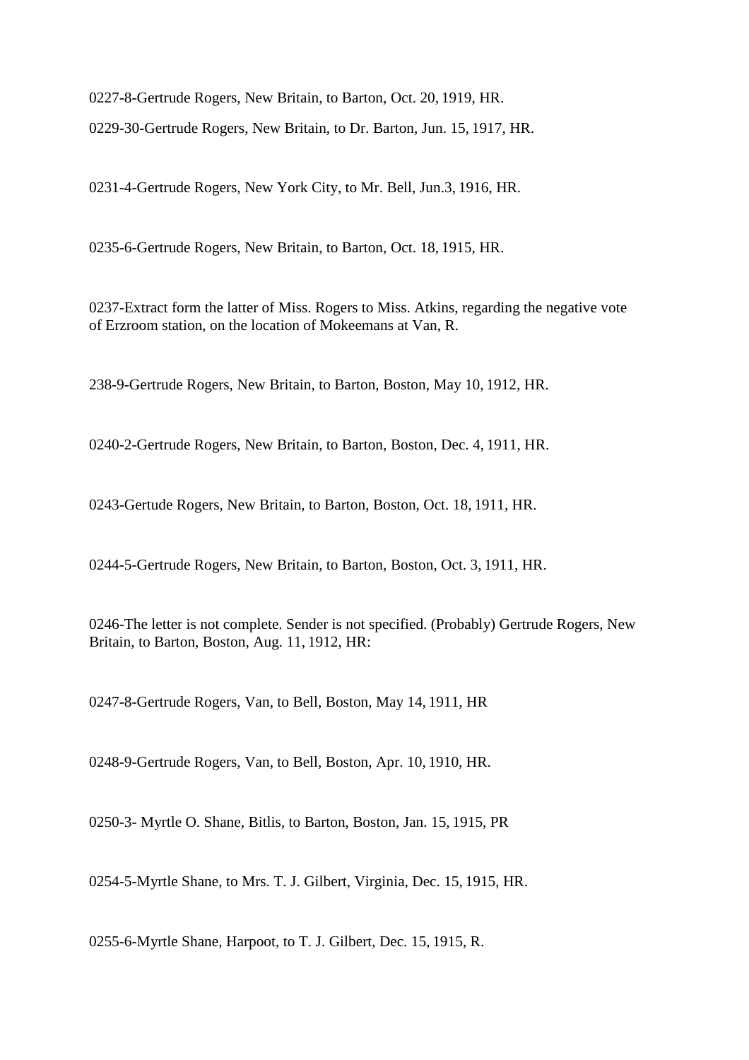0227-8-Gertrude Rogers, New Britain, to Barton, Oct. 20, 1919, HR.

0229-30-Gertrude Rogers, New Britain, to Dr. Barton, Jun. 15, 1917, HR.

0231-4-Gertrude Rogers, New York City, to Mr. Bell, Jun.3, 1916, HR.

0235-6-Gertrude Rogers, New Britain, to Barton, Oct. 18, 1915, HR.

0237-Extract form the latter of Miss. Rogers to Miss. Atkins, regarding the negative vote of Erzroom station, on the location of Mokeemans at Van, R.

238-9-Gertrude Rogers, New Britain, to Barton, Boston, May 10, 1912, HR.

0240-2-Gertrude Rogers, New Britain, to Barton, Boston, Dec. 4, 1911, HR.

0243-Gertude Rogers, New Britain, to Barton, Boston, Oct. 18, 1911, HR.

0244-5-Gertrude Rogers, New Britain, to Barton, Boston, Oct. 3, 1911, HR.

0246-The letter is not complete. Sender is not specified. (Probably) Gertrude Rogers, New Britain, to Barton, Boston, Aug. 11, 1912, HR:

0247-8-Gertrude Rogers, Van, to Bell, Boston, May 14, 1911, HR

0248-9-Gertrude Rogers, Van, to Bell, Boston, Apr. 10, 1910, HR.

0250-3- Myrtle O. Shane, Bitlis, to Barton, Boston, Jan. 15, 1915, PR

0254-5-Myrtle Shane, to Mrs. T. J. Gilbert, Virginia, Dec. 15, 1915, HR.

0255-6-Myrtle Shane, Harpoot, to T. J. Gilbert, Dec. 15, 1915, R.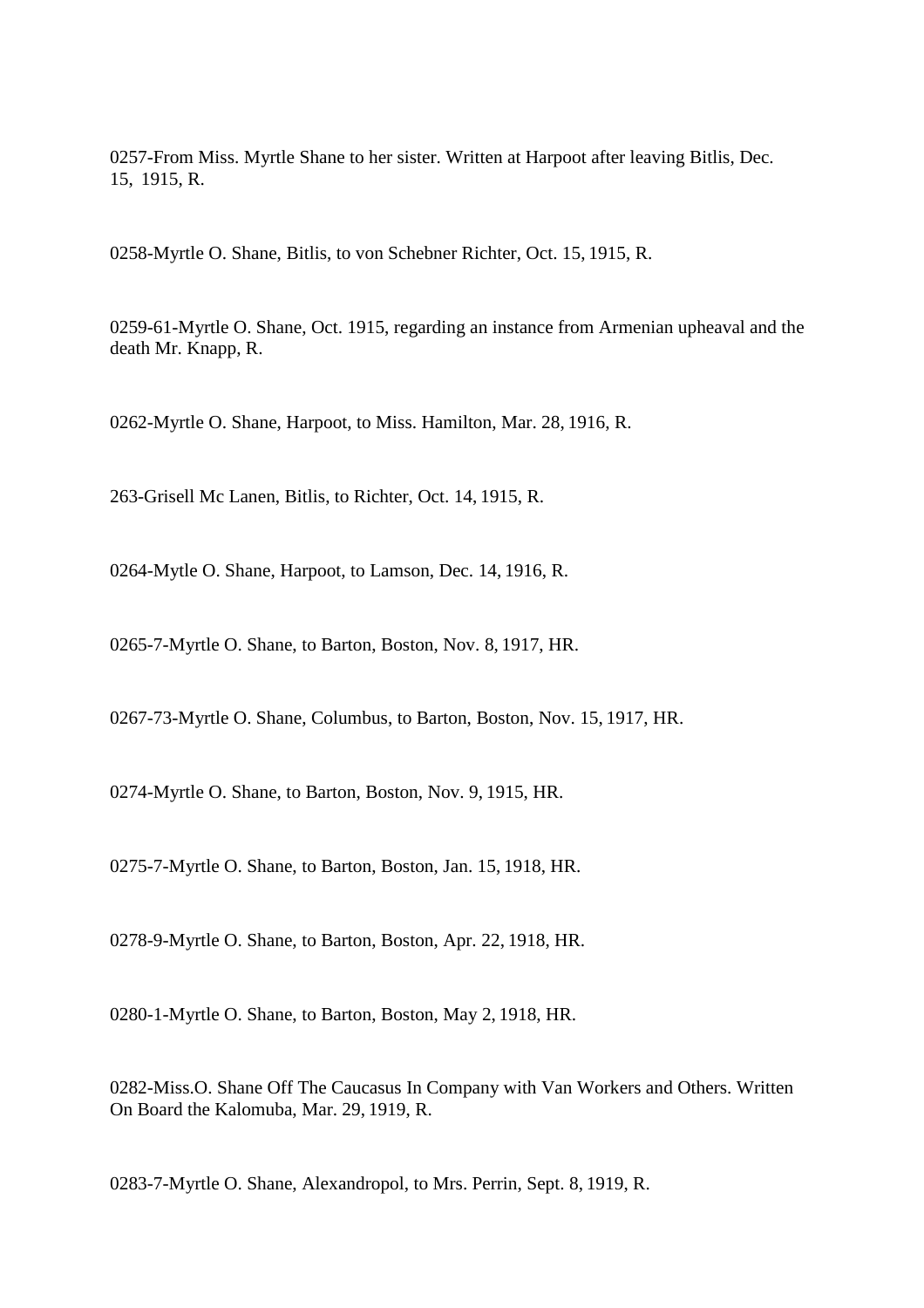0257-From Miss. Myrtle Shane to her sister. Written at Harpoot after leaving Bitlis, Dec. 15, 1915, R.

0258-Myrtle O. Shane, Bitlis, to von Schebner Richter, Oct. 15, 1915, R.

0259-61-Myrtle O. Shane, Oct. 1915, regarding an instance from Armenian upheaval and the death Mr. Knapp, R.

0262-Myrtle O. Shane, Harpoot, to Miss. Hamilton, Mar. 28, 1916, R.

263-Grisell Mc Lanen, Bitlis, to Richter, Oct. 14, 1915, R.

0264-Mytle O. Shane, Harpoot, to Lamson, Dec. 14, 1916, R.

0265-7-Myrtle O. Shane, to Barton, Boston, Nov. 8, 1917, HR.

0267-73-Myrtle O. Shane, Columbus, to Barton, Boston, Nov. 15, 1917, HR.

0274-Myrtle O. Shane, to Barton, Boston, Nov. 9, 1915, HR.

0275-7-Myrtle O. Shane, to Barton, Boston, Jan. 15, 1918, HR.

0278-9-Myrtle O. Shane, to Barton, Boston, Apr. 22, 1918, HR.

0280-1-Myrtle O. Shane, to Barton, Boston, May 2, 1918, HR.

0282-Miss.O. Shane Off The Caucasus In Company with Van Workers and Others. Written On Board the Kalomuba, Mar. 29, 1919, R.

0283-7-Myrtle O. Shane, Alexandropol, to Mrs. Perrin, Sept. 8, 1919, R.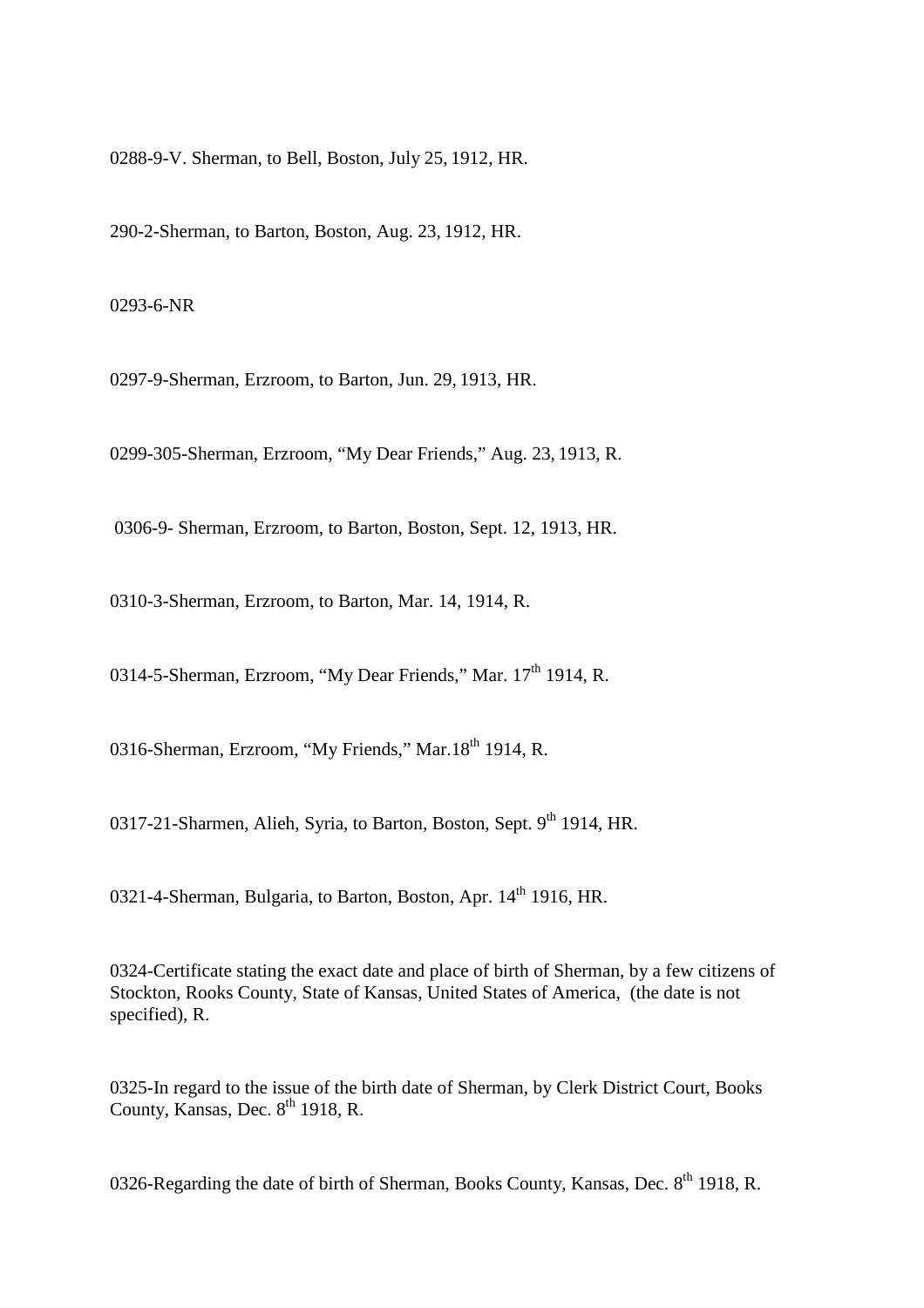0288-9-V. Sherman, to Bell, Boston, July 25, 1912, HR.

290-2-Sherman, to Barton, Boston, Aug. 23, 1912, HR.

0293-6-NR

0297-9-Sherman, Erzroom, to Barton, Jun. 29, 1913, HR.

0299-305-Sherman, Erzroom, "My Dear Friends," Aug. 23, 1913, R.

0306-9- Sherman, Erzroom, to Barton, Boston, Sept. 12, 1913, HR.

0310-3-Sherman, Erzroom, to Barton, Mar. 14, 1914, R.

0314-5-Sherman, Erzroom, "My Dear Friends," Mar. 17th 1914, R.

0316-Sherman, Erzroom, "My Friends," Mar.18th 1914, R.

0317-21-Sharmen, Alieh, Syria, to Barton, Boston, Sept. 9th 1914, HR.

0321-4-Sherman, Bulgaria, to Barton, Boston, Apr. 14th 1916, HR.

0324-Certificate stating the exact date and place of birth of Sherman, by a few citizens of Stockton, Rooks County, State of Kansas, United States of America, (the date is not specified), R.

0325-In regard to the issue of the birth date of Sherman, by Clerk District Court, Books County, Kansas, Dec. 8th 1918, R.

0326-Regarding the date of birth of Sherman, Books County, Kansas, Dec. 8th 1918, R.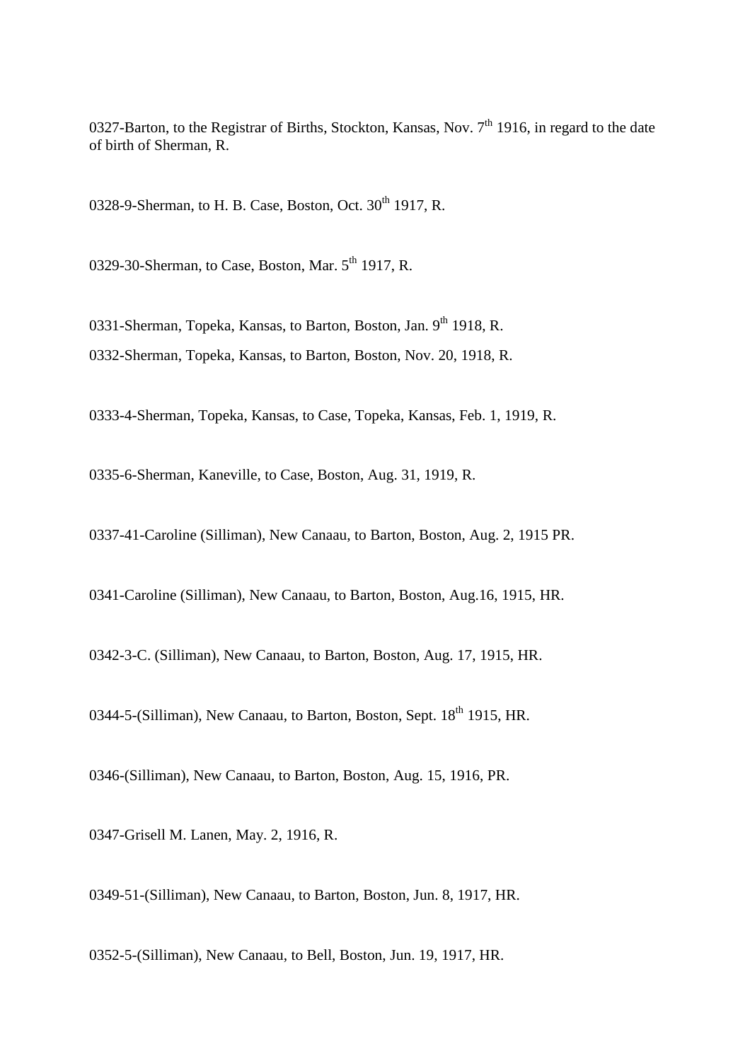0327-Barton, to the Registrar of Births, Stockton, Kansas, Nov. 7th 1916, in regard to the date of birth of Sherman, R.

0328-9-Sherman, to H. B. Case, Boston, Oct. 30th 1917, R.

0329-30-Sherman, to Case, Boston, Mar. 5th 1917, R.

0331-Sherman, Topeka, Kansas, to Barton, Boston, Jan. 9th 1918, R.

0332-Sherman, Topeka, Kansas, to Barton, Boston, Nov. 20, 1918, R.

0333-4-Sherman, Topeka, Kansas, to Case, Topeka, Kansas, Feb. 1, 1919, R.

0335-6-Sherman, Kaneville, to Case, Boston, Aug. 31, 1919, R.

0337-41-Caroline (Silliman), New Canaau, to Barton, Boston, Aug. 2, 1915 PR.

0341-Caroline (Silliman), New Canaau, to Barton, Boston, Aug.16, 1915, HR.

0342-3-C. (Silliman), New Canaau, to Barton, Boston, Aug. 17, 1915, HR.

0344-5-(Silliman), New Canaau, to Barton, Boston, Sept. 18th 1915, HR.

0346-(Silliman), New Canaau, to Barton, Boston, Aug. 15, 1916, PR.

0347-Grisell M. Lanen, May. 2, 1916, R.

0349-51-(Silliman), New Canaau, to Barton, Boston, Jun. 8, 1917, HR.

0352-5-(Silliman), New Canaau, to Bell, Boston, Jun. 19, 1917, HR.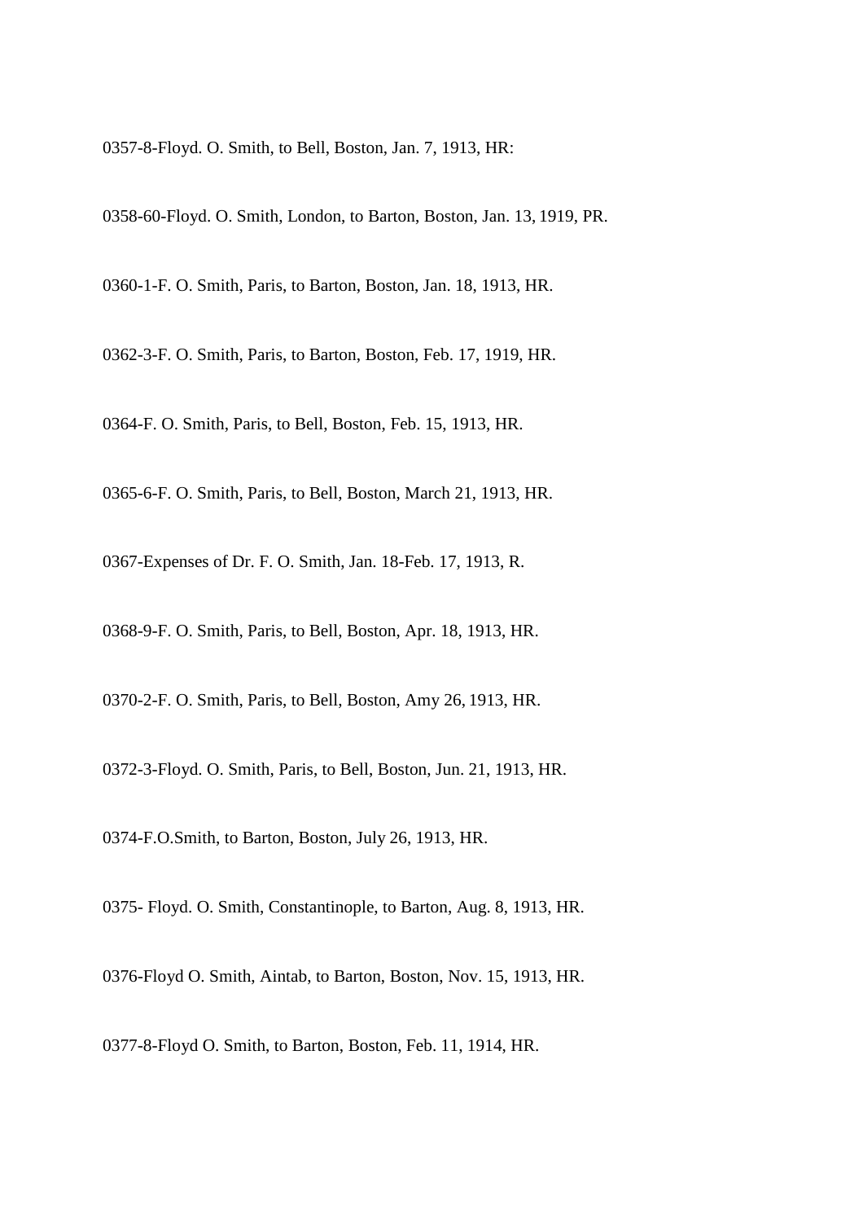0357-8-Floyd. O. Smith, to Bell, Boston, Jan. 7, 1913, HR:

0358-60-Floyd. O. Smith, London, to Barton, Boston, Jan. 13, 1919, PR.

0360-1-F. O. Smith, Paris, to Barton, Boston, Jan. 18, 1913, HR.

0362-3-F. O. Smith, Paris, to Barton, Boston, Feb. 17, 1919, HR.

0364-F. O. Smith, Paris, to Bell, Boston, Feb. 15, 1913, HR.

0365-6-F. O. Smith, Paris, to Bell, Boston, March 21, 1913, HR.

0367-Expenses of Dr. F. O. Smith, Jan. 18-Feb. 17, 1913, R.

0368-9-F. O. Smith, Paris, to Bell, Boston, Apr. 18, 1913, HR.

0370-2-F. O. Smith, Paris, to Bell, Boston, Amy 26, 1913, HR.

0372-3-Floyd. O. Smith, Paris, to Bell, Boston, Jun. 21, 1913, HR.

0374-F.O.Smith, to Barton, Boston, July 26, 1913, HR.

0375- Floyd. O. Smith, Constantinople, to Barton, Aug. 8, 1913, HR.

0376-Floyd O. Smith, Aintab, to Barton, Boston, Nov. 15, 1913, HR.

0377-8-Floyd O. Smith, to Barton, Boston, Feb. 11, 1914, HR.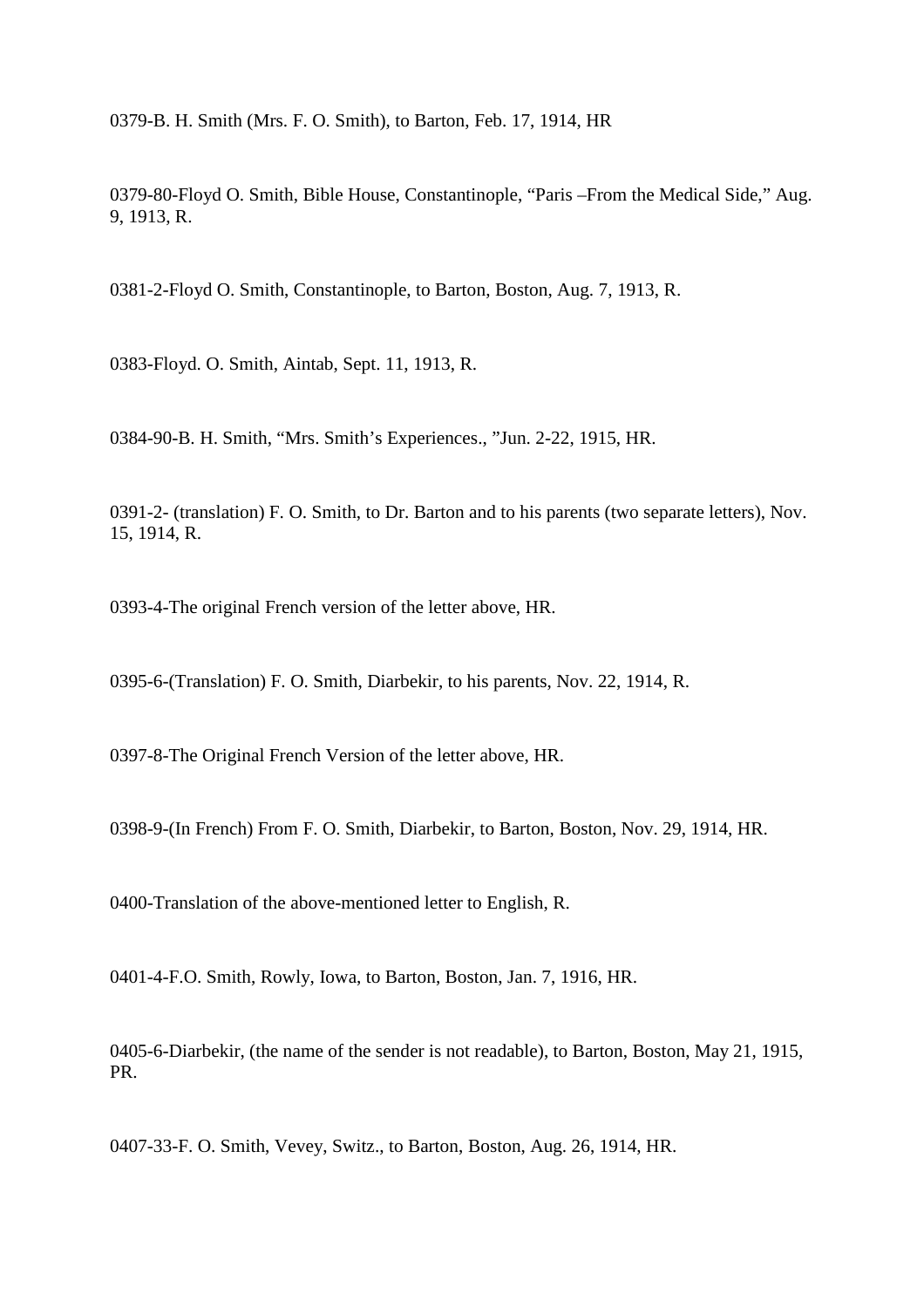0379-B. H. Smith (Mrs. F. O. Smith), to Barton, Feb. 17, 1914, HR

0379-80-Floyd O. Smith, Bible House, Constantinople, "Paris –From the Medical Side," Aug. 9, 1913, R.

0381-2-Floyd O. Smith, Constantinople, to Barton, Boston, Aug. 7, 1913, R.

0383-Floyd. O. Smith, Aintab, Sept. 11, 1913, R.

0384-90-B. H. Smith, "Mrs. Smith's Experiences., "Jun. 2-22, 1915, HR.

0391-2- (translation) F. O. Smith, to Dr. Barton and to his parents (two separate letters), Nov. 15, 1914, R.

0393-4-The original French version of the letter above, HR.

0395-6-(Translation) F. O. Smith, Diarbekir, to his parents, Nov. 22, 1914, R.

0397-8-The Original French Version of the letter above, HR.

0398-9-(In French) From F. O. Smith, Diarbekir, to Barton, Boston, Nov. 29, 1914, HR.

0400-Translation of the above-mentioned letter to English, R.

0401-4-F.O. Smith, Rowly, Iowa, to Barton, Boston, Jan. 7, 1916, HR.

0405-6-Diarbekir, (the name of the sender is not readable), to Barton, Boston, May 21, 1915, PR.

0407-33-F. O. Smith, Vevey, Switz., to Barton, Boston, Aug. 26, 1914, HR.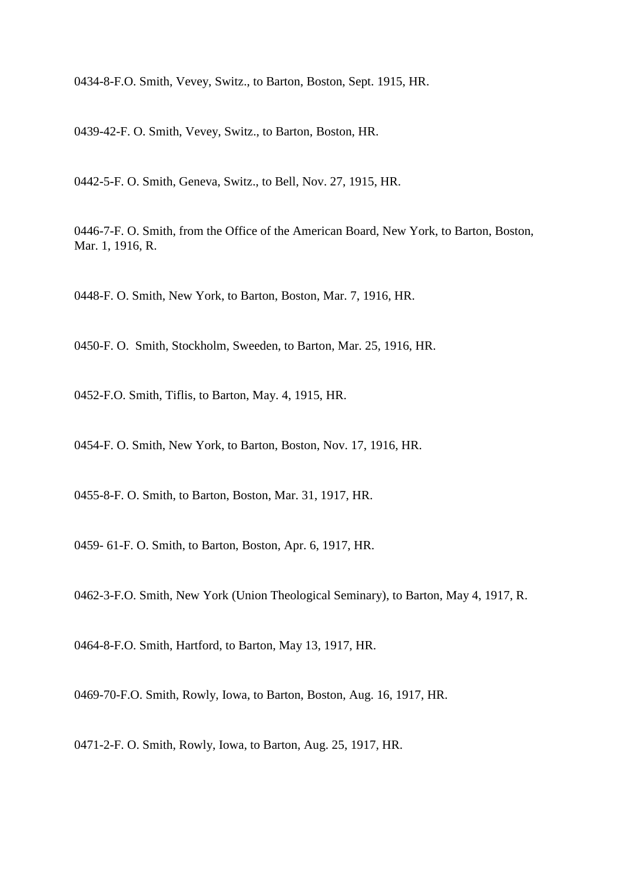0434-8-F.O. Smith, Vevey, Switz., to Barton, Boston, Sept. 1915, HR.

0439-42-F. O. Smith, Vevey, Switz., to Barton, Boston, HR.

0442-5-F. O. Smith, Geneva, Switz., to Bell, Nov. 27, 1915, HR.

0446-7-F. O. Smith, from the Office of the American Board, New York, to Barton, Boston, Mar. 1, 1916, R.

0448-F. O. Smith, New York, to Barton, Boston, Mar. 7, 1916, HR.

0450-F. O.  Smith, Stockholm, Sweeden, to Barton, Mar. 25, 1916, HR.

0452-F.O. Smith, Tiflis, to Barton, May. 4, 1915, HR.

0454-F. O. Smith, New York, to Barton, Boston, Nov. 17, 1916, HR.

0455-8-F. O. Smith, to Barton, Boston, Mar. 31, 1917, HR.

0459- 61-F. O. Smith, to Barton, Boston, Apr. 6, 1917, HR.

0462-3-F.O. Smith, New York (Union Theological Seminary), to Barton, May 4, 1917, R.

0464-8-F.O. Smith, Hartford, to Barton, May 13, 1917, HR.

0469-70-F.O. Smith, Rowly, Iowa, to Barton, Boston, Aug. 16, 1917, HR.

0471-2-F. O. Smith, Rowly, Iowa, to Barton, Aug. 25, 1917, HR.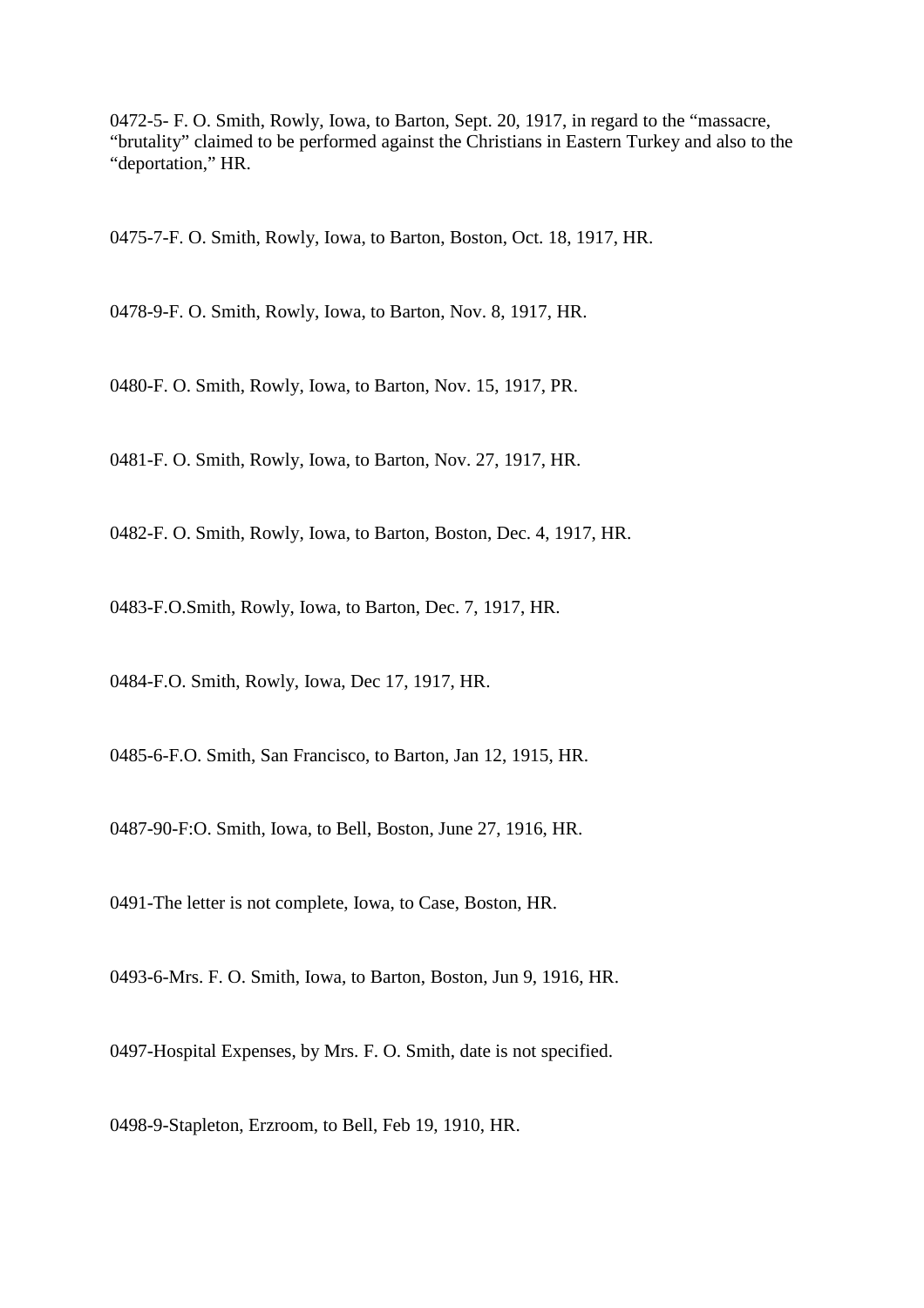0472-5- F. O. Smith, Rowly, Iowa, to Barton, Sept. 20, 1917, in regard to the "massacre, "brutality" claimed to be performed against the Christians in Eastern Turkey and also to the "deportation," HR.

0475-7-F. O. Smith, Rowly, Iowa, to Barton, Boston, Oct. 18, 1917, HR.

0478-9-F. O. Smith, Rowly, Iowa, to Barton, Nov. 8, 1917, HR.

0480-F. O. Smith, Rowly, Iowa, to Barton, Nov. 15, 1917, PR.

0481-F. O. Smith, Rowly, Iowa, to Barton, Nov. 27, 1917, HR.

0482-F. O. Smith, Rowly, Iowa, to Barton, Boston, Dec. 4, 1917, HR.

0483-F.O.Smith, Rowly, Iowa, to Barton, Dec. 7, 1917, HR.

0484-F.O. Smith, Rowly, Iowa, Dec 17, 1917, HR.

0485-6-F.O. Smith, San Francisco, to Barton, Jan 12, 1915, HR.

0487-90-F:O. Smith, Iowa, to Bell, Boston, June 27, 1916, HR.

0491-The letter is not complete, Iowa, to Case, Boston, HR.

0493-6-Mrs. F. O. Smith, Iowa, to Barton, Boston, Jun 9, 1916, HR.

0497-Hospital Expenses, by Mrs. F. O. Smith, date is not specified.

0498-9-Stapleton, Erzroom, to Bell, Feb 19, 1910, HR.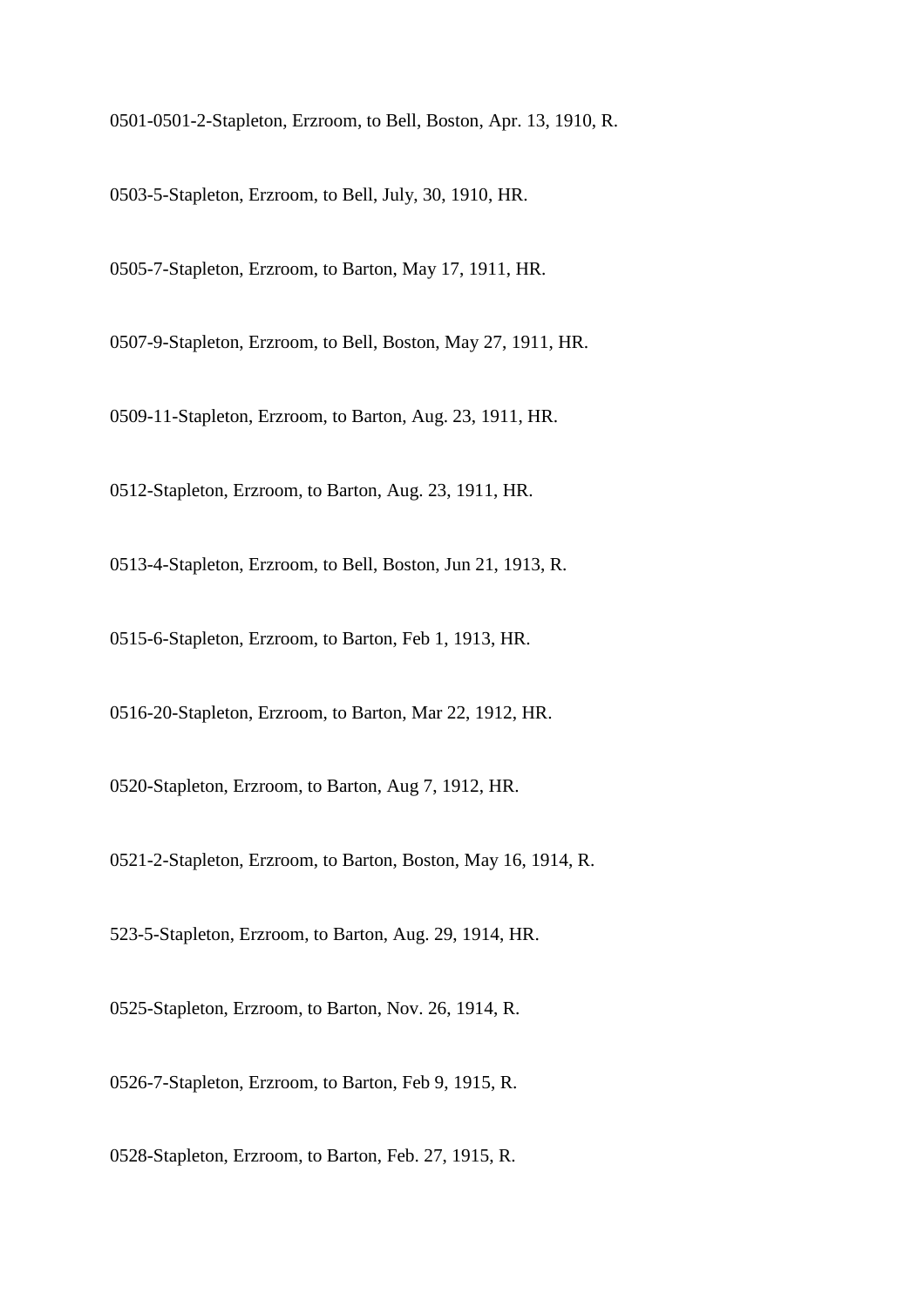0501-0501-2-Stapleton, Erzroom, to Bell, Boston, Apr. 13, 1910, R.

0503-5-Stapleton, Erzroom, to Bell, July, 30, 1910, HR.

0505-7-Stapleton, Erzroom, to Barton, May 17, 1911, HR.

0507-9-Stapleton, Erzroom, to Bell, Boston, May 27, 1911, HR.

0509-11-Stapleton, Erzroom, to Barton, Aug. 23, 1911, HR.

0512-Stapleton, Erzroom, to Barton, Aug. 23, 1911, HR.

0513-4-Stapleton, Erzroom, to Bell, Boston, Jun 21, 1913, R.

0515-6-Stapleton, Erzroom, to Barton, Feb 1, 1913, HR.

0516-20-Stapleton, Erzroom, to Barton, Mar 22, 1912, HR.

0520-Stapleton, Erzroom, to Barton, Aug 7, 1912, HR.

0521-2-Stapleton, Erzroom, to Barton, Boston, May 16, 1914, R.

523-5-Stapleton, Erzroom, to Barton, Aug. 29, 1914, HR.

0525-Stapleton, Erzroom, to Barton, Nov. 26, 1914, R.

0526-7-Stapleton, Erzroom, to Barton, Feb 9, 1915, R.

0528-Stapleton, Erzroom, to Barton, Feb. 27, 1915, R.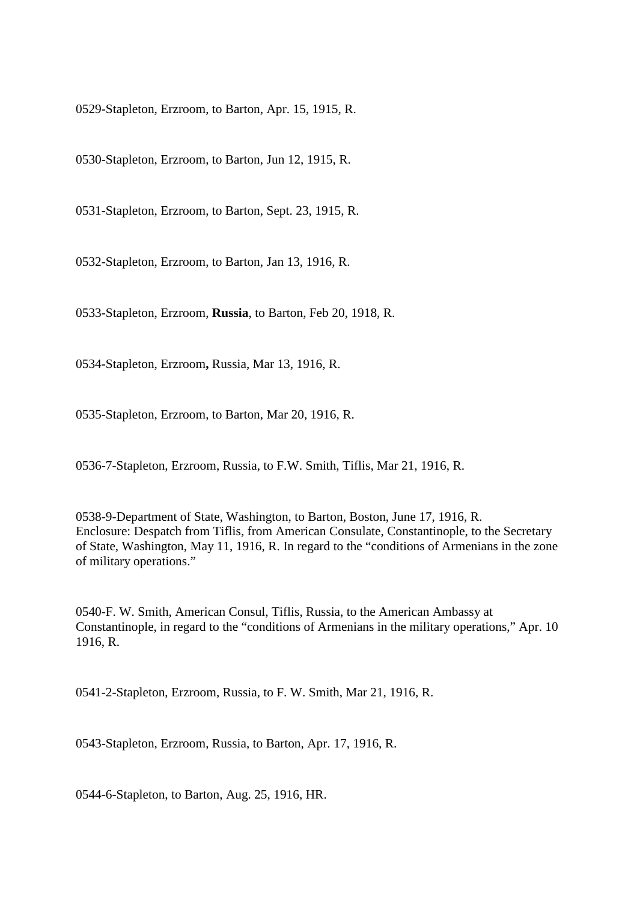0529-Stapleton, Erzroom, to Barton, Apr. 15, 1915, R.

0530-Stapleton, Erzroom, to Barton, Jun 12, 1915, R.

0531-Stapleton, Erzroom, to Barton, Sept. 23, 1915, R.

0532-Stapleton, Erzroom, to Barton, Jan 13, 1916, R.

0533-Stapleton, Erzroom, **Russia**, to Barton, Feb 20, 1918, R.

0534-Stapleton, Erzroom**,** Russia, Mar 13, 1916, R.

0535-Stapleton, Erzroom, to Barton, Mar 20, 1916, R.

0536-7-Stapleton, Erzroom, Russia, to F.W. Smith, Tiflis, Mar 21, 1916, R.

0538-9-Department of State, Washington, to Barton, Boston, June 17, 1916, R.
Enclosure: Despatch from Tiflis, from American Consulate, Constantinople, to the Secretary of State, Washington, May 11, 1916, R. In regard to the "conditions of Armenians in the zone of military operations."

0540-F. W. Smith, American Consul, Tiflis, Russia, to the American Ambassy at Constantinople, in regard to the "conditions of Armenians in the military operations," Apr. 10 1916, R.

0541-2-Stapleton, Erzroom, Russia, to F. W. Smith, Mar 21, 1916, R.

0543-Stapleton, Erzroom, Russia, to Barton, Apr. 17, 1916, R.

0544-6-Stapleton, to Barton, Aug. 25, 1916, HR.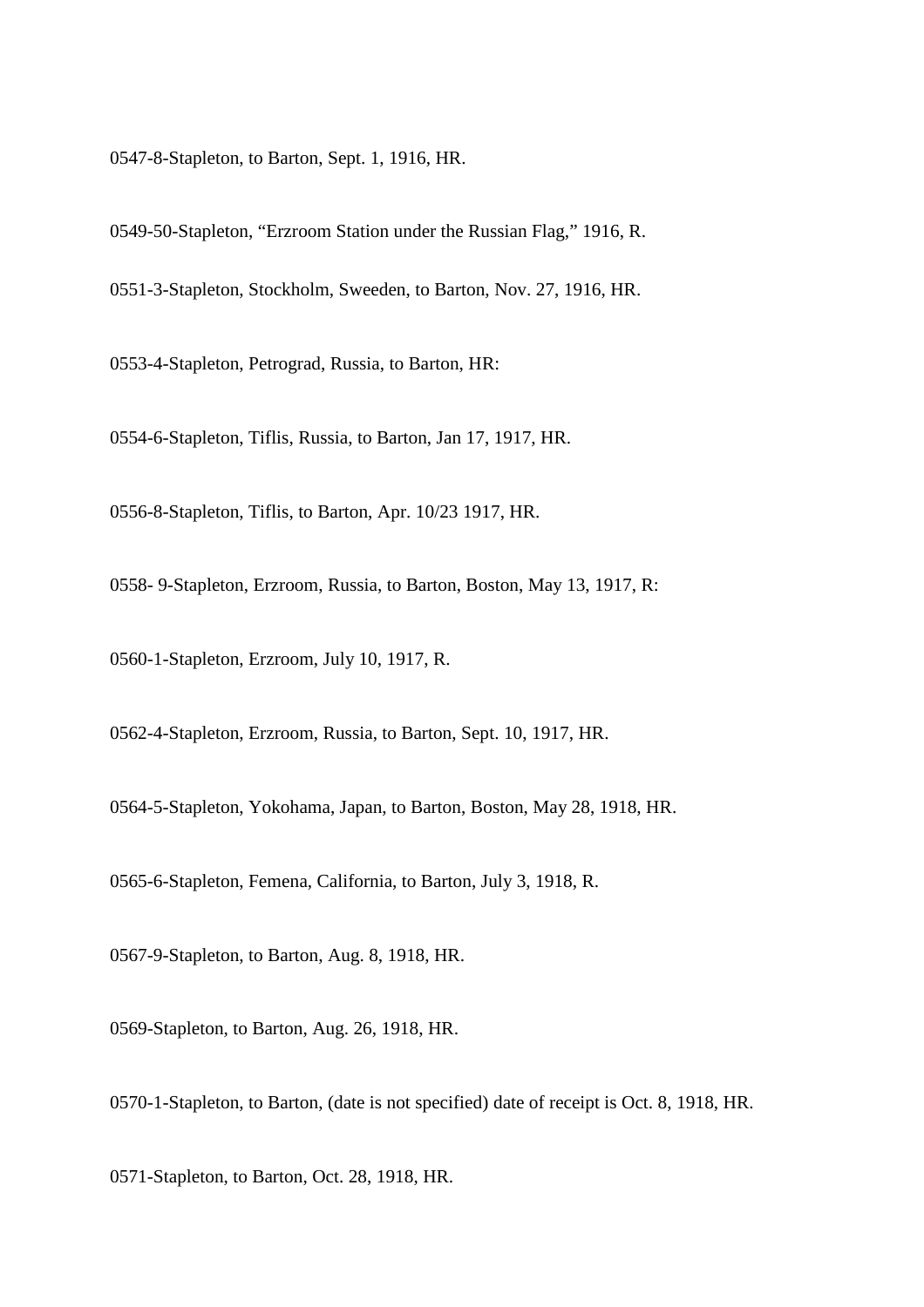0547-8-Stapleton, to Barton, Sept. 1, 1916, HR.

0549-50-Stapleton, “Erzroom Station under the Russian Flag,” 1916, R.

0551-3-Stapleton, Stockholm, Sweeden, to Barton, Nov. 27, 1916, HR.

0553-4-Stapleton, Petrograd, Russia, to Barton, HR:

0554-6-Stapleton, Tiflis, Russia, to Barton, Jan 17, 1917, HR.

0556-8-Stapleton, Tiflis, to Barton, Apr. 10/23 1917, HR.

0558- 9-Stapleton, Erzroom, Russia, to Barton, Boston, May 13, 1917, R:

0560-1-Stapleton, Erzroom, July 10, 1917, R.

0562-4-Stapleton, Erzroom, Russia, to Barton, Sept. 10, 1917, HR.

0564-5-Stapleton, Yokohama, Japan, to Barton, Boston, May 28, 1918, HR.

0565-6-Stapleton, Femena, California, to Barton, July 3, 1918, R.

0567-9-Stapleton, to Barton, Aug. 8, 1918, HR.

0569-Stapleton, to Barton, Aug. 26, 1918, HR.

0570-1-Stapleton, to Barton, (date is not specified) date of receipt is Oct. 8, 1918, HR.

0571-Stapleton, to Barton, Oct. 28, 1918, HR.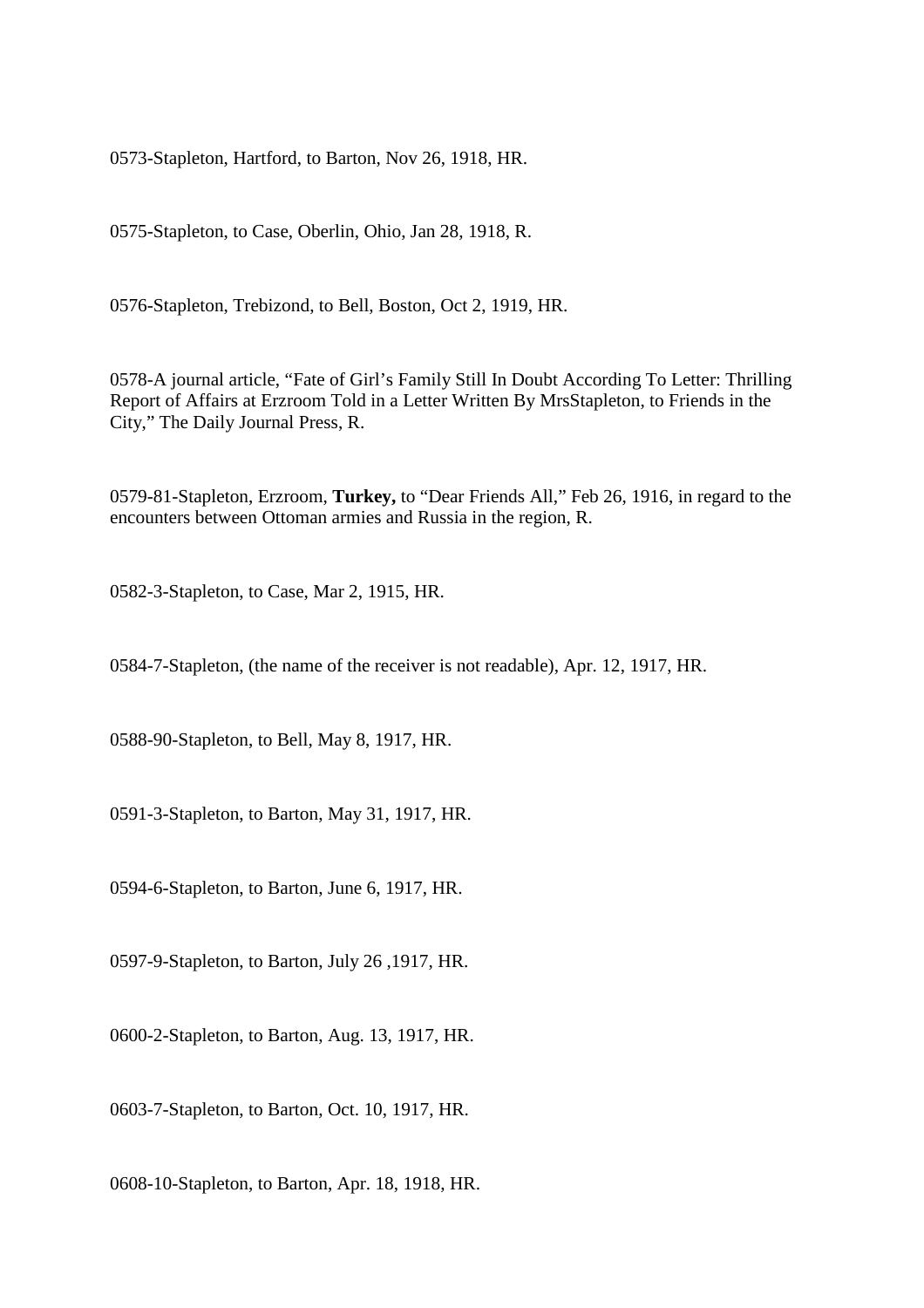0573-Stapleton, Hartford, to Barton, Nov 26, 1918, HR.

0575-Stapleton, to Case, Oberlin, Ohio, Jan 28, 1918, R.

0576-Stapleton, Trebizond, to Bell, Boston, Oct 2, 1919, HR.

0578-A journal article, "Fate of Girl's Family Still In Doubt According To Letter: Thrilling Report of Affairs at Erzroom Told in a Letter Written By MrsStapleton, to Friends in the City," The Daily Journal Press, R.

0579-81-Stapleton, Erzroom, **Turkey,** to "Dear Friends All," Feb 26, 1916, in regard to the encounters between Ottoman armies and Russia in the region, R.

0582-3-Stapleton, to Case, Mar 2, 1915, HR.

0584-7-Stapleton, (the name of the receiver is not readable), Apr. 12, 1917, HR.

0588-90-Stapleton, to Bell, May 8, 1917, HR.

0591-3-Stapleton, to Barton, May 31, 1917, HR.

0594-6-Stapleton, to Barton, June 6, 1917, HR.

0597-9-Stapleton, to Barton, July 26 ,1917, HR.

0600-2-Stapleton, to Barton, Aug. 13, 1917, HR.

0603-7-Stapleton, to Barton, Oct. 10, 1917, HR.

0608-10-Stapleton, to Barton, Apr. 18, 1918, HR.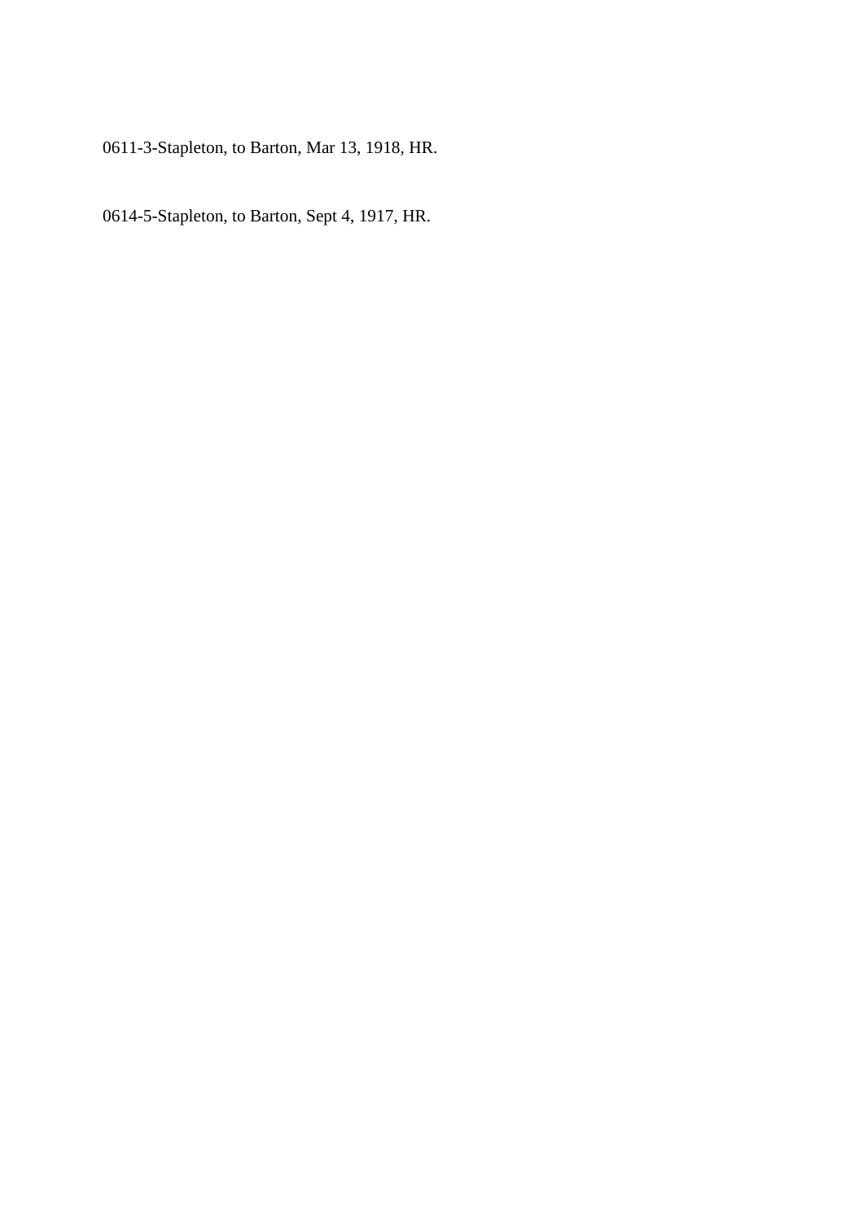0611-3-Stapleton, to Barton, Mar 13, 1918, HR.

0614-5-Stapleton, to Barton, Sept 4, 1917, HR.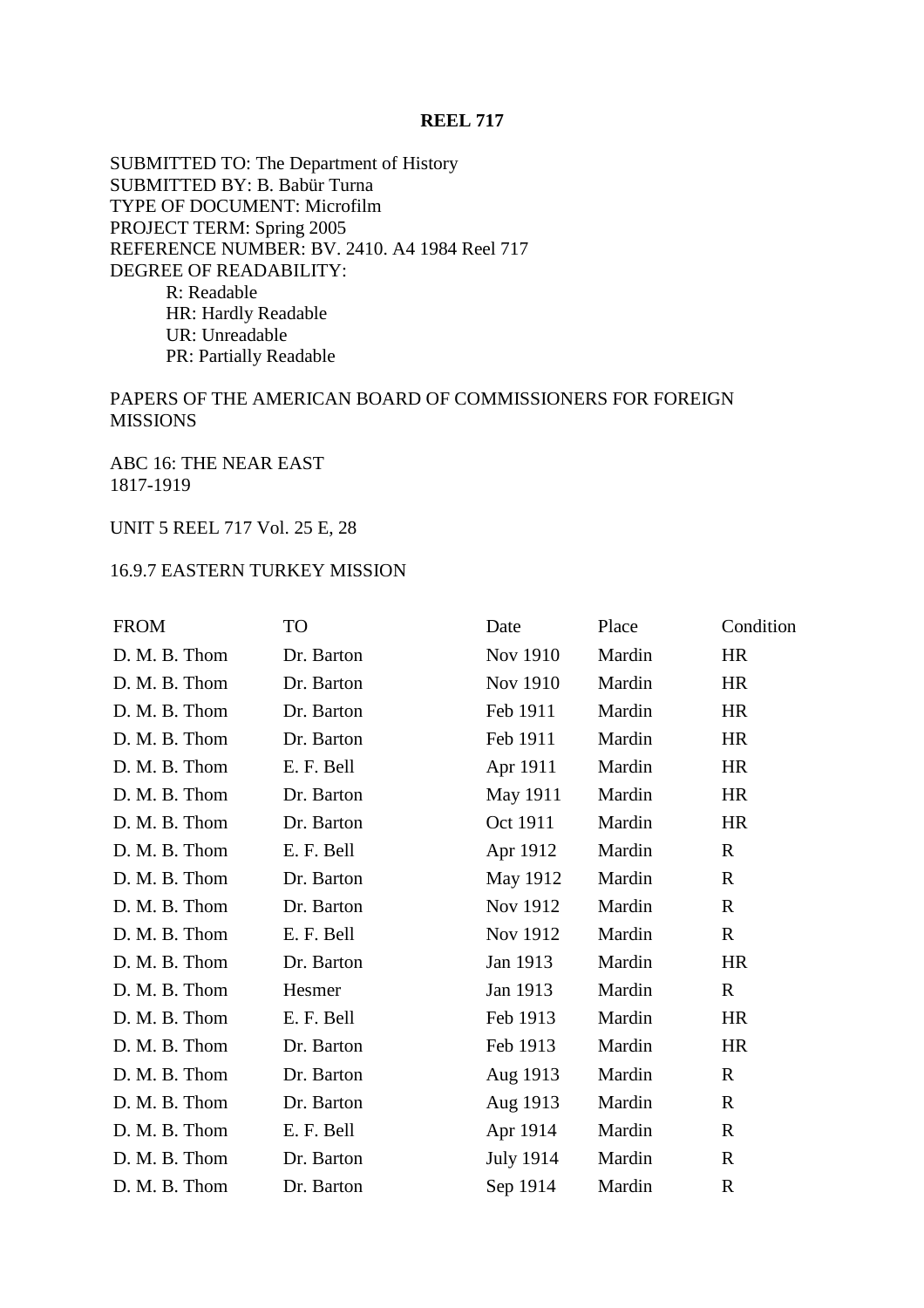**REEL 717**

SUBMITTED TO: The Department of History
SUBMITTED BY: B. Babür Turna
TYPE OF DOCUMENT: Microfilm
PROJECT TERM: Spring 2005
REFERENCE NUMBER: BV. 2410. A4 1984 Reel 717
DEGREE OF READABILITY:

- R: Readable
- HR: Hardly Readable
- UR: Unreadable
- PR: Partially Readable

PAPERS OF THE AMERICAN BOARD OF COMMISSIONERS FOR FOREIGN MISSIONS

ABC 16: THE NEAR EAST
1817-1919

UNIT 5 REEL 717 Vol. 25 E, 28

16.9.7 EASTERN TURKEY MISSION

| FROM | TO | Date | Place | Condition |
|---|---|---|---|---|
| D. M. B. Thom | Dr. Barton | Nov 1910 | Mardin | HR |
| D. M. B. Thom | Dr. Barton | Nov 1910 | Mardin | HR |
| D. M. B. Thom | Dr. Barton | Feb 1911 | Mardin | HR |
| D. M. B. Thom | Dr. Barton | Feb 1911 | Mardin | HR |
| D. M. B. Thom | E. F. Bell | Apr 1911 | Mardin | HR |
| D. M. B. Thom | Dr. Barton | May 1911 | Mardin | HR |
| D. M. B. Thom | Dr. Barton | Oct 1911 | Mardin | HR |
| D. M. B. Thom | E. F. Bell | Apr 1912 | Mardin | R |
| D. M. B. Thom | Dr. Barton | May 1912 | Mardin | R |
| D. M. B. Thom | Dr. Barton | Nov 1912 | Mardin | R |
| D. M. B. Thom | E. F. Bell | Nov 1912 | Mardin | R |
| D. M. B. Thom | Dr. Barton | Jan 1913 | Mardin | HR |
| D. M. B. Thom | Hesmer | Jan 1913 | Mardin | R |
| D. M. B. Thom | E. F. Bell | Feb 1913 | Mardin | HR |
| D. M. B. Thom | Dr. Barton | Feb 1913 | Mardin | HR |
| D. M. B. Thom | Dr. Barton | Aug 1913 | Mardin | R |
| D. M. B. Thom | Dr. Barton | Aug 1913 | Mardin | R |
| D. M. B. Thom | E. F. Bell | Apr 1914 | Mardin | R |
| D. M. B. Thom | Dr. Barton | July 1914 | Mardin | R |
| D. M. B. Thom | Dr. Barton | Sep 1914 | Mardin | R |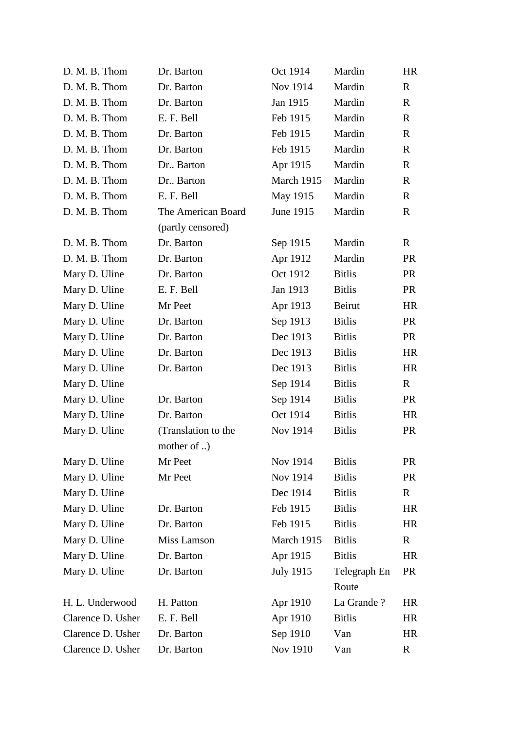| | | | | |
|---|---|---|---|---|
| D. M. B. Thom | Dr. Barton | Oct 1914 | Mardin | HR |
| D. M. B. Thom | Dr. Barton | Nov 1914 | Mardin | R |
| D. M. B. Thom | Dr. Barton | Jan 1915 | Mardin | R |
| D. M. B. Thom | E. F. Bell | Feb 1915 | Mardin | R |
| D. M. B. Thom | Dr. Barton | Feb 1915 | Mardin | R |
| D. M. B. Thom | Dr. Barton | Feb 1915 | Mardin | R |
| D. M. B. Thom | Dr.. Barton | Apr 1915 | Mardin | R |
| D. M. B. Thom | Dr.. Barton | March 1915 | Mardin | R |
| D. M. B. Thom | E. F. Bell | May 1915 | Mardin | R |
| D. M. B. Thom | The American Board (partly censored) | June 1915 | Mardin | R |
| D. M. B. Thom | Dr. Barton | Sep 1915 | Mardin | R |
| D. M. B. Thom | Dr. Barton | Apr 1912 | Mardin | PR |
| Mary D. Uline | Dr. Barton | Oct 1912 | Bitlis | PR |
| Mary D. Uline | E. F. Bell | Jan 1913 | Bitlis | PR |
| Mary D. Uline | Mr Peet | Apr 1913 | Beirut | HR |
| Mary D. Uline | Dr. Barton | Sep 1913 | Bitlis | PR |
| Mary D. Uline | Dr. Barton | Dec 1913 | Bitlis | PR |
| Mary D. Uline | Dr. Barton | Dec 1913 | Bitlis | HR |
| Mary D. Uline | Dr. Barton | Dec 1913 | Bitlis | HR |
| Mary D. Uline | | Sep 1914 | Bitlis | R |
| Mary D. Uline | Dr. Barton | Sep 1914 | Bitlis | PR |
| Mary D. Uline | Dr. Barton | Oct 1914 | Bitlis | HR |
| Mary D. Uline | (Translation to the mother of ..) | Nov 1914 | Bitlis | PR |
| Mary D. Uline | Mr Peet | Nov 1914 | Bitlis | PR |
| Mary D. Uline | Mr Peet | Nov 1914 | Bitlis | PR |
| Mary D. Uline | | Dec 1914 | Bitlis | R |
| Mary D. Uline | Dr. Barton | Feb 1915 | Bitlis | HR |
| Mary D. Uline | Dr. Barton | Feb 1915 | Bitlis | HR |
| Mary D. Uline | Miss Lamson | March 1915 | Bitlis | R |
| Mary D. Uline | Dr. Barton | Apr 1915 | Bitlis | HR |
| Mary D. Uline | Dr. Barton | July 1915 | Telegraph En Route | PR |
| H. L. Underwood | H. Patton | Apr 1910 | La Grande ? | HR |
| Clarence D. Usher | E. F. Bell | Apr 1910 | Bitlis | HR |
| Clarence D. Usher | Dr. Barton | Sep 1910 | Van | HR |
| Clarence D. Usher | Dr. Barton | Nov 1910 | Van | R |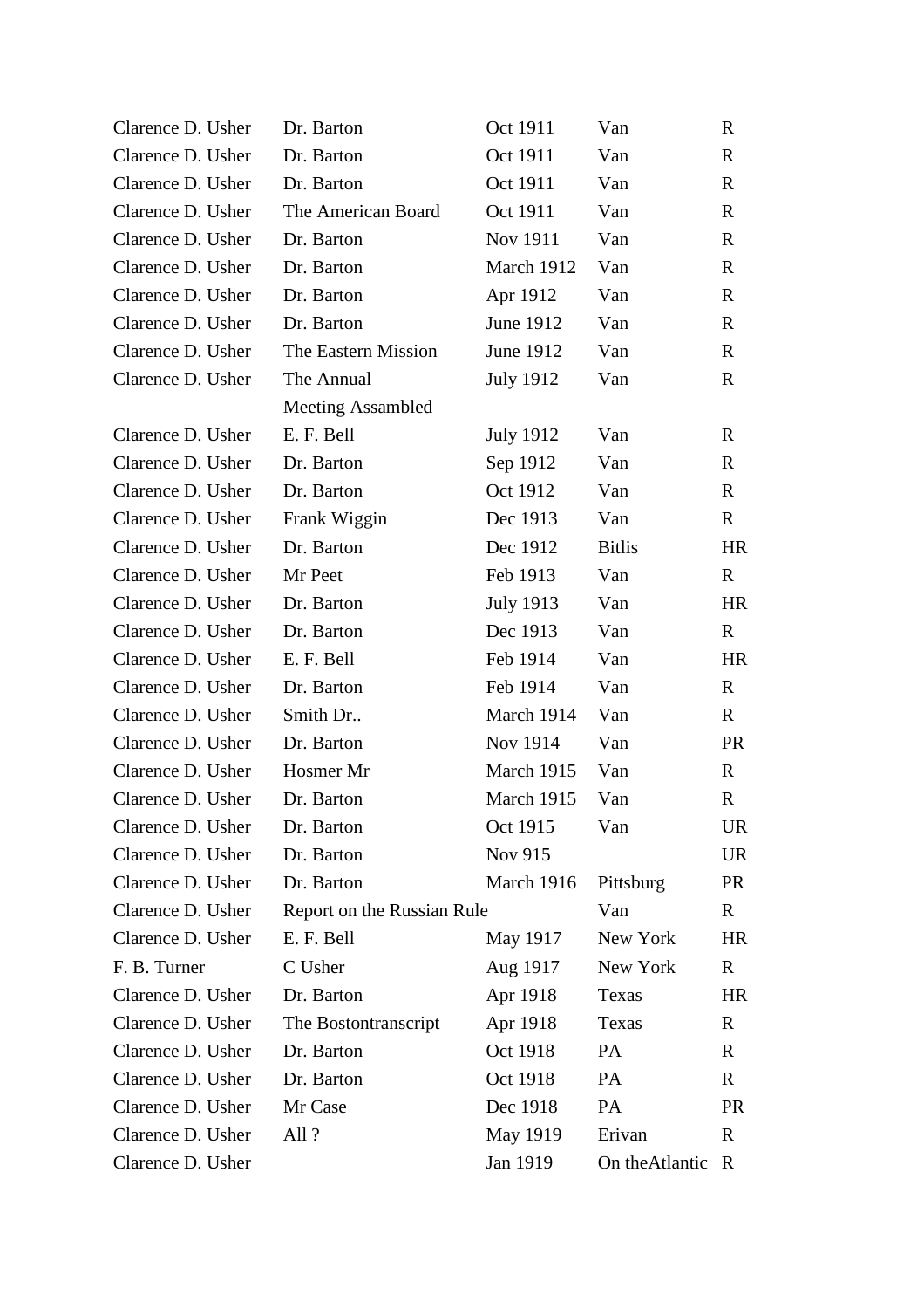| | | | | |
|---|---|---|---|---|
| Clarence D. Usher | Dr. Barton | Oct 1911 | Van | R |
| Clarence D. Usher | Dr. Barton | Oct 1911 | Van | R |
| Clarence D. Usher | Dr. Barton | Oct 1911 | Van | R |
| Clarence D. Usher | The American Board | Oct 1911 | Van | R |
| Clarence D. Usher | Dr. Barton | Nov 1911 | Van | R |
| Clarence D. Usher | Dr. Barton | March 1912 | Van | R |
| Clarence D. Usher | Dr. Barton | Apr 1912 | Van | R |
| Clarence D. Usher | Dr. Barton | June 1912 | Van | R |
| Clarence D. Usher | The Eastern Mission | June 1912 | Van | R |
| Clarence D. Usher | The Annual Meeting Assambled | July 1912 | Van | R |
| Clarence D. Usher | E. F. Bell | July 1912 | Van | R |
| Clarence D. Usher | Dr. Barton | Sep 1912 | Van | R |
| Clarence D. Usher | Dr. Barton | Oct 1912 | Van | R |
| Clarence D. Usher | Frank Wiggin | Dec 1913 | Van | R |
| Clarence D. Usher | Dr. Barton | Dec 1912 | Bitlis | HR |
| Clarence D. Usher | Mr Peet | Feb 1913 | Van | R |
| Clarence D. Usher | Dr. Barton | July 1913 | Van | HR |
| Clarence D. Usher | Dr. Barton | Dec 1913 | Van | R |
| Clarence D. Usher | E. F. Bell | Feb 1914 | Van | HR |
| Clarence D. Usher | Dr. Barton | Feb 1914 | Van | R |
| Clarence D. Usher | Smith Dr.. | March 1914 | Van | R |
| Clarence D. Usher | Dr. Barton | Nov 1914 | Van | PR |
| Clarence D. Usher | Hosmer Mr | March 1915 | Van | R |
| Clarence D. Usher | Dr. Barton | March 1915 | Van | R |
| Clarence D. Usher | Dr. Barton | Oct 1915 | Van | UR |
| Clarence D. Usher | Dr. Barton | Nov 915 | | UR |
| Clarence D. Usher | Dr. Barton | March 1916 | Pittsburg | PR |
| Clarence D. Usher | Report on the Russian Rule | | Van | R |
| Clarence D. Usher | E. F. Bell | May 1917 | New York | HR |
| F. B. Turner | C Usher | Aug 1917 | New York | R |
| Clarence D. Usher | Dr. Barton | Apr 1918 | Texas | HR |
| Clarence D. Usher | The Bostontranscript | Apr 1918 | Texas | R |
| Clarence D. Usher | Dr. Barton | Oct 1918 | PA | R |
| Clarence D. Usher | Dr. Barton | Oct 1918 | PA | R |
| Clarence D. Usher | Mr Case | Dec 1918 | PA | PR |
| Clarence D. Usher | All ? | May 1919 | Erivan | R |
| Clarence D. Usher | | Jan 1919 | On theAtlantic | R |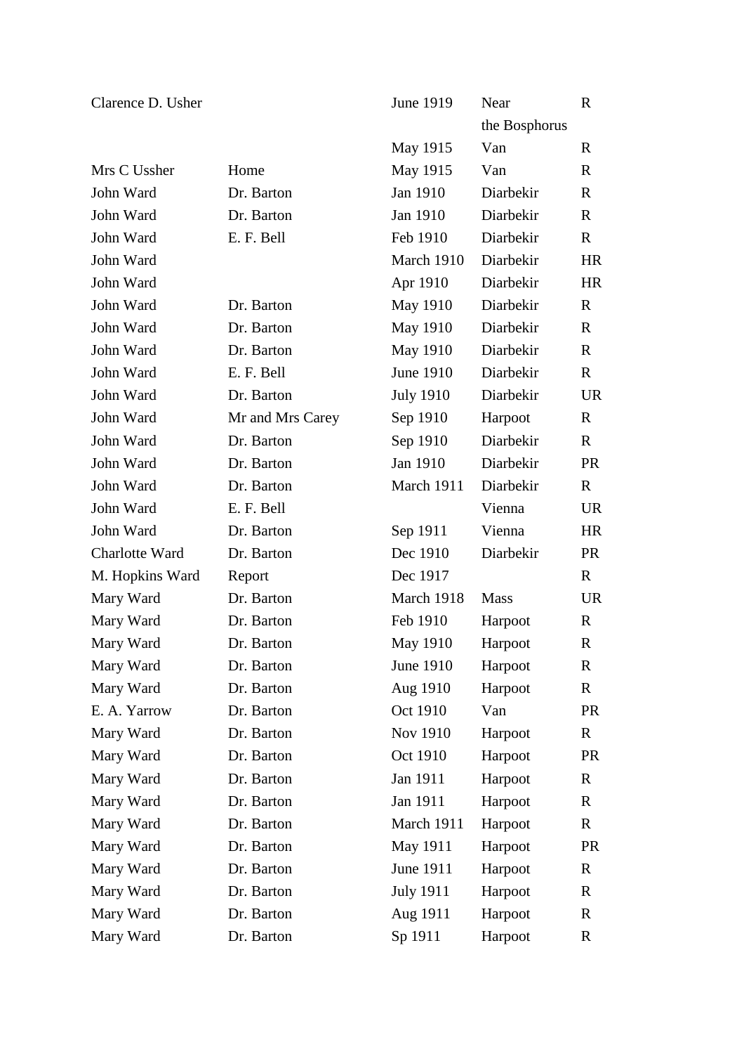| | | | | |
|---|---|---|---|---|
| Clarence D. Usher | | June 1919 | Near the Bosphorus | R |
| | | May 1915 | Van | R |
| Mrs C Ussher | Home | May 1915 | Van | R |
| John Ward | Dr. Barton | Jan 1910 | Diarbekir | R |
| John Ward | Dr. Barton | Jan 1910 | Diarbekir | R |
| John Ward | E. F. Bell | Feb 1910 | Diarbekir | R |
| John Ward | | March 1910 | Diarbekir | HR |
| John Ward | | Apr 1910 | Diarbekir | HR |
| John Ward | Dr. Barton | May 1910 | Diarbekir | R |
| John Ward | Dr. Barton | May 1910 | Diarbekir | R |
| John Ward | Dr. Barton | May 1910 | Diarbekir | R |
| John Ward | E. F. Bell | June 1910 | Diarbekir | R |
| John Ward | Dr. Barton | July 1910 | Diarbekir | UR |
| John Ward | Mr and Mrs Carey | Sep 1910 | Harpoot | R |
| John Ward | Dr. Barton | Sep 1910 | Diarbekir | R |
| John Ward | Dr. Barton | Jan 1910 | Diarbekir | PR |
| John Ward | Dr. Barton | March 1911 | Diarbekir | R |
| John Ward | E. F. Bell | | Vienna | UR |
| John Ward | Dr. Barton | Sep 1911 | Vienna | HR |
| Charlotte Ward | Dr. Barton | Dec 1910 | Diarbekir | PR |
| M. Hopkins Ward | Report | Dec 1917 | | R |
| Mary Ward | Dr. Barton | March 1918 | Mass | UR |
| Mary Ward | Dr. Barton | Feb 1910 | Harpoot | R |
| Mary Ward | Dr. Barton | May 1910 | Harpoot | R |
| Mary Ward | Dr. Barton | June 1910 | Harpoot | R |
| Mary Ward | Dr. Barton | Aug 1910 | Harpoot | R |
| E. A. Yarrow | Dr. Barton | Oct 1910 | Van | PR |
| Mary Ward | Dr. Barton | Nov 1910 | Harpoot | R |
| Mary Ward | Dr. Barton | Oct 1910 | Harpoot | PR |
| Mary Ward | Dr. Barton | Jan 1911 | Harpoot | R |
| Mary Ward | Dr. Barton | Jan 1911 | Harpoot | R |
| Mary Ward | Dr. Barton | March 1911 | Harpoot | R |
| Mary Ward | Dr. Barton | May 1911 | Harpoot | PR |
| Mary Ward | Dr. Barton | June 1911 | Harpoot | R |
| Mary Ward | Dr. Barton | July 1911 | Harpoot | R |
| Mary Ward | Dr. Barton | Aug 1911 | Harpoot | R |
| Mary Ward | Dr. Barton | Sp 1911 | Harpoot | R |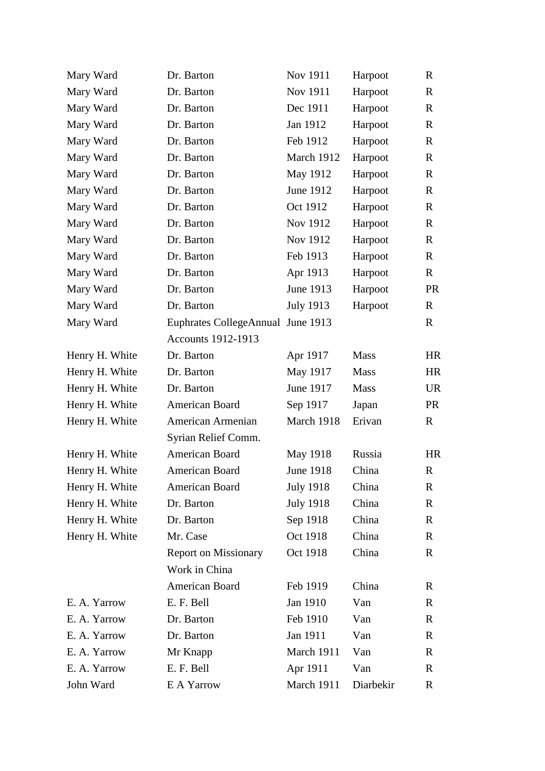| | | | | |
|---|---|---|---|---|
| Mary Ward | Dr. Barton | Nov 1911 | Harpoot | R |
| Mary Ward | Dr. Barton | Nov 1911 | Harpoot | R |
| Mary Ward | Dr. Barton | Dec 1911 | Harpoot | R |
| Mary Ward | Dr. Barton | Jan 1912 | Harpoot | R |
| Mary Ward | Dr. Barton | Feb 1912 | Harpoot | R |
| Mary Ward | Dr. Barton | March 1912 | Harpoot | R |
| Mary Ward | Dr. Barton | May 1912 | Harpoot | R |
| Mary Ward | Dr. Barton | June 1912 | Harpoot | R |
| Mary Ward | Dr. Barton | Oct 1912 | Harpoot | R |
| Mary Ward | Dr. Barton | Nov 1912 | Harpoot | R |
| Mary Ward | Dr. Barton | Nov 1912 | Harpoot | R |
| Mary Ward | Dr. Barton | Feb 1913 | Harpoot | R |
| Mary Ward | Dr. Barton | Apr 1913 | Harpoot | R |
| Mary Ward | Dr. Barton | June 1913 | Harpoot | PR |
| Mary Ward | Dr. Barton | July 1913 | Harpoot | R |
| Mary Ward | Euphrates CollegeAnnual Accounts 1912-1913 | June 1913 | | R |
| Henry H. White | Dr. Barton | Apr 1917 | Mass | HR |
| Henry H. White | Dr. Barton | May 1917 | Mass | HR |
| Henry H. White | Dr. Barton | June 1917 | Mass | UR |
| Henry H. White | American Board | Sep 1917 | Japan | PR |
| Henry H. White | American Armenian Syrian Relief Comm. | March 1918 | Erivan | R |
| Henry H. White | American Board | May 1918 | Russia | HR |
| Henry H. White | American Board | June 1918 | China | R |
| Henry H. White | American Board | July 1918 | China | R |
| Henry H. White | Dr. Barton | July 1918 | China | R |
| Henry H. White | Dr. Barton | Sep 1918 | China | R |
| Henry H. White | Mr. Case | Oct 1918 | China | R |
| | Report on Missionary Work in China | Oct 1918 | China | R |
| | American Board | Feb 1919 | China | R |
| E. A. Yarrow | E. F. Bell | Jan 1910 | Van | R |
| E. A. Yarrow | Dr. Barton | Feb 1910 | Van | R |
| E. A. Yarrow | Dr. Barton | Jan 1911 | Van | R |
| E. A. Yarrow | Mr Knapp | March 1911 | Van | R |
| E. A. Yarrow | E. F. Bell | Apr 1911 | Van | R |
| John Ward | E A Yarrow | March 1911 | Diarbekir | R |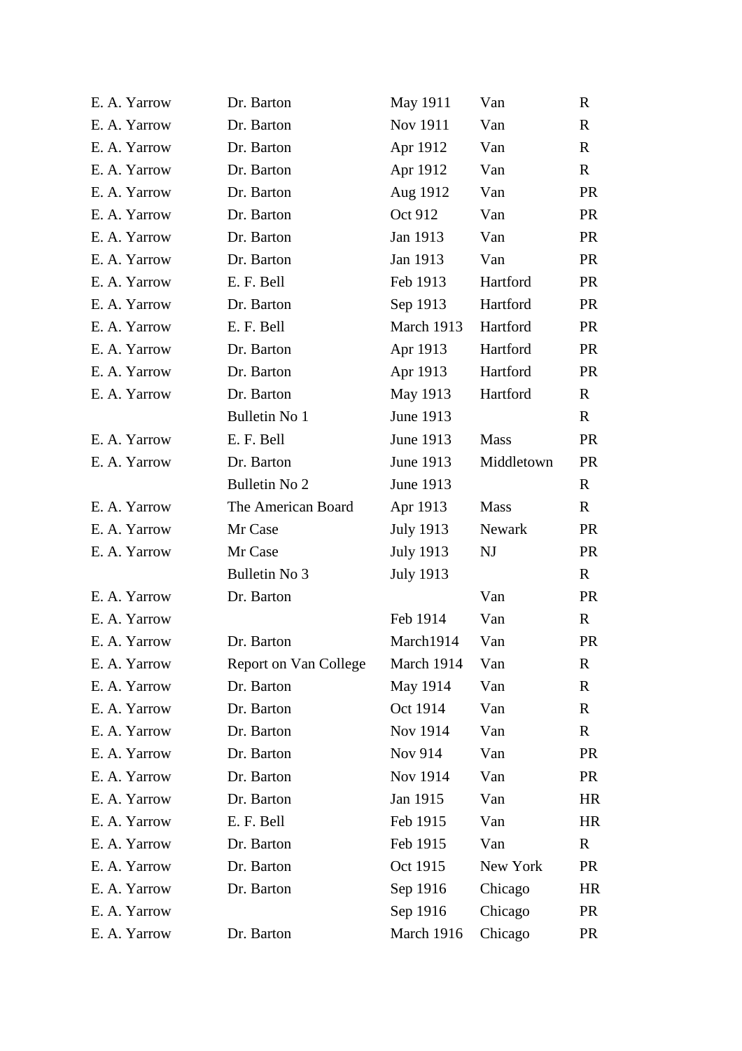| | | | | |
|---|---|---|---|---|
| E. A. Yarrow | Dr. Barton | May 1911 | Van | R |
| E. A. Yarrow | Dr. Barton | Nov 1911 | Van | R |
| E. A. Yarrow | Dr. Barton | Apr 1912 | Van | R |
| E. A. Yarrow | Dr. Barton | Apr 1912 | Van | R |
| E. A. Yarrow | Dr. Barton | Aug 1912 | Van | PR |
| E. A. Yarrow | Dr. Barton | Oct 912 | Van | PR |
| E. A. Yarrow | Dr. Barton | Jan 1913 | Van | PR |
| E. A. Yarrow | Dr. Barton | Jan 1913 | Van | PR |
| E. A. Yarrow | E. F. Bell | Feb 1913 | Hartford | PR |
| E. A. Yarrow | Dr. Barton | Sep 1913 | Hartford | PR |
| E. A. Yarrow | E. F. Bell | March 1913 | Hartford | PR |
| E. A. Yarrow | Dr. Barton | Apr 1913 | Hartford | PR |
| E. A. Yarrow | Dr. Barton | Apr 1913 | Hartford | PR |
| E. A. Yarrow | Dr. Barton | May 1913 | Hartford | R |
| | Bulletin No 1 | June 1913 | | R |
| E. A. Yarrow | E. F. Bell | June 1913 | Mass | PR |
| E. A. Yarrow | Dr. Barton | June 1913 | Middletown | PR |
| | Bulletin No 2 | June 1913 | | R |
| E. A. Yarrow | The American Board | Apr 1913 | Mass | R |
| E. A. Yarrow | Mr Case | July 1913 | Newark | PR |
| E. A. Yarrow | Mr Case | July 1913 | NJ | PR |
| | Bulletin No 3 | July 1913 | | R |
| E. A. Yarrow | Dr. Barton | | Van | PR |
| E. A. Yarrow | | Feb 1914 | Van | R |
| E. A. Yarrow | Dr. Barton | March1914 | Van | PR |
| E. A. Yarrow | Report on Van College | March 1914 | Van | R |
| E. A. Yarrow | Dr. Barton | May 1914 | Van | R |
| E. A. Yarrow | Dr. Barton | Oct 1914 | Van | R |
| E. A. Yarrow | Dr. Barton | Nov 1914 | Van | R |
| E. A. Yarrow | Dr. Barton | Nov 914 | Van | PR |
| E. A. Yarrow | Dr. Barton | Nov 1914 | Van | PR |
| E. A. Yarrow | Dr. Barton | Jan 1915 | Van | HR |
| E. A. Yarrow | E. F. Bell | Feb 1915 | Van | HR |
| E. A. Yarrow | Dr. Barton | Feb 1915 | Van | R |
| E. A. Yarrow | Dr. Barton | Oct 1915 | New York | PR |
| E. A. Yarrow | Dr. Barton | Sep 1916 | Chicago | HR |
| E. A. Yarrow | | Sep 1916 | Chicago | PR |
| E. A. Yarrow | Dr. Barton | March 1916 | Chicago | PR |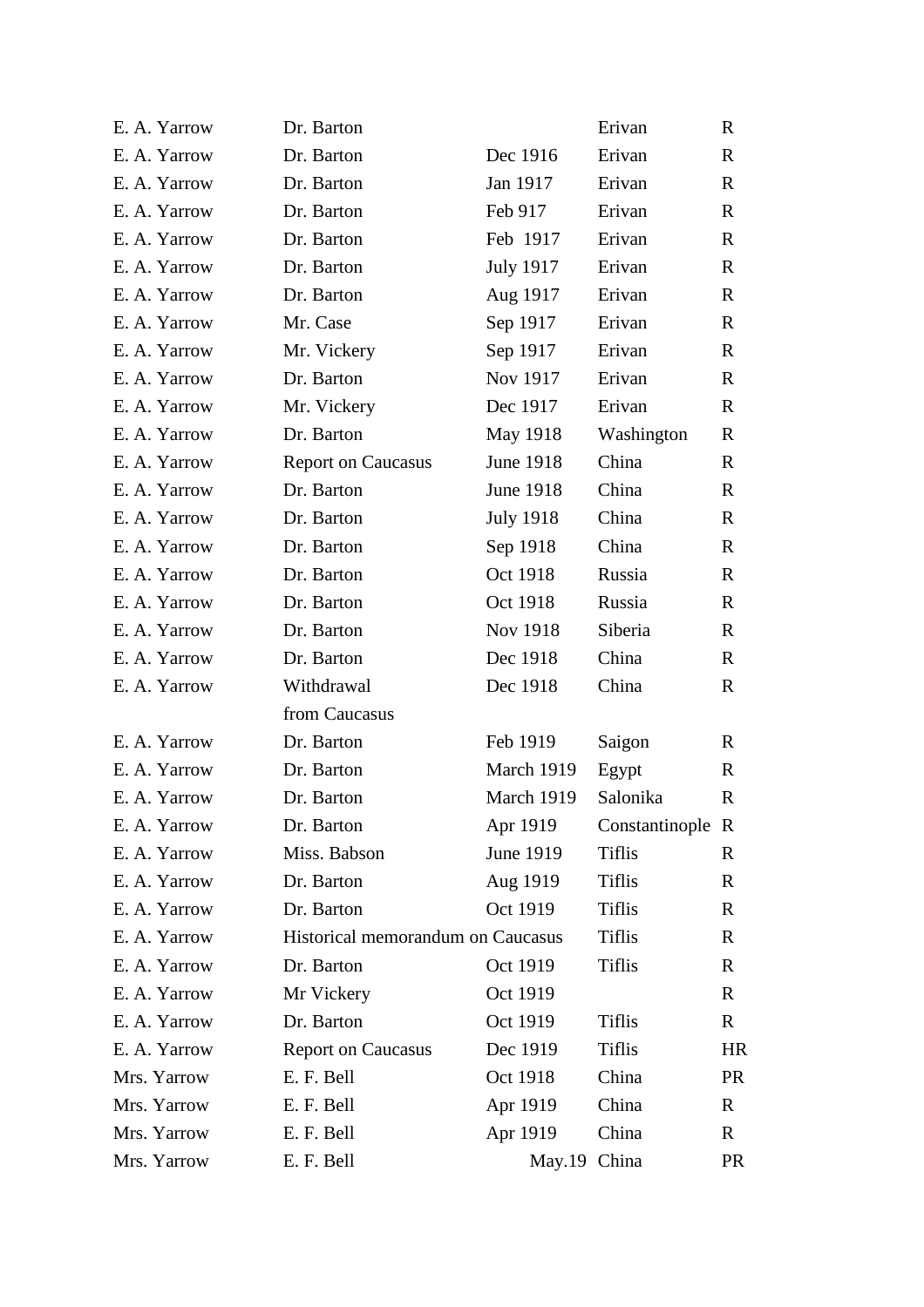| | | | | |
|---|---|---|---|---|
| E. A. Yarrow | Dr. Barton | | Erivan | R |
| E. A. Yarrow | Dr. Barton | Dec 1916 | Erivan | R |
| E. A. Yarrow | Dr. Barton | Jan 1917 | Erivan | R |
| E. A. Yarrow | Dr. Barton | Feb 917 | Erivan | R |
| E. A. Yarrow | Dr. Barton | Feb 1917 | Erivan | R |
| E. A. Yarrow | Dr. Barton | July 1917 | Erivan | R |
| E. A. Yarrow | Dr. Barton | Aug 1917 | Erivan | R |
| E. A. Yarrow | Mr. Case | Sep 1917 | Erivan | R |
| E. A. Yarrow | Mr. Vickery | Sep 1917 | Erivan | R |
| E. A. Yarrow | Dr. Barton | Nov 1917 | Erivan | R |
| E. A. Yarrow | Mr. Vickery | Dec 1917 | Erivan | R |
| E. A. Yarrow | Dr. Barton | May 1918 | Washington | R |
| E. A. Yarrow | Report on Caucasus | June 1918 | China | R |
| E. A. Yarrow | Dr. Barton | June 1918 | China | R |
| E. A. Yarrow | Dr. Barton | July 1918 | China | R |
| E. A. Yarrow | Dr. Barton | Sep 1918 | China | R |
| E. A. Yarrow | Dr. Barton | Oct 1918 | Russia | R |
| E. A. Yarrow | Dr. Barton | Oct 1918 | Russia | R |
| E. A. Yarrow | Dr. Barton | Nov 1918 | Siberia | R |
| E. A. Yarrow | Dr. Barton | Dec 1918 | China | R |
| E. A. Yarrow | Withdrawal from Caucasus | Dec 1918 | China | R |
| E. A. Yarrow | Dr. Barton | Feb 1919 | Saigon | R |
| E. A. Yarrow | Dr. Barton | March 1919 | Egypt | R |
| E. A. Yarrow | Dr. Barton | March 1919 | Salonika | R |
| E. A. Yarrow | Dr. Barton | Apr 1919 | Constantinople | R |
| E. A. Yarrow | Miss. Babson | June 1919 | Tiflis | R |
| E. A. Yarrow | Dr. Barton | Aug 1919 | Tiflis | R |
| E. A. Yarrow | Dr. Barton | Oct 1919 | Tiflis | R |
| E. A. Yarrow | Historical memorandum on Caucasus | | Tiflis | R |
| E. A. Yarrow | Dr. Barton | Oct 1919 | Tiflis | R |
| E. A. Yarrow | Mr Vickery | Oct 1919 | | R |
| E. A. Yarrow | Dr. Barton | Oct 1919 | Tiflis | R |
| E. A. Yarrow | Report on Caucasus | Dec 1919 | Tiflis | HR |
| Mrs. Yarrow | E. F. Bell | Oct 1918 | China | PR |
| Mrs. Yarrow | E. F. Bell | Apr 1919 | China | R |
| Mrs. Yarrow | E. F. Bell | Apr 1919 | China | R |
| Mrs. Yarrow | E. F. Bell | May.19 | China | PR |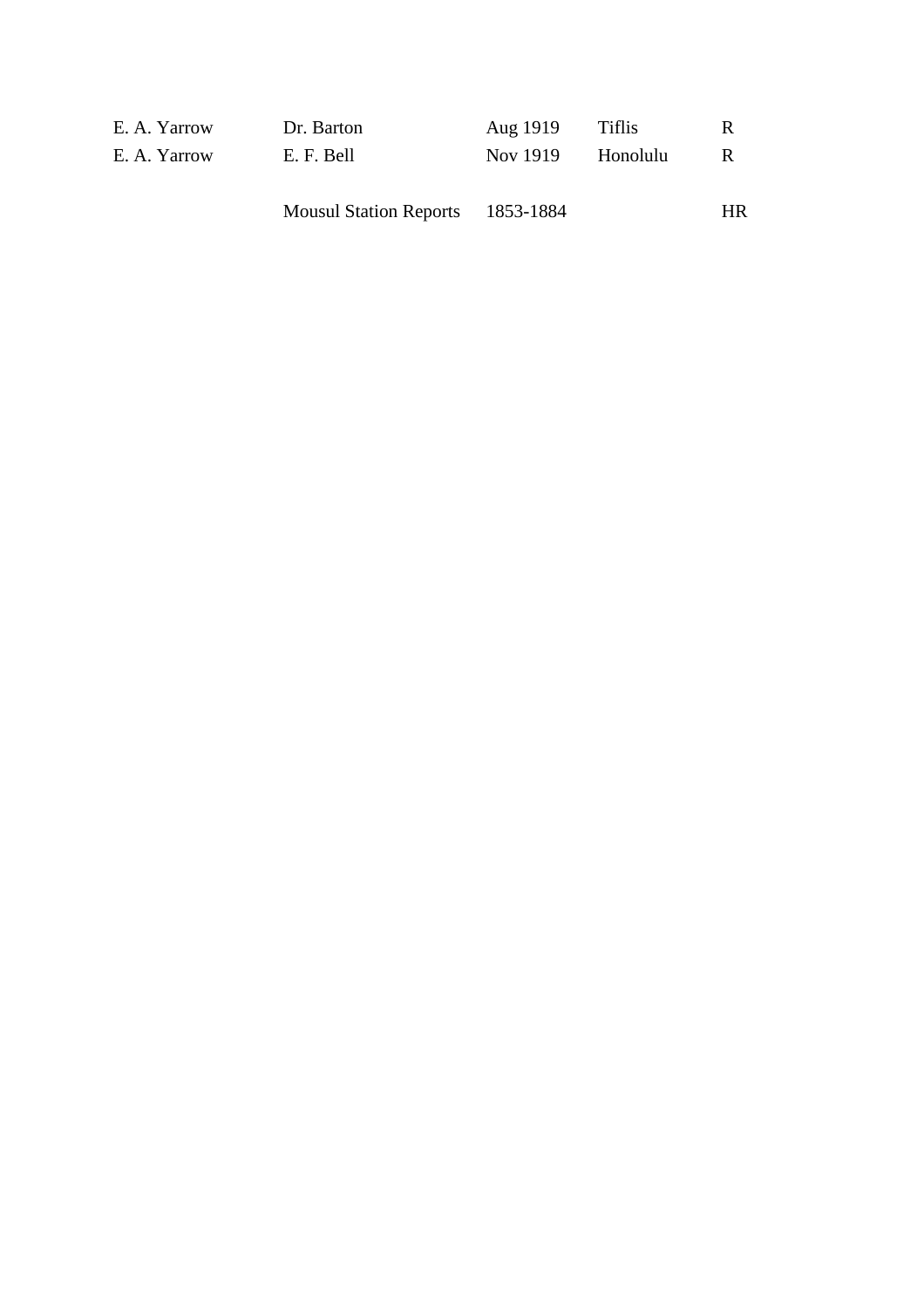| | | | | |
|---|---|---|---|---|
| E. A. Yarrow | Dr. Barton | Aug 1919 | Tiflis | R |
| E. A. Yarrow | E. F. Bell | Nov 1919 | Honolulu | R |
| | | | | |
| | Mousul Station Reports | 1853-1884 | | HR |